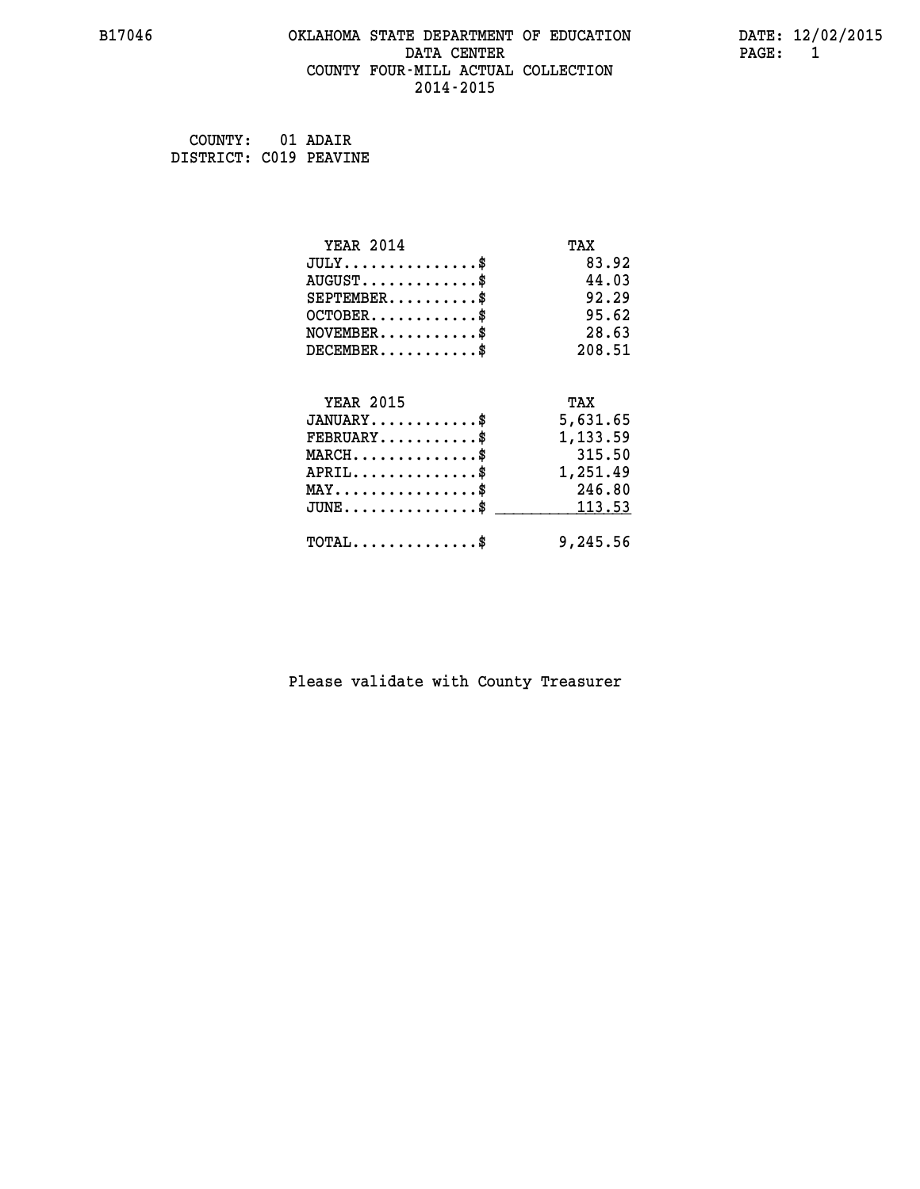B17046 OKLAHOMA STATE DEPARTMENT OF EDUCATION DATE: 12/02/2015

DATA CENTER

COUNTY FOUR-MILL ACTUAL COLLECTION

2014-2015

COUNTY: 01 ADAIR
DISTRICT: C019 PEAVINE

| YEAR 2014 | TAX |
|---|---|
| JULY..............$ | 83.92 |
| AUGUST............$ | 44.03 |
| SEPTEMBER.........$ | 92.29 |
| OCTOBER...........$ | 95.62 |
| NOVEMBER..........$ | 28.63 |
| DECEMBER..........$ | 208.51 |

| YEAR 2015 | TAX |
|---|---|
| JANUARY...........$ | 5,631.65 |
| FEBRUARY..........$ | 1,133.59 |
| MARCH.............$ | 315.50 |
| APRIL.............$ | 1,251.49 |
| MAY...............$ | 246.80 |
| JUNE..............$ | 113.53 |
| TOTAL.............$ | 9,245.56 |

Please validate with County Treasurer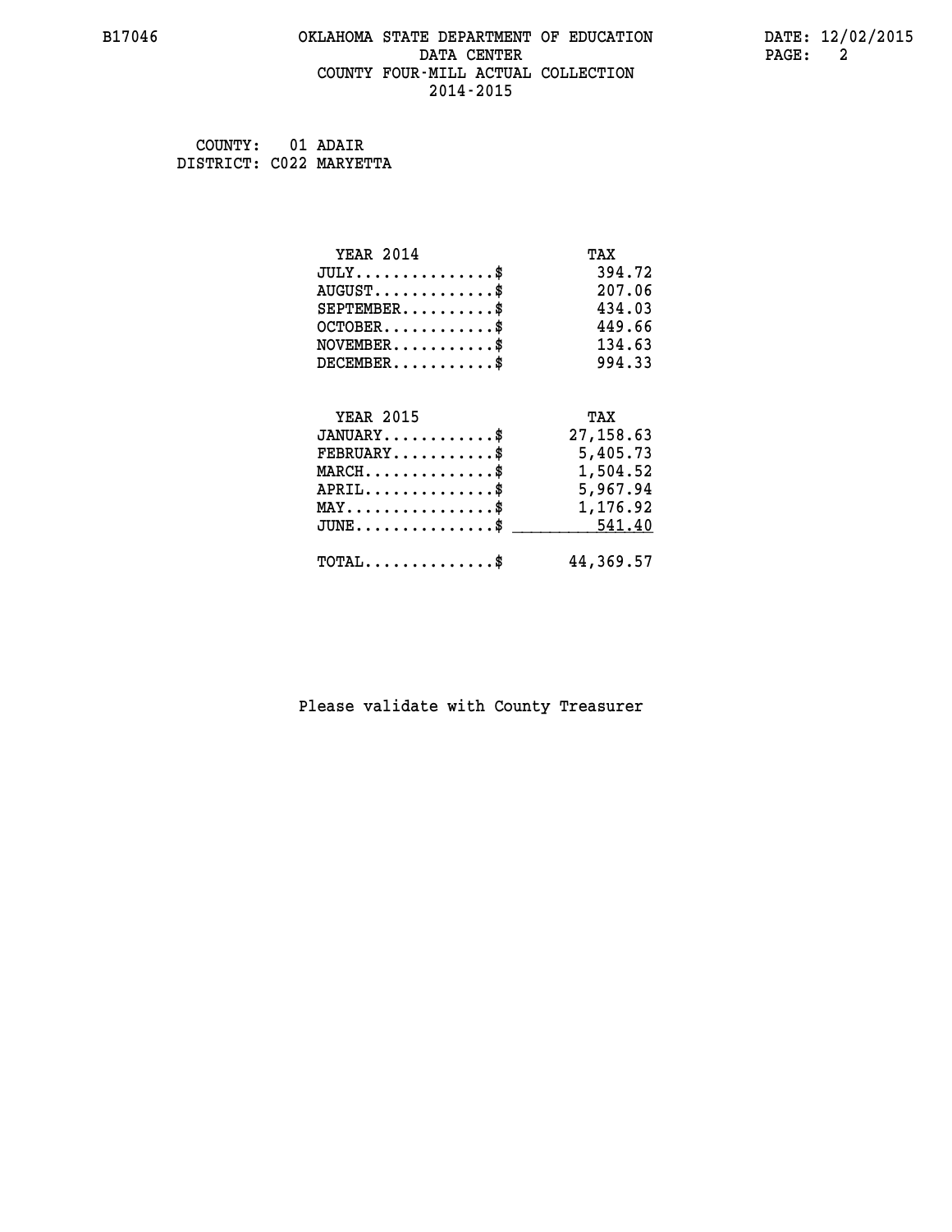COUNTY: 01 ADAIR
DISTRICT: C022 MARYETTA

| YEAR 2014 | TAX |
|---|---|
| JULY..............$ | 394.72 |
| AUGUST............$ | 207.06 |
| SEPTEMBER.........$ | 434.03 |
| OCTOBER...........$ | 449.66 |
| NOVEMBER..........$ | 134.63 |
| DECEMBER..........$ | 994.33 |

| YEAR 2015 | TAX |
|---|---|
| JANUARY...........$ | 27,158.63 |
| FEBRUARY..........$ | 5,405.73 |
| MARCH.............$ | 1,504.52 |
| APRIL.............$ | 5,967.94 |
| MAY...............$ | 1,176.92 |
| JUNE..............$ | 541.40 |
| TOTAL.............$ | 44,369.57 |

Please validate with County Treasurer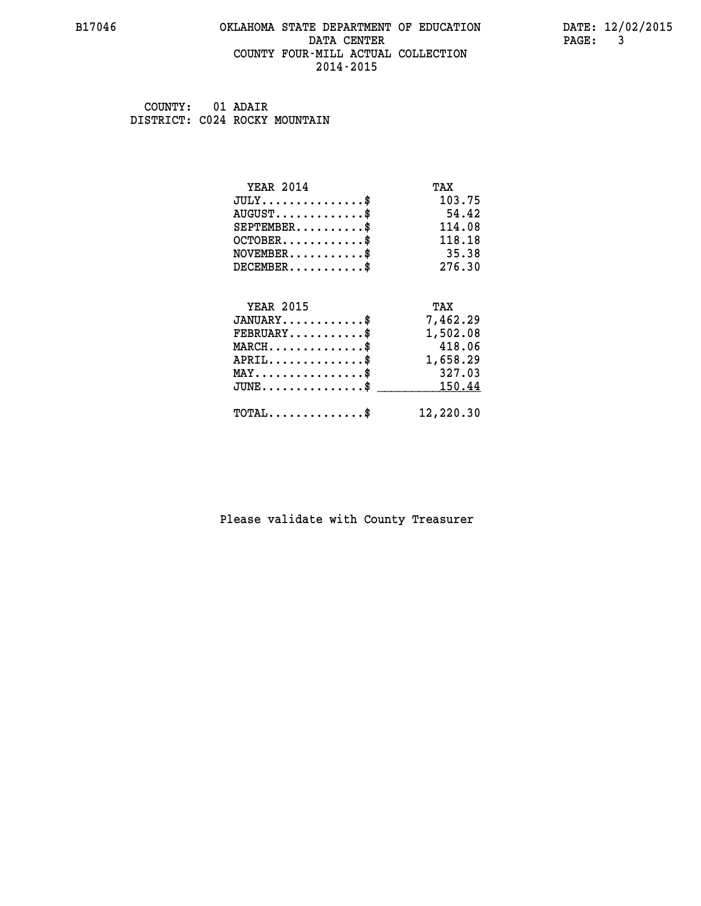B17046 OKLAHOMA STATE DEPARTMENT OF EDUCATION DATE: 12/02/2015

DATA CENTER

COUNTY FOUR-MILL ACTUAL COLLECTION

2014-2015

COUNTY: 01 ADAIR

DISTRICT: C024 ROCKY MOUNTAIN

| YEAR 2014 | TAX |
|---|---|
| JULY..............$ | 103.75 |
| AUGUST............$ | 54.42 |
| SEPTEMBER.........$ | 114.08 |
| OCTOBER...........$ | 118.18 |
| NOVEMBER..........$ | 35.38 |
| DECEMBER..........$ | 276.30 |

| YEAR 2015 | TAX |
|---|---|
| JANUARY...........$ | 7,462.29 |
| FEBRUARY..........$ | 1,502.08 |
| MARCH.............$ | 418.06 |
| APRIL.............$ | 1,658.29 |
| MAY...............$ | 327.03 |
| JUNE..............$ | 150.44 |
| TOTAL.............$ | 12,220.30 |

Please validate with County Treasurer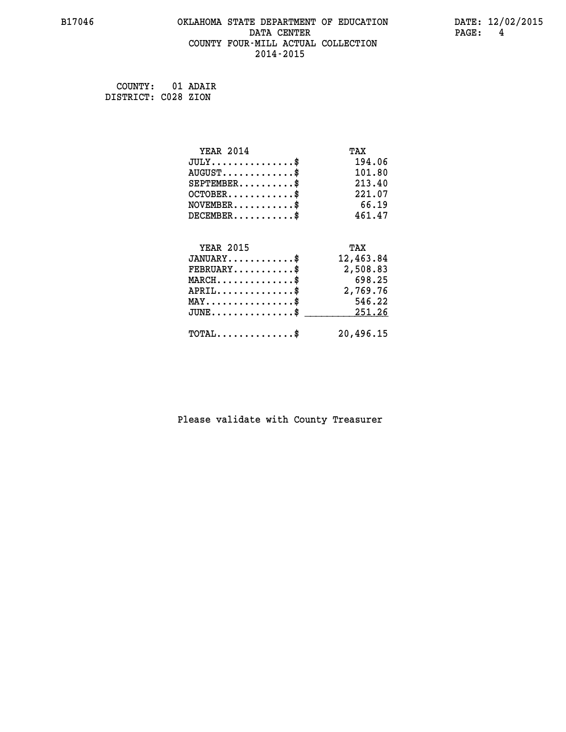B17046 OKLAHOMA STATE DEPARTMENT OF EDUCATION DATA CENTER COUNTY FOUR-MILL ACTUAL COLLECTION 2014-2015

DATE: 12/02/2015

COUNTY: 01 ADAIR
DISTRICT: C028 ZION

| YEAR 2014 | TAX |
|---|---|
| JULY..............$ | 194.06 |
| AUGUST............$ | 101.80 |
| SEPTEMBER.........$ | 213.40 |
| OCTOBER...........$ | 221.07 |
| NOVEMBER..........$ | 66.19 |
| DECEMBER..........$ | 461.47 |

| YEAR 2015 | TAX |
|---|---|
| JANUARY...........$ | 12,463.84 |
| FEBRUARY..........$ | 2,508.83 |
| MARCH.............$ | 698.25 |
| APRIL.............$ | 2,769.76 |
| MAY...............$ | 546.22 |
| JUNE..............$ | 251.26 |
| TOTAL.............$ | 20,496.15 |

Please validate with County Treasurer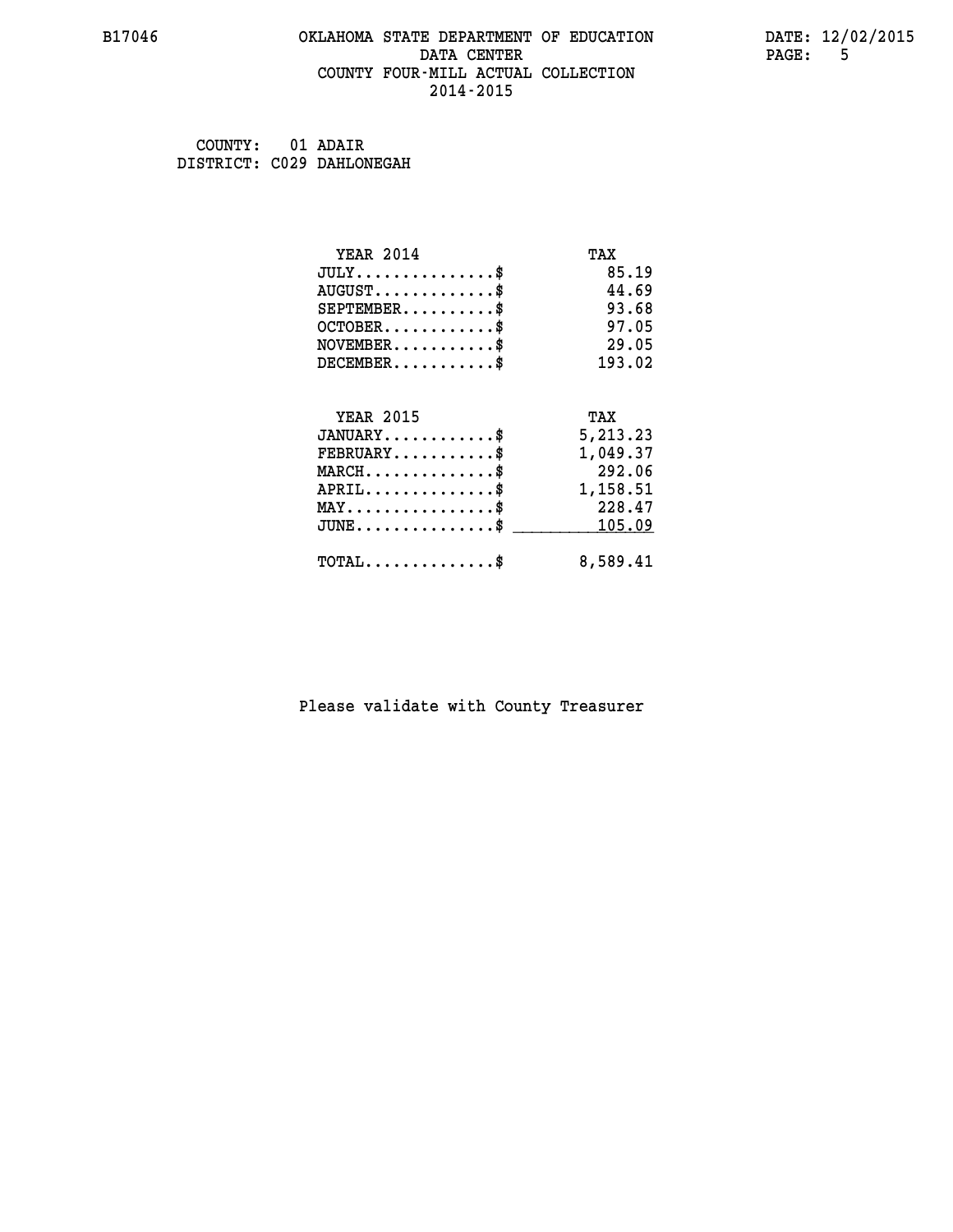# OKLAHOMA STATE DEPARTMENT OF EDUCATION
## DATA CENTER
## COUNTY FOUR-MILL ACTUAL COLLECTION
## 2014-2015

B17046

DATE: 12/02/2015

COUNTY: 01 ADAIR
DISTRICT: C029 DAHLONEGAH

| YEAR 2014 | TAX |
|---|---|
| JULY...............$ | 85.19 |
| AUGUST.............$ | 44.69 |
| SEPTEMBER..........$ | 93.68 |
| OCTOBER............$ | 97.05 |
| NOVEMBER...........$ | 29.05 |
| DECEMBER...........$ | 193.02 |

| YEAR 2015 | TAX |
|---|---|
| JANUARY............$ | 5,213.23 |
| FEBRUARY...........$ | 1,049.37 |
| MARCH..............$ | 292.06 |
| APRIL..............$ | 1,158.51 |
| MAY................$ | 228.47 |
| JUNE...............$ | 105.09 |
| TOTAL..............$ | 8,589.41 |

Please validate with County Treasurer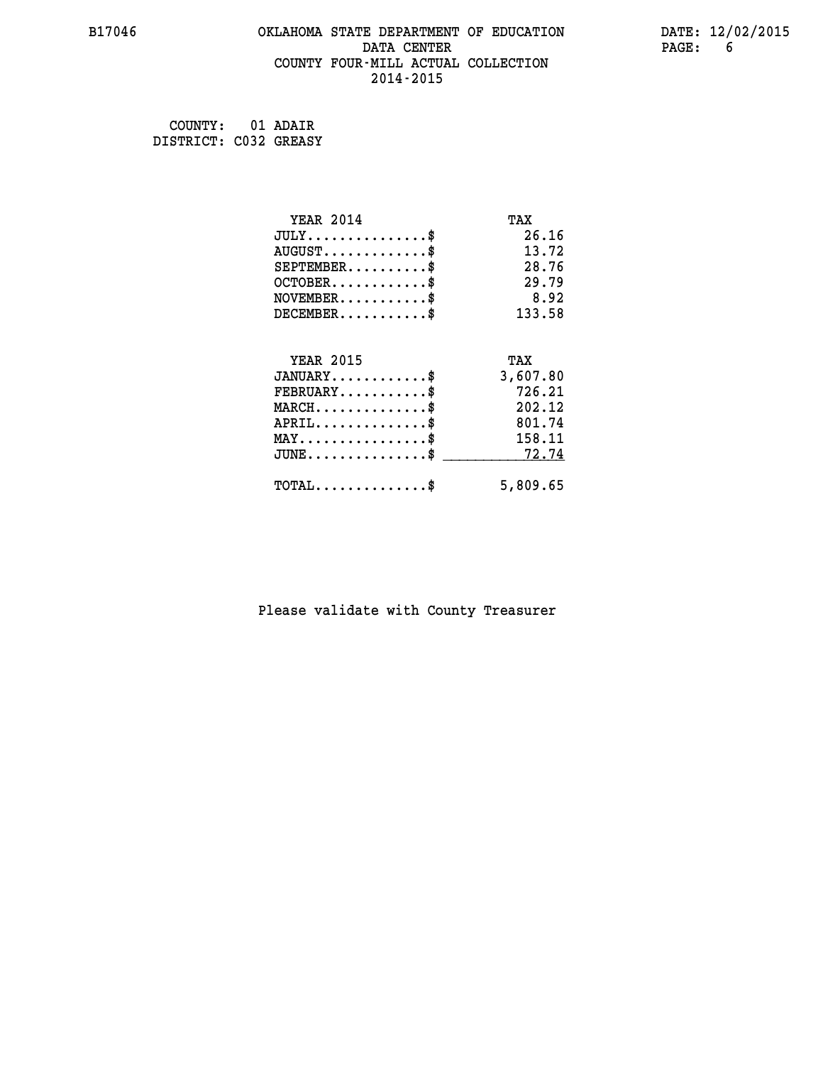B17046 OKLAHOMA STATE DEPARTMENT OF EDUCATION DATA CENTER COUNTY FOUR-MILL ACTUAL COLLECTION 2014-2015

DATE: 12/02/2015

COUNTY: 01 ADAIR
DISTRICT: C032 GREASY

| YEAR 2014 | TAX |
| --- | --- |
| JULY...............$ | 26.16 |
| AUGUST.............$ | 13.72 |
| SEPTEMBER..........$ | 28.76 |
| OCTOBER............$ | 29.79 |
| NOVEMBER...........$ | 8.92 |
| DECEMBER...........$ | 133.58 |

| YEAR 2015 | TAX |
| --- | --- |
| JANUARY............$ | 3,607.80 |
| FEBRUARY...........$ | 726.21 |
| MARCH..............$ | 202.12 |
| APRIL..............$ | 801.74 |
| MAY................$ | 158.11 |
| JUNE...............$ | 72.74 |
| TOTAL..............$ | 5,809.65 |

Please validate with County Treasurer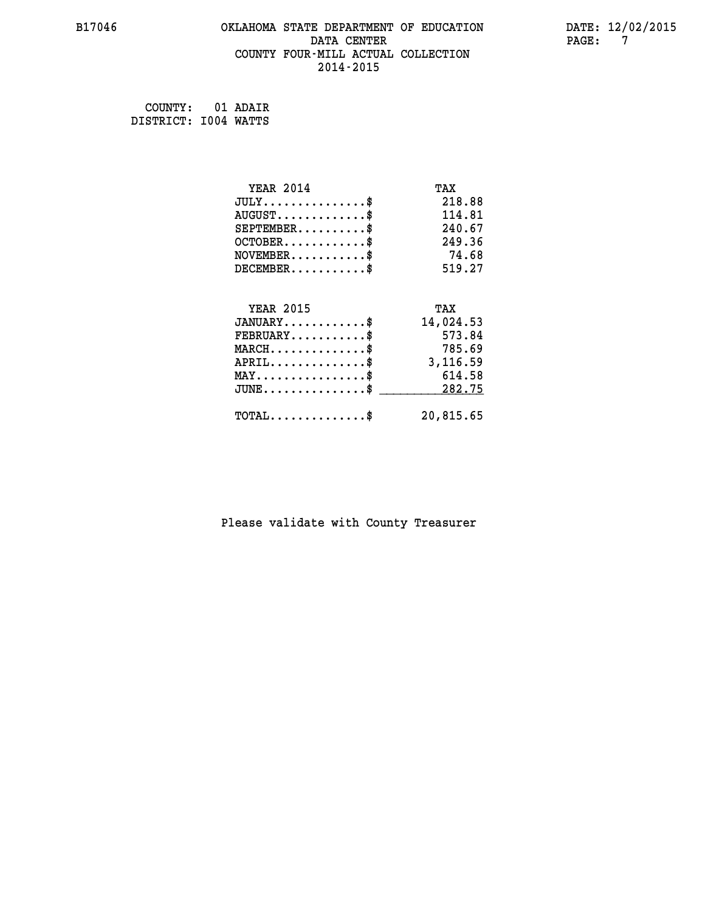B17046 OKLAHOMA STATE DEPARTMENT OF EDUCATION DATA CENTER COUNTY FOUR-MILL ACTUAL COLLECTION 2014-2015

DATE: 12/02/2015

COUNTY: 01 ADAIR
DISTRICT: I004 WATTS

| YEAR 2014 | TAX |
|---|---|
| JULY...............$ | 218.88 |
| AUGUST.............$ | 114.81 |
| SEPTEMBER..........$ | 240.67 |
| OCTOBER............$ | 249.36 |
| NOVEMBER...........$ | 74.68 |
| DECEMBER...........$ | 519.27 |

| YEAR 2015 | TAX |
|---|---|
| JANUARY............$ | 14,024.53 |
| FEBRUARY...........$ | 573.84 |
| MARCH..............$ | 785.69 |
| APRIL..............$ | 3,116.59 |
| MAY................$ | 614.58 |
| JUNE...............$ | 282.75 |
| TOTAL..............$ | 20,815.65 |

Please validate with County Treasurer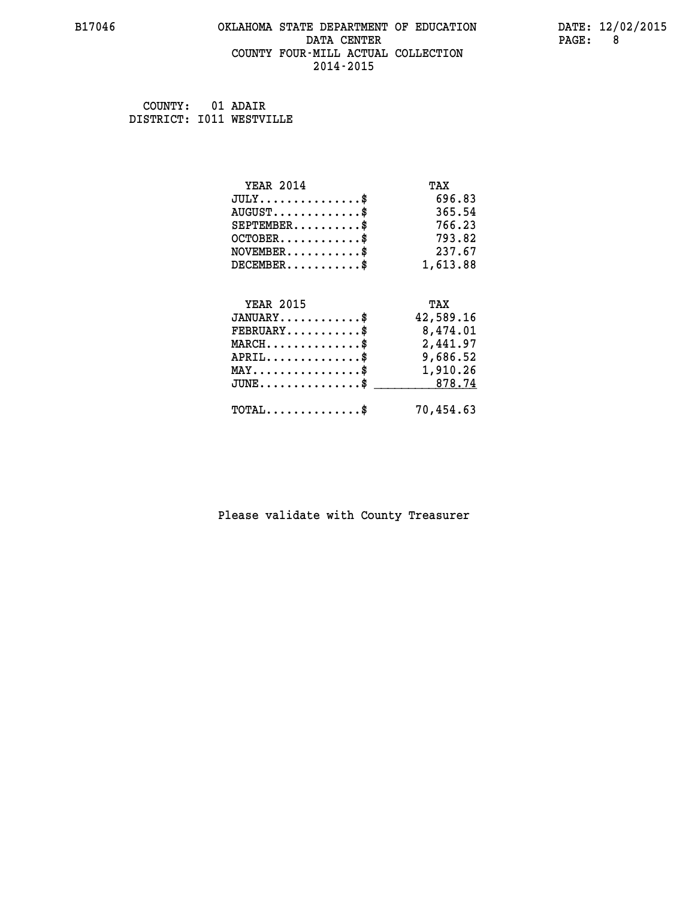# OKLAHOMA STATE DEPARTMENT OF EDUCATION
## DATA CENTER
## COUNTY FOUR-MILL ACTUAL COLLECTION
## 2014-2015

B17046

DATE: 12/02/2015

COUNTY: 01 ADAIR
DISTRICT: I011 WESTVILLE

| YEAR 2014 | TAX |
|---|---|
| JULY...............$ | 696.83 |
| AUGUST.............$ | 365.54 |
| SEPTEMBER..........$ | 766.23 |
| OCTOBER............$ | 793.82 |
| NOVEMBER...........$ | 237.67 |
| DECEMBER...........$ | 1,613.88 |

| YEAR 2015 | TAX |
|---|---|
| JANUARY............$ | 42,589.16 |
| FEBRUARY...........$ | 8,474.01 |
| MARCH..............$ | 2,441.97 |
| APRIL..............$ | 9,686.52 |
| MAY................$ | 1,910.26 |
| JUNE...............$ | 878.74 |
| TOTAL..............$ | 70,454.63 |

Please validate with County Treasurer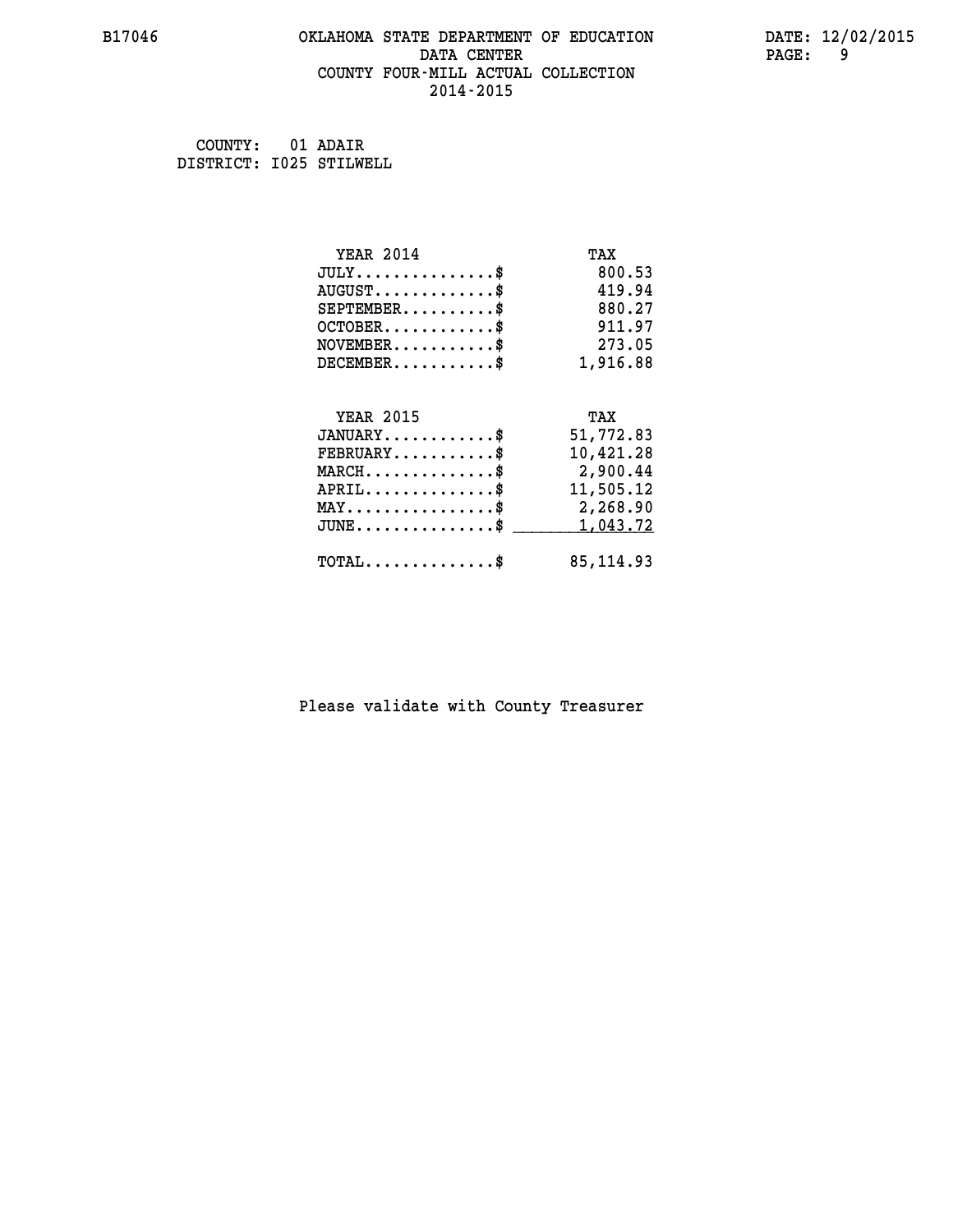# OKLAHOMA STATE DEPARTMENT OF EDUCATION
## DATA CENTER
## COUNTY FOUR-MILL ACTUAL COLLECTION
## 2014-2015

B17046 DATE: 12/02/2015

COUNTY: 01 ADAIR
DISTRICT: I025 STILWELL

| YEAR 2014 | TAX |
|---|---|
| JULY..............$ | 800.53 |
| AUGUST............$ | 419.94 |
| SEPTEMBER.........$ | 880.27 |
| OCTOBER...........$ | 911.97 |
| NOVEMBER..........$ | 273.05 |
| DECEMBER..........$ | 1,916.88 |

| YEAR 2015 | TAX |
|---|---|
| JANUARY...........$ | 51,772.83 |
| FEBRUARY..........$ | 10,421.28 |
| MARCH.............$ | 2,900.44 |
| APRIL.............$ | 11,505.12 |
| MAY...............$ | 2,268.90 |
| JUNE..............$ | 1,043.72 |
| TOTAL.............$ | 85,114.93 |

Please validate with County Treasurer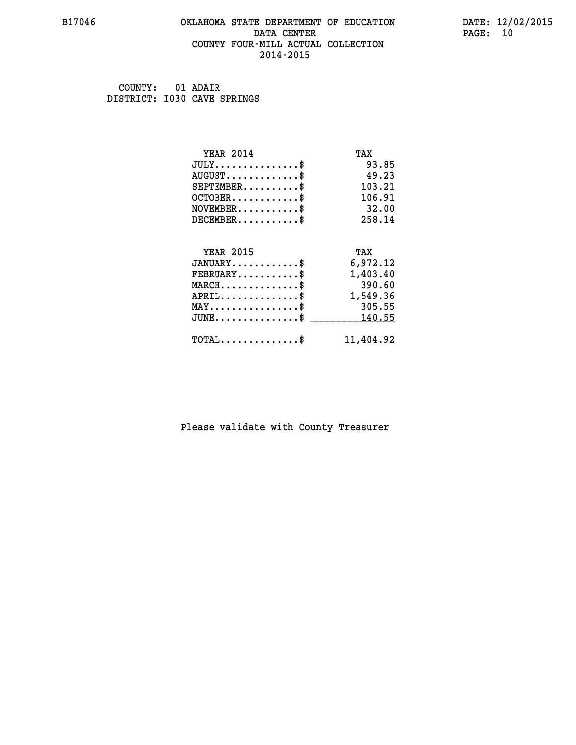# OKLAHOMA STATE DEPARTMENT OF EDUCATION
## DATA CENTER
## COUNTY FOUR-MILL ACTUAL COLLECTION
## 2014-2015

B17046

DATE: 12/02/2015

COUNTY: 01 ADAIR
DISTRICT: I030 CAVE SPRINGS

| YEAR 2014 | TAX |
|---|---|
| JULY...............$ | 93.85 |
| AUGUST.............$ | 49.23 |
| SEPTEMBER..........$ | 103.21 |
| OCTOBER............$ | 106.91 |
| NOVEMBER...........$ | 32.00 |
| DECEMBER...........$ | 258.14 |

| YEAR 2015 | TAX |
|---|---|
| JANUARY............$ | 6,972.12 |
| FEBRUARY...........$ | 1,403.40 |
| MARCH..............$ | 390.60 |
| APRIL..............$ | 1,549.36 |
| MAY................$ | 305.55 |
| JUNE...............$ | 140.55 |
| TOTAL..............$ | 11,404.92 |

Please validate with County Treasurer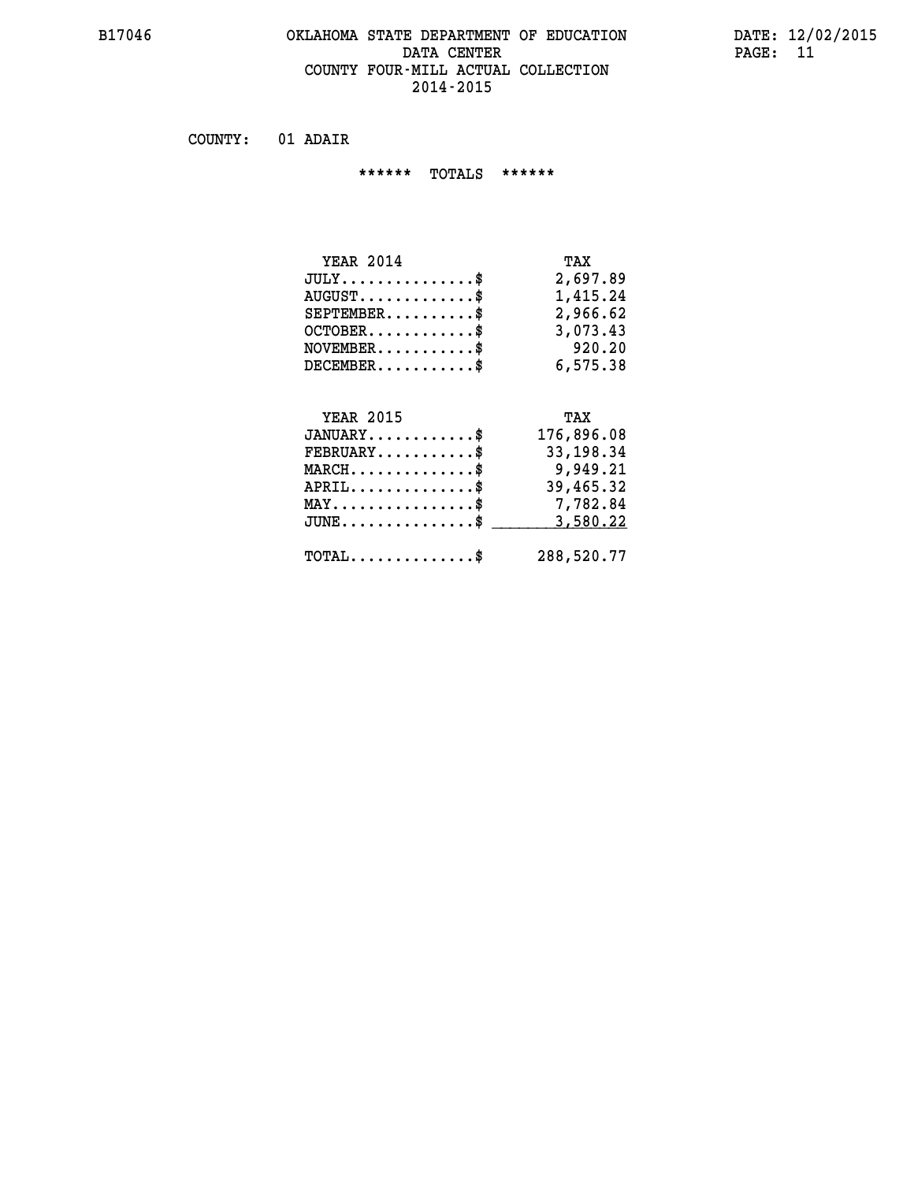# OKLAHOMA STATE DEPARTMENT OF EDUCATION
## DATA CENTER
## COUNTY FOUR-MILL ACTUAL COLLECTION
## 2014-2015

COUNTY: 01 ADAIR

****** TOTALS ******

| YEAR 2014 | TAX |
|---|---|
| JULY...............$ | 2,697.89 |
| AUGUST.............$ | 1,415.24 |
| SEPTEMBER..........$ | 2,966.62 |
| OCTOBER............$ | 3,073.43 |
| NOVEMBER...........$ | 920.20 |
| DECEMBER...........$ | 6,575.38 |

| YEAR 2015 | TAX |
|---|---|
| JANUARY............$ | 176,896.08 |
| FEBRUARY...........$ | 33,198.34 |
| MARCH..............$ | 9,949.21 |
| APRIL..............$ | 39,465.32 |
| MAY................$ | 7,782.84 |
| JUNE...............$ | 3,580.22 |
| TOTAL..............$ | 288,520.77 |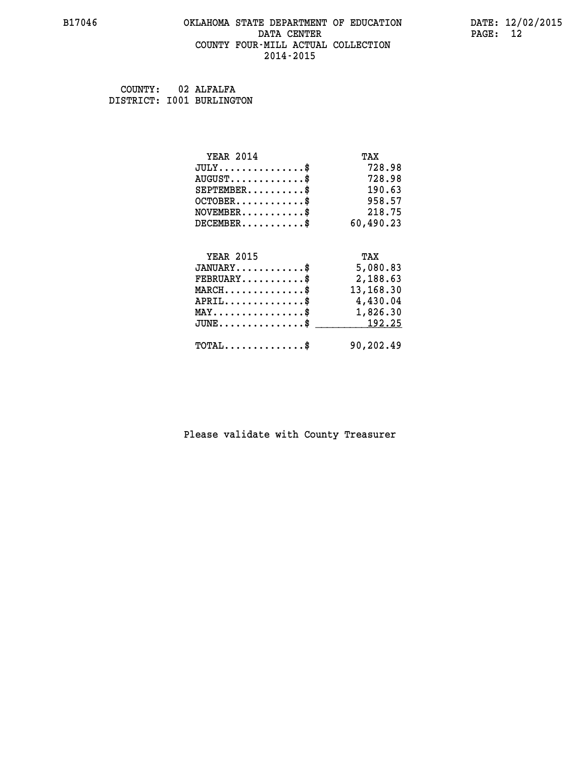COUNTY: 02 ALFALFA
DISTRICT: I001 BURLINGTON

| YEAR 2014 | TAX |
|---|---|
| JULY..............$ | 728.98 |
| AUGUST............$ | 728.98 |
| SEPTEMBER.........$ | 190.63 |
| OCTOBER...........$ | 958.57 |
| NOVEMBER..........$ | 218.75 |
| DECEMBER..........$ | 60,490.23 |

| YEAR 2015 | TAX |
|---|---|
| JANUARY...........$ | 5,080.83 |
| FEBRUARY..........$ | 2,188.63 |
| MARCH.............$ | 13,168.30 |
| APRIL.............$ | 4,430.04 |
| MAY...............$ | 1,826.30 |
| JUNE..............$ | 192.25 |
| TOTAL.............$ | 90,202.49 |

Please validate with County Treasurer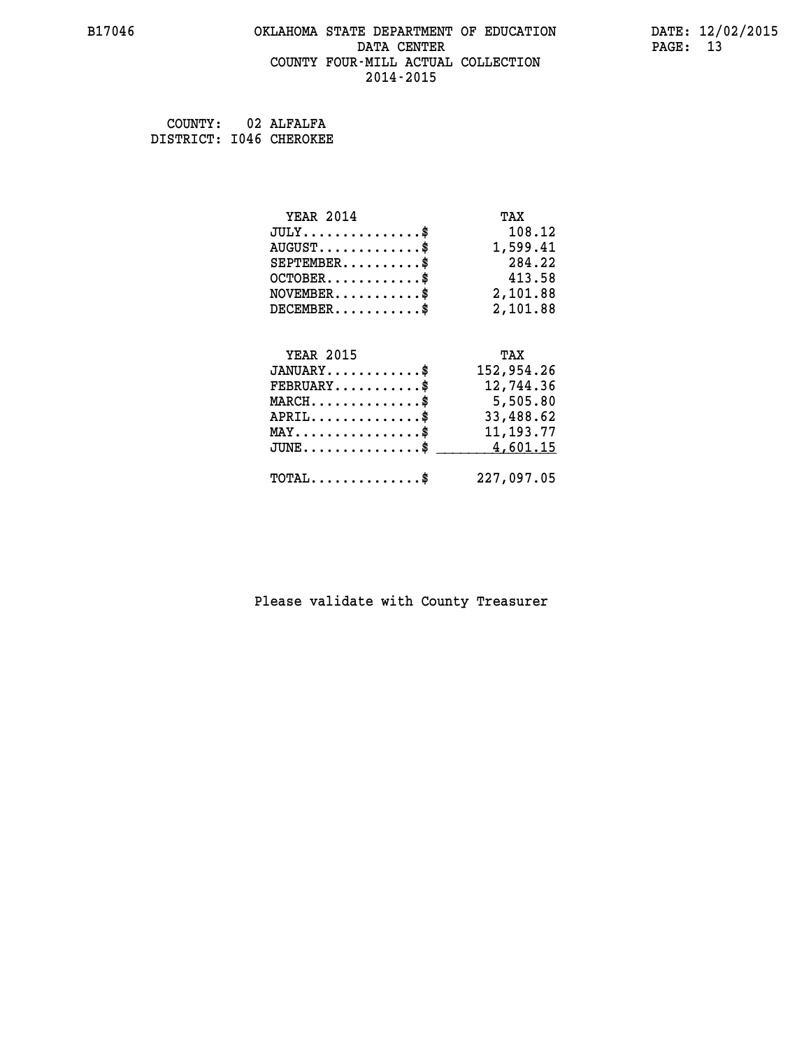COUNTY: 02 ALFALFA
DISTRICT: I046 CHEROKEE

| YEAR 2014 | TAX |
|---|---|
| JULY..............$ | 108.12 |
| AUGUST............$ | 1,599.41 |
| SEPTEMBER.........$ | 284.22 |
| OCTOBER...........$ | 413.58 |
| NOVEMBER..........$ | 2,101.88 |
| DECEMBER..........$ | 2,101.88 |

| YEAR 2015 | TAX |
|---|---|
| JANUARY...........$ | 152,954.26 |
| FEBRUARY..........$ | 12,744.36 |
| MARCH.............$ | 5,505.80 |
| APRIL.............$ | 33,488.62 |
| MAY...............$ | 11,193.77 |
| JUNE..............$ | 4,601.15 |
| TOTAL.............$ | 227,097.05 |

Please validate with County Treasurer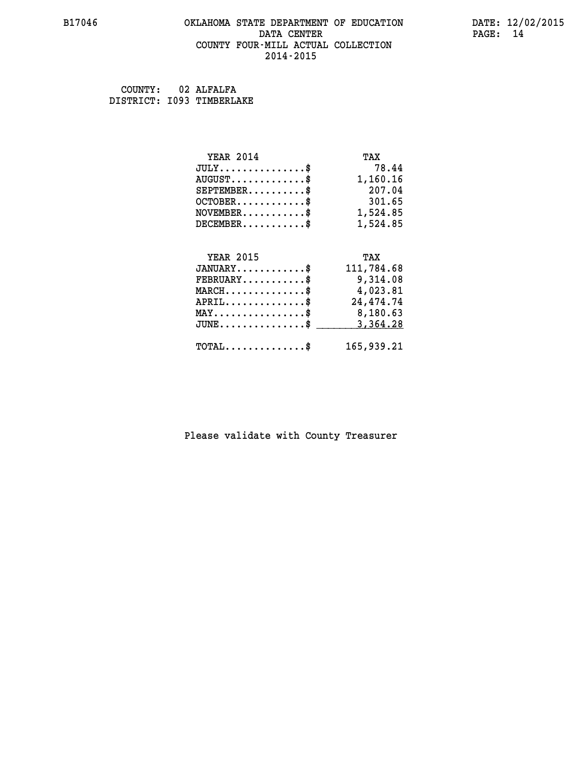# OKLAHOMA STATE DEPARTMENT OF EDUCATION
## DATA CENTER
## COUNTY FOUR-MILL ACTUAL COLLECTION
## 2014-2015

COUNTY: 02 ALFALFA
DISTRICT: I093 TIMBERLAKE

| YEAR 2014 | TAX |
|---|---|
| JULY...............$ | 78.44 |
| AUGUST.............$ | 1,160.16 |
| SEPTEMBER..........$ | 207.04 |
| OCTOBER............$ | 301.65 |
| NOVEMBER...........$ | 1,524.85 |
| DECEMBER...........$ | 1,524.85 |

| YEAR 2015 | TAX |
|---|---|
| JANUARY............$ | 111,784.68 |
| FEBRUARY...........$ | 9,314.08 |
| MARCH..............$ | 4,023.81 |
| APRIL..............$ | 24,474.74 |
| MAY................$ | 8,180.63 |
| JUNE...............$ | 3,364.28 |
| TOTAL..............$ | 165,939.21 |

Please validate with County Treasurer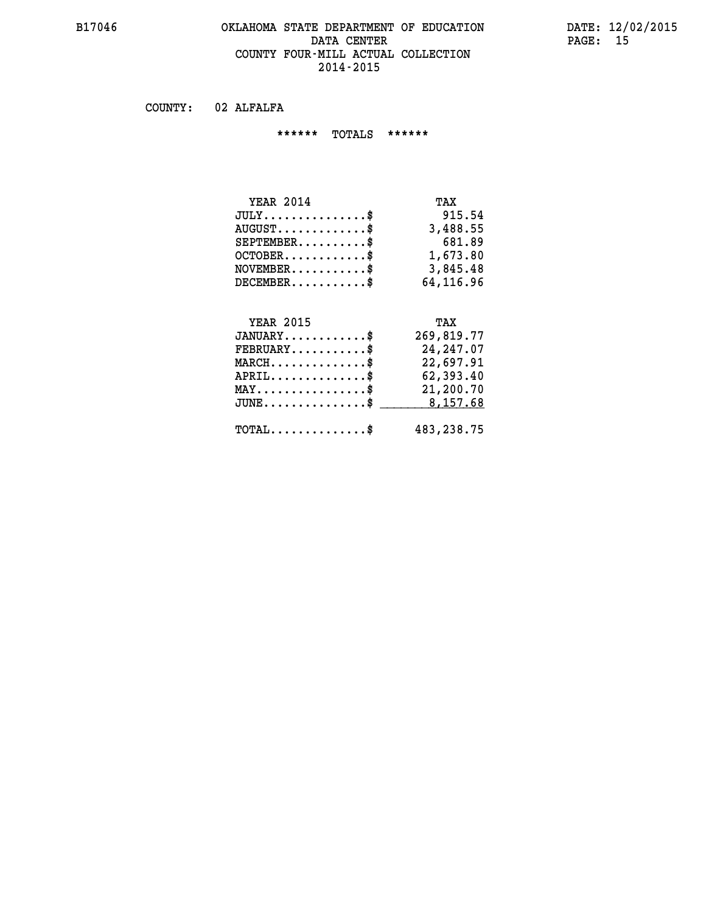# OKLAHOMA STATE DEPARTMENT OF EDUCATION
## DATA CENTER
## COUNTY FOUR-MILL ACTUAL COLLECTION
## 2014-2015

COUNTY: 02 ALFALFA

****** TOTALS ******

| YEAR 2014 | TAX |
|---|---|
| JULY...............$ | 915.54 |
| AUGUST.............$ | 3,488.55 |
| SEPTEMBER..........$ | 681.89 |
| OCTOBER............$ | 1,673.80 |
| NOVEMBER...........$ | 3,845.48 |
| DECEMBER...........$ | 64,116.96 |

| YEAR 2015 | TAX |
|---|---|
| JANUARY............$ | 269,819.77 |
| FEBRUARY...........$ | 24,247.07 |
| MARCH..............$ | 22,697.91 |
| APRIL..............$ | 62,393.40 |
| MAY................$ | 21,200.70 |
| JUNE...............$ | 8,157.68 |
| TOTAL..............$ | 483,238.75 |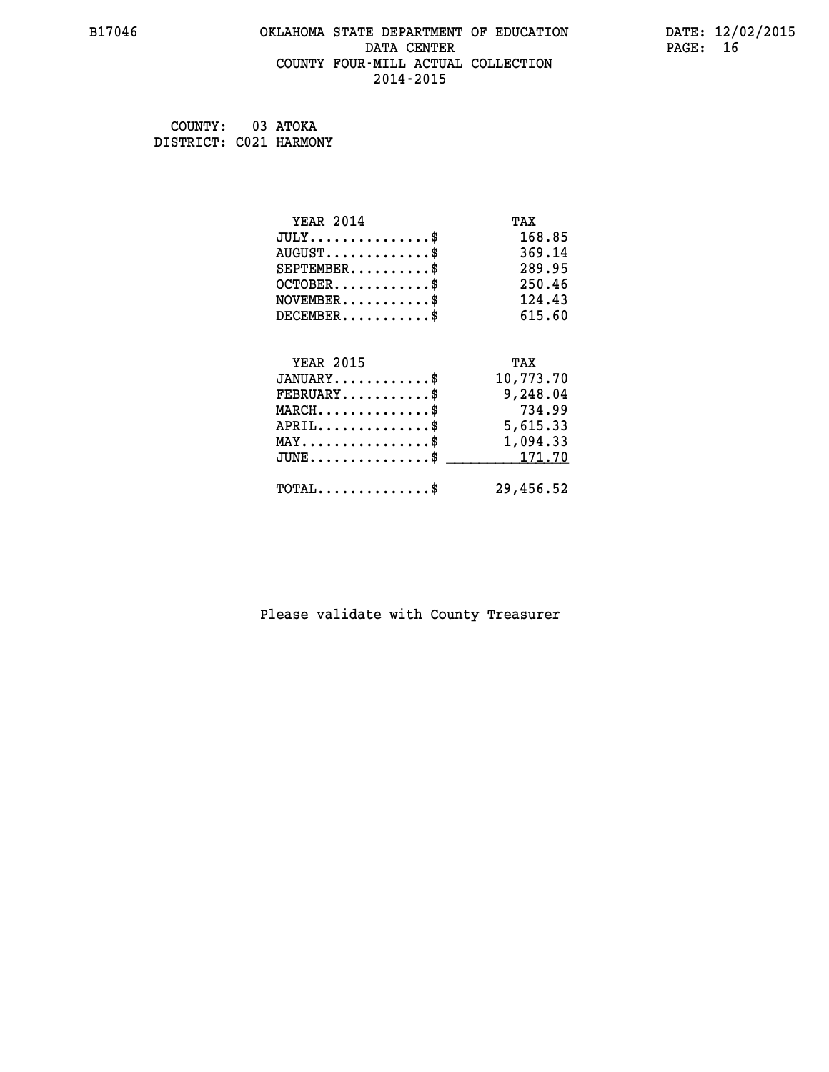# OKLAHOMA STATE DEPARTMENT OF EDUCATION
## DATA CENTER
## COUNTY FOUR-MILL ACTUAL COLLECTION
## 2014-2015

B17046

DATE: 12/02/2015

COUNTY: 03 ATOKA
DISTRICT: C021 HARMONY

| YEAR 2014 | TAX |
|---|---|
| JULY...............$ | 168.85 |
| AUGUST.............$ | 369.14 |
| SEPTEMBER..........$ | 289.95 |
| OCTOBER............$ | 250.46 |
| NOVEMBER...........$ | 124.43 |
| DECEMBER...........$ | 615.60 |

| YEAR 2015 | TAX |
|---|---|
| JANUARY............$ | 10,773.70 |
| FEBRUARY...........$ | 9,248.04 |
| MARCH..............$ | 734.99 |
| APRIL..............$ | 5,615.33 |
| MAY................$ | 1,094.33 |
| JUNE...............$ | 171.70 |
| TOTAL..............$ | 29,456.52 |

Please validate with County Treasurer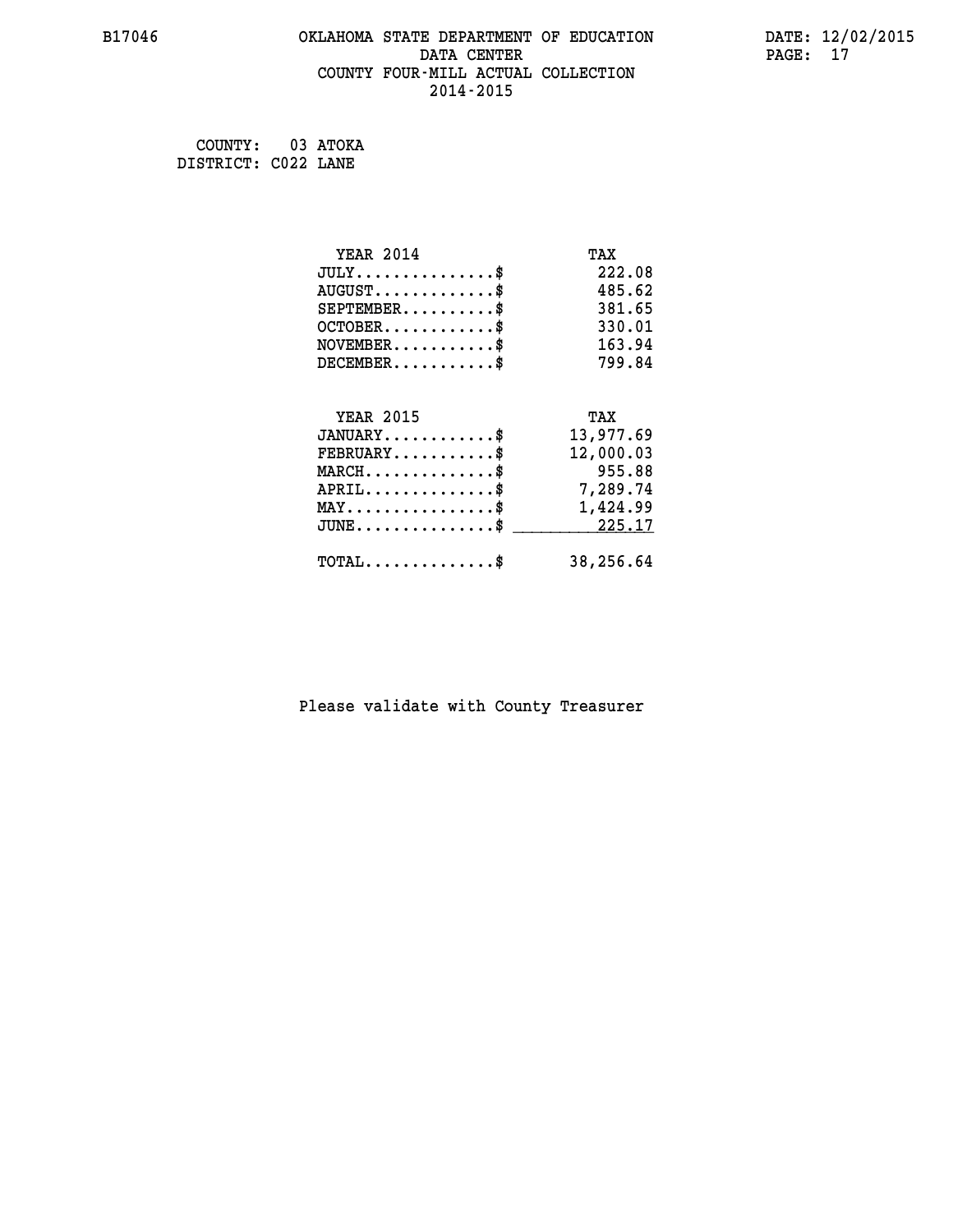# OKLAHOMA STATE DEPARTMENT OF EDUCATION
## DATA CENTER
## COUNTY FOUR-MILL ACTUAL COLLECTION
## 2014-2015

COUNTY: 03 ATOKA
DISTRICT: C022 LANE

| YEAR 2014 | TAX |
|---|---|
| JULY...............$ | 222.08 |
| AUGUST.............$ | 485.62 |
| SEPTEMBER..........$ | 381.65 |
| OCTOBER............$ | 330.01 |
| NOVEMBER...........$ | 163.94 |
| DECEMBER...........$ | 799.84 |

| YEAR 2015 | TAX |
|---|---|
| JANUARY............$ | 13,977.69 |
| FEBRUARY...........$ | 12,000.03 |
| MARCH..............$ | 955.88 |
| APRIL..............$ | 7,289.74 |
| MAY................$ | 1,424.99 |
| JUNE...............$ | 225.17 |
| TOTAL..............$ | 38,256.64 |

Please validate with County Treasurer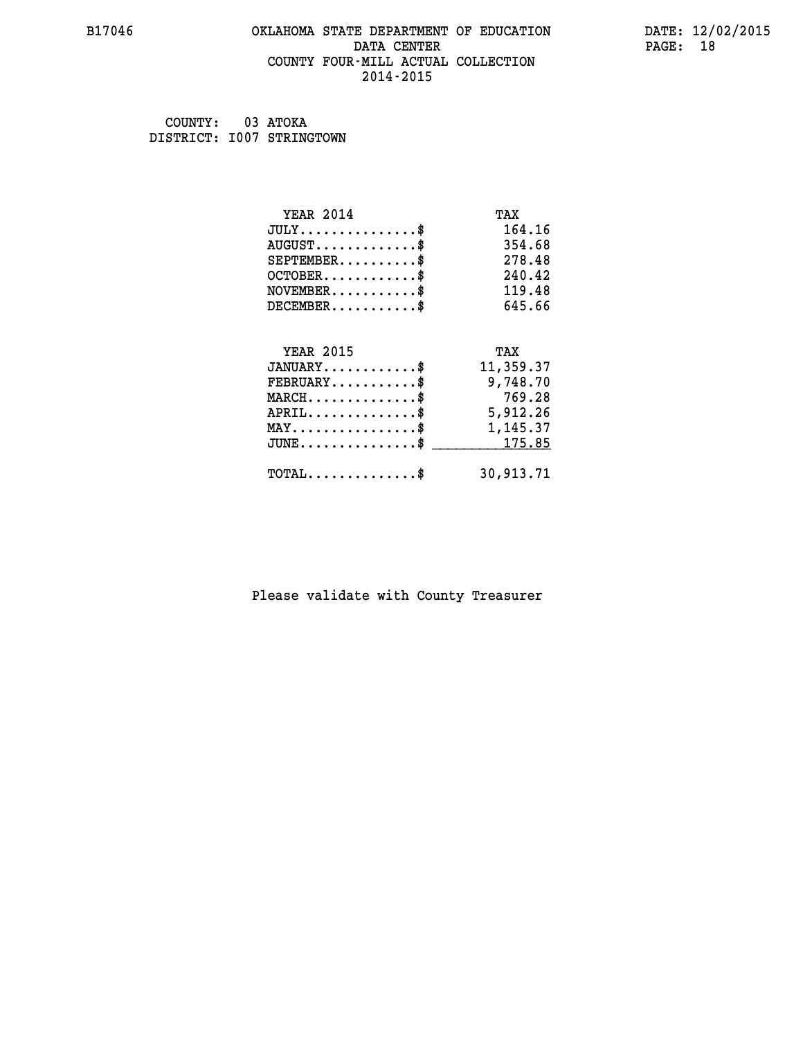B17046 OKLAHOMA STATE DEPARTMENT OF EDUCATION DATA CENTER COUNTY FOUR-MILL ACTUAL COLLECTION 2014-2015

DATE: 12/02/2015

COUNTY: 03 ATOKA
DISTRICT: I007 STRINGTOWN

| YEAR 2014 | TAX |
|---|---|
| JULY...............$ | 164.16 |
| AUGUST.............$ | 354.68 |
| SEPTEMBER..........$ | 278.48 |
| OCTOBER............$ | 240.42 |
| NOVEMBER...........$ | 119.48 |
| DECEMBER...........$ | 645.66 |

| YEAR 2015 | TAX |
|---|---|
| JANUARY............$ | 11,359.37 |
| FEBRUARY...........$ | 9,748.70 |
| MARCH..............$ | 769.28 |
| APRIL..............$ | 5,912.26 |
| MAY................$ | 1,145.37 |
| JUNE...............$ | 175.85 |
| TOTAL..............$ | 30,913.71 |

Please validate with County Treasurer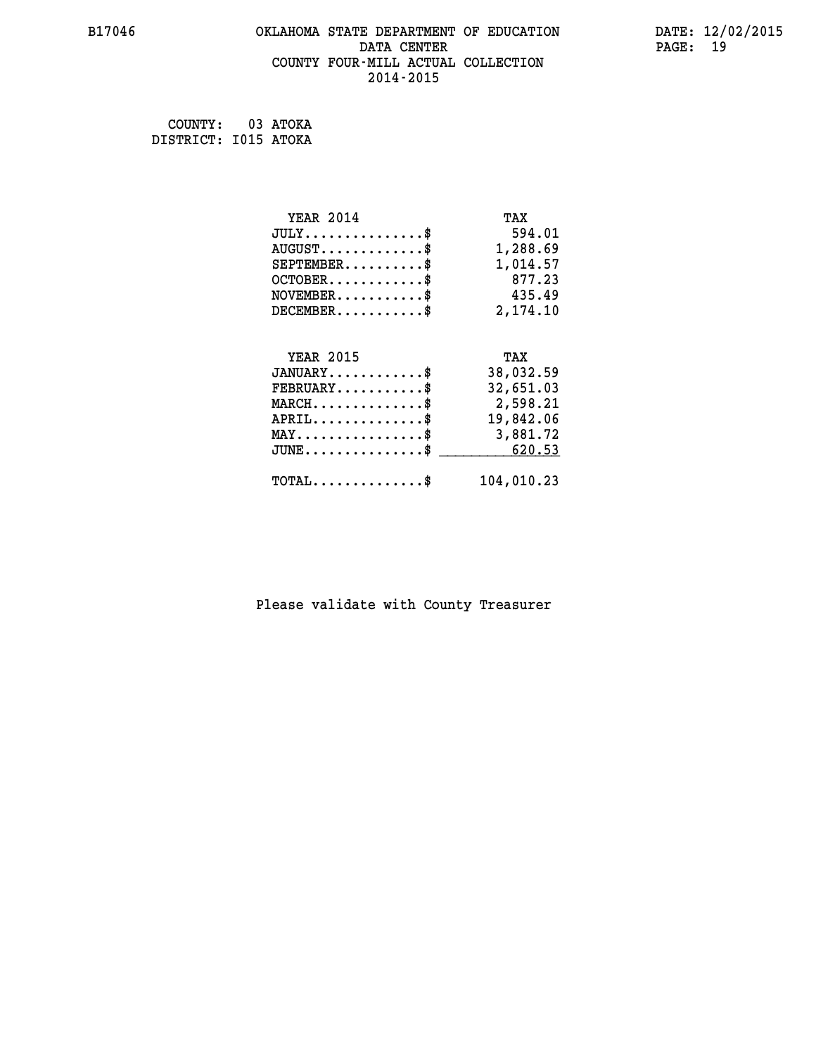# OKLAHOMA STATE DEPARTMENT OF EDUCATION
## DATA CENTER
## COUNTY FOUR-MILL ACTUAL COLLECTION
## 2014-2015

B17046 DATE: 12/02/2015

COUNTY: 03 ATOKA
DISTRICT: I015 ATOKA

| YEAR 2014 | TAX |
|---|---|
| JULY...............$ | 594.01 |
| AUGUST.............$ | 1,288.69 |
| SEPTEMBER..........$ | 1,014.57 |
| OCTOBER............$ | 877.23 |
| NOVEMBER...........$ | 435.49 |
| DECEMBER...........$ | 2,174.10 |

| YEAR 2015 | TAX |
|---|---|
| JANUARY............$ | 38,032.59 |
| FEBRUARY...........$ | 32,651.03 |
| MARCH..............$ | 2,598.21 |
| APRIL..............$ | 19,842.06 |
| MAY................$ | 3,881.72 |
| JUNE...............$ | 620.53 |
| TOTAL..............$ | 104,010.23 |

Please validate with County Treasurer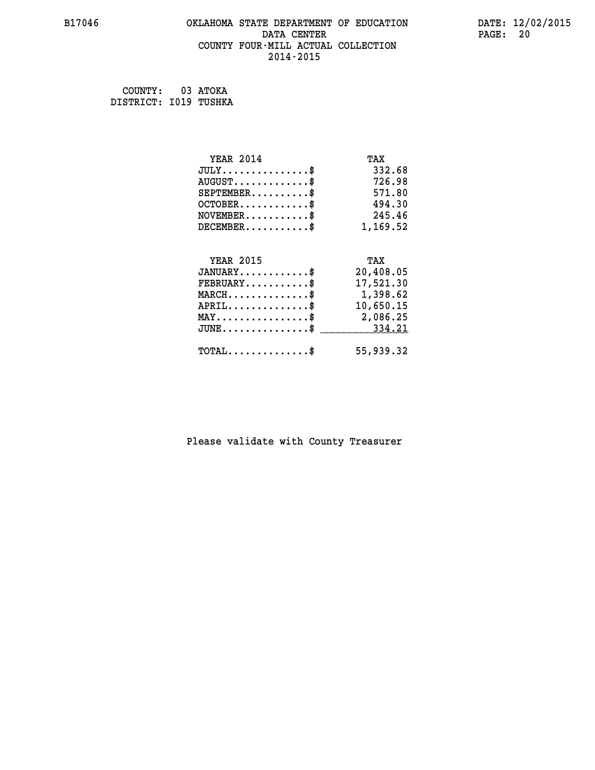# OKLAHOMA STATE DEPARTMENT OF EDUCATION
## DATA CENTER
## COUNTY FOUR-MILL ACTUAL COLLECTION
## 2014-2015

COUNTY: 03 ATOKA
DISTRICT: I019 TUSHKA

| YEAR 2014 | TAX |
|---|---|
| JULY..............$ | 332.68 |
| AUGUST............$ | 726.98 |
| SEPTEMBER.........$ | 571.80 |
| OCTOBER...........$ | 494.30 |
| NOVEMBER..........$ | 245.46 |
| DECEMBER..........$ | 1,169.52 |

| YEAR 2015 | TAX |
|---|---|
| JANUARY...........$ | 20,408.05 |
| FEBRUARY..........$ | 17,521.30 |
| MARCH.............$ | 1,398.62 |
| APRIL.............$ | 10,650.15 |
| MAY...............$ | 2,086.25 |
| JUNE..............$ | 334.21 |
| TOTAL.............$ | 55,939.32 |

Please validate with County Treasurer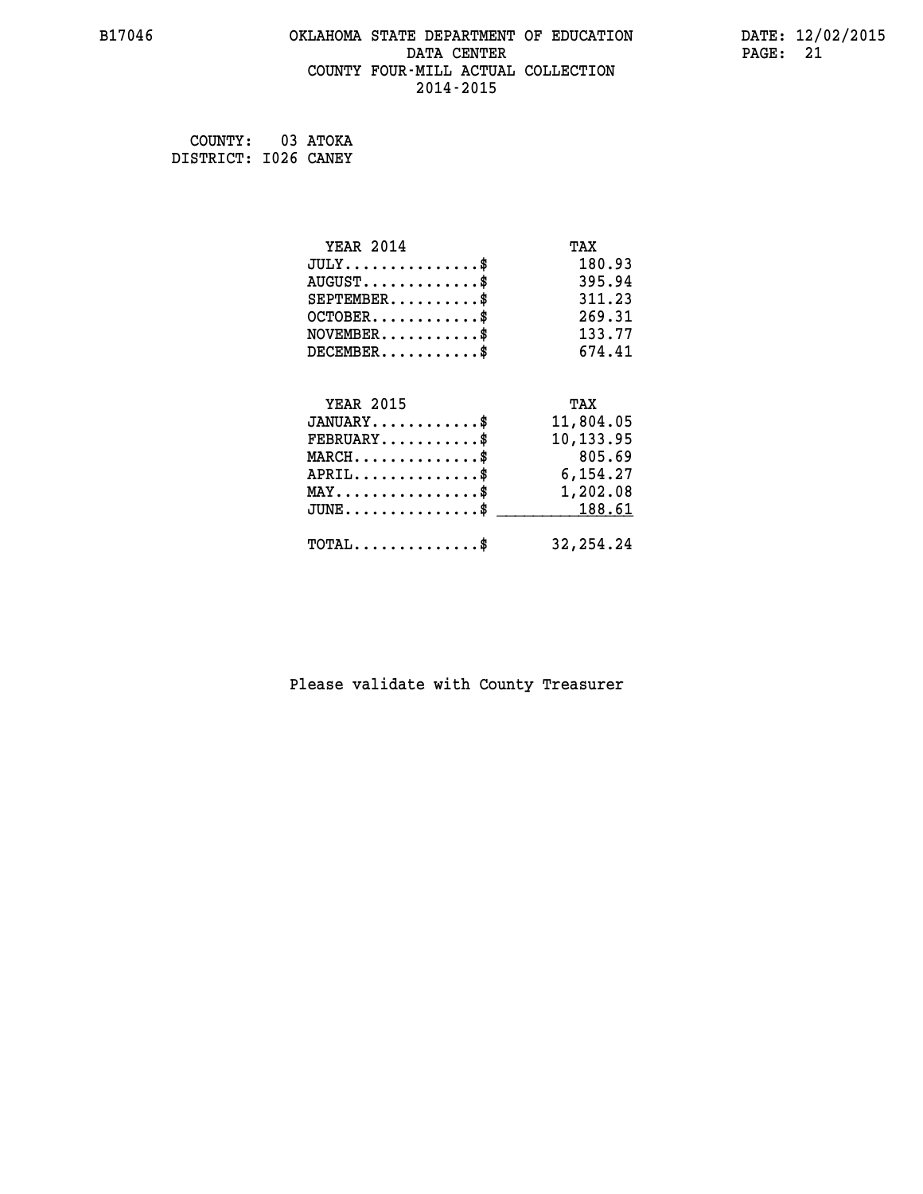COUNTY: 03 ATOKA
DISTRICT: I026 CANEY

| YEAR 2014 | TAX |
| --- | --- |
| JULY..............$ | 180.93 |
| AUGUST............$ | 395.94 |
| SEPTEMBER..........$ | 311.23 |
| OCTOBER............$ | 269.31 |
| NOVEMBER...........$ | 133.77 |
| DECEMBER...........$ | 674.41 |

| YEAR 2015 | TAX |
| --- | --- |
| JANUARY............$ | 11,804.05 |
| FEBRUARY...........$ | 10,133.95 |
| MARCH..............$ | 805.69 |
| APRIL..............$ | 6,154.27 |
| MAY................$ | 1,202.08 |
| JUNE...............$ | 188.61 |
| TOTAL..............$ | 32,254.24 |

Please validate with County Treasurer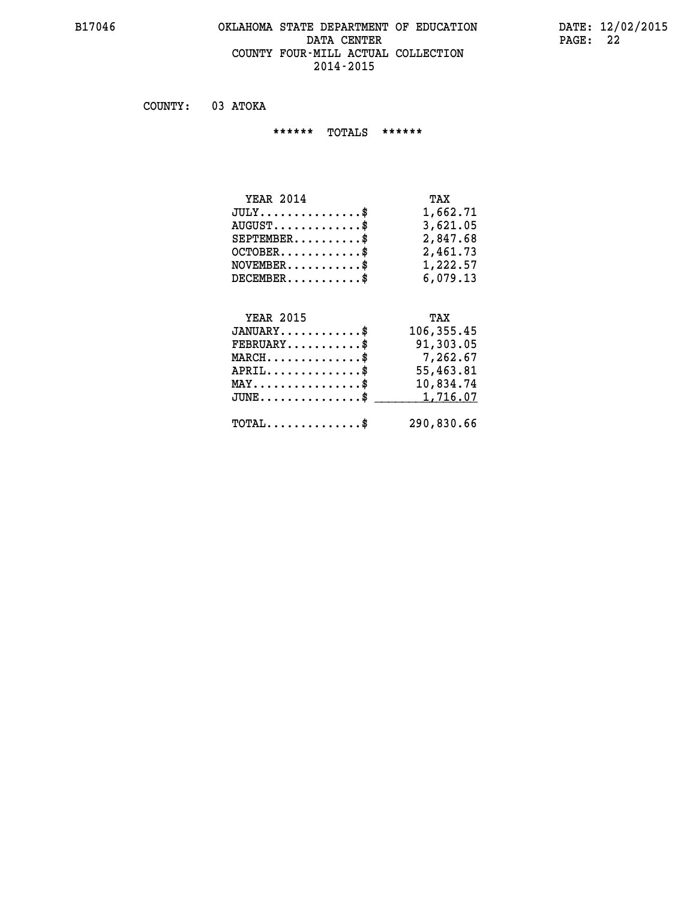# OKLAHOMA STATE DEPARTMENT OF EDUCATION
## DATA CENTER
## COUNTY FOUR-MILL ACTUAL COLLECTION
## 2014-2015

COUNTY: 03 ATOKA

****** TOTALS ******

| YEAR 2014 | TAX |
|---|---|
| JULY...............$ | 1,662.71 |
| AUGUST.............$ | 3,621.05 |
| SEPTEMBER..........$ | 2,847.68 |
| OCTOBER............$ | 2,461.73 |
| NOVEMBER...........$ | 1,222.57 |
| DECEMBER...........$ | 6,079.13 |

| YEAR 2015 | TAX |
|---|---|
| JANUARY............$ | 106,355.45 |
| FEBRUARY...........$ | 91,303.05 |
| MARCH..............$ | 7,262.67 |
| APRIL..............$ | 55,463.81 |
| MAY................$ | 10,834.74 |
| JUNE...............$ | 1,716.07 |
| TOTAL..............$ | 290,830.66 |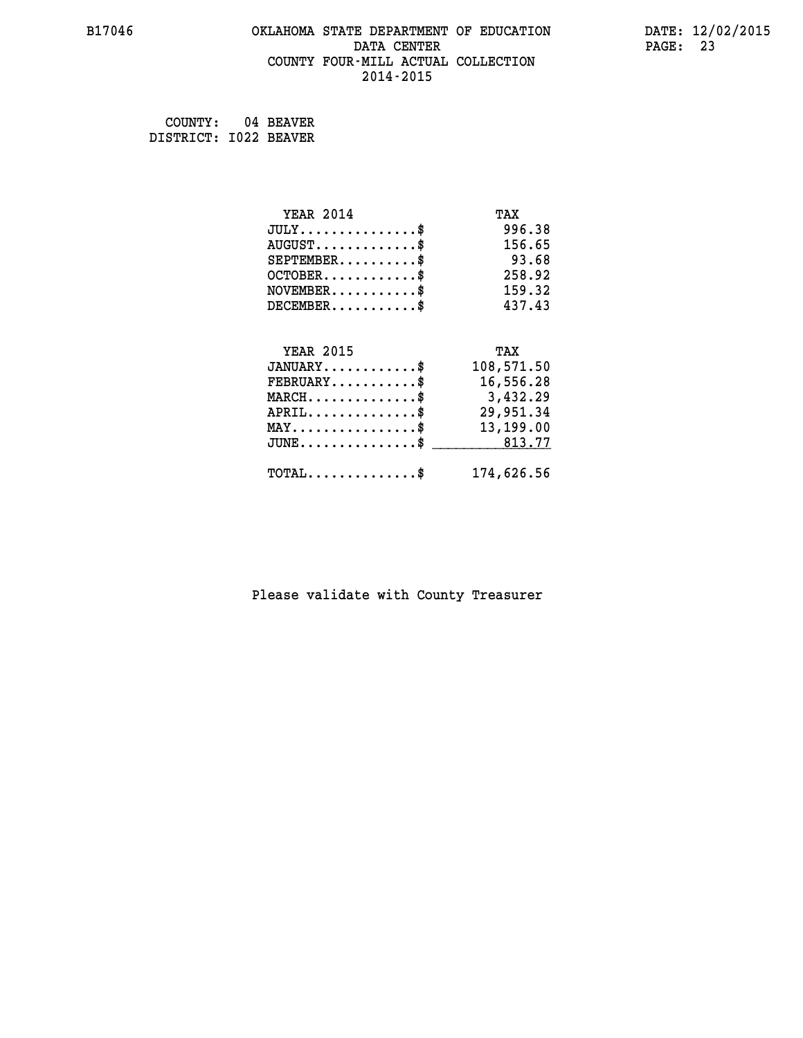COUNTY: 04 BEAVER
DISTRICT: I022 BEAVER

| YEAR 2014 | TAX |
|---|---|
| JULY..............$ | 996.38 |
| AUGUST............$ | 156.65 |
| SEPTEMBER.........$ | 93.68 |
| OCTOBER...........$ | 258.92 |
| NOVEMBER..........$ | 159.32 |
| DECEMBER..........$ | 437.43 |

| YEAR 2015 | TAX |
|---|---|
| JANUARY...........$ | 108,571.50 |
| FEBRUARY..........$ | 16,556.28 |
| MARCH.............$ | 3,432.29 |
| APRIL.............$ | 29,951.34 |
| MAY...............$ | 13,199.00 |
| JUNE..............$ | 813.77 |
| TOTAL.............$ | 174,626.56 |

Please validate with County Treasurer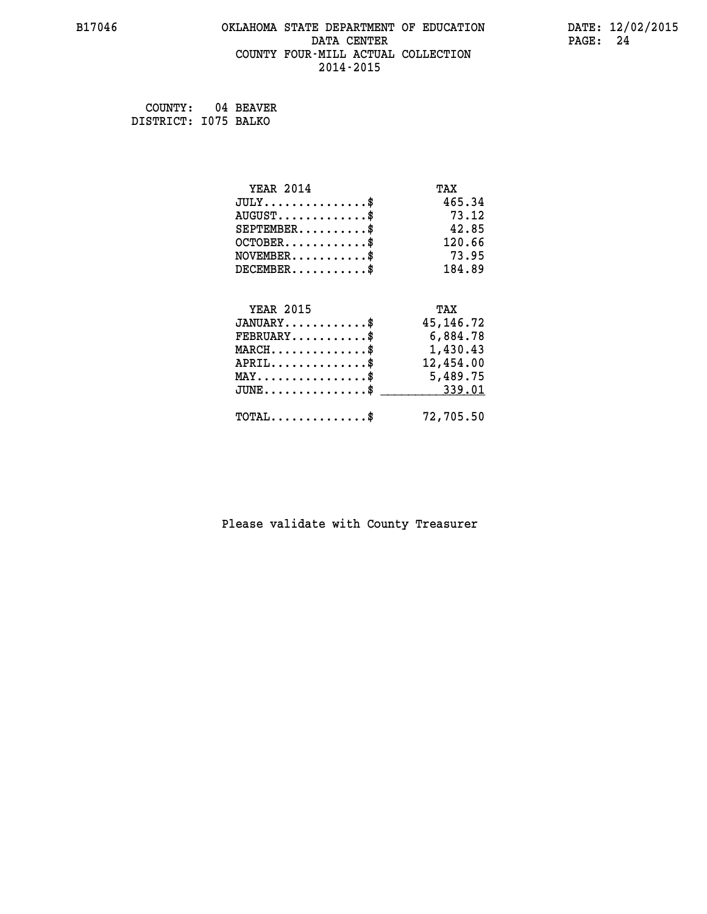COUNTY: 04 BEAVER
DISTRICT: I075 BALKO

| YEAR 2014 | TAX |
|---|---|
| JULY...............$ | 465.34 |
| AUGUST.............$ | 73.12 |
| SEPTEMBER..........$ | 42.85 |
| OCTOBER............$ | 120.66 |
| NOVEMBER...........$ | 73.95 |
| DECEMBER...........$ | 184.89 |

| YEAR 2015 | TAX |
|---|---|
| JANUARY............$ | 45,146.72 |
| FEBRUARY...........$ | 6,884.78 |
| MARCH..............$ | 1,430.43 |
| APRIL..............$ | 12,454.00 |
| MAY................$ | 5,489.75 |
| JUNE...............$ | 339.01 |
| TOTAL..............$ | 72,705.50 |

Please validate with County Treasurer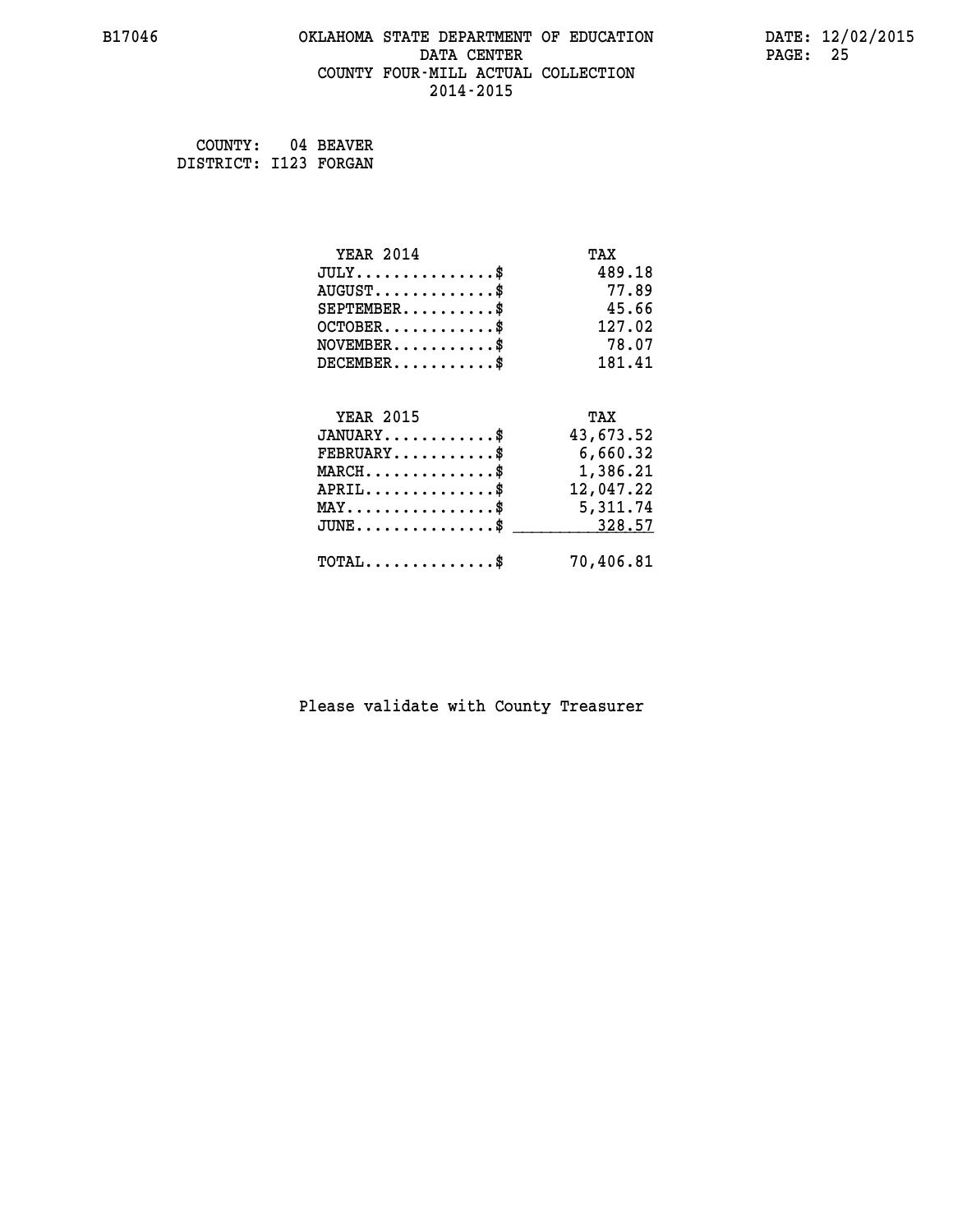B17046 OKLAHOMA STATE DEPARTMENT OF EDUCATION DATE: 12/02/2015

DATA CENTER

COUNTY FOUR-MILL ACTUAL COLLECTION

2014-2015

COUNTY: 04 BEAVER
DISTRICT: I123 FORGAN

| YEAR 2014 | TAX |
|---|---|
| JULY...............$ | 489.18 |
| AUGUST.............$ | 77.89 |
| SEPTEMBER..........$ | 45.66 |
| OCTOBER............$ | 127.02 |
| NOVEMBER...........$ | 78.07 |
| DECEMBER...........$ | 181.41 |

| YEAR 2015 | TAX |
|---|---|
| JANUARY............$ | 43,673.52 |
| FEBRUARY...........$ | 6,660.32 |
| MARCH..............$ | 1,386.21 |
| APRIL..............$ | 12,047.22 |
| MAY................$ | 5,311.74 |
| JUNE...............$ | 328.57 |
| TOTAL..............$ | 70,406.81 |

Please validate with County Treasurer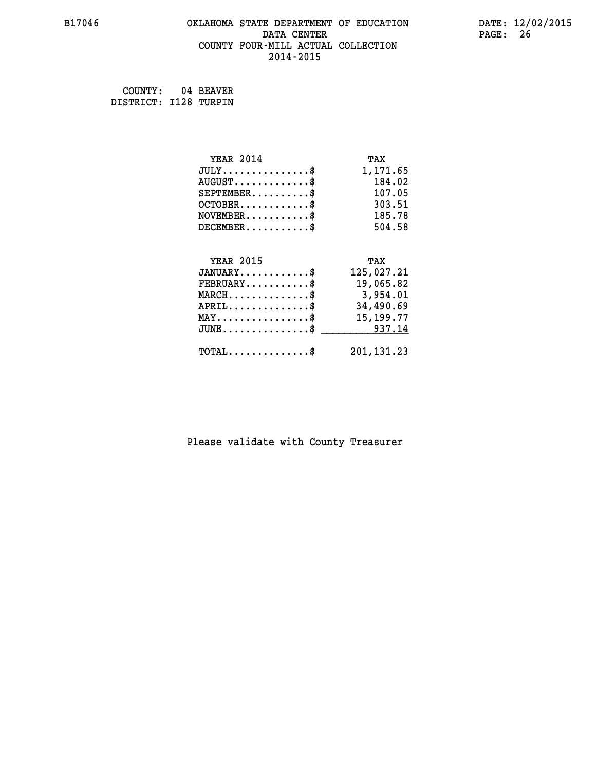B17046 OKLAHOMA STATE DEPARTMENT OF EDUCATION DATA CENTER COUNTY FOUR-MILL ACTUAL COLLECTION 2014-2015

DATE: 12/02/2015

COUNTY: 04 BEAVER
DISTRICT: I128 TURPIN

| YEAR 2014 | TAX |
|---|---|
| JULY...............$ | 1,171.65 |
| AUGUST.............$ | 184.02 |
| SEPTEMBER..........$ | 107.05 |
| OCTOBER............$ | 303.51 |
| NOVEMBER...........$ | 185.78 |
| DECEMBER...........$ | 504.58 |

| YEAR 2015 | TAX |
|---|---|
| JANUARY............$ | 125,027.21 |
| FEBRUARY...........$ | 19,065.82 |
| MARCH..............$ | 3,954.01 |
| APRIL..............$ | 34,490.69 |
| MAY................$ | 15,199.77 |
| JUNE...............$ | 937.14 |
| TOTAL..............$ | 201,131.23 |

Please validate with County Treasurer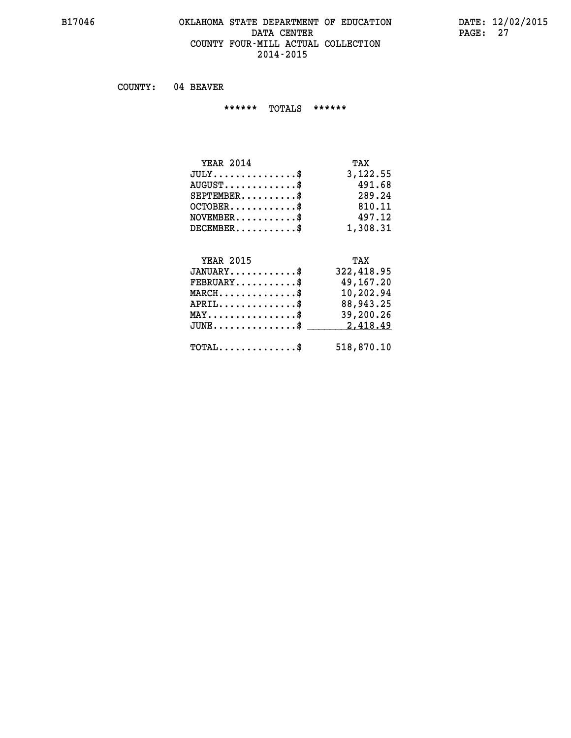# OKLAHOMA STATE DEPARTMENT OF EDUCATION
## DATA CENTER
## COUNTY FOUR-MILL ACTUAL COLLECTION
## 2014-2015

B17046 — DATE: 12/02/2015

COUNTY: 04 BEAVER

****** TOTALS ******

| YEAR 2014 | TAX |
|---|---|
| JULY...............$ | 3,122.55 |
| AUGUST.............$ | 491.68 |
| SEPTEMBER..........$ | 289.24 |
| OCTOBER............$ | 810.11 |
| NOVEMBER...........$ | 497.12 |
| DECEMBER...........$ | 1,308.31 |

| YEAR 2015 | TAX |
|---|---|
| JANUARY............$ | 322,418.95 |
| FEBRUARY...........$ | 49,167.20 |
| MARCH..............$ | 10,202.94 |
| APRIL..............$ | 88,943.25 |
| MAY................$ | 39,200.26 |
| JUNE...............$ | 2,418.49 |
| TOTAL..............$ | 518,870.10 |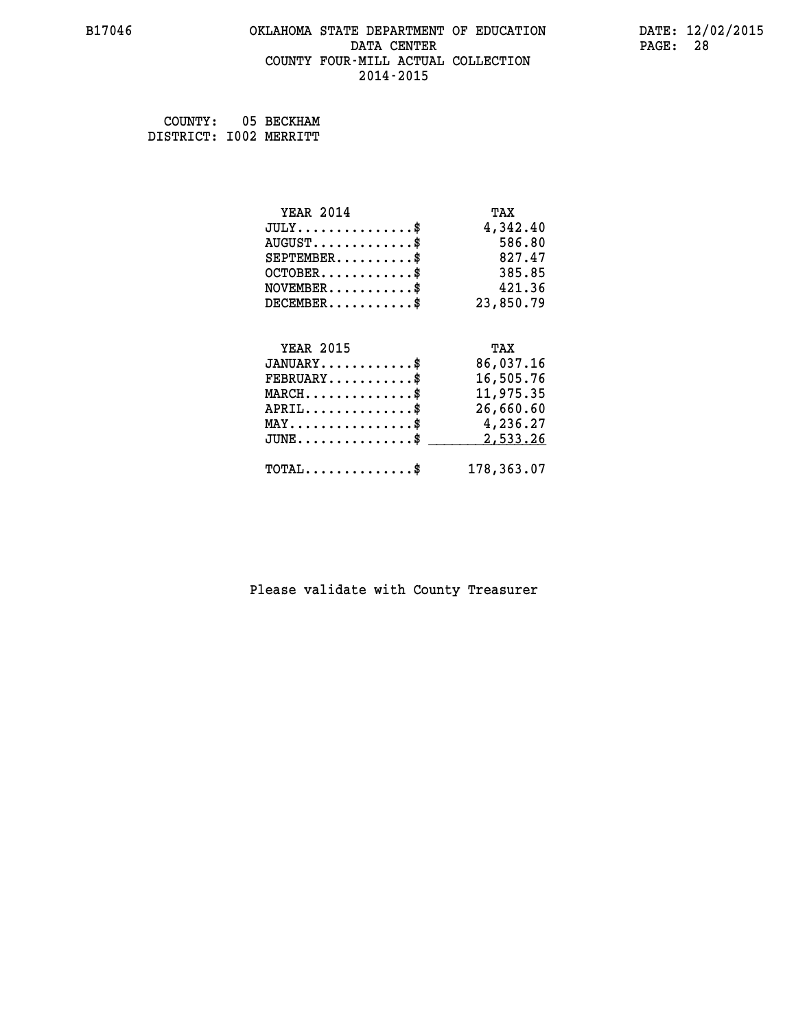B17046 OKLAHOMA STATE DEPARTMENT OF EDUCATION DATA CENTER COUNTY FOUR-MILL ACTUAL COLLECTION 2014-2015

DATE: 12/02/2015

COUNTY: 05 BECKHAM
DISTRICT: I002 MERRITT

| YEAR 2014 | TAX |
|---|---|
| JULY..............$ | 4,342.40 |
| AUGUST............$ | 586.80 |
| SEPTEMBER.........$ | 827.47 |
| OCTOBER...........$ | 385.85 |
| NOVEMBER..........$ | 421.36 |
| DECEMBER..........$ | 23,850.79 |

| YEAR 2015 | TAX |
|---|---|
| JANUARY...........$ | 86,037.16 |
| FEBRUARY..........$ | 16,505.76 |
| MARCH.............$ | 11,975.35 |
| APRIL.............$ | 26,660.60 |
| MAY...............$ | 4,236.27 |
| JUNE..............$ | 2,533.26 |
| TOTAL.............$ | 178,363.07 |

Please validate with County Treasurer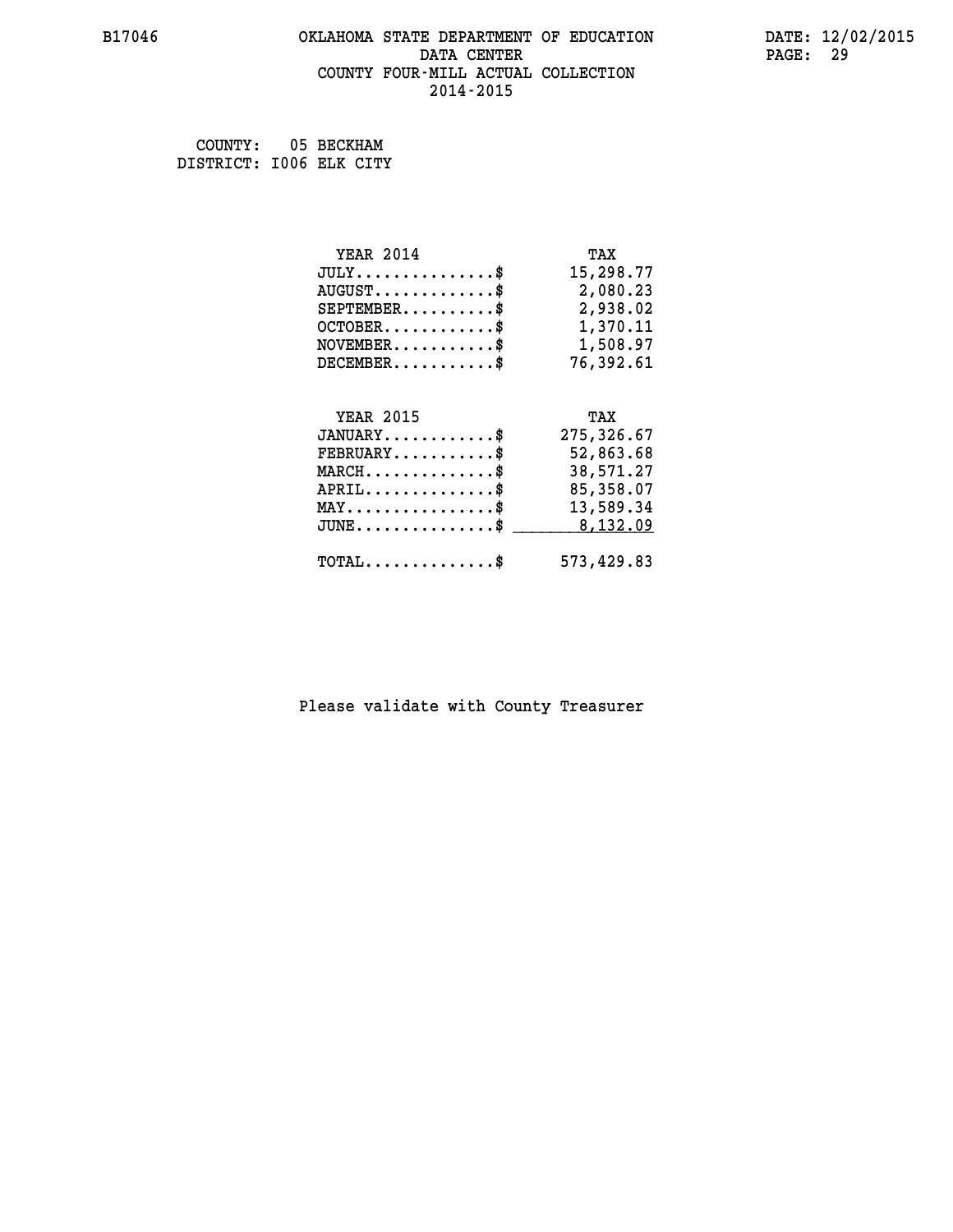# OKLAHOMA STATE DEPARTMENT OF EDUCATION
## DATA CENTER
## COUNTY FOUR-MILL ACTUAL COLLECTION
## 2014-2015

COUNTY: 05 BECKHAM
DISTRICT: I006 ELK CITY

| YEAR 2014 | TAX |
|---|---|
| JULY...............$ | 15,298.77 |
| AUGUST.............$ | 2,080.23 |
| SEPTEMBER..........$ | 2,938.02 |
| OCTOBER............$ | 1,370.11 |
| NOVEMBER...........$ | 1,508.97 |
| DECEMBER...........$ | 76,392.61 |

| YEAR 2015 | TAX |
|---|---|
| JANUARY............$ | 275,326.67 |
| FEBRUARY...........$ | 52,863.68 |
| MARCH..............$ | 38,571.27 |
| APRIL..............$ | 85,358.07 |
| MAY................$ | 13,589.34 |
| JUNE...............$ | 8,132.09 |
| TOTAL..............$ | 573,429.83 |

Please validate with County Treasurer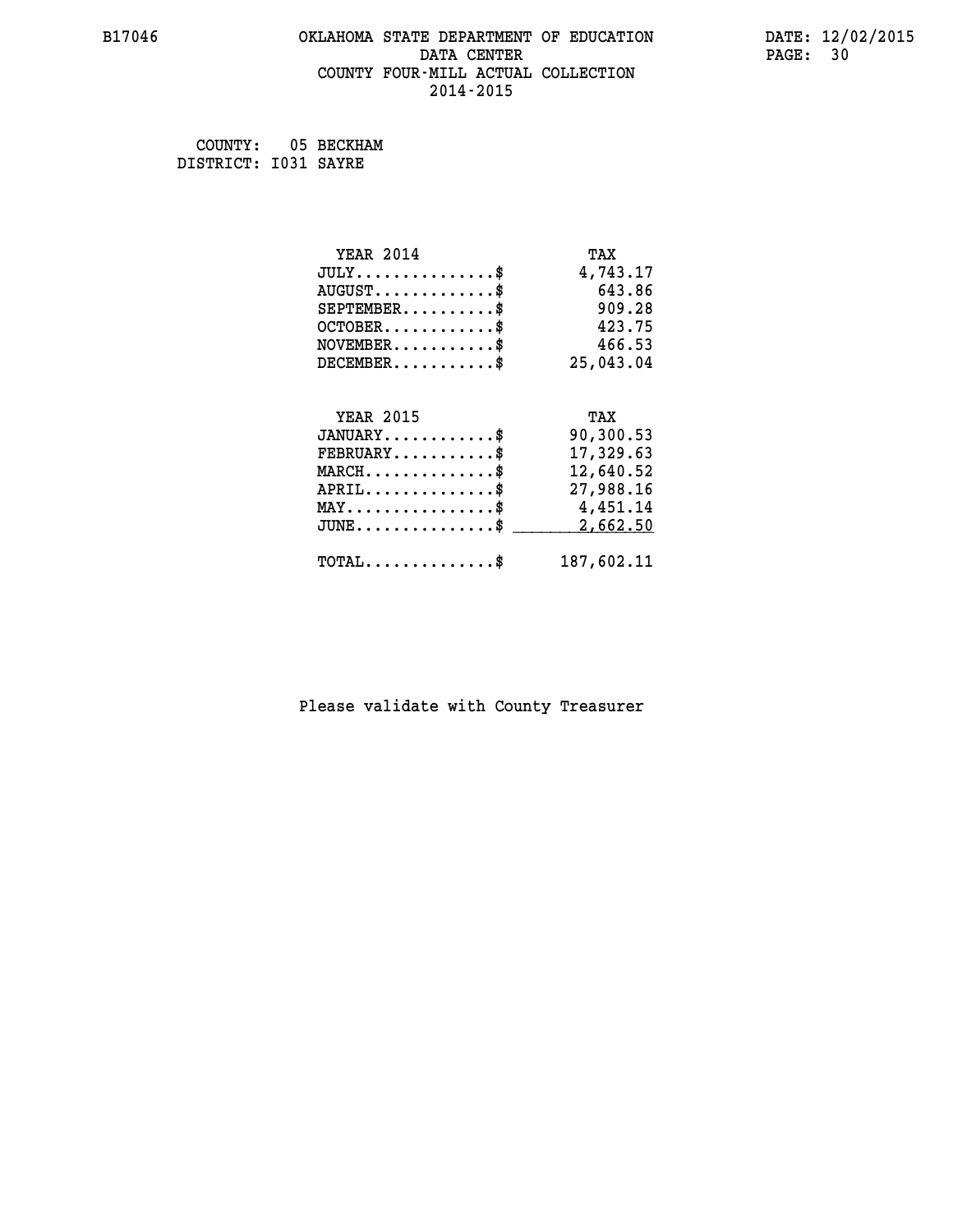B17046 OKLAHOMA STATE DEPARTMENT OF EDUCATION DATE: 12/02/2015

DATA CENTER

COUNTY FOUR-MILL ACTUAL COLLECTION

2014-2015

COUNTY: 05 BECKHAM
DISTRICT: I031 SAYRE

| YEAR 2014 | TAX |
| --- | --- |
| JULY..............$ | 4,743.17 |
| AUGUST............$ | 643.86 |
| SEPTEMBER.........$ | 909.28 |
| OCTOBER...........$ | 423.75 |
| NOVEMBER..........$ | 466.53 |
| DECEMBER..........$ | 25,043.04 |

| YEAR 2015 | TAX |
| --- | --- |
| JANUARY...........$ | 90,300.53 |
| FEBRUARY..........$ | 17,329.63 |
| MARCH.............$ | 12,640.52 |
| APRIL.............$ | 27,988.16 |
| MAY...............$ | 4,451.14 |
| JUNE..............$ | 2,662.50 |
| TOTAL.............$ | 187,602.11 |

Please validate with County Treasurer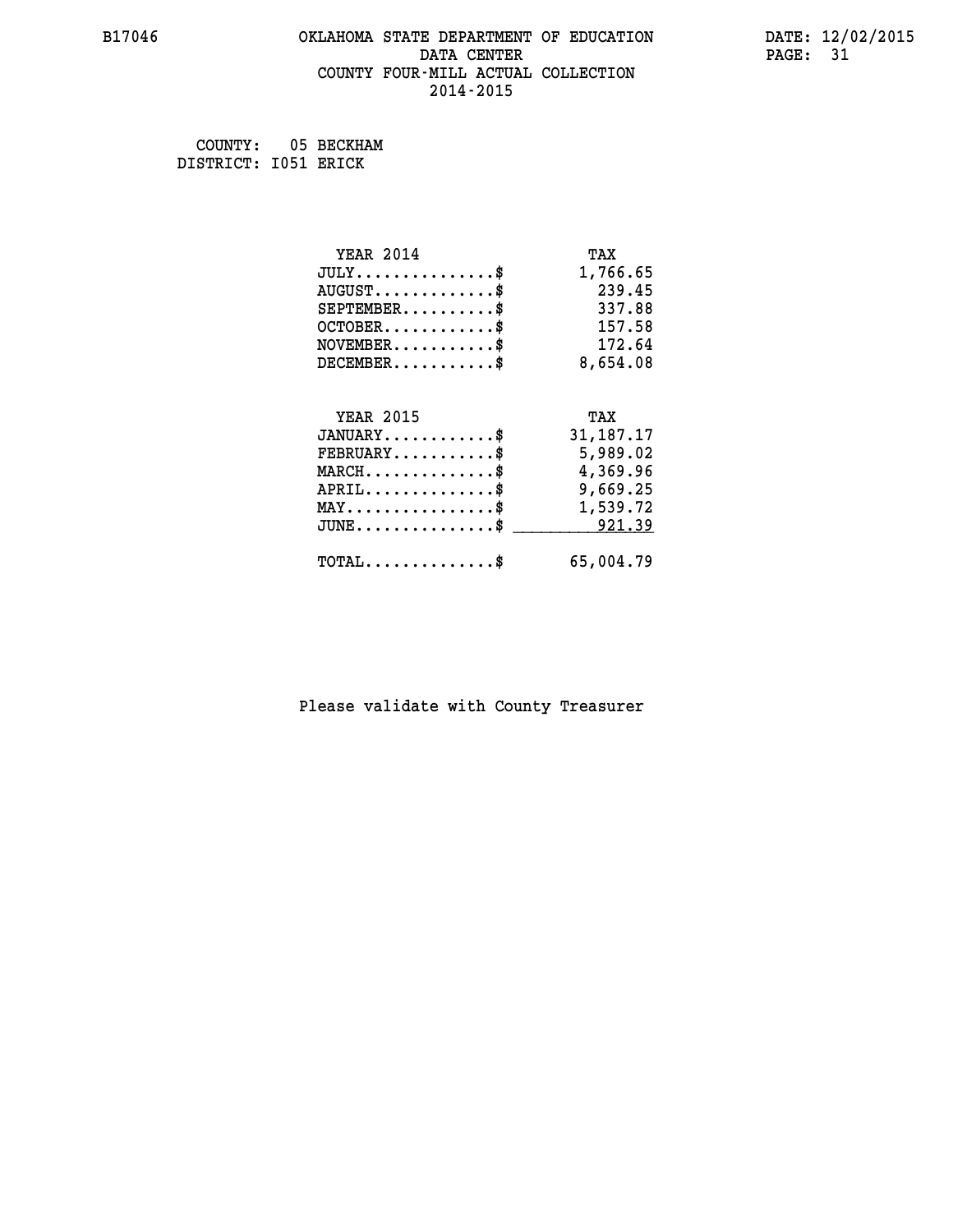# OKLAHOMA STATE DEPARTMENT OF EDUCATION
## DATA CENTER
## COUNTY FOUR-MILL ACTUAL COLLECTION
## 2014-2015

COUNTY: 05 BECKHAM
DISTRICT: I051 ERICK

| YEAR 2014 | TAX |
|---|---|
| JULY...............$ | 1,766.65 |
| AUGUST.............$ | 239.45 |
| SEPTEMBER..........$ | 337.88 |
| OCTOBER............$ | 157.58 |
| NOVEMBER...........$ | 172.64 |
| DECEMBER...........$ | 8,654.08 |

| YEAR 2015 | TAX |
|---|---|
| JANUARY............$ | 31,187.17 |
| FEBRUARY...........$ | 5,989.02 |
| MARCH..............$ | 4,369.96 |
| APRIL..............$ | 9,669.25 |
| MAY................$ | 1,539.72 |
| JUNE...............$ | 921.39 |
| TOTAL..............$ | 65,004.79 |

Please validate with County Treasurer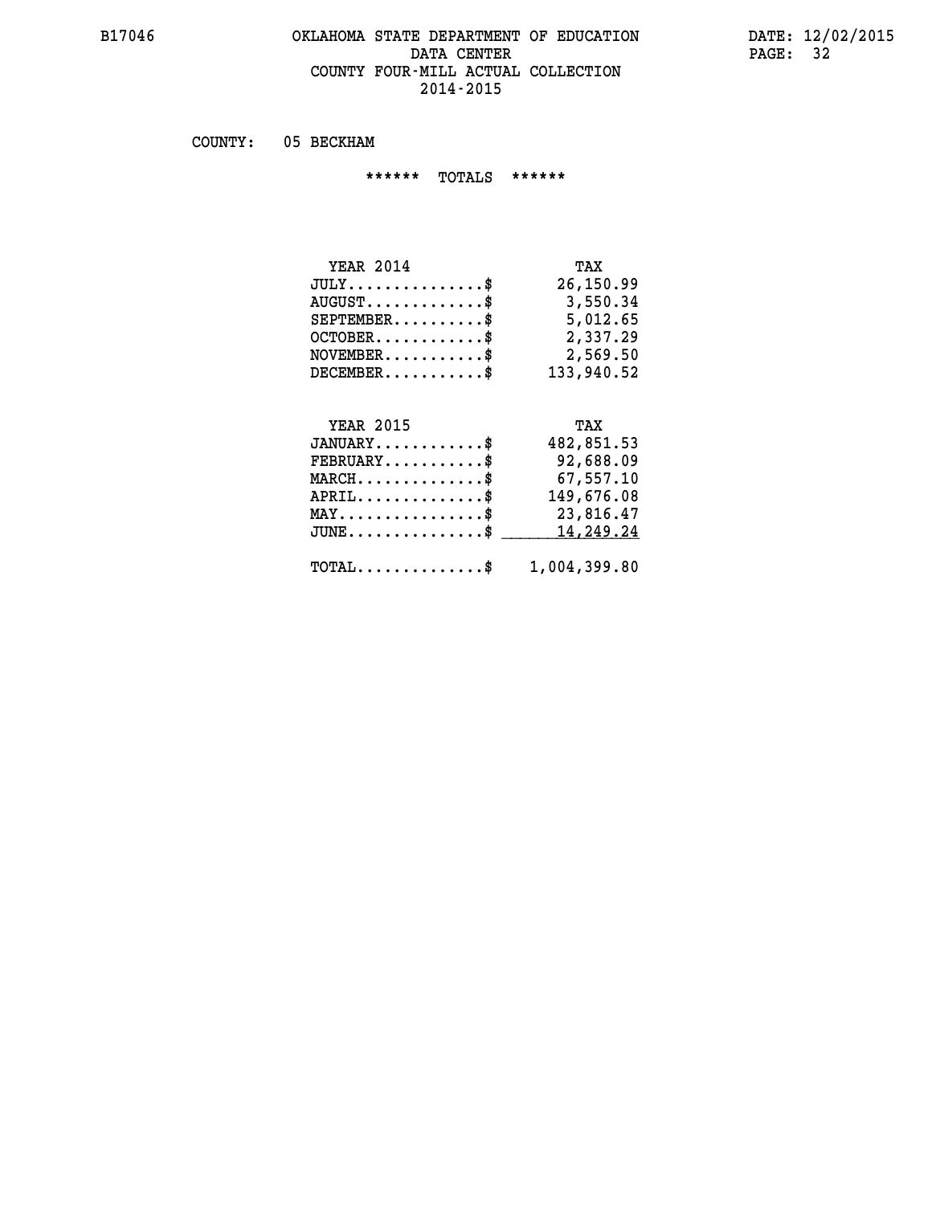# OKLAHOMA STATE DEPARTMENT OF EDUCATION
## DATA CENTER
## COUNTY FOUR-MILL ACTUAL COLLECTION
## 2014-2015

B17046 DATE: 12/02/2015

COUNTY: 05 BECKHAM

****** TOTALS ******

| YEAR 2014 | TAX |
|---|---|
| JULY...............$ | 26,150.99 |
| AUGUST.............$ | 3,550.34 |
| SEPTEMBER..........$ | 5,012.65 |
| OCTOBER............$ | 2,337.29 |
| NOVEMBER...........$ | 2,569.50 |
| DECEMBER...........$ | 133,940.52 |

| YEAR 2015 | TAX |
|---|---|
| JANUARY............$ | 482,851.53 |
| FEBRUARY...........$ | 92,688.09 |
| MARCH..............$ | 67,557.10 |
| APRIL..............$ | 149,676.08 |
| MAY................$ | 23,816.47 |
| JUNE...............$ | 14,249.24 |
| TOTAL..............$ | 1,004,399.80 |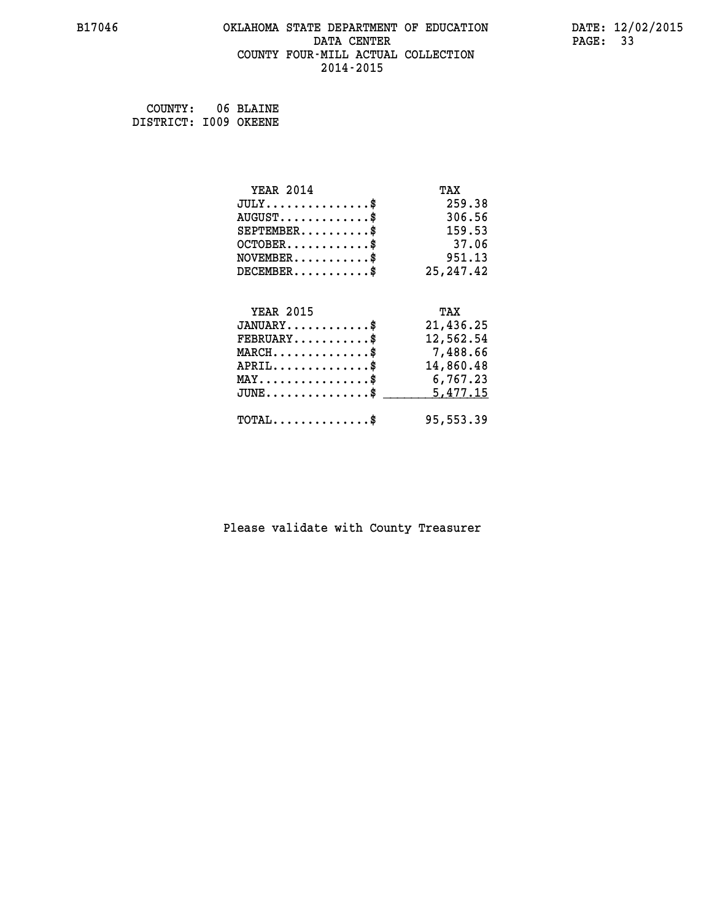B17046 OKLAHOMA STATE DEPARTMENT OF EDUCATION DATA CENTER COUNTY FOUR-MILL ACTUAL COLLECTION 2014-2015

DATE: 12/02/2015

COUNTY: 06 BLAINE
DISTRICT: I009 OKEENE

| YEAR 2014 | TAX |
|---|---|
| JULY...............$ | 259.38 |
| AUGUST.............$ | 306.56 |
| SEPTEMBER..........$ | 159.53 |
| OCTOBER............$ | 37.06 |
| NOVEMBER...........$ | 951.13 |
| DECEMBER...........$ | 25,247.42 |

| YEAR 2015 | TAX |
|---|---|
| JANUARY............$ | 21,436.25 |
| FEBRUARY...........$ | 12,562.54 |
| MARCH..............$ | 7,488.66 |
| APRIL..............$ | 14,860.48 |
| MAY................$ | 6,767.23 |
| JUNE...............$ | 5,477.15 |
| TOTAL..............$ | 95,553.39 |

Please validate with County Treasurer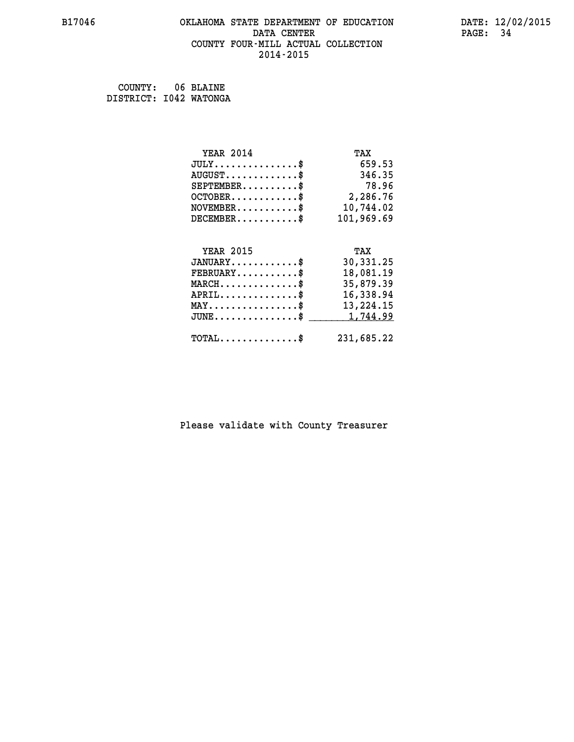# OKLAHOMA STATE DEPARTMENT OF EDUCATION
## DATA CENTER
## COUNTY FOUR-MILL ACTUAL COLLECTION
## 2014-2015

COUNTY: 06 BLAINE
DISTRICT: I042 WATONGA

| YEAR 2014 | TAX |
|---|---|
| JULY...............$ | 659.53 |
| AUGUST.............$ | 346.35 |
| SEPTEMBER..........$ | 78.96 |
| OCTOBER............$ | 2,286.76 |
| NOVEMBER...........$ | 10,744.02 |
| DECEMBER...........$ | 101,969.69 |

| YEAR 2015 | TAX |
|---|---|
| JANUARY............$ | 30,331.25 |
| FEBRUARY...........$ | 18,081.19 |
| MARCH..............$ | 35,879.39 |
| APRIL..............$ | 16,338.94 |
| MAY................$ | 13,224.15 |
| JUNE...............$ | 1,744.99 |
| TOTAL..............$ | 231,685.22 |

Please validate with County Treasurer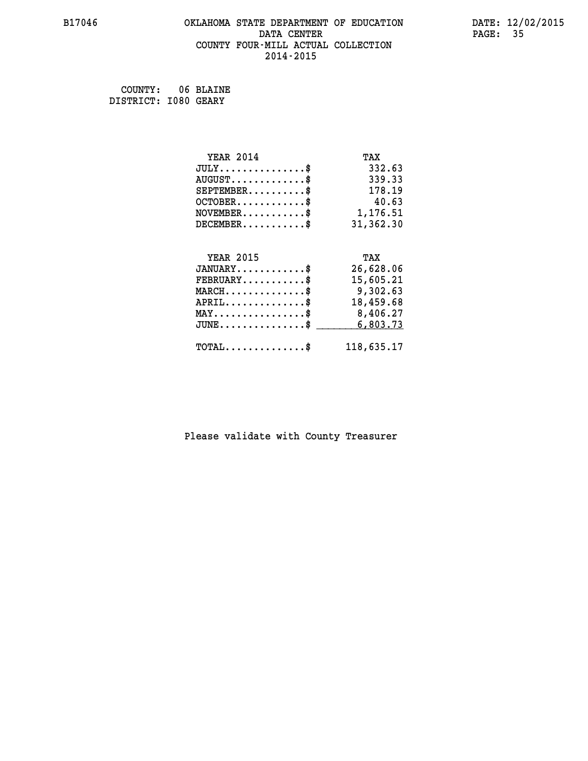OKLAHOMA STATE DEPARTMENT OF EDUCATION
DATA CENTER
COUNTY FOUR-MILL ACTUAL COLLECTION
2014-2015

COUNTY: 06 BLAINE
DISTRICT: I080 GEARY

| YEAR 2014 | TAX |
|---|---|
| JULY...............$ | 332.63 |
| AUGUST.............$ | 339.33 |
| SEPTEMBER..........$ | 178.19 |
| OCTOBER............$ | 40.63 |
| NOVEMBER...........$ | 1,176.51 |
| DECEMBER...........$ | 31,362.30 |

| YEAR 2015 | TAX |
|---|---|
| JANUARY............$ | 26,628.06 |
| FEBRUARY...........$ | 15,605.21 |
| MARCH..............$ | 9,302.63 |
| APRIL..............$ | 18,459.68 |
| MAY................$ | 8,406.27 |
| JUNE...............$ | 6,803.73 |
| TOTAL..............$ | 118,635.17 |

Please validate with County Treasurer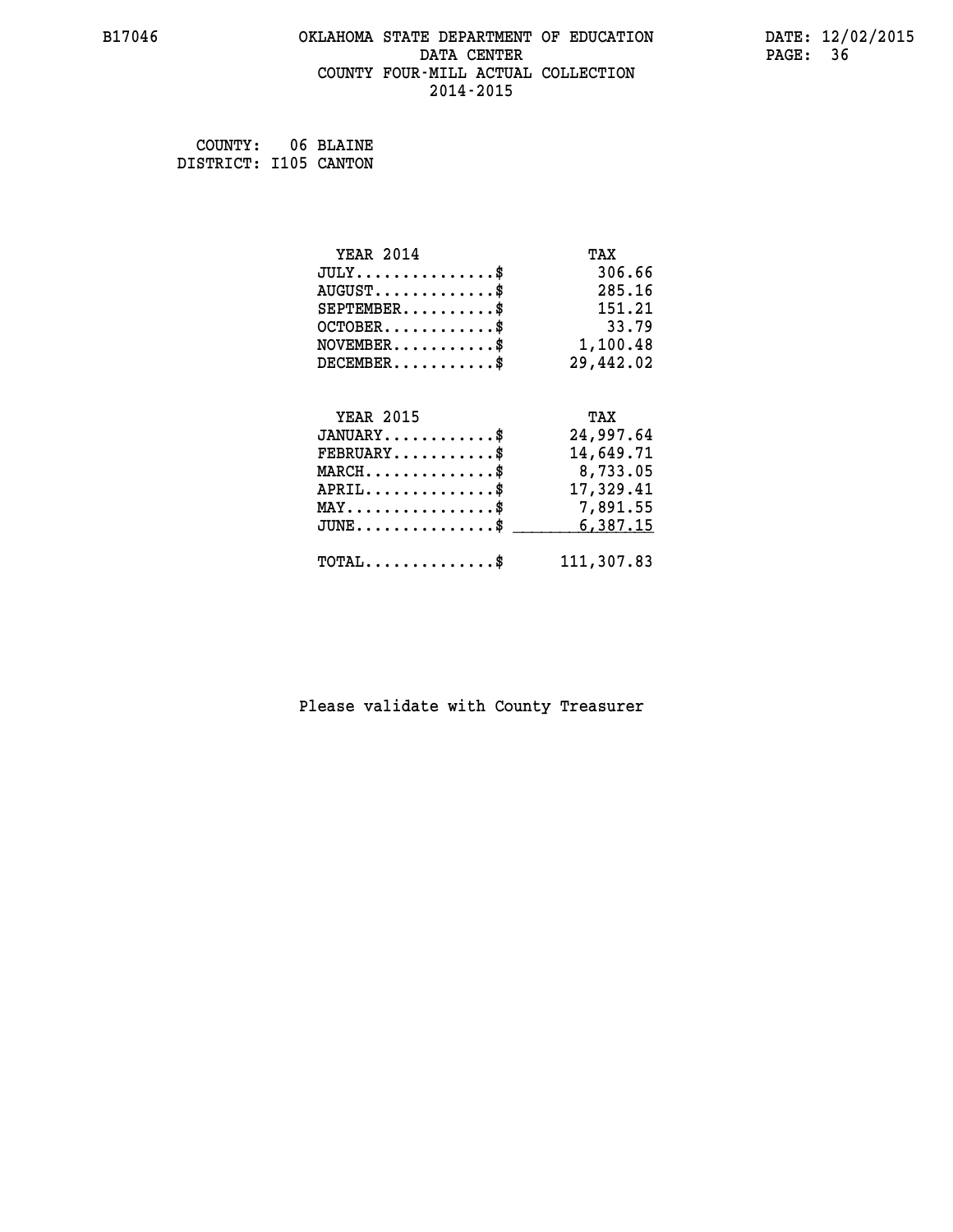COUNTY: 06 BLAINE
DISTRICT: I105 CANTON

| YEAR 2014 | TAX |
|---|---|
| JULY..............$ | 306.66 |
| AUGUST............$ | 285.16 |
| SEPTEMBER.........$ | 151.21 |
| OCTOBER...........$ | 33.79 |
| NOVEMBER..........$ | 1,100.48 |
| DECEMBER..........$ | 29,442.02 |

| YEAR 2015 | TAX |
|---|---|
| JANUARY...........$ | 24,997.64 |
| FEBRUARY..........$ | 14,649.71 |
| MARCH.............$ | 8,733.05 |
| APRIL.............$ | 17,329.41 |
| MAY...............$ | 7,891.55 |
| JUNE..............$ | 6,387.15 |
| TOTAL.............$ | 111,307.83 |

Please validate with County Treasurer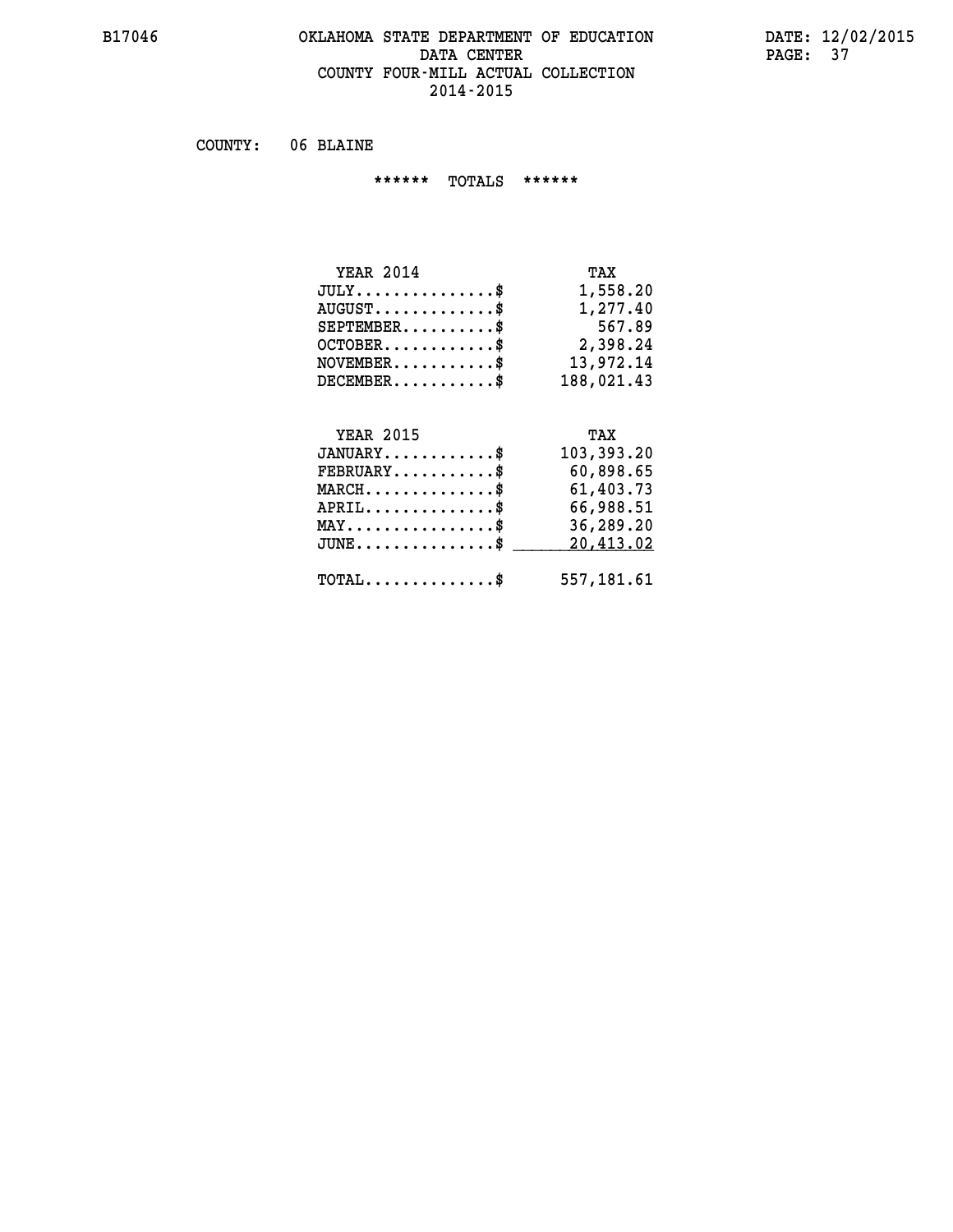# OKLAHOMA STATE DEPARTMENT OF EDUCATION
## DATA CENTER
## COUNTY FOUR-MILL ACTUAL COLLECTION
## 2014-2015

COUNTY: 06 BLAINE

****** TOTALS ******

| YEAR 2014 | TAX |
|---|---|
| JULY..............$ | 1,558.20 |
| AUGUST.............$ | 1,277.40 |
| SEPTEMBER..........$ | 567.89 |
| OCTOBER............$ | 2,398.24 |
| NOVEMBER...........$ | 13,972.14 |
| DECEMBER...........$ | 188,021.43 |

| YEAR 2015 | TAX |
|---|---|
| JANUARY............$ | 103,393.20 |
| FEBRUARY...........$ | 60,898.65 |
| MARCH..............$ | 61,403.73 |
| APRIL..............$ | 66,988.51 |
| MAY................$ | 36,289.20 |
| JUNE...............$ | 20,413.02 |
| TOTAL..............$ | 557,181.61 |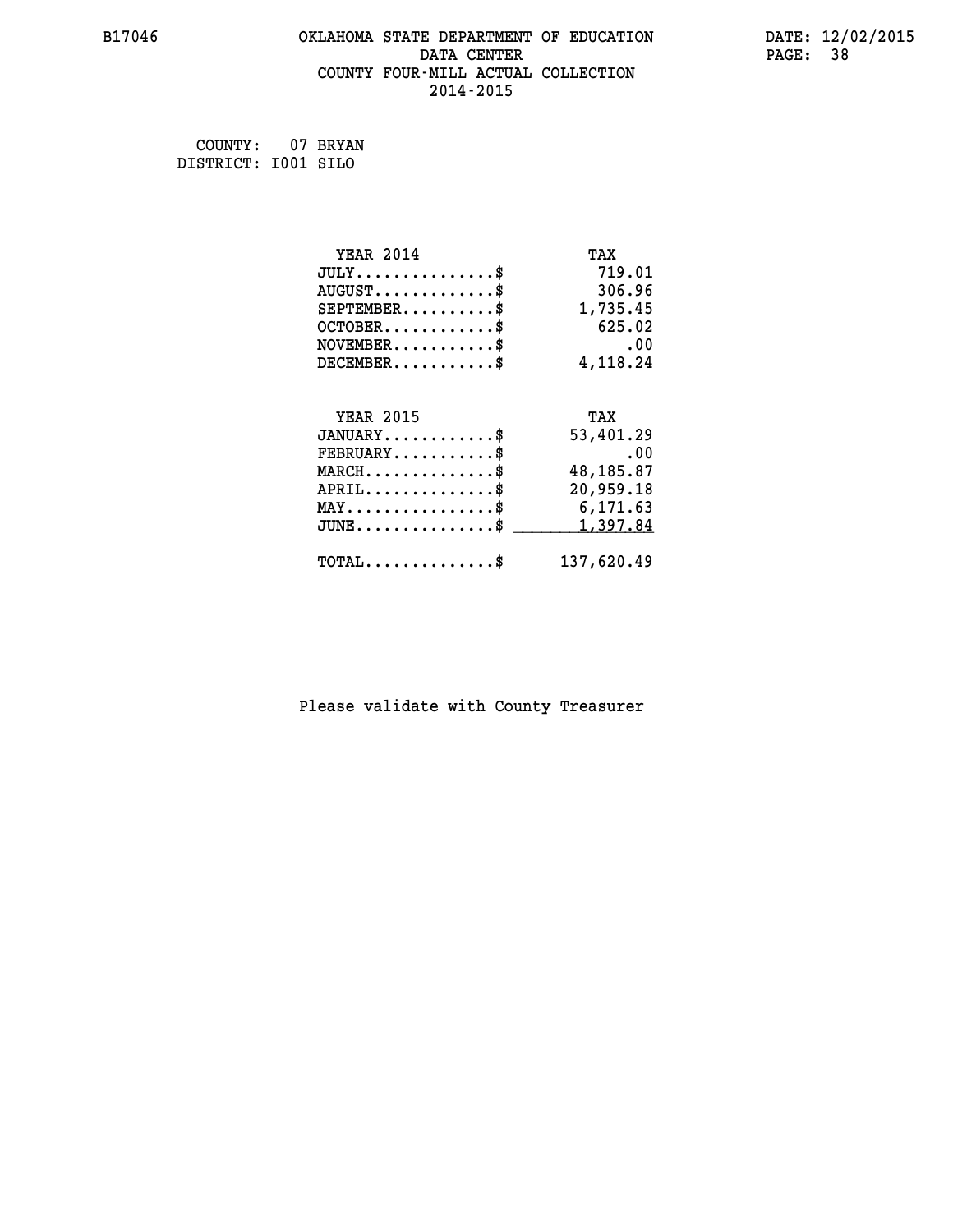COUNTY: 07 BRYAN
DISTRICT: I001 SILO

| YEAR 2014 | TAX |
|---|---|
| JULY..............$ | 719.01 |
| AUGUST............$ | 306.96 |
| SEPTEMBER.........$ | 1,735.45 |
| OCTOBER...........$ | 625.02 |
| NOVEMBER..........$ | .00 |
| DECEMBER..........$ | 4,118.24 |

| YEAR 2015 | TAX |
|---|---|
| JANUARY...........$ | 53,401.29 |
| FEBRUARY..........$ | .00 |
| MARCH.............$ | 48,185.87 |
| APRIL.............$ | 20,959.18 |
| MAY...............$ | 6,171.63 |
| JUNE..............$ | 1,397.84 |
| TOTAL.............$ | 137,620.49 |

Please validate with County Treasurer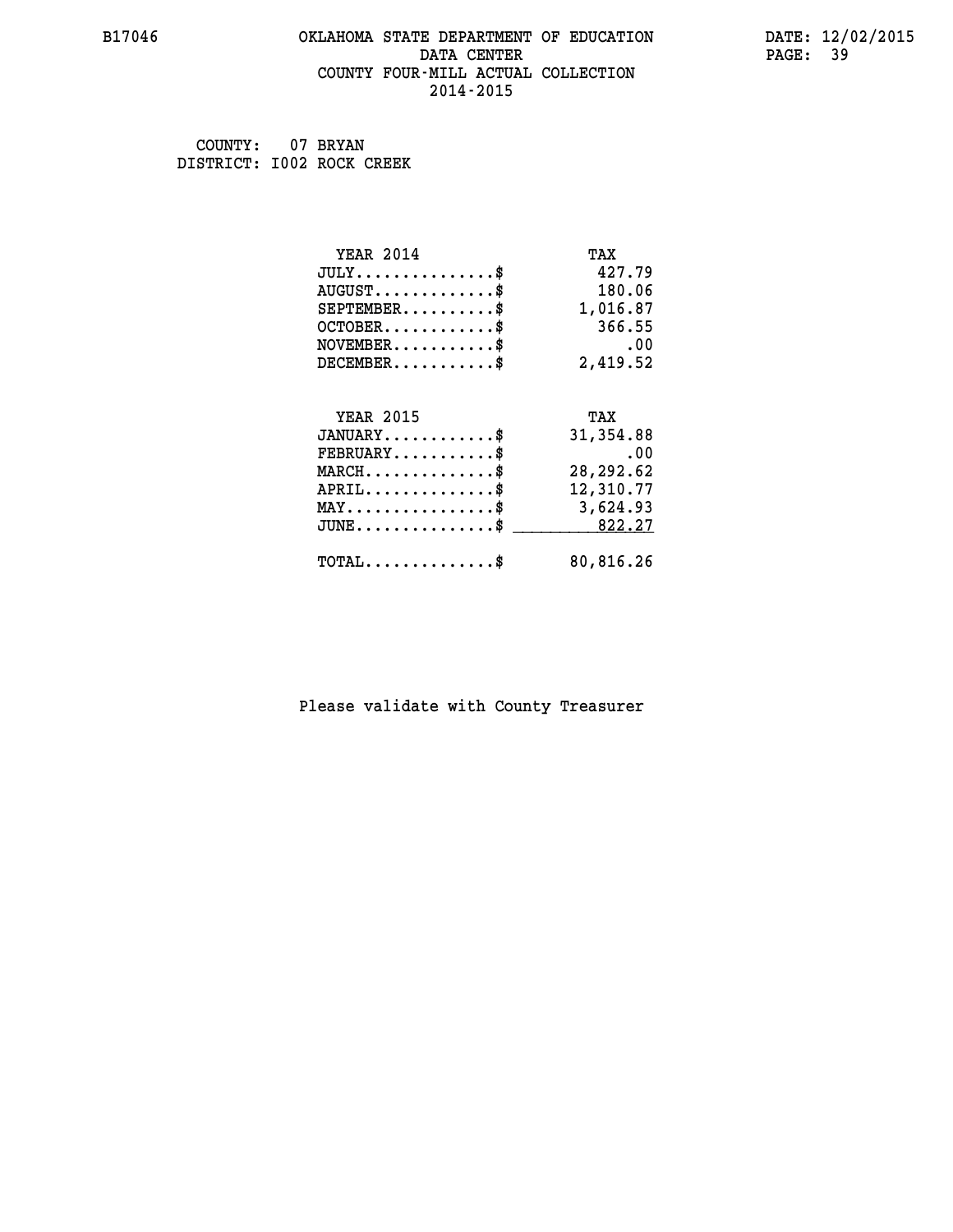COUNTY: 07 BRYAN
DISTRICT: I002 ROCK CREEK

| YEAR 2014 | TAX |
|---|---|
| JULY..............$ | 427.79 |
| AUGUST............$ | 180.06 |
| SEPTEMBER.........$ | 1,016.87 |
| OCTOBER...........$ | 366.55 |
| NOVEMBER..........$ | .00 |
| DECEMBER..........$ | 2,419.52 |

| YEAR 2015 | TAX |
|---|---|
| JANUARY...........$ | 31,354.88 |
| FEBRUARY..........$ | .00 |
| MARCH.............$ | 28,292.62 |
| APRIL.............$ | 12,310.77 |
| MAY...............$ | 3,624.93 |
| JUNE..............$ | 822.27 |
| TOTAL.............$ | 80,816.26 |

Please validate with County Treasurer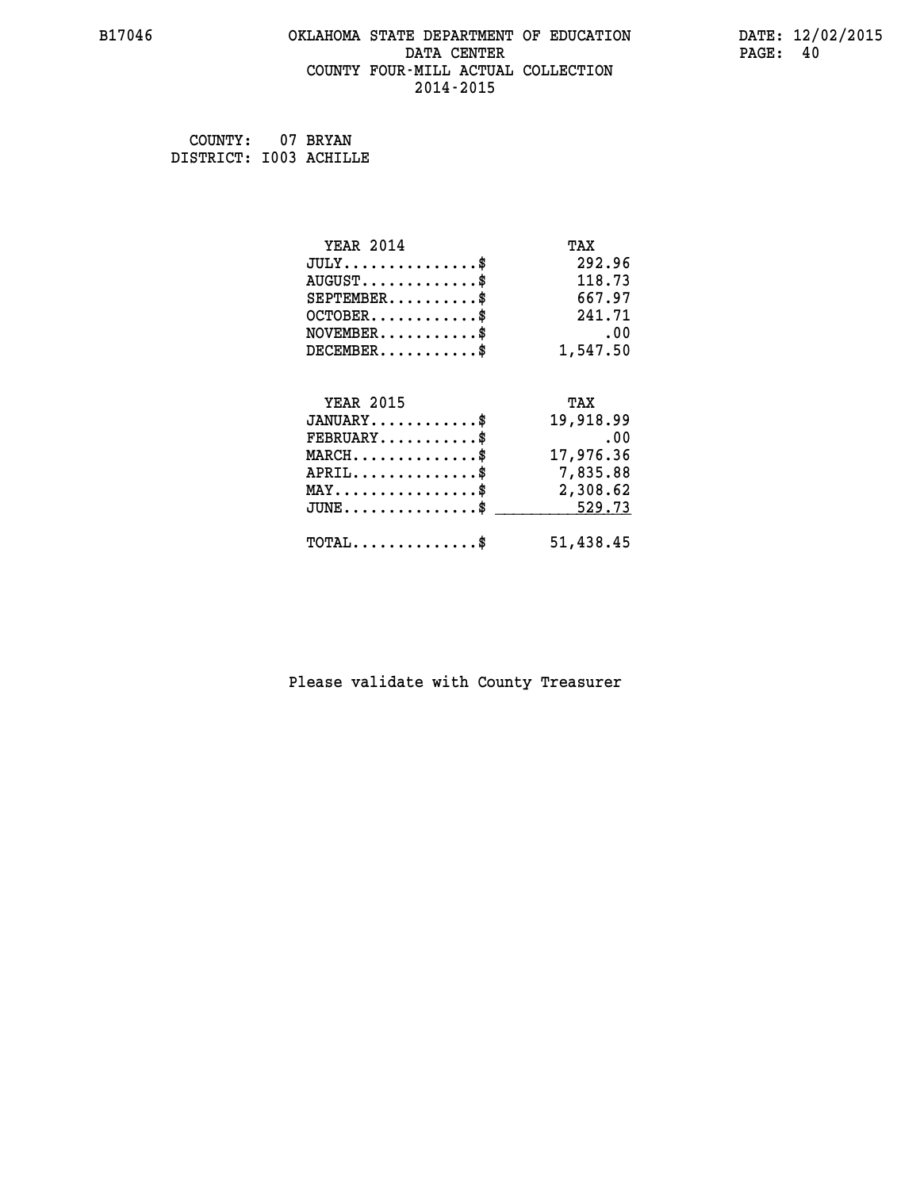B17046 OKLAHOMA STATE DEPARTMENT OF EDUCATION DATA CENTER COUNTY FOUR-MILL ACTUAL COLLECTION 2014-2015

DATE: 12/02/2015

COUNTY: 07 BRYAN
DISTRICT: I003 ACHILLE

| YEAR 2014 | TAX |
|---|---|
| JULY...............$ | 292.96 |
| AUGUST.............$ | 118.73 |
| SEPTEMBER..........$ | 667.97 |
| OCTOBER............$ | 241.71 |
| NOVEMBER...........$ | .00 |
| DECEMBER...........$ | 1,547.50 |

| YEAR 2015 | TAX |
|---|---|
| JANUARY............$ | 19,918.99 |
| FEBRUARY...........$ | .00 |
| MARCH..............$ | 17,976.36 |
| APRIL..............$ | 7,835.88 |
| MAY................$ | 2,308.62 |
| JUNE...............$ | 529.73 |
| TOTAL..............$ | 51,438.45 |

Please validate with County Treasurer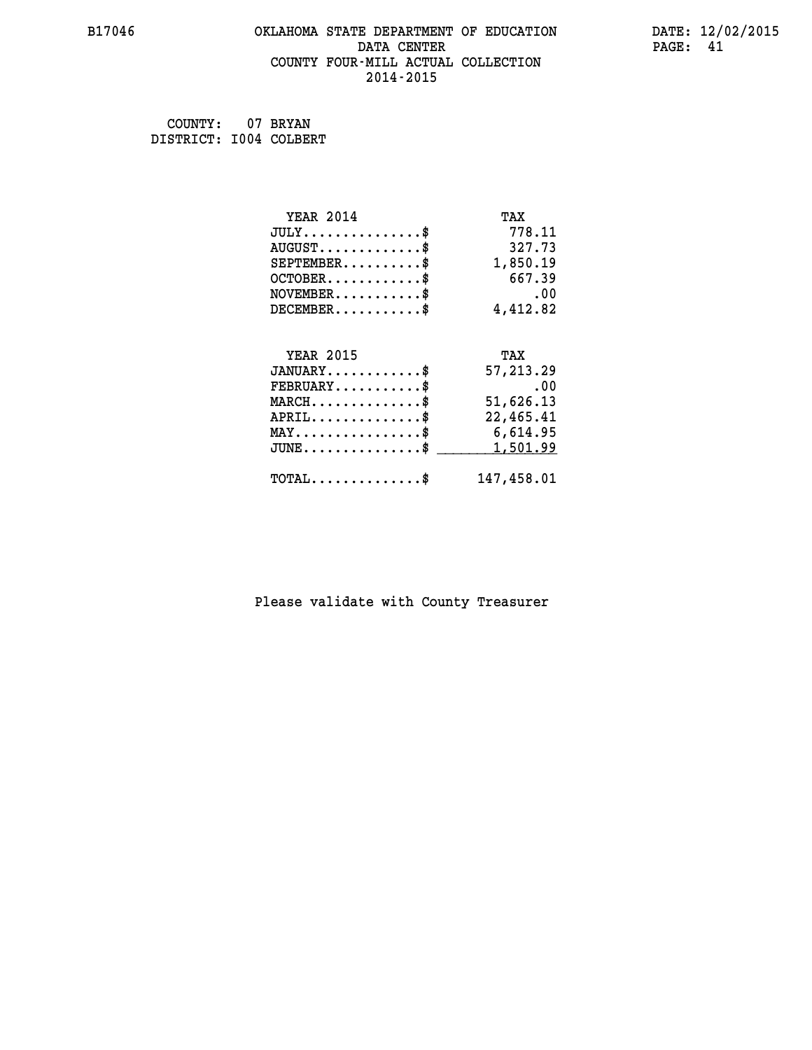COUNTY: 07 BRYAN
DISTRICT: I004 COLBERT

| YEAR 2014 | TAX |
| --- | --- |
| JULY.............$ | 778.11 |
| AUGUST............$ | 327.73 |
| SEPTEMBER..........$ | 1,850.19 |
| OCTOBER............$ | 667.39 |
| NOVEMBER...........$ | .00 |
| DECEMBER...........$ | 4,412.82 |

| YEAR 2015 | TAX |
| --- | --- |
| JANUARY............$ | 57,213.29 |
| FEBRUARY...........$ | .00 |
| MARCH..............$ | 51,626.13 |
| APRIL..............$ | 22,465.41 |
| MAY................$ | 6,614.95 |
| JUNE...............$ | 1,501.99 |
| TOTAL..............$ | 147,458.01 |

Please validate with County Treasurer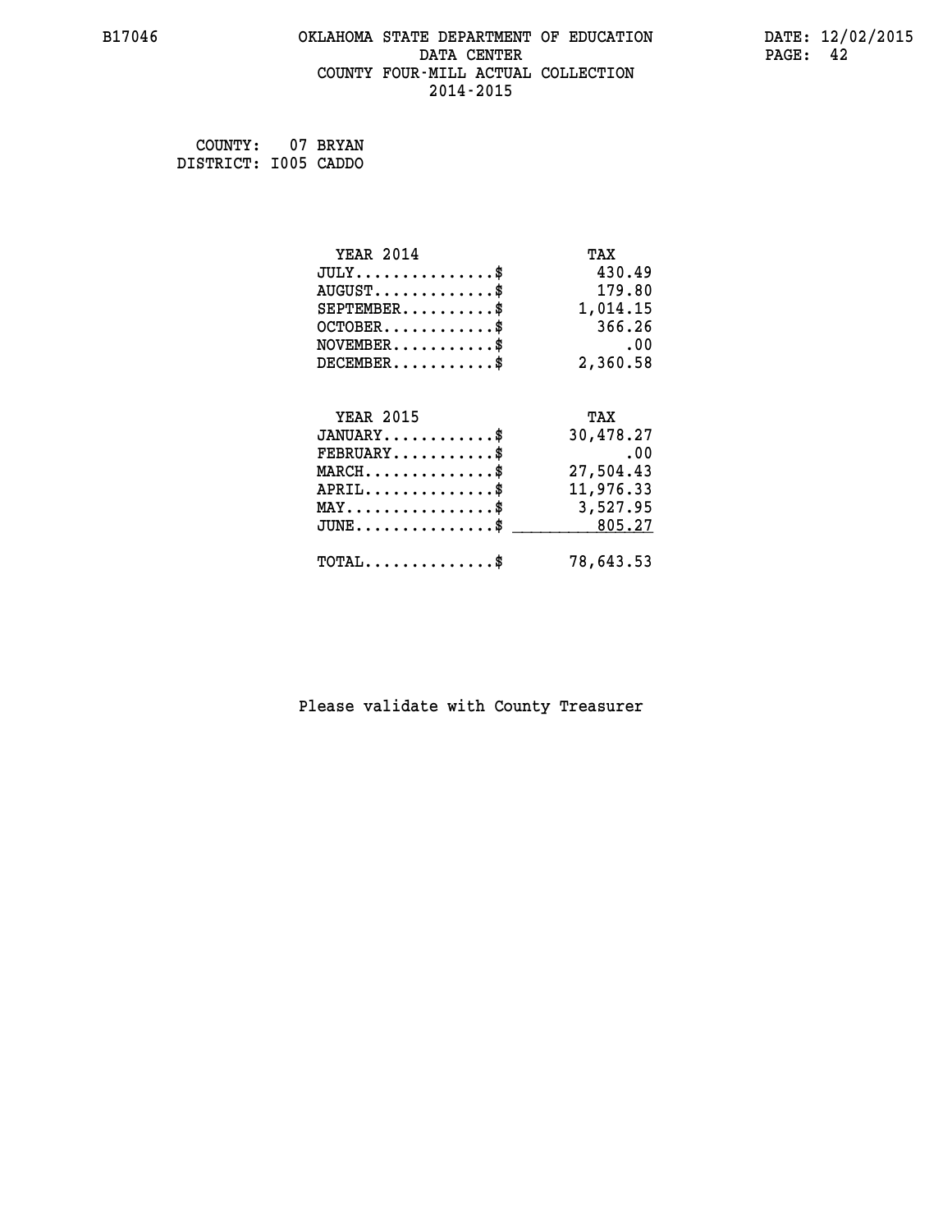B17046 OKLAHOMA STATE DEPARTMENT OF EDUCATION DATE: 12/02/2015
DATA CENTER
COUNTY FOUR-MILL ACTUAL COLLECTION
2014-2015

COUNTY: 07 BRYAN
DISTRICT: I005 CADDO

| YEAR 2014 | TAX |
|---|---|
| JULY...............$ | 430.49 |
| AUGUST.............$ | 179.80 |
| SEPTEMBER..........$ | 1,014.15 |
| OCTOBER............$ | 366.26 |
| NOVEMBER...........$ | .00 |
| DECEMBER...........$ | 2,360.58 |

| YEAR 2015 | TAX |
|---|---|
| JANUARY............$ | 30,478.27 |
| FEBRUARY...........$ | .00 |
| MARCH..............$ | 27,504.43 |
| APRIL..............$ | 11,976.33 |
| MAY................$ | 3,527.95 |
| JUNE...............$ | 805.27 |
| TOTAL..............$ | 78,643.53 |

Please validate with County Treasurer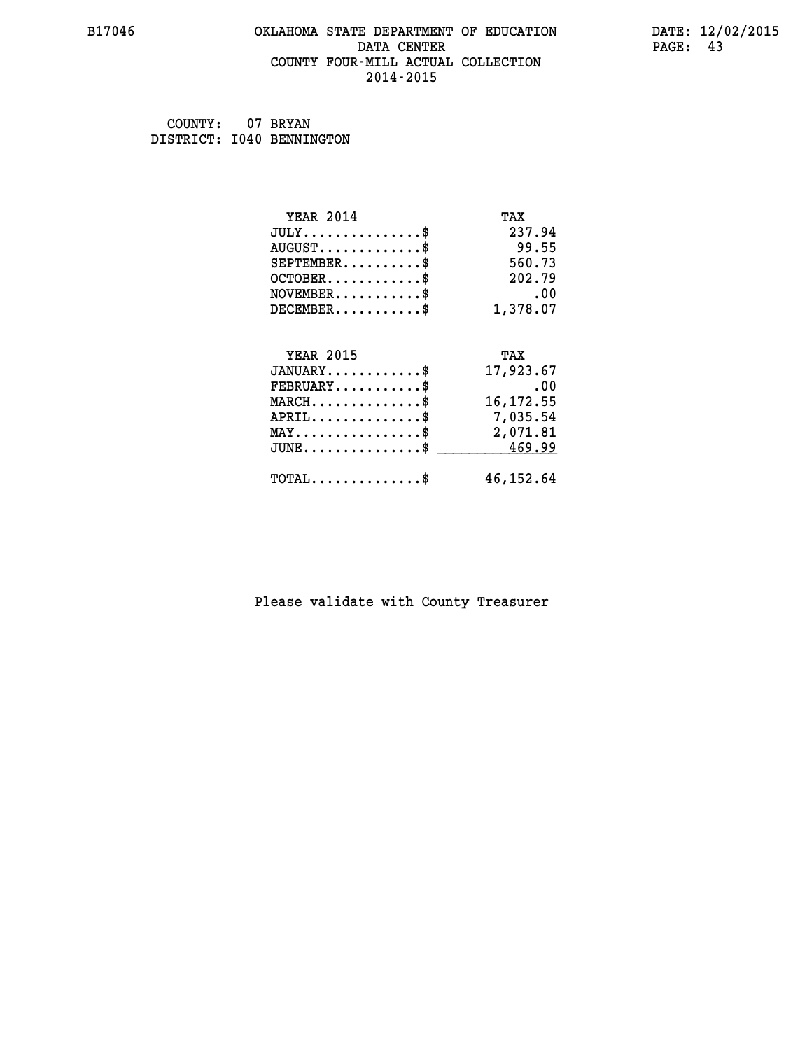COUNTY: 07 BRYAN
DISTRICT: I040 BENNINGTON

| YEAR 2014 | TAX |
|---|---|
| JULY...............$ | 237.94 |
| AUGUST.............$ | 99.55 |
| SEPTEMBER..........$ | 560.73 |
| OCTOBER............$ | 202.79 |
| NOVEMBER...........$ | .00 |
| DECEMBER...........$ | 1,378.07 |

| YEAR 2015 | TAX |
|---|---|
| JANUARY............$ | 17,923.67 |
| FEBRUARY...........$ | .00 |
| MARCH..............$ | 16,172.55 |
| APRIL..............$ | 7,035.54 |
| MAY................$ | 2,071.81 |
| JUNE...............$ | 469.99 |
| TOTAL..............$ | 46,152.64 |

Please validate with County Treasurer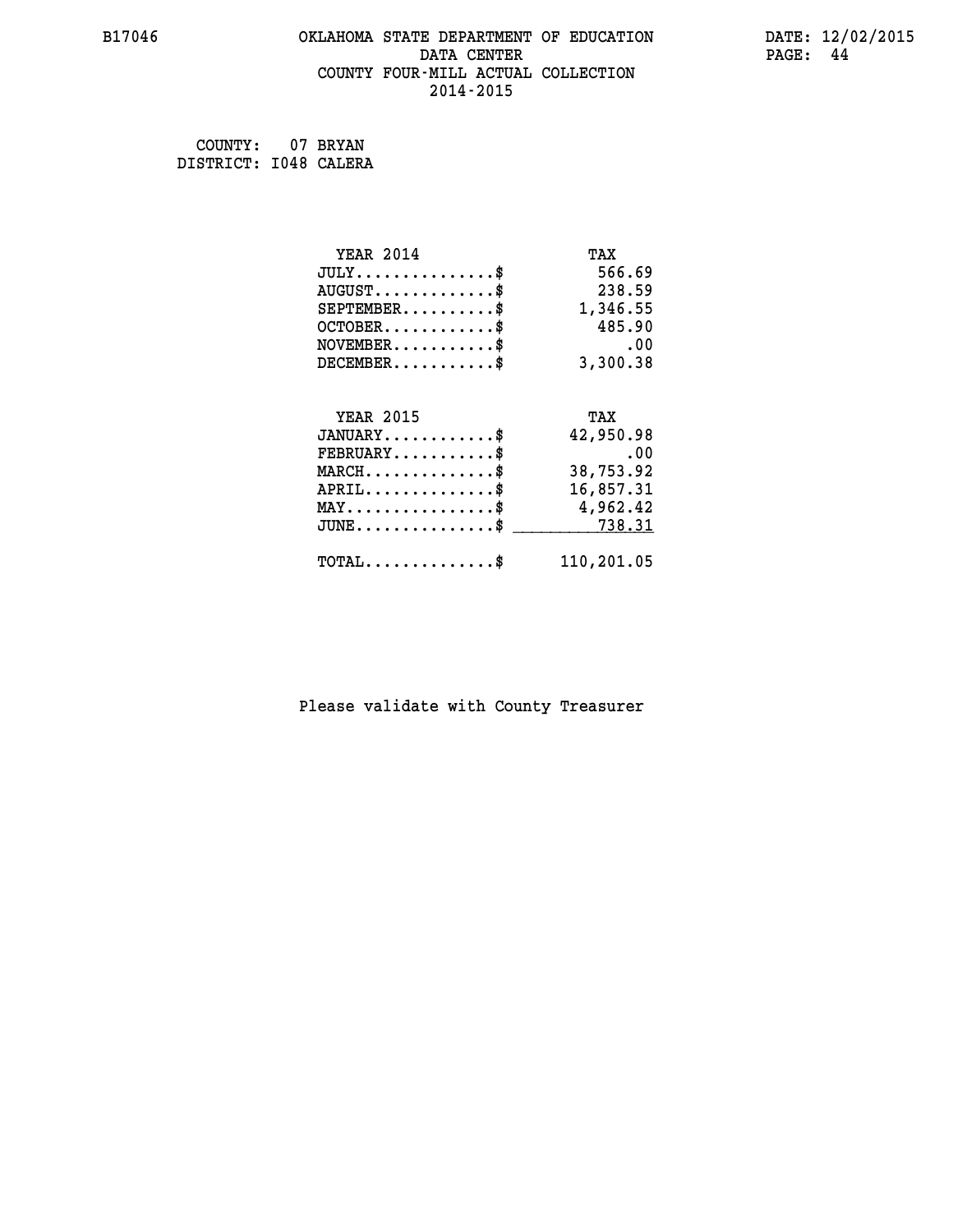B17046 OKLAHOMA STATE DEPARTMENT OF EDUCATION DATE: 12/02/2015
DATA CENTER
COUNTY FOUR-MILL ACTUAL COLLECTION
2014-2015

COUNTY: 07 BRYAN
DISTRICT: I048 CALERA

| YEAR 2014 | TAX |
|---|---|
| JULY..............$ | 566.69 |
| AUGUST............$ | 238.59 |
| SEPTEMBER.........$ | 1,346.55 |
| OCTOBER...........$ | 485.90 |
| NOVEMBER..........$ | .00 |
| DECEMBER..........$ | 3,300.38 |

| YEAR 2015 | TAX |
|---|---|
| JANUARY...........$ | 42,950.98 |
| FEBRUARY..........$ | .00 |
| MARCH.............$ | 38,753.92 |
| APRIL.............$ | 16,857.31 |
| MAY...............$ | 4,962.42 |
| JUNE..............$ | 738.31 |
| TOTAL.............$ | 110,201.05 |

Please validate with County Treasurer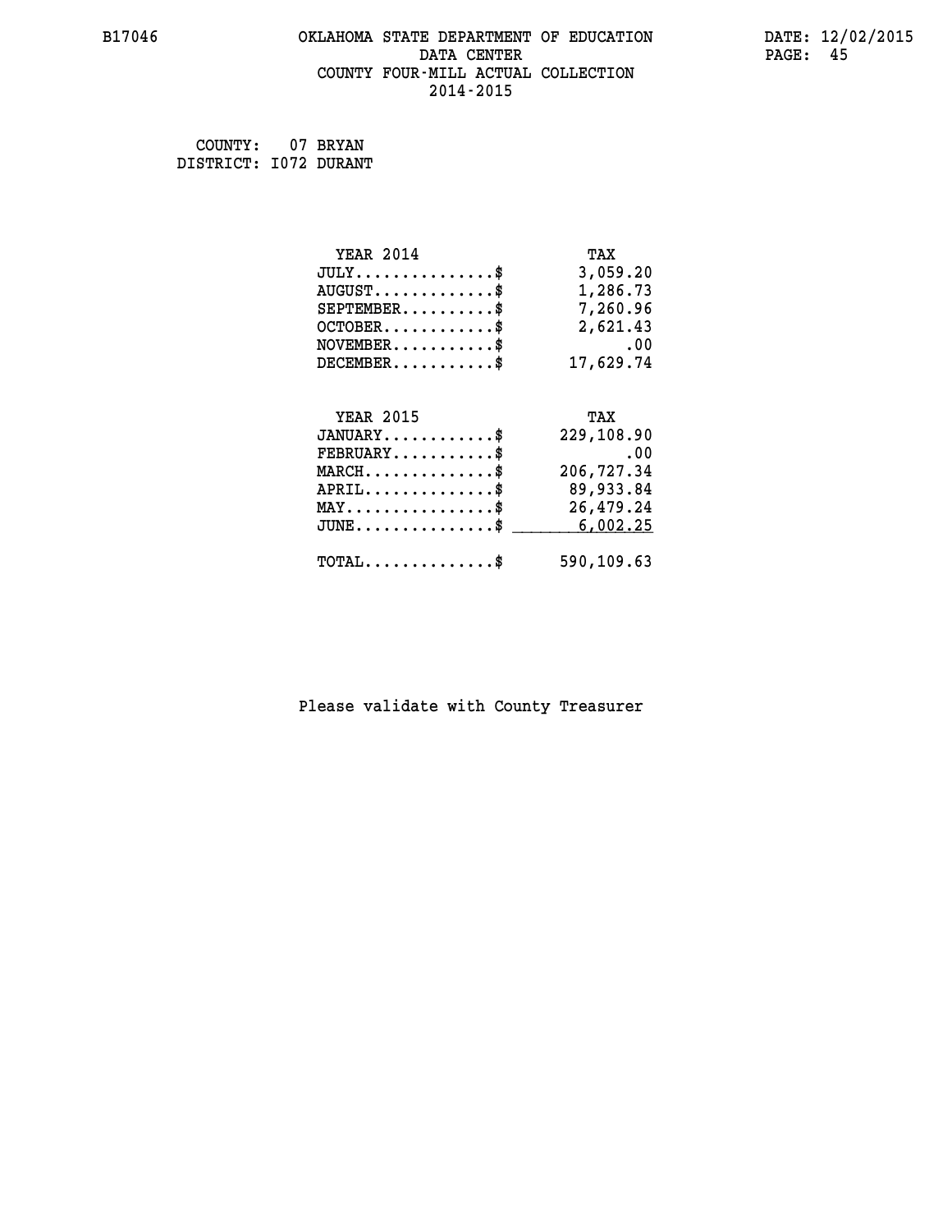# OKLAHOMA STATE DEPARTMENT OF EDUCATION
## DATA CENTER
## COUNTY FOUR-MILL ACTUAL COLLECTION
## 2014-2015

B17046

DATE: 12/02/2015

COUNTY: 07 BRYAN
DISTRICT: I072 DURANT

| YEAR 2014 | TAX |
|---|---|
| JULY...............$ | 3,059.20 |
| AUGUST.............$ | 1,286.73 |
| SEPTEMBER..........$ | 7,260.96 |
| OCTOBER............$ | 2,621.43 |
| NOVEMBER...........$ | .00 |
| DECEMBER...........$ | 17,629.74 |

| YEAR 2015 | TAX |
|---|---|
| JANUARY............$ | 229,108.90 |
| FEBRUARY...........$ | .00 |
| MARCH..............$ | 206,727.34 |
| APRIL..............$ | 89,933.84 |
| MAY................$ | 26,479.24 |
| JUNE...............$ | 6,002.25 |
| TOTAL..............$ | 590,109.63 |

Please validate with County Treasurer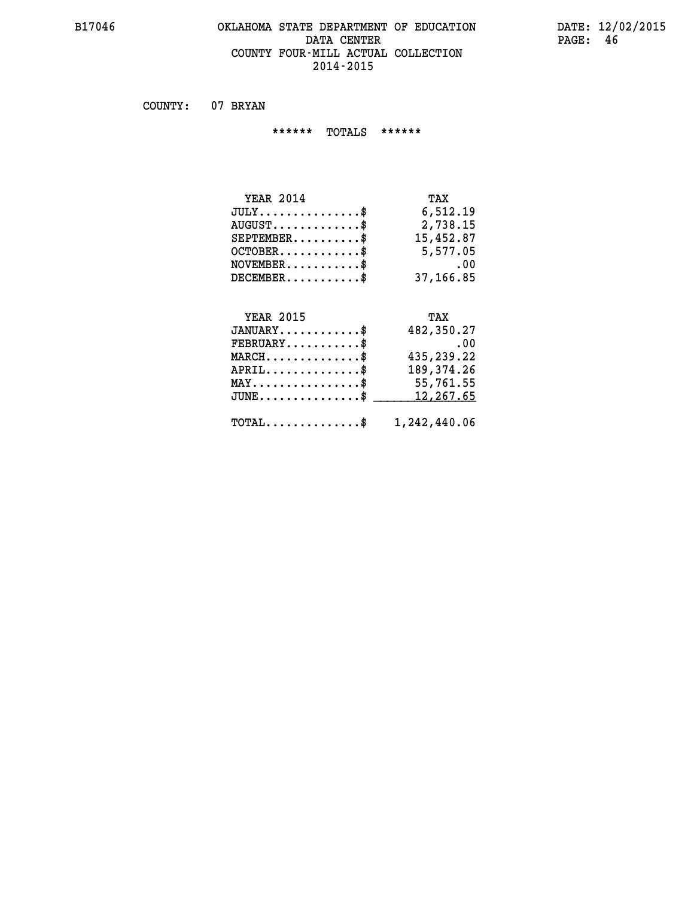# OKLAHOMA STATE DEPARTMENT OF EDUCATION
## DATA CENTER
## COUNTY FOUR-MILL ACTUAL COLLECTION
## 2014-2015

B17046

DATE: 12/02/2015

COUNTY: 07 BRYAN

****** TOTALS ******

| YEAR 2014 | TAX |
|---|---|
| JULY...............$ | 6,512.19 |
| AUGUST.............$ | 2,738.15 |
| SEPTEMBER..........$ | 15,452.87 |
| OCTOBER............$ | 5,577.05 |
| NOVEMBER...........$ | .00 |
| DECEMBER...........$ | 37,166.85 |

| YEAR 2015 | TAX |
|---|---|
| JANUARY............$ | 482,350.27 |
| FEBRUARY...........$ | .00 |
| MARCH..............$ | 435,239.22 |
| APRIL..............$ | 189,374.26 |
| MAY................$ | 55,761.55 |
| JUNE...............$ | 12,267.65 |
| TOTAL..............$ | 1,242,440.06 |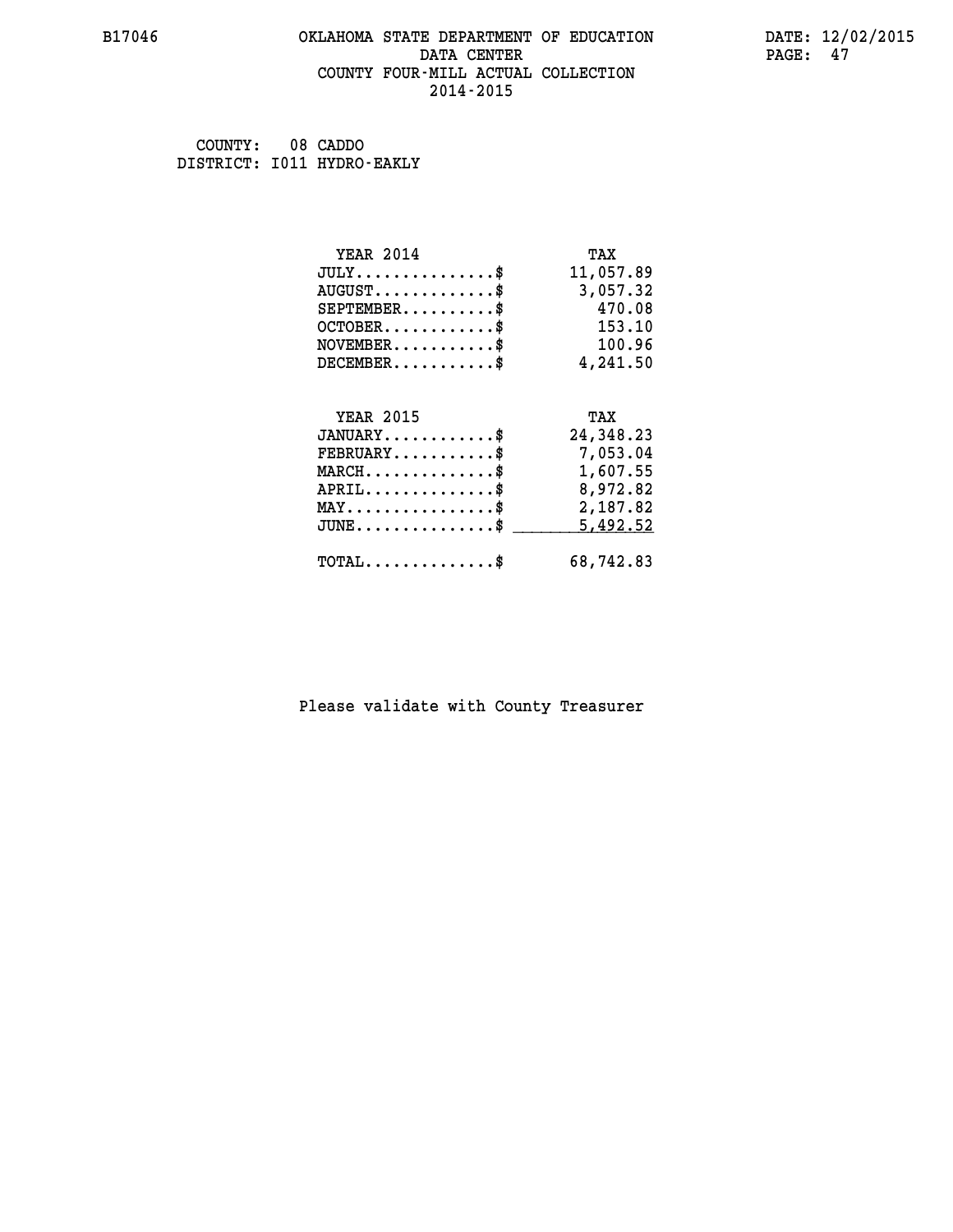B17046 OKLAHOMA STATE DEPARTMENT OF EDUCATION DATA CENTER COUNTY FOUR-MILL ACTUAL COLLECTION 2014-2015

DATE: 12/02/2015

COUNTY: 08 CADDO
DISTRICT: I011 HYDRO-EAKLY

| YEAR 2014 | TAX |
|---|---|
| JULY...............$ | 11,057.89 |
| AUGUST.............$ | 3,057.32 |
| SEPTEMBER..........$ | 470.08 |
| OCTOBER............$ | 153.10 |
| NOVEMBER...........$ | 100.96 |
| DECEMBER...........$ | 4,241.50 |

| YEAR 2015 | TAX |
|---|---|
| JANUARY............$ | 24,348.23 |
| FEBRUARY...........$ | 7,053.04 |
| MARCH..............$ | 1,607.55 |
| APRIL..............$ | 8,972.82 |
| MAY................$ | 2,187.82 |
| JUNE...............$ | 5,492.52 |
| TOTAL..............$ | 68,742.83 |

Please validate with County Treasurer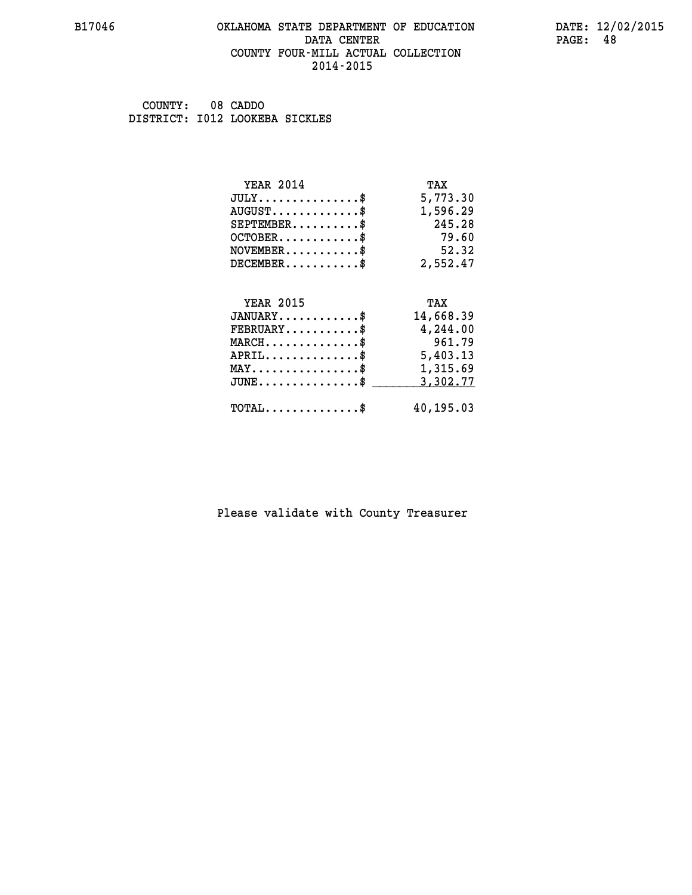B17046 OKLAHOMA STATE DEPARTMENT OF EDUCATION DATE: 12/02/2015

DATA CENTER

COUNTY FOUR-MILL ACTUAL COLLECTION

2014-2015

COUNTY: 08 CADDO

DISTRICT: I012 LOOKEBA SICKLES

| YEAR 2014 | TAX |
|---|---|
| JULY...............$ | 5,773.30 |
| AUGUST.............$ | 1,596.29 |
| SEPTEMBER..........$ | 245.28 |
| OCTOBER............$ | 79.60 |
| NOVEMBER...........$ | 52.32 |
| DECEMBER...........$ | 2,552.47 |

| YEAR 2015 | TAX |
|---|---|
| JANUARY............$ | 14,668.39 |
| FEBRUARY...........$ | 4,244.00 |
| MARCH..............$ | 961.79 |
| APRIL..............$ | 5,403.13 |
| MAY................$ | 1,315.69 |
| JUNE...............$ | 3,302.77 |
| TOTAL..............$ | 40,195.03 |

Please validate with County Treasurer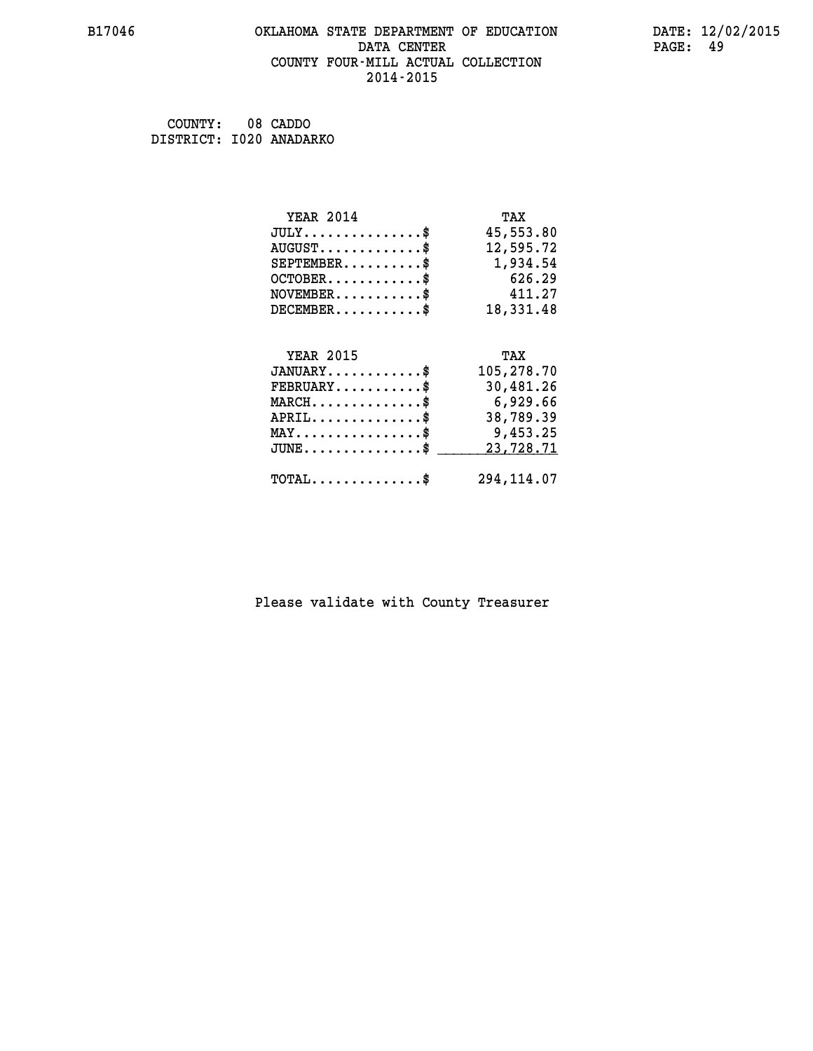COUNTY: 08 CADDO
DISTRICT: I020 ANADARKO

| YEAR 2014 | TAX |
|---|---|
| JULY...............$ | 45,553.80 |
| AUGUST.............$ | 12,595.72 |
| SEPTEMBER..........$ | 1,934.54 |
| OCTOBER............$ | 626.29 |
| NOVEMBER...........$ | 411.27 |
| DECEMBER...........$ | 18,331.48 |

| YEAR 2015 | TAX |
|---|---|
| JANUARY............$ | 105,278.70 |
| FEBRUARY...........$ | 30,481.26 |
| MARCH..............$ | 6,929.66 |
| APRIL..............$ | 38,789.39 |
| MAY................$ | 9,453.25 |
| JUNE...............$ | 23,728.71 |
| TOTAL..............$ | 294,114.07 |

Please validate with County Treasurer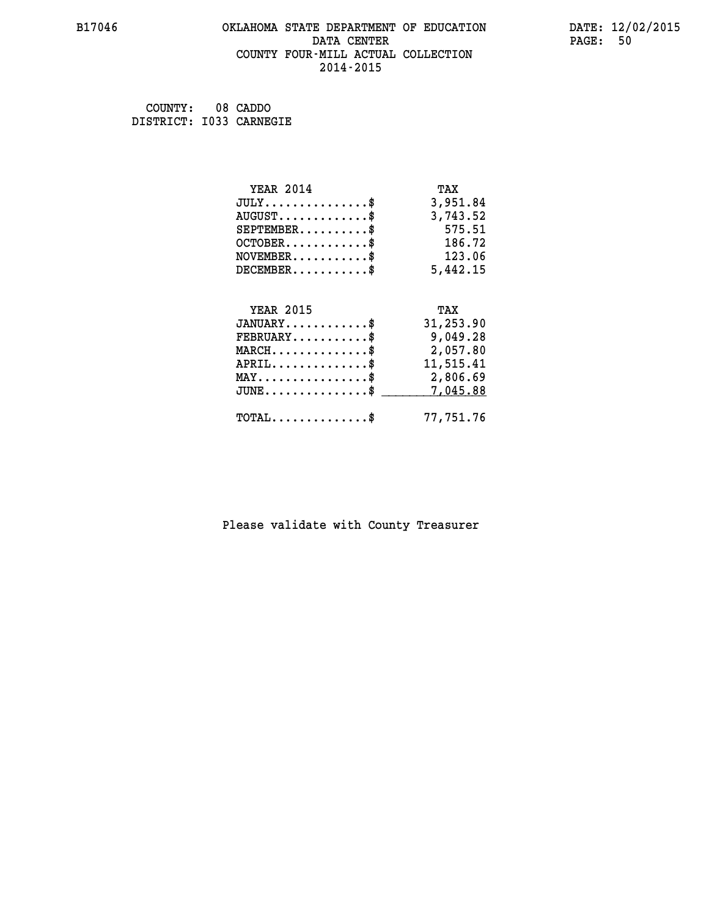# OKLAHOMA STATE DEPARTMENT OF EDUCATION
## DATA CENTER
## COUNTY FOUR-MILL ACTUAL COLLECTION
## 2014-2015

B17046 DATE: 12/02/2015

COUNTY: 08 CADDO
DISTRICT: I033 CARNEGIE

| YEAR 2014 | TAX |
|---|---|
| JULY..............$ | 3,951.84 |
| AUGUST............$ | 3,743.52 |
| SEPTEMBER.........$ | 575.51 |
| OCTOBER...........$ | 186.72 |
| NOVEMBER..........$ | 123.06 |
| DECEMBER..........$ | 5,442.15 |

| YEAR 2015 | TAX |
|---|---|
| JANUARY...........$ | 31,253.90 |
| FEBRUARY..........$ | 9,049.28 |
| MARCH.............$ | 2,057.80 |
| APRIL.............$ | 11,515.41 |
| MAY...............$ | 2,806.69 |
| JUNE..............$ | 7,045.88 |
| TOTAL.............$ | 77,751.76 |

Please validate with County Treasurer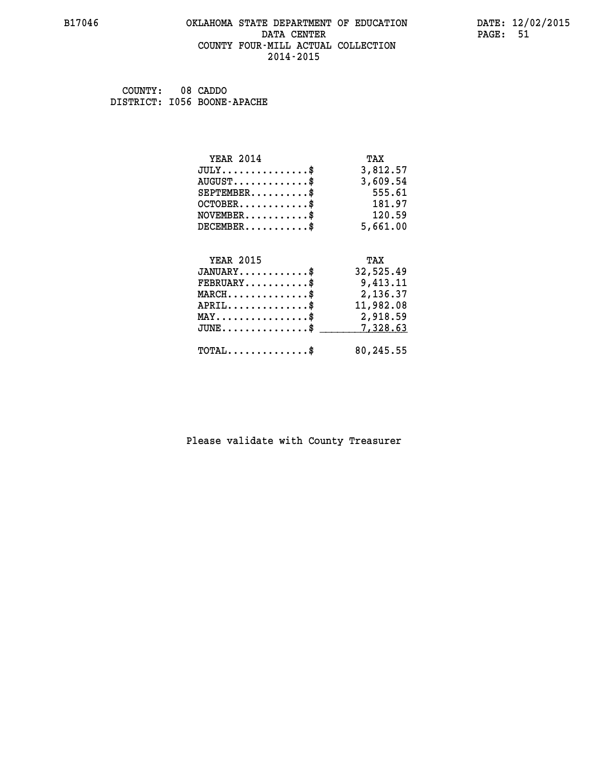COUNTY: 08 CADDO
DISTRICT: I056 BOONE-APACHE

| YEAR 2014 | TAX |
|---|---|
| JULY..............$ | 3,812.57 |
| AUGUST............$ | 3,609.54 |
| SEPTEMBER.........$ | 555.61 |
| OCTOBER...........$ | 181.97 |
| NOVEMBER..........$ | 120.59 |
| DECEMBER..........$ | 5,661.00 |

| YEAR 2015 | TAX |
|---|---|
| JANUARY...........$ | 32,525.49 |
| FEBRUARY..........$ | 9,413.11 |
| MARCH.............$ | 2,136.37 |
| APRIL.............$ | 11,982.08 |
| MAY...............$ | 2,918.59 |
| JUNE..............$ | 7,328.63 |
| TOTAL.............$ | 80,245.55 |

Please validate with County Treasurer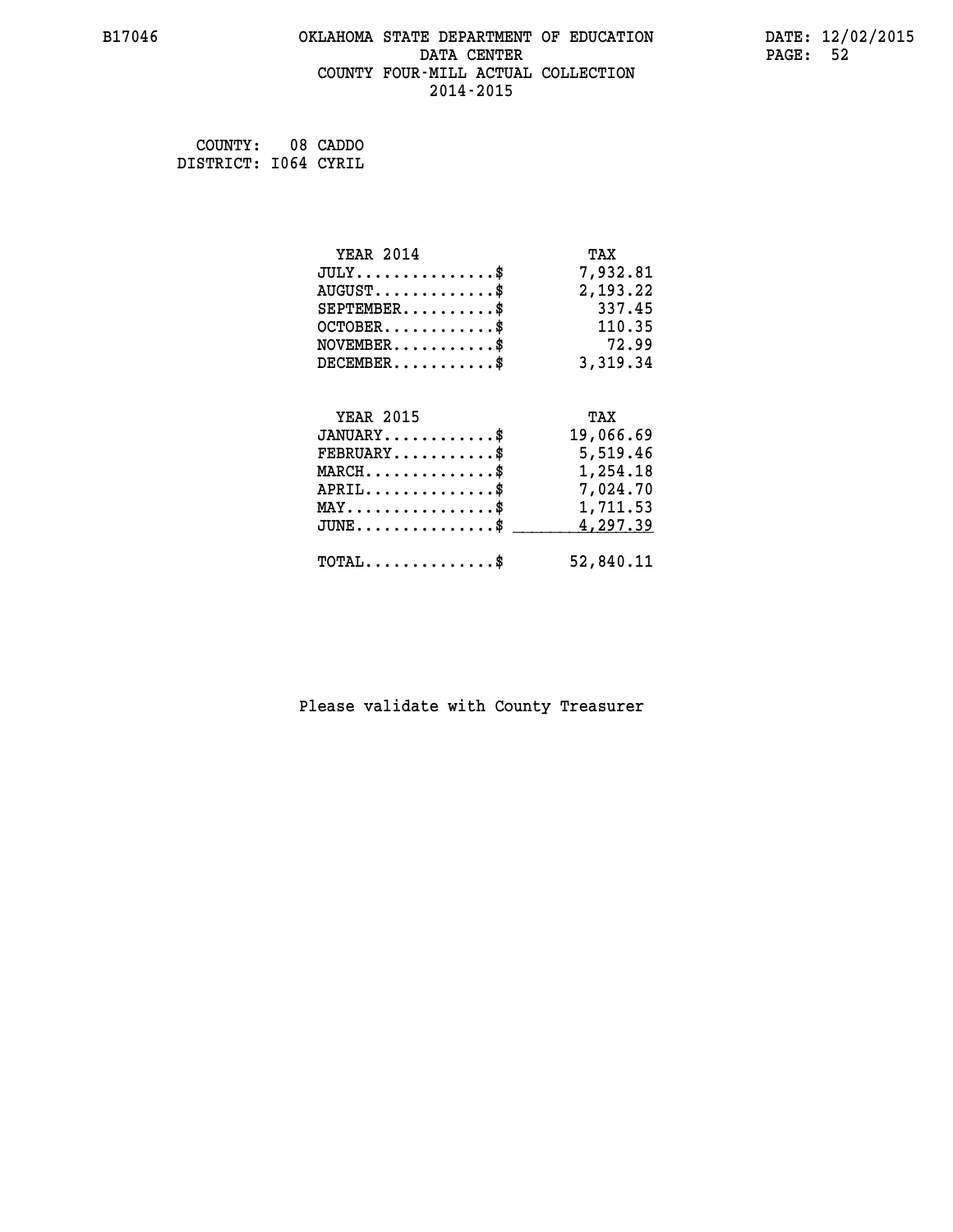# OKLAHOMA STATE DEPARTMENT OF EDUCATION
## DATA CENTER
## COUNTY FOUR-MILL ACTUAL COLLECTION
## 2014-2015

B17046 DATE: 12/02/2015

COUNTY: 08 CADDO
DISTRICT: I064 CYRIL

| YEAR 2014 | TAX |
|---|---|
| JULY...............$ | 7,932.81 |
| AUGUST.............$ | 2,193.22 |
| SEPTEMBER..........$ | 337.45 |
| OCTOBER............$ | 110.35 |
| NOVEMBER...........$ | 72.99 |
| DECEMBER...........$ | 3,319.34 |

| YEAR 2015 | TAX |
|---|---|
| JANUARY............$ | 19,066.69 |
| FEBRUARY...........$ | 5,519.46 |
| MARCH..............$ | 1,254.18 |
| APRIL..............$ | 7,024.70 |
| MAY................$ | 1,711.53 |
| JUNE...............$ | 4,297.39 |
| TOTAL..............$ | 52,840.11 |

Please validate with County Treasurer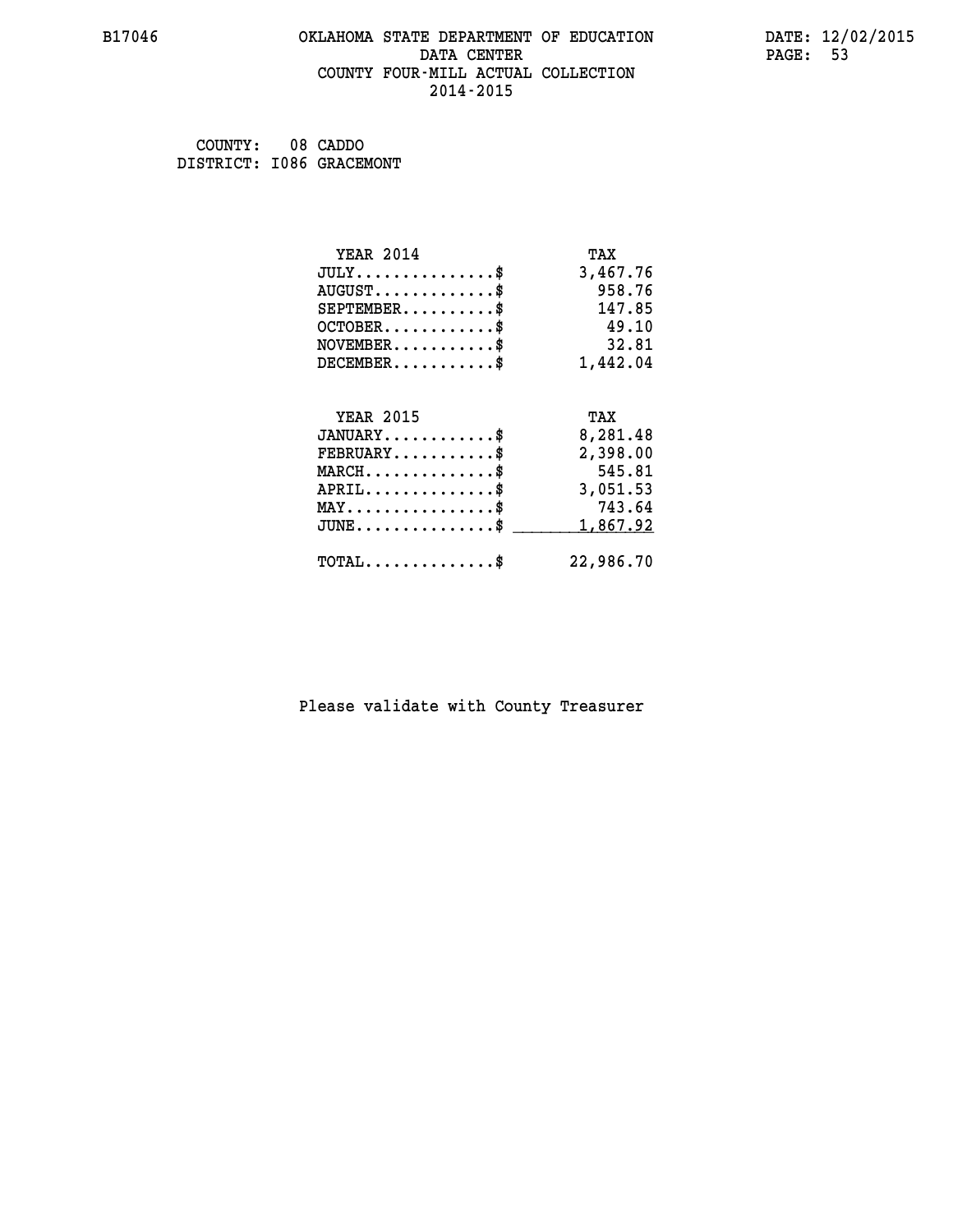# OKLAHOMA STATE DEPARTMENT OF EDUCATION
## DATA CENTER
## COUNTY FOUR-MILL ACTUAL COLLECTION
## 2014-2015

COUNTY: 08 CADDO
DISTRICT: I086 GRACEMONT

| YEAR 2014 | TAX |
|---|---|
| JULY...............$ | 3,467.76 |
| AUGUST.............$ | 958.76 |
| SEPTEMBER..........$ | 147.85 |
| OCTOBER............$ | 49.10 |
| NOVEMBER...........$ | 32.81 |
| DECEMBER...........$ | 1,442.04 |

| YEAR 2015 | TAX |
|---|---|
| JANUARY............$ | 8,281.48 |
| FEBRUARY...........$ | 2,398.00 |
| MARCH..............$ | 545.81 |
| APRIL..............$ | 3,051.53 |
| MAY................$ | 743.64 |
| JUNE...............$ | 1,867.92 |
| TOTAL..............$ | 22,986.70 |

Please validate with County Treasurer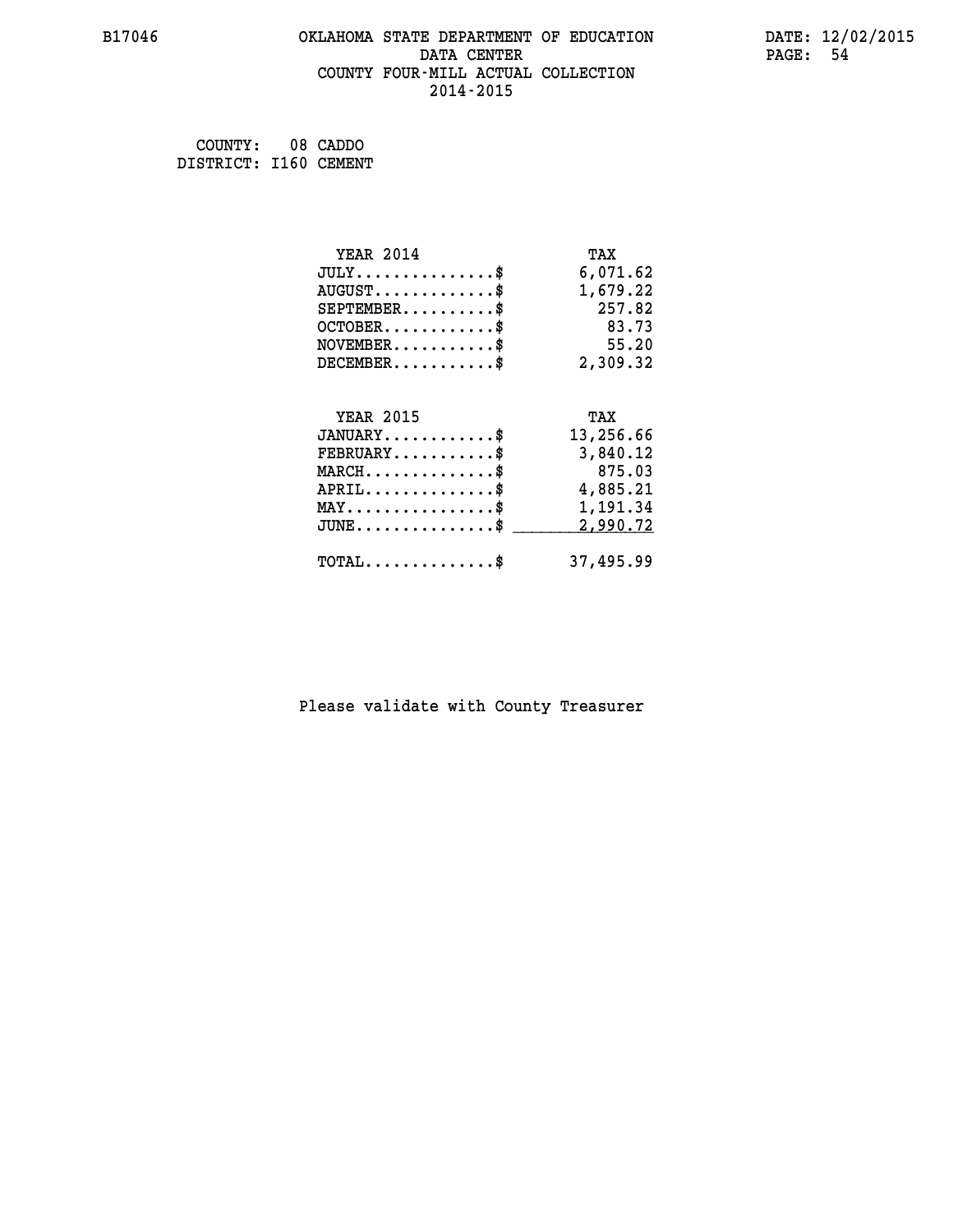B17046 OKLAHOMA STATE DEPARTMENT OF EDUCATION DATA CENTER COUNTY FOUR-MILL ACTUAL COLLECTION 2014-2015

DATE: 12/02/2015

COUNTY: 08 CADDO
DISTRICT: I160 CEMENT

| YEAR 2014 | TAX |
|---|---|
| JULY..............$ | 6,071.62 |
| AUGUST............$ | 1,679.22 |
| SEPTEMBER.........$ | 257.82 |
| OCTOBER...........$ | 83.73 |
| NOVEMBER..........$ | 55.20 |
| DECEMBER..........$ | 2,309.32 |

| YEAR 2015 | TAX |
|---|---|
| JANUARY...........$ | 13,256.66 |
| FEBRUARY..........$ | 3,840.12 |
| MARCH.............$ | 875.03 |
| APRIL.............$ | 4,885.21 |
| MAY...............$ | 1,191.34 |
| JUNE..............$ | 2,990.72 |
| TOTAL.............$ | 37,495.99 |

Please validate with County Treasurer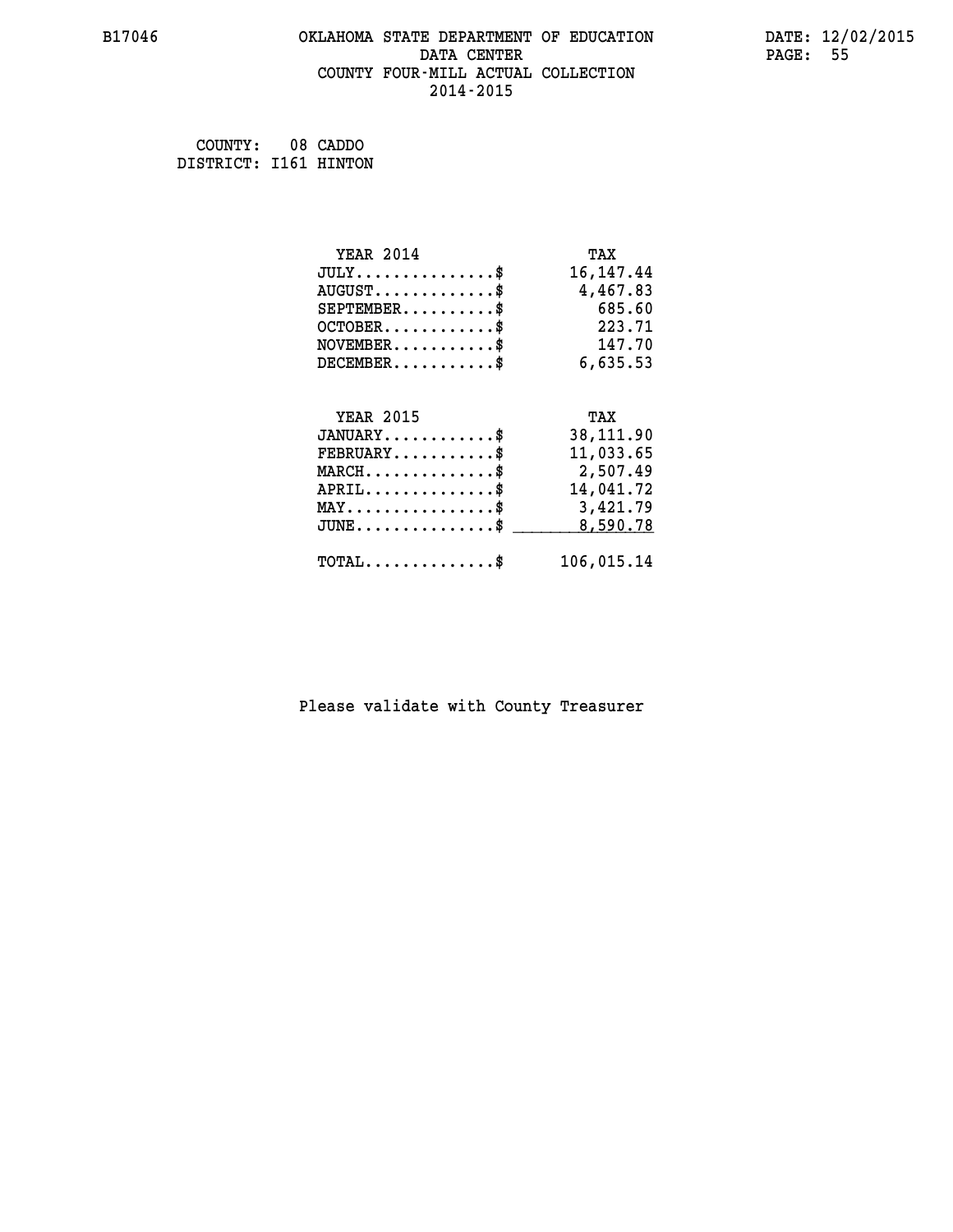B17046

# OKLAHOMA STATE DEPARTMENT OF EDUCATION
## DATA CENTER
## COUNTY FOUR-MILL ACTUAL COLLECTION
## 2014-2015

DATE: 12/02/2015

COUNTY: 08 CADDO
DISTRICT: I161 HINTON

| YEAR 2014 | TAX |
|---|---|
| JULY..............$ | 16,147.44 |
| AUGUST............$ | 4,467.83 |
| SEPTEMBER.........$ | 685.60 |
| OCTOBER...........$ | 223.71 |
| NOVEMBER..........$ | 147.70 |
| DECEMBER..........$ | 6,635.53 |

| YEAR 2015 | TAX |
|---|---|
| JANUARY...........$ | 38,111.90 |
| FEBRUARY..........$ | 11,033.65 |
| MARCH.............$ | 2,507.49 |
| APRIL.............$ | 14,041.72 |
| MAY...............$ | 3,421.79 |
| JUNE..............$ | 8,590.78 |
| TOTAL.............$ | 106,015.14 |

Please validate with County Treasurer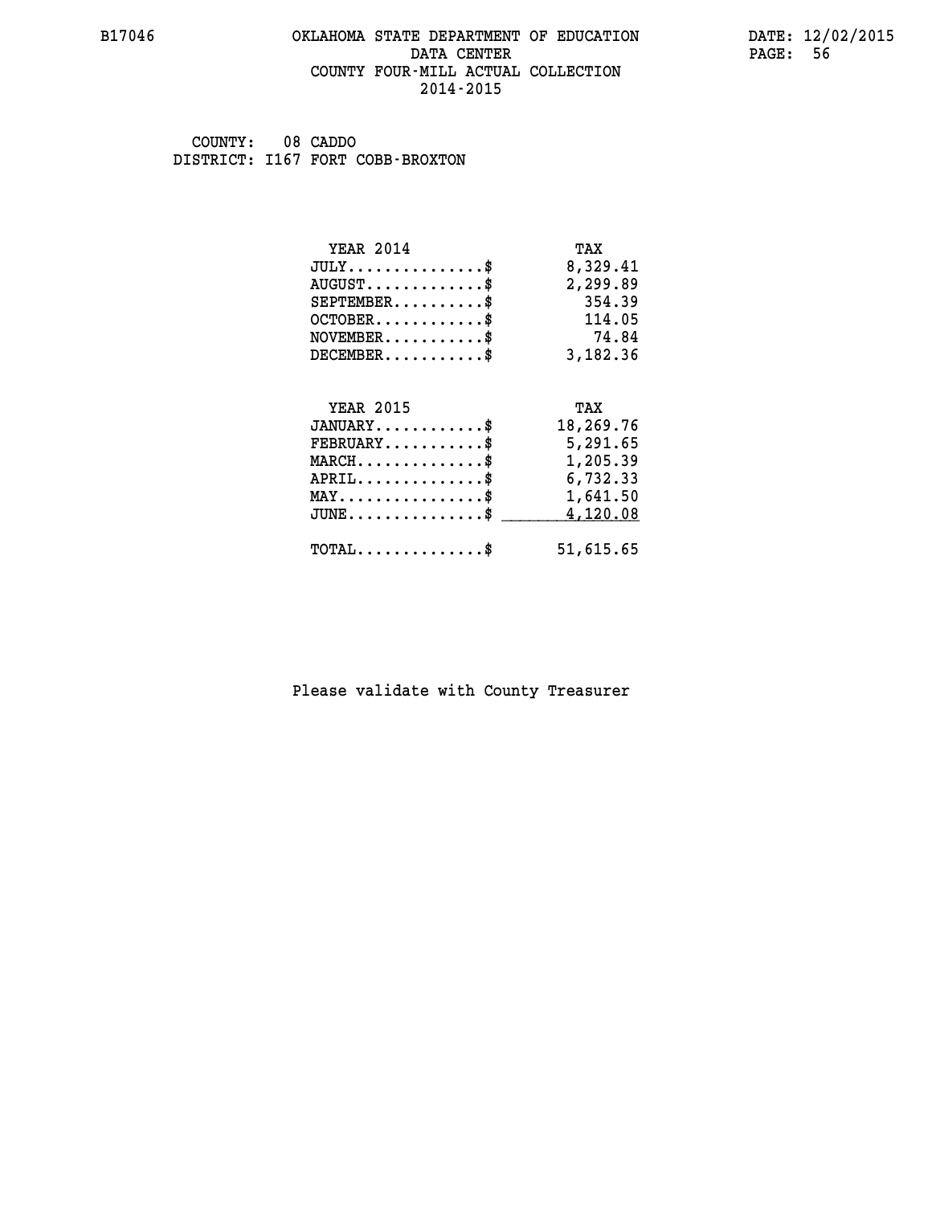B17046 OKLAHOMA STATE DEPARTMENT OF EDUCATION DATA CENTER COUNTY FOUR-MILL ACTUAL COLLECTION 2014-2015

DATE: 12/02/2015

COUNTY: 08 CADDO
DISTRICT: I167 FORT COBB-BROXTON

| YEAR 2014 | TAX |
|---|---|
| JULY..............$ | 8,329.41 |
| AUGUST............$ | 2,299.89 |
| SEPTEMBER..........$ | 354.39 |
| OCTOBER............$ | 114.05 |
| NOVEMBER...........$ | 74.84 |
| DECEMBER...........$ | 3,182.36 |

| YEAR 2015 | TAX |
|---|---|
| JANUARY............$ | 18,269.76 |
| FEBRUARY...........$ | 5,291.65 |
| MARCH..............$ | 1,205.39 |
| APRIL..............$ | 6,732.33 |
| MAY................$ | 1,641.50 |
| JUNE...............$ | 4,120.08 |
| TOTAL..............$ | 51,615.65 |

Please validate with County Treasurer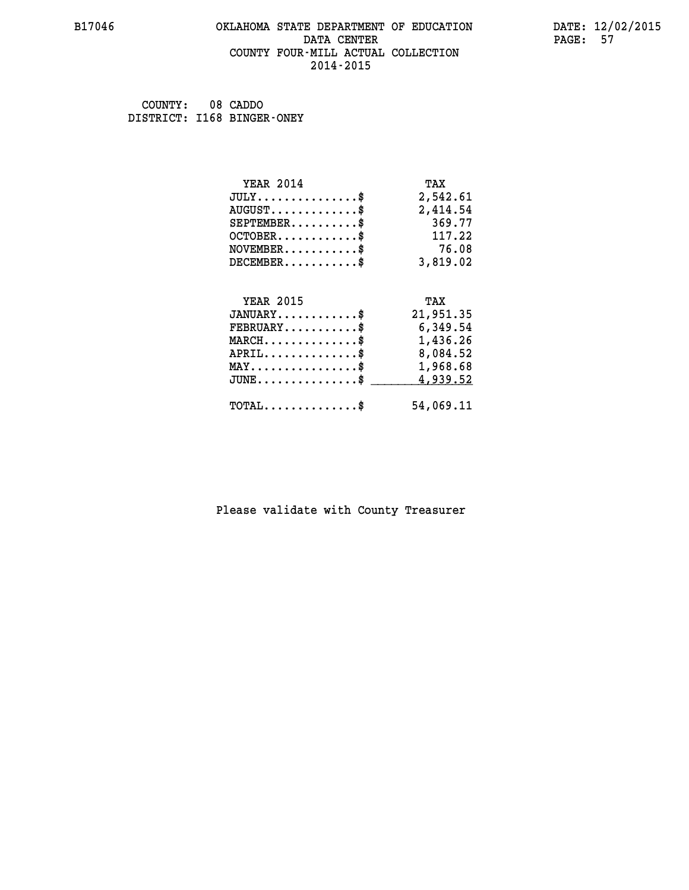B17046 OKLAHOMA STATE DEPARTMENT OF EDUCATION DATA CENTER COUNTY FOUR-MILL ACTUAL COLLECTION 2014-2015

DATE: 12/02/2015

COUNTY: 08 CADDO
DISTRICT: I168 BINGER-ONEY

| YEAR 2014 | TAX |
|---|---|
| JULY..............$ | 2,542.61 |
| AUGUST............$ | 2,414.54 |
| SEPTEMBER.........$ | 369.77 |
| OCTOBER...........$ | 117.22 |
| NOVEMBER..........$ | 76.08 |
| DECEMBER..........$ | 3,819.02 |

| YEAR 2015 | TAX |
|---|---|
| JANUARY...........$ | 21,951.35 |
| FEBRUARY..........$ | 6,349.54 |
| MARCH.............$ | 1,436.26 |
| APRIL.............$ | 8,084.52 |
| MAY...............$ | 1,968.68 |
| JUNE..............$ | 4,939.52 |
| TOTAL.............$ | 54,069.11 |

Please validate with County Treasurer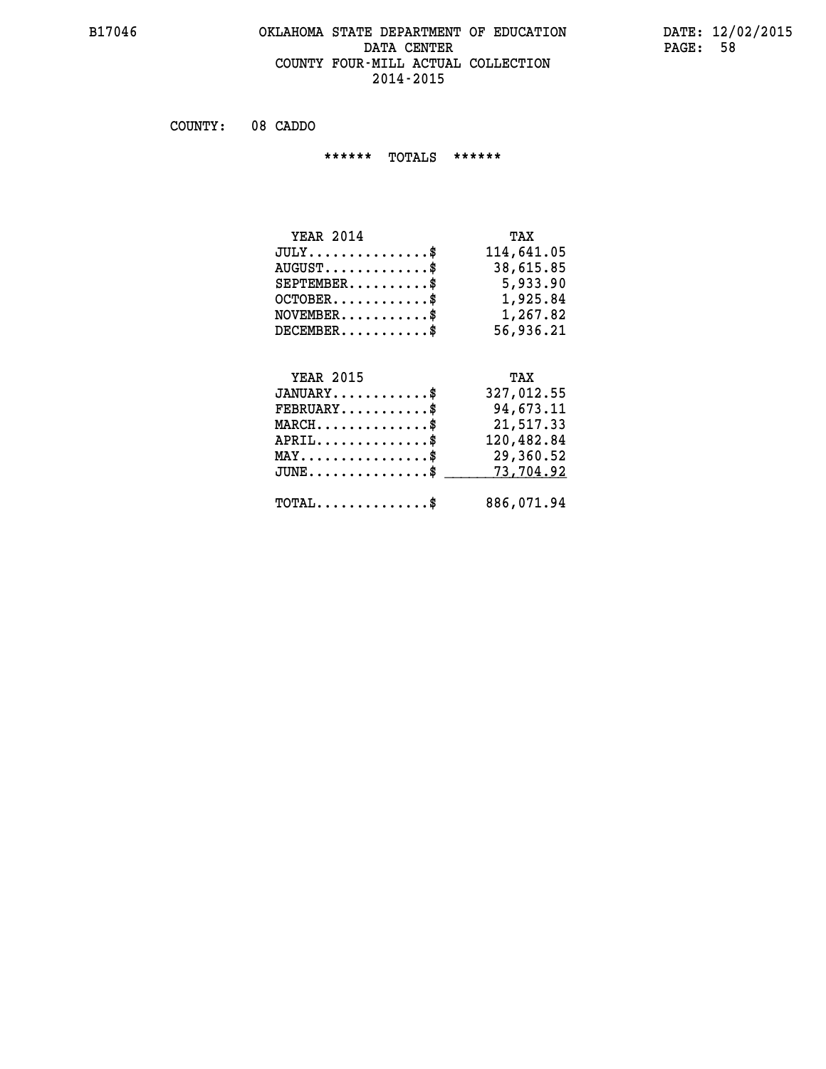B17046 OKLAHOMA STATE DEPARTMENT OF EDUCATION DATA CENTER COUNTY FOUR-MILL ACTUAL COLLECTION 2014-2015

DATE: 12/02/2015

COUNTY: 08 CADDO

****** TOTALS ******

| YEAR 2014 | TAX |
|---|---|
| JULY..............$ | 114,641.05 |
| AUGUST............$ | 38,615.85 |
| SEPTEMBER.........$ | 5,933.90 |
| OCTOBER...........$ | 1,925.84 |
| NOVEMBER..........$ | 1,267.82 |
| DECEMBER..........$ | 56,936.21 |

| YEAR 2015 | TAX |
|---|---|
| JANUARY...........$ | 327,012.55 |
| FEBRUARY..........$ | 94,673.11 |
| MARCH.............$ | 21,517.33 |
| APRIL.............$ | 120,482.84 |
| MAY...............$ | 29,360.52 |
| JUNE..............$ | 73,704.92 |
| TOTAL.............$ | 886,071.94 |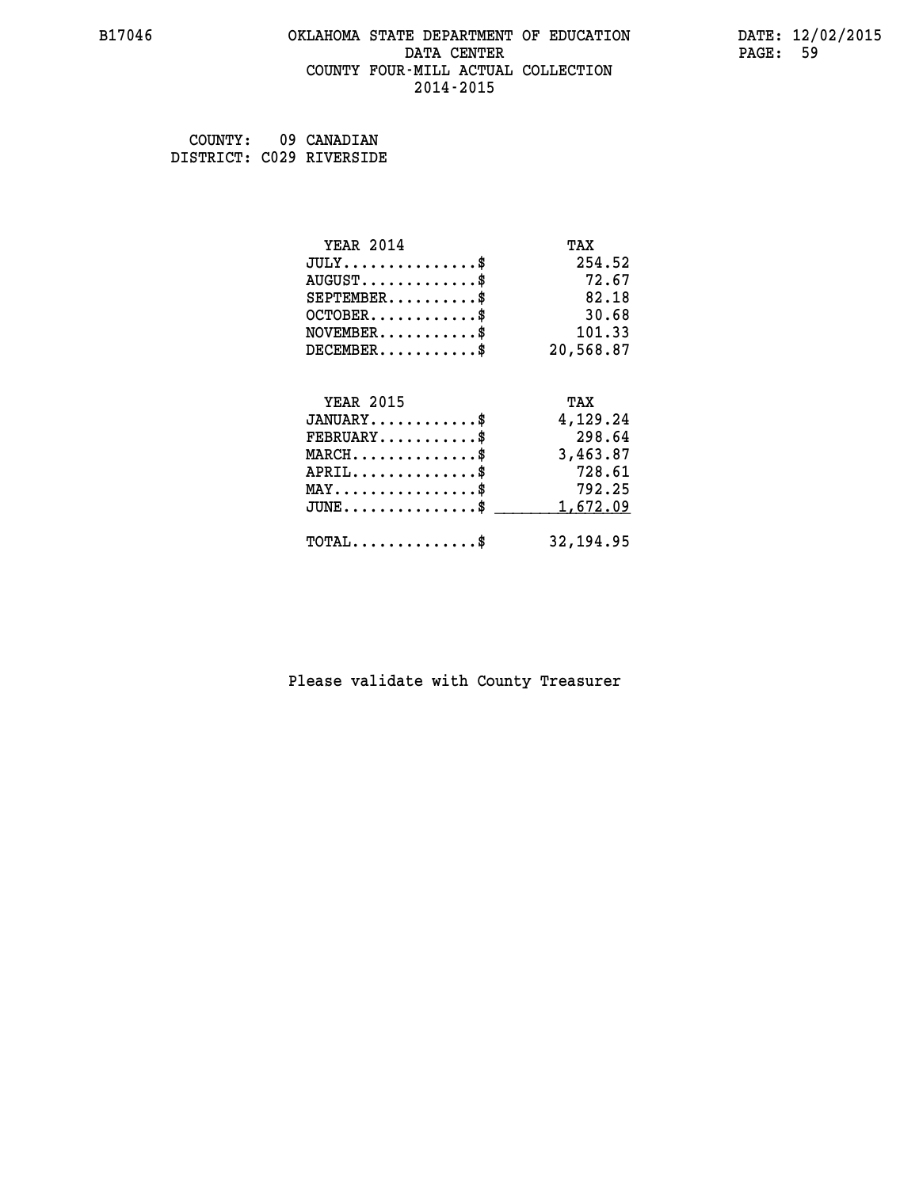B17046 OKLAHOMA STATE DEPARTMENT OF EDUCATION DATA CENTER COUNTY FOUR-MILL ACTUAL COLLECTION 2014-2015

DATE: 12/02/2015

COUNTY: 09 CANADIAN
DISTRICT: C029 RIVERSIDE

| YEAR 2014 | TAX |
|---|---|
| JULY...............$ | 254.52 |
| AUGUST.............$ | 72.67 |
| SEPTEMBER..........$ | 82.18 |
| OCTOBER............$ | 30.68 |
| NOVEMBER...........$ | 101.33 |
| DECEMBER...........$ | 20,568.87 |

| YEAR 2015 | TAX |
|---|---|
| JANUARY............$ | 4,129.24 |
| FEBRUARY...........$ | 298.64 |
| MARCH..............$ | 3,463.87 |
| APRIL..............$ | 728.61 |
| MAY................$ | 792.25 |
| JUNE...............$ | 1,672.09 |
| TOTAL..............$ | 32,194.95 |

Please validate with County Treasurer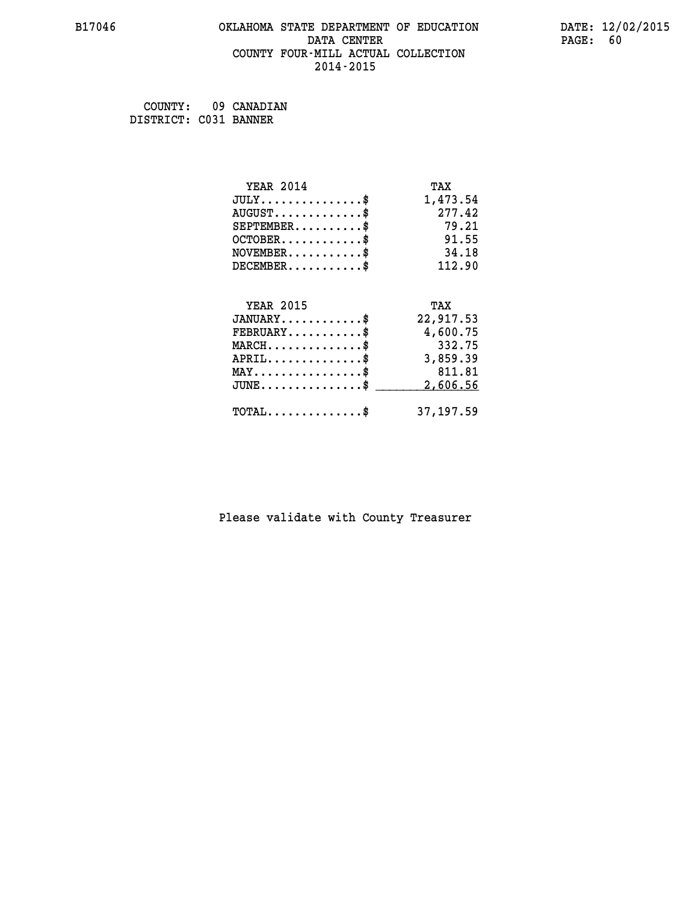COUNTY: 09 CANADIAN
DISTRICT: C031 BANNER

| YEAR 2014 | TAX |
|---|---|
| JULY...............$ | 1,473.54 |
| AUGUST.............$ | 277.42 |
| SEPTEMBER..........$ | 79.21 |
| OCTOBER............$ | 91.55 |
| NOVEMBER...........$ | 34.18 |
| DECEMBER...........$ | 112.90 |

| YEAR 2015 | TAX |
|---|---|
| JANUARY............$ | 22,917.53 |
| FEBRUARY...........$ | 4,600.75 |
| MARCH..............$ | 332.75 |
| APRIL..............$ | 3,859.39 |
| MAY................$ | 811.81 |
| JUNE...............$ | 2,606.56 |
| TOTAL..............$ | 37,197.59 |

Please validate with County Treasurer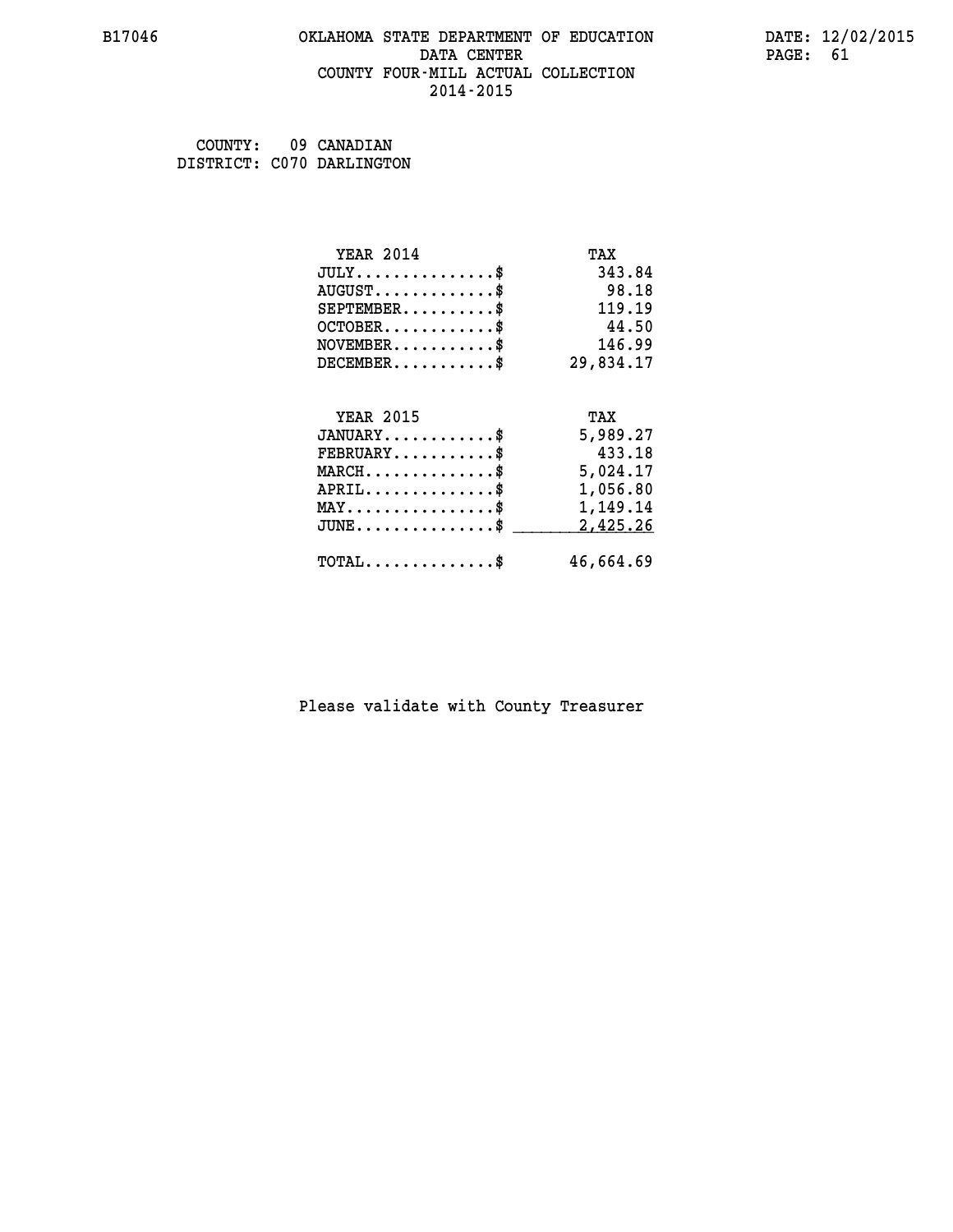OKLAHOMA STATE DEPARTMENT OF EDUCATION
DATA CENTER
COUNTY FOUR-MILL ACTUAL COLLECTION
2014-2015

COUNTY: 09 CANADIAN
DISTRICT: C070 DARLINGTON

| YEAR 2014 | TAX |
|---|---|
| JULY..............$ | 343.84 |
| AUGUST............$ | 98.18 |
| SEPTEMBER.........$ | 119.19 |
| OCTOBER...........$ | 44.50 |
| NOVEMBER..........$ | 146.99 |
| DECEMBER..........$ | 29,834.17 |

| YEAR 2015 | TAX |
|---|---|
| JANUARY...........$ | 5,989.27 |
| FEBRUARY..........$ | 433.18 |
| MARCH.............$ | 5,024.17 |
| APRIL.............$ | 1,056.80 |
| MAY...............$ | 1,149.14 |
| JUNE..............$ | 2,425.26 |
| TOTAL.............$ | 46,664.69 |

Please validate with County Treasurer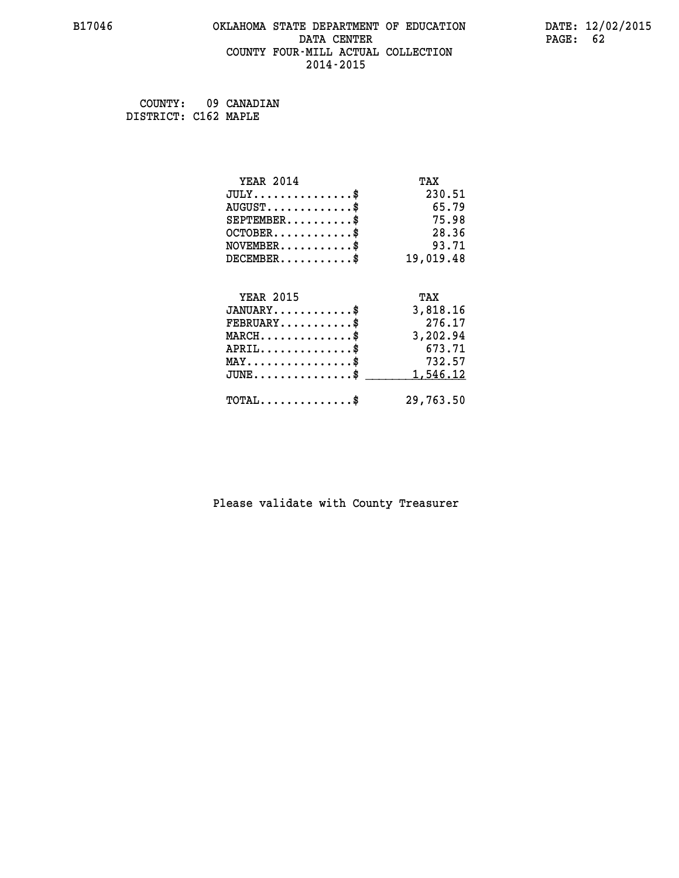OKLAHOMA STATE DEPARTMENT OF EDUCATION
DATA CENTER
COUNTY FOUR-MILL ACTUAL COLLECTION
2014-2015

COUNTY: 09 CANADIAN
DISTRICT: C162 MAPLE

| YEAR 2014 | TAX |
|---|---|
| JULY...............$ | 230.51 |
| AUGUST.............$ | 65.79 |
| SEPTEMBER..........$ | 75.98 |
| OCTOBER............$ | 28.36 |
| NOVEMBER...........$ | 93.71 |
| DECEMBER...........$ | 19,019.48 |

| YEAR 2015 | TAX |
|---|---|
| JANUARY............$ | 3,818.16 |
| FEBRUARY...........$ | 276.17 |
| MARCH..............$ | 3,202.94 |
| APRIL..............$ | 673.71 |
| MAY................$ | 732.57 |
| JUNE...............$ | 1,546.12 |
| TOTAL..............$ | 29,763.50 |

Please validate with County Treasurer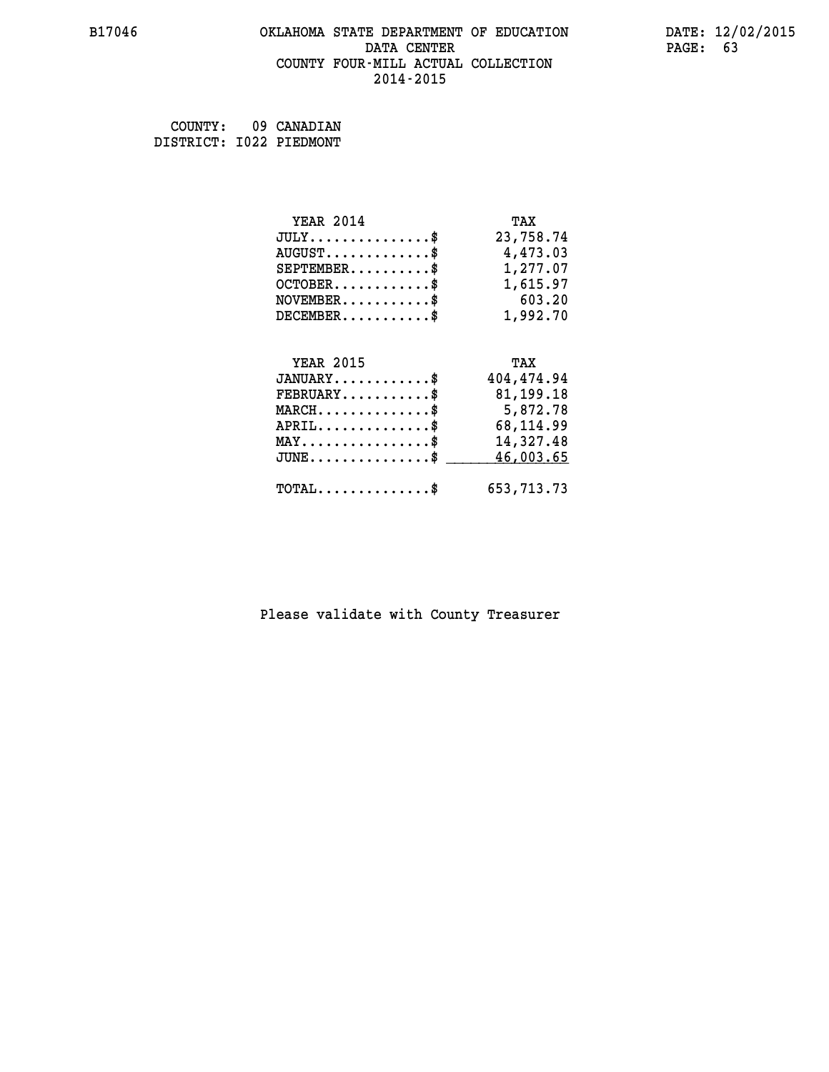COUNTY: 09 CANADIAN
DISTRICT: I022 PIEDMONT

| YEAR 2014 | TAX |
|---|---|
| JULY..............$ | 23,758.74 |
| AUGUST............$ | 4,473.03 |
| SEPTEMBER.........$ | 1,277.07 |
| OCTOBER...........$ | 1,615.97 |
| NOVEMBER..........$ | 603.20 |
| DECEMBER..........$ | 1,992.70 |

| YEAR 2015 | TAX |
|---|---|
| JANUARY...........$ | 404,474.94 |
| FEBRUARY..........$ | 81,199.18 |
| MARCH.............$ | 5,872.78 |
| APRIL.............$ | 68,114.99 |
| MAY...............$ | 14,327.48 |
| JUNE..............$ | 46,003.65 |
| TOTAL.............$ | 653,713.73 |

Please validate with County Treasurer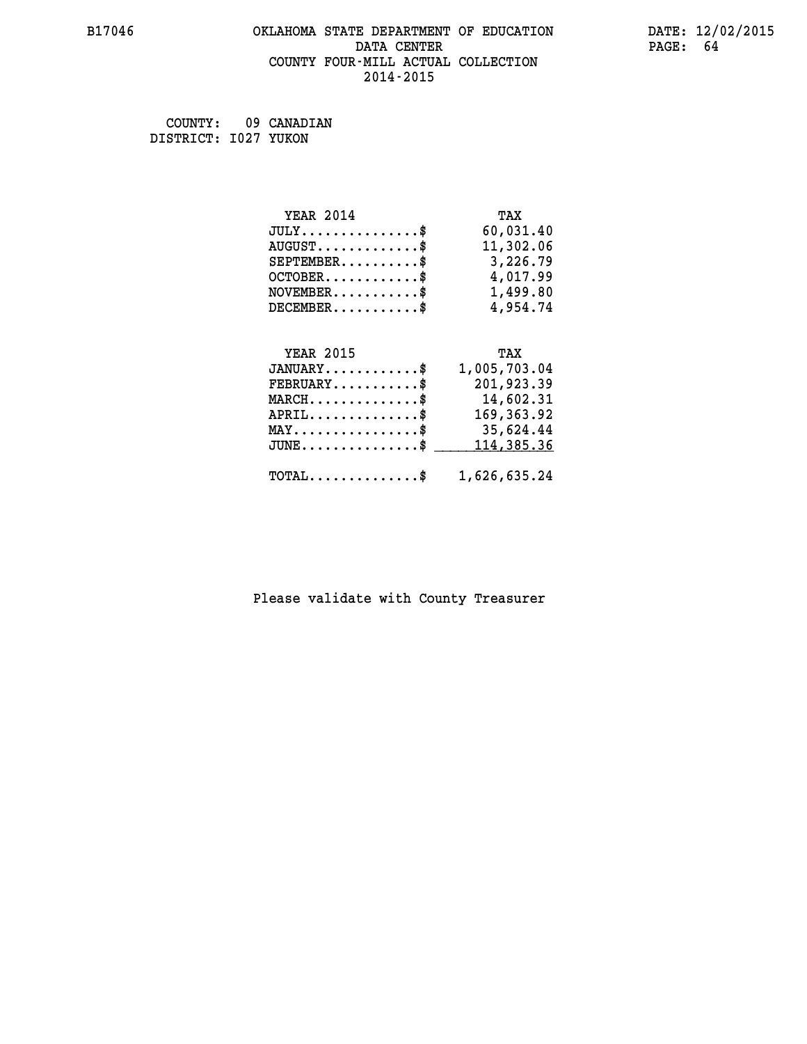B17046

# OKLAHOMA STATE DEPARTMENT OF EDUCATION
## DATA CENTER
## COUNTY FOUR-MILL ACTUAL COLLECTION
## 2014-2015

DATE: 12/02/2015

COUNTY: 09 CANADIAN
DISTRICT: I027 YUKON

| YEAR 2014 | TAX |
|---|---|
| JULY...............$ | 60,031.40 |
| AUGUST.............$ | 11,302.06 |
| SEPTEMBER..........$ | 3,226.79 |
| OCTOBER............$ | 4,017.99 |
| NOVEMBER...........$ | 1,499.80 |
| DECEMBER...........$ | 4,954.74 |

| YEAR 2015 | TAX |
|---|---|
| JANUARY............$ | 1,005,703.04 |
| FEBRUARY...........$ | 201,923.39 |
| MARCH..............$ | 14,602.31 |
| APRIL..............$ | 169,363.92 |
| MAY................$ | 35,624.44 |
| JUNE...............$ | 114,385.36 |
| TOTAL..............$ | 1,626,635.24 |

Please validate with County Treasurer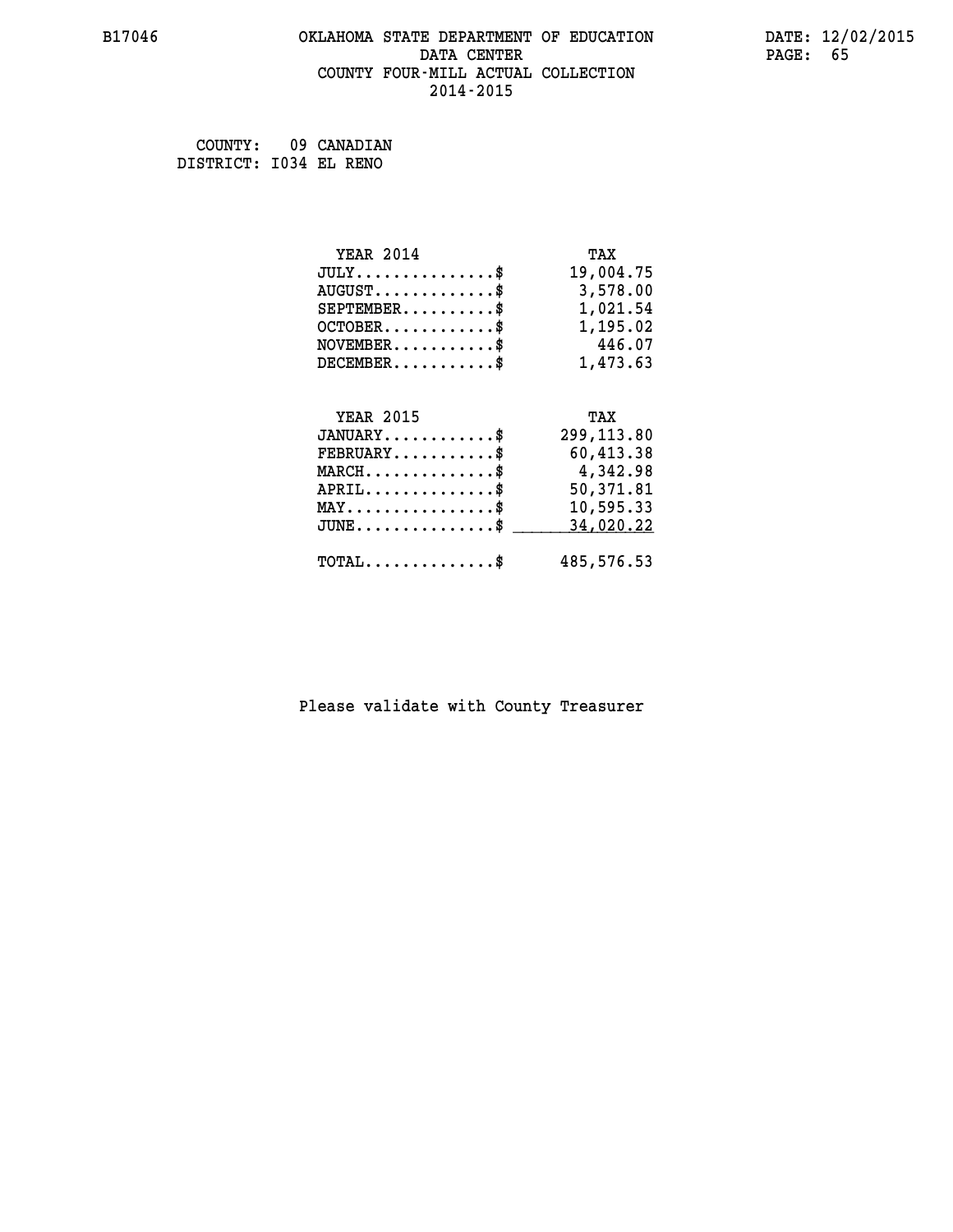# OKLAHOMA STATE DEPARTMENT OF EDUCATION
## DATA CENTER
## COUNTY FOUR-MILL ACTUAL COLLECTION
## 2014-2015

COUNTY: 09 CANADIAN
DISTRICT: I034 EL RENO

| YEAR 2014 | TAX |
|---|---|
| JULY...............$ | 19,004.75 |
| AUGUST.............$ | 3,578.00 |
| SEPTEMBER..........$ | 1,021.54 |
| OCTOBER............$ | 1,195.02 |
| NOVEMBER...........$ | 446.07 |
| DECEMBER...........$ | 1,473.63 |

| YEAR 2015 | TAX |
|---|---|
| JANUARY............$ | 299,113.80 |
| FEBRUARY...........$ | 60,413.38 |
| MARCH..............$ | 4,342.98 |
| APRIL..............$ | 50,371.81 |
| MAY................$ | 10,595.33 |
| JUNE...............$ | 34,020.22 |
| TOTAL..............$ | 485,576.53 |

Please validate with County Treasurer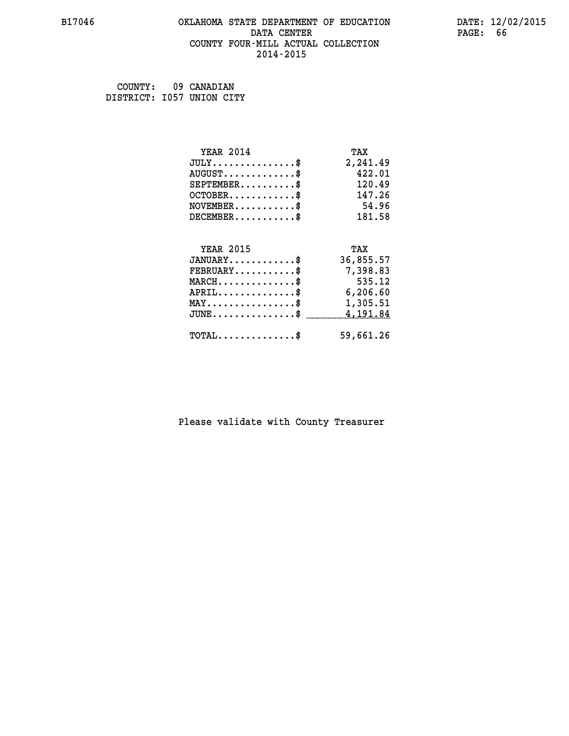B17046 OKLAHOMA STATE DEPARTMENT OF EDUCATION DATA CENTER COUNTY FOUR-MILL ACTUAL COLLECTION 2014-2015

DATE: 12/02/2015

COUNTY: 09 CANADIAN
DISTRICT: I057 UNION CITY

| YEAR 2014 | TAX |
|---|---|
| JULY...............$ | 2,241.49 |
| AUGUST.............$ | 422.01 |
| SEPTEMBER..........$ | 120.49 |
| OCTOBER............$ | 147.26 |
| NOVEMBER...........$ | 54.96 |
| DECEMBER...........$ | 181.58 |

| YEAR 2015 | TAX |
|---|---|
| JANUARY............$ | 36,855.57 |
| FEBRUARY...........$ | 7,398.83 |
| MARCH..............$ | 535.12 |
| APRIL..............$ | 6,206.60 |
| MAY................$ | 1,305.51 |
| JUNE...............$ | 4,191.84 |
| TOTAL..............$ | 59,661.26 |

Please validate with County Treasurer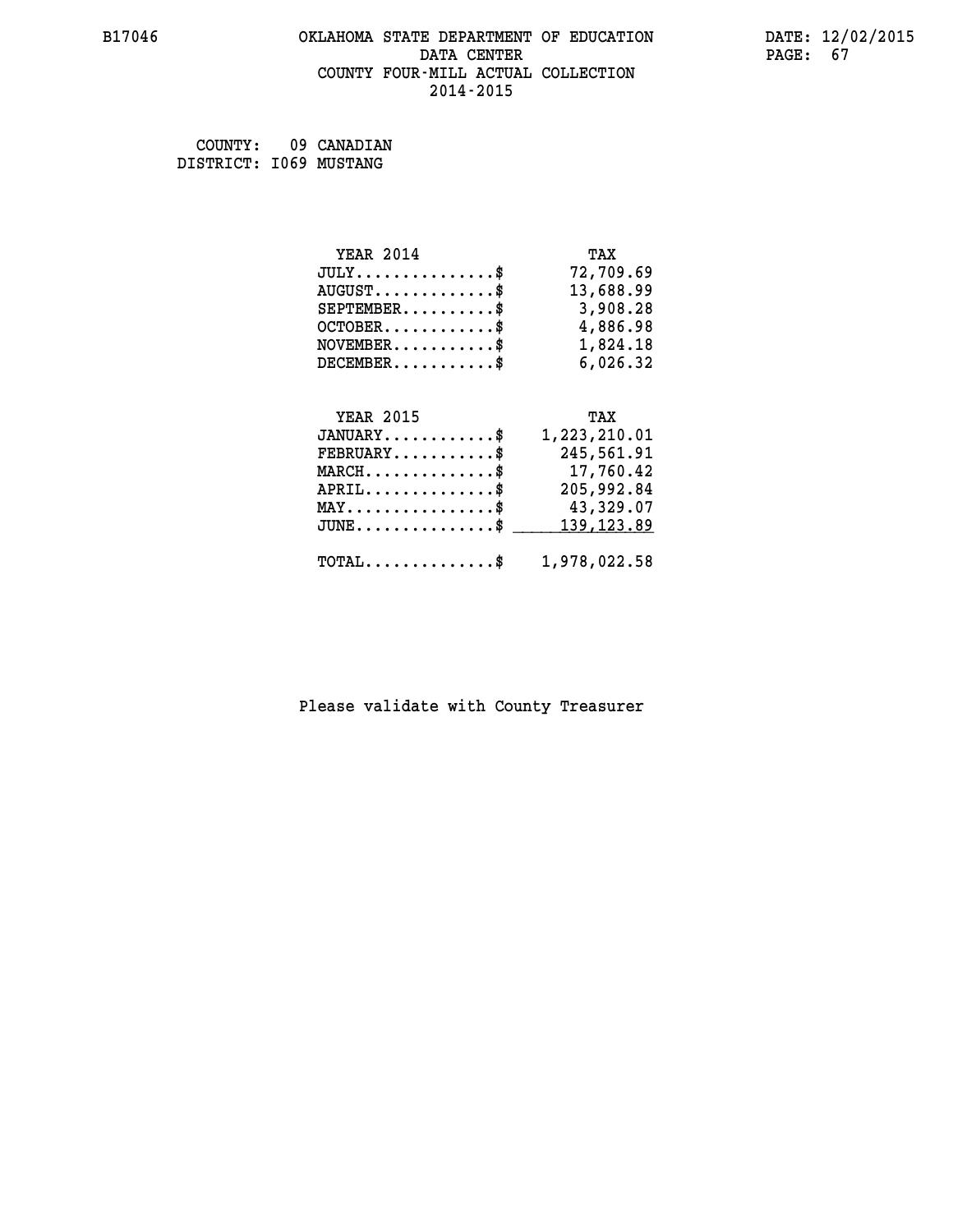OKLAHOMA STATE DEPARTMENT OF EDUCATION
DATA CENTER
COUNTY FOUR-MILL ACTUAL COLLECTION
2014-2015

COUNTY: 09 CANADIAN
DISTRICT: I069 MUSTANG

| YEAR 2014 | TAX |
|---|---|
| JULY..............$ | 72,709.69 |
| AUGUST............$ | 13,688.99 |
| SEPTEMBER.........$ | 3,908.28 |
| OCTOBER...........$ | 4,886.98 |
| NOVEMBER..........$ | 1,824.18 |
| DECEMBER..........$ | 6,026.32 |

| YEAR 2015 | TAX |
|---|---|
| JANUARY...........$ | 1,223,210.01 |
| FEBRUARY..........$ | 245,561.91 |
| MARCH.............$ | 17,760.42 |
| APRIL.............$ | 205,992.84 |
| MAY...............$ | 43,329.07 |
| JUNE..............$ | 139,123.89 |
| TOTAL.............$ | 1,978,022.58 |

Please validate with County Treasurer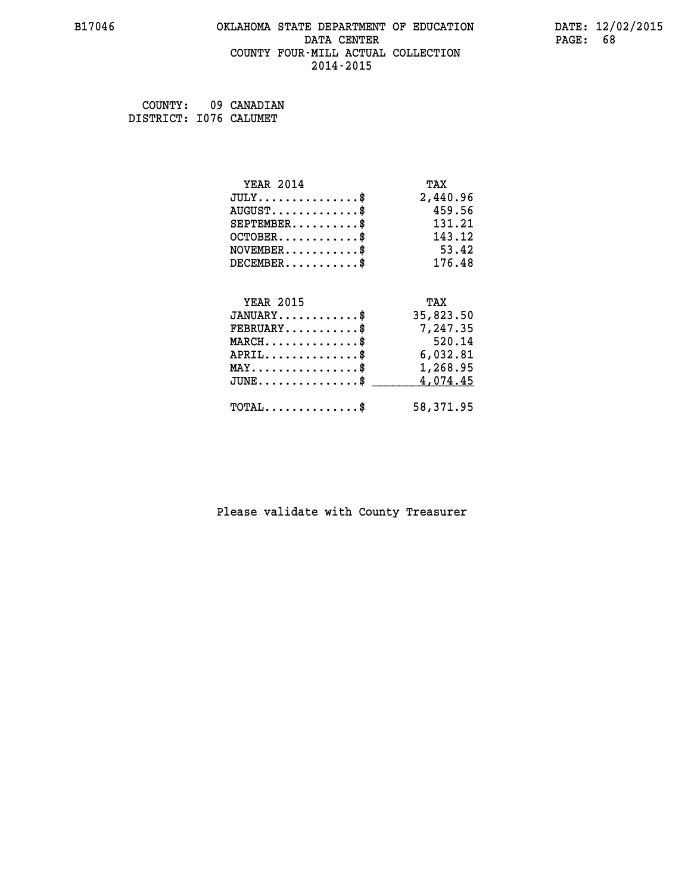B17046 OKLAHOMA STATE DEPARTMENT OF EDUCATION DATE: 12/02/2015
DATA CENTER PAGE: 68
COUNTY FOUR-MILL ACTUAL COLLECTION
2014-2015

COUNTY: 09 CANADIAN
DISTRICT: I076 CALUMET

| YEAR 2014 | TAX |
|---|---|
| JULY...............$ | 2,440.96 |
| AUGUST.............$ | 459.56 |
| SEPTEMBER..........$ | 131.21 |
| OCTOBER............$ | 143.12 |
| NOVEMBER...........$ | 53.42 |
| DECEMBER...........$ | 176.48 |

| YEAR 2015 | TAX |
|---|---|
| JANUARY............$ | 35,823.50 |
| FEBRUARY...........$ | 7,247.35 |
| MARCH..............$ | 520.14 |
| APRIL..............$ | 6,032.81 |
| MAY................$ | 1,268.95 |
| JUNE...............$ | 4,074.45 |
| TOTAL..............$ | 58,371.95 |

Please validate with County Treasurer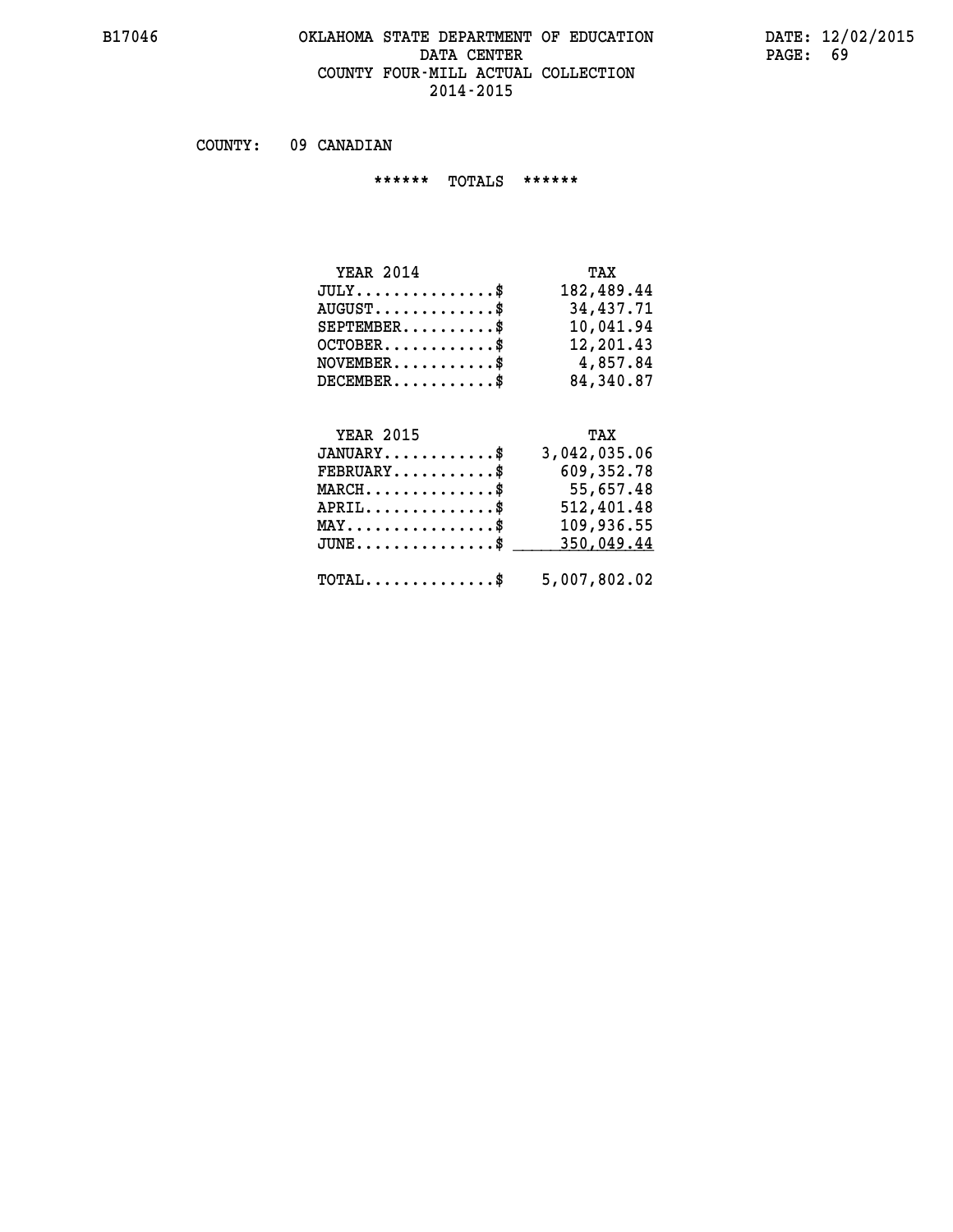COUNTY: 09 CANADIAN

****** TOTALS ******

| YEAR 2014 | TAX |
|---|---|
| JULY...............$ | 182,489.44 |
| AUGUST.............$ | 34,437.71 |
| SEPTEMBER..........$ | 10,041.94 |
| OCTOBER............$ | 12,201.43 |
| NOVEMBER...........$ | 4,857.84 |
| DECEMBER...........$ | 84,340.87 |

| YEAR 2015 | TAX |
|---|---|
| JANUARY............$ | 3,042,035.06 |
| FEBRUARY...........$ | 609,352.78 |
| MARCH..............$ | 55,657.48 |
| APRIL..............$ | 512,401.48 |
| MAY................$ | 109,936.55 |
| JUNE...............$ | 350,049.44 |
| TOTAL..............$ | 5,007,802.02 |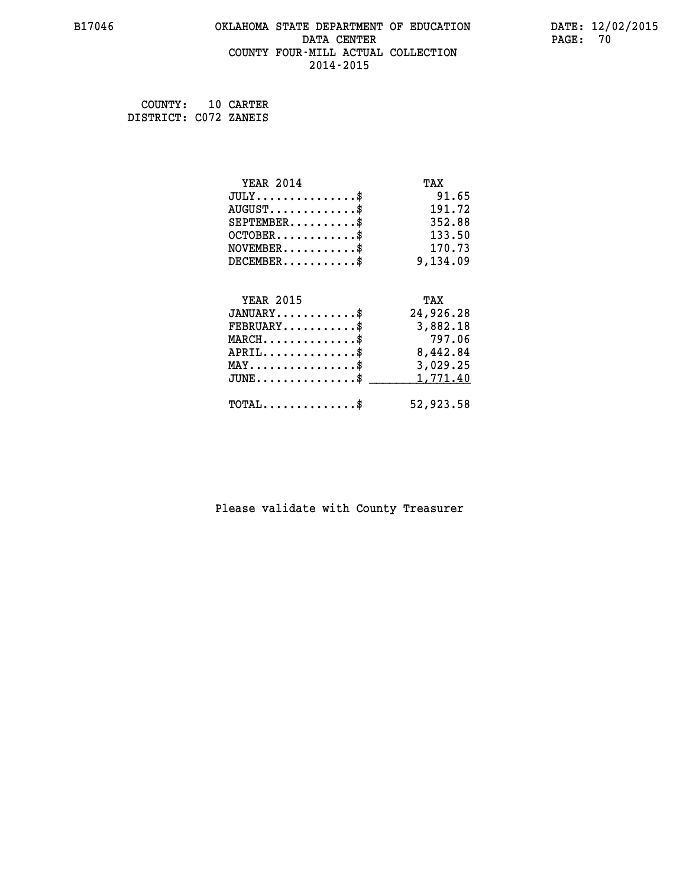B17046 OKLAHOMA STATE DEPARTMENT OF EDUCATION DATE: 12/02/2015

DATA CENTER

COUNTY FOUR-MILL ACTUAL COLLECTION

2014-2015

COUNTY: 10 CARTER
DISTRICT: C072 ZANEIS

| YEAR 2014 | TAX |
|---|---|
| JULY..............$ | 91.65 |
| AUGUST............$ | 191.72 |
| SEPTEMBER.........$ | 352.88 |
| OCTOBER...........$ | 133.50 |
| NOVEMBER..........$ | 170.73 |
| DECEMBER..........$ | 9,134.09 |

| YEAR 2015 | TAX |
|---|---|
| JANUARY...........$ | 24,926.28 |
| FEBRUARY..........$ | 3,882.18 |
| MARCH.............$ | 797.06 |
| APRIL.............$ | 8,442.84 |
| MAY...............$ | 3,029.25 |
| JUNE..............$ | 1,771.40 |
| TOTAL.............$ | 52,923.58 |

Please validate with County Treasurer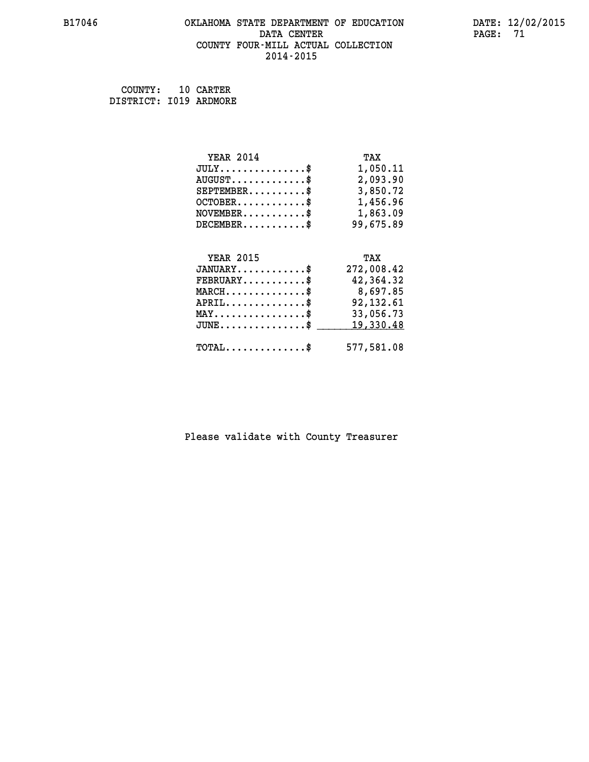B17046

# OKLAHOMA STATE DEPARTMENT OF EDUCATION
## DATA CENTER
## COUNTY FOUR-MILL ACTUAL COLLECTION
## 2014-2015

DATE: 12/02/2015

COUNTY: 10 CARTER
DISTRICT: I019 ARDMORE

| YEAR 2014 | TAX |
|---|---|
| JULY..............$ | 1,050.11 |
| AUGUST............$ | 2,093.90 |
| SEPTEMBER.........$ | 3,850.72 |
| OCTOBER...........$ | 1,456.96 |
| NOVEMBER..........$ | 1,863.09 |
| DECEMBER..........$ | 99,675.89 |

| YEAR 2015 | TAX |
|---|---|
| JANUARY...........$ | 272,008.42 |
| FEBRUARY..........$ | 42,364.32 |
| MARCH.............$ | 8,697.85 |
| APRIL.............$ | 92,132.61 |
| MAY...............$ | 33,056.73 |
| JUNE..............$ | 19,330.48 |
| TOTAL.............$ | 577,581.08 |

Please validate with County Treasurer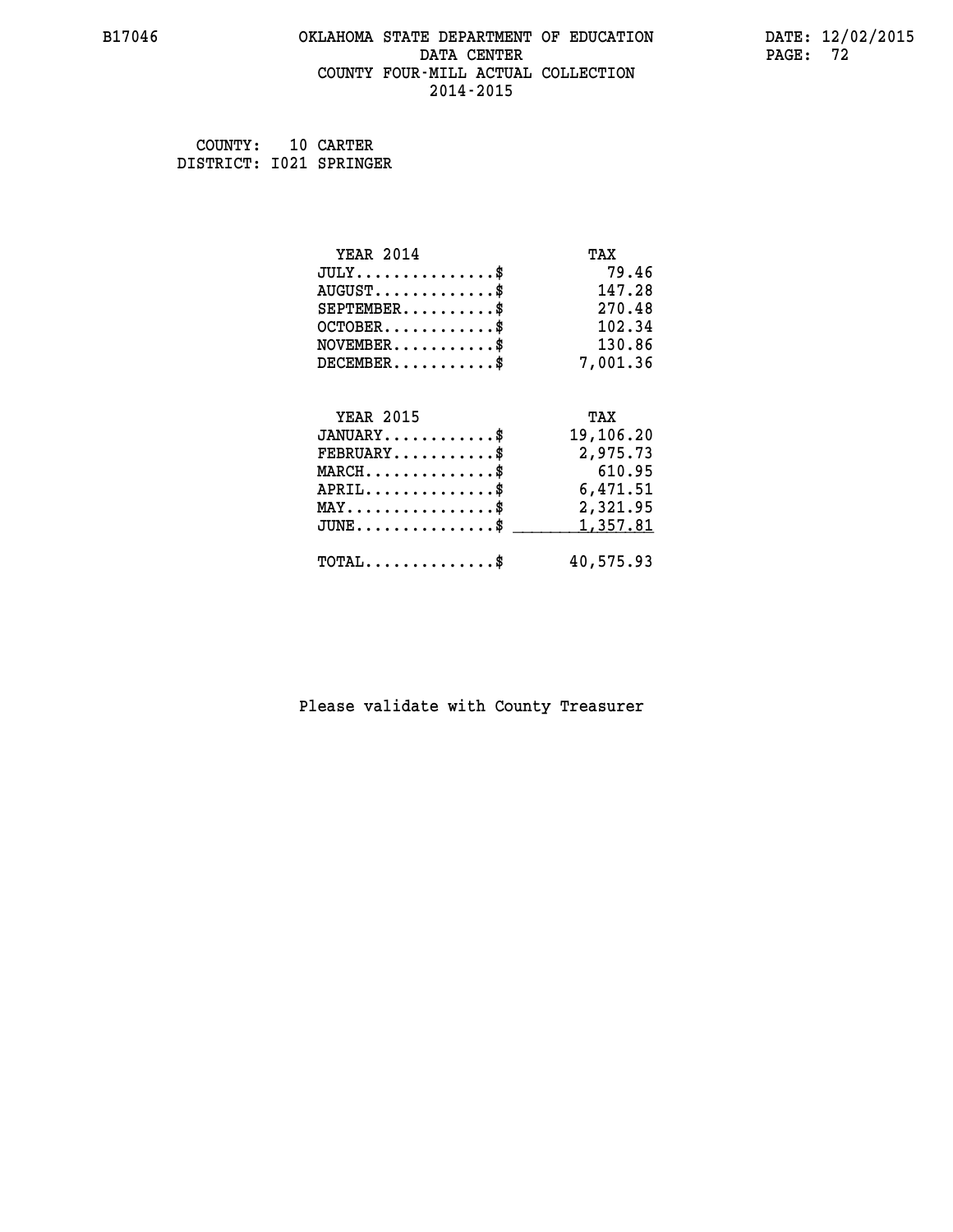B17046 OKLAHOMA STATE DEPARTMENT OF EDUCATION DATE: 12/02/2015

DATA CENTER

COUNTY FOUR-MILL ACTUAL COLLECTION

2014-2015

COUNTY: 10 CARTER
DISTRICT: I021 SPRINGER

| YEAR 2014 | TAX |
|---|---|
| JULY...............$ | 79.46 |
| AUGUST.............$ | 147.28 |
| SEPTEMBER..........$ | 270.48 |
| OCTOBER............$ | 102.34 |
| NOVEMBER...........$ | 130.86 |
| DECEMBER...........$ | 7,001.36 |

| YEAR 2015 | TAX |
|---|---|
| JANUARY............$ | 19,106.20 |
| FEBRUARY...........$ | 2,975.73 |
| MARCH..............$ | 610.95 |
| APRIL..............$ | 6,471.51 |
| MAY................$ | 2,321.95 |
| JUNE...............$ | 1,357.81 |
| TOTAL..............$ | 40,575.93 |

Please validate with County Treasurer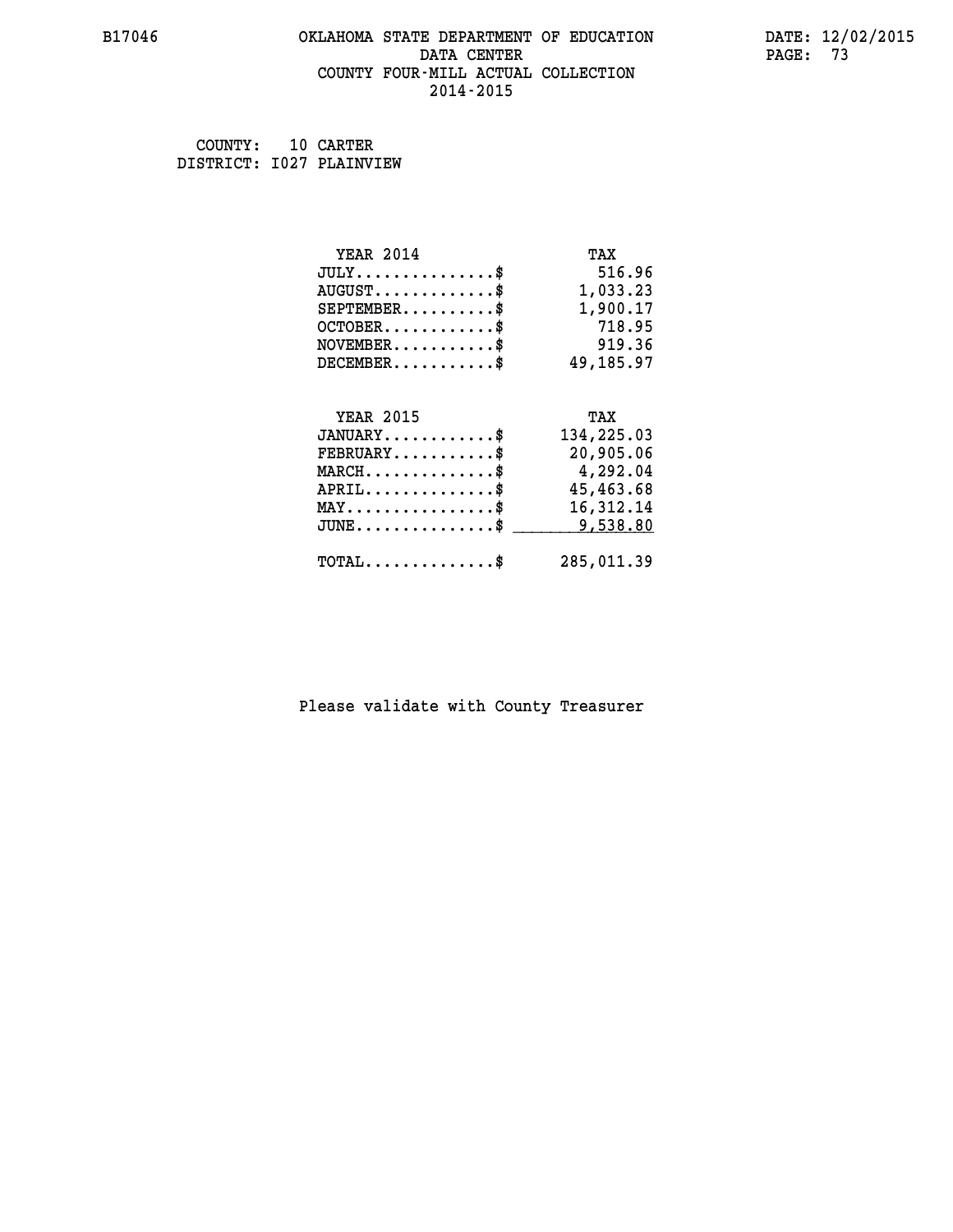COUNTY: 10 CARTER
DISTRICT: I027 PLAINVIEW

| YEAR 2014 | TAX |
| --- | --- |
| JULY..............$ | 516.96 |
| AUGUST............$ | 1,033.23 |
| SEPTEMBER.........$ | 1,900.17 |
| OCTOBER...........$ | 718.95 |
| NOVEMBER..........$ | 919.36 |
| DECEMBER..........$ | 49,185.97 |

| YEAR 2015 | TAX |
| --- | --- |
| JANUARY...........$ | 134,225.03 |
| FEBRUARY..........$ | 20,905.06 |
| MARCH.............$ | 4,292.04 |
| APRIL.............$ | 45,463.68 |
| MAY...............$ | 16,312.14 |
| JUNE..............$ | 9,538.80 |
| TOTAL.............$ | 285,011.39 |

Please validate with County Treasurer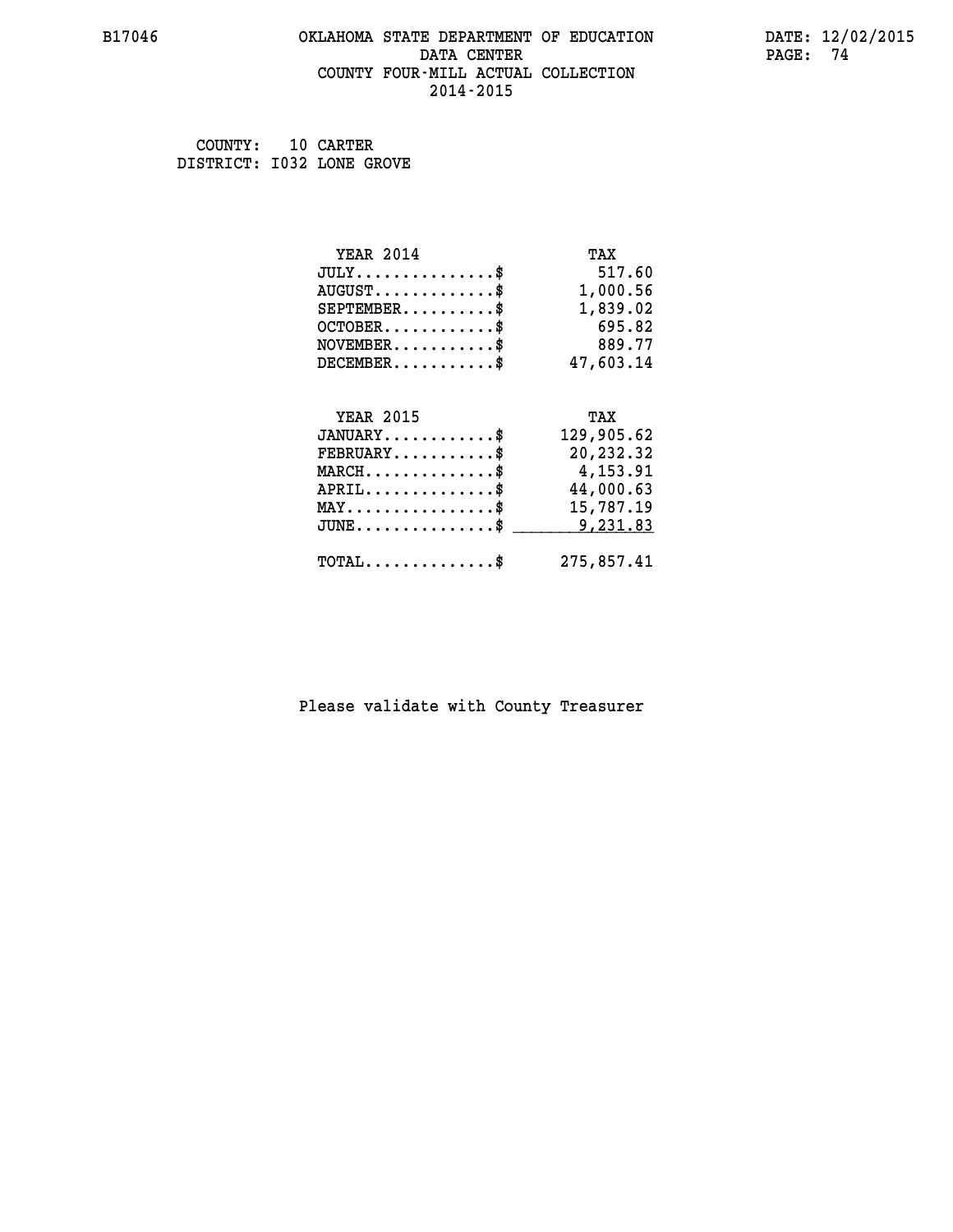COUNTY: 10 CARTER
DISTRICT: I032 LONE GROVE

| YEAR 2014 | TAX |
| --- | --- |
| JULY...............$ | 517.60 |
| AUGUST.............$ | 1,000.56 |
| SEPTEMBER..........$ | 1,839.02 |
| OCTOBER............$ | 695.82 |
| NOVEMBER...........$ | 889.77 |
| DECEMBER...........$ | 47,603.14 |

| YEAR 2015 | TAX |
| --- | --- |
| JANUARY............$ | 129,905.62 |
| FEBRUARY...........$ | 20,232.32 |
| MARCH..............$ | 4,153.91 |
| APRIL..............$ | 44,000.63 |
| MAY................$ | 15,787.19 |
| JUNE...............$ | 9,231.83 |
| TOTAL..............$ | 275,857.41 |

Please validate with County Treasurer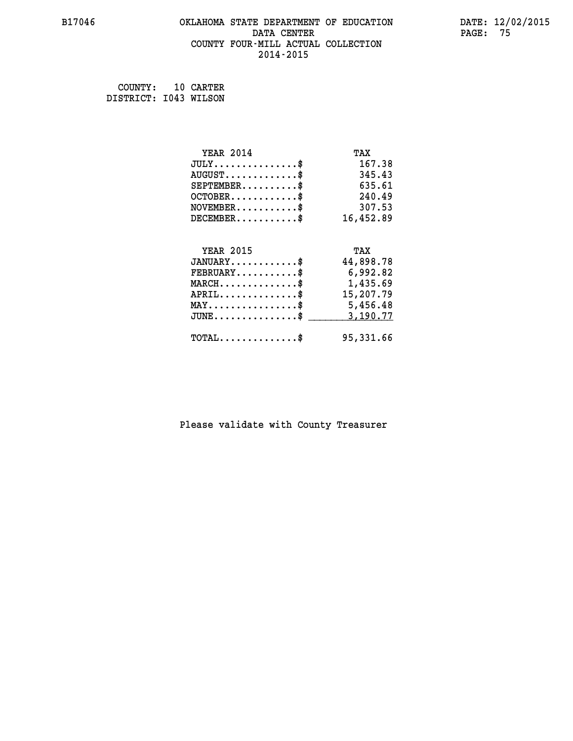B17046 OKLAHOMA STATE DEPARTMENT OF EDUCATION DATE: 12/02/2015
DATA CENTER
COUNTY FOUR-MILL ACTUAL COLLECTION
2014-2015

COUNTY: 10 CARTER
DISTRICT: I043 WILSON

| YEAR 2014 | TAX |
|---|---|
| JULY...............$ | 167.38 |
| AUGUST.............$ | 345.43 |
| SEPTEMBER..........$ | 635.61 |
| OCTOBER............$ | 240.49 |
| NOVEMBER...........$ | 307.53 |
| DECEMBER...........$ | 16,452.89 |

| YEAR 2015 | TAX |
|---|---|
| JANUARY............$ | 44,898.78 |
| FEBRUARY...........$ | 6,992.82 |
| MARCH..............$ | 1,435.69 |
| APRIL..............$ | 15,207.79 |
| MAY................$ | 5,456.48 |
| JUNE...............$ | 3,190.77 |
| TOTAL..............$ | 95,331.66 |

Please validate with County Treasurer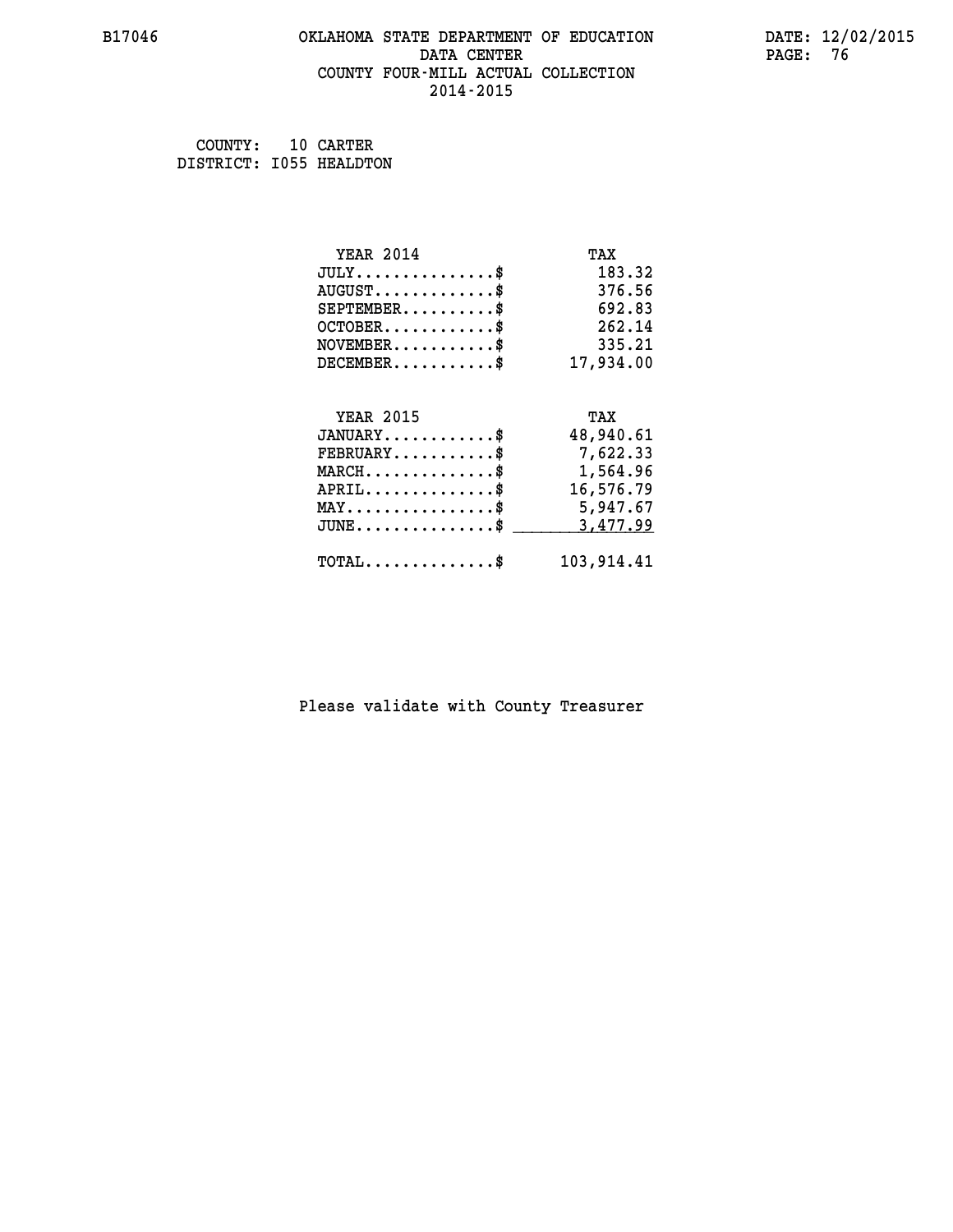B17046 OKLAHOMA STATE DEPARTMENT OF EDUCATION DATE: 12/02/2015

DATA CENTER

COUNTY FOUR-MILL ACTUAL COLLECTION

2014-2015

COUNTY: 10 CARTER

DISTRICT: I055 HEALDTON

| YEAR 2014 | TAX |
|---|---|
| JULY...............$ | 183.32 |
| AUGUST.............$ | 376.56 |
| SEPTEMBER..........$ | 692.83 |
| OCTOBER............$ | 262.14 |
| NOVEMBER...........$ | 335.21 |
| DECEMBER...........$ | 17,934.00 |

| YEAR 2015 | TAX |
|---|---|
| JANUARY............$ | 48,940.61 |
| FEBRUARY...........$ | 7,622.33 |
| MARCH..............$ | 1,564.96 |
| APRIL..............$ | 16,576.79 |
| MAY................$ | 5,947.67 |
| JUNE...............$ | 3,477.99 |
| TOTAL..............$ | 103,914.41 |

Please validate with County Treasurer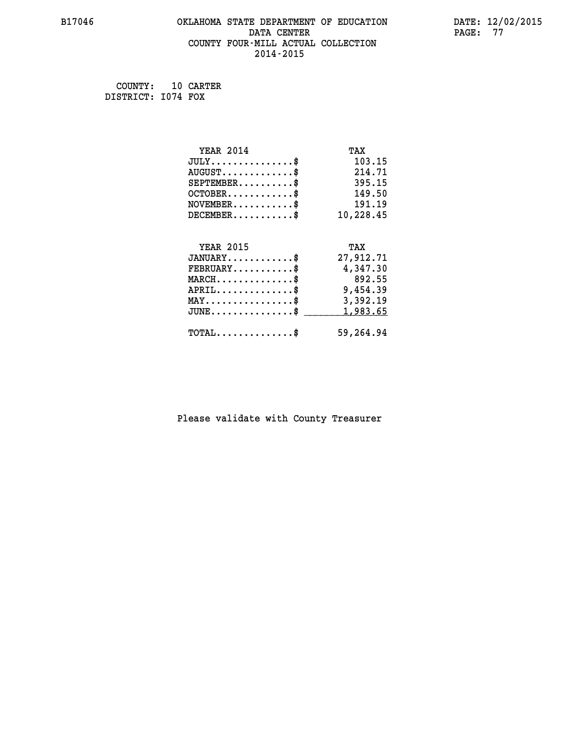COUNTY: 10 CARTER
DISTRICT: I074 FOX

| YEAR 2014 | TAX |
| --- | --- |
| JULY...............$ | 103.15 |
| AUGUST.............$ | 214.71 |
| SEPTEMBER..........$ | 395.15 |
| OCTOBER............$ | 149.50 |
| NOVEMBER...........$ | 191.19 |
| DECEMBER...........$ | 10,228.45 |

| YEAR 2015 | TAX |
| --- | --- |
| JANUARY............$ | 27,912.71 |
| FEBRUARY...........$ | 4,347.30 |
| MARCH..............$ | 892.55 |
| APRIL..............$ | 9,454.39 |
| MAY................$ | 3,392.19 |
| JUNE...............$ | 1,983.65 |
| TOTAL..............$ | 59,264.94 |

Please validate with County Treasurer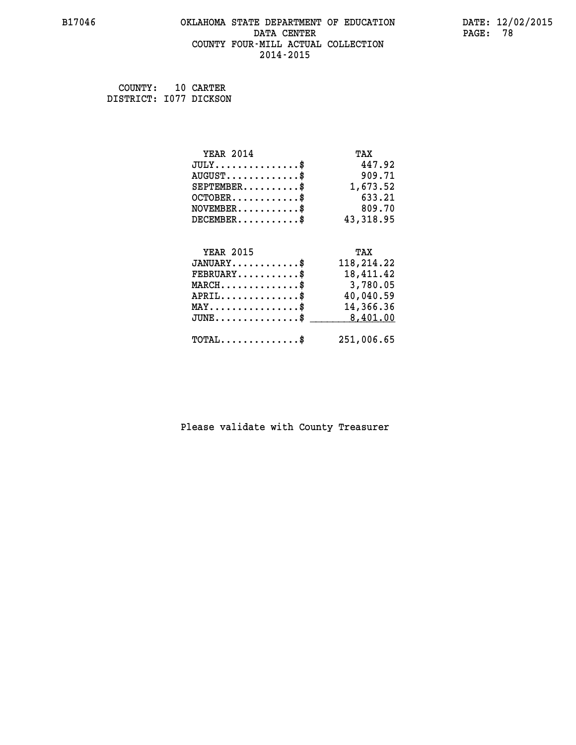# OKLAHOMA STATE DEPARTMENT OF EDUCATION
## DATA CENTER
## COUNTY FOUR-MILL ACTUAL COLLECTION
## 2014-2015

B17046

DATE: 12/02/2015

COUNTY: 10 CARTER
DISTRICT: I077 DICKSON

| YEAR 2014 | TAX |
|---|---|
| JULY..............$ | 447.92 |
| AUGUST............$ | 909.71 |
| SEPTEMBER.........$ | 1,673.52 |
| OCTOBER...........$ | 633.21 |
| NOVEMBER..........$ | 809.70 |
| DECEMBER..........$ | 43,318.95 |

| YEAR 2015 | TAX |
|---|---|
| JANUARY...........$ | 118,214.22 |
| FEBRUARY..........$ | 18,411.42 |
| MARCH.............$ | 3,780.05 |
| APRIL.............$ | 40,040.59 |
| MAY...............$ | 14,366.36 |
| JUNE..............$ | 8,401.00 |
| TOTAL.............$ | 251,006.65 |

Please validate with County Treasurer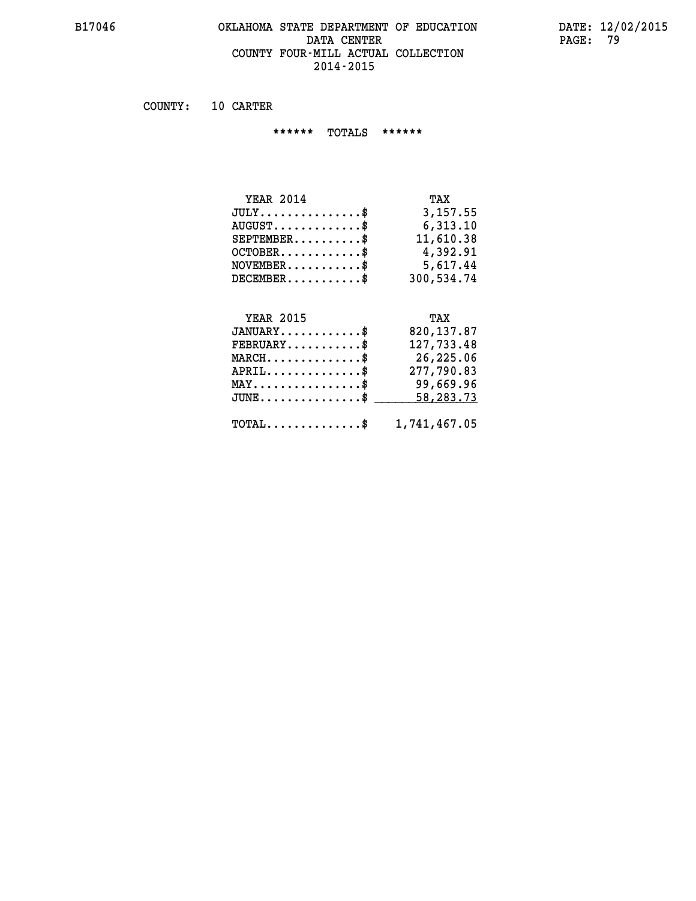# OKLAHOMA STATE DEPARTMENT OF EDUCATION
## DATA CENTER
## COUNTY FOUR-MILL ACTUAL COLLECTION
## 2014-2015

COUNTY: 10 CARTER

****** TOTALS ******

| YEAR 2014 | TAX |
|---|---|
| JULY...............$ | 3,157.55 |
| AUGUST.............$ | 6,313.10 |
| SEPTEMBER..........$ | 11,610.38 |
| OCTOBER............$ | 4,392.91 |
| NOVEMBER...........$ | 5,617.44 |
| DECEMBER...........$ | 300,534.74 |

| YEAR 2015 | TAX |
|---|---|
| JANUARY............$ | 820,137.87 |
| FEBRUARY...........$ | 127,733.48 |
| MARCH..............$ | 26,225.06 |
| APRIL..............$ | 277,790.83 |
| MAY................$ | 99,669.96 |
| JUNE...............$ | 58,283.73 |
| TOTAL..............$ | 1,741,467.05 |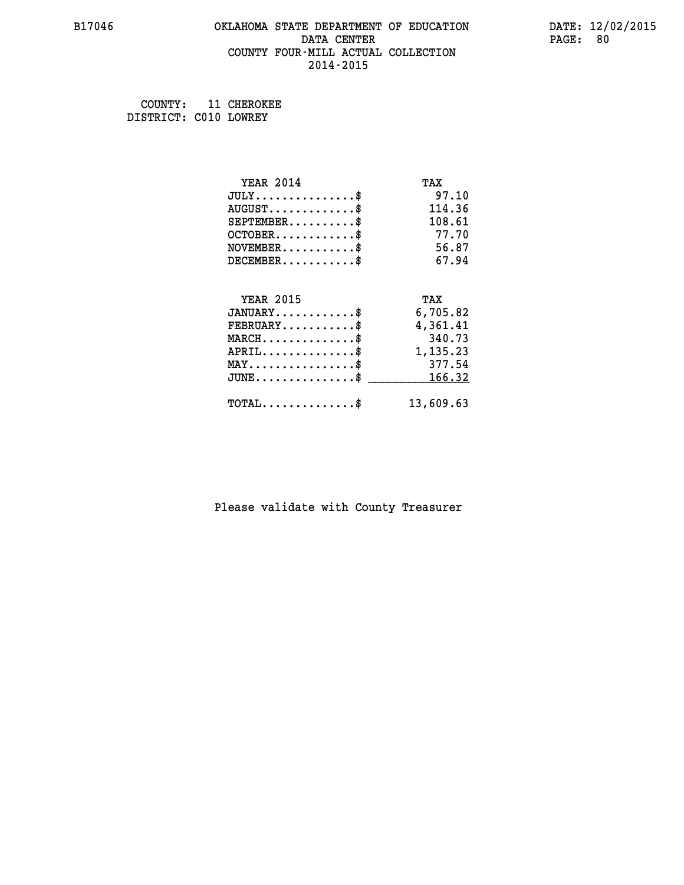B17046 OKLAHOMA STATE DEPARTMENT OF EDUCATION DATA CENTER COUNTY FOUR-MILL ACTUAL COLLECTION 2014-2015

DATE: 12/02/2015

COUNTY: 11 CHEROKEE
DISTRICT: C010 LOWREY

| YEAR 2014 | TAX |
|---|---|
| JULY...............$ | 97.10 |
| AUGUST.............$ | 114.36 |
| SEPTEMBER..........$ | 108.61 |
| OCTOBER............$ | 77.70 |
| NOVEMBER...........$ | 56.87 |
| DECEMBER...........$ | 67.94 |

| YEAR 2015 | TAX |
|---|---|
| JANUARY............$ | 6,705.82 |
| FEBRUARY...........$ | 4,361.41 |
| MARCH..............$ | 340.73 |
| APRIL..............$ | 1,135.23 |
| MAY................$ | 377.54 |
| JUNE...............$ | 166.32 |
| TOTAL..............$ | 13,609.63 |

Please validate with County Treasurer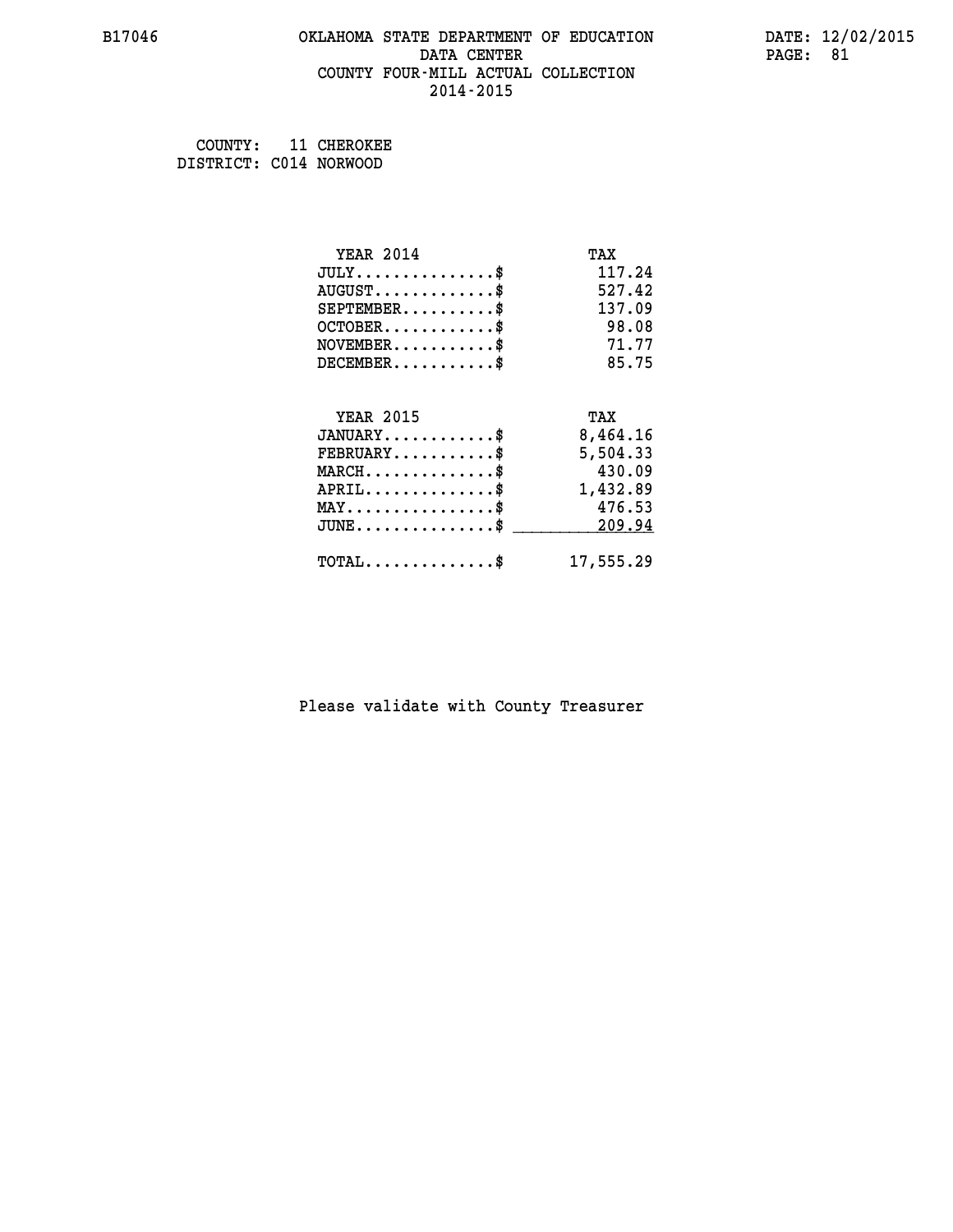B17046 OKLAHOMA STATE DEPARTMENT OF EDUCATION DATE: 12/02/2015

DATA CENTER

COUNTY FOUR-MILL ACTUAL COLLECTION

2014-2015

COUNTY: 11 CHEROKEE
DISTRICT: C014 NORWOOD

| YEAR 2014 | TAX |
|---|---|
| JULY...............$ | 117.24 |
| AUGUST.............$ | 527.42 |
| SEPTEMBER..........$ | 137.09 |
| OCTOBER............$ | 98.08 |
| NOVEMBER...........$ | 71.77 |
| DECEMBER...........$ | 85.75 |

| YEAR 2015 | TAX |
|---|---|
| JANUARY............$ | 8,464.16 |
| FEBRUARY...........$ | 5,504.33 |
| MARCH..............$ | 430.09 |
| APRIL..............$ | 1,432.89 |
| MAY................$ | 476.53 |
| JUNE...............$ | 209.94 |
| TOTAL..............$ | 17,555.29 |

Please validate with County Treasurer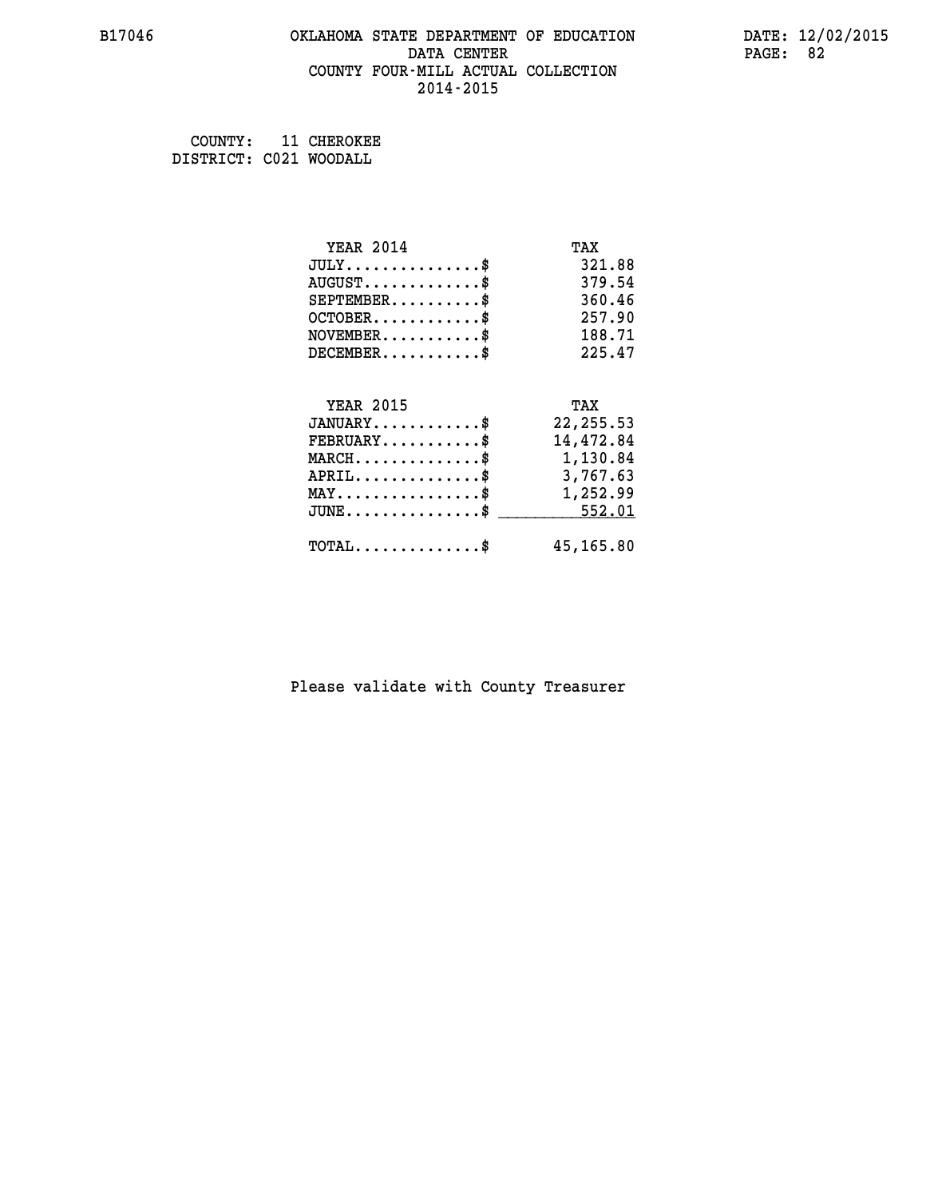COUNTY: 11 CHEROKEE
DISTRICT: C021 WOODALL

| YEAR 2014 | TAX |
| --- | --- |
| JULY..............$ | 321.88 |
| AUGUST............$ | 379.54 |
| SEPTEMBER.........$ | 360.46 |
| OCTOBER...........$ | 257.90 |
| NOVEMBER..........$ | 188.71 |
| DECEMBER..........$ | 225.47 |

| YEAR 2015 | TAX |
| --- | --- |
| JANUARY...........$ | 22,255.53 |
| FEBRUARY..........$ | 14,472.84 |
| MARCH.............$ | 1,130.84 |
| APRIL.............$ | 3,767.63 |
| MAY...............$ | 1,252.99 |
| JUNE..............$ | 552.01 |
| TOTAL.............$ | 45,165.80 |

Please validate with County Treasurer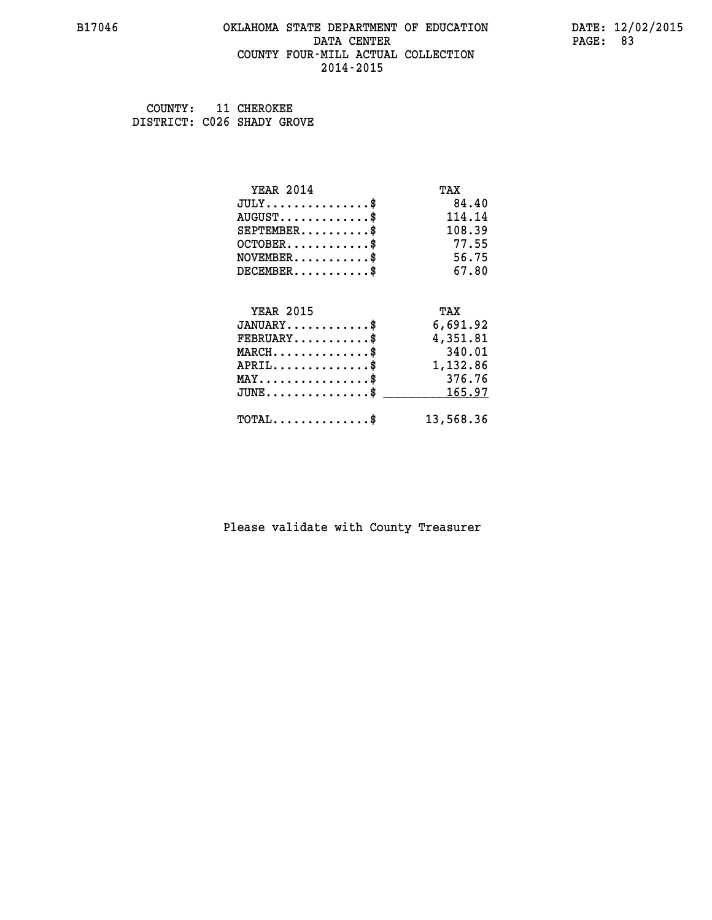B17046 OKLAHOMA STATE DEPARTMENT OF EDUCATION DATA CENTER COUNTY FOUR-MILL ACTUAL COLLECTION 2014-2015

DATE: 12/02/2015

COUNTY: 11 CHEROKEE
DISTRICT: C026 SHADY GROVE

| YEAR 2014 | TAX |
|---|---|
| JULY...............$ | 84.40 |
| AUGUST.............$ | 114.14 |
| SEPTEMBER..........$ | 108.39 |
| OCTOBER............$ | 77.55 |
| NOVEMBER...........$ | 56.75 |
| DECEMBER...........$ | 67.80 |

| YEAR 2015 | TAX |
|---|---|
| JANUARY............$ | 6,691.92 |
| FEBRUARY...........$ | 4,351.81 |
| MARCH..............$ | 340.01 |
| APRIL..............$ | 1,132.86 |
| MAY................$ | 376.76 |
| JUNE...............$ | 165.97 |
| TOTAL..............$ | 13,568.36 |

Please validate with County Treasurer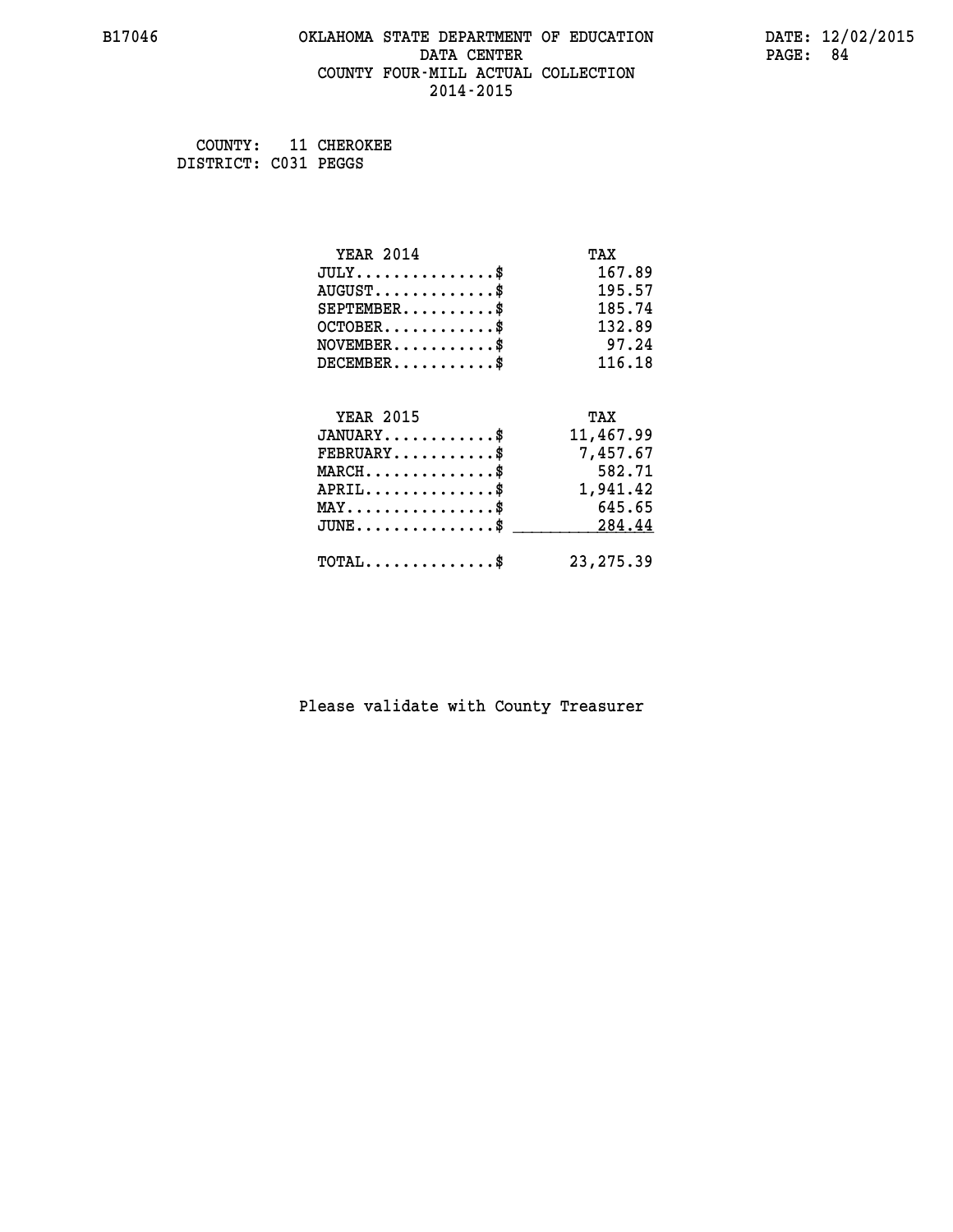B17046 OKLAHOMA STATE DEPARTMENT OF EDUCATION DATA CENTER COUNTY FOUR-MILL ACTUAL COLLECTION 2014-2015

DATE: 12/02/2015

COUNTY: 11 CHEROKEE
DISTRICT: C031 PEGGS

| YEAR 2014 | TAX |
|---|---|
| JULY..............$ | 167.89 |
| AUGUST............$ | 195.57 |
| SEPTEMBER.........$ | 185.74 |
| OCTOBER...........$ | 132.89 |
| NOVEMBER..........$ | 97.24 |
| DECEMBER..........$ | 116.18 |

| YEAR 2015 | TAX |
|---|---|
| JANUARY...........$ | 11,467.99 |
| FEBRUARY..........$ | 7,457.67 |
| MARCH.............$ | 582.71 |
| APRIL.............$ | 1,941.42 |
| MAY...............$ | 645.65 |
| JUNE..............$ | 284.44 |
| TOTAL.............$ | 23,275.39 |

Please validate with County Treasurer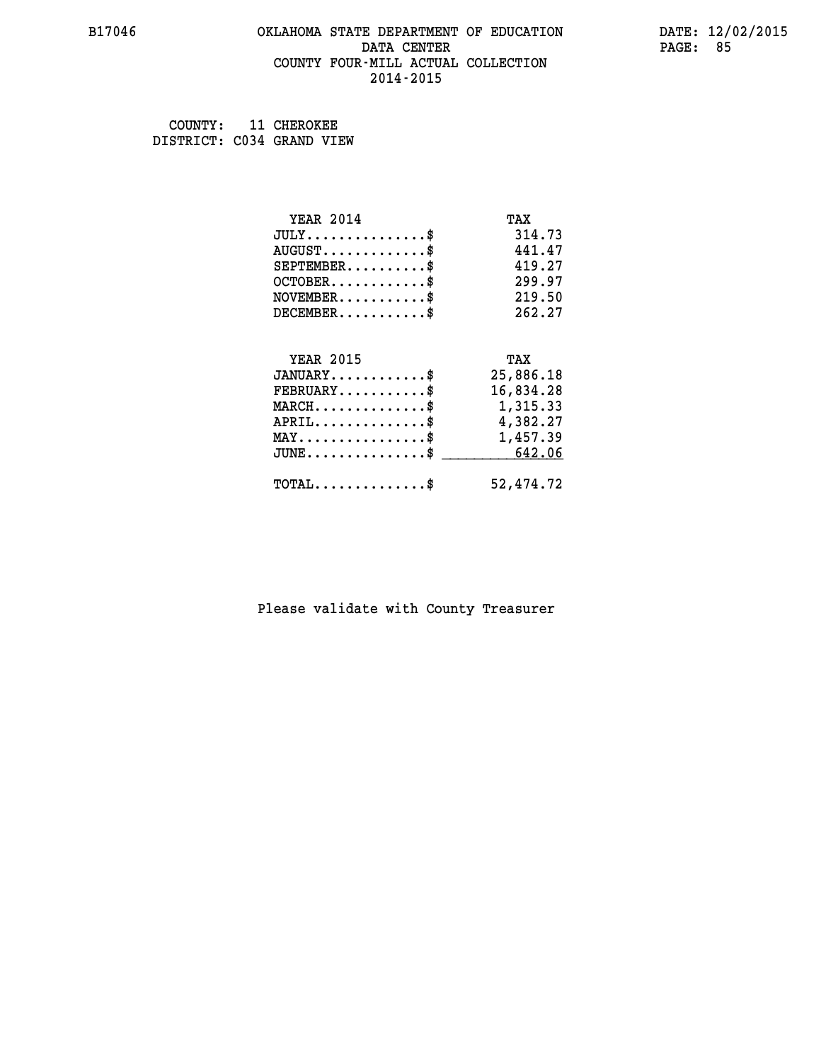COUNTY: 11 CHEROKEE
DISTRICT: C034 GRAND VIEW

| YEAR 2014 | TAX |
|---|---|
| JULY..............$ | 314.73 |
| AUGUST............$ | 441.47 |
| SEPTEMBER.........$ | 419.27 |
| OCTOBER...........$ | 299.97 |
| NOVEMBER..........$ | 219.50 |
| DECEMBER..........$ | 262.27 |

| YEAR 2015 | TAX |
|---|---|
| JANUARY...........$ | 25,886.18 |
| FEBRUARY..........$ | 16,834.28 |
| MARCH.............$ | 1,315.33 |
| APRIL.............$ | 4,382.27 |
| MAY...............$ | 1,457.39 |
| JUNE..............$ | 642.06 |
| TOTAL.............$ | 52,474.72 |

Please validate with County Treasurer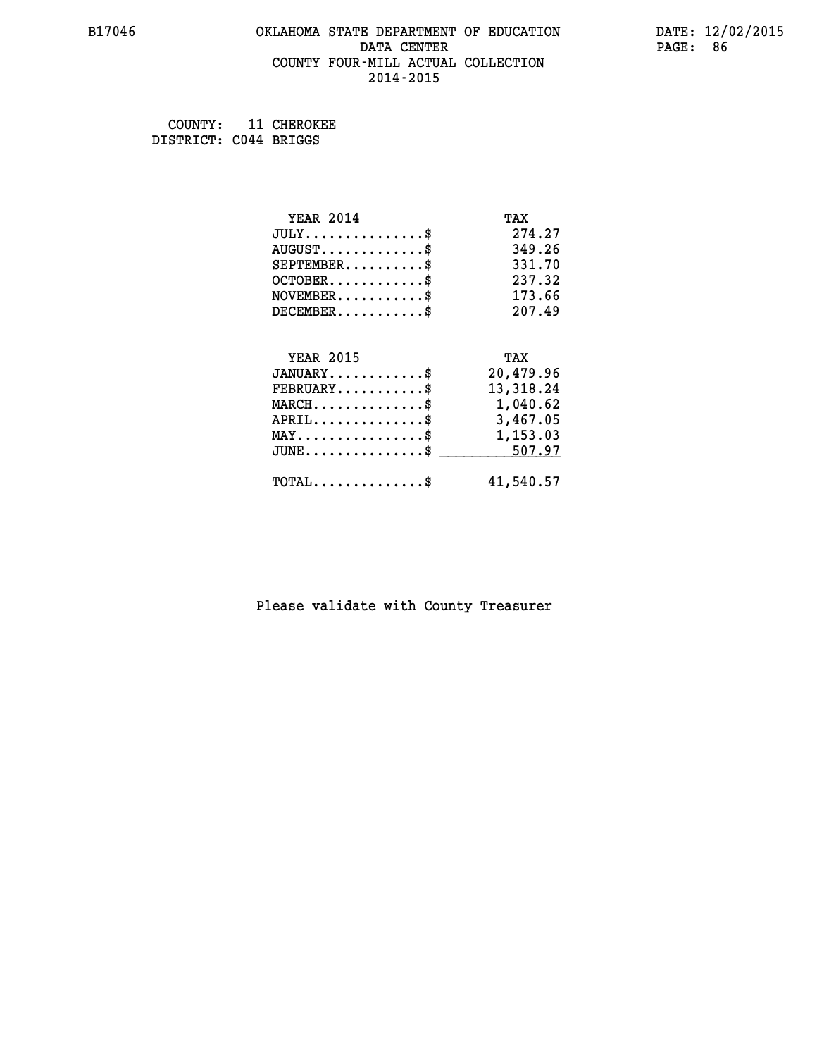B17046 OKLAHOMA STATE DEPARTMENT OF EDUCATION DATA CENTER COUNTY FOUR-MILL ACTUAL COLLECTION 2014-2015

DATE: 12/02/2015

COUNTY: 11 CHEROKEE
DISTRICT: C044 BRIGGS

| YEAR 2014 | TAX |
|---|---|
| JULY...............$ | 274.27 |
| AUGUST.............$ | 349.26 |
| SEPTEMBER..........$ | 331.70 |
| OCTOBER............$ | 237.32 |
| NOVEMBER...........$ | 173.66 |
| DECEMBER...........$ | 207.49 |

| YEAR 2015 | TAX |
|---|---|
| JANUARY............$ | 20,479.96 |
| FEBRUARY...........$ | 13,318.24 |
| MARCH..............$ | 1,040.62 |
| APRIL..............$ | 3,467.05 |
| MAY................$ | 1,153.03 |
| JUNE...............$ | 507.97 |
| TOTAL..............$ | 41,540.57 |

Please validate with County Treasurer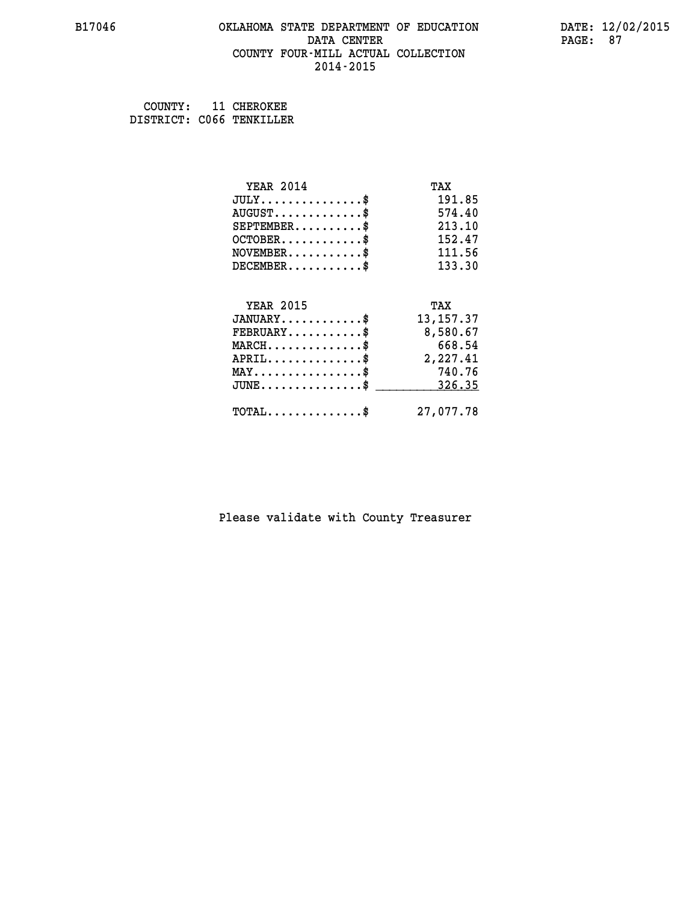# OKLAHOMA STATE DEPARTMENT OF EDUCATION
## DATA CENTER
## COUNTY FOUR-MILL ACTUAL COLLECTION
## 2014-2015

B17046 — DATE: 12/02/2015

COUNTY: 11 CHEROKEE
DISTRICT: C066 TENKILLER

| YEAR 2014 | TAX |
|---|---|
| JULY...............$ | 191.85 |
| AUGUST.............$ | 574.40 |
| SEPTEMBER..........$ | 213.10 |
| OCTOBER............$ | 152.47 |
| NOVEMBER...........$ | 111.56 |
| DECEMBER...........$ | 133.30 |

| YEAR 2015 | TAX |
|---|---|
| JANUARY............$ | 13,157.37 |
| FEBRUARY...........$ | 8,580.67 |
| MARCH..............$ | 668.54 |
| APRIL..............$ | 2,227.41 |
| MAY................$ | 740.76 |
| JUNE...............$ | 326.35 |
| TOTAL..............$ | 27,077.78 |

Please validate with County Treasurer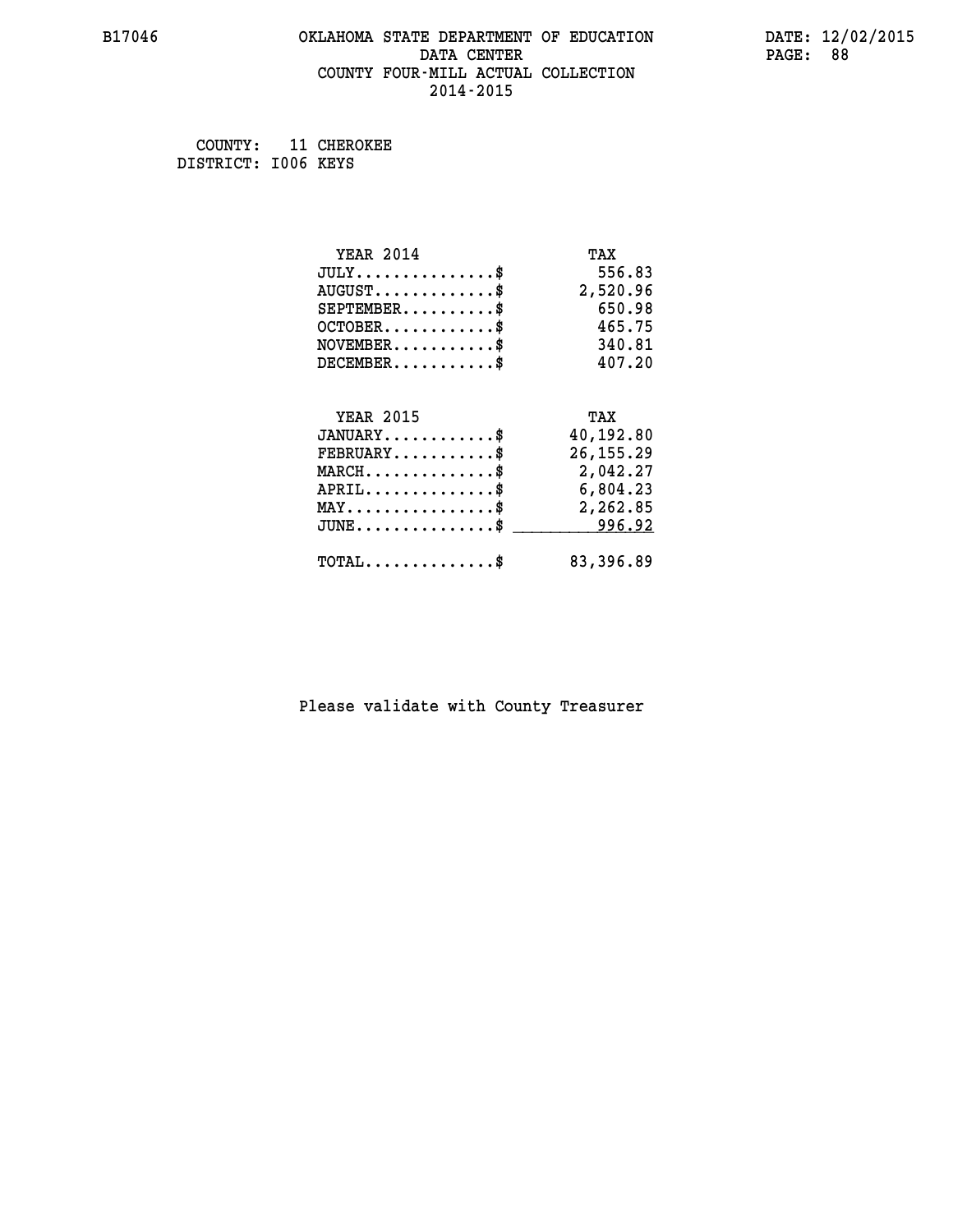# OKLAHOMA STATE DEPARTMENT OF EDUCATION
## DATA CENTER
## COUNTY FOUR-MILL ACTUAL COLLECTION
## 2014-2015

B17046

DATE: 12/02/2015

COUNTY: 11 CHEROKEE
DISTRICT: I006 KEYS

| YEAR 2014 | TAX |
|---|---|
| JULY...............$ | 556.83 |
| AUGUST.............$ | 2,520.96 |
| SEPTEMBER..........$ | 650.98 |
| OCTOBER............$ | 465.75 |
| NOVEMBER...........$ | 340.81 |
| DECEMBER...........$ | 407.20 |

| YEAR 2015 | TAX |
|---|---|
| JANUARY............$ | 40,192.80 |
| FEBRUARY...........$ | 26,155.29 |
| MARCH..............$ | 2,042.27 |
| APRIL..............$ | 6,804.23 |
| MAY................$ | 2,262.85 |
| JUNE...............$ | 996.92 |
| TOTAL..............$ | 83,396.89 |

Please validate with County Treasurer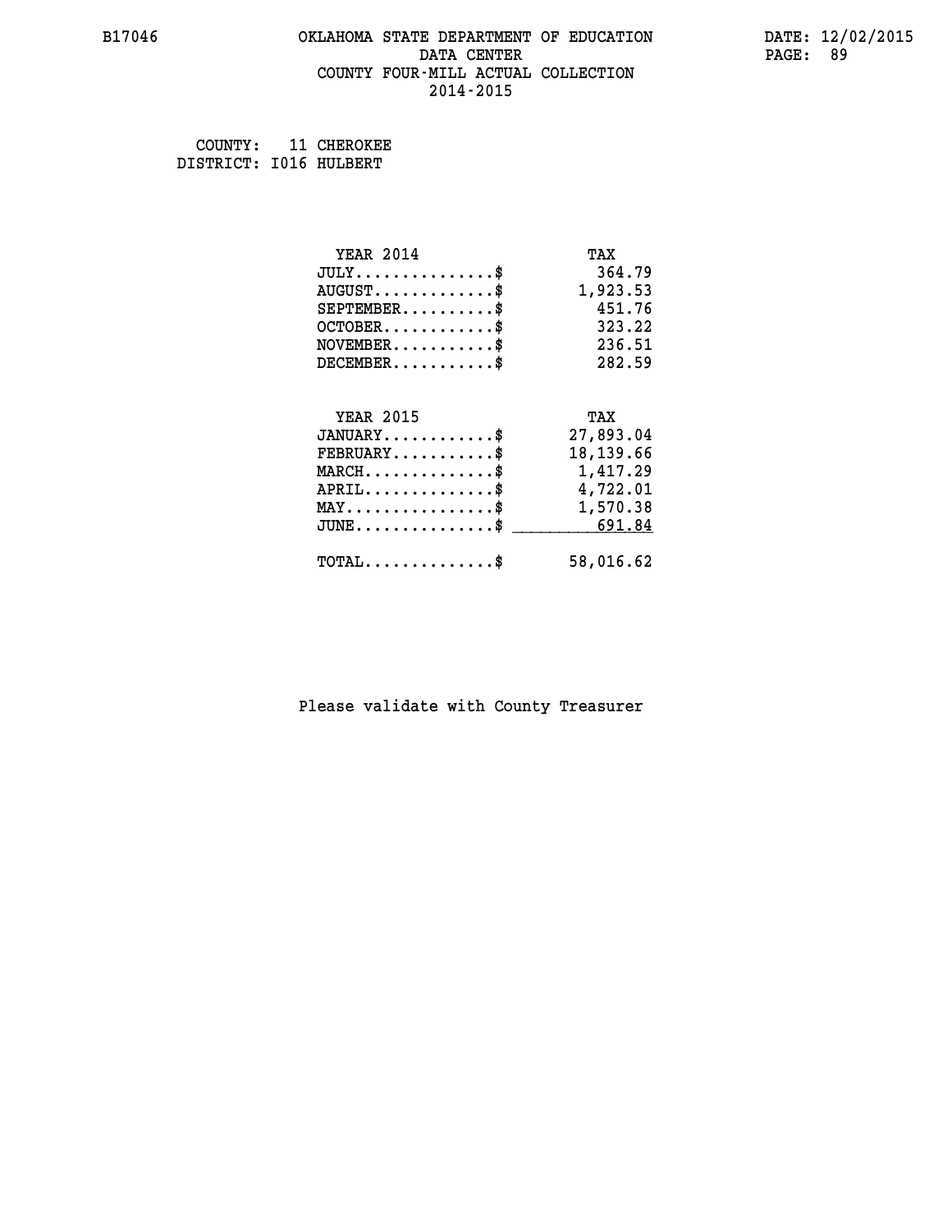COUNTY: 11 CHEROKEE
DISTRICT: I016 HULBERT

| YEAR 2014 | TAX |
|---|---|
| JULY..............$ | 364.79 |
| AUGUST............$ | 1,923.53 |
| SEPTEMBER.........$ | 451.76 |
| OCTOBER...........$ | 323.22 |
| NOVEMBER..........$ | 236.51 |
| DECEMBER..........$ | 282.59 |

| YEAR 2015 | TAX |
|---|---|
| JANUARY...........$ | 27,893.04 |
| FEBRUARY..........$ | 18,139.66 |
| MARCH.............$ | 1,417.29 |
| APRIL.............$ | 4,722.01 |
| MAY...............$ | 1,570.38 |
| JUNE..............$ | 691.84 |
| TOTAL.............$ | 58,016.62 |

Please validate with County Treasurer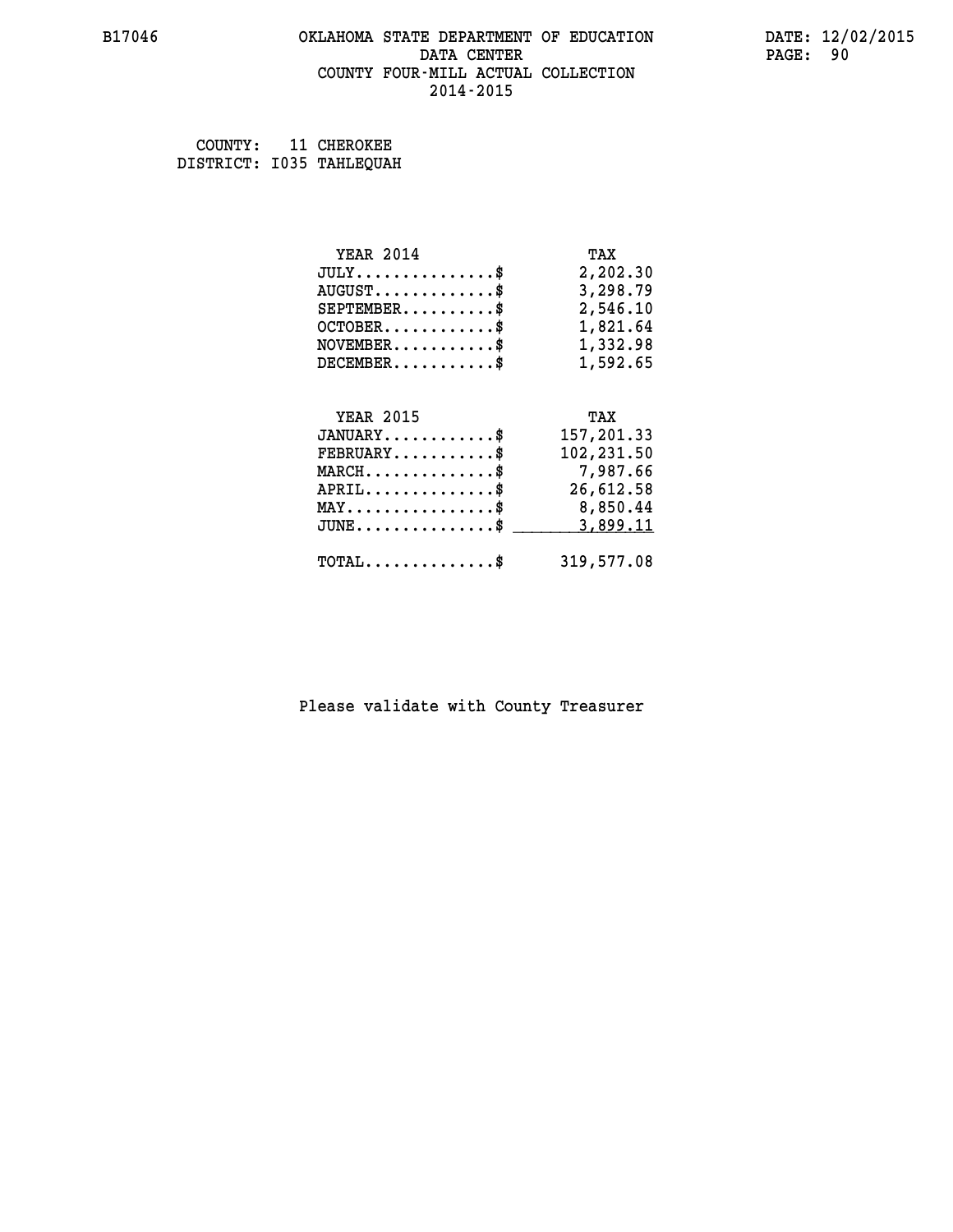B17046 OKLAHOMA STATE DEPARTMENT OF EDUCATION DATE: 12/02/2015

DATA CENTER

COUNTY FOUR-MILL ACTUAL COLLECTION

2014-2015

COUNTY: 11 CHEROKEE
DISTRICT: I035 TAHLEQUAH

| YEAR 2014 | TAX |
|---|---|
| JULY...............$ | 2,202.30 |
| AUGUST.............$ | 3,298.79 |
| SEPTEMBER..........$ | 2,546.10 |
| OCTOBER............$ | 1,821.64 |
| NOVEMBER...........$ | 1,332.98 |
| DECEMBER...........$ | 1,592.65 |

| YEAR 2015 | TAX |
|---|---|
| JANUARY............$ | 157,201.33 |
| FEBRUARY...........$ | 102,231.50 |
| MARCH..............$ | 7,987.66 |
| APRIL..............$ | 26,612.58 |
| MAY................$ | 8,850.44 |
| JUNE...............$ | 3,899.11 |
| TOTAL..............$ | 319,577.08 |

Please validate with County Treasurer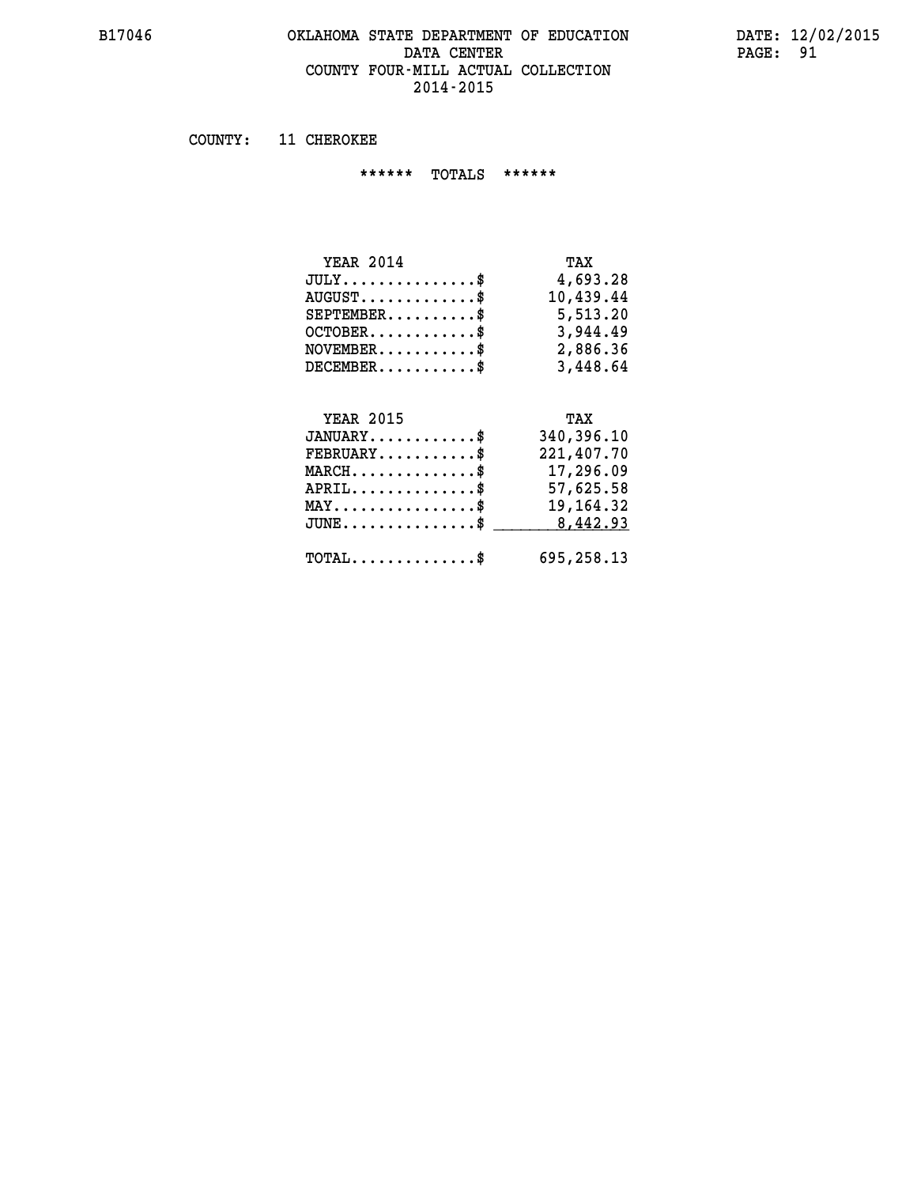B17046 OKLAHOMA STATE DEPARTMENT OF EDUCATION DATA CENTER COUNTY FOUR-MILL ACTUAL COLLECTION 2014-2015

DATE: 12/02/2015

COUNTY: 11 CHEROKEE

****** TOTALS ******

| YEAR 2014 | TAX |
|---|---|
| JULY...............$ | 4,693.28 |
| AUGUST.............$ | 10,439.44 |
| SEPTEMBER..........$ | 5,513.20 |
| OCTOBER............$ | 3,944.49 |
| NOVEMBER...........$ | 2,886.36 |
| DECEMBER...........$ | 3,448.64 |

| YEAR 2015 | TAX |
|---|---|
| JANUARY............$ | 340,396.10 |
| FEBRUARY...........$ | 221,407.70 |
| MARCH..............$ | 17,296.09 |
| APRIL..............$ | 57,625.58 |
| MAY................$ | 19,164.32 |
| JUNE...............$ | 8,442.93 |
| TOTAL..............$ | 695,258.13 |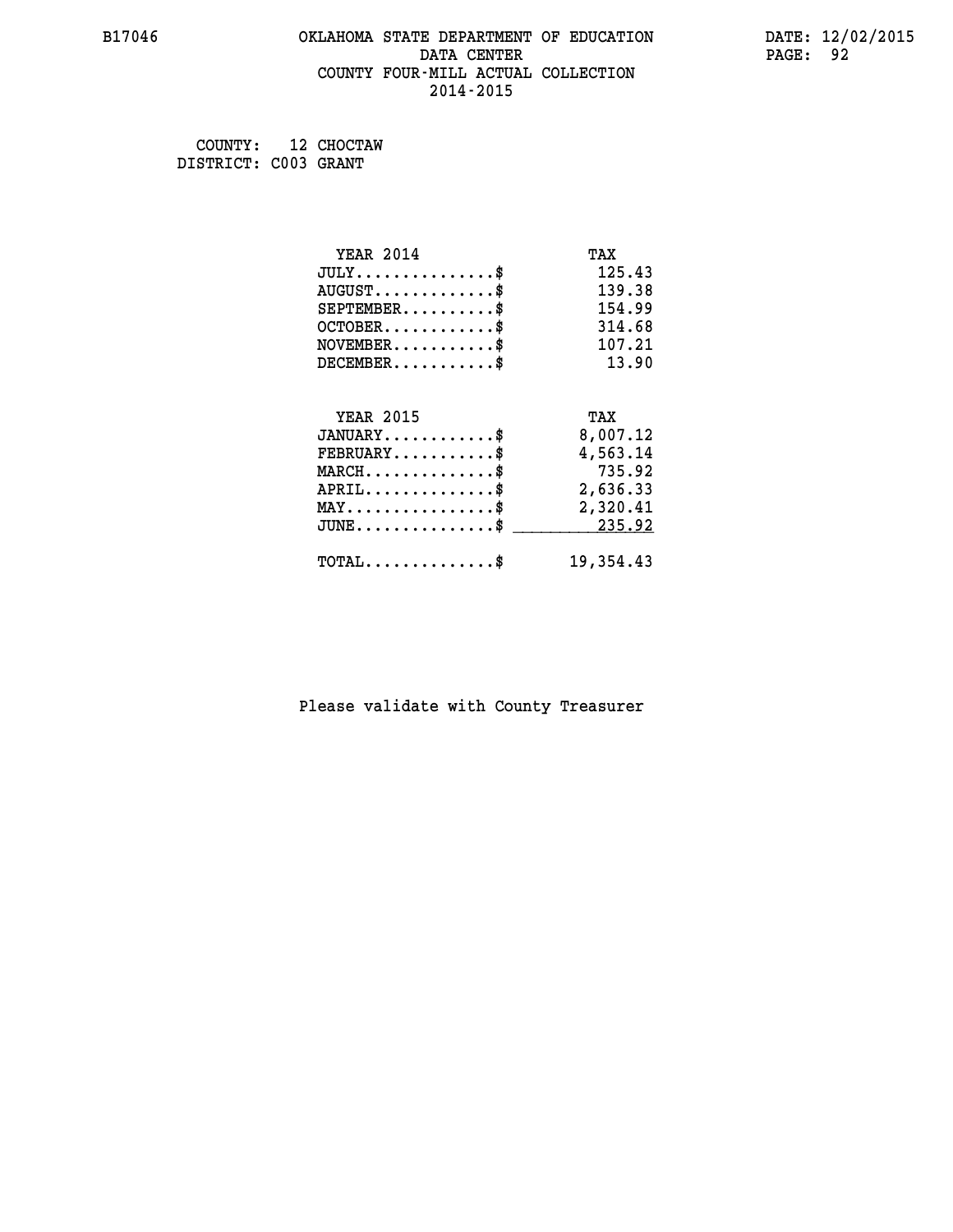COUNTY: 12 CHOCTAW
DISTRICT: C003 GRANT

| YEAR 2014 | TAX |
|---|---|
| JULY..............$ | 125.43 |
| AUGUST............$ | 139.38 |
| SEPTEMBER..........$ | 154.99 |
| OCTOBER...........$ | 314.68 |
| NOVEMBER..........$ | 107.21 |
| DECEMBER..........$ | 13.90 |

| YEAR 2015 | TAX |
|---|---|
| JANUARY...........$ | 8,007.12 |
| FEBRUARY..........$ | 4,563.14 |
| MARCH.............$ | 735.92 |
| APRIL.............$ | 2,636.33 |
| MAY...............$ | 2,320.41 |
| JUNE..............$ | 235.92 |
| TOTAL.............$ | 19,354.43 |

Please validate with County Treasurer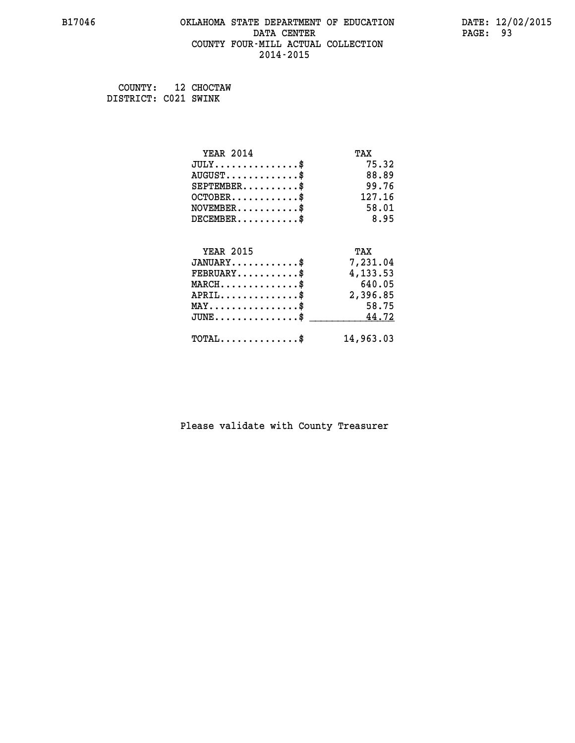B17046 OKLAHOMA STATE DEPARTMENT OF EDUCATION DATA CENTER COUNTY FOUR-MILL ACTUAL COLLECTION 2014-2015

DATE: 12/02/2015

COUNTY: 12 CHOCTAW
DISTRICT: C021 SWINK

| YEAR 2014 | TAX |
|---|---|
| JULY...............$ | 75.32 |
| AUGUST.............$ | 88.89 |
| SEPTEMBER..........$ | 99.76 |
| OCTOBER............$ | 127.16 |
| NOVEMBER...........$ | 58.01 |
| DECEMBER...........$ | 8.95 |

| YEAR 2015 | TAX |
|---|---|
| JANUARY............$ | 7,231.04 |
| FEBRUARY...........$ | 4,133.53 |
| MARCH..............$ | 640.05 |
| APRIL..............$ | 2,396.85 |
| MAY................$ | 58.75 |
| JUNE...............$ | 44.72 |
| TOTAL..............$ | 14,963.03 |

Please validate with County Treasurer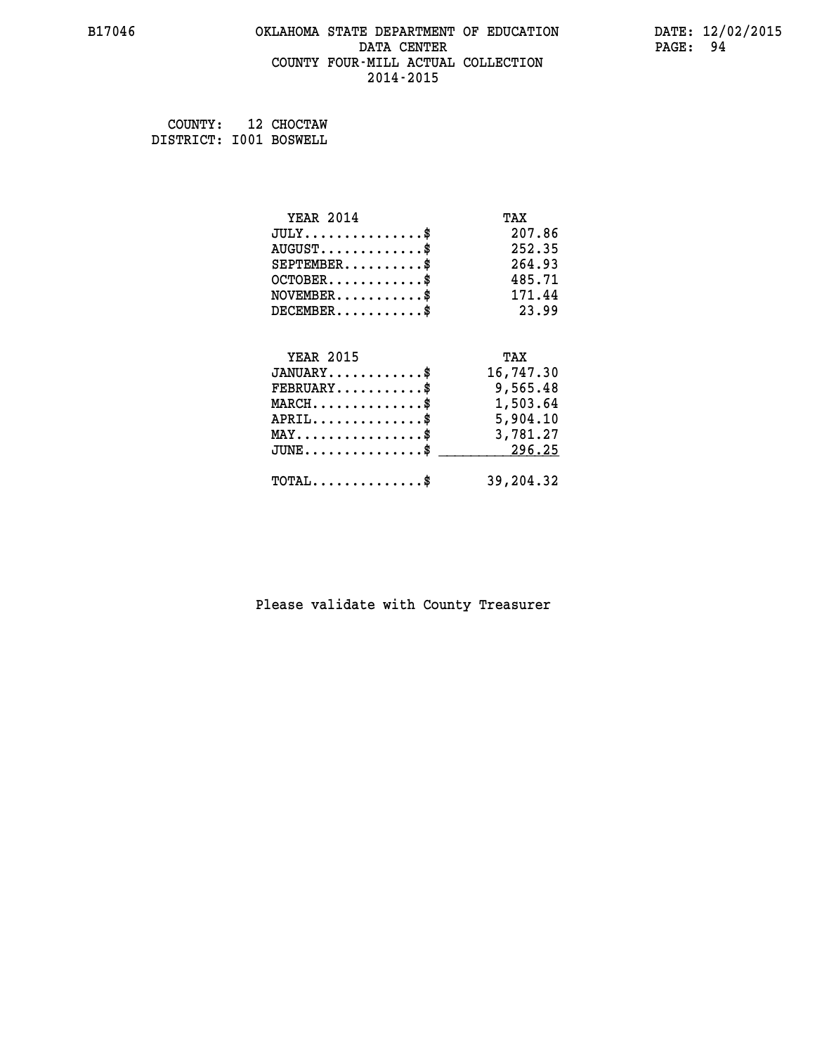B17046 OKLAHOMA STATE DEPARTMENT OF EDUCATION DATA CENTER COUNTY FOUR-MILL ACTUAL COLLECTION 2014-2015

DATE: 12/02/2015

COUNTY: 12 CHOCTAW
DISTRICT: I001 BOSWELL

| YEAR 2014 | TAX |
|---|---|
| JULY...............$ | 207.86 |
| AUGUST.............$ | 252.35 |
| SEPTEMBER..........$ | 264.93 |
| OCTOBER............$ | 485.71 |
| NOVEMBER...........$ | 171.44 |
| DECEMBER...........$ | 23.99 |

| YEAR 2015 | TAX |
|---|---|
| JANUARY............$ | 16,747.30 |
| FEBRUARY...........$ | 9,565.48 |
| MARCH..............$ | 1,503.64 |
| APRIL..............$ | 5,904.10 |
| MAY................$ | 3,781.27 |
| JUNE...............$ | 296.25 |
| TOTAL..............$ | 39,204.32 |

Please validate with County Treasurer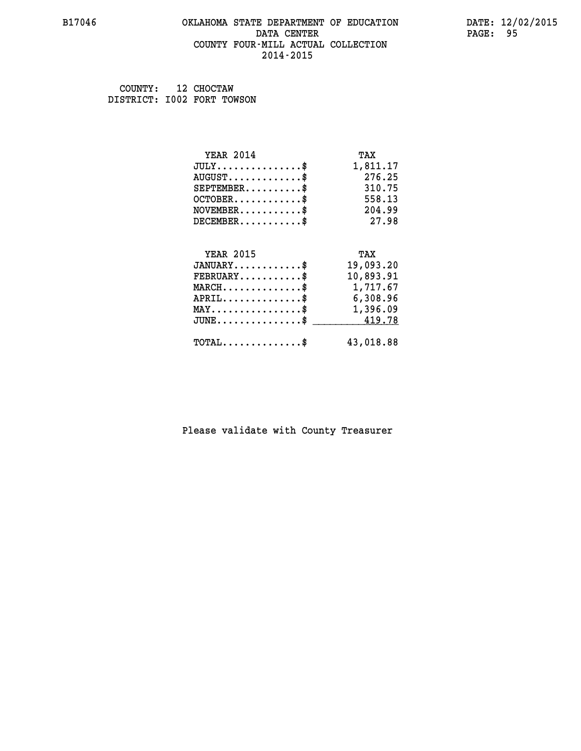COUNTY: 12 CHOCTAW
DISTRICT: I002 FORT TOWSON

| YEAR 2014 | TAX |
|---|---|
| JULY..............$ | 1,811.17 |
| AUGUST............$ | 276.25 |
| SEPTEMBER.........$ | 310.75 |
| OCTOBER...........$ | 558.13 |
| NOVEMBER..........$ | 204.99 |
| DECEMBER..........$ | 27.98 |

| YEAR 2015 | TAX |
|---|---|
| JANUARY...........$ | 19,093.20 |
| FEBRUARY..........$ | 10,893.91 |
| MARCH.............$ | 1,717.67 |
| APRIL.............$ | 6,308.96 |
| MAY...............$ | 1,396.09 |
| JUNE..............$ | 419.78 |
| TOTAL.............$ | 43,018.88 |

Please validate with County Treasurer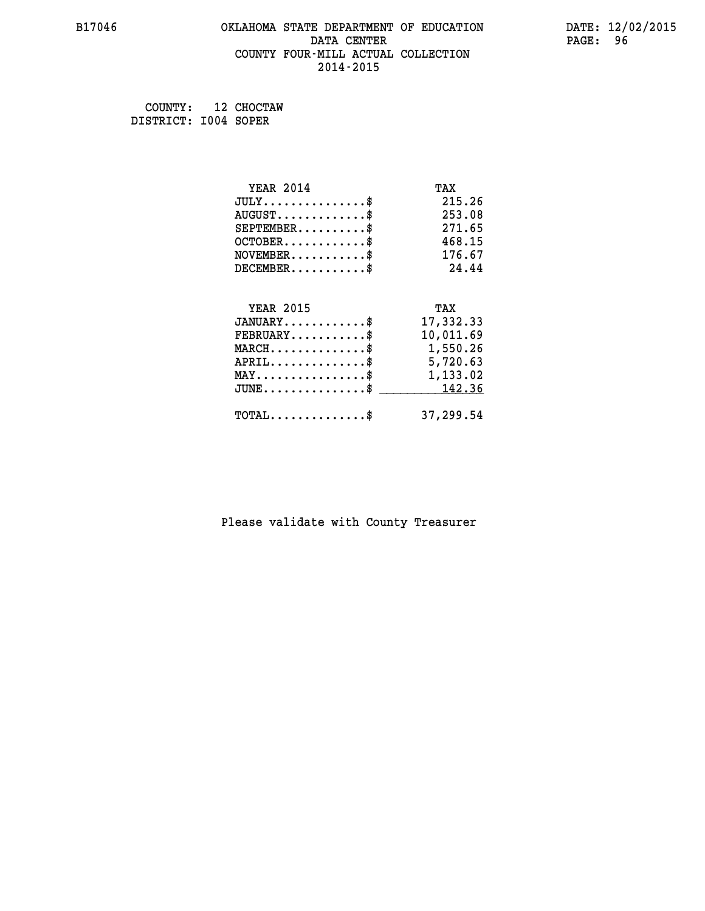B17046 OKLAHOMA STATE DEPARTMENT OF EDUCATION DATA CENTER COUNTY FOUR-MILL ACTUAL COLLECTION 2014-2015

DATE: 12/02/2015

COUNTY: 12 CHOCTAW
DISTRICT: I004 SOPER

| YEAR 2014 | TAX |
|---|---|
| JULY...............$ | 215.26 |
| AUGUST.............$ | 253.08 |
| SEPTEMBER..........$ | 271.65 |
| OCTOBER............$ | 468.15 |
| NOVEMBER...........$ | 176.67 |
| DECEMBER...........$ | 24.44 |

| YEAR 2015 | TAX |
|---|---|
| JANUARY............$ | 17,332.33 |
| FEBRUARY...........$ | 10,011.69 |
| MARCH..............$ | 1,550.26 |
| APRIL..............$ | 5,720.63 |
| MAY................$ | 1,133.02 |
| JUNE...............$ | 142.36 |
| TOTAL..............$ | 37,299.54 |

Please validate with County Treasurer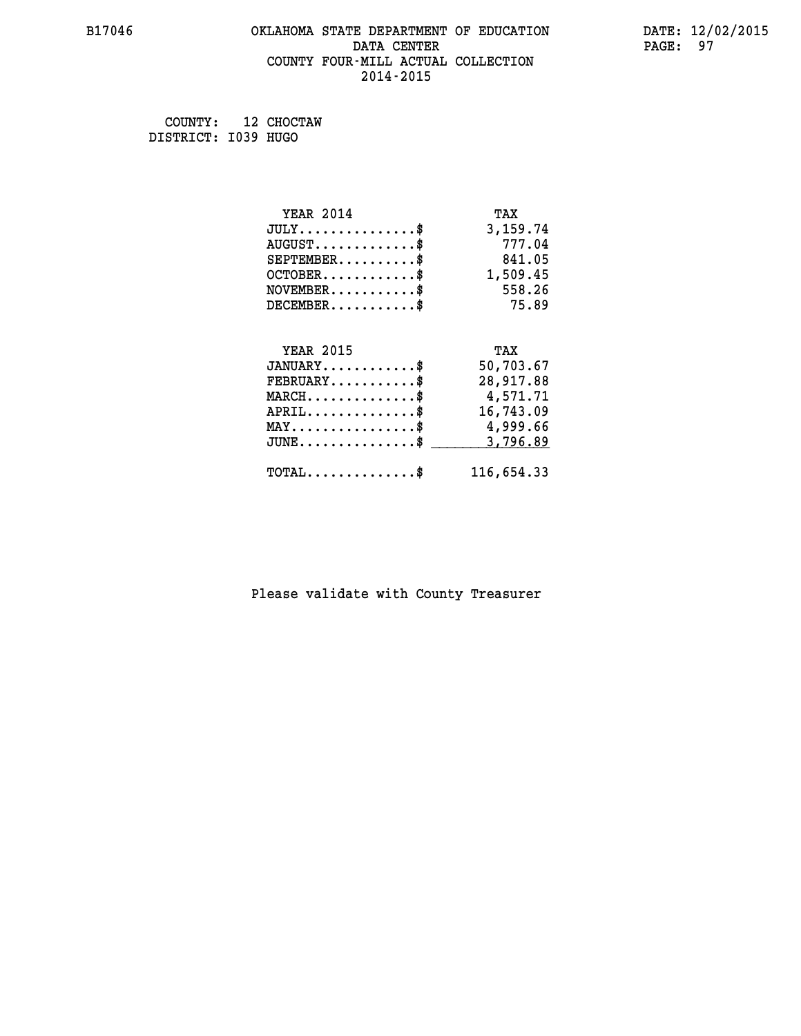B17046 OKLAHOMA STATE DEPARTMENT OF EDUCATION DATE: 12/02/2015
DATA CENTER
COUNTY FOUR-MILL ACTUAL COLLECTION
2014-2015

COUNTY: 12 CHOCTAW
DISTRICT: I039 HUGO

| YEAR 2014 | TAX |
|---|---|
| JULY..............$ | 3,159.74 |
| AUGUST............$ | 777.04 |
| SEPTEMBER.........$ | 841.05 |
| OCTOBER...........$ | 1,509.45 |
| NOVEMBER..........$ | 558.26 |
| DECEMBER..........$ | 75.89 |

| YEAR 2015 | TAX |
|---|---|
| JANUARY...........$ | 50,703.67 |
| FEBRUARY..........$ | 28,917.88 |
| MARCH.............$ | 4,571.71 |
| APRIL.............$ | 16,743.09 |
| MAY...............$ | 4,999.66 |
| JUNE..............$ | 3,796.89 |
| TOTAL.............$ | 116,654.33 |

Please validate with County Treasurer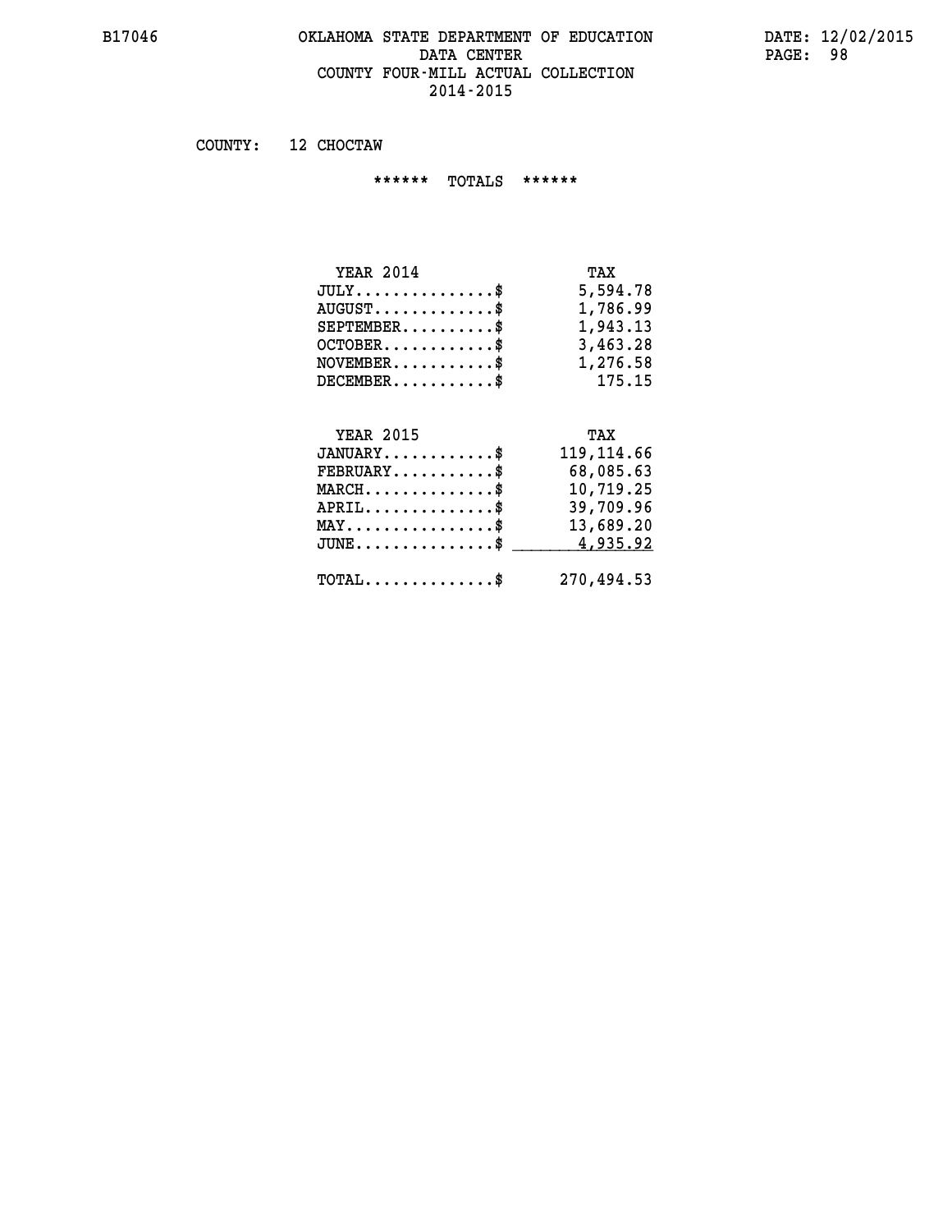OKLAHOMA STATE DEPARTMENT OF EDUCATION
DATA CENTER
COUNTY FOUR-MILL ACTUAL COLLECTION
2014-2015

COUNTY: 12 CHOCTAW

****** TOTALS ******

| YEAR 2014 | TAX |
|---|---|
| JULY...............$ | 5,594.78 |
| AUGUST.............$ | 1,786.99 |
| SEPTEMBER..........$ | 1,943.13 |
| OCTOBER............$ | 3,463.28 |
| NOVEMBER...........$ | 1,276.58 |
| DECEMBER...........$ | 175.15 |

| YEAR 2015 | TAX |
|---|---|
| JANUARY............$ | 119,114.66 |
| FEBRUARY...........$ | 68,085.63 |
| MARCH..............$ | 10,719.25 |
| APRIL..............$ | 39,709.96 |
| MAY................$ | 13,689.20 |
| JUNE...............$ | 4,935.92 |
| TOTAL..............$ | 270,494.53 |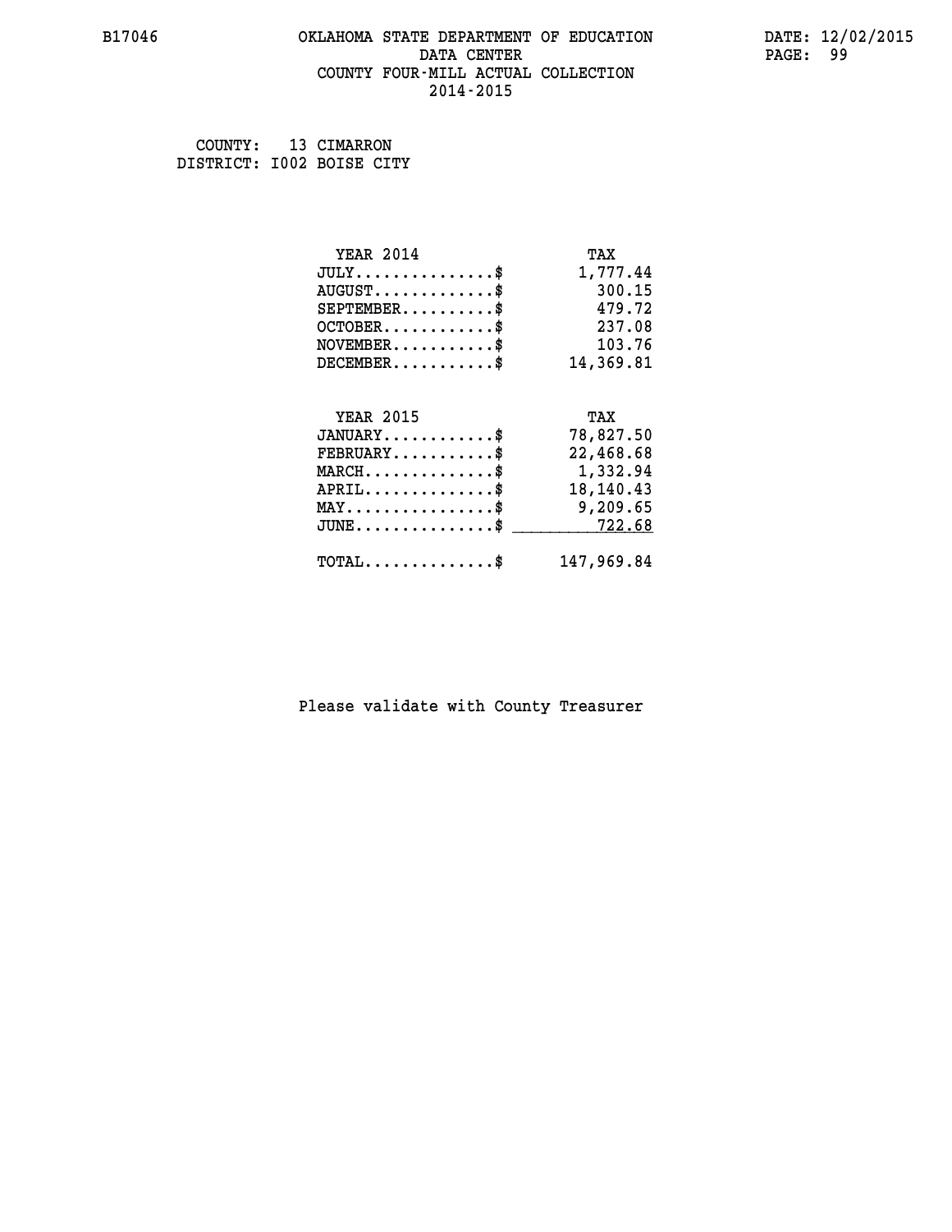B17046 OKLAHOMA STATE DEPARTMENT OF EDUCATION DATA CENTER COUNTY FOUR-MILL ACTUAL COLLECTION 2014-2015

DATE: 12/02/2015

COUNTY: 13 CIMARRON
DISTRICT: I002 BOISE CITY

| YEAR 2014 | TAX |
|---|---|
| JULY...............$ | 1,777.44 |
| AUGUST.............$ | 300.15 |
| SEPTEMBER..........$ | 479.72 |
| OCTOBER............$ | 237.08 |
| NOVEMBER...........$ | 103.76 |
| DECEMBER...........$ | 14,369.81 |

| YEAR 2015 | TAX |
|---|---|
| JANUARY............$ | 78,827.50 |
| FEBRUARY...........$ | 22,468.68 |
| MARCH..............$ | 1,332.94 |
| APRIL..............$ | 18,140.43 |
| MAY................$ | 9,209.65 |
| JUNE...............$ | 722.68 |
| TOTAL..............$ | 147,969.84 |

Please validate with County Treasurer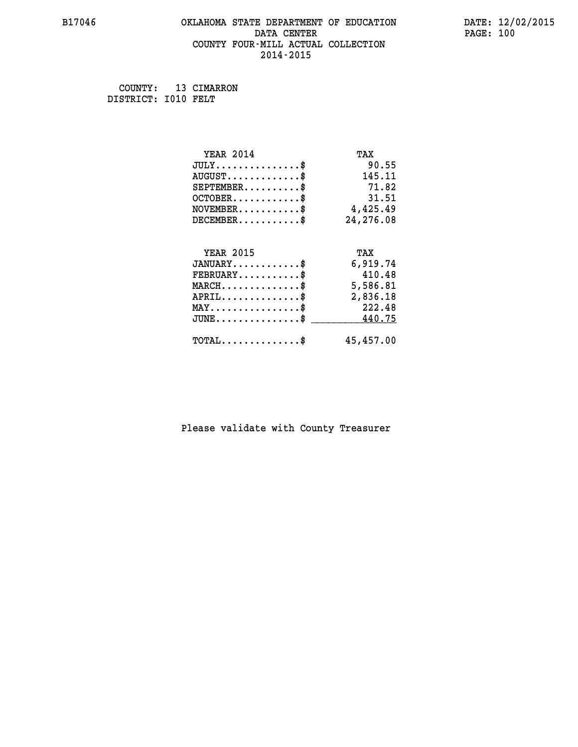B17046 OKLAHOMA STATE DEPARTMENT OF EDUCATION DATE: 12/02/2015

DATA CENTER

COUNTY FOUR-MILL ACTUAL COLLECTION

2014-2015

COUNTY: 13 CIMARRON
DISTRICT: I010 FELT

| YEAR 2014 | TAX |
|---|---|
| JULY...............$ | 90.55 |
| AUGUST.............$ | 145.11 |
| SEPTEMBER..........$ | 71.82 |
| OCTOBER............$ | 31.51 |
| NOVEMBER...........$ | 4,425.49 |
| DECEMBER...........$ | 24,276.08 |

| YEAR 2015 | TAX |
|---|---|
| JANUARY............$ | 6,919.74 |
| FEBRUARY...........$ | 410.48 |
| MARCH..............$ | 5,586.81 |
| APRIL..............$ | 2,836.18 |
| MAY................$ | 222.48 |
| JUNE...............$ | 440.75 |
| TOTAL..............$ | 45,457.00 |

Please validate with County Treasurer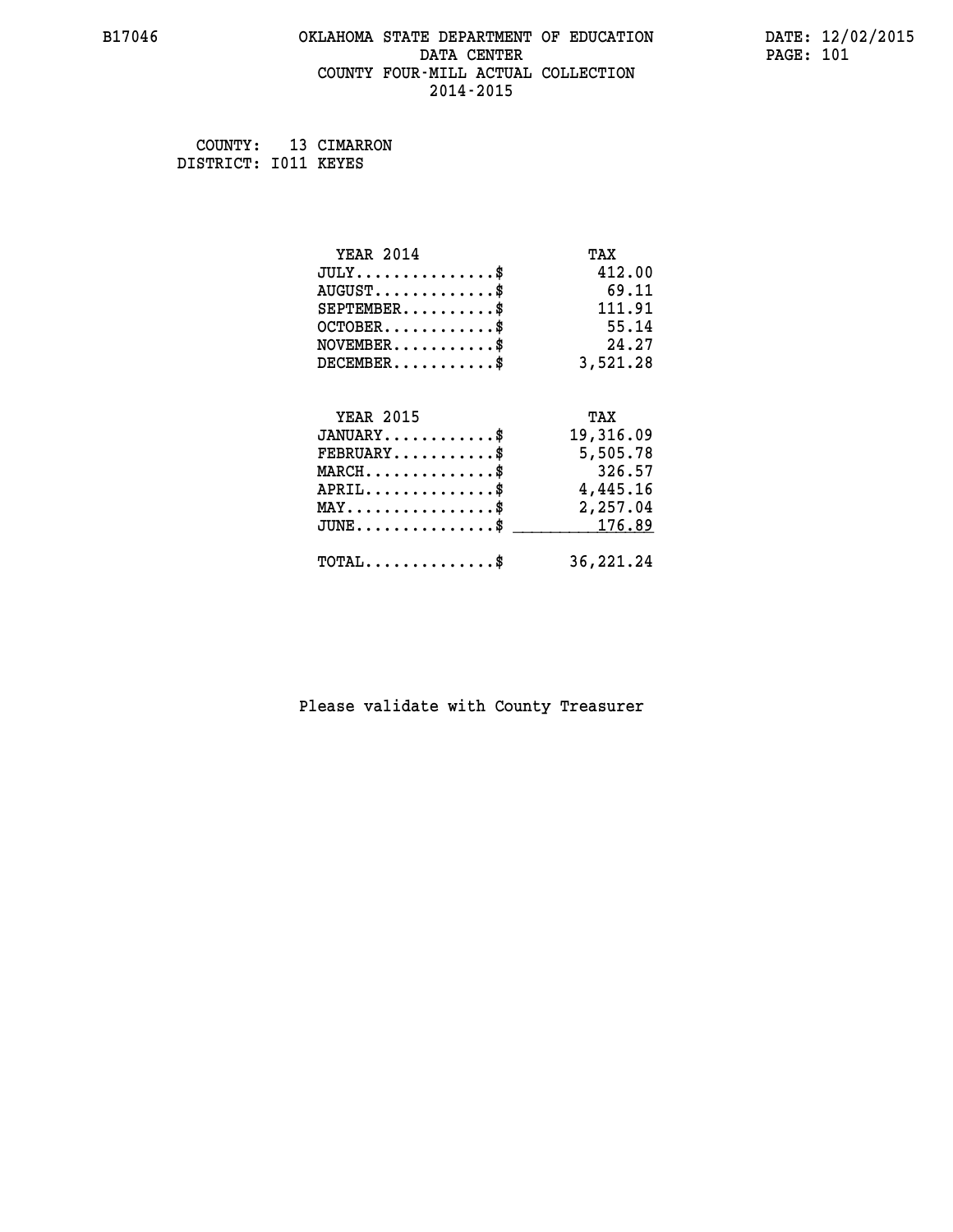COUNTY: 13 CIMARRON
DISTRICT: I011 KEYES

| YEAR 2014 | TAX |
|---|---|
| JULY...............$ | 412.00 |
| AUGUST.............$ | 69.11 |
| SEPTEMBER..........$ | 111.91 |
| OCTOBER............$ | 55.14 |
| NOVEMBER...........$ | 24.27 |
| DECEMBER...........$ | 3,521.28 |

| YEAR 2015 | TAX |
|---|---|
| JANUARY............$ | 19,316.09 |
| FEBRUARY...........$ | 5,505.78 |
| MARCH..............$ | 326.57 |
| APRIL..............$ | 4,445.16 |
| MAY................$ | 2,257.04 |
| JUNE...............$ | 176.89 |
| TOTAL..............$ | 36,221.24 |

Please validate with County Treasurer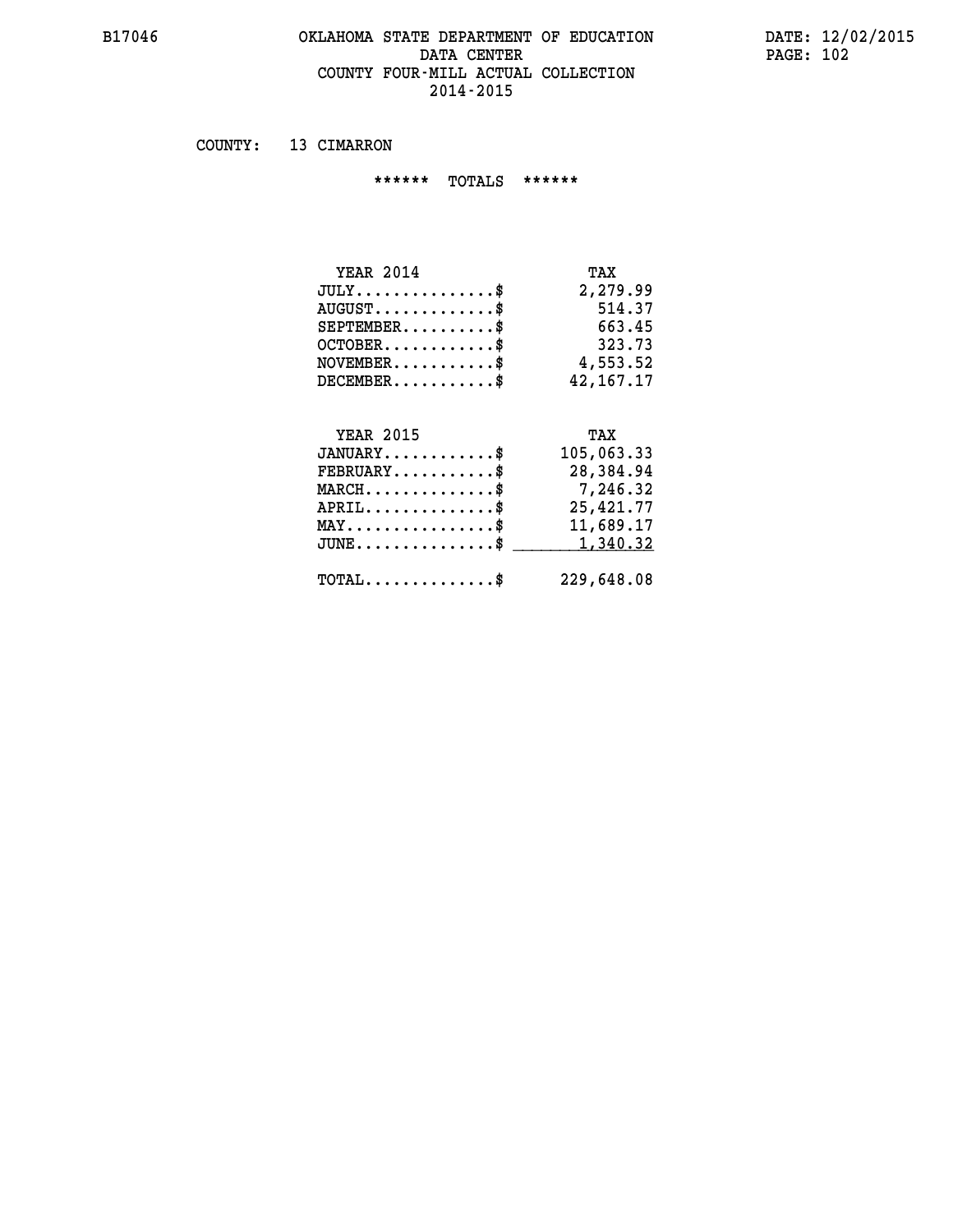# OKLAHOMA STATE DEPARTMENT OF EDUCATION
## DATA CENTER
## COUNTY FOUR-MILL ACTUAL COLLECTION
## 2014-2015

B17046 DATE: 12/02/2015

COUNTY: 13 CIMARRON

****** TOTALS ******

| YEAR 2014 | TAX |
|---|---|
| JULY...............$ | 2,279.99 |
| AUGUST.............$ | 514.37 |
| SEPTEMBER..........$ | 663.45 |
| OCTOBER............$ | 323.73 |
| NOVEMBER...........$ | 4,553.52 |
| DECEMBER...........$ | 42,167.17 |

| YEAR 2015 | TAX |
|---|---|
| JANUARY............$ | 105,063.33 |
| FEBRUARY...........$ | 28,384.94 |
| MARCH..............$ | 7,246.32 |
| APRIL..............$ | 25,421.77 |
| MAY................$ | 11,689.17 |
| JUNE...............$ | 1,340.32 |
| TOTAL..............$ | 229,648.08 |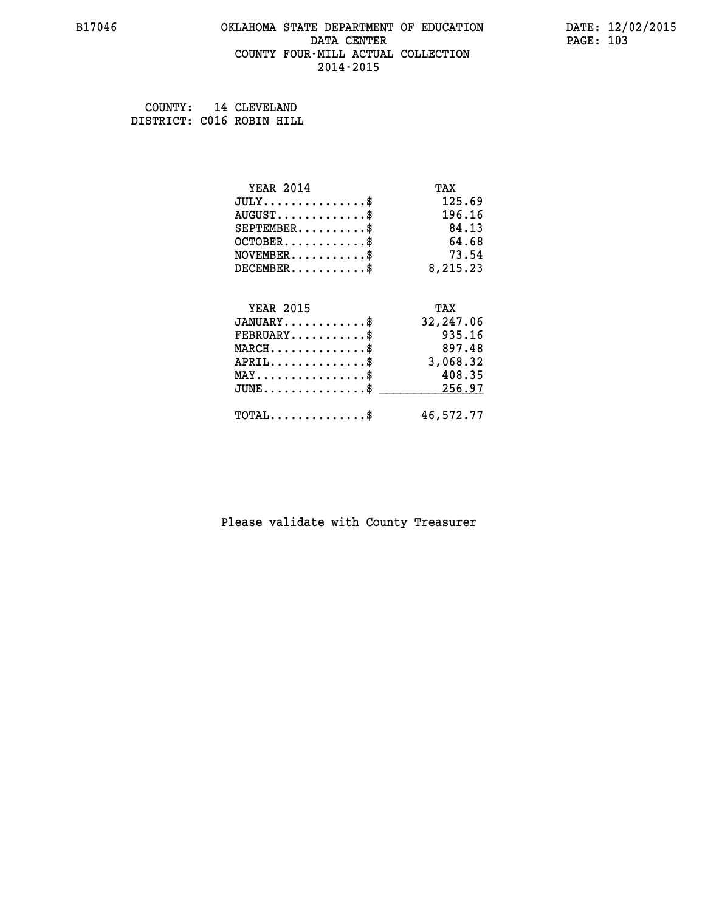# OKLAHOMA STATE DEPARTMENT OF EDUCATION
## DATA CENTER
## COUNTY FOUR-MILL ACTUAL COLLECTION
## 2014-2015

COUNTY: 14 CLEVELAND
DISTRICT: C016 ROBIN HILL

| YEAR 2014 | TAX |
|---|---|
| JULY..............$ | 125.69 |
| AUGUST............$ | 196.16 |
| SEPTEMBER.........$ | 84.13 |
| OCTOBER...........$ | 64.68 |
| NOVEMBER..........$ | 73.54 |
| DECEMBER..........$ | 8,215.23 |

| YEAR 2015 | TAX |
|---|---|
| JANUARY...........$ | 32,247.06 |
| FEBRUARY..........$ | 935.16 |
| MARCH.............$ | 897.48 |
| APRIL.............$ | 3,068.32 |
| MAY...............$ | 408.35 |
| JUNE..............$ | 256.97 |
| TOTAL.............$ | 46,572.77 |

Please validate with County Treasurer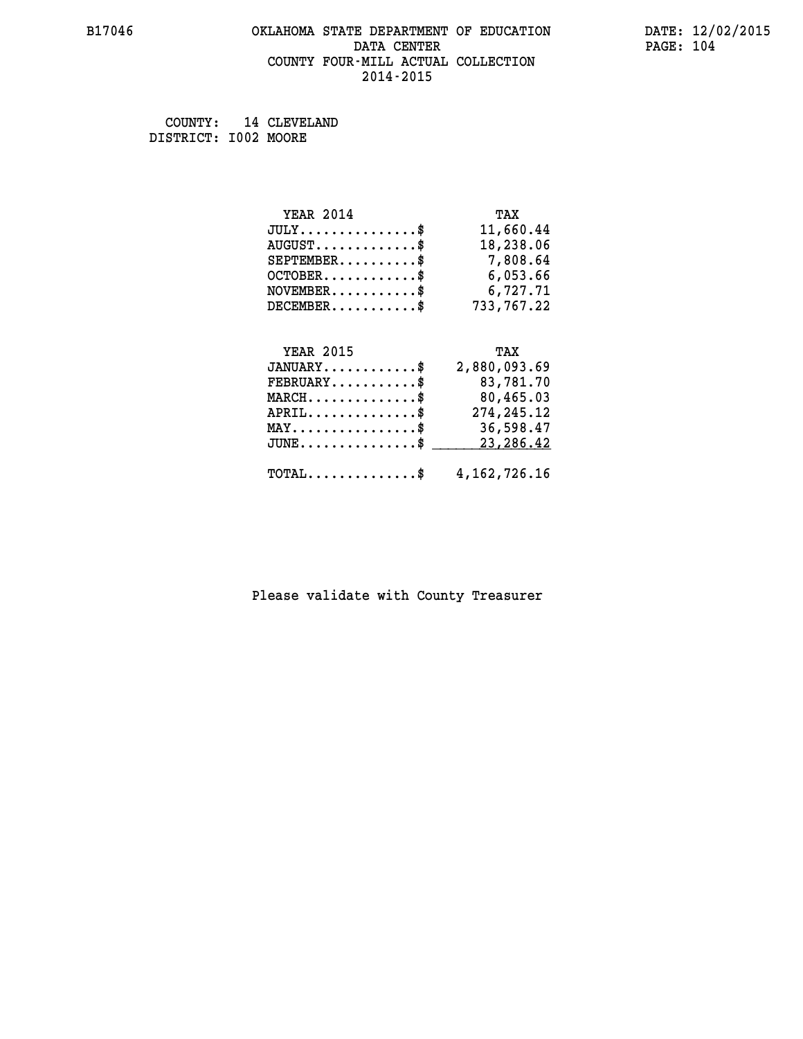B17046

# OKLAHOMA STATE DEPARTMENT OF EDUCATION
## DATA CENTER
## COUNTY FOUR-MILL ACTUAL COLLECTION
## 2014-2015

DATE: 12/02/2015

COUNTY: 14 CLEVELAND
DISTRICT: I002 MOORE

| YEAR 2014 | TAX |
|---|---|
| JULY...............$ | 11,660.44 |
| AUGUST.............$ | 18,238.06 |
| SEPTEMBER..........$ | 7,808.64 |
| OCTOBER............$ | 6,053.66 |
| NOVEMBER...........$ | 6,727.71 |
| DECEMBER...........$ | 733,767.22 |

| YEAR 2015 | TAX |
|---|---|
| JANUARY............$ | 2,880,093.69 |
| FEBRUARY...........$ | 83,781.70 |
| MARCH..............$ | 80,465.03 |
| APRIL..............$ | 274,245.12 |
| MAY................$ | 36,598.47 |
| JUNE...............$ | 23,286.42 |
| TOTAL..............$ | 4,162,726.16 |

Please validate with County Treasurer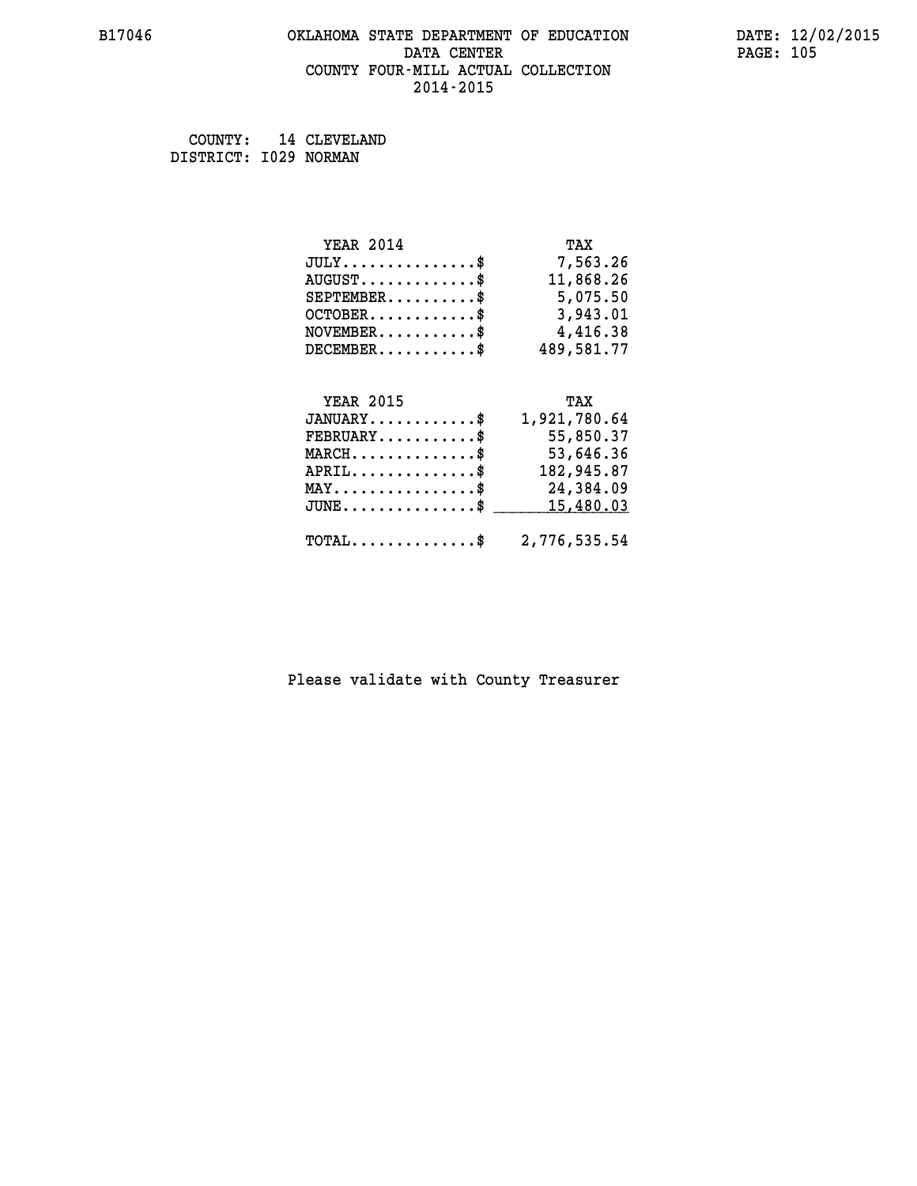B17046 OKLAHOMA STATE DEPARTMENT OF EDUCATION DATA CENTER COUNTY FOUR-MILL ACTUAL COLLECTION 2014-2015

DATE: 12/02/2015

COUNTY: 14 CLEVELAND
DISTRICT: I029 NORMAN

| YEAR 2014 | TAX |
|---|---|
| JULY.............$ | 7,563.26 |
| AUGUST.............$ | 11,868.26 |
| SEPTEMBER..........$ | 5,075.50 |
| OCTOBER............$ | 3,943.01 |
| NOVEMBER...........$ | 4,416.38 |
| DECEMBER...........$ | 489,581.77 |

| YEAR 2015 | TAX |
|---|---|
| JANUARY............$ | 1,921,780.64 |
| FEBRUARY...........$ | 55,850.37 |
| MARCH..............$ | 53,646.36 |
| APRIL..............$ | 182,945.87 |
| MAY................$ | 24,384.09 |
| JUNE...............$ | 15,480.03 |
| TOTAL..............$ | 2,776,535.54 |

Please validate with County Treasurer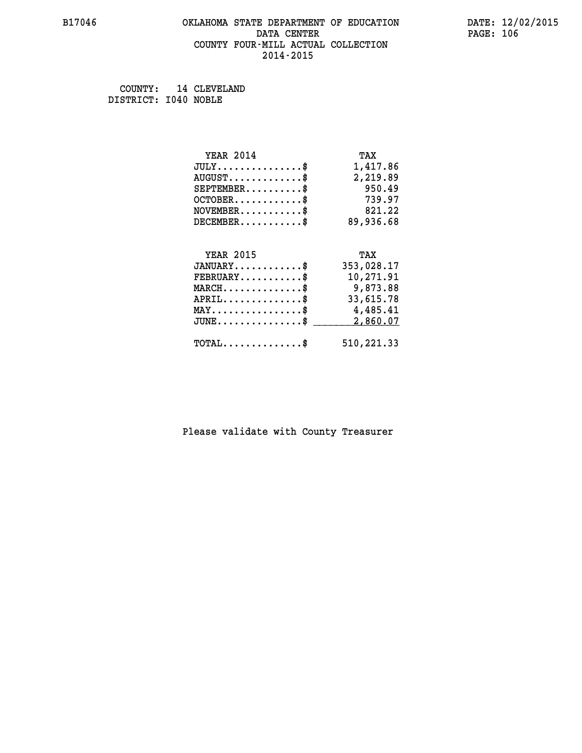OKLAHOMA STATE DEPARTMENT OF EDUCATION
DATA CENTER
COUNTY FOUR-MILL ACTUAL COLLECTION
2014-2015

COUNTY: 14 CLEVELAND
DISTRICT: I040 NOBLE

| YEAR 2014 | TAX |
|---|---|
| JULY...............$ | 1,417.86 |
| AUGUST.............$ | 2,219.89 |
| SEPTEMBER..........$ | 950.49 |
| OCTOBER............$ | 739.97 |
| NOVEMBER...........$ | 821.22 |
| DECEMBER...........$ | 89,936.68 |

| YEAR 2015 | TAX |
|---|---|
| JANUARY............$ | 353,028.17 |
| FEBRUARY...........$ | 10,271.91 |
| MARCH..............$ | 9,873.88 |
| APRIL..............$ | 33,615.78 |
| MAY................$ | 4,485.41 |
| JUNE...............$ | 2,860.07 |
| TOTAL..............$ | 510,221.33 |

Please validate with County Treasurer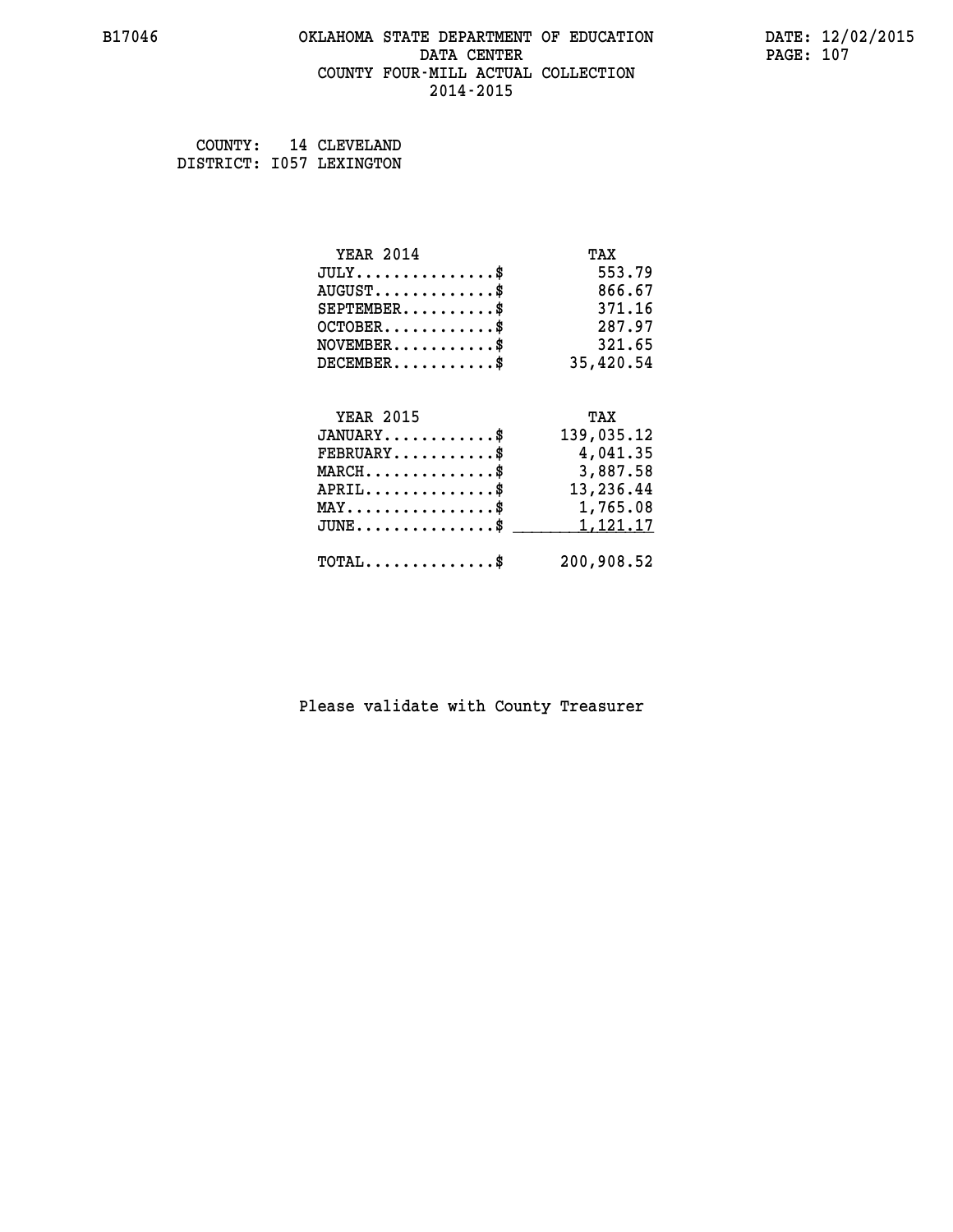# OKLAHOMA STATE DEPARTMENT OF EDUCATION
## DATA CENTER
## COUNTY FOUR-MILL ACTUAL COLLECTION
## 2014-2015

B17046

DATE: 12/02/2015

COUNTY: 14 CLEVELAND
DISTRICT: I057 LEXINGTON

| YEAR 2014 | TAX |
|---|---|
| JULY..............$ | 553.79 |
| AUGUST............$ | 866.67 |
| SEPTEMBER.........$ | 371.16 |
| OCTOBER...........$ | 287.97 |
| NOVEMBER..........$ | 321.65 |
| DECEMBER..........$ | 35,420.54 |

| YEAR 2015 | TAX |
|---|---|
| JANUARY...........$ | 139,035.12 |
| FEBRUARY..........$ | 4,041.35 |
| MARCH.............$ | 3,887.58 |
| APRIL.............$ | 13,236.44 |
| MAY...............$ | 1,765.08 |
| JUNE..............$ | 1,121.17 |
| TOTAL.............$ | 200,908.52 |

Please validate with County Treasurer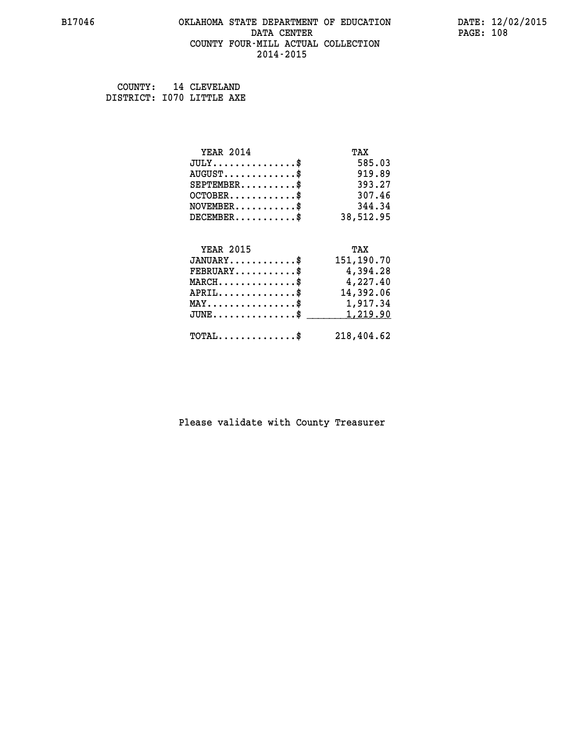B17046 OKLAHOMA STATE DEPARTMENT OF EDUCATION DATA CENTER COUNTY FOUR-MILL ACTUAL COLLECTION 2014-2015

DATE: 12/02/2015

COUNTY: 14 CLEVELAND
DISTRICT: I070 LITTLE AXE

| YEAR 2014 | TAX |
|---|---|
| JULY..............$ | 585.03 |
| AUGUST............$ | 919.89 |
| SEPTEMBER..........$ | 393.27 |
| OCTOBER............$ | 307.46 |
| NOVEMBER...........$ | 344.34 |
| DECEMBER...........$ | 38,512.95 |

| YEAR 2015 | TAX |
|---|---|
| JANUARY............$ | 151,190.70 |
| FEBRUARY...........$ | 4,394.28 |
| MARCH..............$ | 4,227.40 |
| APRIL..............$ | 14,392.06 |
| MAY................$ | 1,917.34 |
| JUNE...............$ | 1,219.90 |
| TOTAL..............$ | 218,404.62 |

Please validate with County Treasurer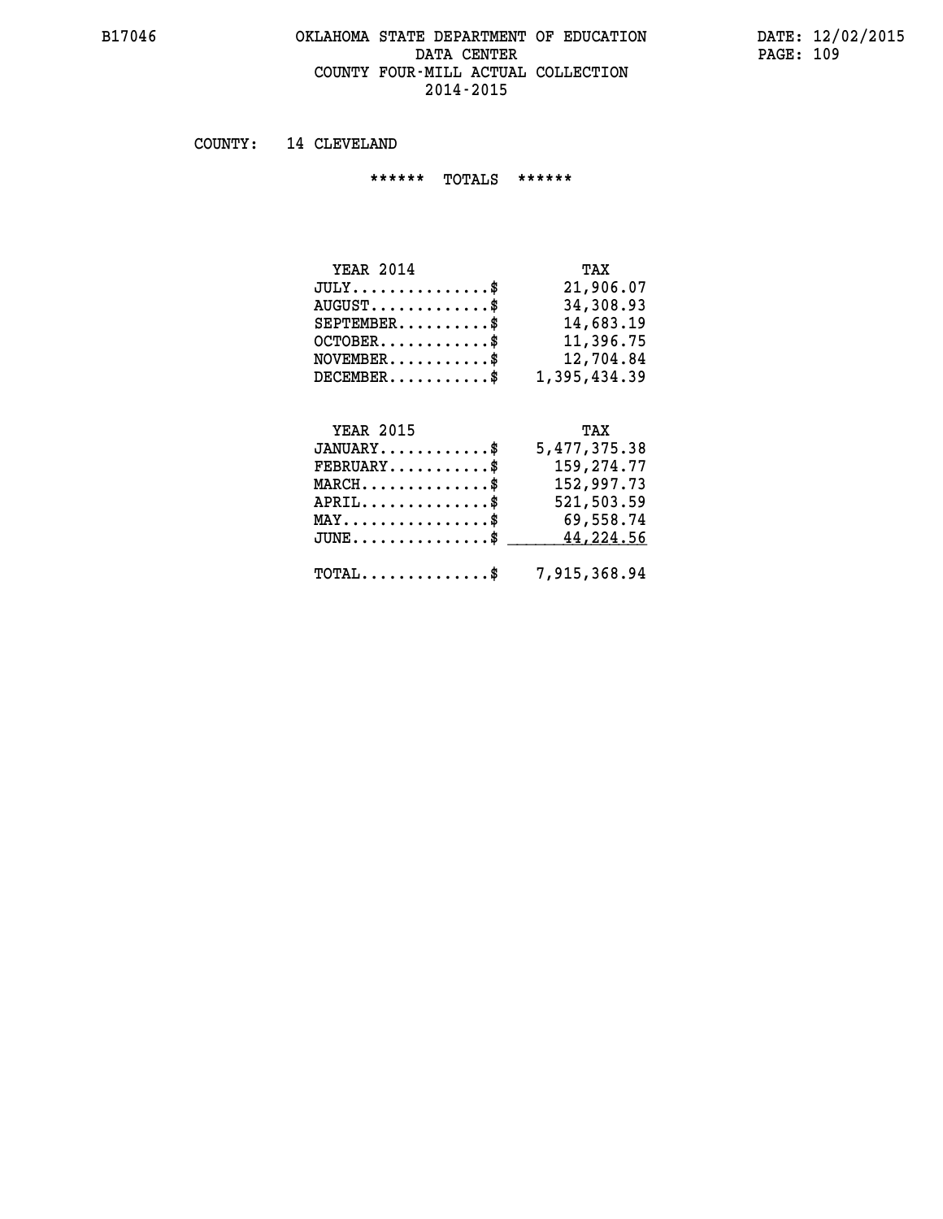B17046 OKLAHOMA STATE DEPARTMENT OF EDUCATION DATE: 12/02/2015
DATA CENTER
COUNTY FOUR-MILL ACTUAL COLLECTION
2014-2015

COUNTY: 14 CLEVELAND

****** TOTALS ******

| YEAR 2014 | TAX |
|---|---|
| JULY...............$ | 21,906.07 |
| AUGUST.............$ | 34,308.93 |
| SEPTEMBER..........$ | 14,683.19 |
| OCTOBER............$ | 11,396.75 |
| NOVEMBER...........$ | 12,704.84 |
| DECEMBER...........$ | 1,395,434.39 |

| YEAR 2015 | TAX |
|---|---|
| JANUARY............$ | 5,477,375.38 |
| FEBRUARY...........$ | 159,274.77 |
| MARCH..............$ | 152,997.73 |
| APRIL..............$ | 521,503.59 |
| MAY................$ | 69,558.74 |
| JUNE...............$ | 44,224.56 |
| TOTAL..............$ | 7,915,368.94 |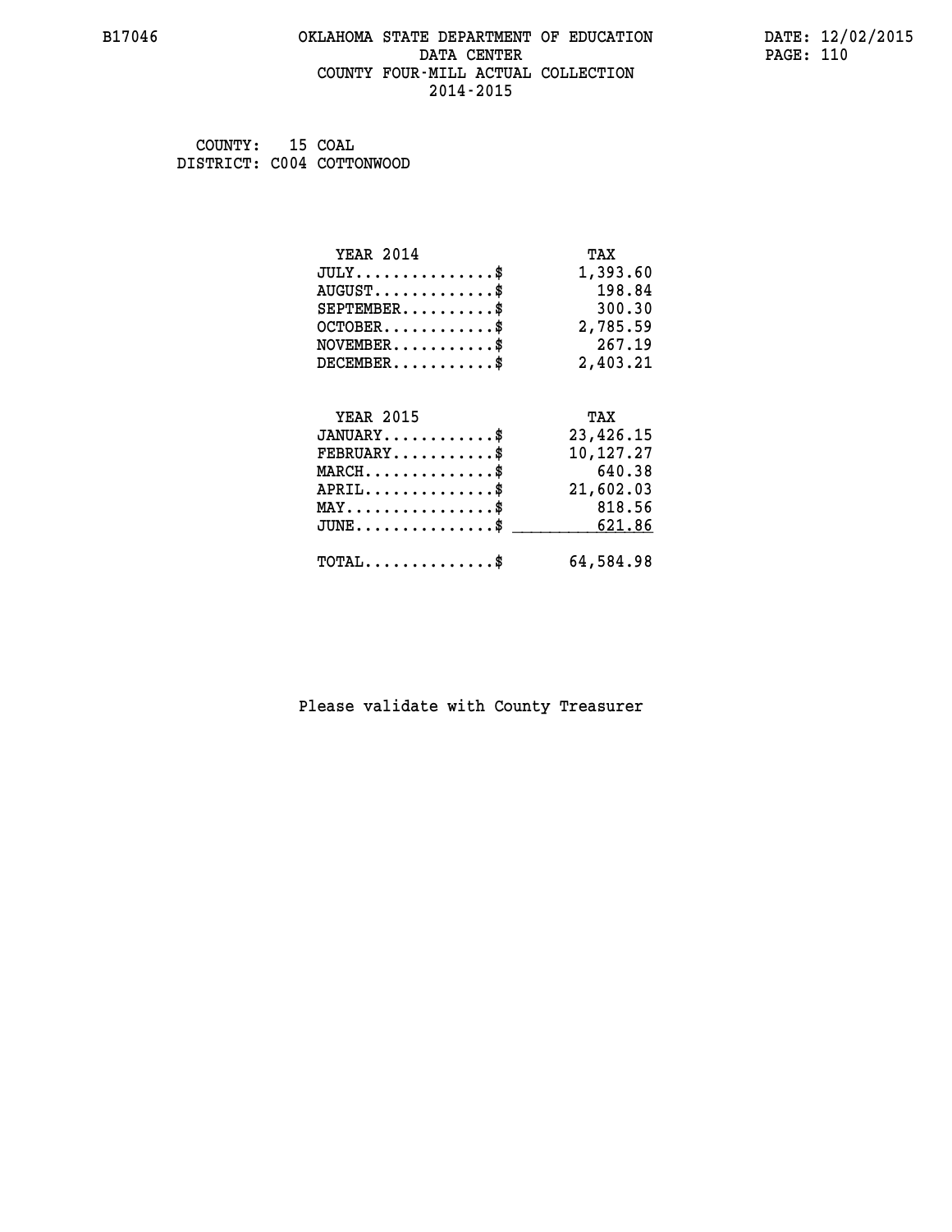# OKLAHOMA STATE DEPARTMENT OF EDUCATION
## DATA CENTER
## COUNTY FOUR-MILL ACTUAL COLLECTION
## 2014-2015

COUNTY: 15 COAL
DISTRICT: C004 COTTONWOOD

| YEAR 2014 | TAX |
|---|---|
| JULY..............$ | 1,393.60 |
| AUGUST............$ | 198.84 |
| SEPTEMBER..........$ | 300.30 |
| OCTOBER............$ | 2,785.59 |
| NOVEMBER...........$ | 267.19 |
| DECEMBER...........$ | 2,403.21 |

| YEAR 2015 | TAX |
|---|---|
| JANUARY............$ | 23,426.15 |
| FEBRUARY...........$ | 10,127.27 |
| MARCH..............$ | 640.38 |
| APRIL..............$ | 21,602.03 |
| MAY................$ | 818.56 |
| JUNE...............$ | 621.86 |
| TOTAL..............$ | 64,584.98 |

Please validate with County Treasurer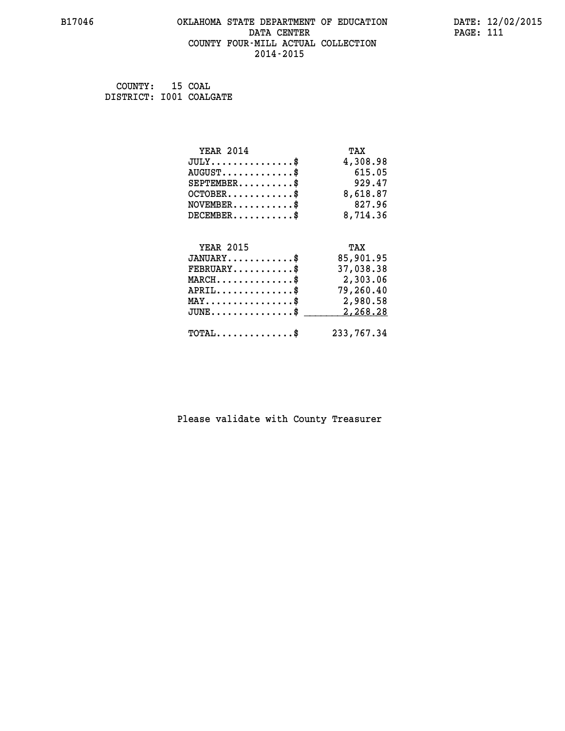B17046 OKLAHOMA STATE DEPARTMENT OF EDUCATION DATE: 12/02/2015

DATA CENTER

COUNTY FOUR-MILL ACTUAL COLLECTION

2014-2015

COUNTY: 15 COAL

DISTRICT: I001 COALGATE

| YEAR 2014 | TAX |
|---|---|
| JULY..............$ | 4,308.98 |
| AUGUST............$ | 615.05 |
| SEPTEMBER.........$ | 929.47 |
| OCTOBER...........$ | 8,618.87 |
| NOVEMBER..........$ | 827.96 |
| DECEMBER..........$ | 8,714.36 |

| YEAR 2015 | TAX |
|---|---|
| JANUARY...........$ | 85,901.95 |
| FEBRUARY..........$ | 37,038.38 |
| MARCH.............$ | 2,303.06 |
| APRIL.............$ | 79,260.40 |
| MAY...............$ | 2,980.58 |
| JUNE..............$ | 2,268.28 |
| TOTAL.............$ | 233,767.34 |

Please validate with County Treasurer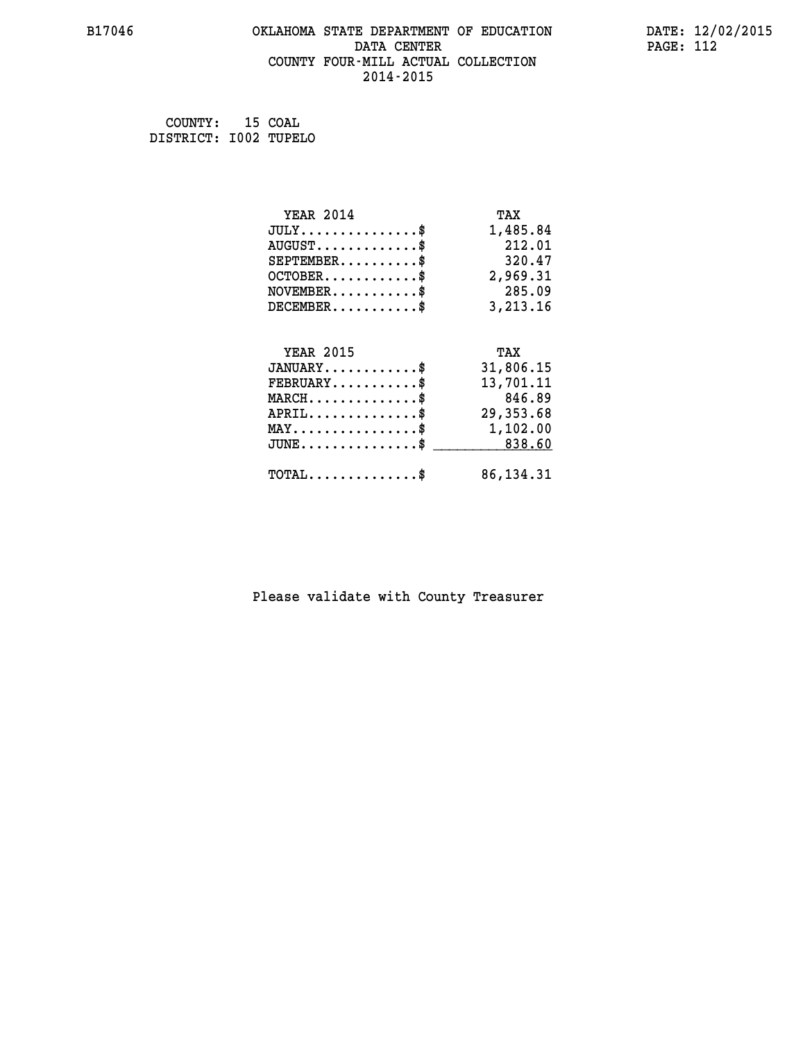B17046 OKLAHOMA STATE DEPARTMENT OF EDUCATION DATA CENTER COUNTY FOUR-MILL ACTUAL COLLECTION 2014-2015

DATE: 12/02/2015

COUNTY: 15 COAL
DISTRICT: I002 TUPELO

| YEAR 2014 | TAX |
|---|---|
| JULY..............$ | 1,485.84 |
| AUGUST............$ | 212.01 |
| SEPTEMBER.........$ | 320.47 |
| OCTOBER...........$ | 2,969.31 |
| NOVEMBER..........$ | 285.09 |
| DECEMBER..........$ | 3,213.16 |

| YEAR 2015 | TAX |
|---|---|
| JANUARY...........$ | 31,806.15 |
| FEBRUARY..........$ | 13,701.11 |
| MARCH.............$ | 846.89 |
| APRIL.............$ | 29,353.68 |
| MAY...............$ | 1,102.00 |
| JUNE..............$ | 838.60 |
| TOTAL.............$ | 86,134.31 |

Please validate with County Treasurer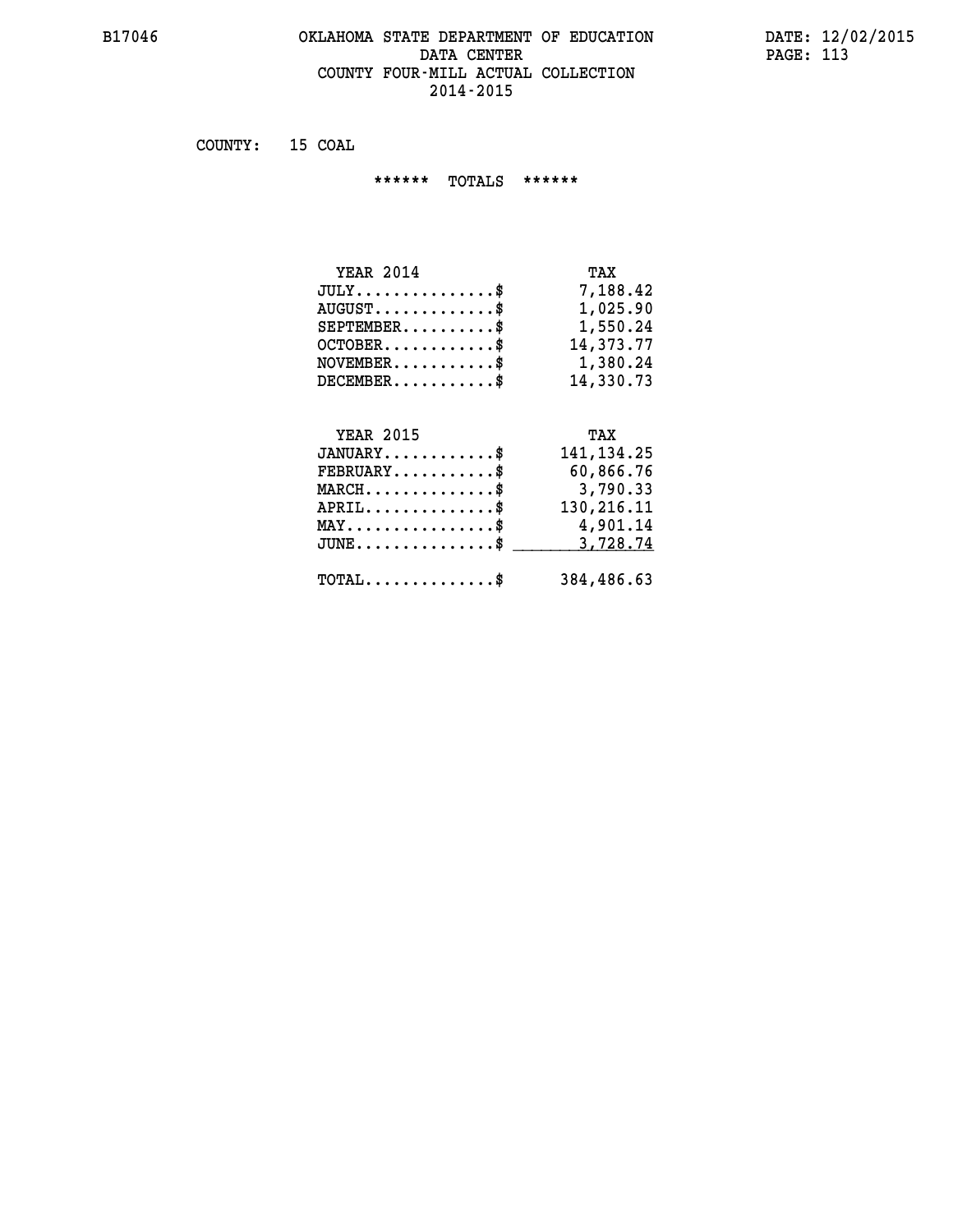# OKLAHOMA STATE DEPARTMENT OF EDUCATION
## DATA CENTER
## COUNTY FOUR-MILL ACTUAL COLLECTION
## 2014-2015

COUNTY: 15 COAL

****** TOTALS ******

| YEAR 2014 | TAX |
|---|---|
| JULY..............$ | 7,188.42 |
| AUGUST............$ | 1,025.90 |
| SEPTEMBER.........$ | 1,550.24 |
| OCTOBER...........$ | 14,373.77 |
| NOVEMBER..........$ | 1,380.24 |
| DECEMBER..........$ | 14,330.73 |

| YEAR 2015 | TAX |
|---|---|
| JANUARY...........$ | 141,134.25 |
| FEBRUARY..........$ | 60,866.76 |
| MARCH.............$ | 3,790.33 |
| APRIL.............$ | 130,216.11 |
| MAY...............$ | 4,901.14 |
| JUNE..............$ | 3,728.74 |
| TOTAL.............$ | 384,486.63 |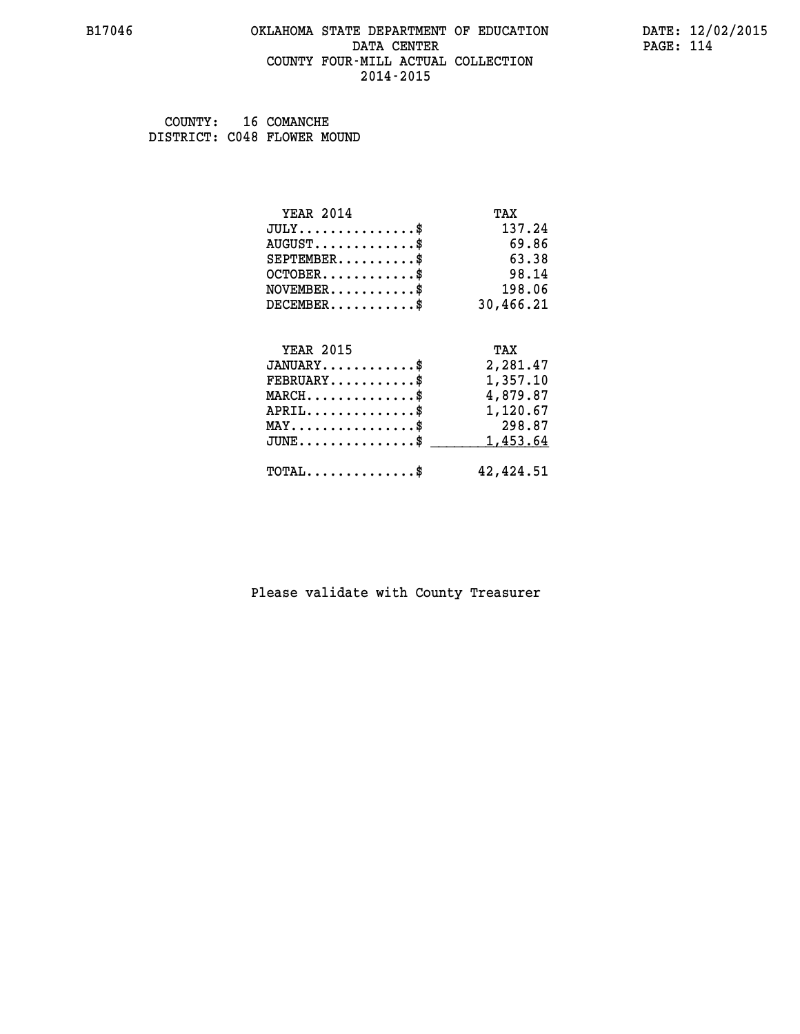OKLAHOMA STATE DEPARTMENT OF EDUCATION
DATA CENTER
COUNTY FOUR-MILL ACTUAL COLLECTION
2014-2015

COUNTY: 16 COMANCHE
DISTRICT: C048 FLOWER MOUND

| YEAR 2014 | TAX |
|---|---|
| JULY...............$ | 137.24 |
| AUGUST.............$ | 69.86 |
| SEPTEMBER..........$ | 63.38 |
| OCTOBER............$ | 98.14 |
| NOVEMBER...........$ | 198.06 |
| DECEMBER...........$ | 30,466.21 |

| YEAR 2015 | TAX |
|---|---|
| JANUARY............$ | 2,281.47 |
| FEBRUARY...........$ | 1,357.10 |
| MARCH..............$ | 4,879.87 |
| APRIL..............$ | 1,120.67 |
| MAY................$ | 298.87 |
| JUNE...............$ | 1,453.64 |
| TOTAL..............$ | 42,424.51 |

Please validate with County Treasurer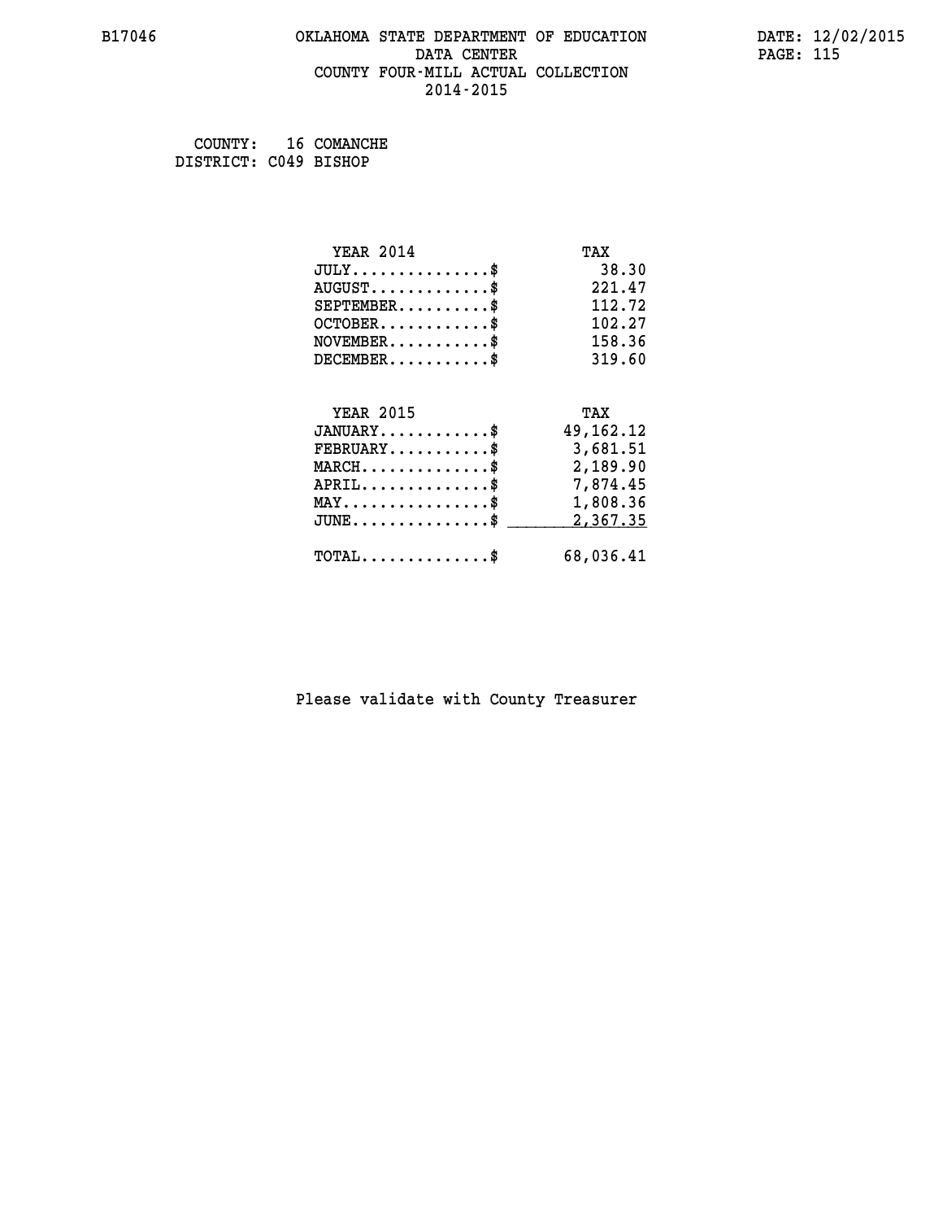B17046 OKLAHOMA STATE DEPARTMENT OF EDUCATION DATE: 12/02/2015
DATA CENTER
COUNTY FOUR-MILL ACTUAL COLLECTION
2014-2015

COUNTY: 16 COMANCHE
DISTRICT: C049 BISHOP

| YEAR 2014 | TAX |
|---|---|
| JULY..............$ | 38.30 |
| AUGUST............$ | 221.47 |
| SEPTEMBER.........$ | 112.72 |
| OCTOBER...........$ | 102.27 |
| NOVEMBER..........$ | 158.36 |
| DECEMBER..........$ | 319.60 |

| YEAR 2015 | TAX |
|---|---|
| JANUARY...........$ | 49,162.12 |
| FEBRUARY..........$ | 3,681.51 |
| MARCH.............$ | 2,189.90 |
| APRIL.............$ | 7,874.45 |
| MAY...............$ | 1,808.36 |
| JUNE..............$ | 2,367.35 |
| TOTAL.............$ | 68,036.41 |

Please validate with County Treasurer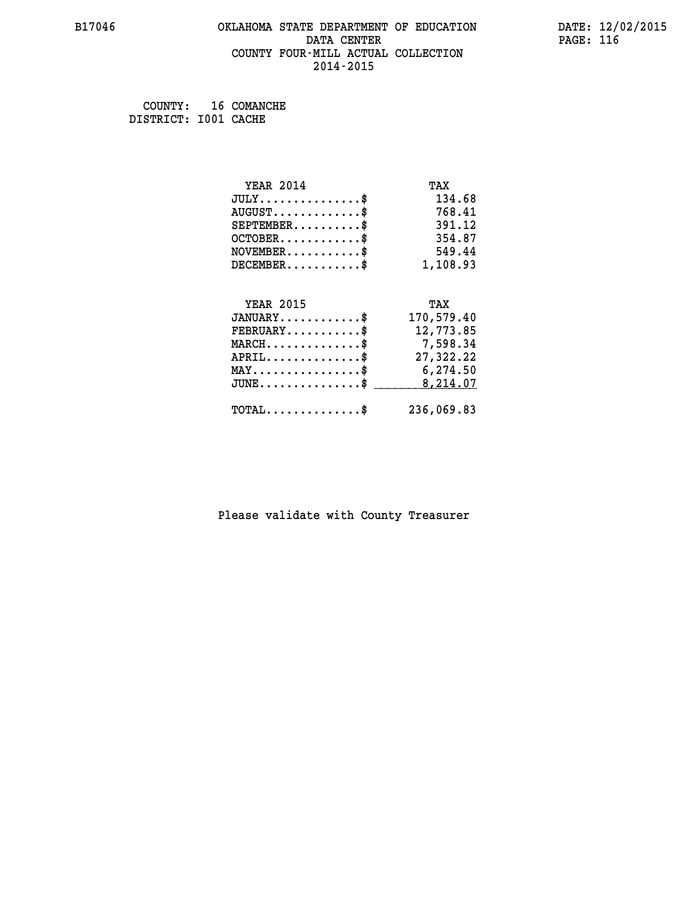B17046 OKLAHOMA STATE DEPARTMENT OF EDUCATION DATE: 12/02/2015

DATA CENTER

COUNTY FOUR-MILL ACTUAL COLLECTION

2014-2015

COUNTY: 16 COMANCHE
DISTRICT: I001 CACHE

| YEAR 2014 | TAX |
|---|---|
| JULY..............$ | 134.68 |
| AUGUST............$ | 768.41 |
| SEPTEMBER.........$ | 391.12 |
| OCTOBER...........$ | 354.87 |
| NOVEMBER..........$ | 549.44 |
| DECEMBER..........$ | 1,108.93 |

| YEAR 2015 | TAX |
|---|---|
| JANUARY...........$ | 170,579.40 |
| FEBRUARY..........$ | 12,773.85 |
| MARCH.............$ | 7,598.34 |
| APRIL.............$ | 27,322.22 |
| MAY...............$ | 6,274.50 |
| JUNE..............$ | 8,214.07 |
| TOTAL.............$ | 236,069.83 |

Please validate with County Treasurer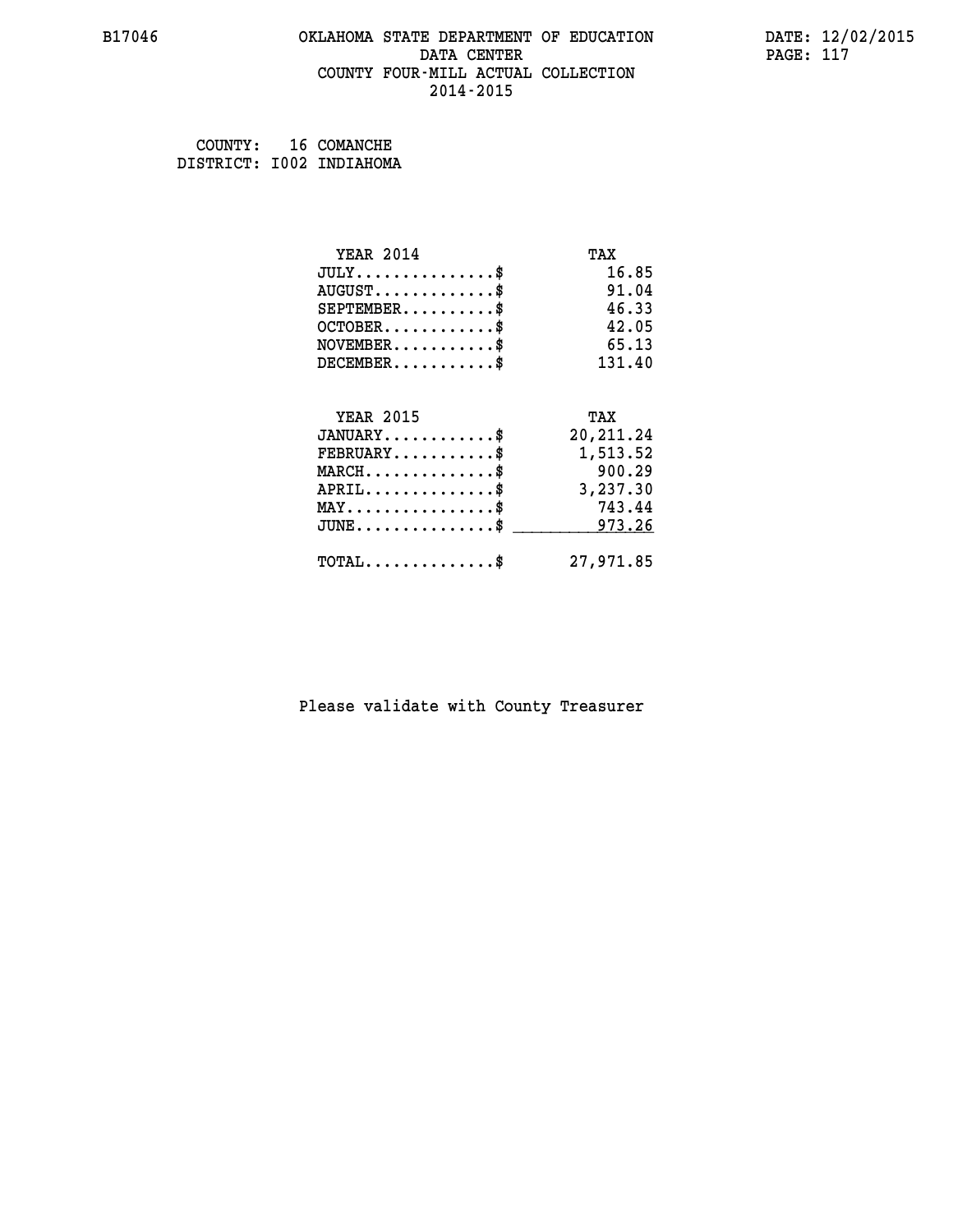COUNTY: 16 COMANCHE
DISTRICT: I002 INDIAHOMA

| YEAR 2014 | TAX |
|---|---|
| JULY..............$ | 16.85 |
| AUGUST............$ | 91.04 |
| SEPTEMBER..........$ | 46.33 |
| OCTOBER............$ | 42.05 |
| NOVEMBER...........$ | 65.13 |
| DECEMBER...........$ | 131.40 |

| YEAR 2015 | TAX |
|---|---|
| JANUARY............$ | 20,211.24 |
| FEBRUARY...........$ | 1,513.52 |
| MARCH..............$ | 900.29 |
| APRIL..............$ | 3,237.30 |
| MAY................$ | 743.44 |
| JUNE...............$ | 973.26 |
| TOTAL..............$ | 27,971.85 |

Please validate with County Treasurer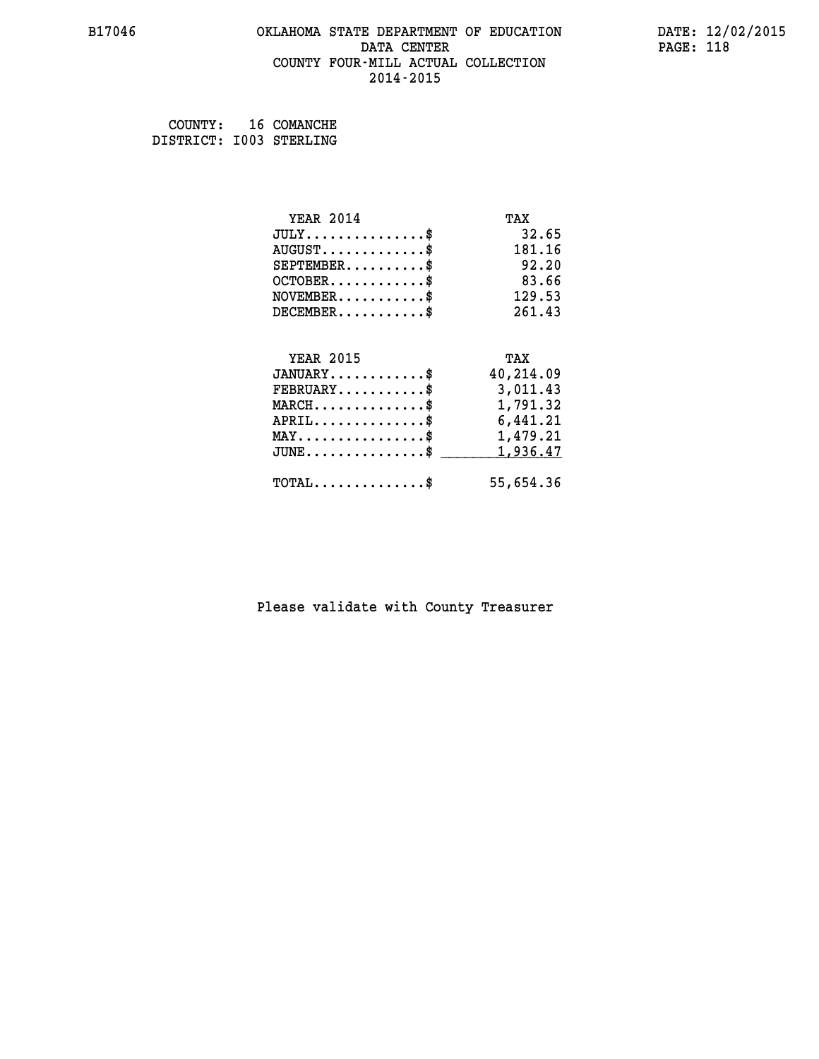B17046 OKLAHOMA STATE DEPARTMENT OF EDUCATION DATA CENTER COUNTY FOUR-MILL ACTUAL COLLECTION 2014-2015

DATE: 12/02/2015

COUNTY: 16 COMANCHE
DISTRICT: I003 STERLING

| YEAR 2014 | TAX |
|---|---|
| JULY...............$ | 32.65 |
| AUGUST.............$ | 181.16 |
| SEPTEMBER..........$ | 92.20 |
| OCTOBER............$ | 83.66 |
| NOVEMBER...........$ | 129.53 |
| DECEMBER...........$ | 261.43 |

| YEAR 2015 | TAX |
|---|---|
| JANUARY............$ | 40,214.09 |
| FEBRUARY...........$ | 3,011.43 |
| MARCH..............$ | 1,791.32 |
| APRIL..............$ | 6,441.21 |
| MAY................$ | 1,479.21 |
| JUNE...............$ | 1,936.47 |
| TOTAL..............$ | 55,654.36 |

Please validate with County Treasurer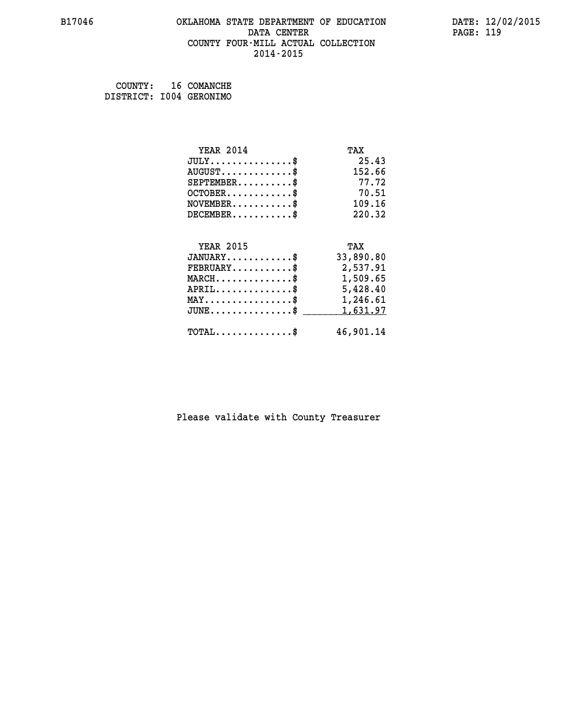B17046 OKLAHOMA STATE DEPARTMENT OF EDUCATION DATA CENTER COUNTY FOUR-MILL ACTUAL COLLECTION 2014-2015

DATE: 12/02/2015

COUNTY: 16 COMANCHE
DISTRICT: I004 GERONIMO

| YEAR 2014 | TAX |
|---|---|
| JULY..............$ | 25.43 |
| AUGUST............$ | 152.66 |
| SEPTEMBER.........$ | 77.72 |
| OCTOBER...........$ | 70.51 |
| NOVEMBER..........$ | 109.16 |
| DECEMBER..........$ | 220.32 |

| YEAR 2015 | TAX |
|---|---|
| JANUARY...........$ | 33,890.80 |
| FEBRUARY..........$ | 2,537.91 |
| MARCH.............$ | 1,509.65 |
| APRIL.............$ | 5,428.40 |
| MAY...............$ | 1,246.61 |
| JUNE..............$ | 1,631.97 |
| TOTAL.............$ | 46,901.14 |

Please validate with County Treasurer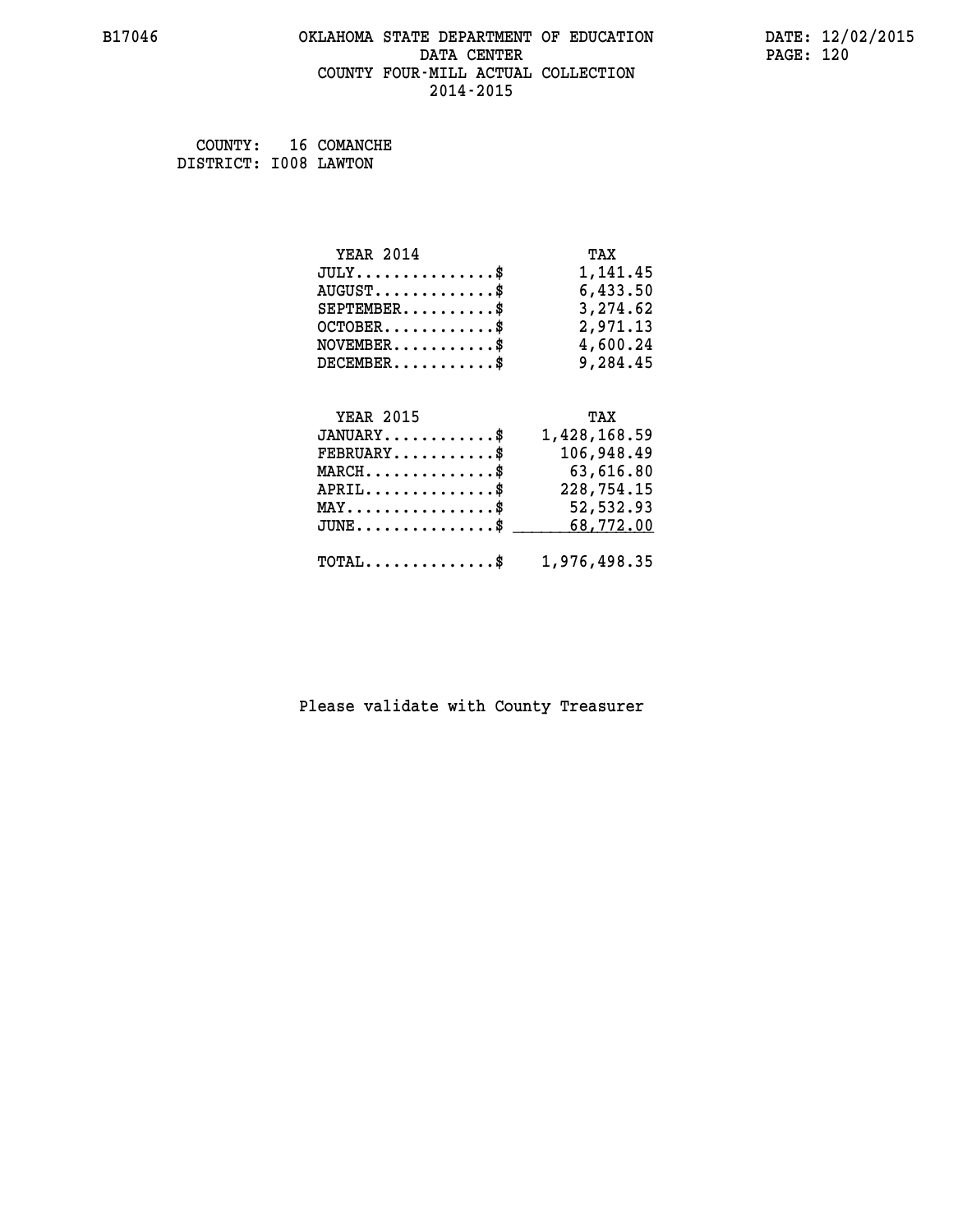OKLAHOMA STATE DEPARTMENT OF EDUCATION
DATA CENTER
COUNTY FOUR-MILL ACTUAL COLLECTION
2014-2015

COUNTY: 16 COMANCHE
DISTRICT: I008 LAWTON

| YEAR 2014 | TAX |
|---|---|
| JULY...............$ | 1,141.45 |
| AUGUST.............$ | 6,433.50 |
| SEPTEMBER..........$ | 3,274.62 |
| OCTOBER............$ | 2,971.13 |
| NOVEMBER...........$ | 4,600.24 |
| DECEMBER...........$ | 9,284.45 |

| YEAR 2015 | TAX |
|---|---|
| JANUARY............$ | 1,428,168.59 |
| FEBRUARY...........$ | 106,948.49 |
| MARCH..............$ | 63,616.80 |
| APRIL..............$ | 228,754.15 |
| MAY................$ | 52,532.93 |
| JUNE...............$ | 68,772.00 |
| TOTAL..............$ | 1,976,498.35 |

Please validate with County Treasurer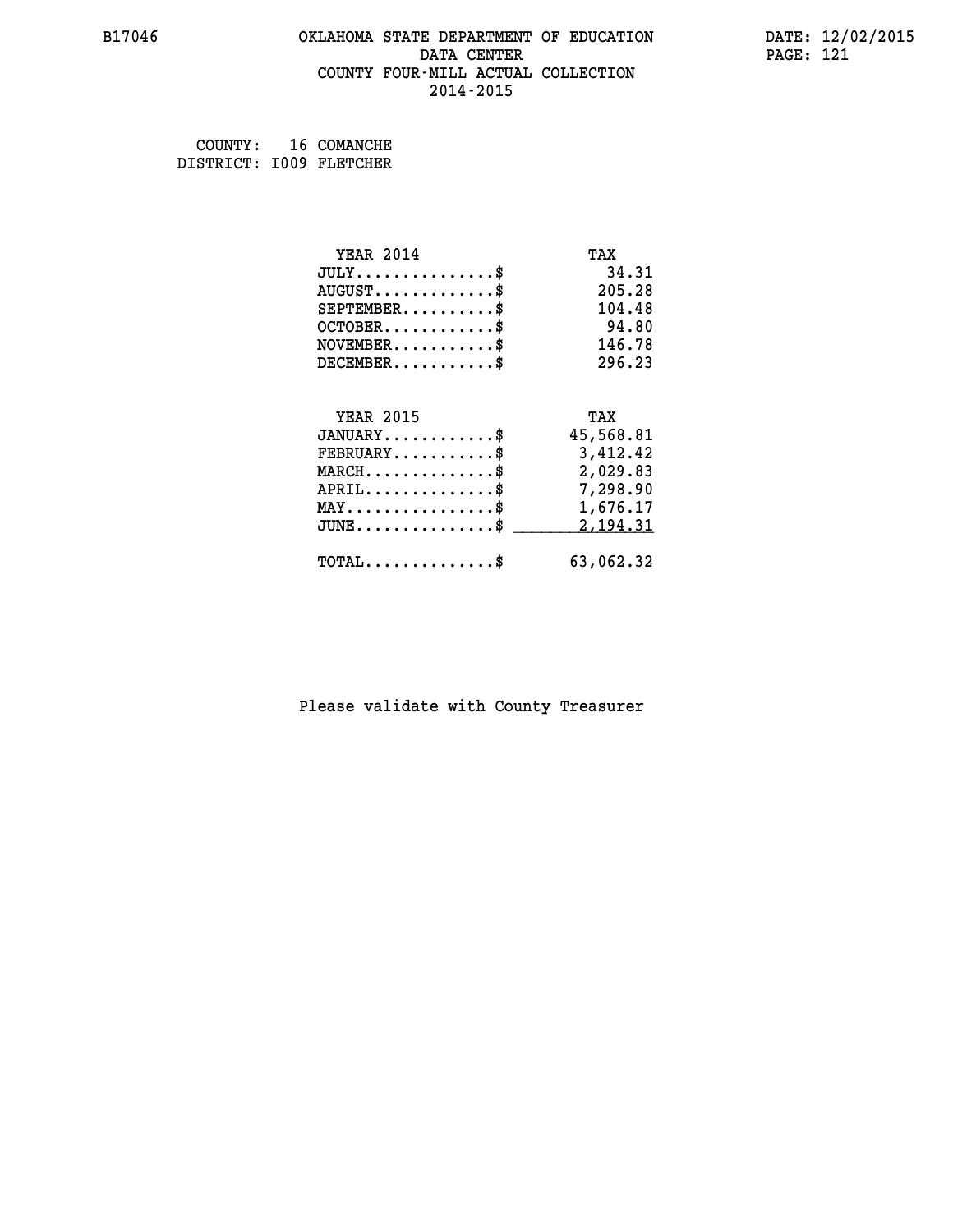B17046 OKLAHOMA STATE DEPARTMENT OF EDUCATION DATA CENTER COUNTY FOUR-MILL ACTUAL COLLECTION 2014-2015

DATE: 12/02/2015

COUNTY: 16 COMANCHE
DISTRICT: I009 FLETCHER

| YEAR 2014 | TAX |
|---|---|
| JULY...............$ | 34.31 |
| AUGUST.............$ | 205.28 |
| SEPTEMBER..........$ | 104.48 |
| OCTOBER............$ | 94.80 |
| NOVEMBER...........$ | 146.78 |
| DECEMBER...........$ | 296.23 |

| YEAR 2015 | TAX |
|---|---|
| JANUARY............$ | 45,568.81 |
| FEBRUARY...........$ | 3,412.42 |
| MARCH..............$ | 2,029.83 |
| APRIL..............$ | 7,298.90 |
| MAY................$ | 1,676.17 |
| JUNE...............$ | 2,194.31 |
| TOTAL..............$ | 63,062.32 |

Please validate with County Treasurer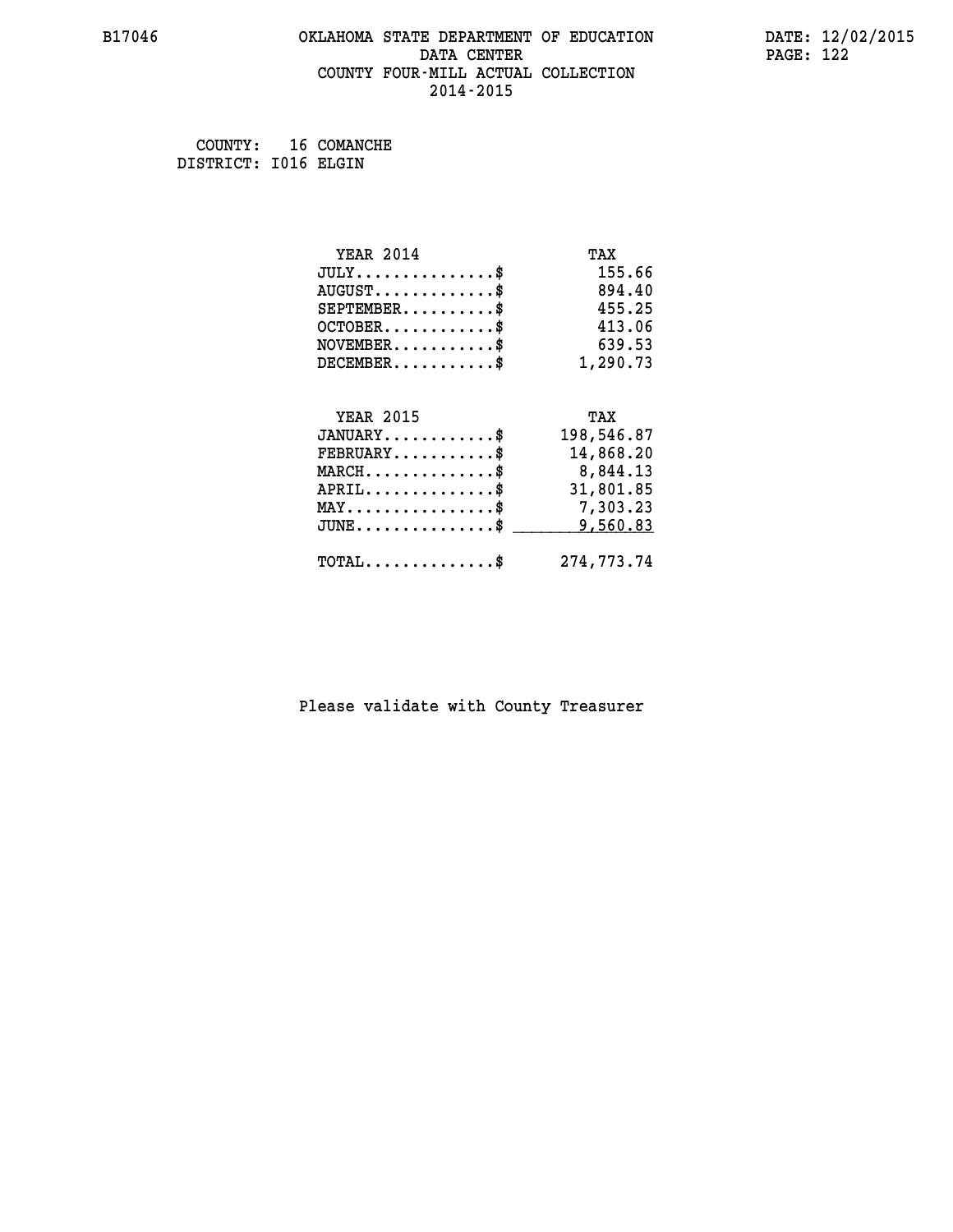# OKLAHOMA STATE DEPARTMENT OF EDUCATION
## DATA CENTER
## COUNTY FOUR-MILL ACTUAL COLLECTION
## 2014-2015

COUNTY: 16 COMANCHE
DISTRICT: I016 ELGIN

| YEAR 2014 | TAX |
|---|---|
| JULY..............$ | 155.66 |
| AUGUST............$ | 894.40 |
| SEPTEMBER.........$ | 455.25 |
| OCTOBER...........$ | 413.06 |
| NOVEMBER..........$ | 639.53 |
| DECEMBER..........$ | 1,290.73 |

| YEAR 2015 | TAX |
|---|---|
| JANUARY...........$ | 198,546.87 |
| FEBRUARY..........$ | 14,868.20 |
| MARCH.............$ | 8,844.13 |
| APRIL.............$ | 31,801.85 |
| MAY...............$ | 7,303.23 |
| JUNE..............$ | 9,560.83 |
| TOTAL.............$ | 274,773.74 |

Please validate with County Treasurer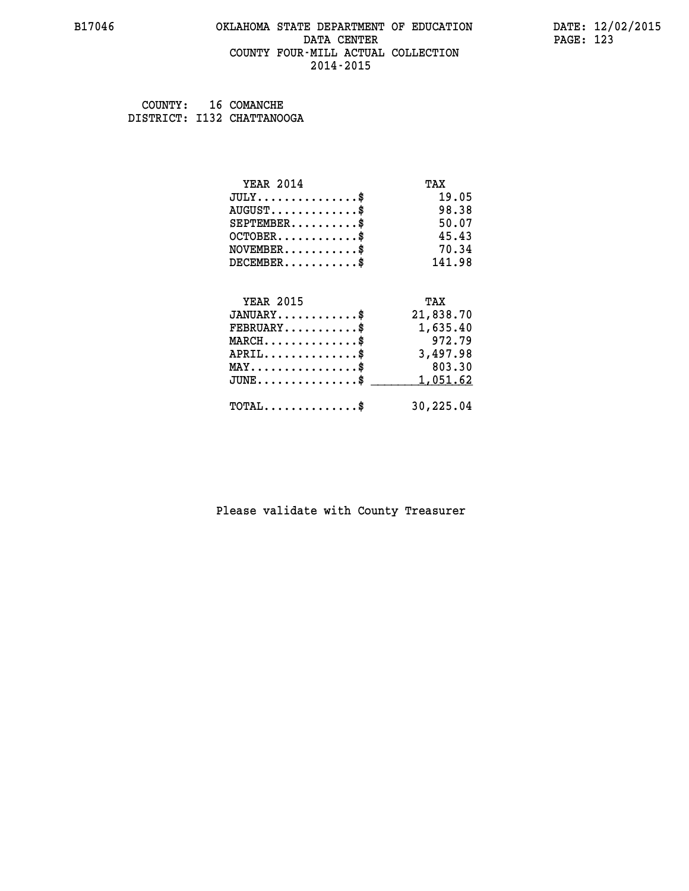# OKLAHOMA STATE DEPARTMENT OF EDUCATION
## DATA CENTER
## COUNTY FOUR-MILL ACTUAL COLLECTION
## 2014-2015

B17046

DATE: 12/02/2015

COUNTY: 16 COMANCHE
DISTRICT: I132 CHATTANOOGA

| YEAR 2014 | TAX |
|---|---|
| JULY...............$ | 19.05 |
| AUGUST.............$ | 98.38 |
| SEPTEMBER..........$ | 50.07 |
| OCTOBER............$ | 45.43 |
| NOVEMBER...........$ | 70.34 |
| DECEMBER...........$ | 141.98 |

| YEAR 2015 | TAX |
|---|---|
| JANUARY............$ | 21,838.70 |
| FEBRUARY...........$ | 1,635.40 |
| MARCH..............$ | 972.79 |
| APRIL..............$ | 3,497.98 |
| MAY................$ | 803.30 |
| JUNE...............$ | 1,051.62 |
| TOTAL..............$ | 30,225.04 |

Please validate with County Treasurer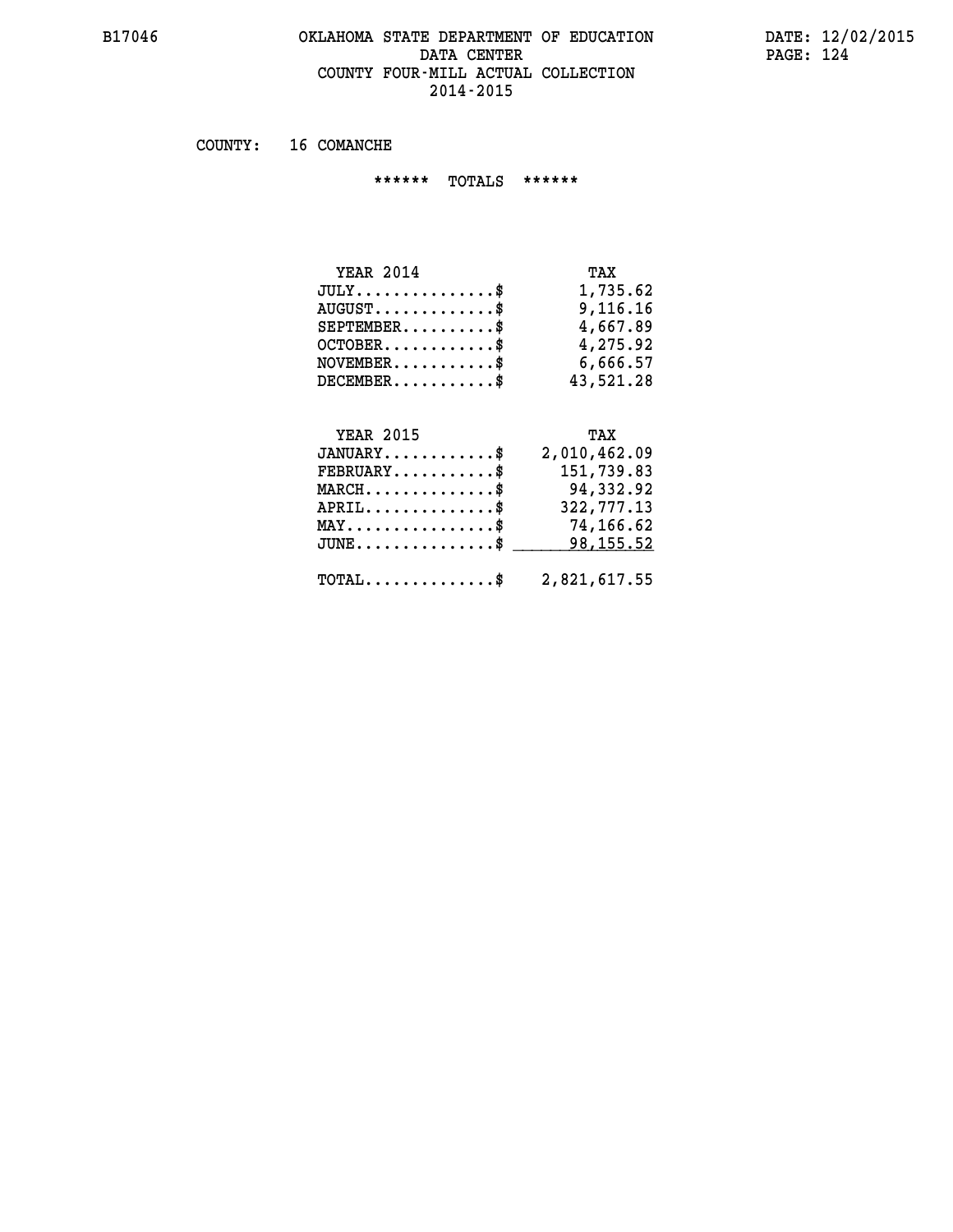# OKLAHOMA STATE DEPARTMENT OF EDUCATION
## DATA CENTER
## COUNTY FOUR-MILL ACTUAL COLLECTION
## 2014-2015

COUNTY: 16 COMANCHE

****** TOTALS ******

| YEAR 2014 | TAX |
|---|---|
| JULY...............$ | 1,735.62 |
| AUGUST.............$ | 9,116.16 |
| SEPTEMBER..........$ | 4,667.89 |
| OCTOBER............$ | 4,275.92 |
| NOVEMBER...........$ | 6,666.57 |
| DECEMBER...........$ | 43,521.28 |

| YEAR 2015 | TAX |
|---|---|
| JANUARY............$ | 2,010,462.09 |
| FEBRUARY...........$ | 151,739.83 |
| MARCH..............$ | 94,332.92 |
| APRIL..............$ | 322,777.13 |
| MAY................$ | 74,166.62 |
| JUNE...............$ | 98,155.52 |
| TOTAL..............$ | 2,821,617.55 |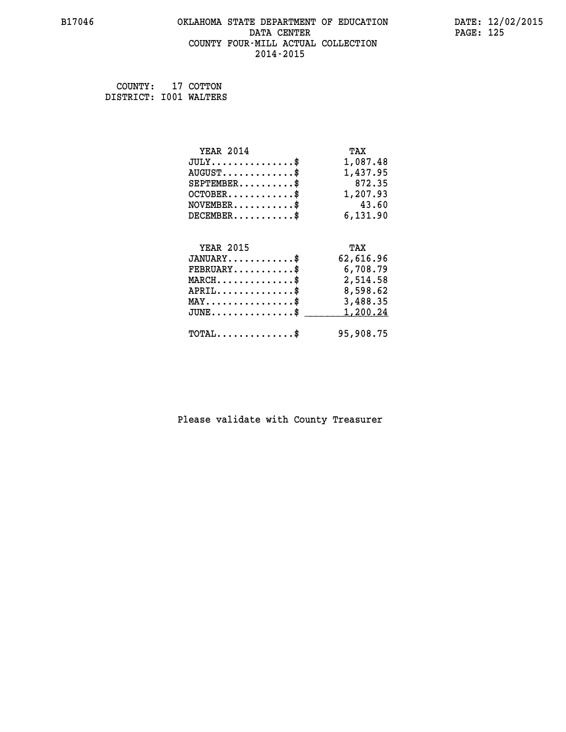B17046

# OKLAHOMA STATE DEPARTMENT OF EDUCATION
## DATA CENTER
## COUNTY FOUR-MILL ACTUAL COLLECTION
## 2014-2015

DATE: 12/02/2015

COUNTY: 17 COTTON
DISTRICT: I001 WALTERS

| YEAR 2014 | TAX |
|---|---|
| JULY...............$ | 1,087.48 |
| AUGUST.............$ | 1,437.95 |
| SEPTEMBER..........$ | 872.35 |
| OCTOBER............$ | 1,207.93 |
| NOVEMBER...........$ | 43.60 |
| DECEMBER...........$ | 6,131.90 |

| YEAR 2015 | TAX |
|---|---|
| JANUARY............$ | 62,616.96 |
| FEBRUARY...........$ | 6,708.79 |
| MARCH..............$ | 2,514.58 |
| APRIL..............$ | 8,598.62 |
| MAY................$ | 3,488.35 |
| JUNE...............$ | 1,200.24 |
| TOTAL..............$ | 95,908.75 |

Please validate with County Treasurer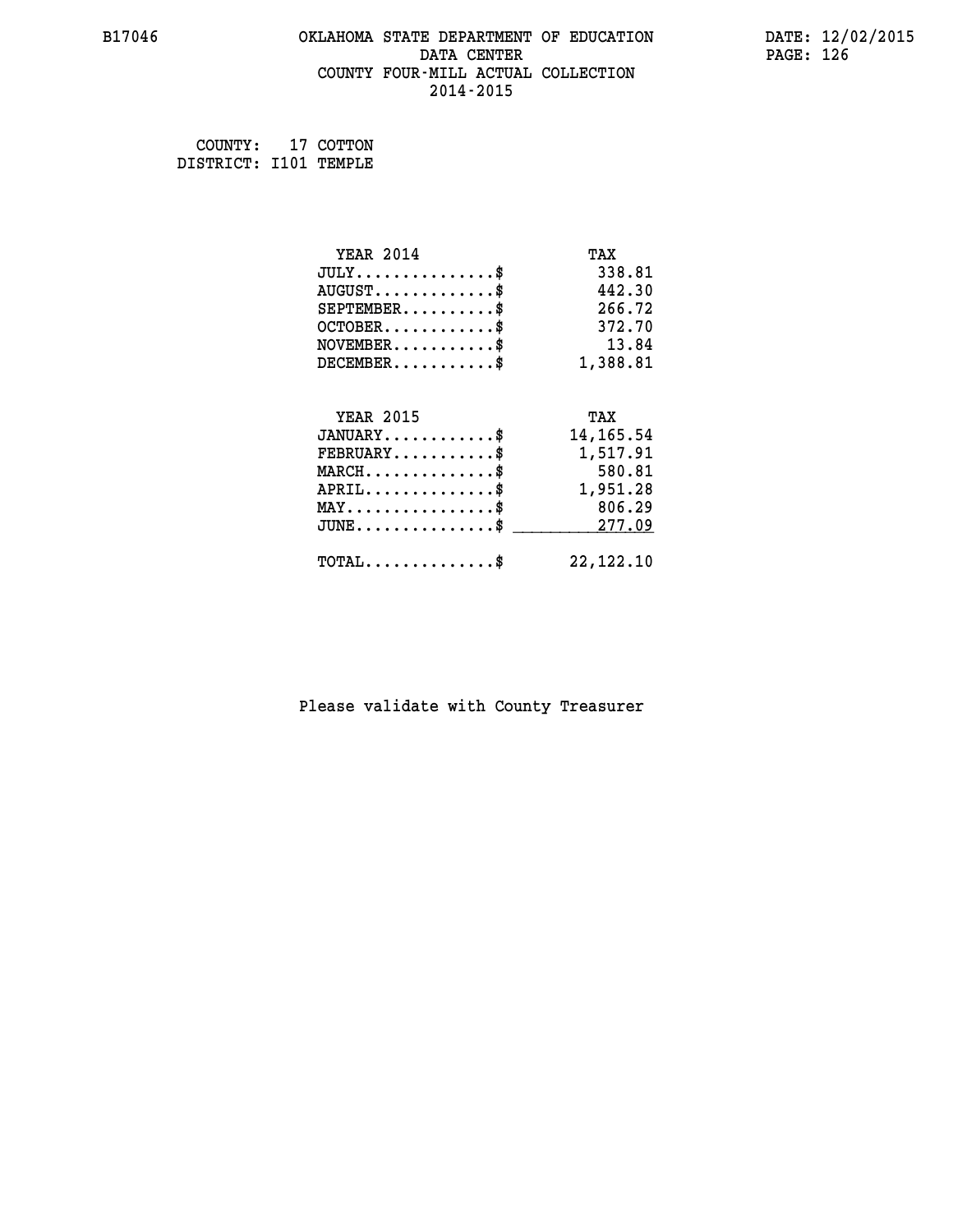B17046 OKLAHOMA STATE DEPARTMENT OF EDUCATION DATA CENTER COUNTY FOUR-MILL ACTUAL COLLECTION 2014-2015

DATE: 12/02/2015

COUNTY: 17 COTTON
DISTRICT: I101 TEMPLE

| YEAR 2014 | TAX |
|---|---|
| JULY...............$ | 338.81 |
| AUGUST.............$ | 442.30 |
| SEPTEMBER..........$ | 266.72 |
| OCTOBER............$ | 372.70 |
| NOVEMBER...........$ | 13.84 |
| DECEMBER...........$ | 1,388.81 |

| YEAR 2015 | TAX |
|---|---|
| JANUARY............$ | 14,165.54 |
| FEBRUARY...........$ | 1,517.91 |
| MARCH..............$ | 580.81 |
| APRIL..............$ | 1,951.28 |
| MAY................$ | 806.29 |
| JUNE...............$ | 277.09 |
| TOTAL..............$ | 22,122.10 |

Please validate with County Treasurer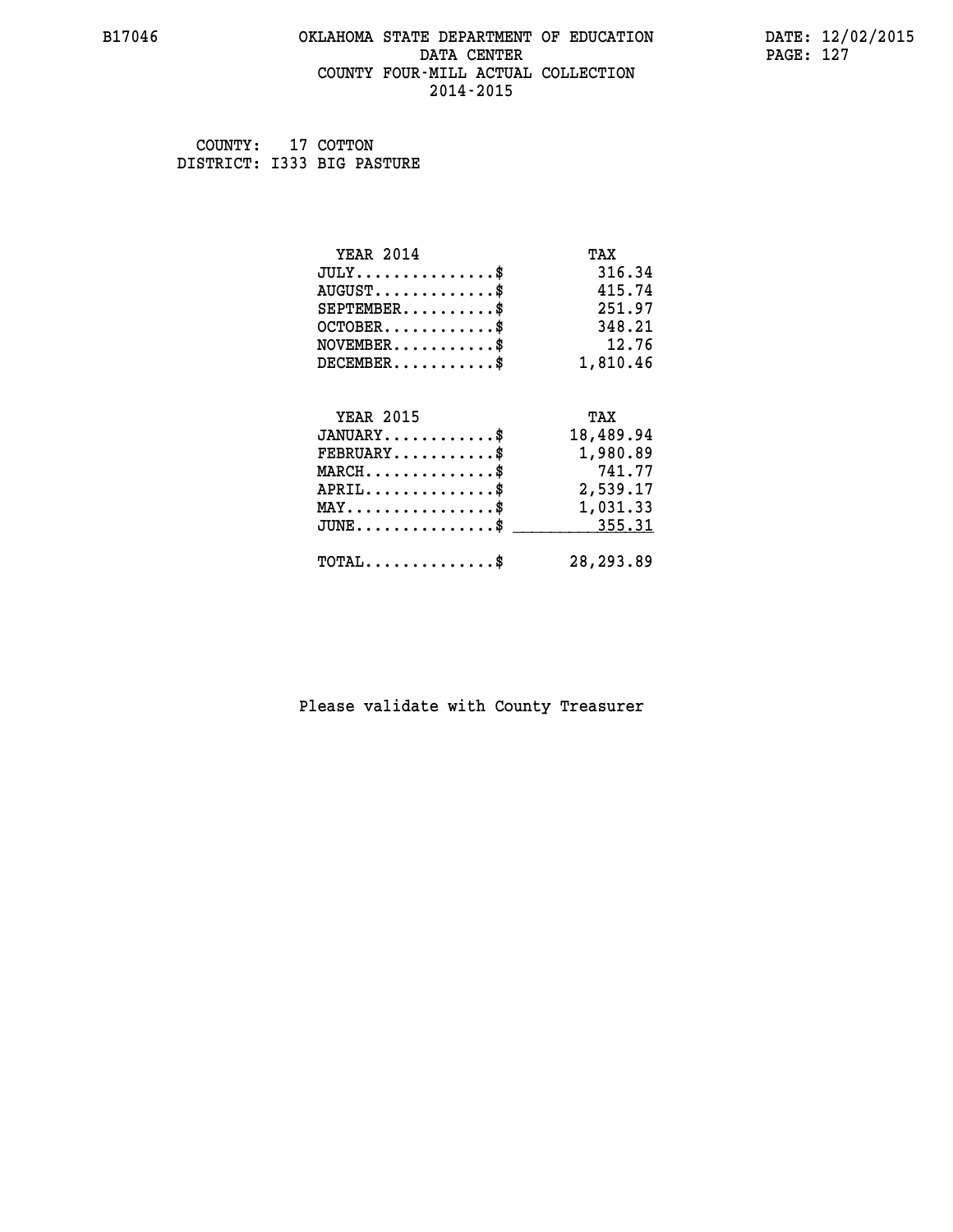COUNTY: 17 COTTON
DISTRICT: I333 BIG PASTURE

| YEAR 2014 | TAX |
|---|---|
| JULY...............$ | 316.34 |
| AUGUST.............$ | 415.74 |
| SEPTEMBER..........$ | 251.97 |
| OCTOBER............$ | 348.21 |
| NOVEMBER...........$ | 12.76 |
| DECEMBER...........$ | 1,810.46 |

| YEAR 2015 | TAX |
|---|---|
| JANUARY............$ | 18,489.94 |
| FEBRUARY...........$ | 1,980.89 |
| MARCH..............$ | 741.77 |
| APRIL..............$ | 2,539.17 |
| MAY................$ | 1,031.33 |
| JUNE...............$ | 355.31 |
| TOTAL..............$ | 28,293.89 |

Please validate with County Treasurer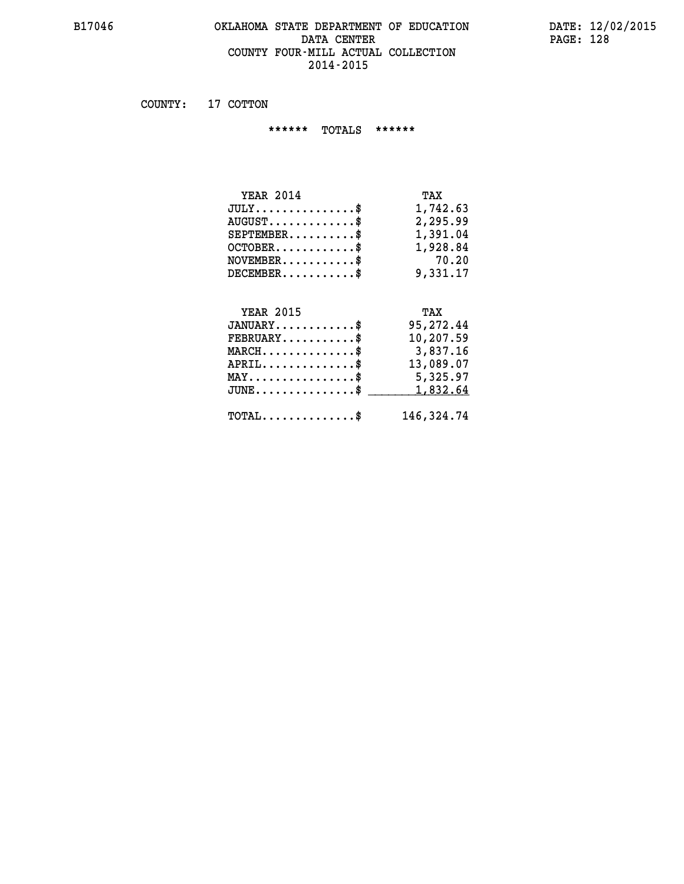# OKLAHOMA STATE DEPARTMENT OF EDUCATION
## DATA CENTER
## COUNTY FOUR-MILL ACTUAL COLLECTION
## 2014-2015

B17046

DATE: 12/02/2015

COUNTY: 17 COTTON

****** TOTALS ******

| YEAR 2014 | TAX |
|---|---|
| JULY...............$ | 1,742.63 |
| AUGUST.............$ | 2,295.99 |
| SEPTEMBER..........$ | 1,391.04 |
| OCTOBER............$ | 1,928.84 |
| NOVEMBER...........$ | 70.20 |
| DECEMBER...........$ | 9,331.17 |

| YEAR 2015 | TAX |
|---|---|
| JANUARY............$ | 95,272.44 |
| FEBRUARY...........$ | 10,207.59 |
| MARCH..............$ | 3,837.16 |
| APRIL..............$ | 13,089.07 |
| MAY................$ | 5,325.97 |
| JUNE...............$ | 1,832.64 |
| TOTAL..............$ | 146,324.74 |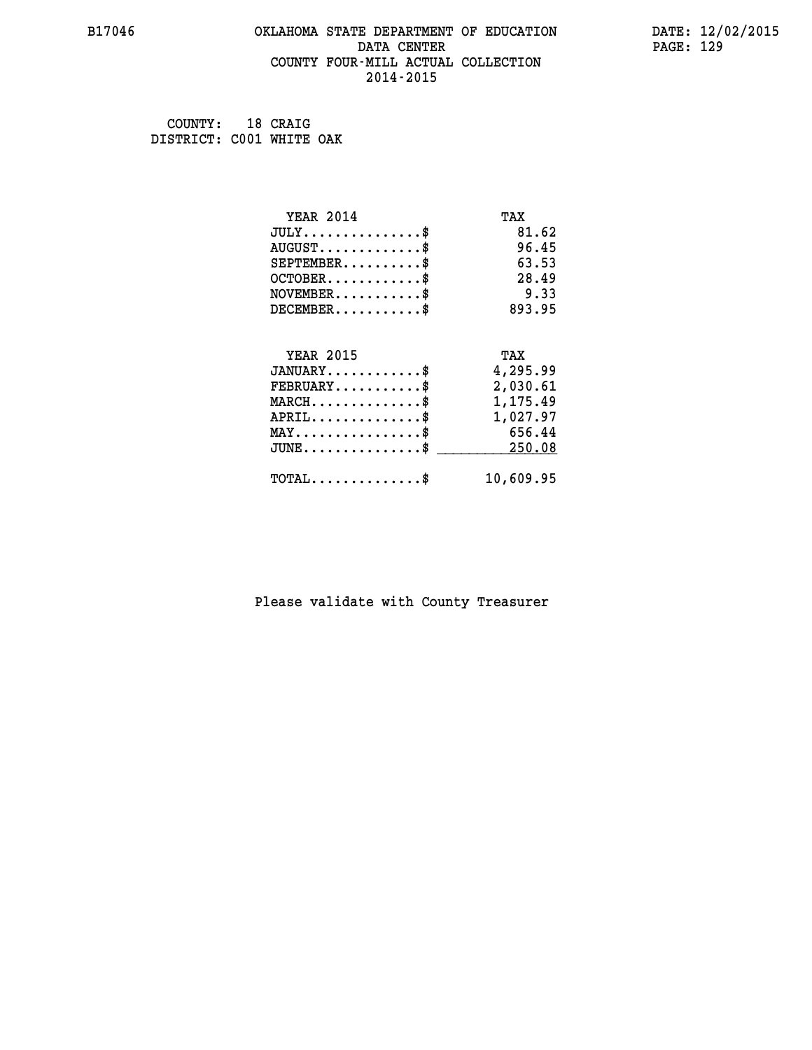B17046 OKLAHOMA STATE DEPARTMENT OF EDUCATION DATA CENTER COUNTY FOUR-MILL ACTUAL COLLECTION 2014-2015

DATE: 12/02/2015

COUNTY: 18 CRAIG
DISTRICT: C001 WHITE OAK

| YEAR 2014 | TAX |
|---|---|
| JULY...............$ | 81.62 |
| AUGUST.............$ | 96.45 |
| SEPTEMBER..........$ | 63.53 |
| OCTOBER............$ | 28.49 |
| NOVEMBER...........$ | 9.33 |
| DECEMBER...........$ | 893.95 |

| YEAR 2015 | TAX |
|---|---|
| JANUARY............$ | 4,295.99 |
| FEBRUARY...........$ | 2,030.61 |
| MARCH..............$ | 1,175.49 |
| APRIL..............$ | 1,027.97 |
| MAY................$ | 656.44 |
| JUNE...............$ | 250.08 |
| TOTAL..............$ | 10,609.95 |

Please validate with County Treasurer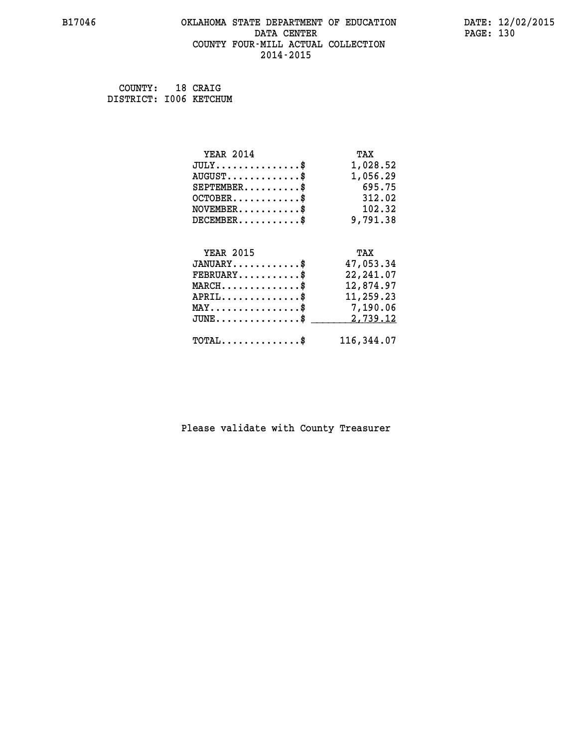B17046 OKLAHOMA STATE DEPARTMENT OF EDUCATION DATE: 12/02/2015
DATA CENTER
COUNTY FOUR-MILL ACTUAL COLLECTION
2014-2015

COUNTY: 18 CRAIG
DISTRICT: I006 KETCHUM

| YEAR 2014 | TAX |
|---|---|
| JULY...............$ | 1,028.52 |
| AUGUST.............$ | 1,056.29 |
| SEPTEMBER..........$ | 695.75 |
| OCTOBER............$ | 312.02 |
| NOVEMBER...........$ | 102.32 |
| DECEMBER...........$ | 9,791.38 |

| YEAR 2015 | TAX |
|---|---|
| JANUARY............$ | 47,053.34 |
| FEBRUARY...........$ | 22,241.07 |
| MARCH..............$ | 12,874.97 |
| APRIL..............$ | 11,259.23 |
| MAY................$ | 7,190.06 |
| JUNE...............$ | 2,739.12 |
| TOTAL..............$ | 116,344.07 |

Please validate with County Treasurer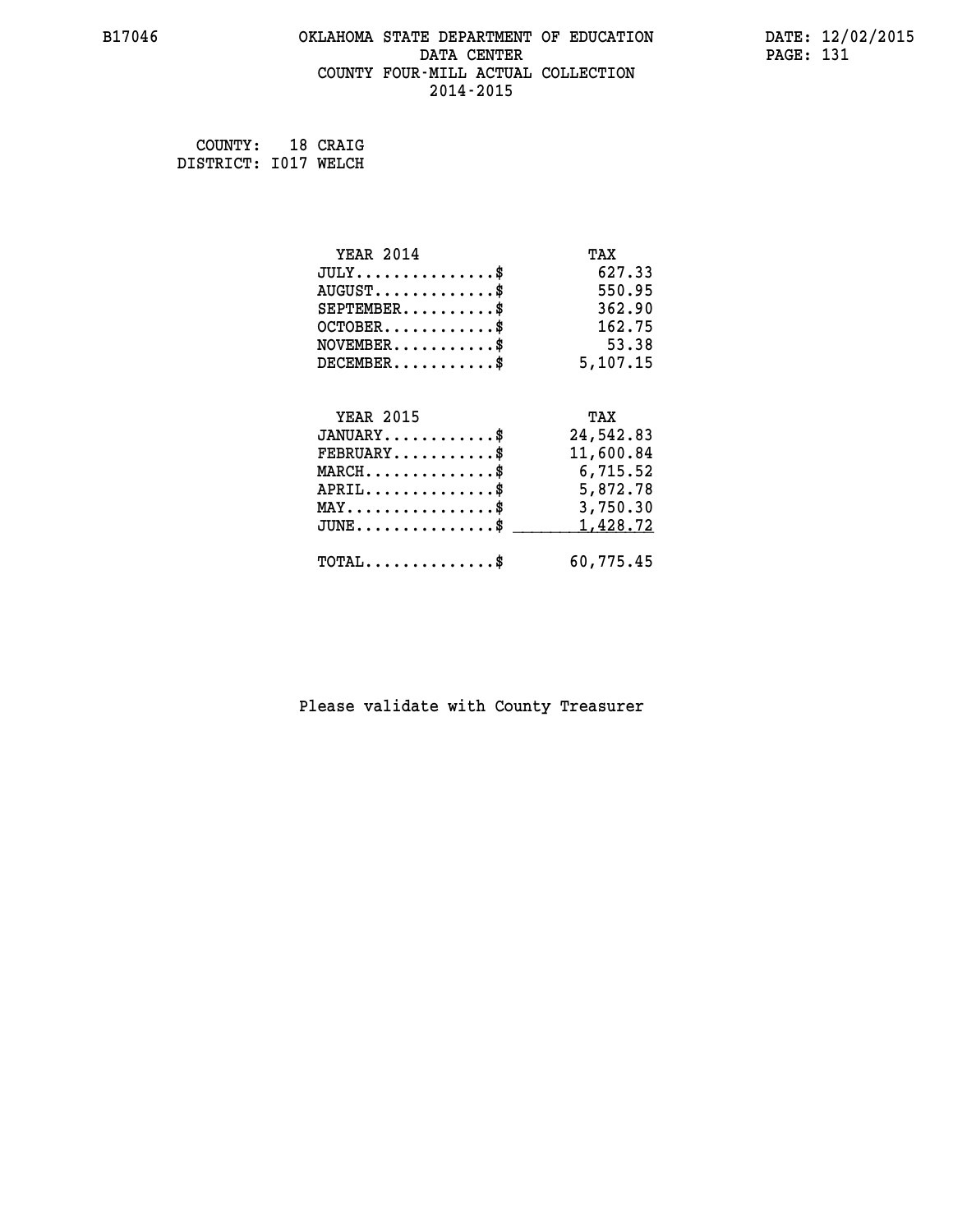B17046 OKLAHOMA STATE DEPARTMENT OF EDUCATION DATA CENTER COUNTY FOUR-MILL ACTUAL COLLECTION 2014-2015

DATE: 12/02/2015

COUNTY: 18 CRAIG
DISTRICT: I017 WELCH

| YEAR 2014 | TAX |
|---|---|
| JULY...............$ | 627.33 |
| AUGUST.............$ | 550.95 |
| SEPTEMBER..........$ | 362.90 |
| OCTOBER............$ | 162.75 |
| NOVEMBER...........$ | 53.38 |
| DECEMBER...........$ | 5,107.15 |

| YEAR 2015 | TAX |
|---|---|
| JANUARY............$ | 24,542.83 |
| FEBRUARY...........$ | 11,600.84 |
| MARCH..............$ | 6,715.52 |
| APRIL..............$ | 5,872.78 |
| MAY................$ | 3,750.30 |
| JUNE...............$ | 1,428.72 |
| TOTAL..............$ | 60,775.45 |

Please validate with County Treasurer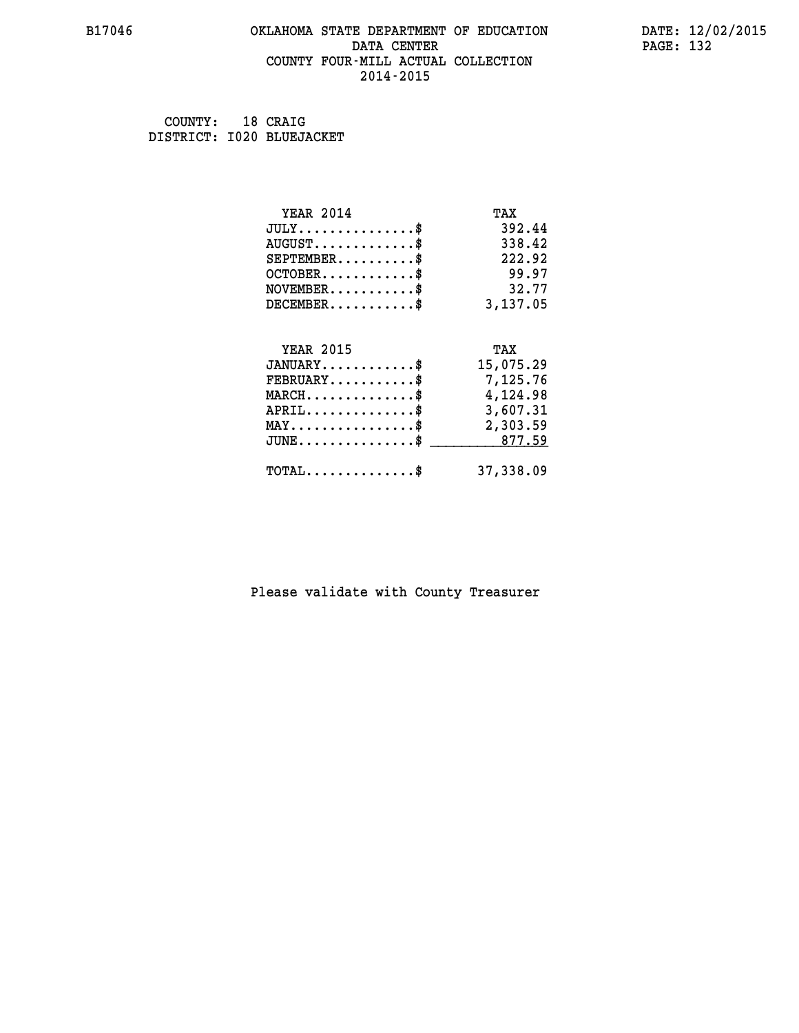# OKLAHOMA STATE DEPARTMENT OF EDUCATION
## DATA CENTER
## COUNTY FOUR-MILL ACTUAL COLLECTION
## 2014-2015

B17046

DATE: 12/02/2015

COUNTY: 18 CRAIG
DISTRICT: I020 BLUEJACKET

| YEAR 2014 | TAX |
|---|---|
| JULY...............$ | 392.44 |
| AUGUST.............$ | 338.42 |
| SEPTEMBER..........$ | 222.92 |
| OCTOBER............$ | 99.97 |
| NOVEMBER...........$ | 32.77 |
| DECEMBER...........$ | 3,137.05 |

| YEAR 2015 | TAX |
|---|---|
| JANUARY............$ | 15,075.29 |
| FEBRUARY...........$ | 7,125.76 |
| MARCH..............$ | 4,124.98 |
| APRIL..............$ | 3,607.31 |
| MAY................$ | 2,303.59 |
| JUNE...............$ | 877.59 |
| TOTAL..............$ | 37,338.09 |

Please validate with County Treasurer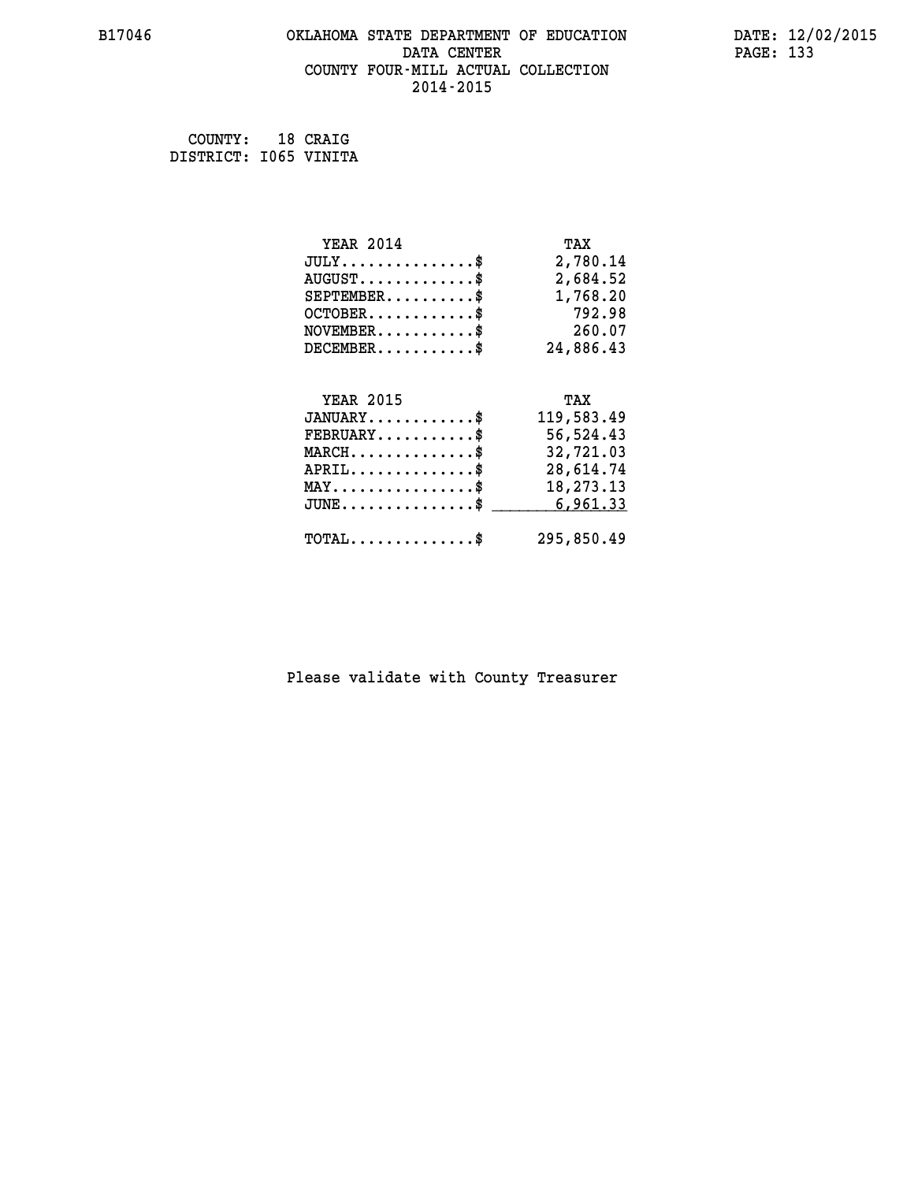B17046 OKLAHOMA STATE DEPARTMENT OF EDUCATION DATE: 12/02/2015

DATA CENTER

COUNTY FOUR-MILL ACTUAL COLLECTION

2014-2015

COUNTY: 18 CRAIG
DISTRICT: I065 VINITA

| YEAR 2014 | TAX |
|---|---|
| JULY...............$ | 2,780.14 |
| AUGUST.............$ | 2,684.52 |
| SEPTEMBER..........$ | 1,768.20 |
| OCTOBER............$ | 792.98 |
| NOVEMBER...........$ | 260.07 |
| DECEMBER...........$ | 24,886.43 |

| YEAR 2015 | TAX |
|---|---|
| JANUARY............$ | 119,583.49 |
| FEBRUARY...........$ | 56,524.43 |
| MARCH..............$ | 32,721.03 |
| APRIL..............$ | 28,614.74 |
| MAY................$ | 18,273.13 |
| JUNE...............$ | 6,961.33 |
| TOTAL..............$ | 295,850.49 |

Please validate with County Treasurer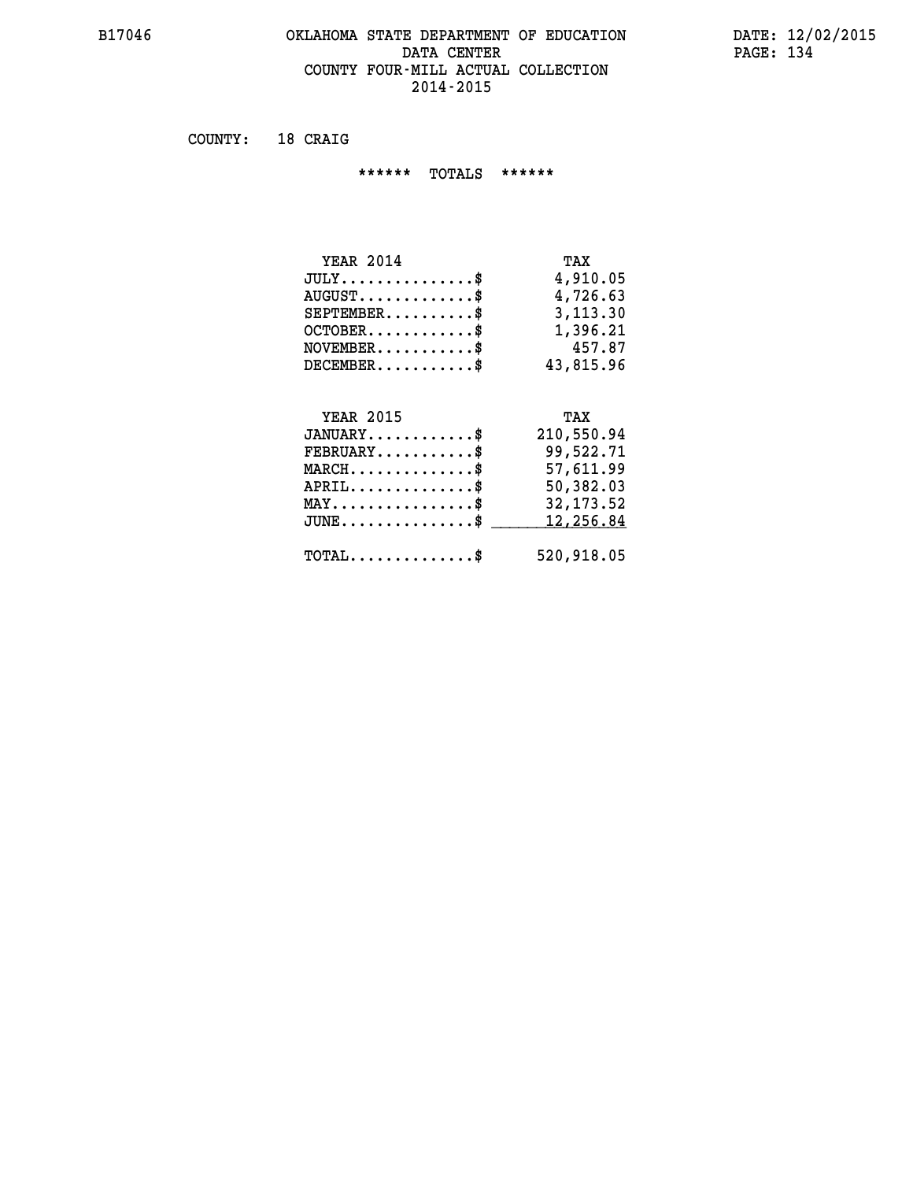OKLAHOMA STATE DEPARTMENT OF EDUCATION
DATA CENTER
COUNTY FOUR-MILL ACTUAL COLLECTION
2014-2015

COUNTY: 18 CRAIG

****** TOTALS ******

| YEAR 2014 | TAX |
|---|---|
| JULY...............$ | 4,910.05 |
| AUGUST.............$ | 4,726.63 |
| SEPTEMBER..........$ | 3,113.30 |
| OCTOBER............$ | 1,396.21 |
| NOVEMBER...........$ | 457.87 |
| DECEMBER...........$ | 43,815.96 |

| YEAR 2015 | TAX |
|---|---|
| JANUARY............$ | 210,550.94 |
| FEBRUARY...........$ | 99,522.71 |
| MARCH..............$ | 57,611.99 |
| APRIL..............$ | 50,382.03 |
| MAY................$ | 32,173.52 |
| JUNE...............$ | 12,256.84 |
| TOTAL..............$ | 520,918.05 |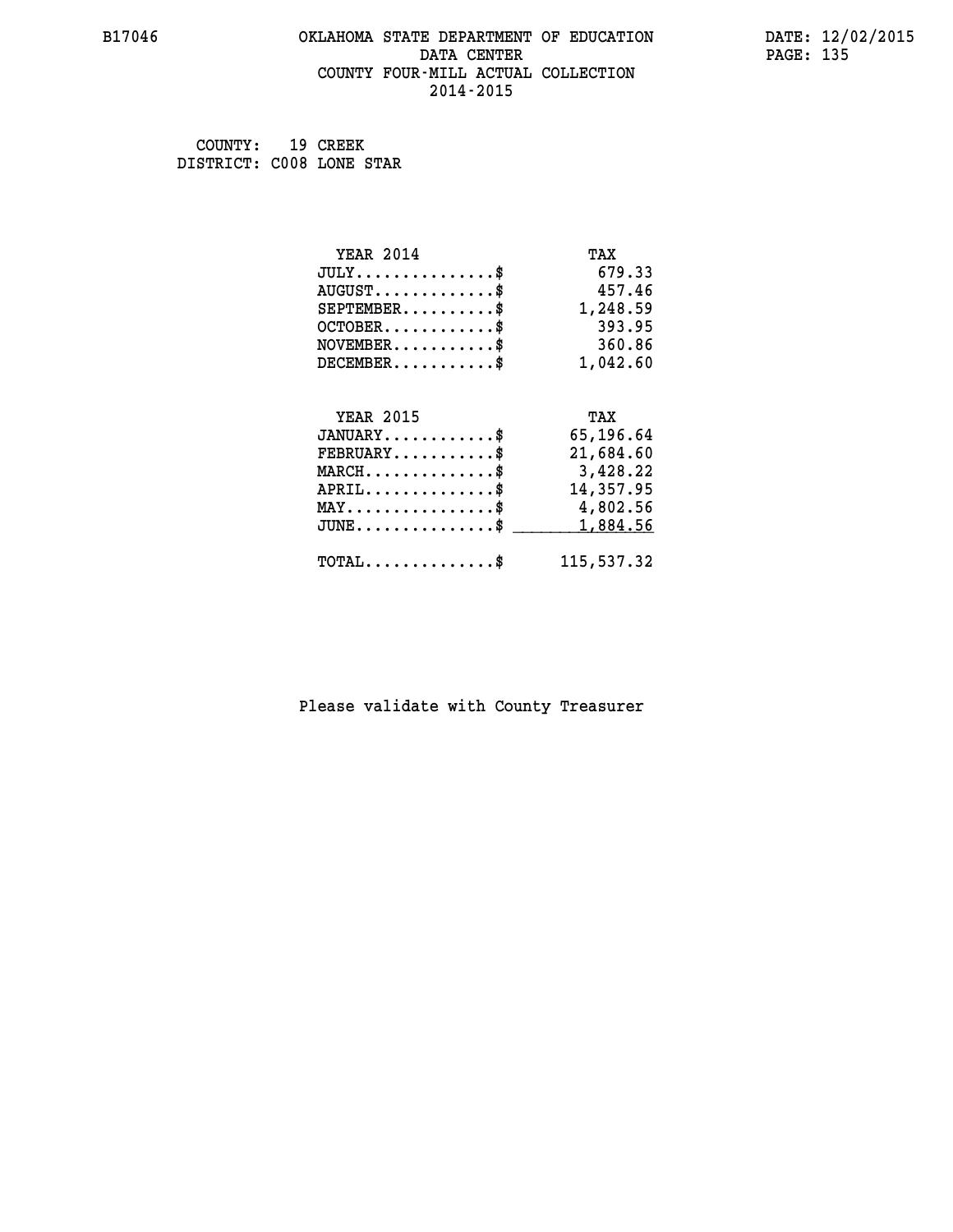# OKLAHOMA STATE DEPARTMENT OF EDUCATION
## DATA CENTER
## COUNTY FOUR-MILL ACTUAL COLLECTION
## 2014-2015

B17046

DATE: 12/02/2015

COUNTY: 19 CREEK
DISTRICT: C008 LONE STAR

| YEAR 2014 | TAX |
|---|---|
| JULY...............$ | 679.33 |
| AUGUST.............$ | 457.46 |
| SEPTEMBER..........$ | 1,248.59 |
| OCTOBER............$ | 393.95 |
| NOVEMBER...........$ | 360.86 |
| DECEMBER...........$ | 1,042.60 |

| YEAR 2015 | TAX |
|---|---|
| JANUARY............$ | 65,196.64 |
| FEBRUARY...........$ | 21,684.60 |
| MARCH..............$ | 3,428.22 |
| APRIL..............$ | 14,357.95 |
| MAY................$ | 4,802.56 |
| JUNE...............$ | 1,884.56 |
| TOTAL..............$ | 115,537.32 |

Please validate with County Treasurer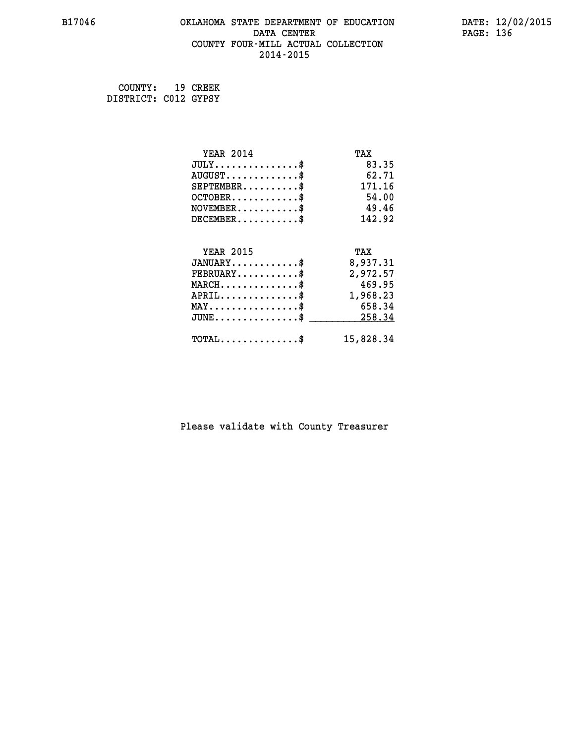# OKLAHOMA STATE DEPARTMENT OF EDUCATION
## DATA CENTER
## COUNTY FOUR-MILL ACTUAL COLLECTION
## 2014-2015

COUNTY: 19 CREEK
DISTRICT: C012 GYPSY

| YEAR 2014 | TAX |
|---|---|
| JULY...............$ | 83.35 |
| AUGUST.............$ | 62.71 |
| SEPTEMBER..........$ | 171.16 |
| OCTOBER............$ | 54.00 |
| NOVEMBER...........$ | 49.46 |
| DECEMBER...........$ | 142.92 |

| YEAR 2015 | TAX |
|---|---|
| JANUARY............$ | 8,937.31 |
| FEBRUARY...........$ | 2,972.57 |
| MARCH..............$ | 469.95 |
| APRIL..............$ | 1,968.23 |
| MAY................$ | 658.34 |
| JUNE...............$ | 258.34 |
| TOTAL..............$ | 15,828.34 |

Please validate with County Treasurer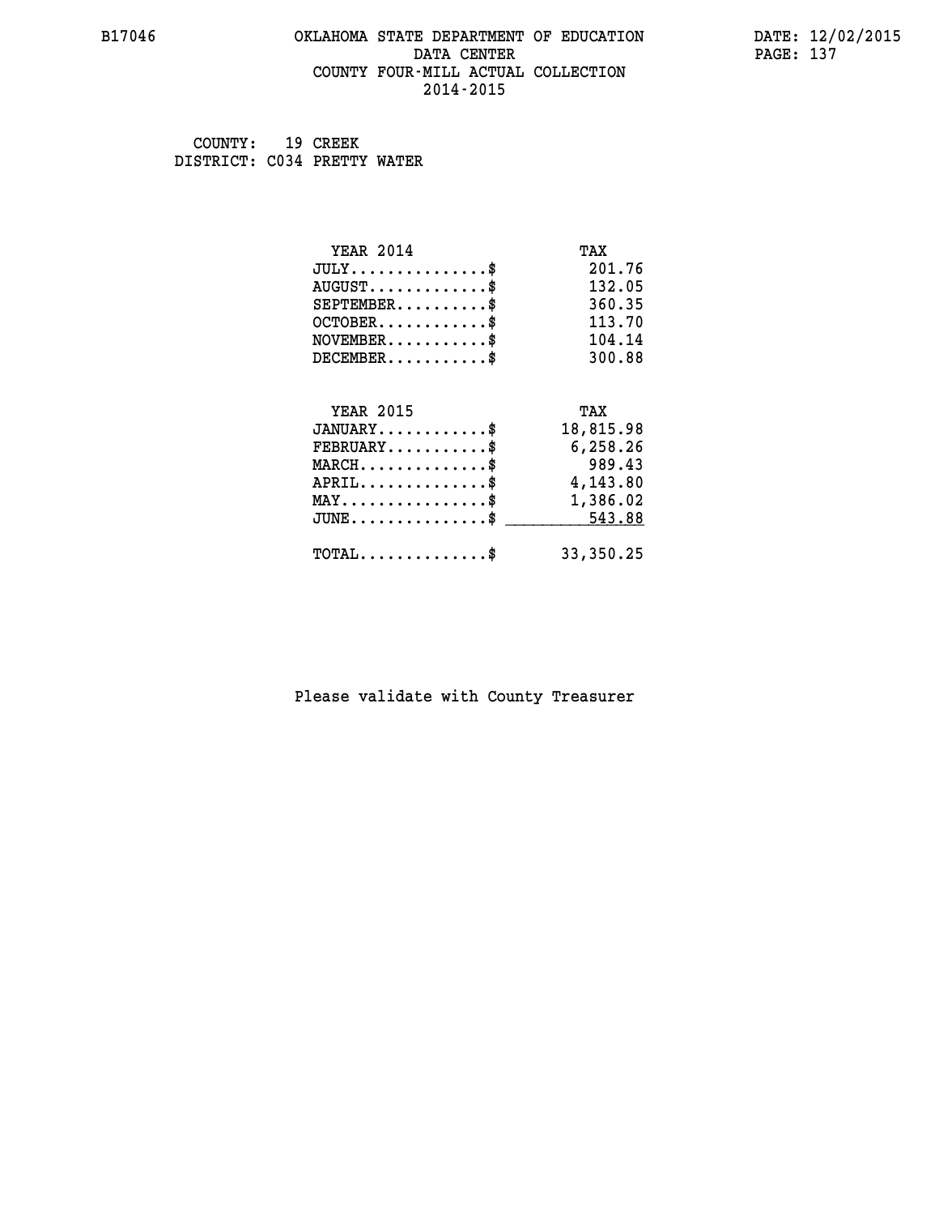# OKLAHOMA STATE DEPARTMENT OF EDUCATION
## DATA CENTER
## COUNTY FOUR-MILL ACTUAL COLLECTION
## 2014-2015

B17046

DATE: 12/02/2015

COUNTY: 19 CREEK
DISTRICT: C034 PRETTY WATER

| YEAR 2014 | TAX |
|---|---|
| JULY...............$ | 201.76 |
| AUGUST.............$ | 132.05 |
| SEPTEMBER..........$ | 360.35 |
| OCTOBER............$ | 113.70 |
| NOVEMBER...........$ | 104.14 |
| DECEMBER...........$ | 300.88 |

| YEAR 2015 | TAX |
|---|---|
| JANUARY............$ | 18,815.98 |
| FEBRUARY...........$ | 6,258.26 |
| MARCH..............$ | 989.43 |
| APRIL..............$ | 4,143.80 |
| MAY................$ | 1,386.02 |
| JUNE...............$ | 543.88 |
| TOTAL..............$ | 33,350.25 |

Please validate with County Treasurer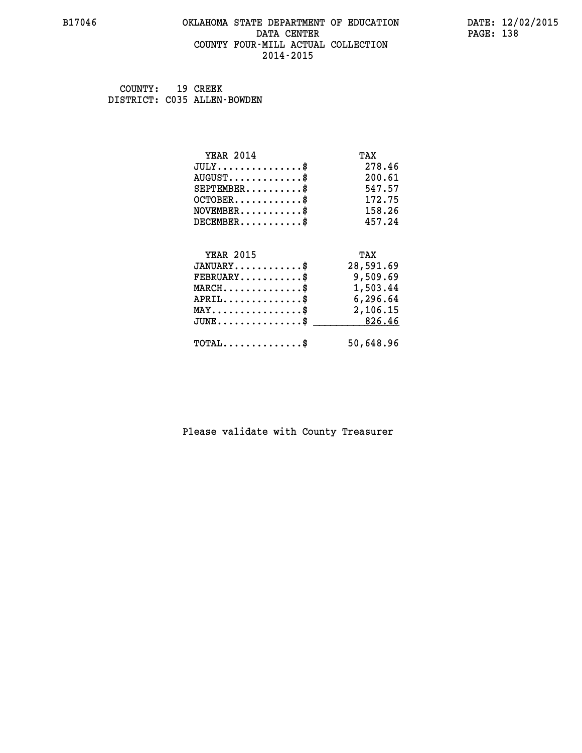B17046 OKLAHOMA STATE DEPARTMENT OF EDUCATION DATE: 12/02/2015
DATA CENTER
COUNTY FOUR-MILL ACTUAL COLLECTION
2014-2015

COUNTY: 19 CREEK
DISTRICT: C035 ALLEN-BOWDEN

| YEAR 2014 | TAX |
|---|---|
| JULY..............$ | 278.46 |
| AUGUST............$ | 200.61 |
| SEPTEMBER.........$ | 547.57 |
| OCTOBER...........$ | 172.75 |
| NOVEMBER..........$ | 158.26 |
| DECEMBER..........$ | 457.24 |

| YEAR 2015 | TAX |
|---|---|
| JANUARY...........$ | 28,591.69 |
| FEBRUARY..........$ | 9,509.69 |
| MARCH.............$ | 1,503.44 |
| APRIL.............$ | 6,296.64 |
| MAY...............$ | 2,106.15 |
| JUNE..............$ | 826.46 |
| TOTAL.............$ | 50,648.96 |

Please validate with County Treasurer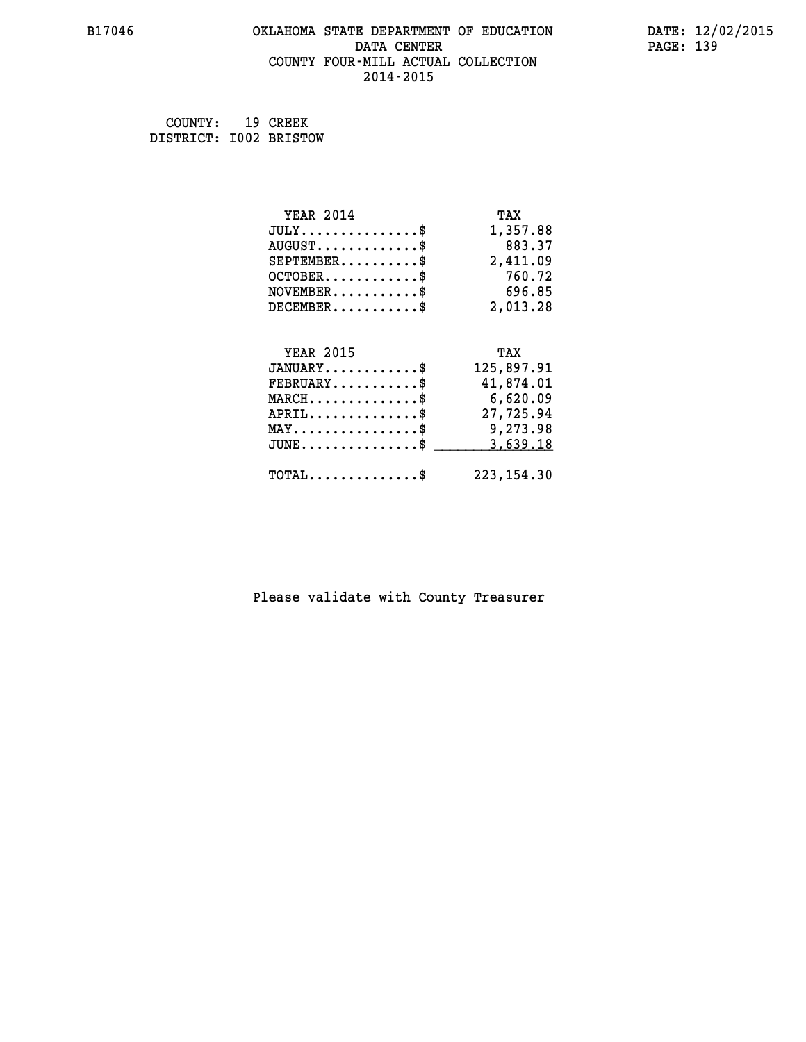# OKLAHOMA STATE DEPARTMENT OF EDUCATION
## DATA CENTER
## COUNTY FOUR-MILL ACTUAL COLLECTION
## 2014-2015

COUNTY: 19 CREEK
DISTRICT: I002 BRISTOW

| YEAR 2014 | TAX |
|---|---|
| JULY..............$ | 1,357.88 |
| AUGUST.............$ | 883.37 |
| SEPTEMBER..........$ | 2,411.09 |
| OCTOBER............$ | 760.72 |
| NOVEMBER...........$ | 696.85 |
| DECEMBER...........$ | 2,013.28 |

| YEAR 2015 | TAX |
|---|---|
| JANUARY............$ | 125,897.91 |
| FEBRUARY...........$ | 41,874.01 |
| MARCH..............$ | 6,620.09 |
| APRIL..............$ | 27,725.94 |
| MAY................$ | 9,273.98 |
| JUNE...............$ | 3,639.18 |
| TOTAL..............$ | 223,154.30 |

Please validate with County Treasurer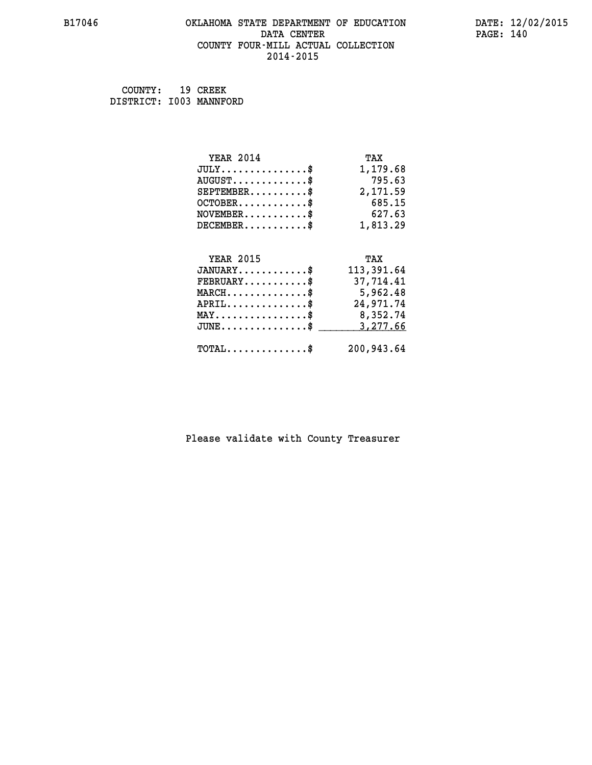# OKLAHOMA STATE DEPARTMENT OF EDUCATION
## DATA CENTER
## COUNTY FOUR-MILL ACTUAL COLLECTION
## 2014-2015

COUNTY: 19 CREEK
DISTRICT: I003 MANNFORD

| YEAR 2014 | TAX |
|---|---|
| JULY..............$ | 1,179.68 |
| AUGUST............$ | 795.63 |
| SEPTEMBER.........$ | 2,171.59 |
| OCTOBER...........$ | 685.15 |
| NOVEMBER..........$ | 627.63 |
| DECEMBER..........$ | 1,813.29 |

| YEAR 2015 | TAX |
|---|---|
| JANUARY...........$ | 113,391.64 |
| FEBRUARY..........$ | 37,714.41 |
| MARCH.............$ | 5,962.48 |
| APRIL.............$ | 24,971.74 |
| MAY...............$ | 8,352.74 |
| JUNE..............$ | 3,277.66 |
| TOTAL.............$ | 200,943.64 |

Please validate with County Treasurer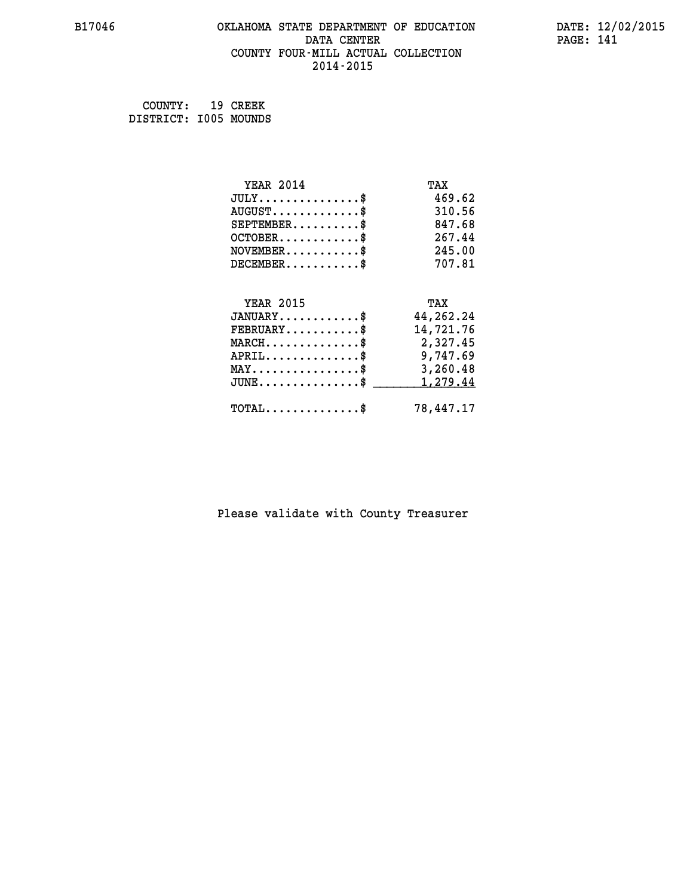B17046 OKLAHOMA STATE DEPARTMENT OF EDUCATION DATA CENTER COUNTY FOUR-MILL ACTUAL COLLECTION 2014-2015

DATE: 12/02/2015

COUNTY: 19 CREEK
DISTRICT: I005 MOUNDS

| YEAR 2014 | TAX |
|---|---|
| JULY..............$ | 469.62 |
| AUGUST............$ | 310.56 |
| SEPTEMBER.........$ | 847.68 |
| OCTOBER...........$ | 267.44 |
| NOVEMBER..........$ | 245.00 |
| DECEMBER..........$ | 707.81 |

| YEAR 2015 | TAX |
|---|---|
| JANUARY...........$ | 44,262.24 |
| FEBRUARY..........$ | 14,721.76 |
| MARCH.............$ | 2,327.45 |
| APRIL.............$ | 9,747.69 |
| MAY...............$ | 3,260.48 |
| JUNE..............$ | 1,279.44 |
| TOTAL.............$ | 78,447.17 |

Please validate with County Treasurer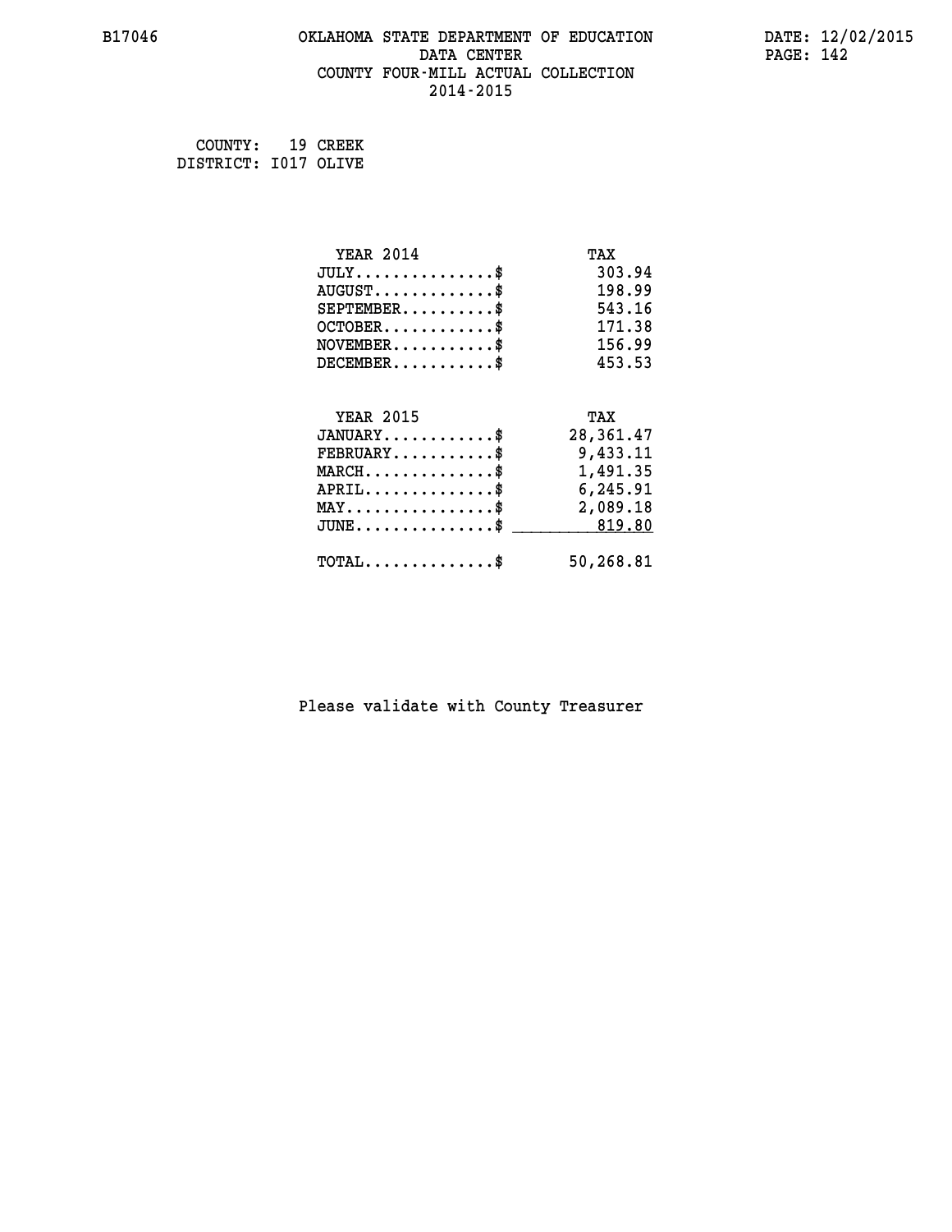B17046 OKLAHOMA STATE DEPARTMENT OF EDUCATION DATA CENTER COUNTY FOUR-MILL ACTUAL COLLECTION 2014-2015

DATE: 12/02/2015

COUNTY: 19 CREEK
DISTRICT: I017 OLIVE

| YEAR 2014 | TAX |
|---|---|
| JULY...............$ | 303.94 |
| AUGUST.............$ | 198.99 |
| SEPTEMBER..........$ | 543.16 |
| OCTOBER............$ | 171.38 |
| NOVEMBER...........$ | 156.99 |
| DECEMBER...........$ | 453.53 |

| YEAR 2015 | TAX |
|---|---|
| JANUARY............$ | 28,361.47 |
| FEBRUARY...........$ | 9,433.11 |
| MARCH..............$ | 1,491.35 |
| APRIL..............$ | 6,245.91 |
| MAY................$ | 2,089.18 |
| JUNE...............$ | 819.80 |
| TOTAL..............$ | 50,268.81 |

Please validate with County Treasurer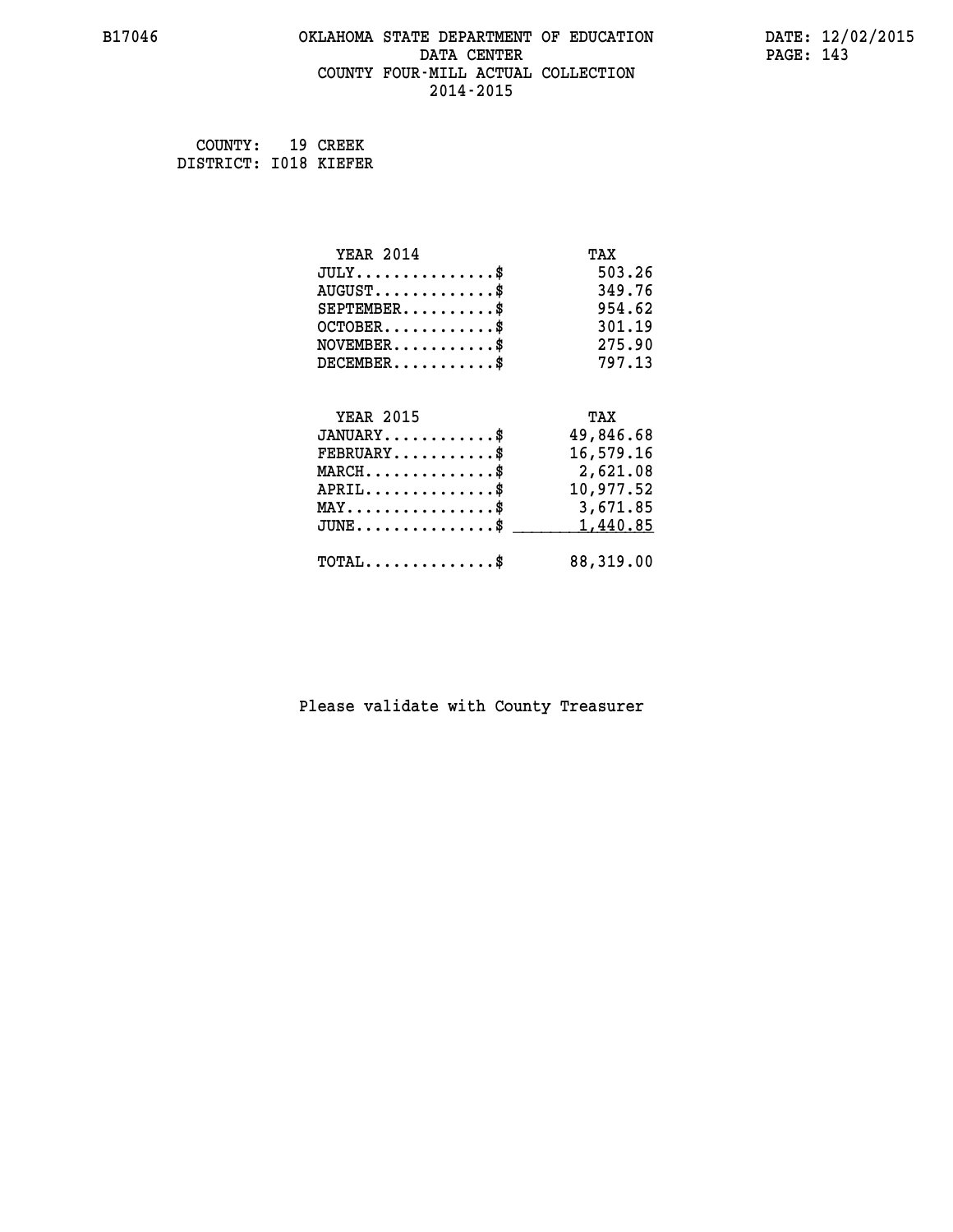# OKLAHOMA STATE DEPARTMENT OF EDUCATION
## DATA CENTER
## COUNTY FOUR-MILL ACTUAL COLLECTION
## 2014-2015

B17046 DATE: 12/02/2015

COUNTY: 19 CREEK
DISTRICT: I018 KIEFER

| YEAR 2014 | TAX |
|---|---|
| JULY..............$ | 503.26 |
| AUGUST............$ | 349.76 |
| SEPTEMBER.........$ | 954.62 |
| OCTOBER...........$ | 301.19 |
| NOVEMBER..........$ | 275.90 |
| DECEMBER..........$ | 797.13 |

| YEAR 2015 | TAX |
|---|---|
| JANUARY...........$ | 49,846.68 |
| FEBRUARY..........$ | 16,579.16 |
| MARCH.............$ | 2,621.08 |
| APRIL.............$ | 10,977.52 |
| MAY...............$ | 3,671.85 |
| JUNE..............$ | 1,440.85 |
| TOTAL.............$ | 88,319.00 |

Please validate with County Treasurer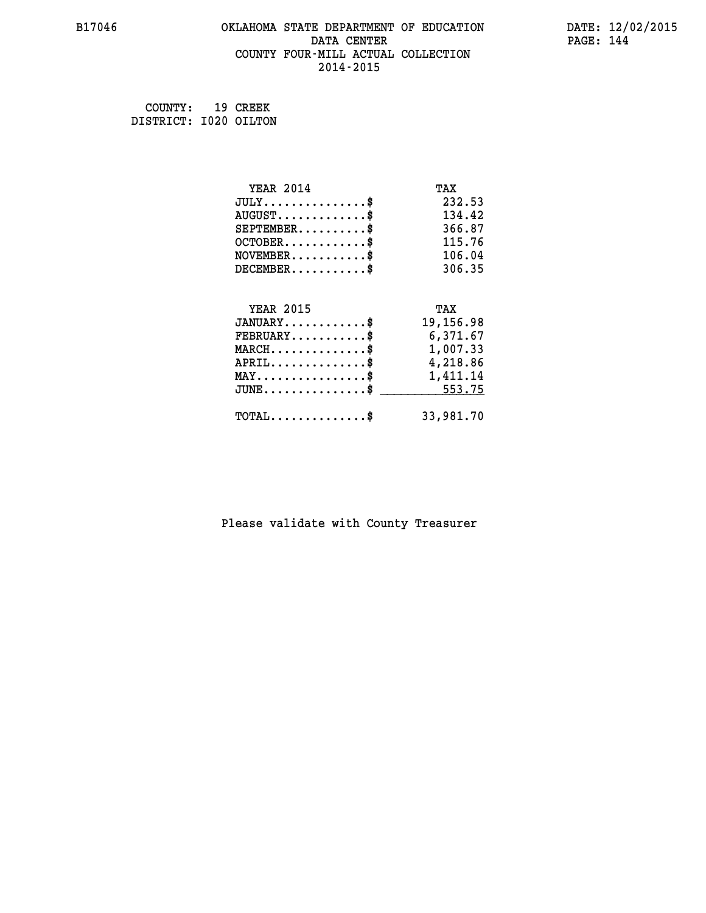B17046 OKLAHOMA STATE DEPARTMENT OF EDUCATION DATA CENTER COUNTY FOUR-MILL ACTUAL COLLECTION 2014-2015

DATE: 12/02/2015

COUNTY: 19 CREEK
DISTRICT: I020 OILTON

| YEAR 2014 | TAX |
|---|---|
| JULY...............$ | 232.53 |
| AUGUST.............$ | 134.42 |
| SEPTEMBER..........$ | 366.87 |
| OCTOBER............$ | 115.76 |
| NOVEMBER...........$ | 106.04 |
| DECEMBER...........$ | 306.35 |

| YEAR 2015 | TAX |
|---|---|
| JANUARY............$ | 19,156.98 |
| FEBRUARY...........$ | 6,371.67 |
| MARCH..............$ | 1,007.33 |
| APRIL..............$ | 4,218.86 |
| MAY................$ | 1,411.14 |
| JUNE...............$ | 553.75 |
| TOTAL..............$ | 33,981.70 |

Please validate with County Treasurer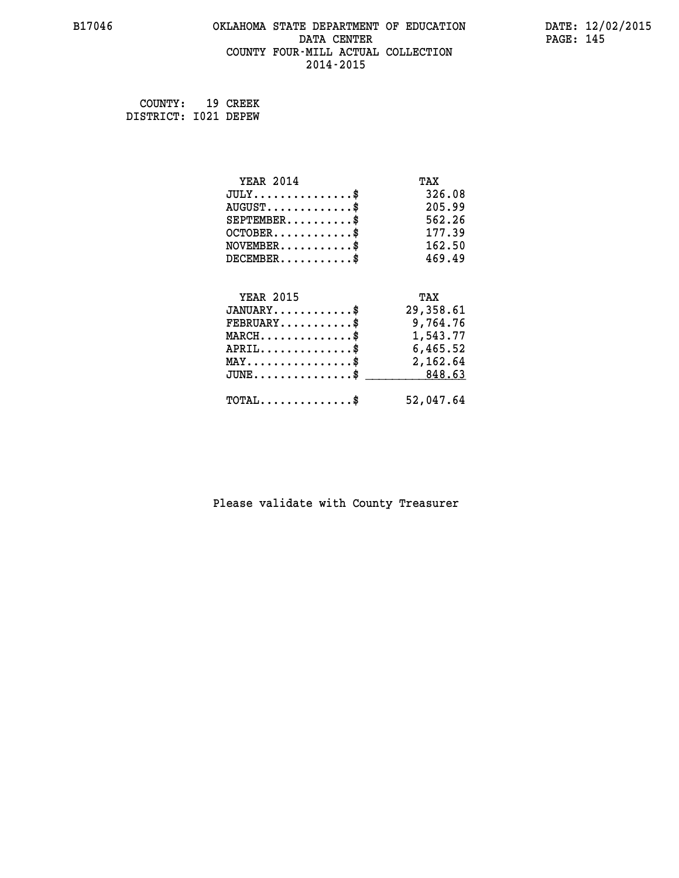B17046 OKLAHOMA STATE DEPARTMENT OF EDUCATION DATA CENTER COUNTY FOUR-MILL ACTUAL COLLECTION 2014-2015

DATE: 12/02/2015

COUNTY: 19 CREEK
DISTRICT: I021 DEPEW

| YEAR 2014 | TAX |
|---|---|
| JULY...............$ | 326.08 |
| AUGUST.............$ | 205.99 |
| SEPTEMBER..........$ | 562.26 |
| OCTOBER............$ | 177.39 |
| NOVEMBER...........$ | 162.50 |
| DECEMBER...........$ | 469.49 |

| YEAR 2015 | TAX |
|---|---|
| JANUARY............$ | 29,358.61 |
| FEBRUARY...........$ | 9,764.76 |
| MARCH..............$ | 1,543.77 |
| APRIL..............$ | 6,465.52 |
| MAY................$ | 2,162.64 |
| JUNE...............$ | 848.63 |
| TOTAL..............$ | 52,047.64 |

Please validate with County Treasurer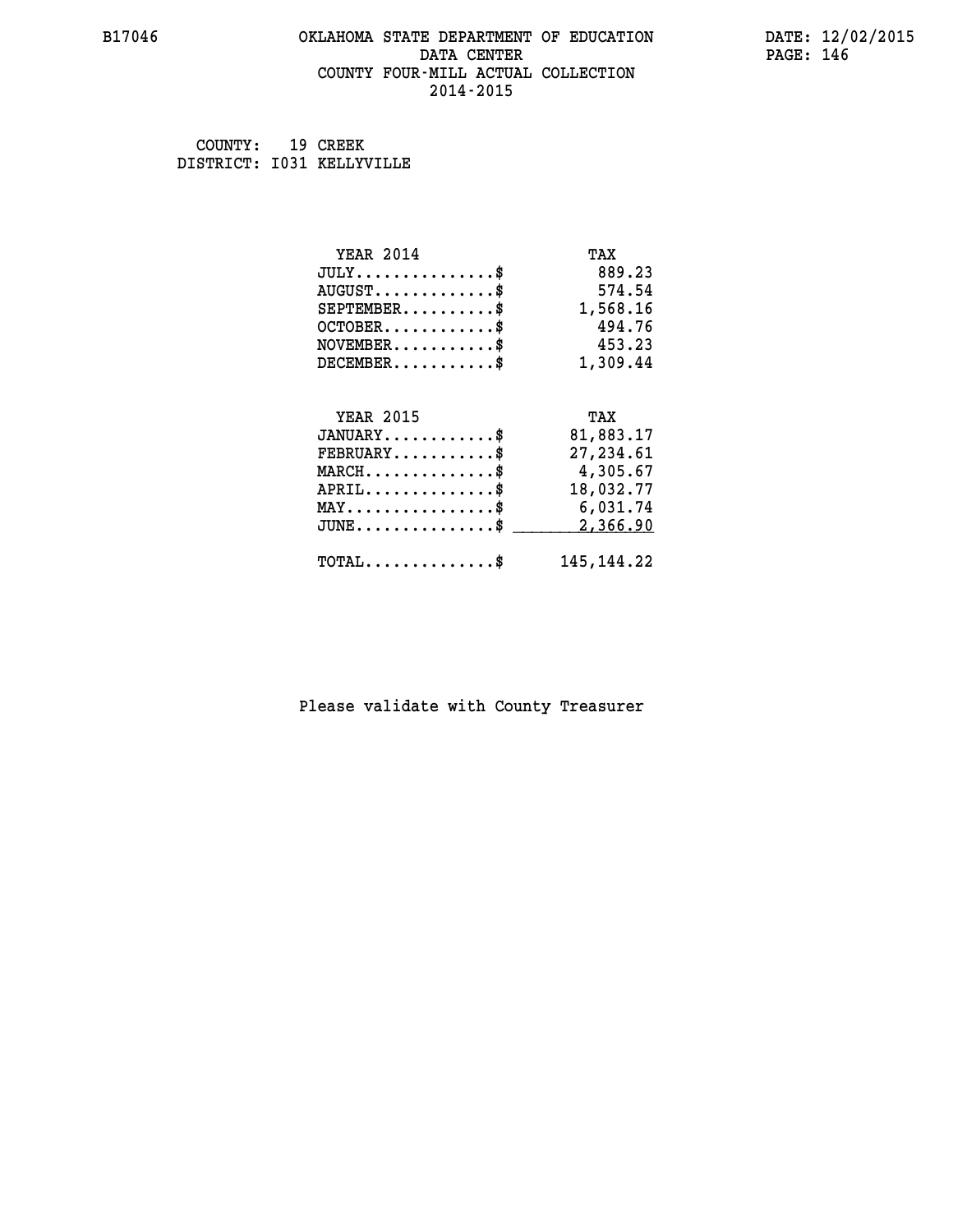# OKLAHOMA STATE DEPARTMENT OF EDUCATION
## DATA CENTER
## COUNTY FOUR-MILL ACTUAL COLLECTION
## 2014-2015

B17046 DATE: 12/02/2015

COUNTY: 19 CREEK
DISTRICT: I031 KELLYVILLE

| YEAR 2014 | TAX |
|---|---|
| JULY..............$ | 889.23 |
| AUGUST............$ | 574.54 |
| SEPTEMBER.........$ | 1,568.16 |
| OCTOBER...........$ | 494.76 |
| NOVEMBER..........$ | 453.23 |
| DECEMBER..........$ | 1,309.44 |

| YEAR 2015 | TAX |
|---|---|
| JANUARY...........$ | 81,883.17 |
| FEBRUARY..........$ | 27,234.61 |
| MARCH.............$ | 4,305.67 |
| APRIL.............$ | 18,032.77 |
| MAY...............$ | 6,031.74 |
| JUNE..............$ | 2,366.90 |
| TOTAL.............$ | 145,144.22 |

Please validate with County Treasurer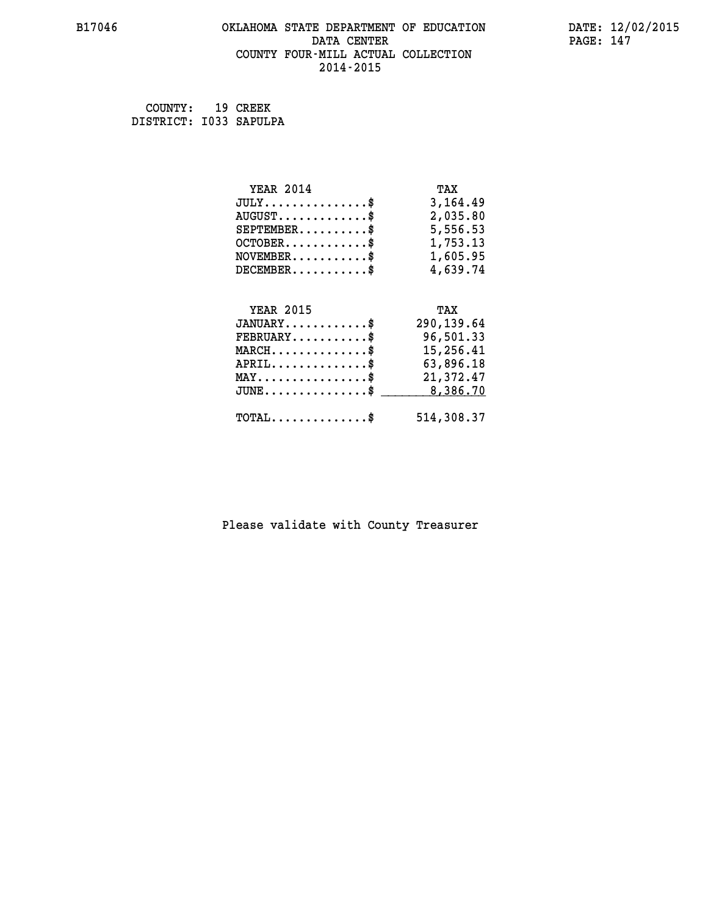COUNTY: 19 CREEK
DISTRICT: I033 SAPULPA

| YEAR 2014 | TAX |
| --- | --- |
| JULY..............$ | 3,164.49 |
| AUGUST............$ | 2,035.80 |
| SEPTEMBER..........$ | 5,556.53 |
| OCTOBER...........$ | 1,753.13 |
| NOVEMBER...........$ | 1,605.95 |
| DECEMBER...........$ | 4,639.74 |

| YEAR 2015 | TAX |
| --- | --- |
| JANUARY............$ | 290,139.64 |
| FEBRUARY...........$ | 96,501.33 |
| MARCH..............$ | 15,256.41 |
| APRIL..............$ | 63,896.18 |
| MAY................$ | 21,372.47 |
| JUNE...............$ | 8,386.70 |
| TOTAL..............$ | 514,308.37 |

Please validate with County Treasurer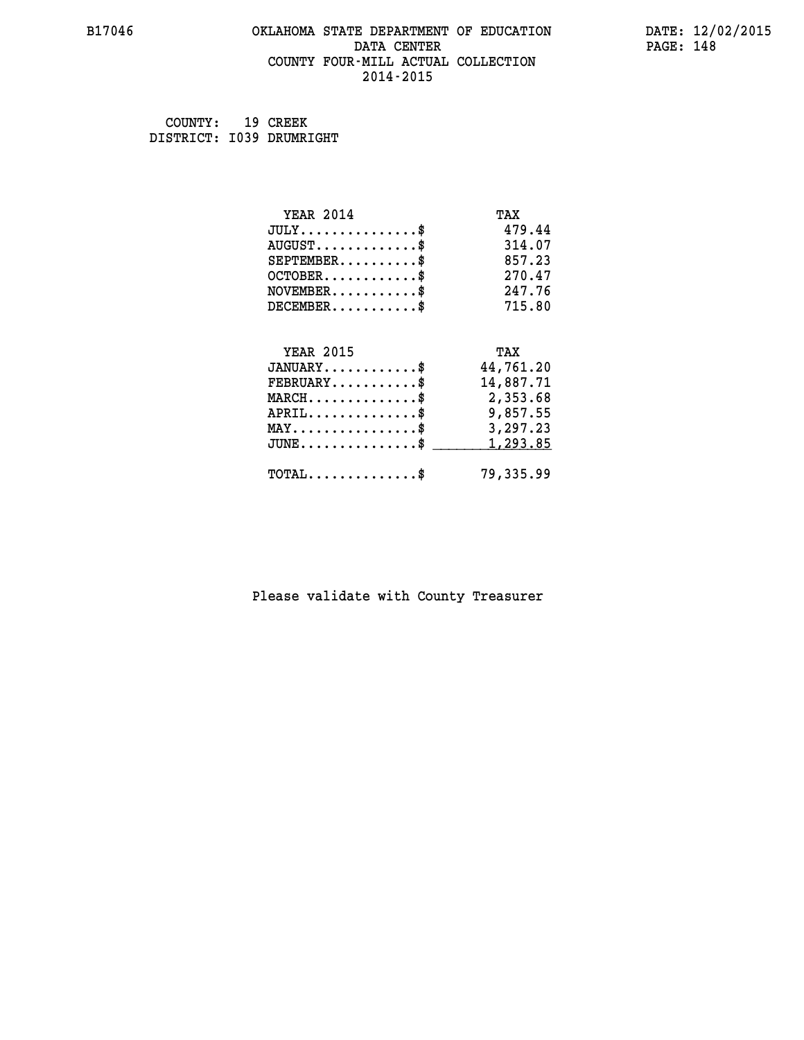B17046 OKLAHOMA STATE DEPARTMENT OF EDUCATION DATA CENTER COUNTY FOUR-MILL ACTUAL COLLECTION 2014-2015

DATE: 12/02/2015

COUNTY: 19 CREEK
DISTRICT: I039 DRUMRIGHT

| YEAR 2014 | TAX |
|---|---|
| JULY..............$ | 479.44 |
| AUGUST............$ | 314.07 |
| SEPTEMBER.........$ | 857.23 |
| OCTOBER...........$ | 270.47 |
| NOVEMBER..........$ | 247.76 |
| DECEMBER..........$ | 715.80 |

| YEAR 2015 | TAX |
|---|---|
| JANUARY...........$ | 44,761.20 |
| FEBRUARY..........$ | 14,887.71 |
| MARCH.............$ | 2,353.68 |
| APRIL.............$ | 9,857.55 |
| MAY...............$ | 3,297.23 |
| JUNE..............$ | 1,293.85 |
| TOTAL.............$ | 79,335.99 |

Please validate with County Treasurer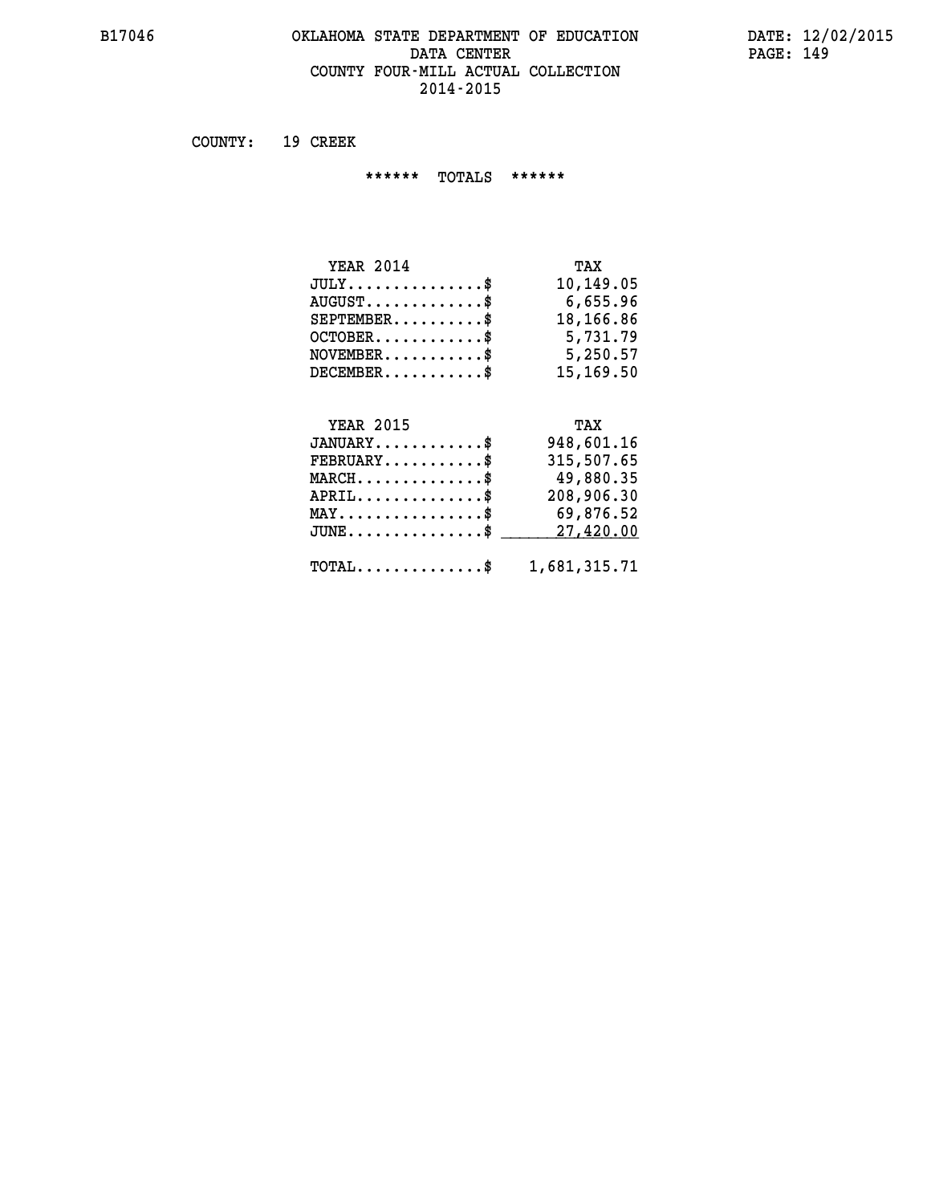B17046 OKLAHOMA STATE DEPARTMENT OF EDUCATION DATA CENTER COUNTY FOUR-MILL ACTUAL COLLECTION 2014-2015

DATE: 12/02/2015

COUNTY: 19 CREEK

****** TOTALS ******

| YEAR 2014 | TAX |
|---|---|
| JULY...............$ | 10,149.05 |
| AUGUST.............$ | 6,655.96 |
| SEPTEMBER..........$ | 18,166.86 |
| OCTOBER............$ | 5,731.79 |
| NOVEMBER...........$ | 5,250.57 |
| DECEMBER...........$ | 15,169.50 |

| YEAR 2015 | TAX |
|---|---|
| JANUARY............$ | 948,601.16 |
| FEBRUARY...........$ | 315,507.65 |
| MARCH..............$ | 49,880.35 |
| APRIL..............$ | 208,906.30 |
| MAY................$ | 69,876.52 |
| JUNE...............$ | 27,420.00 |
| TOTAL..............$ | 1,681,315.71 |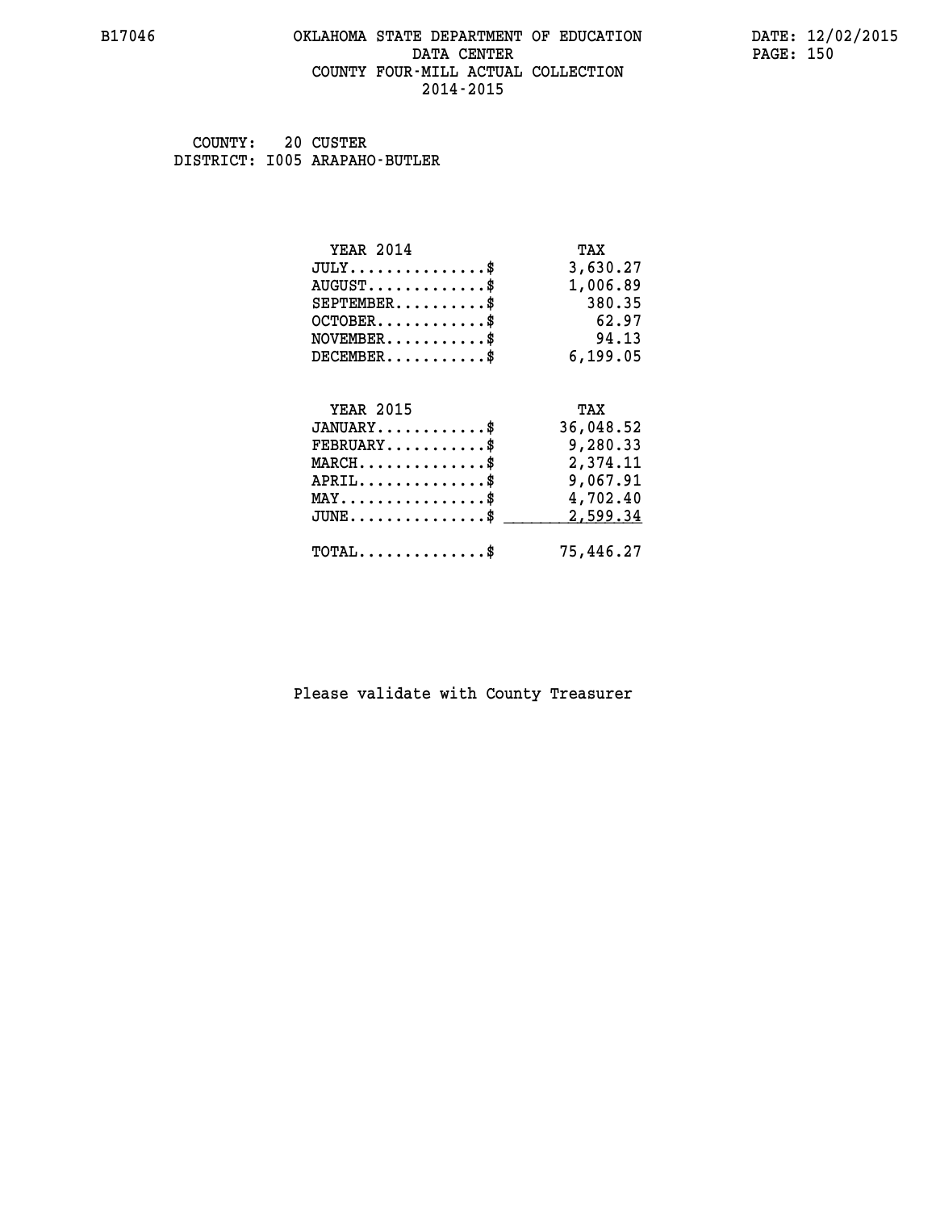B17046 OKLAHOMA STATE DEPARTMENT OF EDUCATION DATA CENTER COUNTY FOUR-MILL ACTUAL COLLECTION 2014-2015

DATE: 12/02/2015

COUNTY: 20 CUSTER
DISTRICT: I005 ARAPAHO-BUTLER

| YEAR 2014 | TAX |
|---|---|
| JULY..............$ | 3,630.27 |
| AUGUST.............$ | 1,006.89 |
| SEPTEMBER..........$ | 380.35 |
| OCTOBER............$ | 62.97 |
| NOVEMBER...........$ | 94.13 |
| DECEMBER...........$ | 6,199.05 |

| YEAR 2015 | TAX |
|---|---|
| JANUARY............$ | 36,048.52 |
| FEBRUARY...........$ | 9,280.33 |
| MARCH..............$ | 2,374.11 |
| APRIL..............$ | 9,067.91 |
| MAY................$ | 4,702.40 |
| JUNE...............$ | 2,599.34 |
| TOTAL..............$ | 75,446.27 |

Please validate with County Treasurer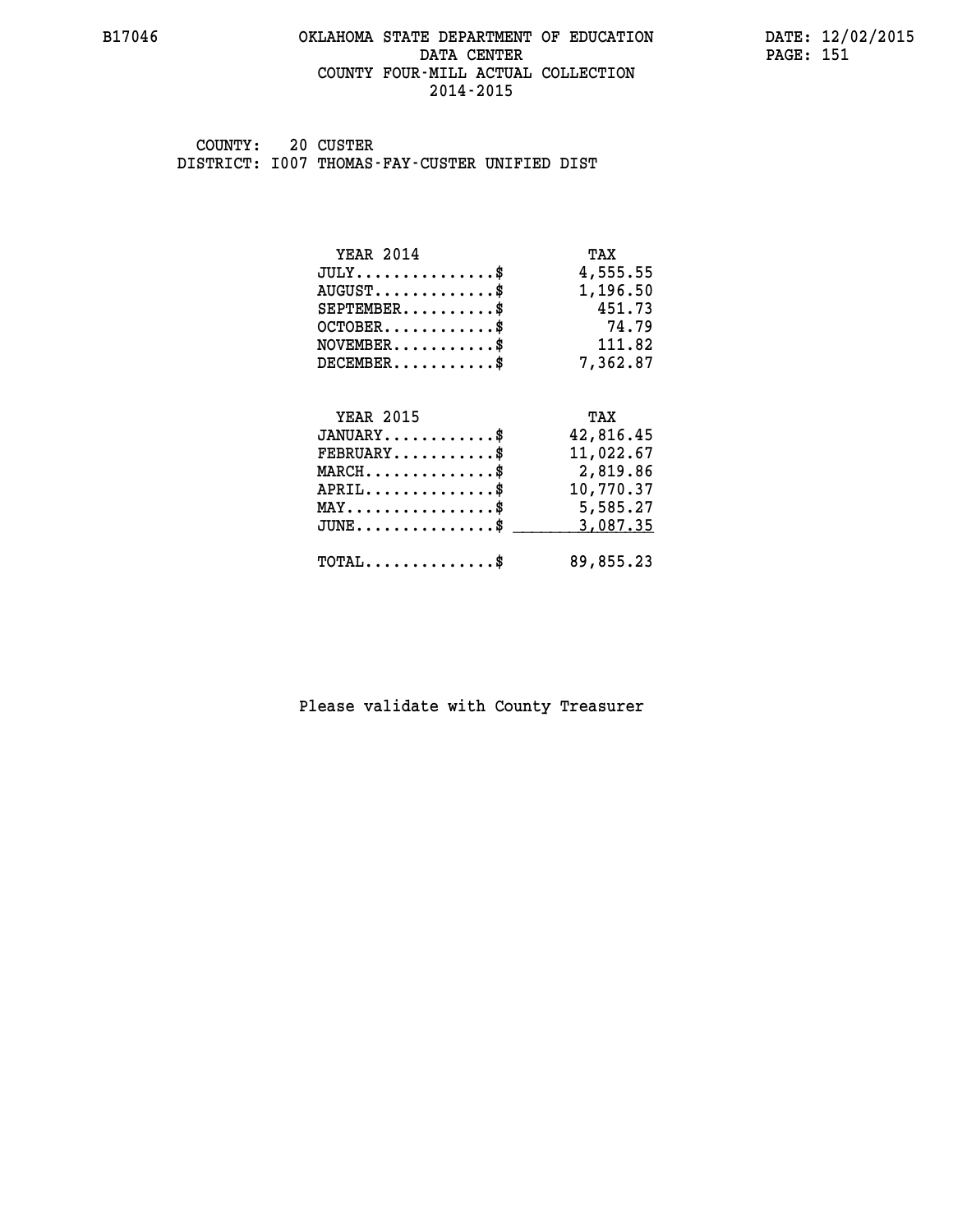# OKLAHOMA STATE DEPARTMENT OF EDUCATION
## DATA CENTER
## COUNTY FOUR-MILL ACTUAL COLLECTION
## 2014-2015

COUNTY: 20 CUSTER
DISTRICT: I007 THOMAS-FAY-CUSTER UNIFIED DIST

| YEAR 2014 | TAX |
|---|---|
| JULY..............$ | 4,555.55 |
| AUGUST............$ | 1,196.50 |
| SEPTEMBER.........$ | 451.73 |
| OCTOBER...........$ | 74.79 |
| NOVEMBER..........$ | 111.82 |
| DECEMBER..........$ | 7,362.87 |

| YEAR 2015 | TAX |
|---|---|
| JANUARY...........$ | 42,816.45 |
| FEBRUARY..........$ | 11,022.67 |
| MARCH.............$ | 2,819.86 |
| APRIL.............$ | 10,770.37 |
| MAY...............$ | 5,585.27 |
| JUNE..............$ | 3,087.35 |
| TOTAL.............$ | 89,855.23 |

Please validate with County Treasurer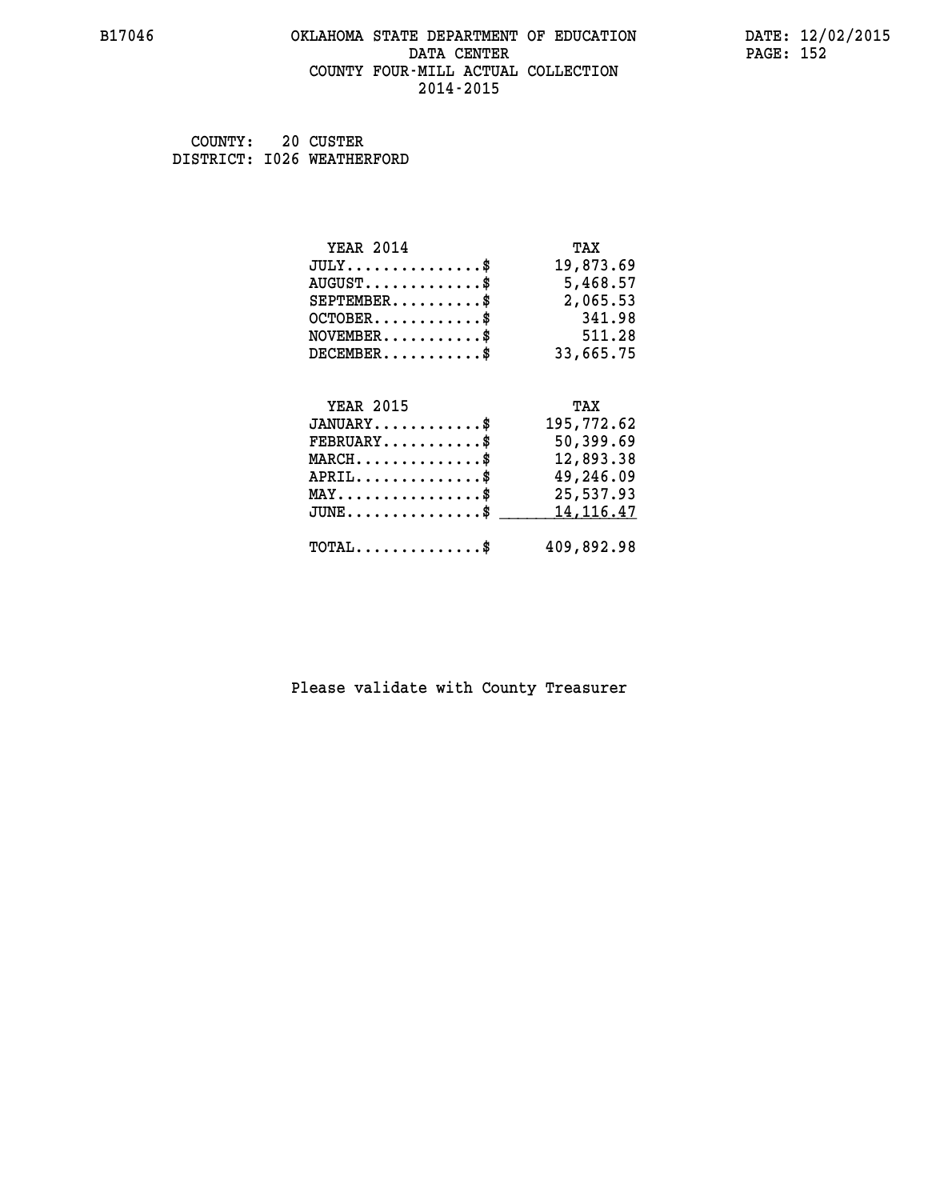B17046 OKLAHOMA STATE DEPARTMENT OF EDUCATION DATE: 12/02/2015

DATA CENTER

COUNTY FOUR-MILL ACTUAL COLLECTION

2014-2015

COUNTY: 20 CUSTER
DISTRICT: I026 WEATHERFORD

| YEAR 2014 | TAX |
|---|---|
| JULY...............$ | 19,873.69 |
| AUGUST.............$ | 5,468.57 |
| SEPTEMBER..........$ | 2,065.53 |
| OCTOBER............$ | 341.98 |
| NOVEMBER...........$ | 511.28 |
| DECEMBER...........$ | 33,665.75 |

| YEAR 2015 | TAX |
|---|---|
| JANUARY............$ | 195,772.62 |
| FEBRUARY...........$ | 50,399.69 |
| MARCH..............$ | 12,893.38 |
| APRIL..............$ | 49,246.09 |
| MAY................$ | 25,537.93 |
| JUNE...............$ | 14,116.47 |
| TOTAL..............$ | 409,892.98 |

Please validate with County Treasurer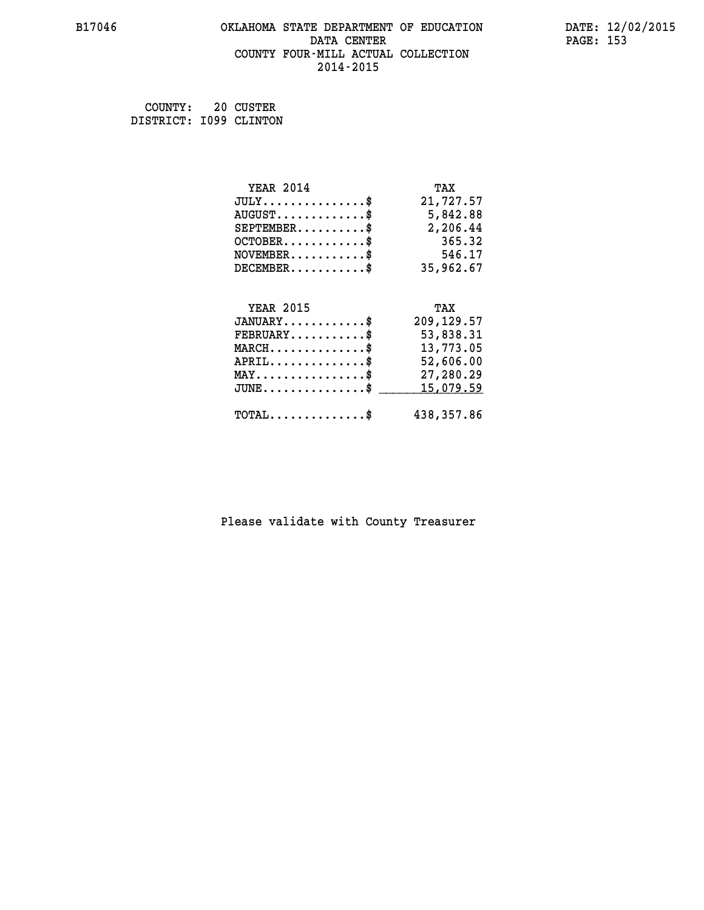B17046 OKLAHOMA STATE DEPARTMENT OF EDUCATION DATE: 12/02/2015
DATA CENTER
COUNTY FOUR-MILL ACTUAL COLLECTION
2014-2015

COUNTY: 20 CUSTER
DISTRICT: I099 CLINTON

| YEAR 2014 | TAX |
|---|---|
| JULY...............$ | 21,727.57 |
| AUGUST.............$ | 5,842.88 |
| SEPTEMBER..........$ | 2,206.44 |
| OCTOBER............$ | 365.32 |
| NOVEMBER...........$ | 546.17 |
| DECEMBER...........$ | 35,962.67 |

| YEAR 2015 | TAX |
|---|---|
| JANUARY............$ | 209,129.57 |
| FEBRUARY...........$ | 53,838.31 |
| MARCH..............$ | 13,773.05 |
| APRIL..............$ | 52,606.00 |
| MAY................$ | 27,280.29 |
| JUNE...............$ | 15,079.59 |
| TOTAL..............$ | 438,357.86 |

Please validate with County Treasurer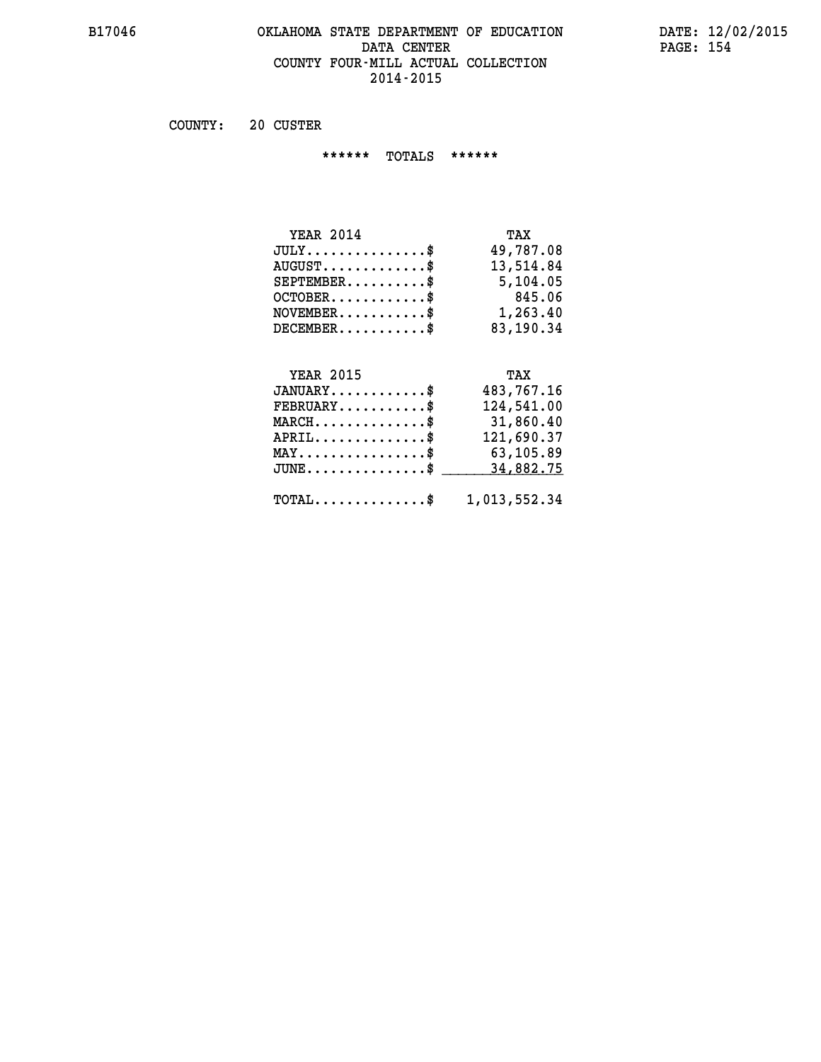# OKLAHOMA STATE DEPARTMENT OF EDUCATION
## DATA CENTER
## COUNTY FOUR-MILL ACTUAL COLLECTION
## 2014-2015

COUNTY: 20 CUSTER

****** TOTALS ******

| YEAR 2014 | TAX |
|---|---|
| JULY..............$ | 49,787.08 |
| AUGUST............$ | 13,514.84 |
| SEPTEMBER.........$ | 5,104.05 |
| OCTOBER...........$ | 845.06 |
| NOVEMBER..........$ | 1,263.40 |
| DECEMBER..........$ | 83,190.34 |

| YEAR 2015 | TAX |
|---|---|
| JANUARY...........$ | 483,767.16 |
| FEBRUARY..........$ | 124,541.00 |
| MARCH.............$ | 31,860.40 |
| APRIL.............$ | 121,690.37 |
| MAY...............$ | 63,105.89 |
| JUNE..............$ | 34,882.75 |
| TOTAL.............$ | 1,013,552.34 |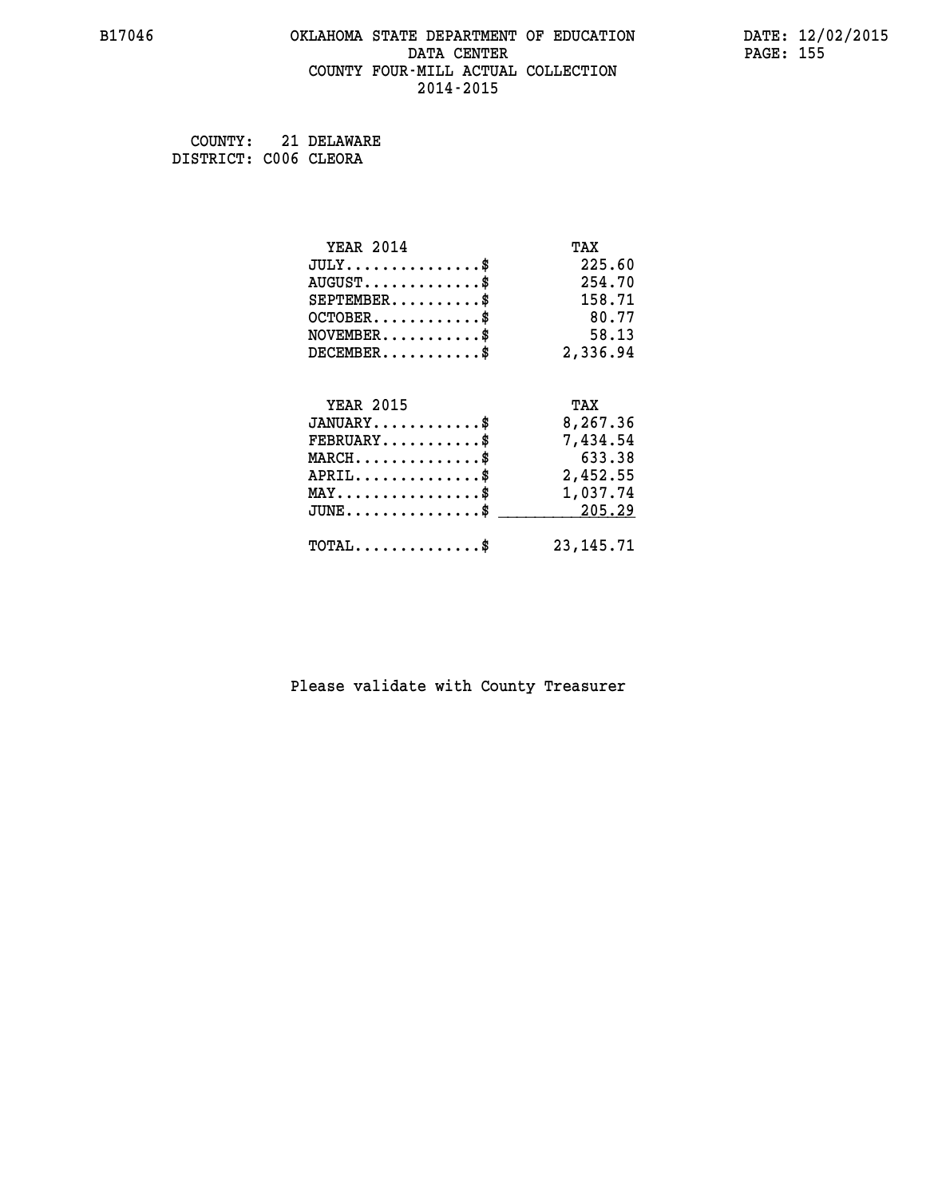B17046 OKLAHOMA STATE DEPARTMENT OF EDUCATION DATA CENTER COUNTY FOUR-MILL ACTUAL COLLECTION 2014-2015

DATE: 12/02/2015

COUNTY: 21 DELAWARE
DISTRICT: C006 CLEORA

| YEAR 2014 | TAX |
|---|---|
| JULY...............$ | 225.60 |
| AUGUST.............$ | 254.70 |
| SEPTEMBER..........$ | 158.71 |
| OCTOBER............$ | 80.77 |
| NOVEMBER...........$ | 58.13 |
| DECEMBER...........$ | 2,336.94 |

| YEAR 2015 | TAX |
|---|---|
| JANUARY............$ | 8,267.36 |
| FEBRUARY...........$ | 7,434.54 |
| MARCH..............$ | 633.38 |
| APRIL..............$ | 2,452.55 |
| MAY................$ | 1,037.74 |
| JUNE...............$ | 205.29 |
| TOTAL..............$ | 23,145.71 |

Please validate with County Treasurer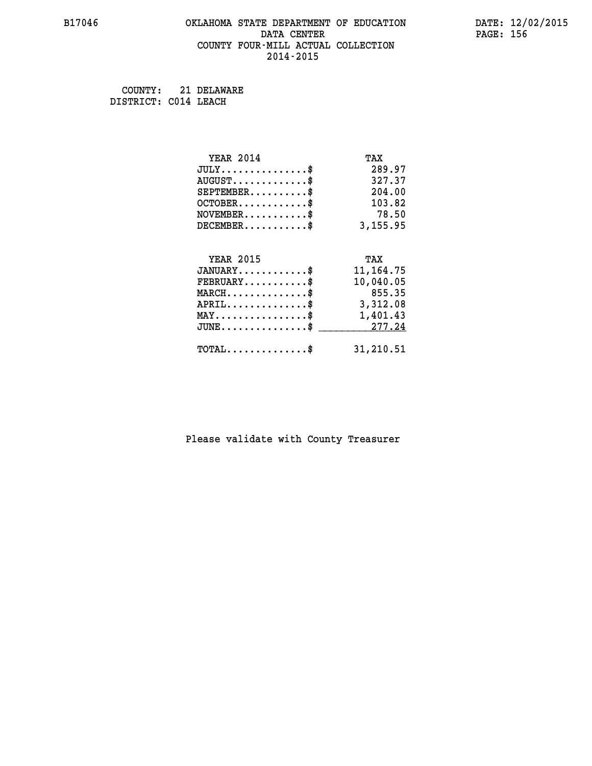B17046 OKLAHOMA STATE DEPARTMENT OF EDUCATION DATE: 12/02/2015

DATA CENTER

COUNTY FOUR-MILL ACTUAL COLLECTION

2014-2015

COUNTY: 21 DELAWARE
DISTRICT: C014 LEACH

| YEAR 2014 | TAX |
|---|---|
| JULY...............$ | 289.97 |
| AUGUST.............$ | 327.37 |
| SEPTEMBER..........$ | 204.00 |
| OCTOBER............$ | 103.82 |
| NOVEMBER...........$ | 78.50 |
| DECEMBER...........$ | 3,155.95 |

| YEAR 2015 | TAX |
|---|---|
| JANUARY............$ | 11,164.75 |
| FEBRUARY...........$ | 10,040.05 |
| MARCH..............$ | 855.35 |
| APRIL..............$ | 3,312.08 |
| MAY................$ | 1,401.43 |
| JUNE...............$ | 277.24 |
| TOTAL..............$ | 31,210.51 |

Please validate with County Treasurer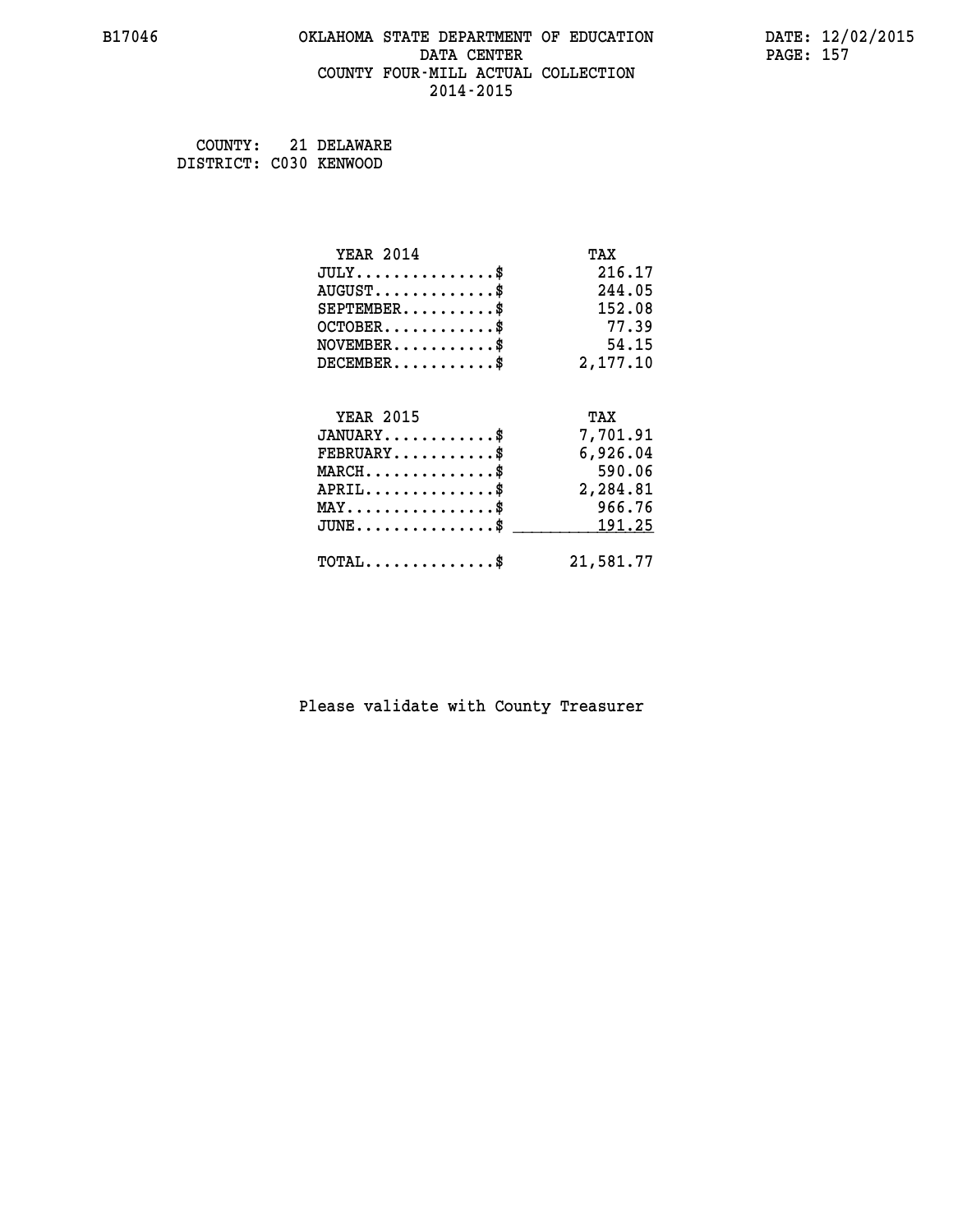B17046 OKLAHOMA STATE DEPARTMENT OF EDUCATION DATA CENTER COUNTY FOUR-MILL ACTUAL COLLECTION 2014-2015

DATE: 12/02/2015

COUNTY: 21 DELAWARE
DISTRICT: C030 KENWOOD

| YEAR 2014 | TAX |
|---|---|
| JULY...............$ | 216.17 |
| AUGUST.............$ | 244.05 |
| SEPTEMBER..........$ | 152.08 |
| OCTOBER............$ | 77.39 |
| NOVEMBER...........$ | 54.15 |
| DECEMBER...........$ | 2,177.10 |

| YEAR 2015 | TAX |
|---|---|
| JANUARY............$ | 7,701.91 |
| FEBRUARY...........$ | 6,926.04 |
| MARCH..............$ | 590.06 |
| APRIL..............$ | 2,284.81 |
| MAY................$ | 966.76 |
| JUNE...............$ | 191.25 |
| TOTAL..............$ | 21,581.77 |

Please validate with County Treasurer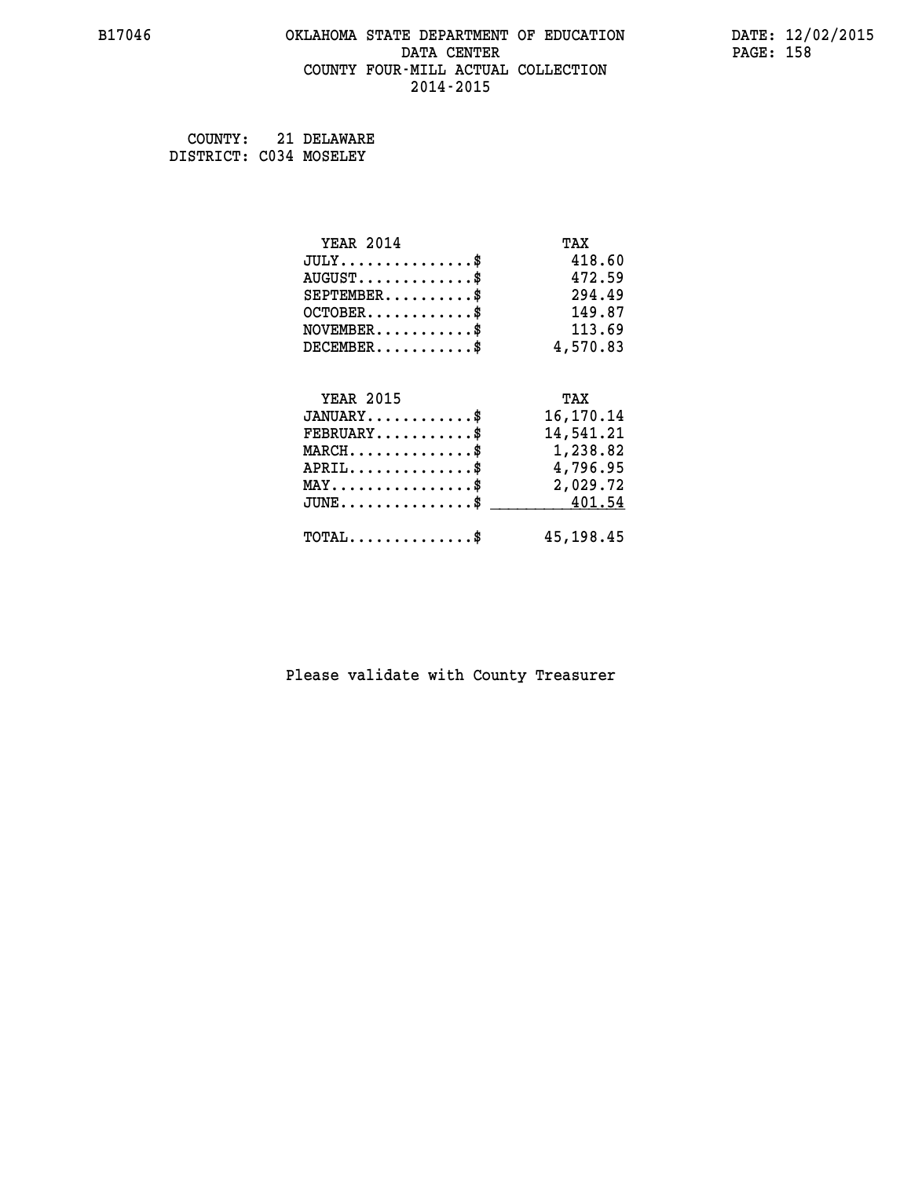COUNTY: 21 DELAWARE
DISTRICT: C034 MOSELEY

| YEAR 2014 | TAX |
|---|---|
| JULY...............$ | 418.60 |
| AUGUST.............$ | 472.59 |
| SEPTEMBER..........$ | 294.49 |
| OCTOBER............$ | 149.87 |
| NOVEMBER...........$ | 113.69 |
| DECEMBER...........$ | 4,570.83 |

| YEAR 2015 | TAX |
|---|---|
| JANUARY............$ | 16,170.14 |
| FEBRUARY...........$ | 14,541.21 |
| MARCH..............$ | 1,238.82 |
| APRIL..............$ | 4,796.95 |
| MAY................$ | 2,029.72 |
| JUNE...............$ | 401.54 |
| TOTAL..............$ | 45,198.45 |

Please validate with County Treasurer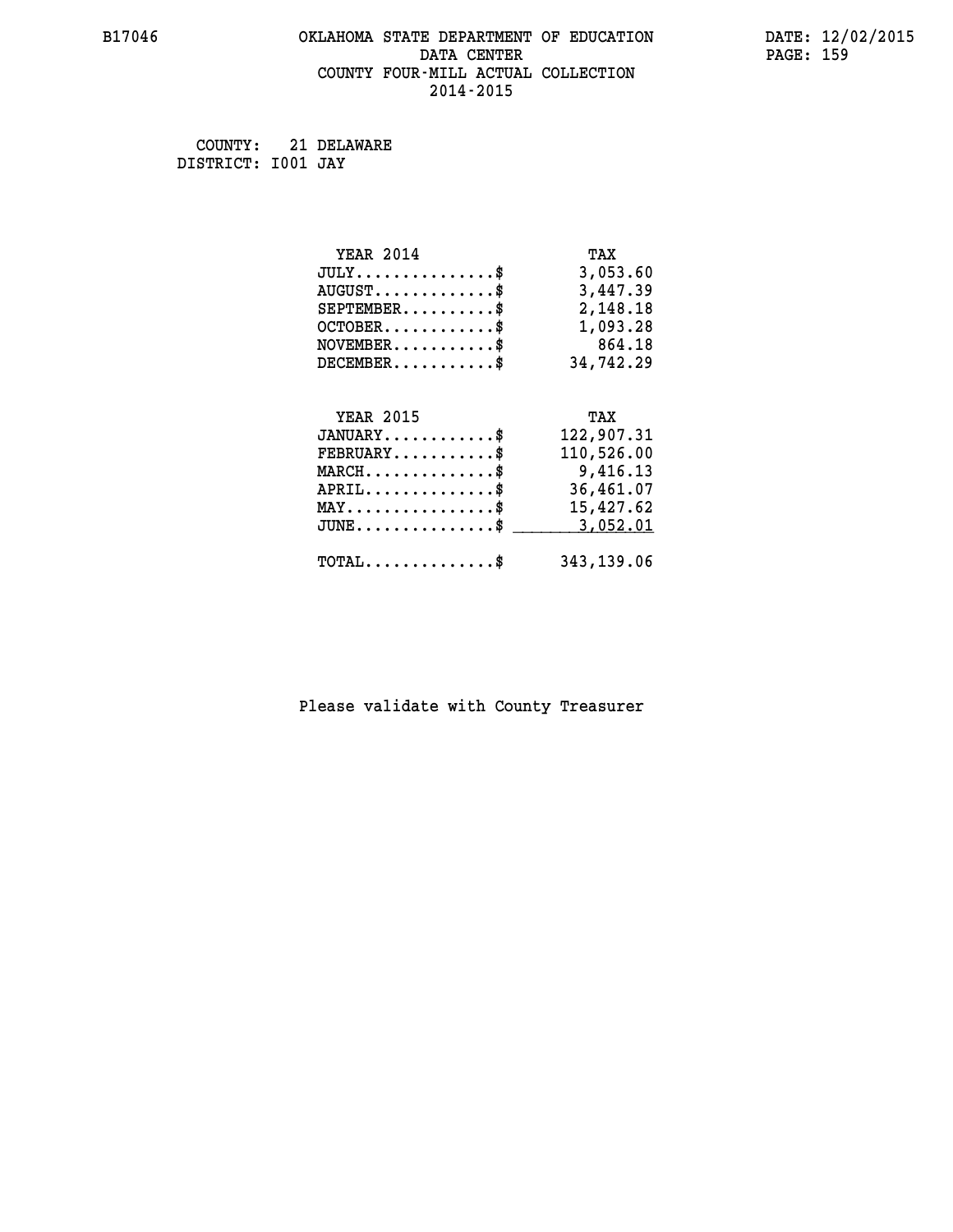B17046 OKLAHOMA STATE DEPARTMENT OF EDUCATION DATA CENTER COUNTY FOUR-MILL ACTUAL COLLECTION 2014-2015

DATE: 12/02/2015

COUNTY: 21 DELAWARE
DISTRICT: I001 JAY

| YEAR 2014 | TAX |
|---|---|
| JULY..............$ | 3,053.60 |
| AUGUST............$ | 3,447.39 |
| SEPTEMBER.........$ | 2,148.18 |
| OCTOBER...........$ | 1,093.28 |
| NOVEMBER..........$ | 864.18 |
| DECEMBER..........$ | 34,742.29 |

| YEAR 2015 | TAX |
|---|---|
| JANUARY...........$ | 122,907.31 |
| FEBRUARY..........$ | 110,526.00 |
| MARCH.............$ | 9,416.13 |
| APRIL.............$ | 36,461.07 |
| MAY...............$ | 15,427.62 |
| JUNE..............$ | 3,052.01 |
| TOTAL.............$ | 343,139.06 |

Please validate with County Treasurer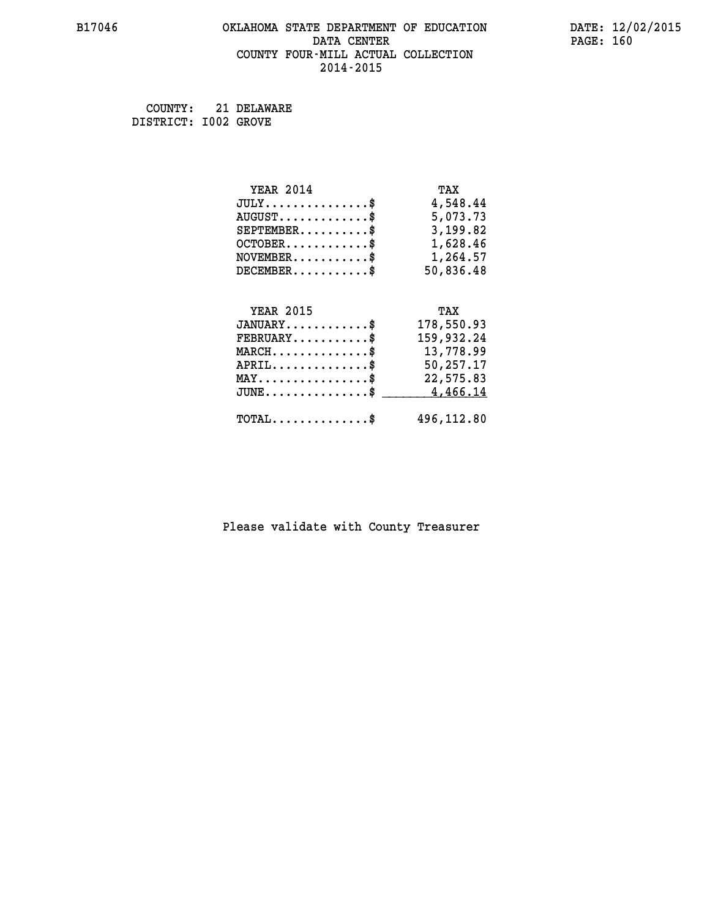B17046 OKLAHOMA STATE DEPARTMENT OF EDUCATION DATA CENTER COUNTY FOUR-MILL ACTUAL COLLECTION 2014-2015

DATE: 12/02/2015

COUNTY: 21 DELAWARE
DISTRICT: I002 GROVE

| YEAR 2014 | TAX |
|---|---|
| JULY...............$ | 4,548.44 |
| AUGUST.............$ | 5,073.73 |
| SEPTEMBER..........$ | 3,199.82 |
| OCTOBER............$ | 1,628.46 |
| NOVEMBER...........$ | 1,264.57 |
| DECEMBER...........$ | 50,836.48 |

| YEAR 2015 | TAX |
|---|---|
| JANUARY............$ | 178,550.93 |
| FEBRUARY...........$ | 159,932.24 |
| MARCH..............$ | 13,778.99 |
| APRIL..............$ | 50,257.17 |
| MAY................$ | 22,575.83 |
| JUNE...............$ | 4,466.14 |
| TOTAL..............$ | 496,112.80 |

Please validate with County Treasurer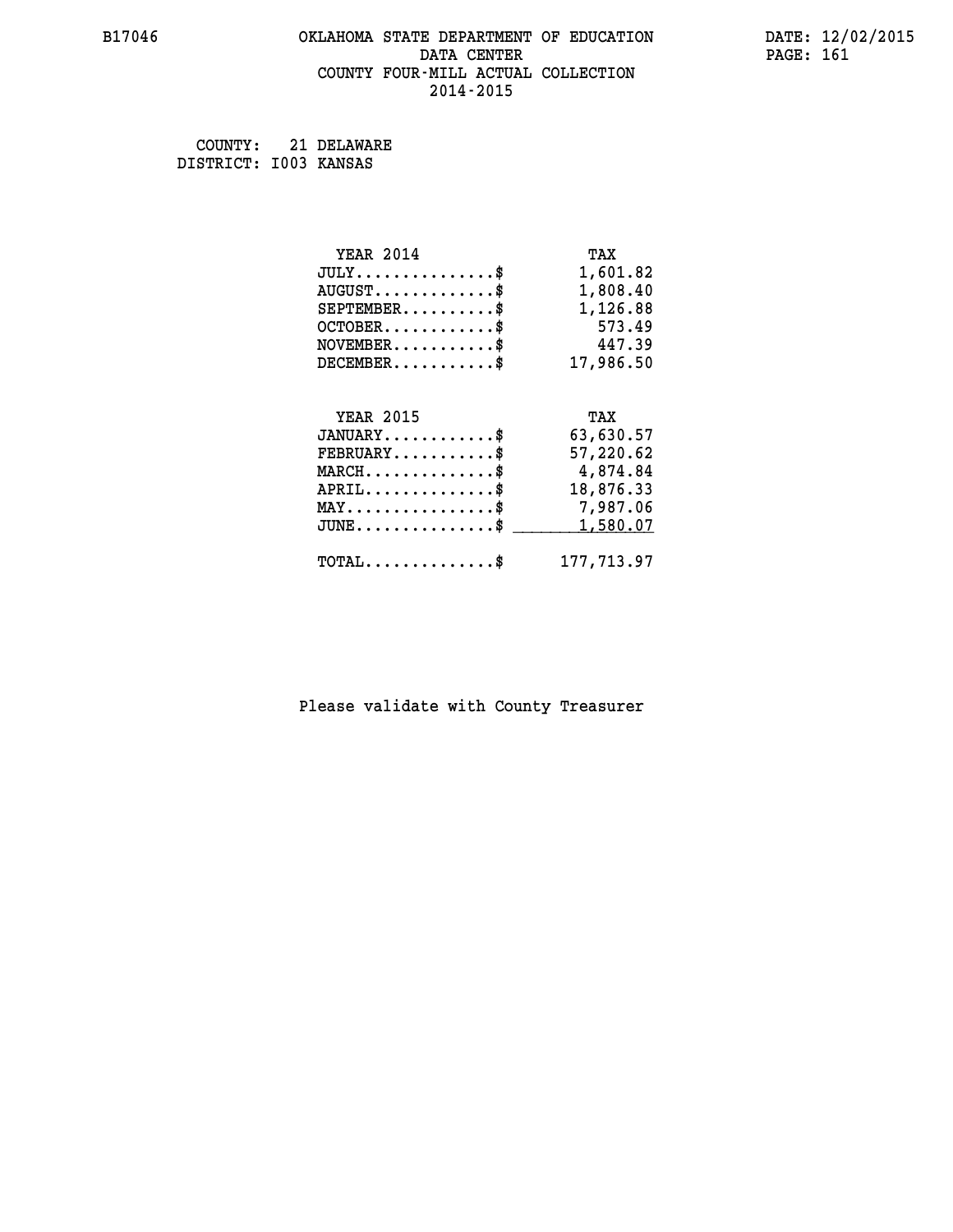COUNTY: 21 DELAWARE
DISTRICT: I003 KANSAS

| YEAR 2014 | TAX |
|---|---|
| JULY..............$ | 1,601.82 |
| AUGUST............$ | 1,808.40 |
| SEPTEMBER.........$ | 1,126.88 |
| OCTOBER...........$ | 573.49 |
| NOVEMBER..........$ | 447.39 |
| DECEMBER..........$ | 17,986.50 |

| YEAR 2015 | TAX |
|---|---|
| JANUARY...........$ | 63,630.57 |
| FEBRUARY..........$ | 57,220.62 |
| MARCH.............$ | 4,874.84 |
| APRIL.............$ | 18,876.33 |
| MAY...............$ | 7,987.06 |
| JUNE..............$ | 1,580.07 |
| TOTAL.............$ | 177,713.97 |

Please validate with County Treasurer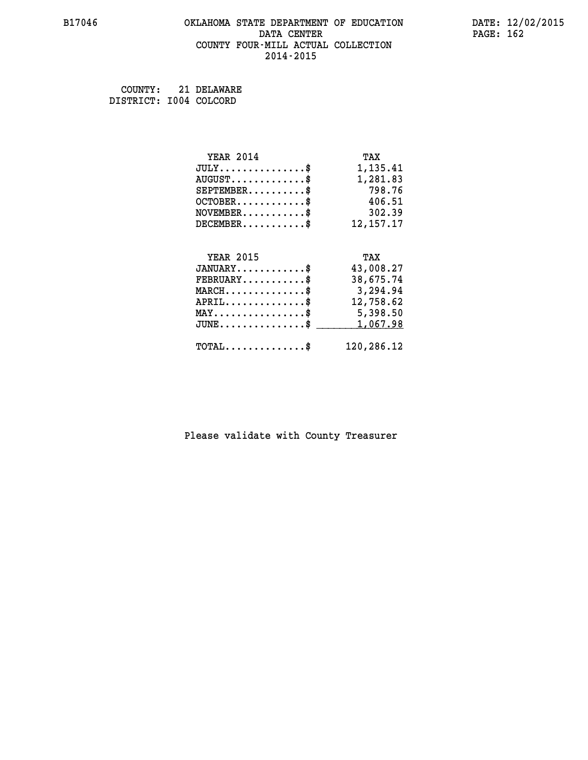B17046 OKLAHOMA STATE DEPARTMENT OF EDUCATION DATA CENTER COUNTY FOUR-MILL ACTUAL COLLECTION 2014-2015

DATE: 12/02/2015

COUNTY: 21 DELAWARE
DISTRICT: I004 COLCORD

| YEAR 2014 | TAX |
|---|---|
| JULY..............$ | 1,135.41 |
| AUGUST.............$ | 1,281.83 |
| SEPTEMBER..........$ | 798.76 |
| OCTOBER............$ | 406.51 |
| NOVEMBER...........$ | 302.39 |
| DECEMBER...........$ | 12,157.17 |

| YEAR 2015 | TAX |
|---|---|
| JANUARY............$ | 43,008.27 |
| FEBRUARY...........$ | 38,675.74 |
| MARCH..............$ | 3,294.94 |
| APRIL..............$ | 12,758.62 |
| MAY................$ | 5,398.50 |
| JUNE...............$ | 1,067.98 |
| TOTAL..............$ | 120,286.12 |

Please validate with County Treasurer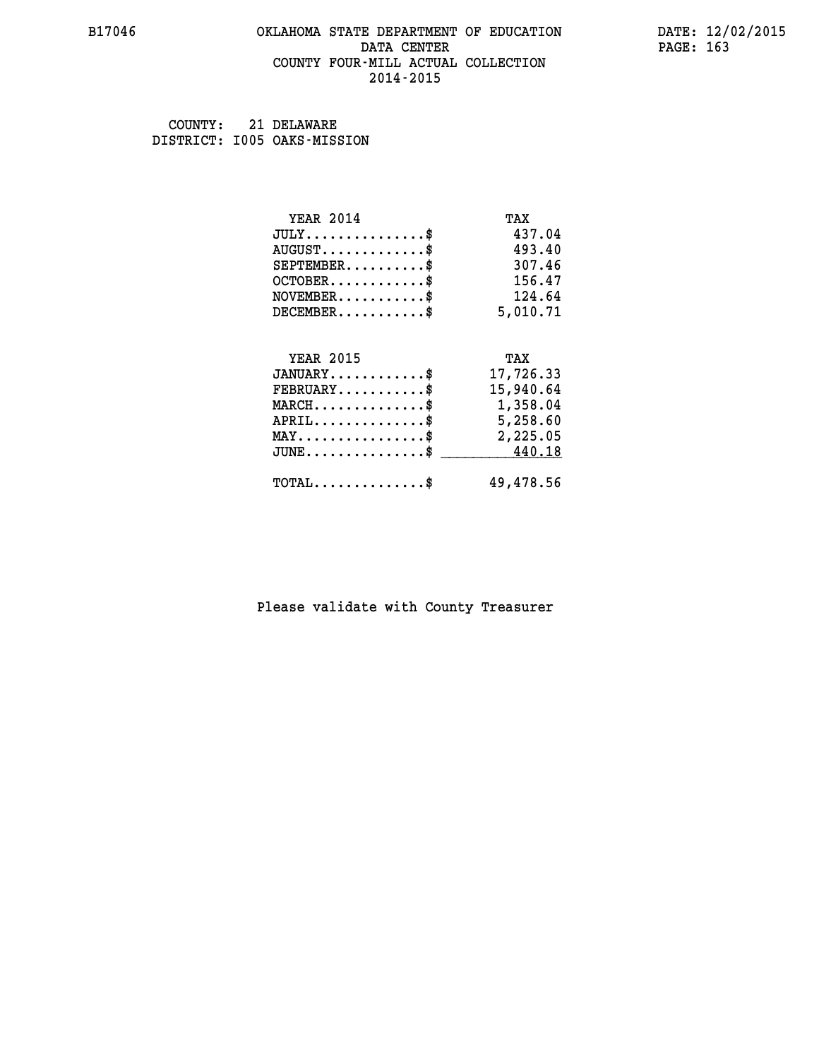# OKLAHOMA STATE DEPARTMENT OF EDUCATION
## DATA CENTER
## COUNTY FOUR-MILL ACTUAL COLLECTION
## 2014-2015

COUNTY: 21 DELAWARE
DISTRICT: I005 OAKS-MISSION

| YEAR 2014 | TAX |
|---|---|
| JULY..............$ | 437.04 |
| AUGUST............$ | 493.40 |
| SEPTEMBER.........$ | 307.46 |
| OCTOBER...........$ | 156.47 |
| NOVEMBER..........$ | 124.64 |
| DECEMBER..........$ | 5,010.71 |

| YEAR 2015 | TAX |
|---|---|
| JANUARY...........$ | 17,726.33 |
| FEBRUARY..........$ | 15,940.64 |
| MARCH.............$ | 1,358.04 |
| APRIL.............$ | 5,258.60 |
| MAY...............$ | 2,225.05 |
| JUNE..............$ | 440.18 |
| TOTAL.............$ | 49,478.56 |

Please validate with County Treasurer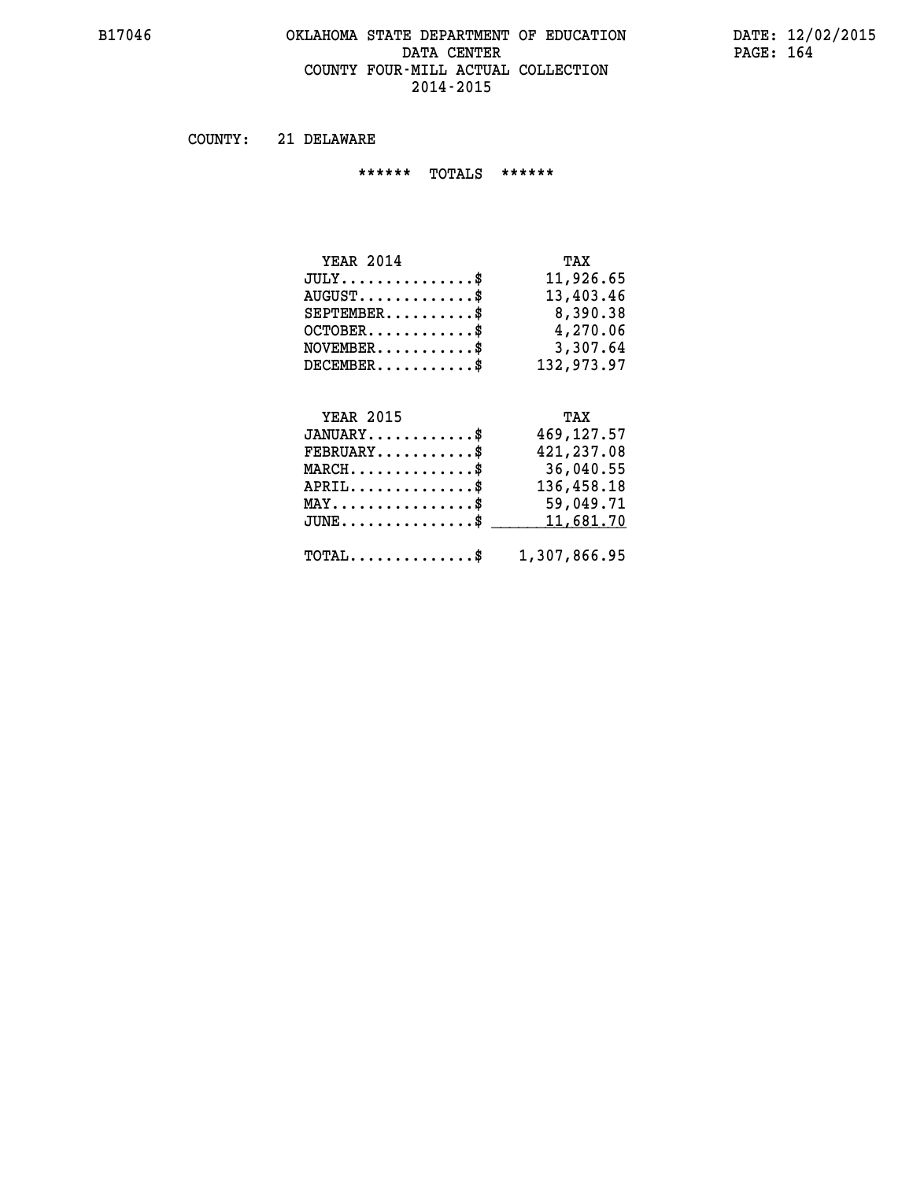# OKLAHOMA STATE DEPARTMENT OF EDUCATION
## DATA CENTER
## COUNTY FOUR-MILL ACTUAL COLLECTION
## 2014-2015

COUNTY: 21 DELAWARE

****** TOTALS ******

| YEAR 2014 | TAX |
|---|---|
| JULY...............$ | 11,926.65 |
| AUGUST.............$ | 13,403.46 |
| SEPTEMBER..........$ | 8,390.38 |
| OCTOBER............$ | 4,270.06 |
| NOVEMBER...........$ | 3,307.64 |
| DECEMBER...........$ | 132,973.97 |

| YEAR 2015 | TAX |
|---|---|
| JANUARY............$ | 469,127.57 |
| FEBRUARY...........$ | 421,237.08 |
| MARCH..............$ | 36,040.55 |
| APRIL..............$ | 136,458.18 |
| MAY................$ | 59,049.71 |
| JUNE...............$ | 11,681.70 |
| TOTAL..............$ | 1,307,866.95 |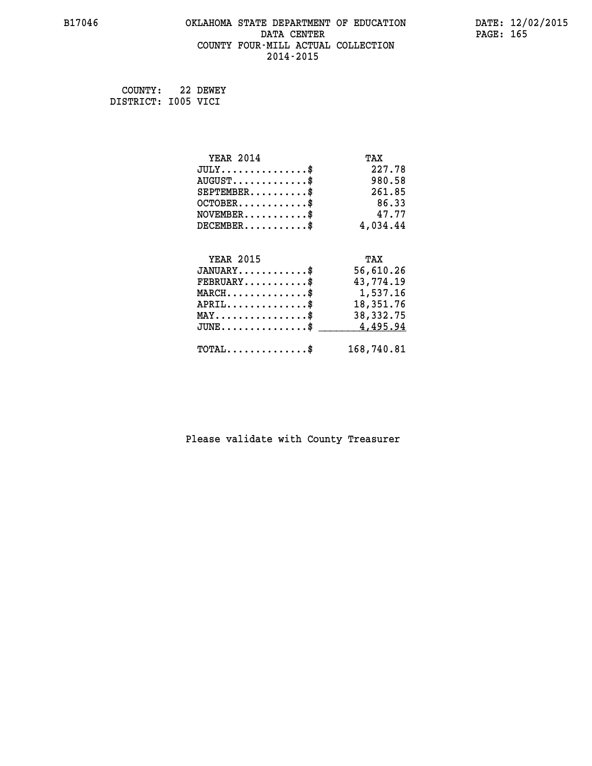# OKLAHOMA STATE DEPARTMENT OF EDUCATION
## DATA CENTER
## COUNTY FOUR-MILL ACTUAL COLLECTION
## 2014-2015

B17046 DATE: 12/02/2015

COUNTY: 22 DEWEY
DISTRICT: I005 VICI

| YEAR 2014 | TAX |
|---|---|
| JULY..............$ | 227.78 |
| AUGUST............$ | 980.58 |
| SEPTEMBER.........$ | 261.85 |
| OCTOBER...........$ | 86.33 |
| NOVEMBER..........$ | 47.77 |
| DECEMBER..........$ | 4,034.44 |

| YEAR 2015 | TAX |
|---|---|
| JANUARY...........$ | 56,610.26 |
| FEBRUARY..........$ | 43,774.19 |
| MARCH.............$ | 1,537.16 |
| APRIL.............$ | 18,351.76 |
| MAY...............$ | 38,332.75 |
| JUNE..............$ | 4,495.94 |
| TOTAL.............$ | 168,740.81 |

Please validate with County Treasurer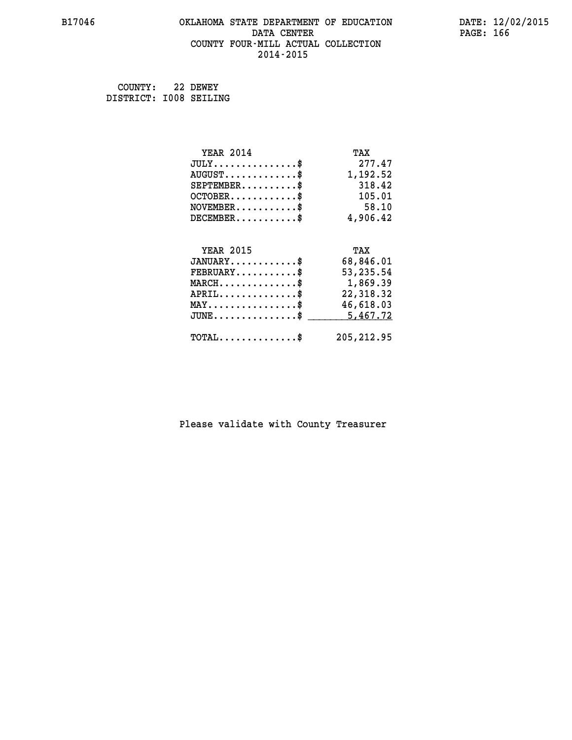COUNTY: 22 DEWEY
DISTRICT: I008 SEILING

| YEAR 2014 | TAX |
|---|---|
| JULY...............$ | 277.47 |
| AUGUST.............$ | 1,192.52 |
| SEPTEMBER..........$ | 318.42 |
| OCTOBER............$ | 105.01 |
| NOVEMBER...........$ | 58.10 |
| DECEMBER...........$ | 4,906.42 |

| YEAR 2015 | TAX |
|---|---|
| JANUARY............$ | 68,846.01 |
| FEBRUARY...........$ | 53,235.54 |
| MARCH..............$ | 1,869.39 |
| APRIL..............$ | 22,318.32 |
| MAY................$ | 46,618.03 |
| JUNE...............$ | 5,467.72 |
| TOTAL..............$ | 205,212.95 |

Please validate with County Treasurer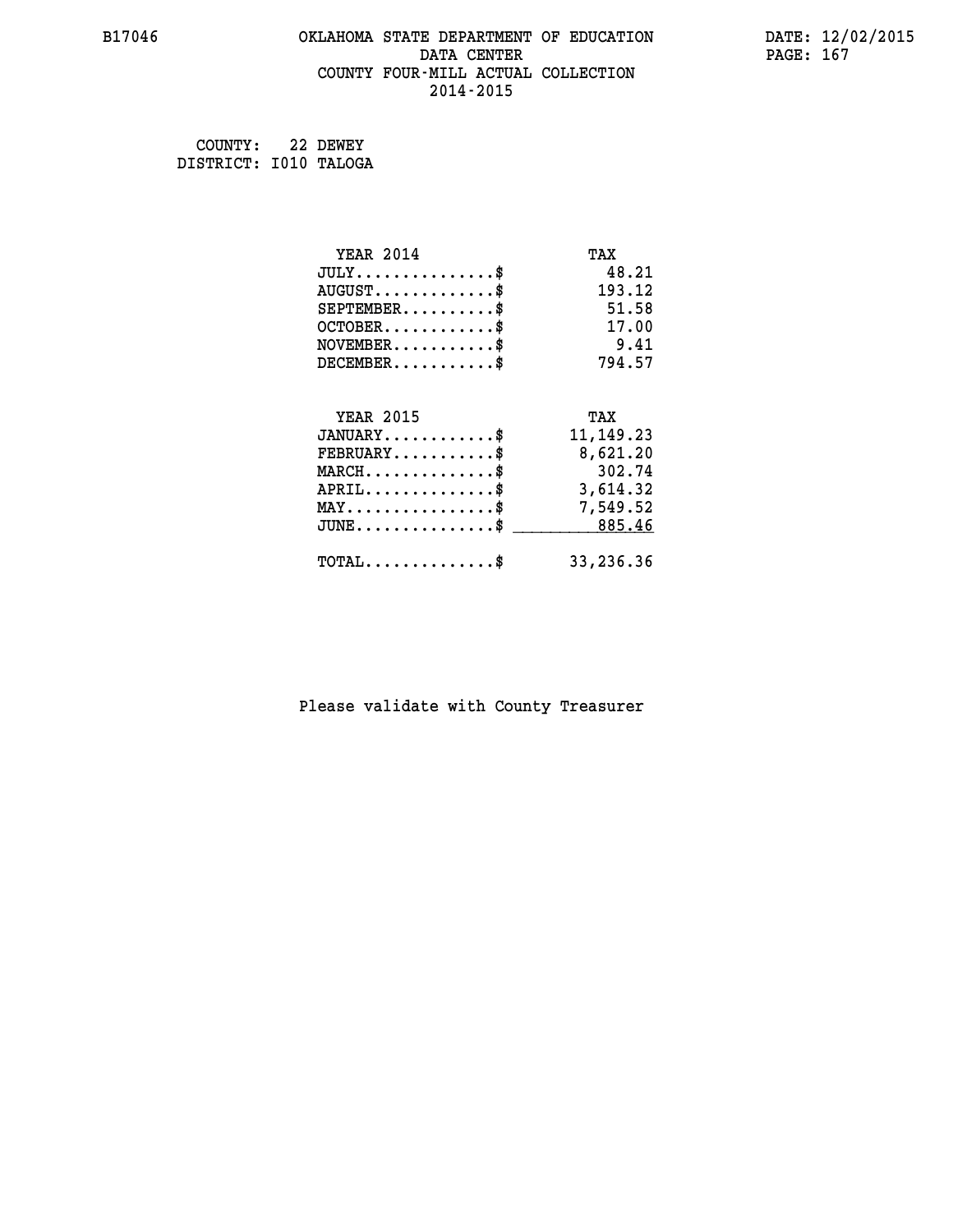# OKLAHOMA STATE DEPARTMENT OF EDUCATION
## DATA CENTER
## COUNTY FOUR-MILL ACTUAL COLLECTION
## 2014-2015

B17046

DATE: 12/02/2015

COUNTY: 22 DEWEY
DISTRICT: I010 TALOGA

| YEAR 2014 | TAX |
|---|---|
| JULY..............$ | 48.21 |
| AUGUST............$ | 193.12 |
| SEPTEMBER.........$ | 51.58 |
| OCTOBER...........$ | 17.00 |
| NOVEMBER..........$ | 9.41 |
| DECEMBER..........$ | 794.57 |

| YEAR 2015 | TAX |
|---|---|
| JANUARY...........$ | 11,149.23 |
| FEBRUARY..........$ | 8,621.20 |
| MARCH.............$ | 302.74 |
| APRIL.............$ | 3,614.32 |
| MAY...............$ | 7,549.52 |
| JUNE..............$ | 885.46 |
| TOTAL.............$ | 33,236.36 |

Please validate with County Treasurer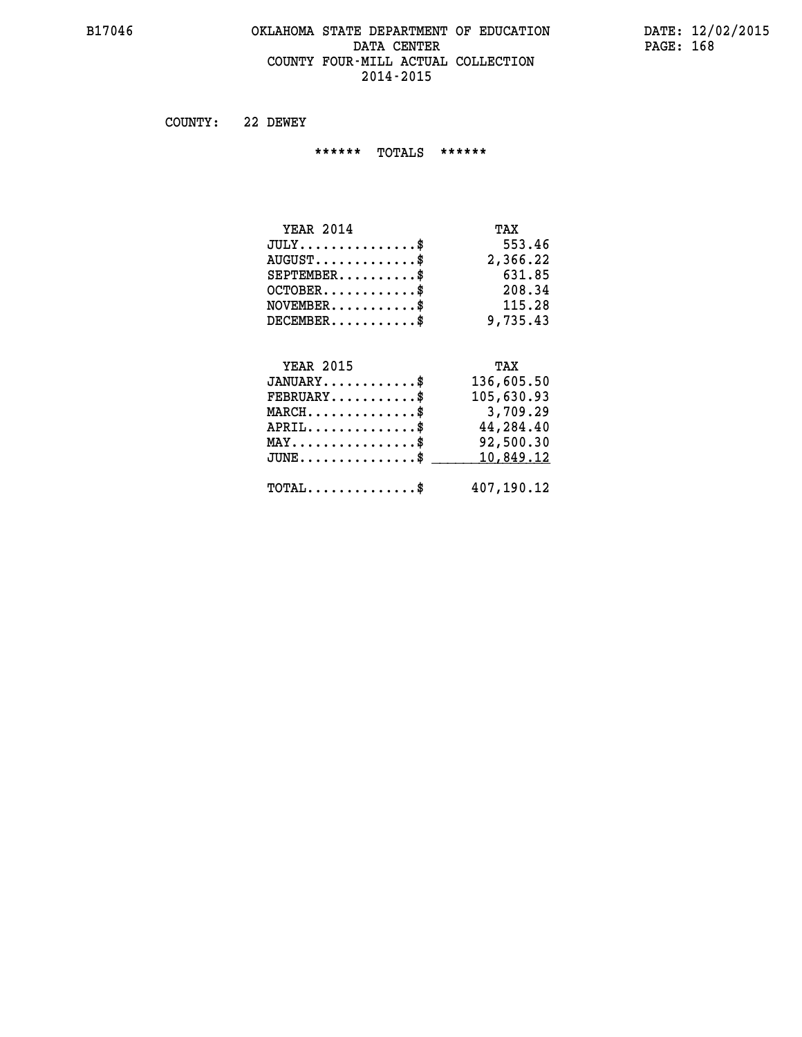OKLAHOMA STATE DEPARTMENT OF EDUCATION
DATA CENTER
COUNTY FOUR-MILL ACTUAL COLLECTION
2014-2015

COUNTY: 22 DEWEY

****** TOTALS ******

| YEAR 2014 | TAX |
|---|---|
| JULY...............$ | 553.46 |
| AUGUST.............$ | 2,366.22 |
| SEPTEMBER..........$ | 631.85 |
| OCTOBER............$ | 208.34 |
| NOVEMBER...........$ | 115.28 |
| DECEMBER...........$ | 9,735.43 |

| YEAR 2015 | TAX |
|---|---|
| JANUARY............$ | 136,605.50 |
| FEBRUARY...........$ | 105,630.93 |
| MARCH..............$ | 3,709.29 |
| APRIL..............$ | 44,284.40 |
| MAY................$ | 92,500.30 |
| JUNE...............$ | 10,849.12 |
| TOTAL..............$ | 407,190.12 |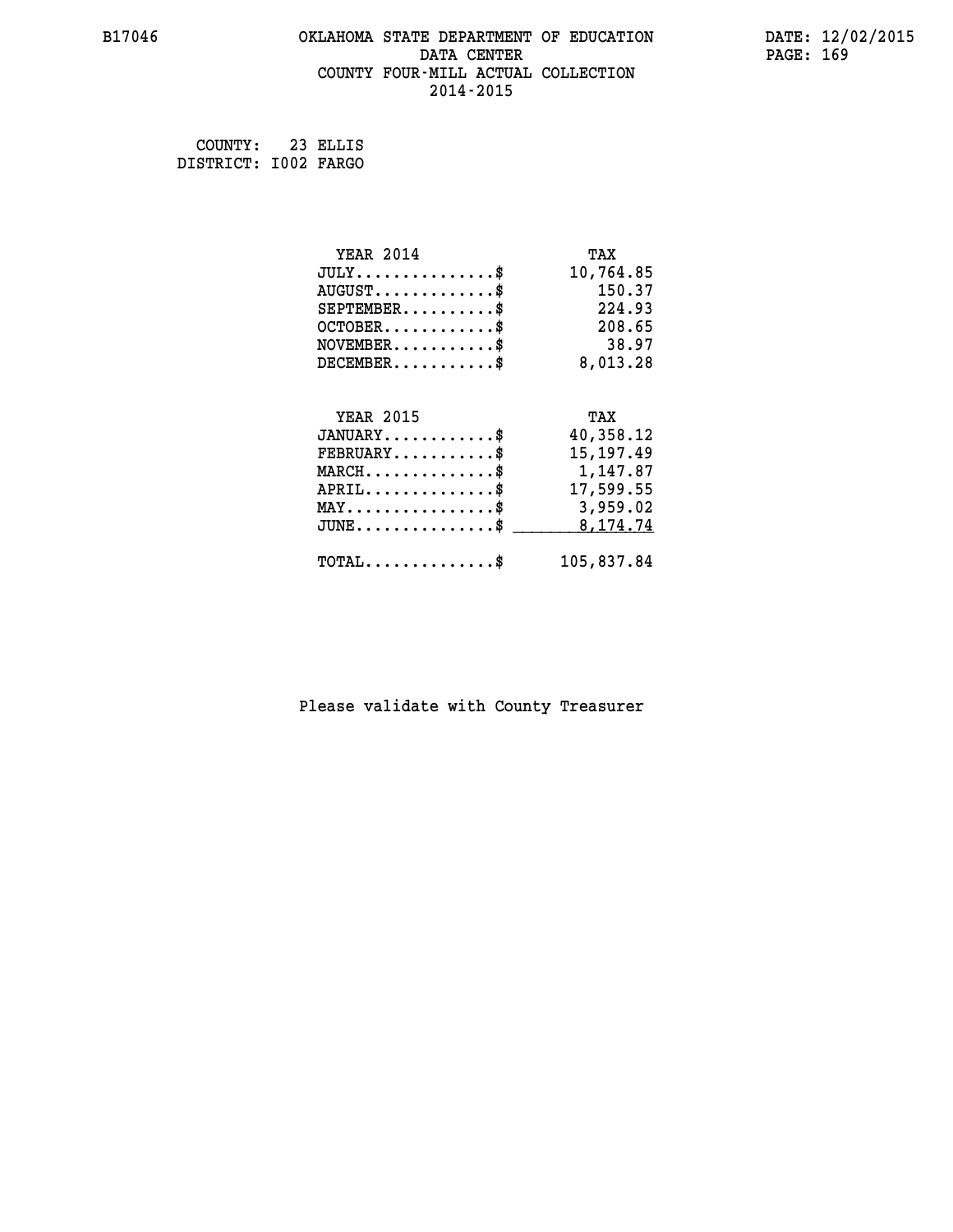# OKLAHOMA STATE DEPARTMENT OF EDUCATION
## DATA CENTER
## COUNTY FOUR-MILL ACTUAL COLLECTION
## 2014-2015

COUNTY: 23 ELLIS
DISTRICT: I002 FARGO

| YEAR 2014 | TAX |
|---|---|
| JULY...............$ | 10,764.85 |
| AUGUST.............$ | 150.37 |
| SEPTEMBER..........$ | 224.93 |
| OCTOBER............$ | 208.65 |
| NOVEMBER...........$ | 38.97 |
| DECEMBER...........$ | 8,013.28 |

| YEAR 2015 | TAX |
|---|---|
| JANUARY............$ | 40,358.12 |
| FEBRUARY...........$ | 15,197.49 |
| MARCH..............$ | 1,147.87 |
| APRIL..............$ | 17,599.55 |
| MAY................$ | 3,959.02 |
| JUNE...............$ | 8,174.74 |
| TOTAL..............$ | 105,837.84 |

Please validate with County Treasurer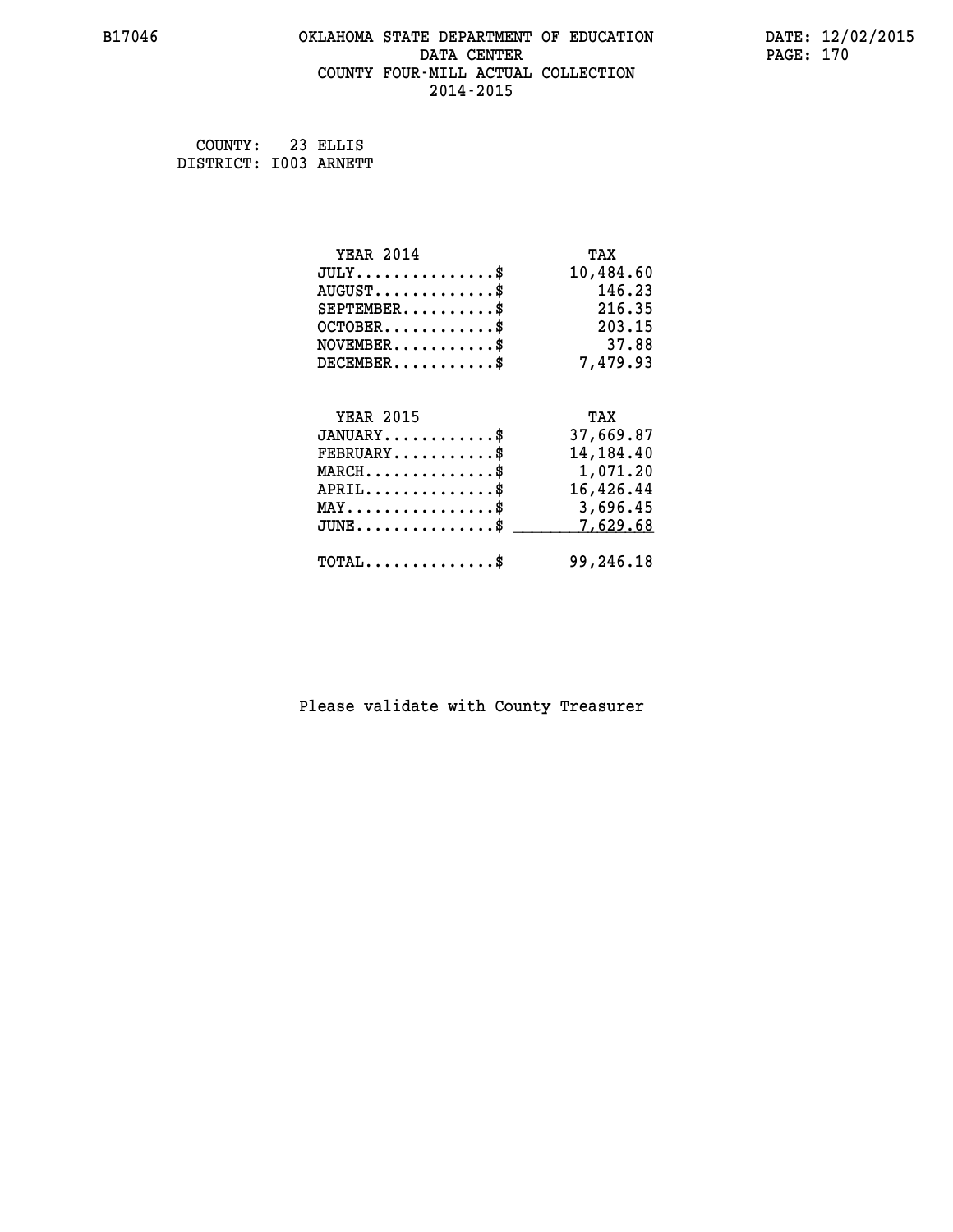B17046 OKLAHOMA STATE DEPARTMENT OF EDUCATION DATA CENTER COUNTY FOUR-MILL ACTUAL COLLECTION 2014-2015

DATE: 12/02/2015

COUNTY: 23 ELLIS
DISTRICT: I003 ARNETT

| YEAR 2014 | TAX |
|---|---|
| JULY...............$ | 10,484.60 |
| AUGUST.............$ | 146.23 |
| SEPTEMBER..........$ | 216.35 |
| OCTOBER............$ | 203.15 |
| NOVEMBER...........$ | 37.88 |
| DECEMBER...........$ | 7,479.93 |

| YEAR 2015 | TAX |
|---|---|
| JANUARY............$ | 37,669.87 |
| FEBRUARY...........$ | 14,184.40 |
| MARCH..............$ | 1,071.20 |
| APRIL..............$ | 16,426.44 |
| MAY................$ | 3,696.45 |
| JUNE...............$ | 7,629.68 |
| TOTAL..............$ | 99,246.18 |

Please validate with County Treasurer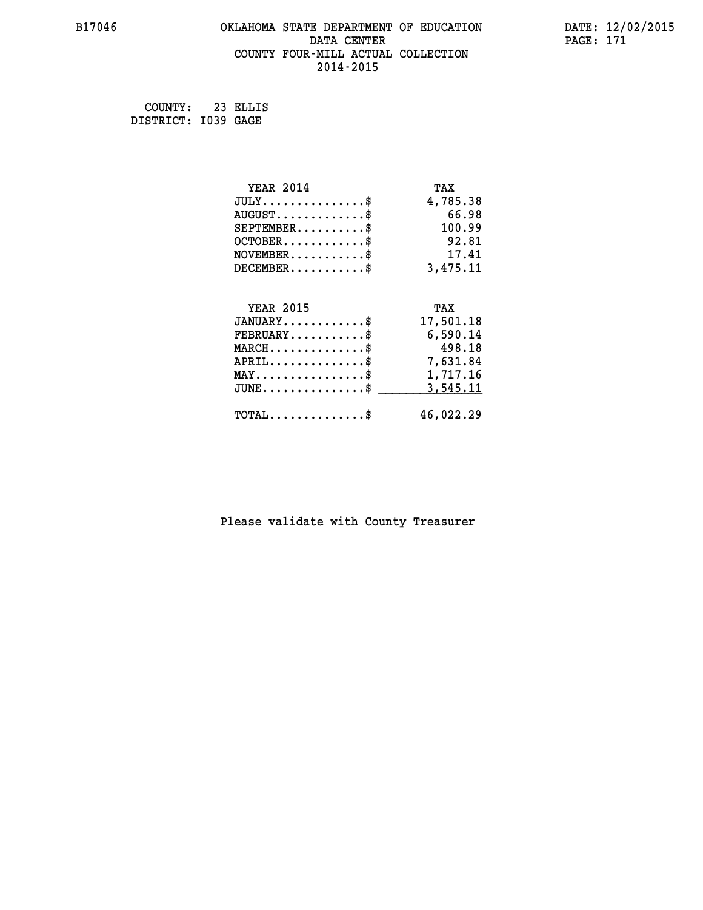B17046 OKLAHOMA STATE DEPARTMENT OF EDUCATION DATA CENTER COUNTY FOUR-MILL ACTUAL COLLECTION 2014-2015

DATE: 12/02/2015

COUNTY: 23 ELLIS
DISTRICT: I039 GAGE

| YEAR 2014 | TAX |
|---|---|
| JULY...............$ | 4,785.38 |
| AUGUST.............$ | 66.98 |
| SEPTEMBER..........$ | 100.99 |
| OCTOBER............$ | 92.81 |
| NOVEMBER...........$ | 17.41 |
| DECEMBER...........$ | 3,475.11 |

| YEAR 2015 | TAX |
|---|---|
| JANUARY............$ | 17,501.18 |
| FEBRUARY...........$ | 6,590.14 |
| MARCH..............$ | 498.18 |
| APRIL..............$ | 7,631.84 |
| MAY................$ | 1,717.16 |
| JUNE...............$ | 3,545.11 |
| TOTAL..............$ | 46,022.29 |

Please validate with County Treasurer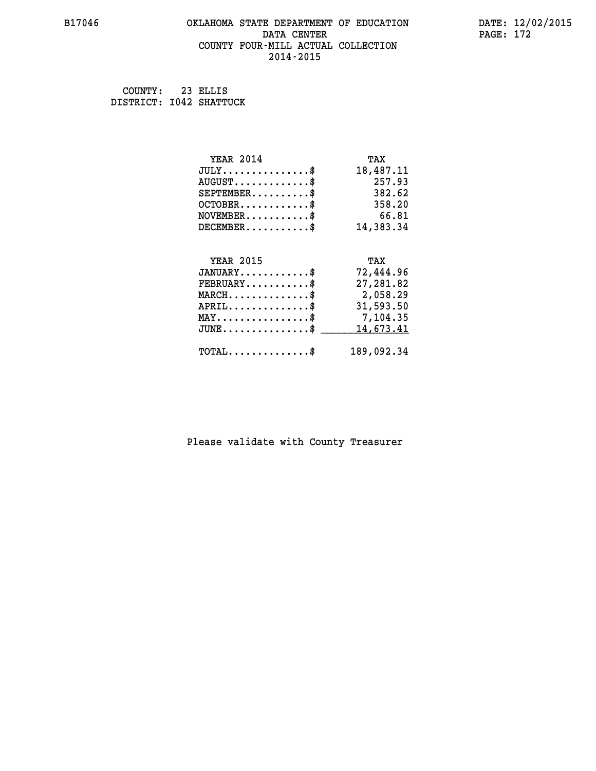B17046 OKLAHOMA STATE DEPARTMENT OF EDUCATION DATA CENTER COUNTY FOUR-MILL ACTUAL COLLECTION 2014-2015

DATE: 12/02/2015

COUNTY: 23 ELLIS
DISTRICT: I042 SHATTUCK

| YEAR 2014 | TAX |
|---|---|
| JULY...............$ | 18,487.11 |
| AUGUST.............$ | 257.93 |
| SEPTEMBER..........$ | 382.62 |
| OCTOBER............$ | 358.20 |
| NOVEMBER...........$ | 66.81 |
| DECEMBER...........$ | 14,383.34 |

| YEAR 2015 | TAX |
|---|---|
| JANUARY............$ | 72,444.96 |
| FEBRUARY...........$ | 27,281.82 |
| MARCH..............$ | 2,058.29 |
| APRIL..............$ | 31,593.50 |
| MAY................$ | 7,104.35 |
| JUNE...............$ | 14,673.41 |
| TOTAL..............$ | 189,092.34 |

Please validate with County Treasurer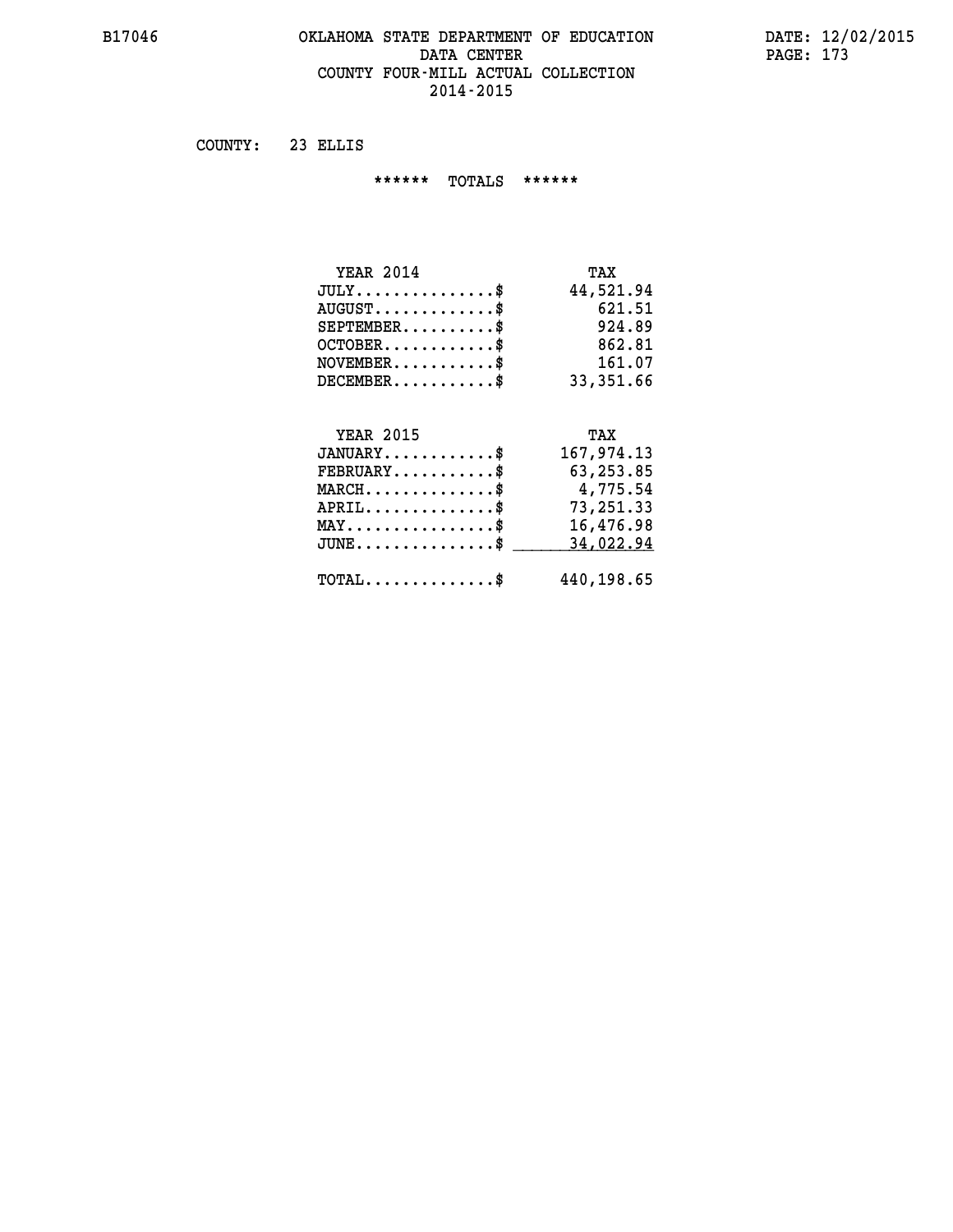# OKLAHOMA STATE DEPARTMENT OF EDUCATION
## DATA CENTER
## COUNTY FOUR-MILL ACTUAL COLLECTION
## 2014-2015

COUNTY: 23 ELLIS

****** TOTALS ******

| YEAR 2014 | TAX |
|---|---|
| JULY..............$ | 44,521.94 |
| AUGUST.............$ | 621.51 |
| SEPTEMBER..........$ | 924.89 |
| OCTOBER............$ | 862.81 |
| NOVEMBER...........$ | 161.07 |
| DECEMBER...........$ | 33,351.66 |

| YEAR 2015 | TAX |
|---|---|
| JANUARY............$ | 167,974.13 |
| FEBRUARY...........$ | 63,253.85 |
| MARCH..............$ | 4,775.54 |
| APRIL..............$ | 73,251.33 |
| MAY................$ | 16,476.98 |
| JUNE...............$ | 34,022.94 |
| TOTAL..............$ | 440,198.65 |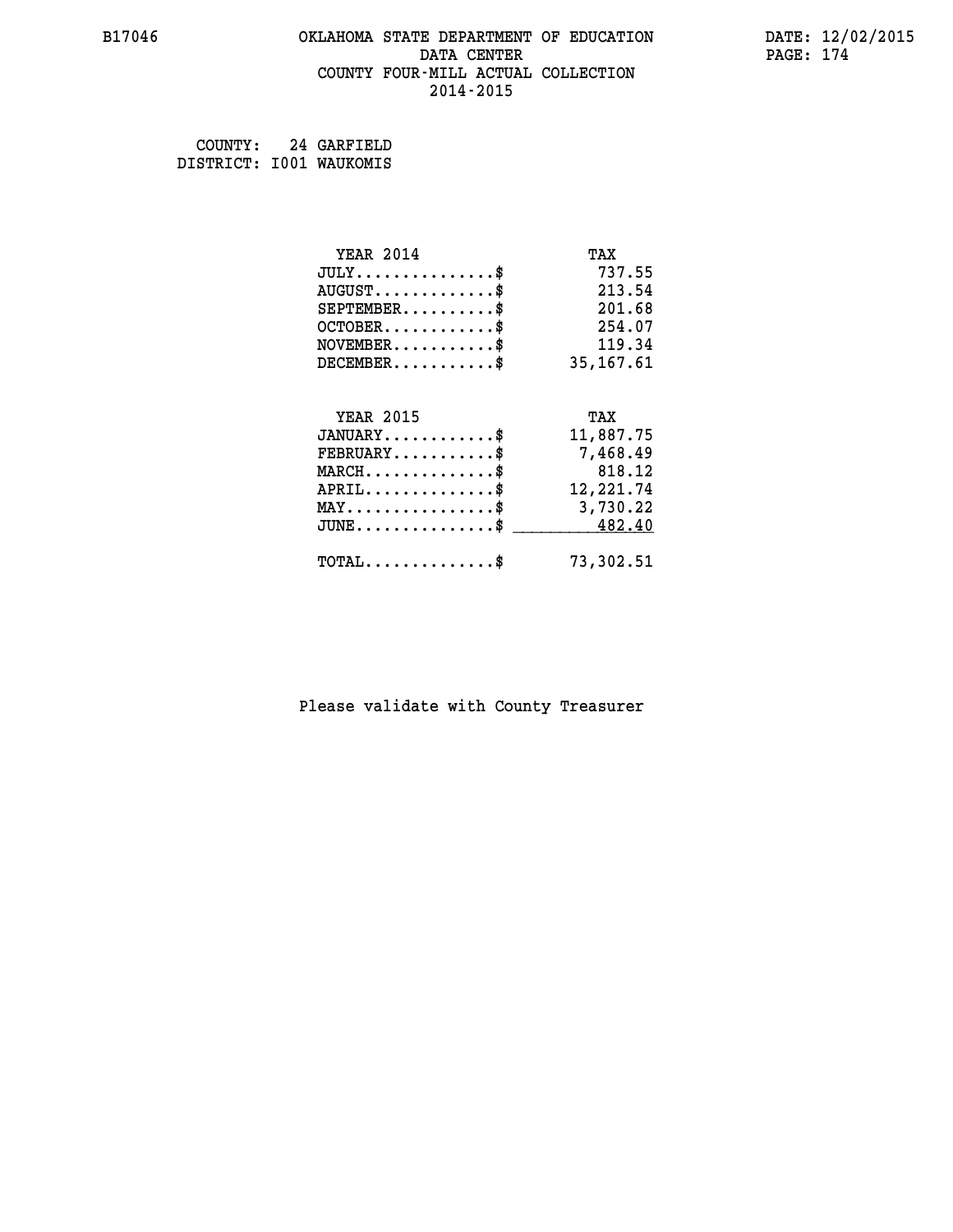COUNTY: 24 GARFIELD
DISTRICT: I001 WAUKOMIS

| YEAR 2014 | TAX |
|---|---|
| JULY..............$ | 737.55 |
| AUGUST............$ | 213.54 |
| SEPTEMBER.........$ | 201.68 |
| OCTOBER...........$ | 254.07 |
| NOVEMBER..........$ | 119.34 |
| DECEMBER..........$ | 35,167.61 |

| YEAR 2015 | TAX |
|---|---|
| JANUARY...........$ | 11,887.75 |
| FEBRUARY..........$ | 7,468.49 |
| MARCH.............$ | 818.12 |
| APRIL.............$ | 12,221.74 |
| MAY...............$ | 3,730.22 |
| JUNE..............$ | 482.40 |
| TOTAL.............$ | 73,302.51 |

Please validate with County Treasurer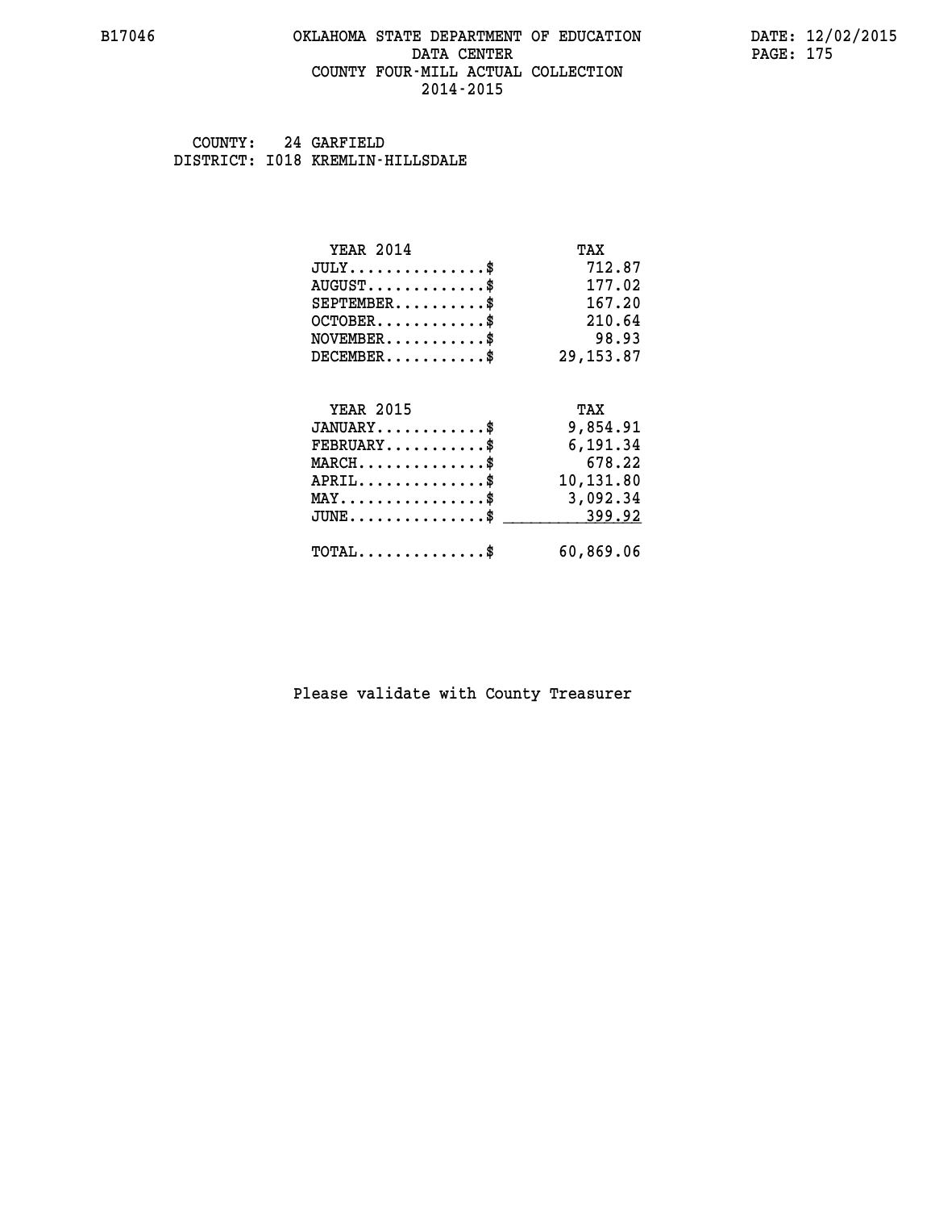B17046 OKLAHOMA STATE DEPARTMENT OF EDUCATION DATA CENTER COUNTY FOUR-MILL ACTUAL COLLECTION 2014-2015

DATE: 12/02/2015

COUNTY: 24 GARFIELD
DISTRICT: I018 KREMLIN-HILLSDALE

| YEAR 2014 | TAX |
|---|---|
| JULY...............$ | 712.87 |
| AUGUST.............$ | 177.02 |
| SEPTEMBER..........$ | 167.20 |
| OCTOBER............$ | 210.64 |
| NOVEMBER...........$ | 98.93 |
| DECEMBER...........$ | 29,153.87 |

| YEAR 2015 | TAX |
|---|---|
| JANUARY............$ | 9,854.91 |
| FEBRUARY...........$ | 6,191.34 |
| MARCH..............$ | 678.22 |
| APRIL..............$ | 10,131.80 |
| MAY................$ | 3,092.34 |
| JUNE...............$ | 399.92 |
| TOTAL..............$ | 60,869.06 |

Please validate with County Treasurer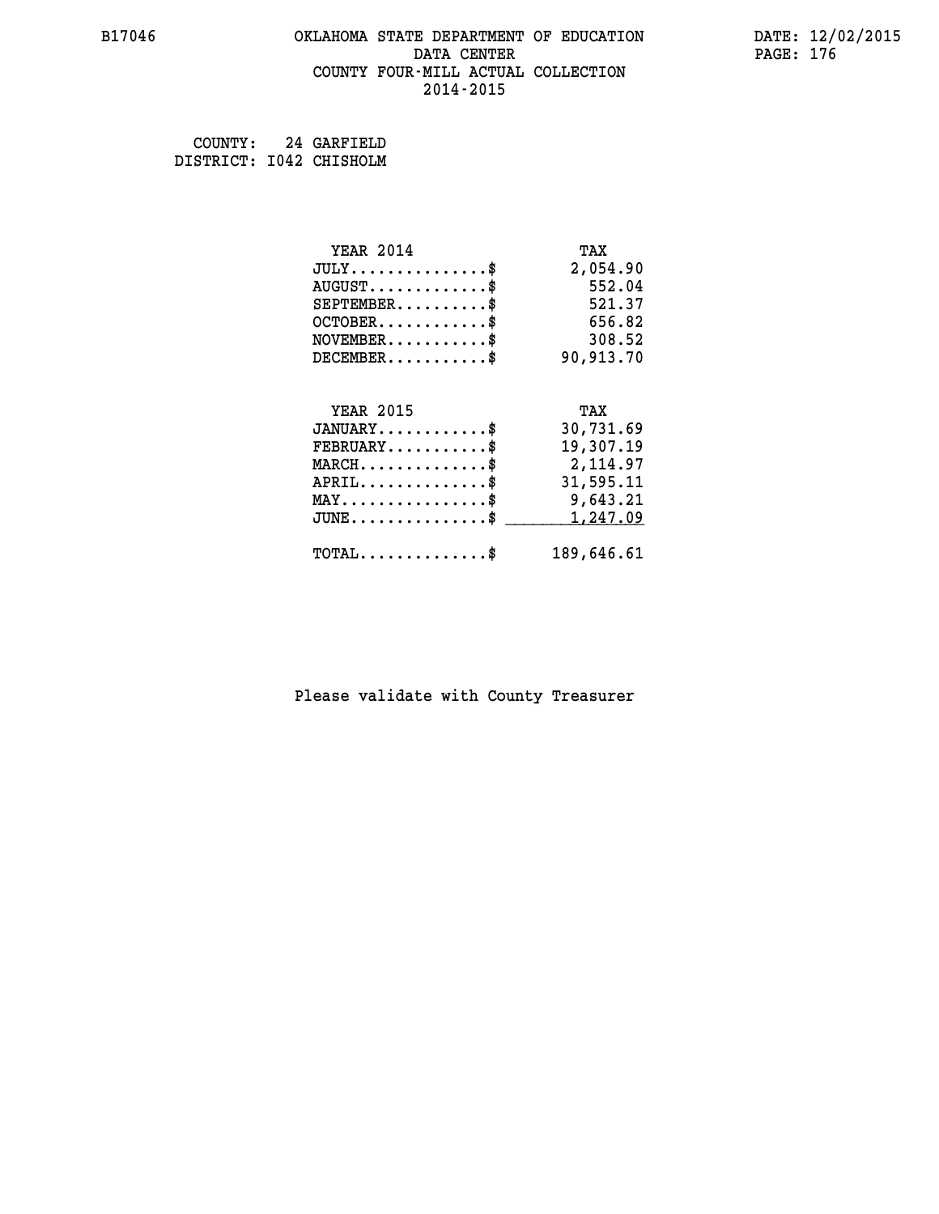B17046 OKLAHOMA STATE DEPARTMENT OF EDUCATION DATA CENTER COUNTY FOUR-MILL ACTUAL COLLECTION 2014-2015

DATE: 12/02/2015

COUNTY: 24 GARFIELD
DISTRICT: I042 CHISHOLM

| YEAR 2014 | TAX |
|---|---|
| JULY..............$ | 2,054.90 |
| AUGUST.............$ | 552.04 |
| SEPTEMBER..........$ | 521.37 |
| OCTOBER............$ | 656.82 |
| NOVEMBER...........$ | 308.52 |
| DECEMBER...........$ | 90,913.70 |

| YEAR 2015 | TAX |
|---|---|
| JANUARY............$ | 30,731.69 |
| FEBRUARY...........$ | 19,307.19 |
| MARCH..............$ | 2,114.97 |
| APRIL..............$ | 31,595.11 |
| MAY................$ | 9,643.21 |
| JUNE...............$ | 1,247.09 |
| TOTAL..............$ | 189,646.61 |

Please validate with County Treasurer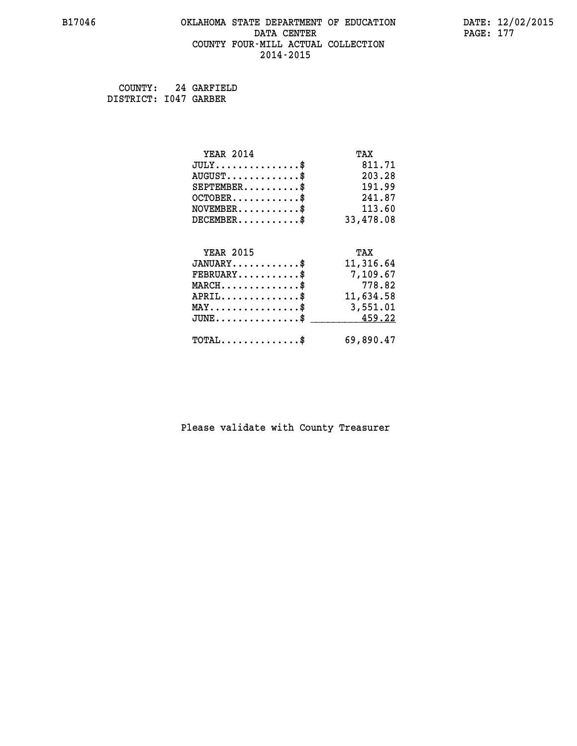COUNTY: 24 GARFIELD
DISTRICT: I047 GARBER

| YEAR 2014 | TAX |
|---|---|
| JULY..............$ | 811.71 |
| AUGUST............$ | 203.28 |
| SEPTEMBER.........$ | 191.99 |
| OCTOBER...........$ | 241.87 |
| NOVEMBER..........$ | 113.60 |
| DECEMBER..........$ | 33,478.08 |

| YEAR 2015 | TAX |
|---|---|
| JANUARY...........$ | 11,316.64 |
| FEBRUARY..........$ | 7,109.67 |
| MARCH.............$ | 778.82 |
| APRIL.............$ | 11,634.58 |
| MAY...............$ | 3,551.01 |
| JUNE..............$ | 459.22 |
| TOTAL.............$ | 69,890.47 |

Please validate with County Treasurer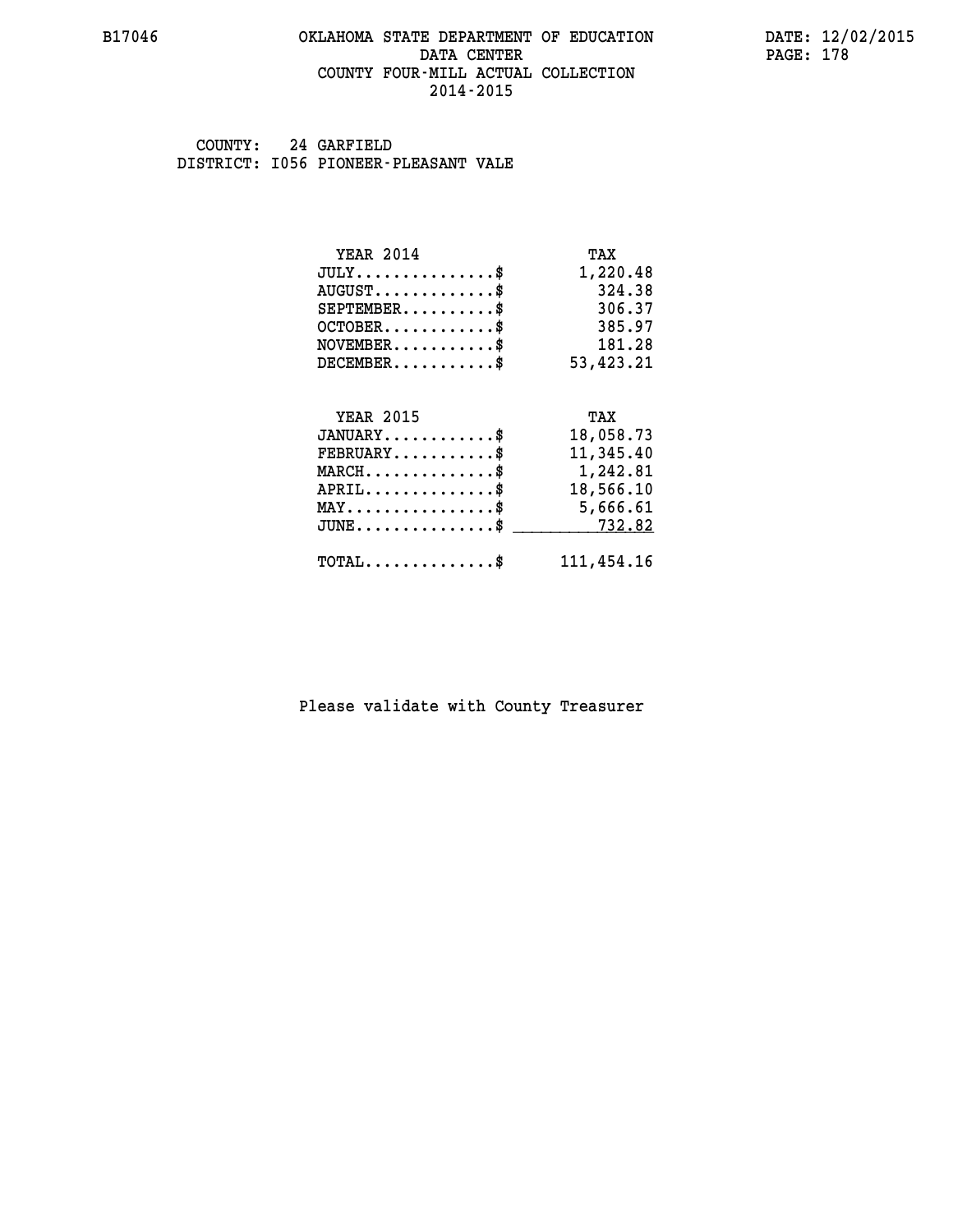# OKLAHOMA STATE DEPARTMENT OF EDUCATION
## DATA CENTER
## COUNTY FOUR-MILL ACTUAL COLLECTION
## 2014-2015

COUNTY: 24 GARFIELD
DISTRICT: I056 PIONEER-PLEASANT VALE

| YEAR 2014 | TAX |
|---|---|
| JULY..............$ | 1,220.48 |
| AUGUST............$ | 324.38 |
| SEPTEMBER.........$ | 306.37 |
| OCTOBER...........$ | 385.97 |
| NOVEMBER..........$ | 181.28 |
| DECEMBER..........$ | 53,423.21 |

| YEAR 2015 | TAX |
|---|---|
| JANUARY...........$ | 18,058.73 |
| FEBRUARY..........$ | 11,345.40 |
| MARCH.............$ | 1,242.81 |
| APRIL.............$ | 18,566.10 |
| MAY...............$ | 5,666.61 |
| JUNE..............$ | 732.82 |
| TOTAL.............$ | 111,454.16 |

Please validate with County Treasurer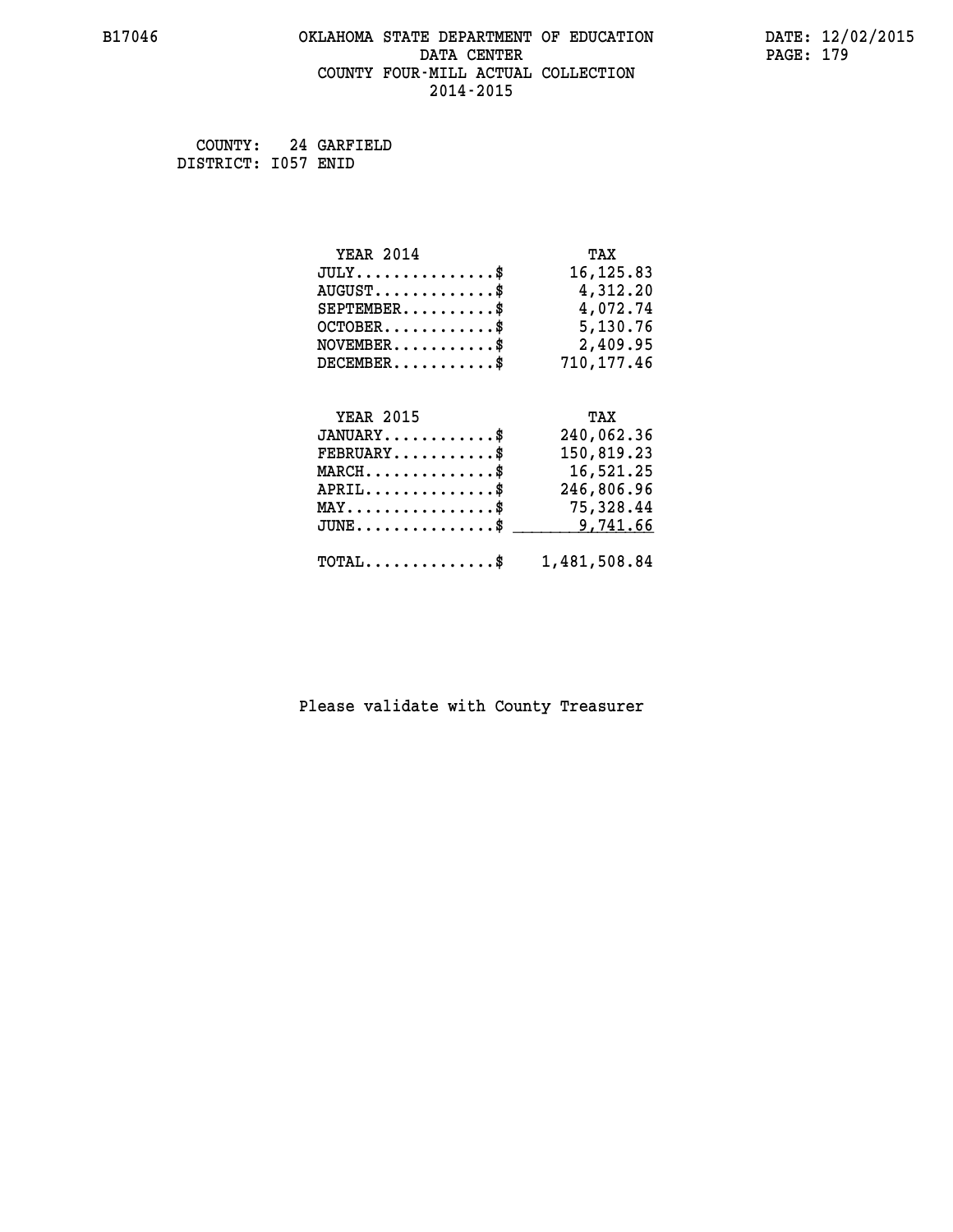B17046 OKLAHOMA STATE DEPARTMENT OF EDUCATION DATE: 12/02/2015

DATA CENTER

COUNTY FOUR-MILL ACTUAL COLLECTION

2014-2015

COUNTY: 24 GARFIELD
DISTRICT: I057 ENID

| YEAR 2014 | TAX |
|---|---|
| JULY...............$ | 16,125.83 |
| AUGUST.............$ | 4,312.20 |
| SEPTEMBER..........$ | 4,072.74 |
| OCTOBER............$ | 5,130.76 |
| NOVEMBER...........$ | 2,409.95 |
| DECEMBER...........$ | 710,177.46 |

| YEAR 2015 | TAX |
|---|---|
| JANUARY............$ | 240,062.36 |
| FEBRUARY...........$ | 150,819.23 |
| MARCH..............$ | 16,521.25 |
| APRIL..............$ | 246,806.96 |
| MAY................$ | 75,328.44 |
| JUNE...............$ | 9,741.66 |
| TOTAL..............$ | 1,481,508.84 |

Please validate with County Treasurer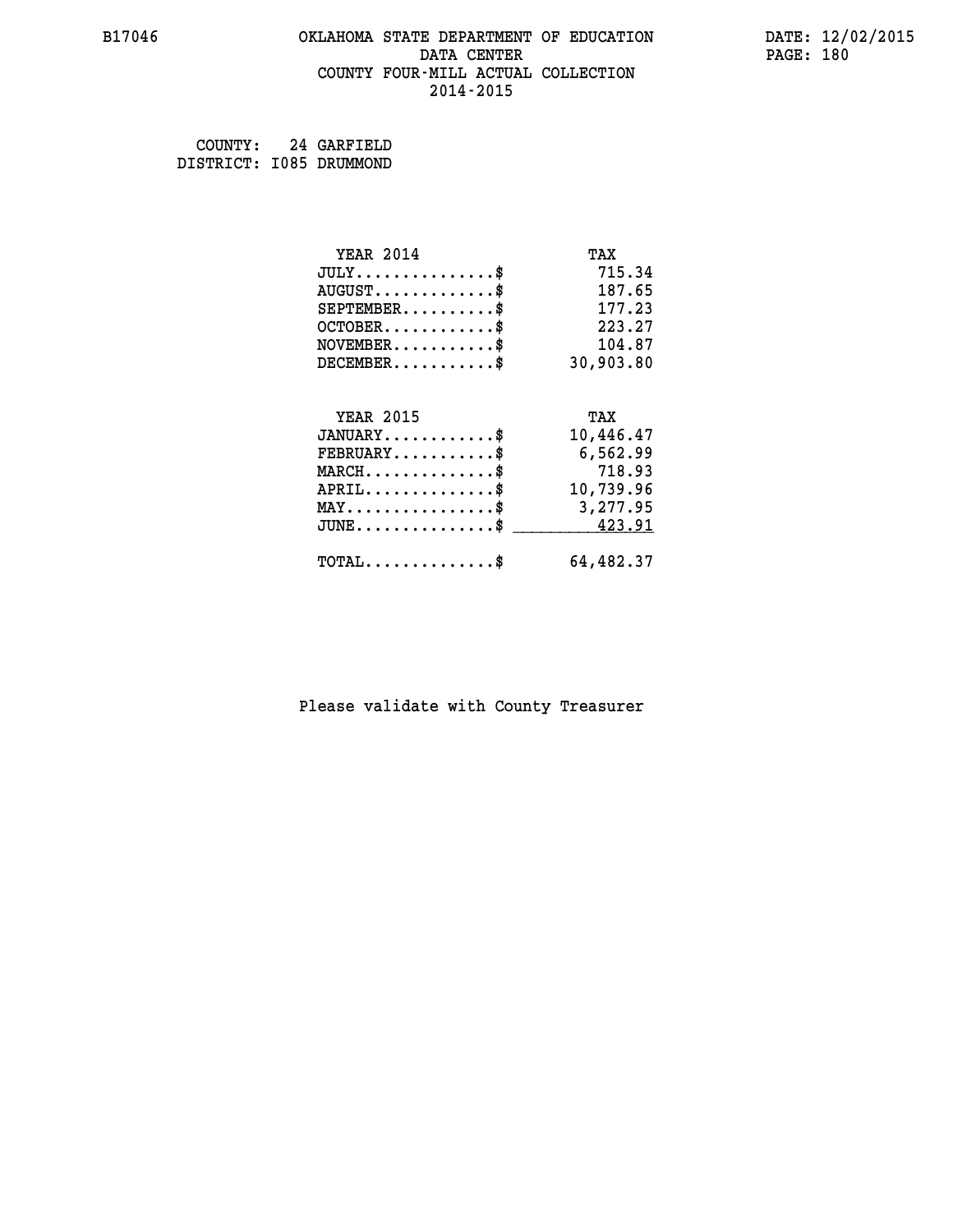COUNTY: 24 GARFIELD
DISTRICT: I085 DRUMMOND

| YEAR 2014 | TAX |
|---|---|
| JULY..............$ | 715.34 |
| AUGUST............$ | 187.65 |
| SEPTEMBER.........$ | 177.23 |
| OCTOBER...........$ | 223.27 |
| NOVEMBER..........$ | 104.87 |
| DECEMBER..........$ | 30,903.80 |

| YEAR 2015 | TAX |
|---|---|
| JANUARY...........$ | 10,446.47 |
| FEBRUARY..........$ | 6,562.99 |
| MARCH.............$ | 718.93 |
| APRIL.............$ | 10,739.96 |
| MAY...............$ | 3,277.95 |
| JUNE..............$ | 423.91 |
| TOTAL.............$ | 64,482.37 |

Please validate with County Treasurer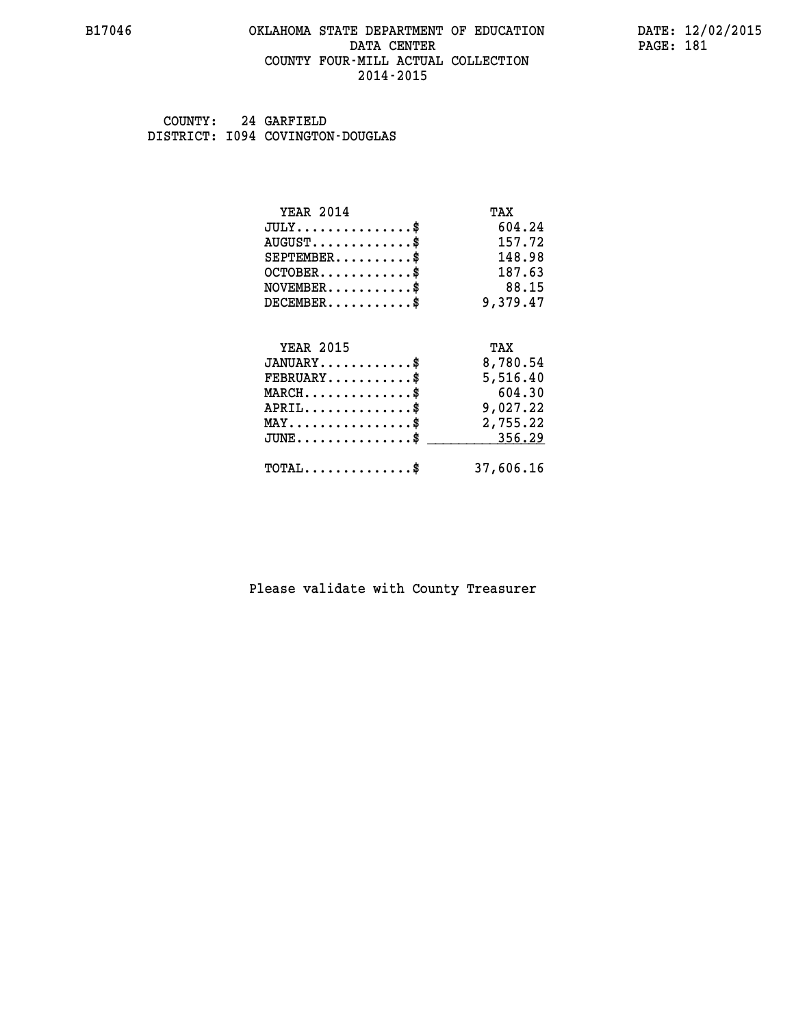COUNTY: 24 GARFIELD
DISTRICT: I094 COVINGTON-DOUGLAS

| YEAR 2014 | TAX |
|---|---|
| JULY..............$ | 604.24 |
| AUGUST............$ | 157.72 |
| SEPTEMBER..........$ | 148.98 |
| OCTOBER...........$ | 187.63 |
| NOVEMBER..........$ | 88.15 |
| DECEMBER..........$ | 9,379.47 |

| YEAR 2015 | TAX |
|---|---|
| JANUARY...........$ | 8,780.54 |
| FEBRUARY..........$ | 5,516.40 |
| MARCH.............$ | 604.30 |
| APRIL.............$ | 9,027.22 |
| MAY...............$ | 2,755.22 |
| JUNE..............$ | 356.29 |
| TOTAL.............$ | 37,606.16 |

Please validate with County Treasurer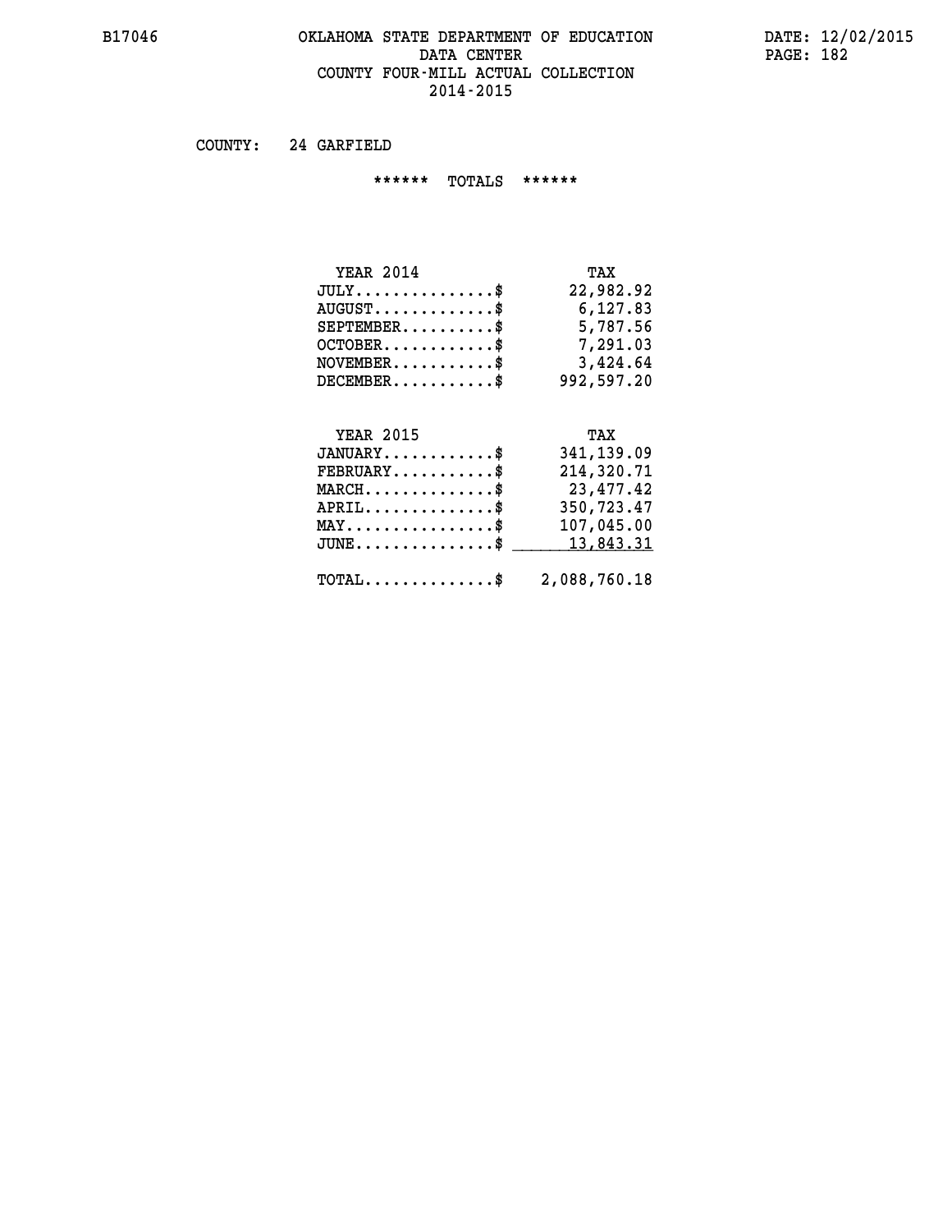B17046 OKLAHOMA STATE DEPARTMENT OF EDUCATION DATA CENTER COUNTY FOUR-MILL ACTUAL COLLECTION 2014-2015

DATE: 12/02/2015

COUNTY: 24 GARFIELD

****** TOTALS ******

| YEAR 2014 | TAX |
|---|---|
| JULY..............$ | 22,982.92 |
| AUGUST............$ | 6,127.83 |
| SEPTEMBER.........$ | 5,787.56 |
| OCTOBER...........$ | 7,291.03 |
| NOVEMBER..........$ | 3,424.64 |
| DECEMBER..........$ | 992,597.20 |

| YEAR 2015 | TAX |
|---|---|
| JANUARY...........$ | 341,139.09 |
| FEBRUARY..........$ | 214,320.71 |
| MARCH.............$ | 23,477.42 |
| APRIL.............$ | 350,723.47 |
| MAY...............$ | 107,045.00 |
| JUNE..............$ | 13,843.31 |
| TOTAL.............$ | 2,088,760.18 |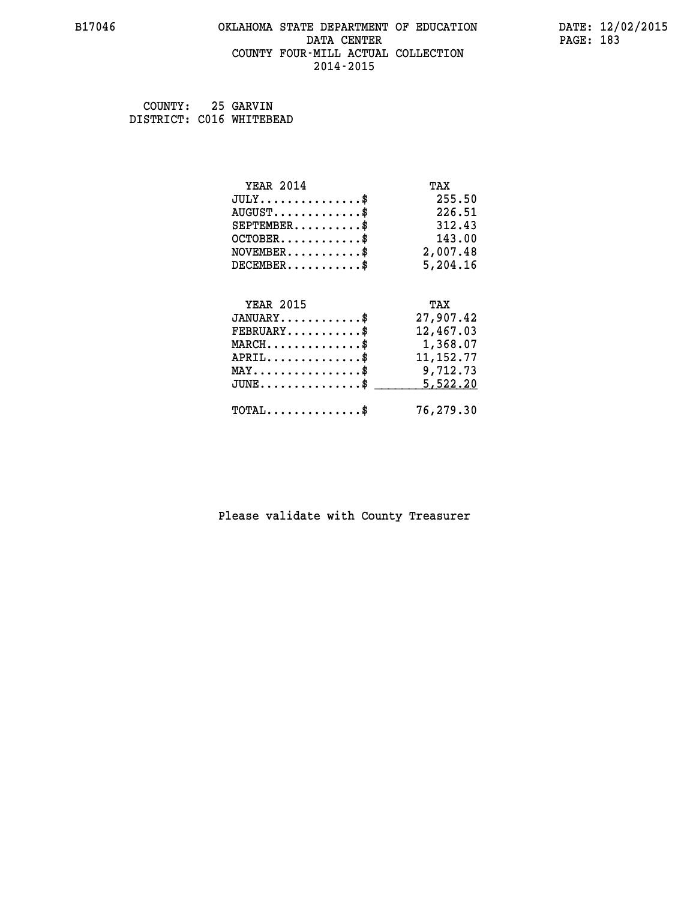# OKLAHOMA STATE DEPARTMENT OF EDUCATION
## DATA CENTER
## COUNTY FOUR-MILL ACTUAL COLLECTION
## 2014-2015

COUNTY: 25 GARVIN
DISTRICT: C016 WHITEBEAD

| YEAR 2014 | TAX |
|---|---|
| JULY...............$ | 255.50 |
| AUGUST.............$ | 226.51 |
| SEPTEMBER..........$ | 312.43 |
| OCTOBER............$ | 143.00 |
| NOVEMBER...........$ | 2,007.48 |
| DECEMBER...........$ | 5,204.16 |

| YEAR 2015 | TAX |
|---|---|
| JANUARY............$ | 27,907.42 |
| FEBRUARY...........$ | 12,467.03 |
| MARCH..............$ | 1,368.07 |
| APRIL..............$ | 11,152.77 |
| MAY................$ | 9,712.73 |
| JUNE...............$ | 5,522.20 |
| TOTAL..............$ | 76,279.30 |

Please validate with County Treasurer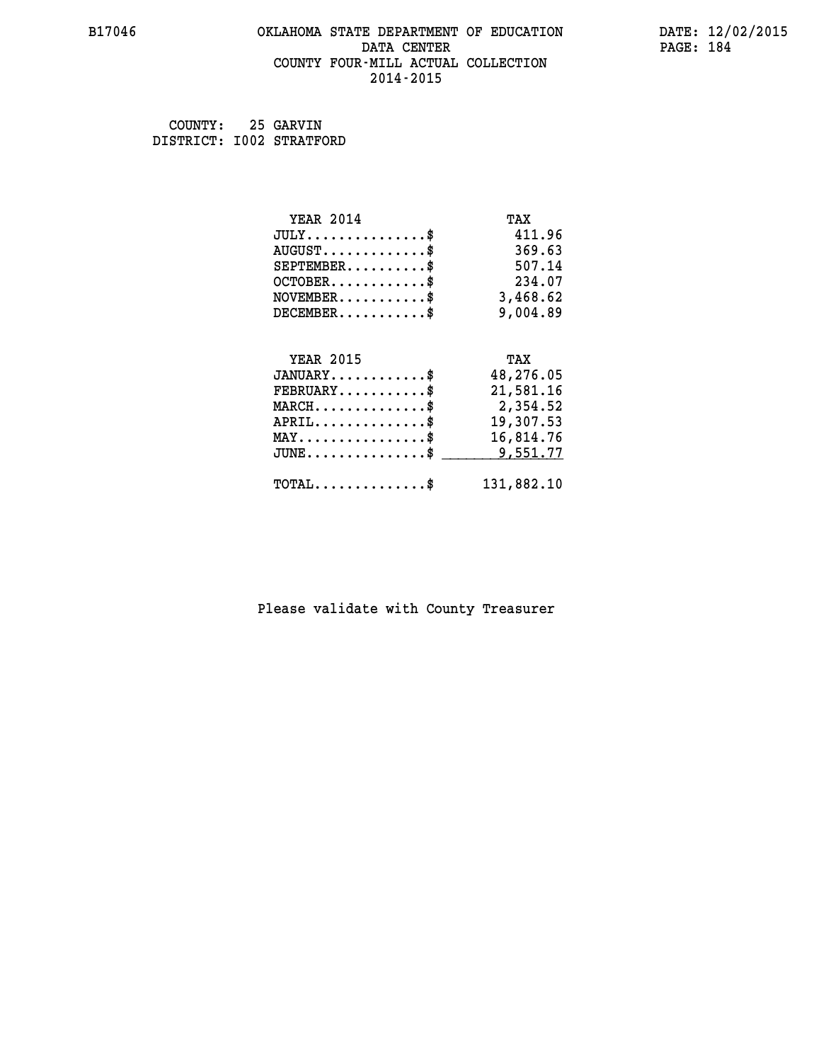COUNTY: 25 GARVIN
DISTRICT: I002 STRATFORD

| YEAR 2014 | TAX |
|---|---|
| JULY...............$ | 411.96 |
| AUGUST.............$ | 369.63 |
| SEPTEMBER..........$ | 507.14 |
| OCTOBER............$ | 234.07 |
| NOVEMBER...........$ | 3,468.62 |
| DECEMBER...........$ | 9,004.89 |

| YEAR 2015 | TAX |
|---|---|
| JANUARY............$ | 48,276.05 |
| FEBRUARY...........$ | 21,581.16 |
| MARCH..............$ | 2,354.52 |
| APRIL..............$ | 19,307.53 |
| MAY................$ | 16,814.76 |
| JUNE...............$ | 9,551.77 |
| TOTAL..............$ | 131,882.10 |

Please validate with County Treasurer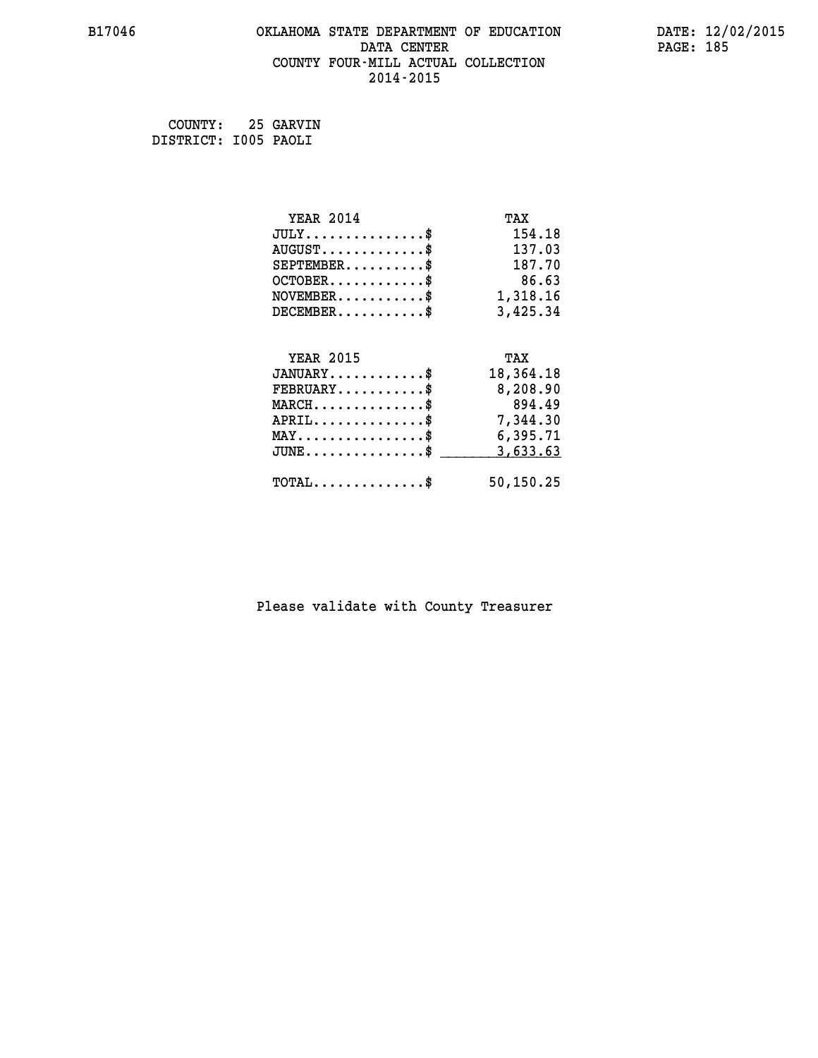# OKLAHOMA STATE DEPARTMENT OF EDUCATION
## DATA CENTER
## COUNTY FOUR-MILL ACTUAL COLLECTION
## 2014-2015

B17046 DATE: 12/02/2015

COUNTY: 25 GARVIN
DISTRICT: I005 PAOLI

| YEAR 2014 | TAX |
|---|---|
| JULY..............$ | 154.18 |
| AUGUST.............$ | 137.03 |
| SEPTEMBER..........$ | 187.70 |
| OCTOBER............$ | 86.63 |
| NOVEMBER...........$ | 1,318.16 |
| DECEMBER...........$ | 3,425.34 |

| YEAR 2015 | TAX |
|---|---|
| JANUARY............$ | 18,364.18 |
| FEBRUARY...........$ | 8,208.90 |
| MARCH..............$ | 894.49 |
| APRIL..............$ | 7,344.30 |
| MAY................$ | 6,395.71 |
| JUNE...............$ | 3,633.63 |
| TOTAL..............$ | 50,150.25 |

Please validate with County Treasurer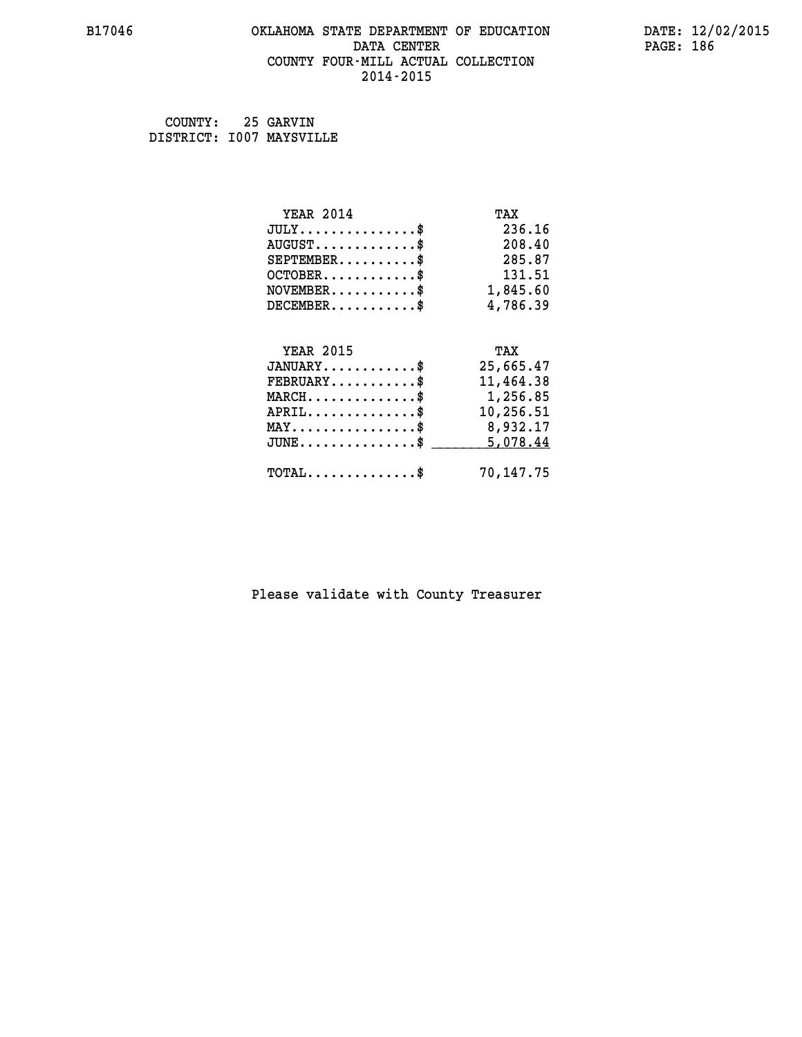B17046 OKLAHOMA STATE DEPARTMENT OF EDUCATION DATA CENTER COUNTY FOUR-MILL ACTUAL COLLECTION 2014-2015

DATE: 12/02/2015

COUNTY: 25 GARVIN
DISTRICT: I007 MAYSVILLE

| YEAR 2014 | TAX |
|---|---|
| JULY...............$ | 236.16 |
| AUGUST.............$ | 208.40 |
| SEPTEMBER..........$ | 285.87 |
| OCTOBER............$ | 131.51 |
| NOVEMBER...........$ | 1,845.60 |
| DECEMBER...........$ | 4,786.39 |

| YEAR 2015 | TAX |
|---|---|
| JANUARY............$ | 25,665.47 |
| FEBRUARY...........$ | 11,464.38 |
| MARCH..............$ | 1,256.85 |
| APRIL..............$ | 10,256.51 |
| MAY................$ | 8,932.17 |
| JUNE...............$ | 5,078.44 |
| TOTAL..............$ | 70,147.75 |

Please validate with County Treasurer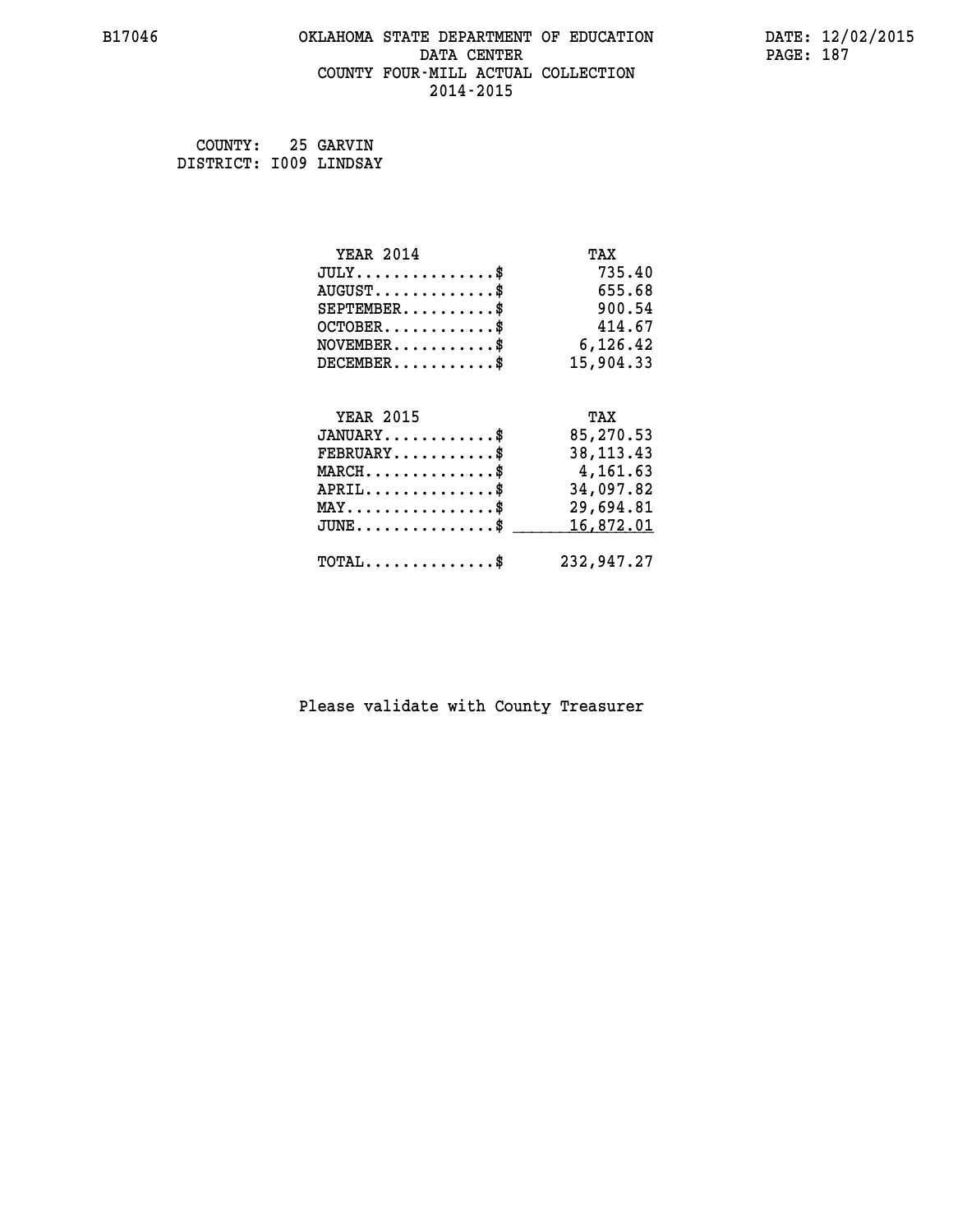B17046 OKLAHOMA STATE DEPARTMENT OF EDUCATION DATA CENTER COUNTY FOUR-MILL ACTUAL COLLECTION 2014-2015

DATE: 12/02/2015

COUNTY: 25 GARVIN
DISTRICT: I009 LINDSAY

| YEAR 2014 | TAX |
|---|---|
| JULY...............$ | 735.40 |
| AUGUST.............$ | 655.68 |
| SEPTEMBER..........$ | 900.54 |
| OCTOBER............$ | 414.67 |
| NOVEMBER...........$ | 6,126.42 |
| DECEMBER...........$ | 15,904.33 |

| YEAR 2015 | TAX |
|---|---|
| JANUARY............$ | 85,270.53 |
| FEBRUARY...........$ | 38,113.43 |
| MARCH..............$ | 4,161.63 |
| APRIL..............$ | 34,097.82 |
| MAY................$ | 29,694.81 |
| JUNE...............$ | 16,872.01 |
| TOTAL..............$ | 232,947.27 |

Please validate with County Treasurer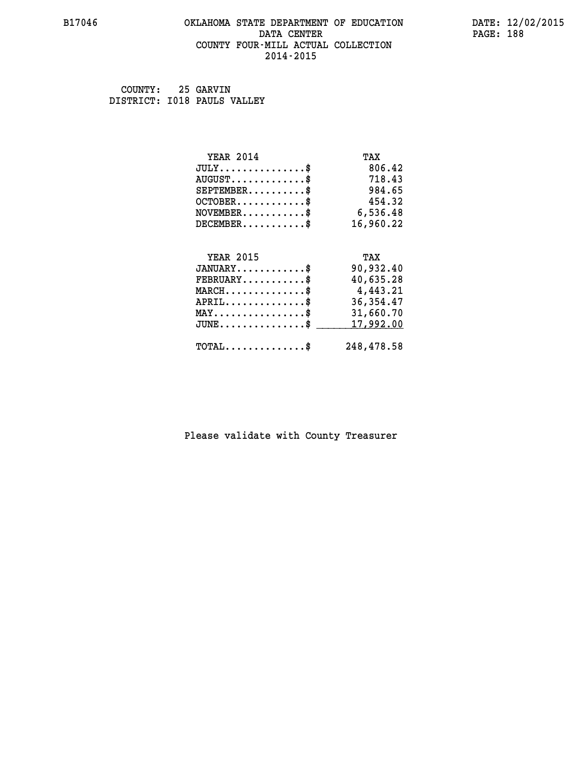# OKLAHOMA STATE DEPARTMENT OF EDUCATION
## DATA CENTER
## COUNTY FOUR-MILL ACTUAL COLLECTION
## 2014-2015

COUNTY: 25 GARVIN
DISTRICT: I018 PAULS VALLEY

| YEAR 2014 | TAX |
|---|---|
| JULY..............$ | 806.42 |
| AUGUST............$ | 718.43 |
| SEPTEMBER.........$ | 984.65 |
| OCTOBER...........$ | 454.32 |
| NOVEMBER..........$ | 6,536.48 |
| DECEMBER..........$ | 16,960.22 |

| YEAR 2015 | TAX |
|---|---|
| JANUARY...........$ | 90,932.40 |
| FEBRUARY..........$ | 40,635.28 |
| MARCH.............$ | 4,443.21 |
| APRIL.............$ | 36,354.47 |
| MAY...............$ | 31,660.70 |
| JUNE..............$ | 17,992.00 |
| TOTAL.............$ | 248,478.58 |

Please validate with County Treasurer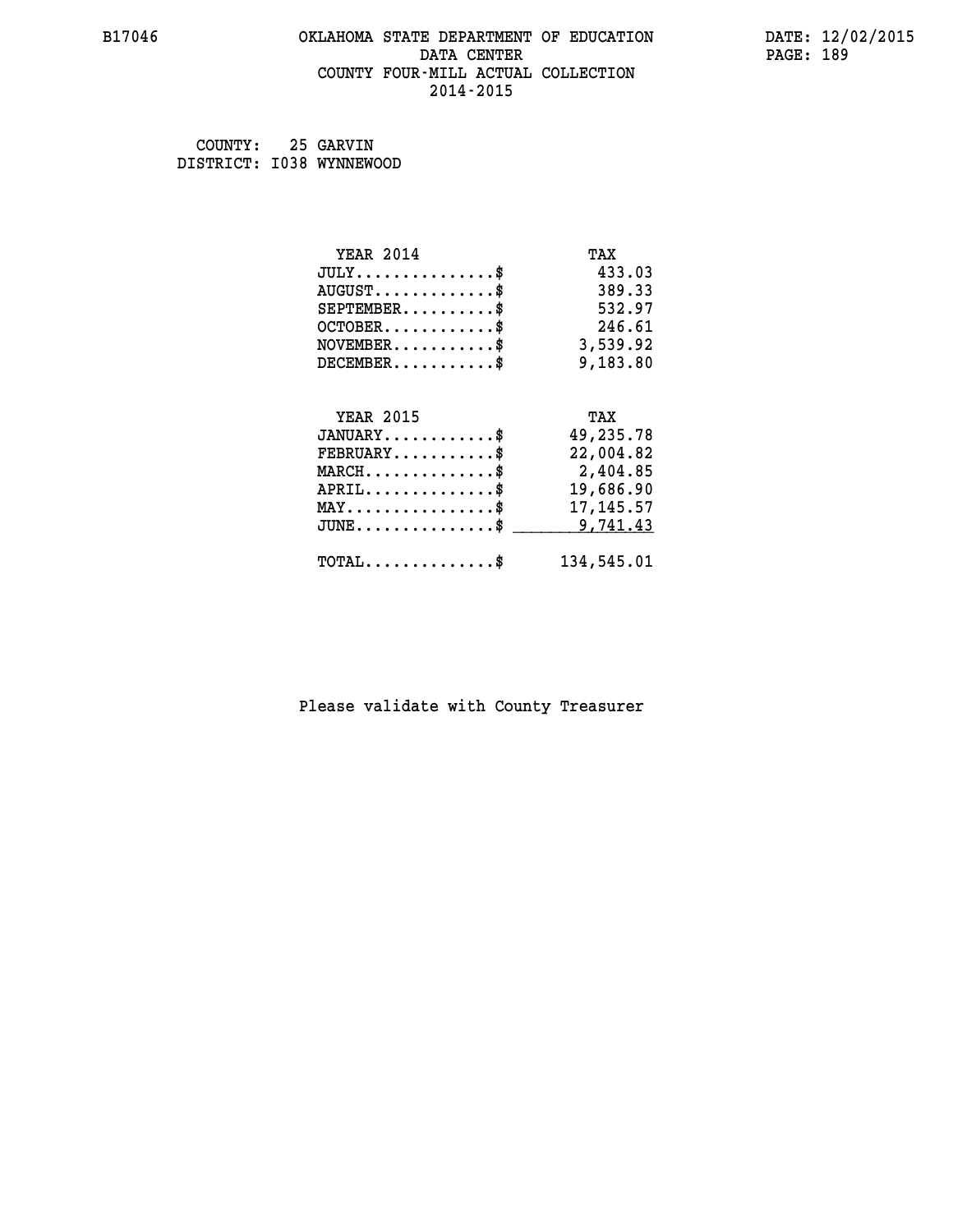B17046 OKLAHOMA STATE DEPARTMENT OF EDUCATION DATA CENTER COUNTY FOUR-MILL ACTUAL COLLECTION 2014-2015

DATE: 12/02/2015

COUNTY: 25 GARVIN
DISTRICT: I038 WYNNEWOOD

| YEAR 2014 | TAX |
|---|---|
| JULY..............$ | 433.03 |
| AUGUST............$ | 389.33 |
| SEPTEMBER.........$ | 532.97 |
| OCTOBER...........$ | 246.61 |
| NOVEMBER..........$ | 3,539.92 |
| DECEMBER..........$ | 9,183.80 |

| YEAR 2015 | TAX |
|---|---|
| JANUARY...........$ | 49,235.78 |
| FEBRUARY..........$ | 22,004.82 |
| MARCH.............$ | 2,404.85 |
| APRIL.............$ | 19,686.90 |
| MAY...............$ | 17,145.57 |
| JUNE..............$ | 9,741.43 |
| TOTAL.............$ | 134,545.01 |

Please validate with County Treasurer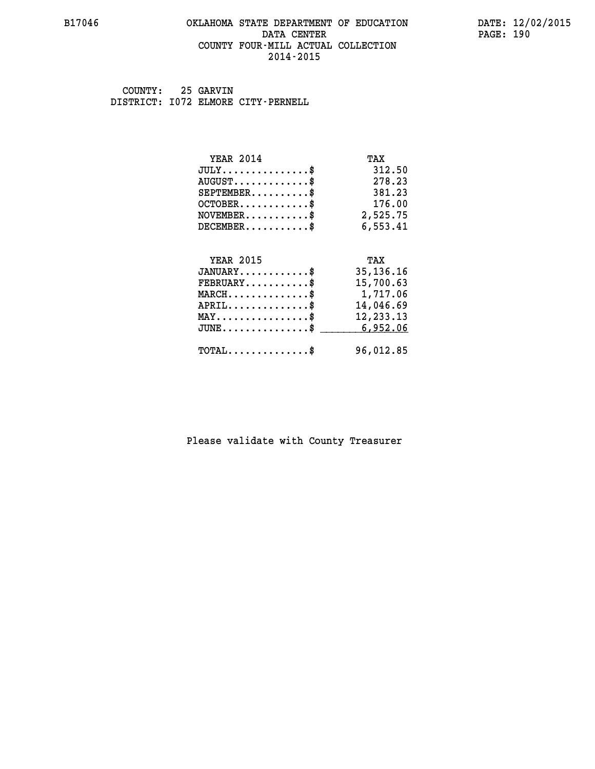COUNTY: 25 GARVIN
DISTRICT: I072 ELMORE CITY-PERNELL

| YEAR 2014 | TAX |
|---|---|
| JULY..............$ | 312.50 |
| AUGUST.............$ | 278.23 |
| SEPTEMBER..........$ | 381.23 |
| OCTOBER............$ | 176.00 |
| NOVEMBER...........$ | 2,525.75 |
| DECEMBER...........$ | 6,553.41 |

| YEAR 2015 | TAX |
|---|---|
| JANUARY............$ | 35,136.16 |
| FEBRUARY...........$ | 15,700.63 |
| MARCH..............$ | 1,717.06 |
| APRIL..............$ | 14,046.69 |
| MAY................$ | 12,233.13 |
| JUNE...............$ | 6,952.06 |
| TOTAL..............$ | 96,012.85 |

Please validate with County Treasurer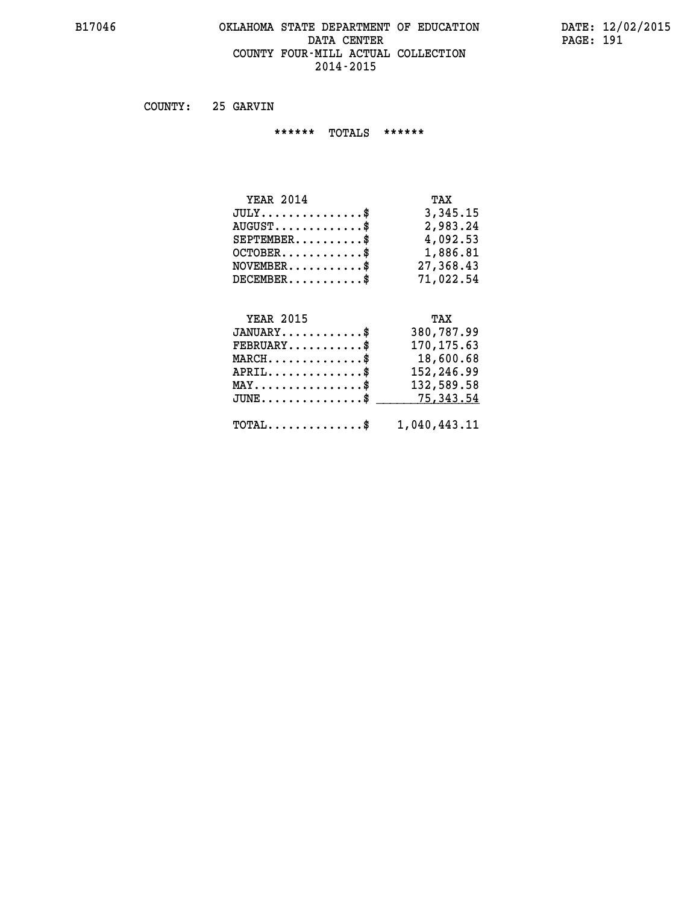COUNTY: 25 GARVIN

****** TOTALS ******

| YEAR 2014 | TAX |
|---|---|
| JULY...............$ | 3,345.15 |
| AUGUST.............$ | 2,983.24 |
| SEPTEMBER..........$ | 4,092.53 |
| OCTOBER............$ | 1,886.81 |
| NOVEMBER...........$ | 27,368.43 |
| DECEMBER...........$ | 71,022.54 |

| YEAR 2015 | TAX |
|---|---|
| JANUARY............$ | 380,787.99 |
| FEBRUARY...........$ | 170,175.63 |
| MARCH..............$ | 18,600.68 |
| APRIL..............$ | 152,246.99 |
| MAY................$ | 132,589.58 |
| JUNE...............$ | 75,343.54 |
| TOTAL..............$ | 1,040,443.11 |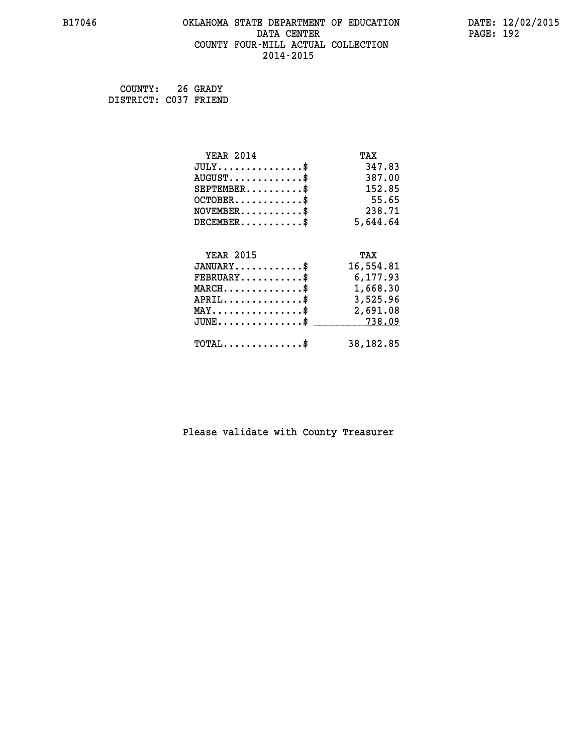B17046 OKLAHOMA STATE DEPARTMENT OF EDUCATION DATA CENTER COUNTY FOUR-MILL ACTUAL COLLECTION 2014-2015

DATE: 12/02/2015

COUNTY: 26 GRADY
DISTRICT: C037 FRIEND

| YEAR 2014 | TAX |
|---|---|
| JULY...............$ | 347.83 |
| AUGUST.............$ | 387.00 |
| SEPTEMBER..........$ | 152.85 |
| OCTOBER............$ | 55.65 |
| NOVEMBER...........$ | 238.71 |
| DECEMBER...........$ | 5,644.64 |

| YEAR 2015 | TAX |
|---|---|
| JANUARY............$ | 16,554.81 |
| FEBRUARY...........$ | 6,177.93 |
| MARCH..............$ | 1,668.30 |
| APRIL..............$ | 3,525.96 |
| MAY................$ | 2,691.08 |
| JUNE...............$ | 738.09 |
| TOTAL..............$ | 38,182.85 |

Please validate with County Treasurer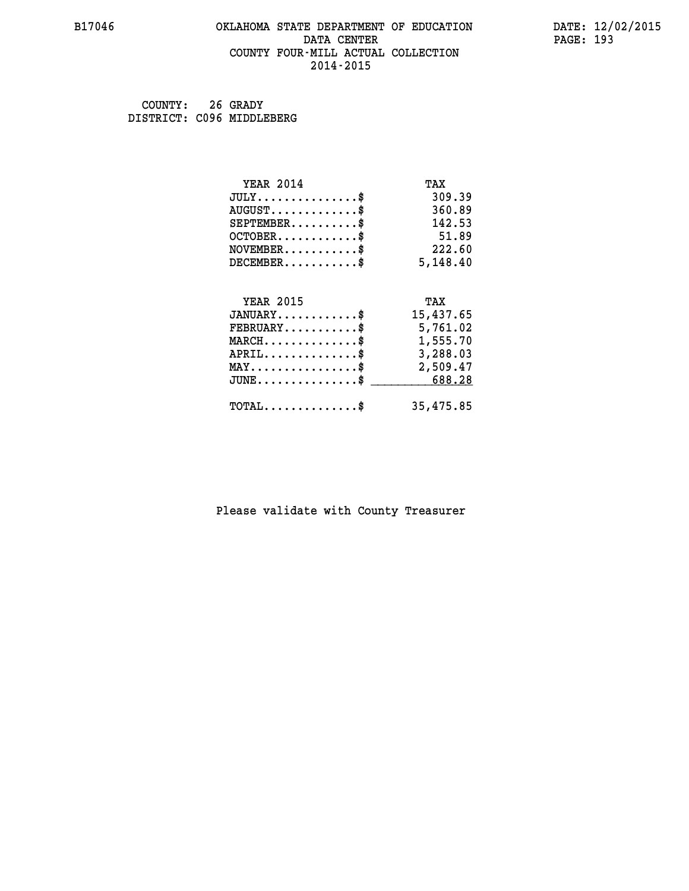B17046 OKLAHOMA STATE DEPARTMENT OF EDUCATION DATA CENTER COUNTY FOUR-MILL ACTUAL COLLECTION 2014-2015

DATE: 12/02/2015

COUNTY: 26 GRADY
DISTRICT: C096 MIDDLEBERG

| YEAR 2014 | TAX |
|---|---|
| JULY...............$ | 309.39 |
| AUGUST.............$ | 360.89 |
| SEPTEMBER..........$ | 142.53 |
| OCTOBER............$ | 51.89 |
| NOVEMBER...........$ | 222.60 |
| DECEMBER...........$ | 5,148.40 |

| YEAR 2015 | TAX |
|---|---|
| JANUARY............$ | 15,437.65 |
| FEBRUARY...........$ | 5,761.02 |
| MARCH..............$ | 1,555.70 |
| APRIL..............$ | 3,288.03 |
| MAY................$ | 2,509.47 |
| JUNE...............$ | 688.28 |
| TOTAL..............$ | 35,475.85 |

Please validate with County Treasurer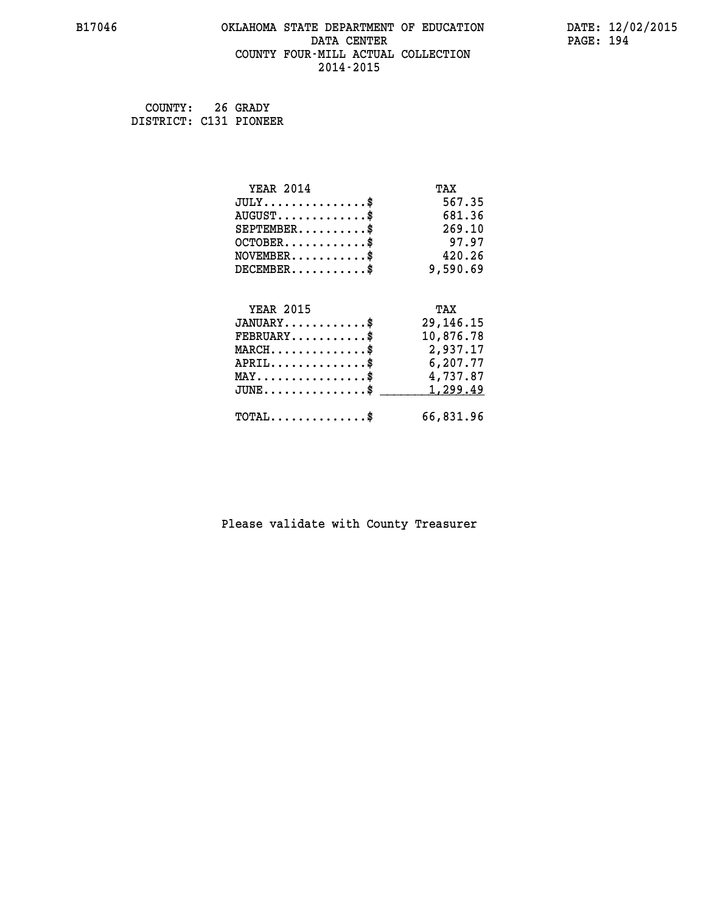B17046 OKLAHOMA STATE DEPARTMENT OF EDUCATION DATE: 12/02/2015

DATA CENTER

COUNTY FOUR-MILL ACTUAL COLLECTION

2014-2015

COUNTY: 26 GRADY

DISTRICT: C131 PIONEER

| YEAR 2014 | TAX |
|---|---|
| JULY...............$ | 567.35 |
| AUGUST.............$ | 681.36 |
| SEPTEMBER..........$ | 269.10 |
| OCTOBER............$ | 97.97 |
| NOVEMBER...........$ | 420.26 |
| DECEMBER...........$ | 9,590.69 |

| YEAR 2015 | TAX |
|---|---|
| JANUARY............$ | 29,146.15 |
| FEBRUARY...........$ | 10,876.78 |
| MARCH..............$ | 2,937.17 |
| APRIL..............$ | 6,207.77 |
| MAY................$ | 4,737.87 |
| JUNE...............$ | 1,299.49 |
| TOTAL..............$ | 66,831.96 |

Please validate with County Treasurer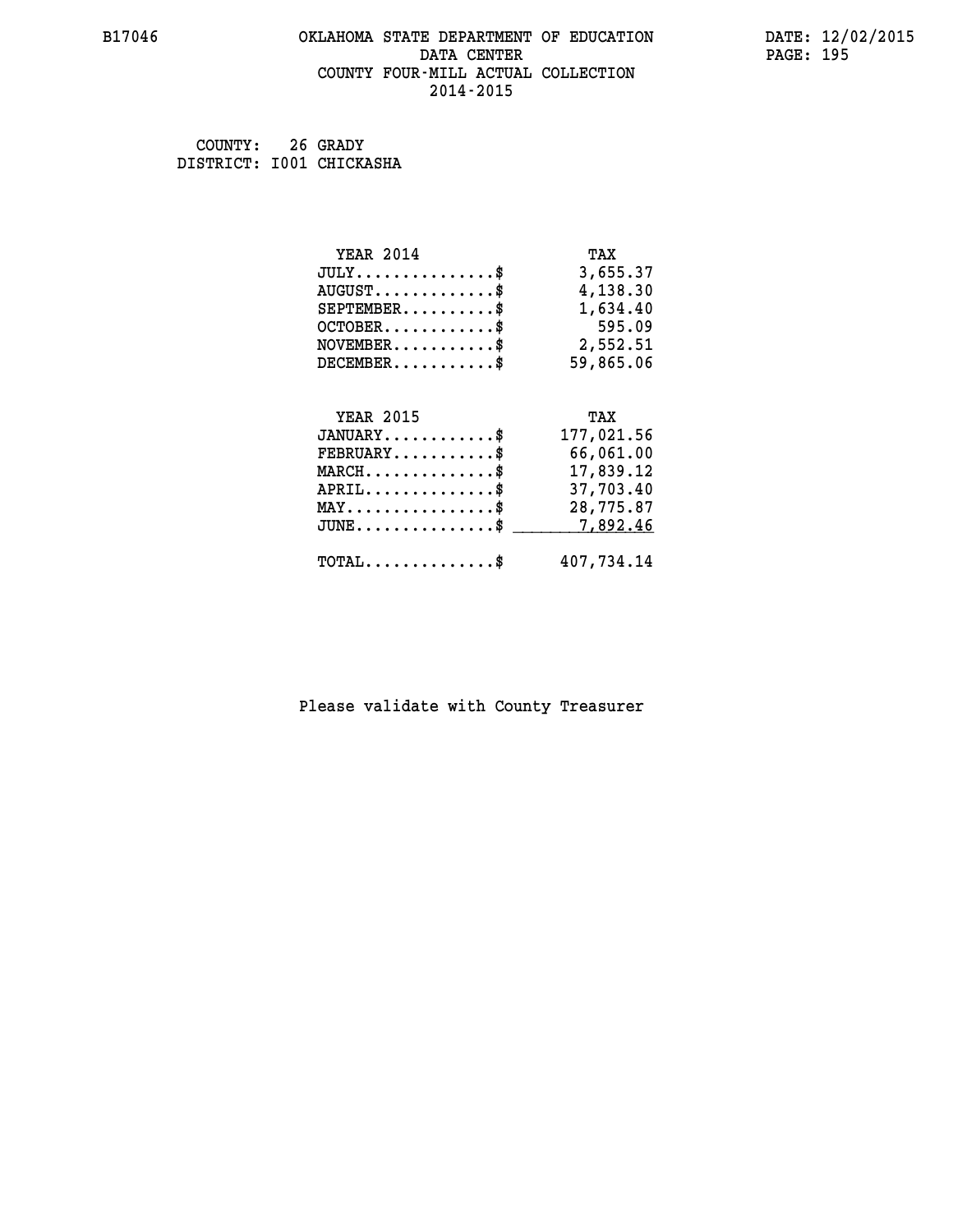# OKLAHOMA STATE DEPARTMENT OF EDUCATION
## DATA CENTER
## COUNTY FOUR-MILL ACTUAL COLLECTION
## 2014-2015

B17046 DATE: 12/02/2015

COUNTY: 26 GRADY
DISTRICT: I001 CHICKASHA

| YEAR 2014 | TAX |
|---|---|
| JULY...............$ | 3,655.37 |
| AUGUST.............$ | 4,138.30 |
| SEPTEMBER..........$ | 1,634.40 |
| OCTOBER............$ | 595.09 |
| NOVEMBER...........$ | 2,552.51 |
| DECEMBER...........$ | 59,865.06 |

| YEAR 2015 | TAX |
|---|---|
| JANUARY............$ | 177,021.56 |
| FEBRUARY...........$ | 66,061.00 |
| MARCH..............$ | 17,839.12 |
| APRIL..............$ | 37,703.40 |
| MAY................$ | 28,775.87 |
| JUNE...............$ | 7,892.46 |
| TOTAL..............$ | 407,734.14 |

Please validate with County Treasurer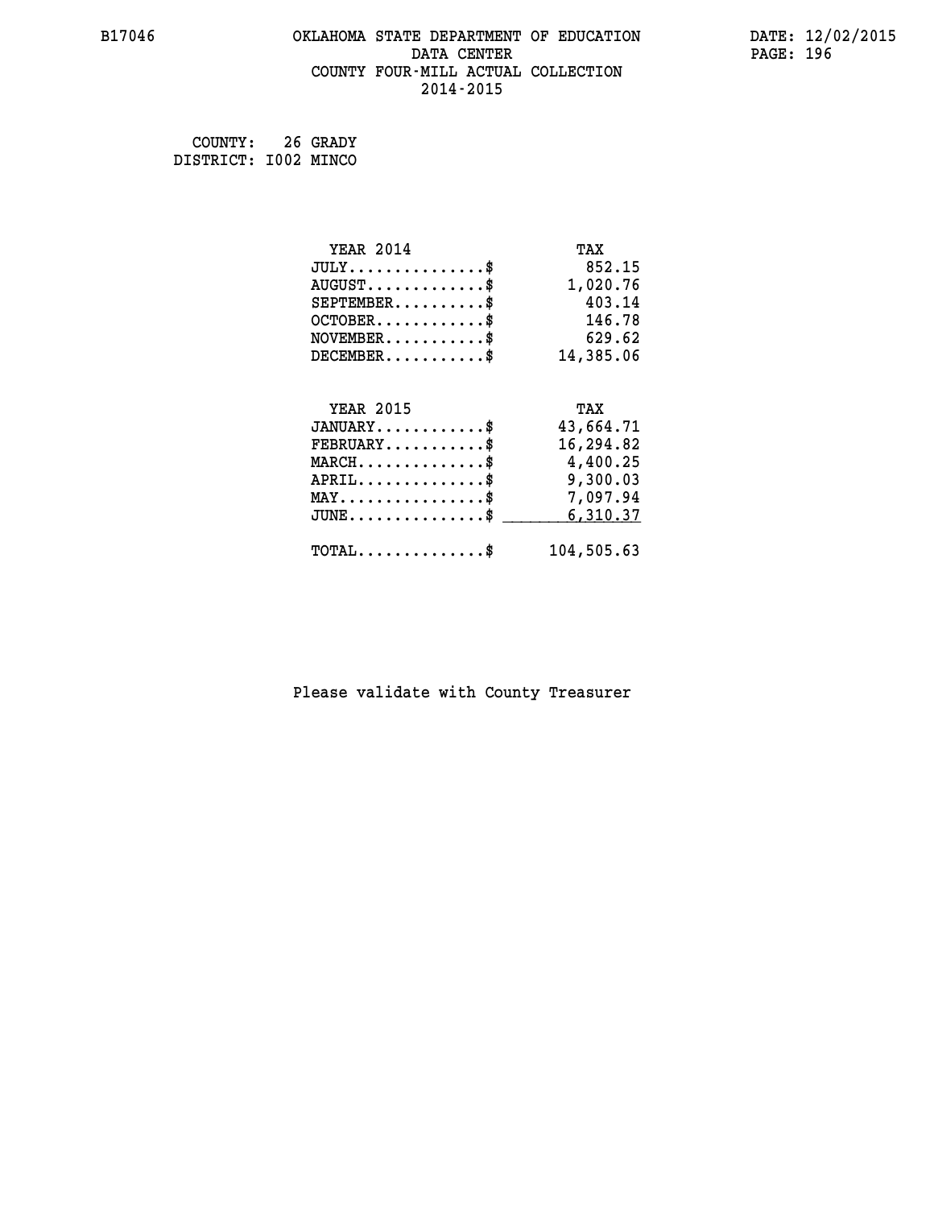B17046 OKLAHOMA STATE DEPARTMENT OF EDUCATION DATA CENTER COUNTY FOUR-MILL ACTUAL COLLECTION 2014-2015

DATE: 12/02/2015

COUNTY: 26 GRADY
DISTRICT: I002 MINCO

| YEAR 2014 | TAX |
|---|---|
| JULY...............$ | 852.15 |
| AUGUST.............$ | 1,020.76 |
| SEPTEMBER..........$ | 403.14 |
| OCTOBER............$ | 146.78 |
| NOVEMBER...........$ | 629.62 |
| DECEMBER...........$ | 14,385.06 |

| YEAR 2015 | TAX |
|---|---|
| JANUARY............$ | 43,664.71 |
| FEBRUARY...........$ | 16,294.82 |
| MARCH..............$ | 4,400.25 |
| APRIL..............$ | 9,300.03 |
| MAY................$ | 7,097.94 |
| JUNE...............$ | 6,310.37 |
| TOTAL..............$ | 104,505.63 |

Please validate with County Treasurer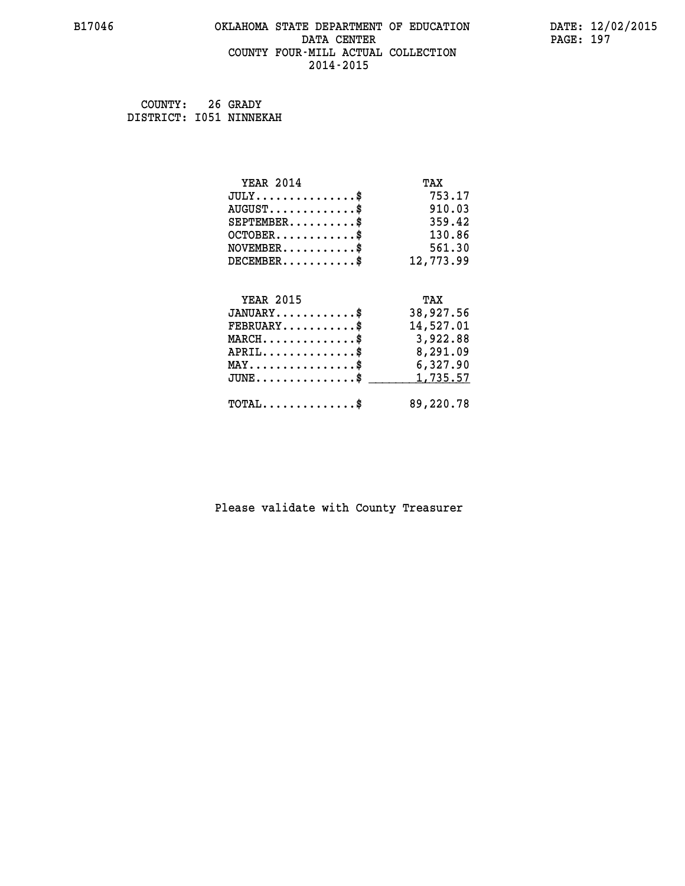# OKLAHOMA STATE DEPARTMENT OF EDUCATION
## DATA CENTER
## COUNTY FOUR-MILL ACTUAL COLLECTION
## 2014-2015

COUNTY: 26 GRADY
DISTRICT: I051 NINNEKAH

| YEAR 2014 | TAX |
|---|---|
| JULY...............$ | 753.17 |
| AUGUST.............$ | 910.03 |
| SEPTEMBER..........$ | 359.42 |
| OCTOBER............$ | 130.86 |
| NOVEMBER...........$ | 561.30 |
| DECEMBER...........$ | 12,773.99 |

| YEAR 2015 | TAX |
|---|---|
| JANUARY............$ | 38,927.56 |
| FEBRUARY...........$ | 14,527.01 |
| MARCH..............$ | 3,922.88 |
| APRIL..............$ | 8,291.09 |
| MAY................$ | 6,327.90 |
| JUNE...............$ | 1,735.57 |
| TOTAL..............$ | 89,220.78 |

Please validate with County Treasurer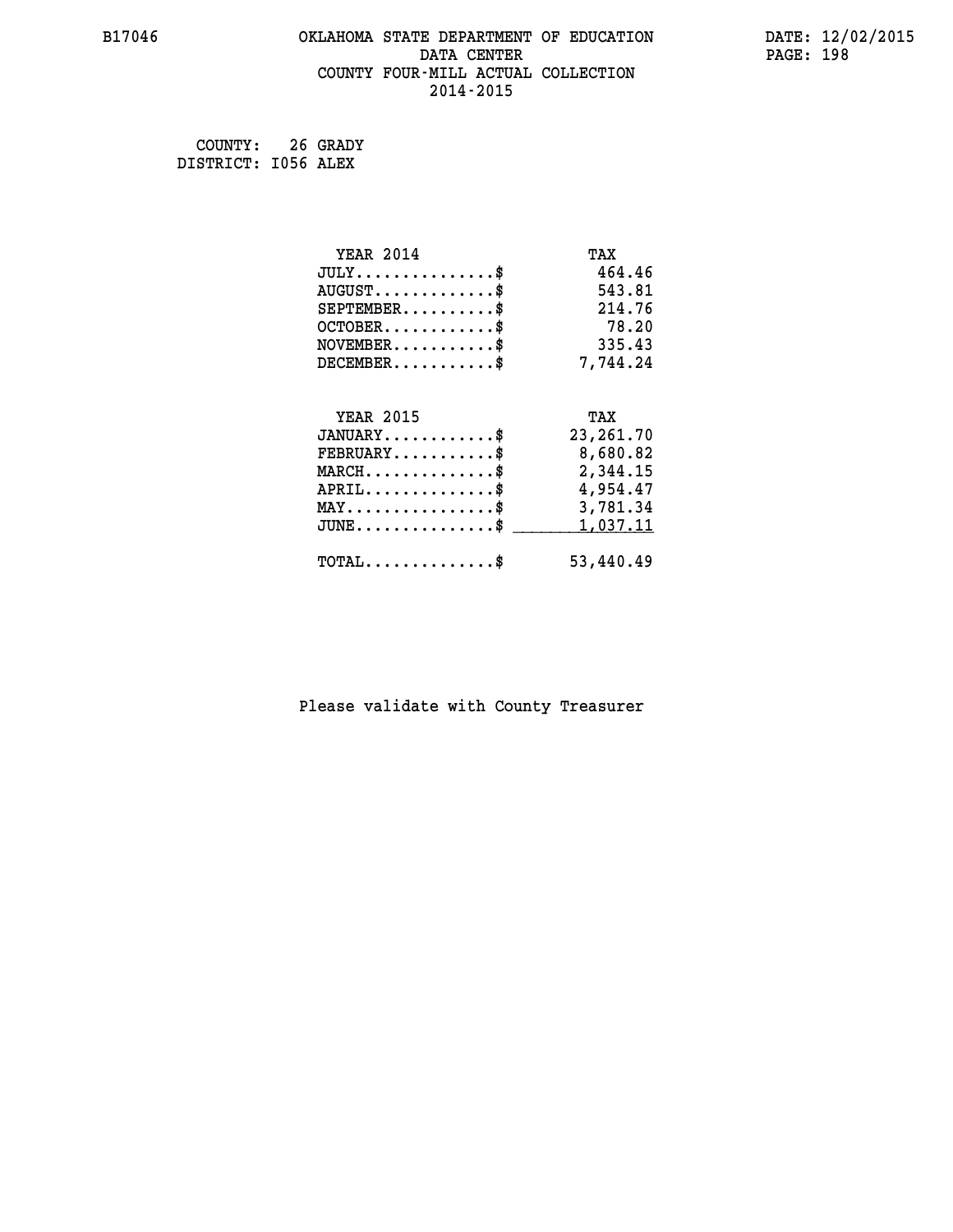B17046 OKLAHOMA STATE DEPARTMENT OF EDUCATION DATA CENTER COUNTY FOUR-MILL ACTUAL COLLECTION 2014-2015

DATE: 12/02/2015

COUNTY: 26 GRADY
DISTRICT: I056 ALEX

| YEAR 2014 | TAX |
|---|---|
| JULY...............$ | 464.46 |
| AUGUST.............$ | 543.81 |
| SEPTEMBER..........$ | 214.76 |
| OCTOBER............$ | 78.20 |
| NOVEMBER...........$ | 335.43 |
| DECEMBER...........$ | 7,744.24 |

| YEAR 2015 | TAX |
|---|---|
| JANUARY............$ | 23,261.70 |
| FEBRUARY...........$ | 8,680.82 |
| MARCH..............$ | 2,344.15 |
| APRIL..............$ | 4,954.47 |
| MAY................$ | 3,781.34 |
| JUNE...............$ | 1,037.11 |
| TOTAL..............$ | 53,440.49 |

Please validate with County Treasurer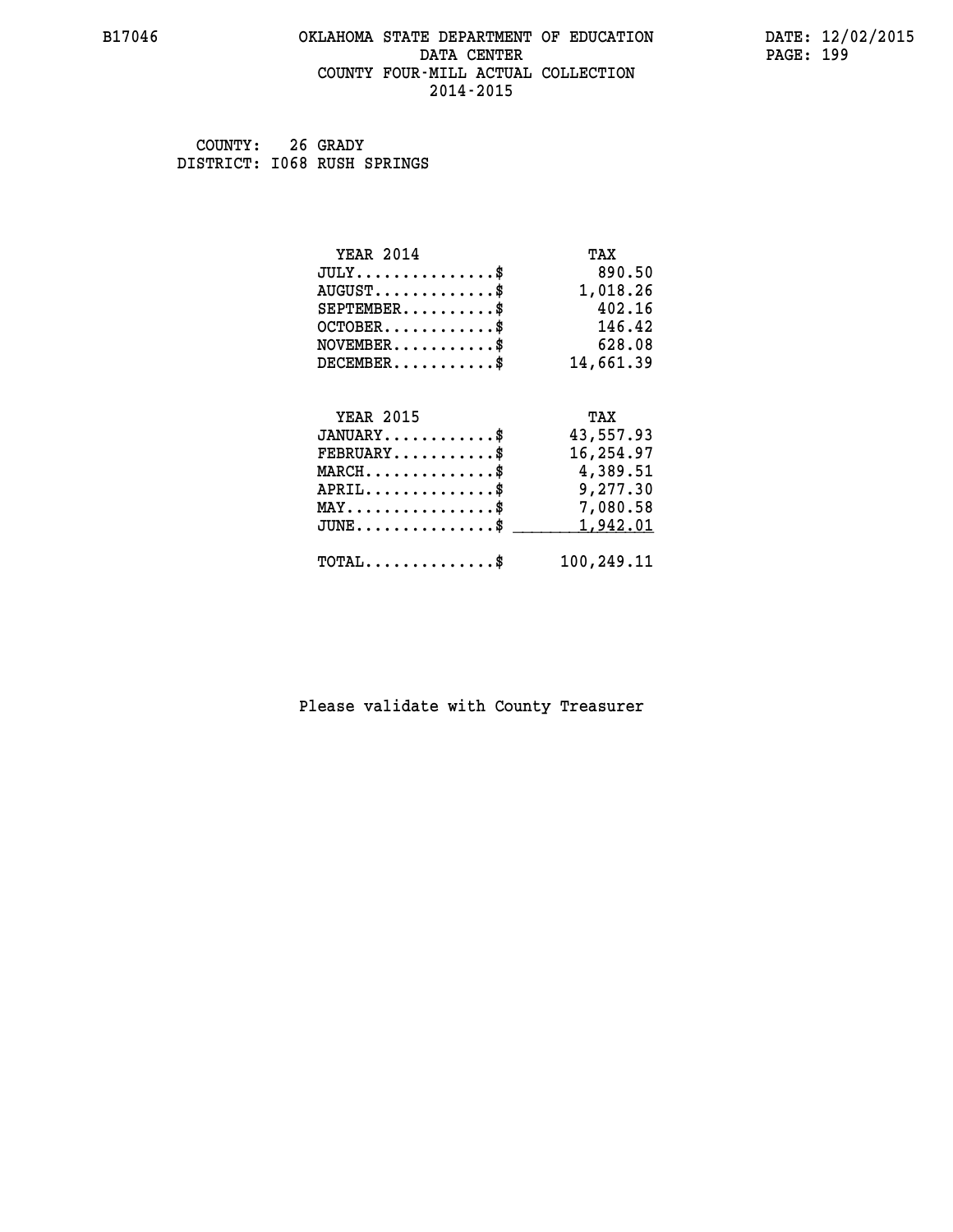B17046 OKLAHOMA STATE DEPARTMENT OF EDUCATION DATE: 12/02/2015

DATA CENTER

COUNTY FOUR-MILL ACTUAL COLLECTION

2014-2015

COUNTY: 26 GRADY

DISTRICT: I068 RUSH SPRINGS

| YEAR 2014 | TAX |
|---|---|
| JULY...............$ | 890.50 |
| AUGUST.............$ | 1,018.26 |
| SEPTEMBER..........$ | 402.16 |
| OCTOBER............$ | 146.42 |
| NOVEMBER...........$ | 628.08 |
| DECEMBER...........$ | 14,661.39 |

| YEAR 2015 | TAX |
|---|---|
| JANUARY............$ | 43,557.93 |
| FEBRUARY...........$ | 16,254.97 |
| MARCH..............$ | 4,389.51 |
| APRIL..............$ | 9,277.30 |
| MAY................$ | 7,080.58 |
| JUNE...............$ | 1,942.01 |
| TOTAL..............$ | 100,249.11 |

Please validate with County Treasurer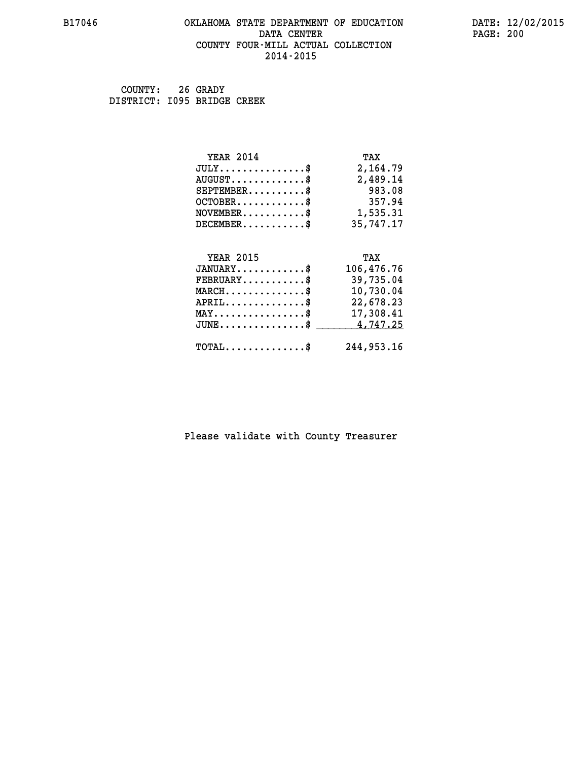B17046 OKLAHOMA STATE DEPARTMENT OF EDUCATION DATE: 12/02/2015
DATA CENTER
COUNTY FOUR-MILL ACTUAL COLLECTION
2014-2015

COUNTY: 26 GRADY
DISTRICT: I095 BRIDGE CREEK

| YEAR 2014 | TAX |
|---|---|
| JULY...............$ | 2,164.79 |
| AUGUST.............$ | 2,489.14 |
| SEPTEMBER..........$ | 983.08 |
| OCTOBER............$ | 357.94 |
| NOVEMBER...........$ | 1,535.31 |
| DECEMBER...........$ | 35,747.17 |

| YEAR 2015 | TAX |
|---|---|
| JANUARY............$ | 106,476.76 |
| FEBRUARY...........$ | 39,735.04 |
| MARCH..............$ | 10,730.04 |
| APRIL..............$ | 22,678.23 |
| MAY................$ | 17,308.41 |
| JUNE...............$ | 4,747.25 |
| TOTAL..............$ | 244,953.16 |

Please validate with County Treasurer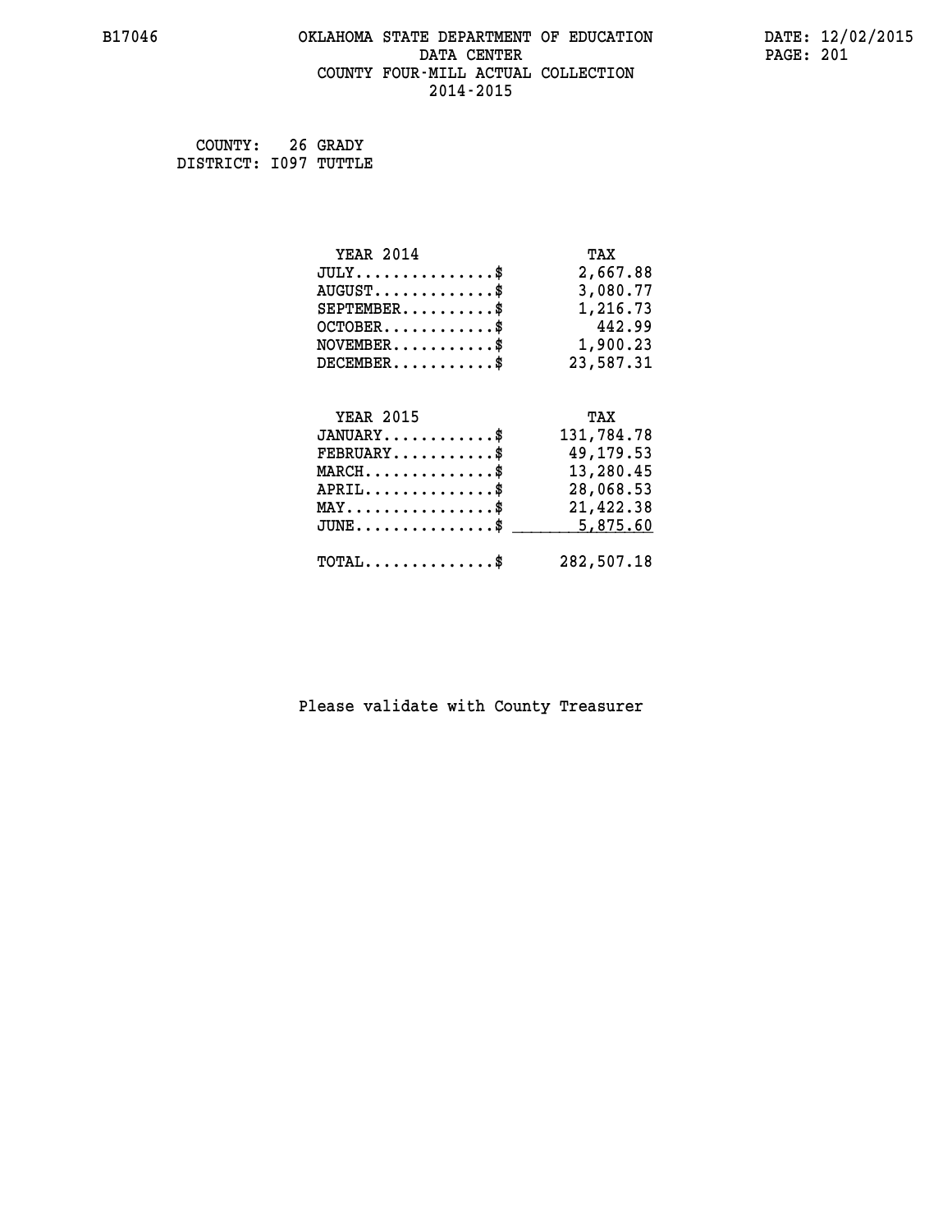B17046

# OKLAHOMA STATE DEPARTMENT OF EDUCATION
## DATA CENTER
## COUNTY FOUR-MILL ACTUAL COLLECTION
## 2014-2015

DATE: 12/02/2015

COUNTY: 26 GRADY
DISTRICT: I097 TUTTLE

| YEAR 2014 | TAX |
|---|---|
| JULY..............$ | 2,667.88 |
| AUGUST............$ | 3,080.77 |
| SEPTEMBER.........$ | 1,216.73 |
| OCTOBER...........$ | 442.99 |
| NOVEMBER..........$ | 1,900.23 |
| DECEMBER..........$ | 23,587.31 |

| YEAR 2015 | TAX |
|---|---|
| JANUARY...........$ | 131,784.78 |
| FEBRUARY..........$ | 49,179.53 |
| MARCH.............$ | 13,280.45 |
| APRIL.............$ | 28,068.53 |
| MAY...............$ | 21,422.38 |
| JUNE..............$ | 5,875.60 |
| TOTAL.............$ | 282,507.18 |

Please validate with County Treasurer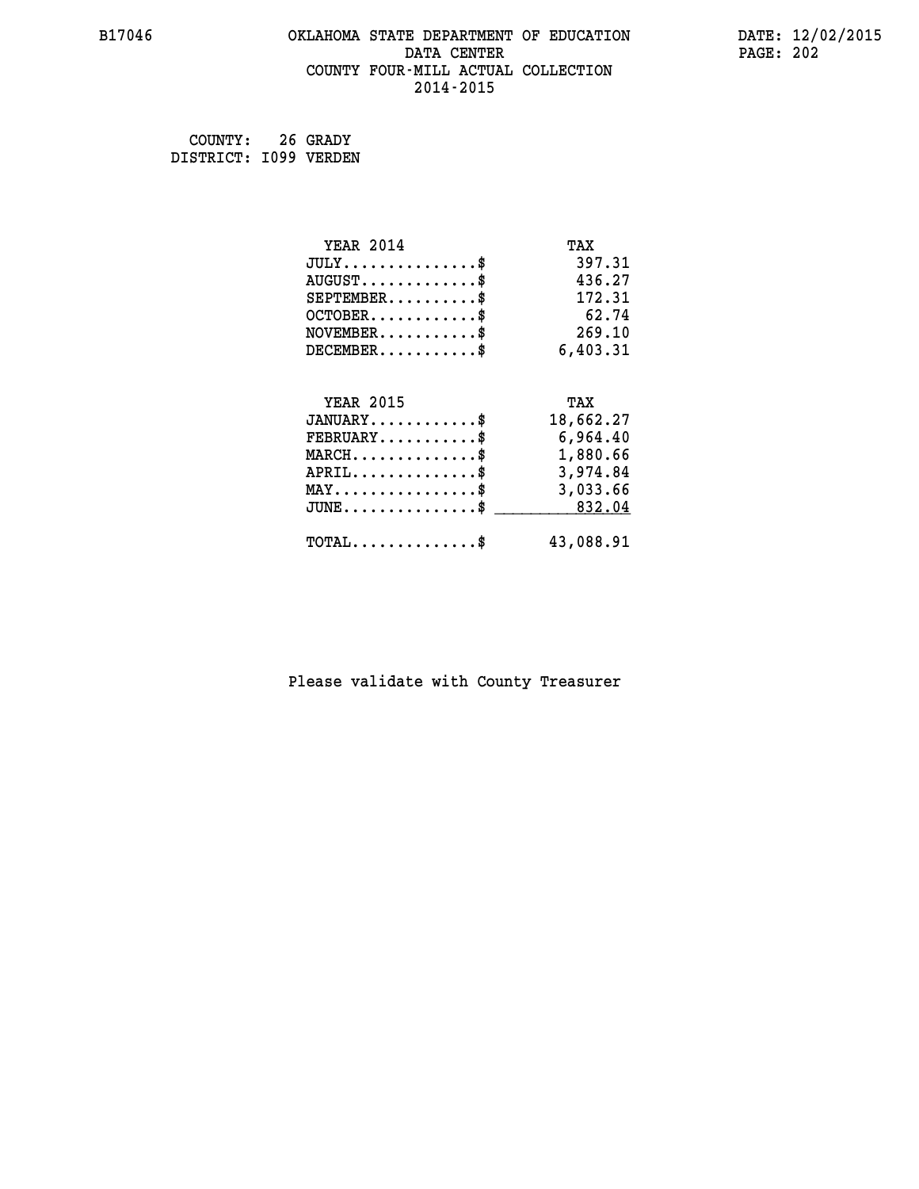B17046 OKLAHOMA STATE DEPARTMENT OF EDUCATION DATE: 12/02/2015

DATA CENTER

COUNTY FOUR-MILL ACTUAL COLLECTION

2014-2015

COUNTY: 26 GRADY
DISTRICT: I099 VERDEN

| YEAR 2014 | TAX |
|---|---|
| JULY...............$ | 397.31 |
| AUGUST.............$ | 436.27 |
| SEPTEMBER..........$ | 172.31 |
| OCTOBER............$ | 62.74 |
| NOVEMBER...........$ | 269.10 |
| DECEMBER...........$ | 6,403.31 |

| YEAR 2015 | TAX |
|---|---|
| JANUARY............$ | 18,662.27 |
| FEBRUARY...........$ | 6,964.40 |
| MARCH..............$ | 1,880.66 |
| APRIL..............$ | 3,974.84 |
| MAY................$ | 3,033.66 |
| JUNE...............$ | 832.04 |
| TOTAL..............$ | 43,088.91 |

Please validate with County Treasurer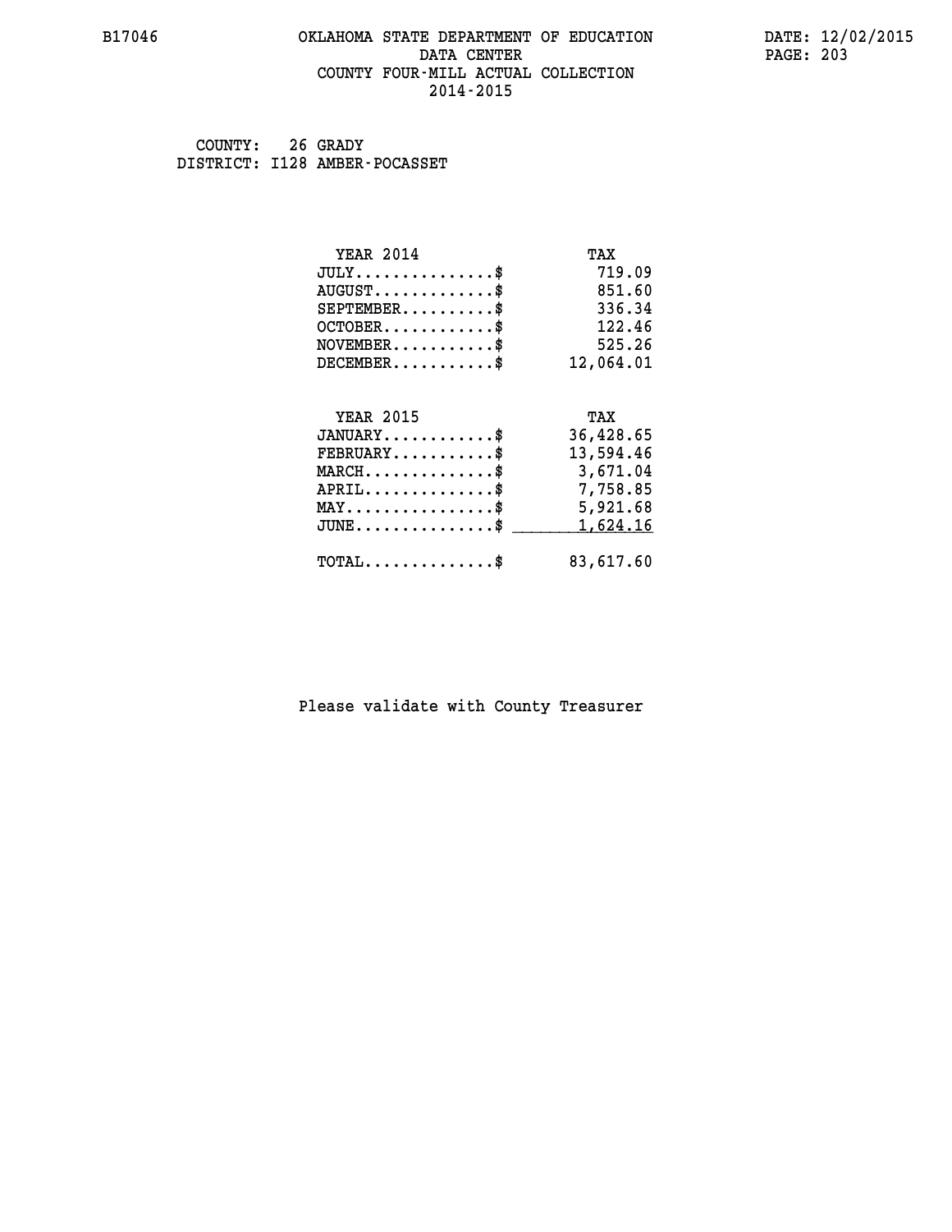B17046

# OKLAHOMA STATE DEPARTMENT OF EDUCATION
## DATA CENTER
## COUNTY FOUR-MILL ACTUAL COLLECTION
## 2014-2015

DATE: 12/02/2015

COUNTY: 26 GRADY
DISTRICT: I128 AMBER-POCASSET

| YEAR 2014 | TAX |
|---|---|
| JULY..............$ | 719.09 |
| AUGUST............$ | 851.60 |
| SEPTEMBER.........$ | 336.34 |
| OCTOBER...........$ | 122.46 |
| NOVEMBER..........$ | 525.26 |
| DECEMBER..........$ | 12,064.01 |

| YEAR 2015 | TAX |
|---|---|
| JANUARY...........$ | 36,428.65 |
| FEBRUARY..........$ | 13,594.46 |
| MARCH.............$ | 3,671.04 |
| APRIL.............$ | 7,758.85 |
| MAY...............$ | 5,921.68 |
| JUNE..............$ | 1,624.16 |
| TOTAL.............$ | 83,617.60 |

Please validate with County Treasurer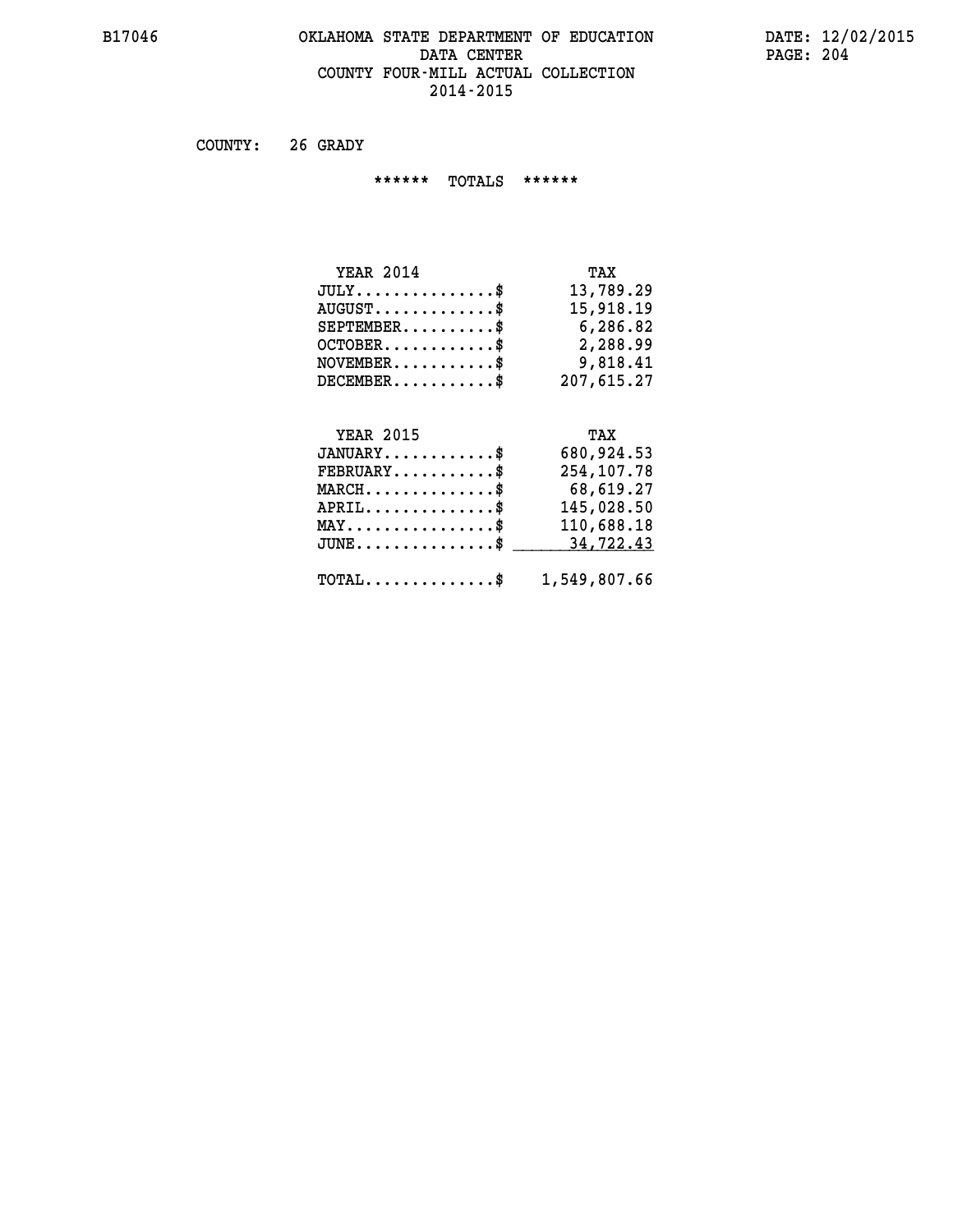# OKLAHOMA STATE DEPARTMENT OF EDUCATION
## DATA CENTER
## COUNTY FOUR-MILL ACTUAL COLLECTION
## 2014-2015

COUNTY: 26 GRADY

****** TOTALS ******

| YEAR 2014 | TAX |
|---|---|
| JULY..............$ | 13,789.29 |
| AUGUST............$ | 15,918.19 |
| SEPTEMBER.........$ | 6,286.82 |
| OCTOBER...........$ | 2,288.99 |
| NOVEMBER..........$ | 9,818.41 |
| DECEMBER..........$ | 207,615.27 |

| YEAR 2015 | TAX |
|---|---|
| JANUARY...........$ | 680,924.53 |
| FEBRUARY..........$ | 254,107.78 |
| MARCH.............$ | 68,619.27 |
| APRIL.............$ | 145,028.50 |
| MAY...............$ | 110,688.18 |
| JUNE..............$ | 34,722.43 |
| TOTAL.............$ | 1,549,807.66 |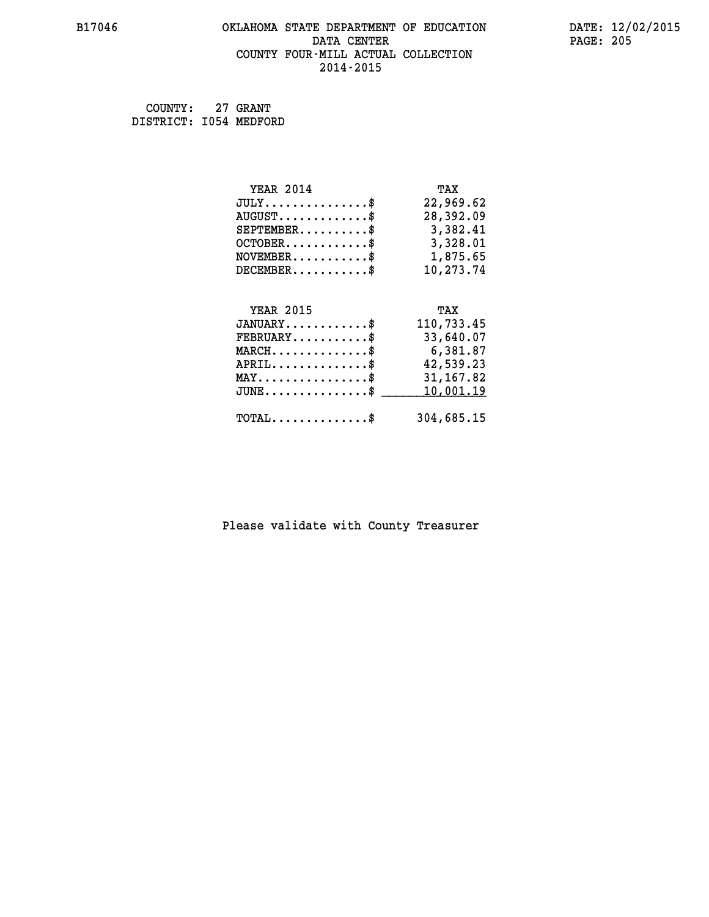B17046 OKLAHOMA STATE DEPARTMENT OF EDUCATION DATA CENTER COUNTY FOUR-MILL ACTUAL COLLECTION 2014-2015

DATE: 12/02/2015

COUNTY: 27 GRANT
DISTRICT: I054 MEDFORD

| YEAR 2014 | TAX |
|---|---|
| JULY..............$ | 22,969.62 |
| AUGUST............$ | 28,392.09 |
| SEPTEMBER.........$ | 3,382.41 |
| OCTOBER...........$ | 3,328.01 |
| NOVEMBER..........$ | 1,875.65 |
| DECEMBER..........$ | 10,273.74 |

| YEAR 2015 | TAX |
|---|---|
| JANUARY...........$ | 110,733.45 |
| FEBRUARY..........$ | 33,640.07 |
| MARCH.............$ | 6,381.87 |
| APRIL.............$ | 42,539.23 |
| MAY...............$ | 31,167.82 |
| JUNE..............$ | 10,001.19 |
| TOTAL.............$ | 304,685.15 |

Please validate with County Treasurer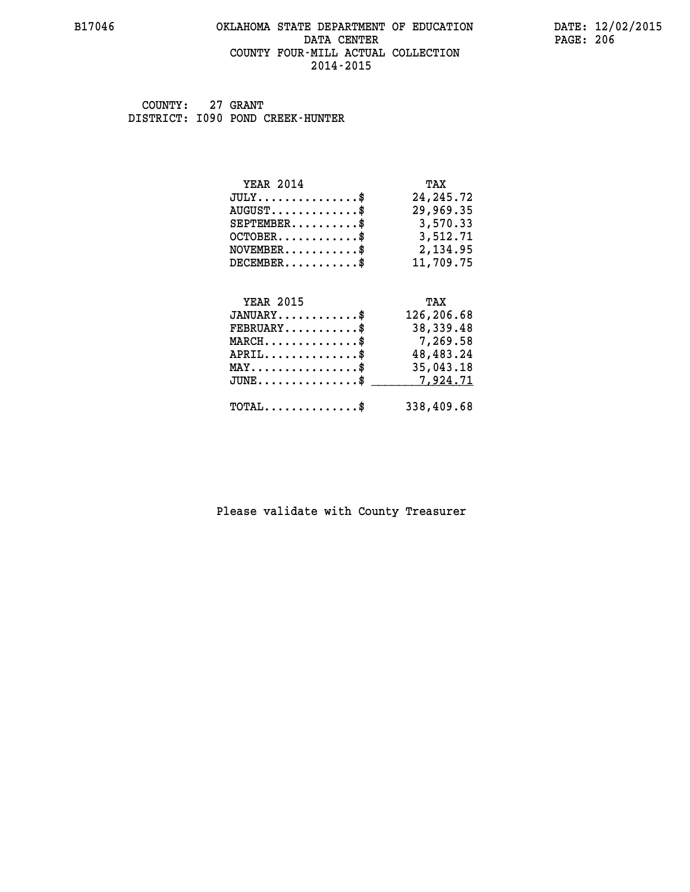B17046 OKLAHOMA STATE DEPARTMENT OF EDUCATION DATE: 12/02/2015
DATA CENTER
COUNTY FOUR-MILL ACTUAL COLLECTION
2014-2015

COUNTY: 27 GRANT
DISTRICT: I090 POND CREEK-HUNTER

| YEAR 2014 | TAX |
|---|---|
| JULY..............$ | 24,245.72 |
| AUGUST............$ | 29,969.35 |
| SEPTEMBER.........$ | 3,570.33 |
| OCTOBER...........$ | 3,512.71 |
| NOVEMBER..........$ | 2,134.95 |
| DECEMBER..........$ | 11,709.75 |

| YEAR 2015 | TAX |
|---|---|
| JANUARY...........$ | 126,206.68 |
| FEBRUARY..........$ | 38,339.48 |
| MARCH.............$ | 7,269.58 |
| APRIL.............$ | 48,483.24 |
| MAY...............$ | 35,043.18 |
| JUNE..............$ | 7,924.71 |
| TOTAL.............$ | 338,409.68 |

Please validate with County Treasurer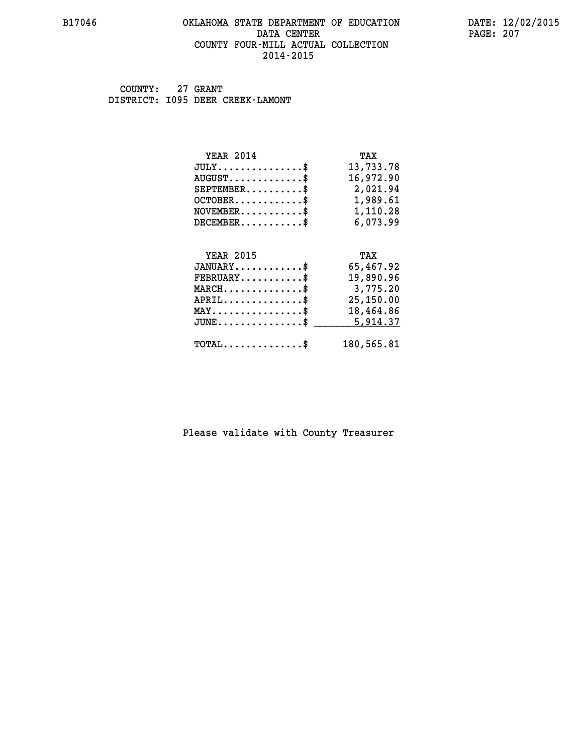B17046 OKLAHOMA STATE DEPARTMENT OF EDUCATION DATE: 12/02/2015
DATA CENTER
COUNTY FOUR-MILL ACTUAL COLLECTION
2014-2015

COUNTY: 27 GRANT
DISTRICT: I095 DEER CREEK-LAMONT

| YEAR 2014 | TAX |
|---|---|
| JULY..............$ | 13,733.78 |
| AUGUST............$ | 16,972.90 |
| SEPTEMBER.........$ | 2,021.94 |
| OCTOBER...........$ | 1,989.61 |
| NOVEMBER..........$ | 1,110.28 |
| DECEMBER..........$ | 6,073.99 |

| YEAR 2015 | TAX |
|---|---|
| JANUARY...........$ | 65,467.92 |
| FEBRUARY..........$ | 19,890.96 |
| MARCH.............$ | 3,775.20 |
| APRIL.............$ | 25,150.00 |
| MAY...............$ | 18,464.86 |
| JUNE..............$ | 5,914.37 |
| TOTAL.............$ | 180,565.81 |

Please validate with County Treasurer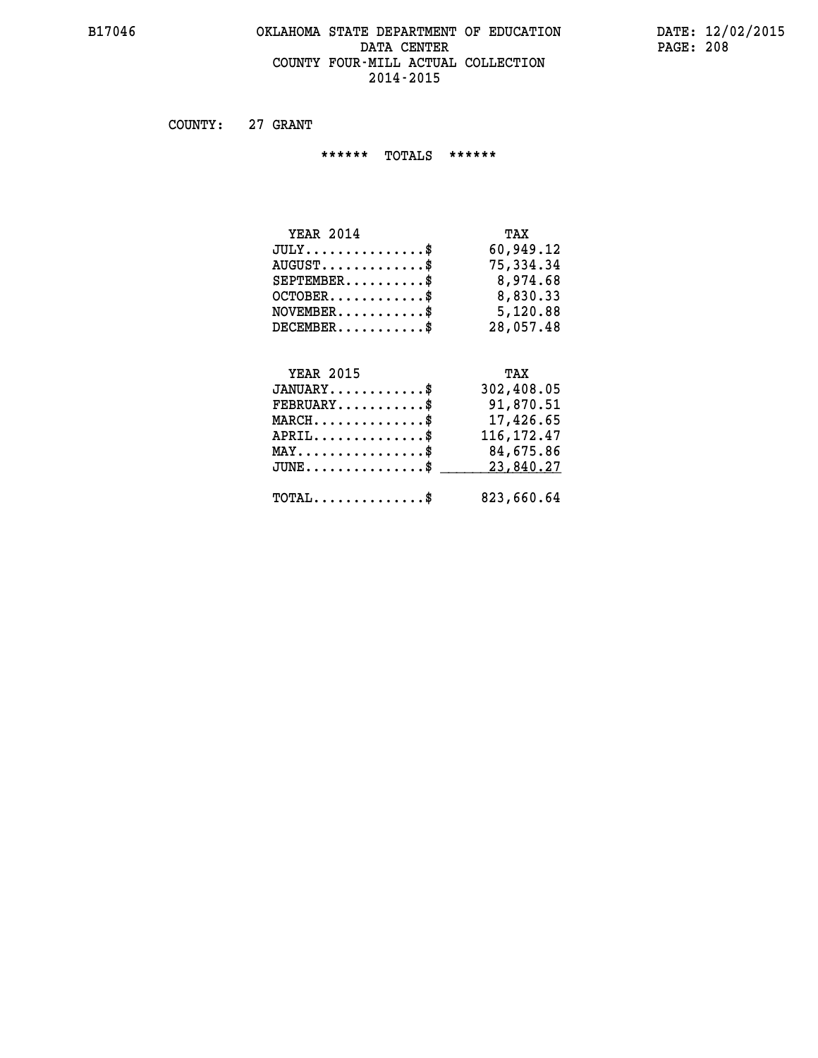# OKLAHOMA STATE DEPARTMENT OF EDUCATION
## DATA CENTER
## COUNTY FOUR-MILL ACTUAL COLLECTION
## 2014-2015

COUNTY: 27 GRANT

****** TOTALS ******

| YEAR 2014 | TAX |
|---|---|
| JULY...............$ | 60,949.12 |
| AUGUST.............$ | 75,334.34 |
| SEPTEMBER..........$ | 8,974.68 |
| OCTOBER............$ | 8,830.33 |
| NOVEMBER...........$ | 5,120.88 |
| DECEMBER...........$ | 28,057.48 |

| YEAR 2015 | TAX |
|---|---|
| JANUARY............$ | 302,408.05 |
| FEBRUARY...........$ | 91,870.51 |
| MARCH..............$ | 17,426.65 |
| APRIL..............$ | 116,172.47 |
| MAY................$ | 84,675.86 |
| JUNE...............$ | 23,840.27 |
| TOTAL..............$ | 823,660.64 |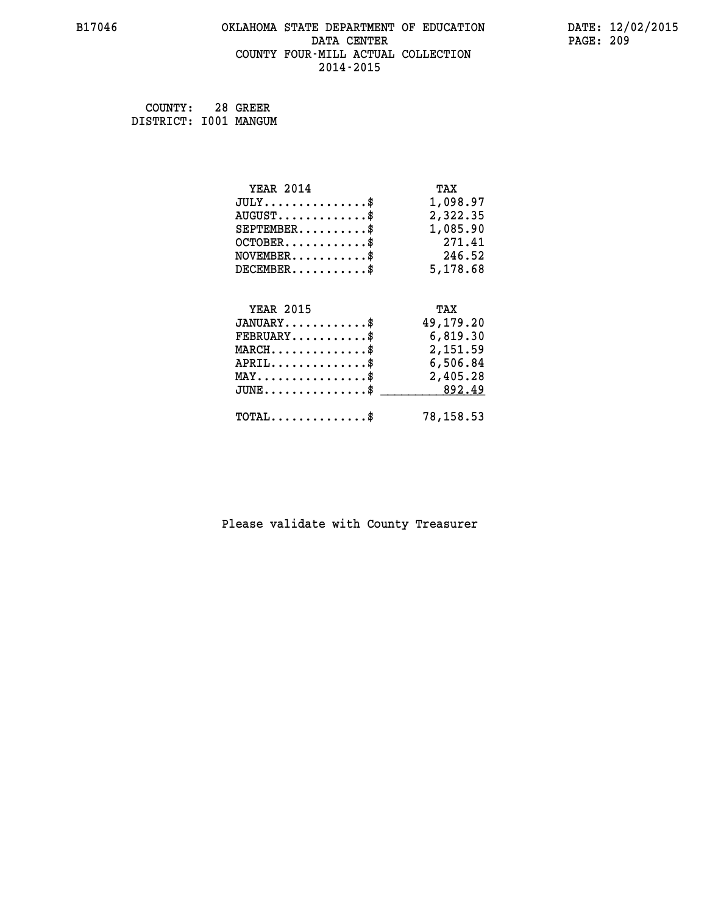# OKLAHOMA STATE DEPARTMENT OF EDUCATION
## DATA CENTER
## COUNTY FOUR-MILL ACTUAL COLLECTION
## 2014-2015

B17046

DATE: 12/02/2015

COUNTY: 28 GREER
DISTRICT: I001 MANGUM

| YEAR 2014 | TAX |
|---|---|
| JULY..............$ | 1,098.97 |
| AUGUST............$ | 2,322.35 |
| SEPTEMBER.........$ | 1,085.90 |
| OCTOBER...........$ | 271.41 |
| NOVEMBER..........$ | 246.52 |
| DECEMBER..........$ | 5,178.68 |

| YEAR 2015 | TAX |
|---|---|
| JANUARY...........$ | 49,179.20 |
| FEBRUARY..........$ | 6,819.30 |
| MARCH.............$ | 2,151.59 |
| APRIL.............$ | 6,506.84 |
| MAY...............$ | 2,405.28 |
| JUNE..............$ | 892.49 |
| TOTAL.............$ | 78,158.53 |

Please validate with County Treasurer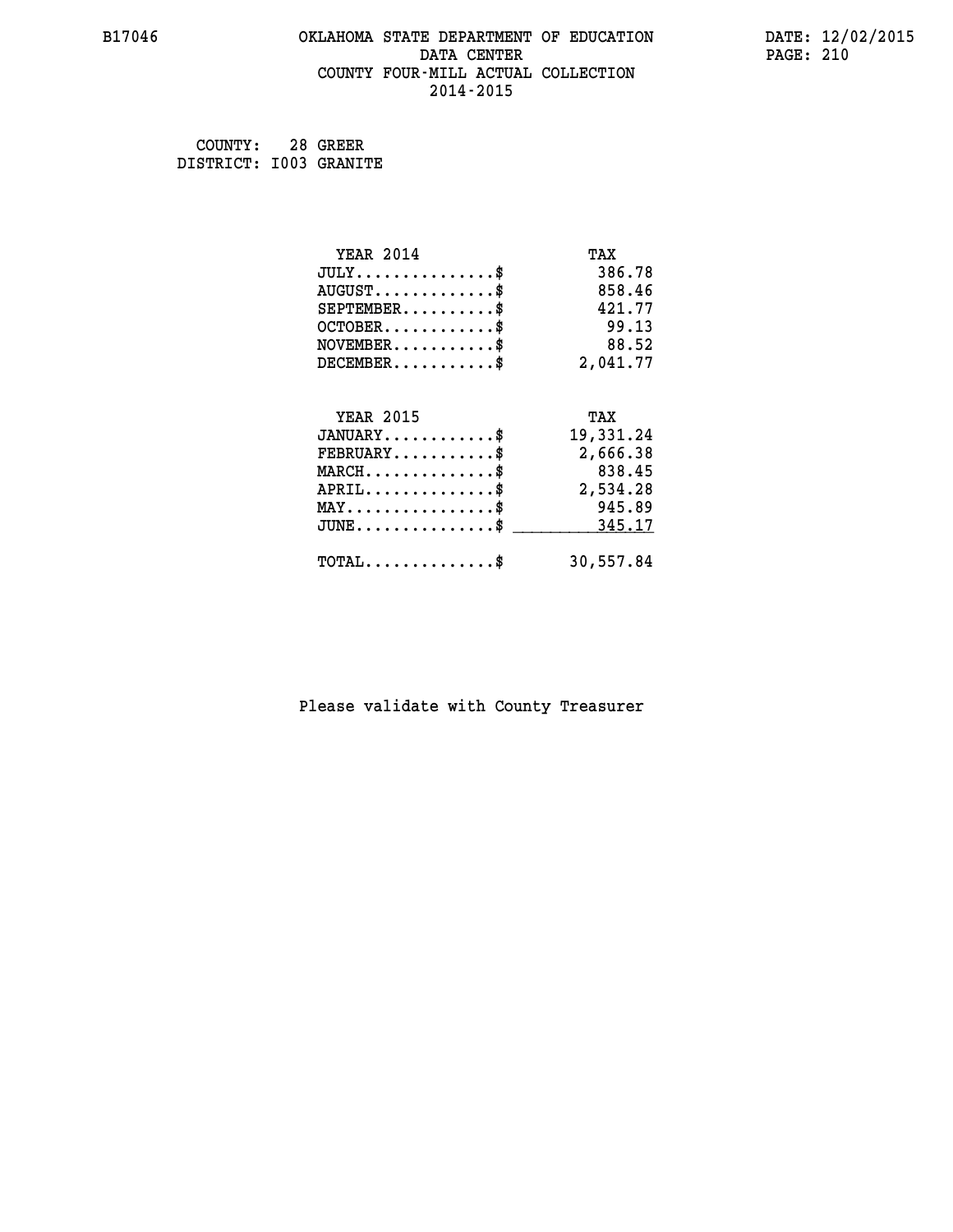COUNTY: 28 GREER
DISTRICT: I003 GRANITE

| YEAR 2014 | TAX |
| --- | --- |
| JULY..............$ | 386.78 |
| AUGUST............$ | 858.46 |
| SEPTEMBER.........$ | 421.77 |
| OCTOBER...........$ | 99.13 |
| NOVEMBER..........$ | 88.52 |
| DECEMBER..........$ | 2,041.77 |

| YEAR 2015 | TAX |
| --- | --- |
| JANUARY...........$ | 19,331.24 |
| FEBRUARY..........$ | 2,666.38 |
| MARCH.............$ | 838.45 |
| APRIL.............$ | 2,534.28 |
| MAY...............$ | 945.89 |
| JUNE..............$ | 345.17 |
| TOTAL.............$ | 30,557.84 |

Please validate with County Treasurer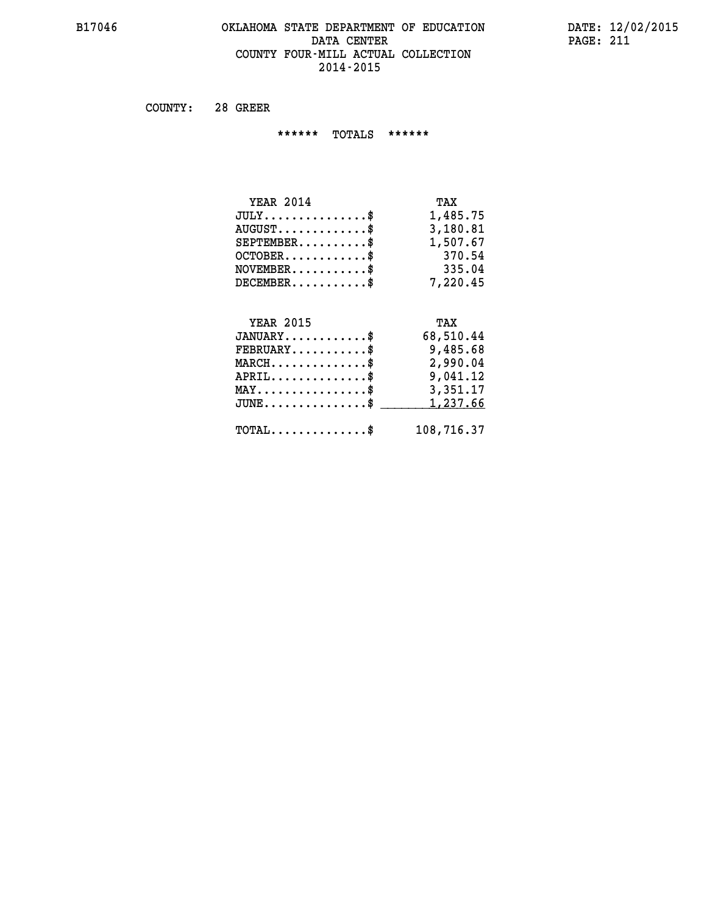B17046 OKLAHOMA STATE DEPARTMENT OF EDUCATION DATA CENTER COUNTY FOUR-MILL ACTUAL COLLECTION 2014-2015

DATE: 12/02/2015

COUNTY: 28 GREER

****** TOTALS ******

| YEAR 2014 | TAX |
|---|---|
| JULY...............$ | 1,485.75 |
| AUGUST.............$ | 3,180.81 |
| SEPTEMBER..........$ | 1,507.67 |
| OCTOBER............$ | 370.54 |
| NOVEMBER...........$ | 335.04 |
| DECEMBER...........$ | 7,220.45 |

| YEAR 2015 | TAX |
|---|---|
| JANUARY............$ | 68,510.44 |
| FEBRUARY...........$ | 9,485.68 |
| MARCH..............$ | 2,990.04 |
| APRIL..............$ | 9,041.12 |
| MAY................$ | 3,351.17 |
| JUNE...............$ | 1,237.66 |
| TOTAL..............$ | 108,716.37 |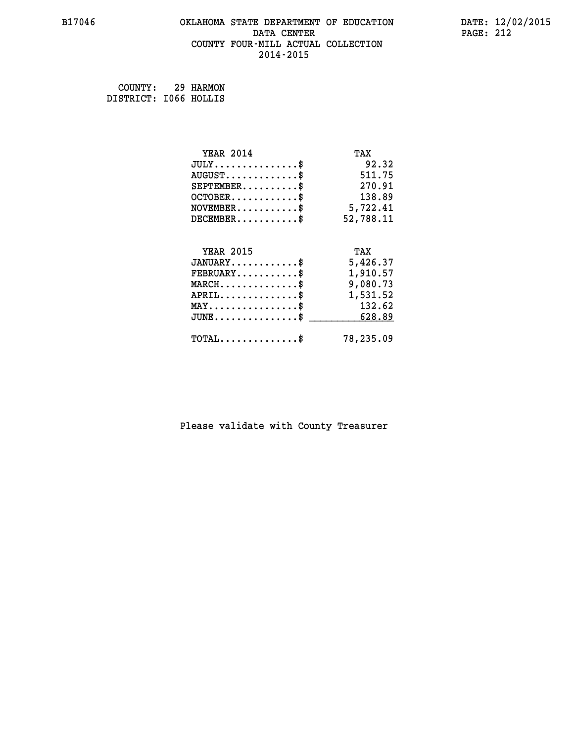COUNTY: 29 HARMON
DISTRICT: I066 HOLLIS

| YEAR 2014 | TAX |
|---|---|
| JULY...............$ | 92.32 |
| AUGUST.............$ | 511.75 |
| SEPTEMBER..........$ | 270.91 |
| OCTOBER............$ | 138.89 |
| NOVEMBER...........$ | 5,722.41 |
| DECEMBER...........$ | 52,788.11 |

| YEAR 2015 | TAX |
|---|---|
| JANUARY............$ | 5,426.37 |
| FEBRUARY...........$ | 1,910.57 |
| MARCH..............$ | 9,080.73 |
| APRIL..............$ | 1,531.52 |
| MAY................$ | 132.62 |
| JUNE...............$ | 628.89 |
| TOTAL..............$ | 78,235.09 |

Please validate with County Treasurer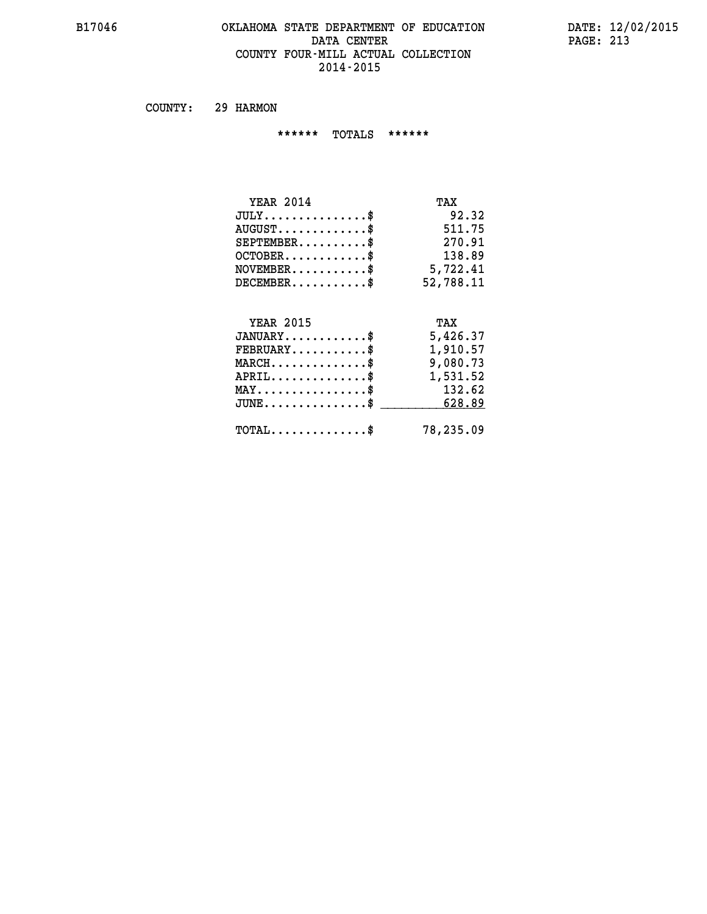# OKLAHOMA STATE DEPARTMENT OF EDUCATION
## DATA CENTER
## COUNTY FOUR-MILL ACTUAL COLLECTION
## 2014-2015

COUNTY: 29 HARMON

****** TOTALS ******

| YEAR 2014 | TAX |
|---|---|
| JULY...............$ | 92.32 |
| AUGUST.............$ | 511.75 |
| SEPTEMBER..........$ | 270.91 |
| OCTOBER............$ | 138.89 |
| NOVEMBER...........$ | 5,722.41 |
| DECEMBER...........$ | 52,788.11 |

| YEAR 2015 | TAX |
|---|---|
| JANUARY............$ | 5,426.37 |
| FEBRUARY...........$ | 1,910.57 |
| MARCH..............$ | 9,080.73 |
| APRIL..............$ | 1,531.52 |
| MAY................$ | 132.62 |
| JUNE...............$ | 628.89 |
| TOTAL..............$ | 78,235.09 |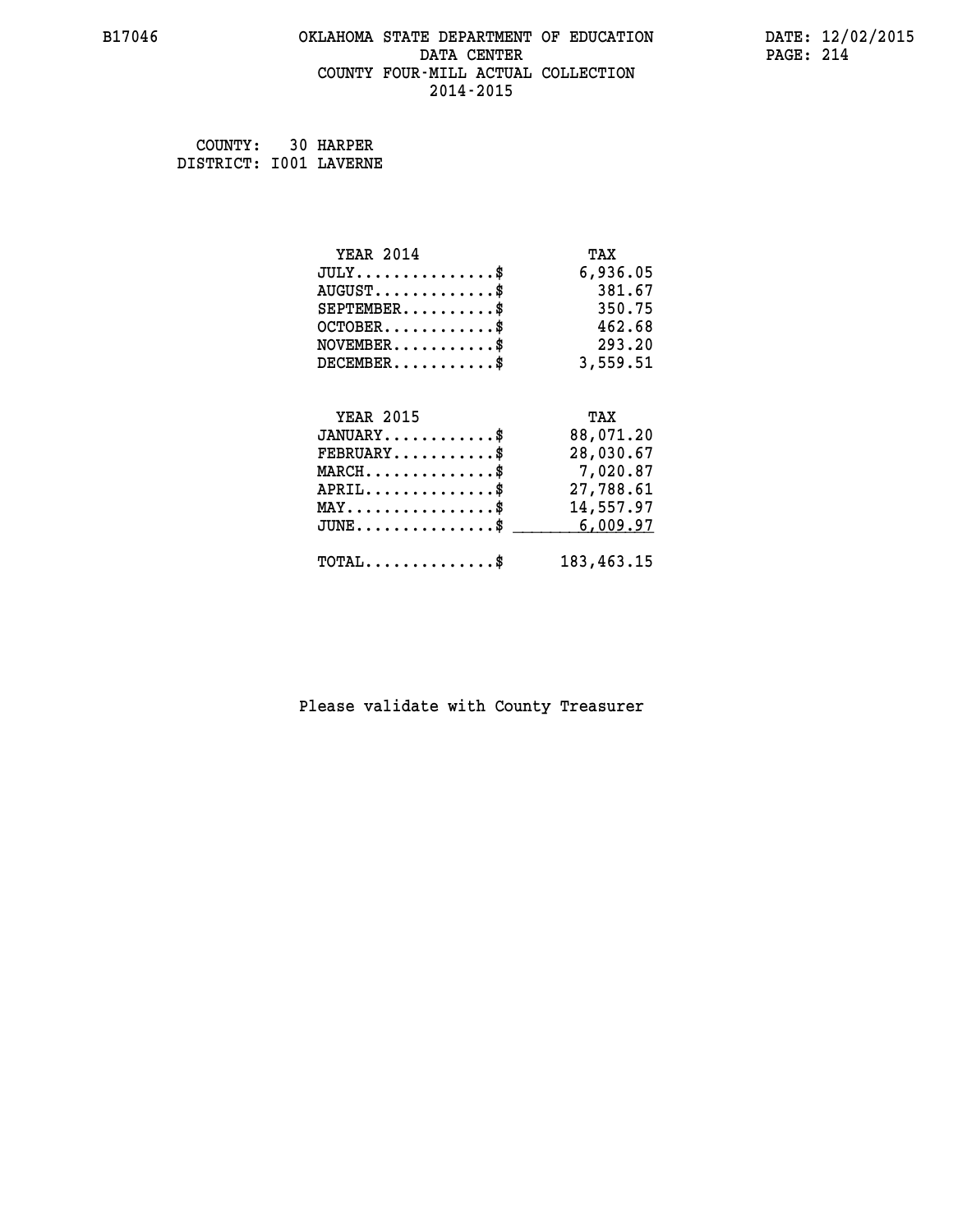B17046 OKLAHOMA STATE DEPARTMENT OF EDUCATION DATA CENTER COUNTY FOUR-MILL ACTUAL COLLECTION 2014-2015

DATE: 12/02/2015

COUNTY: 30 HARPER
DISTRICT: I001 LAVERNE

| YEAR 2014 | TAX |
|---|---|
| JULY...............$ | 6,936.05 |
| AUGUST.............$ | 381.67 |
| SEPTEMBER..........$ | 350.75 |
| OCTOBER............$ | 462.68 |
| NOVEMBER...........$ | 293.20 |
| DECEMBER...........$ | 3,559.51 |

| YEAR 2015 | TAX |
|---|---|
| JANUARY............$ | 88,071.20 |
| FEBRUARY...........$ | 28,030.67 |
| MARCH..............$ | 7,020.87 |
| APRIL..............$ | 27,788.61 |
| MAY................$ | 14,557.97 |
| JUNE...............$ | 6,009.97 |
| TOTAL..............$ | 183,463.15 |

Please validate with County Treasurer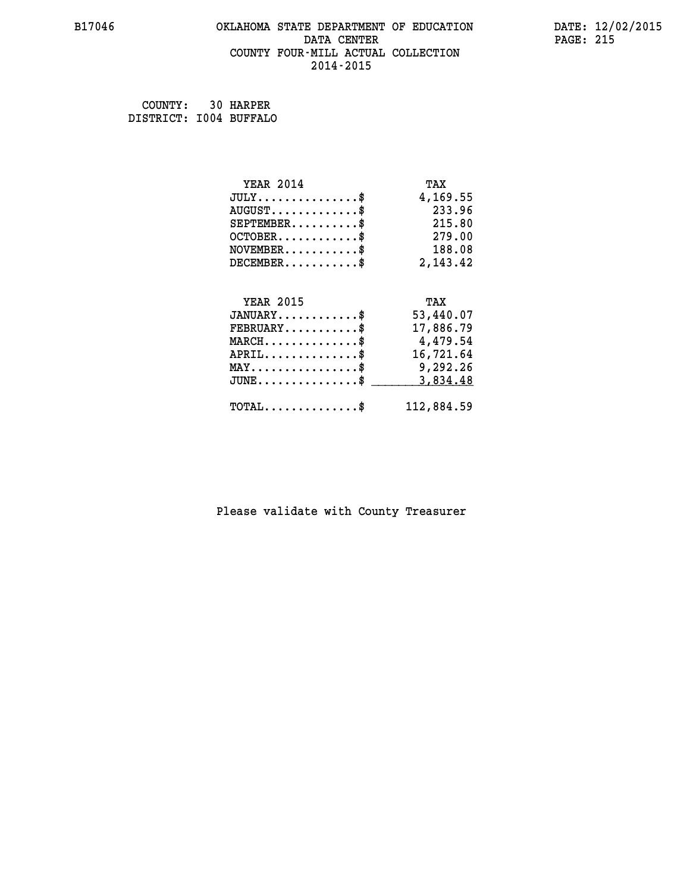# OKLAHOMA STATE DEPARTMENT OF EDUCATION
## DATA CENTER
## COUNTY FOUR-MILL ACTUAL COLLECTION
## 2014-2015

B17046

DATE: 12/02/2015

COUNTY: 30 HARPER
DISTRICT: I004 BUFFALO

| YEAR 2014 | TAX |
|---|---|
| JULY...............$ | 4,169.55 |
| AUGUST.............$ | 233.96 |
| SEPTEMBER..........$ | 215.80 |
| OCTOBER............$ | 279.00 |
| NOVEMBER...........$ | 188.08 |
| DECEMBER...........$ | 2,143.42 |

| YEAR 2015 | TAX |
|---|---|
| JANUARY............$ | 53,440.07 |
| FEBRUARY...........$ | 17,886.79 |
| MARCH..............$ | 4,479.54 |
| APRIL..............$ | 16,721.64 |
| MAY................$ | 9,292.26 |
| JUNE...............$ | 3,834.48 |
| TOTAL..............$ | 112,884.59 |

Please validate with County Treasurer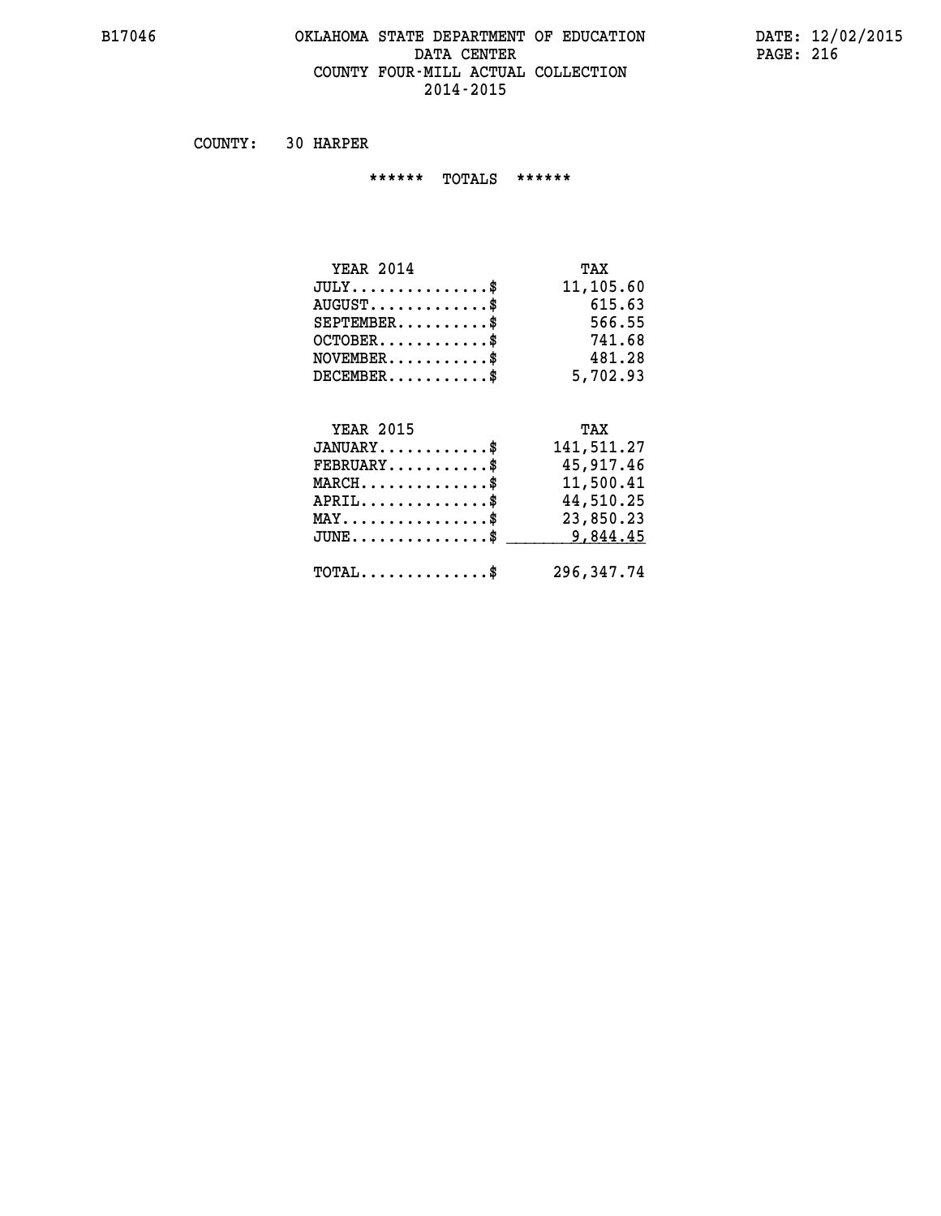# OKLAHOMA STATE DEPARTMENT OF EDUCATION
## DATA CENTER
## COUNTY FOUR-MILL ACTUAL COLLECTION
## 2014-2015

COUNTY: 30 HARPER

****** TOTALS ******

| YEAR 2014 | TAX |
|---|---|
| JULY...............$ | 11,105.60 |
| AUGUST.............$ | 615.63 |
| SEPTEMBER..........$ | 566.55 |
| OCTOBER............$ | 741.68 |
| NOVEMBER...........$ | 481.28 |
| DECEMBER...........$ | 5,702.93 |

| YEAR 2015 | TAX |
|---|---|
| JANUARY............$ | 141,511.27 |
| FEBRUARY...........$ | 45,917.46 |
| MARCH..............$ | 11,500.41 |
| APRIL..............$ | 44,510.25 |
| MAY................$ | 23,850.23 |
| JUNE...............$ | 9,844.45 |
| TOTAL..............$ | 296,347.74 |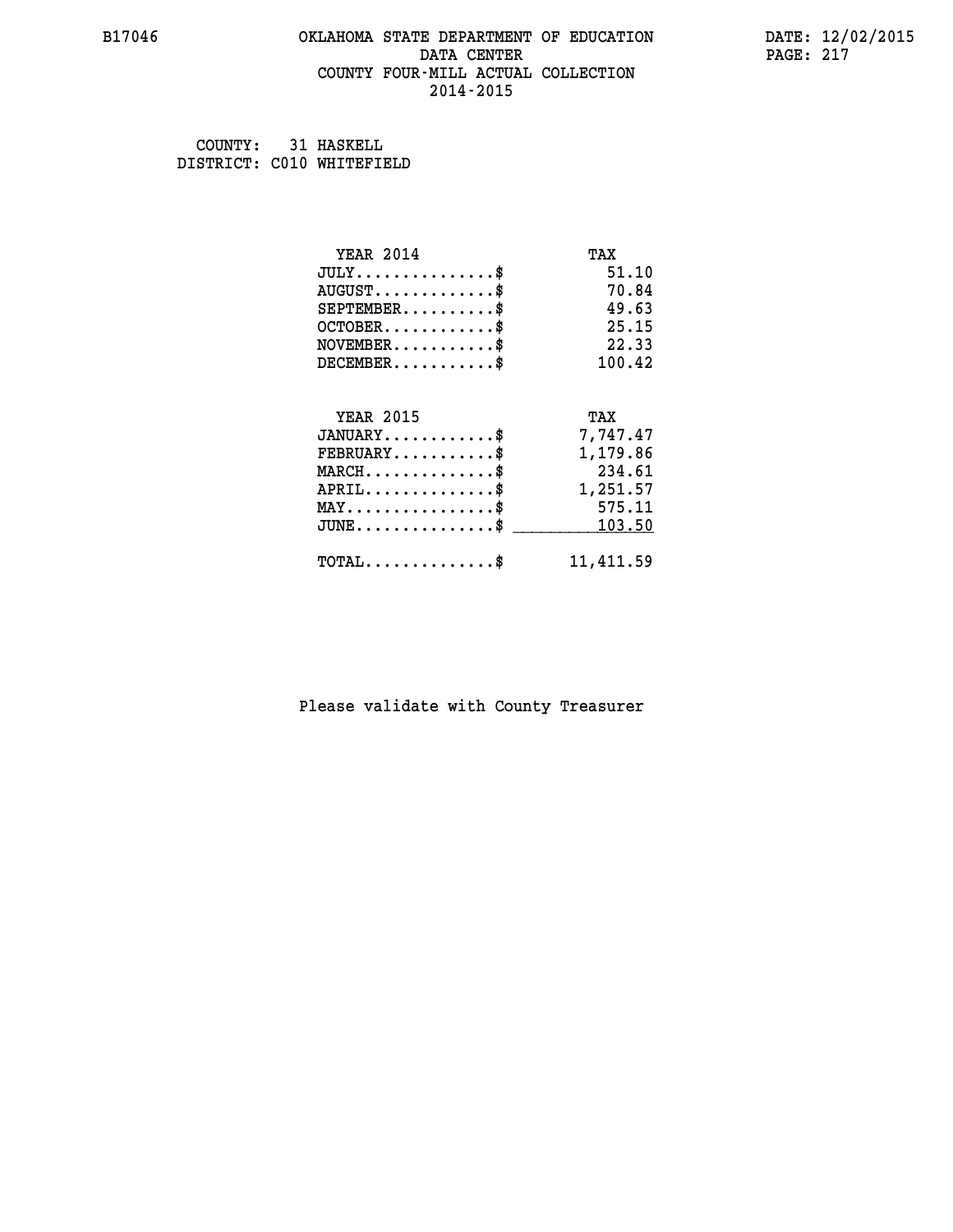COUNTY: 31 HASKELL
DISTRICT: C010 WHITEFIELD

| YEAR 2014 | TAX |
|---|---|
| JULY..............$ | 51.10 |
| AUGUST............$ | 70.84 |
| SEPTEMBER.........$ | 49.63 |
| OCTOBER...........$ | 25.15 |
| NOVEMBER..........$ | 22.33 |
| DECEMBER..........$ | 100.42 |

| YEAR 2015 | TAX |
|---|---|
| JANUARY...........$ | 7,747.47 |
| FEBRUARY..........$ | 1,179.86 |
| MARCH.............$ | 234.61 |
| APRIL.............$ | 1,251.57 |
| MAY...............$ | 575.11 |
| JUNE..............$ | 103.50 |
| TOTAL.............$ | 11,411.59 |

Please validate with County Treasurer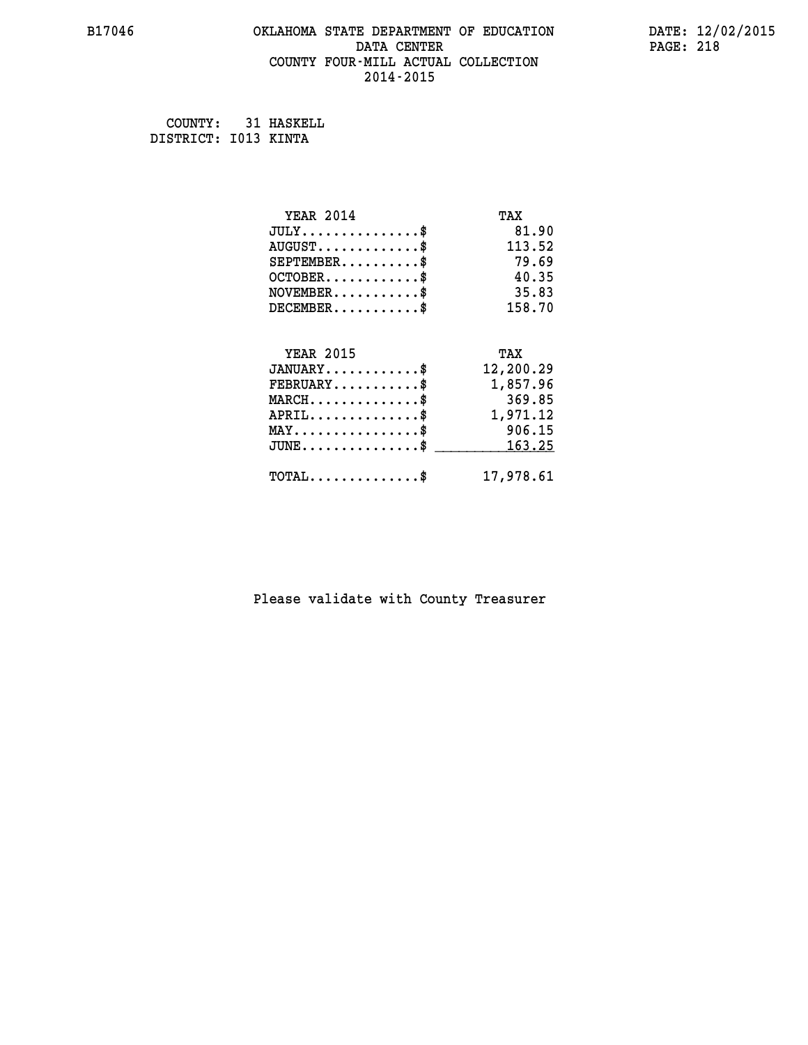COUNTY: 31 HASKELL
DISTRICT: I013 KINTA

| YEAR 2014 | TAX |
|---|---|
| JULY..............$ | 81.90 |
| AUGUST.............$ | 113.52 |
| SEPTEMBER..........$ | 79.69 |
| OCTOBER............$ | 40.35 |
| NOVEMBER...........$ | 35.83 |
| DECEMBER...........$ | 158.70 |

| YEAR 2015 | TAX |
|---|---|
| JANUARY............$ | 12,200.29 |
| FEBRUARY...........$ | 1,857.96 |
| MARCH..............$ | 369.85 |
| APRIL..............$ | 1,971.12 |
| MAY................$ | 906.15 |
| JUNE...............$ | 163.25 |
| TOTAL..............$ | 17,978.61 |

Please validate with County Treasurer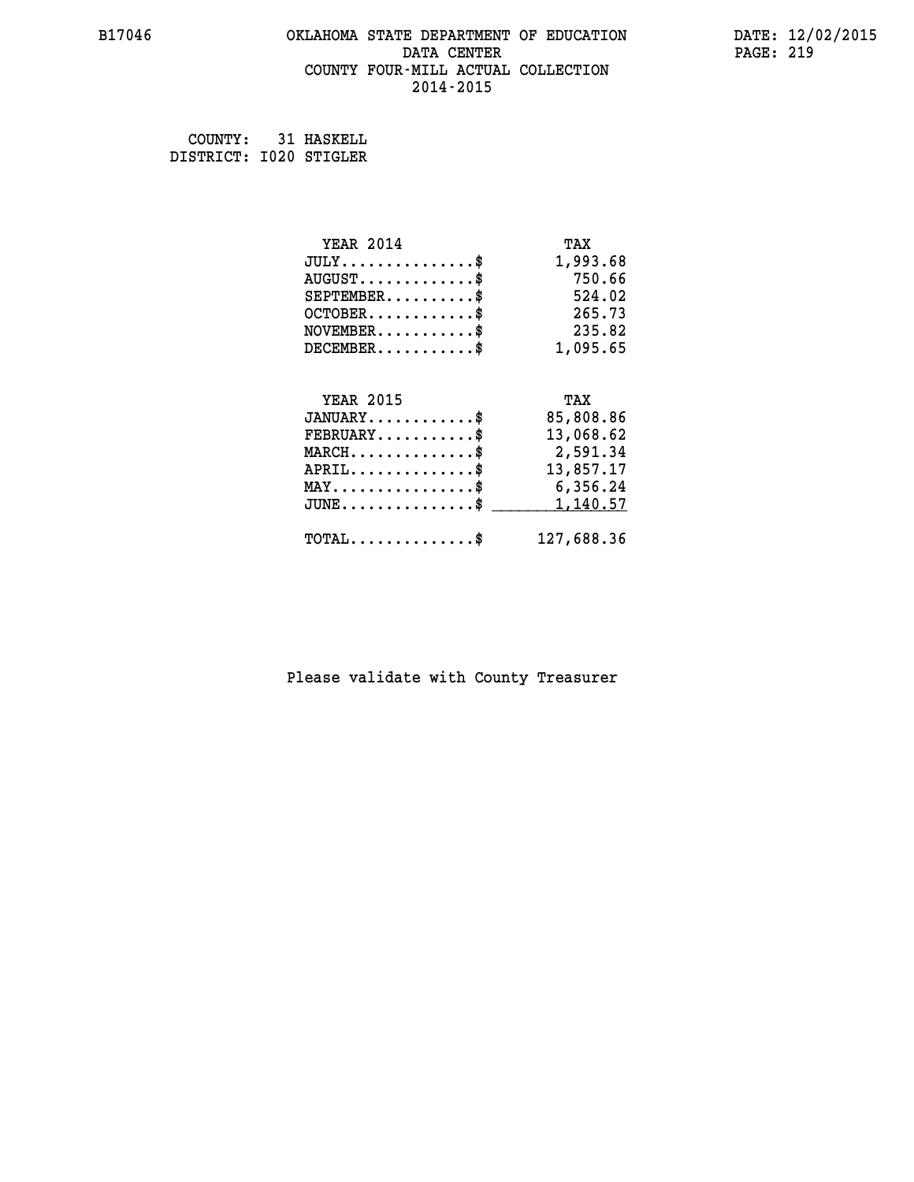# OKLAHOMA STATE DEPARTMENT OF EDUCATION
## DATA CENTER
## COUNTY FOUR-MILL ACTUAL COLLECTION
## 2014-2015

COUNTY: 31 HASKELL
DISTRICT: I020 STIGLER

| YEAR 2014 | TAX |
|---|---|
| JULY..............$ | 1,993.68 |
| AUGUST............$ | 750.66 |
| SEPTEMBER.........$ | 524.02 |
| OCTOBER...........$ | 265.73 |
| NOVEMBER..........$ | 235.82 |
| DECEMBER..........$ | 1,095.65 |

| YEAR 2015 | TAX |
|---|---|
| JANUARY...........$ | 85,808.86 |
| FEBRUARY..........$ | 13,068.62 |
| MARCH.............$ | 2,591.34 |
| APRIL.............$ | 13,857.17 |
| MAY...............$ | 6,356.24 |
| JUNE..............$ | 1,140.57 |
| TOTAL.............$ | 127,688.36 |

Please validate with County Treasurer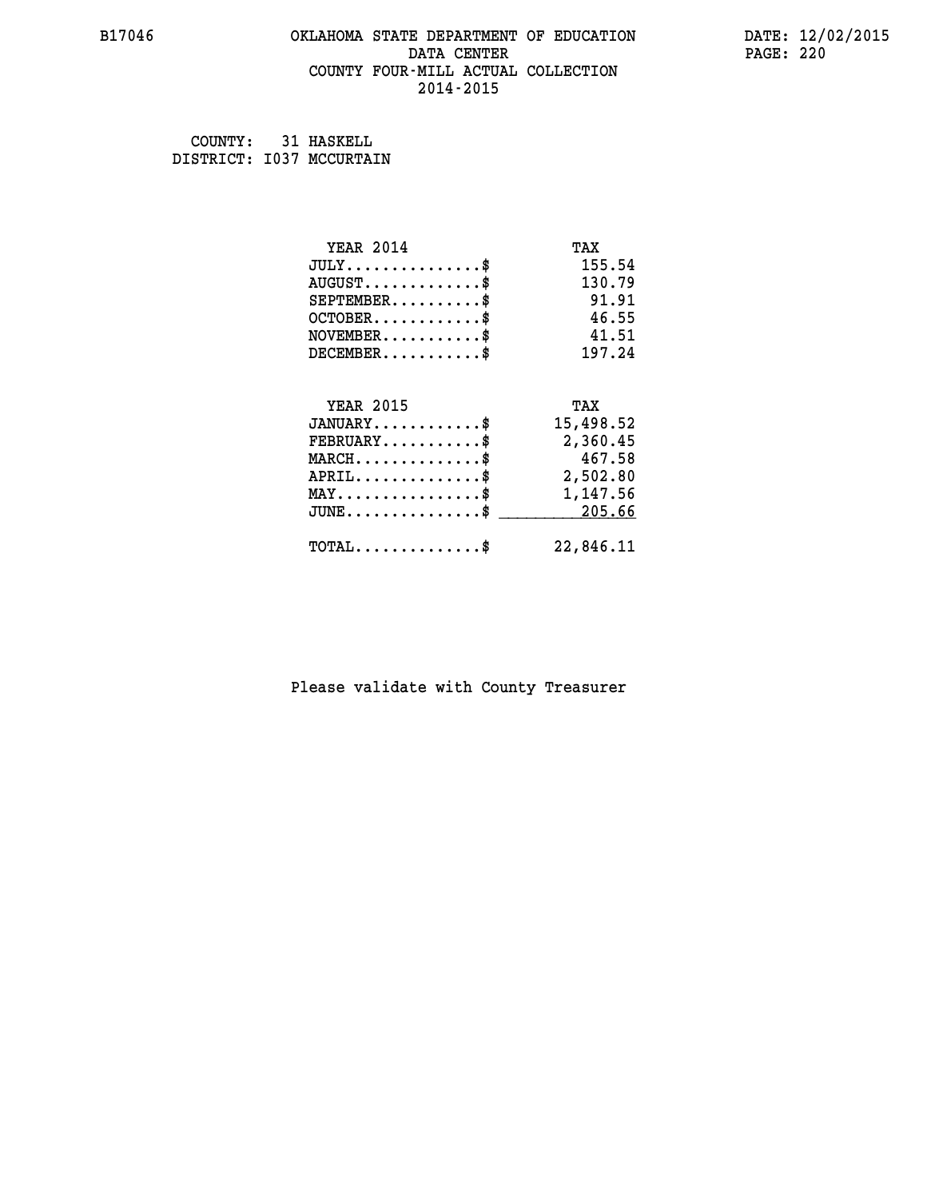# OKLAHOMA STATE DEPARTMENT OF EDUCATION
## DATA CENTER
## COUNTY FOUR-MILL ACTUAL COLLECTION
## 2014-2015

B17046 DATE: 12/02/2015

COUNTY: 31 HASKELL
DISTRICT: I037 MCCURTAIN

| YEAR 2014 | TAX |
|---|---|
| JULY...............$ | 155.54 |
| AUGUST.............$ | 130.79 |
| SEPTEMBER..........$ | 91.91 |
| OCTOBER............$ | 46.55 |
| NOVEMBER...........$ | 41.51 |
| DECEMBER...........$ | 197.24 |

| YEAR 2015 | TAX |
|---|---|
| JANUARY............$ | 15,498.52 |
| FEBRUARY...........$ | 2,360.45 |
| MARCH..............$ | 467.58 |
| APRIL..............$ | 2,502.80 |
| MAY................$ | 1,147.56 |
| JUNE...............$ | 205.66 |
| TOTAL..............$ | 22,846.11 |

Please validate with County Treasurer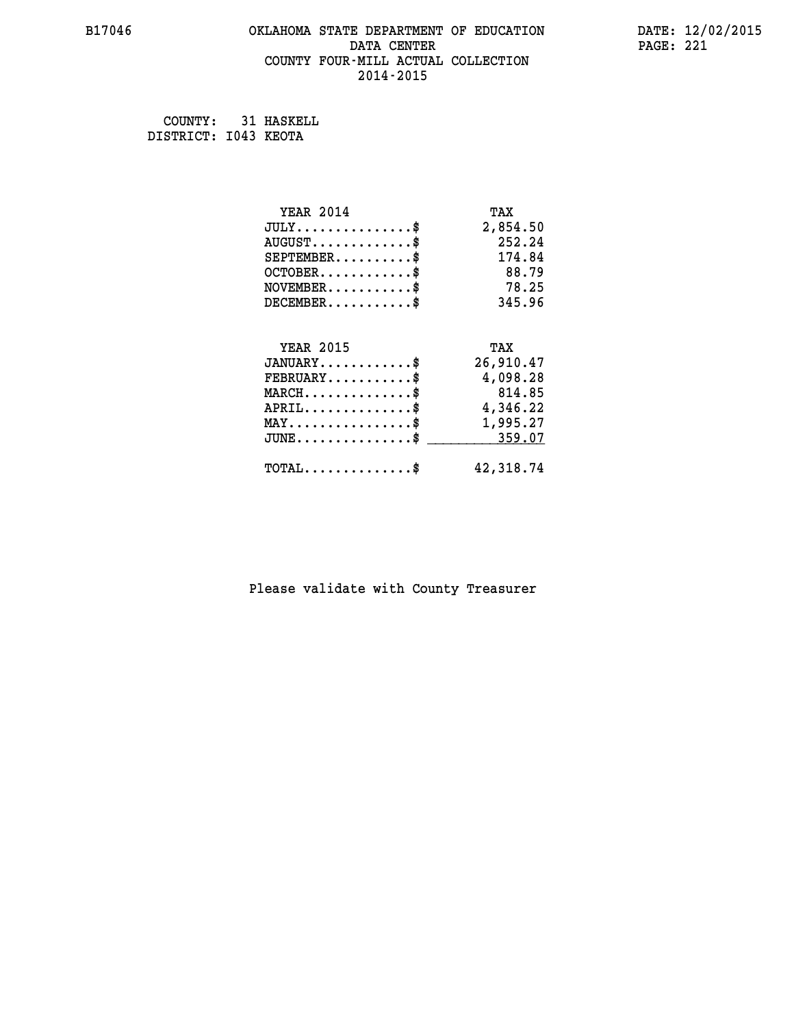B17046 OKLAHOMA STATE DEPARTMENT OF EDUCATION DATE: 12/02/2015

DATA CENTER

COUNTY FOUR-MILL ACTUAL COLLECTION

2014-2015

COUNTY: 31 HASKELL
DISTRICT: I043 KEOTA

| YEAR 2014 | TAX |
|---|---|
| JULY...............$ | 2,854.50 |
| AUGUST.............$ | 252.24 |
| SEPTEMBER..........$ | 174.84 |
| OCTOBER............$ | 88.79 |
| NOVEMBER...........$ | 78.25 |
| DECEMBER...........$ | 345.96 |

| YEAR 2015 | TAX |
|---|---|
| JANUARY............$ | 26,910.47 |
| FEBRUARY...........$ | 4,098.28 |
| MARCH..............$ | 814.85 |
| APRIL..............$ | 4,346.22 |
| MAY................$ | 1,995.27 |
| JUNE...............$ | 359.07 |
| TOTAL..............$ | 42,318.74 |

Please validate with County Treasurer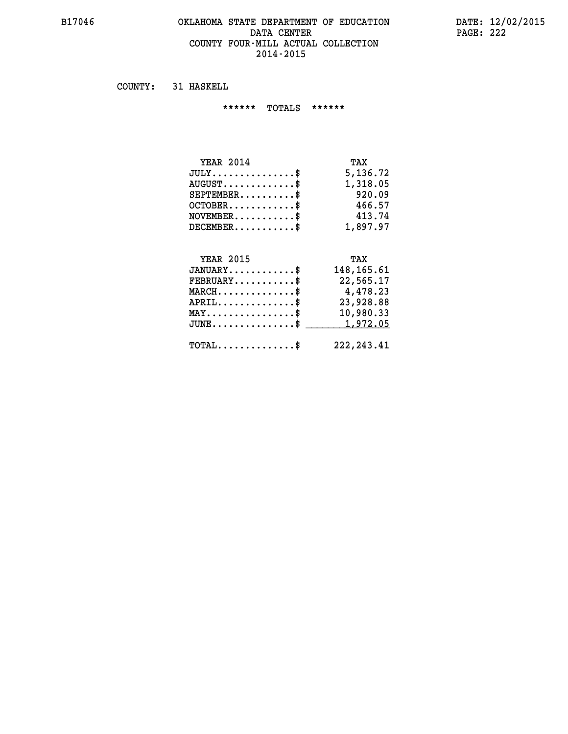# OKLAHOMA STATE DEPARTMENT OF EDUCATION
## DATA CENTER
## COUNTY FOUR-MILL ACTUAL COLLECTION
## 2014-2015

COUNTY: 31 HASKELL

****** TOTALS ******

| YEAR 2014 | TAX |
|---|---|
| JULY...............$ | 5,136.72 |
| AUGUST.............$ | 1,318.05 |
| SEPTEMBER..........$ | 920.09 |
| OCTOBER............$ | 466.57 |
| NOVEMBER...........$ | 413.74 |
| DECEMBER...........$ | 1,897.97 |

| YEAR 2015 | TAX |
|---|---|
| JANUARY............$ | 148,165.61 |
| FEBRUARY...........$ | 22,565.17 |
| MARCH..............$ | 4,478.23 |
| APRIL..............$ | 23,928.88 |
| MAY................$ | 10,980.33 |
| JUNE...............$ | 1,972.05 |
| TOTAL..............$ | 222,243.41 |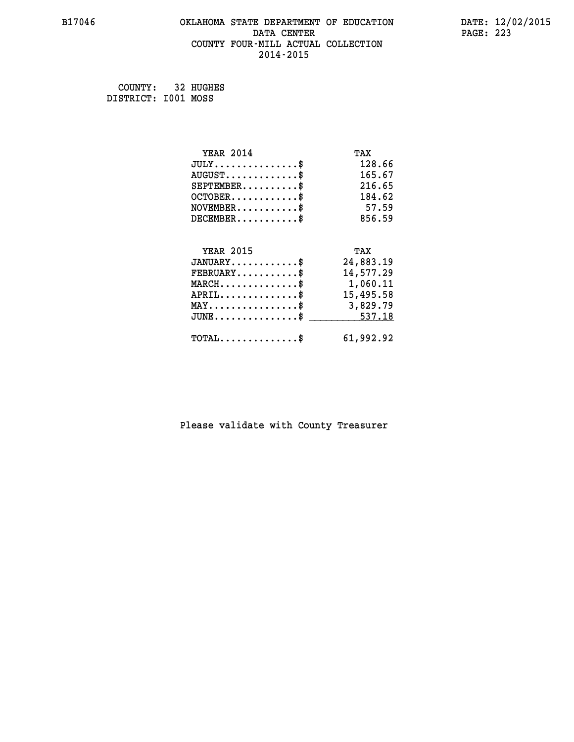OKLAHOMA STATE DEPARTMENT OF EDUCATION
DATA CENTER
COUNTY FOUR-MILL ACTUAL COLLECTION
2014-2015

COUNTY: 32 HUGHES
DISTRICT: I001 MOSS

| YEAR 2014 | TAX |
|---|---|
| JULY...............$ | 128.66 |
| AUGUST.............$ | 165.67 |
| SEPTEMBER..........$ | 216.65 |
| OCTOBER............$ | 184.62 |
| NOVEMBER...........$ | 57.59 |
| DECEMBER...........$ | 856.59 |

| YEAR 2015 | TAX |
|---|---|
| JANUARY............$ | 24,883.19 |
| FEBRUARY...........$ | 14,577.29 |
| MARCH..............$ | 1,060.11 |
| APRIL..............$ | 15,495.58 |
| MAY................$ | 3,829.79 |
| JUNE...............$ | 537.18 |
| TOTAL..............$ | 61,992.92 |

Please validate with County Treasurer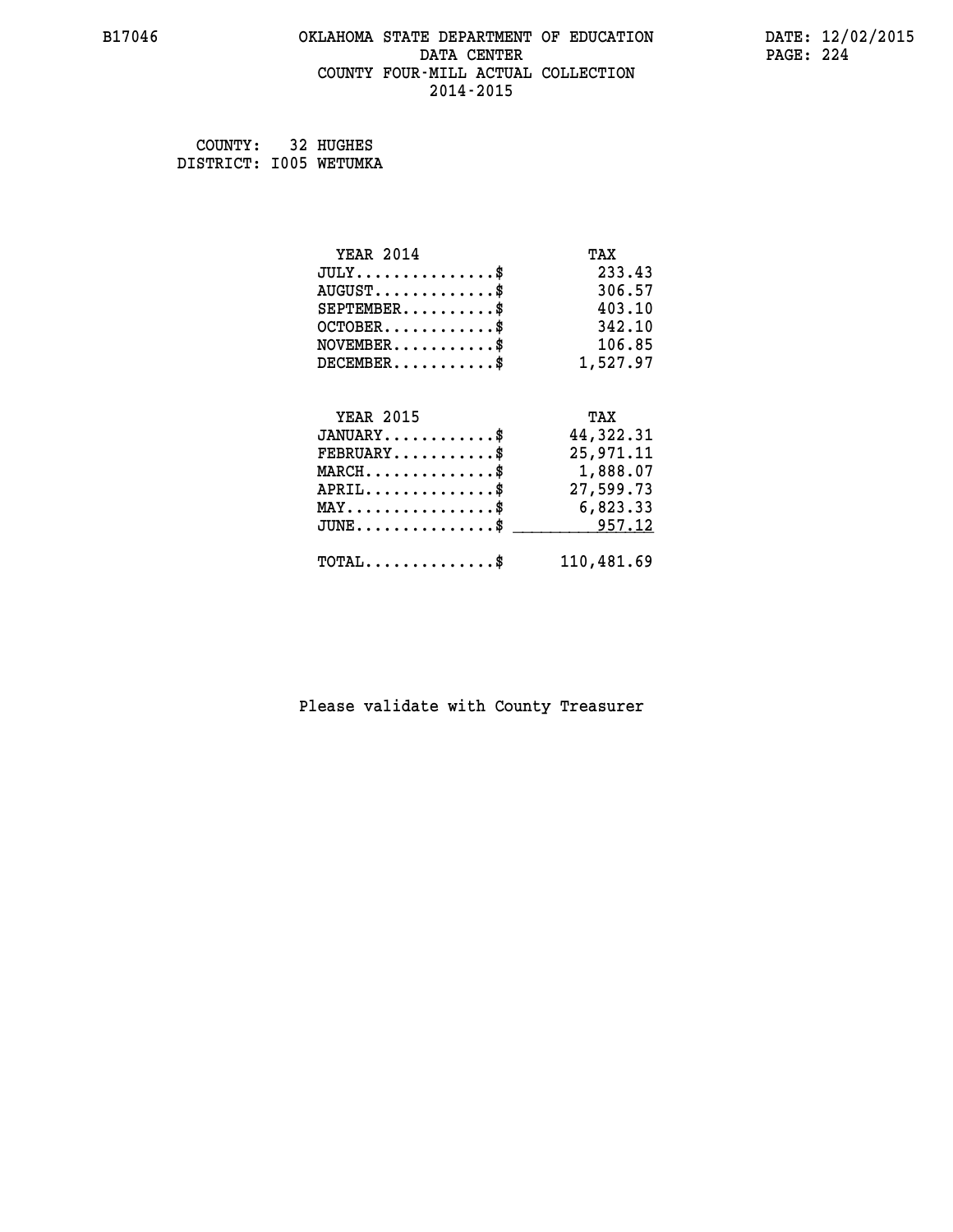COUNTY: 32 HUGHES
DISTRICT: I005 WETUMKA

| YEAR 2014 | TAX |
|---|---|
| JULY...............$ | 233.43 |
| AUGUST.............$ | 306.57 |
| SEPTEMBER..........$ | 403.10 |
| OCTOBER............$ | 342.10 |
| NOVEMBER...........$ | 106.85 |
| DECEMBER...........$ | 1,527.97 |

| YEAR 2015 | TAX |
|---|---|
| JANUARY............$ | 44,322.31 |
| FEBRUARY...........$ | 25,971.11 |
| MARCH..............$ | 1,888.07 |
| APRIL..............$ | 27,599.73 |
| MAY................$ | 6,823.33 |
| JUNE...............$ | 957.12 |
| TOTAL..............$ | 110,481.69 |

Please validate with County Treasurer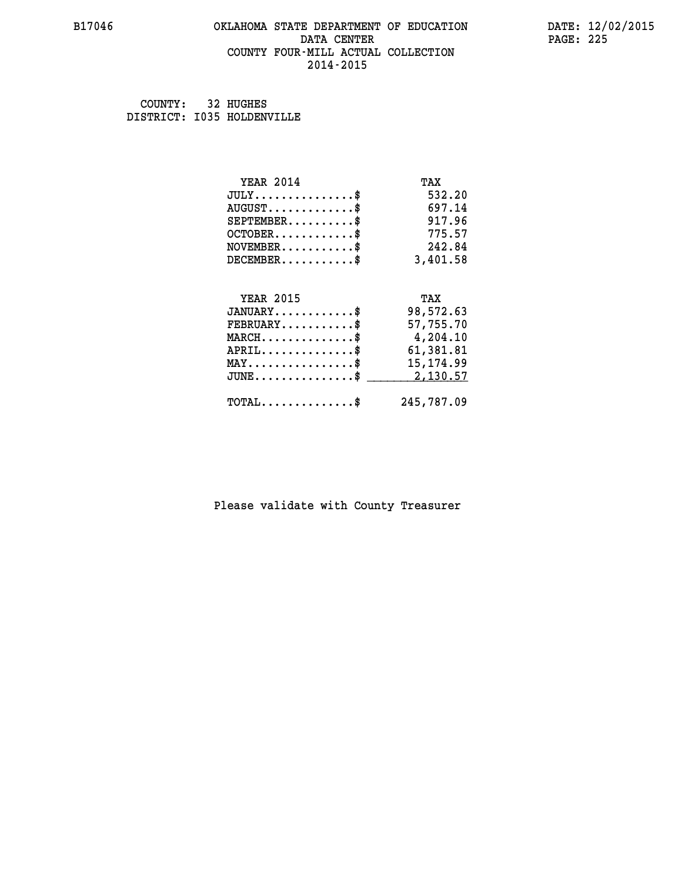# OKLAHOMA STATE DEPARTMENT OF EDUCATION
## DATA CENTER
## COUNTY FOUR-MILL ACTUAL COLLECTION
## 2014-2015

COUNTY: 32 HUGHES
DISTRICT: I035 HOLDENVILLE

| YEAR 2014 | TAX |
|---|---|
| JULY...............$ | 532.20 |
| AUGUST.............$ | 697.14 |
| SEPTEMBER..........$ | 917.96 |
| OCTOBER............$ | 775.57 |
| NOVEMBER...........$ | 242.84 |
| DECEMBER...........$ | 3,401.58 |

| YEAR 2015 | TAX |
|---|---|
| JANUARY............$ | 98,572.63 |
| FEBRUARY...........$ | 57,755.70 |
| MARCH..............$ | 4,204.10 |
| APRIL..............$ | 61,381.81 |
| MAY................$ | 15,174.99 |
| JUNE...............$ | 2,130.57 |
| TOTAL..............$ | 245,787.09 |

Please validate with County Treasurer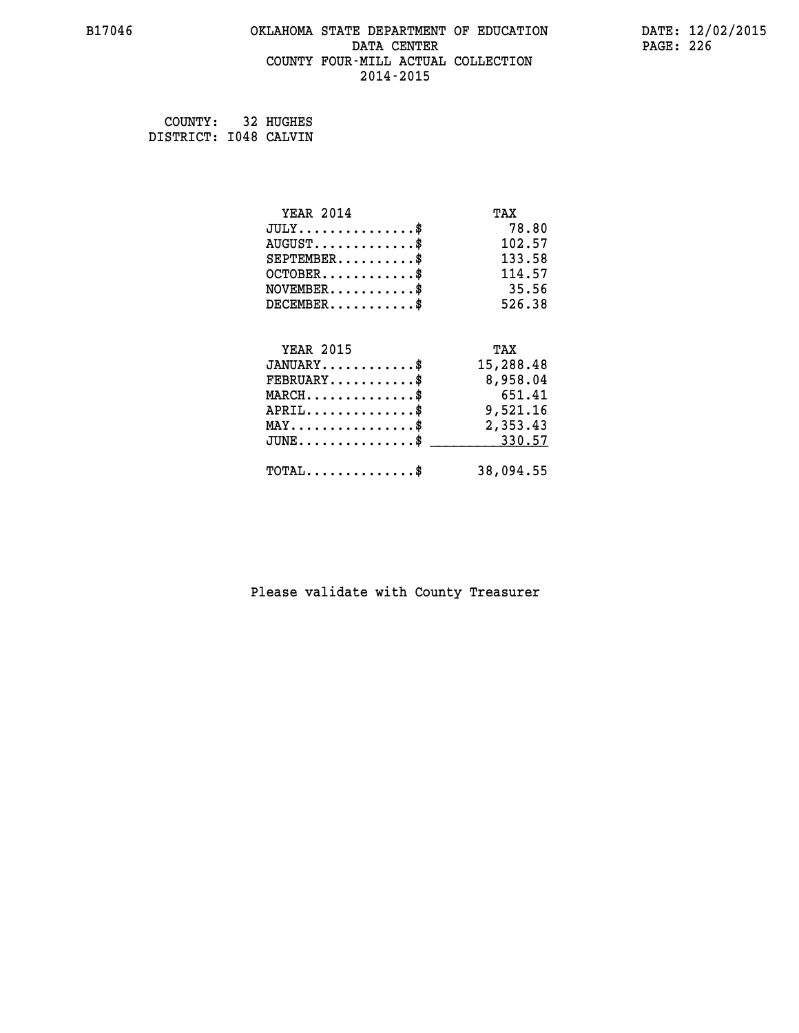B17046 OKLAHOMA STATE DEPARTMENT OF EDUCATION DATA CENTER COUNTY FOUR-MILL ACTUAL COLLECTION 2014-2015

DATE: 12/02/2015

COUNTY: 32 HUGHES
DISTRICT: I048 CALVIN

| YEAR 2014 | TAX |
|---|---|
| JULY...............$ | 78.80 |
| AUGUST.............$ | 102.57 |
| SEPTEMBER..........$ | 133.58 |
| OCTOBER............$ | 114.57 |
| NOVEMBER...........$ | 35.56 |
| DECEMBER...........$ | 526.38 |

| YEAR 2015 | TAX |
|---|---|
| JANUARY............$ | 15,288.48 |
| FEBRUARY...........$ | 8,958.04 |
| MARCH..............$ | 651.41 |
| APRIL..............$ | 9,521.16 |
| MAY................$ | 2,353.43 |
| JUNE...............$ | 330.57 |
| TOTAL..............$ | 38,094.55 |

Please validate with County Treasurer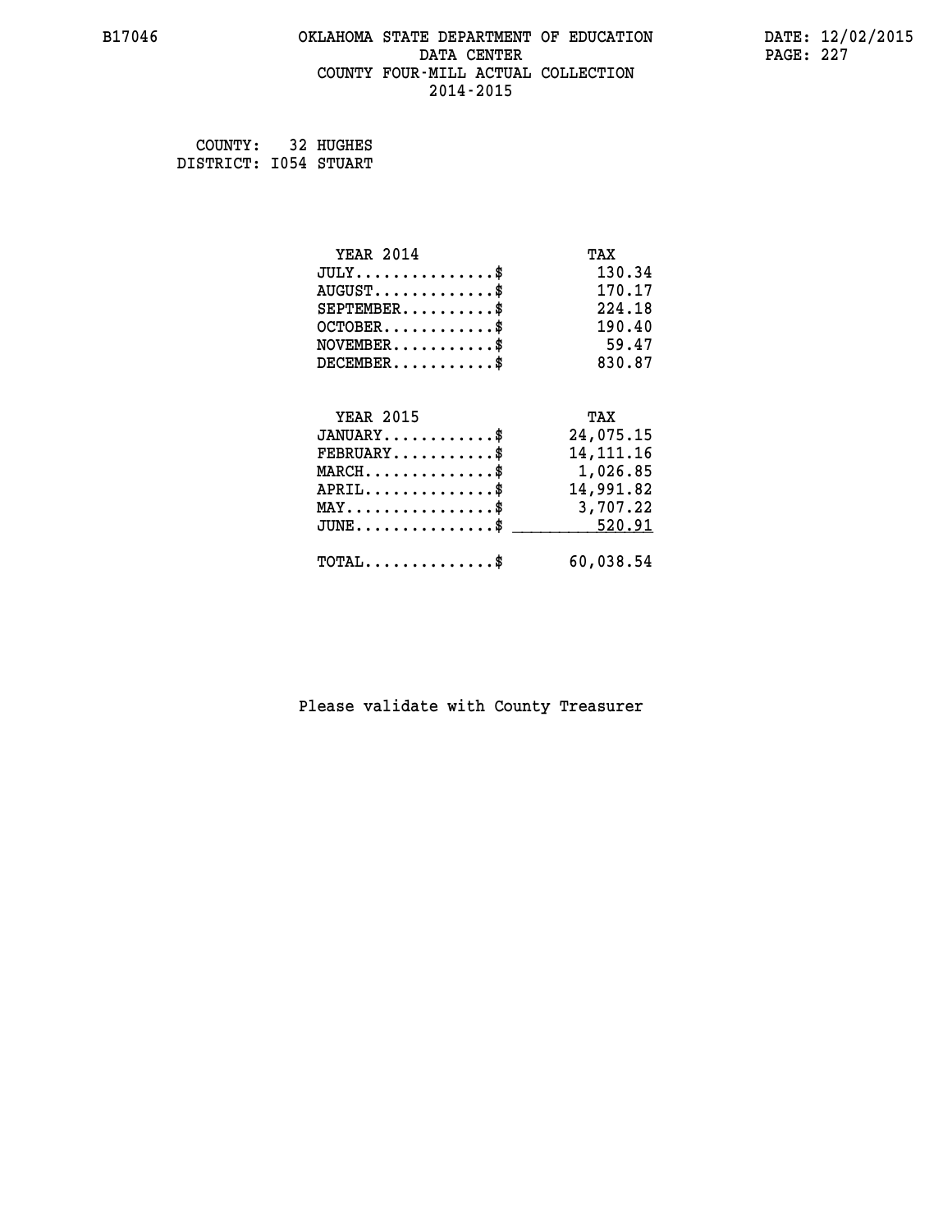OKLAHOMA STATE DEPARTMENT OF EDUCATION
DATA CENTER
COUNTY FOUR-MILL ACTUAL COLLECTION
2014-2015

COUNTY: 32 HUGHES
DISTRICT: I054 STUART

| YEAR 2014 | TAX |
|---|---|
| JULY..............$ | 130.34 |
| AUGUST............$ | 170.17 |
| SEPTEMBER.........$ | 224.18 |
| OCTOBER...........$ | 190.40 |
| NOVEMBER..........$ | 59.47 |
| DECEMBER..........$ | 830.87 |

| YEAR 2015 | TAX |
|---|---|
| JANUARY...........$ | 24,075.15 |
| FEBRUARY..........$ | 14,111.16 |
| MARCH.............$ | 1,026.85 |
| APRIL.............$ | 14,991.82 |
| MAY...............$ | 3,707.22 |
| JUNE..............$ | 520.91 |
| TOTAL.............$ | 60,038.54 |

Please validate with County Treasurer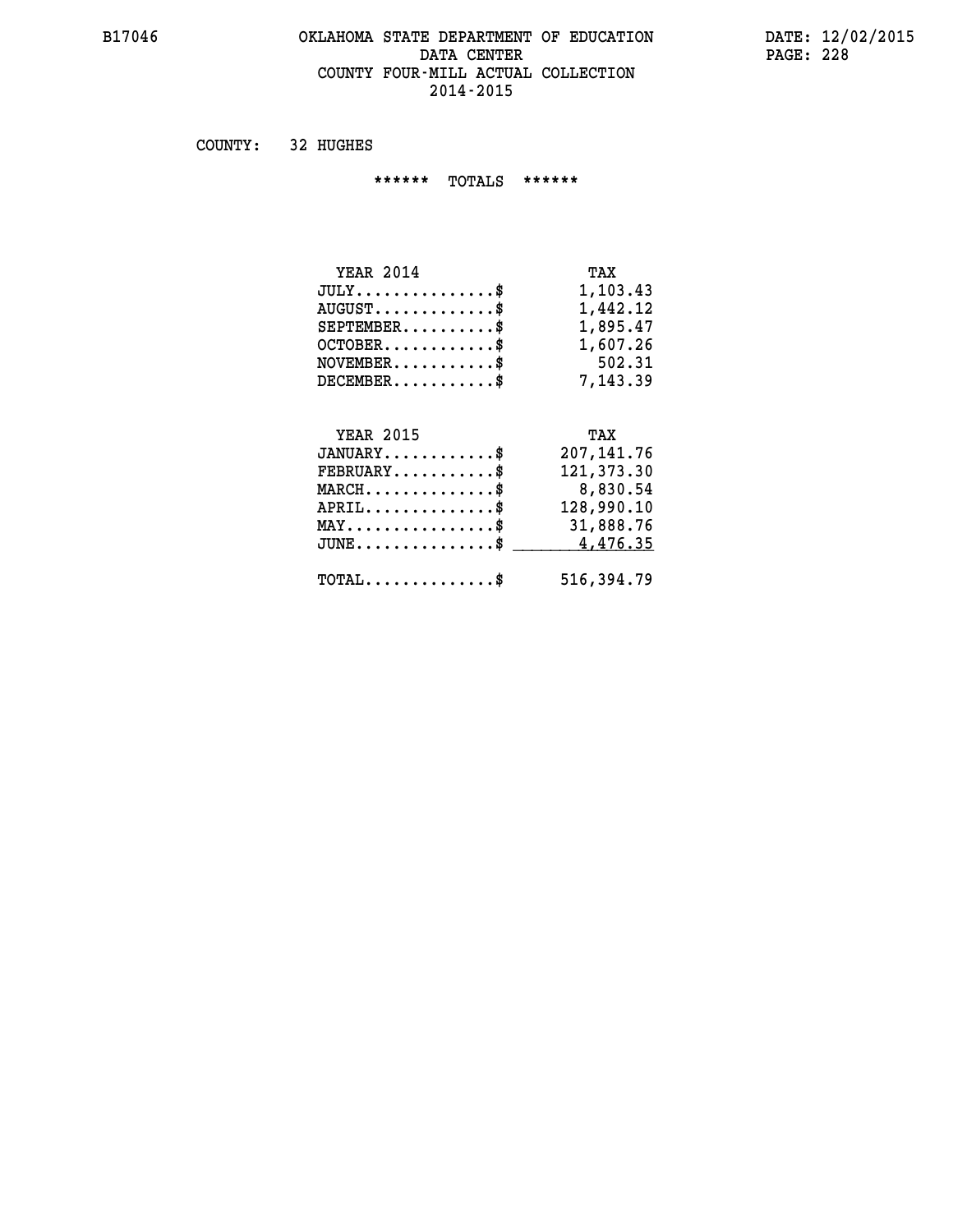B17046 OKLAHOMA STATE DEPARTMENT OF EDUCATION DATA CENTER COUNTY FOUR-MILL ACTUAL COLLECTION 2014-2015

DATE: 12/02/2015

COUNTY: 32 HUGHES

****** TOTALS ******

| YEAR 2014 | TAX |
|---|---|
| JULY...............$ | 1,103.43 |
| AUGUST.............$ | 1,442.12 |
| SEPTEMBER..........$ | 1,895.47 |
| OCTOBER............$ | 1,607.26 |
| NOVEMBER...........$ | 502.31 |
| DECEMBER...........$ | 7,143.39 |

| YEAR 2015 | TAX |
|---|---|
| JANUARY............$ | 207,141.76 |
| FEBRUARY...........$ | 121,373.30 |
| MARCH..............$ | 8,830.54 |
| APRIL..............$ | 128,990.10 |
| MAY................$ | 31,888.76 |
| JUNE...............$ | 4,476.35 |
| TOTAL..............$ | 516,394.79 |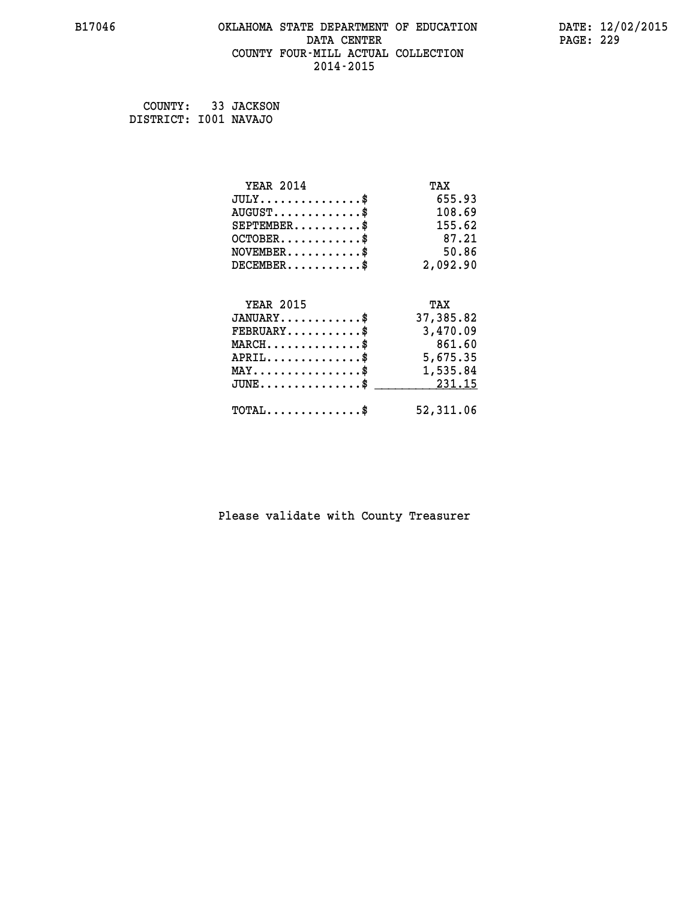B17046 OKLAHOMA STATE DEPARTMENT OF EDUCATION DATA CENTER COUNTY FOUR-MILL ACTUAL COLLECTION 2014-2015

DATE: 12/02/2015

COUNTY: 33 JACKSON
DISTRICT: I001 NAVAJO

| YEAR 2014 | TAX |
|---|---|
| JULY...............$ | 655.93 |
| AUGUST.............$ | 108.69 |
| SEPTEMBER..........$ | 155.62 |
| OCTOBER............$ | 87.21 |
| NOVEMBER...........$ | 50.86 |
| DECEMBER...........$ | 2,092.90 |

| YEAR 2015 | TAX |
|---|---|
| JANUARY............$ | 37,385.82 |
| FEBRUARY...........$ | 3,470.09 |
| MARCH..............$ | 861.60 |
| APRIL..............$ | 5,675.35 |
| MAY................$ | 1,535.84 |
| JUNE...............$ | 231.15 |
| TOTAL..............$ | 52,311.06 |

Please validate with County Treasurer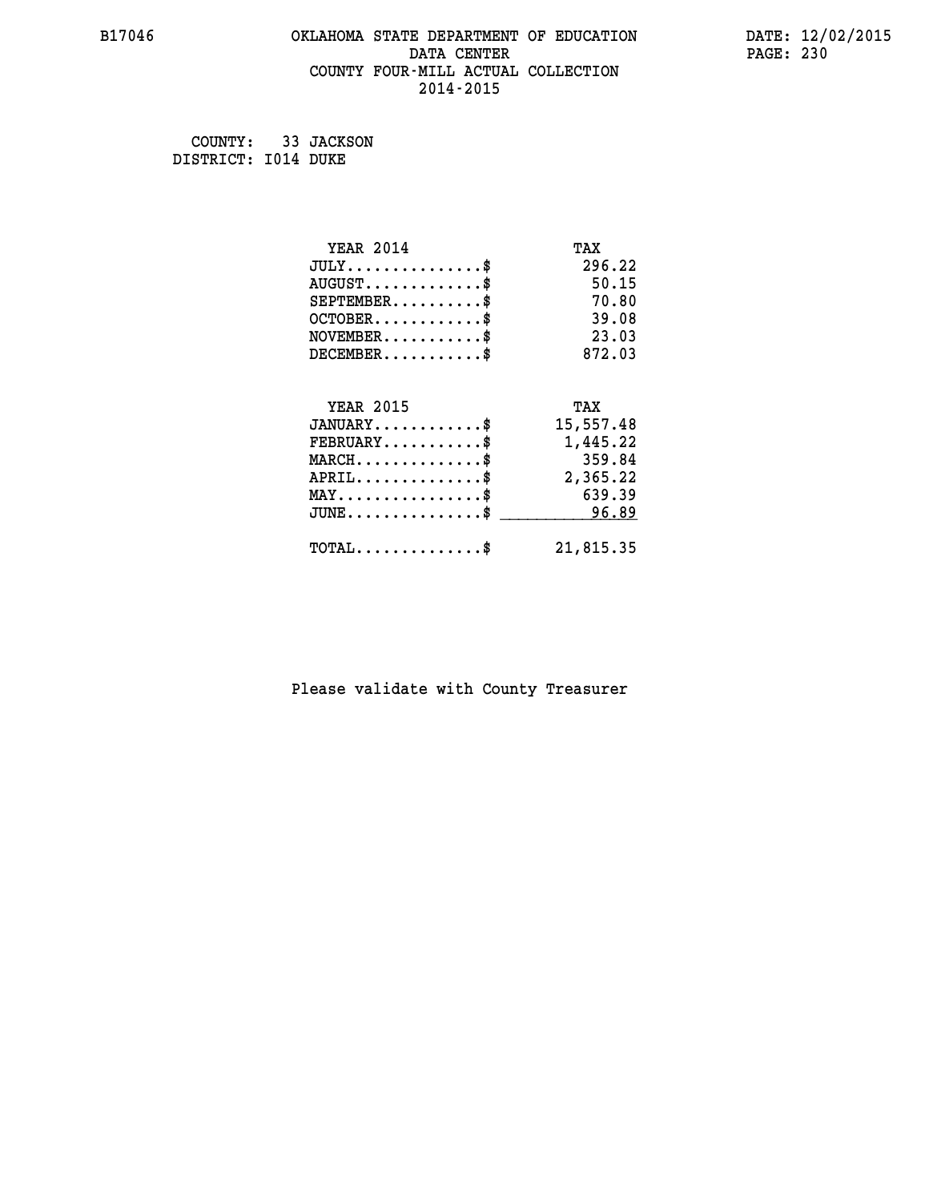# OKLAHOMA STATE DEPARTMENT OF EDUCATION
## DATA CENTER
## COUNTY FOUR-MILL ACTUAL COLLECTION
## 2014-2015

COUNTY: 33 JACKSON
DISTRICT: I014 DUKE

| YEAR 2014 | TAX |
|---|---|
| JULY..............$ | 296.22 |
| AUGUST............$ | 50.15 |
| SEPTEMBER.........$ | 70.80 |
| OCTOBER...........$ | 39.08 |
| NOVEMBER..........$ | 23.03 |
| DECEMBER..........$ | 872.03 |

| YEAR 2015 | TAX |
|---|---|
| JANUARY...........$ | 15,557.48 |
| FEBRUARY..........$ | 1,445.22 |
| MARCH.............$ | 359.84 |
| APRIL.............$ | 2,365.22 |
| MAY...............$ | 639.39 |
| JUNE..............$ | 96.89 |
| TOTAL.............$ | 21,815.35 |

Please validate with County Treasurer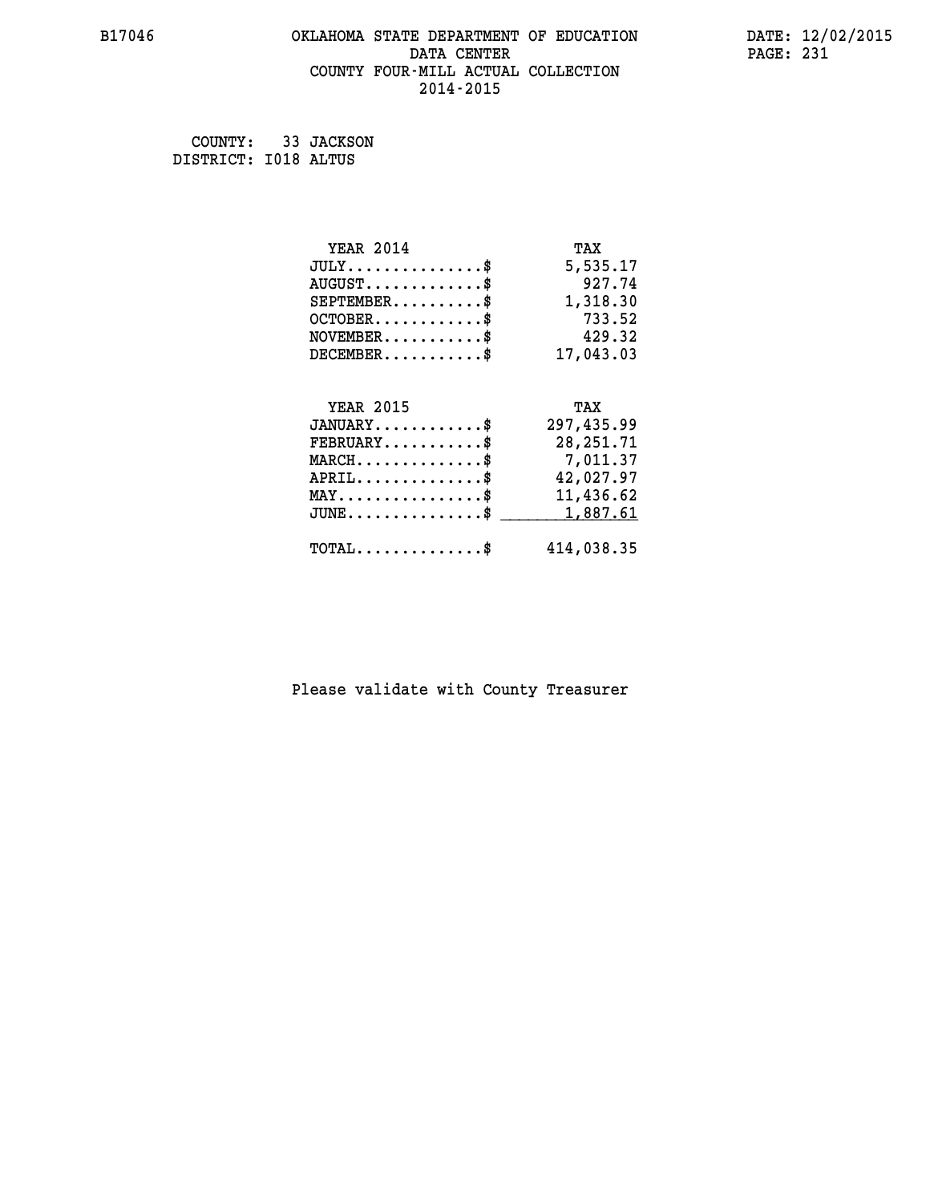COUNTY: 33 JACKSON
DISTRICT: I018 ALTUS

| YEAR 2014 | TAX |
|---|---|
| JULY...............$ | 5,535.17 |
| AUGUST.............$ | 927.74 |
| SEPTEMBER..........$ | 1,318.30 |
| OCTOBER............$ | 733.52 |
| NOVEMBER...........$ | 429.32 |
| DECEMBER...........$ | 17,043.03 |

| YEAR 2015 | TAX |
|---|---|
| JANUARY............$ | 297,435.99 |
| FEBRUARY...........$ | 28,251.71 |
| MARCH..............$ | 7,011.37 |
| APRIL..............$ | 42,027.97 |
| MAY................$ | 11,436.62 |
| JUNE...............$ | 1,887.61 |
| TOTAL..............$ | 414,038.35 |

Please validate with County Treasurer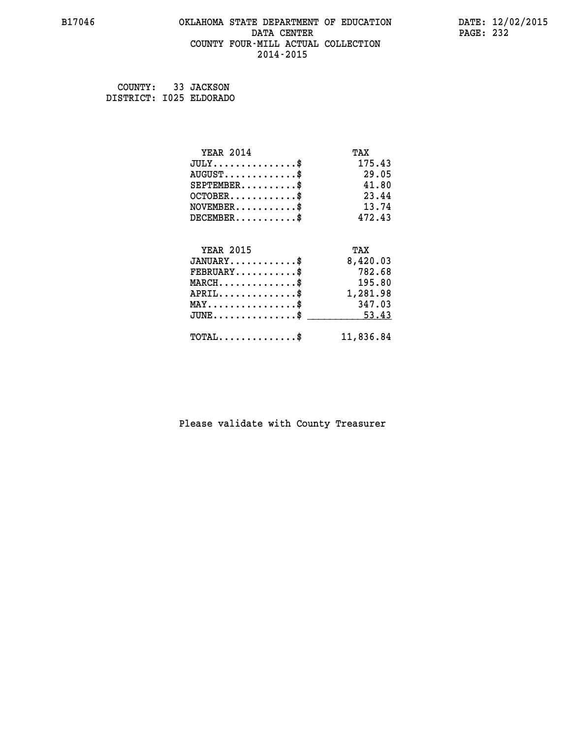# OKLAHOMA STATE DEPARTMENT OF EDUCATION
## DATA CENTER
## COUNTY FOUR-MILL ACTUAL COLLECTION
## 2014-2015

B17046

DATE: 12/02/2015

COUNTY: 33 JACKSON
DISTRICT: I025 ELDORADO

| YEAR 2014 | TAX |
|---|---|
| JULY...............$ | 175.43 |
| AUGUST.............$ | 29.05 |
| SEPTEMBER..........$ | 41.80 |
| OCTOBER............$ | 23.44 |
| NOVEMBER...........$ | 13.74 |
| DECEMBER...........$ | 472.43 |

| YEAR 2015 | TAX |
|---|---|
| JANUARY............$ | 8,420.03 |
| FEBRUARY...........$ | 782.68 |
| MARCH..............$ | 195.80 |
| APRIL..............$ | 1,281.98 |
| MAY................$ | 347.03 |
| JUNE...............$ | 53.43 |
| TOTAL..............$ | 11,836.84 |

Please validate with County Treasurer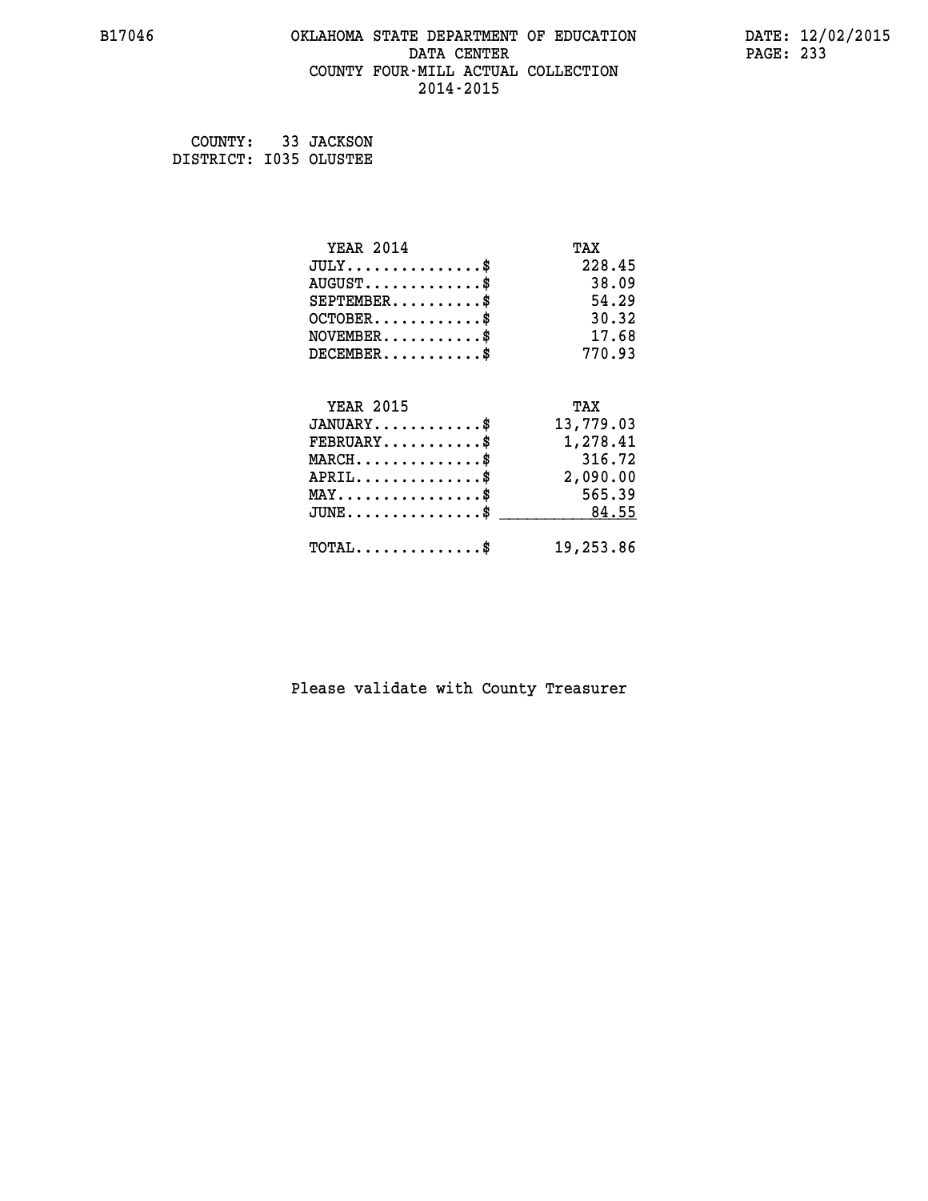# OKLAHOMA STATE DEPARTMENT OF EDUCATION
## DATA CENTER
## COUNTY FOUR-MILL ACTUAL COLLECTION
## 2014-2015

B17046

DATE: 12/02/2015

COUNTY: 33 JACKSON
DISTRICT: I035 OLUSTEE

| YEAR 2014 | TAX |
|---|---|
| JULY...............$ | 228.45 |
| AUGUST.............$ | 38.09 |
| SEPTEMBER..........$ | 54.29 |
| OCTOBER............$ | 30.32 |
| NOVEMBER...........$ | 17.68 |
| DECEMBER...........$ | 770.93 |

| YEAR 2015 | TAX |
|---|---|
| JANUARY............$ | 13,779.03 |
| FEBRUARY...........$ | 1,278.41 |
| MARCH..............$ | 316.72 |
| APRIL..............$ | 2,090.00 |
| MAY................$ | 565.39 |
| JUNE...............$ | 84.55 |
| TOTAL..............$ | 19,253.86 |

Please validate with County Treasurer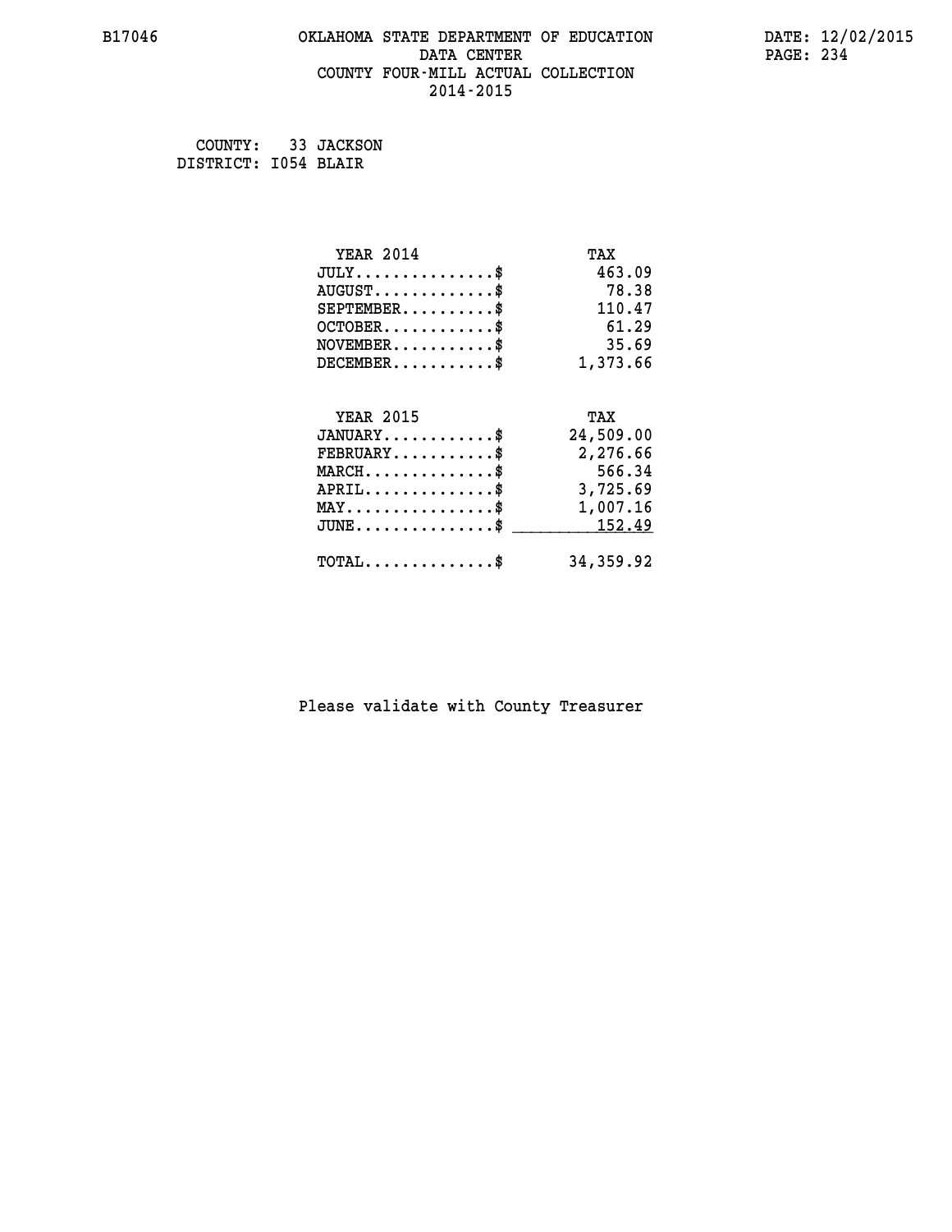# OKLAHOMA STATE DEPARTMENT OF EDUCATION
## DATA CENTER
## COUNTY FOUR-MILL ACTUAL COLLECTION
## 2014-2015

B17046

DATE: 12/02/2015

COUNTY: 33 JACKSON
DISTRICT: I054 BLAIR

| YEAR 2014 | TAX |
|---|---|
| JULY..............$ | 463.09 |
| AUGUST............$ | 78.38 |
| SEPTEMBER.........$ | 110.47 |
| OCTOBER...........$ | 61.29 |
| NOVEMBER..........$ | 35.69 |
| DECEMBER..........$ | 1,373.66 |

| YEAR 2015 | TAX |
|---|---|
| JANUARY...........$ | 24,509.00 |
| FEBRUARY..........$ | 2,276.66 |
| MARCH.............$ | 566.34 |
| APRIL.............$ | 3,725.69 |
| MAY...............$ | 1,007.16 |
| JUNE..............$ | 152.49 |
| TOTAL.............$ | 34,359.92 |

Please validate with County Treasurer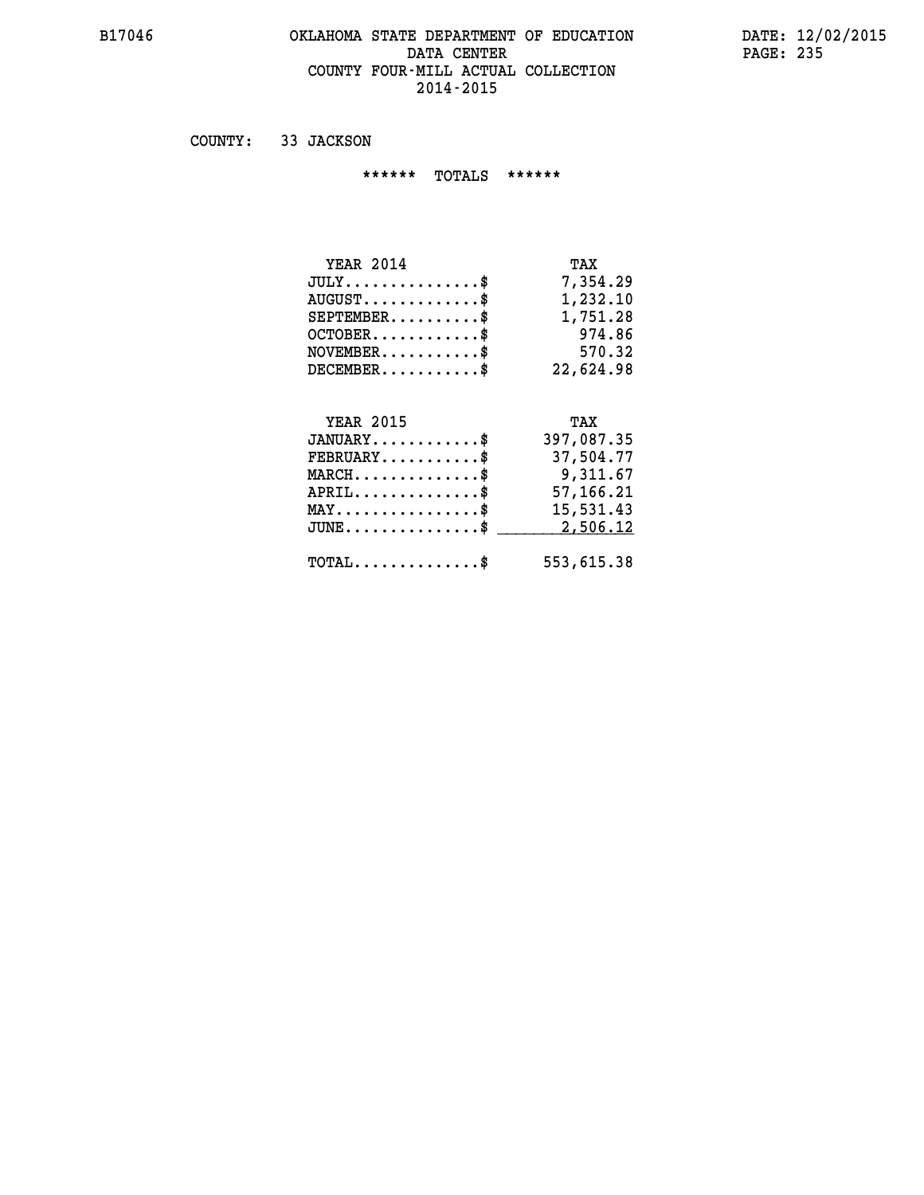# OKLAHOMA STATE DEPARTMENT OF EDUCATION
## DATA CENTER
## COUNTY FOUR-MILL ACTUAL COLLECTION
## 2014-2015

COUNTY: 33 JACKSON

****** TOTALS ******

| YEAR 2014 | TAX |
|---|---|
| JULY..............$ | 7,354.29 |
| AUGUST.............$ | 1,232.10 |
| SEPTEMBER..........$ | 1,751.28 |
| OCTOBER............$ | 974.86 |
| NOVEMBER...........$ | 570.32 |
| DECEMBER...........$ | 22,624.98 |

| YEAR 2015 | TAX |
|---|---|
| JANUARY............$ | 397,087.35 |
| FEBRUARY...........$ | 37,504.77 |
| MARCH..............$ | 9,311.67 |
| APRIL..............$ | 57,166.21 |
| MAY................$ | 15,531.43 |
| JUNE...............$ | 2,506.12 |
| TOTAL..............$ | 553,615.38 |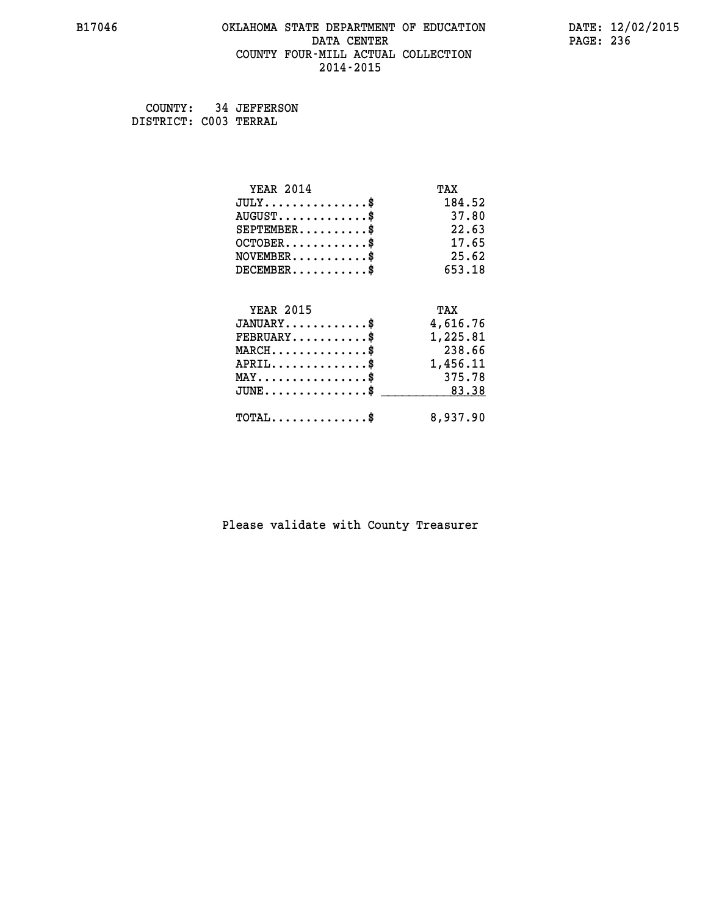COUNTY: 34 JEFFERSON
DISTRICT: C003 TERRAL

| YEAR 2014 | TAX |
|---|---|
| JULY...............$ | 184.52 |
| AUGUST.............$ | 37.80 |
| SEPTEMBER..........$ | 22.63 |
| OCTOBER............$ | 17.65 |
| NOVEMBER...........$ | 25.62 |
| DECEMBER...........$ | 653.18 |

| YEAR 2015 | TAX |
|---|---|
| JANUARY............$ | 4,616.76 |
| FEBRUARY...........$ | 1,225.81 |
| MARCH..............$ | 238.66 |
| APRIL..............$ | 1,456.11 |
| MAY................$ | 375.78 |
| JUNE...............$ | 83.38 |
| TOTAL..............$ | 8,937.90 |

Please validate with County Treasurer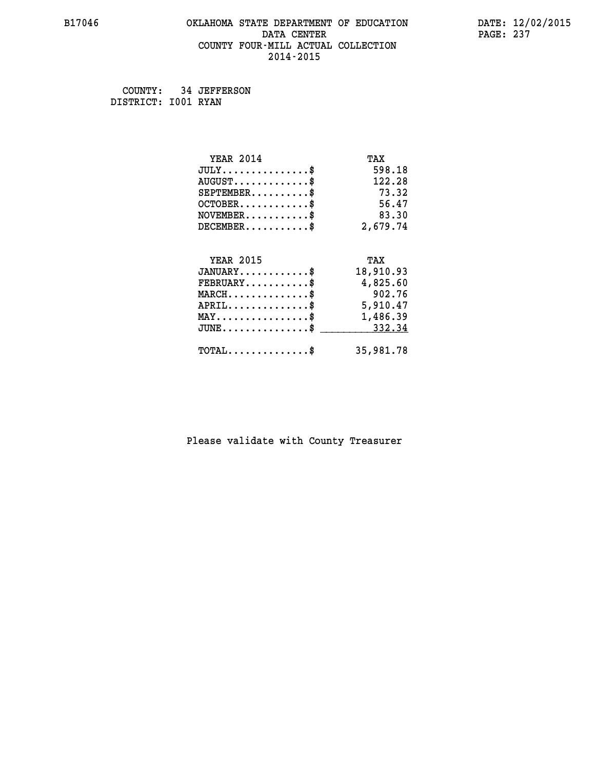B17046 OKLAHOMA STATE DEPARTMENT OF EDUCATION DATA CENTER COUNTY FOUR-MILL ACTUAL COLLECTION 2014-2015

DATE: 12/02/2015

COUNTY: 34 JEFFERSON
DISTRICT: I001 RYAN

| YEAR 2014 | TAX |
|---|---|
| JULY..............$ | 598.18 |
| AUGUST.............$ | 122.28 |
| SEPTEMBER..........$ | 73.32 |
| OCTOBER............$ | 56.47 |
| NOVEMBER...........$ | 83.30 |
| DECEMBER...........$ | 2,679.74 |

| YEAR 2015 | TAX |
|---|---|
| JANUARY............$ | 18,910.93 |
| FEBRUARY...........$ | 4,825.60 |
| MARCH..............$ | 902.76 |
| APRIL..............$ | 5,910.47 |
| MAY................$ | 1,486.39 |
| JUNE...............$ | 332.34 |
| TOTAL..............$ | 35,981.78 |

Please validate with County Treasurer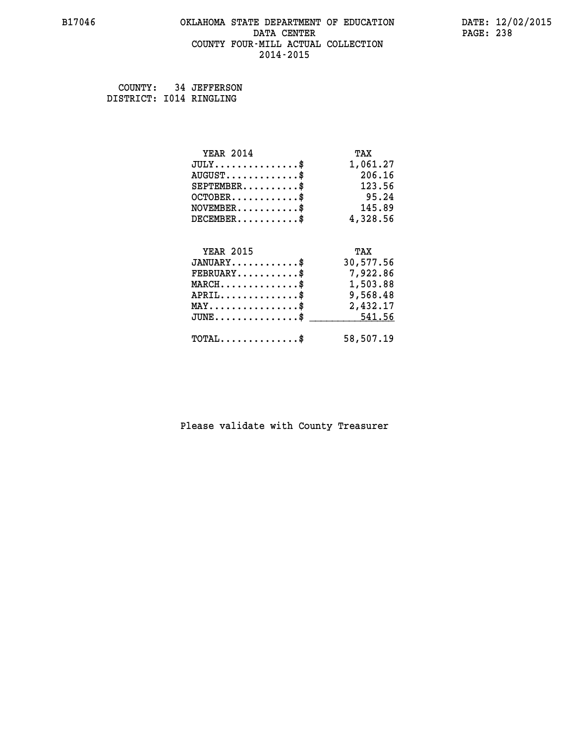B17046 OKLAHOMA STATE DEPARTMENT OF EDUCATION DATA CENTER COUNTY FOUR-MILL ACTUAL COLLECTION 2014-2015

DATE: 12/02/2015

COUNTY: 34 JEFFERSON
DISTRICT: I014 RINGLING

| YEAR 2014 | TAX |
|---|---|
| JULY...............$ | 1,061.27 |
| AUGUST.............$ | 206.16 |
| SEPTEMBER..........$ | 123.56 |
| OCTOBER............$ | 95.24 |
| NOVEMBER...........$ | 145.89 |
| DECEMBER...........$ | 4,328.56 |

| YEAR 2015 | TAX |
|---|---|
| JANUARY............$ | 30,577.56 |
| FEBRUARY...........$ | 7,922.86 |
| MARCH..............$ | 1,503.88 |
| APRIL..............$ | 9,568.48 |
| MAY................$ | 2,432.17 |
| JUNE...............$ | 541.56 |
| TOTAL..............$ | 58,507.19 |

Please validate with County Treasurer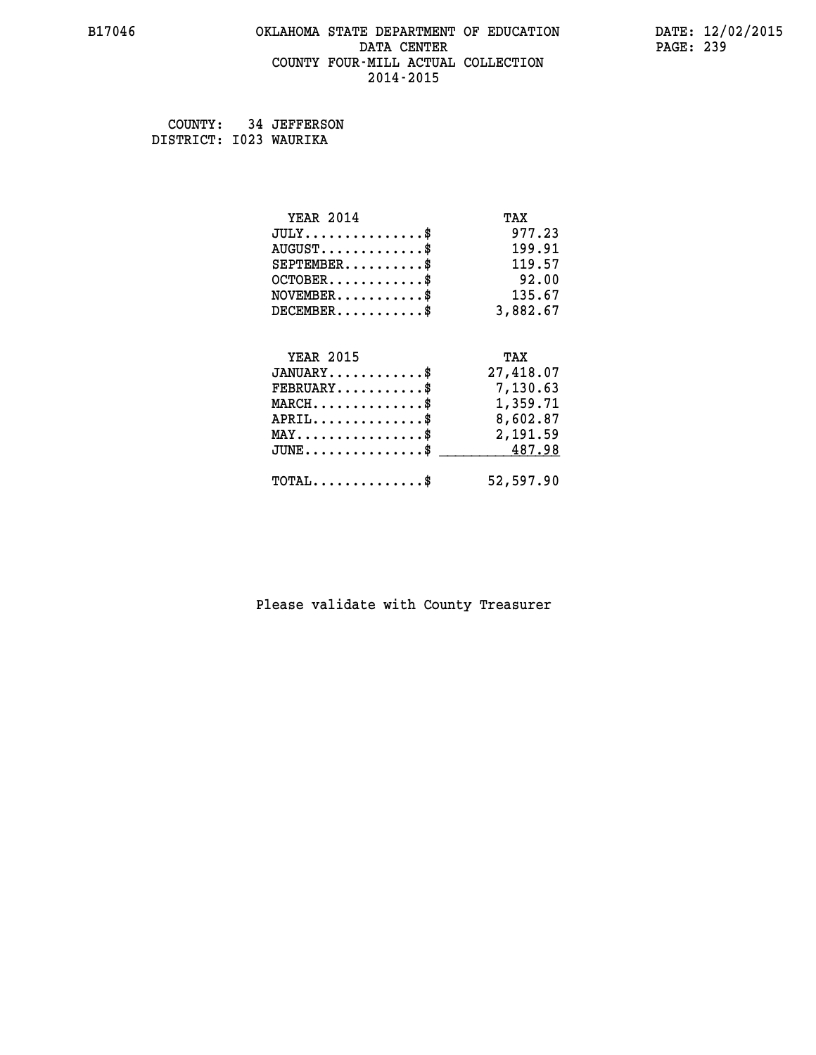B17046

# OKLAHOMA STATE DEPARTMENT OF EDUCATION
## DATA CENTER
## COUNTY FOUR-MILL ACTUAL COLLECTION
## 2014-2015

DATE: 12/02/2015

COUNTY: 34 JEFFERSON
DISTRICT: I023 WAURIKA

| YEAR 2014 | TAX |
|---|---|
| JULY...............$ | 977.23 |
| AUGUST.............$ | 199.91 |
| SEPTEMBER..........$ | 119.57 |
| OCTOBER............$ | 92.00 |
| NOVEMBER...........$ | 135.67 |
| DECEMBER...........$ | 3,882.67 |

| YEAR 2015 | TAX |
|---|---|
| JANUARY............$ | 27,418.07 |
| FEBRUARY...........$ | 7,130.63 |
| MARCH..............$ | 1,359.71 |
| APRIL..............$ | 8,602.87 |
| MAY................$ | 2,191.59 |
| JUNE...............$ | 487.98 |
| TOTAL..............$ | 52,597.90 |

Please validate with County Treasurer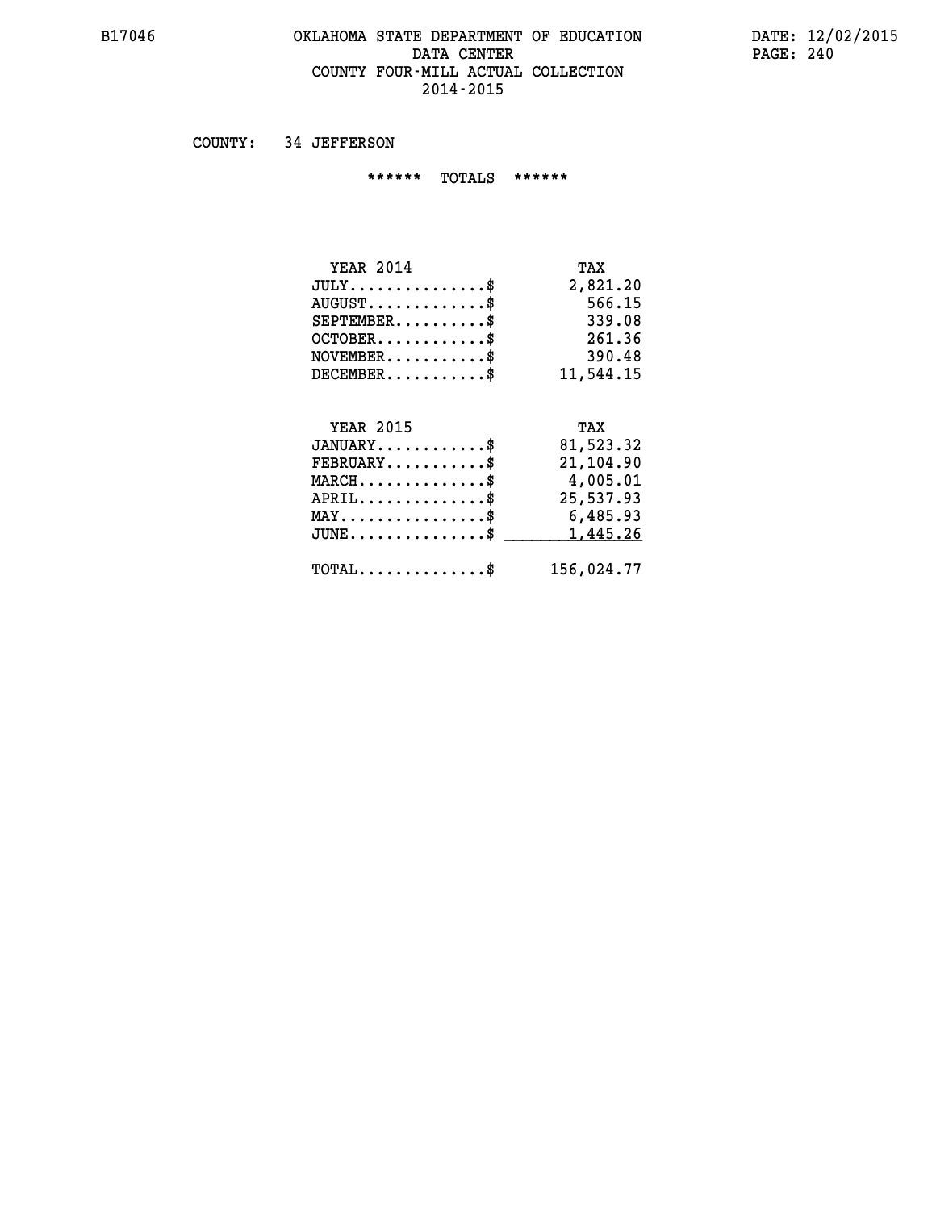# OKLAHOMA STATE DEPARTMENT OF EDUCATION
## DATA CENTER
## COUNTY FOUR-MILL ACTUAL COLLECTION
## 2014-2015

COUNTY: 34 JEFFERSON

****** TOTALS ******

| YEAR 2014 | TAX |
|---|---|
| JULY...............$ | 2,821.20 |
| AUGUST.............$ | 566.15 |
| SEPTEMBER..........$ | 339.08 |
| OCTOBER............$ | 261.36 |
| NOVEMBER...........$ | 390.48 |
| DECEMBER...........$ | 11,544.15 |

| YEAR 2015 | TAX |
|---|---|
| JANUARY............$ | 81,523.32 |
| FEBRUARY...........$ | 21,104.90 |
| MARCH..............$ | 4,005.01 |
| APRIL..............$ | 25,537.93 |
| MAY................$ | 6,485.93 |
| JUNE...............$ | 1,445.26 |
| TOTAL..............$ | 156,024.77 |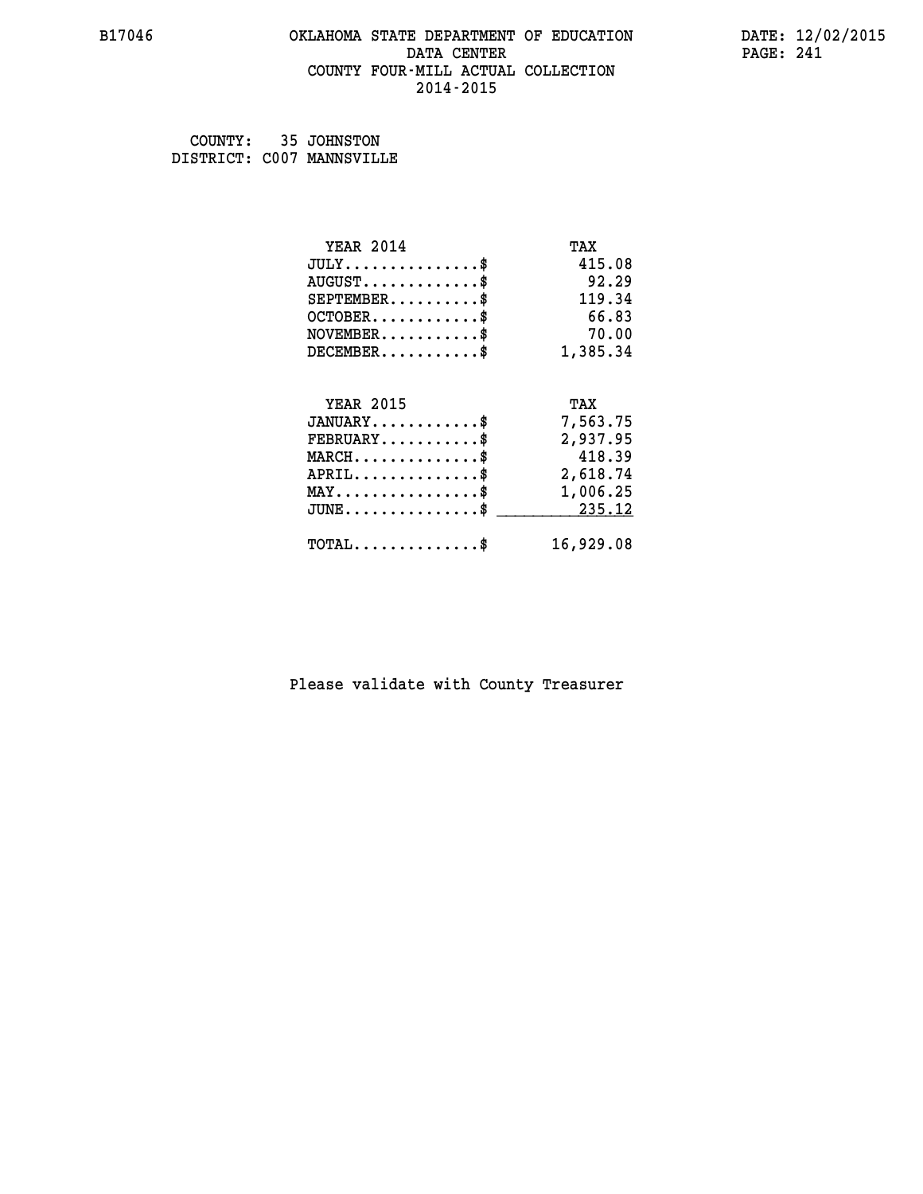B17046 OKLAHOMA STATE DEPARTMENT OF EDUCATION DATA CENTER COUNTY FOUR-MILL ACTUAL COLLECTION 2014-2015

DATE: 12/02/2015

COUNTY: 35 JOHNSTON
DISTRICT: C007 MANNSVILLE

| YEAR 2014 | TAX |
|---|---|
| JULY...............$ | 415.08 |
| AUGUST.............$ | 92.29 |
| SEPTEMBER..........$ | 119.34 |
| OCTOBER............$ | 66.83 |
| NOVEMBER...........$ | 70.00 |
| DECEMBER...........$ | 1,385.34 |

| YEAR 2015 | TAX |
|---|---|
| JANUARY............$ | 7,563.75 |
| FEBRUARY...........$ | 2,937.95 |
| MARCH..............$ | 418.39 |
| APRIL..............$ | 2,618.74 |
| MAY................$ | 1,006.25 |
| JUNE...............$ | 235.12 |
| TOTAL..............$ | 16,929.08 |

Please validate with County Treasurer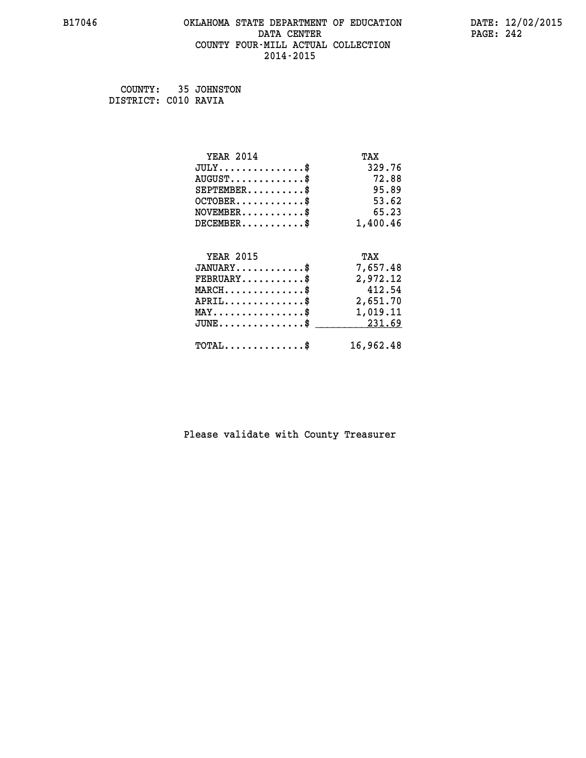B17046 OKLAHOMA STATE DEPARTMENT OF EDUCATION DATE: 12/02/2015
DATA CENTER PAGE: 242
COUNTY FOUR-MILL ACTUAL COLLECTION
2014-2015

COUNTY: 35 JOHNSTON
DISTRICT: C010 RAVIA

| YEAR 2014 | TAX |
|---|---|
| JULY...............$ | 329.76 |
| AUGUST.............$ | 72.88 |
| SEPTEMBER..........$ | 95.89 |
| OCTOBER............$ | 53.62 |
| NOVEMBER...........$ | 65.23 |
| DECEMBER...........$ | 1,400.46 |

| YEAR 2015 | TAX |
|---|---|
| JANUARY............$ | 7,657.48 |
| FEBRUARY...........$ | 2,972.12 |
| MARCH..............$ | 412.54 |
| APRIL..............$ | 2,651.70 |
| MAY................$ | 1,019.11 |
| JUNE...............$ | 231.69 |
| TOTAL..............$ | 16,962.48 |

Please validate with County Treasurer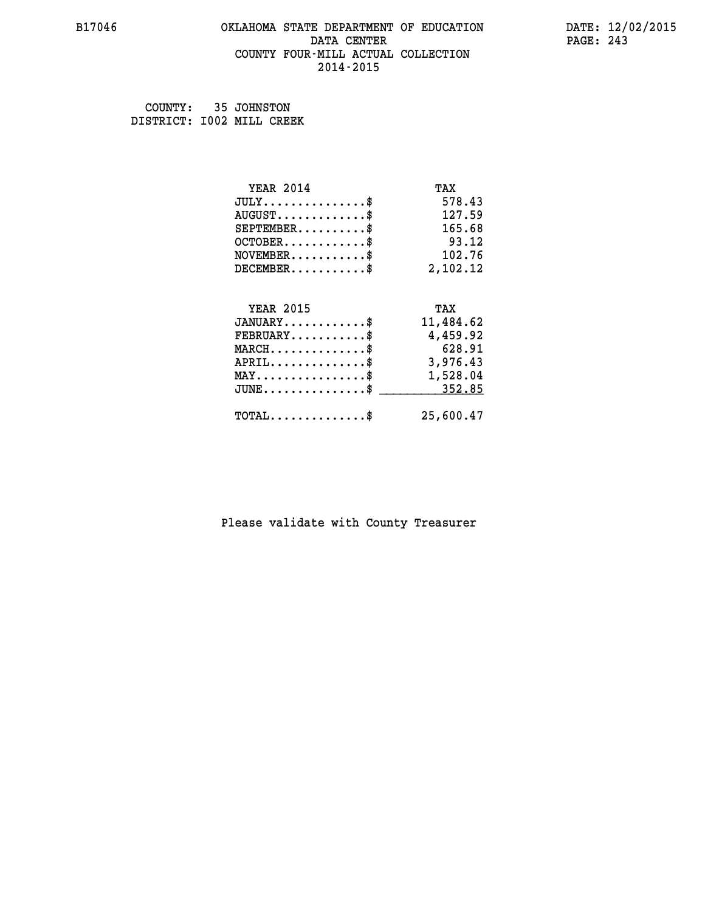B17046 OKLAHOMA STATE DEPARTMENT OF EDUCATION DATA CENTER COUNTY FOUR-MILL ACTUAL COLLECTION 2014-2015

DATE: 12/02/2015

COUNTY: 35 JOHNSTON
DISTRICT: I002 MILL CREEK

| YEAR 2014 | TAX |
|---|---|
| JULY...............$ | 578.43 |
| AUGUST.............$ | 127.59 |
| SEPTEMBER..........$ | 165.68 |
| OCTOBER............$ | 93.12 |
| NOVEMBER...........$ | 102.76 |
| DECEMBER...........$ | 2,102.12 |

| YEAR 2015 | TAX |
|---|---|
| JANUARY............$ | 11,484.62 |
| FEBRUARY...........$ | 4,459.92 |
| MARCH..............$ | 628.91 |
| APRIL..............$ | 3,976.43 |
| MAY................$ | 1,528.04 |
| JUNE...............$ | 352.85 |
| TOTAL..............$ | 25,600.47 |

Please validate with County Treasurer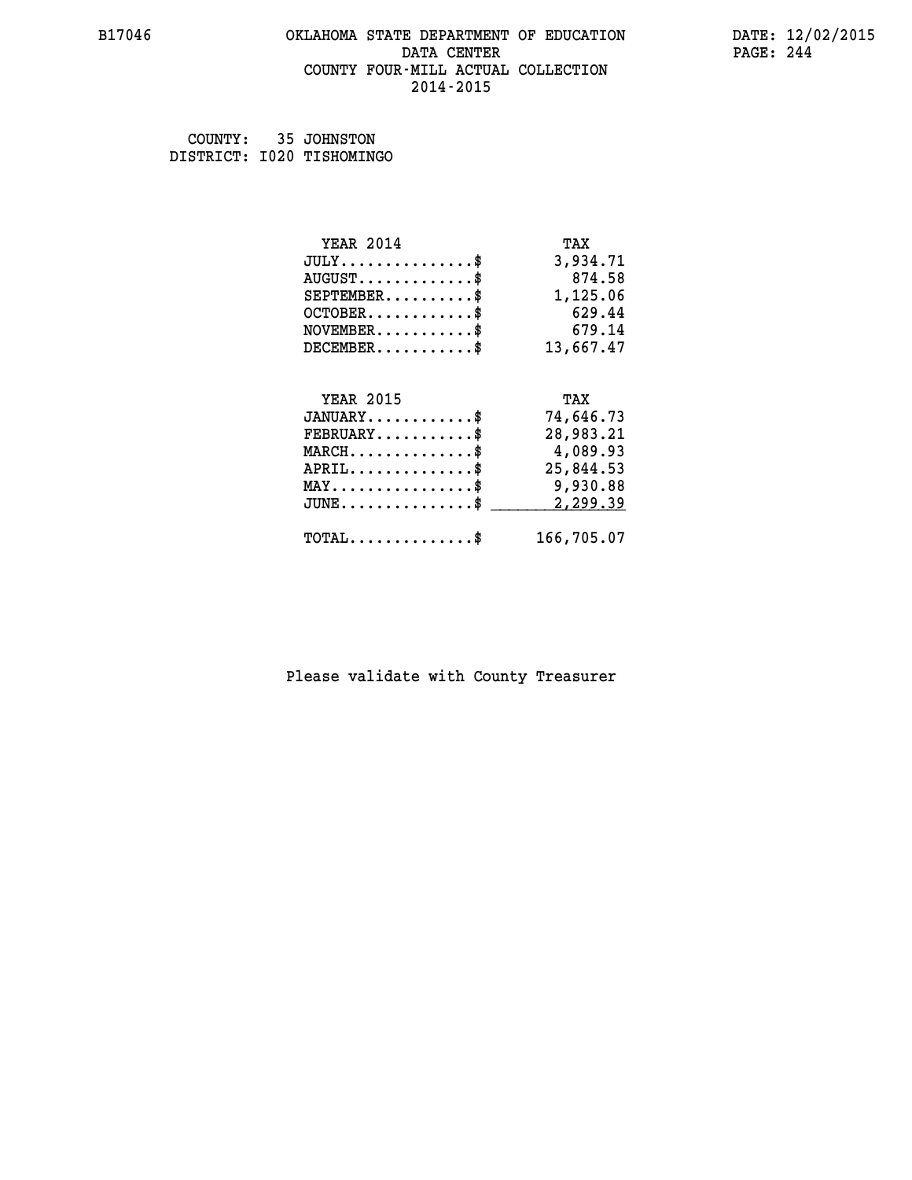# OKLAHOMA STATE DEPARTMENT OF EDUCATION
## DATA CENTER
## COUNTY FOUR-MILL ACTUAL COLLECTION
## 2014-2015

B17046

DATE: 12/02/2015

COUNTY: 35 JOHNSTON
DISTRICT: I020 TISHOMINGO

| YEAR 2014 | TAX |
|---|---|
| JULY...............$ | 3,934.71 |
| AUGUST.............$ | 874.58 |
| SEPTEMBER..........$ | 1,125.06 |
| OCTOBER............$ | 629.44 |
| NOVEMBER...........$ | 679.14 |
| DECEMBER...........$ | 13,667.47 |

| YEAR 2015 | TAX |
|---|---|
| JANUARY............$ | 74,646.73 |
| FEBRUARY...........$ | 28,983.21 |
| MARCH..............$ | 4,089.93 |
| APRIL..............$ | 25,844.53 |
| MAY................$ | 9,930.88 |
| JUNE...............$ | 2,299.39 |
| TOTAL..............$ | 166,705.07 |

Please validate with County Treasurer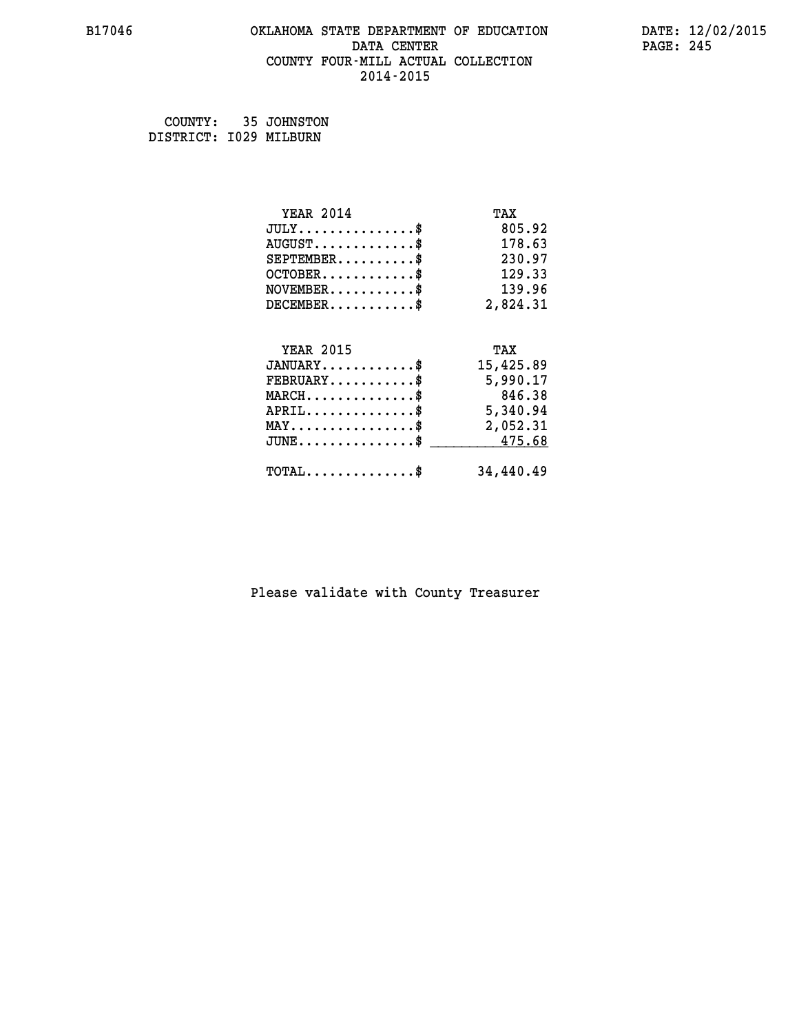COUNTY: 35 JOHNSTON
DISTRICT: I029 MILBURN

| YEAR 2014 | TAX |
| --- | --- |
| JULY...............$ | 805.92 |
| AUGUST.............$ | 178.63 |
| SEPTEMBER..........$ | 230.97 |
| OCTOBER............$ | 129.33 |
| NOVEMBER...........$ | 139.96 |
| DECEMBER...........$ | 2,824.31 |

| YEAR 2015 | TAX |
| --- | --- |
| JANUARY............$ | 15,425.89 |
| FEBRUARY...........$ | 5,990.17 |
| MARCH..............$ | 846.38 |
| APRIL..............$ | 5,340.94 |
| MAY................$ | 2,052.31 |
| JUNE...............$ | 475.68 |
| TOTAL..............$ | 34,440.49 |

Please validate with County Treasurer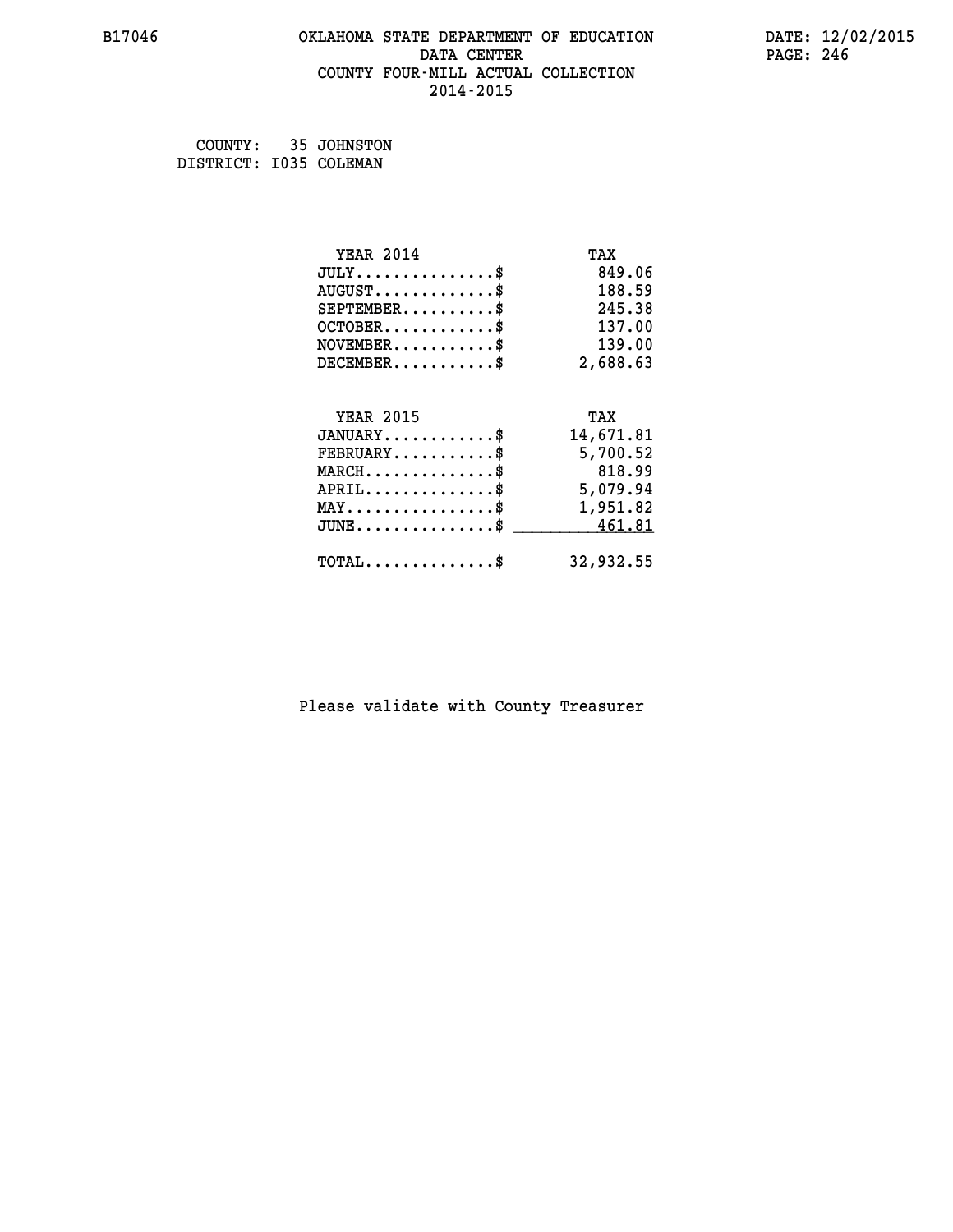B17046 OKLAHOMA STATE DEPARTMENT OF EDUCATION DATE: 12/02/2015

DATA CENTER

COUNTY FOUR-MILL ACTUAL COLLECTION

2014-2015

COUNTY: 35 JOHNSTON
DISTRICT: I035 COLEMAN

| YEAR 2014 | TAX |
|---|---|
| JULY...............$ | 849.06 |
| AUGUST.............$ | 188.59 |
| SEPTEMBER..........$ | 245.38 |
| OCTOBER............$ | 137.00 |
| NOVEMBER...........$ | 139.00 |
| DECEMBER...........$ | 2,688.63 |

| YEAR 2015 | TAX |
|---|---|
| JANUARY............$ | 14,671.81 |
| FEBRUARY...........$ | 5,700.52 |
| MARCH..............$ | 818.99 |
| APRIL..............$ | 5,079.94 |
| MAY................$ | 1,951.82 |
| JUNE...............$ | 461.81 |
| TOTAL..............$ | 32,932.55 |

Please validate with County Treasurer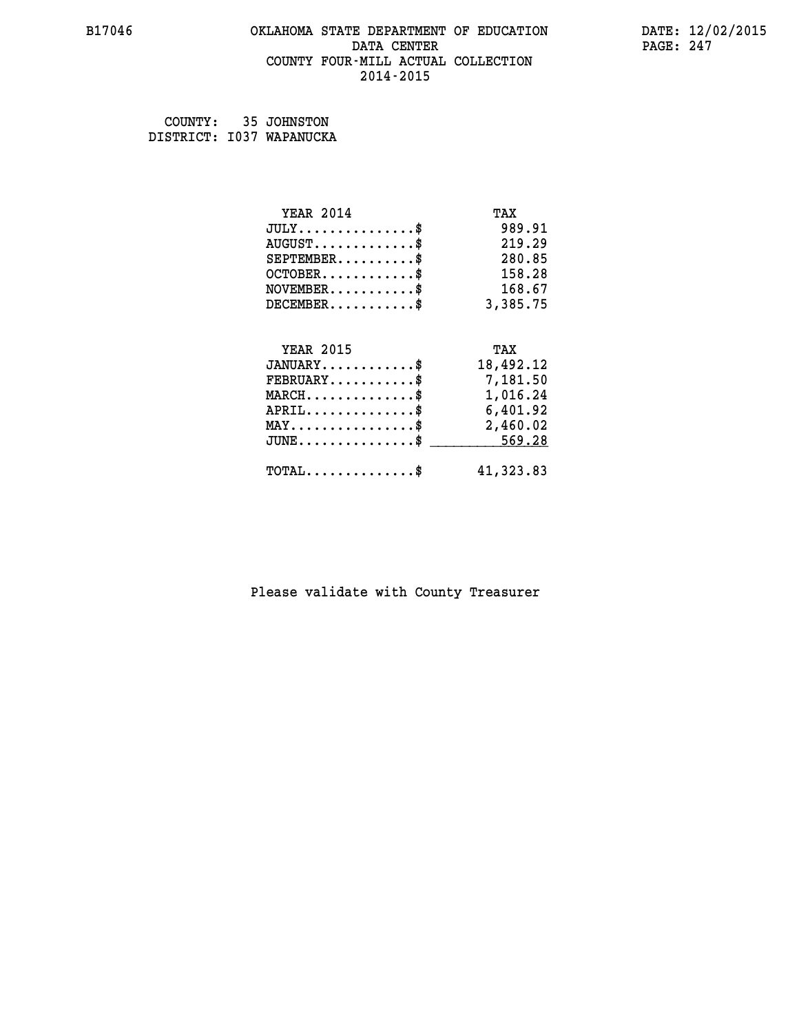OKLAHOMA STATE DEPARTMENT OF EDUCATION
DATA CENTER
COUNTY FOUR-MILL ACTUAL COLLECTION
2014-2015

B17046 DATE: 12/02/2015

COUNTY: 35 JOHNSTON
DISTRICT: I037 WAPANUCKA

| YEAR 2014 | TAX |
|---|---|
| JULY..............$ | 989.91 |
| AUGUST............$ | 219.29 |
| SEPTEMBER.........$ | 280.85 |
| OCTOBER...........$ | 158.28 |
| NOVEMBER..........$ | 168.67 |
| DECEMBER..........$ | 3,385.75 |

| YEAR 2015 | TAX |
|---|---|
| JANUARY...........$ | 18,492.12 |
| FEBRUARY..........$ | 7,181.50 |
| MARCH.............$ | 1,016.24 |
| APRIL.............$ | 6,401.92 |
| MAY...............$ | 2,460.02 |
| JUNE..............$ | 569.28 |
| TOTAL.............$ | 41,323.83 |

Please validate with County Treasurer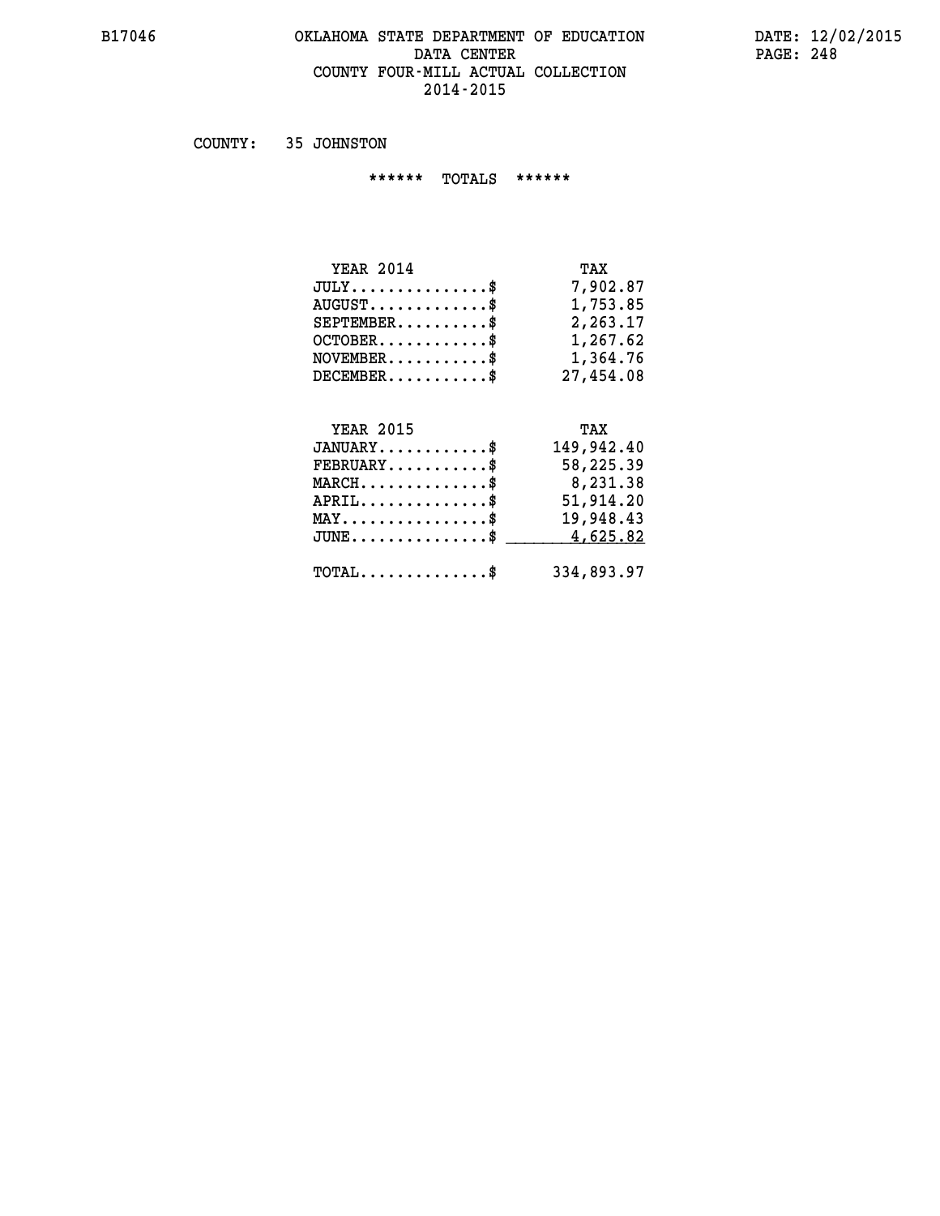# OKLAHOMA STATE DEPARTMENT OF EDUCATION
## DATA CENTER
## COUNTY FOUR-MILL ACTUAL COLLECTION
## 2014-2015

COUNTY: 35 JOHNSTON

****** TOTALS ******

| YEAR 2014 | TAX |
|---|---|
| JULY...............$ | 7,902.87 |
| AUGUST.............$ | 1,753.85 |
| SEPTEMBER..........$ | 2,263.17 |
| OCTOBER............$ | 1,267.62 |
| NOVEMBER...........$ | 1,364.76 |
| DECEMBER...........$ | 27,454.08 |

| YEAR 2015 | TAX |
|---|---|
| JANUARY............$ | 149,942.40 |
| FEBRUARY...........$ | 58,225.39 |
| MARCH..............$ | 8,231.38 |
| APRIL..............$ | 51,914.20 |
| MAY................$ | 19,948.43 |
| JUNE...............$ | 4,625.82 |
| TOTAL..............$ | 334,893.97 |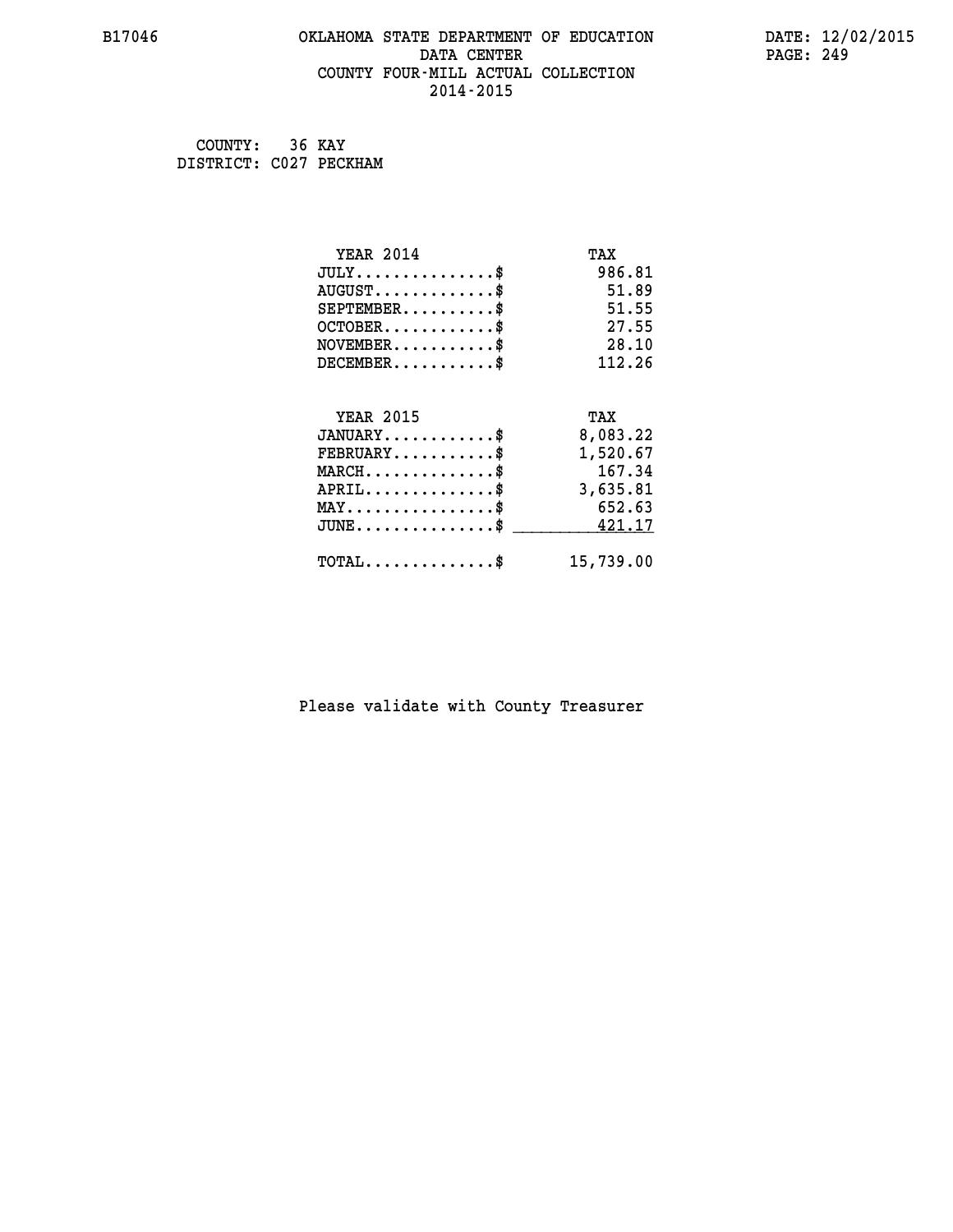B17046 OKLAHOMA STATE DEPARTMENT OF EDUCATION DATE: 12/02/2015
DATA CENTER
COUNTY FOUR-MILL ACTUAL COLLECTION
2014-2015

COUNTY: 36 KAY
DISTRICT: C027 PECKHAM

| YEAR 2014 | TAX |
|---|---|
| JULY...............$ | 986.81 |
| AUGUST.............$ | 51.89 |
| SEPTEMBER..........$ | 51.55 |
| OCTOBER............$ | 27.55 |
| NOVEMBER...........$ | 28.10 |
| DECEMBER...........$ | 112.26 |

| YEAR 2015 | TAX |
|---|---|
| JANUARY............$ | 8,083.22 |
| FEBRUARY...........$ | 1,520.67 |
| MARCH..............$ | 167.34 |
| APRIL..............$ | 3,635.81 |
| MAY................$ | 652.63 |
| JUNE...............$ | 421.17 |
| TOTAL..............$ | 15,739.00 |

Please validate with County Treasurer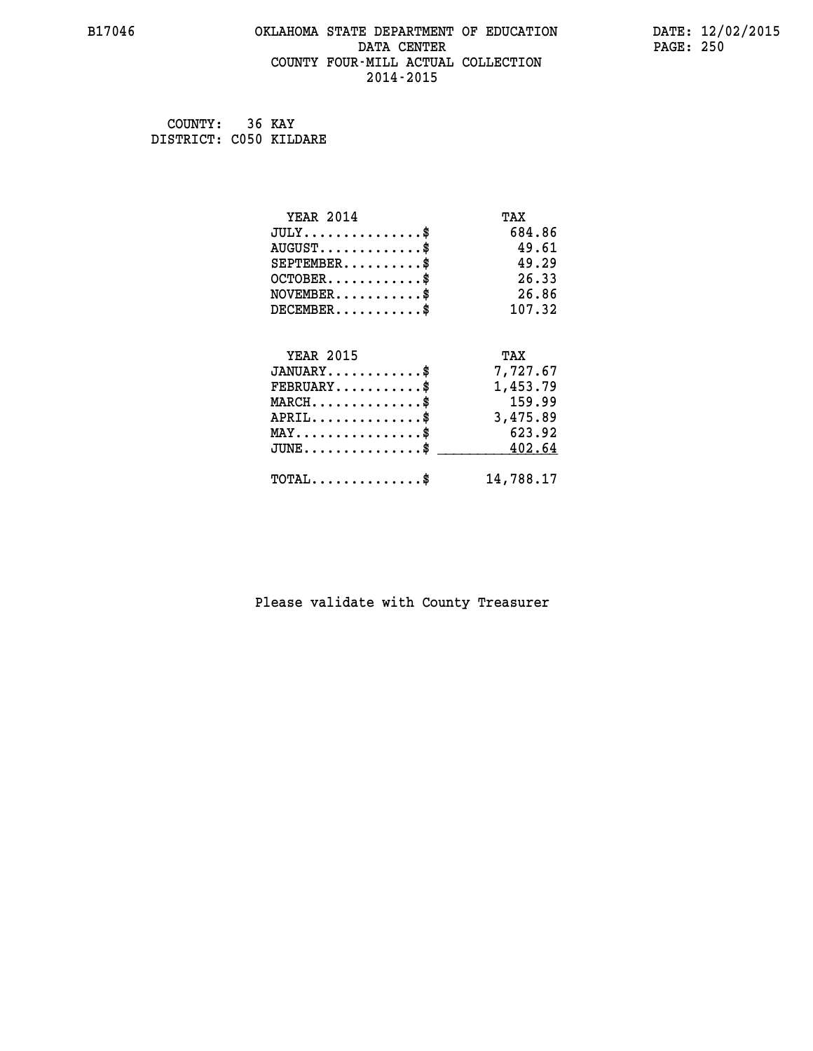B17046 OKLAHOMA STATE DEPARTMENT OF EDUCATION DATE: 12/02/2015
DATA CENTER
COUNTY FOUR-MILL ACTUAL COLLECTION
2014-2015

COUNTY: 36 KAY
DISTRICT: C050 KILDARE

| YEAR 2014 | TAX |
|---|---|
| JULY...............$ | 684.86 |
| AUGUST.............$ | 49.61 |
| SEPTEMBER..........$ | 49.29 |
| OCTOBER............$ | 26.33 |
| NOVEMBER...........$ | 26.86 |
| DECEMBER...........$ | 107.32 |

| YEAR 2015 | TAX |
|---|---|
| JANUARY............$ | 7,727.67 |
| FEBRUARY...........$ | 1,453.79 |
| MARCH..............$ | 159.99 |
| APRIL..............$ | 3,475.89 |
| MAY................$ | 623.92 |
| JUNE...............$ | 402.64 |
| TOTAL..............$ | 14,788.17 |

Please validate with County Treasurer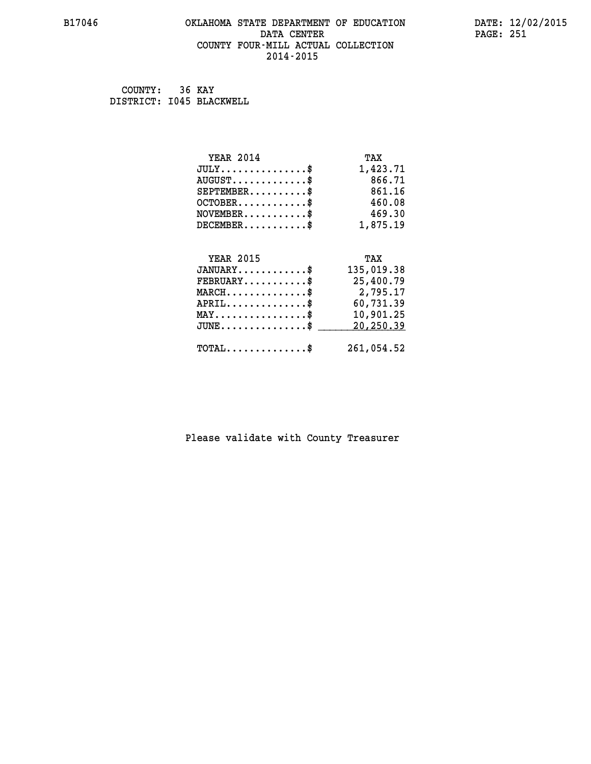# OKLAHOMA STATE DEPARTMENT OF EDUCATION
## DATA CENTER
## COUNTY FOUR-MILL ACTUAL COLLECTION
## 2014-2015

B17046

DATE: 12/02/2015

COUNTY: 36 KAY
DISTRICT: I045 BLACKWELL

| YEAR 2014 | TAX |
|---|---|
| JULY...............$ | 1,423.71 |
| AUGUST.............$ | 866.71 |
| SEPTEMBER..........$ | 861.16 |
| OCTOBER............$ | 460.08 |
| NOVEMBER...........$ | 469.30 |
| DECEMBER...........$ | 1,875.19 |

| YEAR 2015 | TAX |
|---|---|
| JANUARY............$ | 135,019.38 |
| FEBRUARY...........$ | 25,400.79 |
| MARCH..............$ | 2,795.17 |
| APRIL..............$ | 60,731.39 |
| MAY................$ | 10,901.25 |
| JUNE...............$ | 20,250.39 |
| TOTAL..............$ | 261,054.52 |

Please validate with County Treasurer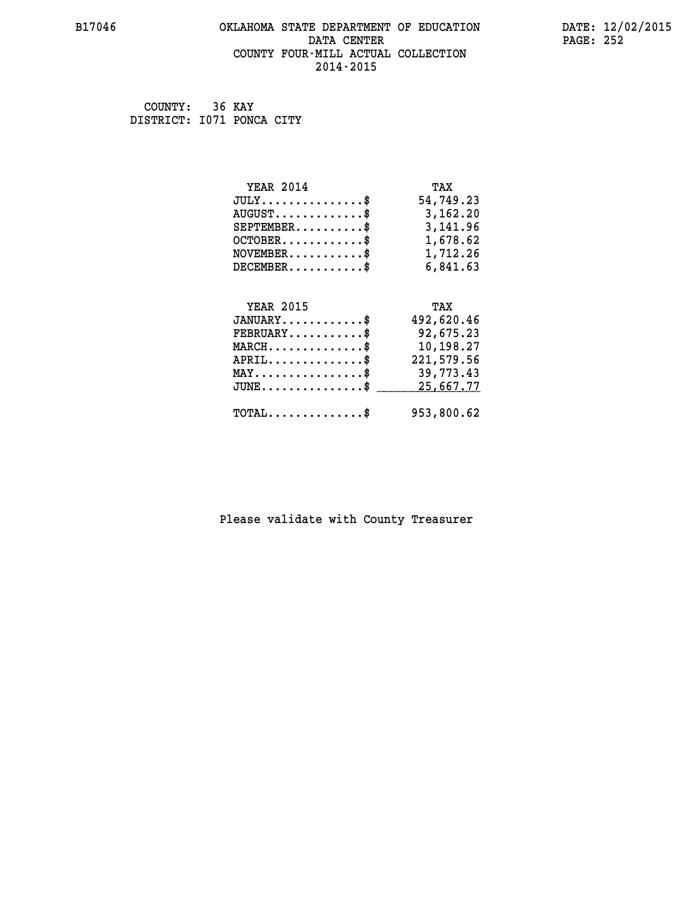# OKLAHOMA STATE DEPARTMENT OF EDUCATION
## DATA CENTER
## COUNTY FOUR-MILL ACTUAL COLLECTION
## 2014-2015

B17046 DATE: 12/02/2015

COUNTY: 36 KAY
DISTRICT: I071 PONCA CITY

| YEAR 2014 | TAX |
|---|---|
| JULY..............$ | 54,749.23 |
| AUGUST............$ | 3,162.20 |
| SEPTEMBER..........$ | 3,141.96 |
| OCTOBER............$ | 1,678.62 |
| NOVEMBER...........$ | 1,712.26 |
| DECEMBER...........$ | 6,841.63 |

| YEAR 2015 | TAX |
|---|---|
| JANUARY............$ | 492,620.46 |
| FEBRUARY...........$ | 92,675.23 |
| MARCH..............$ | 10,198.27 |
| APRIL..............$ | 221,579.56 |
| MAY................$ | 39,773.43 |
| JUNE...............$ | 25,667.77 |
| TOTAL..............$ | 953,800.62 |

Please validate with County Treasurer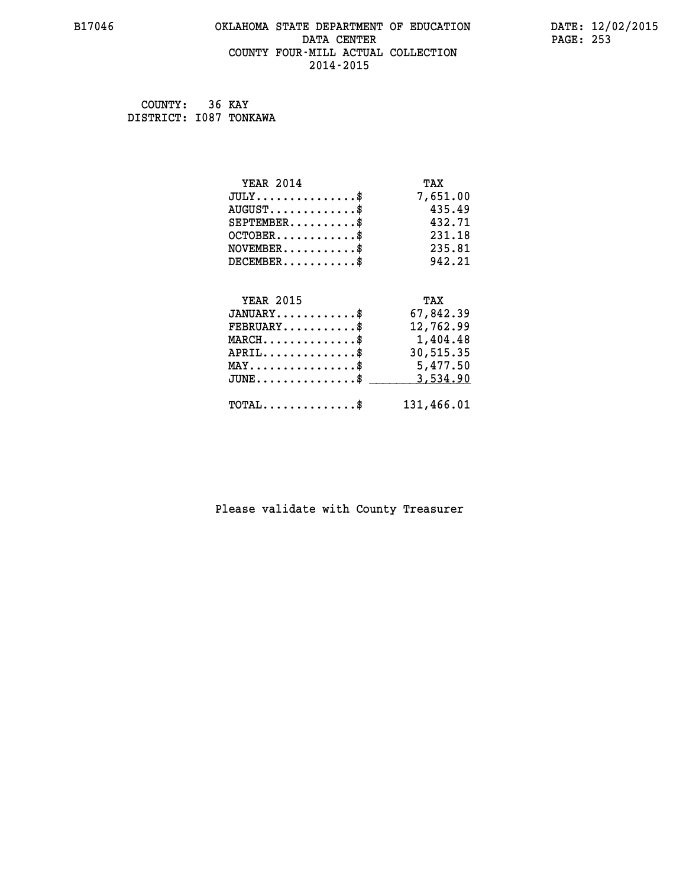B17046 OKLAHOMA STATE DEPARTMENT OF EDUCATION DATE: 12/02/2015

DATA CENTER

COUNTY FOUR-MILL ACTUAL COLLECTION

2014-2015

COUNTY: 36 KAY
DISTRICT: I087 TONKAWA

| YEAR 2014 | TAX |
|---|---|
| JULY...............$ | 7,651.00 |
| AUGUST.............$ | 435.49 |
| SEPTEMBER..........$ | 432.71 |
| OCTOBER............$ | 231.18 |
| NOVEMBER...........$ | 235.81 |
| DECEMBER...........$ | 942.21 |

| YEAR 2015 | TAX |
|---|---|
| JANUARY............$ | 67,842.39 |
| FEBRUARY...........$ | 12,762.99 |
| MARCH..............$ | 1,404.48 |
| APRIL..............$ | 30,515.35 |
| MAY................$ | 5,477.50 |
| JUNE...............$ | 3,534.90 |
| TOTAL..............$ | 131,466.01 |

Please validate with County Treasurer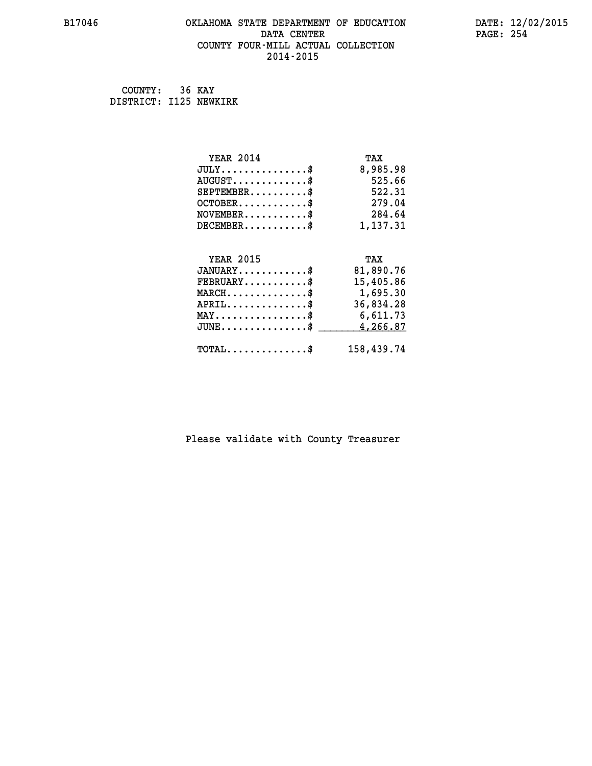COUNTY: 36 KAY
DISTRICT: I125 NEWKIRK

| YEAR 2014 | TAX |
|---|---|
| JULY..............$ | 8,985.98 |
| AUGUST............$ | 525.66 |
| SEPTEMBER.........$ | 522.31 |
| OCTOBER...........$ | 279.04 |
| NOVEMBER..........$ | 284.64 |
| DECEMBER..........$ | 1,137.31 |

| YEAR 2015 | TAX |
|---|---|
| JANUARY...........$ | 81,890.76 |
| FEBRUARY..........$ | 15,405.86 |
| MARCH.............$ | 1,695.30 |
| APRIL.............$ | 36,834.28 |
| MAY...............$ | 6,611.73 |
| JUNE..............$ | 4,266.87 |
| TOTAL.............$ | 158,439.74 |

Please validate with County Treasurer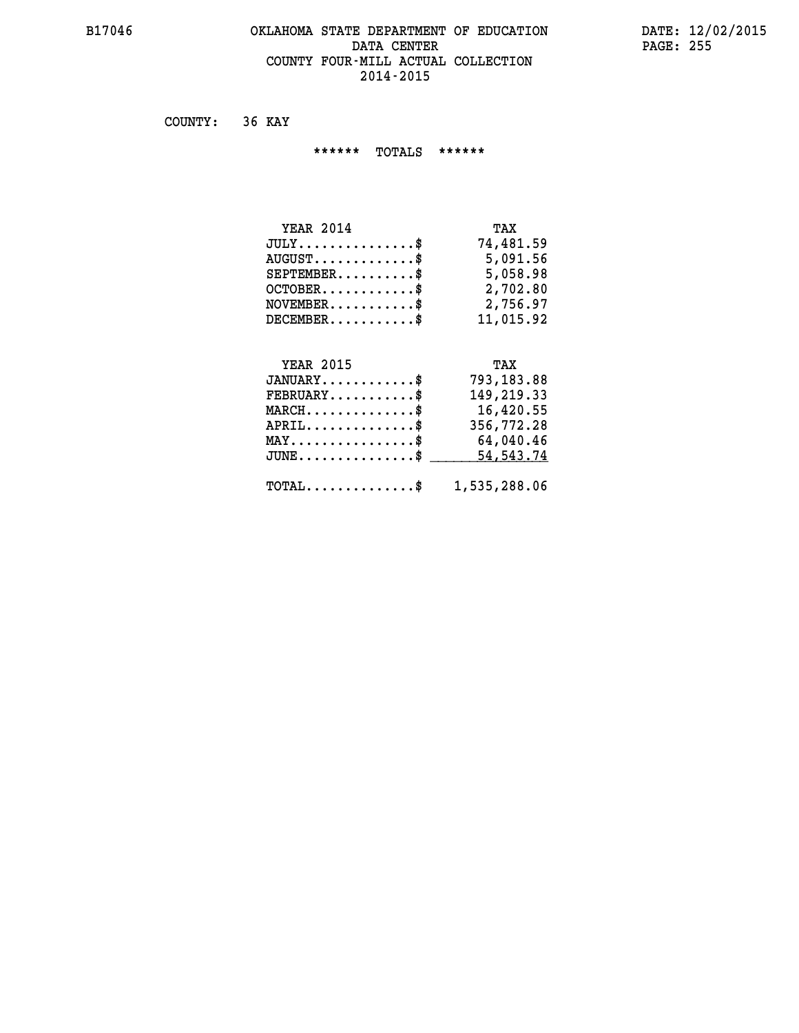# OKLAHOMA STATE DEPARTMENT OF EDUCATION
## DATA CENTER
## COUNTY FOUR-MILL ACTUAL COLLECTION
## 2014-2015

COUNTY: 36 KAY

****** TOTALS ******

| YEAR 2014 | TAX |
|---|---|
| JULY...............$ | 74,481.59 |
| AUGUST.............$ | 5,091.56 |
| SEPTEMBER..........$ | 5,058.98 |
| OCTOBER............$ | 2,702.80 |
| NOVEMBER...........$ | 2,756.97 |
| DECEMBER...........$ | 11,015.92 |

| YEAR 2015 | TAX |
|---|---|
| JANUARY............$ | 793,183.88 |
| FEBRUARY...........$ | 149,219.33 |
| MARCH..............$ | 16,420.55 |
| APRIL..............$ | 356,772.28 |
| MAY................$ | 64,040.46 |
| JUNE...............$ | 54,543.74 |
| TOTAL..............$ | 1,535,288.06 |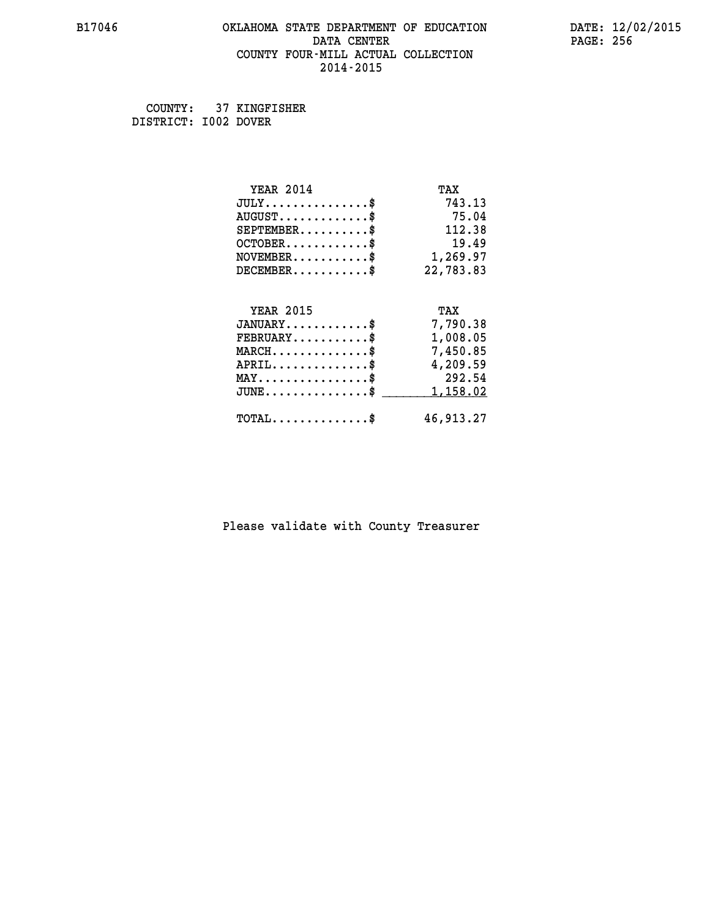COUNTY: 37 KINGFISHER
DISTRICT: I002 DOVER

| YEAR 2014 | TAX |
|---|---|
| JULY..............$ | 743.13 |
| AUGUST.............$ | 75.04 |
| SEPTEMBER..........$ | 112.38 |
| OCTOBER............$ | 19.49 |
| NOVEMBER...........$ | 1,269.97 |
| DECEMBER...........$ | 22,783.83 |

| YEAR 2015 | TAX |
|---|---|
| JANUARY............$ | 7,790.38 |
| FEBRUARY...........$ | 1,008.05 |
| MARCH..............$ | 7,450.85 |
| APRIL..............$ | 4,209.59 |
| MAY................$ | 292.54 |
| JUNE...............$ | 1,158.02 |
| TOTAL..............$ | 46,913.27 |

Please validate with County Treasurer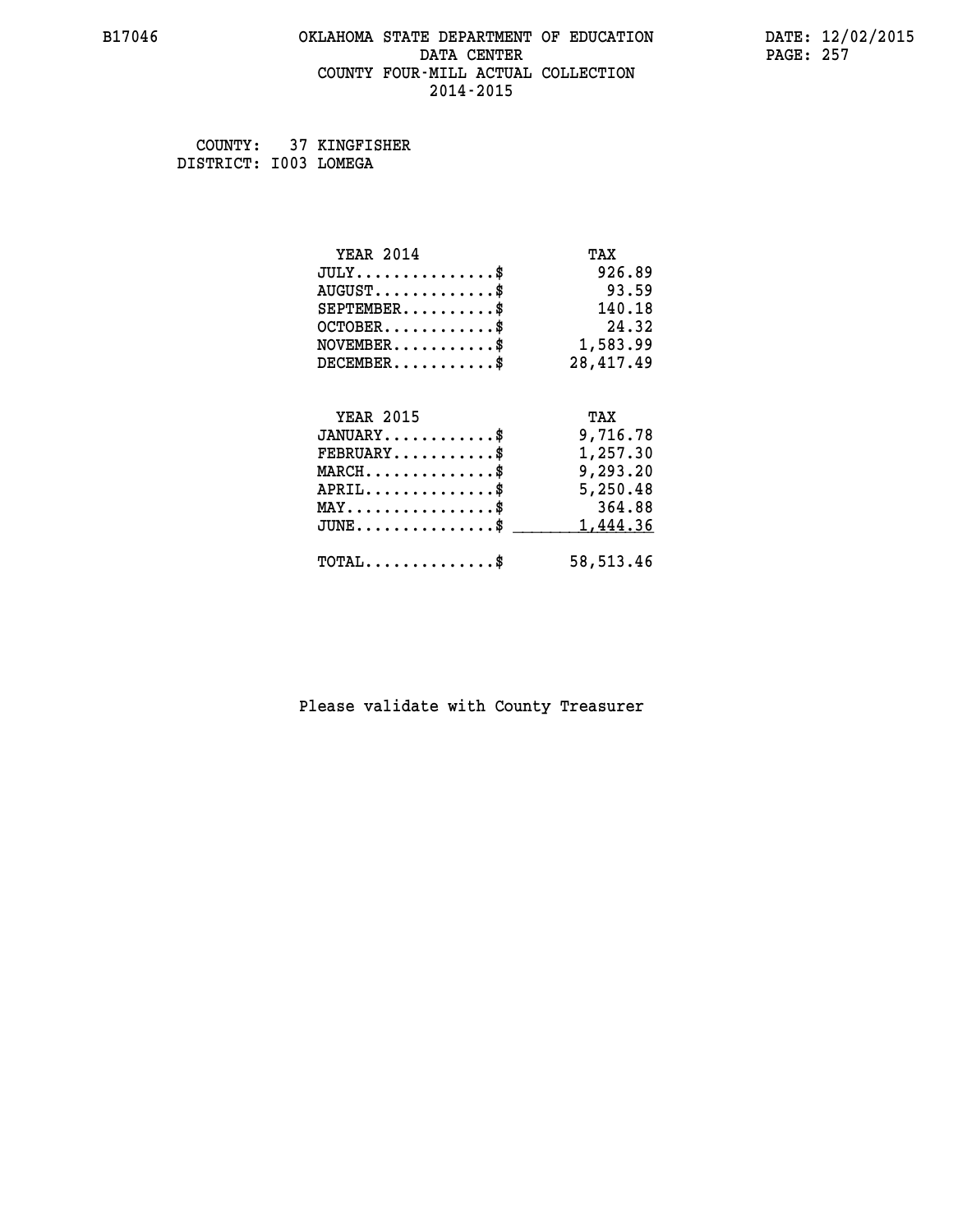COUNTY: 37 KINGFISHER
DISTRICT: I003 LOMEGA

| YEAR 2014 | TAX |
|---|---|
| JULY...............$ | 926.89 |
| AUGUST.............$ | 93.59 |
| SEPTEMBER..........$ | 140.18 |
| OCTOBER............$ | 24.32 |
| NOVEMBER...........$ | 1,583.99 |
| DECEMBER...........$ | 28,417.49 |

| YEAR 2015 | TAX |
|---|---|
| JANUARY............$ | 9,716.78 |
| FEBRUARY...........$ | 1,257.30 |
| MARCH..............$ | 9,293.20 |
| APRIL..............$ | 5,250.48 |
| MAY................$ | 364.88 |
| JUNE...............$ | 1,444.36 |
| TOTAL..............$ | 58,513.46 |

Please validate with County Treasurer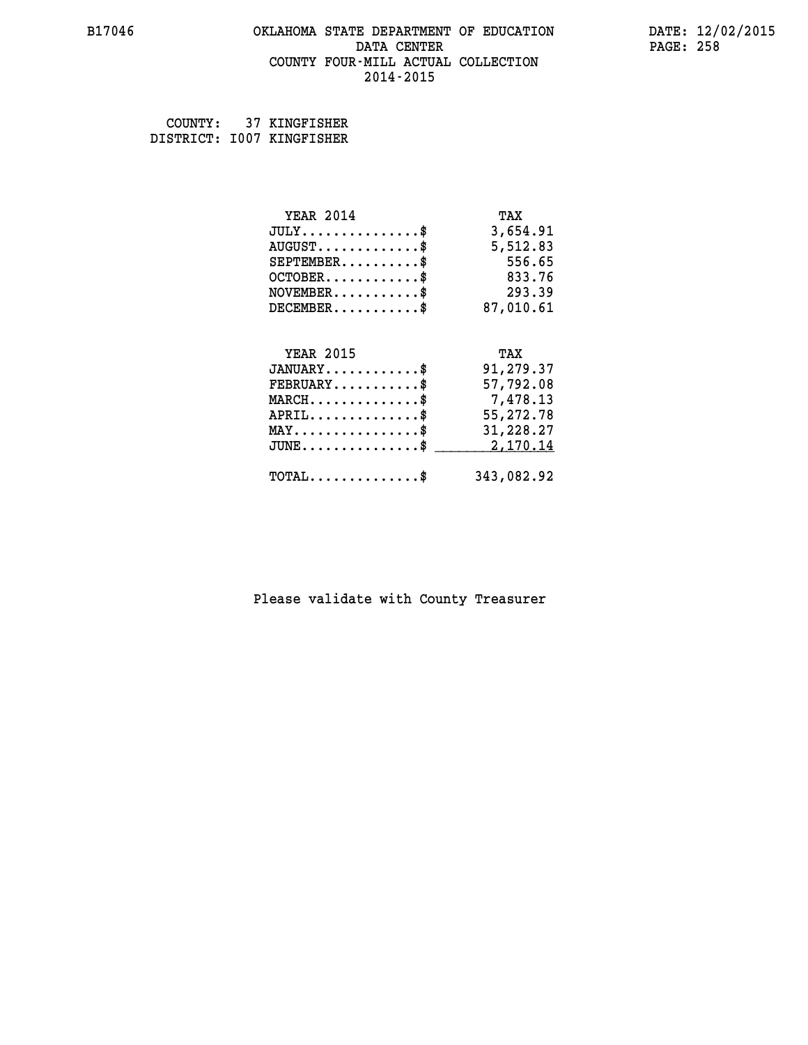OKLAHOMA STATE DEPARTMENT OF EDUCATION
DATA CENTER
COUNTY FOUR-MILL ACTUAL COLLECTION
2014-2015

COUNTY: 37 KINGFISHER
DISTRICT: I007 KINGFISHER

| YEAR 2014 | TAX |
| --- | --- |
| JULY...............$ | 3,654.91 |
| AUGUST.............$ | 5,512.83 |
| SEPTEMBER..........$ | 556.65 |
| OCTOBER............$ | 833.76 |
| NOVEMBER...........$ | 293.39 |
| DECEMBER...........$ | 87,010.61 |

| YEAR 2015 | TAX |
| --- | --- |
| JANUARY............$ | 91,279.37 |
| FEBRUARY...........$ | 57,792.08 |
| MARCH..............$ | 7,478.13 |
| APRIL..............$ | 55,272.78 |
| MAY................$ | 31,228.27 |
| JUNE...............$ | 2,170.14 |
| TOTAL..............$ | 343,082.92 |

Please validate with County Treasurer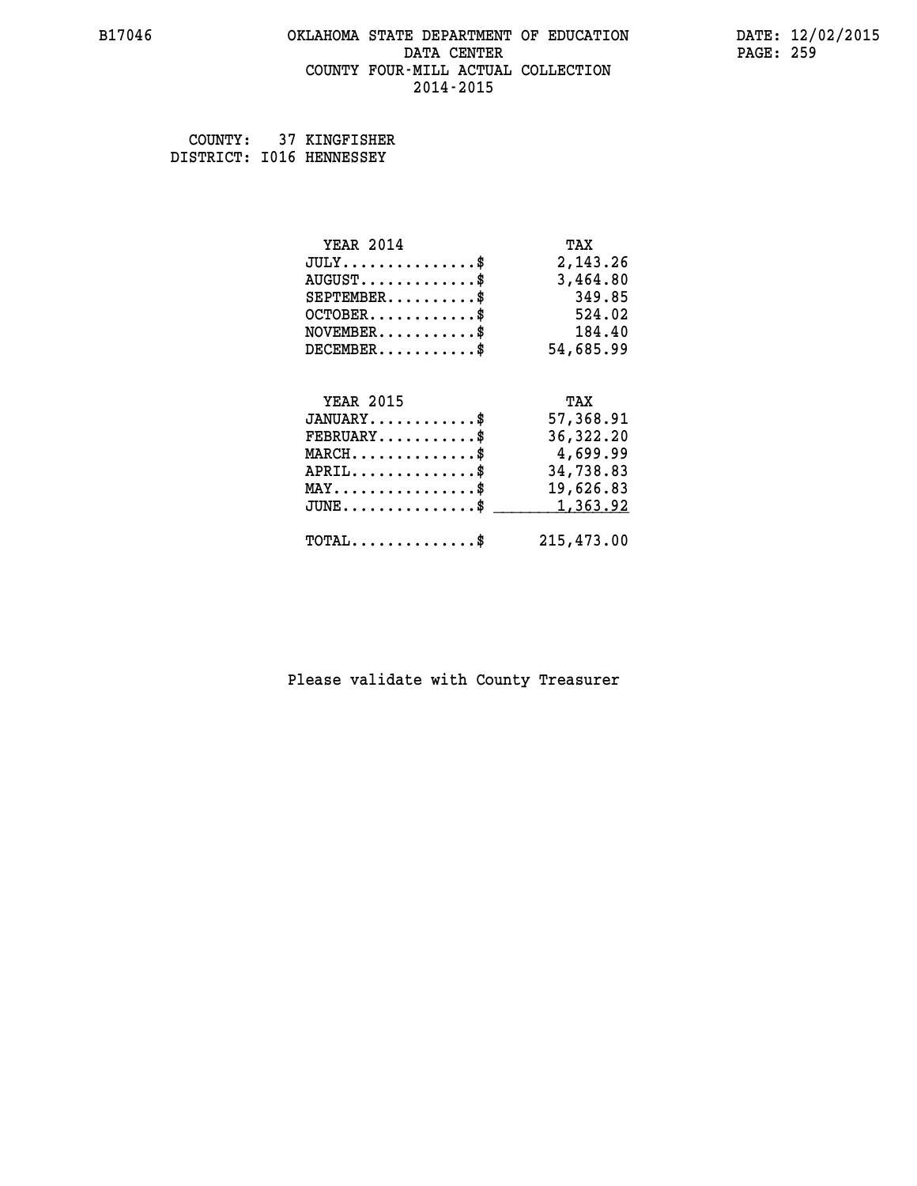# OKLAHOMA STATE DEPARTMENT OF EDUCATION
## DATA CENTER
## COUNTY FOUR-MILL ACTUAL COLLECTION
## 2014-2015

COUNTY: 37 KINGFISHER
DISTRICT: I016 HENNESSEY

| YEAR 2014 | TAX |
|---|---|
| JULY..............$ | 2,143.26 |
| AUGUST.............$ | 3,464.80 |
| SEPTEMBER..........$ | 349.85 |
| OCTOBER............$ | 524.02 |
| NOVEMBER...........$ | 184.40 |
| DECEMBER...........$ | 54,685.99 |

| YEAR 2015 | TAX |
|---|---|
| JANUARY............$ | 57,368.91 |
| FEBRUARY...........$ | 36,322.20 |
| MARCH..............$ | 4,699.99 |
| APRIL..............$ | 34,738.83 |
| MAY................$ | 19,626.83 |
| JUNE...............$ | 1,363.92 |
| TOTAL..............$ | 215,473.00 |

Please validate with County Treasurer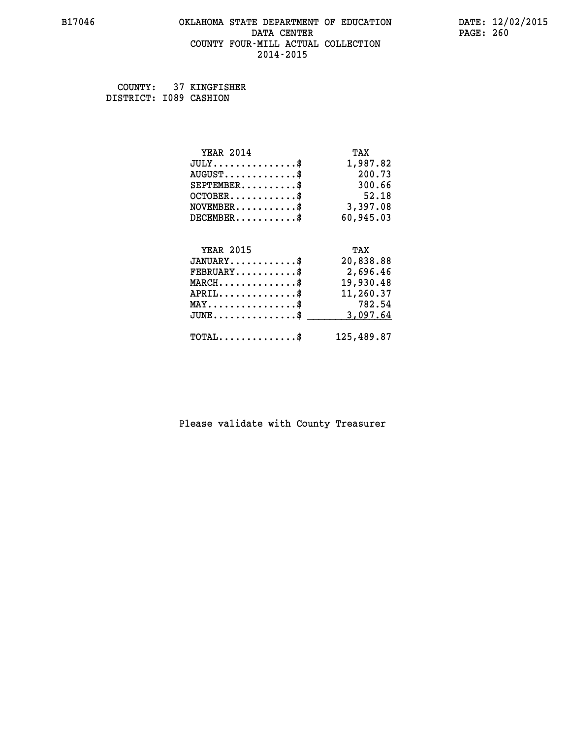B17046 OKLAHOMA STATE DEPARTMENT OF EDUCATION DATA CENTER COUNTY FOUR-MILL ACTUAL COLLECTION 2014-2015

DATE: 12/02/2015

COUNTY: 37 KINGFISHER
DISTRICT: I089 CASHION

| YEAR 2014 | TAX |
|---|---|
| JULY...............$ | 1,987.82 |
| AUGUST.............$ | 200.73 |
| SEPTEMBER..........$ | 300.66 |
| OCTOBER............$ | 52.18 |
| NOVEMBER...........$ | 3,397.08 |
| DECEMBER...........$ | 60,945.03 |

| YEAR 2015 | TAX |
|---|---|
| JANUARY............$ | 20,838.88 |
| FEBRUARY...........$ | 2,696.46 |
| MARCH..............$ | 19,930.48 |
| APRIL..............$ | 11,260.37 |
| MAY................$ | 782.54 |
| JUNE...............$ | 3,097.64 |
| TOTAL..............$ | 125,489.87 |

Please validate with County Treasurer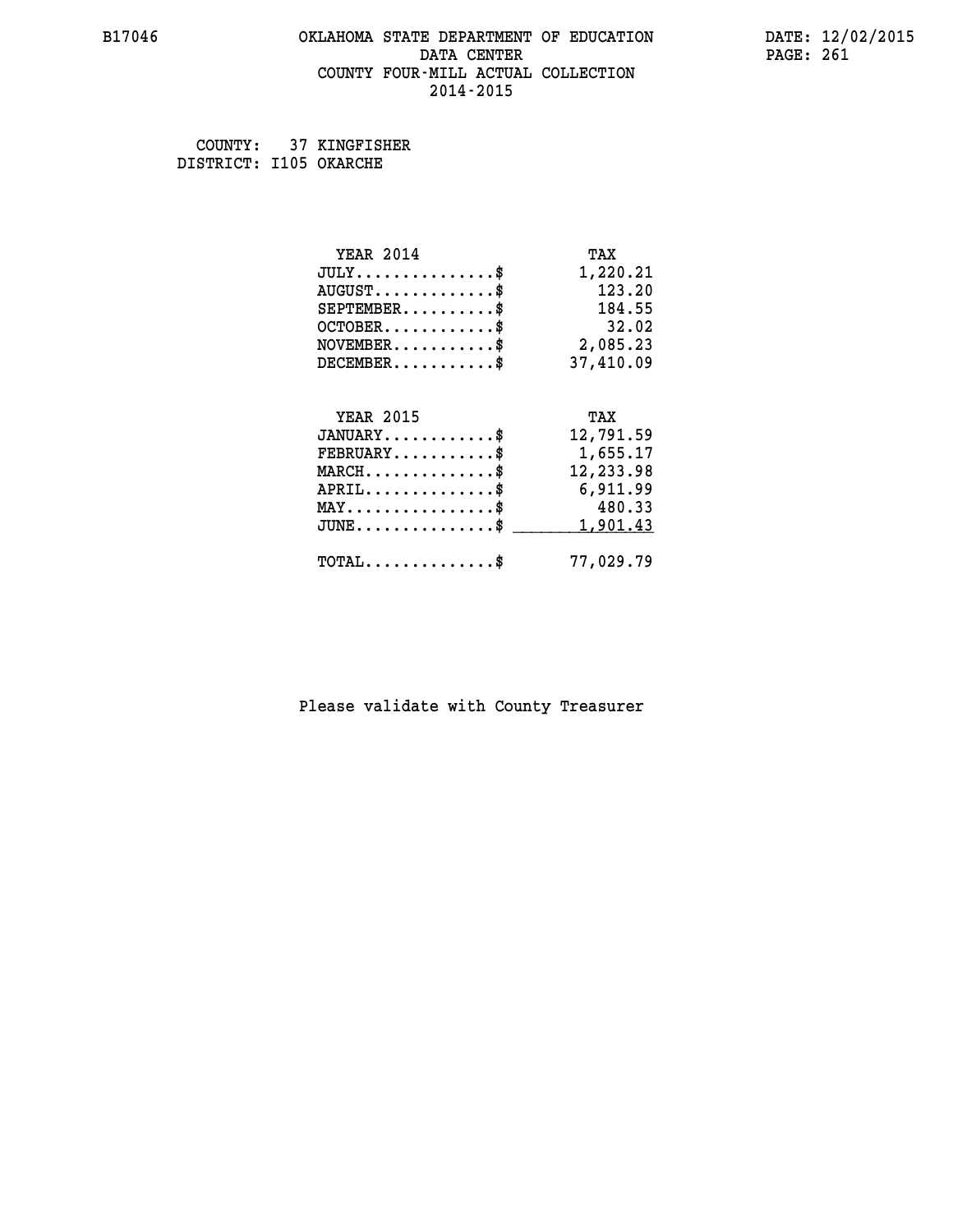COUNTY: 37 KINGFISHER
DISTRICT: I105 OKARCHE

| YEAR 2014 | TAX |
|---|---|
| JULY..............$ | 1,220.21 |
| AUGUST............$ | 123.20 |
| SEPTEMBER.........$ | 184.55 |
| OCTOBER...........$ | 32.02 |
| NOVEMBER..........$ | 2,085.23 |
| DECEMBER..........$ | 37,410.09 |

| YEAR 2015 | TAX |
|---|---|
| JANUARY...........$ | 12,791.59 |
| FEBRUARY..........$ | 1,655.17 |
| MARCH.............$ | 12,233.98 |
| APRIL.............$ | 6,911.99 |
| MAY...............$ | 480.33 |
| JUNE..............$ | 1,901.43 |
| TOTAL.............$ | 77,029.79 |

Please validate with County Treasurer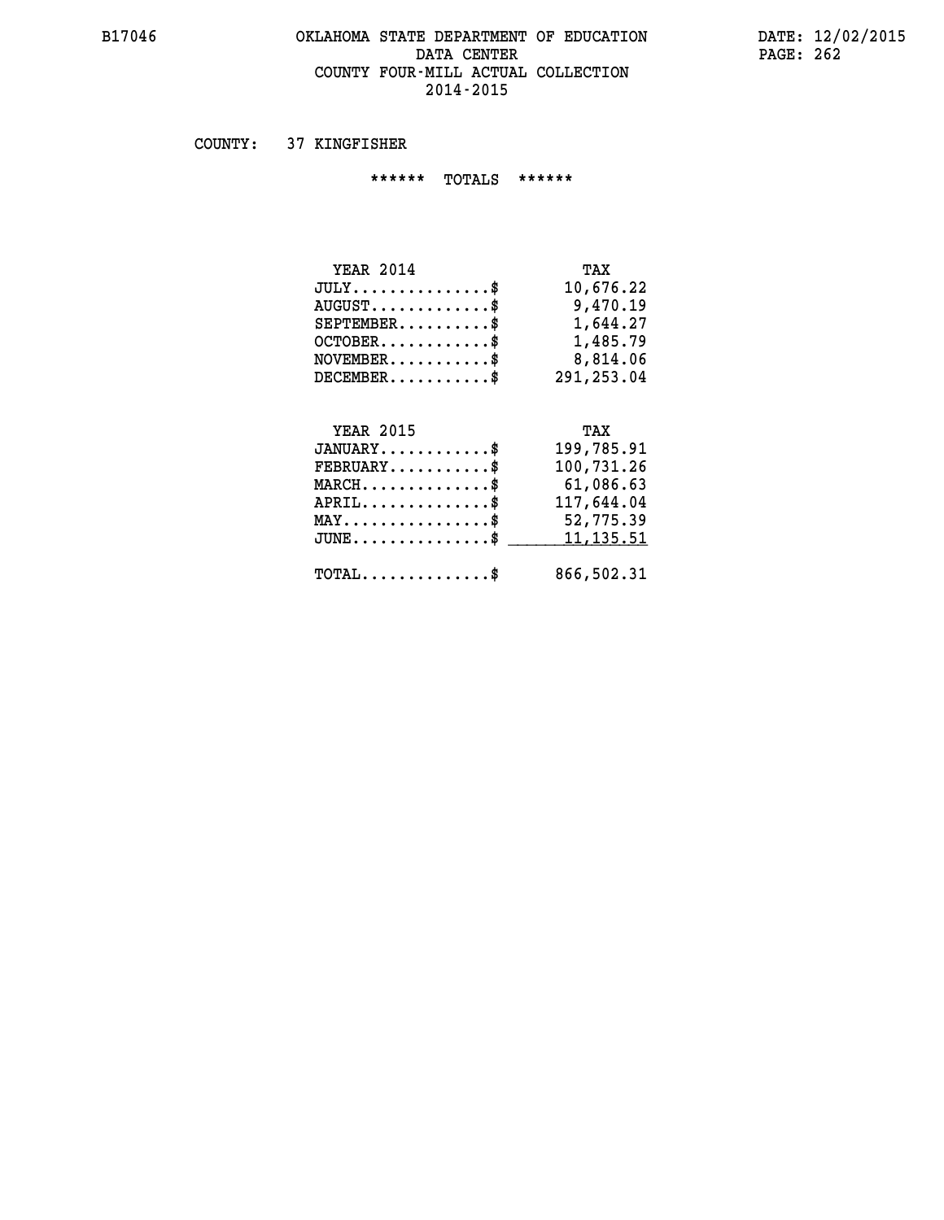# OKLAHOMA STATE DEPARTMENT OF EDUCATION
## DATA CENTER
## COUNTY FOUR-MILL ACTUAL COLLECTION
## 2014-2015

COUNTY: 37 KINGFISHER

****** TOTALS ******

| YEAR 2014 | TAX |
|---|---|
| JULY...............$ | 10,676.22 |
| AUGUST.............$ | 9,470.19 |
| SEPTEMBER..........$ | 1,644.27 |
| OCTOBER............$ | 1,485.79 |
| NOVEMBER...........$ | 8,814.06 |
| DECEMBER...........$ | 291,253.04 |

| YEAR 2015 | TAX |
|---|---|
| JANUARY............$ | 199,785.91 |
| FEBRUARY...........$ | 100,731.26 |
| MARCH..............$ | 61,086.63 |
| APRIL..............$ | 117,644.04 |
| MAY................$ | 52,775.39 |
| JUNE...............$ | 11,135.51 |

| TOTAL..............$ | 866,502.31 |
|---|---|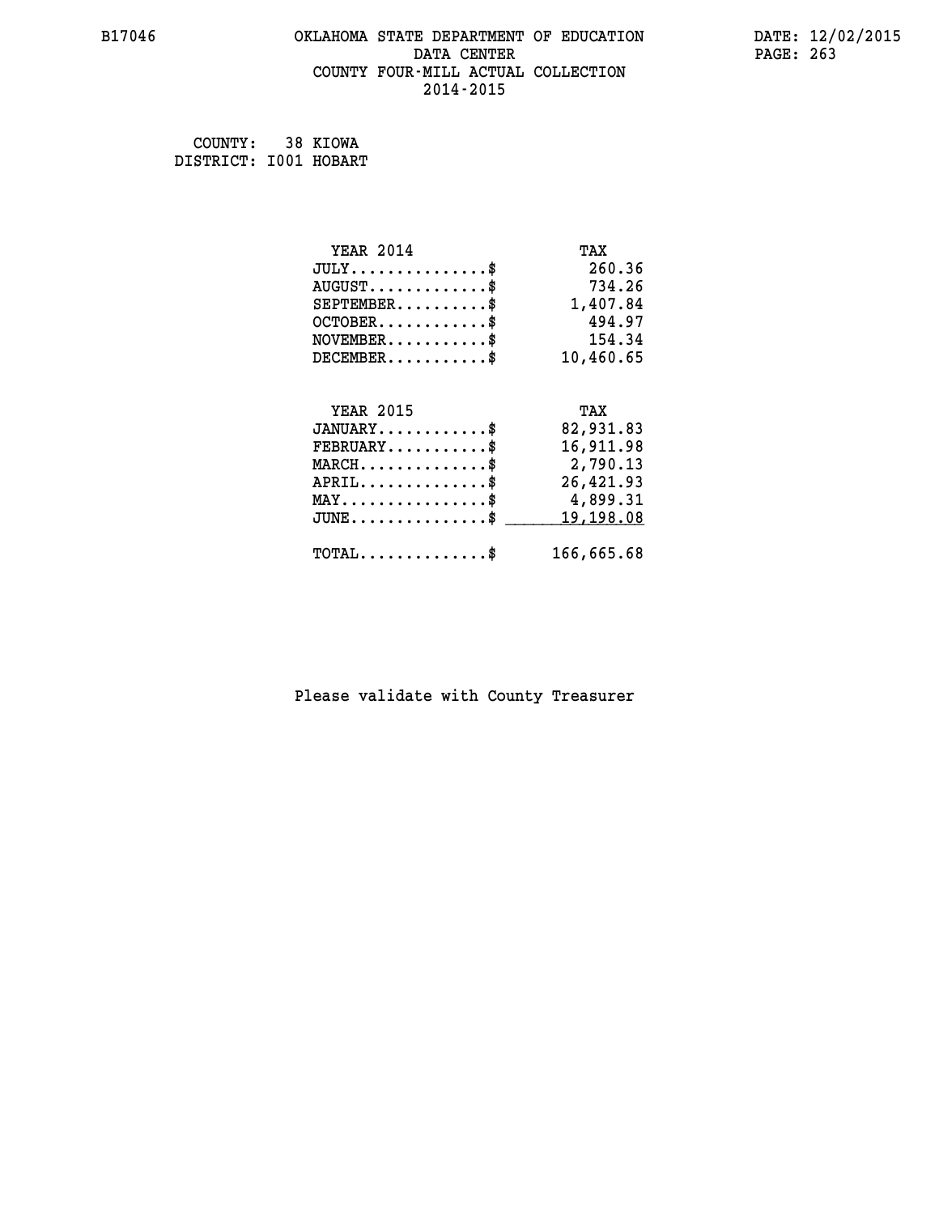B17046 OKLAHOMA STATE DEPARTMENT OF EDUCATION DATA CENTER COUNTY FOUR-MILL ACTUAL COLLECTION 2014-2015

DATE: 12/02/2015

COUNTY: 38 KIOWA
DISTRICT: I001 HOBART

| YEAR 2014 | TAX |
|---|---|
| JULY..............$ | 260.36 |
| AUGUST............$ | 734.26 |
| SEPTEMBER.........$ | 1,407.84 |
| OCTOBER...........$ | 494.97 |
| NOVEMBER..........$ | 154.34 |
| DECEMBER..........$ | 10,460.65 |

| YEAR 2015 | TAX |
|---|---|
| JANUARY...........$ | 82,931.83 |
| FEBRUARY..........$ | 16,911.98 |
| MARCH.............$ | 2,790.13 |
| APRIL.............$ | 26,421.93 |
| MAY...............$ | 4,899.31 |
| JUNE..............$ | 19,198.08 |
| TOTAL.............$ | 166,665.68 |

Please validate with County Treasurer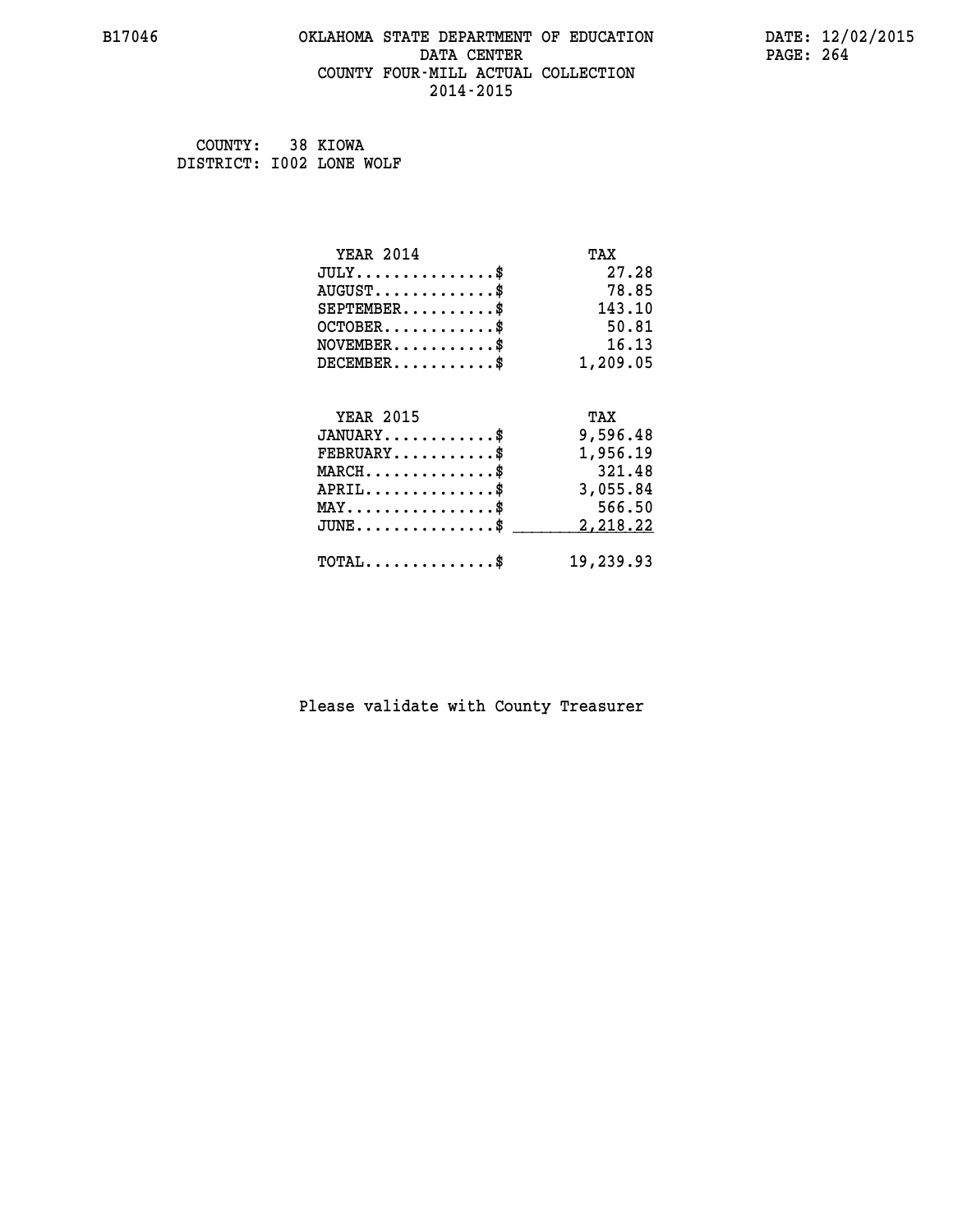COUNTY: 38 KIOWA
DISTRICT: I002 LONE WOLF

| YEAR 2014 | TAX |
| --- | --- |
| JULY..............$ | 27.28 |
| AUGUST............$ | 78.85 |
| SEPTEMBER.........$ | 143.10 |
| OCTOBER...........$ | 50.81 |
| NOVEMBER..........$ | 16.13 |
| DECEMBER..........$ | 1,209.05 |

| YEAR 2015 | TAX |
| --- | --- |
| JANUARY...........$ | 9,596.48 |
| FEBRUARY..........$ | 1,956.19 |
| MARCH.............$ | 321.48 |
| APRIL.............$ | 3,055.84 |
| MAY...............$ | 566.50 |
| JUNE..............$ | 2,218.22 |
| TOTAL.............$ | 19,239.93 |

Please validate with County Treasurer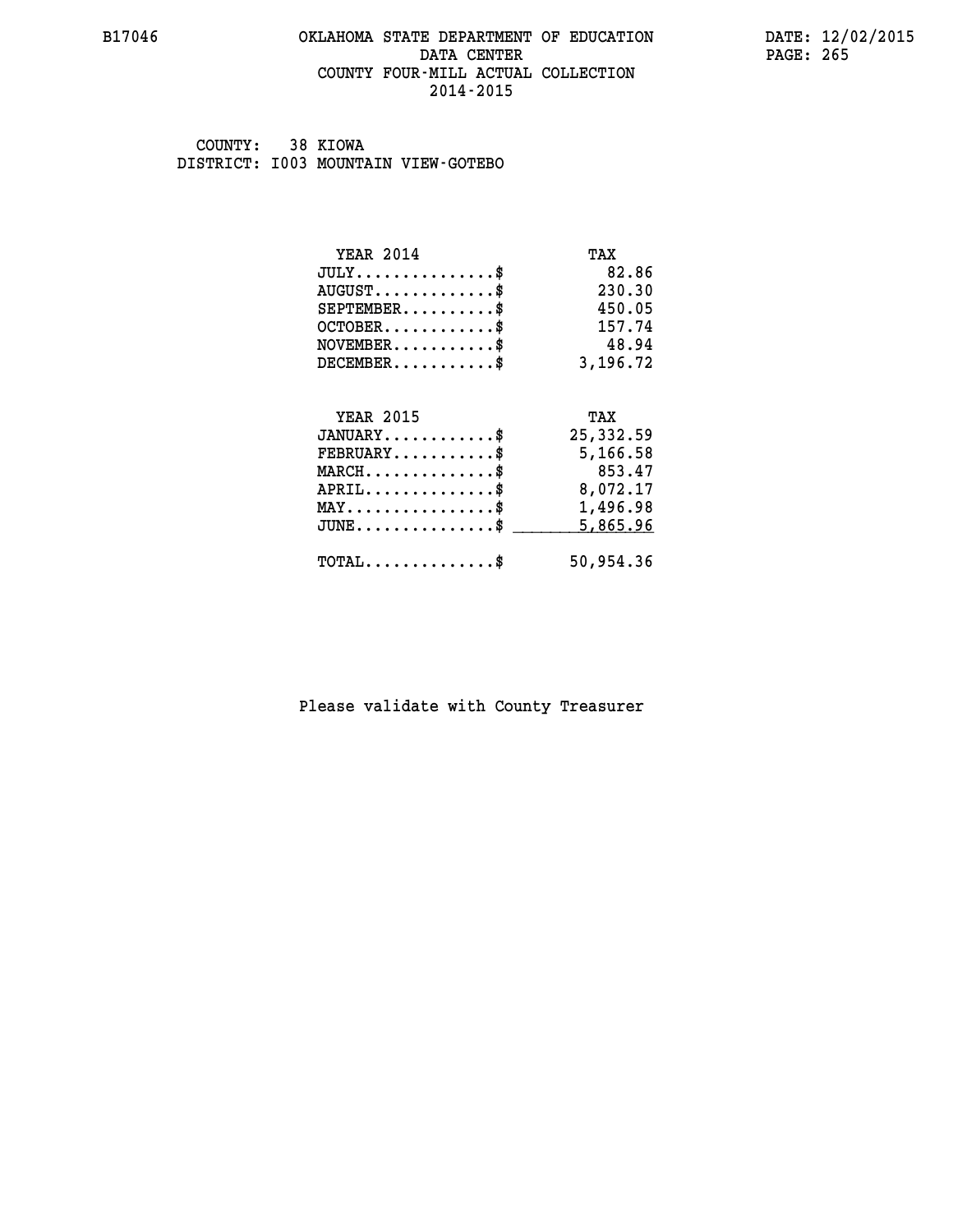B17046 OKLAHOMA STATE DEPARTMENT OF EDUCATION DATE: 12/02/2015

DATA CENTER

COUNTY FOUR-MILL ACTUAL COLLECTION

2014-2015

COUNTY: 38 KIOWA

DISTRICT: I003 MOUNTAIN VIEW-GOTEBO

| YEAR 2014 | TAX |
|---|---|
| JULY...............$ | 82.86 |
| AUGUST.............$ | 230.30 |
| SEPTEMBER..........$ | 450.05 |
| OCTOBER............$ | 157.74 |
| NOVEMBER...........$ | 48.94 |
| DECEMBER...........$ | 3,196.72 |

| YEAR 2015 | TAX |
|---|---|
| JANUARY............$ | 25,332.59 |
| FEBRUARY...........$ | 5,166.58 |
| MARCH..............$ | 853.47 |
| APRIL..............$ | 8,072.17 |
| MAY................$ | 1,496.98 |
| JUNE...............$ | 5,865.96 |
| TOTAL..............$ | 50,954.36 |

Please validate with County Treasurer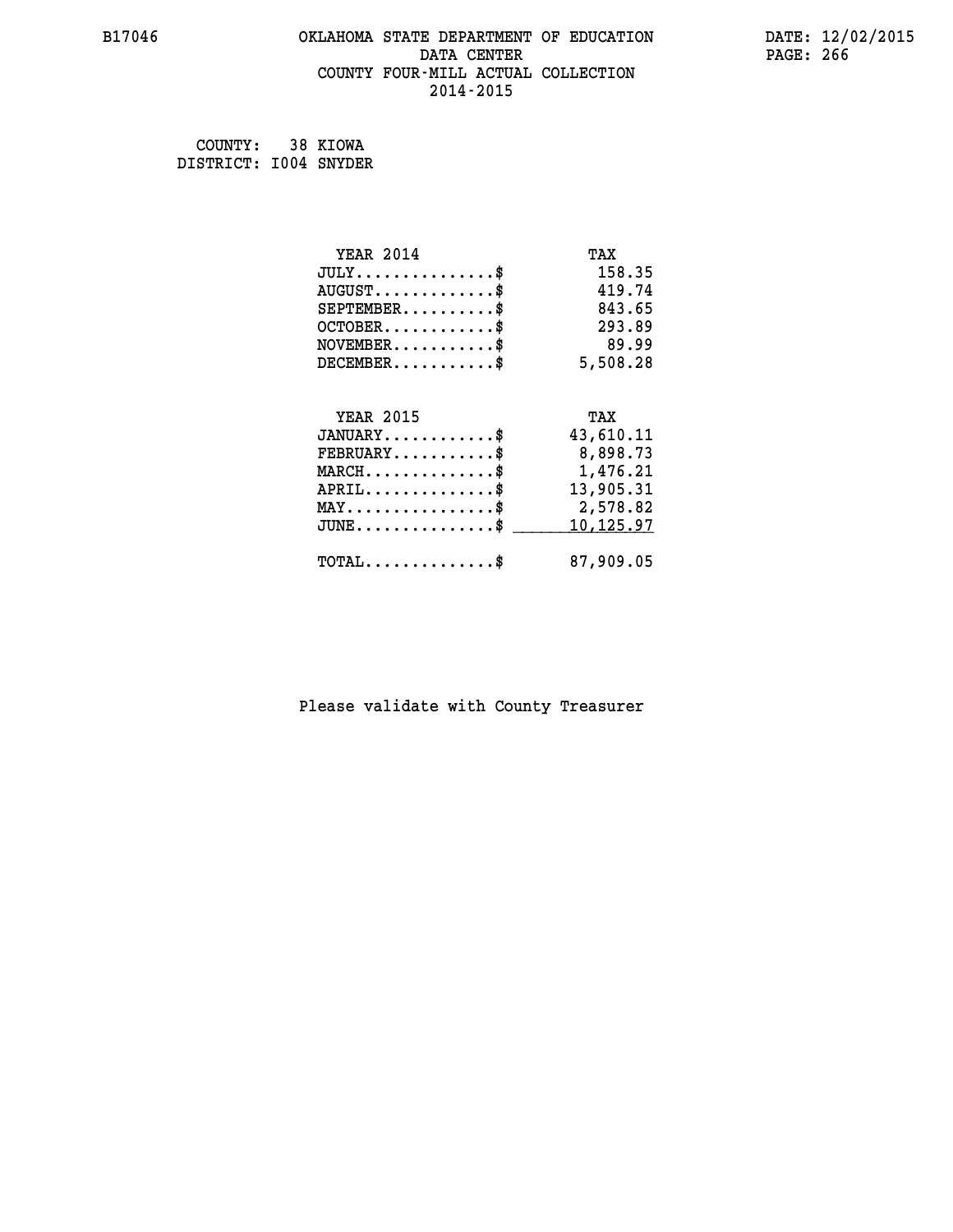B17046 OKLAHOMA STATE DEPARTMENT OF EDUCATION DATE: 12/02/2015

DATA CENTER

COUNTY FOUR-MILL ACTUAL COLLECTION

2014-2015

COUNTY: 38 KIOWA
DISTRICT: I004 SNYDER

| YEAR 2014 | TAX |
|---|---|
| JULY...............$ | 158.35 |
| AUGUST.............$ | 419.74 |
| SEPTEMBER..........$ | 843.65 |
| OCTOBER............$ | 293.89 |
| NOVEMBER...........$ | 89.99 |
| DECEMBER...........$ | 5,508.28 |

| YEAR 2015 | TAX |
|---|---|
| JANUARY............$ | 43,610.11 |
| FEBRUARY...........$ | 8,898.73 |
| MARCH..............$ | 1,476.21 |
| APRIL..............$ | 13,905.31 |
| MAY................$ | 2,578.82 |
| JUNE...............$ | 10,125.97 |
| TOTAL..............$ | 87,909.05 |

Please validate with County Treasurer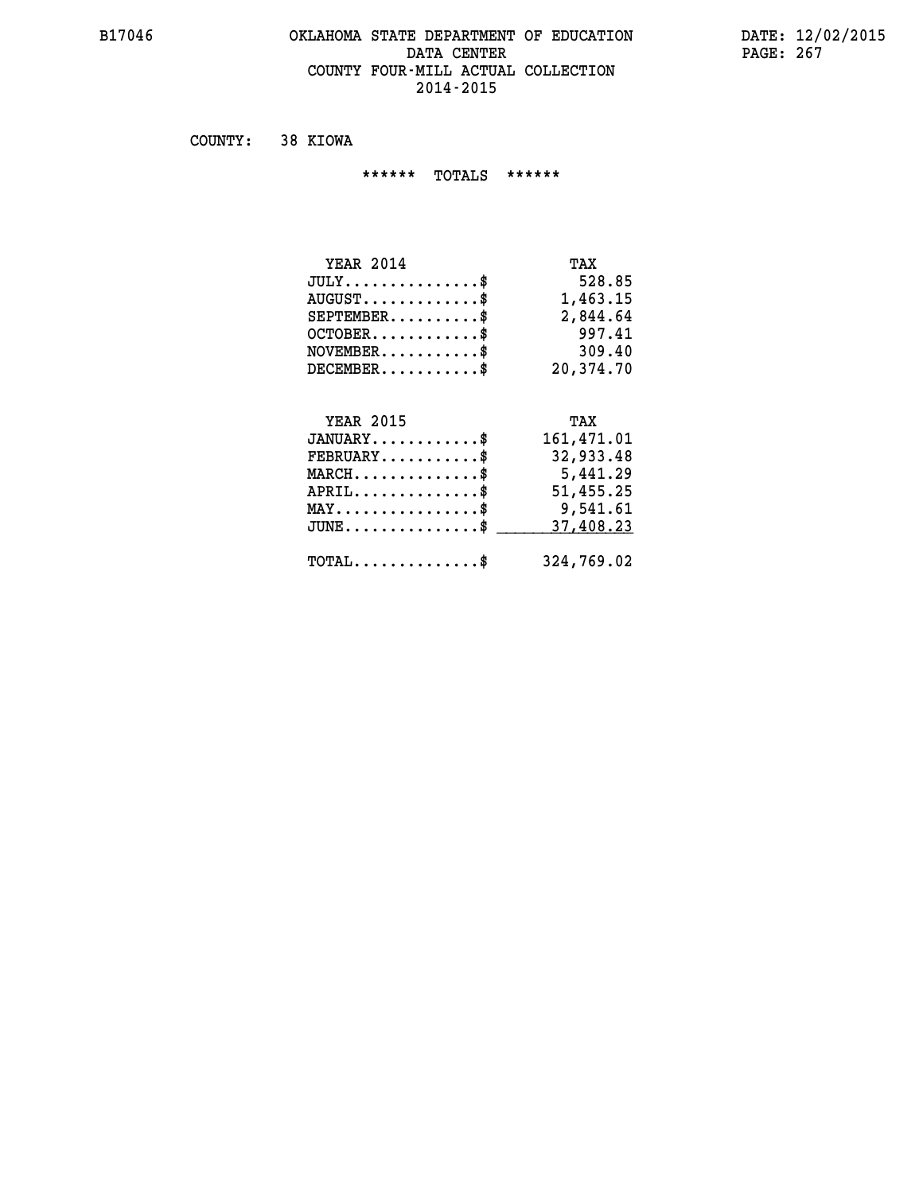COUNTY: 38 KIOWA

****** TOTALS ******

| YEAR 2014 | TAX |
|---|---|
| JULY...............$ | 528.85 |
| AUGUST.............$ | 1,463.15 |
| SEPTEMBER..........$ | 2,844.64 |
| OCTOBER............$ | 997.41 |
| NOVEMBER...........$ | 309.40 |
| DECEMBER...........$ | 20,374.70 |

| YEAR 2015 | TAX |
|---|---|
| JANUARY............$ | 161,471.01 |
| FEBRUARY...........$ | 32,933.48 |
| MARCH..............$ | 5,441.29 |
| APRIL..............$ | 51,455.25 |
| MAY................$ | 9,541.61 |
| JUNE...............$ | 37,408.23 |
| TOTAL..............$ | 324,769.02 |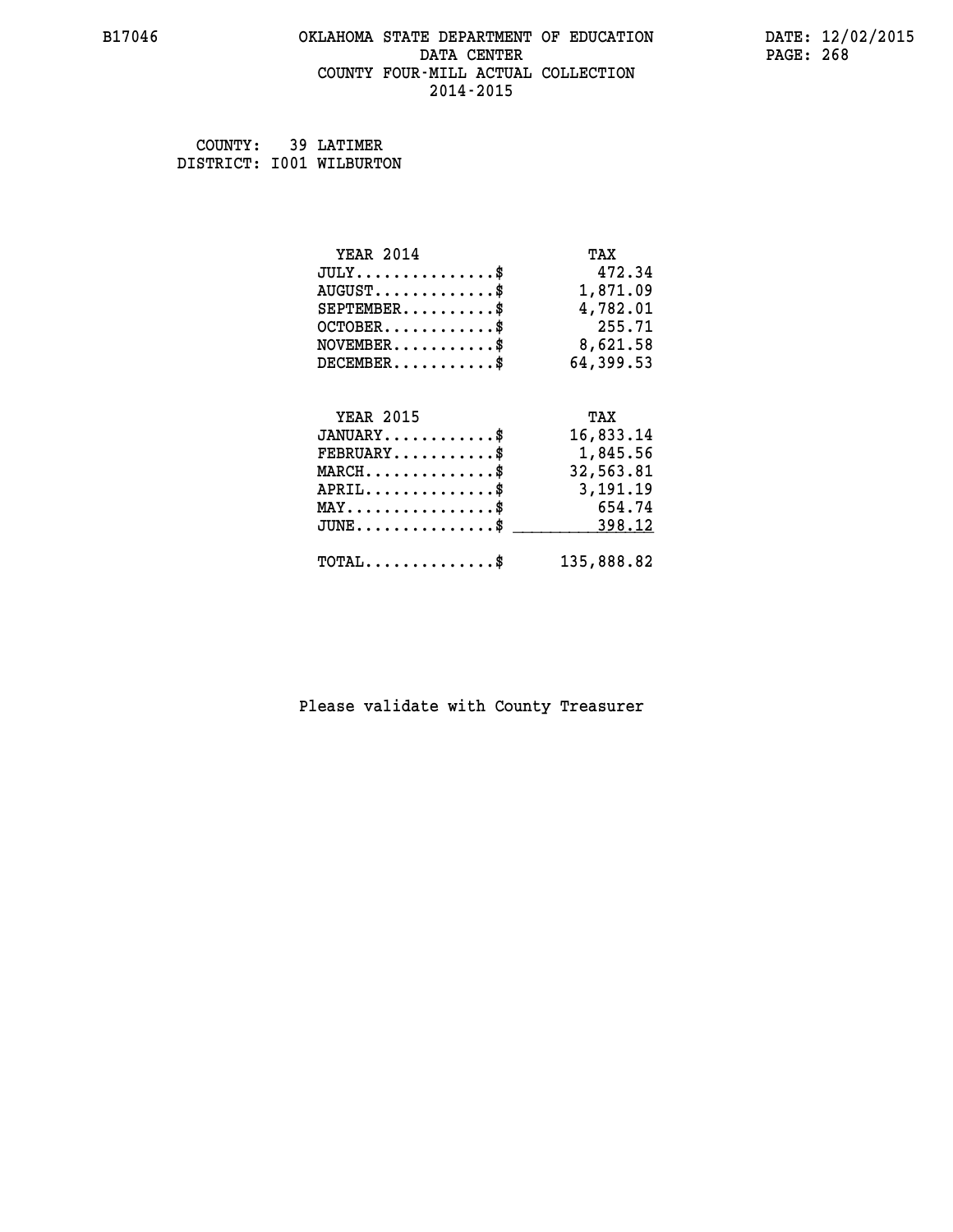B17046 OKLAHOMA STATE DEPARTMENT OF EDUCATION DATA CENTER COUNTY FOUR-MILL ACTUAL COLLECTION 2014-2015

DATE: 12/02/2015

COUNTY: 39 LATIMER
DISTRICT: I001 WILBURTON

| YEAR 2014 | TAX |
|---|---|
| JULY...............$ | 472.34 |
| AUGUST.............$ | 1,871.09 |
| SEPTEMBER..........$ | 4,782.01 |
| OCTOBER............$ | 255.71 |
| NOVEMBER...........$ | 8,621.58 |
| DECEMBER...........$ | 64,399.53 |

| YEAR 2015 | TAX |
|---|---|
| JANUARY............$ | 16,833.14 |
| FEBRUARY...........$ | 1,845.56 |
| MARCH..............$ | 32,563.81 |
| APRIL..............$ | 3,191.19 |
| MAY................$ | 654.74 |
| JUNE...............$ | 398.12 |
| TOTAL..............$ | 135,888.82 |

Please validate with County Treasurer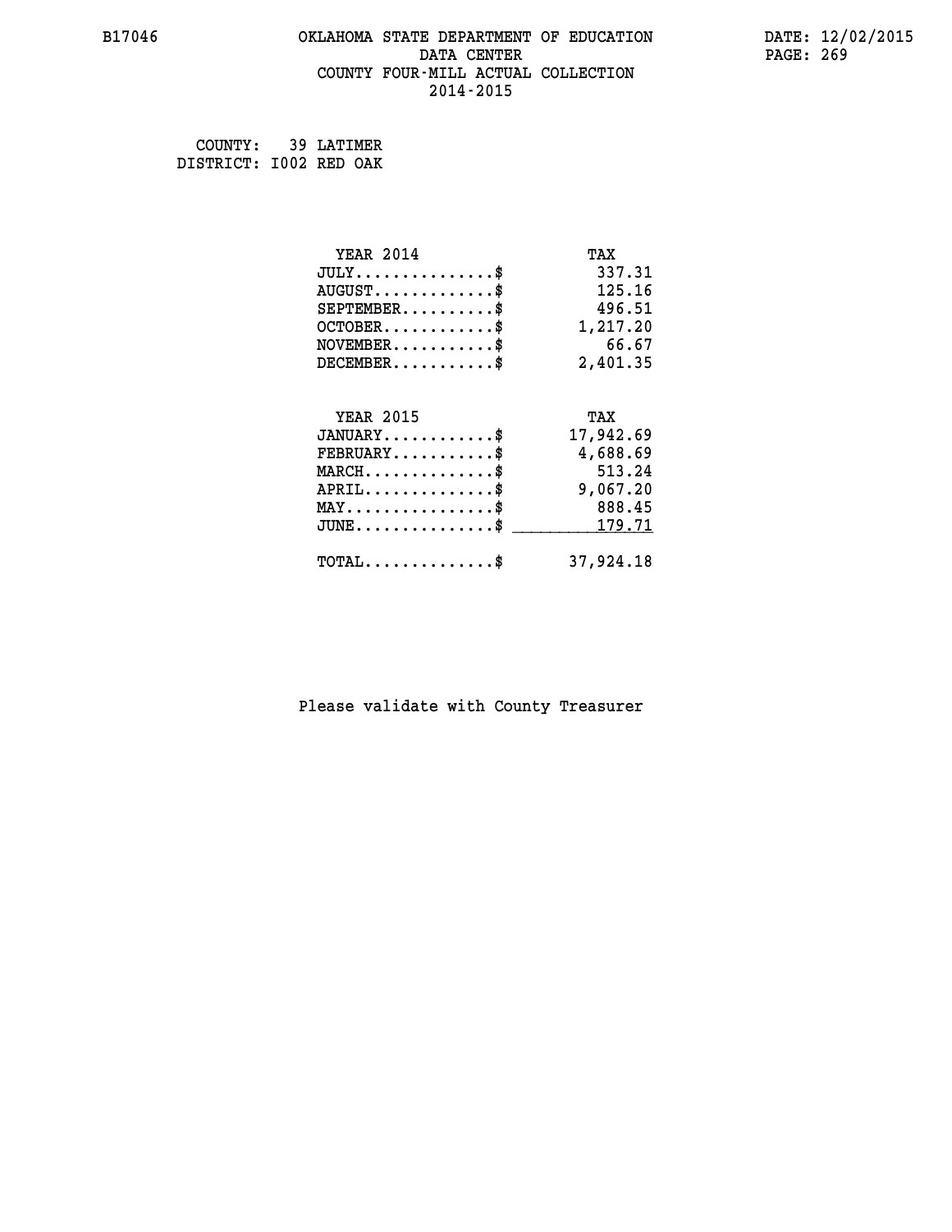# OKLAHOMA STATE DEPARTMENT OF EDUCATION
## DATA CENTER
## COUNTY FOUR-MILL ACTUAL COLLECTION
## 2014-2015

B17046 DATE: 12/02/2015

COUNTY: 39 LATIMER
DISTRICT: I002 RED OAK

| YEAR 2014 | TAX |
|---|---|
| JULY...............$ | 337.31 |
| AUGUST.............$ | 125.16 |
| SEPTEMBER..........$ | 496.51 |
| OCTOBER............$ | 1,217.20 |
| NOVEMBER...........$ | 66.67 |
| DECEMBER...........$ | 2,401.35 |

| YEAR 2015 | TAX |
|---|---|
| JANUARY............$ | 17,942.69 |
| FEBRUARY...........$ | 4,688.69 |
| MARCH..............$ | 513.24 |
| APRIL..............$ | 9,067.20 |
| MAY................$ | 888.45 |
| JUNE...............$ | 179.71 |
| TOTAL..............$ | 37,924.18 |

Please validate with County Treasurer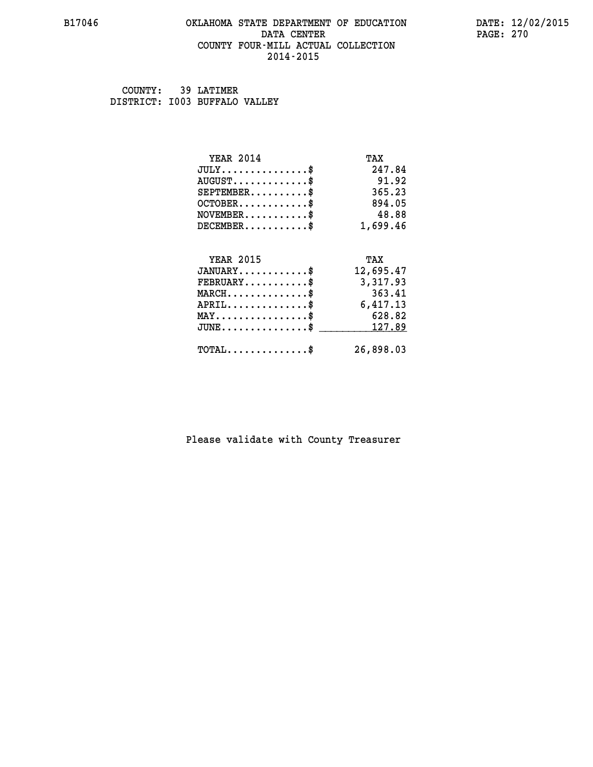# OKLAHOMA STATE DEPARTMENT OF EDUCATION
## DATA CENTER
## COUNTY FOUR-MILL ACTUAL COLLECTION
## 2014-2015

COUNTY: 39 LATIMER
DISTRICT: I003 BUFFALO VALLEY

| YEAR 2014 | TAX |
|---|---|
| JULY...............$ | 247.84 |
| AUGUST.............$ | 91.92 |
| SEPTEMBER..........$ | 365.23 |
| OCTOBER............$ | 894.05 |
| NOVEMBER...........$ | 48.88 |
| DECEMBER...........$ | 1,699.46 |

| YEAR 2015 | TAX |
|---|---|
| JANUARY............$ | 12,695.47 |
| FEBRUARY...........$ | 3,317.93 |
| MARCH..............$ | 363.41 |
| APRIL..............$ | 6,417.13 |
| MAY................$ | 628.82 |
| JUNE...............$ | 127.89 |
| TOTAL..............$ | 26,898.03 |

Please validate with County Treasurer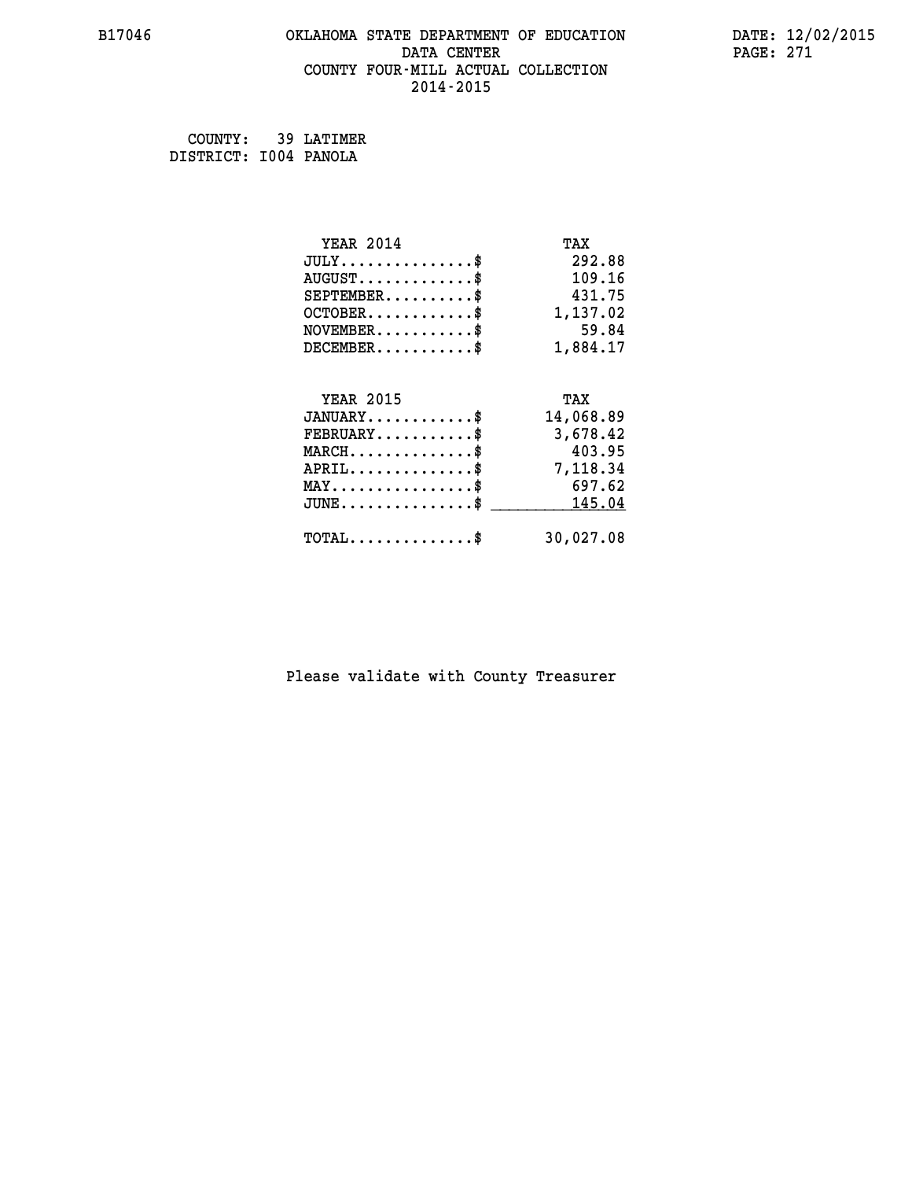B17046 OKLAHOMA STATE DEPARTMENT OF EDUCATION DATA CENTER COUNTY FOUR-MILL ACTUAL COLLECTION 2014-2015

DATE: 12/02/2015

COUNTY: 39 LATIMER
DISTRICT: I004 PANOLA

| YEAR 2014 | TAX |
|---|---|
| JULY...............$ | 292.88 |
| AUGUST.............$ | 109.16 |
| SEPTEMBER..........$ | 431.75 |
| OCTOBER............$ | 1,137.02 |
| NOVEMBER...........$ | 59.84 |
| DECEMBER...........$ | 1,884.17 |

| YEAR 2015 | TAX |
|---|---|
| JANUARY............$ | 14,068.89 |
| FEBRUARY...........$ | 3,678.42 |
| MARCH..............$ | 403.95 |
| APRIL..............$ | 7,118.34 |
| MAY................$ | 697.62 |
| JUNE...............$ | 145.04 |
| TOTAL..............$ | 30,027.08 |

Please validate with County Treasurer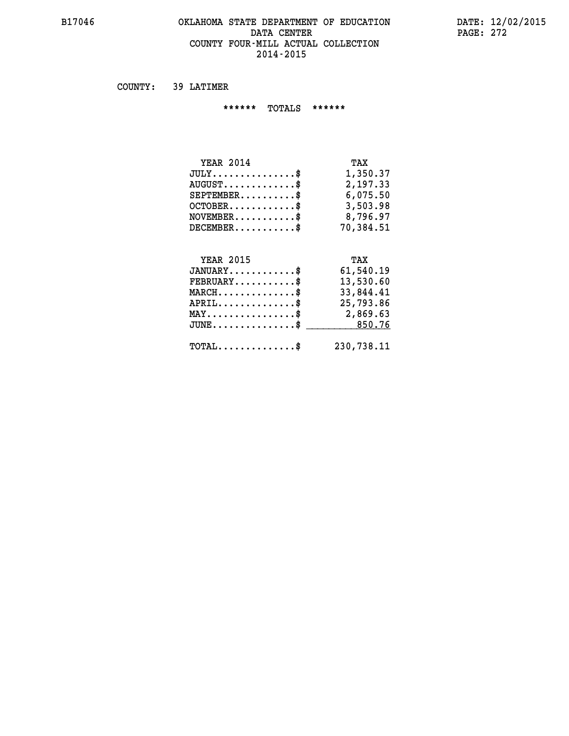B17046 OKLAHOMA STATE DEPARTMENT OF EDUCATION DATA CENTER COUNTY FOUR-MILL ACTUAL COLLECTION 2014-2015

DATE: 12/02/2015

COUNTY: 39 LATIMER

****** TOTALS ******

| YEAR 2014 | TAX |
|---|---|
| JULY..............$ | 1,350.37 |
| AUGUST............$ | 2,197.33 |
| SEPTEMBER.........$ | 6,075.50 |
| OCTOBER...........$ | 3,503.98 |
| NOVEMBER..........$ | 8,796.97 |
| DECEMBER..........$ | 70,384.51 |

| YEAR 2015 | TAX |
|---|---|
| JANUARY...........$ | 61,540.19 |
| FEBRUARY..........$ | 13,530.60 |
| MARCH.............$ | 33,844.41 |
| APRIL.............$ | 25,793.86 |
| MAY...............$ | 2,869.63 |
| JUNE..............$ | 850.76 |
| TOTAL.............$ | 230,738.11 |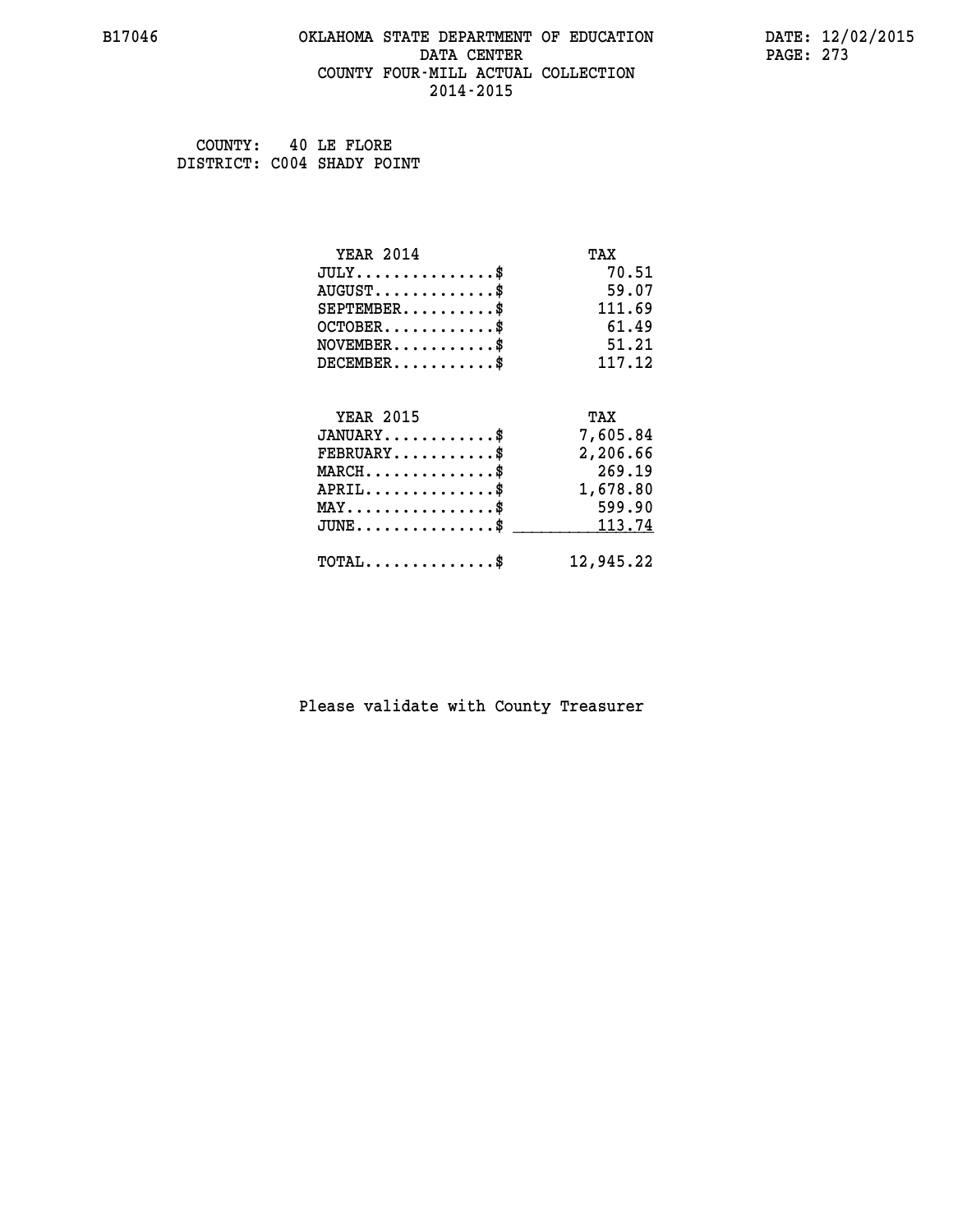B17046 OKLAHOMA STATE DEPARTMENT OF EDUCATION DATE: 12/02/2015

DATA CENTER

COUNTY FOUR-MILL ACTUAL COLLECTION

2014-2015

COUNTY: 40 LE FLORE

DISTRICT: C004 SHADY POINT

| YEAR 2014 | TAX |
|---|---|
| JULY...............$ | 70.51 |
| AUGUST.............$ | 59.07 |
| SEPTEMBER..........$ | 111.69 |
| OCTOBER............$ | 61.49 |
| NOVEMBER...........$ | 51.21 |
| DECEMBER...........$ | 117.12 |

| YEAR 2015 | TAX |
|---|---|
| JANUARY............$ | 7,605.84 |
| FEBRUARY...........$ | 2,206.66 |
| MARCH..............$ | 269.19 |
| APRIL..............$ | 1,678.80 |
| MAY................$ | 599.90 |
| JUNE...............$ | 113.74 |
| TOTAL..............$ | 12,945.22 |

Please validate with County Treasurer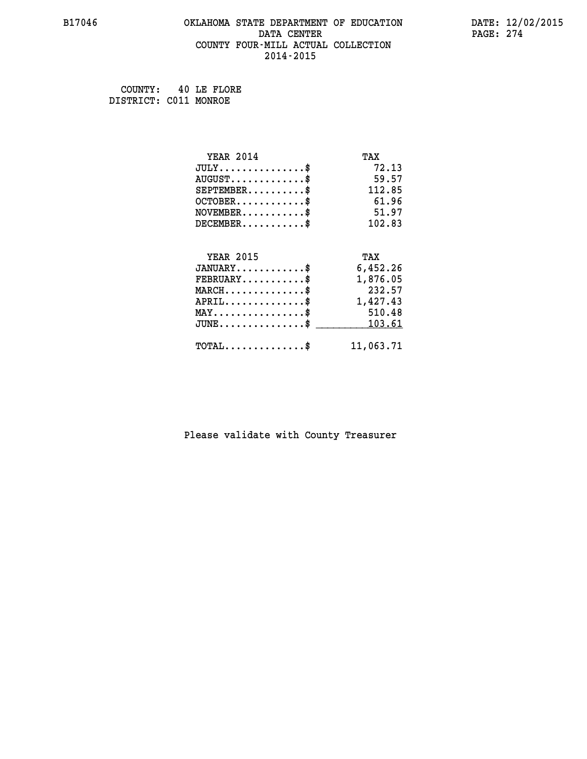# OKLAHOMA STATE DEPARTMENT OF EDUCATION
## DATA CENTER
## COUNTY FOUR-MILL ACTUAL COLLECTION
## 2014-2015

B17046

DATE: 12/02/2015

COUNTY: 40 LE FLORE
DISTRICT: C011 MONROE

| YEAR 2014 | TAX |
|---|---|
| JULY..............$ | 72.13 |
| AUGUST............$ | 59.57 |
| SEPTEMBER.........$ | 112.85 |
| OCTOBER...........$ | 61.96 |
| NOVEMBER..........$ | 51.97 |
| DECEMBER..........$ | 102.83 |

| YEAR 2015 | TAX |
|---|---|
| JANUARY...........$ | 6,452.26 |
| FEBRUARY..........$ | 1,876.05 |
| MARCH.............$ | 232.57 |
| APRIL.............$ | 1,427.43 |
| MAY...............$ | 510.48 |
| JUNE..............$ | 103.61 |
| TOTAL.............$ | 11,063.71 |

Please validate with County Treasurer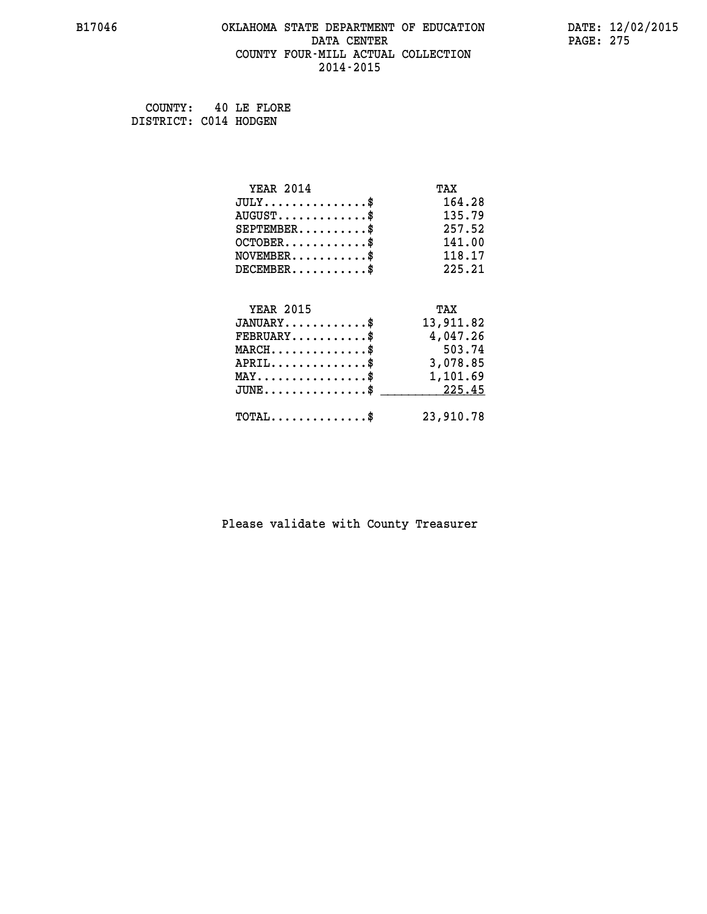B17046 OKLAHOMA STATE DEPARTMENT OF EDUCATION DATA CENTER COUNTY FOUR-MILL ACTUAL COLLECTION 2014-2015

DATE: 12/02/2015

COUNTY: 40 LE FLORE
DISTRICT: C014 HODGEN

| YEAR 2014 | TAX |
|---|---|
| JULY...............$ | 164.28 |
| AUGUST.............$ | 135.79 |
| SEPTEMBER..........$ | 257.52 |
| OCTOBER............$ | 141.00 |
| NOVEMBER...........$ | 118.17 |
| DECEMBER...........$ | 225.21 |

| YEAR 2015 | TAX |
|---|---|
| JANUARY............$ | 13,911.82 |
| FEBRUARY...........$ | 4,047.26 |
| MARCH..............$ | 503.74 |
| APRIL..............$ | 3,078.85 |
| MAY................$ | 1,101.69 |
| JUNE...............$ | 225.45 |
| TOTAL..............$ | 23,910.78 |

Please validate with County Treasurer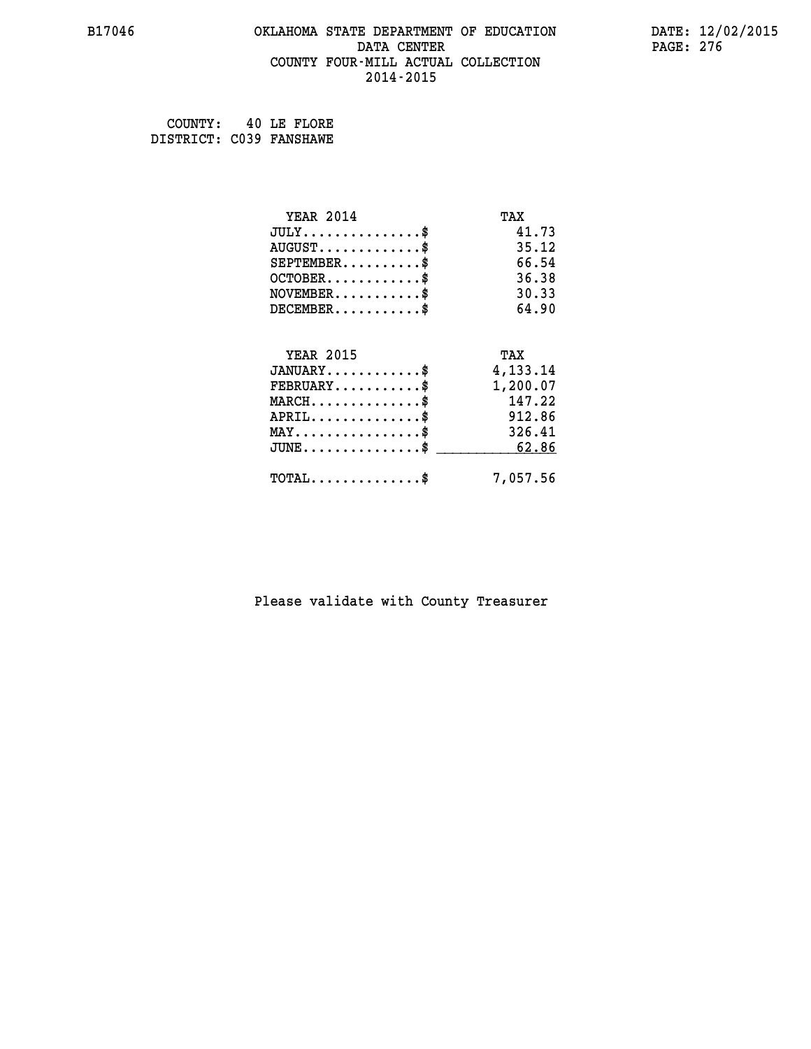B17046 OKLAHOMA STATE DEPARTMENT OF EDUCATION DATE: 12/02/2015
DATA CENTER
COUNTY FOUR-MILL ACTUAL COLLECTION
2014-2015

COUNTY: 40 LE FLORE
DISTRICT: C039 FANSHAWE

| YEAR 2014 | TAX |
|---|---|
| JULY..............$ | 41.73 |
| AUGUST............$ | 35.12 |
| SEPTEMBER.........$ | 66.54 |
| OCTOBER...........$ | 36.38 |
| NOVEMBER..........$ | 30.33 |
| DECEMBER..........$ | 64.90 |

| YEAR 2015 | TAX |
|---|---|
| JANUARY...........$ | 4,133.14 |
| FEBRUARY..........$ | 1,200.07 |
| MARCH.............$ | 147.22 |
| APRIL.............$ | 912.86 |
| MAY...............$ | 326.41 |
| JUNE..............$ | 62.86 |
| TOTAL.............$ | 7,057.56 |

Please validate with County Treasurer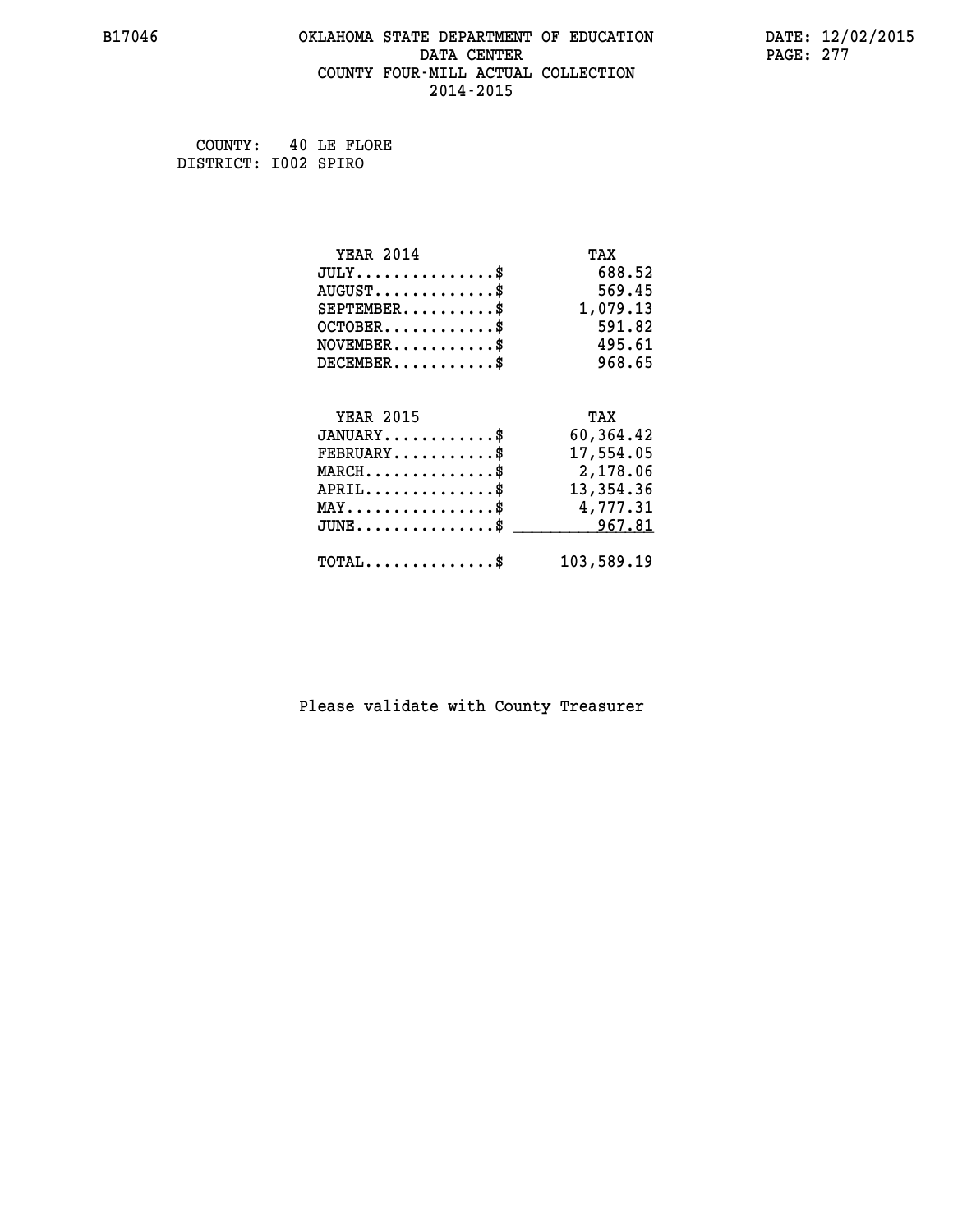COUNTY: 40 LE FLORE
DISTRICT: I002 SPIRO

| YEAR 2014 | TAX |
|---|---|
| JULY...............$ | 688.52 |
| AUGUST.............$ | 569.45 |
| SEPTEMBER..........$ | 1,079.13 |
| OCTOBER............$ | 591.82 |
| NOVEMBER...........$ | 495.61 |
| DECEMBER...........$ | 968.65 |

| YEAR 2015 | TAX |
|---|---|
| JANUARY............$ | 60,364.42 |
| FEBRUARY...........$ | 17,554.05 |
| MARCH..............$ | 2,178.06 |
| APRIL..............$ | 13,354.36 |
| MAY................$ | 4,777.31 |
| JUNE...............$ | 967.81 |
| TOTAL..............$ | 103,589.19 |

Please validate with County Treasurer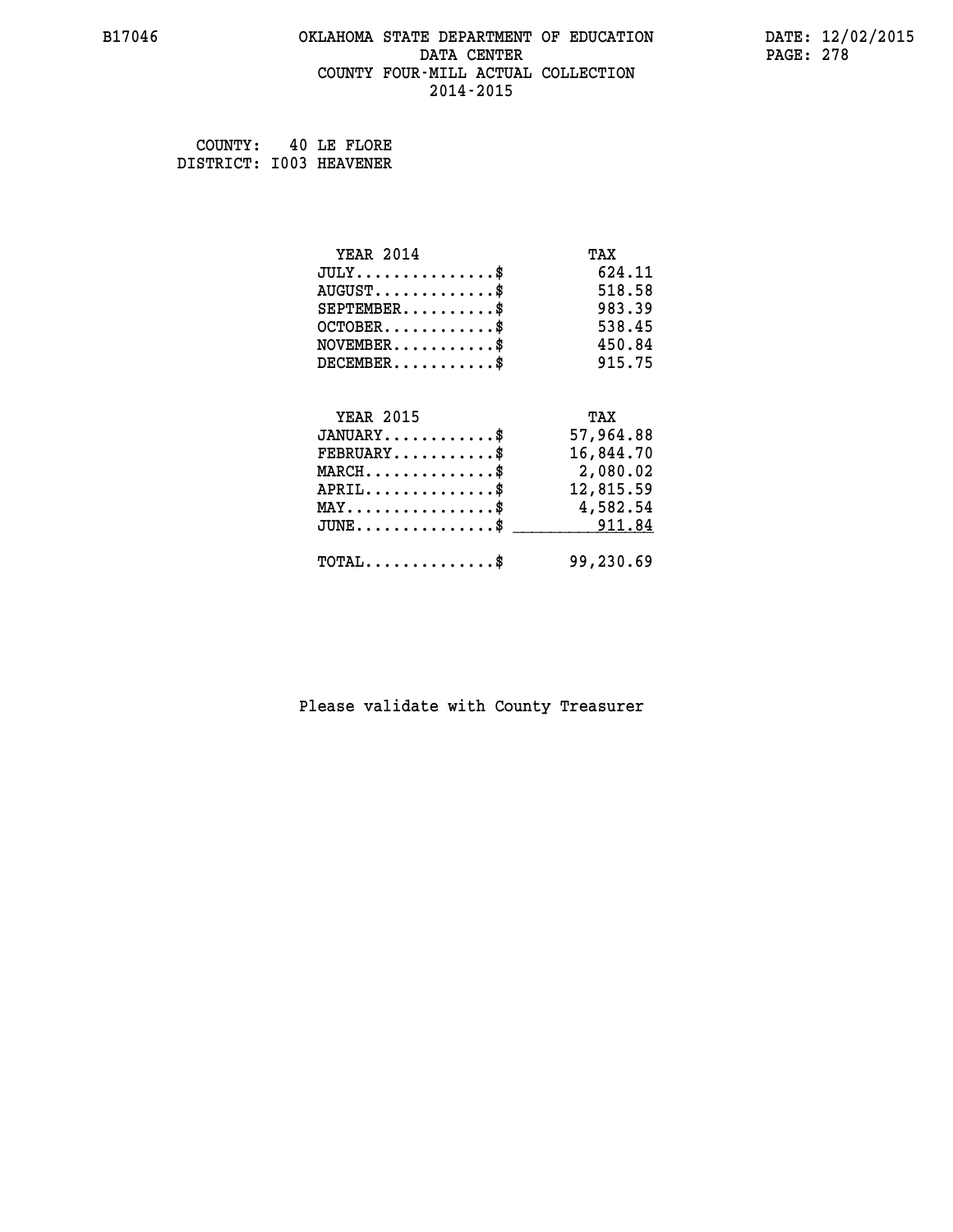B17046 OKLAHOMA STATE DEPARTMENT OF EDUCATION DATE: 12/02/2015

DATA CENTER

COUNTY FOUR-MILL ACTUAL COLLECTION

2014-2015

COUNTY: 40 LE FLORE
DISTRICT: I003 HEAVENER

| YEAR 2014 | TAX |
|---|---|
| JULY..............$ | 624.11 |
| AUGUST.............$ | 518.58 |
| SEPTEMBER..........$ | 983.39 |
| OCTOBER............$ | 538.45 |
| NOVEMBER...........$ | 450.84 |
| DECEMBER...........$ | 915.75 |

| YEAR 2015 | TAX |
|---|---|
| JANUARY............$ | 57,964.88 |
| FEBRUARY...........$ | 16,844.70 |
| MARCH..............$ | 2,080.02 |
| APRIL..............$ | 12,815.59 |
| MAY................$ | 4,582.54 |
| JUNE...............$ | 911.84 |
| TOTAL..............$ | 99,230.69 |

Please validate with County Treasurer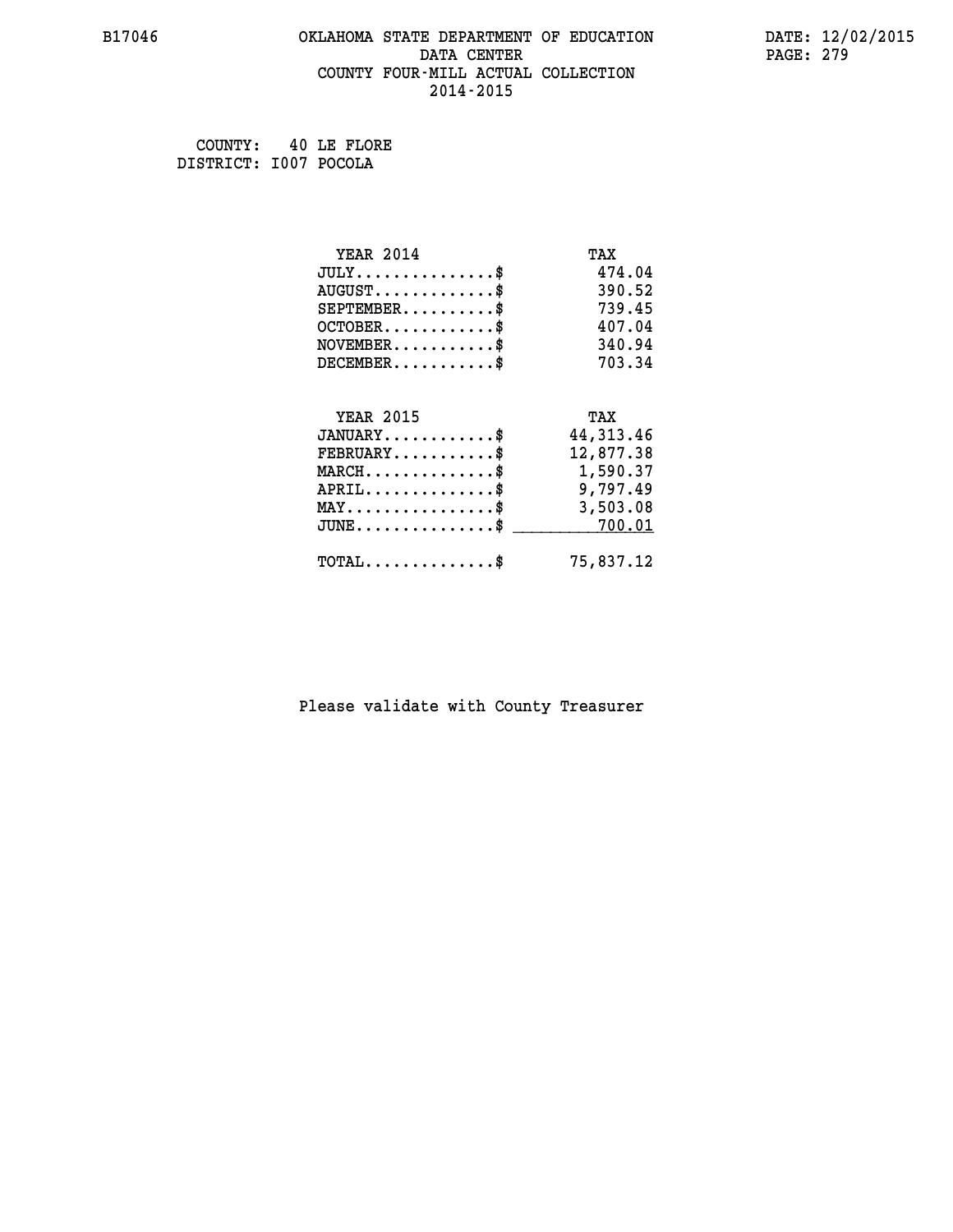OKLAHOMA STATE DEPARTMENT OF EDUCATION
DATA CENTER
COUNTY FOUR-MILL ACTUAL COLLECTION
2014-2015

COUNTY: 40 LE FLORE
DISTRICT: I007 POCOLA

| YEAR 2014 | TAX |
|---|---|
| JULY...............$ | 474.04 |
| AUGUST.............$ | 390.52 |
| SEPTEMBER..........$ | 739.45 |
| OCTOBER............$ | 407.04 |
| NOVEMBER...........$ | 340.94 |
| DECEMBER...........$ | 703.34 |

| YEAR 2015 | TAX |
|---|---|
| JANUARY............$ | 44,313.46 |
| FEBRUARY...........$ | 12,877.38 |
| MARCH..............$ | 1,590.37 |
| APRIL..............$ | 9,797.49 |
| MAY................$ | 3,503.08 |
| JUNE...............$ | 700.01 |
| TOTAL..............$ | 75,837.12 |

Please validate with County Treasurer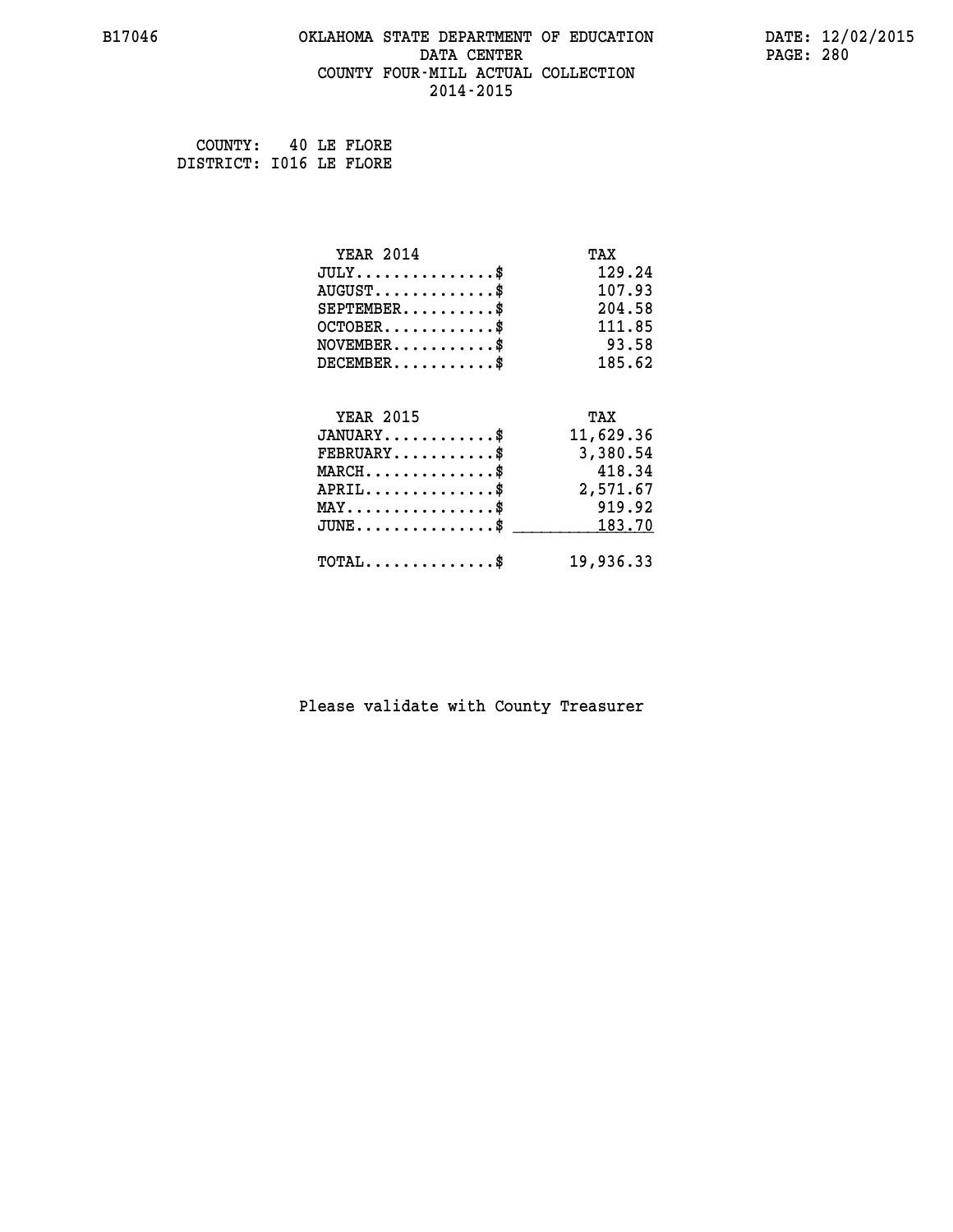COUNTY: 40 LE FLORE
DISTRICT: I016 LE FLORE

| YEAR 2014 | TAX |
|---|---|
| JULY...............$ | 129.24 |
| AUGUST.............$ | 107.93 |
| SEPTEMBER..........$ | 204.58 |
| OCTOBER............$ | 111.85 |
| NOVEMBER...........$ | 93.58 |
| DECEMBER...........$ | 185.62 |

| YEAR 2015 | TAX |
|---|---|
| JANUARY............$ | 11,629.36 |
| FEBRUARY...........$ | 3,380.54 |
| MARCH..............$ | 418.34 |
| APRIL..............$ | 2,571.67 |
| MAY................$ | 919.92 |
| JUNE...............$ | 183.70 |
| TOTAL..............$ | 19,936.33 |

Please validate with County Treasurer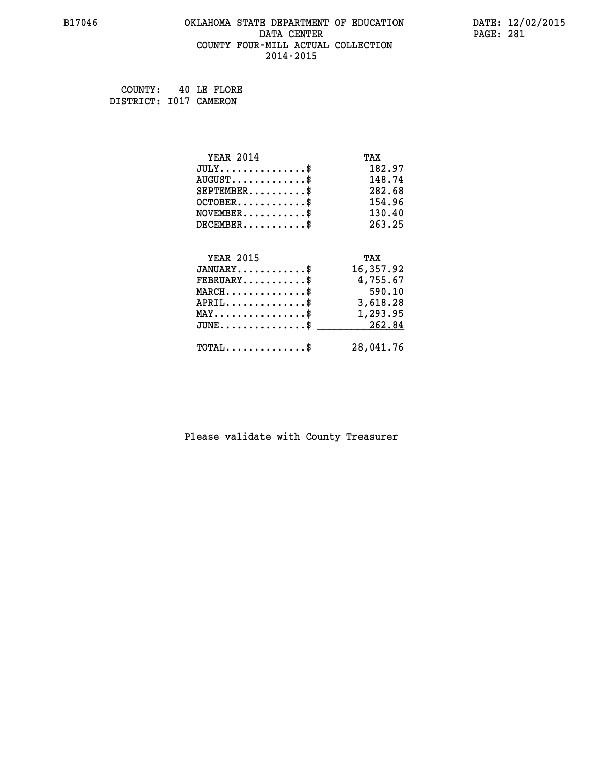B17046 OKLAHOMA STATE DEPARTMENT OF EDUCATION DATA CENTER COUNTY FOUR-MILL ACTUAL COLLECTION 2014-2015

DATE: 12/02/2015

COUNTY: 40 LE FLORE
DISTRICT: I017 CAMERON

| YEAR 2014 | TAX |
|---|---|
| JULY...............$ | 182.97 |
| AUGUST.............$ | 148.74 |
| SEPTEMBER..........$ | 282.68 |
| OCTOBER............$ | 154.96 |
| NOVEMBER...........$ | 130.40 |
| DECEMBER...........$ | 263.25 |

| YEAR 2015 | TAX |
|---|---|
| JANUARY............$ | 16,357.92 |
| FEBRUARY...........$ | 4,755.67 |
| MARCH..............$ | 590.10 |
| APRIL..............$ | 3,618.28 |
| MAY................$ | 1,293.95 |
| JUNE...............$ | 262.84 |
| TOTAL..............$ | 28,041.76 |

Please validate with County Treasurer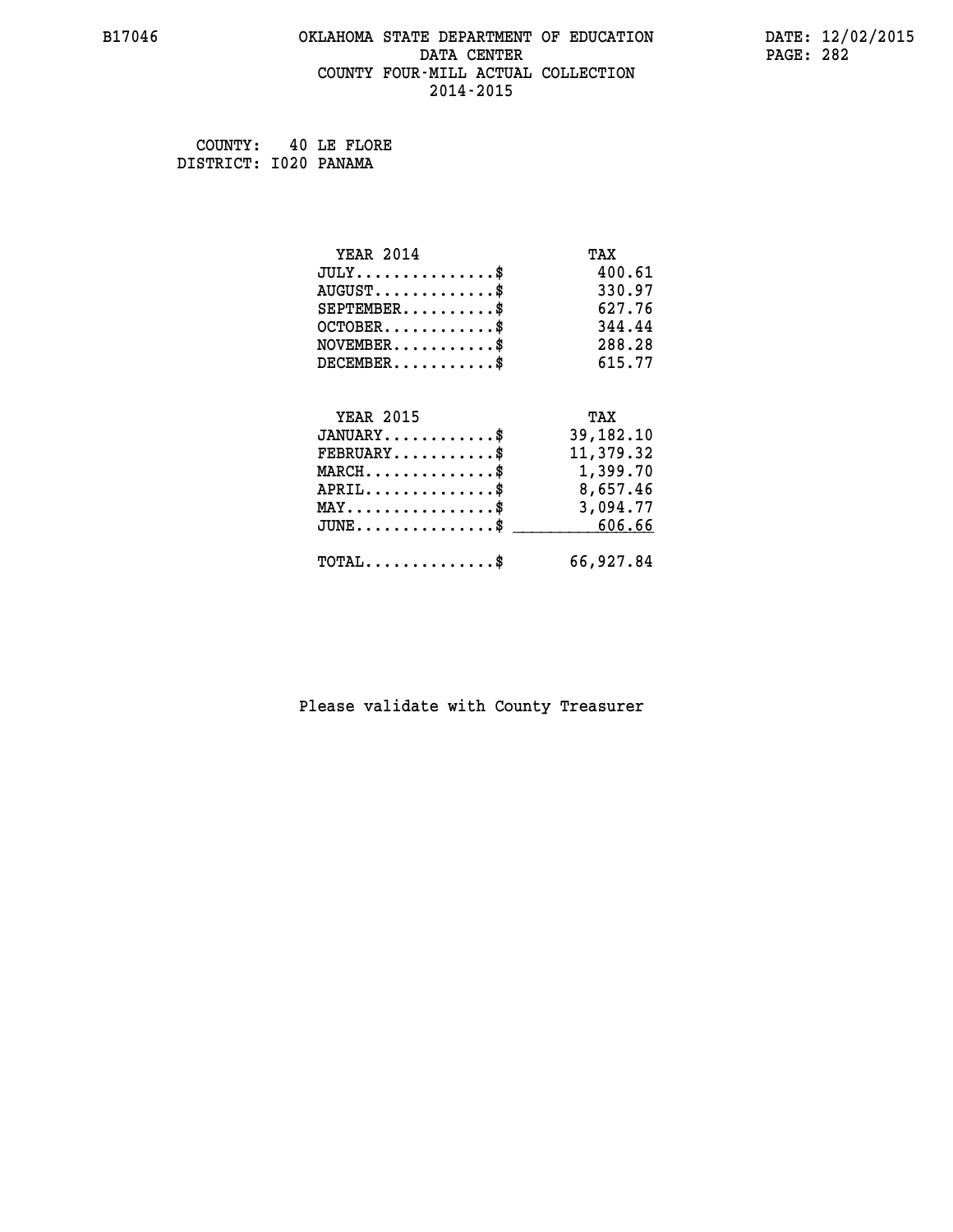B17046 OKLAHOMA STATE DEPARTMENT OF EDUCATION DATA CENTER COUNTY FOUR-MILL ACTUAL COLLECTION 2014-2015

DATE: 12/02/2015

COUNTY: 40 LE FLORE
DISTRICT: I020 PANAMA

| YEAR 2014 | TAX |
|---|---|
| JULY...............$ | 400.61 |
| AUGUST.............$ | 330.97 |
| SEPTEMBER..........$ | 627.76 |
| OCTOBER............$ | 344.44 |
| NOVEMBER...........$ | 288.28 |
| DECEMBER...........$ | 615.77 |

| YEAR 2015 | TAX |
|---|---|
| JANUARY............$ | 39,182.10 |
| FEBRUARY...........$ | 11,379.32 |
| MARCH..............$ | 1,399.70 |
| APRIL..............$ | 8,657.46 |
| MAY................$ | 3,094.77 |
| JUNE...............$ | 606.66 |
| TOTAL..............$ | 66,927.84 |

Please validate with County Treasurer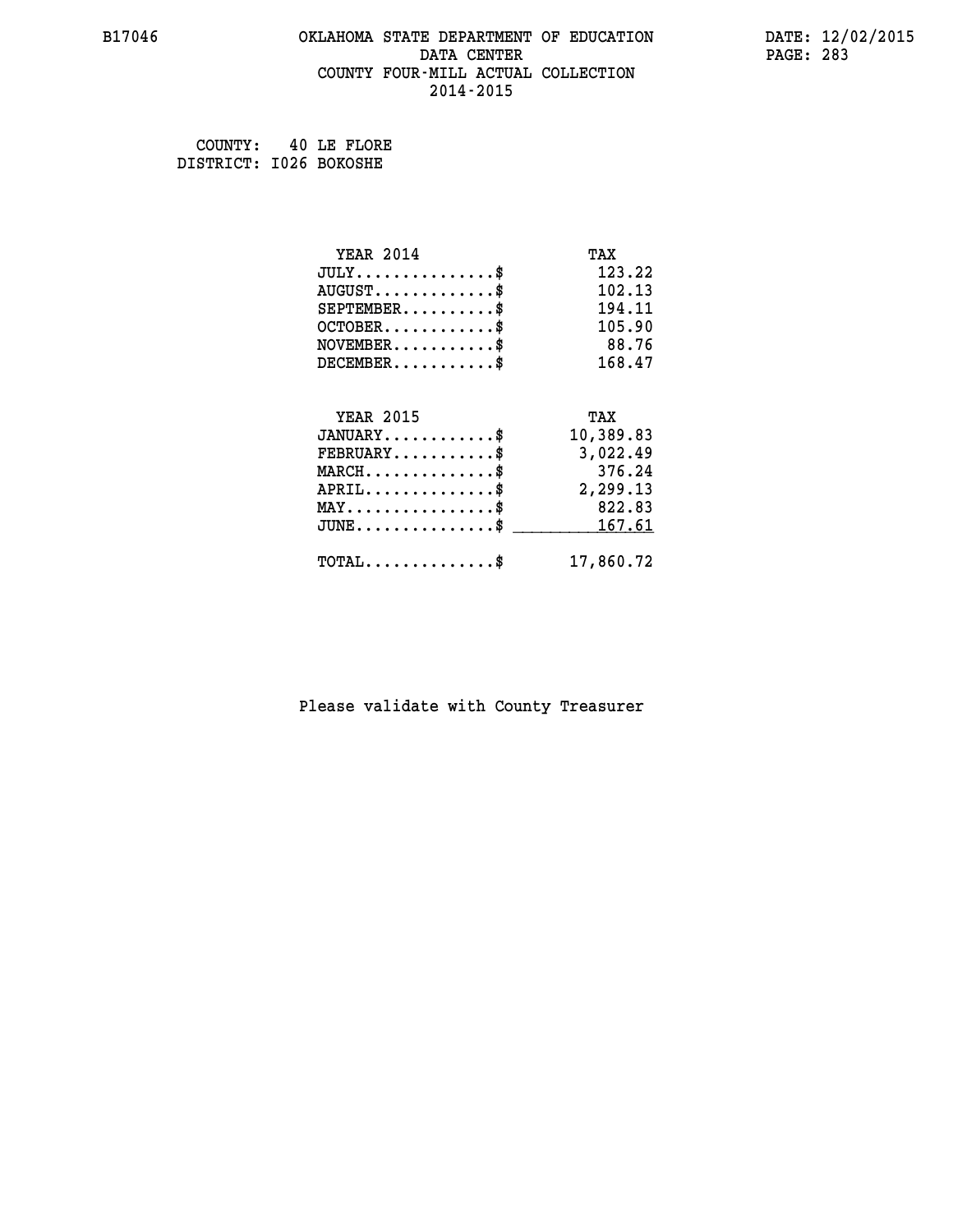B17046 OKLAHOMA STATE DEPARTMENT OF EDUCATION DATA CENTER COUNTY FOUR-MILL ACTUAL COLLECTION 2014-2015

DATE: 12/02/2015

COUNTY: 40 LE FLORE
DISTRICT: I026 BOKOSHE

| YEAR 2014 | TAX |
|---|---|
| JULY..............$ | 123.22 |
| AUGUST............$ | 102.13 |
| SEPTEMBER.........$ | 194.11 |
| OCTOBER...........$ | 105.90 |
| NOVEMBER..........$ | 88.76 |
| DECEMBER..........$ | 168.47 |

| YEAR 2015 | TAX |
|---|---|
| JANUARY...........$ | 10,389.83 |
| FEBRUARY..........$ | 3,022.49 |
| MARCH.............$ | 376.24 |
| APRIL.............$ | 2,299.13 |
| MAY...............$ | 822.83 |
| JUNE..............$ | 167.61 |
| TOTAL.............$ | 17,860.72 |

Please validate with County Treasurer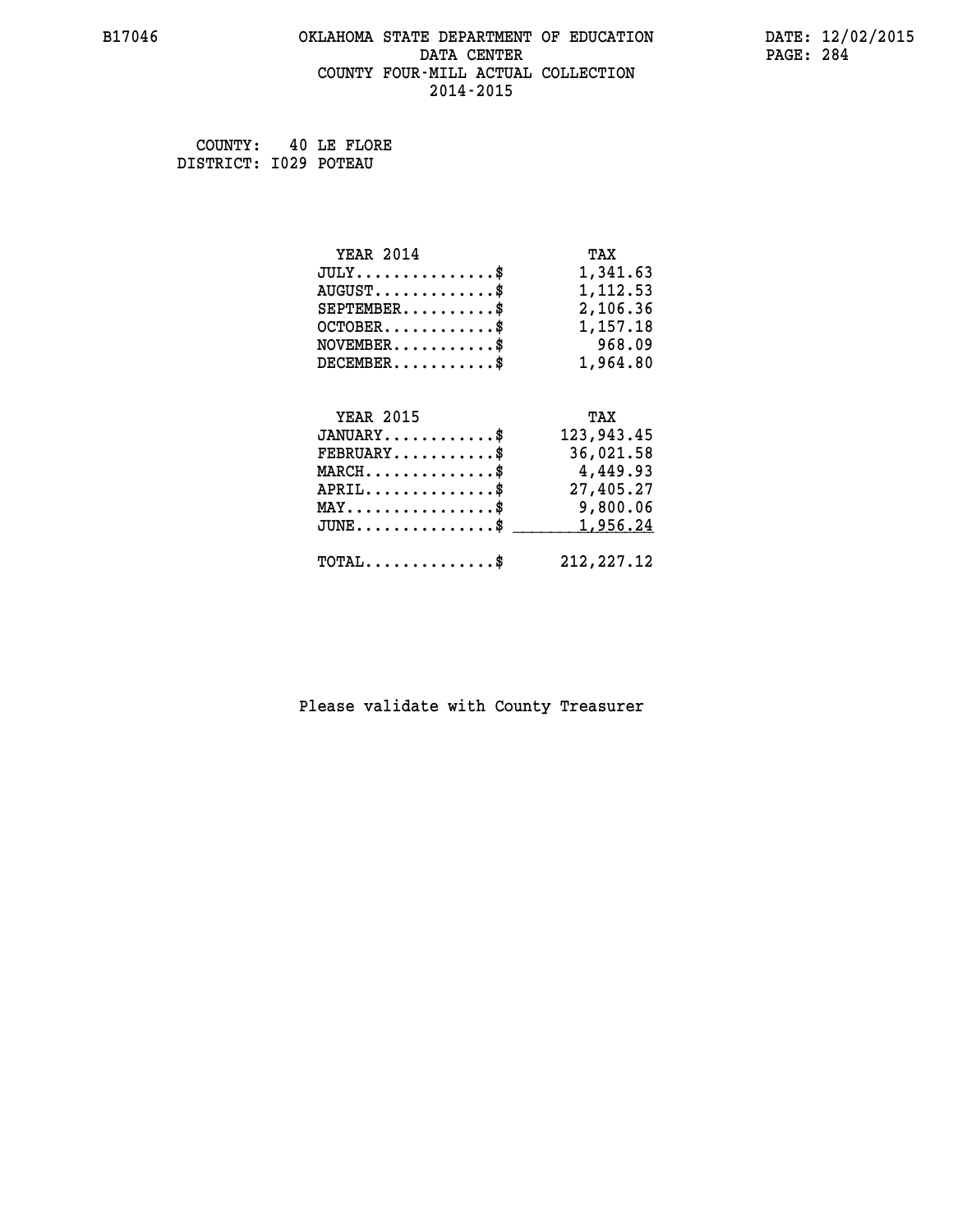OKLAHOMA STATE DEPARTMENT OF EDUCATION
DATA CENTER
COUNTY FOUR-MILL ACTUAL COLLECTION
2014-2015

COUNTY: 40 LE FLORE
DISTRICT: I029 POTEAU

| YEAR 2014 | TAX |
|---|---|
| JULY...............$ | 1,341.63 |
| AUGUST.............$ | 1,112.53 |
| SEPTEMBER..........$ | 2,106.36 |
| OCTOBER............$ | 1,157.18 |
| NOVEMBER...........$ | 968.09 |
| DECEMBER...........$ | 1,964.80 |

| YEAR 2015 | TAX |
|---|---|
| JANUARY............$ | 123,943.45 |
| FEBRUARY...........$ | 36,021.58 |
| MARCH..............$ | 4,449.93 |
| APRIL..............$ | 27,405.27 |
| MAY................$ | 9,800.06 |
| JUNE...............$ | 1,956.24 |
| TOTAL..............$ | 212,227.12 |

Please validate with County Treasurer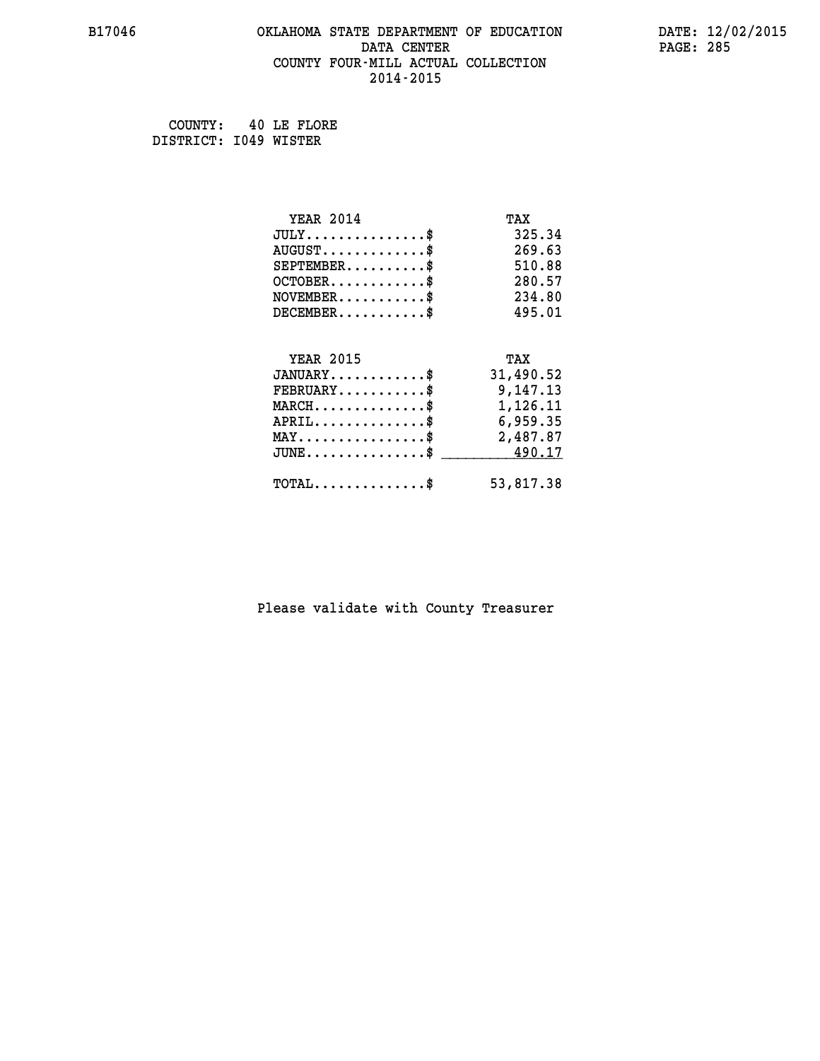# OKLAHOMA STATE DEPARTMENT OF EDUCATION
## DATA CENTER
## COUNTY FOUR-MILL ACTUAL COLLECTION
## 2014-2015

B17046 DATE: 12/02/2015

COUNTY: 40 LE FLORE
DISTRICT: I049 WISTER

| YEAR 2014 | TAX |
|---|---|
| JULY...............$ | 325.34 |
| AUGUST.............$ | 269.63 |
| SEPTEMBER..........$ | 510.88 |
| OCTOBER............$ | 280.57 |
| NOVEMBER...........$ | 234.80 |
| DECEMBER...........$ | 495.01 |

| YEAR 2015 | TAX |
|---|---|
| JANUARY............$ | 31,490.52 |
| FEBRUARY...........$ | 9,147.13 |
| MARCH..............$ | 1,126.11 |
| APRIL..............$ | 6,959.35 |
| MAY................$ | 2,487.87 |
| JUNE...............$ | 490.17 |
| TOTAL..............$ | 53,817.38 |

Please validate with County Treasurer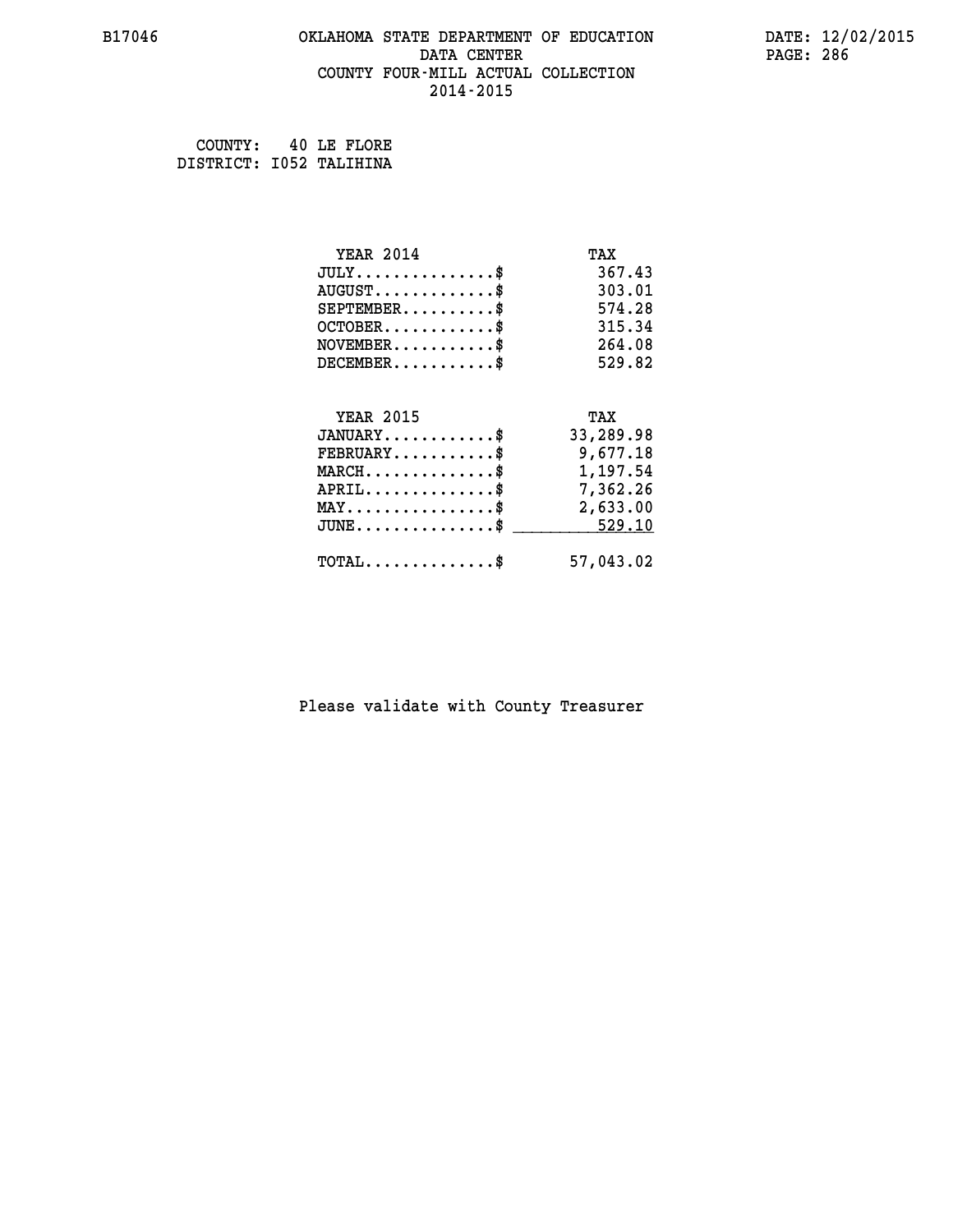B17046 OKLAHOMA STATE DEPARTMENT OF EDUCATION DATE: 12/02/2015

DATA CENTER

COUNTY FOUR-MILL ACTUAL COLLECTION

2014-2015

COUNTY: 40 LE FLORE
DISTRICT: I052 TALIHINA

| YEAR 2014 | TAX |
|---|---|
| JULY...............$ | 367.43 |
| AUGUST.............$ | 303.01 |
| SEPTEMBER..........$ | 574.28 |
| OCTOBER............$ | 315.34 |
| NOVEMBER...........$ | 264.08 |
| DECEMBER...........$ | 529.82 |

| YEAR 2015 | TAX |
|---|---|
| JANUARY............$ | 33,289.98 |
| FEBRUARY...........$ | 9,677.18 |
| MARCH..............$ | 1,197.54 |
| APRIL..............$ | 7,362.26 |
| MAY................$ | 2,633.00 |
| JUNE...............$ | 529.10 |
| TOTAL..............$ | 57,043.02 |

Please validate with County Treasurer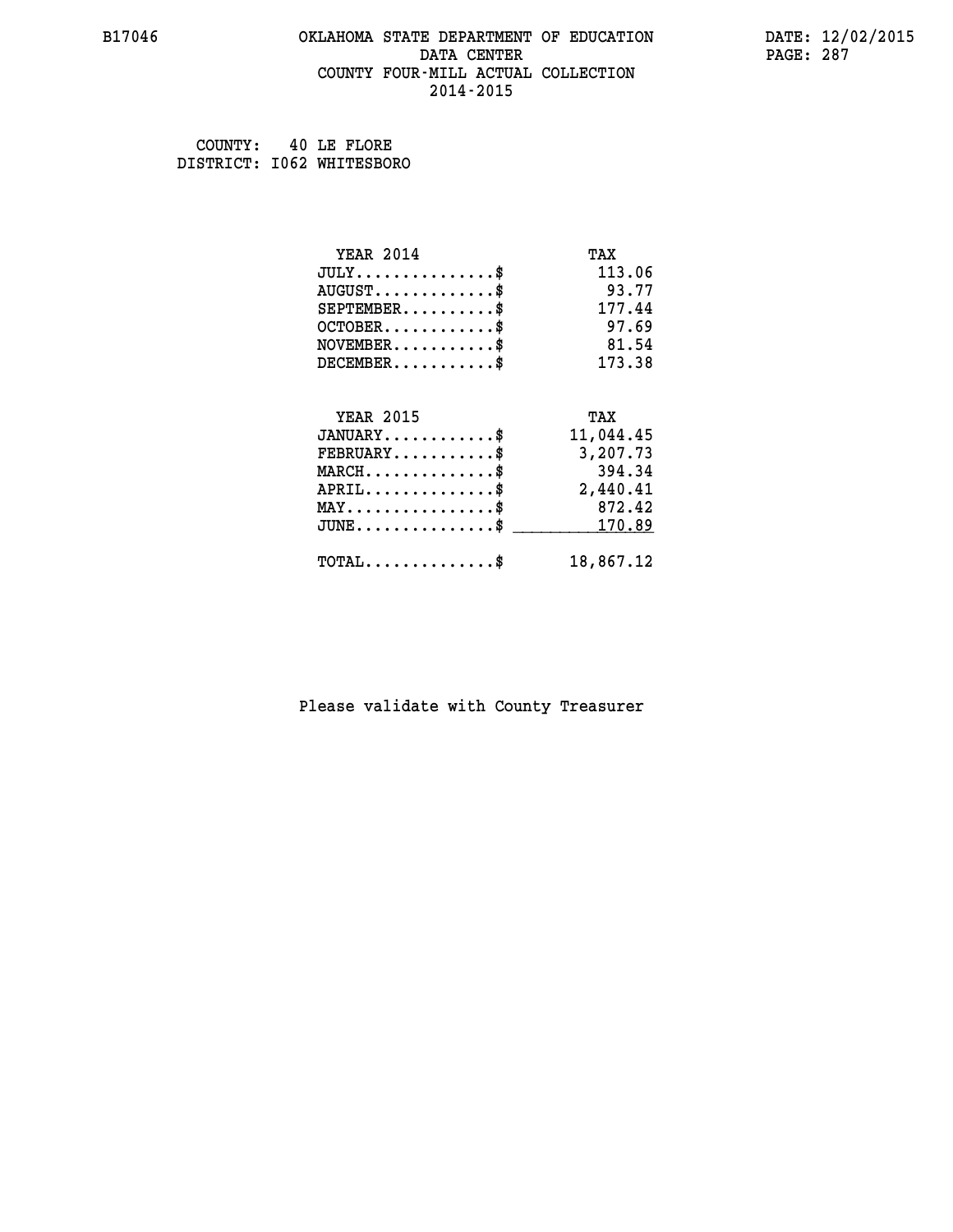B17046 OKLAHOMA STATE DEPARTMENT OF EDUCATION DATA CENTER COUNTY FOUR-MILL ACTUAL COLLECTION 2014-2015

DATE: 12/02/2015

COUNTY: 40 LE FLORE
DISTRICT: I062 WHITESBORO

| YEAR 2014 | TAX |
|---|---|
| JULY...............$ | 113.06 |
| AUGUST.............$ | 93.77 |
| SEPTEMBER..........$ | 177.44 |
| OCTOBER............$ | 97.69 |
| NOVEMBER...........$ | 81.54 |
| DECEMBER...........$ | 173.38 |

| YEAR 2015 | TAX |
|---|---|
| JANUARY............$ | 11,044.45 |
| FEBRUARY...........$ | 3,207.73 |
| MARCH..............$ | 394.34 |
| APRIL..............$ | 2,440.41 |
| MAY................$ | 872.42 |
| JUNE...............$ | 170.89 |
| TOTAL..............$ | 18,867.12 |

Please validate with County Treasurer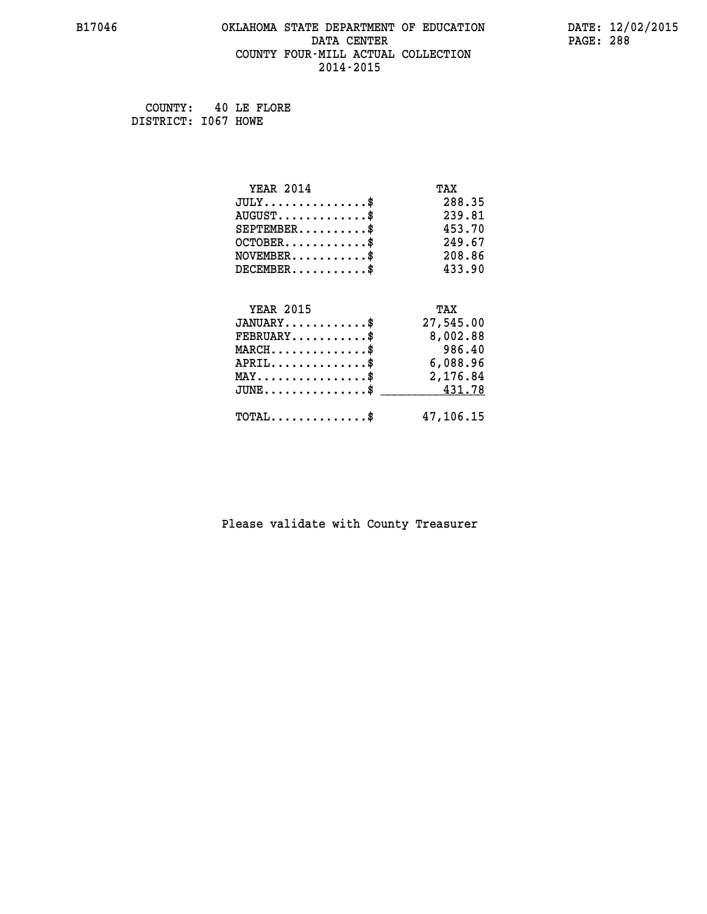B17046 OKLAHOMA STATE DEPARTMENT OF EDUCATION DATA CENTER COUNTY FOUR-MILL ACTUAL COLLECTION 2014-2015

DATE: 12/02/2015

COUNTY: 40 LE FLORE
DISTRICT: I067 HOWE

| YEAR 2014 | TAX |
|---|---|
| JULY...............$ | 288.35 |
| AUGUST.............$ | 239.81 |
| SEPTEMBER..........$ | 453.70 |
| OCTOBER............$ | 249.67 |
| NOVEMBER...........$ | 208.86 |
| DECEMBER...........$ | 433.90 |

| YEAR 2015 | TAX |
|---|---|
| JANUARY............$ | 27,545.00 |
| FEBRUARY...........$ | 8,002.88 |
| MARCH..............$ | 986.40 |
| APRIL..............$ | 6,088.96 |
| MAY................$ | 2,176.84 |
| JUNE...............$ | 431.78 |
| TOTAL..............$ | 47,106.15 |

Please validate with County Treasurer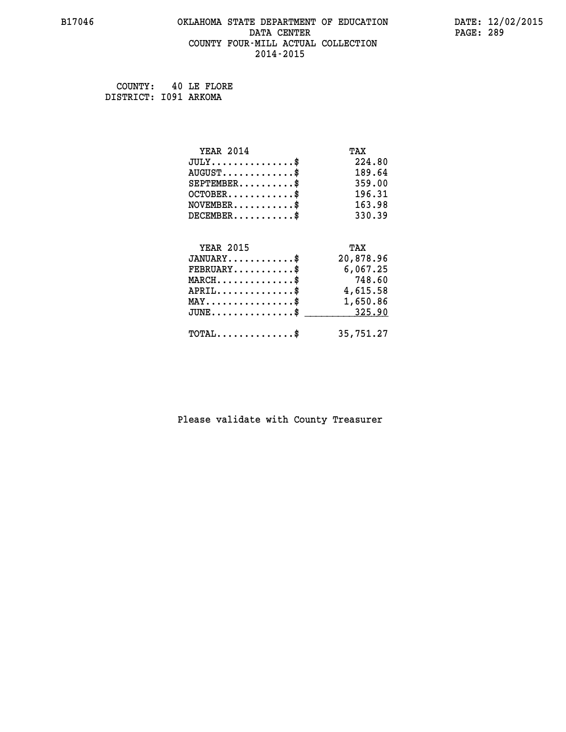B17046 OKLAHOMA STATE DEPARTMENT OF EDUCATION DATE: 12/02/2015
DATA CENTER
COUNTY FOUR-MILL ACTUAL COLLECTION
2014-2015

COUNTY: 40 LE FLORE
DISTRICT: I091 ARKOMA

| YEAR 2014 | TAX |
|---|---|
| JULY...............$ | 224.80 |
| AUGUST.............$ | 189.64 |
| SEPTEMBER..........$ | 359.00 |
| OCTOBER............$ | 196.31 |
| NOVEMBER...........$ | 163.98 |
| DECEMBER...........$ | 330.39 |

| YEAR 2015 | TAX |
|---|---|
| JANUARY............$ | 20,878.96 |
| FEBRUARY...........$ | 6,067.25 |
| MARCH..............$ | 748.60 |
| APRIL..............$ | 4,615.58 |
| MAY................$ | 1,650.86 |
| JUNE...............$ | 325.90 |
| TOTAL..............$ | 35,751.27 |

Please validate with County Treasurer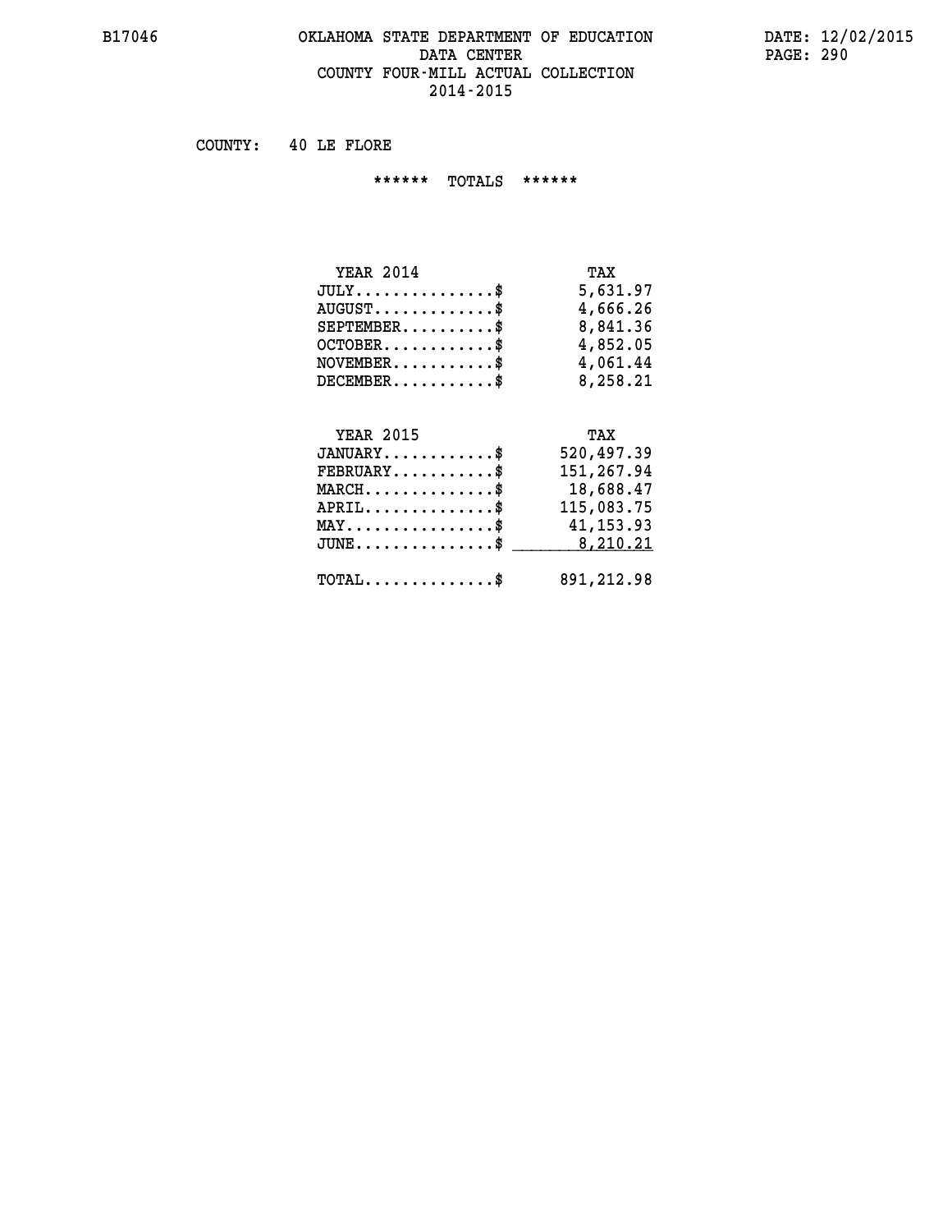# OKLAHOMA STATE DEPARTMENT OF EDUCATION
## DATA CENTER
## COUNTY FOUR-MILL ACTUAL COLLECTION
## 2014-2015

COUNTY: 40 LE FLORE

****** TOTALS ******

| YEAR 2014 | TAX |
|---|---|
| JULY...............$ | 5,631.97 |
| AUGUST.............$ | 4,666.26 |
| SEPTEMBER..........$ | 8,841.36 |
| OCTOBER............$ | 4,852.05 |
| NOVEMBER...........$ | 4,061.44 |
| DECEMBER...........$ | 8,258.21 |

| YEAR 2015 | TAX |
|---|---|
| JANUARY............$ | 520,497.39 |
| FEBRUARY...........$ | 151,267.94 |
| MARCH..............$ | 18,688.47 |
| APRIL..............$ | 115,083.75 |
| MAY................$ | 41,153.93 |
| JUNE...............$ | 8,210.21 |
| TOTAL..............$ | 891,212.98 |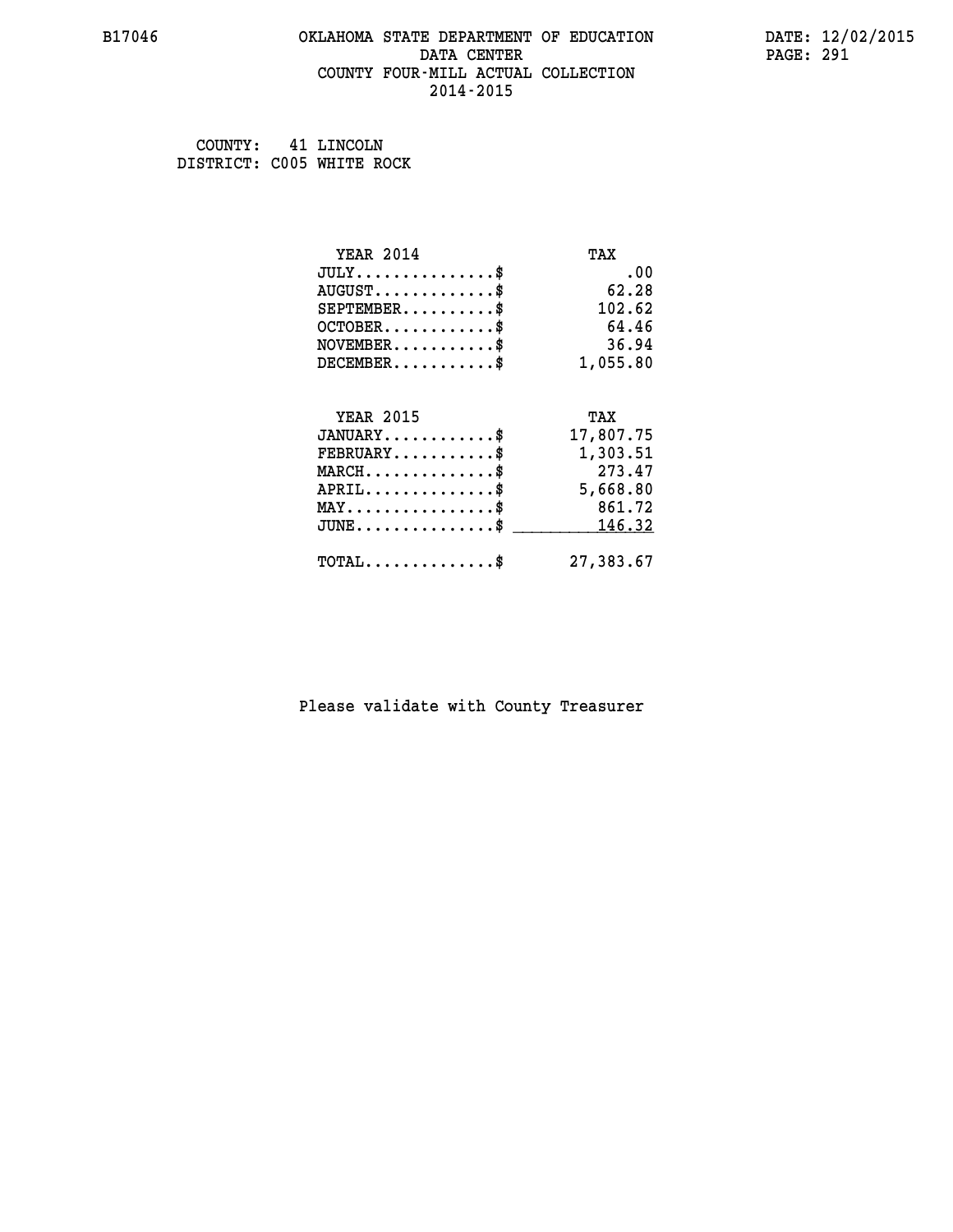B17046 OKLAHOMA STATE DEPARTMENT OF EDUCATION DATA CENTER COUNTY FOUR-MILL ACTUAL COLLECTION 2014-2015

DATE: 12/02/2015

COUNTY: 41 LINCOLN
DISTRICT: C005 WHITE ROCK

| YEAR 2014 | TAX |
|---|---|
| JULY...............$ | .00 |
| AUGUST.............$ | 62.28 |
| SEPTEMBER..........$ | 102.62 |
| OCTOBER............$ | 64.46 |
| NOVEMBER...........$ | 36.94 |
| DECEMBER...........$ | 1,055.80 |

| YEAR 2015 | TAX |
|---|---|
| JANUARY............$ | 17,807.75 |
| FEBRUARY...........$ | 1,303.51 |
| MARCH..............$ | 273.47 |
| APRIL..............$ | 5,668.80 |
| MAY................$ | 861.72 |
| JUNE...............$ | 146.32 |
| TOTAL..............$ | 27,383.67 |

Please validate with County Treasurer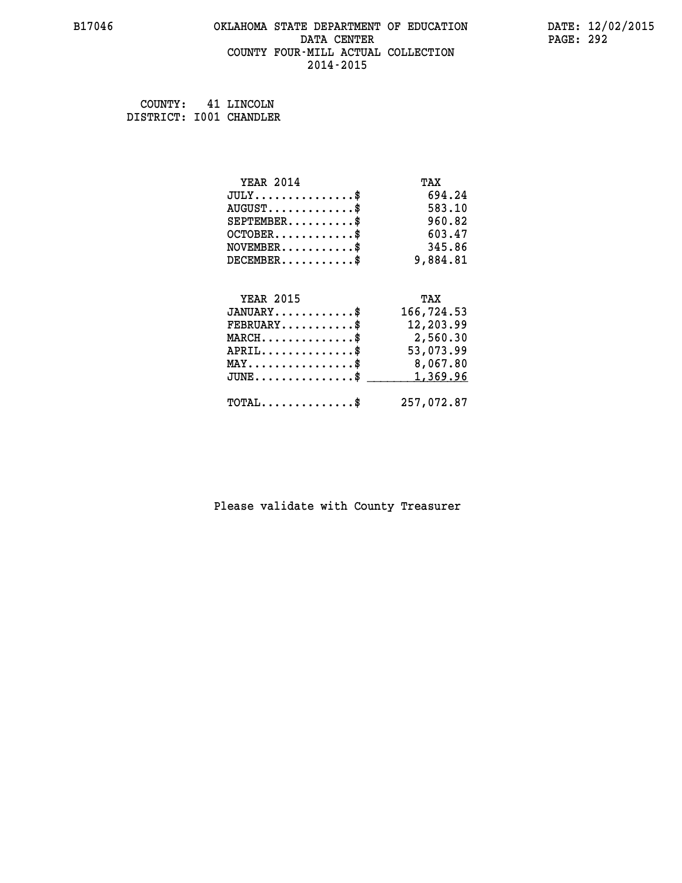OKLAHOMA STATE DEPARTMENT OF EDUCATION
DATA CENTER
COUNTY FOUR-MILL ACTUAL COLLECTION
2014-2015

COUNTY: 41 LINCOLN
DISTRICT: I001 CHANDLER

| YEAR 2014 | TAX |
|---|---|
| JULY...............$ | 694.24 |
| AUGUST.............$ | 583.10 |
| SEPTEMBER..........$ | 960.82 |
| OCTOBER............$ | 603.47 |
| NOVEMBER...........$ | 345.86 |
| DECEMBER...........$ | 9,884.81 |

| YEAR 2015 | TAX |
|---|---|
| JANUARY............$ | 166,724.53 |
| FEBRUARY...........$ | 12,203.99 |
| MARCH..............$ | 2,560.30 |
| APRIL..............$ | 53,073.99 |
| MAY................$ | 8,067.80 |
| JUNE...............$ | 1,369.96 |
| TOTAL..............$ | 257,072.87 |

Please validate with County Treasurer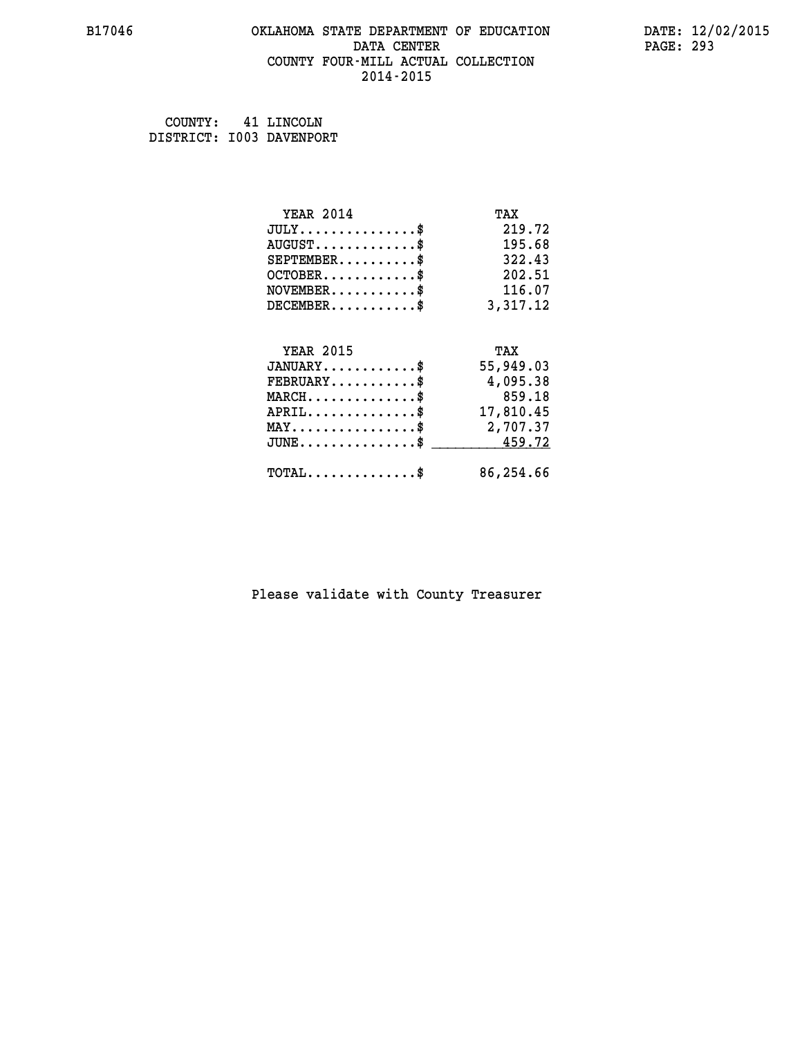B17046 OKLAHOMA STATE DEPARTMENT OF EDUCATION DATA CENTER COUNTY FOUR-MILL ACTUAL COLLECTION 2014-2015

DATE: 12/02/2015

COUNTY: 41 LINCOLN
DISTRICT: I003 DAVENPORT

| YEAR 2014 | TAX |
|---|---|
| JULY...............$ | 219.72 |
| AUGUST.............$ | 195.68 |
| SEPTEMBER..........$ | 322.43 |
| OCTOBER............$ | 202.51 |
| NOVEMBER...........$ | 116.07 |
| DECEMBER...........$ | 3,317.12 |

| YEAR 2015 | TAX |
|---|---|
| JANUARY............$ | 55,949.03 |
| FEBRUARY...........$ | 4,095.38 |
| MARCH..............$ | 859.18 |
| APRIL..............$ | 17,810.45 |
| MAY................$ | 2,707.37 |
| JUNE...............$ | 459.72 |
| TOTAL..............$ | 86,254.66 |

Please validate with County Treasurer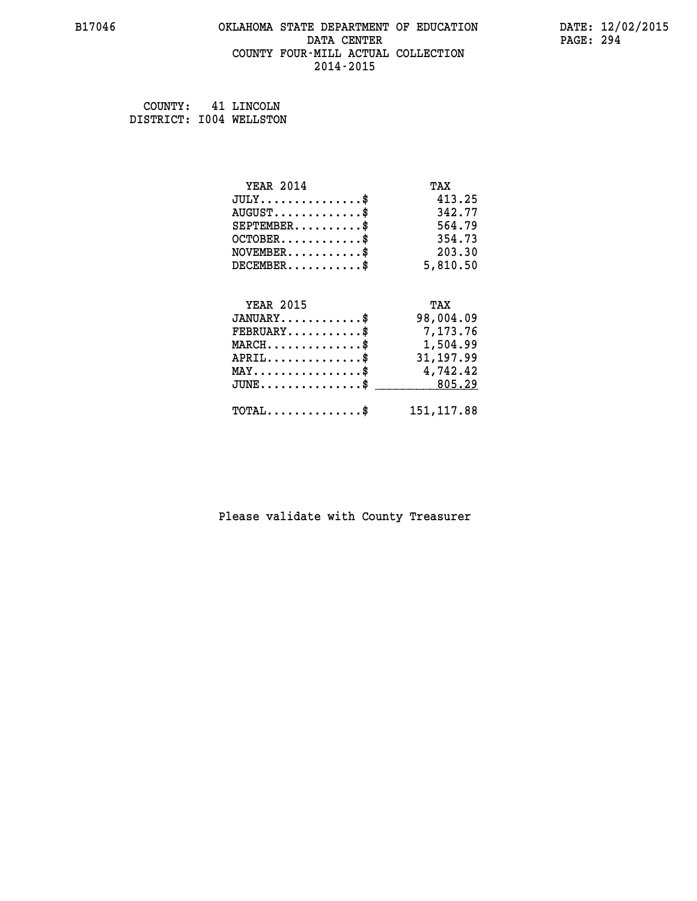# OKLAHOMA STATE DEPARTMENT OF EDUCATION
## DATA CENTER
## COUNTY FOUR-MILL ACTUAL COLLECTION
## 2014-2015

COUNTY: 41 LINCOLN
DISTRICT: I004 WELLSTON

| YEAR 2014 | TAX |
|---|---|
| JULY...............$ | 413.25 |
| AUGUST.............$ | 342.77 |
| SEPTEMBER..........$ | 564.79 |
| OCTOBER............$ | 354.73 |
| NOVEMBER...........$ | 203.30 |
| DECEMBER...........$ | 5,810.50 |

| YEAR 2015 | TAX |
|---|---|
| JANUARY............$ | 98,004.09 |
| FEBRUARY...........$ | 7,173.76 |
| MARCH..............$ | 1,504.99 |
| APRIL..............$ | 31,197.99 |
| MAY................$ | 4,742.42 |
| JUNE...............$ | 805.29 |
| TOTAL..............$ | 151,117.88 |

Please validate with County Treasurer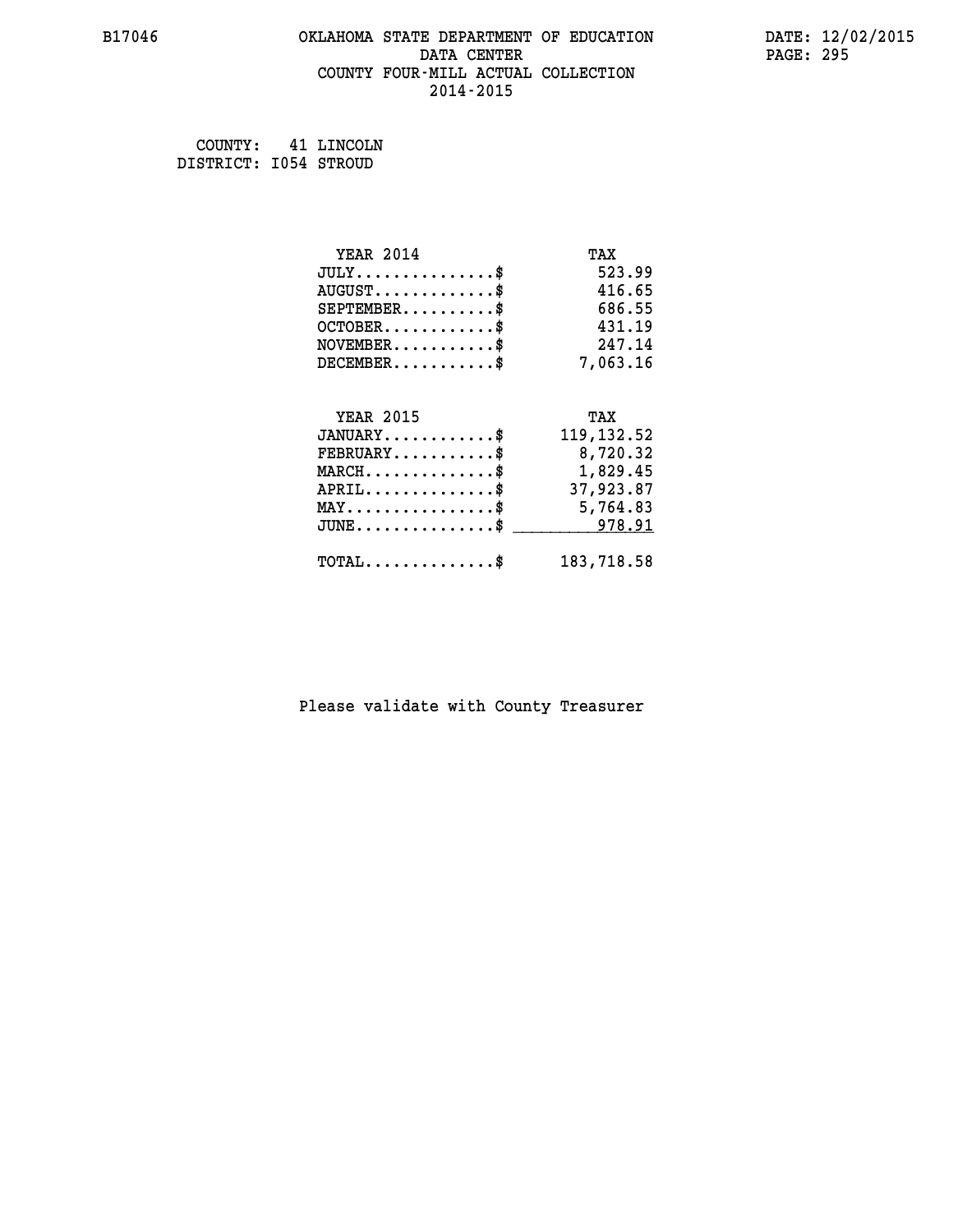B17046 OKLAHOMA STATE DEPARTMENT OF EDUCATION DATE: 12/02/2015

DATA CENTER

COUNTY FOUR-MILL ACTUAL COLLECTION

2014-2015

COUNTY: 41 LINCOLN
DISTRICT: I054 STROUD

| YEAR 2014 | TAX |
|---|---|
| JULY..............$ | 523.99 |
| AUGUST............$ | 416.65 |
| SEPTEMBER.........$ | 686.55 |
| OCTOBER...........$ | 431.19 |
| NOVEMBER..........$ | 247.14 |
| DECEMBER..........$ | 7,063.16 |

| YEAR 2015 | TAX |
|---|---|
| JANUARY...........$ | 119,132.52 |
| FEBRUARY..........$ | 8,720.32 |
| MARCH.............$ | 1,829.45 |
| APRIL.............$ | 37,923.87 |
| MAY...............$ | 5,764.83 |
| JUNE..............$ | 978.91 |
| TOTAL.............$ | 183,718.58 |

Please validate with County Treasurer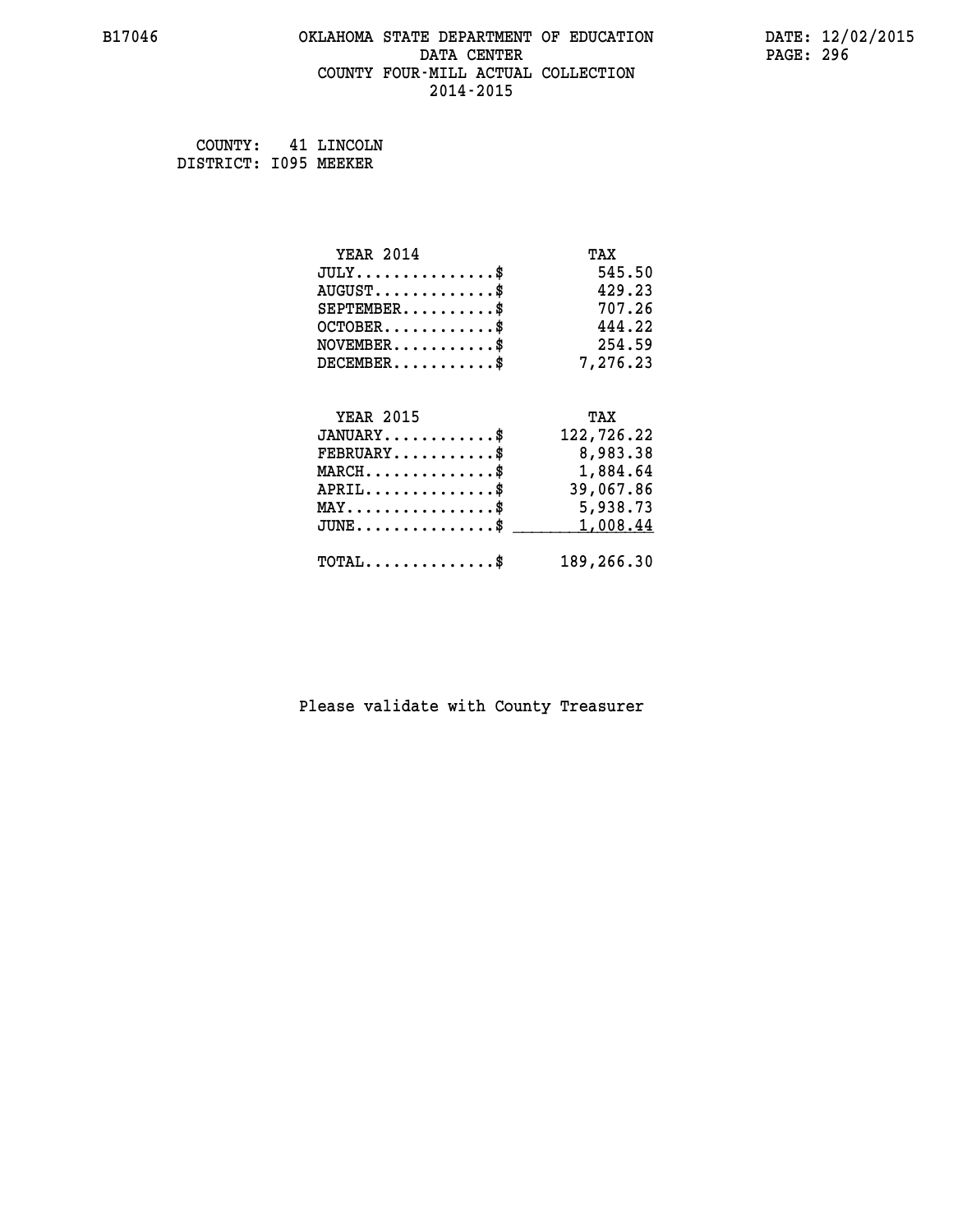B17046 OKLAHOMA STATE DEPARTMENT OF EDUCATION DATA CENTER COUNTY FOUR-MILL ACTUAL COLLECTION 2014-2015

DATE: 12/02/2015

COUNTY: 41 LINCOLN
DISTRICT: I095 MEEKER

| YEAR 2014 | TAX |
|---|---|
| JULY...............$ | 545.50 |
| AUGUST.............$ | 429.23 |
| SEPTEMBER..........$ | 707.26 |
| OCTOBER............$ | 444.22 |
| NOVEMBER...........$ | 254.59 |
| DECEMBER...........$ | 7,276.23 |

| YEAR 2015 | TAX |
|---|---|
| JANUARY............$ | 122,726.22 |
| FEBRUARY...........$ | 8,983.38 |
| MARCH..............$ | 1,884.64 |
| APRIL..............$ | 39,067.86 |
| MAY................$ | 5,938.73 |
| JUNE...............$ | 1,008.44 |
| TOTAL..............$ | 189,266.30 |

Please validate with County Treasurer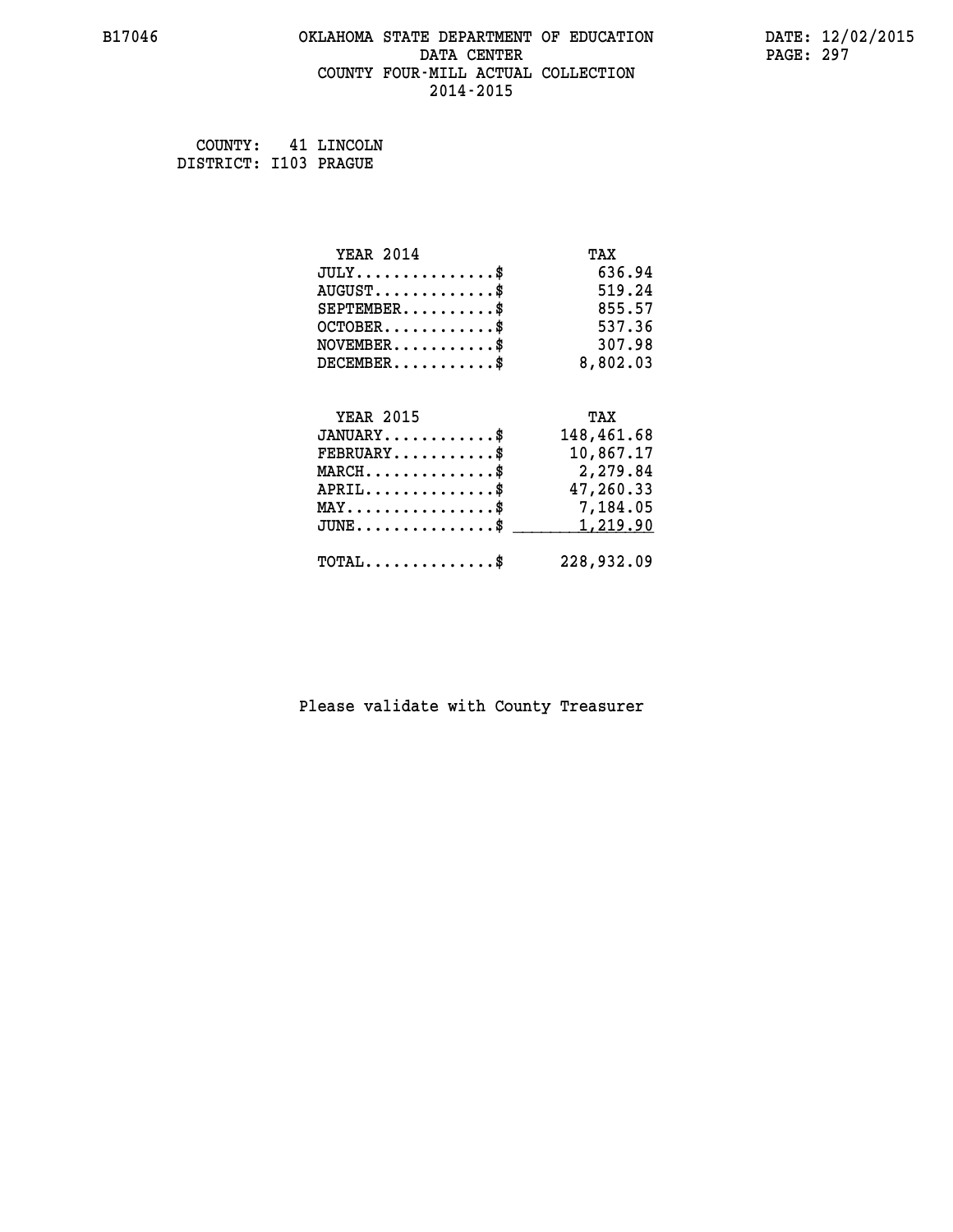B17046 OKLAHOMA STATE DEPARTMENT OF EDUCATION DATE: 12/02/2015
DATA CENTER
COUNTY FOUR-MILL ACTUAL COLLECTION
2014-2015

COUNTY: 41 LINCOLN
DISTRICT: I103 PRAGUE

| YEAR 2014 | TAX |
|---|---|
| JULY..............$ | 636.94 |
| AUGUST............$ | 519.24 |
| SEPTEMBER.........$ | 855.57 |
| OCTOBER...........$ | 537.36 |
| NOVEMBER..........$ | 307.98 |
| DECEMBER..........$ | 8,802.03 |

| YEAR 2015 | TAX |
|---|---|
| JANUARY...........$ | 148,461.68 |
| FEBRUARY..........$ | 10,867.17 |
| MARCH.............$ | 2,279.84 |
| APRIL.............$ | 47,260.33 |
| MAY...............$ | 7,184.05 |
| JUNE..............$ | 1,219.90 |
| TOTAL.............$ | 228,932.09 |

Please validate with County Treasurer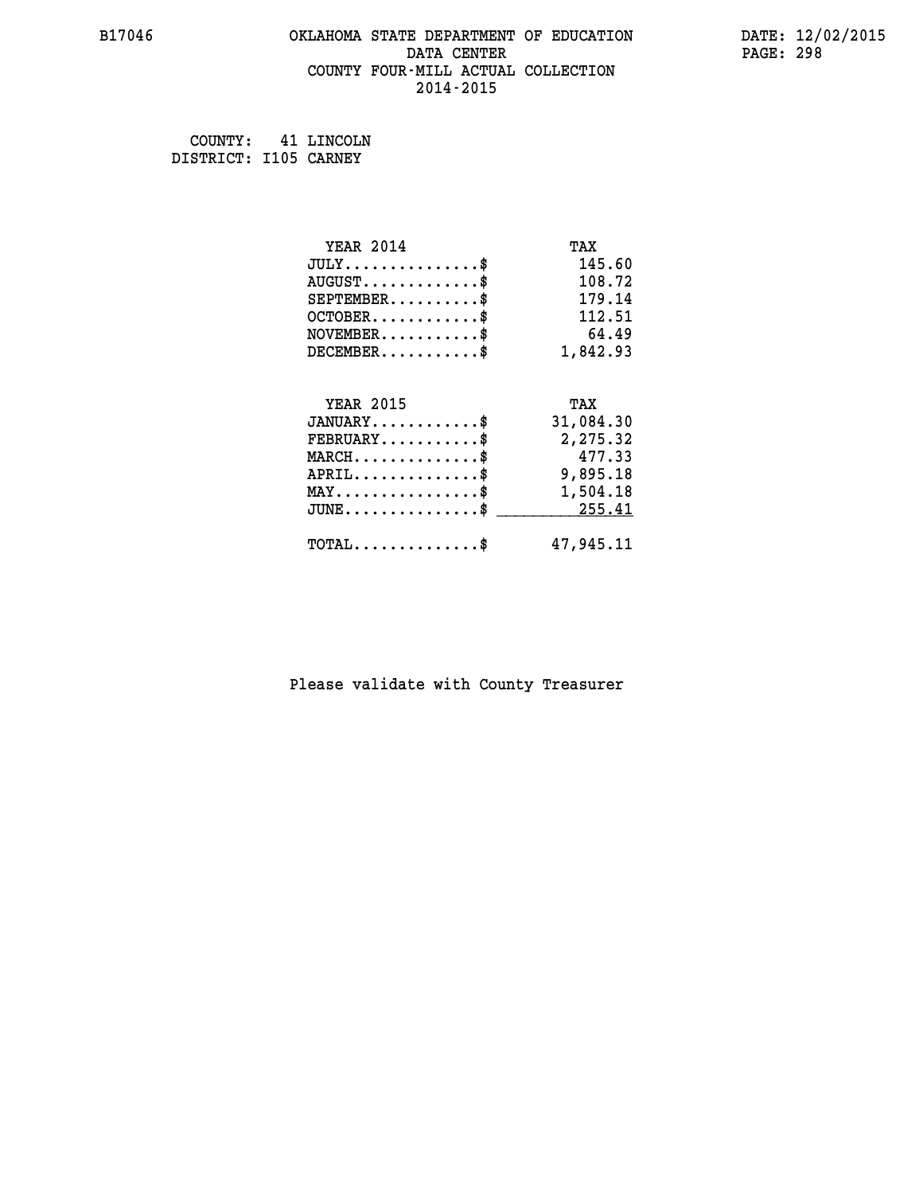B17046 OKLAHOMA STATE DEPARTMENT OF EDUCATION DATE: 12/02/2015

DATA CENTER

COUNTY FOUR-MILL ACTUAL COLLECTION

2014-2015

COUNTY: 41 LINCOLN
DISTRICT: I105 CARNEY

| YEAR 2014 | TAX |
|---|---|
| JULY...............$ | 145.60 |
| AUGUST.............$ | 108.72 |
| SEPTEMBER..........$ | 179.14 |
| OCTOBER............$ | 112.51 |
| NOVEMBER...........$ | 64.49 |
| DECEMBER...........$ | 1,842.93 |

| YEAR 2015 | TAX |
|---|---|
| JANUARY............$ | 31,084.30 |
| FEBRUARY...........$ | 2,275.32 |
| MARCH..............$ | 477.33 |
| APRIL..............$ | 9,895.18 |
| MAY................$ | 1,504.18 |
| JUNE...............$ | 255.41 |
| TOTAL..............$ | 47,945.11 |

Please validate with County Treasurer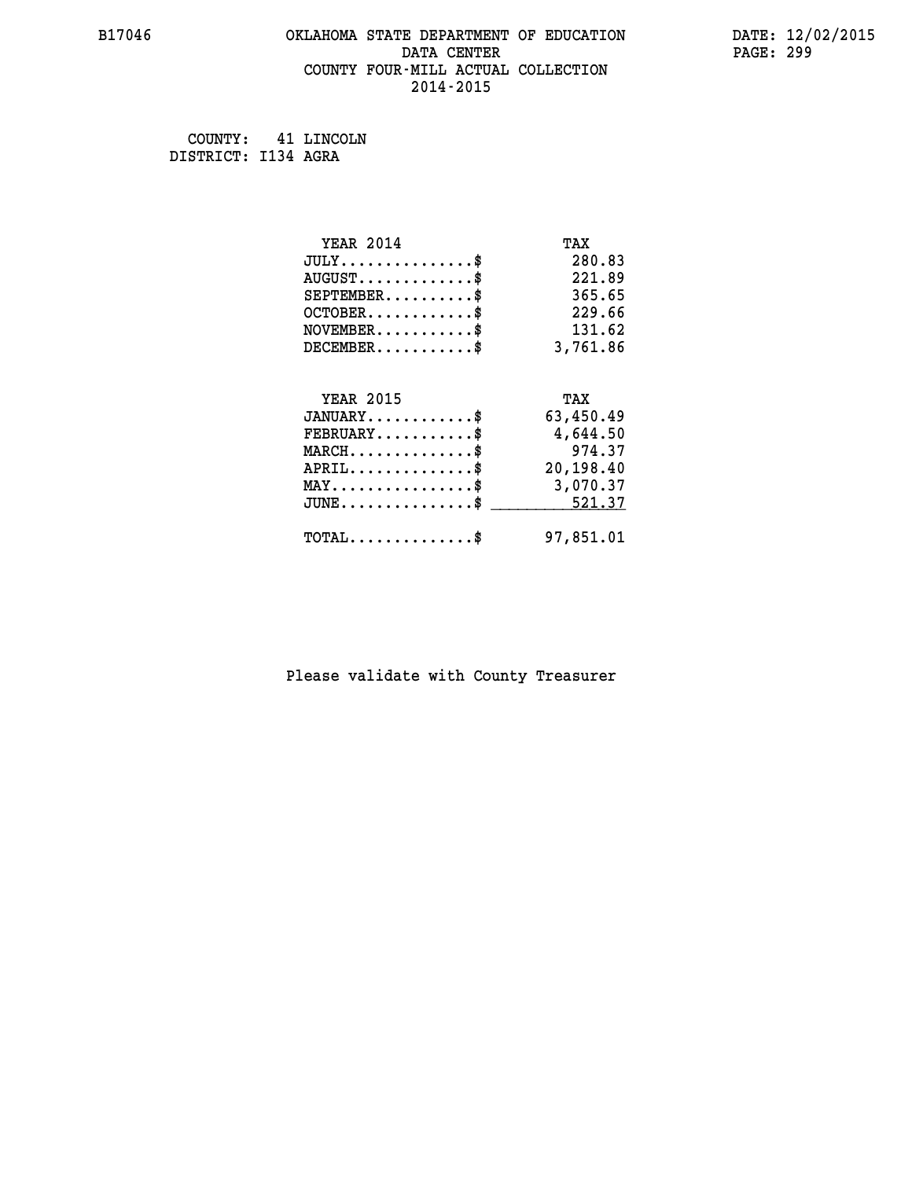B17046 OKLAHOMA STATE DEPARTMENT OF EDUCATION DATE: 12/02/2015

DATA CENTER

COUNTY FOUR-MILL ACTUAL COLLECTION

2014-2015

COUNTY: 41 LINCOLN
DISTRICT: I134 AGRA

| YEAR 2014 | TAX |
|---|---|
| JULY..............$ | 280.83 |
| AUGUST............$ | 221.89 |
| SEPTEMBER.........$ | 365.65 |
| OCTOBER...........$ | 229.66 |
| NOVEMBER..........$ | 131.62 |
| DECEMBER..........$ | 3,761.86 |

| YEAR 2015 | TAX |
|---|---|
| JANUARY...........$ | 63,450.49 |
| FEBRUARY..........$ | 4,644.50 |
| MARCH.............$ | 974.37 |
| APRIL.............$ | 20,198.40 |
| MAY...............$ | 3,070.37 |
| JUNE..............$ | 521.37 |
| TOTAL.............$ | 97,851.01 |

Please validate with County Treasurer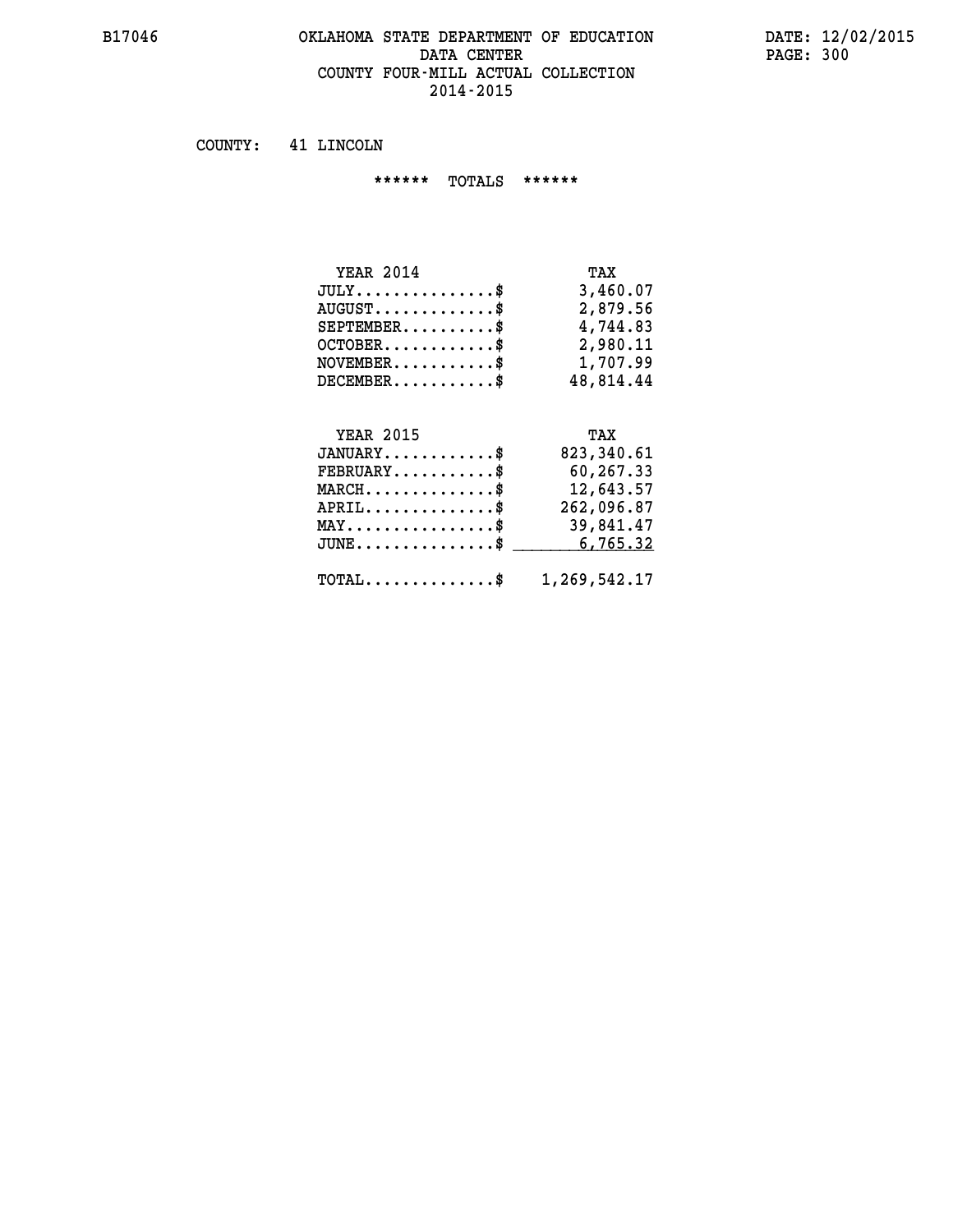# OKLAHOMA STATE DEPARTMENT OF EDUCATION
## DATA CENTER
## COUNTY FOUR-MILL ACTUAL COLLECTION
## 2014-2015

COUNTY: 41 LINCOLN

****** TOTALS ******

| YEAR 2014 | TAX |
|---|---|
| JULY...............$ | 3,460.07 |
| AUGUST.............$ | 2,879.56 |
| SEPTEMBER..........$ | 4,744.83 |
| OCTOBER............$ | 2,980.11 |
| NOVEMBER...........$ | 1,707.99 |
| DECEMBER...........$ | 48,814.44 |

| YEAR 2015 | TAX |
|---|---|
| JANUARY............$ | 823,340.61 |
| FEBRUARY...........$ | 60,267.33 |
| MARCH..............$ | 12,643.57 |
| APRIL..............$ | 262,096.87 |
| MAY................$ | 39,841.47 |
| JUNE...............$ | 6,765.32 |
| TOTAL..............$ | 1,269,542.17 |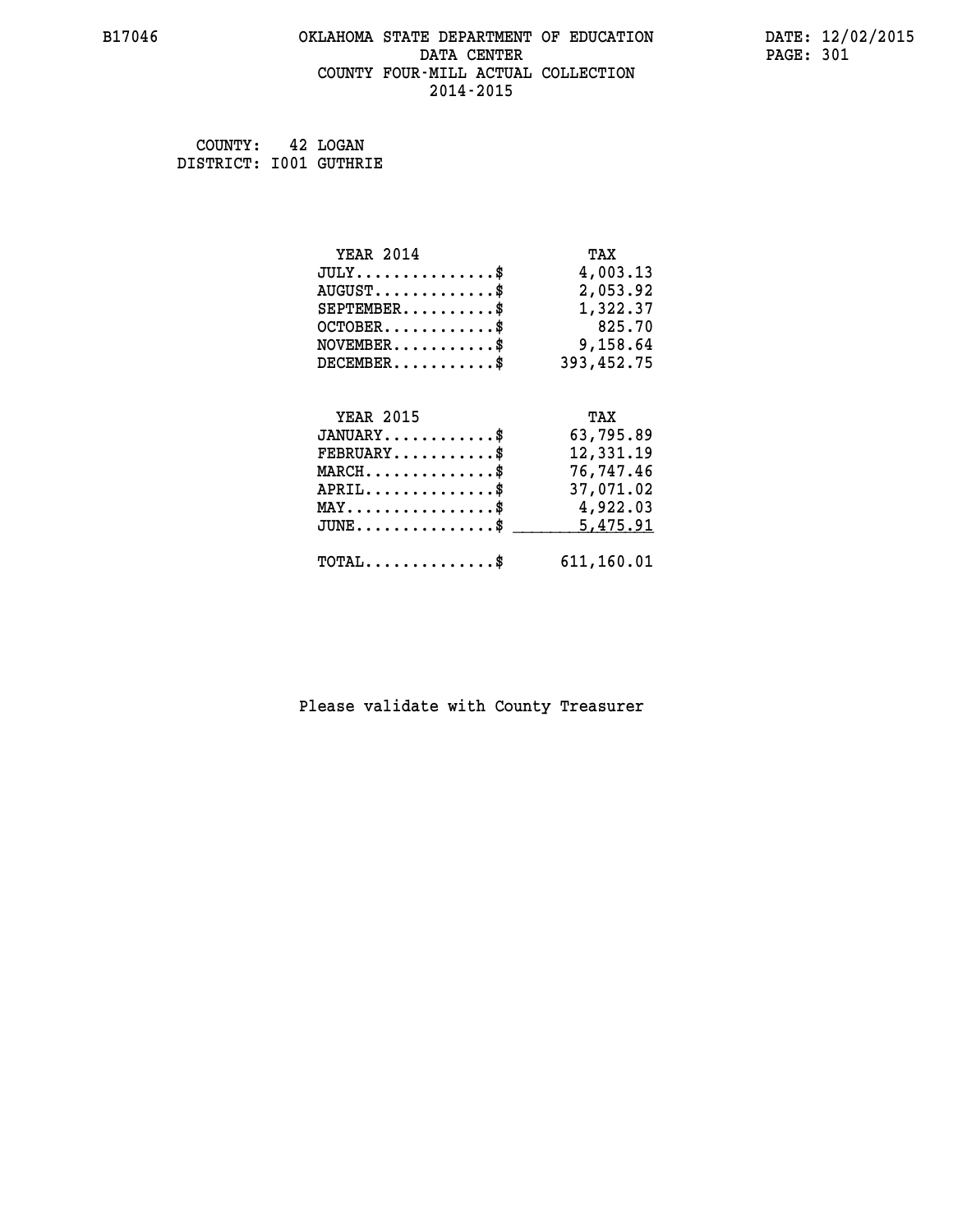B17046 OKLAHOMA STATE DEPARTMENT OF EDUCATION DATE: 12/02/2015

DATA CENTER

COUNTY FOUR-MILL ACTUAL COLLECTION

2014-2015

COUNTY: 42 LOGAN
DISTRICT: I001 GUTHRIE

| YEAR 2014 | TAX |
|---|---|
| JULY...............$ | 4,003.13 |
| AUGUST.............$ | 2,053.92 |
| SEPTEMBER..........$ | 1,322.37 |
| OCTOBER............$ | 825.70 |
| NOVEMBER...........$ | 9,158.64 |
| DECEMBER...........$ | 393,452.75 |

| YEAR 2015 | TAX |
|---|---|
| JANUARY............$ | 63,795.89 |
| FEBRUARY...........$ | 12,331.19 |
| MARCH..............$ | 76,747.46 |
| APRIL..............$ | 37,071.02 |
| MAY................$ | 4,922.03 |
| JUNE...............$ | 5,475.91 |
| TOTAL..............$ | 611,160.01 |

Please validate with County Treasurer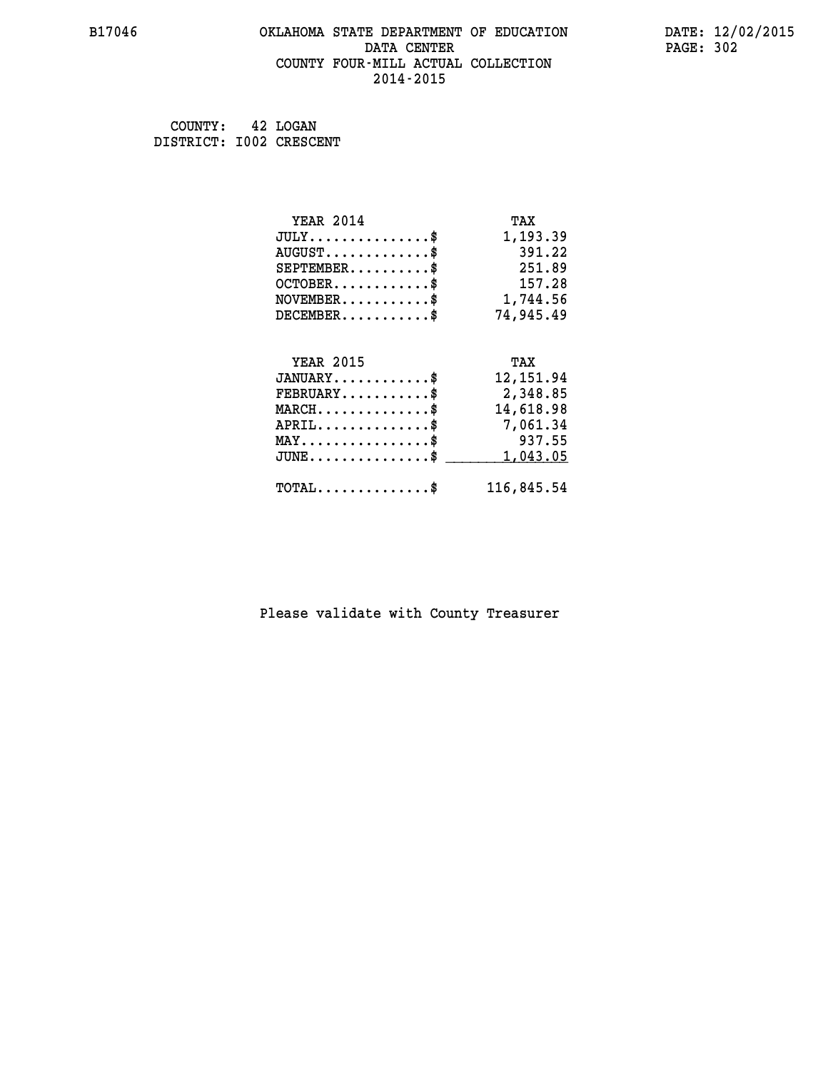B17046 OKLAHOMA STATE DEPARTMENT OF EDUCATION DATA CENTER COUNTY FOUR-MILL ACTUAL COLLECTION 2014-2015

DATE: 12/02/2015

COUNTY: 42 LOGAN
DISTRICT: I002 CRESCENT

| YEAR 2014 | TAX |
|---|---|
| JULY..............$ | 1,193.39 |
| AUGUST............$ | 391.22 |
| SEPTEMBER.........$ | 251.89 |
| OCTOBER...........$ | 157.28 |
| NOVEMBER..........$ | 1,744.56 |
| DECEMBER..........$ | 74,945.49 |

| YEAR 2015 | TAX |
|---|---|
| JANUARY...........$ | 12,151.94 |
| FEBRUARY..........$ | 2,348.85 |
| MARCH.............$ | 14,618.98 |
| APRIL.............$ | 7,061.34 |
| MAY...............$ | 937.55 |
| JUNE..............$ | 1,043.05 |
| TOTAL.............$ | 116,845.54 |

Please validate with County Treasurer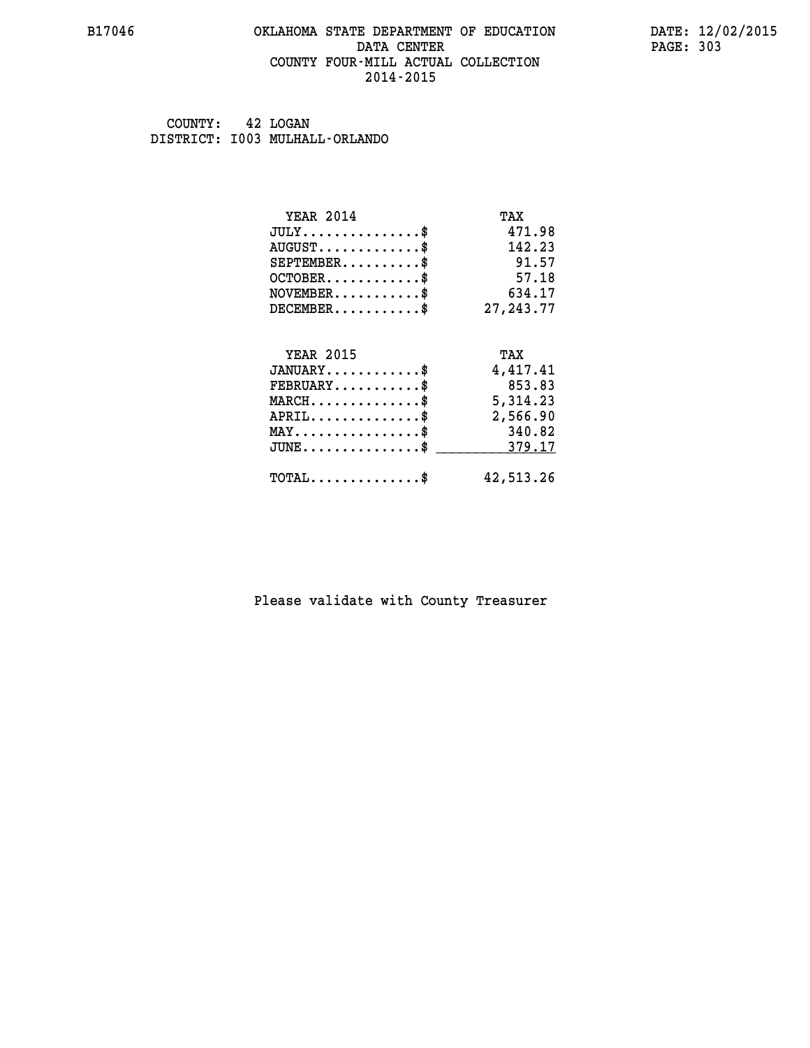# OKLAHOMA STATE DEPARTMENT OF EDUCATION
## DATA CENTER
## COUNTY FOUR-MILL ACTUAL COLLECTION
## 2014-2015

B17046

DATE: 12/02/2015

COUNTY: 42 LOGAN
DISTRICT: I003 MULHALL-ORLANDO

| YEAR 2014 | TAX |
|---|---|
| JULY...............$ | 471.98 |
| AUGUST.............$ | 142.23 |
| SEPTEMBER..........$ | 91.57 |
| OCTOBER............$ | 57.18 |
| NOVEMBER...........$ | 634.17 |
| DECEMBER...........$ | 27,243.77 |

| YEAR 2015 | TAX |
|---|---|
| JANUARY............$ | 4,417.41 |
| FEBRUARY...........$ | 853.83 |
| MARCH..............$ | 5,314.23 |
| APRIL..............$ | 2,566.90 |
| MAY................$ | 340.82 |
| JUNE...............$ | 379.17 |
| TOTAL..............$ | 42,513.26 |

Please validate with County Treasurer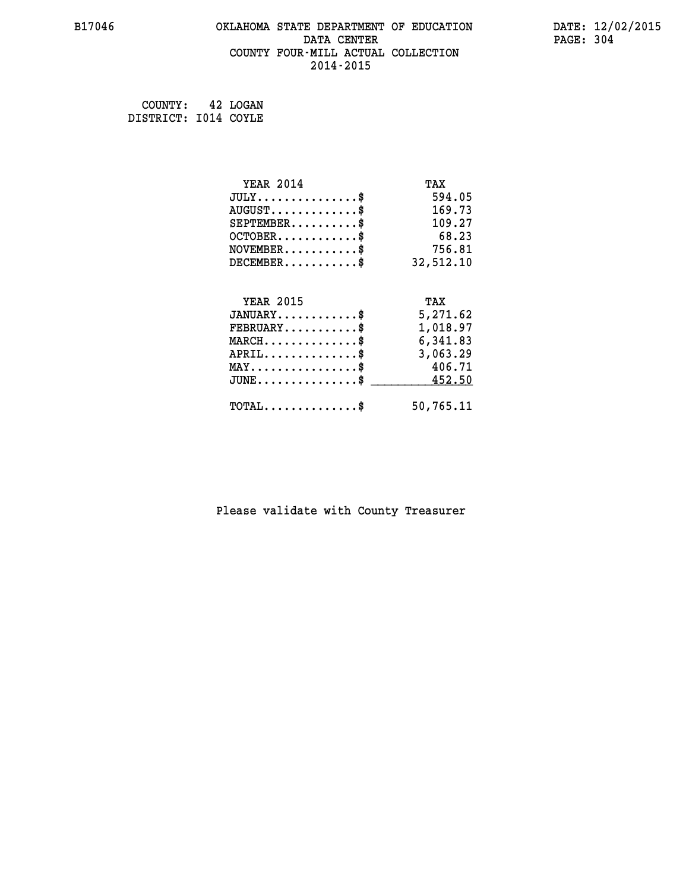B17046 OKLAHOMA STATE DEPARTMENT OF EDUCATION DATE: 12/02/2015
DATA CENTER
COUNTY FOUR-MILL ACTUAL COLLECTION
2014-2015

COUNTY: 42 LOGAN
DISTRICT: I014 COYLE

| YEAR 2014 | TAX |
|---|---|
| JULY...............$ | 594.05 |
| AUGUST.............$ | 169.73 |
| SEPTEMBER..........$ | 109.27 |
| OCTOBER............$ | 68.23 |
| NOVEMBER...........$ | 756.81 |
| DECEMBER...........$ | 32,512.10 |

| YEAR 2015 | TAX |
|---|---|
| JANUARY............$ | 5,271.62 |
| FEBRUARY...........$ | 1,018.97 |
| MARCH..............$ | 6,341.83 |
| APRIL..............$ | 3,063.29 |
| MAY................$ | 406.71 |
| JUNE...............$ | 452.50 |
| TOTAL..............$ | 50,765.11 |

Please validate with County Treasurer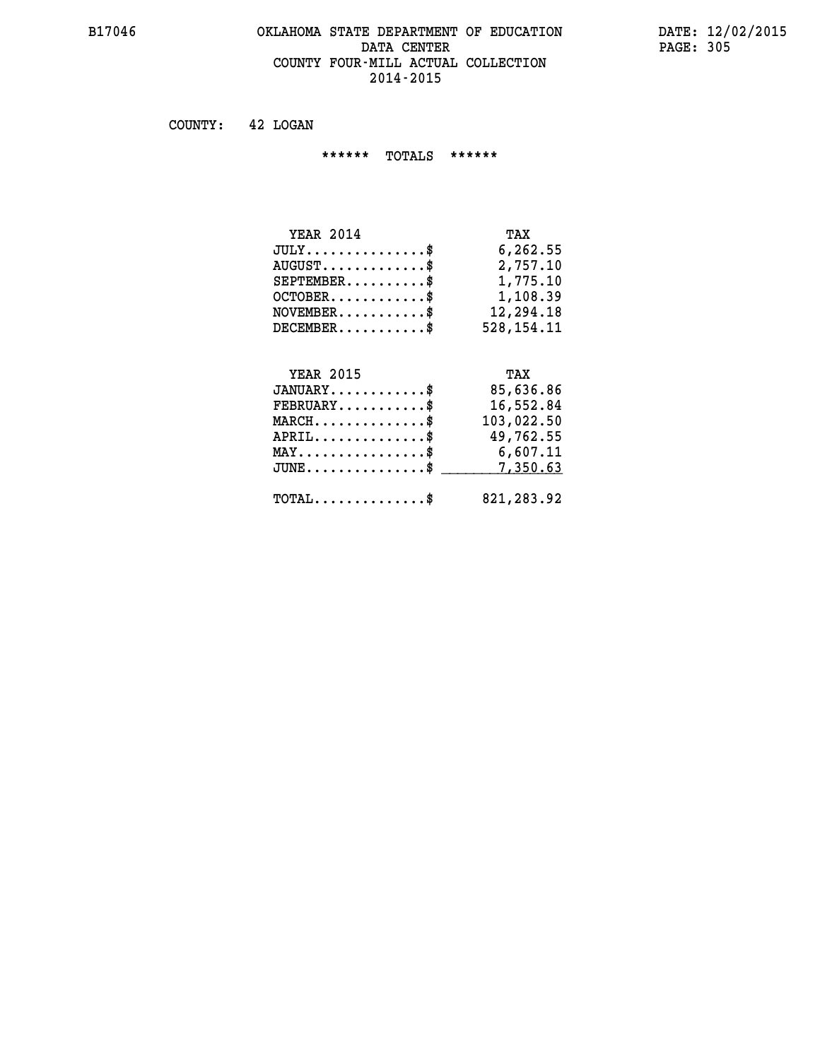# OKLAHOMA STATE DEPARTMENT OF EDUCATION
## DATA CENTER
## COUNTY FOUR-MILL ACTUAL COLLECTION
## 2014-2015

COUNTY: 42 LOGAN

****** TOTALS ******

| YEAR 2014 | TAX |
|---|---|
| JULY...............$ | 6,262.55 |
| AUGUST.............$ | 2,757.10 |
| SEPTEMBER..........$ | 1,775.10 |
| OCTOBER............$ | 1,108.39 |
| NOVEMBER...........$ | 12,294.18 |
| DECEMBER...........$ | 528,154.11 |

| YEAR 2015 | TAX |
|---|---|
| JANUARY............$ | 85,636.86 |
| FEBRUARY...........$ | 16,552.84 |
| MARCH..............$ | 103,022.50 |
| APRIL..............$ | 49,762.55 |
| MAY................$ | 6,607.11 |
| JUNE...............$ | 7,350.63 |
| TOTAL..............$ | 821,283.92 |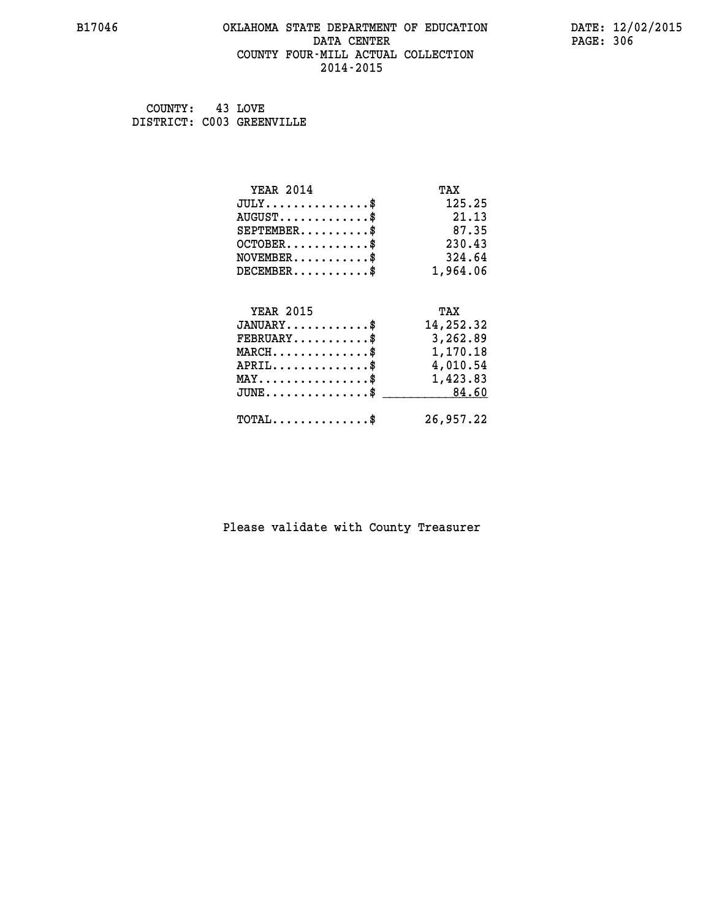B17046 OKLAHOMA STATE DEPARTMENT OF EDUCATION DATA CENTER COUNTY FOUR-MILL ACTUAL COLLECTION 2014-2015

DATE: 12/02/2015

COUNTY: 43 LOVE
DISTRICT: C003 GREENVILLE

| YEAR 2014 | TAX |
| --- | --- |
| JULY..............$ | 125.25 |
| AUGUST............$ | 21.13 |
| SEPTEMBER.........$ | 87.35 |
| OCTOBER...........$ | 230.43 |
| NOVEMBER..........$ | 324.64 |
| DECEMBER..........$ | 1,964.06 |

| YEAR 2015 | TAX |
| --- | --- |
| JANUARY...........$ | 14,252.32 |
| FEBRUARY..........$ | 3,262.89 |
| MARCH.............$ | 1,170.18 |
| APRIL.............$ | 4,010.54 |
| MAY...............$ | 1,423.83 |
| JUNE..............$ | 84.60 |
| TOTAL.............$ | 26,957.22 |

Please validate with County Treasurer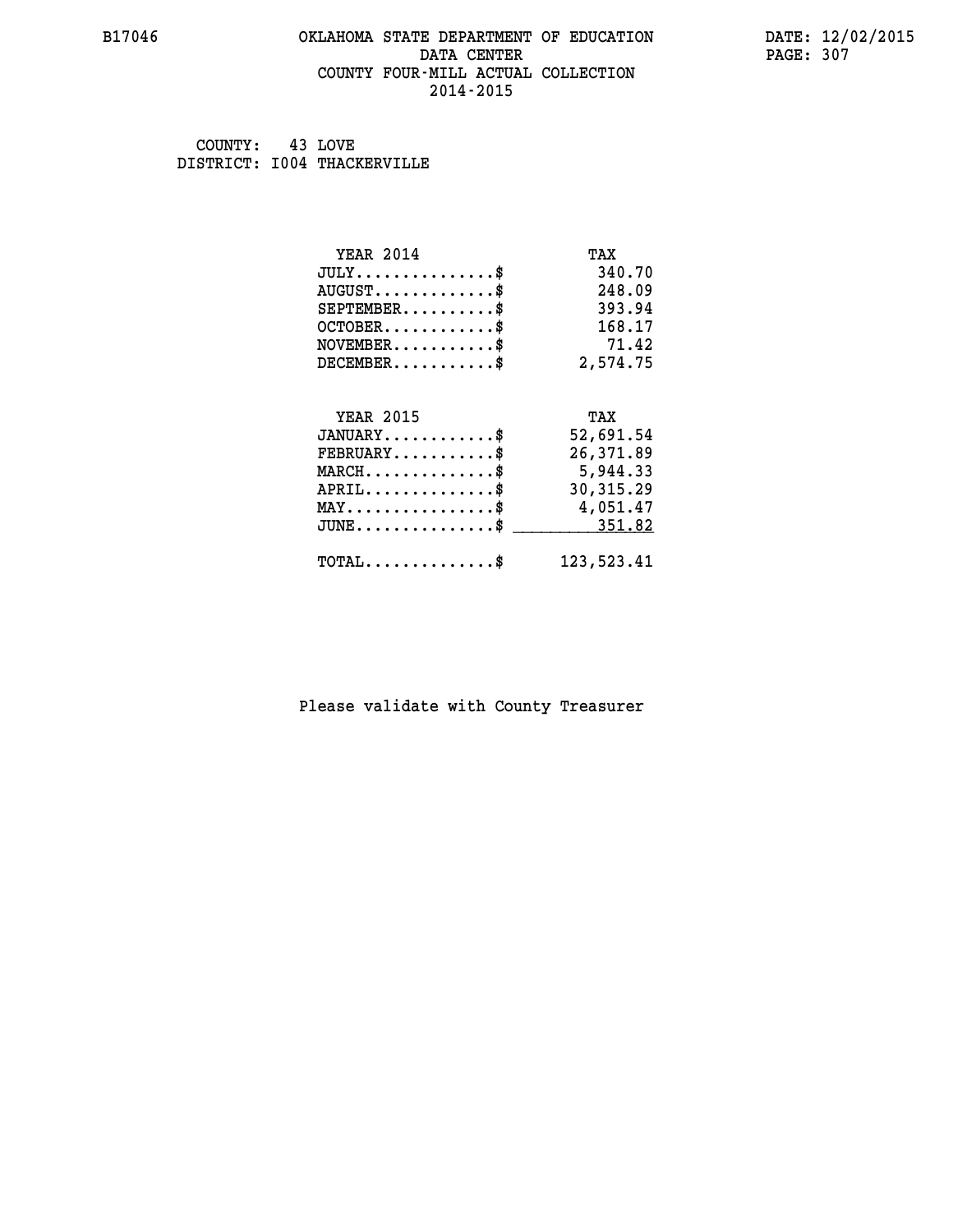# OKLAHOMA STATE DEPARTMENT OF EDUCATION
## DATA CENTER
## COUNTY FOUR-MILL ACTUAL COLLECTION
## 2014-2015

COUNTY: 43 LOVE
DISTRICT: I004 THACKERVILLE

| YEAR 2014 | TAX |
|---|---|
| JULY...............$ | 340.70 |
| AUGUST.............$ | 248.09 |
| SEPTEMBER..........$ | 393.94 |
| OCTOBER............$ | 168.17 |
| NOVEMBER...........$ | 71.42 |
| DECEMBER...........$ | 2,574.75 |

| YEAR 2015 | TAX |
|---|---|
| JANUARY............$ | 52,691.54 |
| FEBRUARY...........$ | 26,371.89 |
| MARCH..............$ | 5,944.33 |
| APRIL..............$ | 30,315.29 |
| MAY................$ | 4,051.47 |
| JUNE...............$ | 351.82 |
| TOTAL..............$ | 123,523.41 |

Please validate with County Treasurer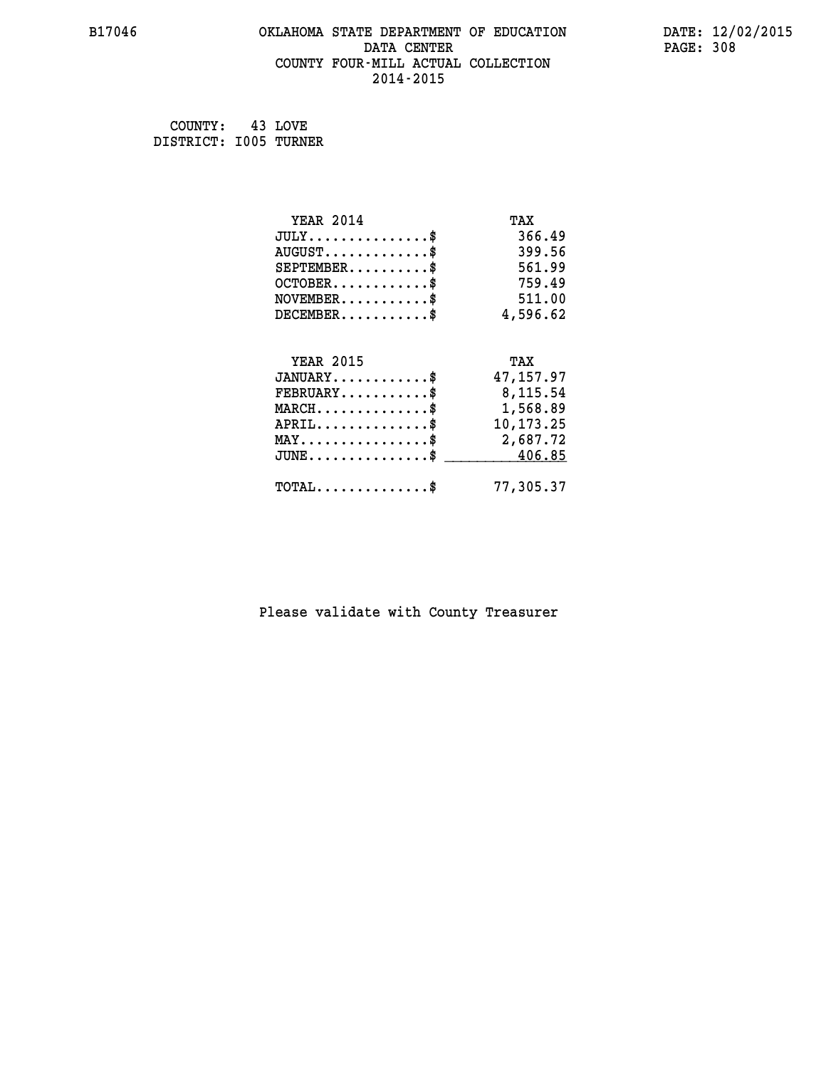OKLAHOMA STATE DEPARTMENT OF EDUCATION
DATA CENTER
COUNTY FOUR-MILL ACTUAL COLLECTION
2014-2015

COUNTY: 43 LOVE
DISTRICT: I005 TURNER

| YEAR 2014 | TAX |
|---|---|
| JULY...............$ | 366.49 |
| AUGUST.............$ | 399.56 |
| SEPTEMBER..........$ | 561.99 |
| OCTOBER............$ | 759.49 |
| NOVEMBER...........$ | 511.00 |
| DECEMBER...........$ | 4,596.62 |

| YEAR 2015 | TAX |
|---|---|
| JANUARY............$ | 47,157.97 |
| FEBRUARY...........$ | 8,115.54 |
| MARCH..............$ | 1,568.89 |
| APRIL..............$ | 10,173.25 |
| MAY................$ | 2,687.72 |
| JUNE...............$ | 406.85 |
| TOTAL..............$ | 77,305.37 |

Please validate with County Treasurer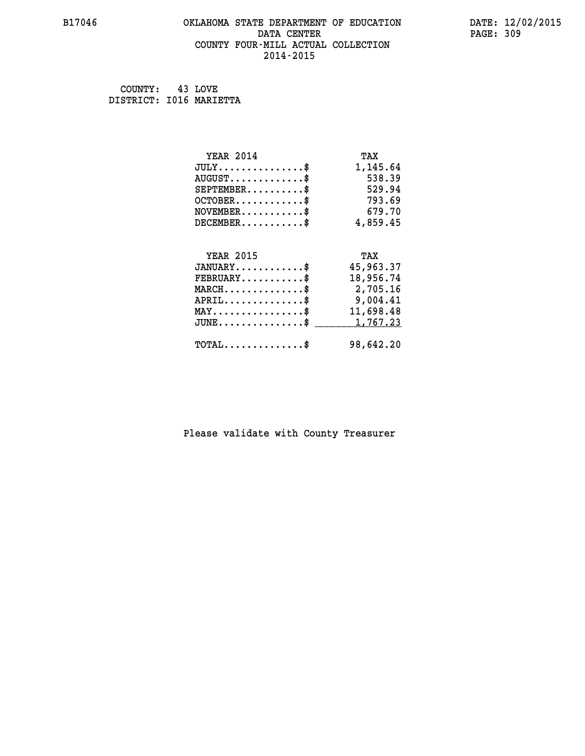COUNTY: 43 LOVE
DISTRICT: I016 MARIETTA

| YEAR 2014 | TAX |
|---|---|
| JULY..............$ | 1,145.64 |
| AUGUST............$ | 538.39 |
| SEPTEMBER.........$ | 529.94 |
| OCTOBER...........$ | 793.69 |
| NOVEMBER..........$ | 679.70 |
| DECEMBER..........$ | 4,859.45 |

| YEAR 2015 | TAX |
|---|---|
| JANUARY...........$ | 45,963.37 |
| FEBRUARY..........$ | 18,956.74 |
| MARCH.............$ | 2,705.16 |
| APRIL.............$ | 9,004.41 |
| MAY...............$ | 11,698.48 |
| JUNE..............$ | 1,767.23 |
| TOTAL.............$ | 98,642.20 |

Please validate with County Treasurer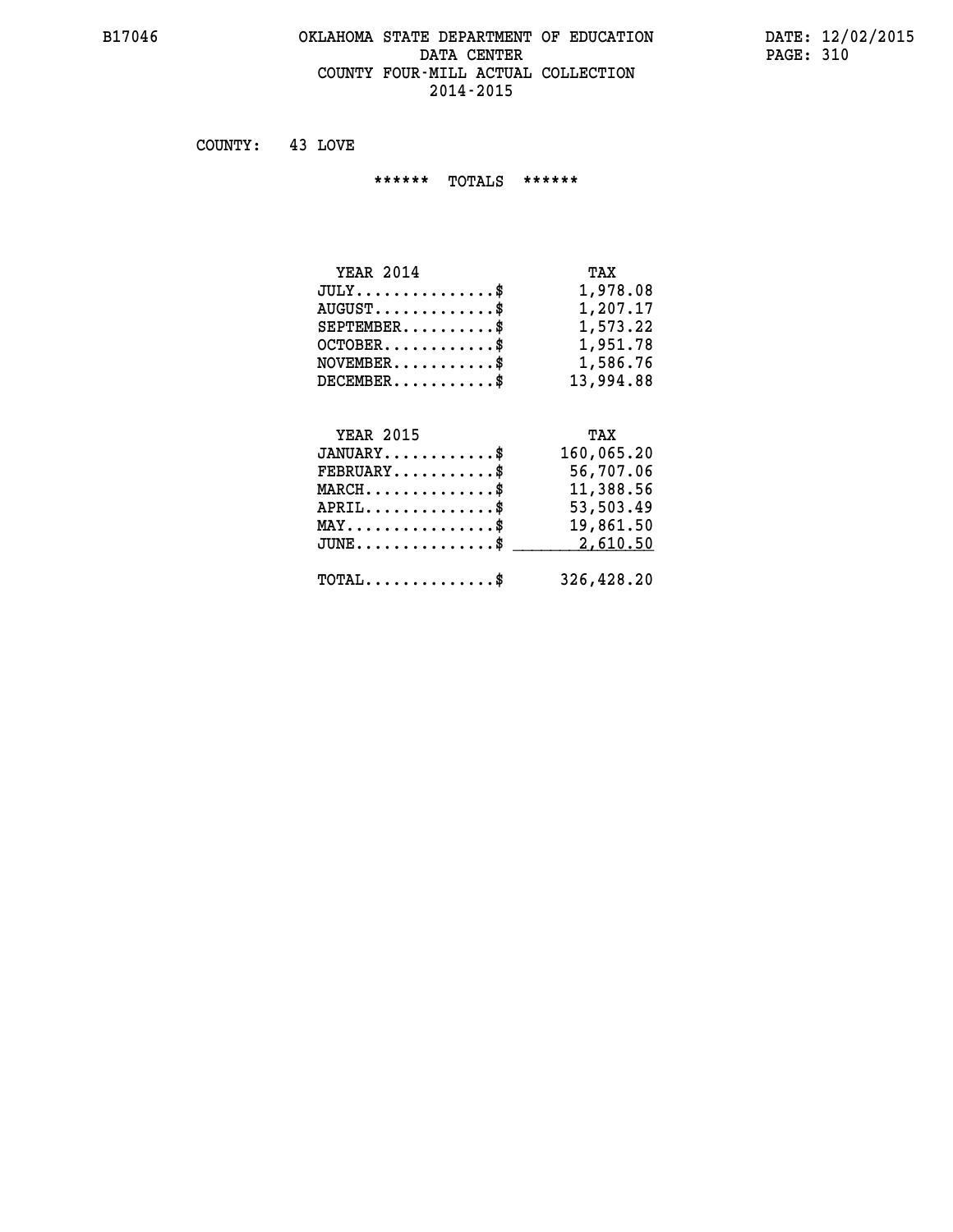# OKLAHOMA STATE DEPARTMENT OF EDUCATION
## DATA CENTER
## COUNTY FOUR-MILL ACTUAL COLLECTION
## 2014-2015

COUNTY: 43 LOVE

****** TOTALS ******

| YEAR 2014 | TAX |
|---|---|
| JULY...............$ | 1,978.08 |
| AUGUST.............$ | 1,207.17 |
| SEPTEMBER..........$ | 1,573.22 |
| OCTOBER............$ | 1,951.78 |
| NOVEMBER...........$ | 1,586.76 |
| DECEMBER...........$ | 13,994.88 |

| YEAR 2015 | TAX |
|---|---|
| JANUARY............$ | 160,065.20 |
| FEBRUARY...........$ | 56,707.06 |
| MARCH..............$ | 11,388.56 |
| APRIL..............$ | 53,503.49 |
| MAY................$ | 19,861.50 |
| JUNE...............$ | 2,610.50 |
| TOTAL..............$ | 326,428.20 |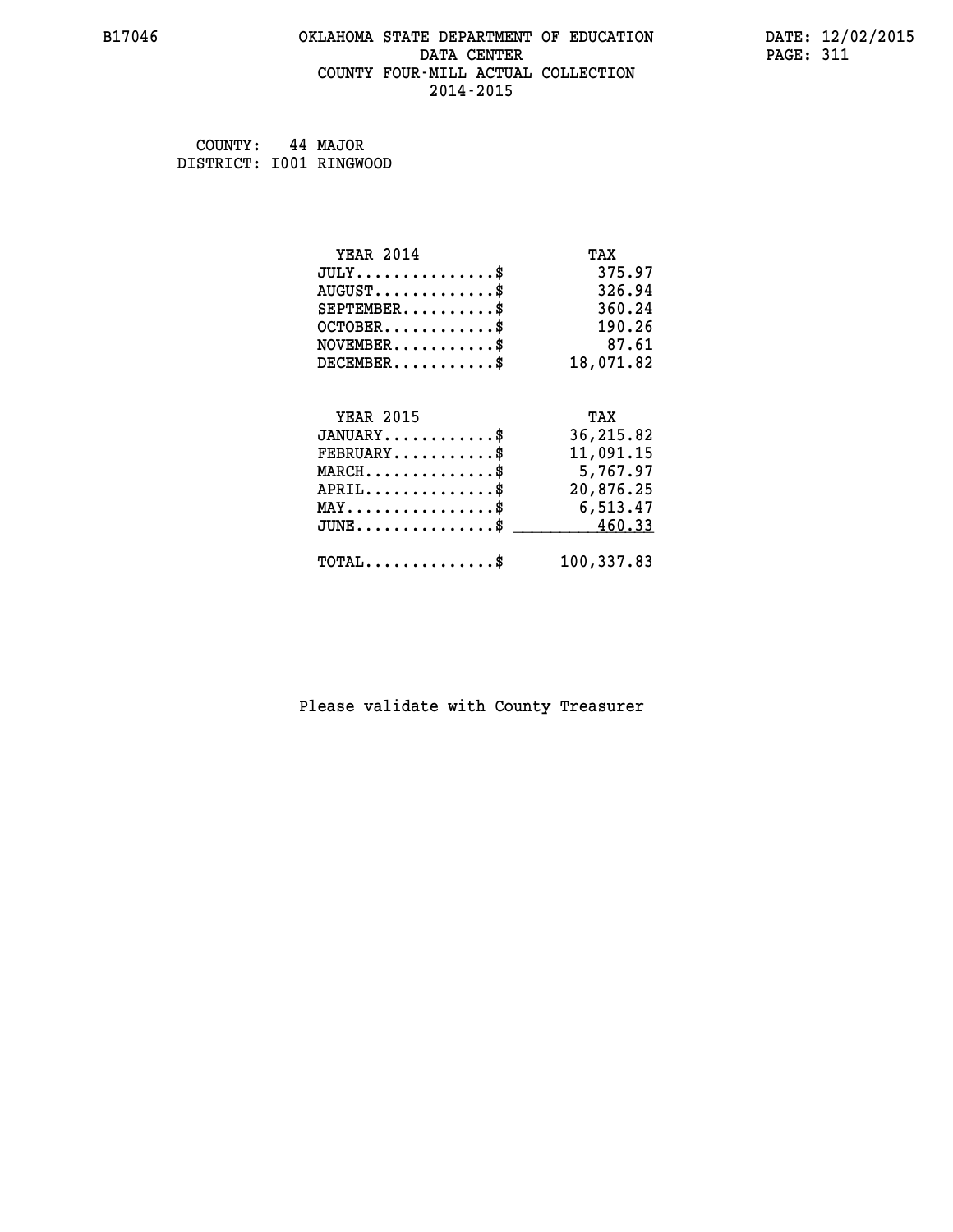B17046 OKLAHOMA STATE DEPARTMENT OF EDUCATION DATA CENTER COUNTY FOUR-MILL ACTUAL COLLECTION 2014-2015

DATE: 12/02/2015

COUNTY: 44 MAJOR
DISTRICT: I001 RINGWOOD

| YEAR 2014 | TAX |
|---|---|
| JULY...............$ | 375.97 |
| AUGUST.............$ | 326.94 |
| SEPTEMBER..........$ | 360.24 |
| OCTOBER............$ | 190.26 |
| NOVEMBER...........$ | 87.61 |
| DECEMBER...........$ | 18,071.82 |

| YEAR 2015 | TAX |
|---|---|
| JANUARY............$ | 36,215.82 |
| FEBRUARY...........$ | 11,091.15 |
| MARCH..............$ | 5,767.97 |
| APRIL..............$ | 20,876.25 |
| MAY................$ | 6,513.47 |
| JUNE...............$ | 460.33 |
| TOTAL..............$ | 100,337.83 |

Please validate with County Treasurer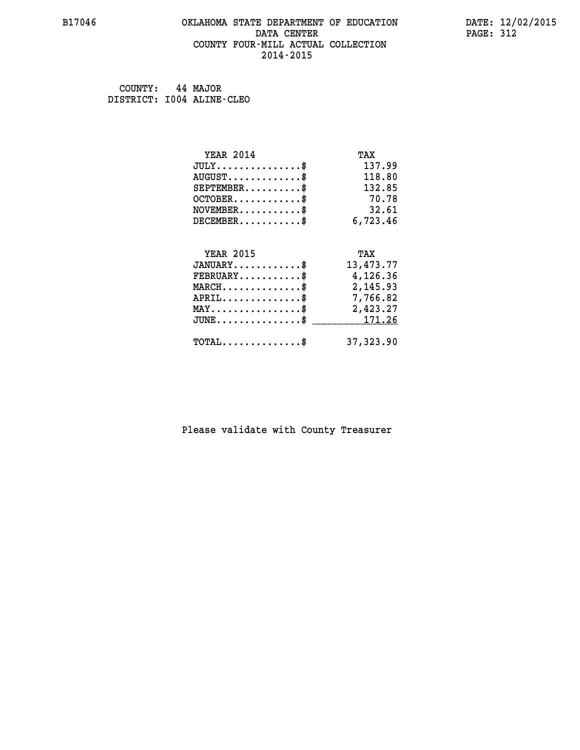B17046

# OKLAHOMA STATE DEPARTMENT OF EDUCATION
## DATA CENTER
## COUNTY FOUR-MILL ACTUAL COLLECTION
## 2014-2015

DATE: 12/02/2015

COUNTY: 44 MAJOR
DISTRICT: I004 ALINE-CLEO

| YEAR 2014 | TAX |
|---|---|
| JULY...............$ | 137.99 |
| AUGUST.............$ | 118.80 |
| SEPTEMBER..........$ | 132.85 |
| OCTOBER............$ | 70.78 |
| NOVEMBER...........$ | 32.61 |
| DECEMBER...........$ | 6,723.46 |

| YEAR 2015 | TAX |
|---|---|
| JANUARY............$ | 13,473.77 |
| FEBRUARY...........$ | 4,126.36 |
| MARCH..............$ | 2,145.93 |
| APRIL..............$ | 7,766.82 |
| MAY................$ | 2,423.27 |
| JUNE...............$ | 171.26 |
| TOTAL..............$ | 37,323.90 |

Please validate with County Treasurer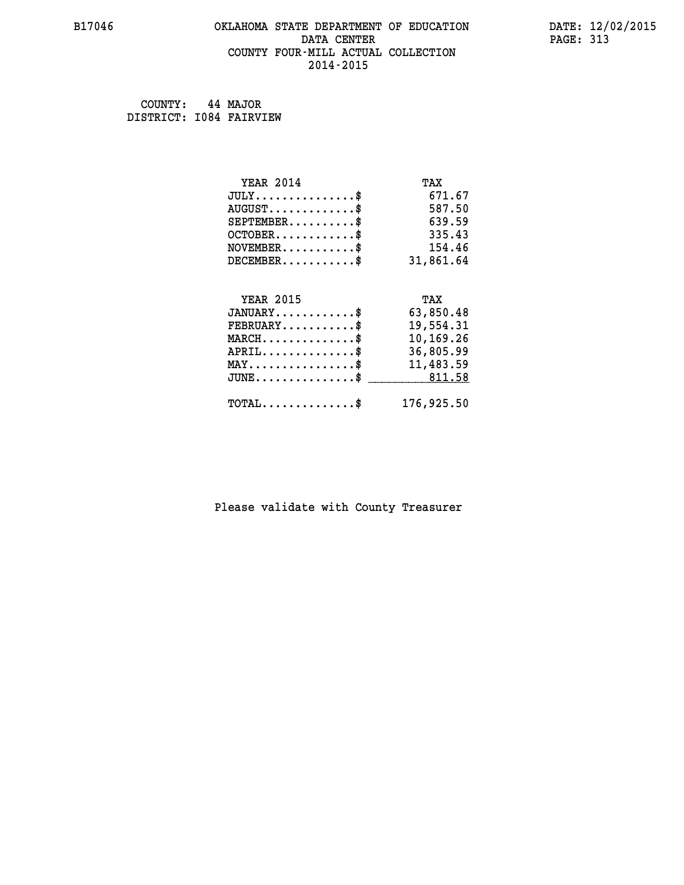B17046 OKLAHOMA STATE DEPARTMENT OF EDUCATION DATE: 12/02/2015

DATA CENTER

COUNTY FOUR-MILL ACTUAL COLLECTION

2014-2015

COUNTY: 44 MAJOR

DISTRICT: I084 FAIRVIEW

| YEAR 2014 | TAX |
|---|---|
| JULY..............$ | 671.67 |
| AUGUST............$ | 587.50 |
| SEPTEMBER.........$ | 639.59 |
| OCTOBER...........$ | 335.43 |
| NOVEMBER..........$ | 154.46 |
| DECEMBER..........$ | 31,861.64 |

| YEAR 2015 | TAX |
|---|---|
| JANUARY...........$ | 63,850.48 |
| FEBRUARY..........$ | 19,554.31 |
| MARCH.............$ | 10,169.26 |
| APRIL.............$ | 36,805.99 |
| MAY...............$ | 11,483.59 |
| JUNE..............$ | 811.58 |
| TOTAL.............$ | 176,925.50 |

Please validate with County Treasurer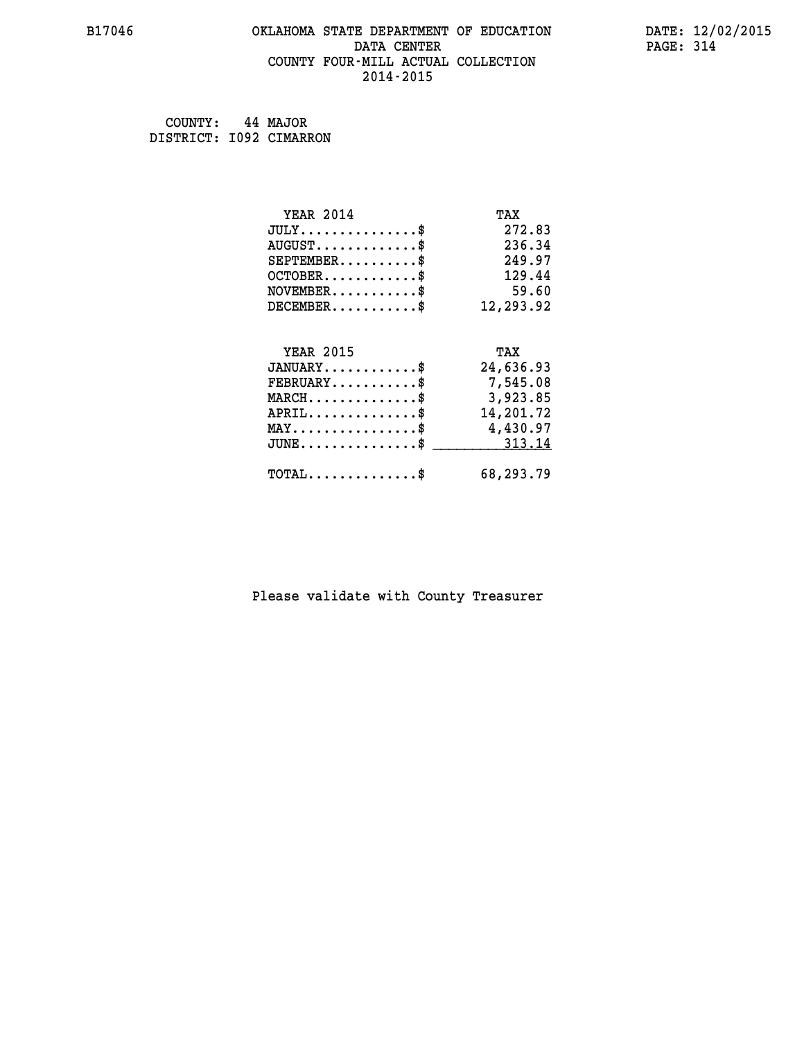# OKLAHOMA STATE DEPARTMENT OF EDUCATION
## DATA CENTER
## COUNTY FOUR-MILL ACTUAL COLLECTION
## 2014-2015

COUNTY: 44 MAJOR
DISTRICT: I092 CIMARRON

| YEAR 2014 | TAX |
|---|---|
| JULY..............$ | 272.83 |
| AUGUST............$ | 236.34 |
| SEPTEMBER.........$ | 249.97 |
| OCTOBER...........$ | 129.44 |
| NOVEMBER..........$ | 59.60 |
| DECEMBER..........$ | 12,293.92 |

| YEAR 2015 | TAX |
|---|---|
| JANUARY...........$ | 24,636.93 |
| FEBRUARY..........$ | 7,545.08 |
| MARCH.............$ | 3,923.85 |
| APRIL.............$ | 14,201.72 |
| MAY...............$ | 4,430.97 |
| JUNE..............$ | 313.14 |
| TOTAL.............$ | 68,293.79 |

Please validate with County Treasurer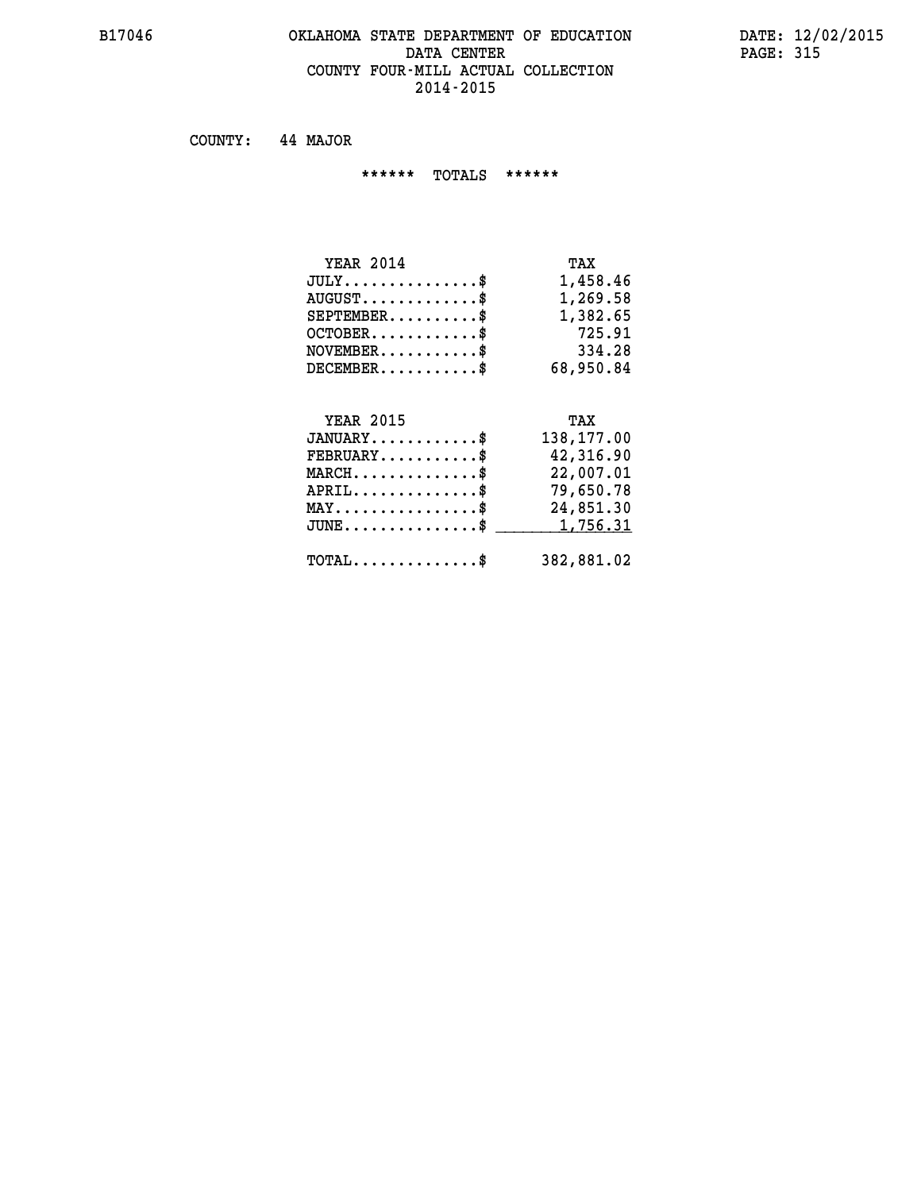B17046

# OKLAHOMA STATE DEPARTMENT OF EDUCATION
## DATA CENTER
### COUNTY FOUR-MILL ACTUAL COLLECTION
### 2014-2015

DATE: 12/02/2015

COUNTY: 44 MAJOR

****** TOTALS ******

| YEAR 2014 | TAX |
|---|---|
| JULY...............$ | 1,458.46 |
| AUGUST.............$ | 1,269.58 |
| SEPTEMBER..........$ | 1,382.65 |
| OCTOBER............$ | 725.91 |
| NOVEMBER...........$ | 334.28 |
| DECEMBER...........$ | 68,950.84 |

| YEAR 2015 | TAX |
|---|---|
| JANUARY............$ | 138,177.00 |
| FEBRUARY...........$ | 42,316.90 |
| MARCH..............$ | 22,007.01 |
| APRIL..............$ | 79,650.78 |
| MAY................$ | 24,851.30 |
| JUNE...............$ | 1,756.31 |
| TOTAL..............$ | 382,881.02 |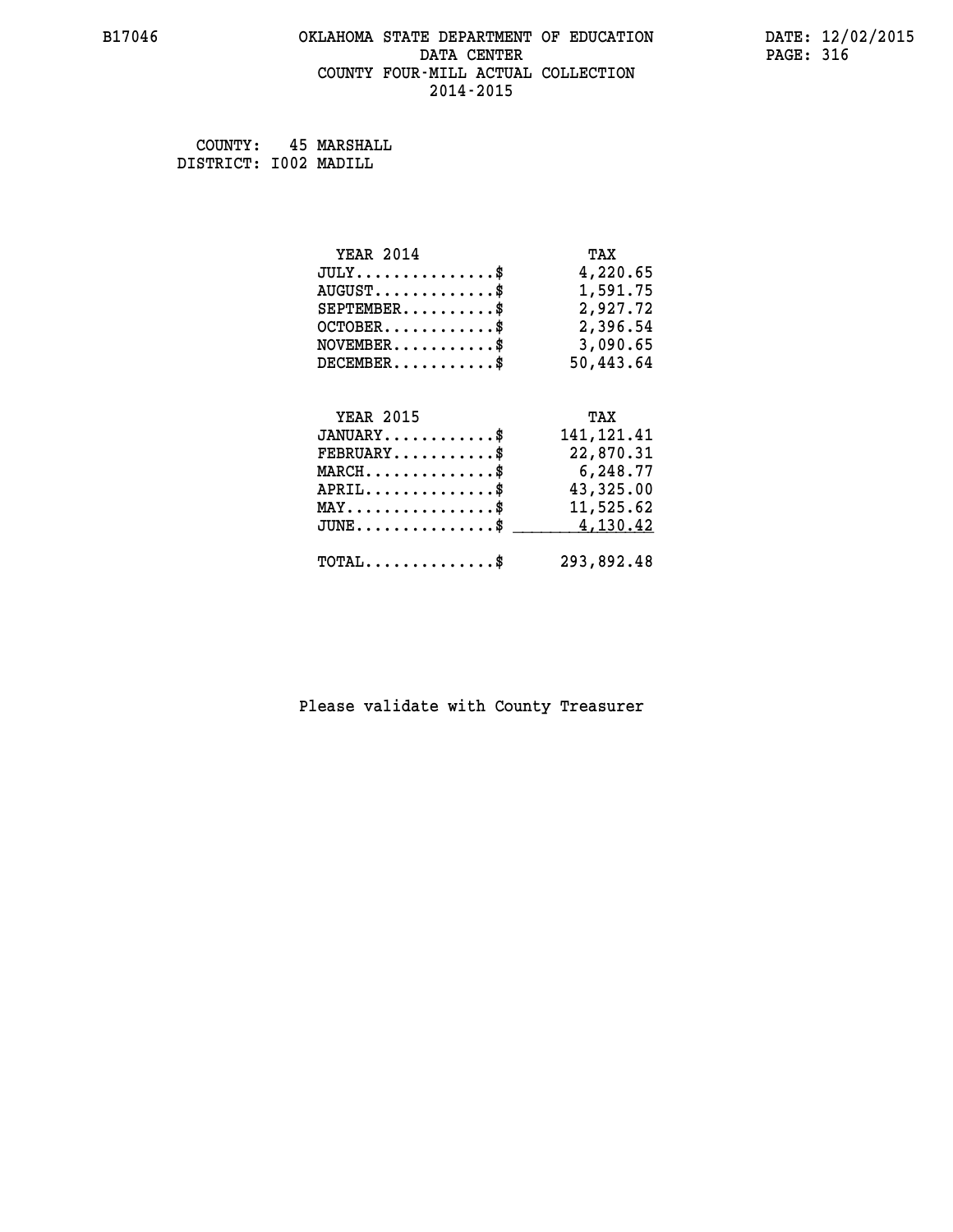B17046 OKLAHOMA STATE DEPARTMENT OF EDUCATION DATA CENTER COUNTY FOUR-MILL ACTUAL COLLECTION 2014-2015

DATE: 12/02/2015

COUNTY: 45 MARSHALL
DISTRICT: I002 MADILL

| YEAR 2014 | TAX |
| --- | --- |
| JULY..............$ | 4,220.65 |
| AUGUST............$ | 1,591.75 |
| SEPTEMBER..........$ | 2,927.72 |
| OCTOBER...........$ | 2,396.54 |
| NOVEMBER...........$ | 3,090.65 |
| DECEMBER...........$ | 50,443.64 |

| YEAR 2015 | TAX |
| --- | --- |
| JANUARY...........$ | 141,121.41 |
| FEBRUARY...........$ | 22,870.31 |
| MARCH.............$ | 6,248.77 |
| APRIL.............$ | 43,325.00 |
| MAY...............$ | 11,525.62 |
| JUNE..............$ | 4,130.42 |
| TOTAL.............$ | 293,892.48 |

Please validate with County Treasurer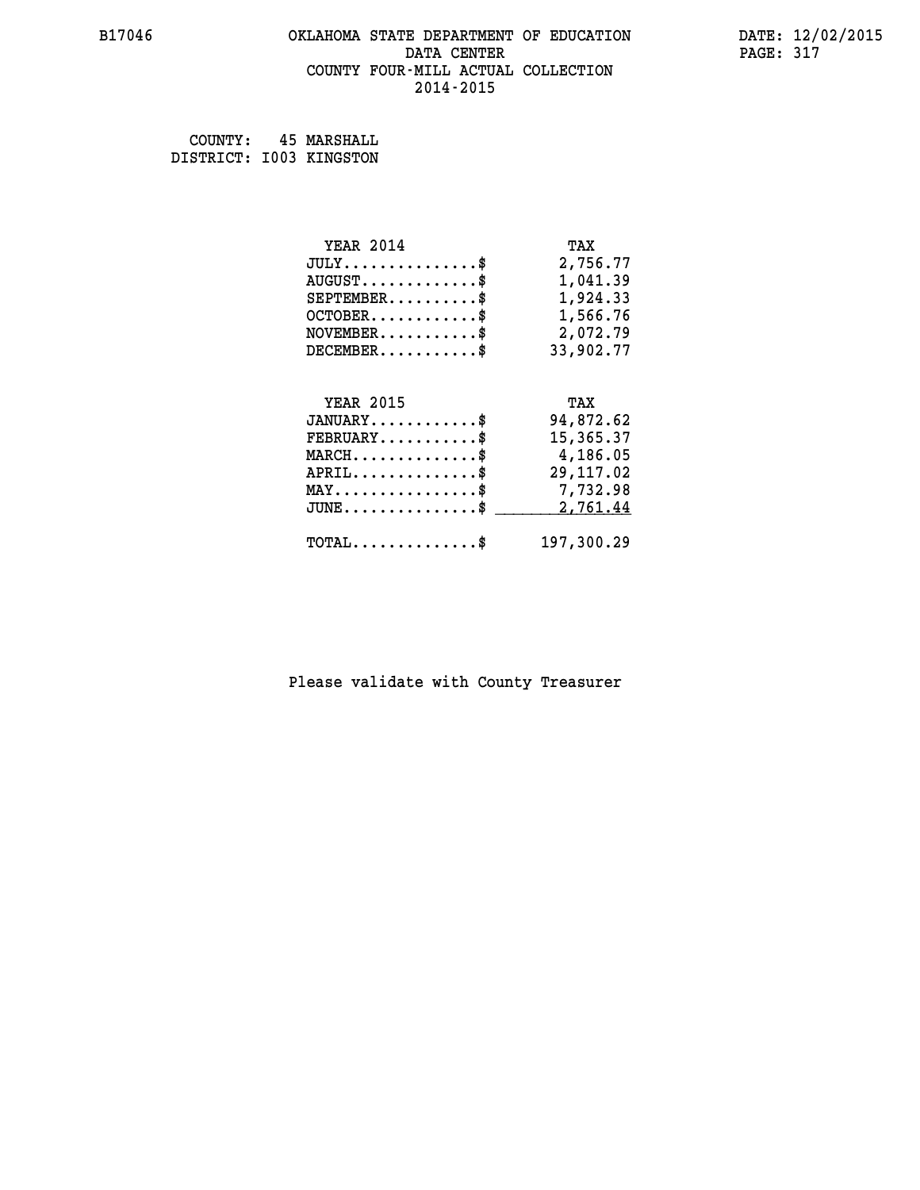# OKLAHOMA STATE DEPARTMENT OF EDUCATION
## DATA CENTER
## COUNTY FOUR-MILL ACTUAL COLLECTION
## 2014-2015

B17046

DATE: 12/02/2015

COUNTY: 45 MARSHALL
DISTRICT: I003 KINGSTON

| YEAR 2014 | TAX |
|---|---|
| JULY..............$ | 2,756.77 |
| AUGUST.............$ | 1,041.39 |
| SEPTEMBER..........$ | 1,924.33 |
| OCTOBER............$ | 1,566.76 |
| NOVEMBER...........$ | 2,072.79 |
| DECEMBER...........$ | 33,902.77 |

| YEAR 2015 | TAX |
|---|---|
| JANUARY............$ | 94,872.62 |
| FEBRUARY...........$ | 15,365.37 |
| MARCH..............$ | 4,186.05 |
| APRIL..............$ | 29,117.02 |
| MAY................$ | 7,732.98 |
| JUNE...............$ | 2,761.44 |
| TOTAL..............$ | 197,300.29 |

Please validate with County Treasurer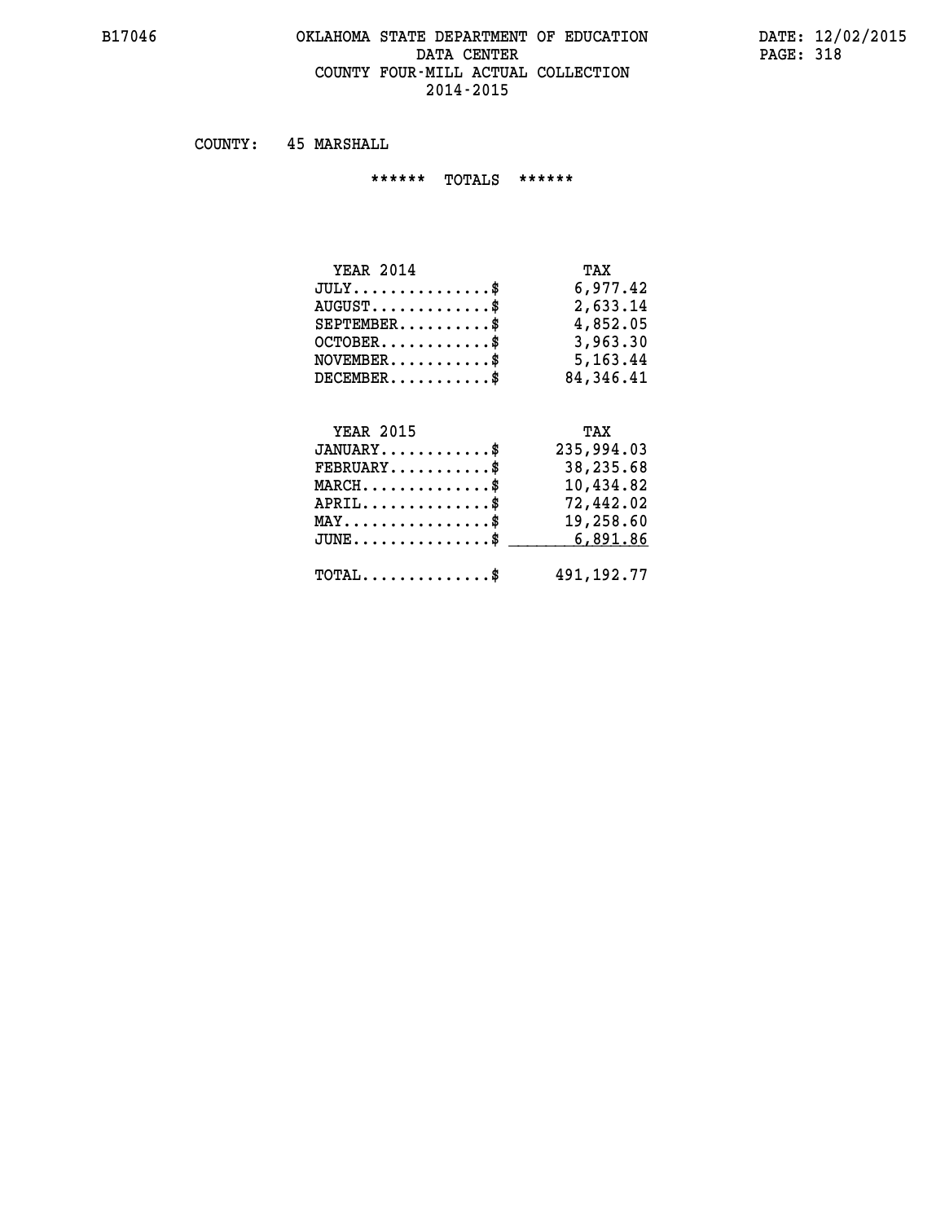# OKLAHOMA STATE DEPARTMENT OF EDUCATION
## DATA CENTER
## COUNTY FOUR-MILL ACTUAL COLLECTION
## 2014-2015

COUNTY: 45 MARSHALL

****** TOTALS ******

| YEAR 2014 | TAX |
|---|---|
| JULY...............$ | 6,977.42 |
| AUGUST.............$ | 2,633.14 |
| SEPTEMBER..........$ | 4,852.05 |
| OCTOBER............$ | 3,963.30 |
| NOVEMBER...........$ | 5,163.44 |
| DECEMBER...........$ | 84,346.41 |

| YEAR 2015 | TAX |
|---|---|
| JANUARY............$ | 235,994.03 |
| FEBRUARY...........$ | 38,235.68 |
| MARCH..............$ | 10,434.82 |
| APRIL..............$ | 72,442.02 |
| MAY................$ | 19,258.60 |
| JUNE...............$ | 6,891.86 |
| TOTAL..............$ | 491,192.77 |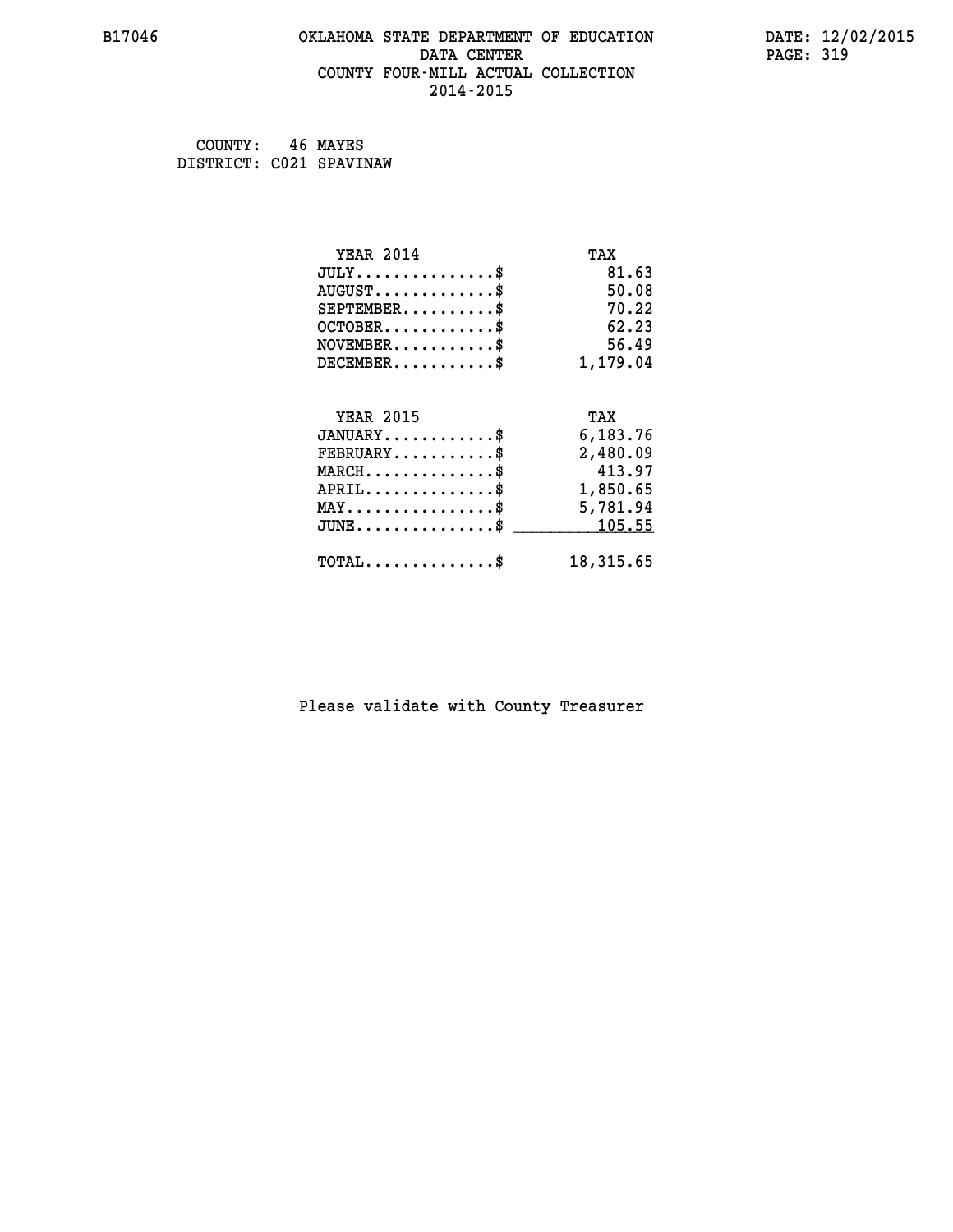B17046 OKLAHOMA STATE DEPARTMENT OF EDUCATION DATE: 12/02/2015

DATA CENTER

COUNTY FOUR-MILL ACTUAL COLLECTION

2014-2015

COUNTY: 46 MAYES
DISTRICT: C021 SPAVINAW

| YEAR 2014 | TAX |
|---|---|
| JULY..............$ | 81.63 |
| AUGUST............$ | 50.08 |
| SEPTEMBER.........$ | 70.22 |
| OCTOBER...........$ | 62.23 |
| NOVEMBER..........$ | 56.49 |
| DECEMBER..........$ | 1,179.04 |

| YEAR 2015 | TAX |
|---|---|
| JANUARY...........$ | 6,183.76 |
| FEBRUARY..........$ | 2,480.09 |
| MARCH.............$ | 413.97 |
| APRIL.............$ | 1,850.65 |
| MAY...............$ | 5,781.94 |
| JUNE..............$ | 105.55 |
| TOTAL.............$ | 18,315.65 |

Please validate with County Treasurer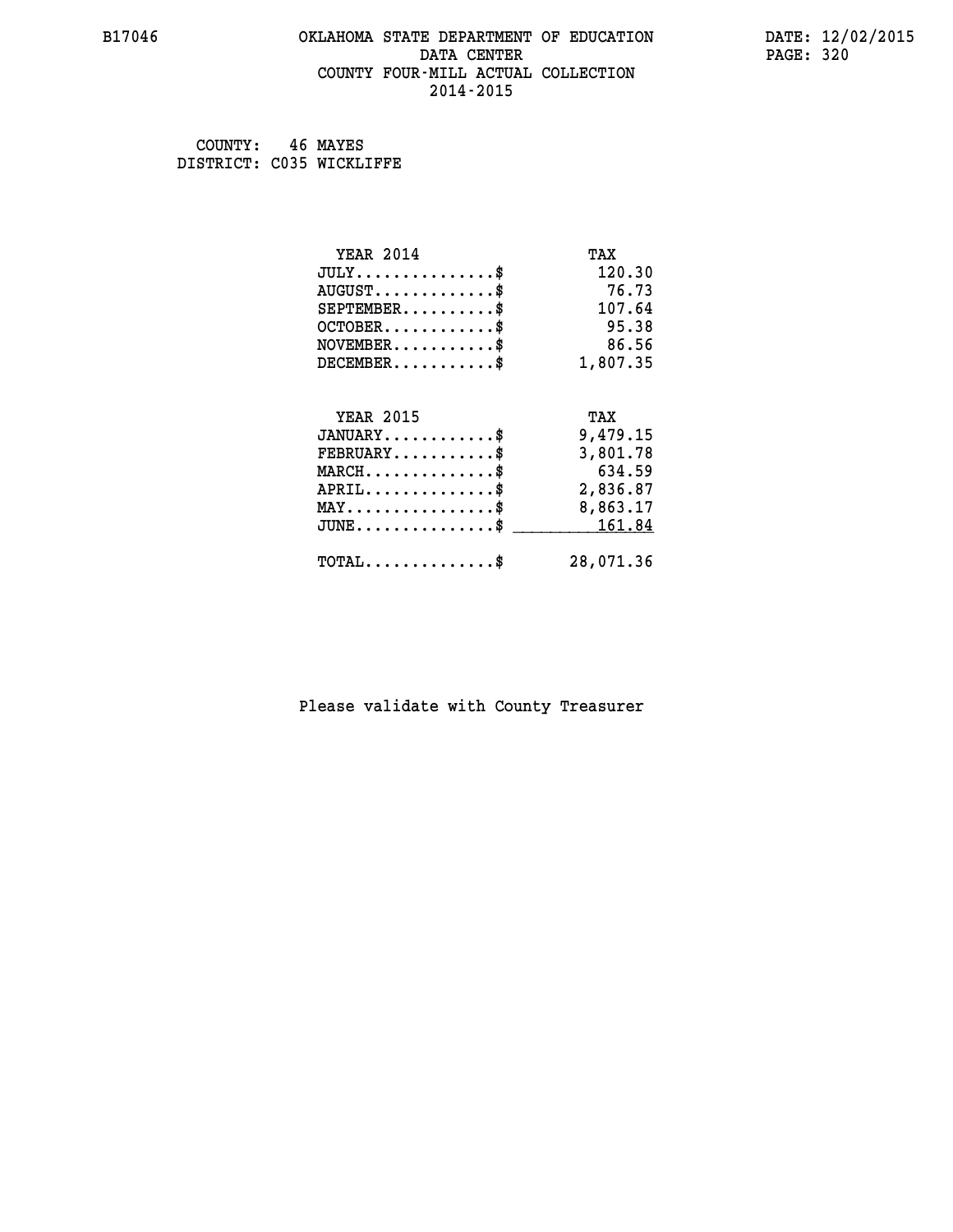B17046 OKLAHOMA STATE DEPARTMENT OF EDUCATION DATA CENTER COUNTY FOUR-MILL ACTUAL COLLECTION 2014-2015

DATE: 12/02/2015

COUNTY: 46 MAYES
DISTRICT: C035 WICKLIFFE

| YEAR 2014 | TAX |
|---|---|
| JULY..............$ | 120.30 |
| AUGUST............$ | 76.73 |
| SEPTEMBER.........$ | 107.64 |
| OCTOBER...........$ | 95.38 |
| NOVEMBER..........$ | 86.56 |
| DECEMBER..........$ | 1,807.35 |

| YEAR 2015 | TAX |
|---|---|
| JANUARY...........$ | 9,479.15 |
| FEBRUARY..........$ | 3,801.78 |
| MARCH.............$ | 634.59 |
| APRIL.............$ | 2,836.87 |
| MAY...............$ | 8,863.17 |
| JUNE..............$ | 161.84 |
| TOTAL.............$ | 28,071.36 |

Please validate with County Treasurer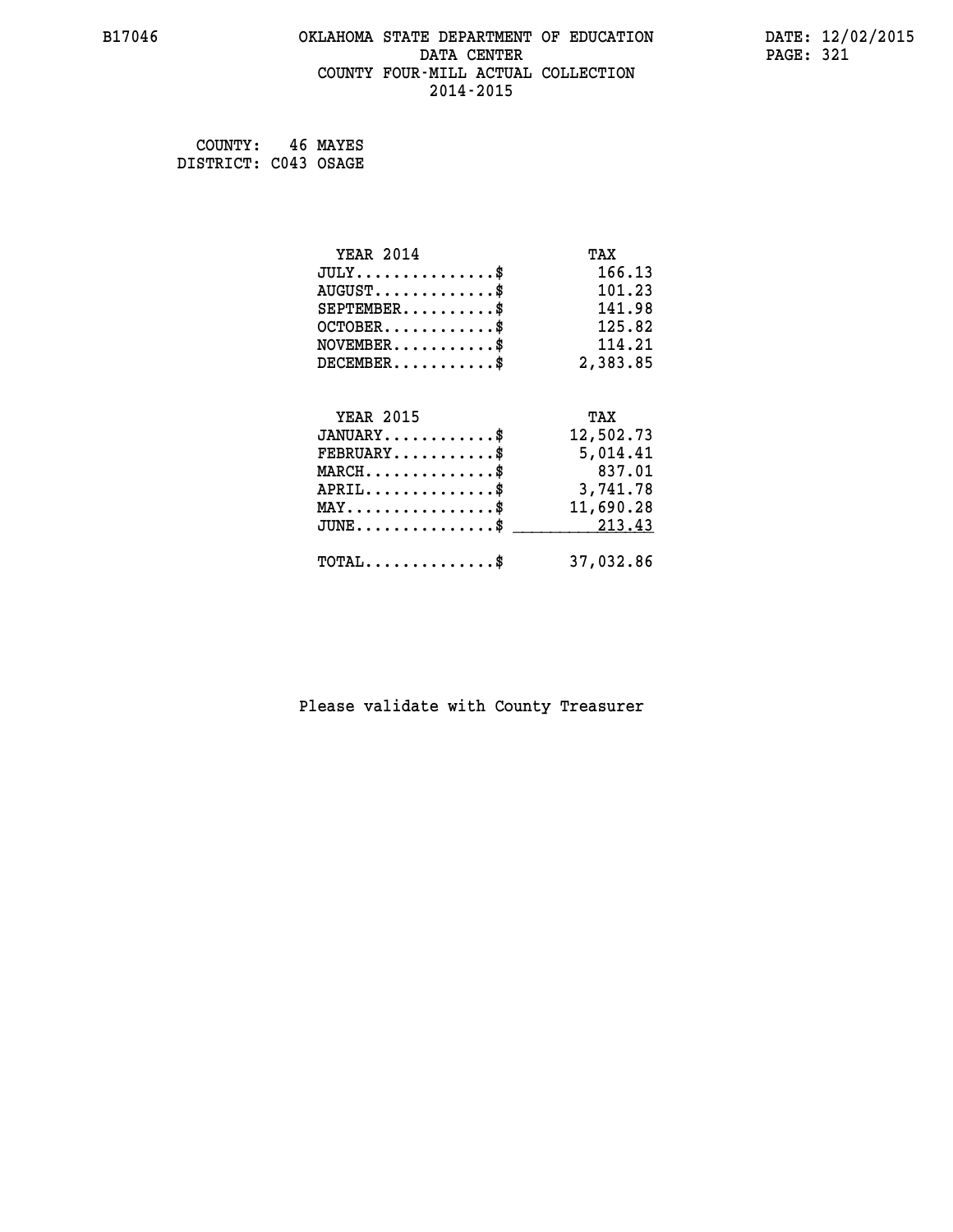# OKLAHOMA STATE DEPARTMENT OF EDUCATION
## DATA CENTER
## COUNTY FOUR-MILL ACTUAL COLLECTION
## 2014-2015

COUNTY: 46 MAYES
DISTRICT: C043 OSAGE

| YEAR 2014 | TAX |
|---|---|
| JULY...............$ | 166.13 |
| AUGUST.............$ | 101.23 |
| SEPTEMBER..........$ | 141.98 |
| OCTOBER............$ | 125.82 |
| NOVEMBER...........$ | 114.21 |
| DECEMBER...........$ | 2,383.85 |

| YEAR 2015 | TAX |
|---|---|
| JANUARY............$ | 12,502.73 |
| FEBRUARY...........$ | 5,014.41 |
| MARCH..............$ | 837.01 |
| APRIL..............$ | 3,741.78 |
| MAY................$ | 11,690.28 |
| JUNE...............$ | 213.43 |
| TOTAL..............$ | 37,032.86 |

Please validate with County Treasurer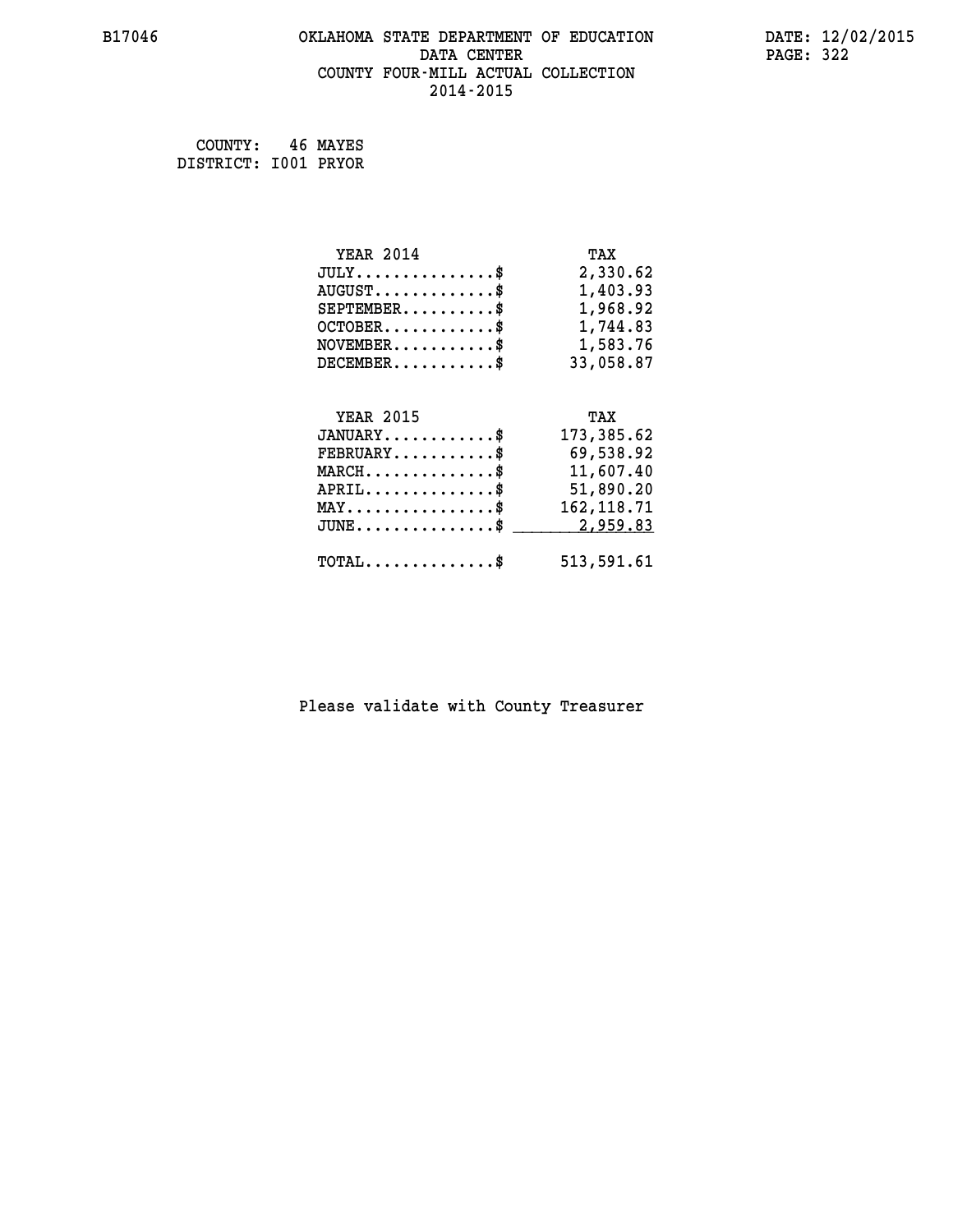# OKLAHOMA STATE DEPARTMENT OF EDUCATION
## DATA CENTER
## COUNTY FOUR-MILL ACTUAL COLLECTION
## 2014-2015

COUNTY: 46 MAYES
DISTRICT: I001 PRYOR

| YEAR 2014 | TAX |
|---|---|
| JULY...............$ | 2,330.62 |
| AUGUST.............$ | 1,403.93 |
| SEPTEMBER..........$ | 1,968.92 |
| OCTOBER............$ | 1,744.83 |
| NOVEMBER...........$ | 1,583.76 |
| DECEMBER...........$ | 33,058.87 |

| YEAR 2015 | TAX |
|---|---|
| JANUARY............$ | 173,385.62 |
| FEBRUARY...........$ | 69,538.92 |
| MARCH..............$ | 11,607.40 |
| APRIL..............$ | 51,890.20 |
| MAY................$ | 162,118.71 |
| JUNE...............$ | 2,959.83 |
| TOTAL..............$ | 513,591.61 |

Please validate with County Treasurer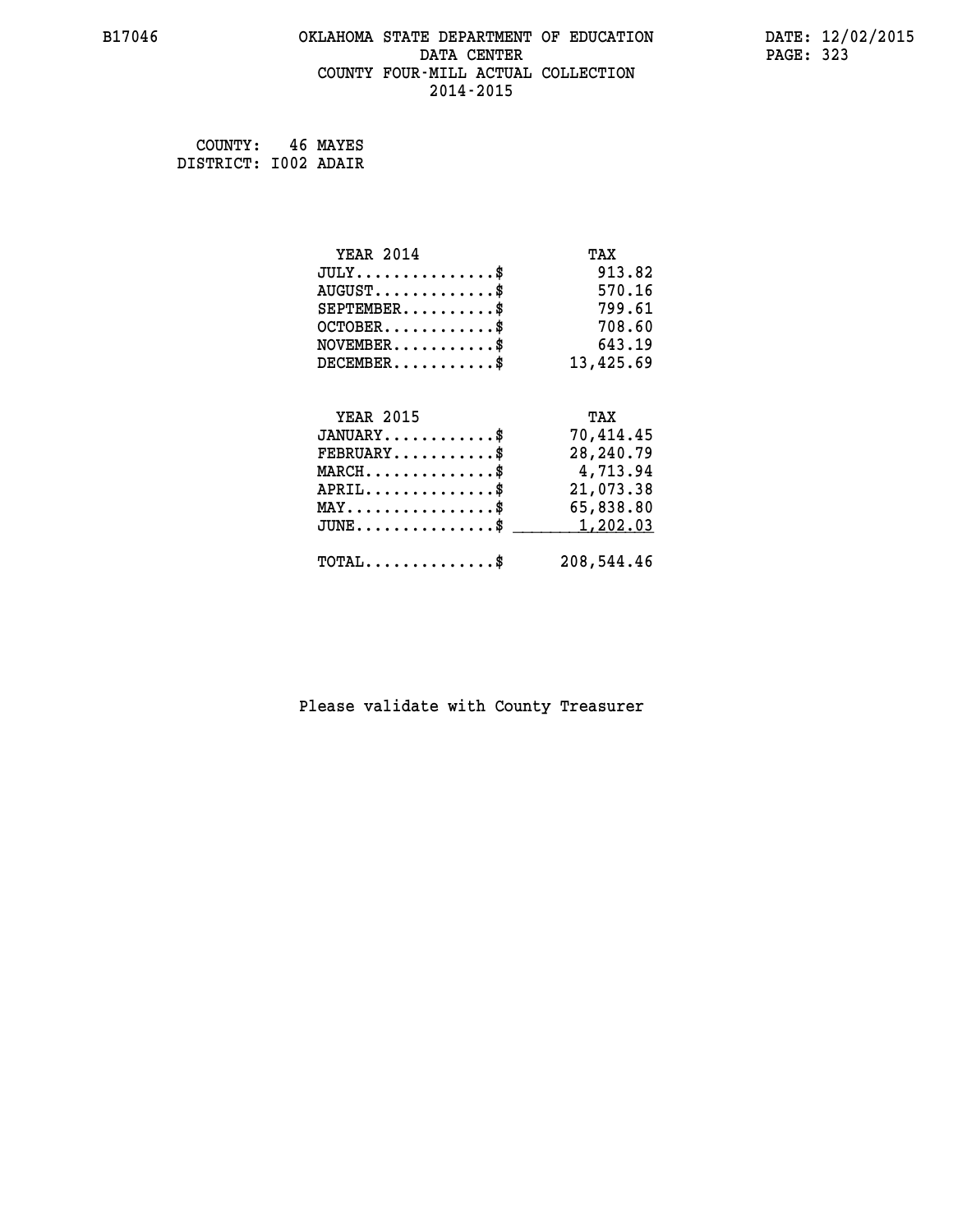# OKLAHOMA STATE DEPARTMENT OF EDUCATION
## DATA CENTER
## COUNTY FOUR-MILL ACTUAL COLLECTION
## 2014-2015

B17046 DATE: 12/02/2015

COUNTY: 46 MAYES
DISTRICT: I002 ADAIR

| YEAR 2014 | TAX |
|---|---|
| JULY..............$ | 913.82 |
| AUGUST............$ | 570.16 |
| SEPTEMBER.........$ | 799.61 |
| OCTOBER...........$ | 708.60 |
| NOVEMBER..........$ | 643.19 |
| DECEMBER..........$ | 13,425.69 |

| YEAR 2015 | TAX |
|---|---|
| JANUARY...........$ | 70,414.45 |
| FEBRUARY..........$ | 28,240.79 |
| MARCH.............$ | 4,713.94 |
| APRIL.............$ | 21,073.38 |
| MAY...............$ | 65,838.80 |
| JUNE..............$ | 1,202.03 |
| TOTAL.............$ | 208,544.46 |

Please validate with County Treasurer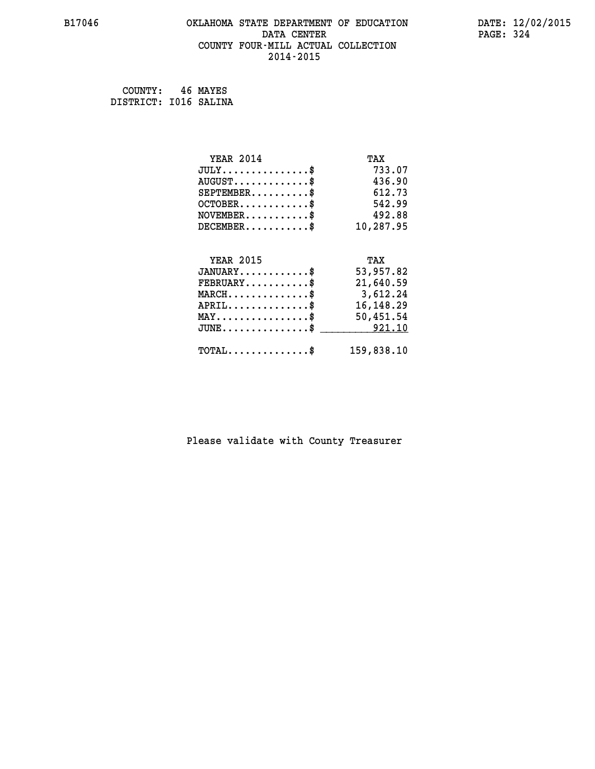# OKLAHOMA STATE DEPARTMENT OF EDUCATION
## DATA CENTER
## COUNTY FOUR-MILL ACTUAL COLLECTION
## 2014-2015

B17046

DATE: 12/02/2015

COUNTY: 46 MAYES
DISTRICT: I016 SALINA

| YEAR 2014 | TAX |
|---|---|
| JULY...............$ | 733.07 |
| AUGUST.............$ | 436.90 |
| SEPTEMBER..........$ | 612.73 |
| OCTOBER............$ | 542.99 |
| NOVEMBER...........$ | 492.88 |
| DECEMBER...........$ | 10,287.95 |

| YEAR 2015 | TAX |
|---|---|
| JANUARY............$ | 53,957.82 |
| FEBRUARY...........$ | 21,640.59 |
| MARCH..............$ | 3,612.24 |
| APRIL..............$ | 16,148.29 |
| MAY................$ | 50,451.54 |
| JUNE...............$ | 921.10 |
| TOTAL..............$ | 159,838.10 |

Please validate with County Treasurer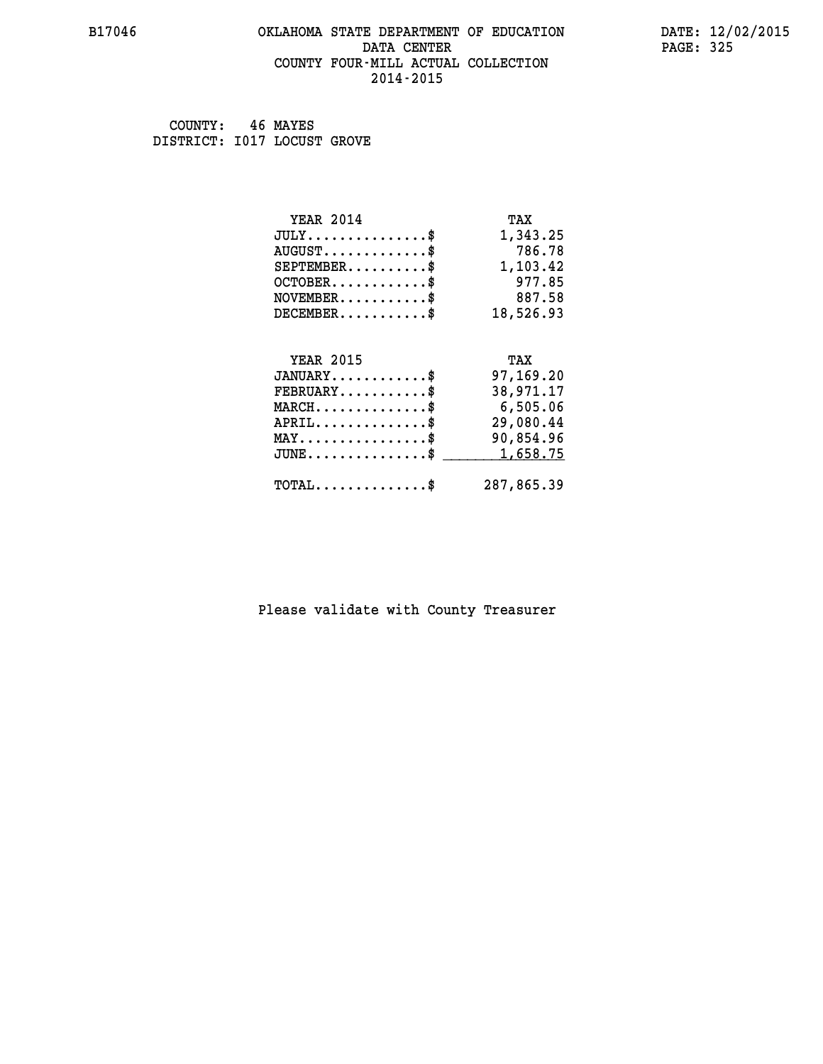# OKLAHOMA STATE DEPARTMENT OF EDUCATION
## DATA CENTER
## COUNTY FOUR-MILL ACTUAL COLLECTION
## 2014-2015

COUNTY: 46 MAYES
DISTRICT: I017 LOCUST GROVE

| YEAR 2014 | TAX |
|---|---|
| JULY...............$ | 1,343.25 |
| AUGUST.............$ | 786.78 |
| SEPTEMBER..........$ | 1,103.42 |
| OCTOBER............$ | 977.85 |
| NOVEMBER...........$ | 887.58 |
| DECEMBER...........$ | 18,526.93 |

| YEAR 2015 | TAX |
|---|---|
| JANUARY............$ | 97,169.20 |
| FEBRUARY...........$ | 38,971.17 |
| MARCH..............$ | 6,505.06 |
| APRIL..............$ | 29,080.44 |
| MAY................$ | 90,854.96 |
| JUNE...............$ | 1,658.75 |
| TOTAL..............$ | 287,865.39 |

Please validate with County Treasurer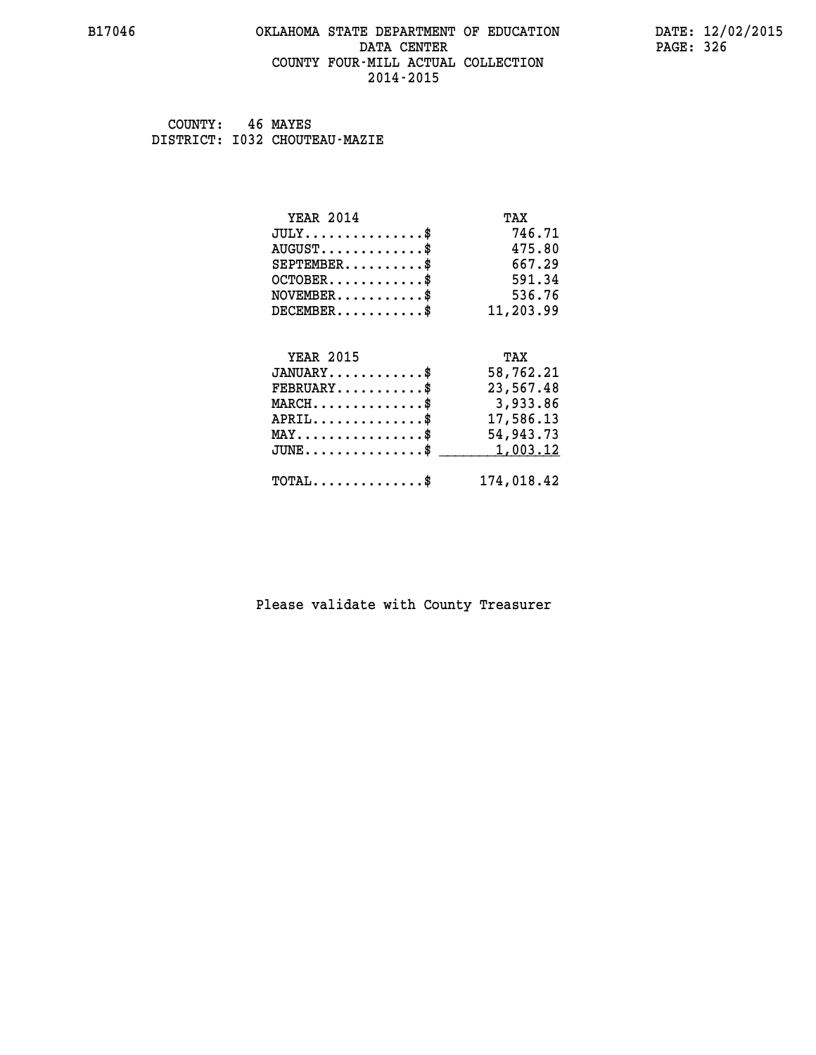B17046 OKLAHOMA STATE DEPARTMENT OF EDUCATION DATA CENTER COUNTY FOUR-MILL ACTUAL COLLECTION 2014-2015

DATE: 12/02/2015

COUNTY: 46 MAYES
DISTRICT: I032 CHOUTEAU-MAZIE

| YEAR 2014 | TAX |
|---|---|
| JULY..............$ | 746.71 |
| AUGUST............$ | 475.80 |
| SEPTEMBER.........$ | 667.29 |
| OCTOBER...........$ | 591.34 |
| NOVEMBER..........$ | 536.76 |
| DECEMBER..........$ | 11,203.99 |

| YEAR 2015 | TAX |
|---|---|
| JANUARY...........$ | 58,762.21 |
| FEBRUARY..........$ | 23,567.48 |
| MARCH.............$ | 3,933.86 |
| APRIL.............$ | 17,586.13 |
| MAY...............$ | 54,943.73 |
| JUNE..............$ | 1,003.12 |
| TOTAL.............$ | 174,018.42 |

Please validate with County Treasurer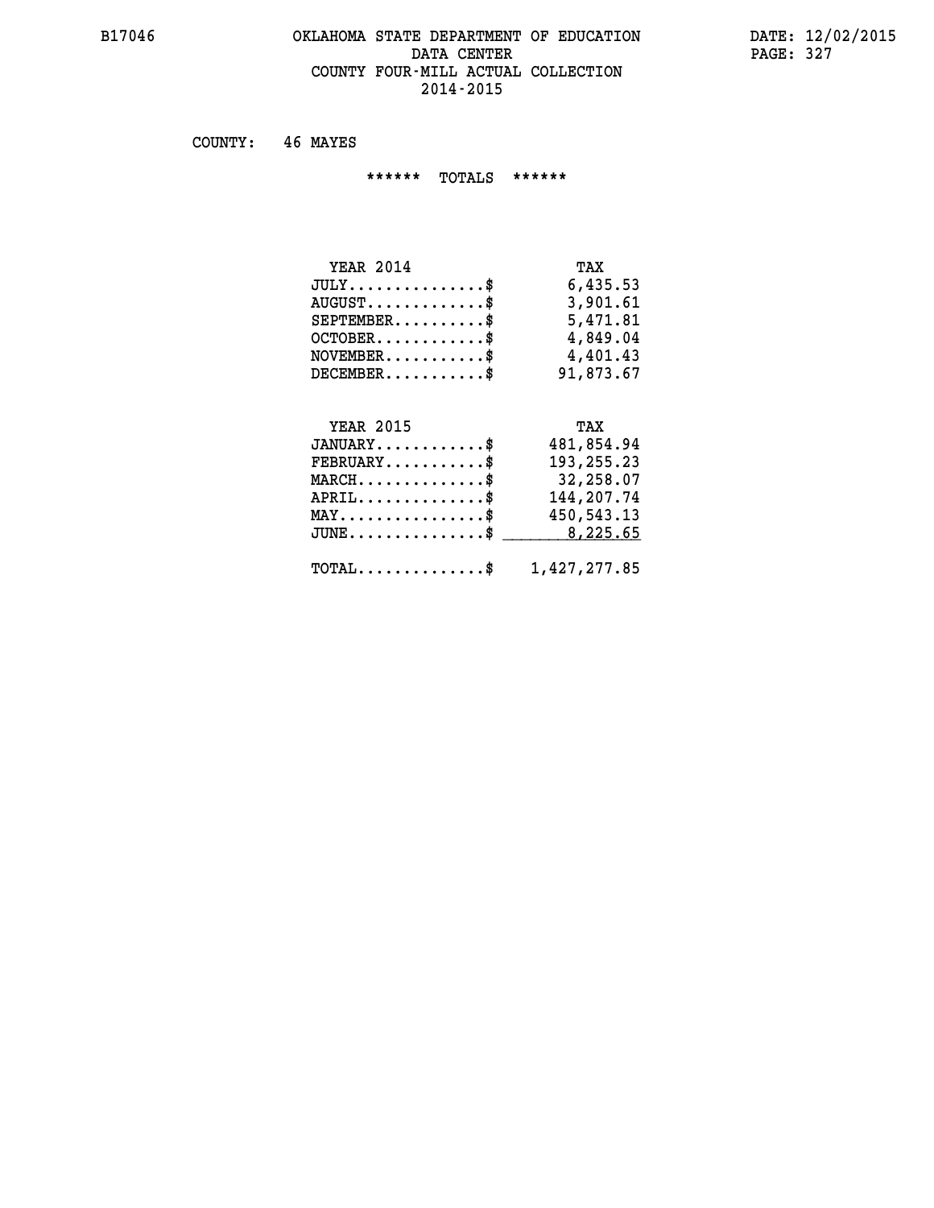B17046

# OKLAHOMA STATE DEPARTMENT OF EDUCATION
## DATA CENTER
## COUNTY FOUR-MILL ACTUAL COLLECTION
## 2014-2015

DATE: 12/02/2015

COUNTY: 46 MAYES

****** TOTALS ******

| YEAR 2014 | TAX |
|---|---|
| JULY...............$ | 6,435.53 |
| AUGUST.............$ | 3,901.61 |
| SEPTEMBER..........$ | 5,471.81 |
| OCTOBER............$ | 4,849.04 |
| NOVEMBER...........$ | 4,401.43 |
| DECEMBER...........$ | 91,873.67 |

| YEAR 2015 | TAX |
|---|---|
| JANUARY............$ | 481,854.94 |
| FEBRUARY...........$ | 193,255.23 |
| MARCH..............$ | 32,258.07 |
| APRIL..............$ | 144,207.74 |
| MAY................$ | 450,543.13 |
| JUNE...............$ | 8,225.65 |
| TOTAL..............$ | 1,427,277.85 |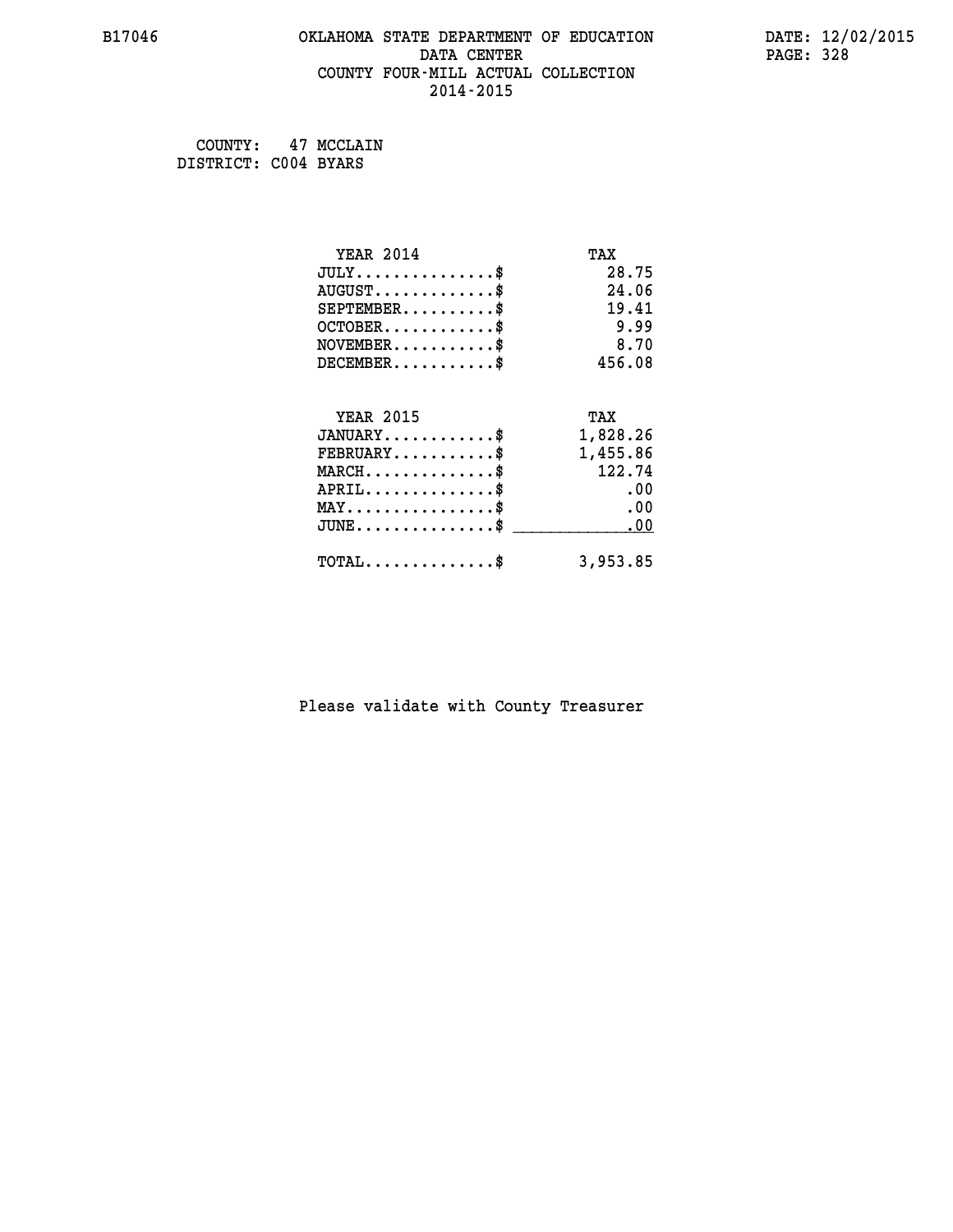B17046 OKLAHOMA STATE DEPARTMENT OF EDUCATION DATA CENTER COUNTY FOUR-MILL ACTUAL COLLECTION 2014-2015

DATE: 12/02/2015

COUNTY: 47 MCCLAIN
DISTRICT: C004 BYARS

| YEAR 2014 | TAX |
|---|---|
| JULY..............$ | 28.75 |
| AUGUST............$ | 24.06 |
| SEPTEMBER.........$ | 19.41 |
| OCTOBER...........$ | 9.99 |
| NOVEMBER..........$ | 8.70 |
| DECEMBER..........$ | 456.08 |

| YEAR 2015 | TAX |
|---|---|
| JANUARY...........$ | 1,828.26 |
| FEBRUARY..........$ | 1,455.86 |
| MARCH.............$ | 122.74 |
| APRIL.............$ | .00 |
| MAY...............$ | .00 |
| JUNE..............$ | .00 |
| TOTAL.............$ | 3,953.85 |

Please validate with County Treasurer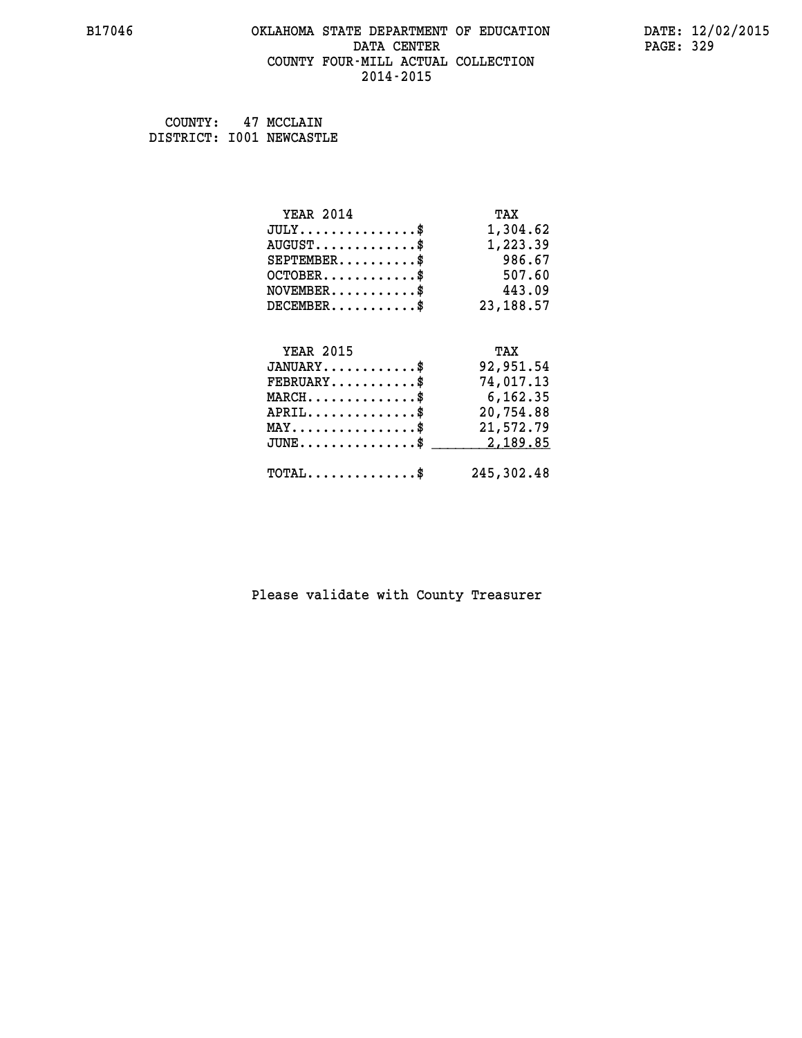# OKLAHOMA STATE DEPARTMENT OF EDUCATION
## DATA CENTER
## COUNTY FOUR-MILL ACTUAL COLLECTION
## 2014-2015

COUNTY: 47 MCCLAIN
DISTRICT: I001 NEWCASTLE

| YEAR 2014 | TAX |
|---|---|
| JULY..............$ | 1,304.62 |
| AUGUST............$ | 1,223.39 |
| SEPTEMBER.........$ | 986.67 |
| OCTOBER...........$ | 507.60 |
| NOVEMBER..........$ | 443.09 |
| DECEMBER..........$ | 23,188.57 |

| YEAR 2015 | TAX |
|---|---|
| JANUARY...........$ | 92,951.54 |
| FEBRUARY..........$ | 74,017.13 |
| MARCH.............$ | 6,162.35 |
| APRIL.............$ | 20,754.88 |
| MAY...............$ | 21,572.79 |
| JUNE..............$ | 2,189.85 |
| TOTAL.............$ | 245,302.48 |

Please validate with County Treasurer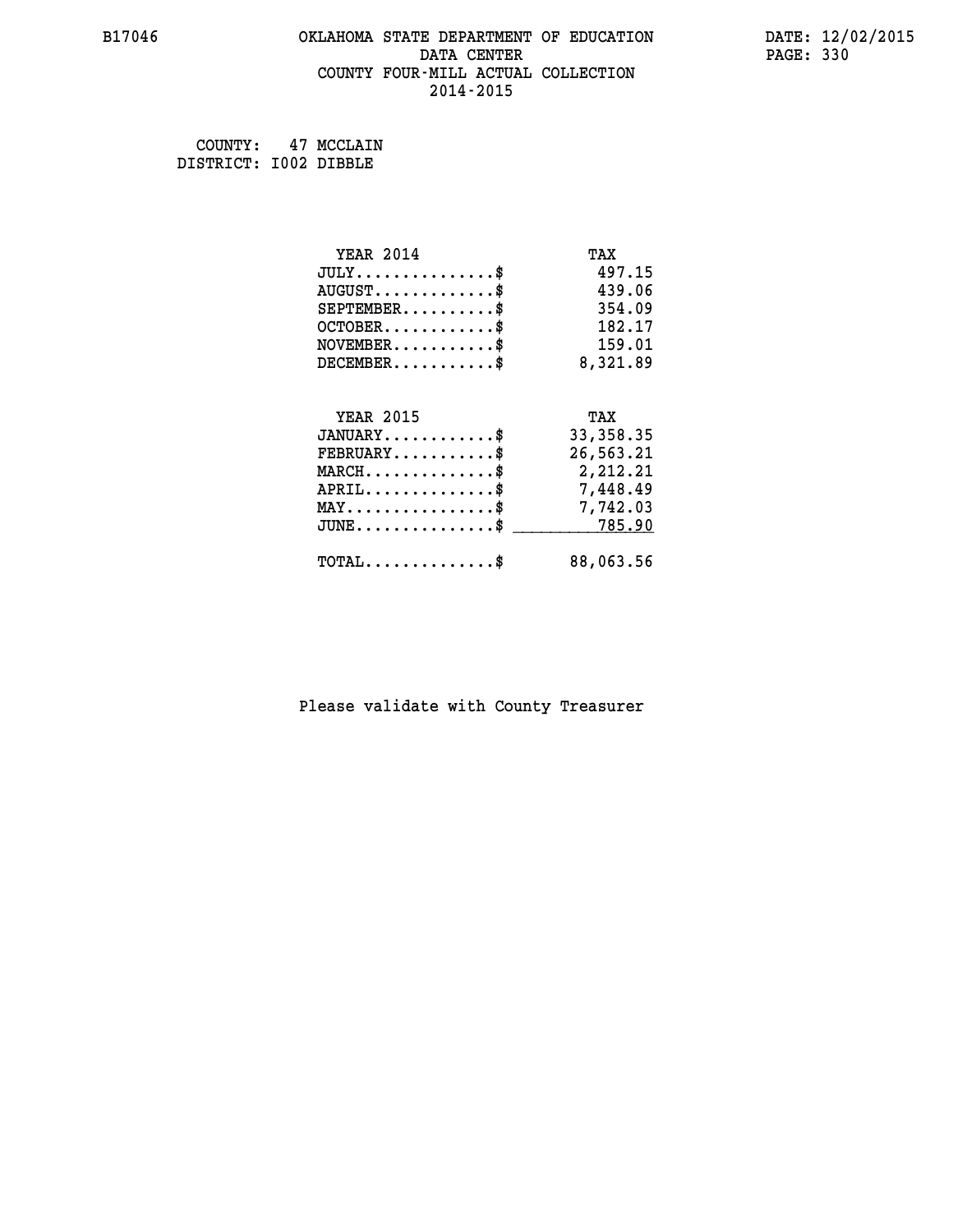B17046 OKLAHOMA STATE DEPARTMENT OF EDUCATION DATE: 12/02/2015
DATA CENTER PAGE: 330
COUNTY FOUR-MILL ACTUAL COLLECTION
2014-2015

COUNTY: 47 MCCLAIN
DISTRICT: I002 DIBBLE

| YEAR 2014 | TAX |
|---|---|
| JULY...............$ | 497.15 |
| AUGUST.............$ | 439.06 |
| SEPTEMBER..........$ | 354.09 |
| OCTOBER............$ | 182.17 |
| NOVEMBER...........$ | 159.01 |
| DECEMBER...........$ | 8,321.89 |

| YEAR 2015 | TAX |
|---|---|
| JANUARY............$ | 33,358.35 |
| FEBRUARY...........$ | 26,563.21 |
| MARCH..............$ | 2,212.21 |
| APRIL..............$ | 7,448.49 |
| MAY................$ | 7,742.03 |
| JUNE...............$ | 785.90 |
| TOTAL..............$ | 88,063.56 |

Please validate with County Treasurer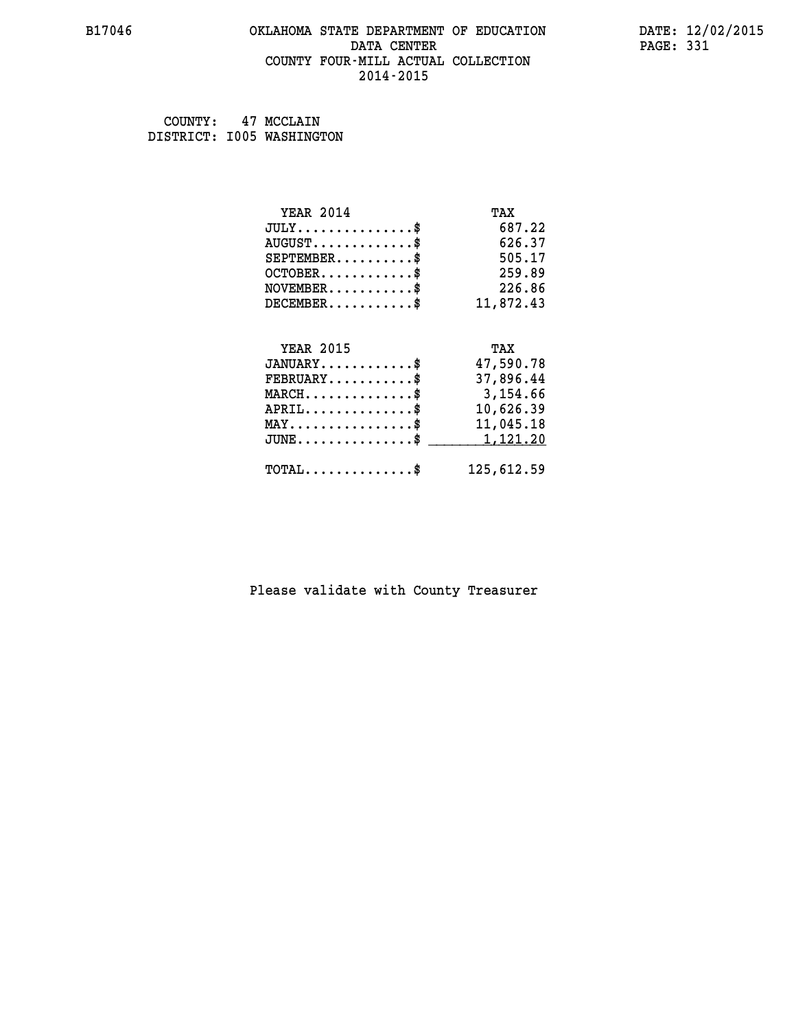B17046 OKLAHOMA STATE DEPARTMENT OF EDUCATION DATA CENTER COUNTY FOUR-MILL ACTUAL COLLECTION 2014-2015

DATE: 12/02/2015

COUNTY: 47 MCCLAIN
DISTRICT: I005 WASHINGTON

| YEAR 2014 | TAX |
|---|---|
| JULY..............$ | 687.22 |
| AUGUST............$ | 626.37 |
| SEPTEMBER.........$ | 505.17 |
| OCTOBER...........$ | 259.89 |
| NOVEMBER..........$ | 226.86 |
| DECEMBER..........$ | 11,872.43 |

| YEAR 2015 | TAX |
|---|---|
| JANUARY...........$ | 47,590.78 |
| FEBRUARY..........$ | 37,896.44 |
| MARCH.............$ | 3,154.66 |
| APRIL.............$ | 10,626.39 |
| MAY...............$ | 11,045.18 |
| JUNE..............$ | 1,121.20 |
| TOTAL.............$ | 125,612.59 |

Please validate with County Treasurer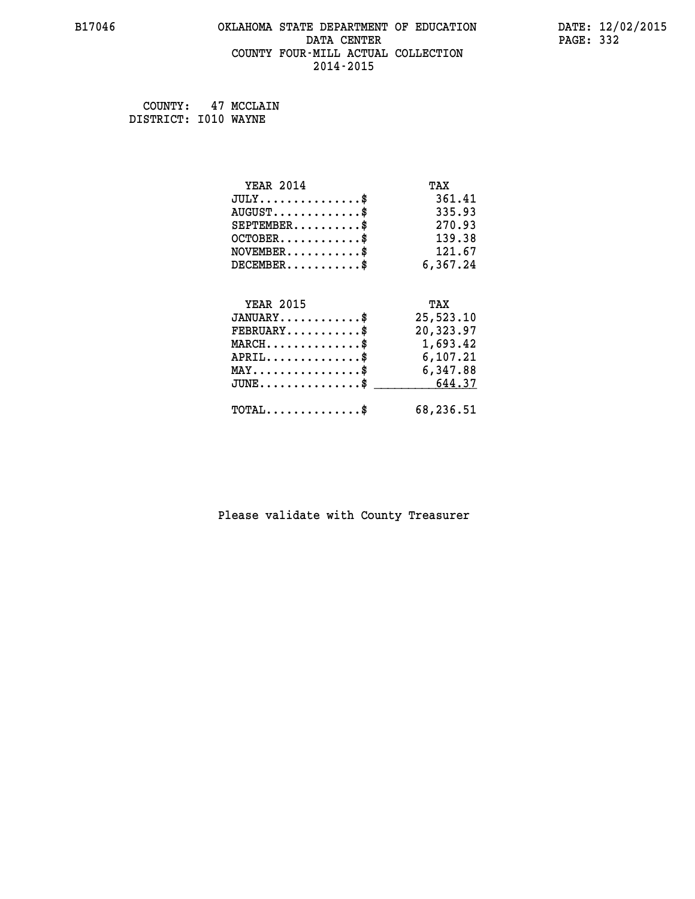B17046

# OKLAHOMA STATE DEPARTMENT OF EDUCATION
## DATA CENTER
## COUNTY FOUR-MILL ACTUAL COLLECTION
## 2014-2015

DATE: 12/02/2015

COUNTY: 47 MCCLAIN
DISTRICT: I010 WAYNE

| YEAR 2014 | TAX |
|---|---|
| JULY...............$ | 361.41 |
| AUGUST.............$ | 335.93 |
| SEPTEMBER..........$ | 270.93 |
| OCTOBER............$ | 139.38 |
| NOVEMBER...........$ | 121.67 |
| DECEMBER...........$ | 6,367.24 |

| YEAR 2015 | TAX |
|---|---|
| JANUARY............$ | 25,523.10 |
| FEBRUARY...........$ | 20,323.97 |
| MARCH..............$ | 1,693.42 |
| APRIL..............$ | 6,107.21 |
| MAY................$ | 6,347.88 |
| JUNE...............$ | 644.37 |
| TOTAL..............$ | 68,236.51 |

Please validate with County Treasurer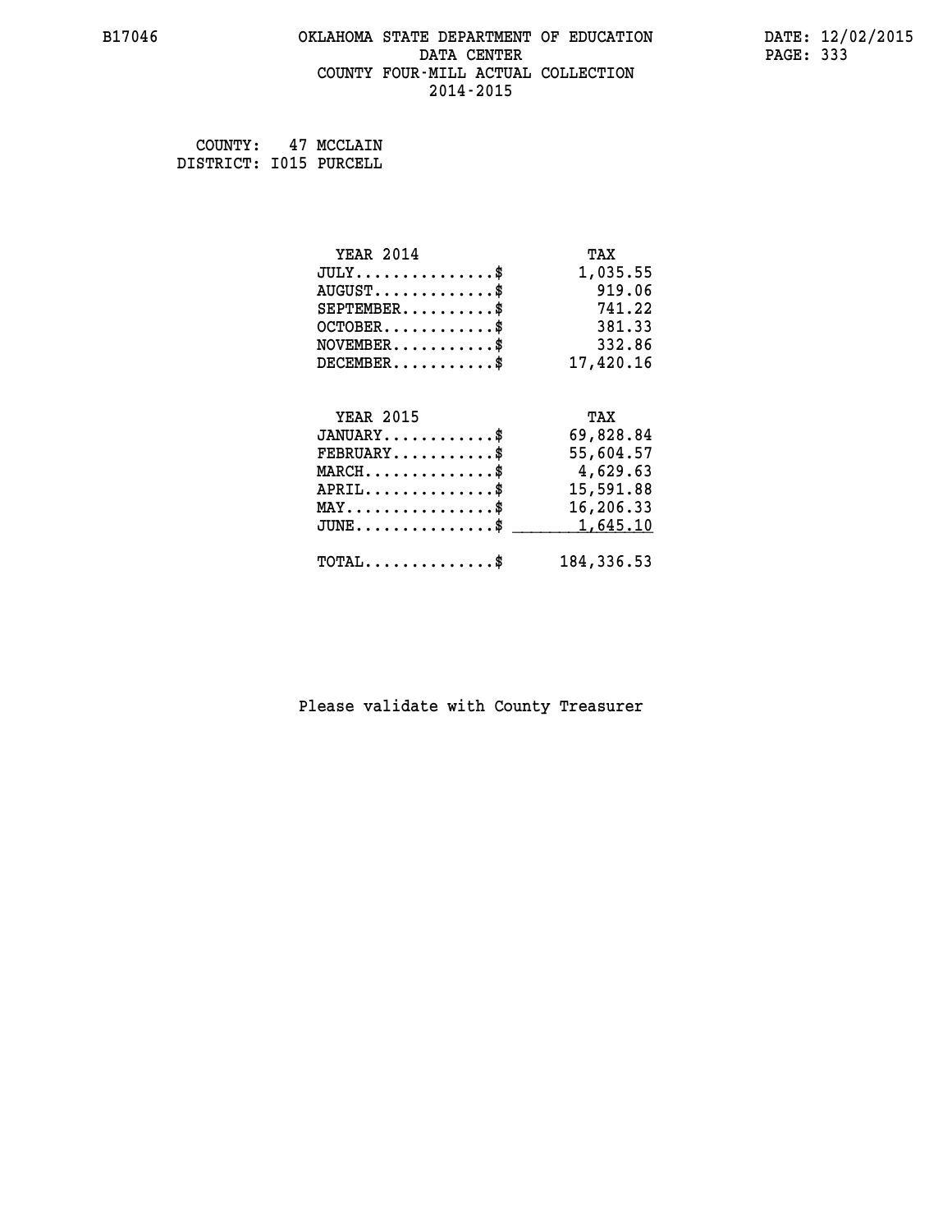B17046 OKLAHOMA STATE DEPARTMENT OF EDUCATION DATE: 12/02/2015
DATA CENTER
COUNTY FOUR-MILL ACTUAL COLLECTION
2014-2015

COUNTY: 47 MCCLAIN
DISTRICT: I015 PURCELL

| YEAR 2014 | TAX |
|---|---|
| JULY...............$ | 1,035.55 |
| AUGUST.............$ | 919.06 |
| SEPTEMBER..........$ | 741.22 |
| OCTOBER............$ | 381.33 |
| NOVEMBER...........$ | 332.86 |
| DECEMBER...........$ | 17,420.16 |

| YEAR 2015 | TAX |
|---|---|
| JANUARY............$ | 69,828.84 |
| FEBRUARY...........$ | 55,604.57 |
| MARCH..............$ | 4,629.63 |
| APRIL..............$ | 15,591.88 |
| MAY................$ | 16,206.33 |
| JUNE...............$ | 1,645.10 |
| TOTAL..............$ | 184,336.53 |

Please validate with County Treasurer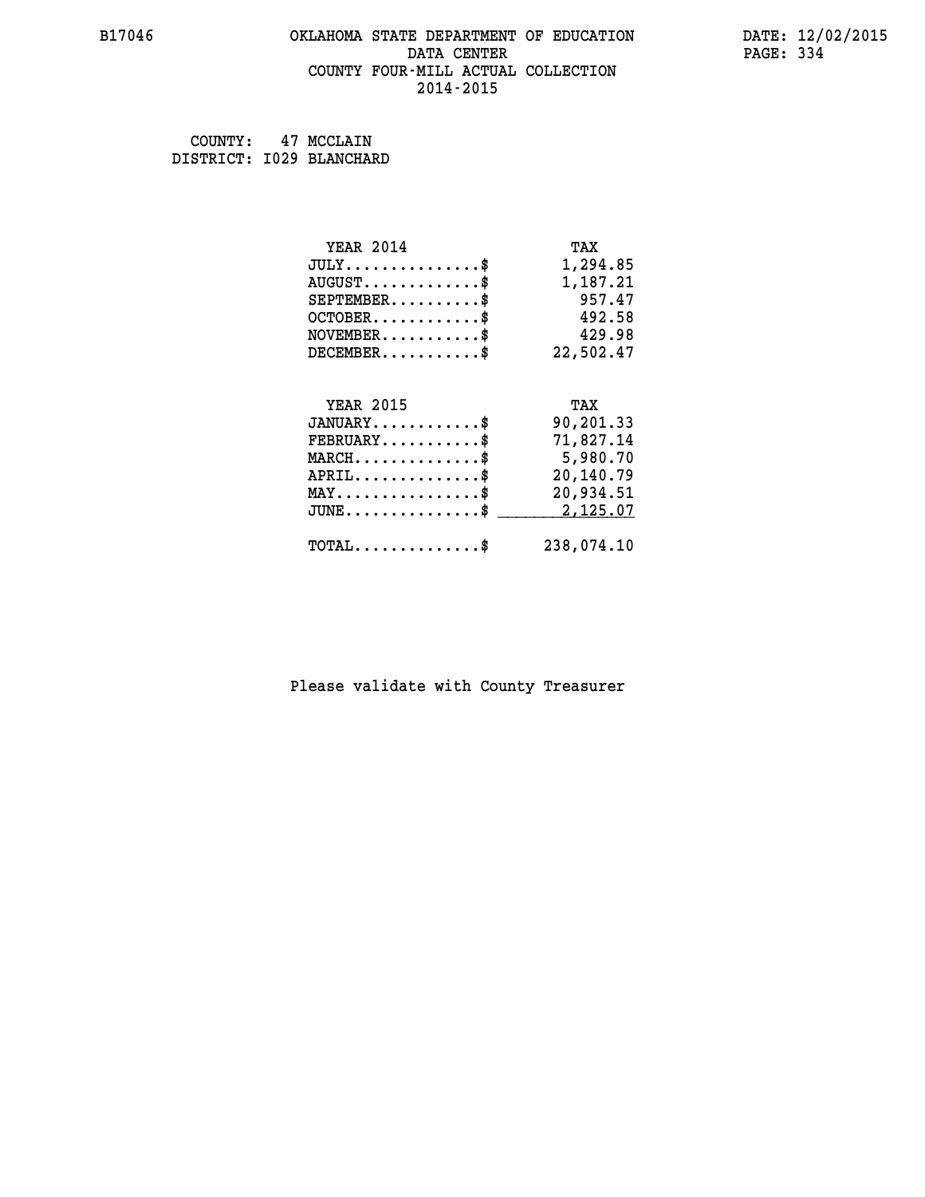B17046 OKLAHOMA STATE DEPARTMENT OF EDUCATION DATA CENTER COUNTY FOUR-MILL ACTUAL COLLECTION 2014-2015

DATE: 12/02/2015

COUNTY: 47 MCCLAIN
DISTRICT: I029 BLANCHARD

| YEAR 2014 | TAX |
|---|---|
| JULY..............$ | 1,294.85 |
| AUGUST.............$ | 1,187.21 |
| SEPTEMBER..........$ | 957.47 |
| OCTOBER............$ | 492.58 |
| NOVEMBER...........$ | 429.98 |
| DECEMBER...........$ | 22,502.47 |

| YEAR 2015 | TAX |
|---|---|
| JANUARY............$ | 90,201.33 |
| FEBRUARY...........$ | 71,827.14 |
| MARCH..............$ | 5,980.70 |
| APRIL..............$ | 20,140.79 |
| MAY................$ | 20,934.51 |
| JUNE...............$ | 2,125.07 |
| TOTAL..............$ | 238,074.10 |

Please validate with County Treasurer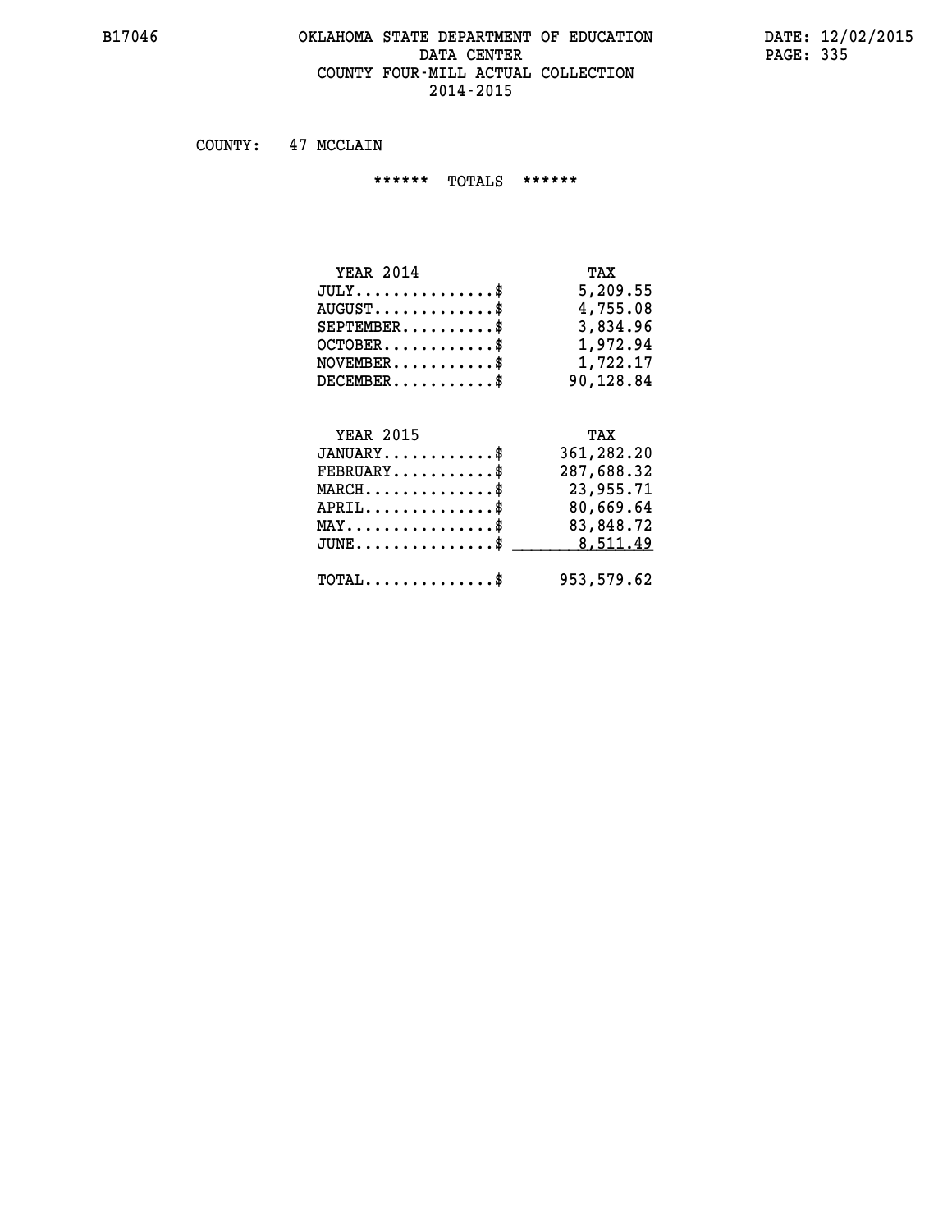# OKLAHOMA STATE DEPARTMENT OF EDUCATION
## DATA CENTER
## COUNTY FOUR-MILL ACTUAL COLLECTION
## 2014-2015

COUNTY: 47 MCCLAIN

****** TOTALS ******

| YEAR 2014 | TAX |
|---|---|
| JULY...............$ | 5,209.55 |
| AUGUST.............$ | 4,755.08 |
| SEPTEMBER..........$ | 3,834.96 |
| OCTOBER............$ | 1,972.94 |
| NOVEMBER...........$ | 1,722.17 |
| DECEMBER...........$ | 90,128.84 |

| YEAR 2015 | TAX |
|---|---|
| JANUARY............$ | 361,282.20 |
| FEBRUARY...........$ | 287,688.32 |
| MARCH..............$ | 23,955.71 |
| APRIL..............$ | 80,669.64 |
| MAY................$ | 83,848.72 |
| JUNE...............$ | 8,511.49 |
| TOTAL..............$ | 953,579.62 |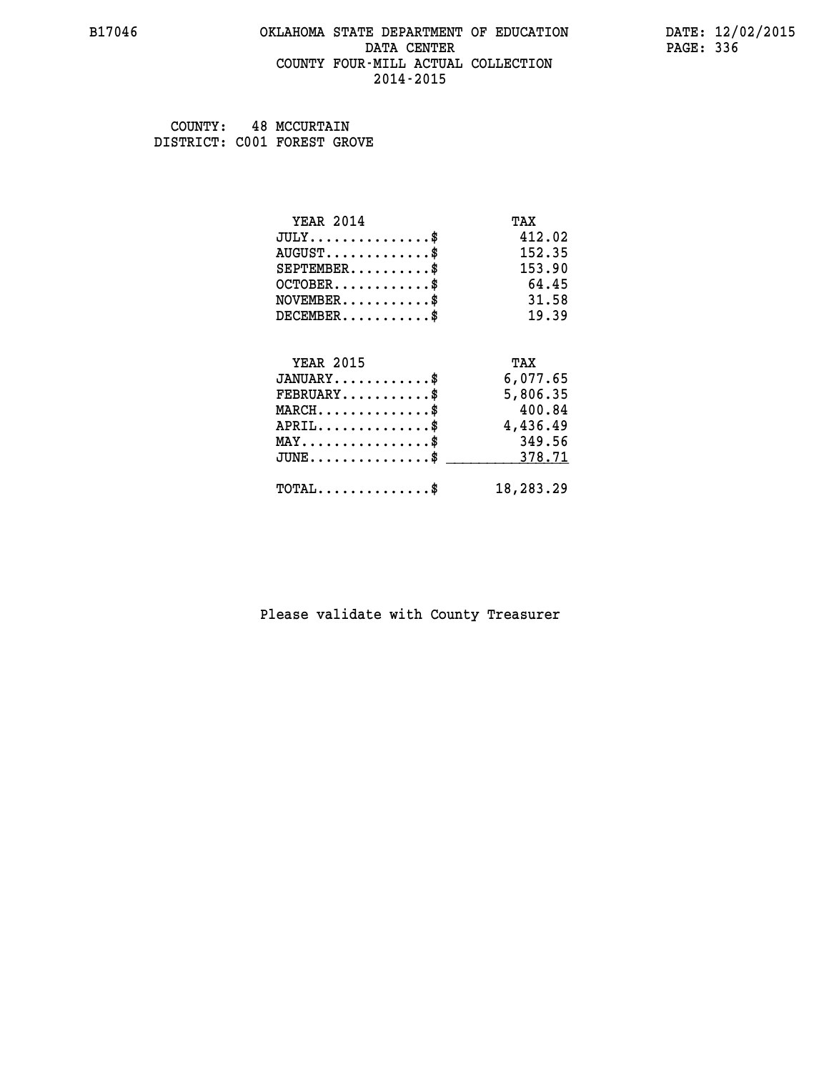B17046 OKLAHOMA STATE DEPARTMENT OF EDUCATION DATA CENTER COUNTY FOUR-MILL ACTUAL COLLECTION 2014-2015

DATE: 12/02/2015

COUNTY: 48 MCCURTAIN
DISTRICT: C001 FOREST GROVE

| YEAR 2014 | TAX |
|---|---|
| JULY...............$ | 412.02 |
| AUGUST.............$ | 152.35 |
| SEPTEMBER..........$ | 153.90 |
| OCTOBER............$ | 64.45 |
| NOVEMBER...........$ | 31.58 |
| DECEMBER...........$ | 19.39 |

| YEAR 2015 | TAX |
|---|---|
| JANUARY............$ | 6,077.65 |
| FEBRUARY...........$ | 5,806.35 |
| MARCH..............$ | 400.84 |
| APRIL..............$ | 4,436.49 |
| MAY................$ | 349.56 |
| JUNE...............$ | 378.71 |
| TOTAL..............$ | 18,283.29 |

Please validate with County Treasurer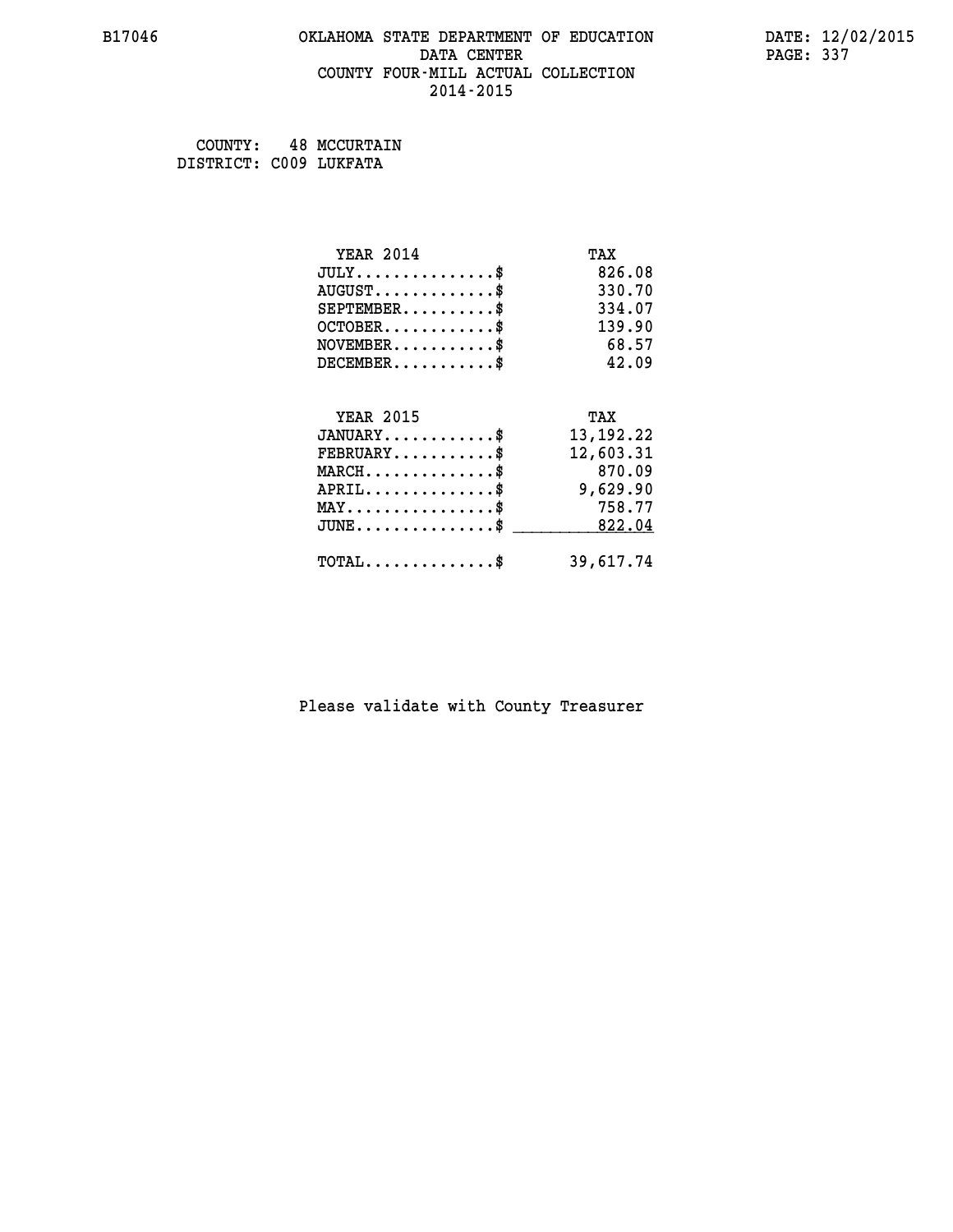# OKLAHOMA STATE DEPARTMENT OF EDUCATION
## DATA CENTER
## COUNTY FOUR-MILL ACTUAL COLLECTION
## 2014-2015

B17046 DATE: 12/02/2015

COUNTY: 48 MCCURTAIN
DISTRICT: C009 LUKFATA

| YEAR 2014 | TAX |
|---|---|
| JULY...............$ | 826.08 |
| AUGUST.............$ | 330.70 |
| SEPTEMBER..........$ | 334.07 |
| OCTOBER............$ | 139.90 |
| NOVEMBER...........$ | 68.57 |
| DECEMBER...........$ | 42.09 |

| YEAR 2015 | TAX |
|---|---|
| JANUARY............$ | 13,192.22 |
| FEBRUARY...........$ | 12,603.31 |
| MARCH..............$ | 870.09 |
| APRIL..............$ | 9,629.90 |
| MAY................$ | 758.77 |
| JUNE...............$ | 822.04 |
| TOTAL..............$ | 39,617.74 |

Please validate with County Treasurer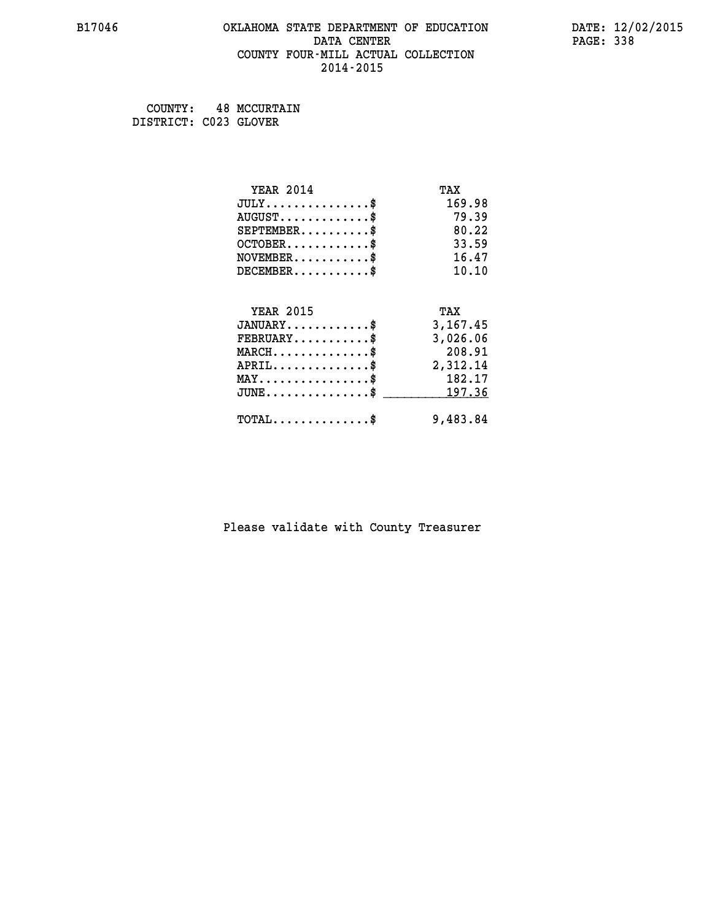OKLAHOMA STATE DEPARTMENT OF EDUCATION
DATA CENTER
COUNTY FOUR-MILL ACTUAL COLLECTION
2014-2015

COUNTY: 48 MCCURTAIN
DISTRICT: C023 GLOVER

| YEAR 2014 | TAX |
|---|---|
| JULY..............$ | 169.98 |
| AUGUST............$ | 79.39 |
| SEPTEMBER.........$ | 80.22 |
| OCTOBER...........$ | 33.59 |
| NOVEMBER..........$ | 16.47 |
| DECEMBER..........$ | 10.10 |

| YEAR 2015 | TAX |
|---|---|
| JANUARY...........$ | 3,167.45 |
| FEBRUARY..........$ | 3,026.06 |
| MARCH.............$ | 208.91 |
| APRIL.............$ | 2,312.14 |
| MAY...............$ | 182.17 |
| JUNE..............$ | 197.36 |
| TOTAL.............$ | 9,483.84 |

Please validate with County Treasurer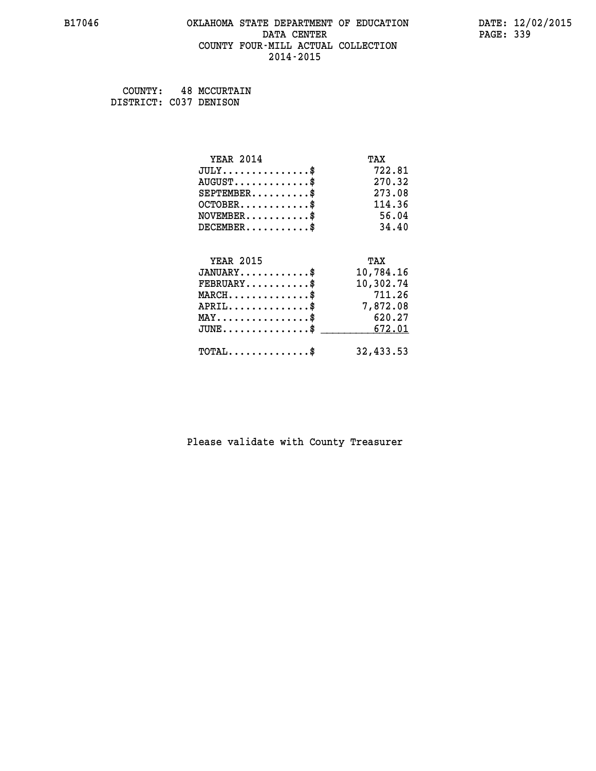# OKLAHOMA STATE DEPARTMENT OF EDUCATION
## DATA CENTER
## COUNTY FOUR-MILL ACTUAL COLLECTION
## 2014-2015

COUNTY: 48 MCCURTAIN
DISTRICT: C037 DENISON

| YEAR 2014 | TAX |
|---|---|
| JULY..............$ | 722.81 |
| AUGUST............$ | 270.32 |
| SEPTEMBER.........$ | 273.08 |
| OCTOBER...........$ | 114.36 |
| NOVEMBER..........$ | 56.04 |
| DECEMBER..........$ | 34.40 |

| YEAR 2015 | TAX |
|---|---|
| JANUARY...........$ | 10,784.16 |
| FEBRUARY..........$ | 10,302.74 |
| MARCH.............$ | 711.26 |
| APRIL.............$ | 7,872.08 |
| MAY...............$ | 620.27 |
| JUNE..............$ | 672.01 |
| TOTAL.............$ | 32,433.53 |

Please validate with County Treasurer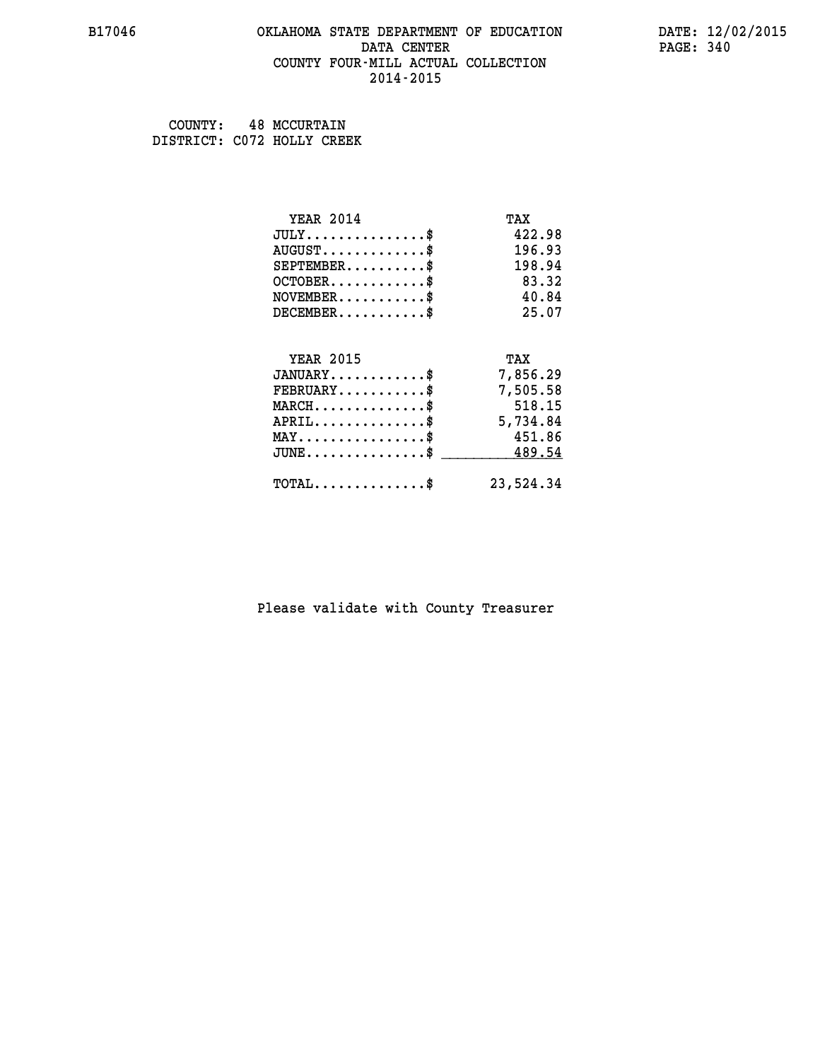B17046 OKLAHOMA STATE DEPARTMENT OF EDUCATION DATA CENTER COUNTY FOUR-MILL ACTUAL COLLECTION 2014-2015

DATE: 12/02/2015

COUNTY: 48 MCCURTAIN
DISTRICT: C072 HOLLY CREEK

| YEAR 2014 | TAX |
|---|---|
| JULY...............$ | 422.98 |
| AUGUST.............$ | 196.93 |
| SEPTEMBER..........$ | 198.94 |
| OCTOBER............$ | 83.32 |
| NOVEMBER...........$ | 40.84 |
| DECEMBER...........$ | 25.07 |

| YEAR 2015 | TAX |
|---|---|
| JANUARY............$ | 7,856.29 |
| FEBRUARY...........$ | 7,505.58 |
| MARCH..............$ | 518.15 |
| APRIL..............$ | 5,734.84 |
| MAY................$ | 451.86 |
| JUNE...............$ | 489.54 |
| TOTAL..............$ | 23,524.34 |

Please validate with County Treasurer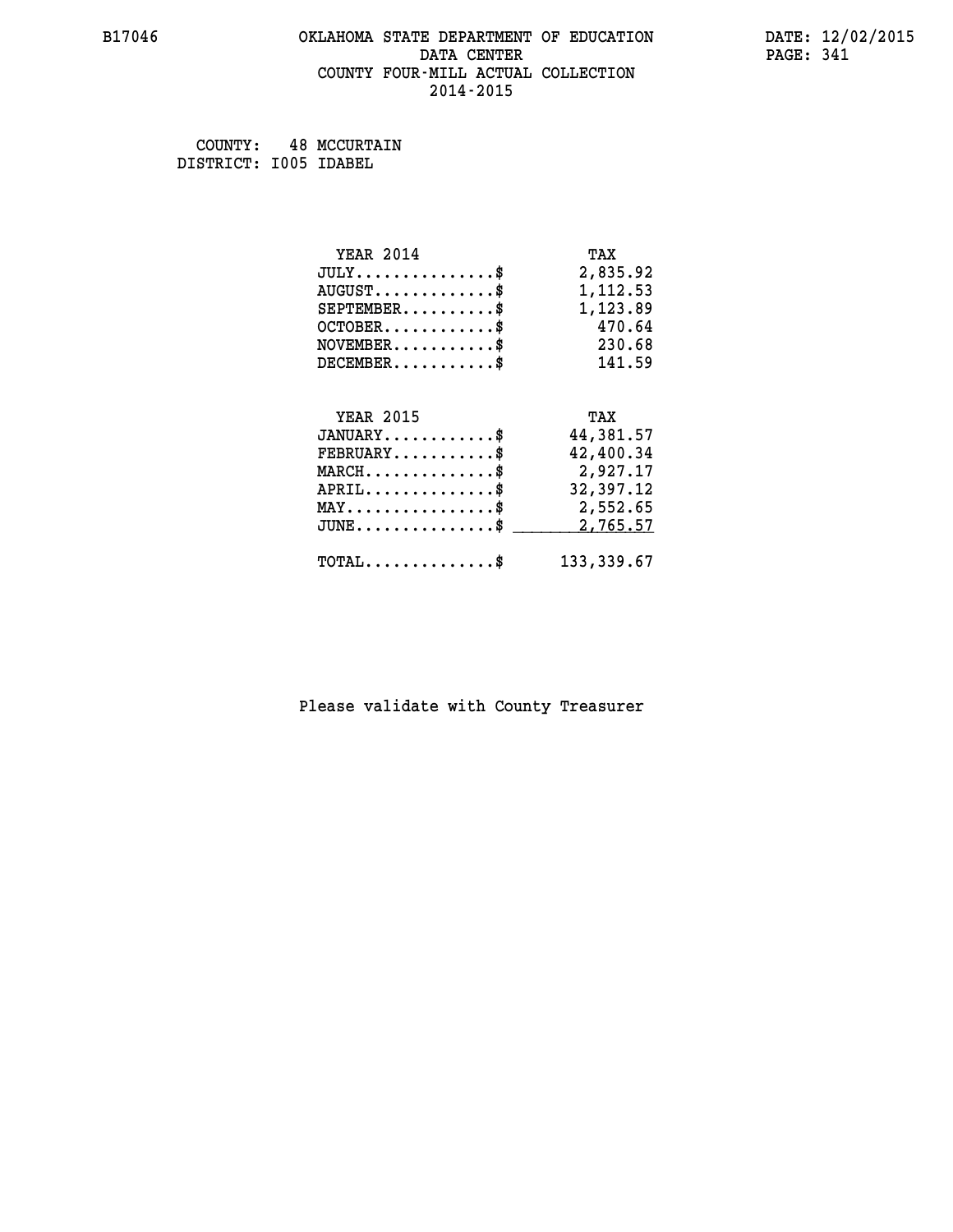COUNTY: 48 MCCURTAIN
DISTRICT: I005 IDABEL

| YEAR 2014 | TAX |
| --- | --- |
| JULY...............$ | 2,835.92 |
| AUGUST.............$ | 1,112.53 |
| SEPTEMBER..........$ | 1,123.89 |
| OCTOBER............$ | 470.64 |
| NOVEMBER...........$ | 230.68 |
| DECEMBER...........$ | 141.59 |

| YEAR 2015 | TAX |
| --- | --- |
| JANUARY............$ | 44,381.57 |
| FEBRUARY...........$ | 42,400.34 |
| MARCH..............$ | 2,927.17 |
| APRIL..............$ | 32,397.12 |
| MAY................$ | 2,552.65 |
| JUNE...............$ | 2,765.57 |
| TOTAL..............$ | 133,339.67 |

Please validate with County Treasurer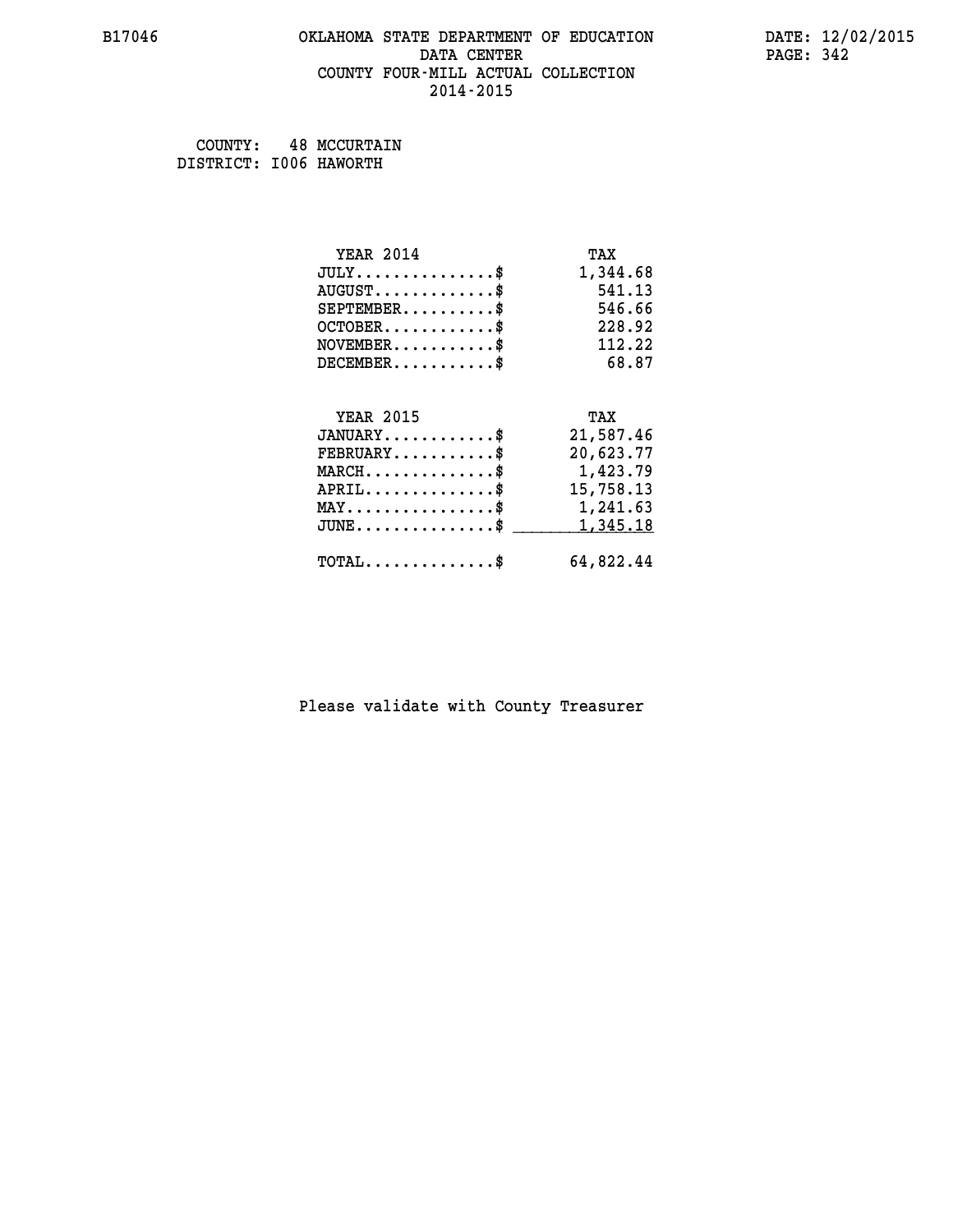# OKLAHOMA STATE DEPARTMENT OF EDUCATION
## DATA CENTER
## COUNTY FOUR-MILL ACTUAL COLLECTION
## 2014-2015

B17046 DATE: 12/02/2015

COUNTY: 48 MCCURTAIN
DISTRICT: I006 HAWORTH

| YEAR 2014 | TAX |
|---|---|
| JULY..............$ | 1,344.68 |
| AUGUST............$ | 541.13 |
| SEPTEMBER.........$ | 546.66 |
| OCTOBER...........$ | 228.92 |
| NOVEMBER..........$ | 112.22 |
| DECEMBER..........$ | 68.87 |

| YEAR 2015 | TAX |
|---|---|
| JANUARY...........$ | 21,587.46 |
| FEBRUARY..........$ | 20,623.77 |
| MARCH.............$ | 1,423.79 |
| APRIL.............$ | 15,758.13 |
| MAY...............$ | 1,241.63 |
| JUNE..............$ | 1,345.18 |
| TOTAL.............$ | 64,822.44 |

Please validate with County Treasurer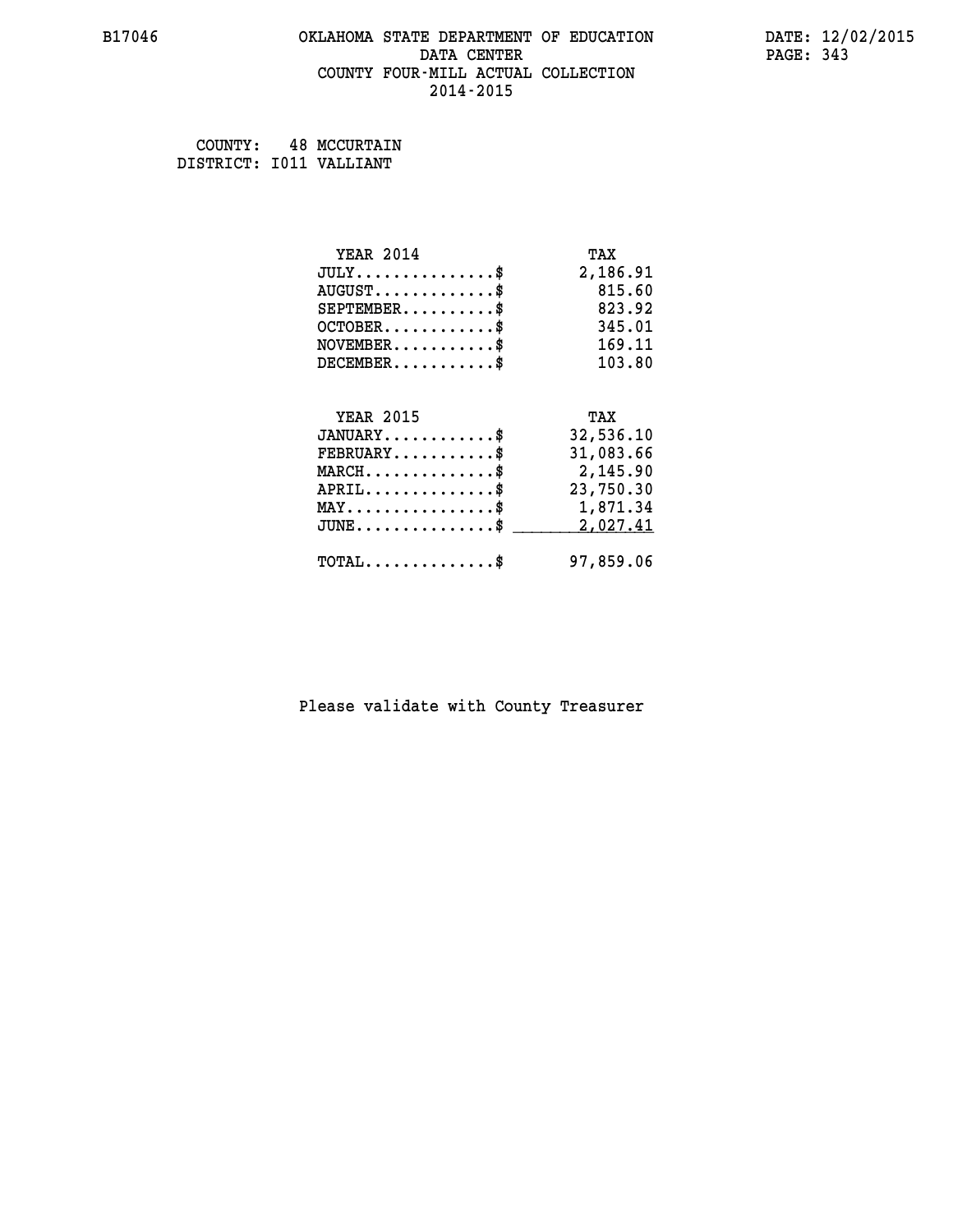B17046 OKLAHOMA STATE DEPARTMENT OF EDUCATION DATA CENTER COUNTY FOUR-MILL ACTUAL COLLECTION 2014-2015

DATE: 12/02/2015

COUNTY: 48 MCCURTAIN
DISTRICT: I011 VALLIANT

| YEAR 2014 | TAX |
|---|---|
| JULY...............$ | 2,186.91 |
| AUGUST.............$ | 815.60 |
| SEPTEMBER..........$ | 823.92 |
| OCTOBER............$ | 345.01 |
| NOVEMBER...........$ | 169.11 |
| DECEMBER...........$ | 103.80 |

| YEAR 2015 | TAX |
|---|---|
| JANUARY............$ | 32,536.10 |
| FEBRUARY...........$ | 31,083.66 |
| MARCH..............$ | 2,145.90 |
| APRIL..............$ | 23,750.30 |
| MAY................$ | 1,871.34 |
| JUNE...............$ | 2,027.41 |
| TOTAL..............$ | 97,859.06 |

Please validate with County Treasurer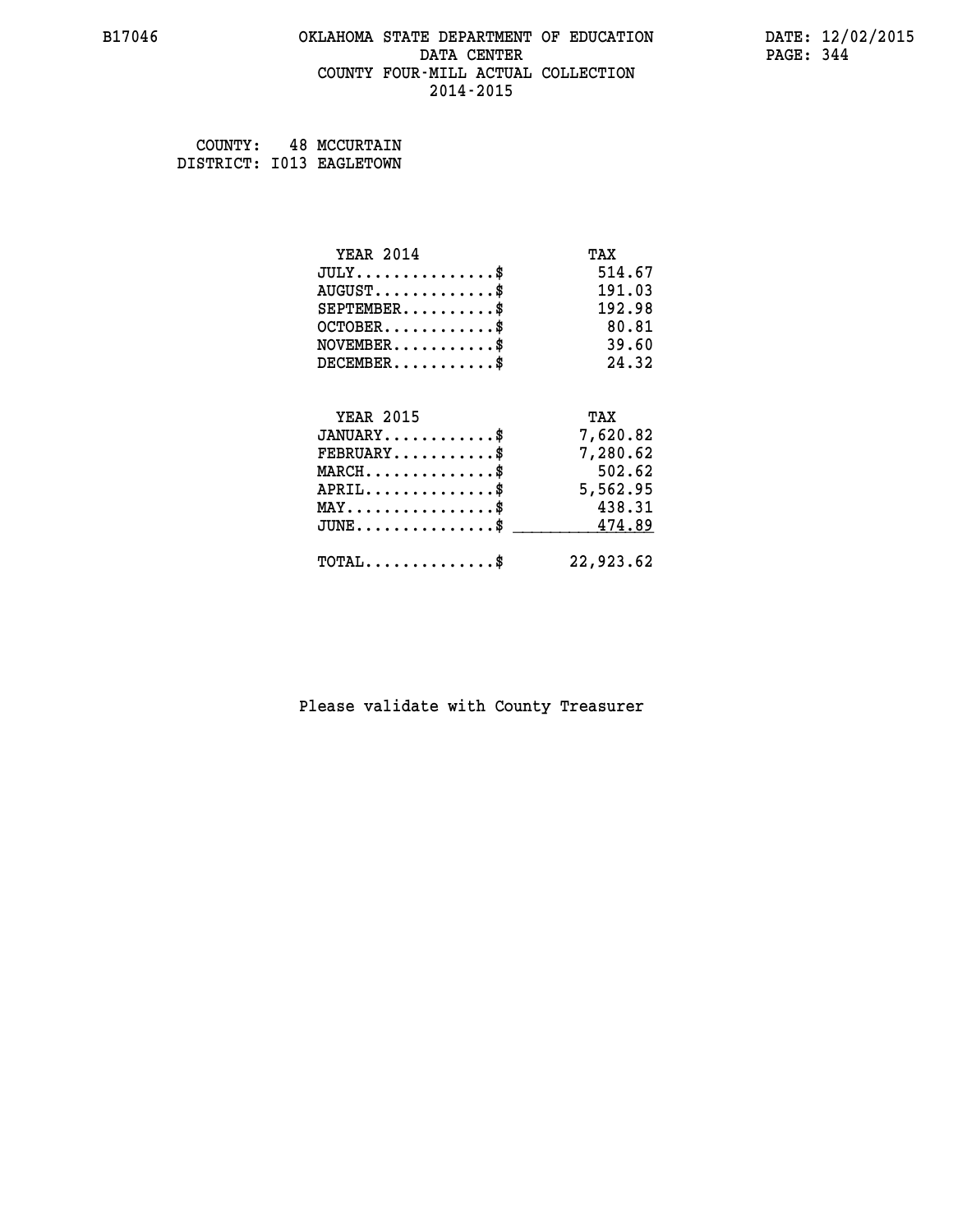COUNTY: 48 MCCURTAIN
DISTRICT: I013 EAGLETOWN

| YEAR 2014 | TAX |
|---|---|
| JULY..............$ | 514.67 |
| AUGUST............$ | 191.03 |
| SEPTEMBER.........$ | 192.98 |
| OCTOBER...........$ | 80.81 |
| NOVEMBER..........$ | 39.60 |
| DECEMBER..........$ | 24.32 |

| YEAR 2015 | TAX |
|---|---|
| JANUARY...........$ | 7,620.82 |
| FEBRUARY..........$ | 7,280.62 |
| MARCH.............$ | 502.62 |
| APRIL.............$ | 5,562.95 |
| MAY...............$ | 438.31 |
| JUNE..............$ | 474.89 |
| TOTAL.............$ | 22,923.62 |

Please validate with County Treasurer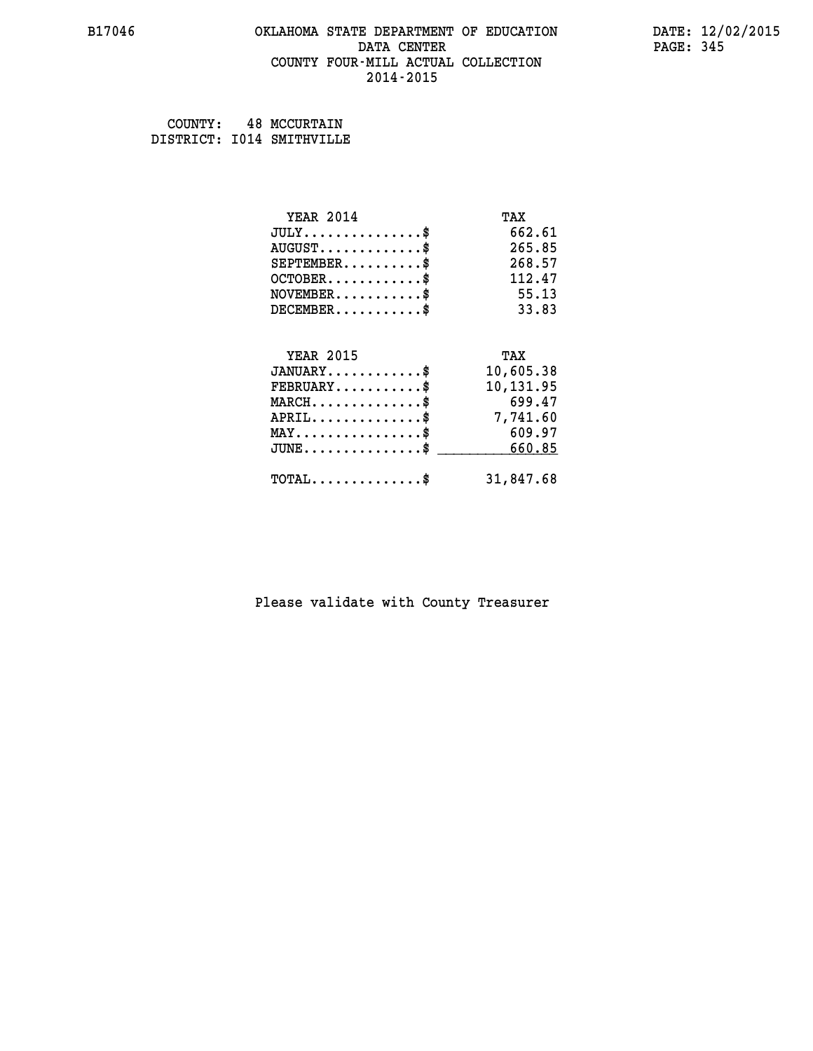B17046 OKLAHOMA STATE DEPARTMENT OF EDUCATION DATA CENTER COUNTY FOUR-MILL ACTUAL COLLECTION 2014-2015

DATE: 12/02/2015

COUNTY: 48 MCCURTAIN
DISTRICT: I014 SMITHVILLE

| YEAR 2014 | TAX |
|---|---|
| JULY...............$ | 662.61 |
| AUGUST.............$ | 265.85 |
| SEPTEMBER..........$ | 268.57 |
| OCTOBER............$ | 112.47 |
| NOVEMBER...........$ | 55.13 |
| DECEMBER...........$ | 33.83 |

| YEAR 2015 | TAX |
|---|---|
| JANUARY............$ | 10,605.38 |
| FEBRUARY...........$ | 10,131.95 |
| MARCH..............$ | 699.47 |
| APRIL..............$ | 7,741.60 |
| MAY................$ | 609.97 |
| JUNE...............$ | 660.85 |
| TOTAL..............$ | 31,847.68 |

Please validate with County Treasurer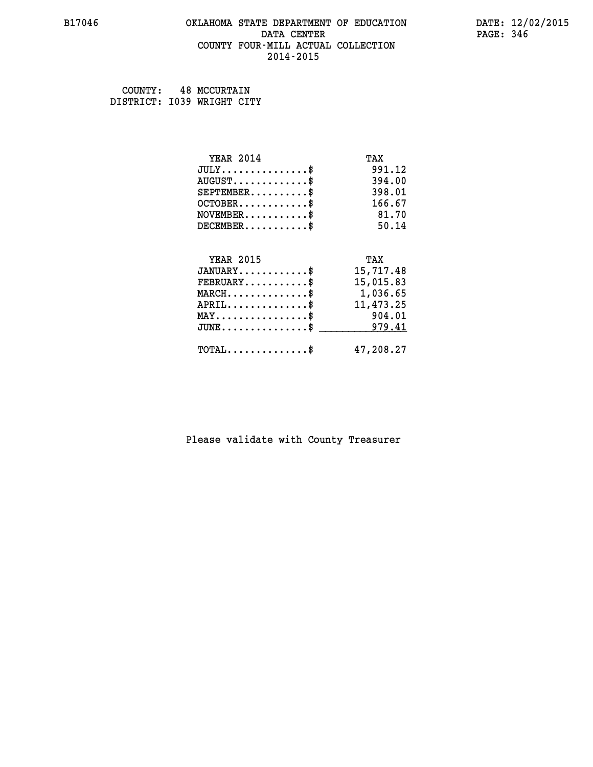B17046 OKLAHOMA STATE DEPARTMENT OF EDUCATION DATA CENTER COUNTY FOUR-MILL ACTUAL COLLECTION 2014-2015

DATE: 12/02/2015

COUNTY: 48 MCCURTAIN
DISTRICT: I039 WRIGHT CITY

| YEAR 2014 | TAX |
|---|---|
| JULY..............$ | 991.12 |
| AUGUST............$ | 394.00 |
| SEPTEMBER.........$ | 398.01 |
| OCTOBER...........$ | 166.67 |
| NOVEMBER..........$ | 81.70 |
| DECEMBER..........$ | 50.14 |

| YEAR 2015 | TAX |
|---|---|
| JANUARY...........$ | 15,717.48 |
| FEBRUARY..........$ | 15,015.83 |
| MARCH.............$ | 1,036.65 |
| APRIL.............$ | 11,473.25 |
| MAY...............$ | 904.01 |
| JUNE..............$ | 979.41 |
| TOTAL.............$ | 47,208.27 |

Please validate with County Treasurer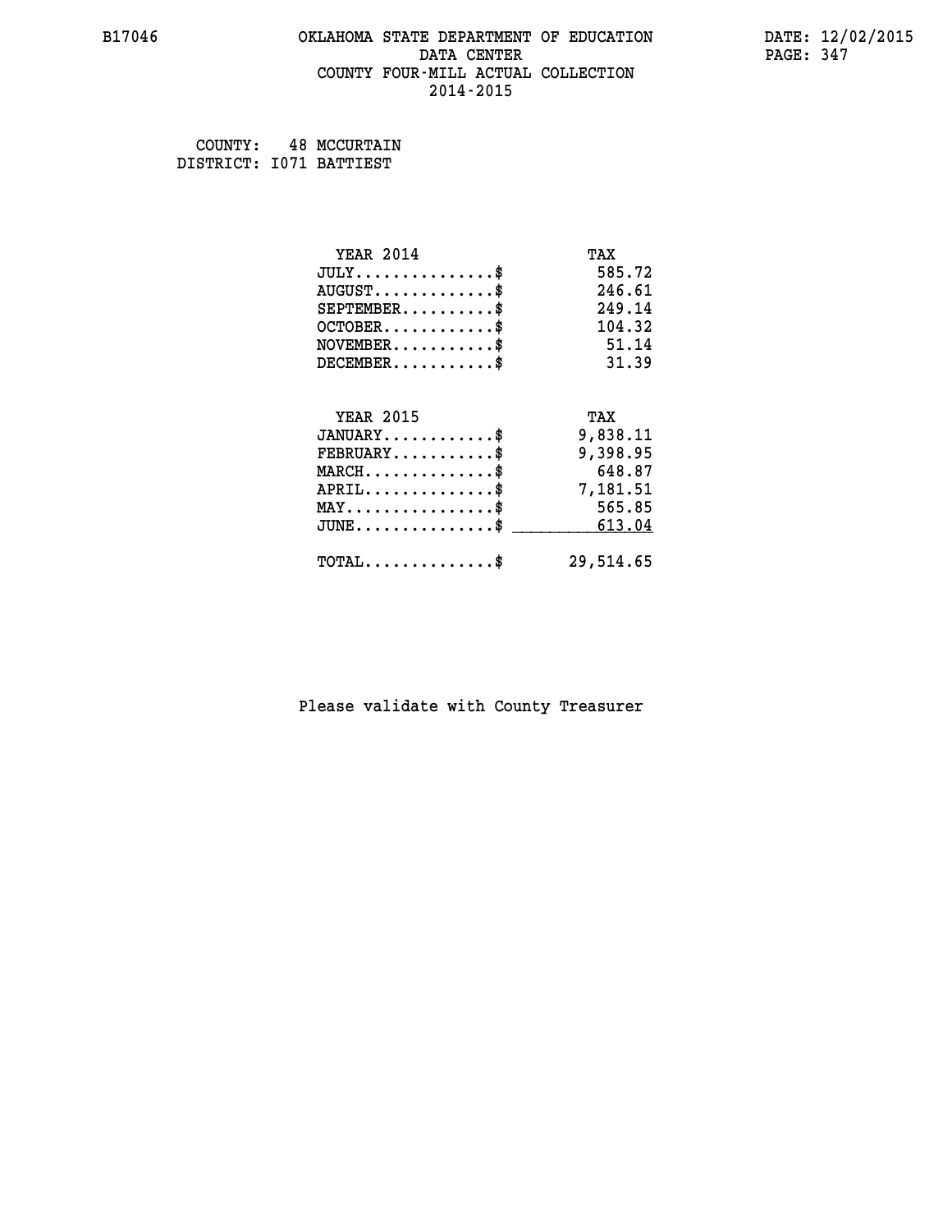# OKLAHOMA STATE DEPARTMENT OF EDUCATION
## DATA CENTER
## COUNTY FOUR-MILL ACTUAL COLLECTION
## 2014-2015

B17046

DATE: 12/02/2015

COUNTY: 48 MCCURTAIN
DISTRICT: I071 BATTIEST

| YEAR 2014 | TAX |
|---|---|
| JULY...............$ | 585.72 |
| AUGUST.............$ | 246.61 |
| SEPTEMBER..........$ | 249.14 |
| OCTOBER............$ | 104.32 |
| NOVEMBER...........$ | 51.14 |
| DECEMBER...........$ | 31.39 |

| YEAR 2015 | TAX |
|---|---|
| JANUARY............$ | 9,838.11 |
| FEBRUARY...........$ | 9,398.95 |
| MARCH..............$ | 648.87 |
| APRIL..............$ | 7,181.51 |
| MAY................$ | 565.85 |
| JUNE...............$ | 613.04 |
| TOTAL..............$ | 29,514.65 |

Please validate with County Treasurer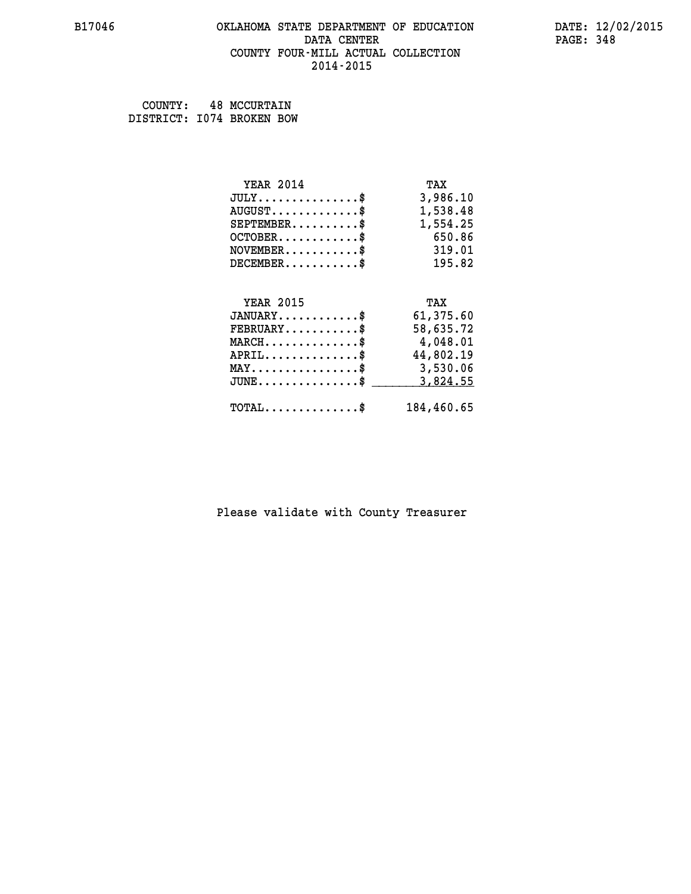# OKLAHOMA STATE DEPARTMENT OF EDUCATION
## DATA CENTER
## COUNTY FOUR-MILL ACTUAL COLLECTION
## 2014-2015

B17046

DATE: 12/02/2015

COUNTY: 48 MCCURTAIN
DISTRICT: I074 BROKEN BOW

| YEAR 2014 | TAX |
|---|---|
| JULY...............$ | 3,986.10 |
| AUGUST.............$ | 1,538.48 |
| SEPTEMBER..........$ | 1,554.25 |
| OCTOBER............$ | 650.86 |
| NOVEMBER...........$ | 319.01 |
| DECEMBER...........$ | 195.82 |

| YEAR 2015 | TAX |
|---|---|
| JANUARY............$ | 61,375.60 |
| FEBRUARY...........$ | 58,635.72 |
| MARCH..............$ | 4,048.01 |
| APRIL..............$ | 44,802.19 |
| MAY................$ | 3,530.06 |
| JUNE...............$ | 3,824.55 |
| TOTAL..............$ | 184,460.65 |

Please validate with County Treasurer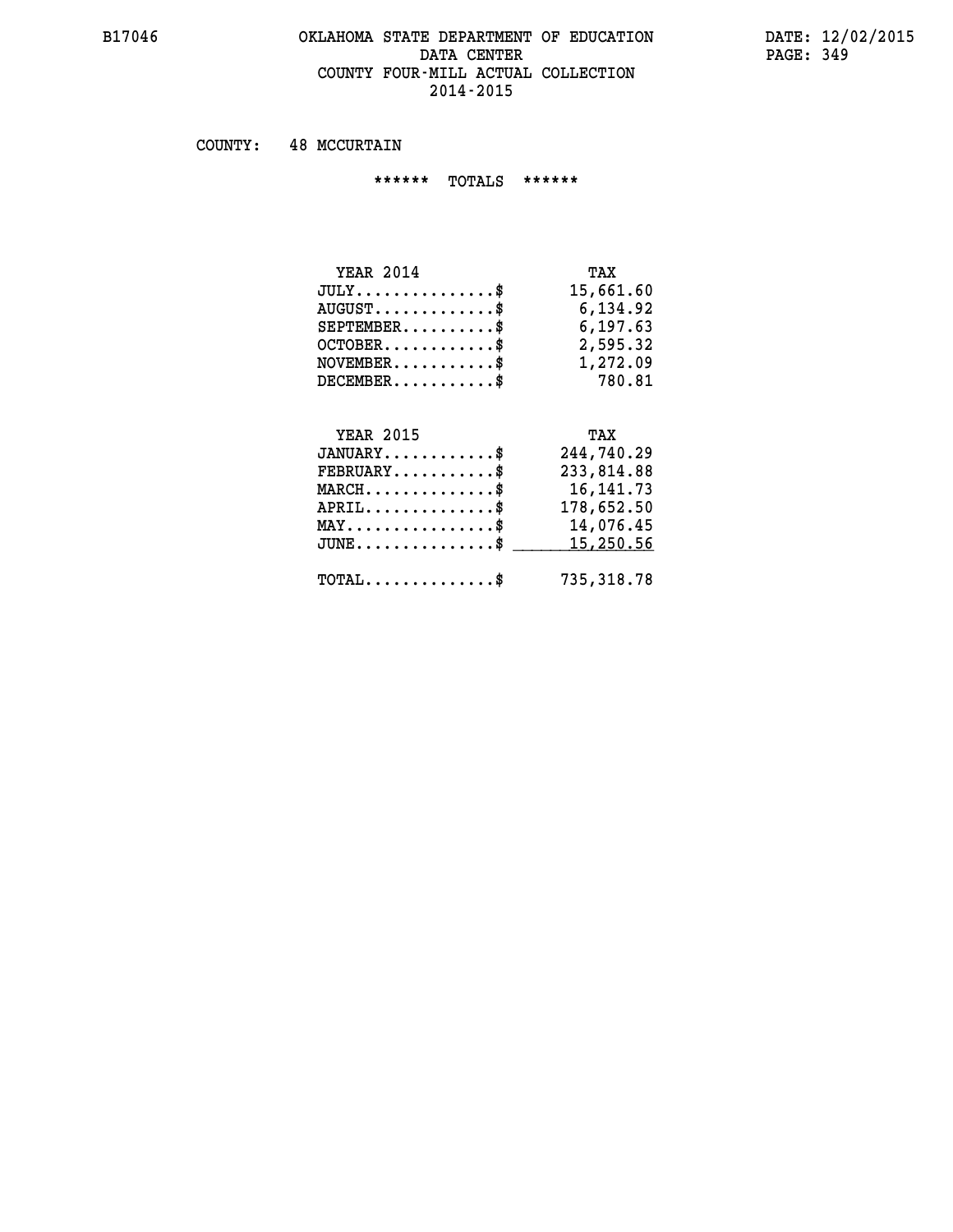# OKLAHOMA STATE DEPARTMENT OF EDUCATION
## DATA CENTER
## COUNTY FOUR-MILL ACTUAL COLLECTION
## 2014-2015

COUNTY: 48 MCCURTAIN

****** TOTALS ******

| YEAR 2014 | TAX |
|---|---|
| JULY...............$ | 15,661.60 |
| AUGUST.............$ | 6,134.92 |
| SEPTEMBER..........$ | 6,197.63 |
| OCTOBER............$ | 2,595.32 |
| NOVEMBER...........$ | 1,272.09 |
| DECEMBER...........$ | 780.81 |

| YEAR 2015 | TAX |
|---|---|
| JANUARY............$ | 244,740.29 |
| FEBRUARY...........$ | 233,814.88 |
| MARCH..............$ | 16,141.73 |
| APRIL..............$ | 178,652.50 |
| MAY................$ | 14,076.45 |
| JUNE...............$ | 15,250.56 |
| TOTAL..............$ | 735,318.78 |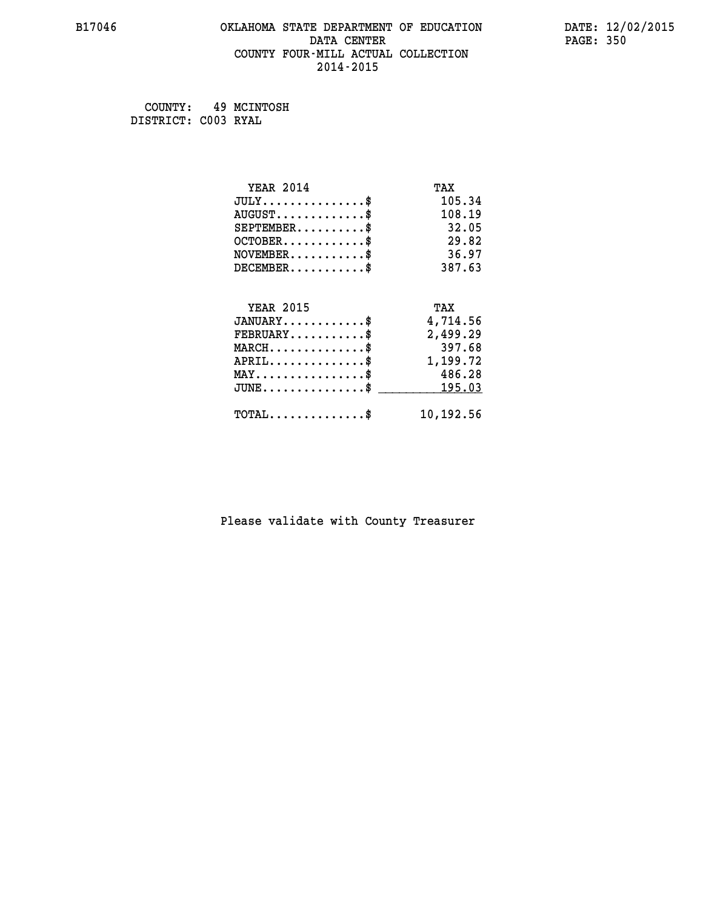COUNTY: 49 MCINTOSH
DISTRICT: C003 RYAL

| YEAR 2014 | TAX |
|---|---|
| JULY...............$ | 105.34 |
| AUGUST.............$ | 108.19 |
| SEPTEMBER..........$ | 32.05 |
| OCTOBER............$ | 29.82 |
| NOVEMBER...........$ | 36.97 |
| DECEMBER...........$ | 387.63 |

| YEAR 2015 | TAX |
|---|---|
| JANUARY............$ | 4,714.56 |
| FEBRUARY...........$ | 2,499.29 |
| MARCH..............$ | 397.68 |
| APRIL..............$ | 1,199.72 |
| MAY................$ | 486.28 |
| JUNE...............$ | 195.03 |
| TOTAL..............$ | 10,192.56 |

Please validate with County Treasurer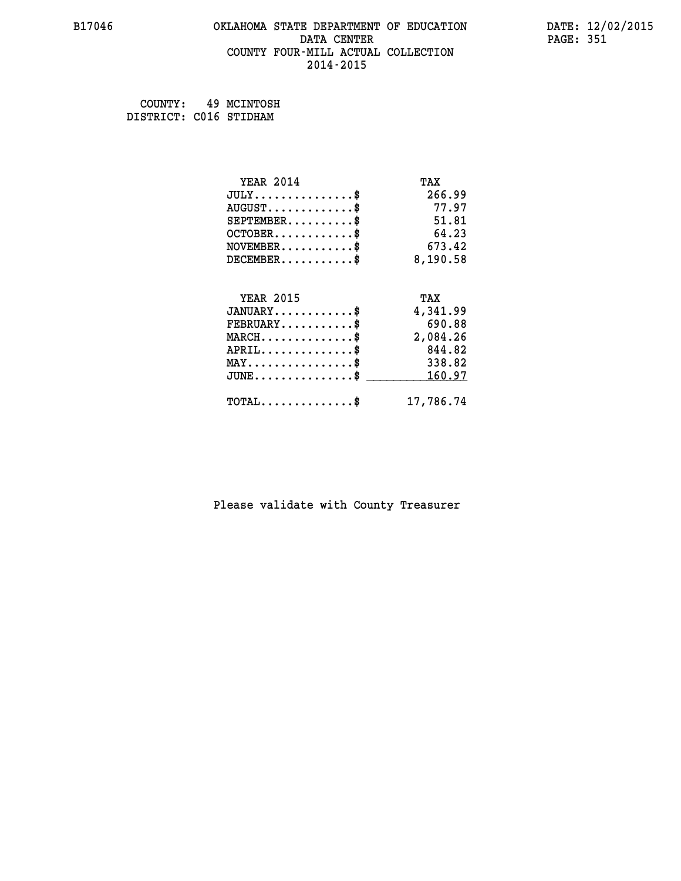# OKLAHOMA STATE DEPARTMENT OF EDUCATION
## DATA CENTER
## COUNTY FOUR-MILL ACTUAL COLLECTION
## 2014-2015

B17046

DATE: 12/02/2015

COUNTY: 49 MCINTOSH
DISTRICT: C016 STIDHAM

| YEAR 2014 | TAX |
|---|---|
| JULY...............$ | 266.99 |
| AUGUST.............$ | 77.97 |
| SEPTEMBER..........$ | 51.81 |
| OCTOBER............$ | 64.23 |
| NOVEMBER...........$ | 673.42 |
| DECEMBER...........$ | 8,190.58 |

| YEAR 2015 | TAX |
|---|---|
| JANUARY............$ | 4,341.99 |
| FEBRUARY...........$ | 690.88 |
| MARCH..............$ | 2,084.26 |
| APRIL..............$ | 844.82 |
| MAY................$ | 338.82 |
| JUNE...............$ | 160.97 |
| TOTAL..............$ | 17,786.74 |

Please validate with County Treasurer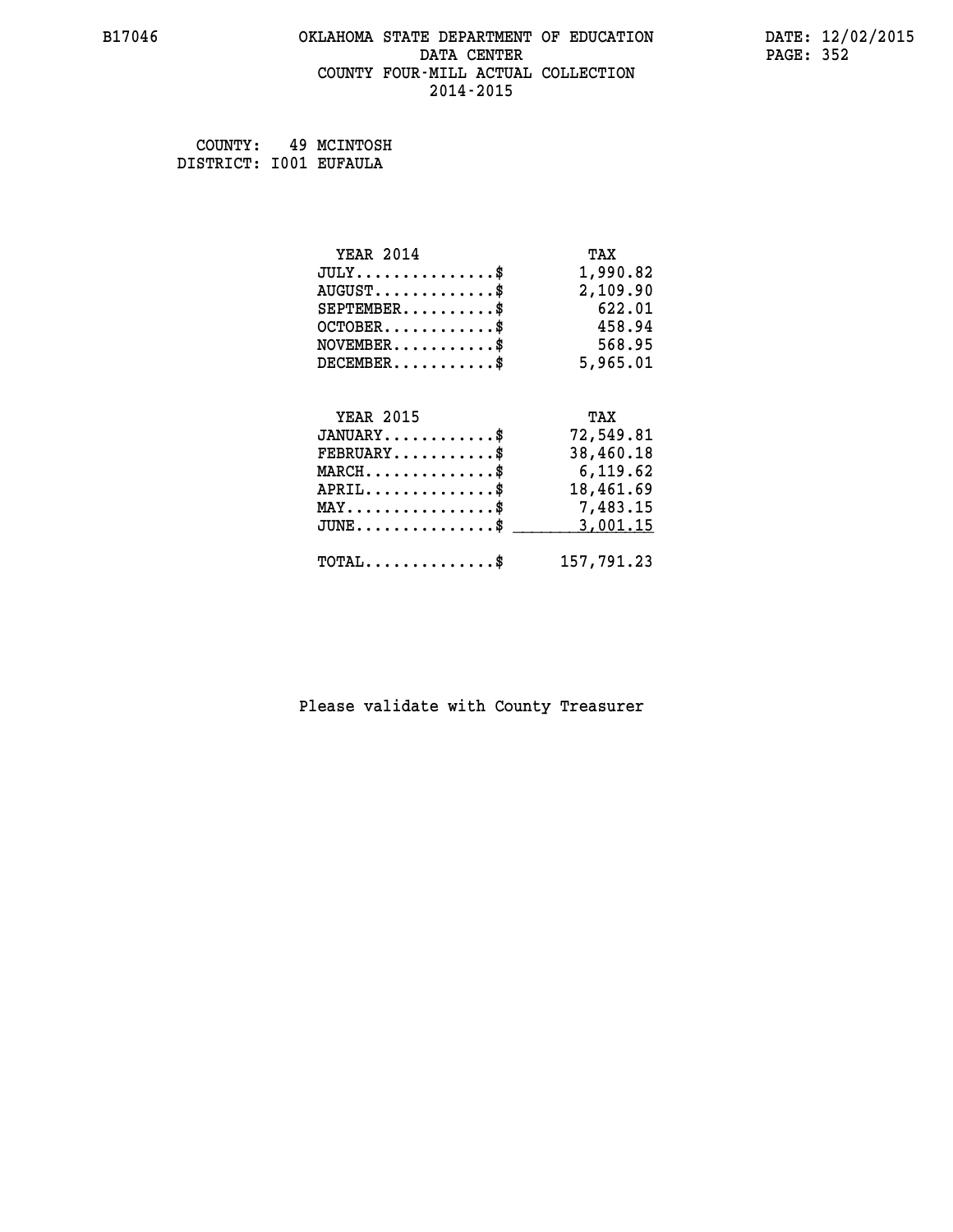B17046 OKLAHOMA STATE DEPARTMENT OF EDUCATION DATE: 12/02/2015

DATA CENTER

COUNTY FOUR-MILL ACTUAL COLLECTION

2014-2015

COUNTY: 49 MCINTOSH
DISTRICT: I001 EUFAULA

| YEAR 2014 | TAX |
|---|---|
| JULY...............$ | 1,990.82 |
| AUGUST.............$ | 2,109.90 |
| SEPTEMBER..........$ | 622.01 |
| OCTOBER............$ | 458.94 |
| NOVEMBER...........$ | 568.95 |
| DECEMBER...........$ | 5,965.01 |

| YEAR 2015 | TAX |
|---|---|
| JANUARY............$ | 72,549.81 |
| FEBRUARY...........$ | 38,460.18 |
| MARCH..............$ | 6,119.62 |
| APRIL..............$ | 18,461.69 |
| MAY................$ | 7,483.15 |
| JUNE...............$ | 3,001.15 |
| TOTAL..............$ | 157,791.23 |

Please validate with County Treasurer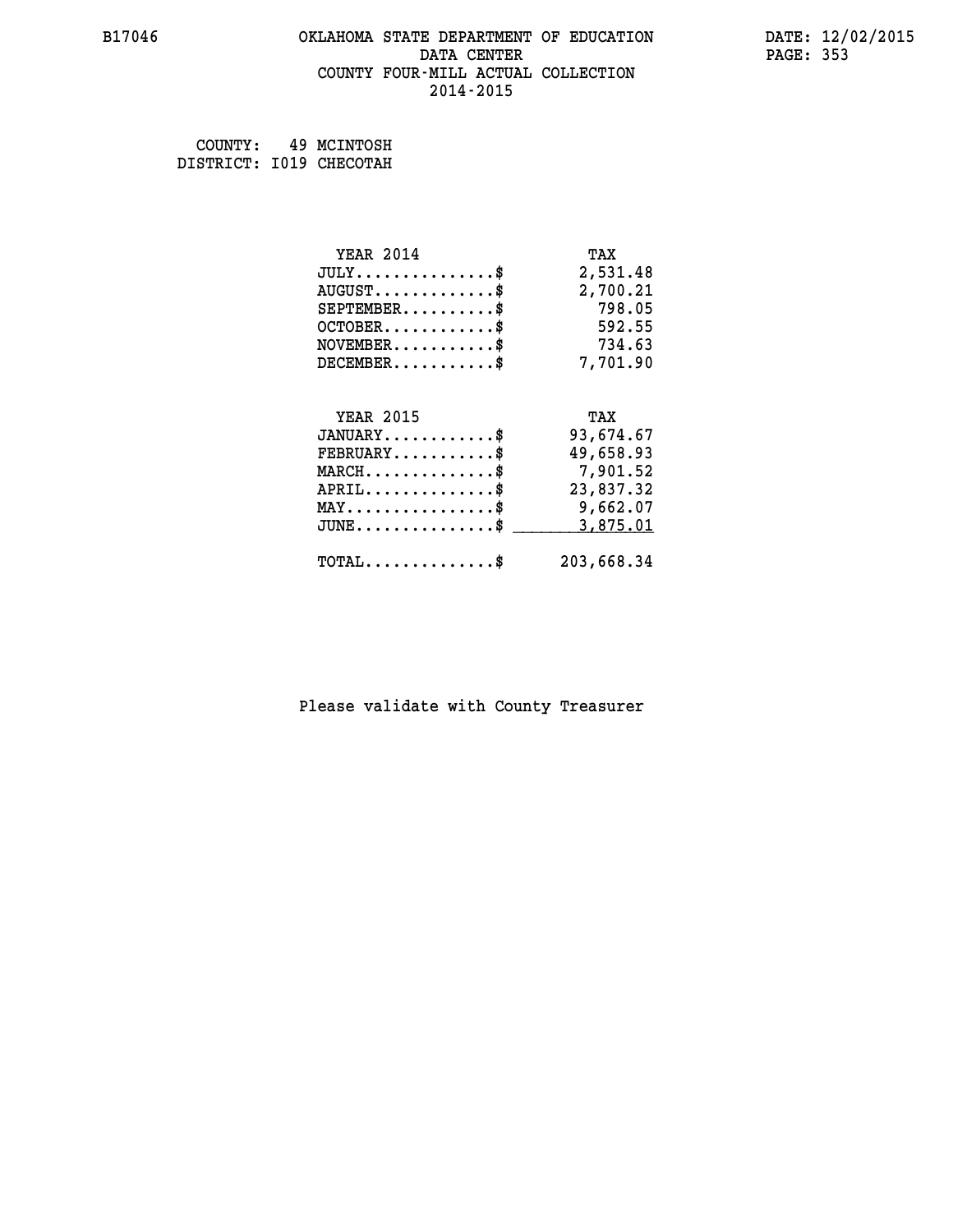B17046 OKLAHOMA STATE DEPARTMENT OF EDUCATION DATA CENTER COUNTY FOUR-MILL ACTUAL COLLECTION 2014-2015

DATE: 12/02/2015

COUNTY: 49 MCINTOSH
DISTRICT: I019 CHECOTAH

| YEAR 2014 | TAX |
|---|---|
| JULY...............$ | 2,531.48 |
| AUGUST.............$ | 2,700.21 |
| SEPTEMBER..........$ | 798.05 |
| OCTOBER............$ | 592.55 |
| NOVEMBER...........$ | 734.63 |
| DECEMBER...........$ | 7,701.90 |

| YEAR 2015 | TAX |
|---|---|
| JANUARY............$ | 93,674.67 |
| FEBRUARY...........$ | 49,658.93 |
| MARCH..............$ | 7,901.52 |
| APRIL..............$ | 23,837.32 |
| MAY................$ | 9,662.07 |
| JUNE...............$ | 3,875.01 |
| TOTAL..............$ | 203,668.34 |

Please validate with County Treasurer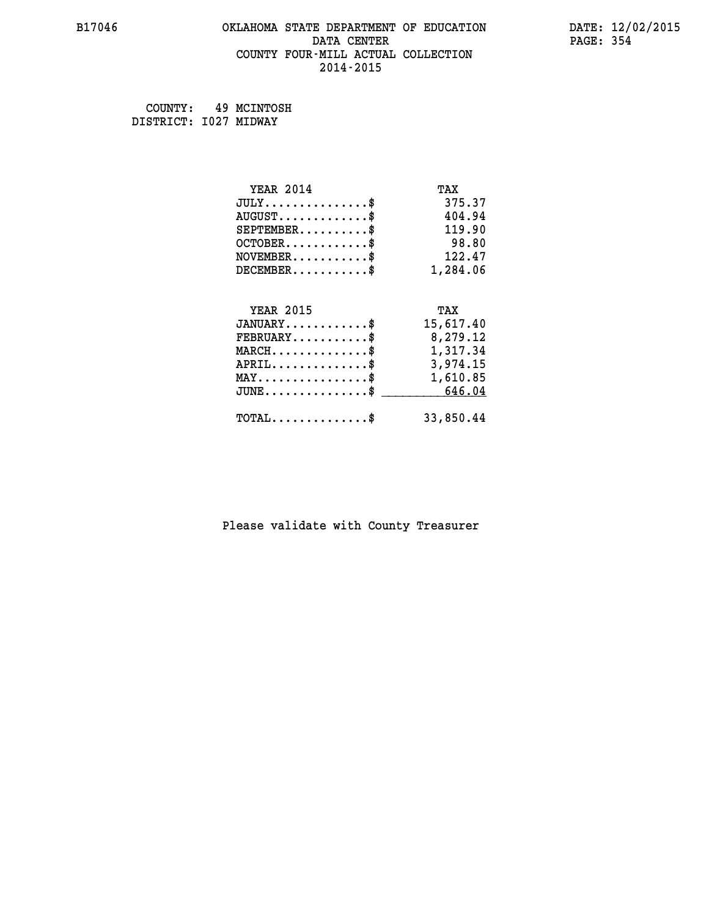B17046 OKLAHOMA STATE DEPARTMENT OF EDUCATION DATE: 12/02/2015

DATA CENTER

COUNTY FOUR-MILL ACTUAL COLLECTION

2014-2015

COUNTY: 49 MCINTOSH
DISTRICT: I027 MIDWAY

| YEAR 2014 | TAX |
|---|---|
| JULY...............$ | 375.37 |
| AUGUST.............$ | 404.94 |
| SEPTEMBER..........$ | 119.90 |
| OCTOBER............$ | 98.80 |
| NOVEMBER...........$ | 122.47 |
| DECEMBER...........$ | 1,284.06 |

| YEAR 2015 | TAX |
|---|---|
| JANUARY............$ | 15,617.40 |
| FEBRUARY...........$ | 8,279.12 |
| MARCH..............$ | 1,317.34 |
| APRIL..............$ | 3,974.15 |
| MAY................$ | 1,610.85 |
| JUNE...............$ | 646.04 |
| TOTAL..............$ | 33,850.44 |

Please validate with County Treasurer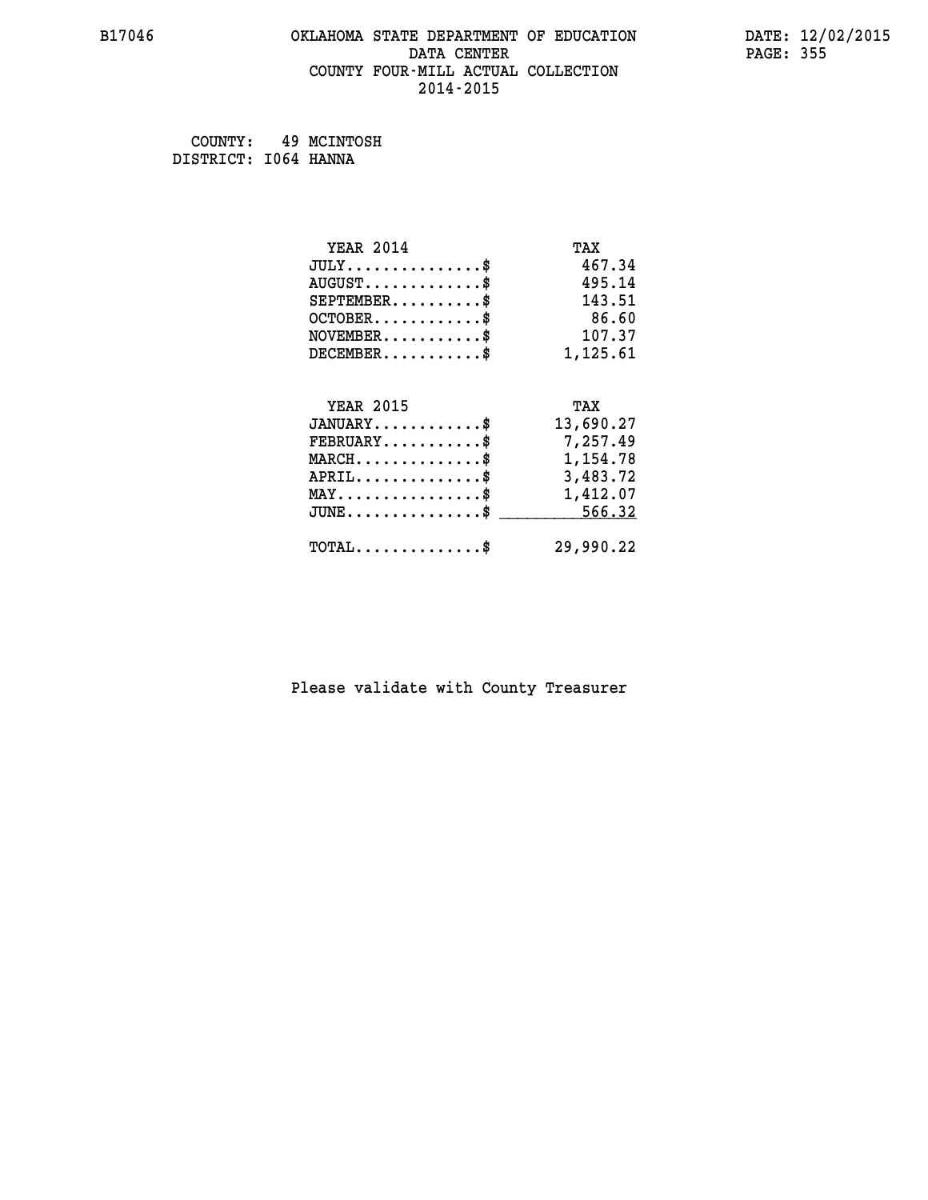# OKLAHOMA STATE DEPARTMENT OF EDUCATION
## DATA CENTER
## COUNTY FOUR-MILL ACTUAL COLLECTION
## 2014-2015

B17046

DATE: 12/02/2015

COUNTY: 49 MCINTOSH
DISTRICT: I064 HANNA

| YEAR 2014 | TAX |
|---|---|
| JULY..............$ | 467.34 |
| AUGUST............$ | 495.14 |
| SEPTEMBER.........$ | 143.51 |
| OCTOBER...........$ | 86.60 |
| NOVEMBER..........$ | 107.37 |
| DECEMBER..........$ | 1,125.61 |

| YEAR 2015 | TAX |
|---|---|
| JANUARY...........$ | 13,690.27 |
| FEBRUARY..........$ | 7,257.49 |
| MARCH.............$ | 1,154.78 |
| APRIL.............$ | 3,483.72 |
| MAY...............$ | 1,412.07 |
| JUNE..............$ | 566.32 |
| TOTAL.............$ | 29,990.22 |

Please validate with County Treasurer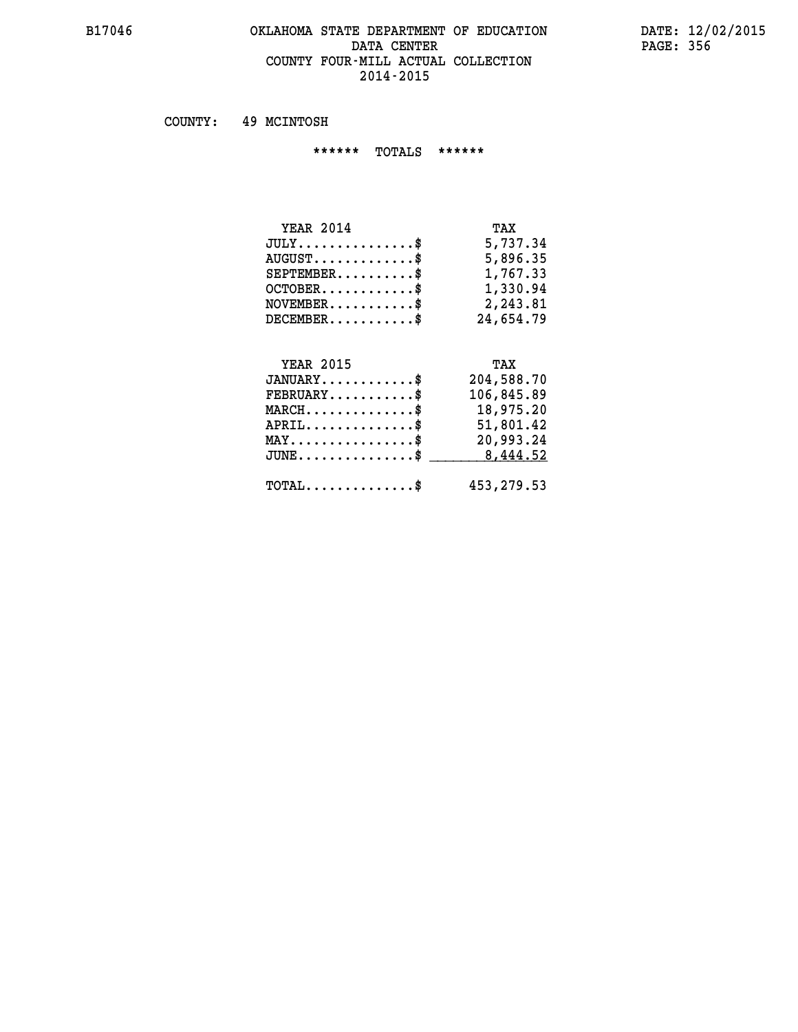COUNTY: 49 MCINTOSH

****** TOTALS ******

| YEAR 2014 | TAX |
|---|---|
| JULY...............$ | 5,737.34 |
| AUGUST.............$ | 5,896.35 |
| SEPTEMBER..........$ | 1,767.33 |
| OCTOBER............$ | 1,330.94 |
| NOVEMBER...........$ | 2,243.81 |
| DECEMBER...........$ | 24,654.79 |

| YEAR 2015 | TAX |
|---|---|
| JANUARY............$ | 204,588.70 |
| FEBRUARY...........$ | 106,845.89 |
| MARCH..............$ | 18,975.20 |
| APRIL..............$ | 51,801.42 |
| MAY................$ | 20,993.24 |
| JUNE...............$ | 8,444.52 |
| TOTAL..............$ | 453,279.53 |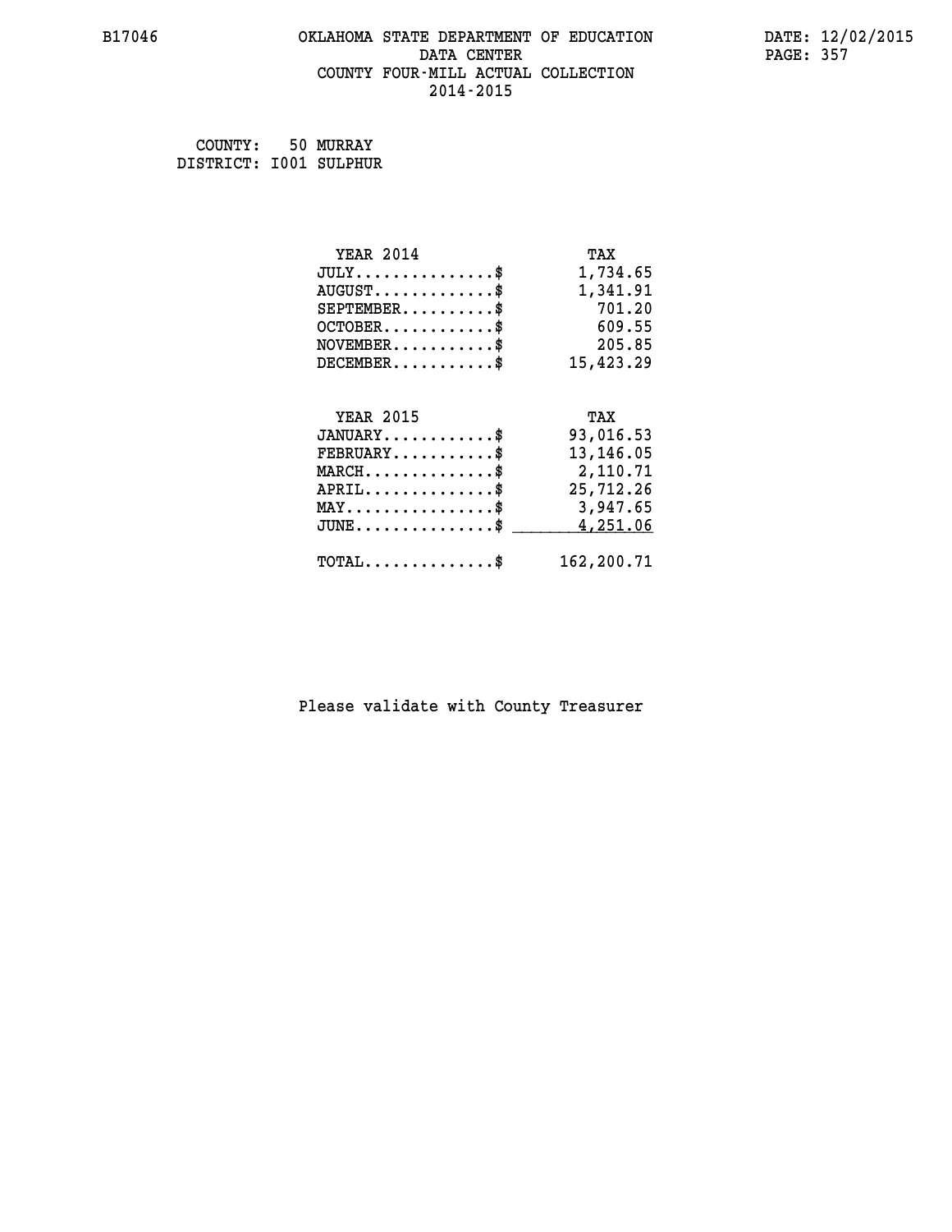# OKLAHOMA STATE DEPARTMENT OF EDUCATION
## DATA CENTER
## COUNTY FOUR-MILL ACTUAL COLLECTION
## 2014-2015

COUNTY: 50 MURRAY
DISTRICT: I001 SULPHUR

| YEAR 2014 | TAX |
|---|---|
| JULY...............$ | 1,734.65 |
| AUGUST.............$ | 1,341.91 |
| SEPTEMBER..........$ | 701.20 |
| OCTOBER............$ | 609.55 |
| NOVEMBER...........$ | 205.85 |
| DECEMBER...........$ | 15,423.29 |

| YEAR 2015 | TAX |
|---|---|
| JANUARY............$ | 93,016.53 |
| FEBRUARY...........$ | 13,146.05 |
| MARCH..............$ | 2,110.71 |
| APRIL..............$ | 25,712.26 |
| MAY................$ | 3,947.65 |
| JUNE...............$ | 4,251.06 |
| TOTAL..............$ | 162,200.71 |

Please validate with County Treasurer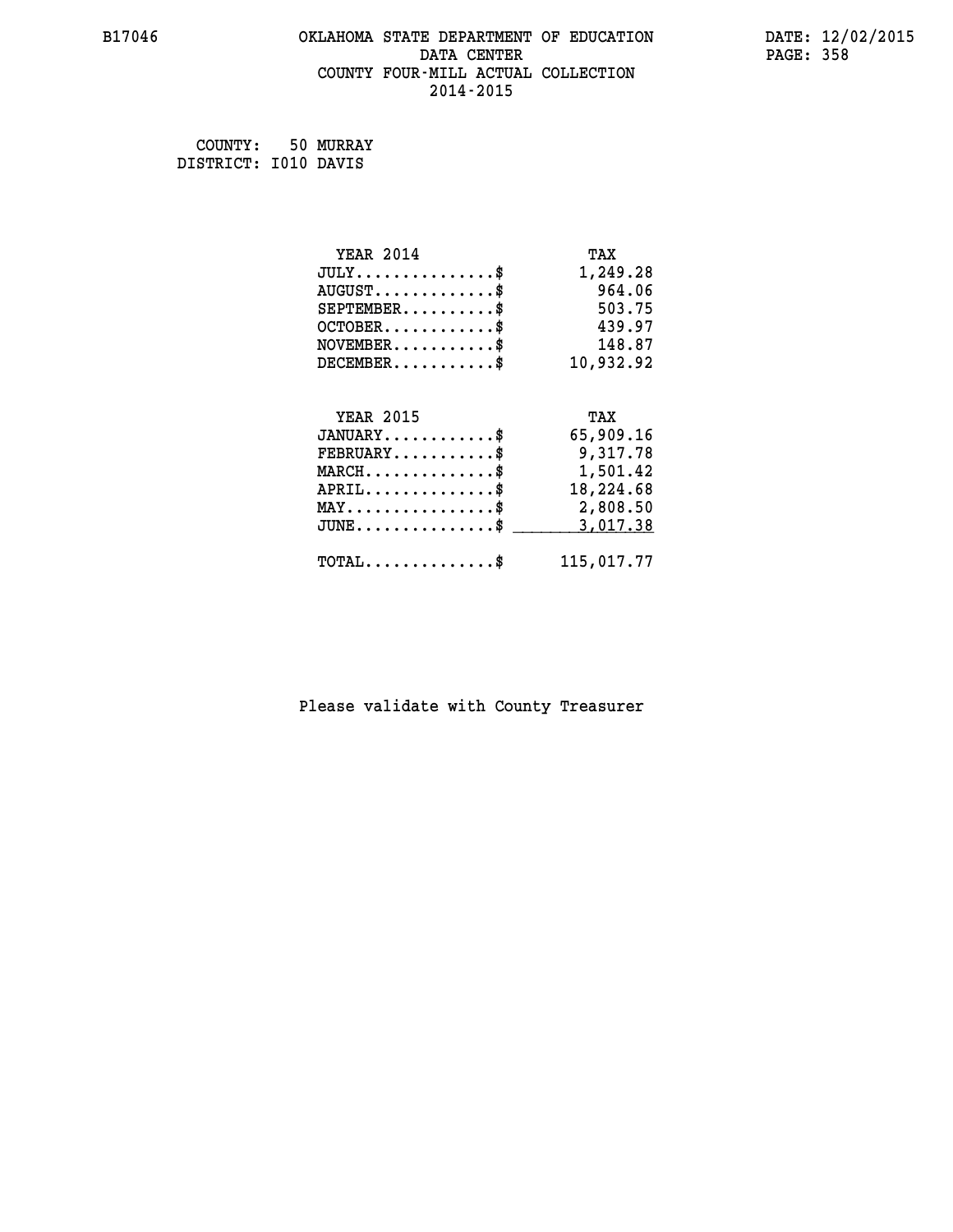# OKLAHOMA STATE DEPARTMENT OF EDUCATION
## DATA CENTER
## COUNTY FOUR-MILL ACTUAL COLLECTION
## 2014-2015

COUNTY: 50 MURRAY
DISTRICT: I010 DAVIS

| YEAR 2014 | TAX |
|---|---|
| JULY..............$ | 1,249.28 |
| AUGUST............$ | 964.06 |
| SEPTEMBER.........$ | 503.75 |
| OCTOBER...........$ | 439.97 |
| NOVEMBER..........$ | 148.87 |
| DECEMBER..........$ | 10,932.92 |

| YEAR 2015 | TAX |
|---|---|
| JANUARY...........$ | 65,909.16 |
| FEBRUARY..........$ | 9,317.78 |
| MARCH.............$ | 1,501.42 |
| APRIL.............$ | 18,224.68 |
| MAY...............$ | 2,808.50 |
| JUNE..............$ | 3,017.38 |
| TOTAL.............$ | 115,017.77 |

Please validate with County Treasurer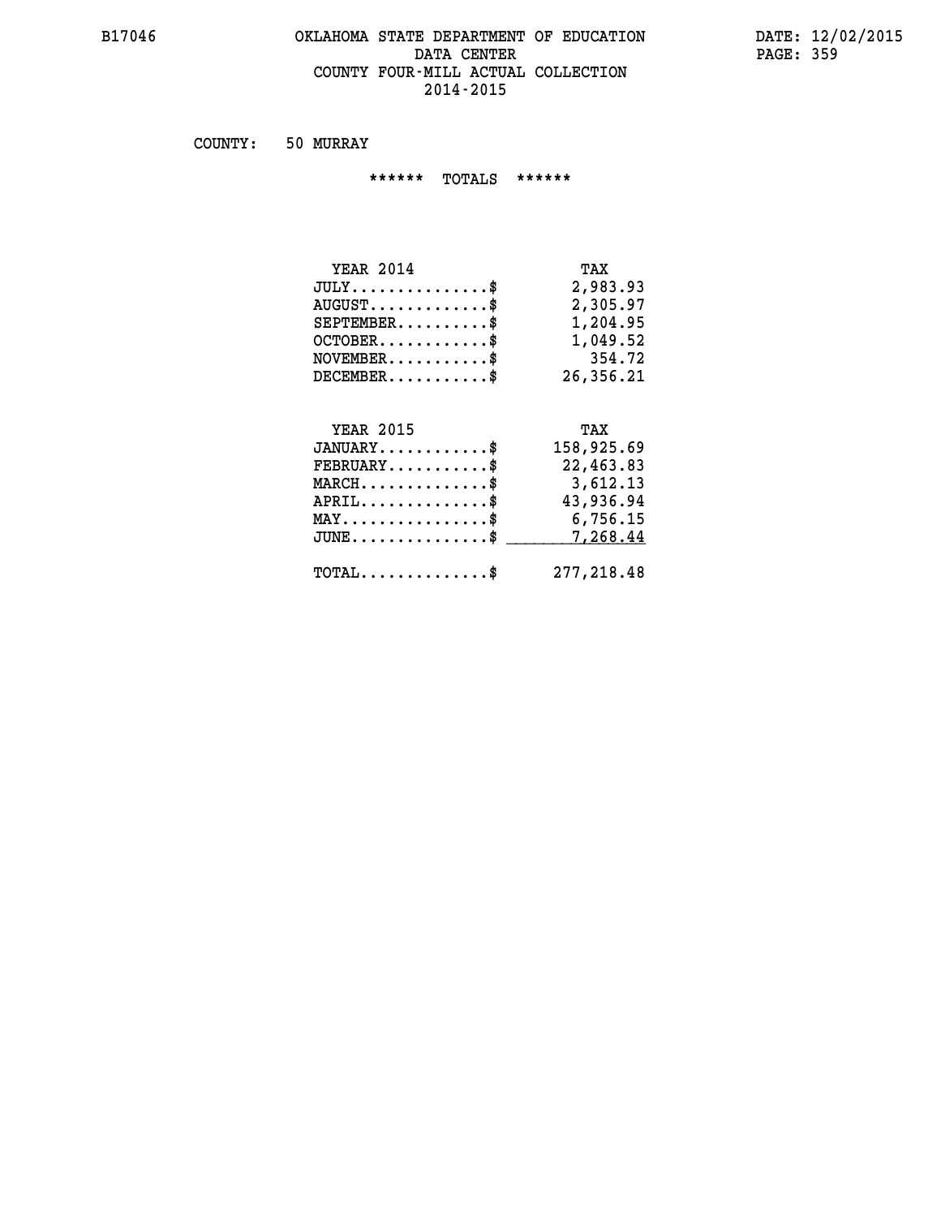# OKLAHOMA STATE DEPARTMENT OF EDUCATION
## DATA CENTER
## COUNTY FOUR-MILL ACTUAL COLLECTION
## 2014-2015

COUNTY: 50 MURRAY

****** TOTALS ******

| YEAR 2014 | TAX |
|---|---|
| JULY...............$ | 2,983.93 |
| AUGUST.............$ | 2,305.97 |
| SEPTEMBER..........$ | 1,204.95 |
| OCTOBER............$ | 1,049.52 |
| NOVEMBER...........$ | 354.72 |
| DECEMBER...........$ | 26,356.21 |

| YEAR 2015 | TAX |
|---|---|
| JANUARY............$ | 158,925.69 |
| FEBRUARY...........$ | 22,463.83 |
| MARCH..............$ | 3,612.13 |
| APRIL..............$ | 43,936.94 |
| MAY................$ | 6,756.15 |
| JUNE...............$ | 7,268.44 |
| TOTAL..............$ | 277,218.48 |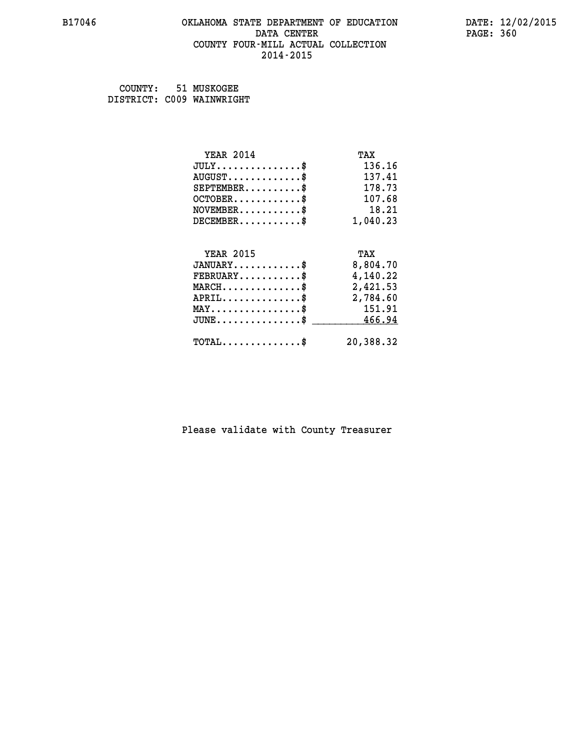B17046 OKLAHOMA STATE DEPARTMENT OF EDUCATION DATA CENTER COUNTY FOUR-MILL ACTUAL COLLECTION 2014-2015

DATE: 12/02/2015

COUNTY: 51 MUSKOGEE
DISTRICT: C009 WAINWRIGHT

| YEAR 2014 | TAX |
|---|---|
| JULY...............$ | 136.16 |
| AUGUST.............$ | 137.41 |
| SEPTEMBER..........$ | 178.73 |
| OCTOBER............$ | 107.68 |
| NOVEMBER...........$ | 18.21 |
| DECEMBER...........$ | 1,040.23 |

| YEAR 2015 | TAX |
|---|---|
| JANUARY............$ | 8,804.70 |
| FEBRUARY...........$ | 4,140.22 |
| MARCH..............$ | 2,421.53 |
| APRIL..............$ | 2,784.60 |
| MAY................$ | 151.91 |
| JUNE...............$ | 466.94 |
| TOTAL..............$ | 20,388.32 |

Please validate with County Treasurer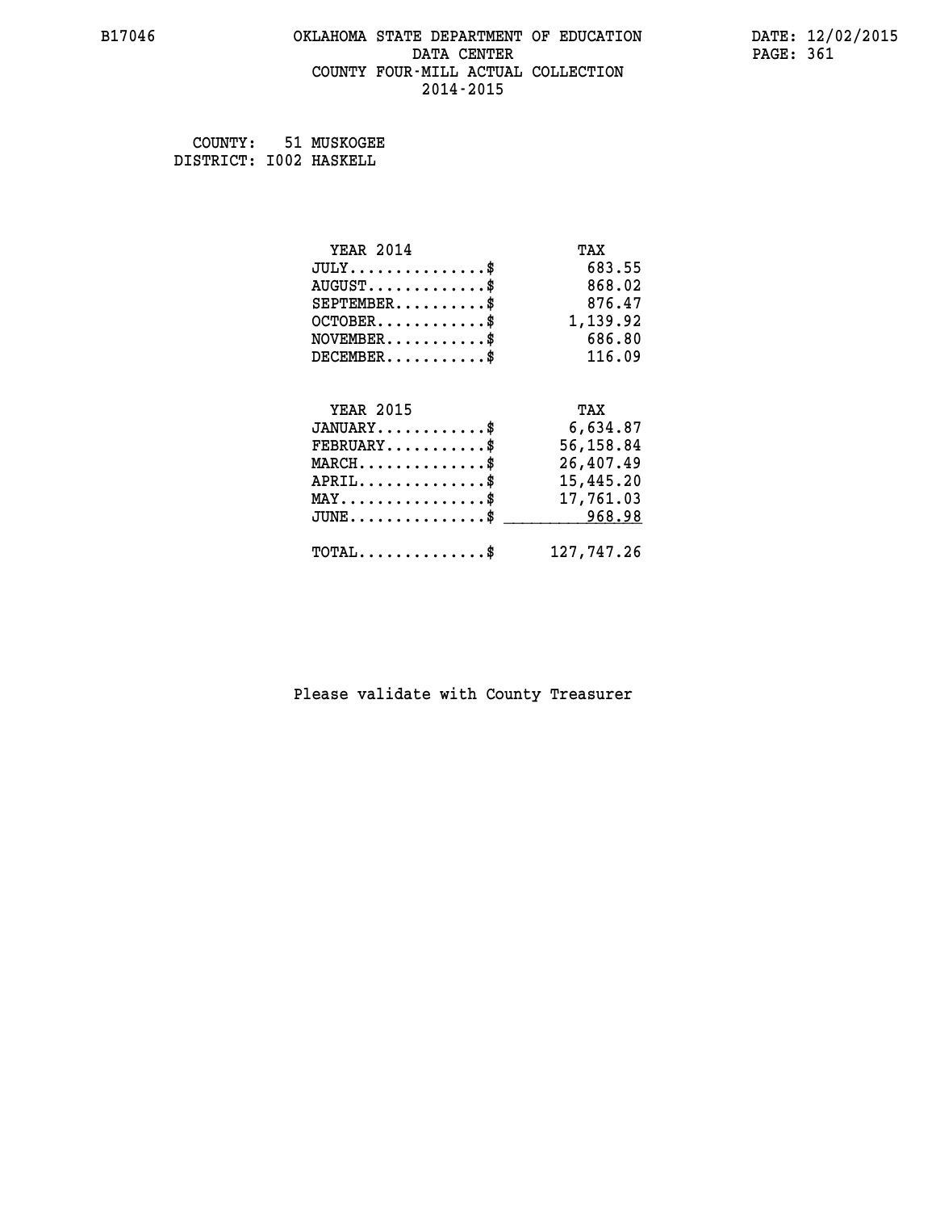COUNTY: 51 MUSKOGEE
DISTRICT: I002 HASKELL

| YEAR 2014 | TAX |
|---|---|
| JULY..............$ | 683.55 |
| AUGUST............$ | 868.02 |
| SEPTEMBER.........$ | 876.47 |
| OCTOBER...........$ | 1,139.92 |
| NOVEMBER..........$ | 686.80 |
| DECEMBER..........$ | 116.09 |

| YEAR 2015 | TAX |
|---|---|
| JANUARY...........$ | 6,634.87 |
| FEBRUARY..........$ | 56,158.84 |
| MARCH.............$ | 26,407.49 |
| APRIL.............$ | 15,445.20 |
| MAY...............$ | 17,761.03 |
| JUNE..............$ | 968.98 |
| TOTAL.............$ | 127,747.26 |

Please validate with County Treasurer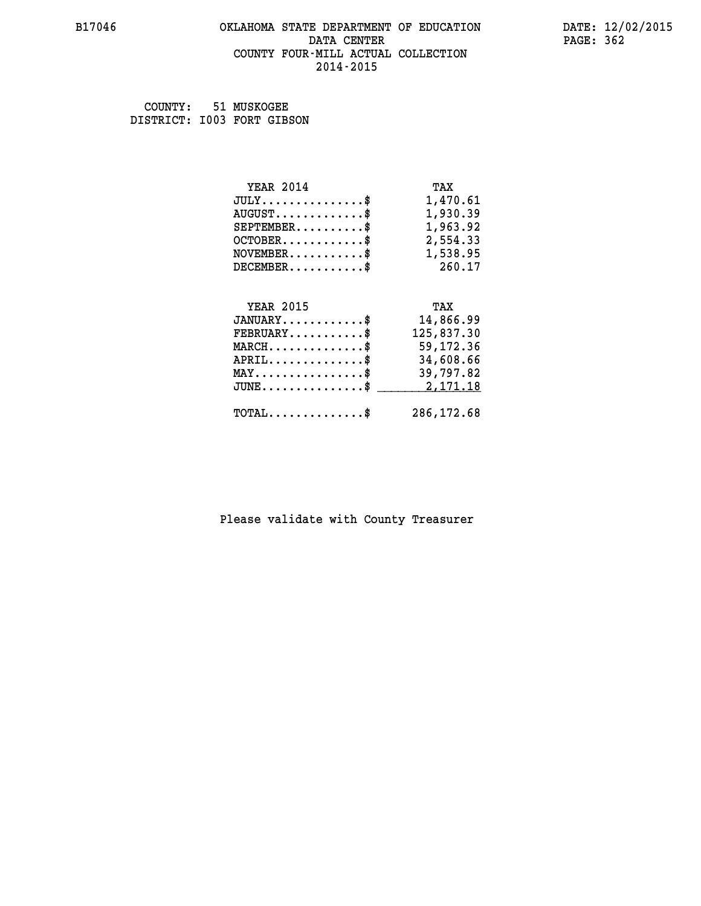# OKLAHOMA STATE DEPARTMENT OF EDUCATION
## DATA CENTER
## COUNTY FOUR-MILL ACTUAL COLLECTION
## 2014-2015

COUNTY: 51 MUSKOGEE
DISTRICT: I003 FORT GIBSON

| YEAR 2014 | TAX |
|---|---|
| JULY..............$ | 1,470.61 |
| AUGUST............$ | 1,930.39 |
| SEPTEMBER.........$ | 1,963.92 |
| OCTOBER...........$ | 2,554.33 |
| NOVEMBER..........$ | 1,538.95 |
| DECEMBER..........$ | 260.17 |

| YEAR 2015 | TAX |
|---|---|
| JANUARY...........$ | 14,866.99 |
| FEBRUARY..........$ | 125,837.30 |
| MARCH.............$ | 59,172.36 |
| APRIL.............$ | 34,608.66 |
| MAY...............$ | 39,797.82 |
| JUNE..............$ | 2,171.18 |
| TOTAL.............$ | 286,172.68 |

Please validate with County Treasurer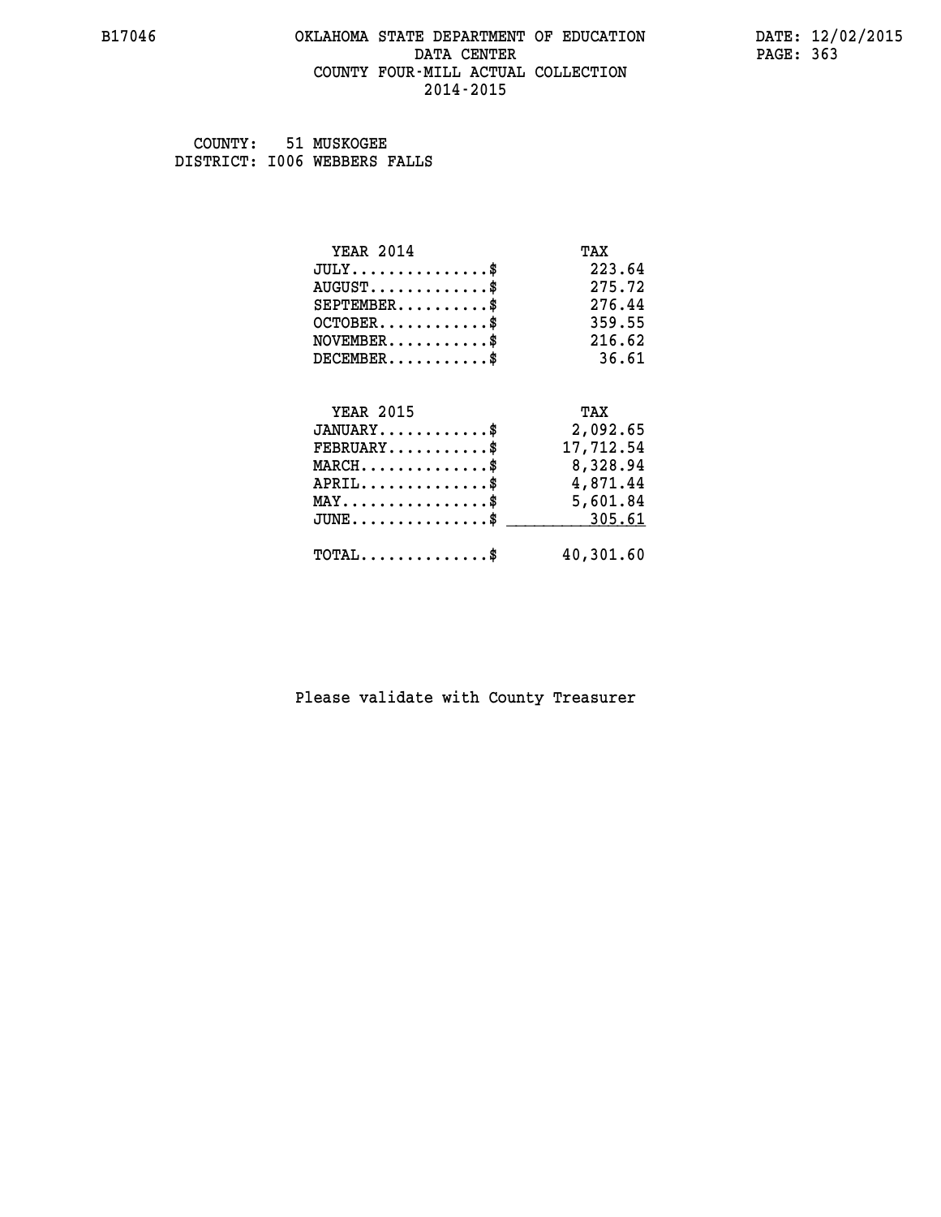COUNTY: 51 MUSKOGEE
DISTRICT: I006 WEBBERS FALLS

| YEAR 2014 | TAX |
|---|---|
| JULY...............$ | 223.64 |
| AUGUST.............$ | 275.72 |
| SEPTEMBER..........$ | 276.44 |
| OCTOBER............$ | 359.55 |
| NOVEMBER...........$ | 216.62 |
| DECEMBER...........$ | 36.61 |

| YEAR 2015 | TAX |
|---|---|
| JANUARY............$ | 2,092.65 |
| FEBRUARY...........$ | 17,712.54 |
| MARCH..............$ | 8,328.94 |
| APRIL..............$ | 4,871.44 |
| MAY................$ | 5,601.84 |
| JUNE...............$ | 305.61 |
| TOTAL..............$ | 40,301.60 |

Please validate with County Treasurer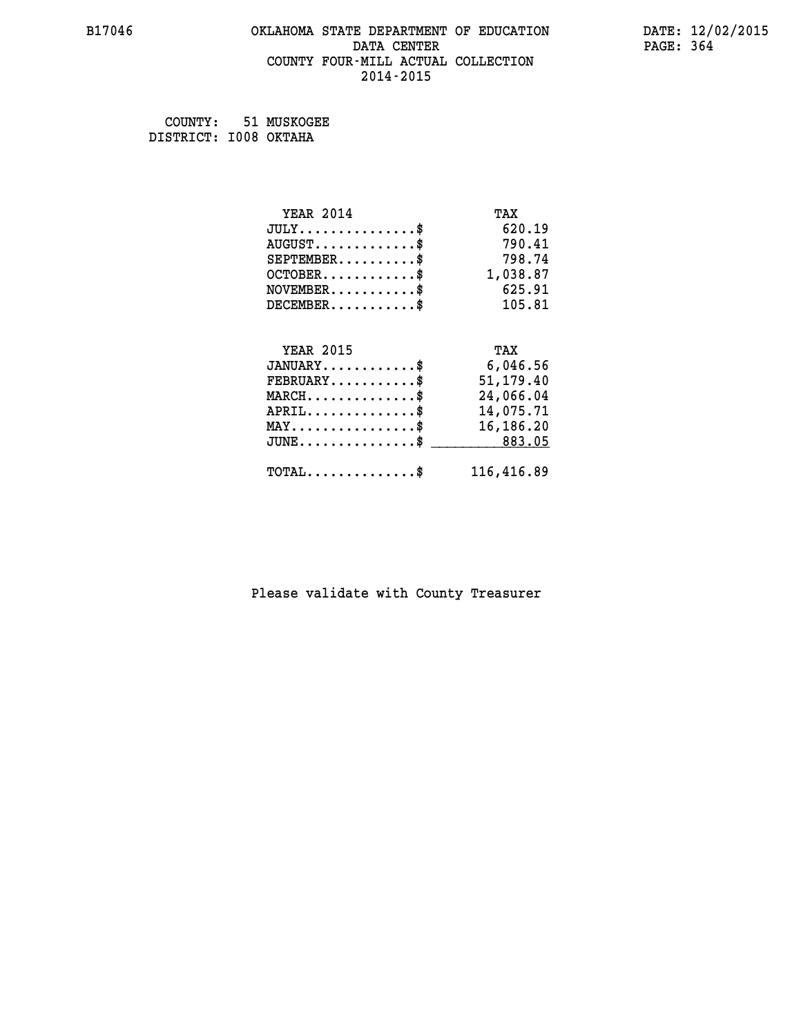B17046 OKLAHOMA STATE DEPARTMENT OF EDUCATION DATA CENTER COUNTY FOUR-MILL ACTUAL COLLECTION 2014-2015

DATE: 12/02/2015

COUNTY: 51 MUSKOGEE
DISTRICT: I008 OKTAHA

| YEAR 2014 | TAX |
|---|---|
| JULY...............$ | 620.19 |
| AUGUST.............$ | 790.41 |
| SEPTEMBER..........$ | 798.74 |
| OCTOBER............$ | 1,038.87 |
| NOVEMBER...........$ | 625.91 |
| DECEMBER...........$ | 105.81 |

| YEAR 2015 | TAX |
|---|---|
| JANUARY............$ | 6,046.56 |
| FEBRUARY...........$ | 51,179.40 |
| MARCH..............$ | 24,066.04 |
| APRIL..............$ | 14,075.71 |
| MAY................$ | 16,186.20 |
| JUNE...............$ | 883.05 |
| TOTAL..............$ | 116,416.89 |

Please validate with County Treasurer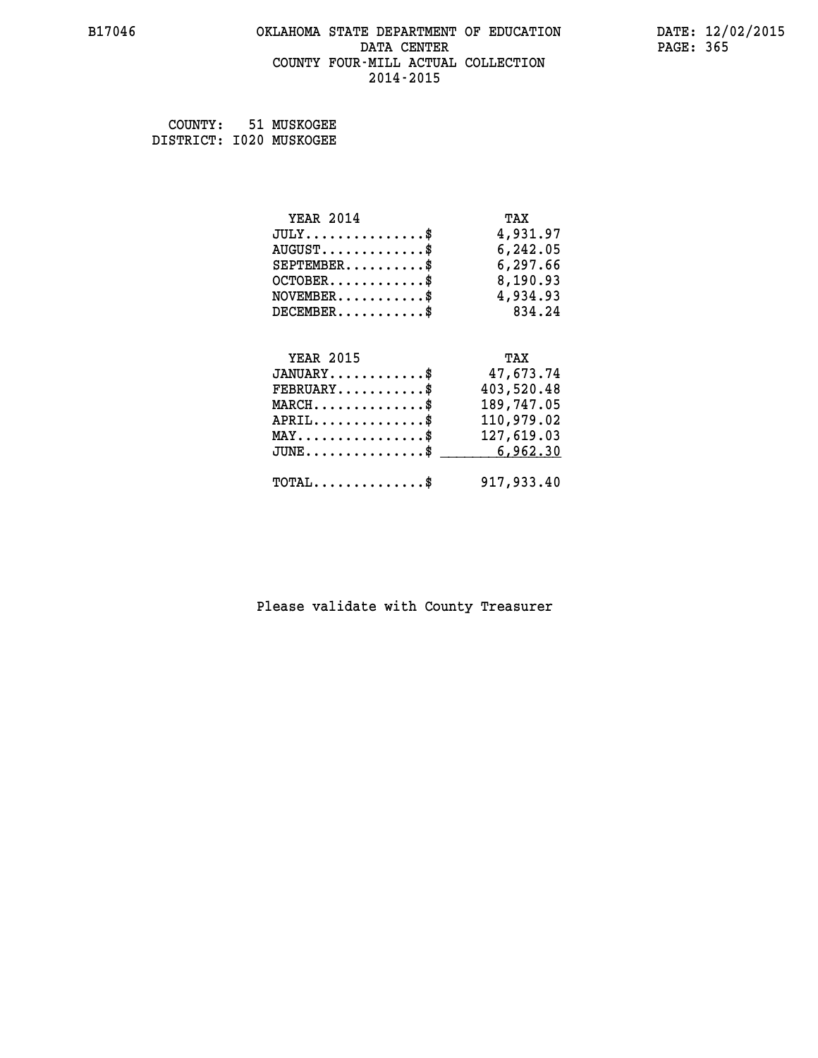# OKLAHOMA STATE DEPARTMENT OF EDUCATION
## DATA CENTER
## COUNTY FOUR-MILL ACTUAL COLLECTION
## 2014-2015

B17046 DATE: 12/02/2015

COUNTY: 51 MUSKOGEE
DISTRICT: I020 MUSKOGEE

| YEAR 2014 | TAX |
|---|---|
| JULY...............$ | 4,931.97 |
| AUGUST.............$ | 6,242.05 |
| SEPTEMBER..........$ | 6,297.66 |
| OCTOBER............$ | 8,190.93 |
| NOVEMBER...........$ | 4,934.93 |
| DECEMBER...........$ | 834.24 |

| YEAR 2015 | TAX |
|---|---|
| JANUARY............$ | 47,673.74 |
| FEBRUARY...........$ | 403,520.48 |
| MARCH..............$ | 189,747.05 |
| APRIL..............$ | 110,979.02 |
| MAY................$ | 127,619.03 |
| JUNE...............$ | 6,962.30 |
| TOTAL..............$ | 917,933.40 |

Please validate with County Treasurer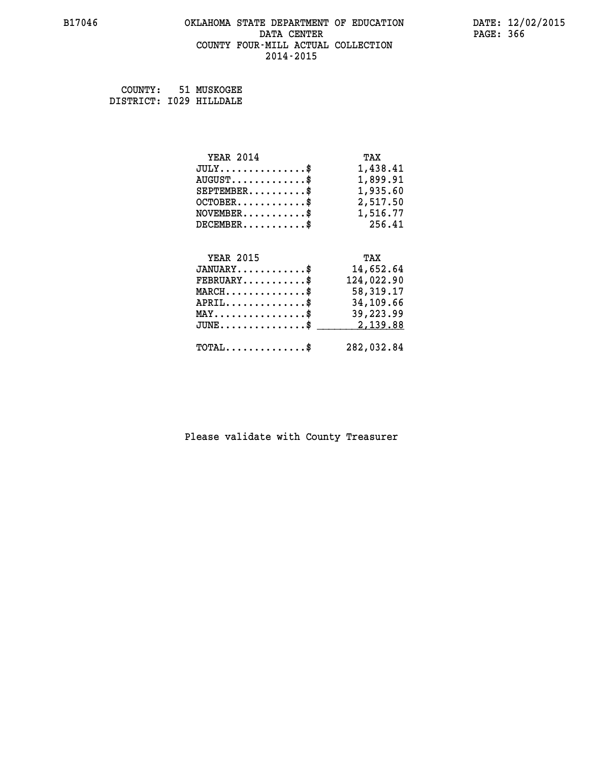# OKLAHOMA STATE DEPARTMENT OF EDUCATION
## DATA CENTER
## COUNTY FOUR-MILL ACTUAL COLLECTION
## 2014-2015

B17046 DATE: 12/02/2015

COUNTY: 51 MUSKOGEE
DISTRICT: I029 HILLDALE

| YEAR 2014 | TAX |
|---|---|
| JULY..............$ | 1,438.41 |
| AUGUST............$ | 1,899.91 |
| SEPTEMBER.........$ | 1,935.60 |
| OCTOBER...........$ | 2,517.50 |
| NOVEMBER..........$ | 1,516.77 |
| DECEMBER..........$ | 256.41 |

| YEAR 2015 | TAX |
|---|---|
| JANUARY...........$ | 14,652.64 |
| FEBRUARY..........$ | 124,022.90 |
| MARCH.............$ | 58,319.17 |
| APRIL.............$ | 34,109.66 |
| MAY...............$ | 39,223.99 |
| JUNE..............$ | 2,139.88 |
| TOTAL.............$ | 282,032.84 |

Please validate with County Treasurer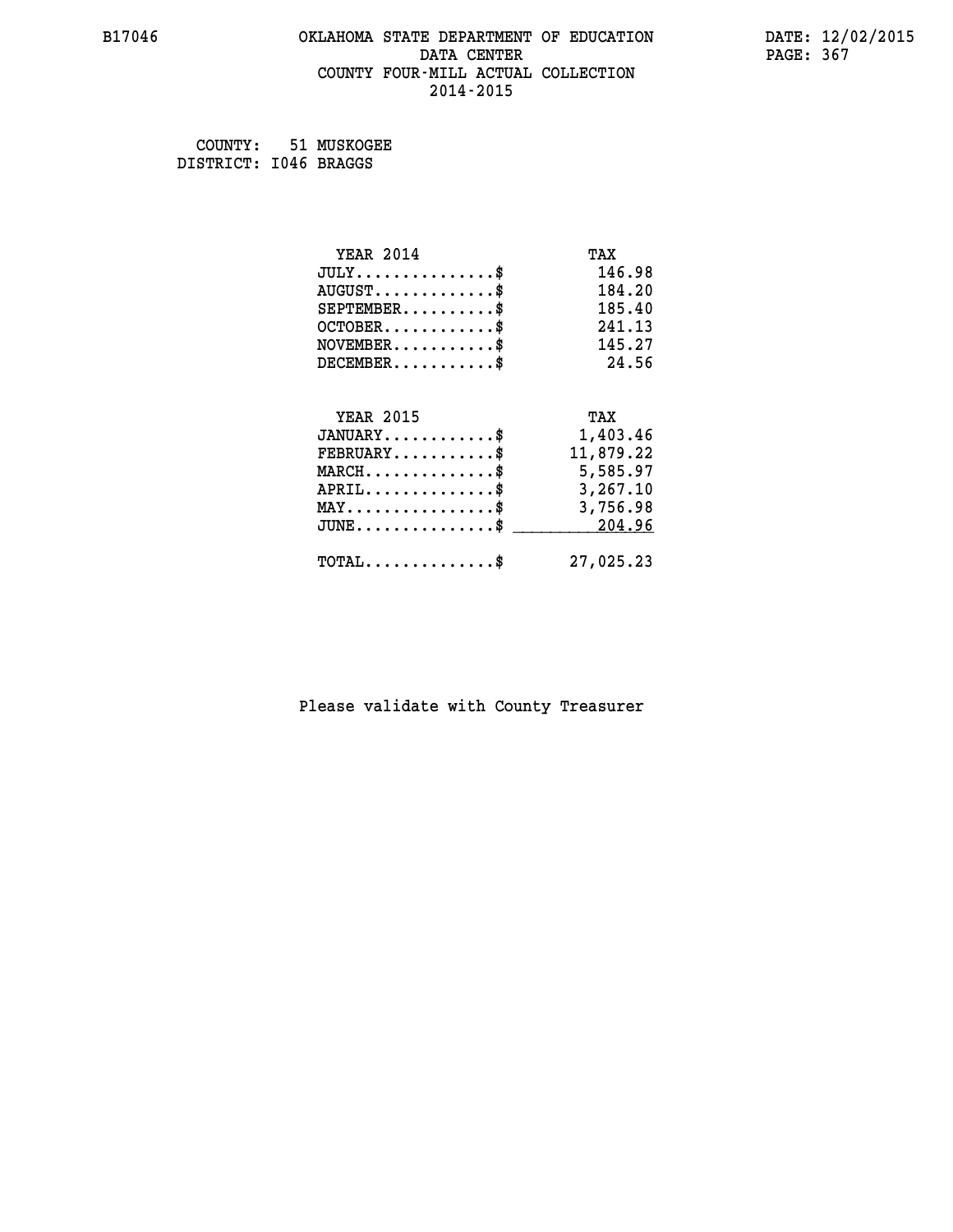B17046 OKLAHOMA STATE DEPARTMENT OF EDUCATION DATE: 12/02/2015

DATA CENTER

COUNTY FOUR-MILL ACTUAL COLLECTION

2014-2015

COUNTY: 51 MUSKOGEE
DISTRICT: I046 BRAGGS

| YEAR 2014 | TAX |
|---|---|
| JULY...............$ | 146.98 |
| AUGUST.............$ | 184.20 |
| SEPTEMBER..........$ | 185.40 |
| OCTOBER............$ | 241.13 |
| NOVEMBER...........$ | 145.27 |
| DECEMBER...........$ | 24.56 |

| YEAR 2015 | TAX |
|---|---|
| JANUARY............$ | 1,403.46 |
| FEBRUARY...........$ | 11,879.22 |
| MARCH..............$ | 5,585.97 |
| APRIL..............$ | 3,267.10 |
| MAY................$ | 3,756.98 |
| JUNE...............$ | 204.96 |
| TOTAL..............$ | 27,025.23 |

Please validate with County Treasurer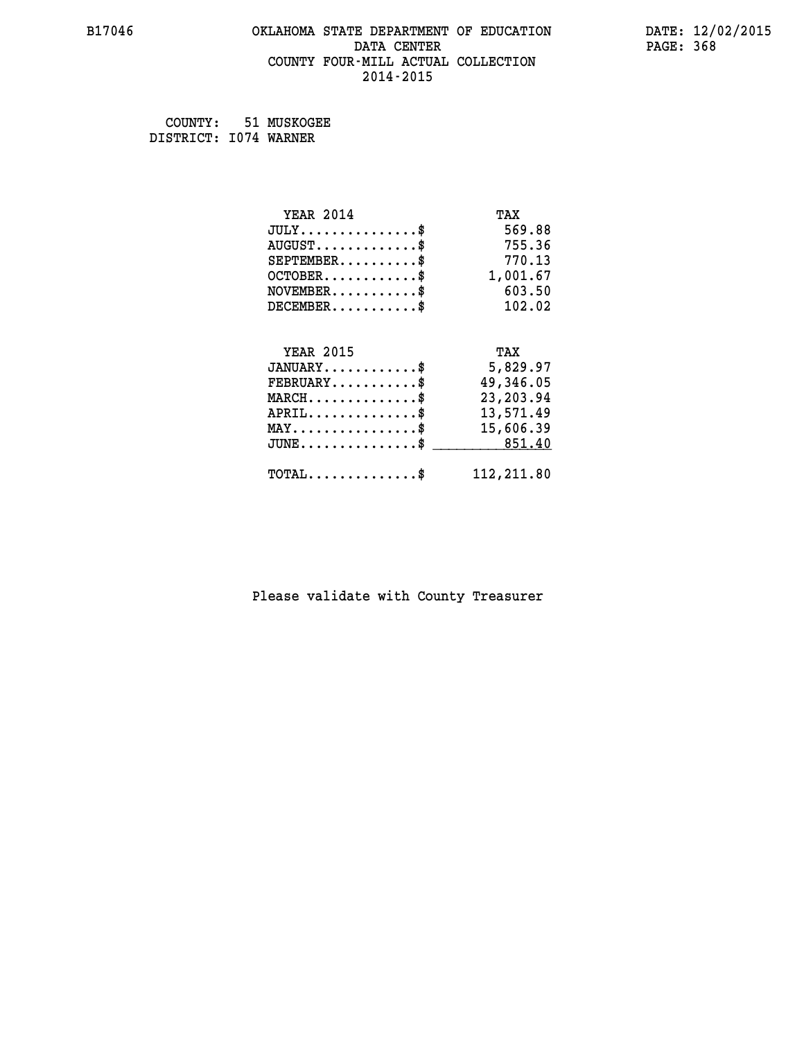B17046 OKLAHOMA STATE DEPARTMENT OF EDUCATION DATA CENTER COUNTY FOUR-MILL ACTUAL COLLECTION 2014-2015

DATE: 12/02/2015

COUNTY: 51 MUSKOGEE
DISTRICT: I074 WARNER

| YEAR 2014 | TAX |
|---|---|
| JULY...............$ | 569.88 |
| AUGUST.............$ | 755.36 |
| SEPTEMBER..........$ | 770.13 |
| OCTOBER............$ | 1,001.67 |
| NOVEMBER...........$ | 603.50 |
| DECEMBER...........$ | 102.02 |

| YEAR 2015 | TAX |
|---|---|
| JANUARY............$ | 5,829.97 |
| FEBRUARY...........$ | 49,346.05 |
| MARCH..............$ | 23,203.94 |
| APRIL..............$ | 13,571.49 |
| MAY................$ | 15,606.39 |
| JUNE...............$ | 851.40 |
| TOTAL..............$ | 112,211.80 |

Please validate with County Treasurer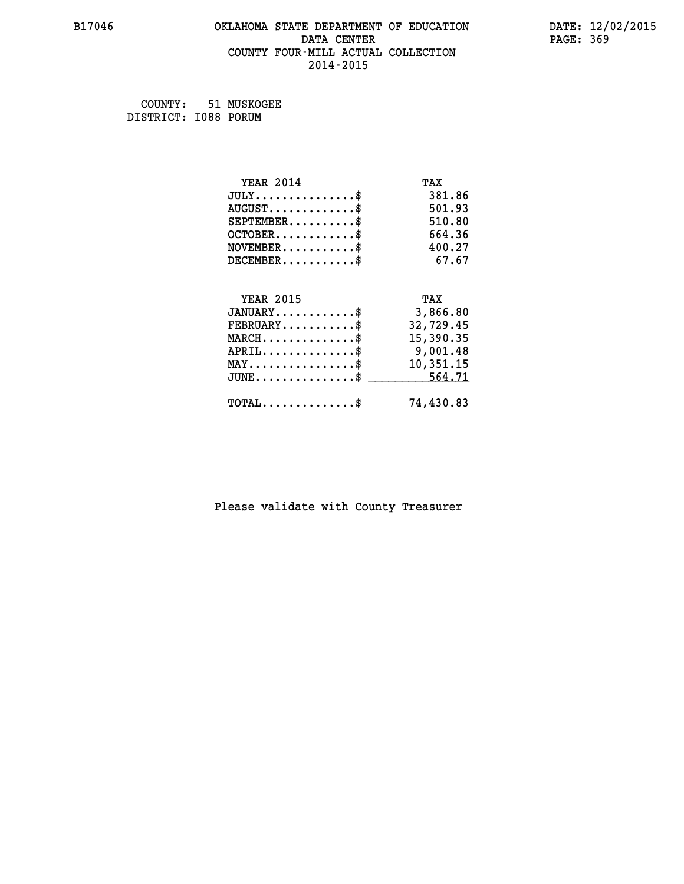B17046 OKLAHOMA STATE DEPARTMENT OF EDUCATION DATE: 12/02/2015
DATA CENTER PAGE: 369
COUNTY FOUR-MILL ACTUAL COLLECTION
2014-2015

COUNTY: 51 MUSKOGEE
DISTRICT: I088 PORUM

| YEAR 2014 | TAX |
|---|---|
| JULY...............$ | 381.86 |
| AUGUST.............$ | 501.93 |
| SEPTEMBER..........$ | 510.80 |
| OCTOBER............$ | 664.36 |
| NOVEMBER...........$ | 400.27 |
| DECEMBER...........$ | 67.67 |

| YEAR 2015 | TAX |
|---|---|
| JANUARY............$ | 3,866.80 |
| FEBRUARY...........$ | 32,729.45 |
| MARCH..............$ | 15,390.35 |
| APRIL..............$ | 9,001.48 |
| MAY................$ | 10,351.15 |
| JUNE...............$ | 564.71 |
| TOTAL..............$ | 74,430.83 |

Please validate with County Treasurer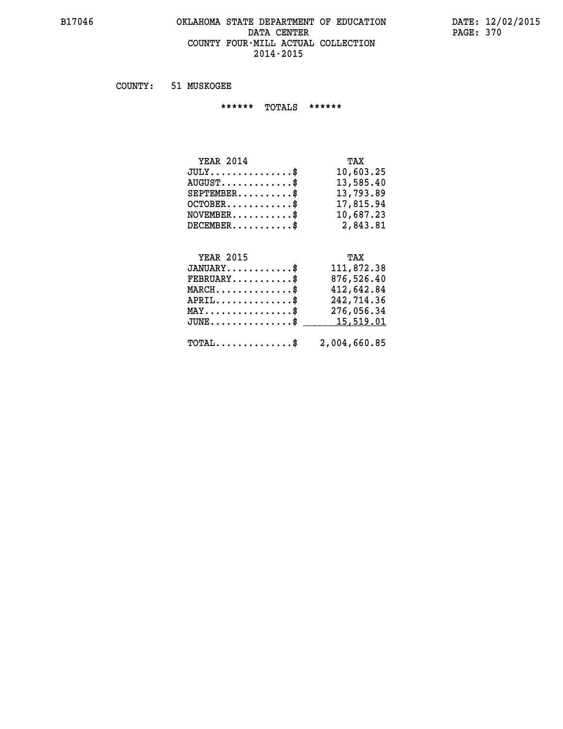# OKLAHOMA STATE DEPARTMENT OF EDUCATION
## DATA CENTER
## COUNTY FOUR-MILL ACTUAL COLLECTION
## 2014-2015

COUNTY: 51 MUSKOGEE

****** TOTALS ******

| YEAR 2014 | TAX |
|---|---|
| JULY...............$ | 10,603.25 |
| AUGUST.............$ | 13,585.40 |
| SEPTEMBER..........$ | 13,793.89 |
| OCTOBER............$ | 17,815.94 |
| NOVEMBER...........$ | 10,687.23 |
| DECEMBER...........$ | 2,843.81 |

| YEAR 2015 | TAX |
|---|---|
| JANUARY............$ | 111,872.38 |
| FEBRUARY...........$ | 876,526.40 |
| MARCH..............$ | 412,642.84 |
| APRIL..............$ | 242,714.36 |
| MAY................$ | 276,056.34 |
| JUNE...............$ | 15,519.01 |
| TOTAL..............$ | 2,004,660.85 |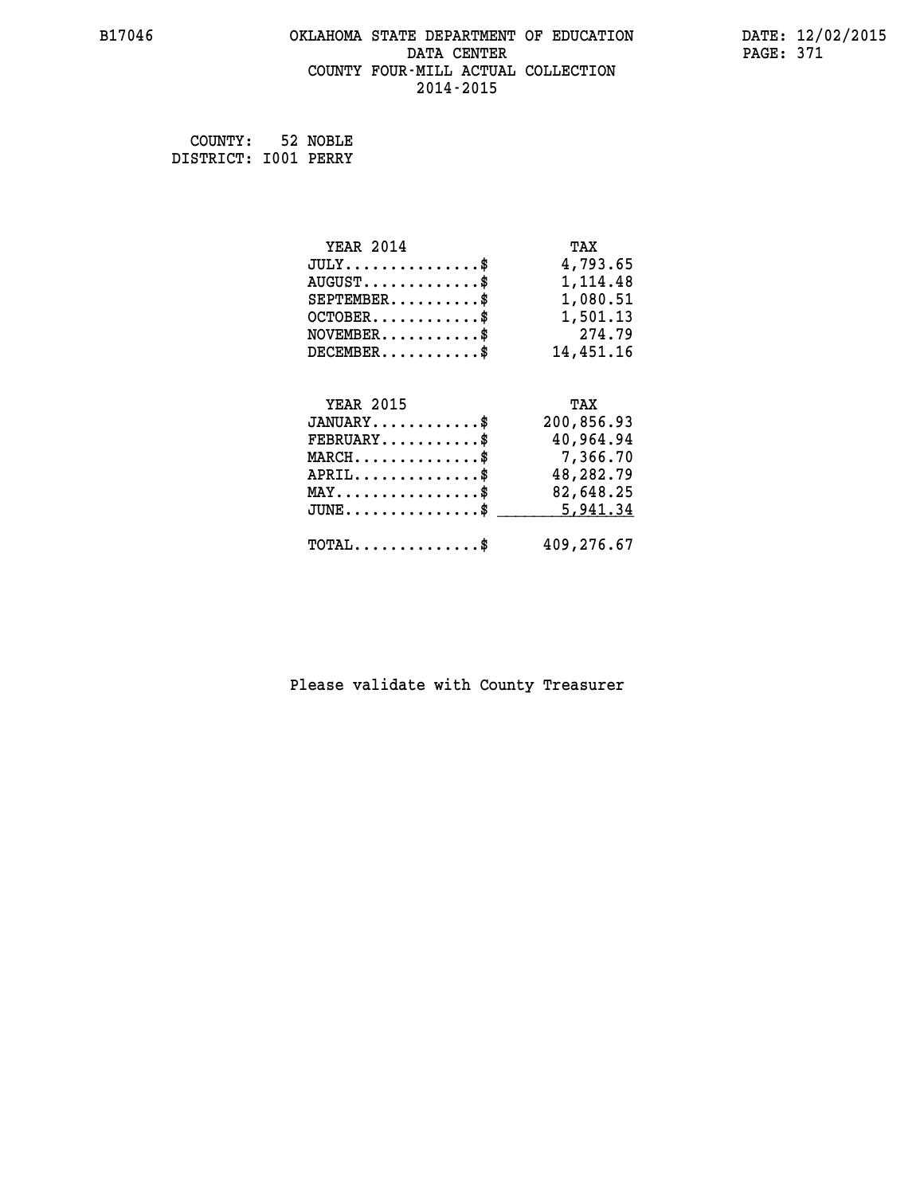# OKLAHOMA STATE DEPARTMENT OF EDUCATION
## DATA CENTER
## COUNTY FOUR-MILL ACTUAL COLLECTION
## 2014-2015

COUNTY: 52 NOBLE
DISTRICT: I001 PERRY

| YEAR 2014 | TAX |
|---|---|
| JULY...............$ | 4,793.65 |
| AUGUST.............$ | 1,114.48 |
| SEPTEMBER..........$ | 1,080.51 |
| OCTOBER............$ | 1,501.13 |
| NOVEMBER...........$ | 274.79 |
| DECEMBER...........$ | 14,451.16 |

| YEAR 2015 | TAX |
|---|---|
| JANUARY............$ | 200,856.93 |
| FEBRUARY...........$ | 40,964.94 |
| MARCH..............$ | 7,366.70 |
| APRIL..............$ | 48,282.79 |
| MAY................$ | 82,648.25 |
| JUNE...............$ | 5,941.34 |
| TOTAL..............$ | 409,276.67 |

Please validate with County Treasurer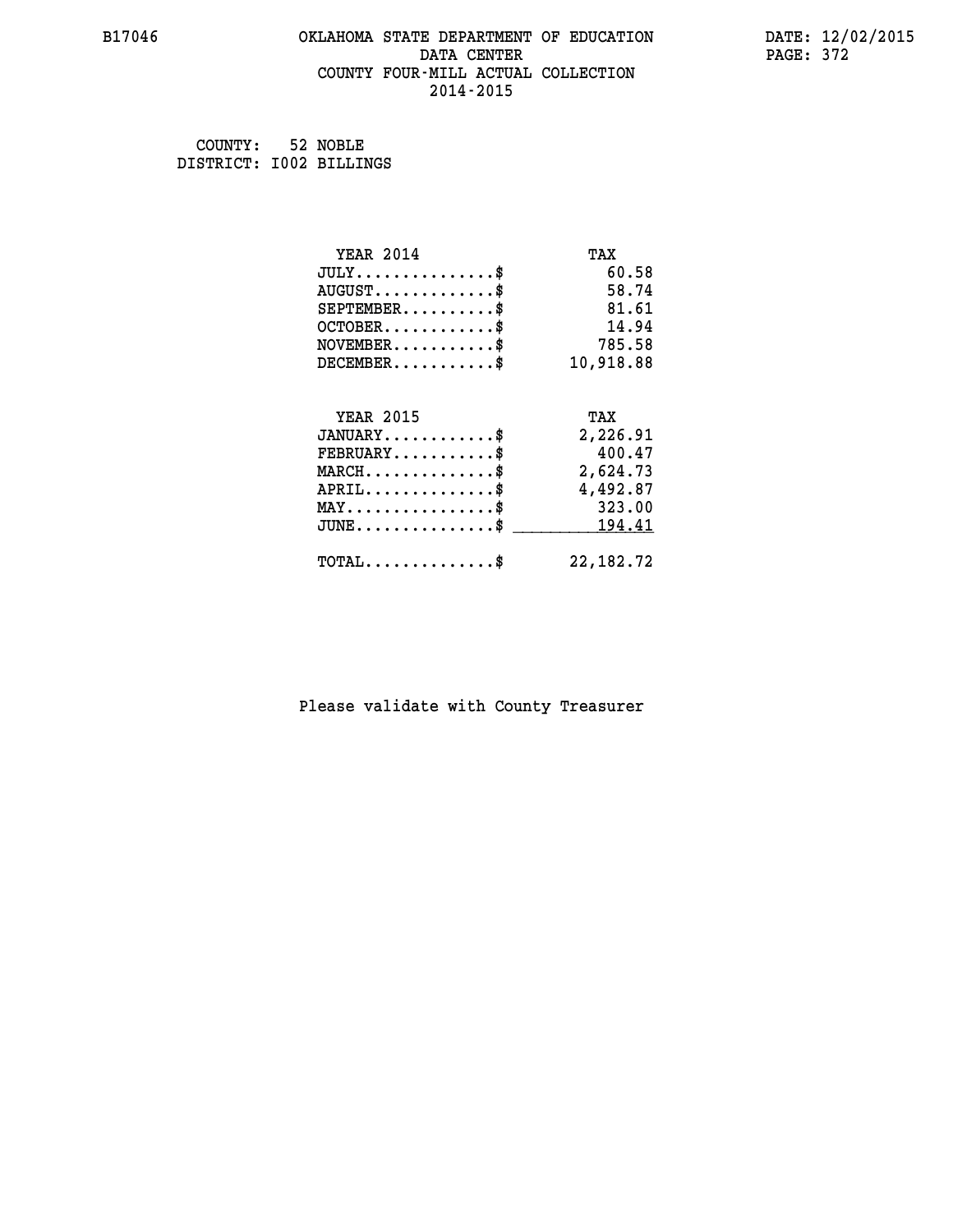# OKLAHOMA STATE DEPARTMENT OF EDUCATION
## DATA CENTER
## COUNTY FOUR-MILL ACTUAL COLLECTION
## 2014-2015

B17046

DATE: 12/02/2015

COUNTY: 52 NOBLE
DISTRICT: I002 BILLINGS

| YEAR 2014 | TAX |
|---|---|
| JULY...............$ | 60.58 |
| AUGUST.............$ | 58.74 |
| SEPTEMBER..........$ | 81.61 |
| OCTOBER............$ | 14.94 |
| NOVEMBER...........$ | 785.58 |
| DECEMBER...........$ | 10,918.88 |

| YEAR 2015 | TAX |
|---|---|
| JANUARY............$ | 2,226.91 |
| FEBRUARY...........$ | 400.47 |
| MARCH..............$ | 2,624.73 |
| APRIL..............$ | 4,492.87 |
| MAY................$ | 323.00 |
| JUNE...............$ | 194.41 |
| TOTAL..............$ | 22,182.72 |

Please validate with County Treasurer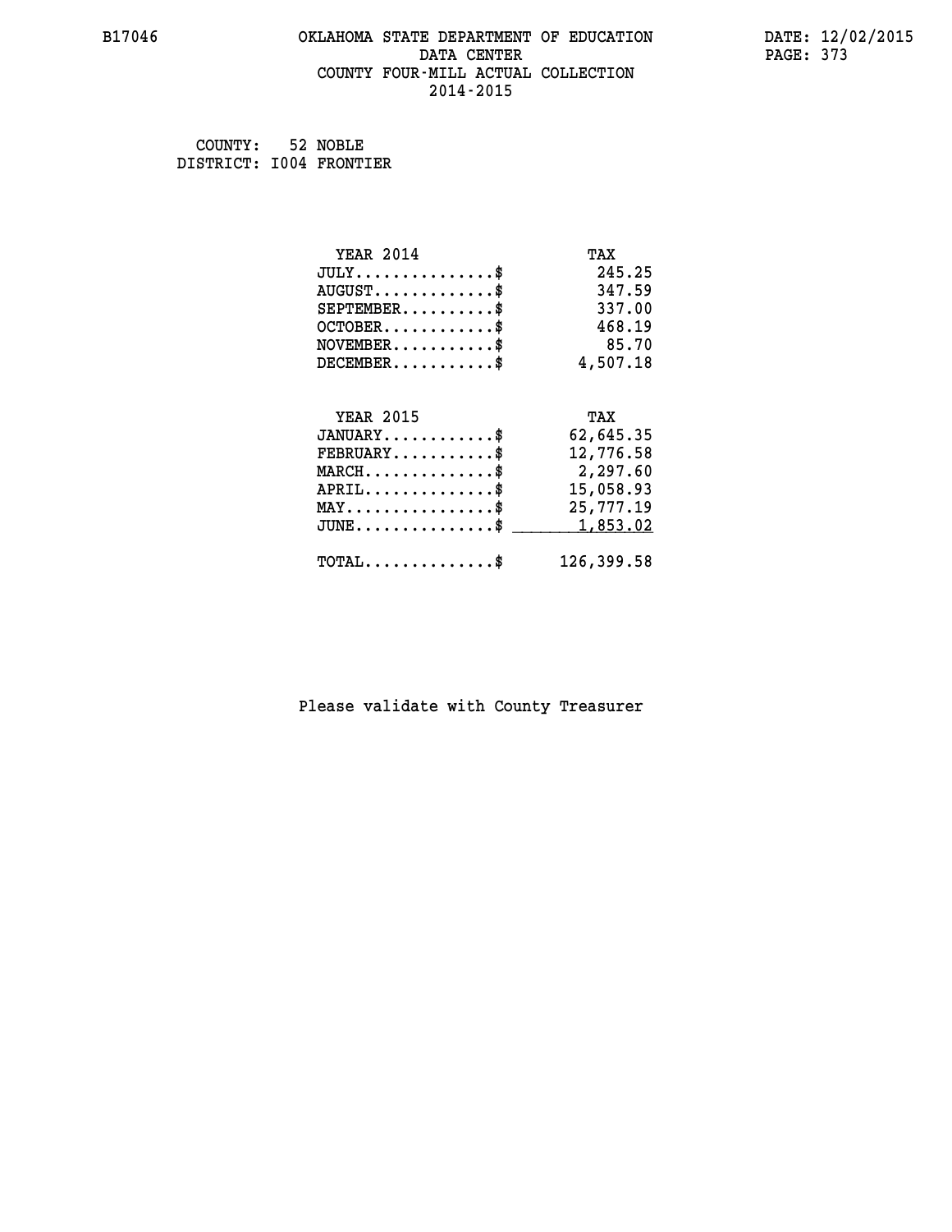COUNTY: 52 NOBLE
DISTRICT: I004 FRONTIER

| YEAR 2014 | TAX |
|---|---|
| JULY..............$ | 245.25 |
| AUGUST.............$ | 347.59 |
| SEPTEMBER..........$ | 337.00 |
| OCTOBER............$ | 468.19 |
| NOVEMBER...........$ | 85.70 |
| DECEMBER...........$ | 4,507.18 |

| YEAR 2015 | TAX |
|---|---|
| JANUARY............$ | 62,645.35 |
| FEBRUARY...........$ | 12,776.58 |
| MARCH..............$ | 2,297.60 |
| APRIL..............$ | 15,058.93 |
| MAY................$ | 25,777.19 |
| JUNE...............$ | 1,853.02 |
| TOTAL..............$ | 126,399.58 |

Please validate with County Treasurer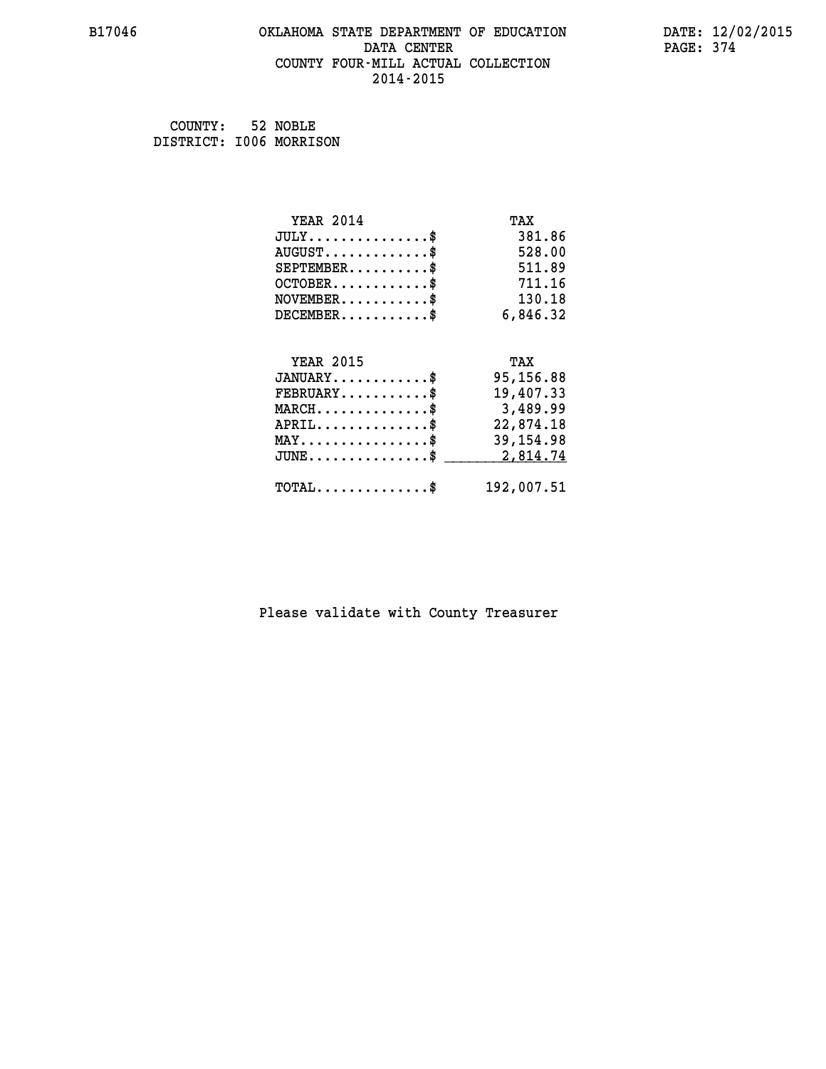# OKLAHOMA STATE DEPARTMENT OF EDUCATION
## DATA CENTER
## COUNTY FOUR-MILL ACTUAL COLLECTION
## 2014-2015

COUNTY: 52 NOBLE
DISTRICT: I006 MORRISON

| YEAR 2014 | TAX |
|---|---|
| JULY...............$ | 381.86 |
| AUGUST.............$ | 528.00 |
| SEPTEMBER..........$ | 511.89 |
| OCTOBER............$ | 711.16 |
| NOVEMBER...........$ | 130.18 |
| DECEMBER...........$ | 6,846.32 |

| YEAR 2015 | TAX |
|---|---|
| JANUARY............$ | 95,156.88 |
| FEBRUARY...........$ | 19,407.33 |
| MARCH..............$ | 3,489.99 |
| APRIL..............$ | 22,874.18 |
| MAY................$ | 39,154.98 |
| JUNE...............$ | 2,814.74 |
| TOTAL..............$ | 192,007.51 |

Please validate with County Treasurer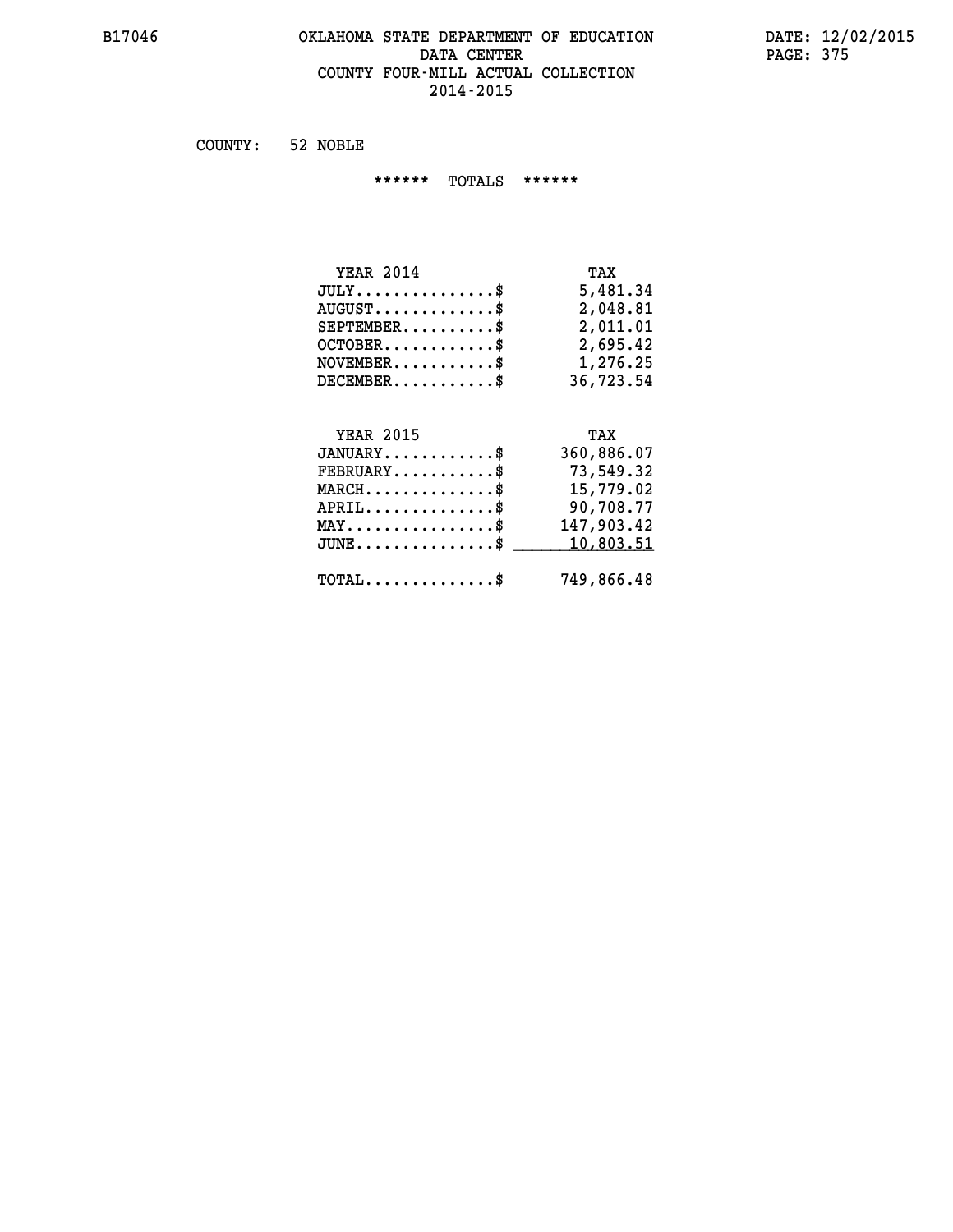B17046 OKLAHOMA STATE DEPARTMENT OF EDUCATION DATE: 12/02/2015
DATA CENTER PAGE: 375
COUNTY FOUR-MILL ACTUAL COLLECTION
2014-2015

COUNTY: 52 NOBLE

****** TOTALS ******

| YEAR 2014 | TAX |
|---|---|
| JULY...............$ | 5,481.34 |
| AUGUST.............$ | 2,048.81 |
| SEPTEMBER..........$ | 2,011.01 |
| OCTOBER............$ | 2,695.42 |
| NOVEMBER...........$ | 1,276.25 |
| DECEMBER...........$ | 36,723.54 |

| YEAR 2015 | TAX |
|---|---|
| JANUARY............$ | 360,886.07 |
| FEBRUARY...........$ | 73,549.32 |
| MARCH..............$ | 15,779.02 |
| APRIL..............$ | 90,708.77 |
| MAY................$ | 147,903.42 |
| JUNE...............$ | 10,803.51 |
| TOTAL..............$ | 749,866.48 |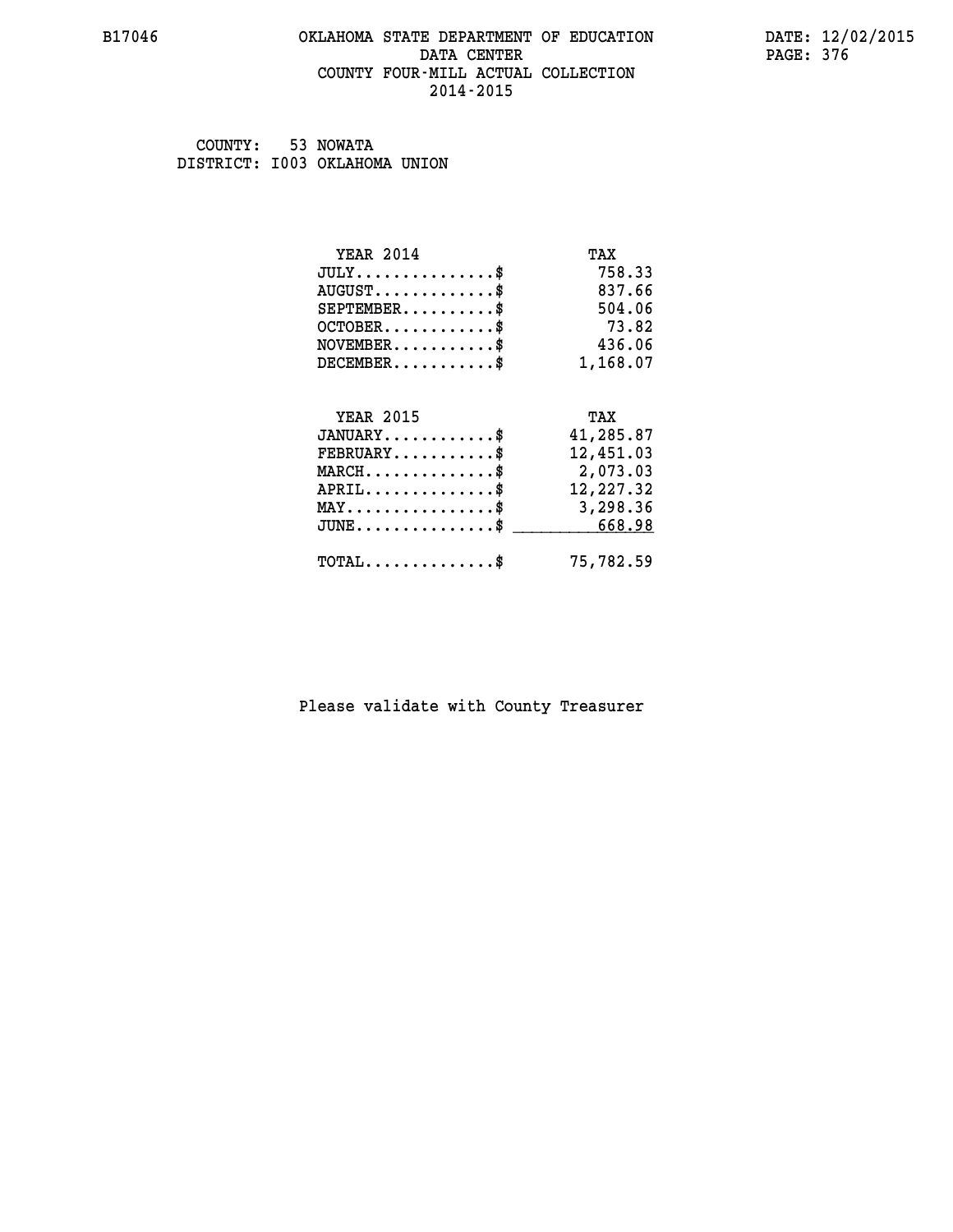B17046 OKLAHOMA STATE DEPARTMENT OF EDUCATION DATA CENTER COUNTY FOUR-MILL ACTUAL COLLECTION 2014-2015

DATE: 12/02/2015

COUNTY: 53 NOWATA
DISTRICT: I003 OKLAHOMA UNION

| YEAR 2014 | TAX |
|---|---|
| JULY...............$ | 758.33 |
| AUGUST.............$ | 837.66 |
| SEPTEMBER..........$ | 504.06 |
| OCTOBER............$ | 73.82 |
| NOVEMBER...........$ | 436.06 |
| DECEMBER...........$ | 1,168.07 |

| YEAR 2015 | TAX |
|---|---|
| JANUARY............$ | 41,285.87 |
| FEBRUARY...........$ | 12,451.03 |
| MARCH..............$ | 2,073.03 |
| APRIL..............$ | 12,227.32 |
| MAY................$ | 3,298.36 |
| JUNE...............$ | 668.98 |
| TOTAL..............$ | 75,782.59 |

Please validate with County Treasurer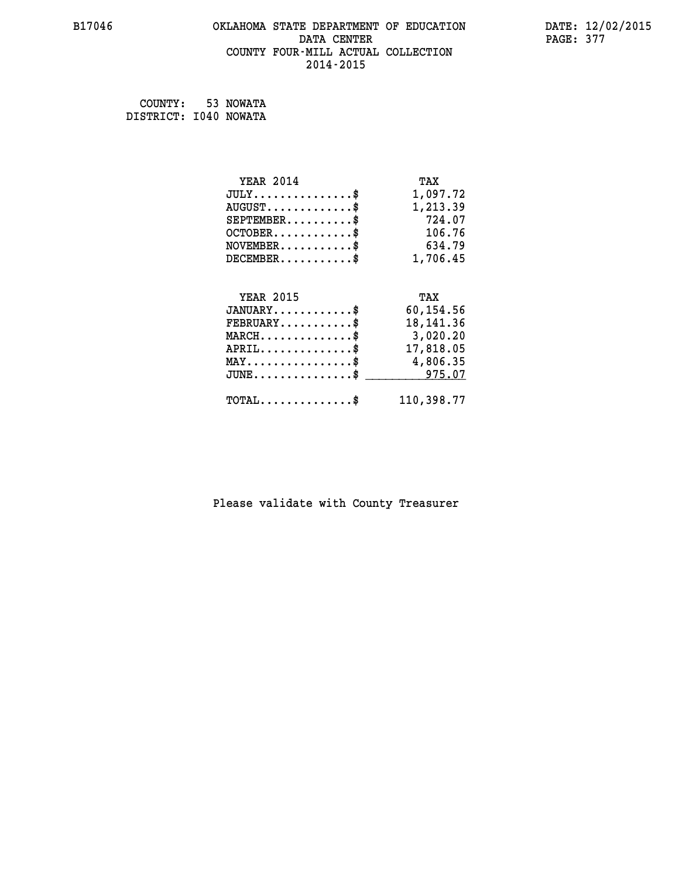# OKLAHOMA STATE DEPARTMENT OF EDUCATION
## DATA CENTER
## COUNTY FOUR-MILL ACTUAL COLLECTION
## 2014-2015

B17046 — DATE: 12/02/2015

COUNTY: 53 NOWATA
DISTRICT: I040 NOWATA

| YEAR 2014 | TAX |
|---|---|
| JULY..............$ | 1,097.72 |
| AUGUST.............$ | 1,213.39 |
| SEPTEMBER..........$ | 724.07 |
| OCTOBER............$ | 106.76 |
| NOVEMBER...........$ | 634.79 |
| DECEMBER...........$ | 1,706.45 |

| YEAR 2015 | TAX |
|---|---|
| JANUARY............$ | 60,154.56 |
| FEBRUARY...........$ | 18,141.36 |
| MARCH..............$ | 3,020.20 |
| APRIL..............$ | 17,818.05 |
| MAY................$ | 4,806.35 |
| JUNE...............$ | 975.07 |
| TOTAL..............$ | 110,398.77 |

Please validate with County Treasurer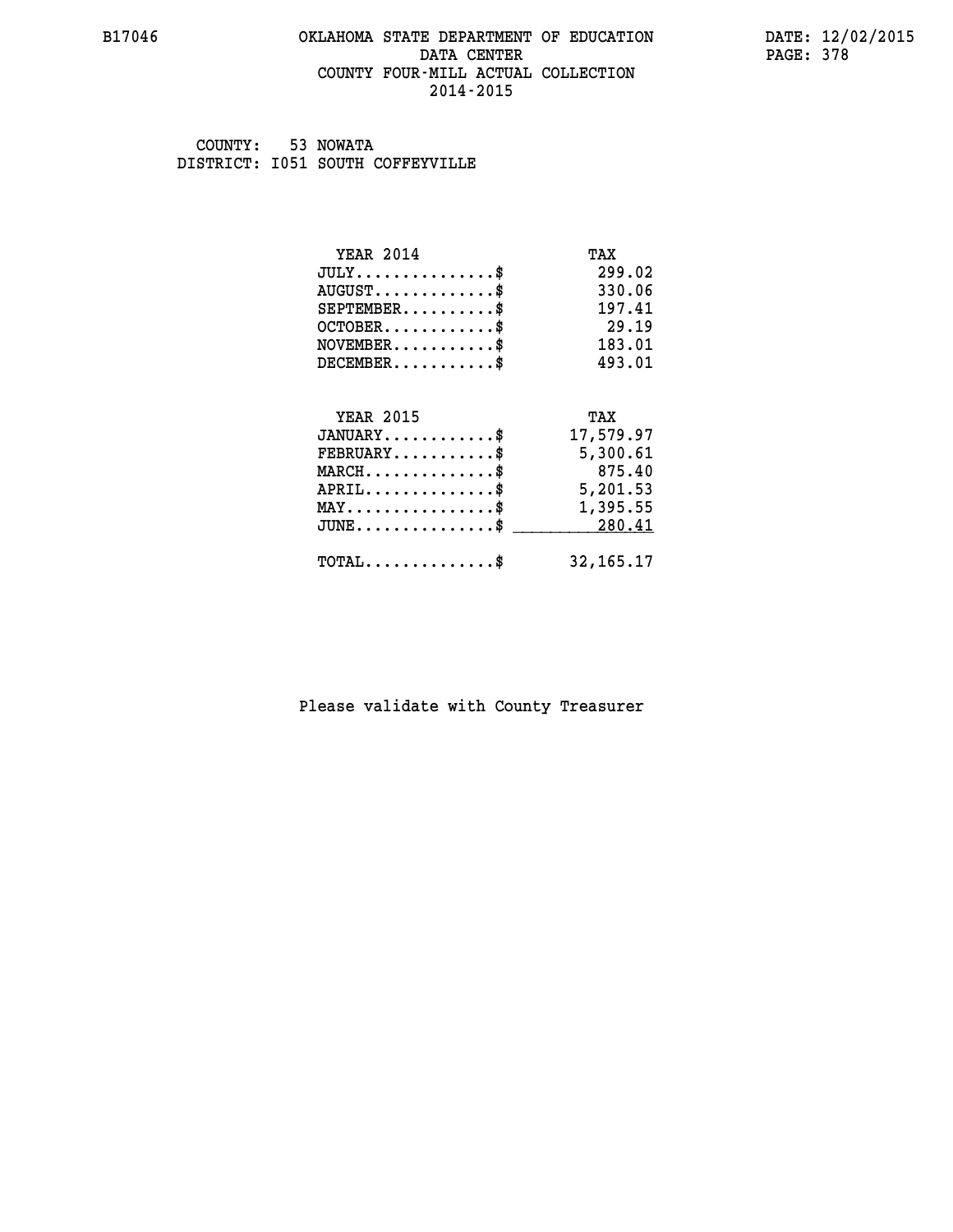# OKLAHOMA STATE DEPARTMENT OF EDUCATION
## DATA CENTER
## COUNTY FOUR-MILL ACTUAL COLLECTION
## 2014-2015

COUNTY: 53 NOWATA
DISTRICT: I051 SOUTH COFFEYVILLE

| YEAR 2014 | TAX |
|---|---|
| JULY...............$ | 299.02 |
| AUGUST.............$ | 330.06 |
| SEPTEMBER..........$ | 197.41 |
| OCTOBER............$ | 29.19 |
| NOVEMBER...........$ | 183.01 |
| DECEMBER...........$ | 493.01 |

| YEAR 2015 | TAX |
|---|---|
| JANUARY............$ | 17,579.97 |
| FEBRUARY...........$ | 5,300.61 |
| MARCH..............$ | 875.40 |
| APRIL..............$ | 5,201.53 |
| MAY................$ | 1,395.55 |
| JUNE...............$ | 280.41 |
| TOTAL..............$ | 32,165.17 |

Please validate with County Treasurer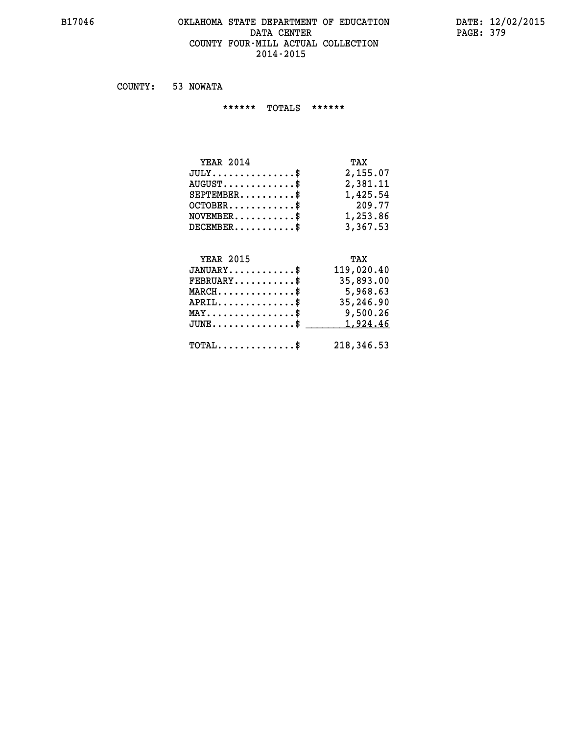COUNTY: 53 NOWATA

###### TOTALS ######

| YEAR 2014 | TAX |
|---|---|
| JULY...............$ | 2,155.07 |
| AUGUST.............$ | 2,381.11 |
| SEPTEMBER..........$ | 1,425.54 |
| OCTOBER............$ | 209.77 |
| NOVEMBER...........$ | 1,253.86 |
| DECEMBER...........$ | 3,367.53 |

| YEAR 2015 | TAX |
|---|---|
| JANUARY............$ | 119,020.40 |
| FEBRUARY...........$ | 35,893.00 |
| MARCH..............$ | 5,968.63 |
| APRIL..............$ | 35,246.90 |
| MAY................$ | 9,500.26 |
| JUNE...............$ | 1,924.46 |
| TOTAL..............$ | 218,346.53 |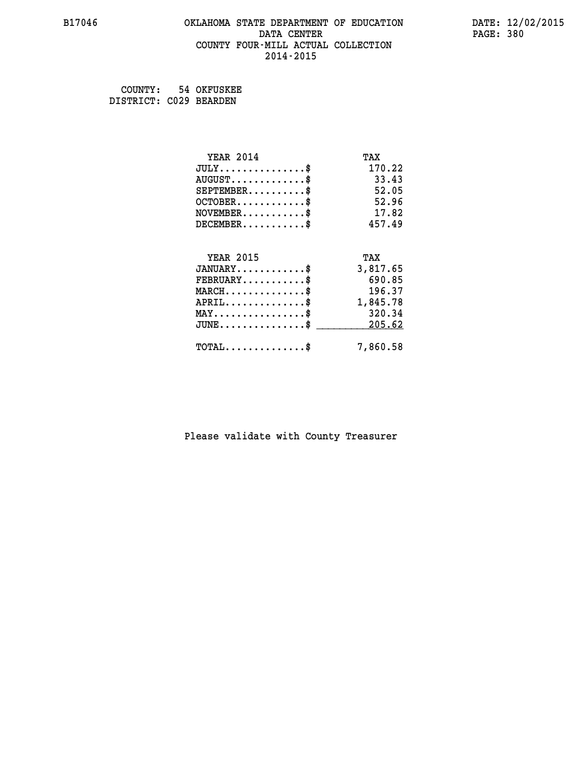B17046 OKLAHOMA STATE DEPARTMENT OF EDUCATION DATA CENTER COUNTY FOUR-MILL ACTUAL COLLECTION 2014-2015

DATE: 12/02/2015

COUNTY: 54 OKFUSKEE
DISTRICT: C029 BEARDEN

| YEAR 2014 | TAX |
|---|---|
| JULY..............$ | 170.22 |
| AUGUST............$ | 33.43 |
| SEPTEMBER.........$ | 52.05 |
| OCTOBER...........$ | 52.96 |
| NOVEMBER..........$ | 17.82 |
| DECEMBER..........$ | 457.49 |

| YEAR 2015 | TAX |
|---|---|
| JANUARY...........$ | 3,817.65 |
| FEBRUARY..........$ | 690.85 |
| MARCH.............$ | 196.37 |
| APRIL.............$ | 1,845.78 |
| MAY...............$ | 320.34 |
| JUNE..............$ | 205.62 |
| TOTAL.............$ | 7,860.58 |

Please validate with County Treasurer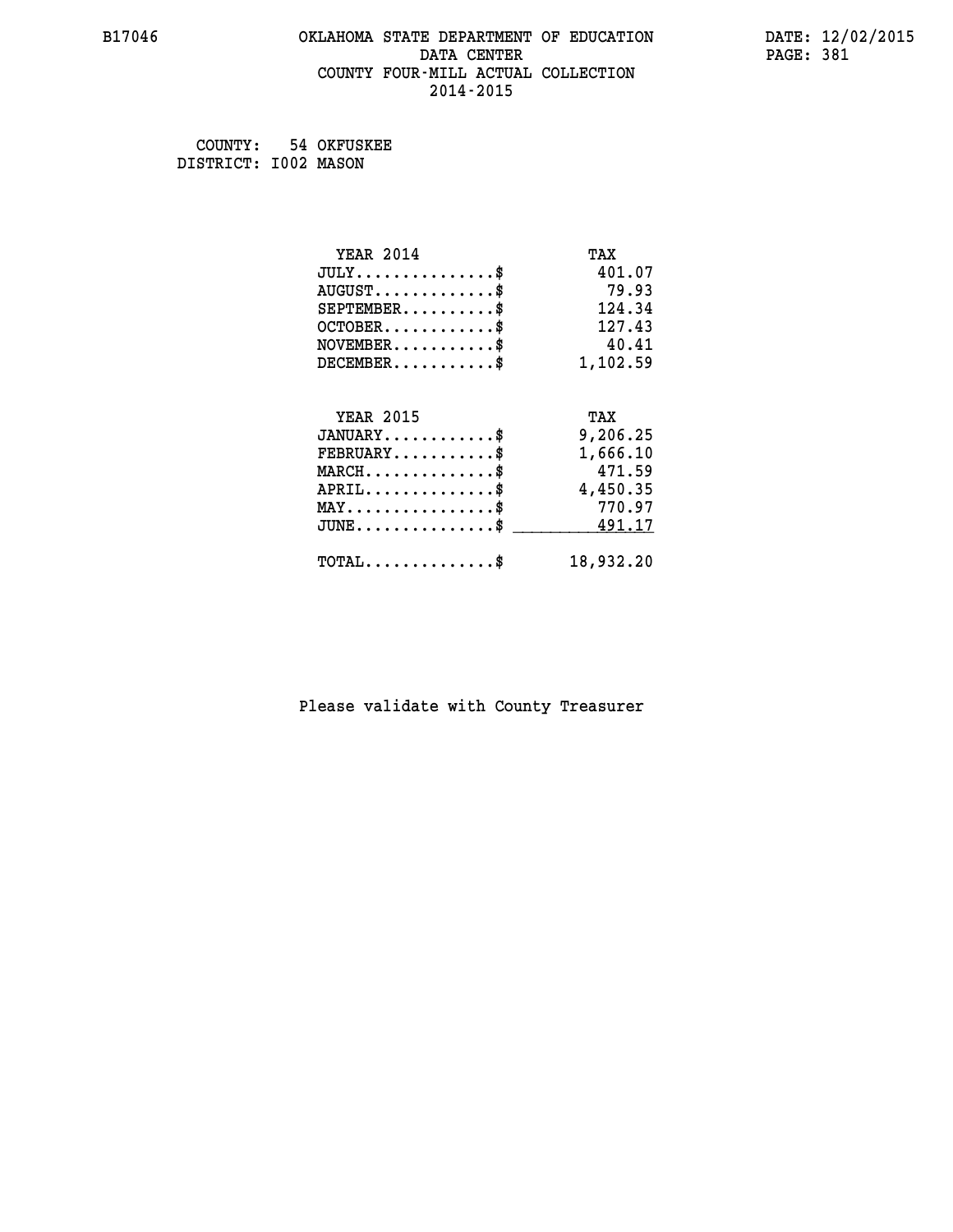COUNTY: 54 OKFUSKEE
DISTRICT: I002 MASON

| YEAR 2014 | TAX |
|---|---|
| JULY...............$ | 401.07 |
| AUGUST.............$ | 79.93 |
| SEPTEMBER..........$ | 124.34 |
| OCTOBER............$ | 127.43 |
| NOVEMBER...........$ | 40.41 |
| DECEMBER...........$ | 1,102.59 |

| YEAR 2015 | TAX |
|---|---|
| JANUARY............$ | 9,206.25 |
| FEBRUARY...........$ | 1,666.10 |
| MARCH..............$ | 471.59 |
| APRIL..............$ | 4,450.35 |
| MAY................$ | 770.97 |
| JUNE...............$ | 491.17 |
| TOTAL..............$ | 18,932.20 |

Please validate with County Treasurer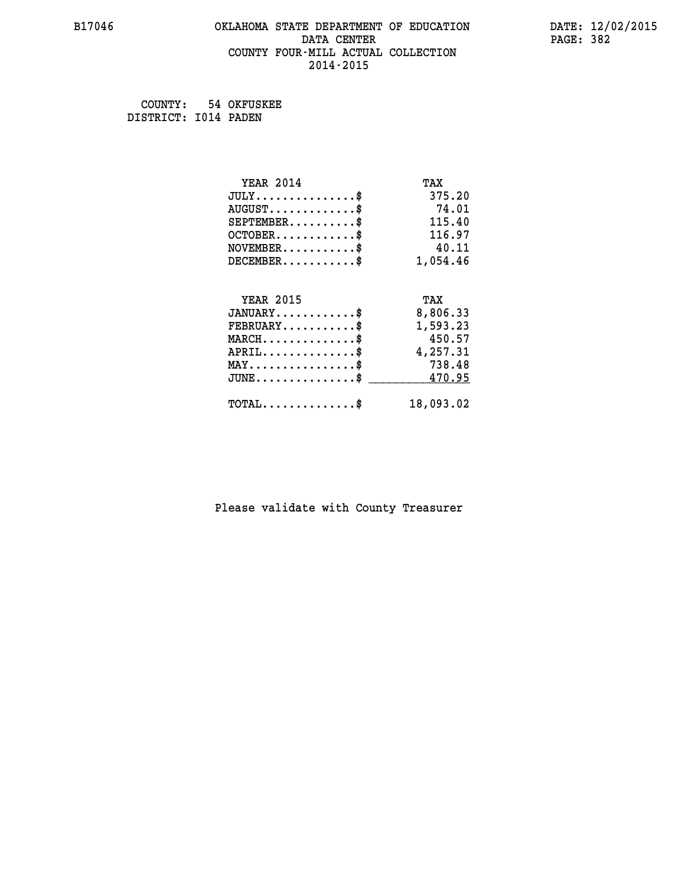COUNTY: 54 OKFUSKEE
DISTRICT: I014 PADEN

| YEAR 2014 | TAX |
|---|---|
| JULY..............$ | 375.20 |
| AUGUST............$ | 74.01 |
| SEPTEMBER.........$ | 115.40 |
| OCTOBER...........$ | 116.97 |
| NOVEMBER..........$ | 40.11 |
| DECEMBER..........$ | 1,054.46 |

| YEAR 2015 | TAX |
|---|---|
| JANUARY...........$ | 8,806.33 |
| FEBRUARY..........$ | 1,593.23 |
| MARCH.............$ | 450.57 |
| APRIL.............$ | 4,257.31 |
| MAY...............$ | 738.48 |
| JUNE..............$ | 470.95 |
| TOTAL.............$ | 18,093.02 |

Please validate with County Treasurer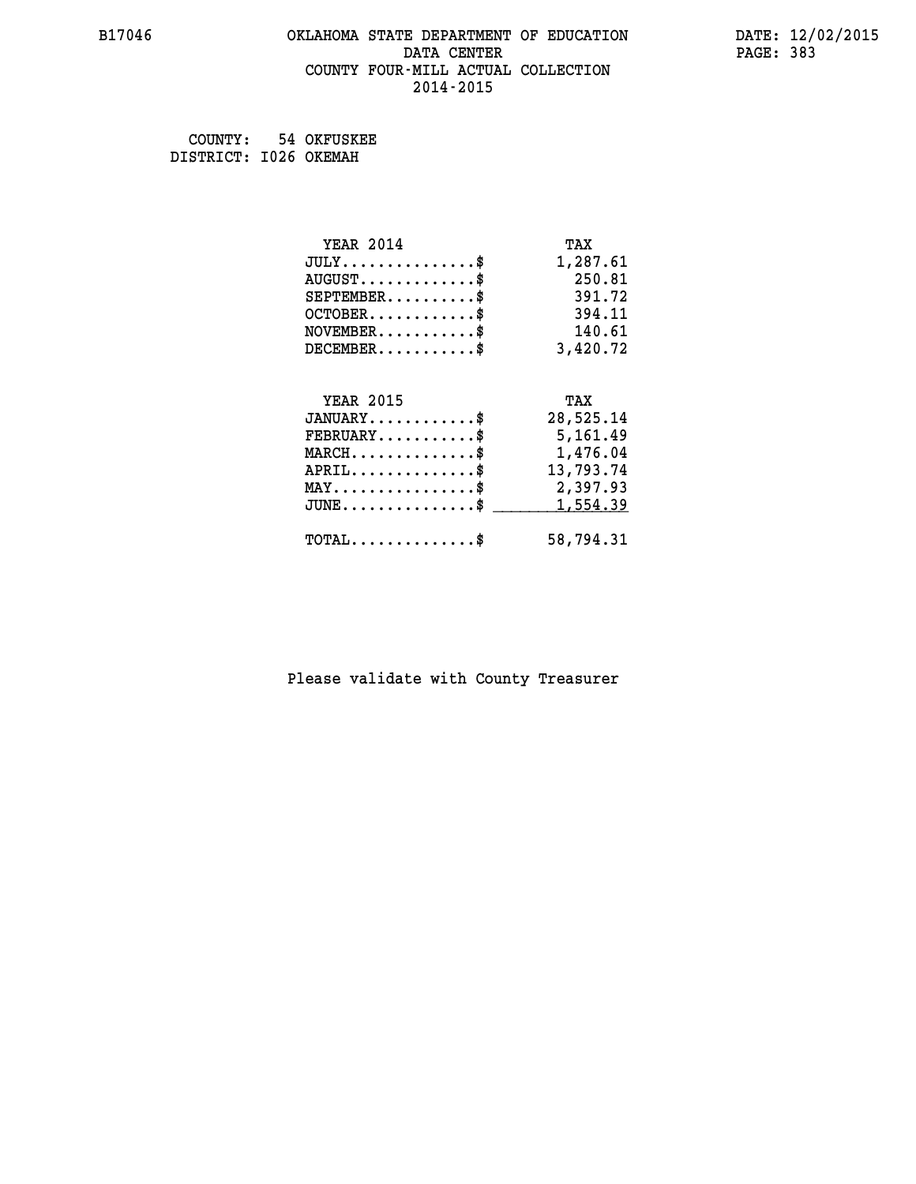B17046 OKLAHOMA STATE DEPARTMENT OF EDUCATION DATA CENTER COUNTY FOUR-MILL ACTUAL COLLECTION 2014-2015

DATE: 12/02/2015

COUNTY: 54 OKFUSKEE
DISTRICT: I026 OKEMAH

| YEAR 2014 | TAX |
|---|---|
| JULY..............$ | 1,287.61 |
| AUGUST............$ | 250.81 |
| SEPTEMBER.........$ | 391.72 |
| OCTOBER...........$ | 394.11 |
| NOVEMBER..........$ | 140.61 |
| DECEMBER..........$ | 3,420.72 |

| YEAR 2015 | TAX |
|---|---|
| JANUARY...........$ | 28,525.14 |
| FEBRUARY..........$ | 5,161.49 |
| MARCH.............$ | 1,476.04 |
| APRIL.............$ | 13,793.74 |
| MAY...............$ | 2,397.93 |
| JUNE..............$ | 1,554.39 |
| TOTAL.............$ | 58,794.31 |

Please validate with County Treasurer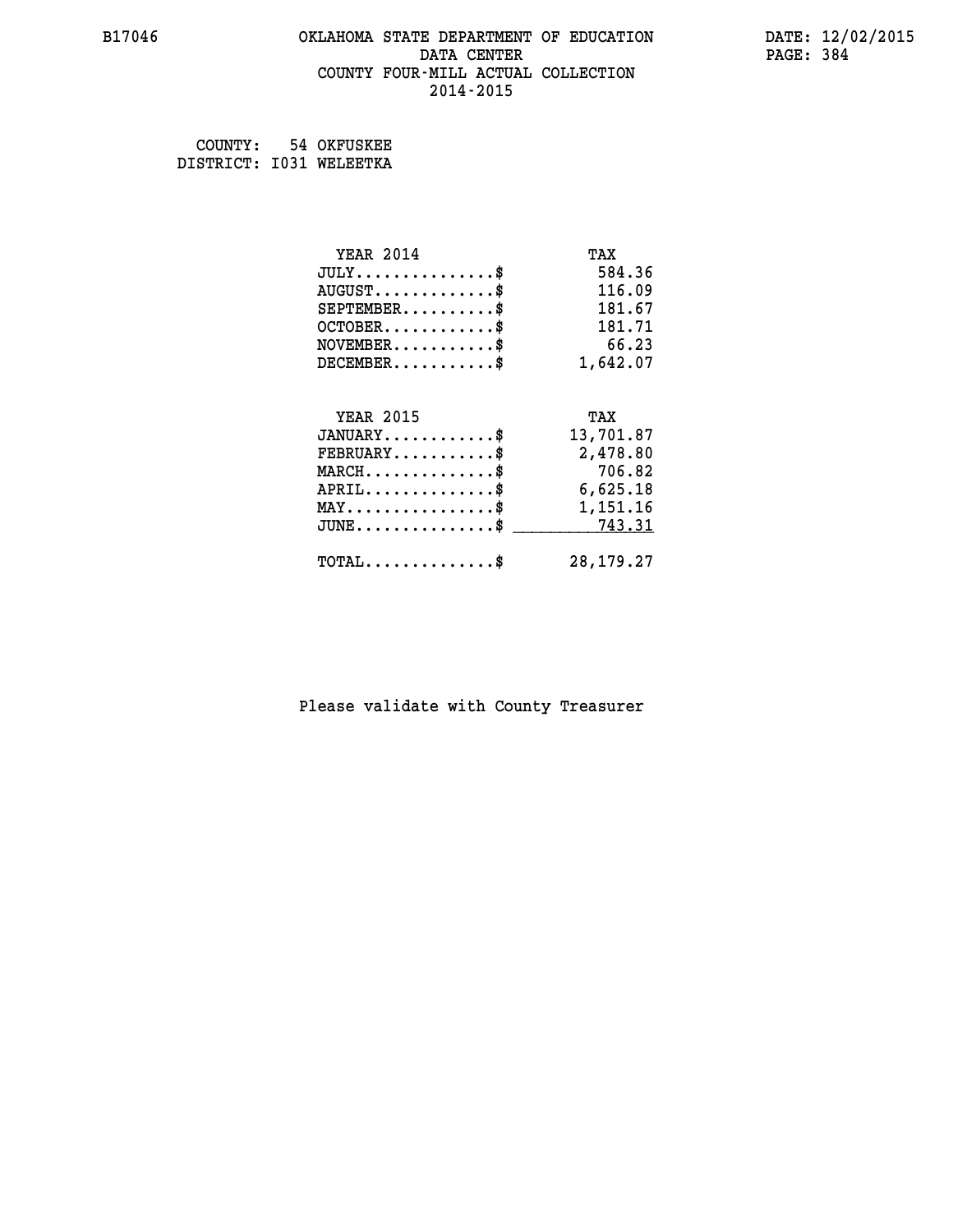B17046 OKLAHOMA STATE DEPARTMENT OF EDUCATION DATE: 12/02/2015
DATA CENTER PAGE: 384
COUNTY FOUR-MILL ACTUAL COLLECTION
2014-2015

COUNTY: 54 OKFUSKEE
DISTRICT: I031 WELEETKA

| YEAR 2014 | TAX |
|---|---|
| JULY..............$ | 584.36 |
| AUGUST............$ | 116.09 |
| SEPTEMBER.........$ | 181.67 |
| OCTOBER...........$ | 181.71 |
| NOVEMBER..........$ | 66.23 |
| DECEMBER..........$ | 1,642.07 |

| YEAR 2015 | TAX |
|---|---|
| JANUARY...........$ | 13,701.87 |
| FEBRUARY..........$ | 2,478.80 |
| MARCH.............$ | 706.82 |
| APRIL.............$ | 6,625.18 |
| MAY...............$ | 1,151.16 |
| JUNE..............$ | 743.31 |
| TOTAL.............$ | 28,179.27 |

Please validate with County Treasurer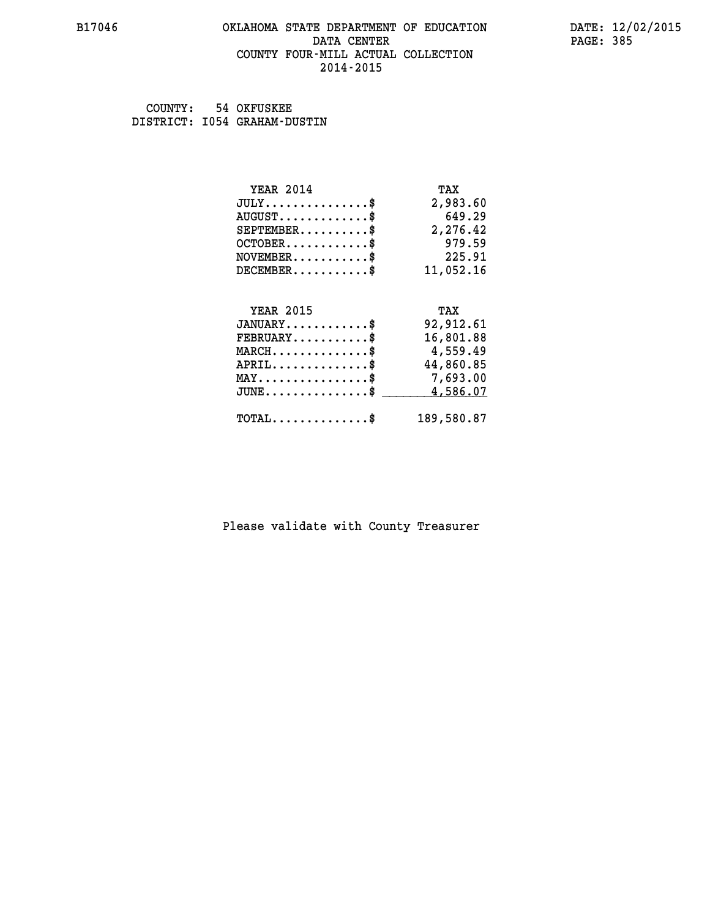B17046 OKLAHOMA STATE DEPARTMENT OF EDUCATION DATA CENTER COUNTY FOUR-MILL ACTUAL COLLECTION 2014-2015

DATE: 12/02/2015

COUNTY: 54 OKFUSKEE
DISTRICT: I054 GRAHAM-DUSTIN

| YEAR 2014 | TAX |
|---|---|
| JULY..............$ | 2,983.60 |
| AUGUST............$ | 649.29 |
| SEPTEMBER.........$ | 2,276.42 |
| OCTOBER...........$ | 979.59 |
| NOVEMBER..........$ | 225.91 |
| DECEMBER..........$ | 11,052.16 |

| YEAR 2015 | TAX |
|---|---|
| JANUARY...........$ | 92,912.61 |
| FEBRUARY..........$ | 16,801.88 |
| MARCH.............$ | 4,559.49 |
| APRIL.............$ | 44,860.85 |
| MAY...............$ | 7,693.00 |
| JUNE..............$ | 4,586.07 |
| TOTAL.............$ | 189,580.87 |

Please validate with County Treasurer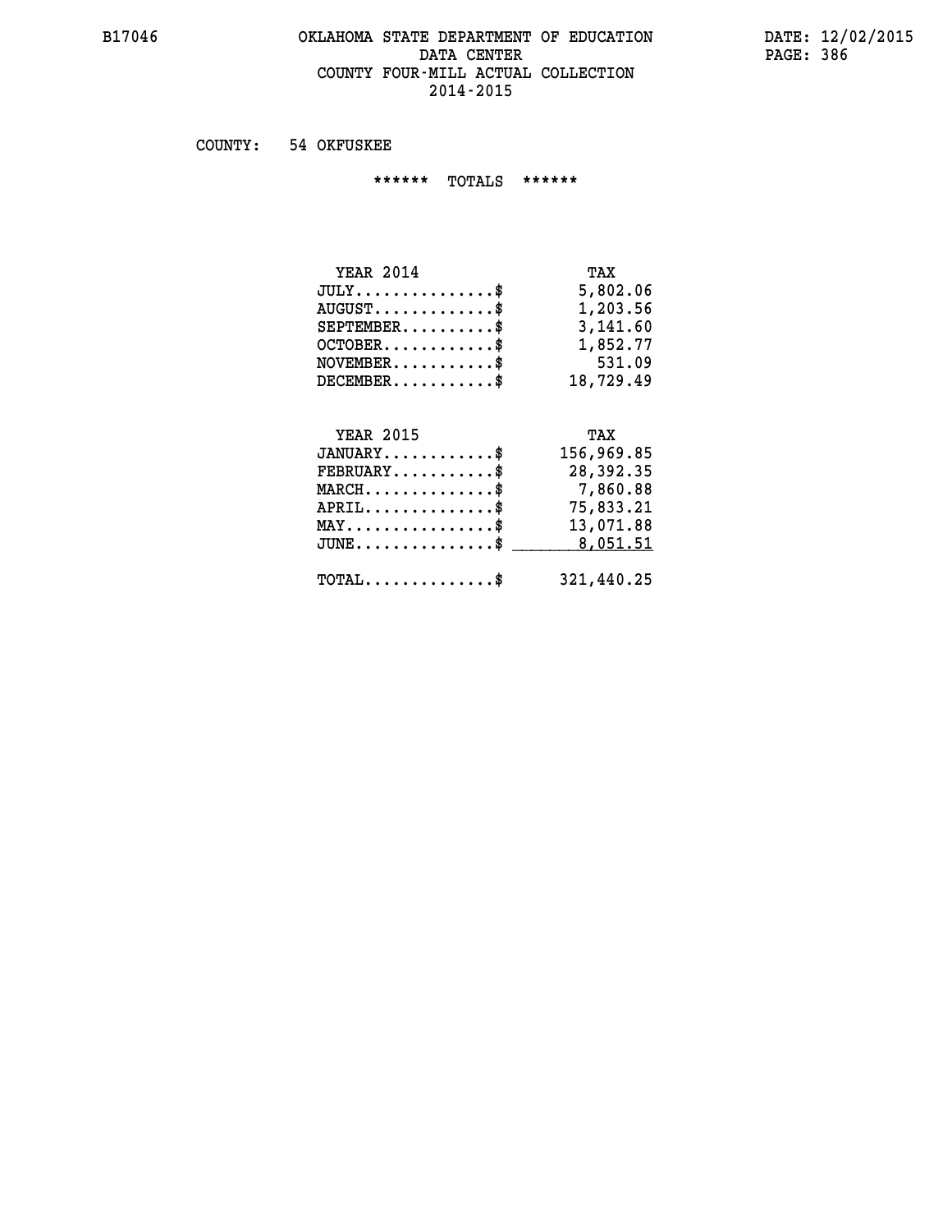# OKLAHOMA STATE DEPARTMENT OF EDUCATION
## DATA CENTER
## COUNTY FOUR-MILL ACTUAL COLLECTION
## 2014-2015

COUNTY: 54 OKFUSKEE

****** TOTALS ******

| YEAR 2014 | TAX |
|---|---|
| JULY..............$ | 5,802.06 |
| AUGUST.............$ | 1,203.56 |
| SEPTEMBER..........$ | 3,141.60 |
| OCTOBER............$ | 1,852.77 |
| NOVEMBER...........$ | 531.09 |
| DECEMBER...........$ | 18,729.49 |

| YEAR 2015 | TAX |
|---|---|
| JANUARY............$ | 156,969.85 |
| FEBRUARY...........$ | 28,392.35 |
| MARCH..............$ | 7,860.88 |
| APRIL..............$ | 75,833.21 |
| MAY................$ | 13,071.88 |
| JUNE...............$ | 8,051.51 |
| TOTAL..............$ | 321,440.25 |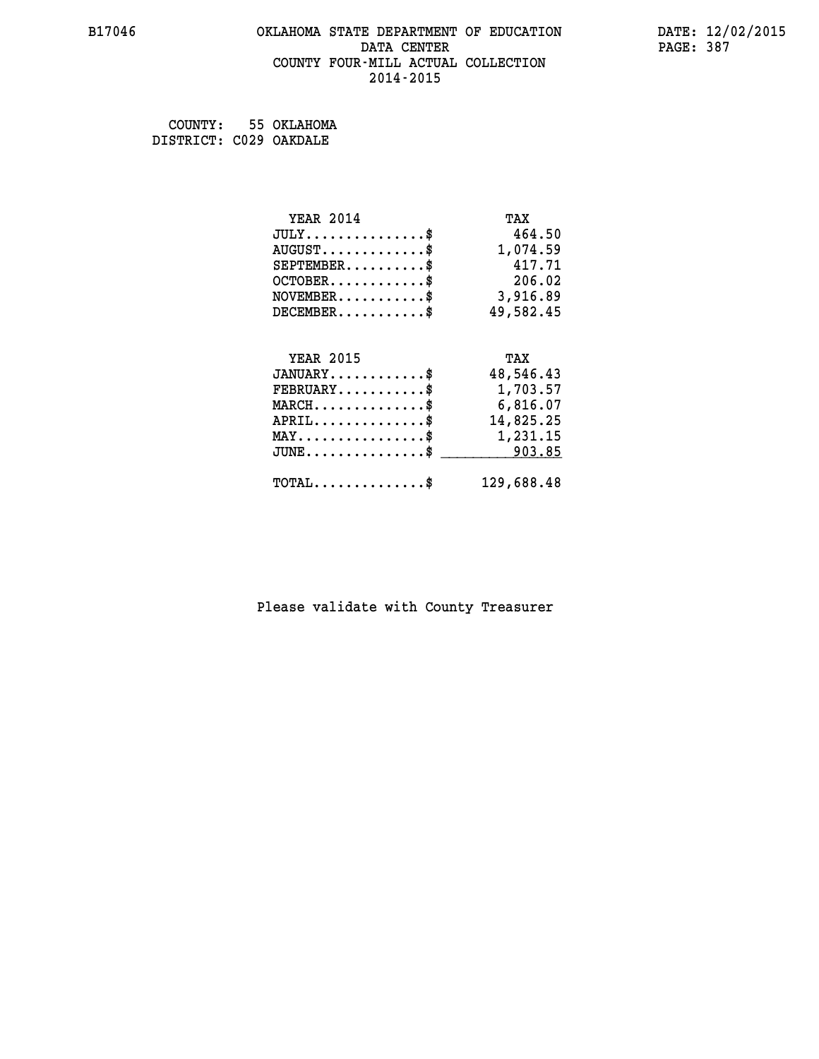# OKLAHOMA STATE DEPARTMENT OF EDUCATION
## DATA CENTER
## COUNTY FOUR-MILL ACTUAL COLLECTION
## 2014-2015

B17046

DATE: 12/02/2015

COUNTY: 55 OKLAHOMA
DISTRICT: C029 OAKDALE

| YEAR 2014 | TAX |
|---|---|
| JULY...............$ | 464.50 |
| AUGUST.............$ | 1,074.59 |
| SEPTEMBER..........$ | 417.71 |
| OCTOBER............$ | 206.02 |
| NOVEMBER...........$ | 3,916.89 |
| DECEMBER...........$ | 49,582.45 |

| YEAR 2015 | TAX |
|---|---|
| JANUARY............$ | 48,546.43 |
| FEBRUARY...........$ | 1,703.57 |
| MARCH..............$ | 6,816.07 |
| APRIL..............$ | 14,825.25 |
| MAY................$ | 1,231.15 |
| JUNE...............$ | 903.85 |
| TOTAL..............$ | 129,688.48 |

Please validate with County Treasurer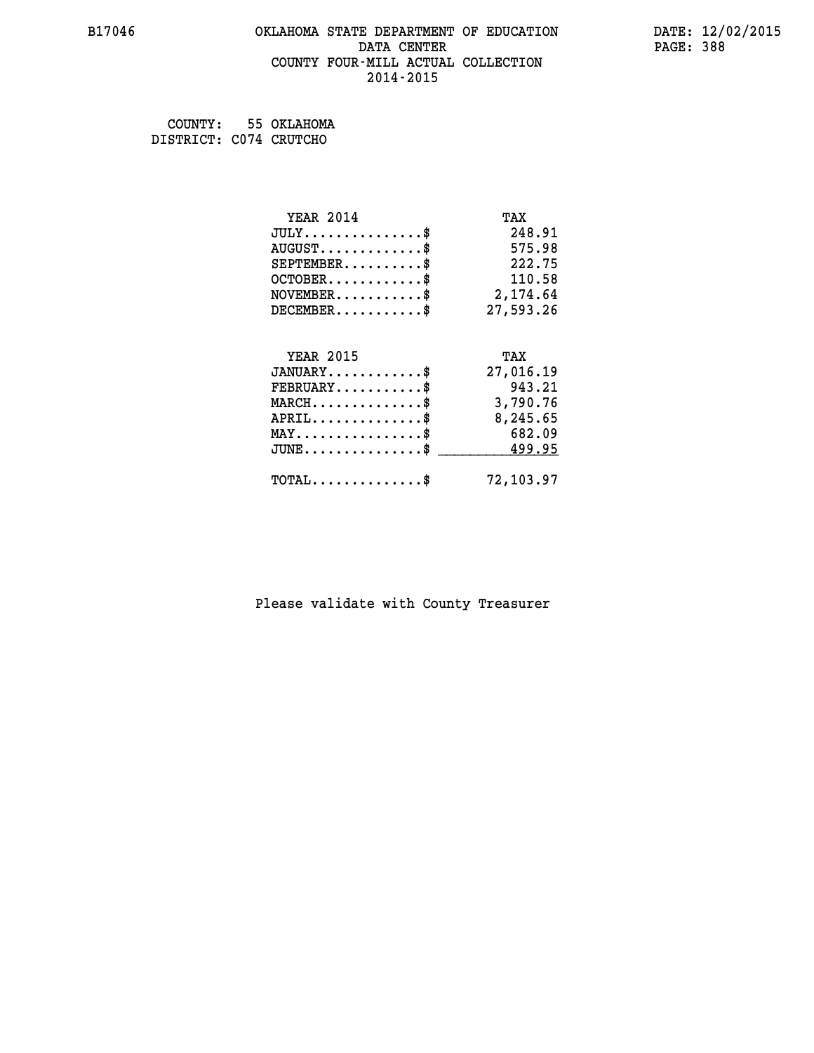B17046

# OKLAHOMA STATE DEPARTMENT OF EDUCATION
## DATA CENTER
## COUNTY FOUR-MILL ACTUAL COLLECTION
## 2014-2015

DATE: 12/02/2015

COUNTY: 55 OKLAHOMA
DISTRICT: C074 CRUTCHO

| YEAR 2014 | TAX |
|---|---|
| JULY..............$ | 248.91 |
| AUGUST............$ | 575.98 |
| SEPTEMBER.........$ | 222.75 |
| OCTOBER...........$ | 110.58 |
| NOVEMBER..........$ | 2,174.64 |
| DECEMBER..........$ | 27,593.26 |

| YEAR 2015 | TAX |
|---|---|
| JANUARY...........$ | 27,016.19 |
| FEBRUARY..........$ | 943.21 |
| MARCH.............$ | 3,790.76 |
| APRIL.............$ | 8,245.65 |
| MAY...............$ | 682.09 |
| JUNE..............$ | 499.95 |
| TOTAL.............$ | 72,103.97 |

Please validate with County Treasurer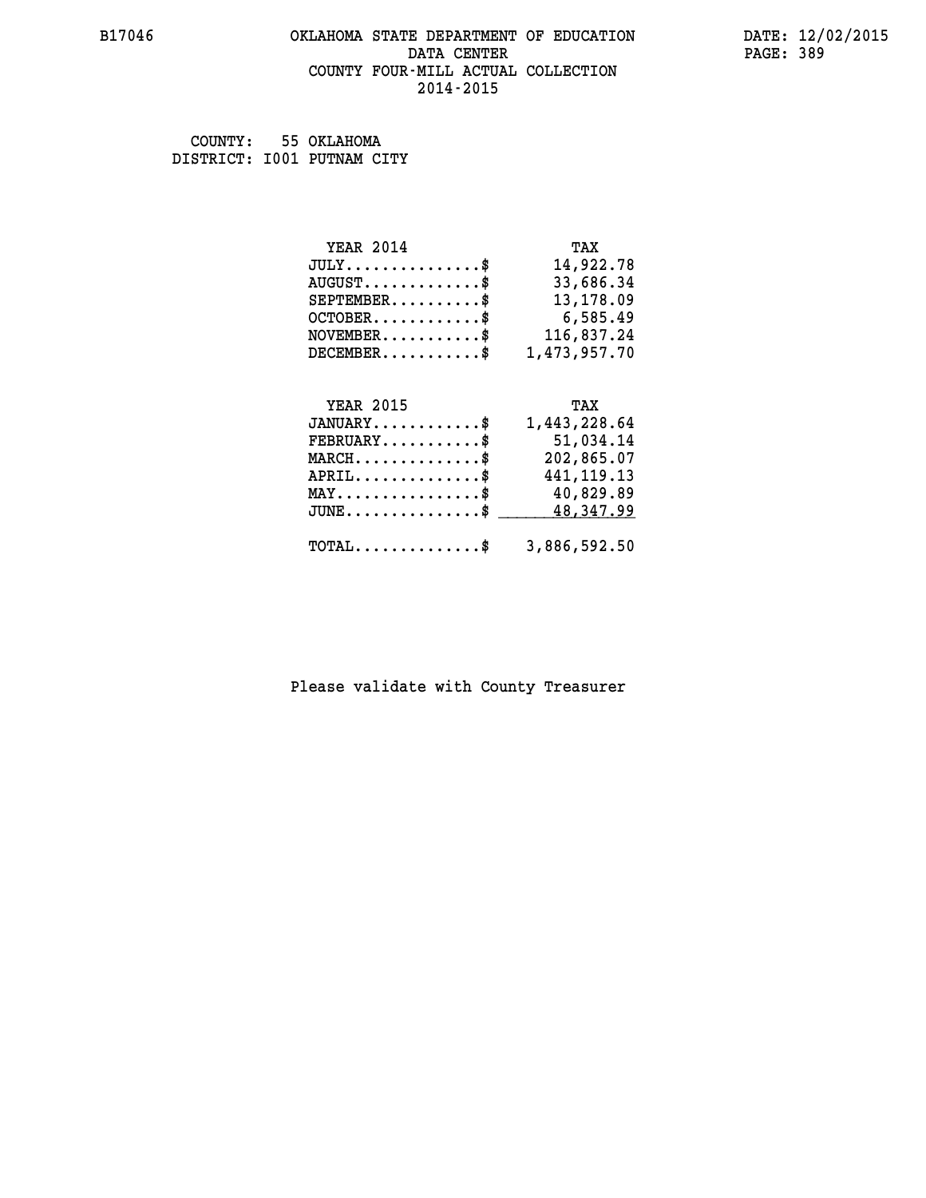B17046 OKLAHOMA STATE DEPARTMENT OF EDUCATION DATE: 12/02/2015

DATA CENTER

COUNTY FOUR-MILL ACTUAL COLLECTION

2014-2015

COUNTY: 55 OKLAHOMA
DISTRICT: I001 PUTNAM CITY

| YEAR 2014 | TAX |
|---|---|
| JULY...............$ | 14,922.78 |
| AUGUST.............$ | 33,686.34 |
| SEPTEMBER..........$ | 13,178.09 |
| OCTOBER............$ | 6,585.49 |
| NOVEMBER...........$ | 116,837.24 |
| DECEMBER...........$ | 1,473,957.70 |

| YEAR 2015 | TAX |
|---|---|
| JANUARY............$ | 1,443,228.64 |
| FEBRUARY...........$ | 51,034.14 |
| MARCH..............$ | 202,865.07 |
| APRIL..............$ | 441,119.13 |
| MAY................$ | 40,829.89 |
| JUNE...............$ | 48,347.99 |
| TOTAL..............$ | 3,886,592.50 |

Please validate with County Treasurer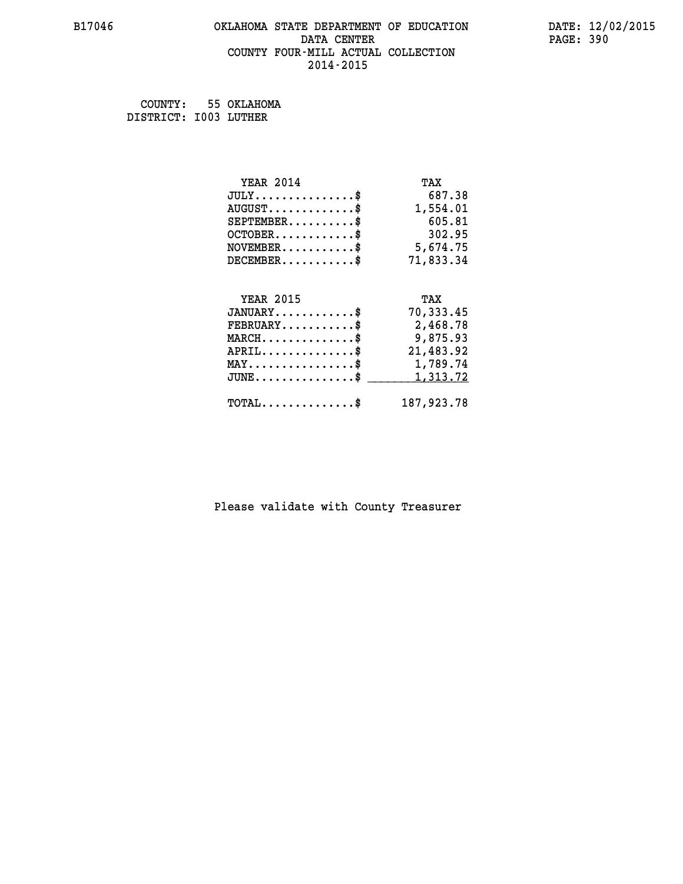B17046 OKLAHOMA STATE DEPARTMENT OF EDUCATION DATA CENTER COUNTY FOUR-MILL ACTUAL COLLECTION 2014-2015

DATE: 12/02/2015

COUNTY: 55 OKLAHOMA
DISTRICT: I003 LUTHER

| YEAR 2014 | TAX |
|---|---|
| JULY..............$ | 687.38 |
| AUGUST............$ | 1,554.01 |
| SEPTEMBER.........$ | 605.81 |
| OCTOBER...........$ | 302.95 |
| NOVEMBER..........$ | 5,674.75 |
| DECEMBER..........$ | 71,833.34 |

| YEAR 2015 | TAX |
|---|---|
| JANUARY...........$ | 70,333.45 |
| FEBRUARY..........$ | 2,468.78 |
| MARCH.............$ | 9,875.93 |
| APRIL.............$ | 21,483.92 |
| MAY...............$ | 1,789.74 |
| JUNE..............$ | 1,313.72 |
| TOTAL.............$ | 187,923.78 |

Please validate with County Treasurer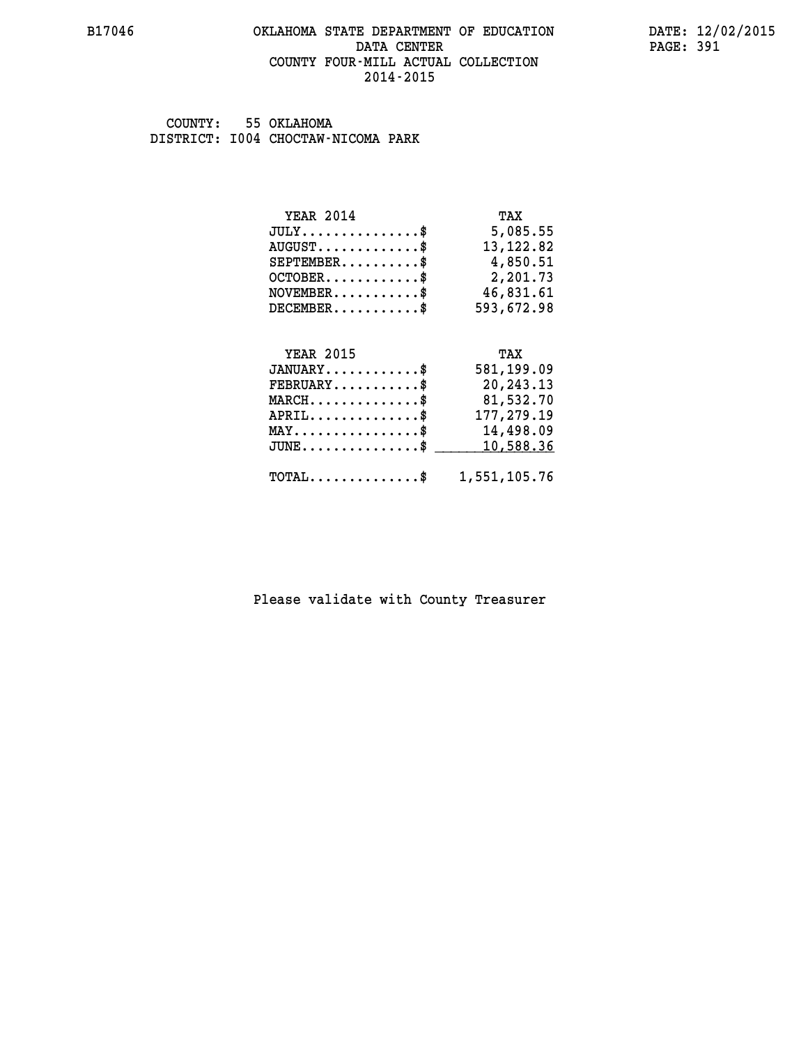# OKLAHOMA STATE DEPARTMENT OF EDUCATION
## DATA CENTER
## COUNTY FOUR-MILL ACTUAL COLLECTION
## 2014-2015

COUNTY: 55 OKLAHOMA
DISTRICT: I004 CHOCTAW-NICOMA PARK

| YEAR 2014 | TAX |
|---|---|
| JULY..............$ | 5,085.55 |
| AUGUST............$ | 13,122.82 |
| SEPTEMBER.........$ | 4,850.51 |
| OCTOBER...........$ | 2,201.73 |
| NOVEMBER..........$ | 46,831.61 |
| DECEMBER..........$ | 593,672.98 |

| YEAR 2015 | TAX |
|---|---|
| JANUARY...........$ | 581,199.09 |
| FEBRUARY..........$ | 20,243.13 |
| MARCH.............$ | 81,532.70 |
| APRIL.............$ | 177,279.19 |
| MAY...............$ | 14,498.09 |
| JUNE..............$ | 10,588.36 |
| TOTAL.............$ | 1,551,105.76 |

Please validate with County Treasurer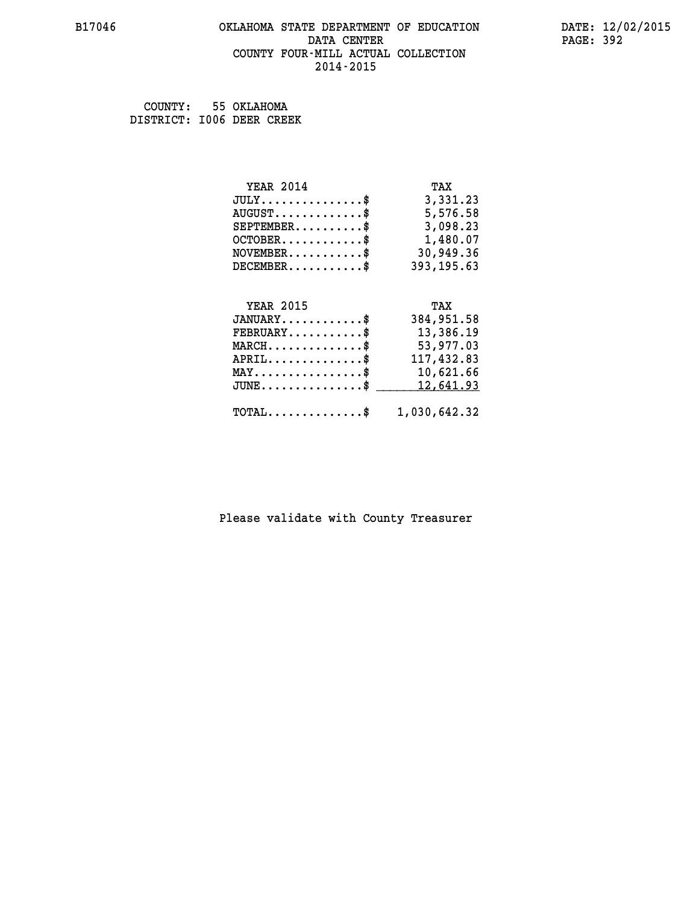B17046 OKLAHOMA STATE DEPARTMENT OF EDUCATION DATA CENTER COUNTY FOUR-MILL ACTUAL COLLECTION 2014-2015

DATE: 12/02/2015

COUNTY: 55 OKLAHOMA
DISTRICT: I006 DEER CREEK

| YEAR 2014 | TAX |
|---|---|
| JULY...............$ | 3,331.23 |
| AUGUST.............$ | 5,576.58 |
| SEPTEMBER..........$ | 3,098.23 |
| OCTOBER............$ | 1,480.07 |
| NOVEMBER...........$ | 30,949.36 |
| DECEMBER...........$ | 393,195.63 |

| YEAR 2015 | TAX |
|---|---|
| JANUARY............$ | 384,951.58 |
| FEBRUARY...........$ | 13,386.19 |
| MARCH..............$ | 53,977.03 |
| APRIL..............$ | 117,432.83 |
| MAY................$ | 10,621.66 |
| JUNE...............$ | 12,641.93 |
| TOTAL..............$ | 1,030,642.32 |

Please validate with County Treasurer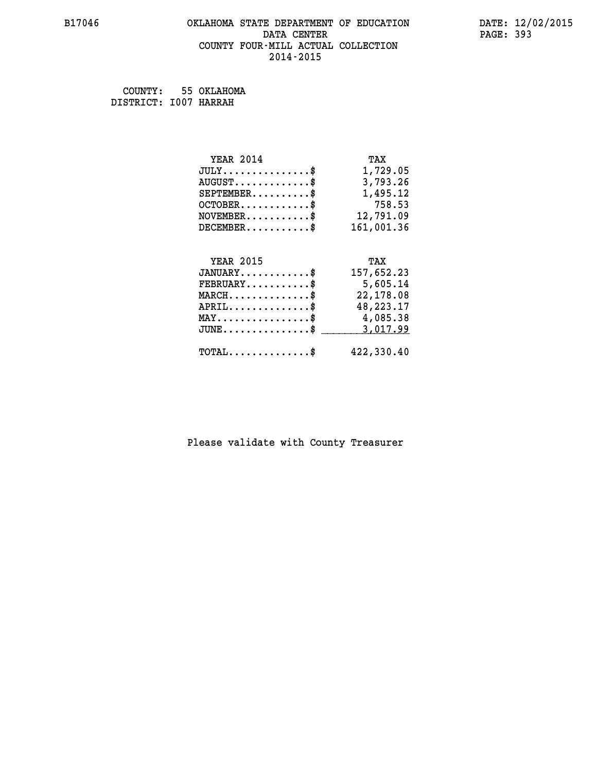B17046 OKLAHOMA STATE DEPARTMENT OF EDUCATION DATA CENTER COUNTY FOUR-MILL ACTUAL COLLECTION 2014-2015

DATE: 12/02/2015

COUNTY: 55 OKLAHOMA
DISTRICT: I007 HARRAH

| YEAR 2014 | TAX |
|---|---|
| JULY...............$ | 1,729.05 |
| AUGUST.............$ | 3,793.26 |
| SEPTEMBER..........$ | 1,495.12 |
| OCTOBER............$ | 758.53 |
| NOVEMBER...........$ | 12,791.09 |
| DECEMBER...........$ | 161,001.36 |

| YEAR 2015 | TAX |
|---|---|
| JANUARY............$ | 157,652.23 |
| FEBRUARY...........$ | 5,605.14 |
| MARCH..............$ | 22,178.08 |
| APRIL..............$ | 48,223.17 |
| MAY................$ | 4,085.38 |
| JUNE...............$ | 3,017.99 |
| TOTAL..............$ | 422,330.40 |

Please validate with County Treasurer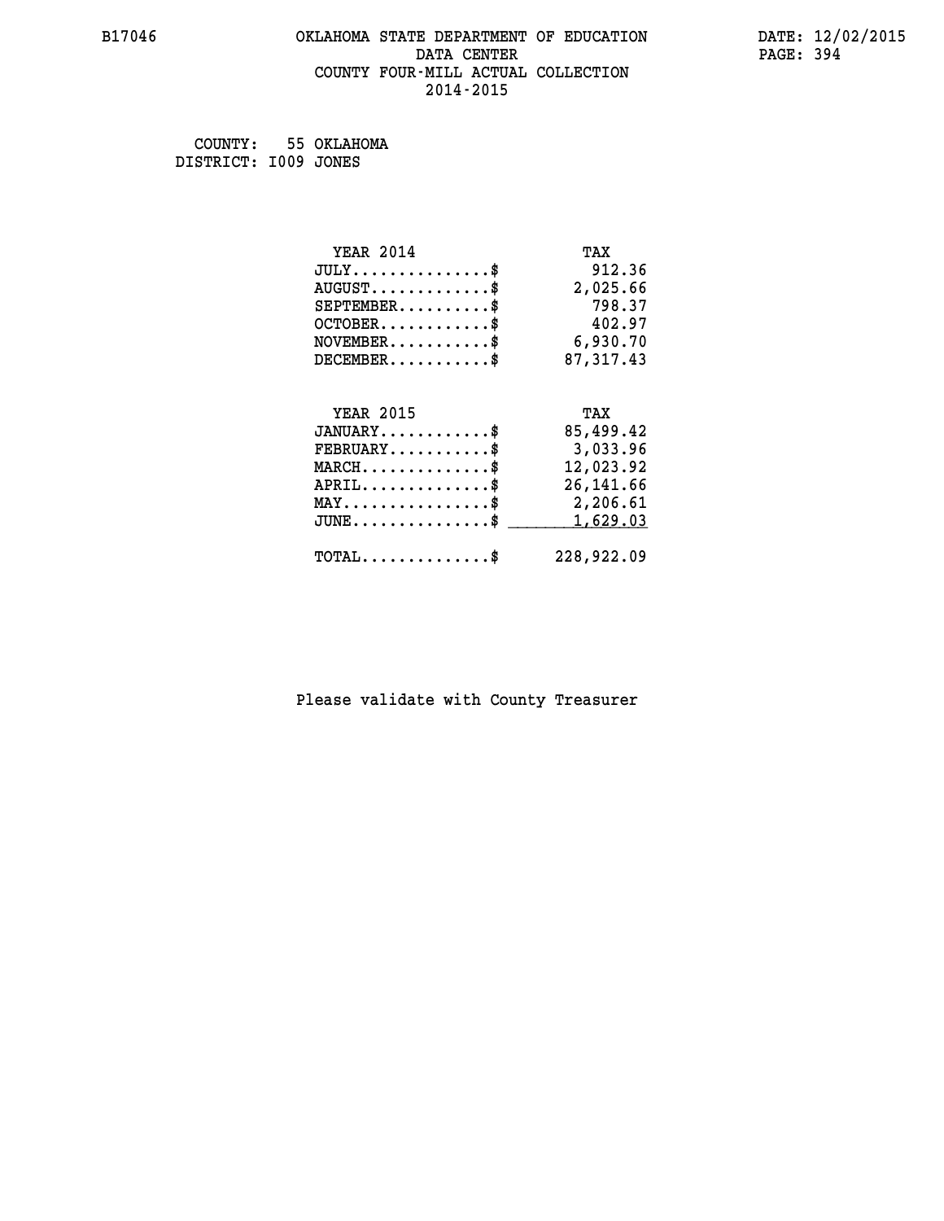COUNTY: 55 OKLAHOMA
DISTRICT: I009 JONES

| YEAR 2014 | TAX |
| --- | --- |
| JULY...............$ | 912.36 |
| AUGUST.............$ | 2,025.66 |
| SEPTEMBER..........$ | 798.37 |
| OCTOBER............$ | 402.97 |
| NOVEMBER...........$ | 6,930.70 |
| DECEMBER...........$ | 87,317.43 |

| YEAR 2015 | TAX |
| --- | --- |
| JANUARY............$ | 85,499.42 |
| FEBRUARY...........$ | 3,033.96 |
| MARCH..............$ | 12,023.92 |
| APRIL..............$ | 26,141.66 |
| MAY................$ | 2,206.61 |
| JUNE...............$ | 1,629.03 |
| TOTAL..............$ | 228,922.09 |

Please validate with County Treasurer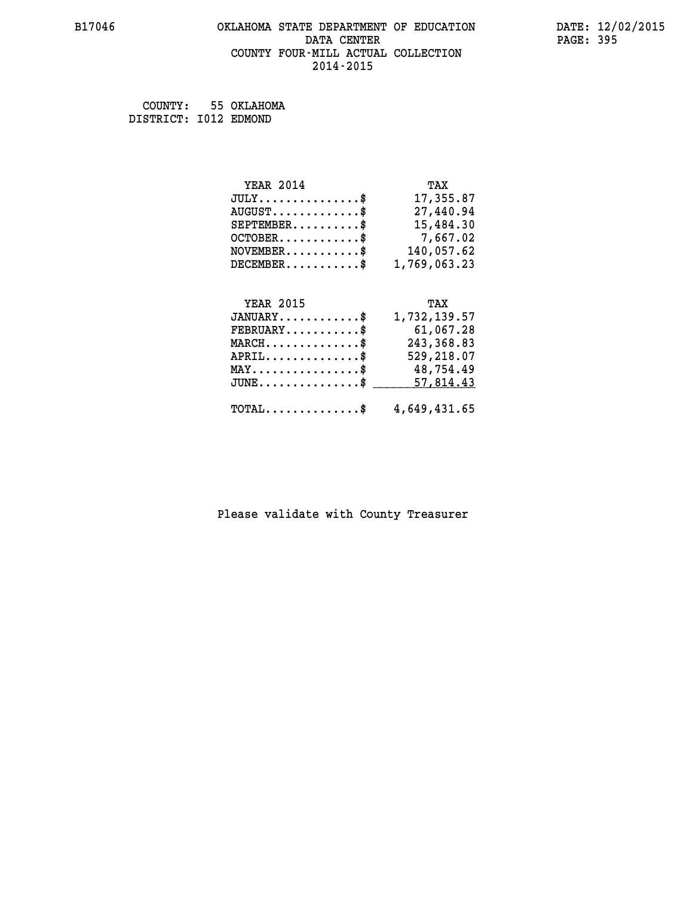B17046 OKLAHOMA STATE DEPARTMENT OF EDUCATION DATA CENTER COUNTY FOUR-MILL ACTUAL COLLECTION 2014-2015

DATE: 12/02/2015

COUNTY: 55 OKLAHOMA
DISTRICT: I012 EDMOND

| YEAR 2014 | TAX |
|---|---|
| JULY...............$ | 17,355.87 |
| AUGUST.............$ | 27,440.94 |
| SEPTEMBER..........$ | 15,484.30 |
| OCTOBER............$ | 7,667.02 |
| NOVEMBER...........$ | 140,057.62 |
| DECEMBER...........$ | 1,769,063.23 |

| YEAR 2015 | TAX |
|---|---|
| JANUARY............$ | 1,732,139.57 |
| FEBRUARY...........$ | 61,067.28 |
| MARCH..............$ | 243,368.83 |
| APRIL..............$ | 529,218.07 |
| MAY................$ | 48,754.49 |
| JUNE...............$ | 57,814.43 |
| TOTAL..............$ | 4,649,431.65 |

Please validate with County Treasurer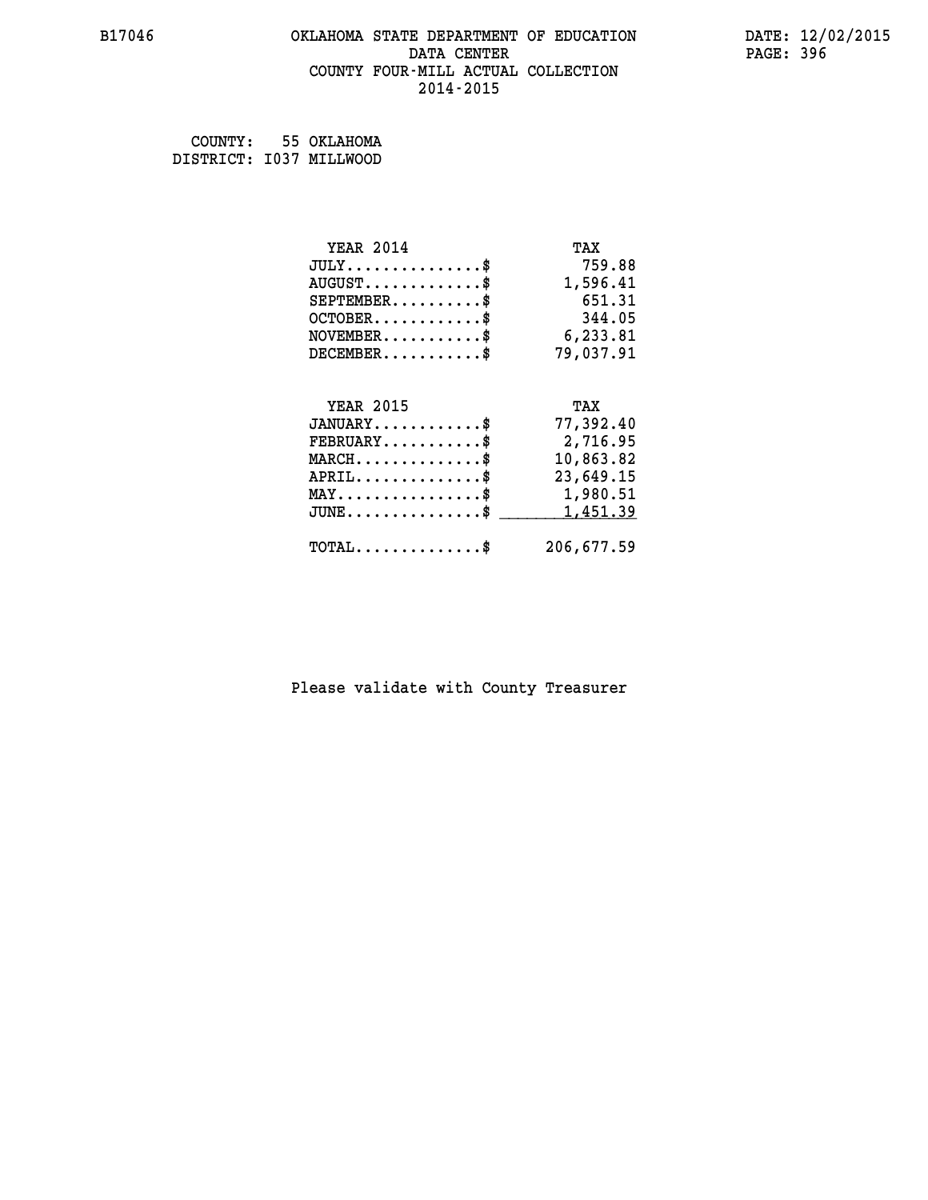B17046 OKLAHOMA STATE DEPARTMENT OF EDUCATION DATA CENTER COUNTY FOUR-MILL ACTUAL COLLECTION 2014-2015

DATE: 12/02/2015

COUNTY: 55 OKLAHOMA
DISTRICT: I037 MILLWOOD

| YEAR 2014 | TAX |
|---|---|
| JULY..............$ | 759.88 |
| AUGUST............$ | 1,596.41 |
| SEPTEMBER.........$ | 651.31 |
| OCTOBER...........$ | 344.05 |
| NOVEMBER..........$ | 6,233.81 |
| DECEMBER..........$ | 79,037.91 |

| YEAR 2015 | TAX |
|---|---|
| JANUARY...........$ | 77,392.40 |
| FEBRUARY..........$ | 2,716.95 |
| MARCH.............$ | 10,863.82 |
| APRIL.............$ | 23,649.15 |
| MAY...............$ | 1,980.51 |
| JUNE..............$ | 1,451.39 |
| TOTAL.............$ | 206,677.59 |

Please validate with County Treasurer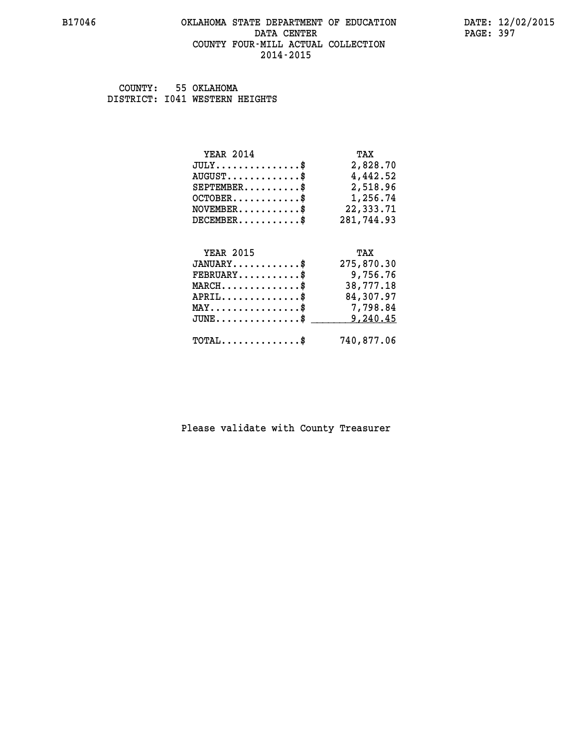# OKLAHOMA STATE DEPARTMENT OF EDUCATION
## DATA CENTER
## COUNTY FOUR-MILL ACTUAL COLLECTION
## 2014-2015

B17046

DATE: 12/02/2015

COUNTY: 55 OKLAHOMA
DISTRICT: I041 WESTERN HEIGHTS

| YEAR 2014 | TAX |
|---|---|
| JULY...............$ | 2,828.70 |
| AUGUST.............$ | 4,442.52 |
| SEPTEMBER..........$ | 2,518.96 |
| OCTOBER............$ | 1,256.74 |
| NOVEMBER...........$ | 22,333.71 |
| DECEMBER...........$ | 281,744.93 |

| YEAR 2015 | TAX |
|---|---|
| JANUARY............$ | 275,870.30 |
| FEBRUARY...........$ | 9,756.76 |
| MARCH..............$ | 38,777.18 |
| APRIL..............$ | 84,307.97 |
| MAY................$ | 7,798.84 |
| JUNE...............$ | 9,240.45 |
| TOTAL..............$ | 740,877.06 |

Please validate with County Treasurer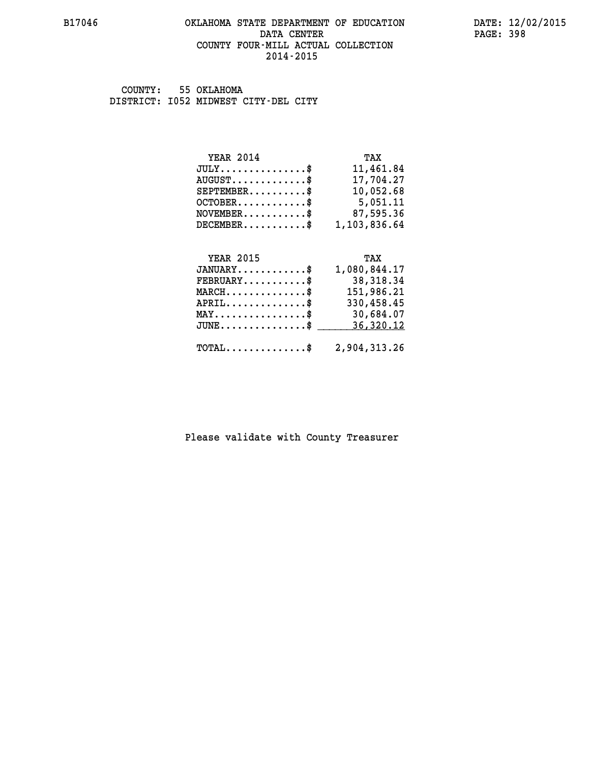# OKLAHOMA STATE DEPARTMENT OF EDUCATION
## DATA CENTER
## COUNTY FOUR-MILL ACTUAL COLLECTION
## 2014-2015

COUNTY: 55 OKLAHOMA
DISTRICT: I052 MIDWEST CITY-DEL CITY

| YEAR 2014 | TAX |
|---|---|
| JULY..............$ | 11,461.84 |
| AUGUST............$ | 17,704.27 |
| SEPTEMBER..........$ | 10,052.68 |
| OCTOBER............$ | 5,051.11 |
| NOVEMBER...........$ | 87,595.36 |
| DECEMBER...........$ | 1,103,836.64 |

| YEAR 2015 | TAX |
|---|---|
| JANUARY............$ | 1,080,844.17 |
| FEBRUARY...........$ | 38,318.34 |
| MARCH..............$ | 151,986.21 |
| APRIL..............$ | 330,458.45 |
| MAY................$ | 30,684.07 |
| JUNE...............$ | 36,320.12 |
| TOTAL..............$ | 2,904,313.26 |

Please validate with County Treasurer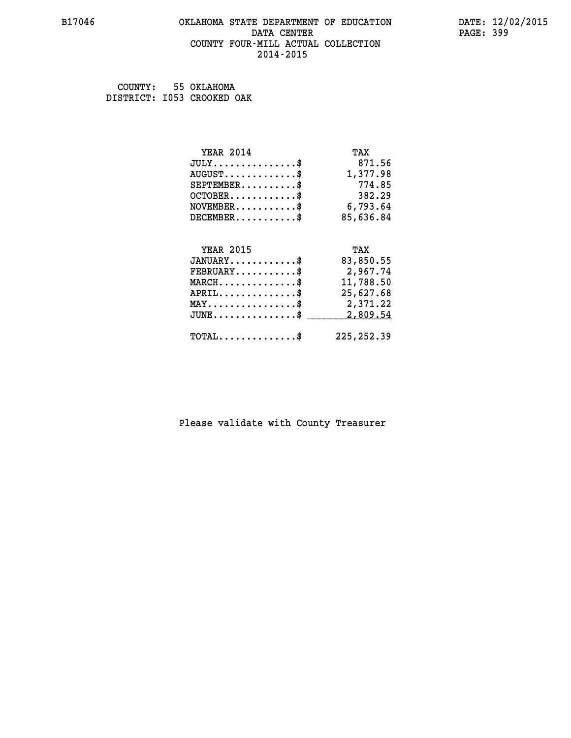# OKLAHOMA STATE DEPARTMENT OF EDUCATION
## DATA CENTER
## COUNTY FOUR-MILL ACTUAL COLLECTION
## 2014-2015

COUNTY: 55 OKLAHOMA
DISTRICT: I053 CROOKED OAK

| YEAR 2014 | TAX |
|---|---|
| JULY..............$ | 871.56 |
| AUGUST............$ | 1,377.98 |
| SEPTEMBER.........$ | 774.85 |
| OCTOBER...........$ | 382.29 |
| NOVEMBER..........$ | 6,793.64 |
| DECEMBER..........$ | 85,636.84 |

| YEAR 2015 | TAX |
|---|---|
| JANUARY...........$ | 83,850.55 |
| FEBRUARY..........$ | 2,967.74 |
| MARCH.............$ | 11,788.50 |
| APRIL.............$ | 25,627.68 |
| MAY...............$ | 2,371.22 |
| JUNE..............$ | 2,809.54 |
| TOTAL.............$ | 225,252.39 |

Please validate with County Treasurer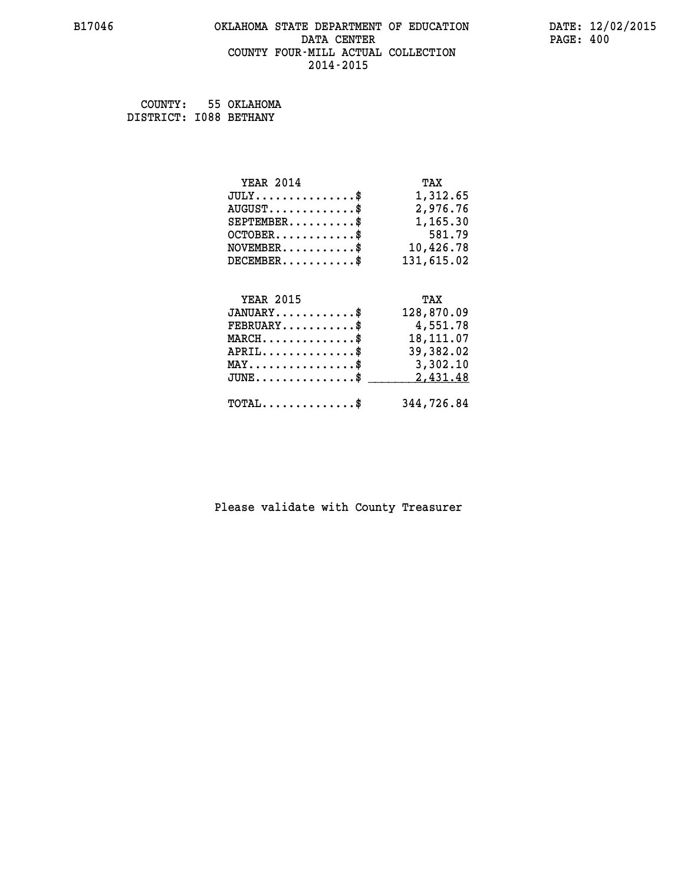# OKLAHOMA STATE DEPARTMENT OF EDUCATION
## DATA CENTER
## COUNTY FOUR-MILL ACTUAL COLLECTION
## 2014-2015

B17046

DATE: 12/02/2015

COUNTY: 55 OKLAHOMA
DISTRICT: I088 BETHANY

| YEAR 2014 | TAX |
|---|---|
| JULY...............$ | 1,312.65 |
| AUGUST.............$ | 2,976.76 |
| SEPTEMBER..........$ | 1,165.30 |
| OCTOBER............$ | 581.79 |
| NOVEMBER...........$ | 10,426.78 |
| DECEMBER...........$ | 131,615.02 |

| YEAR 2015 | TAX |
|---|---|
| JANUARY............$ | 128,870.09 |
| FEBRUARY...........$ | 4,551.78 |
| MARCH..............$ | 18,111.07 |
| APRIL..............$ | 39,382.02 |
| MAY................$ | 3,302.10 |
| JUNE...............$ | 2,431.48 |
| TOTAL..............$ | 344,726.84 |

Please validate with County Treasurer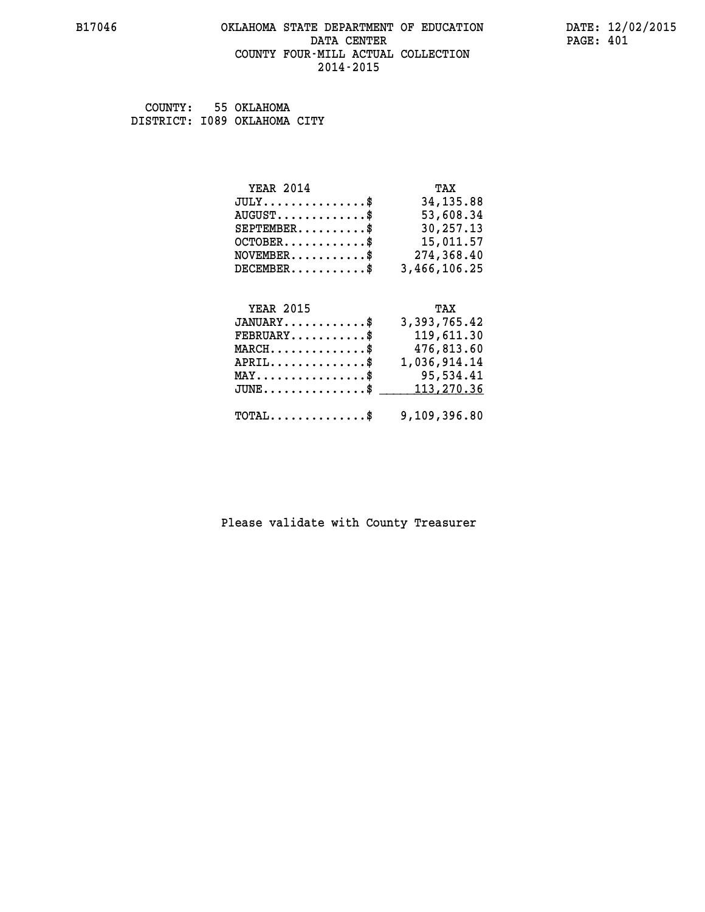B17046

# OKLAHOMA STATE DEPARTMENT OF EDUCATION
## DATA CENTER
## COUNTY FOUR-MILL ACTUAL COLLECTION
## 2014-2015

DATE: 12/02/2015

COUNTY: 55 OKLAHOMA
DISTRICT: I089 OKLAHOMA CITY

| YEAR 2014 | TAX |
|---|---|
| JULY...............$ | 34,135.88 |
| AUGUST.............$ | 53,608.34 |
| SEPTEMBER..........$ | 30,257.13 |
| OCTOBER............$ | 15,011.57 |
| NOVEMBER...........$ | 274,368.40 |
| DECEMBER...........$ | 3,466,106.25 |

| YEAR 2015 | TAX |
|---|---|
| JANUARY............$ | 3,393,765.42 |
| FEBRUARY...........$ | 119,611.30 |
| MARCH..............$ | 476,813.60 |
| APRIL..............$ | 1,036,914.14 |
| MAY................$ | 95,534.41 |
| JUNE...............$ | 113,270.36 |
| TOTAL..............$ | 9,109,396.80 |

Please validate with County Treasurer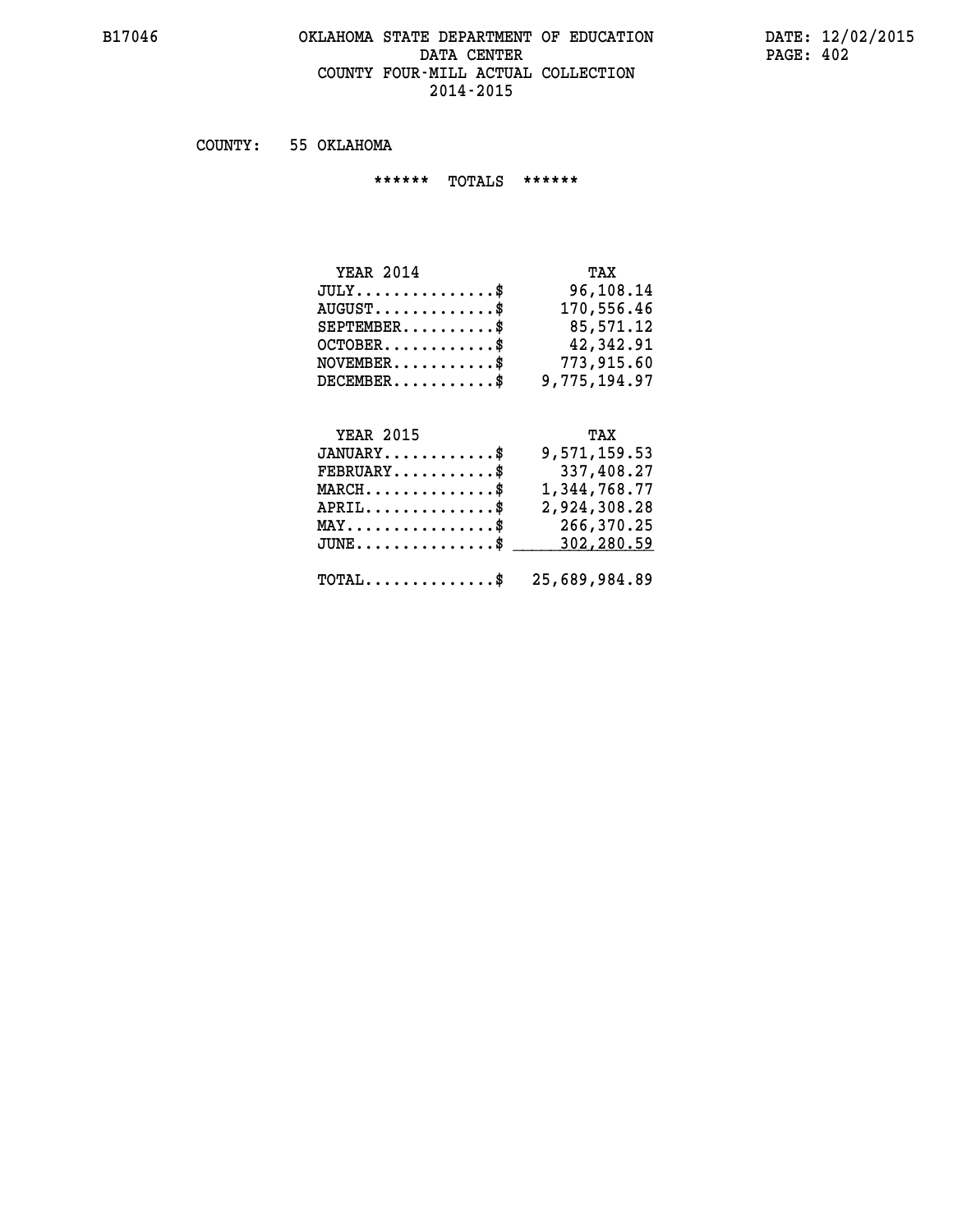# OKLAHOMA STATE DEPARTMENT OF EDUCATION
## DATA CENTER
## COUNTY FOUR-MILL ACTUAL COLLECTION
## 2014-2015

COUNTY: 55 OKLAHOMA

****** TOTALS ******

| YEAR 2014 | TAX |
|---|---|
| JULY..............$ | 96,108.14 |
| AUGUST............$ | 170,556.46 |
| SEPTEMBER.........$ | 85,571.12 |
| OCTOBER...........$ | 42,342.91 |
| NOVEMBER..........$ | 773,915.60 |
| DECEMBER..........$ | 9,775,194.97 |

| YEAR 2015 | TAX |
|---|---|
| JANUARY...........$ | 9,571,159.53 |
| FEBRUARY..........$ | 337,408.27 |
| MARCH.............$ | 1,344,768.77 |
| APRIL.............$ | 2,924,308.28 |
| MAY...............$ | 266,370.25 |
| JUNE..............$ | 302,280.59 |
| TOTAL.............$ | 25,689,984.89 |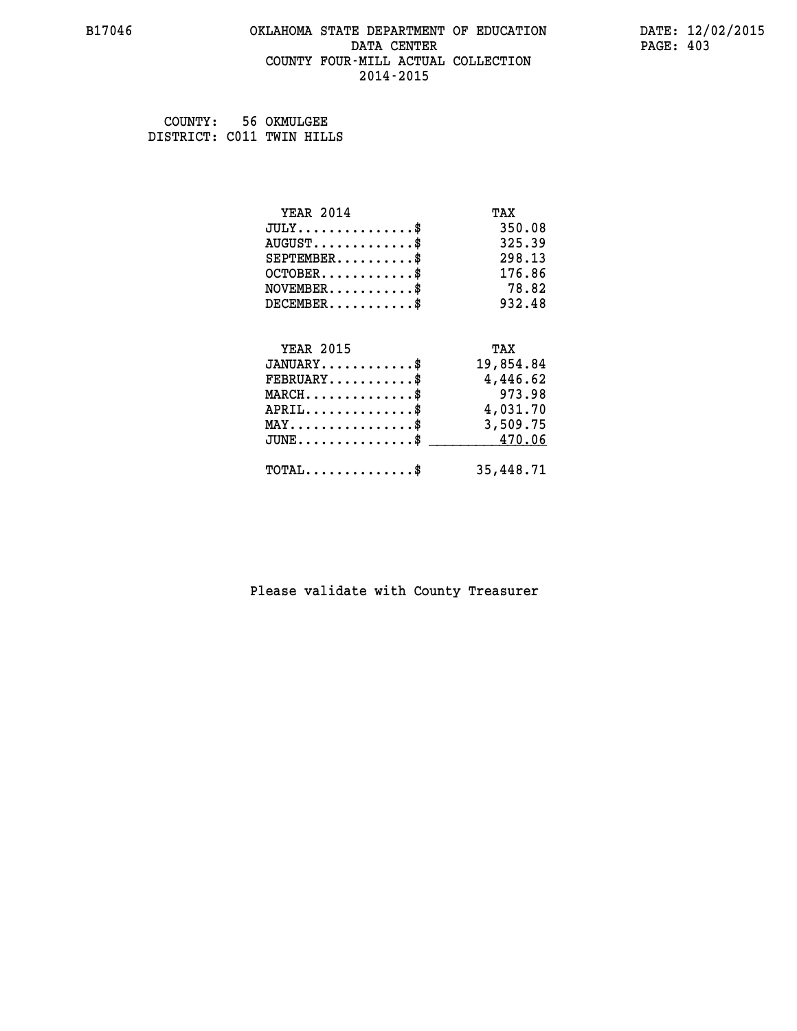# OKLAHOMA STATE DEPARTMENT OF EDUCATION
## DATA CENTER
## COUNTY FOUR-MILL ACTUAL COLLECTION
## 2014-2015

B17046

DATE: 12/02/2015

COUNTY: 56 OKMULGEE
DISTRICT: C011 TWIN HILLS

| YEAR 2014 | TAX |
|---|---|
| JULY..............$ | 350.08 |
| AUGUST............$ | 325.39 |
| SEPTEMBER..........$ | 298.13 |
| OCTOBER............$ | 176.86 |
| NOVEMBER...........$ | 78.82 |
| DECEMBER...........$ | 932.48 |

| YEAR 2015 | TAX |
|---|---|
| JANUARY............$ | 19,854.84 |
| FEBRUARY...........$ | 4,446.62 |
| MARCH..............$ | 973.98 |
| APRIL..............$ | 4,031.70 |
| MAY................$ | 3,509.75 |
| JUNE...............$ | 470.06 |
| TOTAL..............$ | 35,448.71 |

Please validate with County Treasurer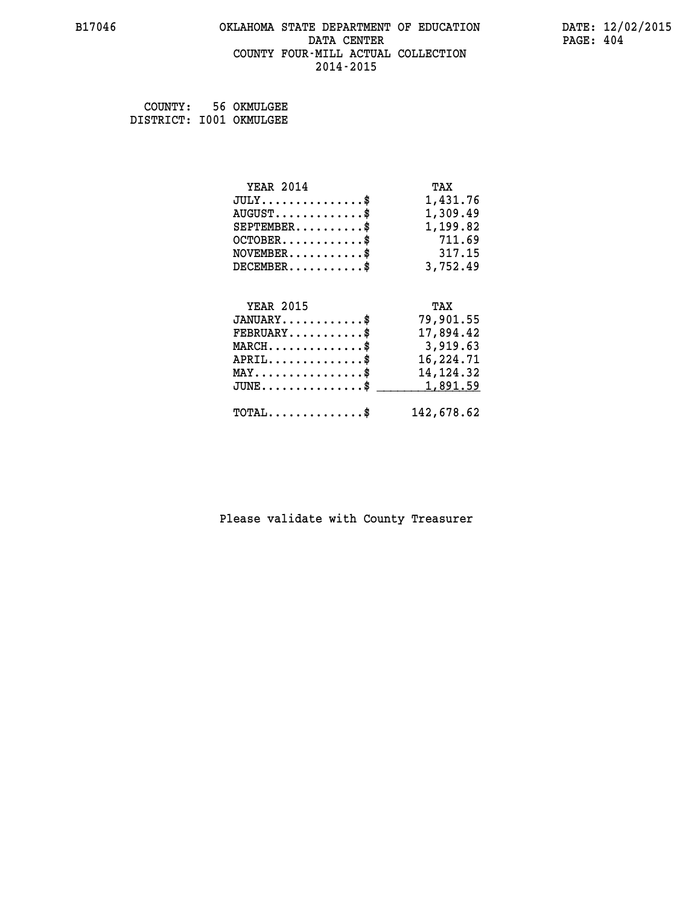B17046

# OKLAHOMA STATE DEPARTMENT OF EDUCATION
## DATA CENTER
## COUNTY FOUR-MILL ACTUAL COLLECTION
## 2014-2015

DATE: 12/02/2015

COUNTY: 56 OKMULGEE
DISTRICT: I001 OKMULGEE

| YEAR 2014 | TAX |
|---|---|
| JULY...............$ | 1,431.76 |
| AUGUST.............$ | 1,309.49 |
| SEPTEMBER..........$ | 1,199.82 |
| OCTOBER............$ | 711.69 |
| NOVEMBER...........$ | 317.15 |
| DECEMBER...........$ | 3,752.49 |

| YEAR 2015 | TAX |
|---|---|
| JANUARY............$ | 79,901.55 |
| FEBRUARY...........$ | 17,894.42 |
| MARCH..............$ | 3,919.63 |
| APRIL..............$ | 16,224.71 |
| MAY................$ | 14,124.32 |
| JUNE...............$ | 1,891.59 |
| TOTAL..............$ | 142,678.62 |

Please validate with County Treasurer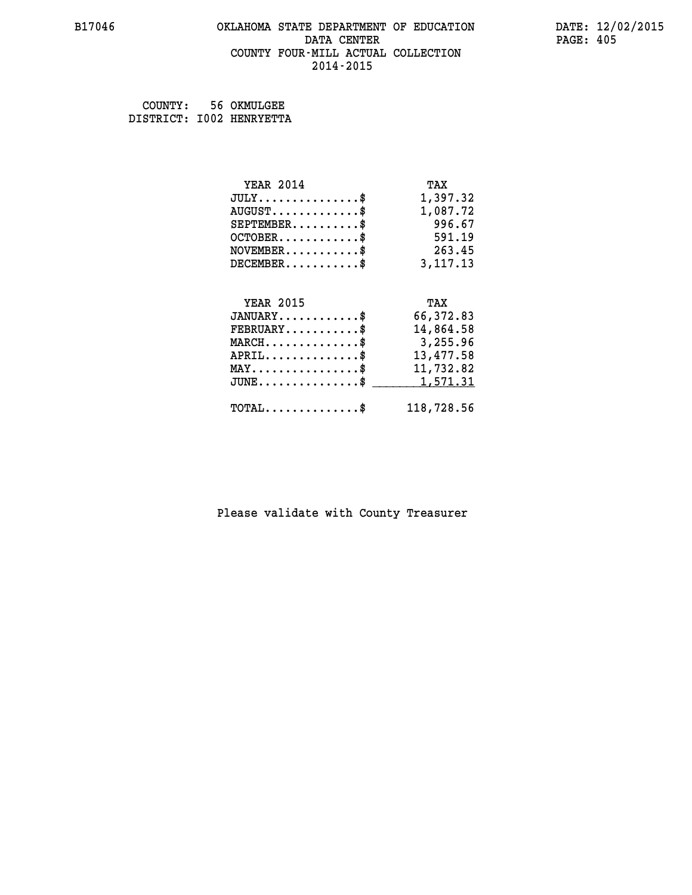# OKLAHOMA STATE DEPARTMENT OF EDUCATION
## DATA CENTER
## COUNTY FOUR-MILL ACTUAL COLLECTION
## 2014-2015

COUNTY: 56 OKMULGEE
DISTRICT: I002 HENRYETTA

| YEAR 2014 | TAX |
|---|---|
| JULY...............$ | 1,397.32 |
| AUGUST.............$ | 1,087.72 |
| SEPTEMBER..........$ | 996.67 |
| OCTOBER............$ | 591.19 |
| NOVEMBER...........$ | 263.45 |
| DECEMBER...........$ | 3,117.13 |

| YEAR 2015 | TAX |
|---|---|
| JANUARY............$ | 66,372.83 |
| FEBRUARY...........$ | 14,864.58 |
| MARCH..............$ | 3,255.96 |
| APRIL..............$ | 13,477.58 |
| MAY................$ | 11,732.82 |
| JUNE...............$ | 1,571.31 |
| TOTAL..............$ | 118,728.56 |

Please validate with County Treasurer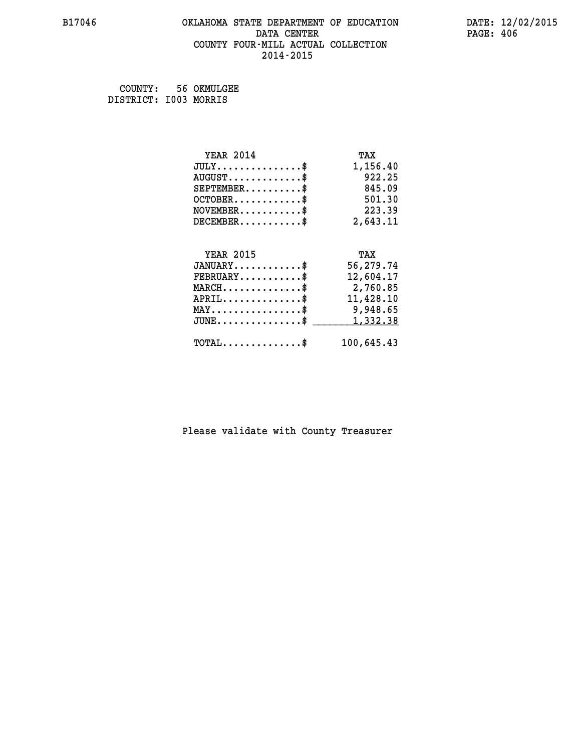B17046 OKLAHOMA STATE DEPARTMENT OF EDUCATION DATE: 12/02/2015
DATA CENTER
COUNTY FOUR-MILL ACTUAL COLLECTION
2014-2015

COUNTY: 56 OKMULGEE
DISTRICT: I003 MORRIS

| YEAR 2014 | TAX |
|---|---|
| JULY..............$ | 1,156.40 |
| AUGUST............$ | 922.25 |
| SEPTEMBER.........$ | 845.09 |
| OCTOBER...........$ | 501.30 |
| NOVEMBER..........$ | 223.39 |
| DECEMBER..........$ | 2,643.11 |

| YEAR 2015 | TAX |
|---|---|
| JANUARY...........$ | 56,279.74 |
| FEBRUARY..........$ | 12,604.17 |
| MARCH.............$ | 2,760.85 |
| APRIL.............$ | 11,428.10 |
| MAY...............$ | 9,948.65 |
| JUNE..............$ | 1,332.38 |
| TOTAL.............$ | 100,645.43 |

Please validate with County Treasurer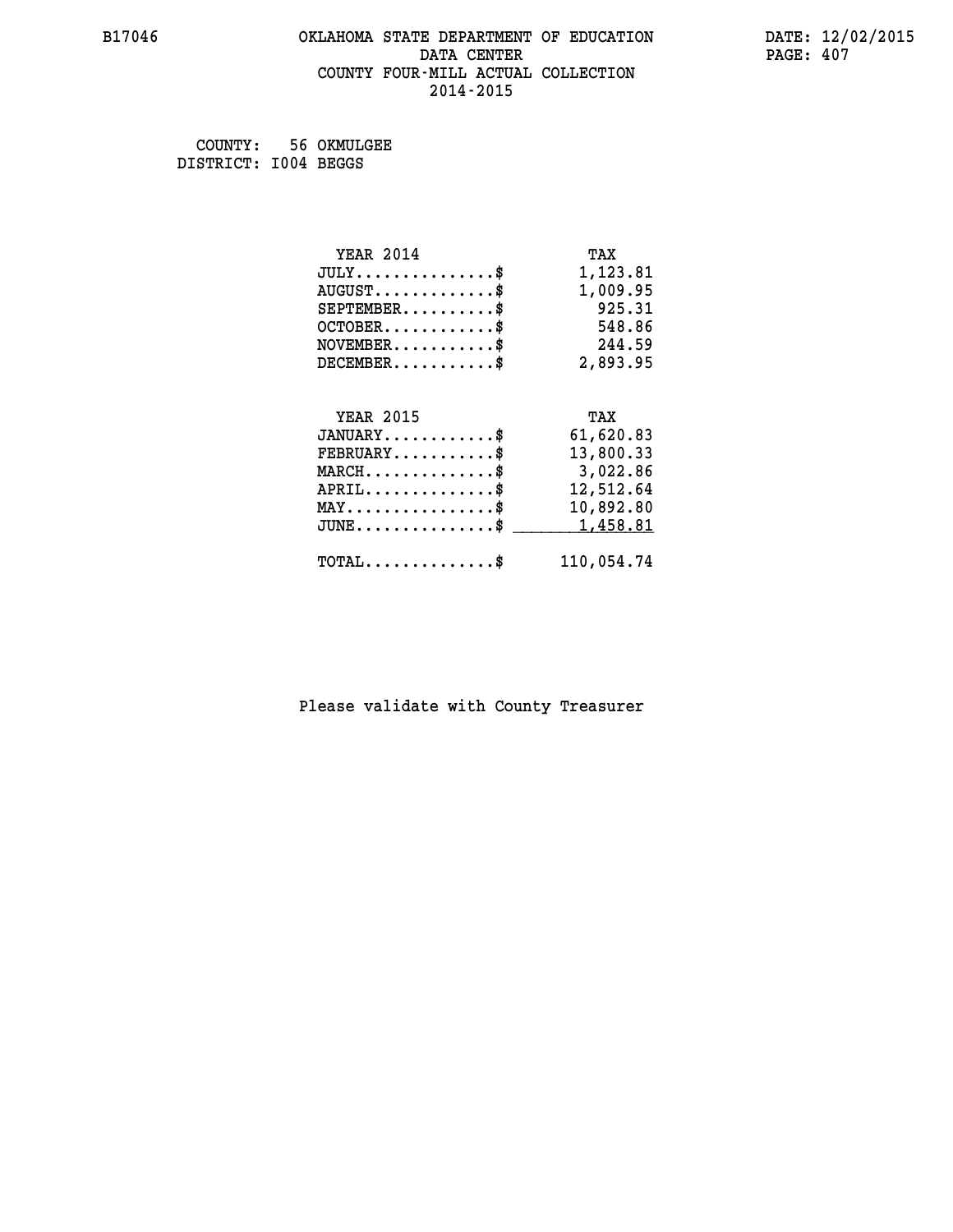OKLAHOMA STATE DEPARTMENT OF EDUCATION
DATA CENTER
COUNTY FOUR-MILL ACTUAL COLLECTION
2014-2015

COUNTY: 56 OKMULGEE
DISTRICT: I004 BEGGS

| YEAR 2014 | TAX |
|---|---|
| JULY..............$ | 1,123.81 |
| AUGUST............$ | 1,009.95 |
| SEPTEMBER.........$ | 925.31 |
| OCTOBER...........$ | 548.86 |
| NOVEMBER..........$ | 244.59 |
| DECEMBER..........$ | 2,893.95 |

| YEAR 2015 | TAX |
|---|---|
| JANUARY...........$ | 61,620.83 |
| FEBRUARY..........$ | 13,800.33 |
| MARCH.............$ | 3,022.86 |
| APRIL.............$ | 12,512.64 |
| MAY...............$ | 10,892.80 |
| JUNE..............$ | 1,458.81 |
| TOTAL.............$ | 110,054.74 |

Please validate with County Treasurer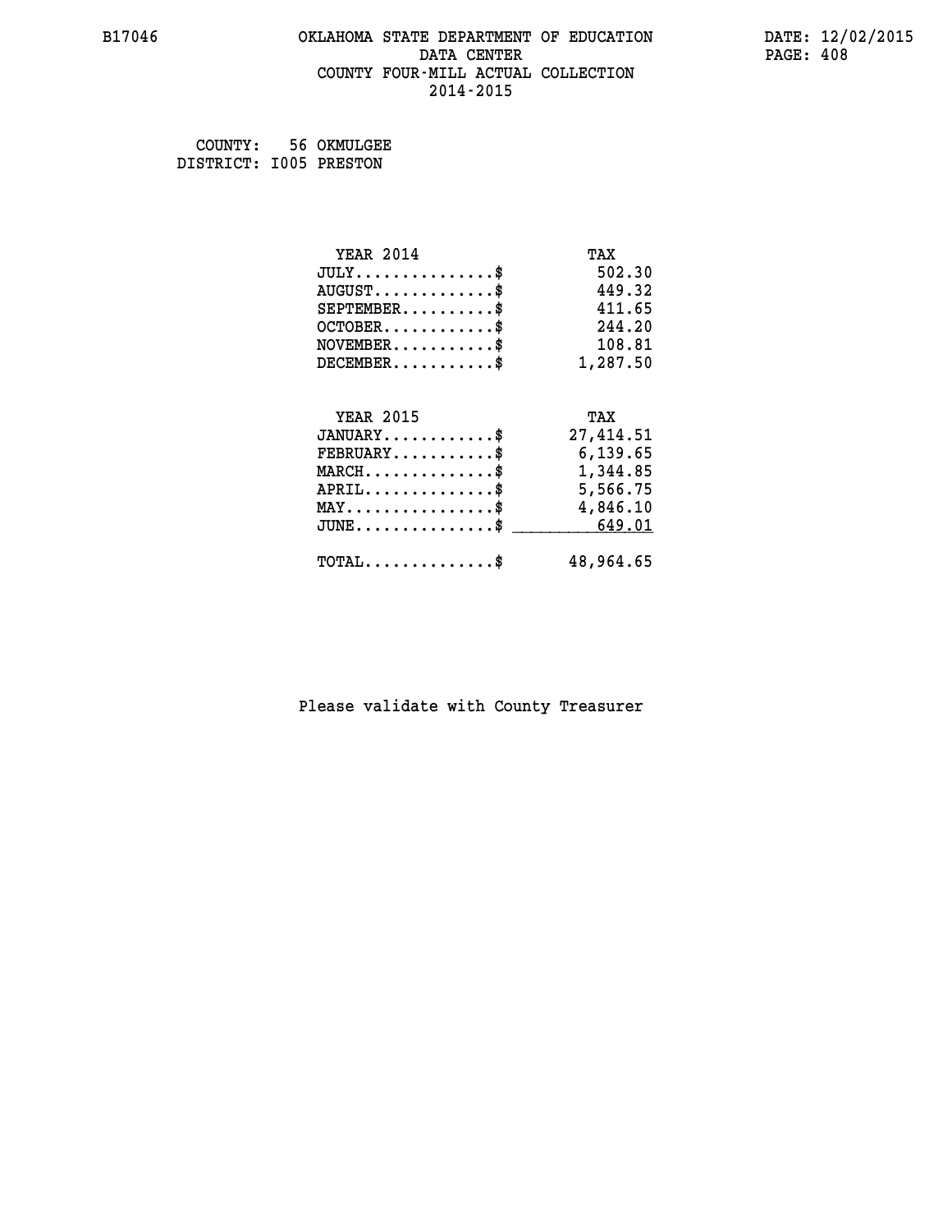# OKLAHOMA STATE DEPARTMENT OF EDUCATION
## DATA CENTER
## COUNTY FOUR-MILL ACTUAL COLLECTION
## 2014-2015

COUNTY: 56 OKMULGEE
DISTRICT: I005 PRESTON

| YEAR 2014 | TAX |
|---|---|
| JULY...............$ | 502.30 |
| AUGUST.............$ | 449.32 |
| SEPTEMBER..........$ | 411.65 |
| OCTOBER............$ | 244.20 |
| NOVEMBER...........$ | 108.81 |
| DECEMBER...........$ | 1,287.50 |

| YEAR 2015 | TAX |
|---|---|
| JANUARY............$ | 27,414.51 |
| FEBRUARY...........$ | 6,139.65 |
| MARCH..............$ | 1,344.85 |
| APRIL..............$ | 5,566.75 |
| MAY................$ | 4,846.10 |
| JUNE...............$ | 649.01 |
| TOTAL..............$ | 48,964.65 |

Please validate with County Treasurer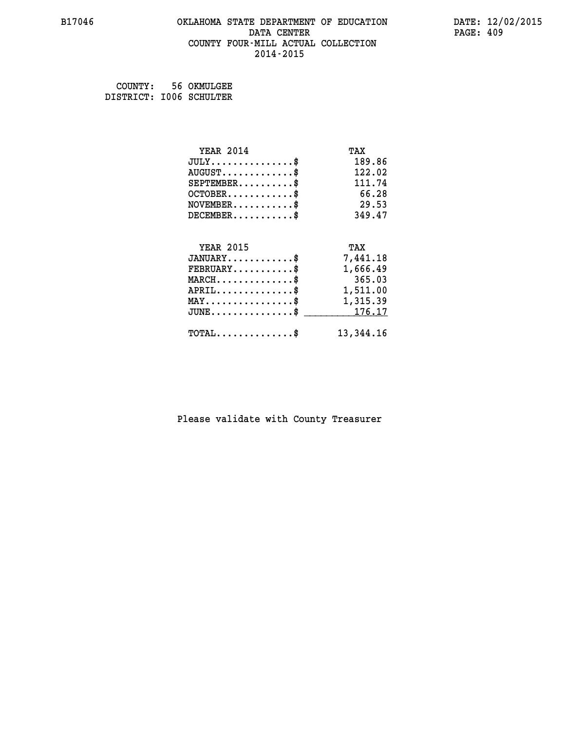B17046 OKLAHOMA STATE DEPARTMENT OF EDUCATION DATA CENTER COUNTY FOUR-MILL ACTUAL COLLECTION 2014-2015

DATE: 12/02/2015

COUNTY: 56 OKMULGEE
DISTRICT: I006 SCHULTER

| YEAR 2014 | TAX |
|---|---|
| JULY...............$ | 189.86 |
| AUGUST.............$ | 122.02 |
| SEPTEMBER..........$ | 111.74 |
| OCTOBER............$ | 66.28 |
| NOVEMBER...........$ | 29.53 |
| DECEMBER...........$ | 349.47 |

| YEAR 2015 | TAX |
|---|---|
| JANUARY............$ | 7,441.18 |
| FEBRUARY...........$ | 1,666.49 |
| MARCH..............$ | 365.03 |
| APRIL..............$ | 1,511.00 |
| MAY................$ | 1,315.39 |
| JUNE...............$ | 176.17 |
| TOTAL..............$ | 13,344.16 |

Please validate with County Treasurer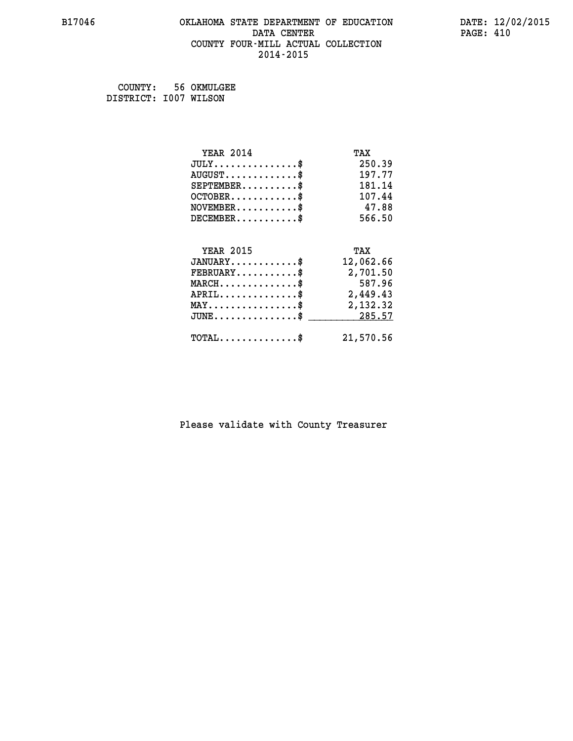B17046 OKLAHOMA STATE DEPARTMENT OF EDUCATION DATA CENTER COUNTY FOUR-MILL ACTUAL COLLECTION 2014-2015

DATE: 12/02/2015

COUNTY: 56 OKMULGEE
DISTRICT: I007 WILSON

| YEAR 2014 | TAX |
|---|---|
| JULY..............$ | 250.39 |
| AUGUST............$ | 197.77 |
| SEPTEMBER.........$ | 181.14 |
| OCTOBER...........$ | 107.44 |
| NOVEMBER..........$ | 47.88 |
| DECEMBER..........$ | 566.50 |

| YEAR 2015 | TAX |
|---|---|
| JANUARY...........$ | 12,062.66 |
| FEBRUARY..........$ | 2,701.50 |
| MARCH.............$ | 587.96 |
| APRIL.............$ | 2,449.43 |
| MAY...............$ | 2,132.32 |
| JUNE..............$ | 285.57 |
| TOTAL.............$ | 21,570.56 |

Please validate with County Treasurer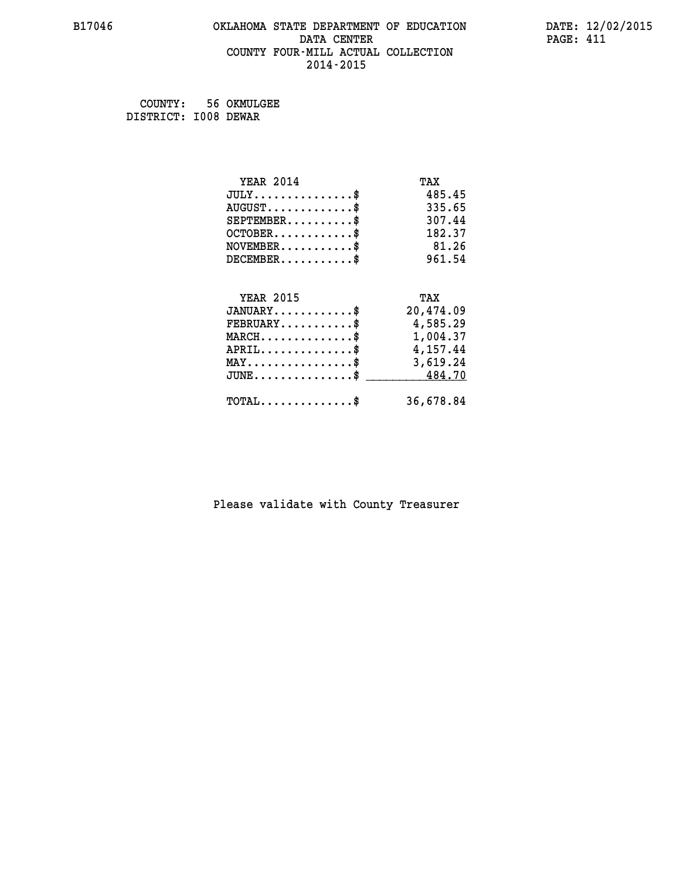B17046 OKLAHOMA STATE DEPARTMENT OF EDUCATION DATA CENTER COUNTY FOUR-MILL ACTUAL COLLECTION 2014-2015

DATE: 12/02/2015

COUNTY: 56 OKMULGEE
DISTRICT: I008 DEWAR

| YEAR 2014 | TAX |
|---|---|
| JULY..............$ | 485.45 |
| AUGUST............$ | 335.65 |
| SEPTEMBER..........$ | 307.44 |
| OCTOBER...........$ | 182.37 |
| NOVEMBER..........$ | 81.26 |
| DECEMBER..........$ | 961.54 |

| YEAR 2015 | TAX |
|---|---|
| JANUARY...........$ | 20,474.09 |
| FEBRUARY..........$ | 4,585.29 |
| MARCH.............$ | 1,004.37 |
| APRIL.............$ | 4,157.44 |
| MAY...............$ | 3,619.24 |
| JUNE..............$ | 484.70 |
| TOTAL.............$ | 36,678.84 |

Please validate with County Treasurer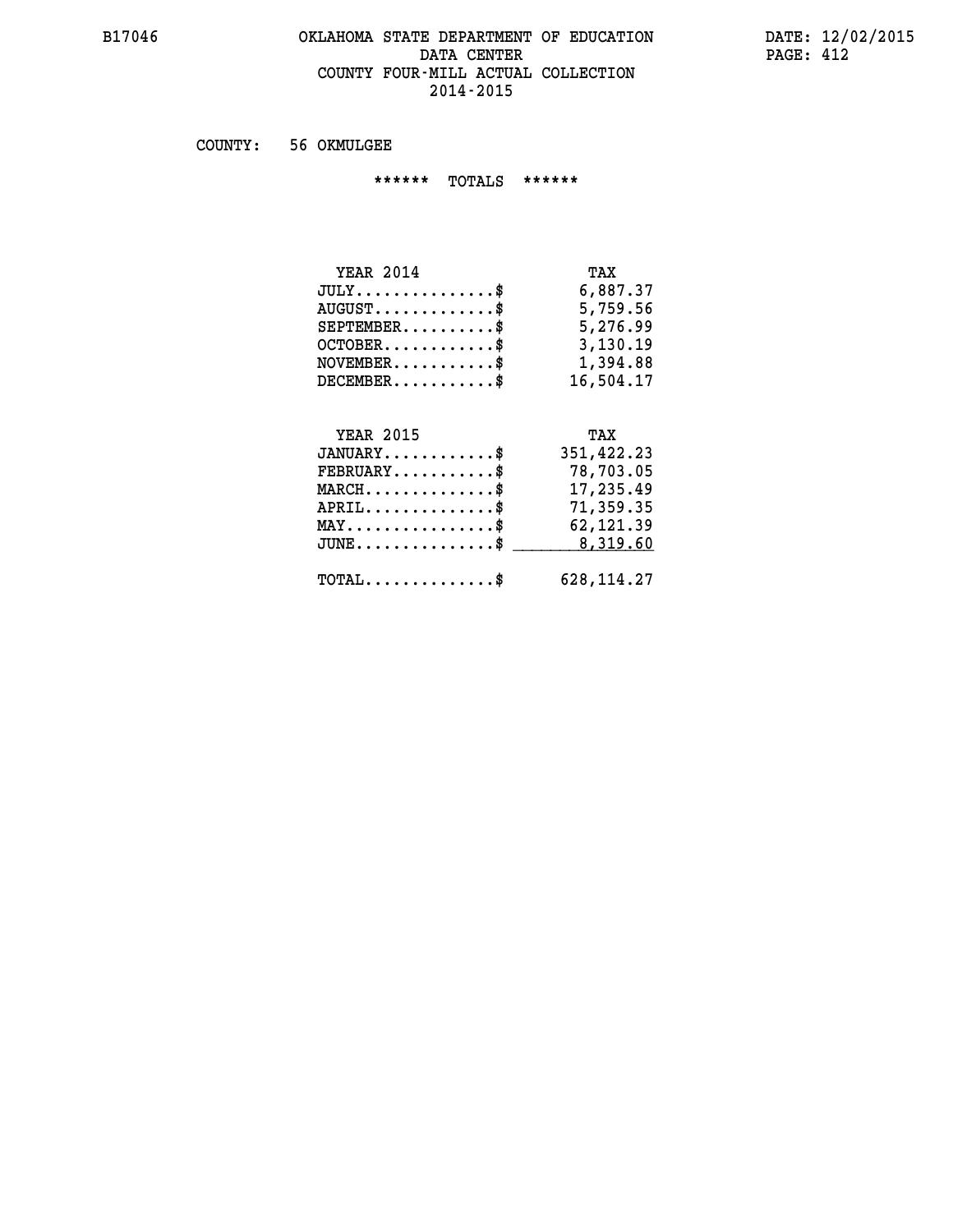# OKLAHOMA STATE DEPARTMENT OF EDUCATION
## DATA CENTER
## COUNTY FOUR-MILL ACTUAL COLLECTION
## 2014-2015

COUNTY: 56 OKMULGEE

****** TOTALS ******

| YEAR 2014 | TAX |
|---|---|
| JULY...............$ | 6,887.37 |
| AUGUST.............$ | 5,759.56 |
| SEPTEMBER..........$ | 5,276.99 |
| OCTOBER............$ | 3,130.19 |
| NOVEMBER...........$ | 1,394.88 |
| DECEMBER...........$ | 16,504.17 |

| YEAR 2015 | TAX |
|---|---|
| JANUARY............$ | 351,422.23 |
| FEBRUARY...........$ | 78,703.05 |
| MARCH..............$ | 17,235.49 |
| APRIL..............$ | 71,359.35 |
| MAY................$ | 62,121.39 |
| JUNE...............$ | 8,319.60 |
| TOTAL..............$ | 628,114.27 |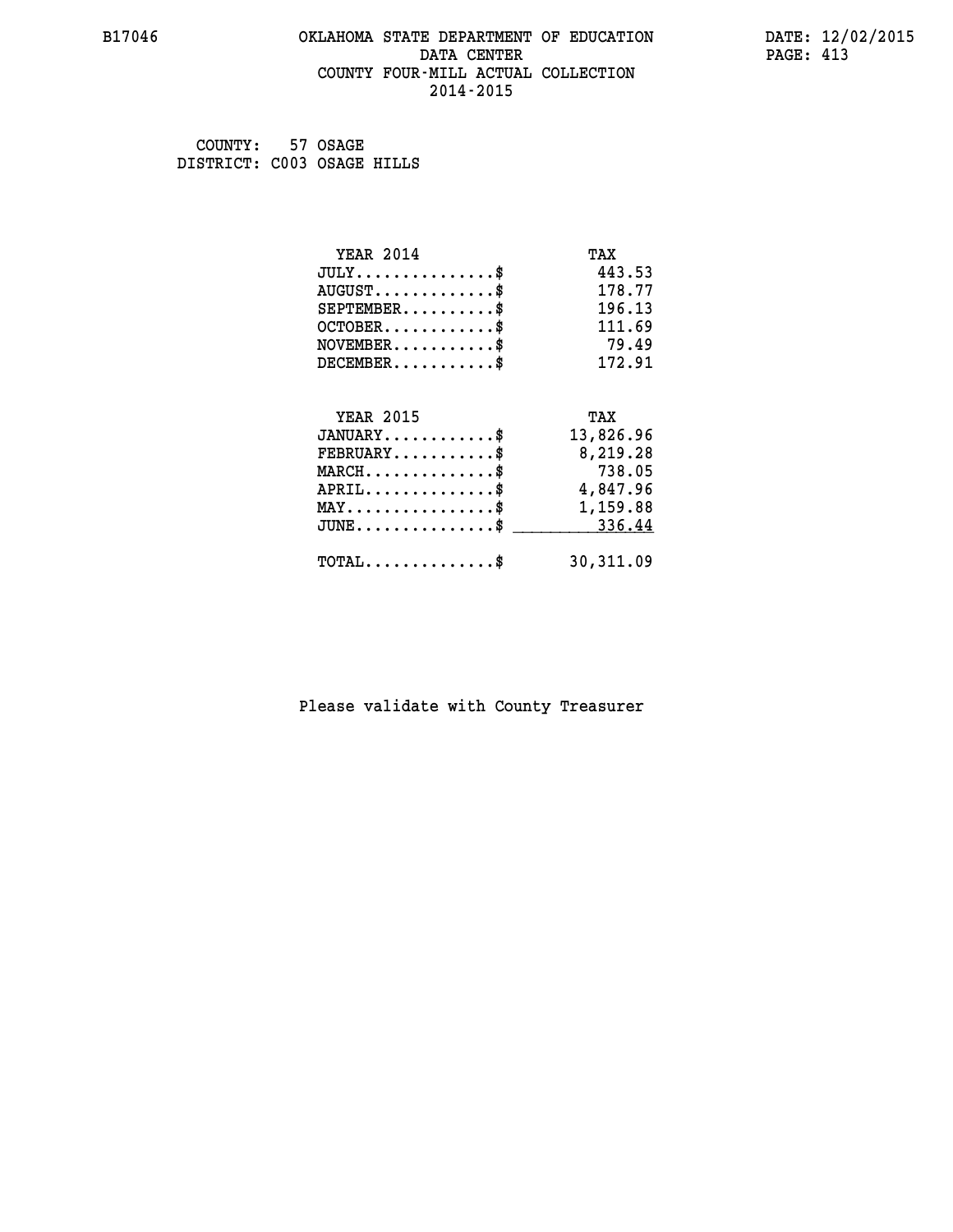# OKLAHOMA STATE DEPARTMENT OF EDUCATION
## DATA CENTER
## COUNTY FOUR-MILL ACTUAL COLLECTION
## 2014-2015

B17046 DATE: 12/02/2015

COUNTY: 57 OSAGE
DISTRICT: C003 OSAGE HILLS

| YEAR 2014 | TAX |
|---|---|
| JULY...............$ | 443.53 |
| AUGUST.............$ | 178.77 |
| SEPTEMBER..........$ | 196.13 |
| OCTOBER............$ | 111.69 |
| NOVEMBER...........$ | 79.49 |
| DECEMBER...........$ | 172.91 |

| YEAR 2015 | TAX |
|---|---|
| JANUARY............$ | 13,826.96 |
| FEBRUARY...........$ | 8,219.28 |
| MARCH..............$ | 738.05 |
| APRIL..............$ | 4,847.96 |
| MAY................$ | 1,159.88 |
| JUNE...............$ | 336.44 |
| TOTAL..............$ | 30,311.09 |

Please validate with County Treasurer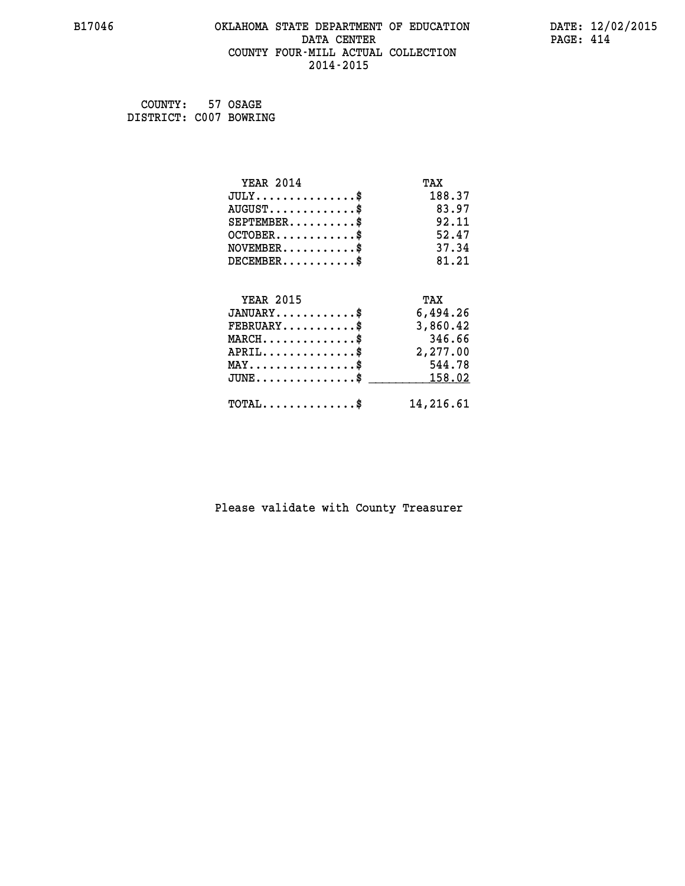COUNTY: 57 OSAGE
DISTRICT: C007 BOWRING

| YEAR 2014 | TAX |
|---|---|
| JULY...............$ | 188.37 |
| AUGUST.............$ | 83.97 |
| SEPTEMBER..........$ | 92.11 |
| OCTOBER............$ | 52.47 |
| NOVEMBER...........$ | 37.34 |
| DECEMBER...........$ | 81.21 |

| YEAR 2015 | TAX |
|---|---|
| JANUARY............$ | 6,494.26 |
| FEBRUARY...........$ | 3,860.42 |
| MARCH..............$ | 346.66 |
| APRIL..............$ | 2,277.00 |
| MAY................$ | 544.78 |
| JUNE...............$ | 158.02 |
| TOTAL..............$ | 14,216.61 |

Please validate with County Treasurer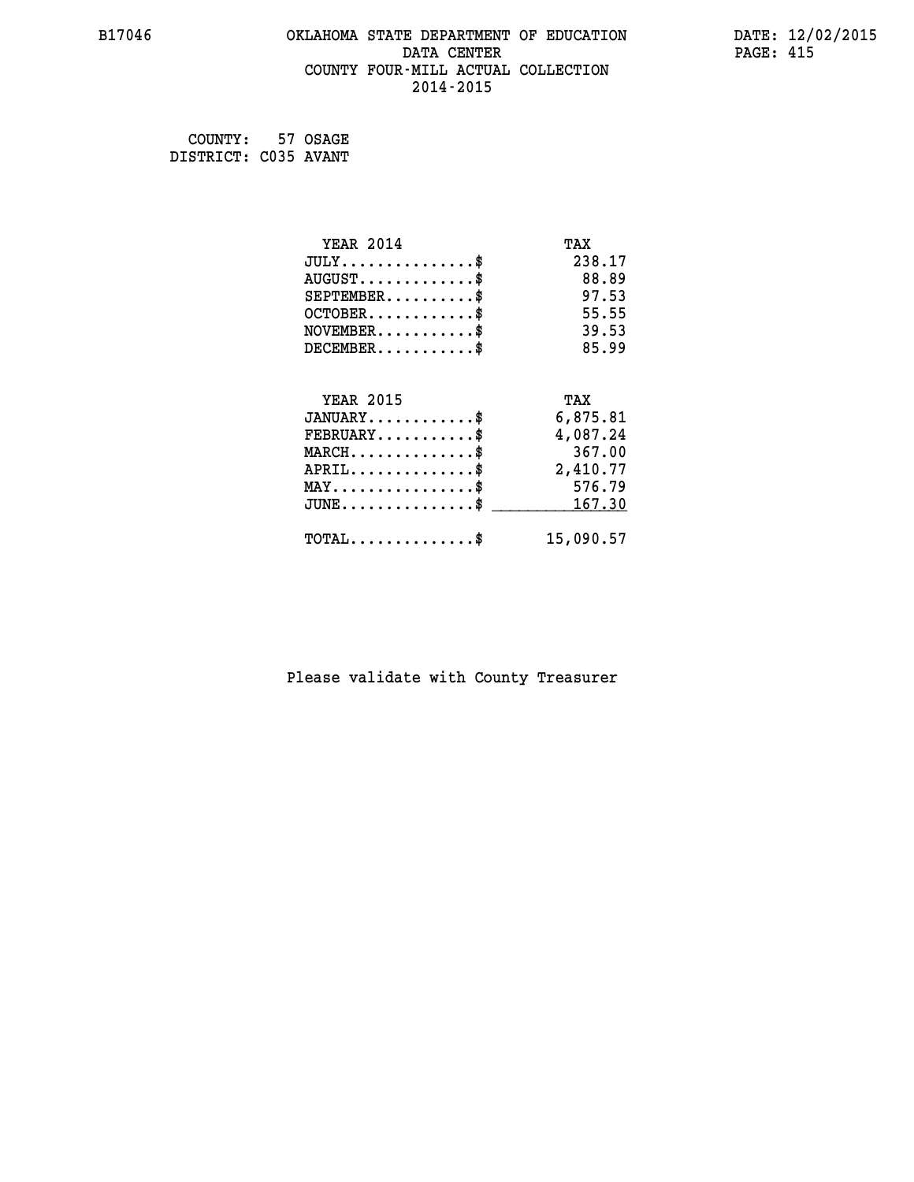B17046 OKLAHOMA STATE DEPARTMENT OF EDUCATION DATA CENTER COUNTY FOUR-MILL ACTUAL COLLECTION 2014-2015

DATE: 12/02/2015

COUNTY: 57 OSAGE
DISTRICT: C035 AVANT

| YEAR 2014 | TAX |
|---|---|
| JULY...............$ | 238.17 |
| AUGUST.............$ | 88.89 |
| SEPTEMBER..........$ | 97.53 |
| OCTOBER............$ | 55.55 |
| NOVEMBER...........$ | 39.53 |
| DECEMBER...........$ | 85.99 |

| YEAR 2015 | TAX |
|---|---|
| JANUARY............$ | 6,875.81 |
| FEBRUARY...........$ | 4,087.24 |
| MARCH..............$ | 367.00 |
| APRIL..............$ | 2,410.77 |
| MAY................$ | 576.79 |
| JUNE...............$ | 167.30 |
| TOTAL..............$ | 15,090.57 |

Please validate with County Treasurer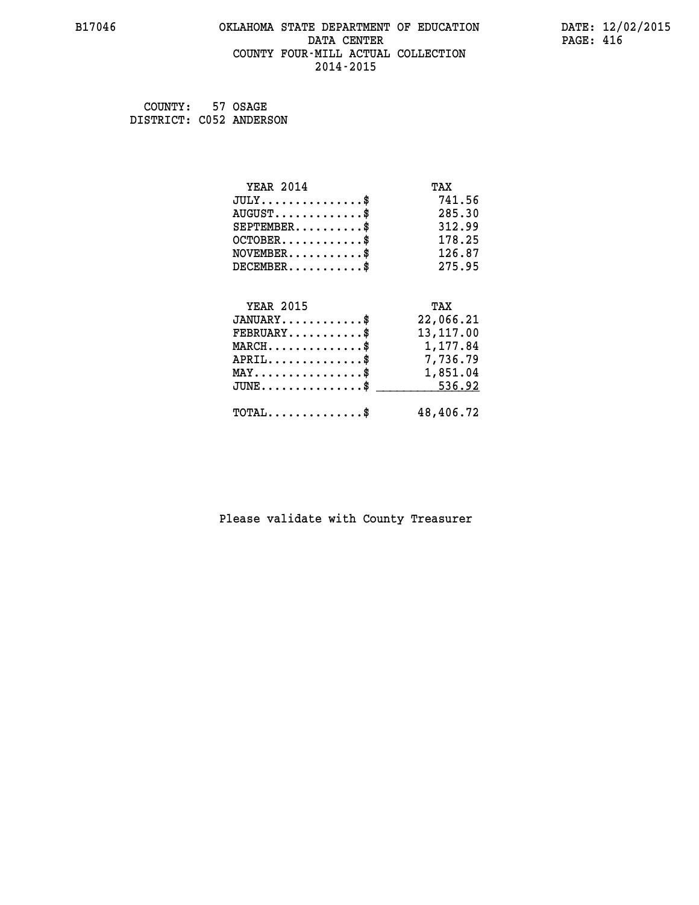B17046 OKLAHOMA STATE DEPARTMENT OF EDUCATION DATE: 12/02/2015

DATA CENTER

COUNTY FOUR-MILL ACTUAL COLLECTION

2014-2015

COUNTY: 57 OSAGE
DISTRICT: C052 ANDERSON

| YEAR 2014 | TAX |
|---|---|
| JULY..............$ | 741.56 |
| AUGUST............$ | 285.30 |
| SEPTEMBER.........$ | 312.99 |
| OCTOBER...........$ | 178.25 |
| NOVEMBER..........$ | 126.87 |
| DECEMBER..........$ | 275.95 |

| YEAR 2015 | TAX |
|---|---|
| JANUARY...........$ | 22,066.21 |
| FEBRUARY..........$ | 13,117.00 |
| MARCH.............$ | 1,177.84 |
| APRIL.............$ | 7,736.79 |
| MAY...............$ | 1,851.04 |
| JUNE..............$ | 536.92 |
| TOTAL.............$ | 48,406.72 |

Please validate with County Treasurer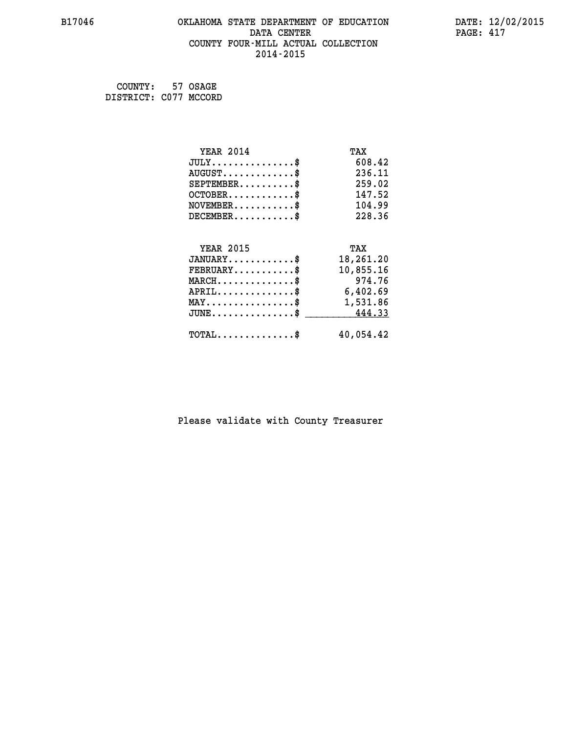# OKLAHOMA STATE DEPARTMENT OF EDUCATION
## DATA CENTER
## COUNTY FOUR-MILL ACTUAL COLLECTION
## 2014-2015

COUNTY: 57 OSAGE
DISTRICT: C077 MCCORD

| YEAR 2014 | TAX |
|---|---|
| JULY...............$ | 608.42 |
| AUGUST.............$ | 236.11 |
| SEPTEMBER..........$ | 259.02 |
| OCTOBER............$ | 147.52 |
| NOVEMBER...........$ | 104.99 |
| DECEMBER...........$ | 228.36 |

| YEAR 2015 | TAX |
|---|---|
| JANUARY............$ | 18,261.20 |
| FEBRUARY...........$ | 10,855.16 |
| MARCH..............$ | 974.76 |
| APRIL..............$ | 6,402.69 |
| MAY................$ | 1,531.86 |
| JUNE...............$ | 444.33 |
| TOTAL..............$ | 40,054.42 |

Please validate with County Treasurer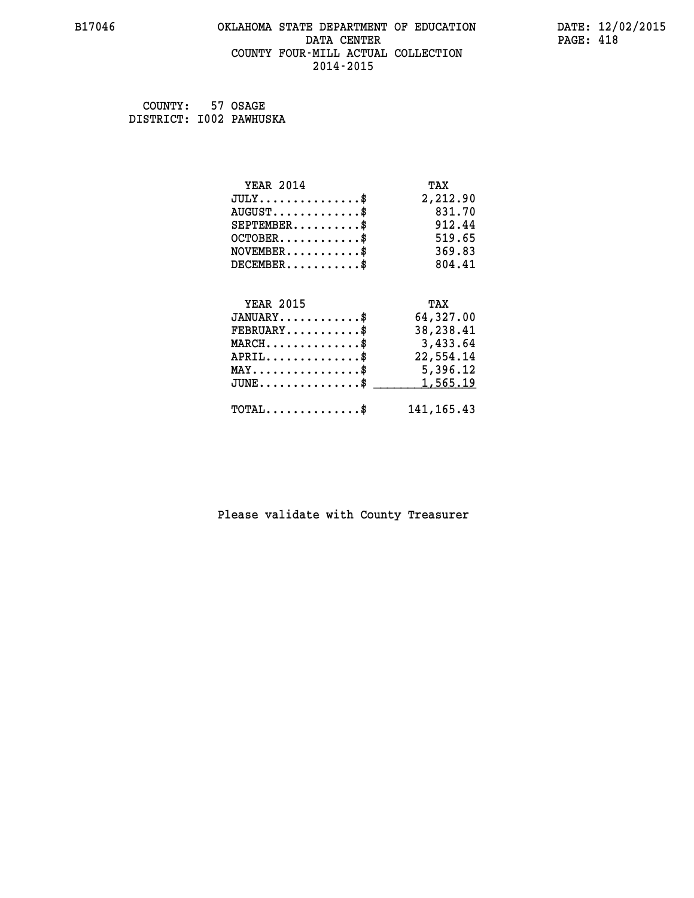# OKLAHOMA STATE DEPARTMENT OF EDUCATION
## DATA CENTER
## COUNTY FOUR-MILL ACTUAL COLLECTION
## 2014-2015

COUNTY: 57 OSAGE
DISTRICT: I002 PAWHUSKA

| YEAR 2014 | TAX |
|---|---|
| JULY...............$ | 2,212.90 |
| AUGUST.............$ | 831.70 |
| SEPTEMBER..........$ | 912.44 |
| OCTOBER............$ | 519.65 |
| NOVEMBER...........$ | 369.83 |
| DECEMBER...........$ | 804.41 |

| YEAR 2015 | TAX |
|---|---|
| JANUARY............$ | 64,327.00 |
| FEBRUARY...........$ | 38,238.41 |
| MARCH..............$ | 3,433.64 |
| APRIL..............$ | 22,554.14 |
| MAY................$ | 5,396.12 |
| JUNE...............$ | 1,565.19 |
| TOTAL..............$ | 141,165.43 |

Please validate with County Treasurer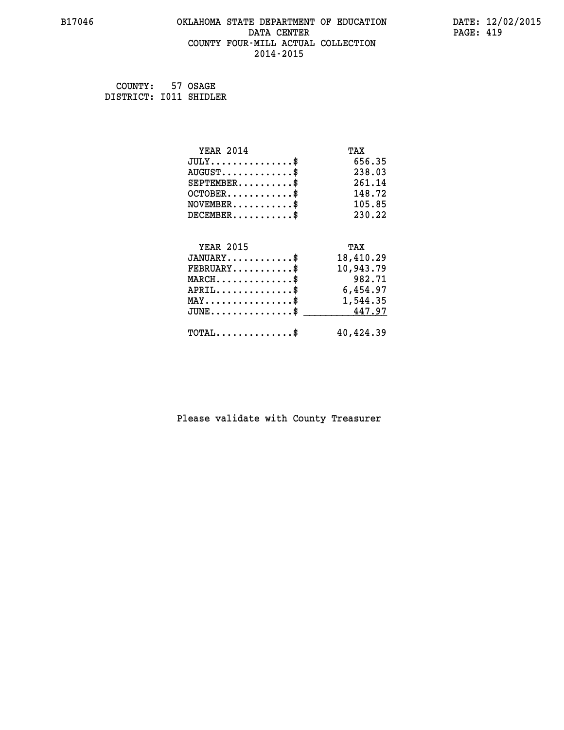COUNTY: 57 OSAGE
DISTRICT: I011 SHIDLER

| YEAR 2014 | TAX |
|---|---|
| JULY...............$ | 656.35 |
| AUGUST.............$ | 238.03 |
| SEPTEMBER..........$ | 261.14 |
| OCTOBER............$ | 148.72 |
| NOVEMBER...........$ | 105.85 |
| DECEMBER...........$ | 230.22 |

| YEAR 2015 | TAX |
|---|---|
| JANUARY............$ | 18,410.29 |
| FEBRUARY...........$ | 10,943.79 |
| MARCH..............$ | 982.71 |
| APRIL..............$ | 6,454.97 |
| MAY................$ | 1,544.35 |
| JUNE...............$ | 447.97 |
| TOTAL..............$ | 40,424.39 |

Please validate with County Treasurer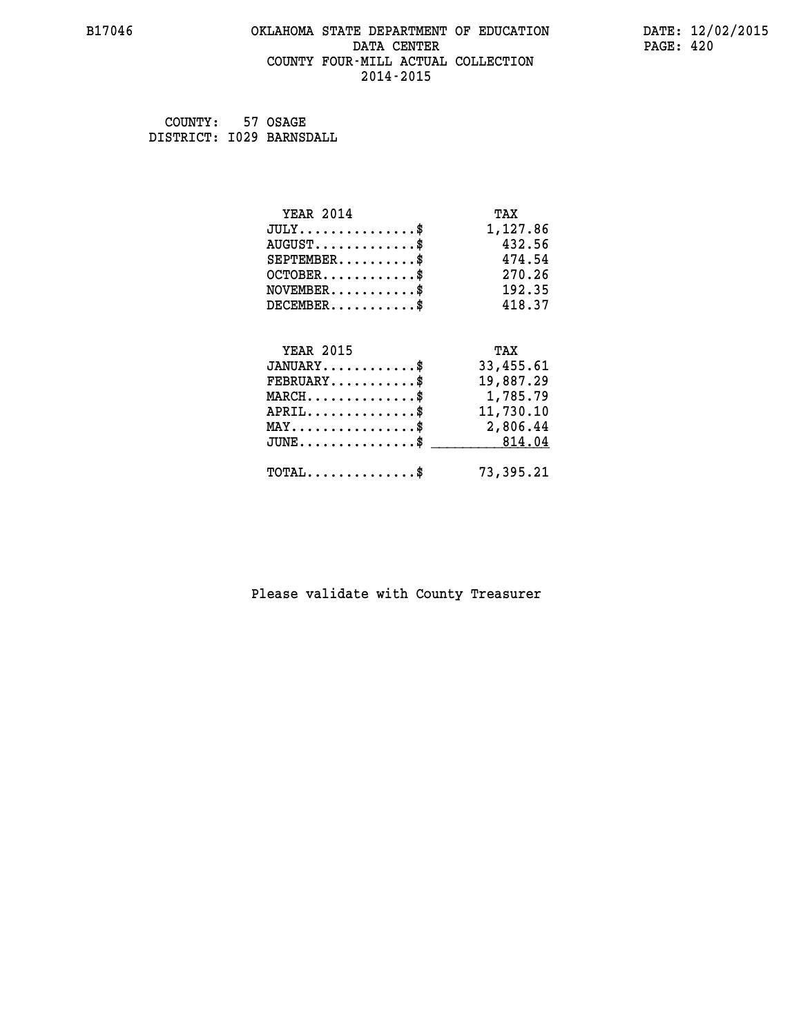# OKLAHOMA STATE DEPARTMENT OF EDUCATION
## DATA CENTER
## COUNTY FOUR-MILL ACTUAL COLLECTION
## 2014-2015

B17046

DATE: 12/02/2015

COUNTY: 57 OSAGE
DISTRICT: I029 BARNSDALL

| YEAR 2014 | TAX |
|---|---|
| JULY...............$ | 1,127.86 |
| AUGUST.............$ | 432.56 |
| SEPTEMBER..........$ | 474.54 |
| OCTOBER............$ | 270.26 |
| NOVEMBER...........$ | 192.35 |
| DECEMBER...........$ | 418.37 |

| YEAR 2015 | TAX |
|---|---|
| JANUARY............$ | 33,455.61 |
| FEBRUARY...........$ | 19,887.29 |
| MARCH..............$ | 1,785.79 |
| APRIL..............$ | 11,730.10 |
| MAY................$ | 2,806.44 |
| JUNE...............$ | 814.04 |
| TOTAL..............$ | 73,395.21 |

Please validate with County Treasurer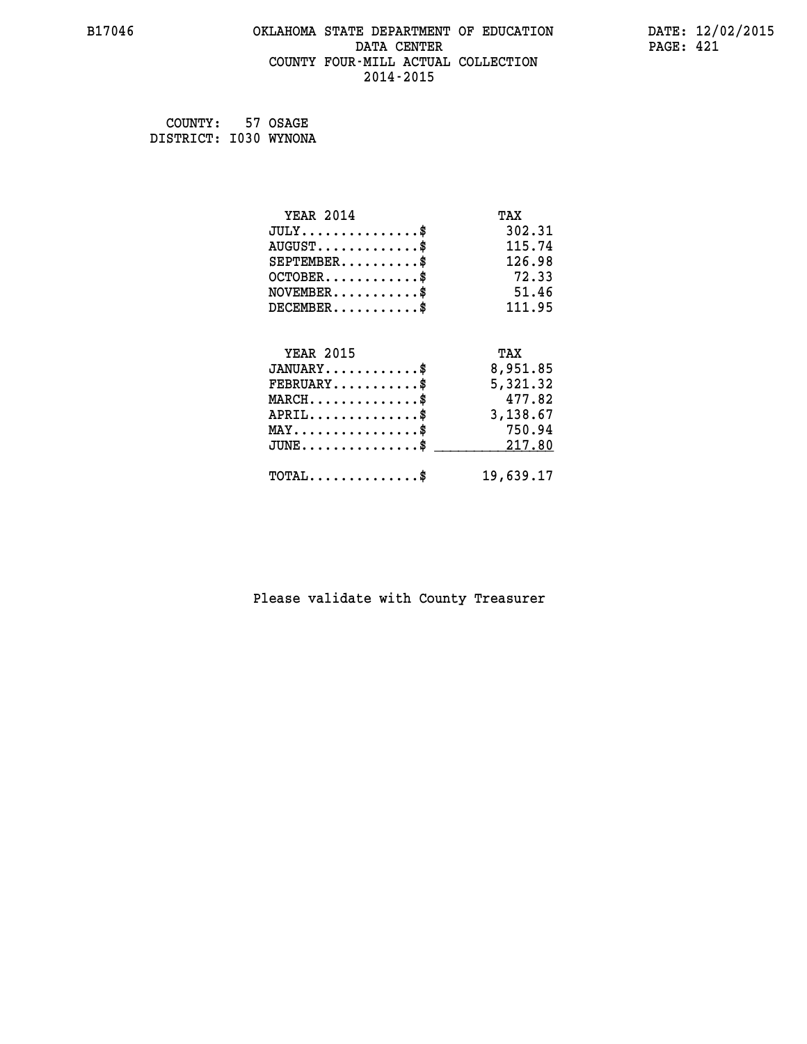B17046 OKLAHOMA STATE DEPARTMENT OF EDUCATION DATA CENTER COUNTY FOUR-MILL ACTUAL COLLECTION 2014-2015

DATE: 12/02/2015

COUNTY: 57 OSAGE
DISTRICT: I030 WYNONA

| YEAR 2014 | TAX |
|---|---|
| JULY...............$ | 302.31 |
| AUGUST.............$ | 115.74 |
| SEPTEMBER..........$ | 126.98 |
| OCTOBER............$ | 72.33 |
| NOVEMBER...........$ | 51.46 |
| DECEMBER...........$ | 111.95 |

| YEAR 2015 | TAX |
|---|---|
| JANUARY............$ | 8,951.85 |
| FEBRUARY...........$ | 5,321.32 |
| MARCH..............$ | 477.82 |
| APRIL..............$ | 3,138.67 |
| MAY................$ | 750.94 |
| JUNE...............$ | 217.80 |
| TOTAL..............$ | 19,639.17 |

Please validate with County Treasurer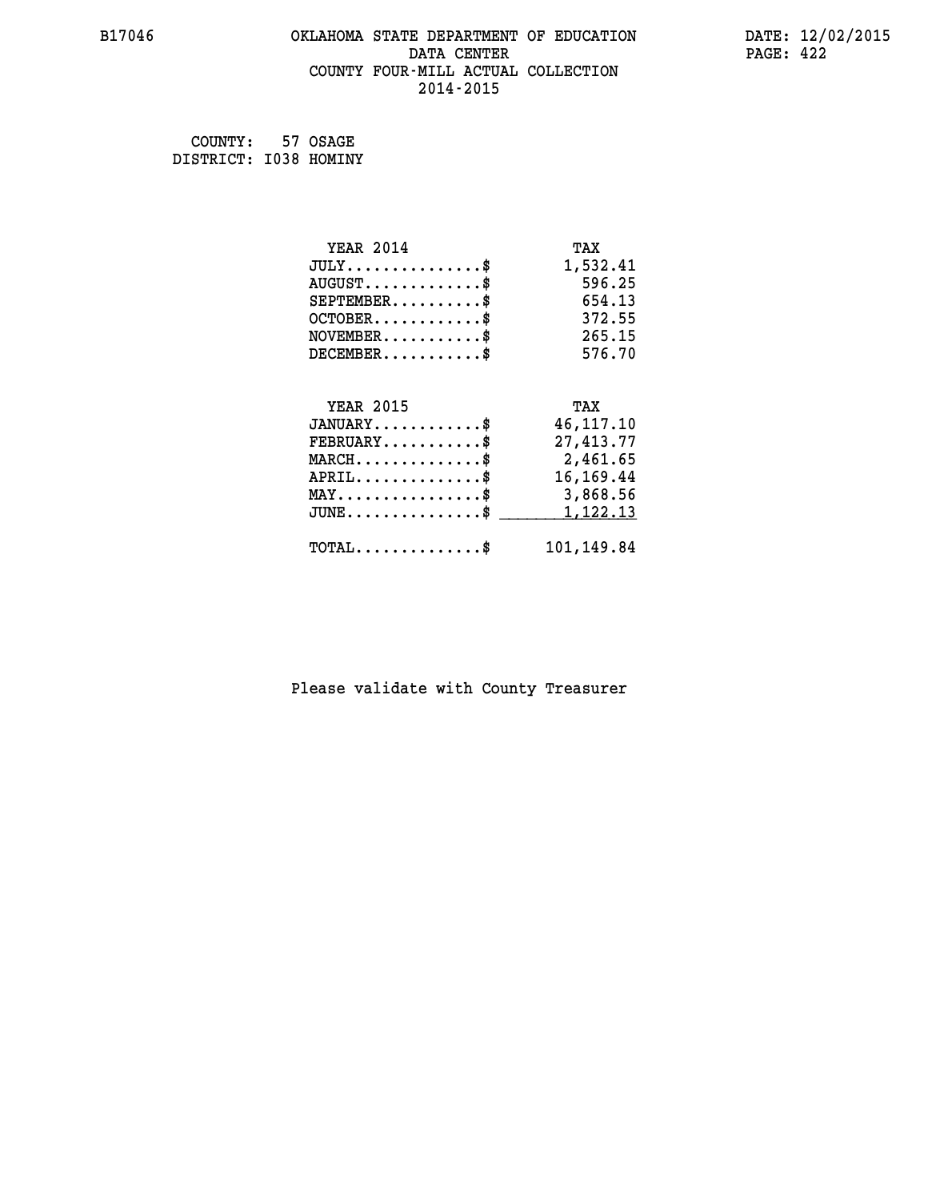# OKLAHOMA STATE DEPARTMENT OF EDUCATION
## DATA CENTER
## COUNTY FOUR-MILL ACTUAL COLLECTION
## 2014-2015

COUNTY: 57 OSAGE
DISTRICT: I038 HOMINY

| YEAR 2014 | TAX |
|---|---|
| JULY..............$ | 1,532.41 |
| AUGUST............$ | 596.25 |
| SEPTEMBER.........$ | 654.13 |
| OCTOBER...........$ | 372.55 |
| NOVEMBER..........$ | 265.15 |
| DECEMBER..........$ | 576.70 |

| YEAR 2015 | TAX |
|---|---|
| JANUARY...........$ | 46,117.10 |
| FEBRUARY..........$ | 27,413.77 |
| MARCH.............$ | 2,461.65 |
| APRIL.............$ | 16,169.44 |
| MAY...............$ | 3,868.56 |
| JUNE..............$ | 1,122.13 |
| TOTAL.............$ | 101,149.84 |

Please validate with County Treasurer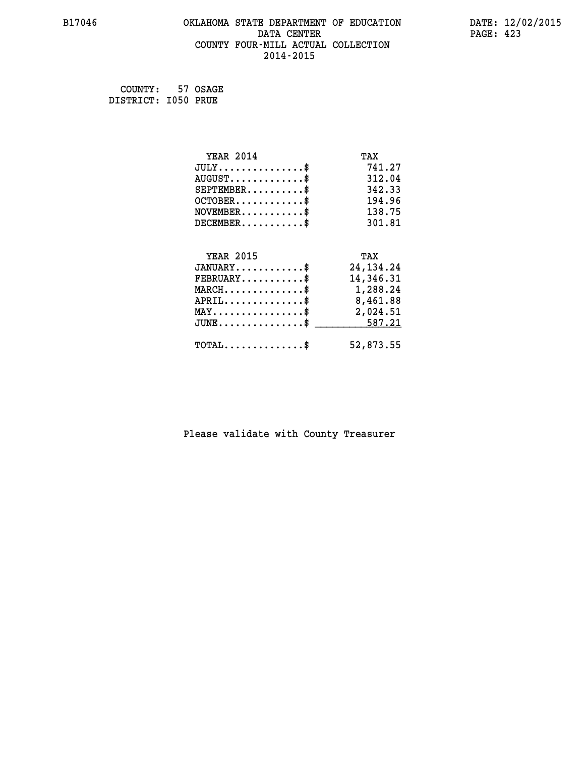B17046 OKLAHOMA STATE DEPARTMENT OF EDUCATION DATA CENTER COUNTY FOUR-MILL ACTUAL COLLECTION 2014-2015

DATE: 12/02/2015

COUNTY: 57 OSAGE
DISTRICT: I050 PRUE

| YEAR 2014 | TAX |
|---|---|
| JULY..............$ | 741.27 |
| AUGUST............$ | 312.04 |
| SEPTEMBER.........$ | 342.33 |
| OCTOBER...........$ | 194.96 |
| NOVEMBER..........$ | 138.75 |
| DECEMBER..........$ | 301.81 |

| YEAR 2015 | TAX |
|---|---|
| JANUARY...........$ | 24,134.24 |
| FEBRUARY..........$ | 14,346.31 |
| MARCH.............$ | 1,288.24 |
| APRIL.............$ | 8,461.88 |
| MAY...............$ | 2,024.51 |
| JUNE..............$ | 587.21 |
| TOTAL.............$ | 52,873.55 |

Please validate with County Treasurer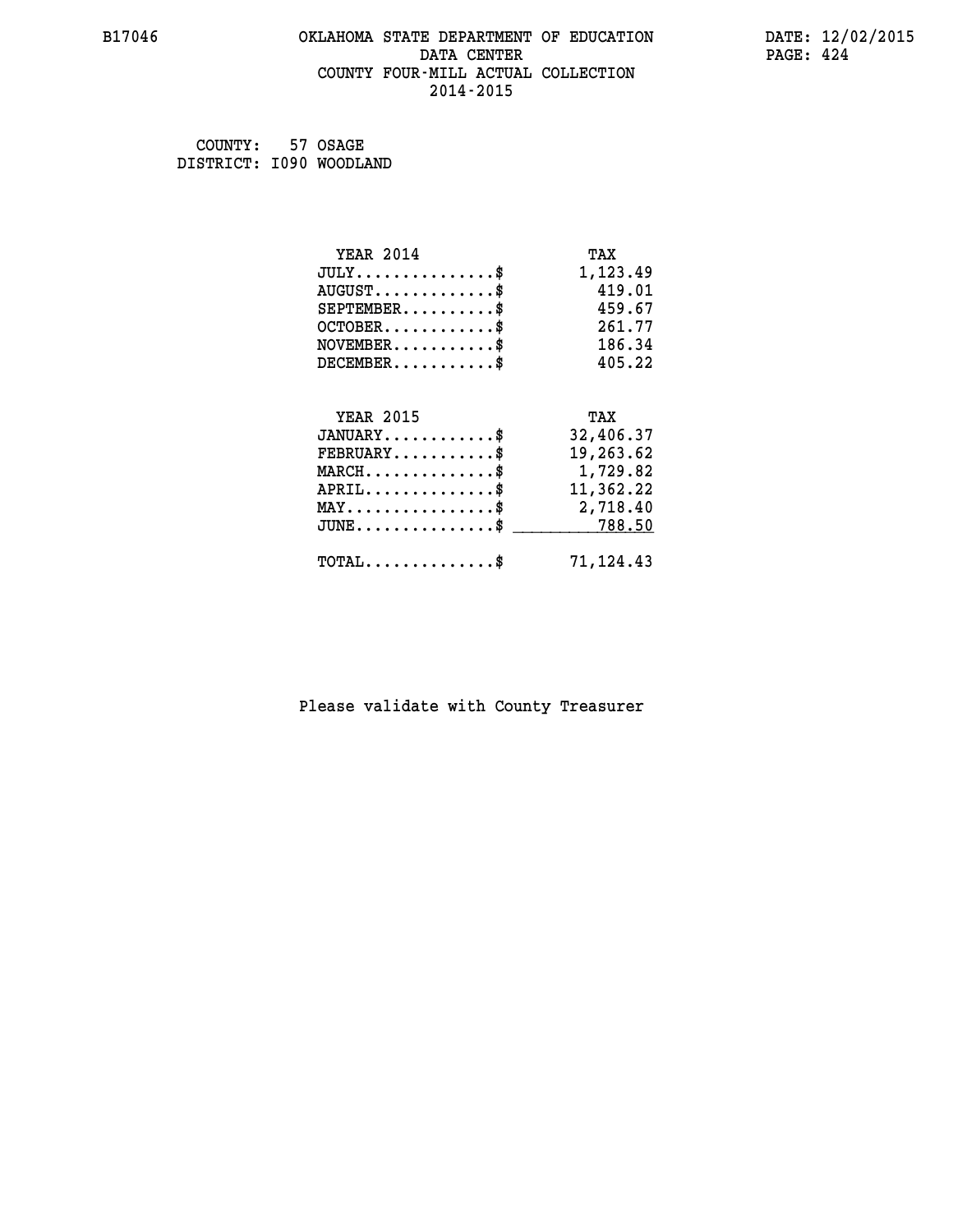B17046 OKLAHOMA STATE DEPARTMENT OF EDUCATION DATE: 12/02/2015
DATA CENTER
COUNTY FOUR-MILL ACTUAL COLLECTION
2014-2015

COUNTY: 57 OSAGE
DISTRICT: I090 WOODLAND

| YEAR 2014 | TAX |
|---|---|
| JULY...............$ | 1,123.49 |
| AUGUST.............$ | 419.01 |
| SEPTEMBER..........$ | 459.67 |
| OCTOBER............$ | 261.77 |
| NOVEMBER...........$ | 186.34 |
| DECEMBER...........$ | 405.22 |

| YEAR 2015 | TAX |
|---|---|
| JANUARY............$ | 32,406.37 |
| FEBRUARY...........$ | 19,263.62 |
| MARCH..............$ | 1,729.82 |
| APRIL..............$ | 11,362.22 |
| MAY................$ | 2,718.40 |
| JUNE...............$ | 788.50 |
| TOTAL..............$ | 71,124.43 |

Please validate with County Treasurer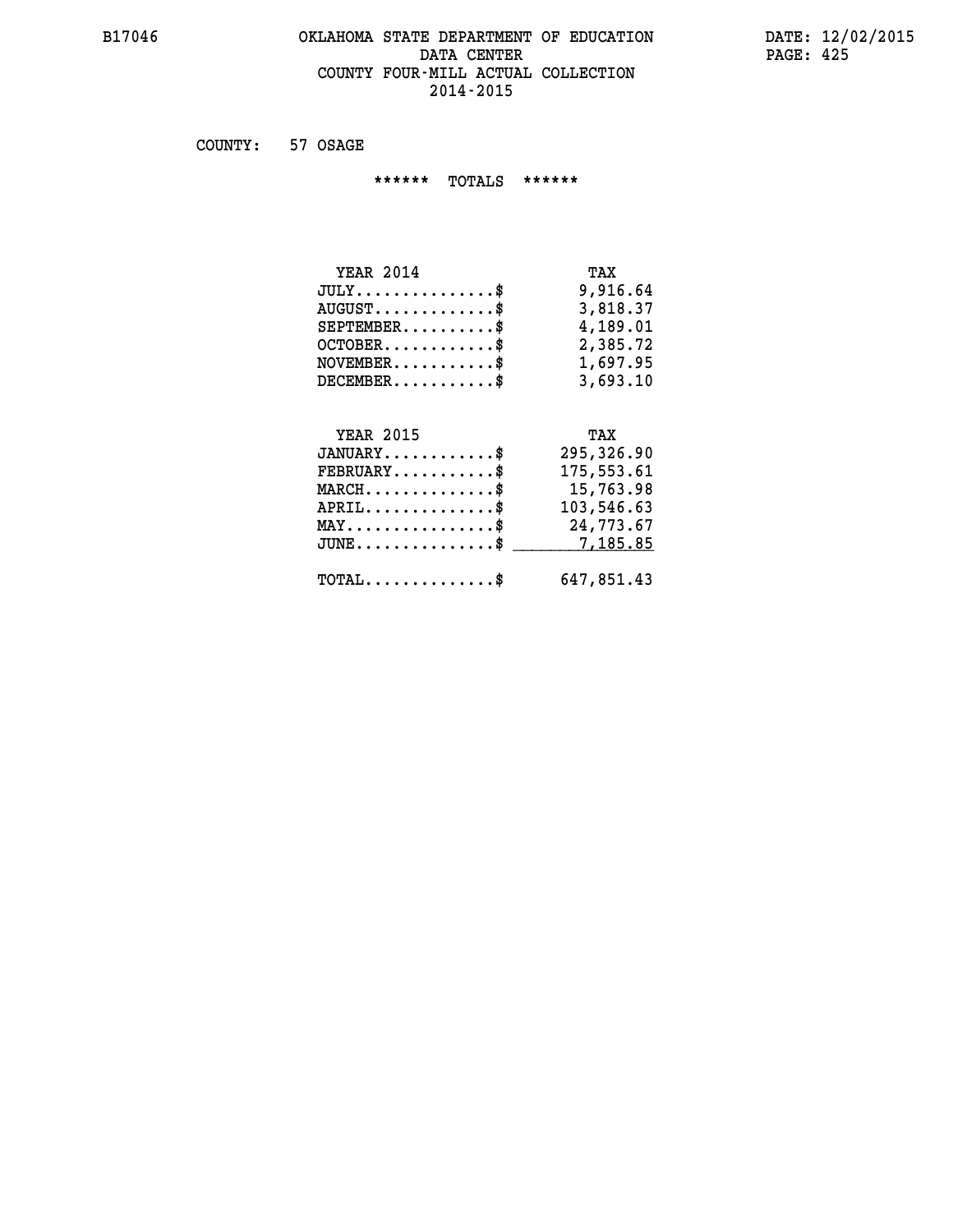# OKLAHOMA STATE DEPARTMENT OF EDUCATION
## DATA CENTER
## COUNTY FOUR-MILL ACTUAL COLLECTION
## 2014-2015

COUNTY: 57 OSAGE

****** TOTALS ******

| YEAR 2014 | TAX |
|---|---|
| JULY...............$ | 9,916.64 |
| AUGUST.............$ | 3,818.37 |
| SEPTEMBER..........$ | 4,189.01 |
| OCTOBER............$ | 2,385.72 |
| NOVEMBER...........$ | 1,697.95 |
| DECEMBER...........$ | 3,693.10 |

| YEAR 2015 | TAX |
|---|---|
| JANUARY............$ | 295,326.90 |
| FEBRUARY...........$ | 175,553.61 |
| MARCH..............$ | 15,763.98 |
| APRIL..............$ | 103,546.63 |
| MAY................$ | 24,773.67 |
| JUNE...............$ | 7,185.85 |
| TOTAL..............$ | 647,851.43 |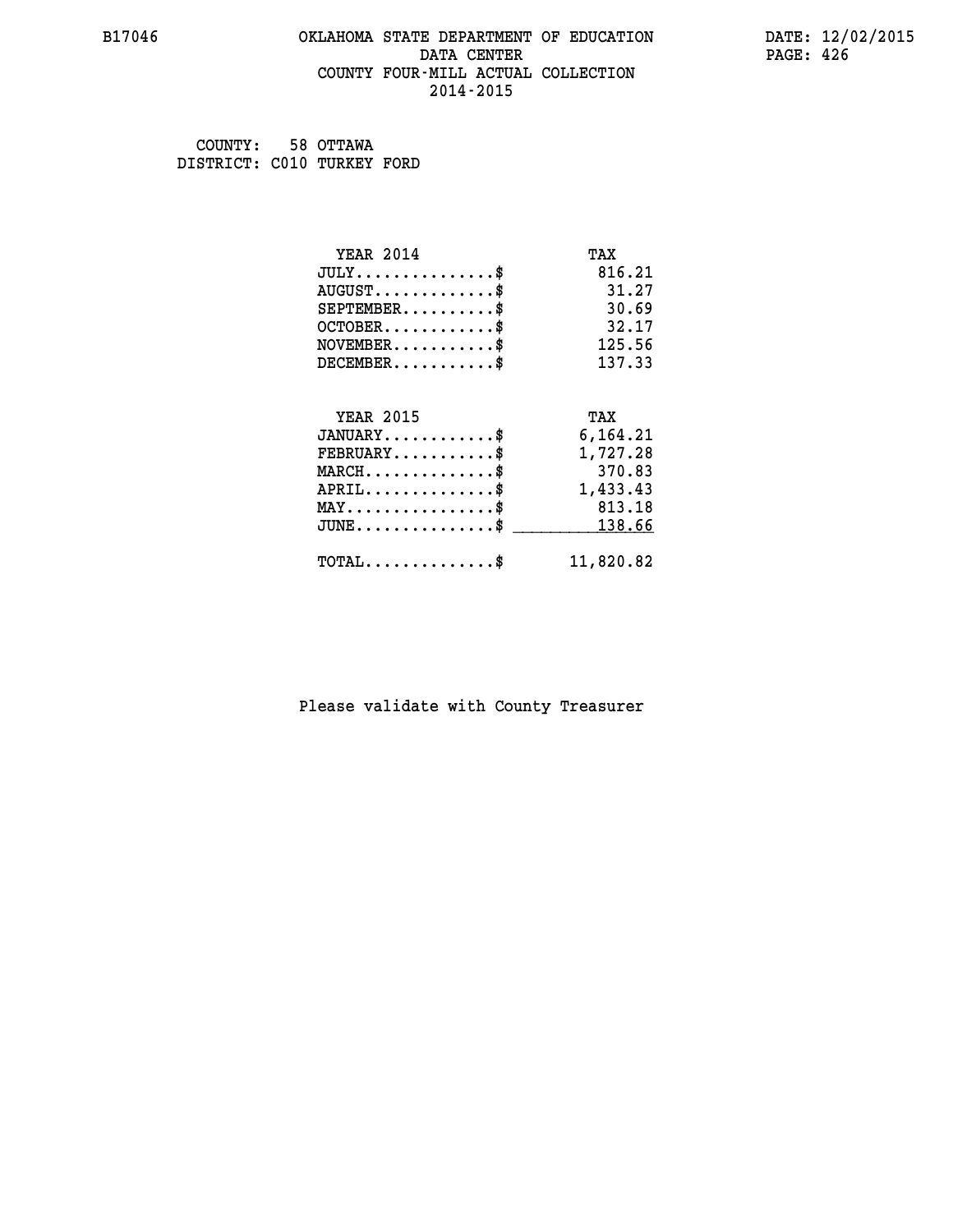# OKLAHOMA STATE DEPARTMENT OF EDUCATION
## DATA CENTER
## COUNTY FOUR-MILL ACTUAL COLLECTION
## 2014-2015

B17046

DATE: 12/02/2015

COUNTY: 58 OTTAWA
DISTRICT: C010 TURKEY FORD

| YEAR 2014 | TAX |
|---|---|
| JULY..............$ | 816.21 |
| AUGUST............$ | 31.27 |
| SEPTEMBER.........$ | 30.69 |
| OCTOBER...........$ | 32.17 |
| NOVEMBER..........$ | 125.56 |
| DECEMBER..........$ | 137.33 |

| YEAR 2015 | TAX |
|---|---|
| JANUARY...........$ | 6,164.21 |
| FEBRUARY..........$ | 1,727.28 |
| MARCH.............$ | 370.83 |
| APRIL.............$ | 1,433.43 |
| MAY...............$ | 813.18 |
| JUNE..............$ | 138.66 |
| TOTAL.............$ | 11,820.82 |

Please validate with County Treasurer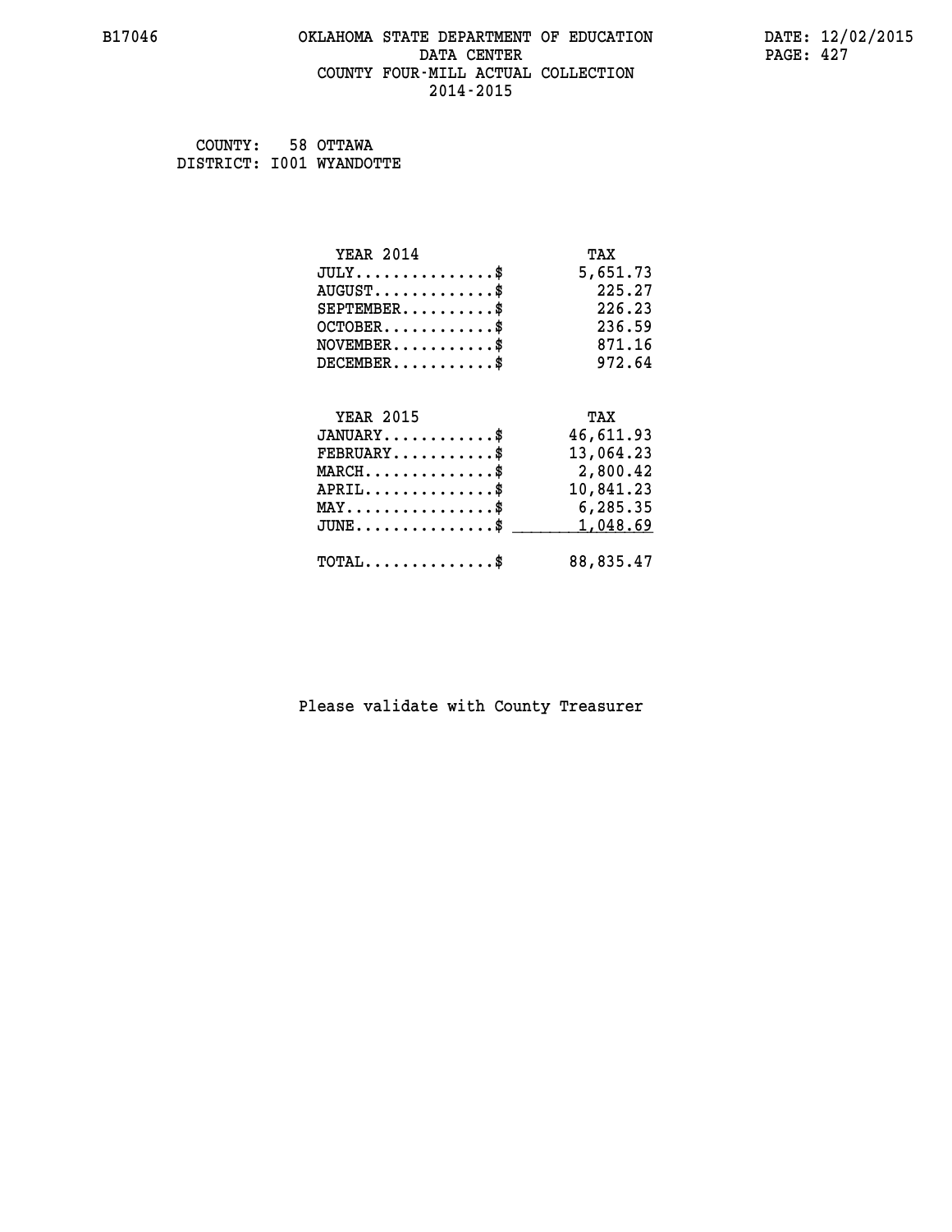B17046 OKLAHOMA STATE DEPARTMENT OF EDUCATION DATA CENTER COUNTY FOUR-MILL ACTUAL COLLECTION 2014-2015

DATE: 12/02/2015

COUNTY: 58 OTTAWA
DISTRICT: I001 WYANDOTTE

| YEAR 2014 | TAX |
|---|---|
| JULY...............$ | 5,651.73 |
| AUGUST.............$ | 225.27 |
| SEPTEMBER..........$ | 226.23 |
| OCTOBER............$ | 236.59 |
| NOVEMBER...........$ | 871.16 |
| DECEMBER...........$ | 972.64 |

| YEAR 2015 | TAX |
|---|---|
| JANUARY............$ | 46,611.93 |
| FEBRUARY...........$ | 13,064.23 |
| MARCH..............$ | 2,800.42 |
| APRIL..............$ | 10,841.23 |
| MAY................$ | 6,285.35 |
| JUNE...............$ | 1,048.69 |
| TOTAL..............$ | 88,835.47 |

Please validate with County Treasurer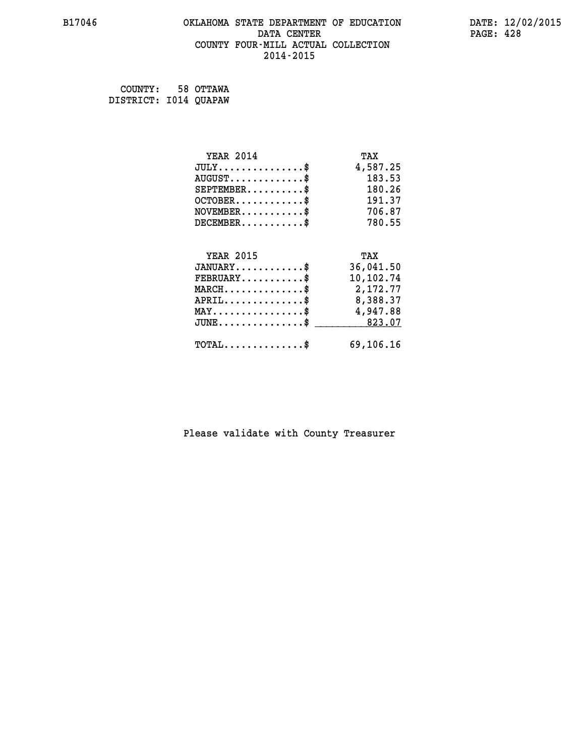B17046 OKLAHOMA STATE DEPARTMENT OF EDUCATION DATA CENTER COUNTY FOUR-MILL ACTUAL COLLECTION 2014-2015

DATE: 12/02/2015

COUNTY: 58 OTTAWA
DISTRICT: I014 QUAPAW

| YEAR 2014 | TAX |
|---|---|
| JULY...............$ | 4,587.25 |
| AUGUST.............$ | 183.53 |
| SEPTEMBER..........$ | 180.26 |
| OCTOBER............$ | 191.37 |
| NOVEMBER...........$ | 706.87 |
| DECEMBER...........$ | 780.55 |

| YEAR 2015 | TAX |
|---|---|
| JANUARY............$ | 36,041.50 |
| FEBRUARY...........$ | 10,102.74 |
| MARCH..............$ | 2,172.77 |
| APRIL..............$ | 8,388.37 |
| MAY................$ | 4,947.88 |
| JUNE...............$ | 823.07 |
| TOTAL..............$ | 69,106.16 |

Please validate with County Treasurer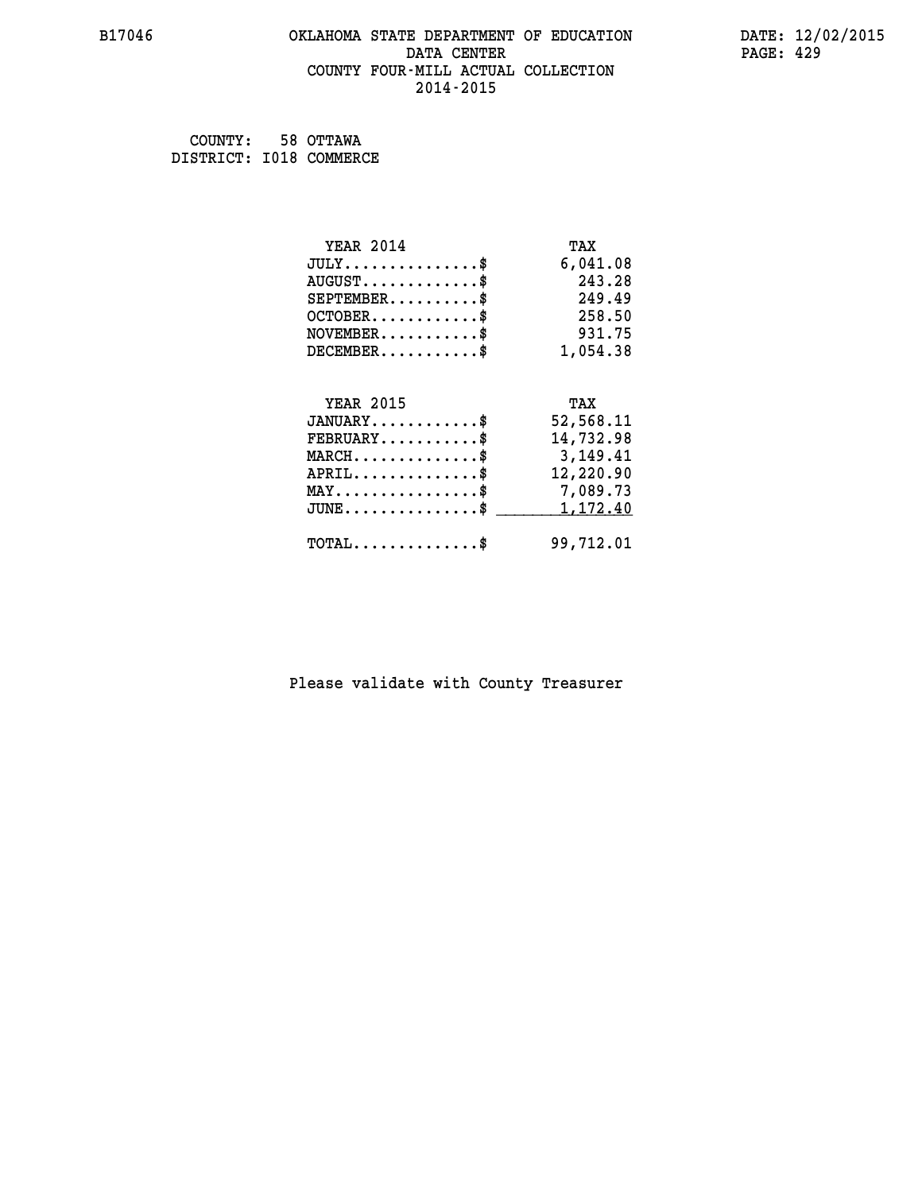# OKLAHOMA STATE DEPARTMENT OF EDUCATION
## DATA CENTER
## COUNTY FOUR-MILL ACTUAL COLLECTION
## 2014-2015

B17046 — DATE: 12/02/2015

COUNTY: 58 OTTAWA
DISTRICT: I018 COMMERCE

| YEAR 2014 | TAX |
|---|---|
| JULY..............$ | 6,041.08 |
| AUGUST............$ | 243.28 |
| SEPTEMBER.........$ | 249.49 |
| OCTOBER...........$ | 258.50 |
| NOVEMBER..........$ | 931.75 |
| DECEMBER..........$ | 1,054.38 |

| YEAR 2015 | TAX |
|---|---|
| JANUARY...........$ | 52,568.11 |
| FEBRUARY..........$ | 14,732.98 |
| MARCH.............$ | 3,149.41 |
| APRIL.............$ | 12,220.90 |
| MAY...............$ | 7,089.73 |
| JUNE..............$ | 1,172.40 |
| TOTAL.............$ | 99,712.01 |

Please validate with County Treasurer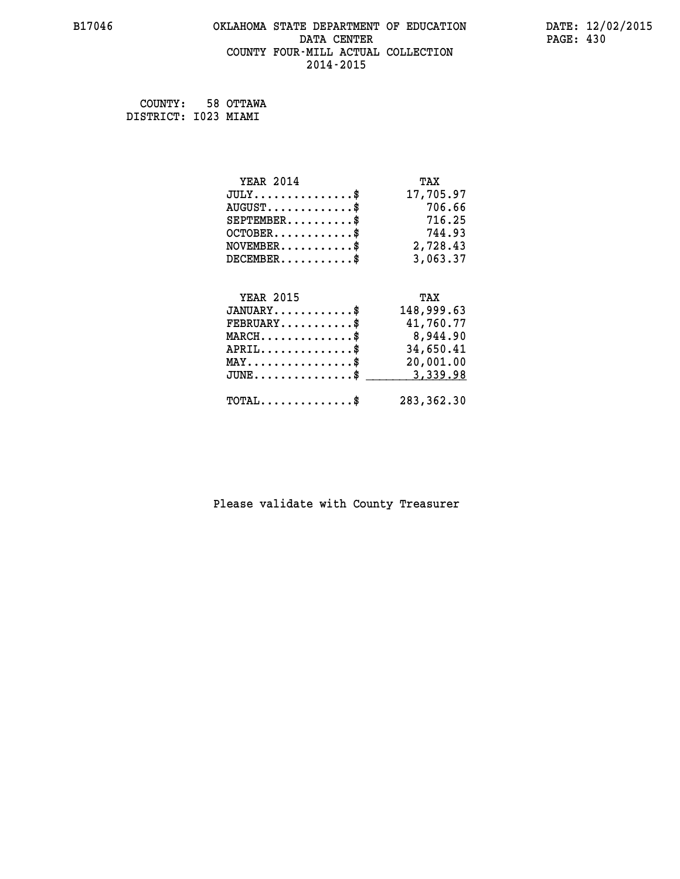# OKLAHOMA STATE DEPARTMENT OF EDUCATION
## DATA CENTER
## COUNTY FOUR-MILL ACTUAL COLLECTION
## 2014-2015

B17046 DATE: 12/02/2015

COUNTY: 58 OTTAWA
DISTRICT: I023 MIAMI

| YEAR 2014 | TAX |
|---|---|
| JULY..............$ | 17,705.97 |
| AUGUST............$ | 706.66 |
| SEPTEMBER.........$ | 716.25 |
| OCTOBER...........$ | 744.93 |
| NOVEMBER..........$ | 2,728.43 |
| DECEMBER..........$ | 3,063.37 |

| YEAR 2015 | TAX |
|---|---|
| JANUARY...........$ | 148,999.63 |
| FEBRUARY..........$ | 41,760.77 |
| MARCH.............$ | 8,944.90 |
| APRIL.............$ | 34,650.41 |
| MAY...............$ | 20,001.00 |
| JUNE..............$ | 3,339.98 |
| TOTAL.............$ | 283,362.30 |

Please validate with County Treasurer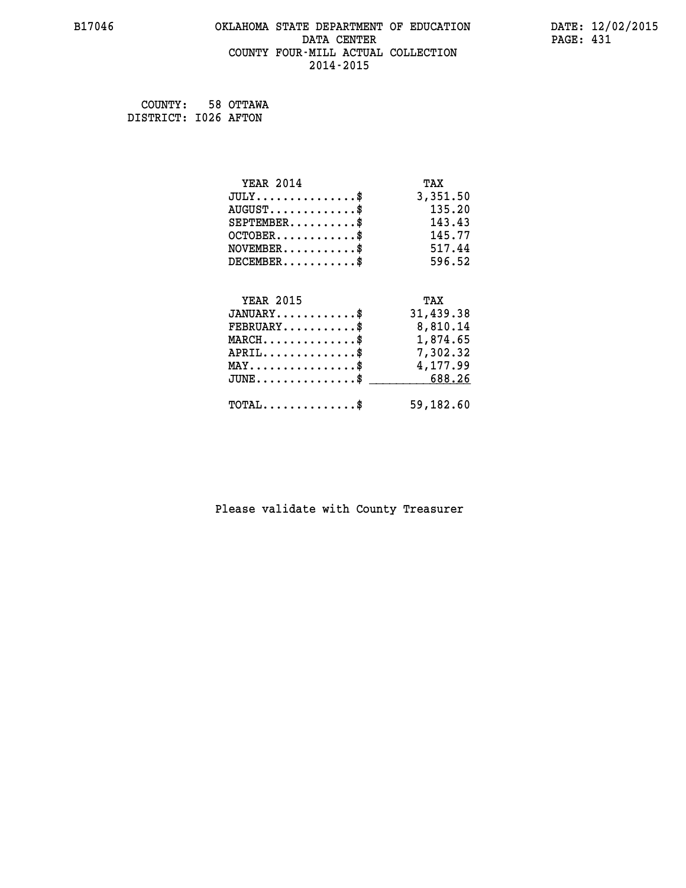B17046 OKLAHOMA STATE DEPARTMENT OF EDUCATION DATA CENTER COUNTY FOUR-MILL ACTUAL COLLECTION 2014-2015

DATE: 12/02/2015

COUNTY: 58 OTTAWA
DISTRICT: I026 AFTON

| YEAR 2014 | TAX |
|---|---|
| JULY..............$ | 3,351.50 |
| AUGUST............$ | 135.20 |
| SEPTEMBER..........$ | 143.43 |
| OCTOBER............$ | 145.77 |
| NOVEMBER...........$ | 517.44 |
| DECEMBER...........$ | 596.52 |

| YEAR 2015 | TAX |
|---|---|
| JANUARY............$ | 31,439.38 |
| FEBRUARY...........$ | 8,810.14 |
| MARCH..............$ | 1,874.65 |
| APRIL..............$ | 7,302.32 |
| MAY................$ | 4,177.99 |
| JUNE...............$ | 688.26 |
| TOTAL..............$ | 59,182.60 |

Please validate with County Treasurer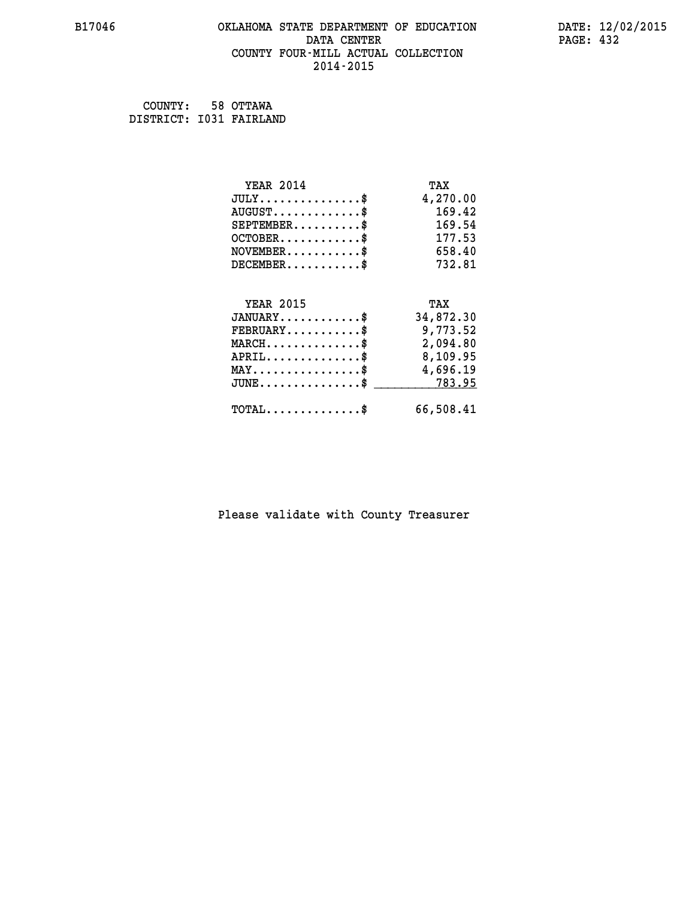# OKLAHOMA STATE DEPARTMENT OF EDUCATION
## DATA CENTER
## COUNTY FOUR-MILL ACTUAL COLLECTION
## 2014-2015

COUNTY: 58 OTTAWA
DISTRICT: I031 FAIRLAND

| YEAR 2014 | TAX |
|---|---|
| JULY..............$ | 4,270.00 |
| AUGUST............$ | 169.42 |
| SEPTEMBER.........$ | 169.54 |
| OCTOBER...........$ | 177.53 |
| NOVEMBER..........$ | 658.40 |
| DECEMBER..........$ | 732.81 |

| YEAR 2015 | TAX |
|---|---|
| JANUARY...........$ | 34,872.30 |
| FEBRUARY..........$ | 9,773.52 |
| MARCH.............$ | 2,094.80 |
| APRIL.............$ | 8,109.95 |
| MAY...............$ | 4,696.19 |
| JUNE..............$ | 783.95 |
| TOTAL.............$ | 66,508.41 |

Please validate with County Treasurer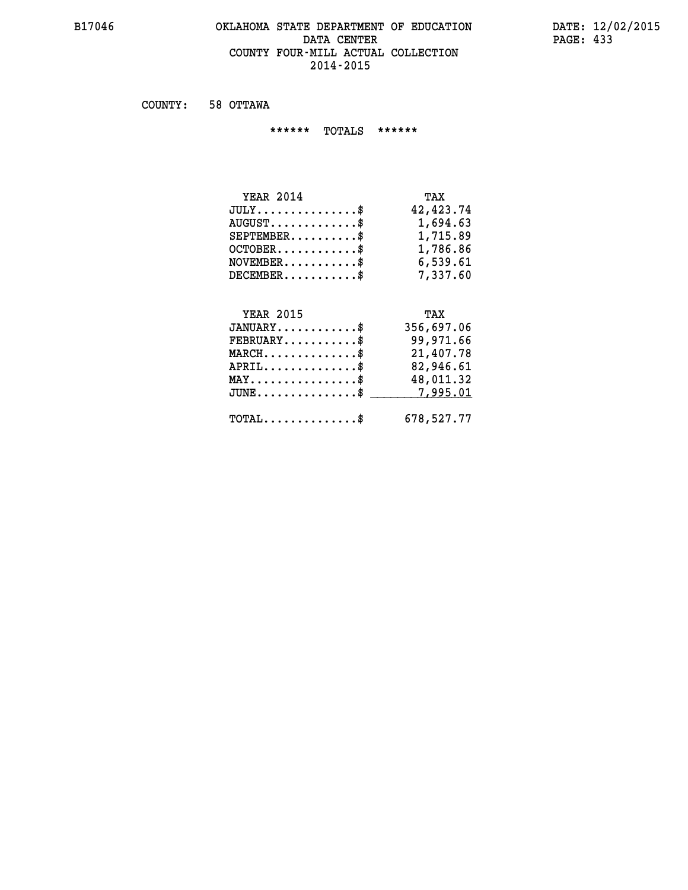# OKLAHOMA STATE DEPARTMENT OF EDUCATION
## DATA CENTER
## COUNTY FOUR-MILL ACTUAL COLLECTION
## 2014-2015

COUNTY: 58 OTTAWA

****** TOTALS ******

| YEAR 2014 | TAX |
|---|---|
| JULY...............$ | 42,423.74 |
| AUGUST.............$ | 1,694.63 |
| SEPTEMBER..........$ | 1,715.89 |
| OCTOBER............$ | 1,786.86 |
| NOVEMBER...........$ | 6,539.61 |
| DECEMBER...........$ | 7,337.60 |

| YEAR 2015 | TAX |
|---|---|
| JANUARY............$ | 356,697.06 |
| FEBRUARY...........$ | 99,971.66 |
| MARCH..............$ | 21,407.78 |
| APRIL..............$ | 82,946.61 |
| MAY................$ | 48,011.32 |
| JUNE...............$ | 7,995.01 |
| TOTAL..............$ | 678,527.77 |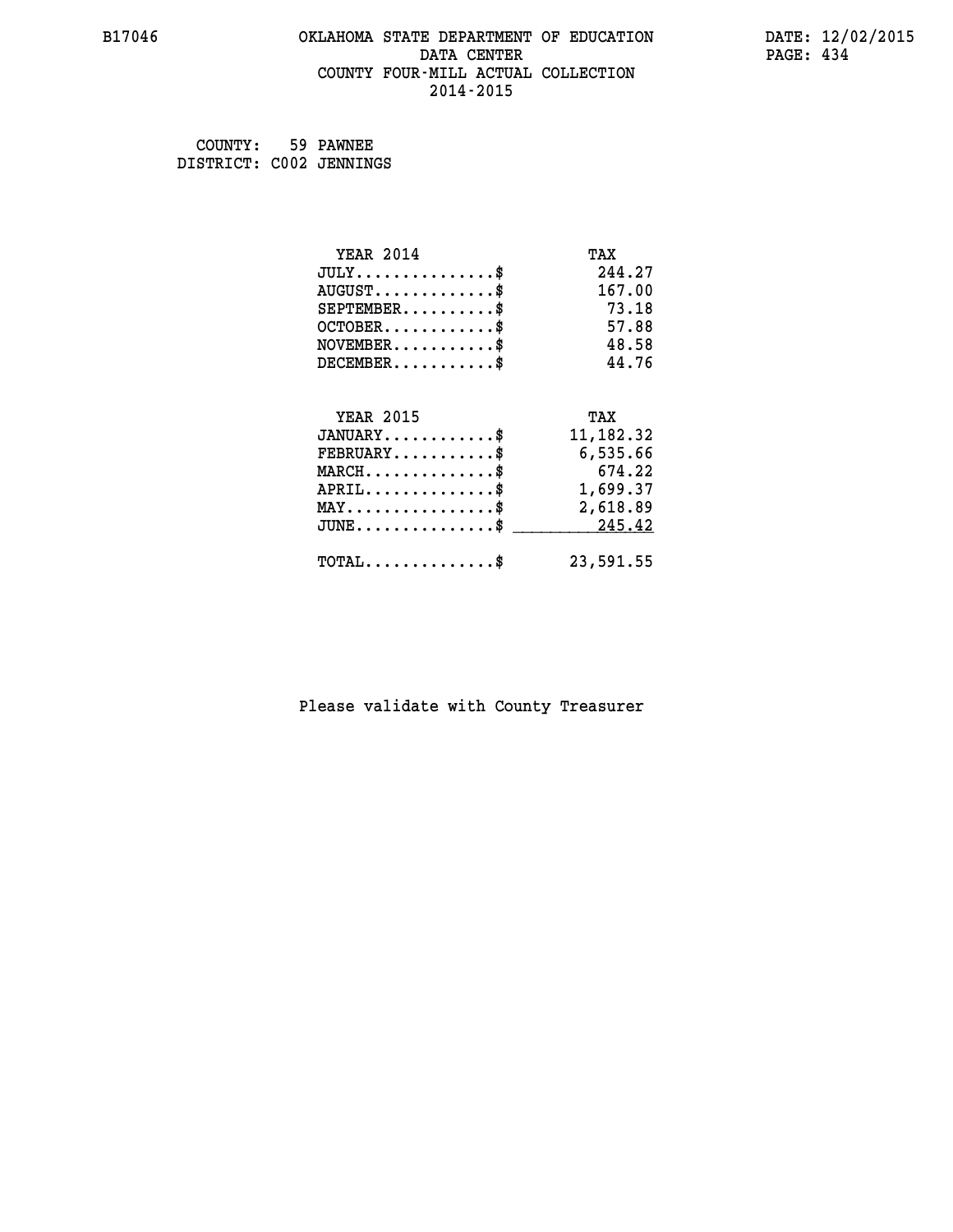B17046 OKLAHOMA STATE DEPARTMENT OF EDUCATION DATA CENTER COUNTY FOUR-MILL ACTUAL COLLECTION 2014-2015

DATE: 12/02/2015

COUNTY: 59 PAWNEE
DISTRICT: C002 JENNINGS

| YEAR 2014 | TAX |
|---|---|
| JULY...............$ | 244.27 |
| AUGUST.............$ | 167.00 |
| SEPTEMBER..........$ | 73.18 |
| OCTOBER............$ | 57.88 |
| NOVEMBER...........$ | 48.58 |
| DECEMBER...........$ | 44.76 |

| YEAR 2015 | TAX |
|---|---|
| JANUARY............$ | 11,182.32 |
| FEBRUARY...........$ | 6,535.66 |
| MARCH..............$ | 674.22 |
| APRIL..............$ | 1,699.37 |
| MAY................$ | 2,618.89 |
| JUNE...............$ | 245.42 |
| TOTAL..............$ | 23,591.55 |

Please validate with County Treasurer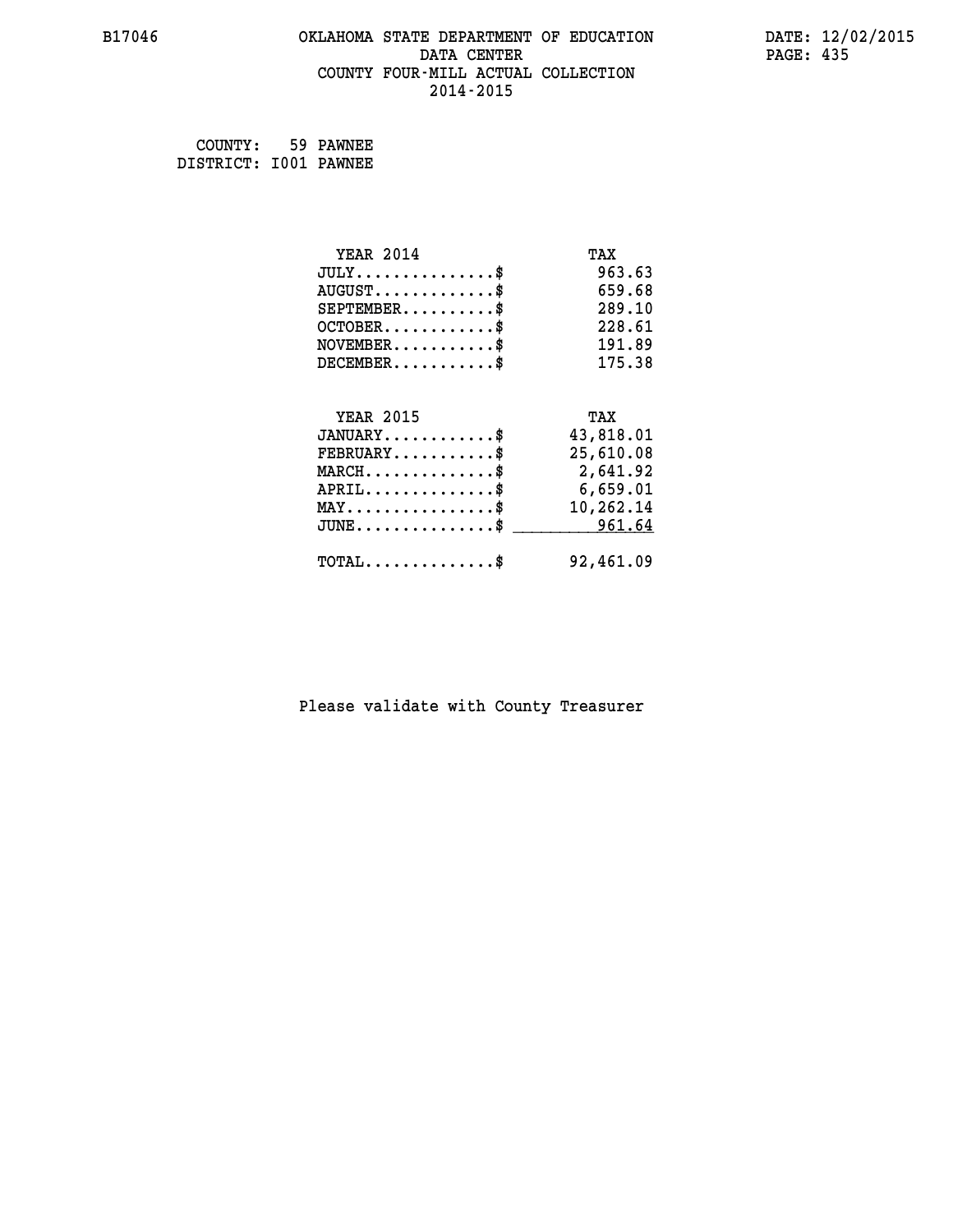B17046 OKLAHOMA STATE DEPARTMENT OF EDUCATION DATA CENTER COUNTY FOUR-MILL ACTUAL COLLECTION 2014-2015

DATE: 12/02/2015

COUNTY: 59 PAWNEE
DISTRICT: I001 PAWNEE

| YEAR 2014 | TAX |
|---|---|
| JULY...............$ | 963.63 |
| AUGUST.............$ | 659.68 |
| SEPTEMBER..........$ | 289.10 |
| OCTOBER............$ | 228.61 |
| NOVEMBER...........$ | 191.89 |
| DECEMBER...........$ | 175.38 |

| YEAR 2015 | TAX |
|---|---|
| JANUARY............$ | 43,818.01 |
| FEBRUARY...........$ | 25,610.08 |
| MARCH..............$ | 2,641.92 |
| APRIL..............$ | 6,659.01 |
| MAY................$ | 10,262.14 |
| JUNE...............$ | 961.64 |
| TOTAL..............$ | 92,461.09 |

Please validate with County Treasurer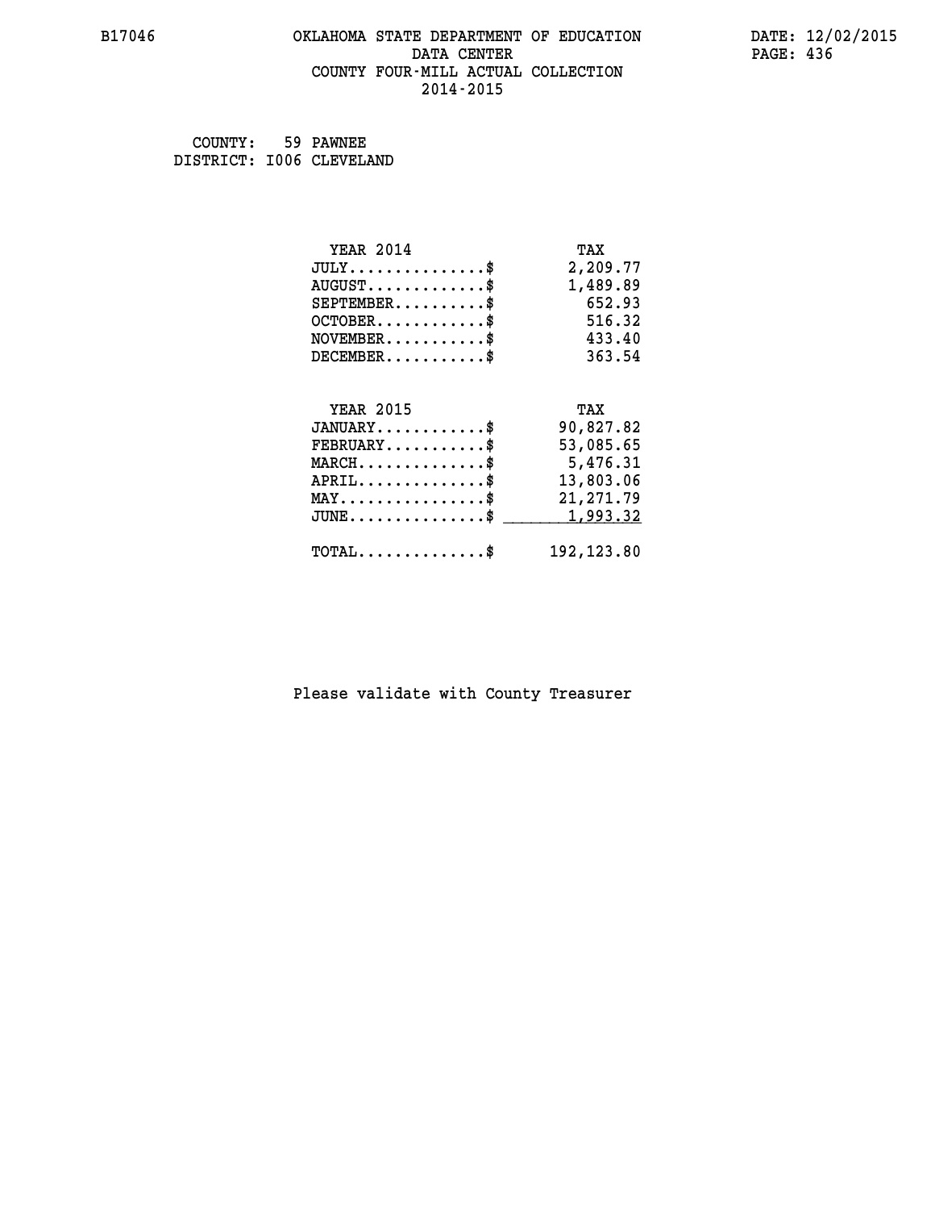B17046 OKLAHOMA STATE DEPARTMENT OF EDUCATION DATA CENTER COUNTY FOUR-MILL ACTUAL COLLECTION 2014-2015

DATE: 12/02/2015

COUNTY: 59 PAWNEE
DISTRICT: I006 CLEVELAND

| YEAR 2014 | TAX |
|---|---|
| JULY...............$ | 2,209.77 |
| AUGUST.............$ | 1,489.89 |
| SEPTEMBER..........$ | 652.93 |
| OCTOBER............$ | 516.32 |
| NOVEMBER...........$ | 433.40 |
| DECEMBER...........$ | 363.54 |

| YEAR 2015 | TAX |
|---|---|
| JANUARY............$ | 90,827.82 |
| FEBRUARY...........$ | 53,085.65 |
| MARCH..............$ | 5,476.31 |
| APRIL..............$ | 13,803.06 |
| MAY................$ | 21,271.79 |
| JUNE...............$ | 1,993.32 |
| TOTAL..............$ | 192,123.80 |

Please validate with County Treasurer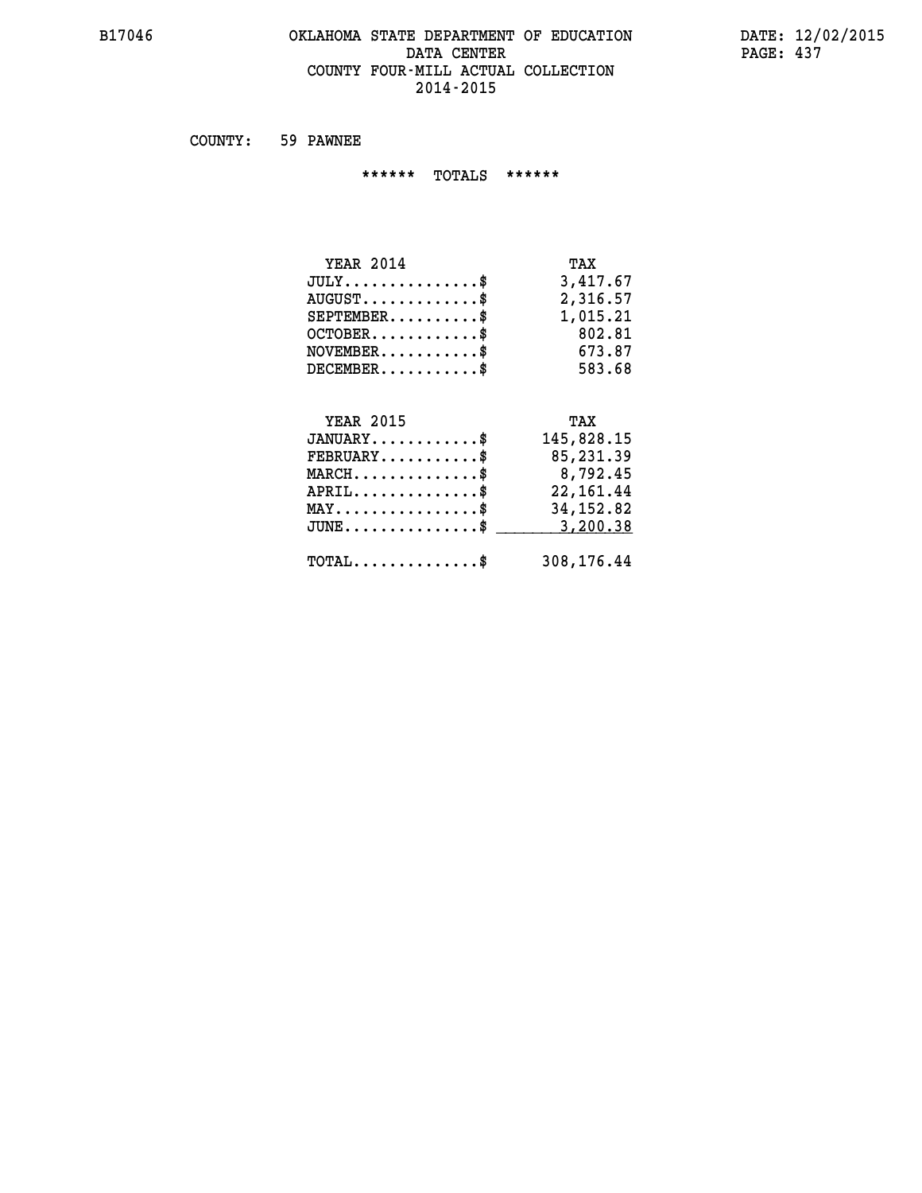# OKLAHOMA STATE DEPARTMENT OF EDUCATION
## DATA CENTER
## COUNTY FOUR-MILL ACTUAL COLLECTION
## 2014-2015

B17046 DATE: 12/02/2015

COUNTY: 59 PAWNEE

****** TOTALS ******

| YEAR 2014 | TAX |
|---|---|
| JULY..............$ | 3,417.67 |
| AUGUST............$ | 2,316.57 |
| SEPTEMBER.........$ | 1,015.21 |
| OCTOBER...........$ | 802.81 |
| NOVEMBER..........$ | 673.87 |
| DECEMBER..........$ | 583.68 |

| YEAR 2015 | TAX |
|---|---|
| JANUARY...........$ | 145,828.15 |
| FEBRUARY..........$ | 85,231.39 |
| MARCH.............$ | 8,792.45 |
| APRIL.............$ | 22,161.44 |
| MAY...............$ | 34,152.82 |
| JUNE..............$ | 3,200.38 |
| TOTAL.............$ | 308,176.44 |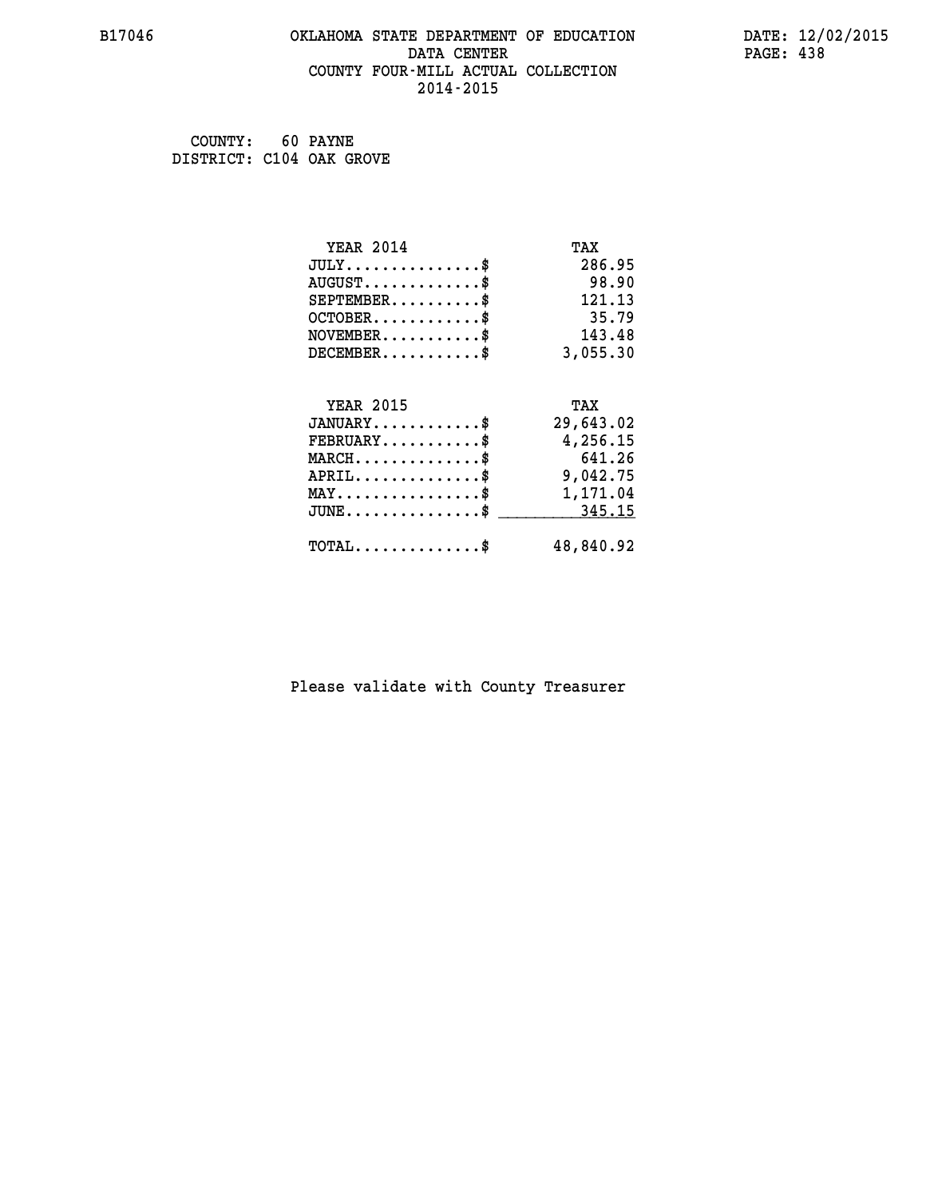# OKLAHOMA STATE DEPARTMENT OF EDUCATION
## DATA CENTER
## COUNTY FOUR-MILL ACTUAL COLLECTION
## 2014-2015

COUNTY: 60 PAYNE
DISTRICT: C104 OAK GROVE

| YEAR 2014 | TAX |
|---|---|
| JULY..............$ | 286.95 |
| AUGUST............$ | 98.90 |
| SEPTEMBER.........$ | 121.13 |
| OCTOBER...........$ | 35.79 |
| NOVEMBER..........$ | 143.48 |
| DECEMBER..........$ | 3,055.30 |

| YEAR 2015 | TAX |
|---|---|
| JANUARY...........$ | 29,643.02 |
| FEBRUARY..........$ | 4,256.15 |
| MARCH.............$ | 641.26 |
| APRIL.............$ | 9,042.75 |
| MAY...............$ | 1,171.04 |
| JUNE..............$ | 345.15 |
| TOTAL.............$ | 48,840.92 |

Please validate with County Treasurer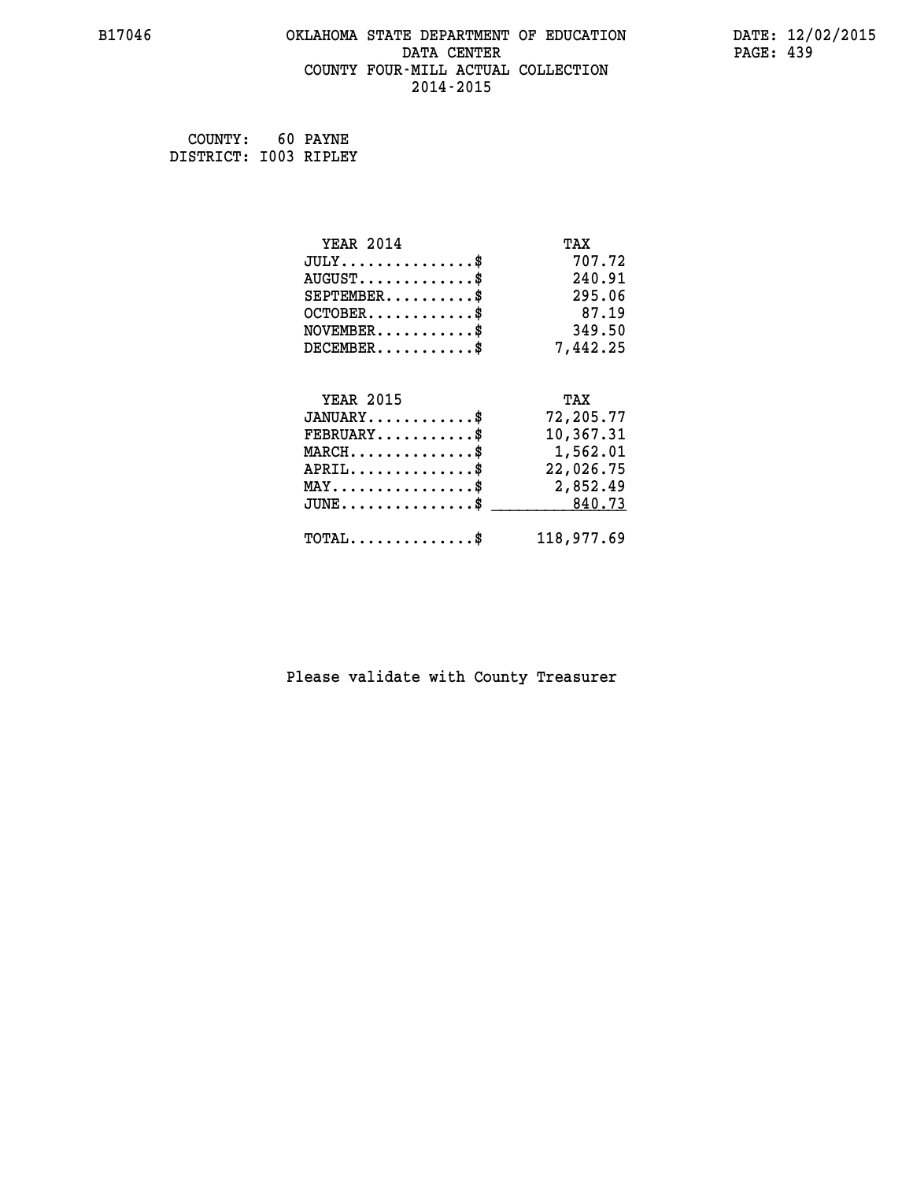B17046 OKLAHOMA STATE DEPARTMENT OF EDUCATION DATE: 12/02/2015

DATA CENTER

COUNTY FOUR-MILL ACTUAL COLLECTION

2014-2015

COUNTY: 60 PAYNE
DISTRICT: I003 RIPLEY

| YEAR 2014 | TAX |
|---|---|
| JULY...............$ | 707.72 |
| AUGUST.............$ | 240.91 |
| SEPTEMBER..........$ | 295.06 |
| OCTOBER............$ | 87.19 |
| NOVEMBER...........$ | 349.50 |
| DECEMBER...........$ | 7,442.25 |

| YEAR 2015 | TAX |
|---|---|
| JANUARY............$ | 72,205.77 |
| FEBRUARY...........$ | 10,367.31 |
| MARCH..............$ | 1,562.01 |
| APRIL..............$ | 22,026.75 |
| MAY................$ | 2,852.49 |
| JUNE...............$ | 840.73 |
| TOTAL..............$ | 118,977.69 |

Please validate with County Treasurer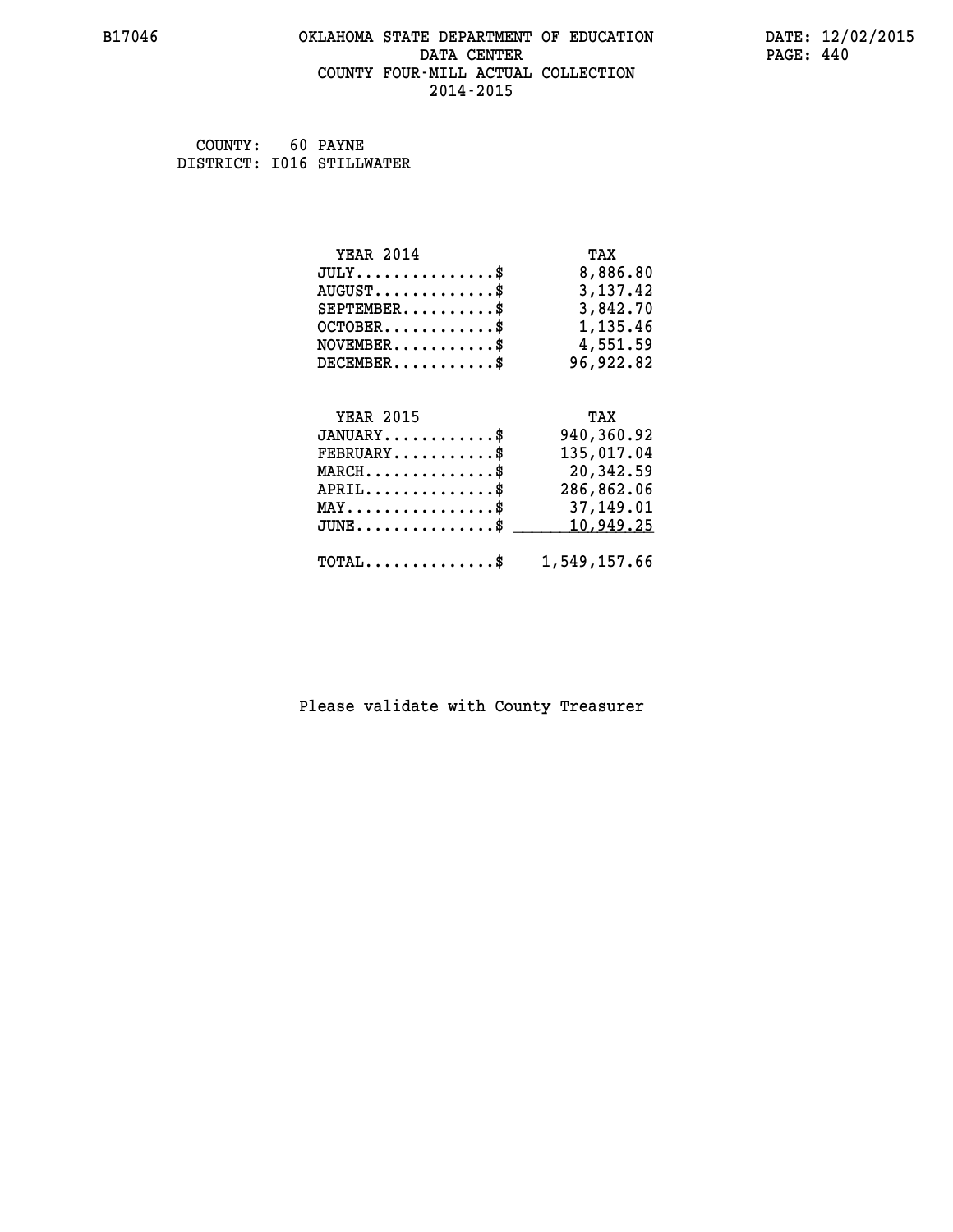# OKLAHOMA STATE DEPARTMENT OF EDUCATION
## DATA CENTER
## COUNTY FOUR-MILL ACTUAL COLLECTION
## 2014-2015

COUNTY: 60 PAYNE
DISTRICT: I016 STILLWATER

| YEAR 2014 | TAX |
|---|---|
| JULY..............$ | 8,886.80 |
| AUGUST............$ | 3,137.42 |
| SEPTEMBER.........$ | 3,842.70 |
| OCTOBER...........$ | 1,135.46 |
| NOVEMBER..........$ | 4,551.59 |
| DECEMBER..........$ | 96,922.82 |

| YEAR 2015 | TAX |
|---|---|
| JANUARY...........$ | 940,360.92 |
| FEBRUARY..........$ | 135,017.04 |
| MARCH.............$ | 20,342.59 |
| APRIL.............$ | 286,862.06 |
| MAY...............$ | 37,149.01 |
| JUNE..............$ | 10,949.25 |
| TOTAL.............$ | 1,549,157.66 |

Please validate with County Treasurer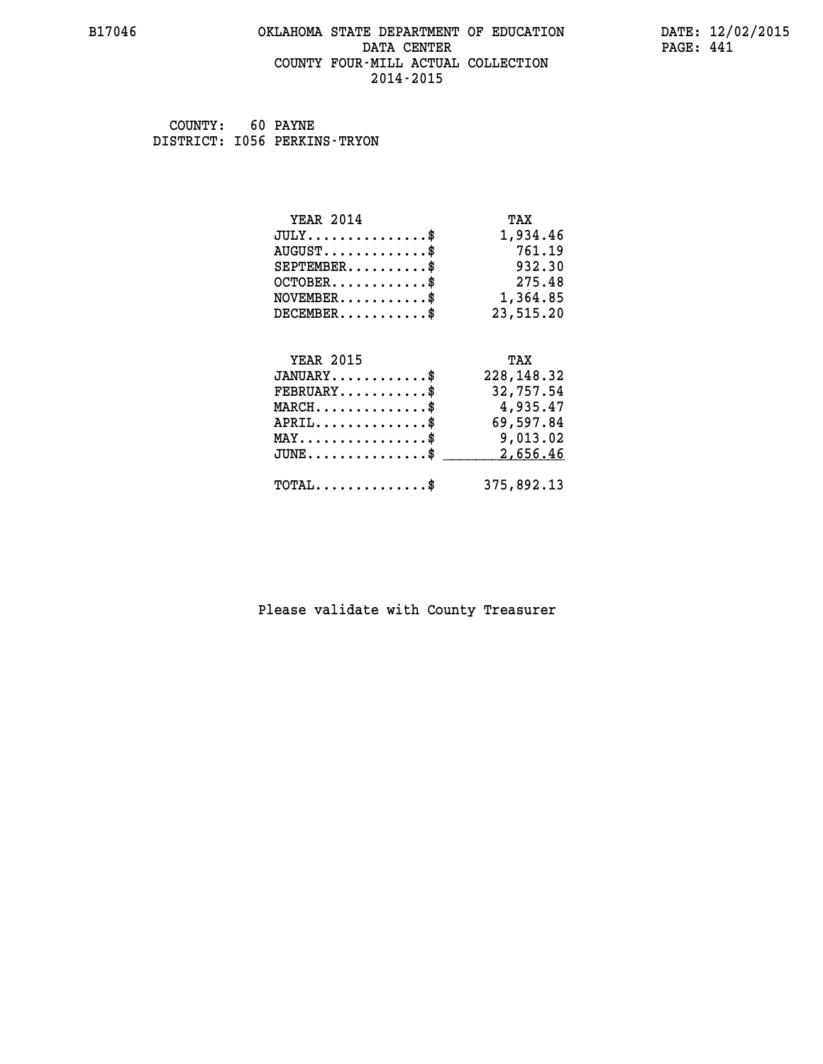B17046 OKLAHOMA STATE DEPARTMENT OF EDUCATION DATA CENTER COUNTY FOUR-MILL ACTUAL COLLECTION 2014-2015

DATE: 12/02/2015

COUNTY: 60 PAYNE
DISTRICT: I056 PERKINS-TRYON

| YEAR 2014 | TAX |
|---|---|
| JULY...............$ | 1,934.46 |
| AUGUST.............$ | 761.19 |
| SEPTEMBER..........$ | 932.30 |
| OCTOBER............$ | 275.48 |
| NOVEMBER...........$ | 1,364.85 |
| DECEMBER...........$ | 23,515.20 |

| YEAR 2015 | TAX |
|---|---|
| JANUARY............$ | 228,148.32 |
| FEBRUARY...........$ | 32,757.54 |
| MARCH..............$ | 4,935.47 |
| APRIL..............$ | 69,597.84 |
| MAY................$ | 9,013.02 |
| JUNE...............$ | 2,656.46 |
| TOTAL..............$ | 375,892.13 |

Please validate with County Treasurer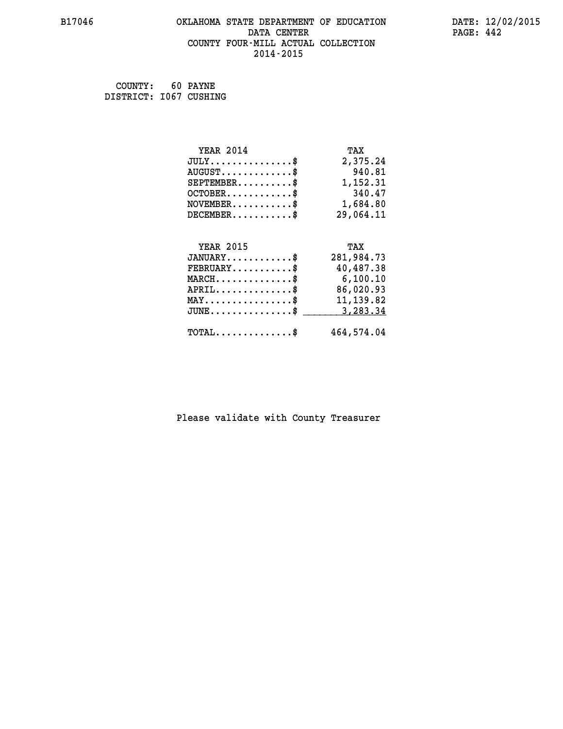# OKLAHOMA STATE DEPARTMENT OF EDUCATION
## DATA CENTER
## COUNTY FOUR-MILL ACTUAL COLLECTION
## 2014-2015

B17046

DATE: 12/02/2015

COUNTY: 60 PAYNE
DISTRICT: I067 CUSHING

| YEAR 2014 | TAX |
|---|---|
| JULY...............$ | 2,375.24 |
| AUGUST.............$ | 940.81 |
| SEPTEMBER..........$ | 1,152.31 |
| OCTOBER............$ | 340.47 |
| NOVEMBER...........$ | 1,684.80 |
| DECEMBER...........$ | 29,064.11 |

| YEAR 2015 | TAX |
|---|---|
| JANUARY............$ | 281,984.73 |
| FEBRUARY...........$ | 40,487.38 |
| MARCH..............$ | 6,100.10 |
| APRIL..............$ | 86,020.93 |
| MAY................$ | 11,139.82 |
| JUNE...............$ | 3,283.34 |
| TOTAL..............$ | 464,574.04 |

Please validate with County Treasurer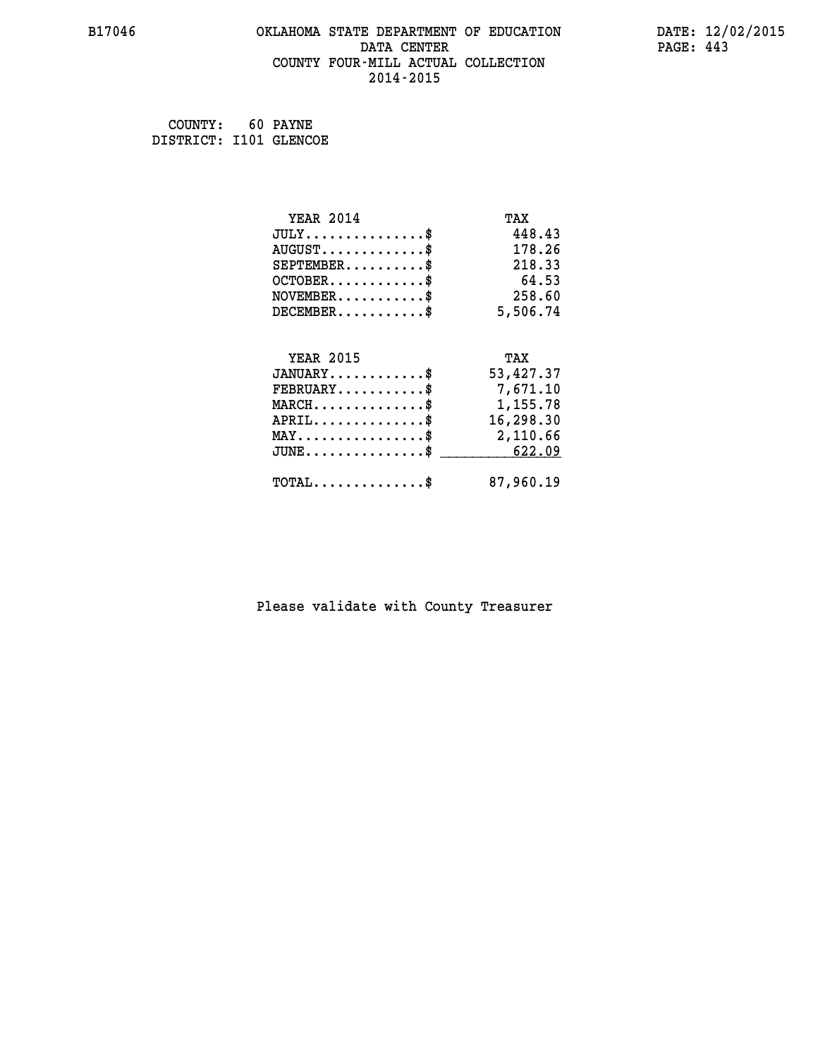B17046 OKLAHOMA STATE DEPARTMENT OF EDUCATION DATA CENTER COUNTY FOUR-MILL ACTUAL COLLECTION 2014-2015

DATE: 12/02/2015

COUNTY: 60 PAYNE
DISTRICT: I101 GLENCOE

| YEAR 2014 | TAX |
|---|---|
| JULY..............$ | 448.43 |
| AUGUST............$ | 178.26 |
| SEPTEMBER.........$ | 218.33 |
| OCTOBER...........$ | 64.53 |
| NOVEMBER..........$ | 258.60 |
| DECEMBER..........$ | 5,506.74 |

| YEAR 2015 | TAX |
|---|---|
| JANUARY...........$ | 53,427.37 |
| FEBRUARY..........$ | 7,671.10 |
| MARCH.............$ | 1,155.78 |
| APRIL.............$ | 16,298.30 |
| MAY...............$ | 2,110.66 |
| JUNE..............$ | 622.09 |
| TOTAL.............$ | 87,960.19 |

Please validate with County Treasurer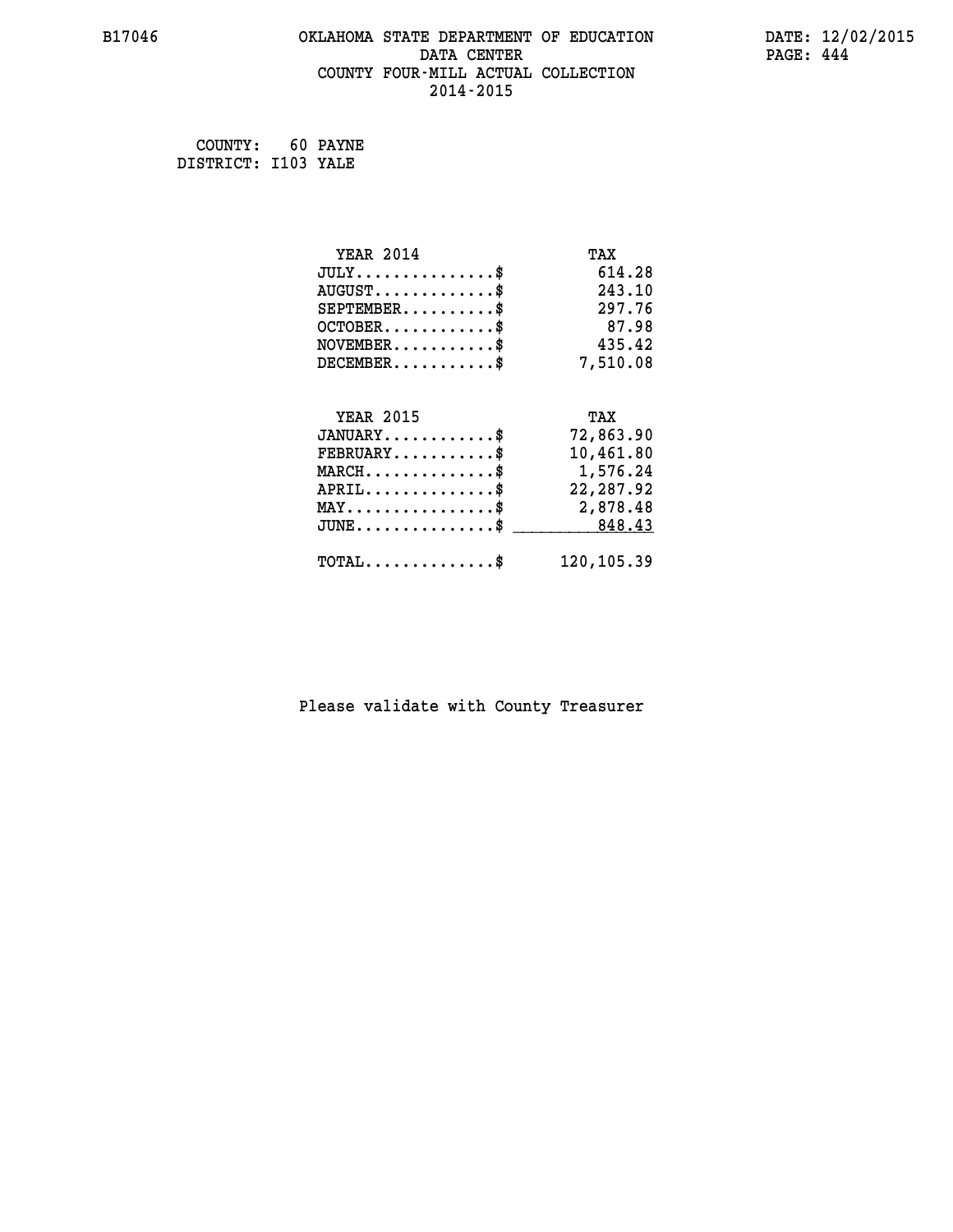# OKLAHOMA STATE DEPARTMENT OF EDUCATION
## DATA CENTER
## COUNTY FOUR-MILL ACTUAL COLLECTION
## 2014-2015

B17046 DATE: 12/02/2015

COUNTY: 60 PAYNE
DISTRICT: I103 YALE

| YEAR 2014 | TAX |
| --- | --- |
| JULY..............$ | 614.28 |
| AUGUST............$ | 243.10 |
| SEPTEMBER..........$ | 297.76 |
| OCTOBER...........$ | 87.98 |
| NOVEMBER..........$ | 435.42 |
| DECEMBER..........$ | 7,510.08 |

| YEAR 2015 | TAX |
| --- | --- |
| JANUARY...........$ | 72,863.90 |
| FEBRUARY..........$ | 10,461.80 |
| MARCH.............$ | 1,576.24 |
| APRIL.............$ | 22,287.92 |
| MAY...............$ | 2,878.48 |
| JUNE..............$ | 848.43 |
| TOTAL.............$ | 120,105.39 |

Please validate with County Treasurer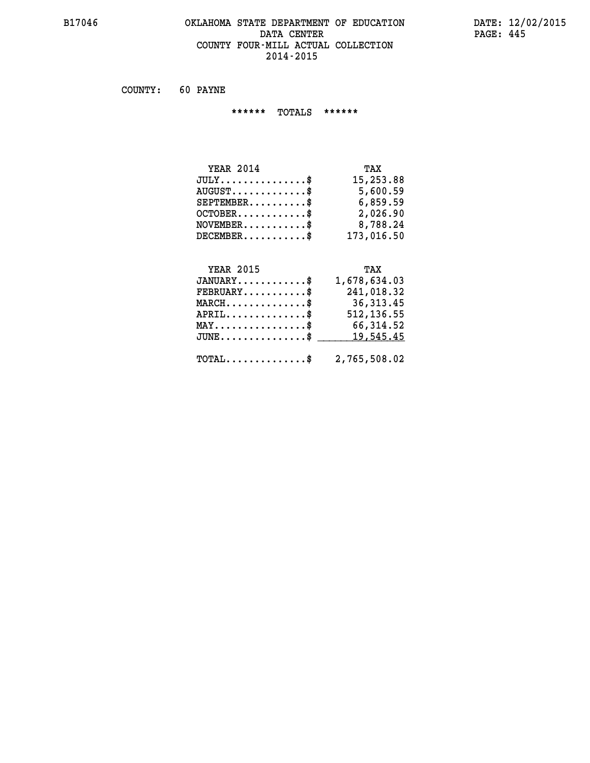B17046 OKLAHOMA STATE DEPARTMENT OF EDUCATION DATA CENTER COUNTY FOUR-MILL ACTUAL COLLECTION 2014-2015

DATE: 12/02/2015

COUNTY: 60 PAYNE

****** TOTALS ******

| YEAR 2014 | TAX |
|---|---|
| JULY...............$ | 15,253.88 |
| AUGUST.............$ | 5,600.59 |
| SEPTEMBER..........$ | 6,859.59 |
| OCTOBER............$ | 2,026.90 |
| NOVEMBER...........$ | 8,788.24 |
| DECEMBER...........$ | 173,016.50 |

| YEAR 2015 | TAX |
|---|---|
| JANUARY............$ | 1,678,634.03 |
| FEBRUARY...........$ | 241,018.32 |
| MARCH..............$ | 36,313.45 |
| APRIL..............$ | 512,136.55 |
| MAY................$ | 66,314.52 |
| JUNE...............$ | 19,545.45 |
| TOTAL..............$ | 2,765,508.02 |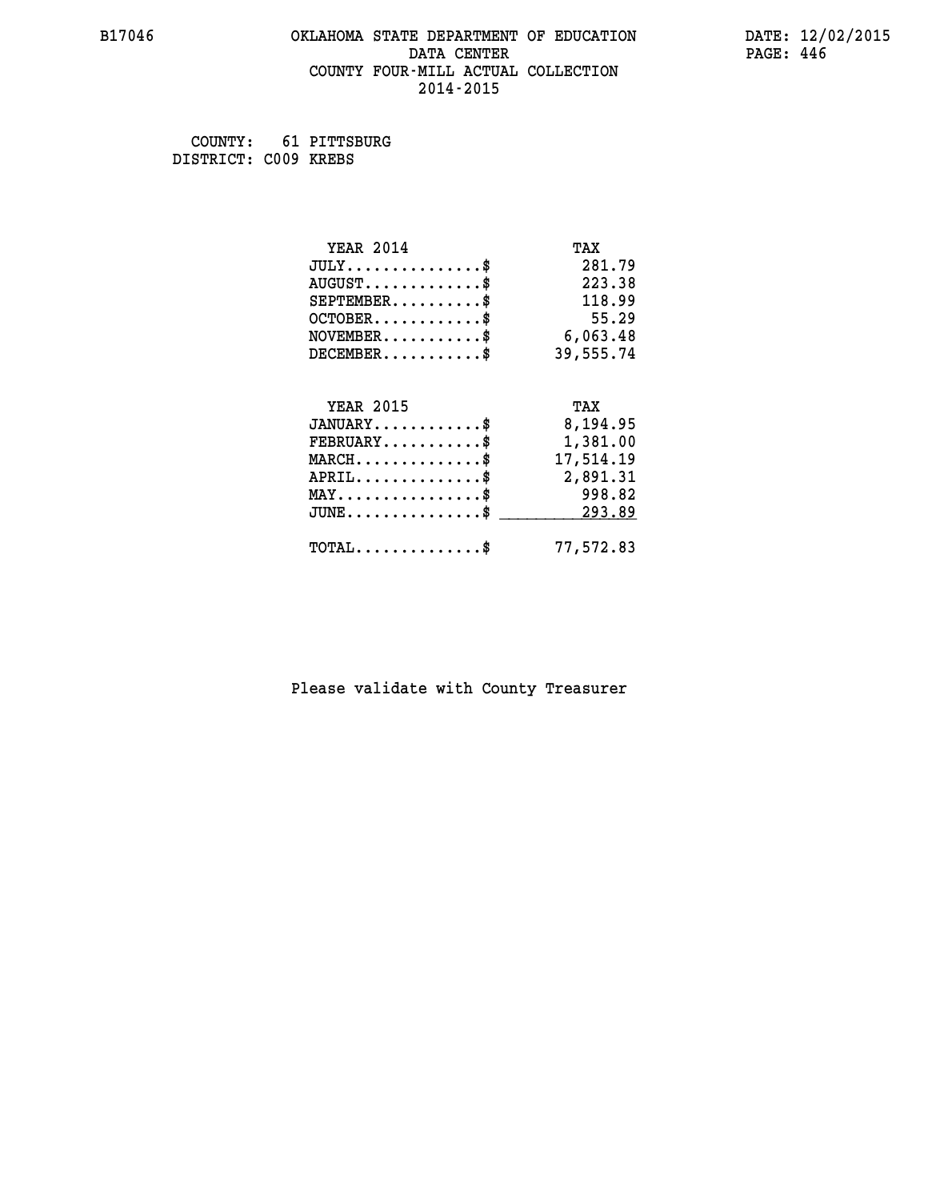B17046 OKLAHOMA STATE DEPARTMENT OF EDUCATION DATE: 12/02/2015

DATA CENTER

COUNTY FOUR-MILL ACTUAL COLLECTION

2014-2015

COUNTY: 61 PITTSBURG
DISTRICT: C009 KREBS

| YEAR 2014 | TAX |
|---|---|
| JULY...............$ | 281.79 |
| AUGUST.............$ | 223.38 |
| SEPTEMBER..........$ | 118.99 |
| OCTOBER............$ | 55.29 |
| NOVEMBER...........$ | 6,063.48 |
| DECEMBER...........$ | 39,555.74 |

| YEAR 2015 | TAX |
|---|---|
| JANUARY............$ | 8,194.95 |
| FEBRUARY...........$ | 1,381.00 |
| MARCH..............$ | 17,514.19 |
| APRIL..............$ | 2,891.31 |
| MAY................$ | 998.82 |
| JUNE...............$ | 293.89 |
| TOTAL..............$ | 77,572.83 |

Please validate with County Treasurer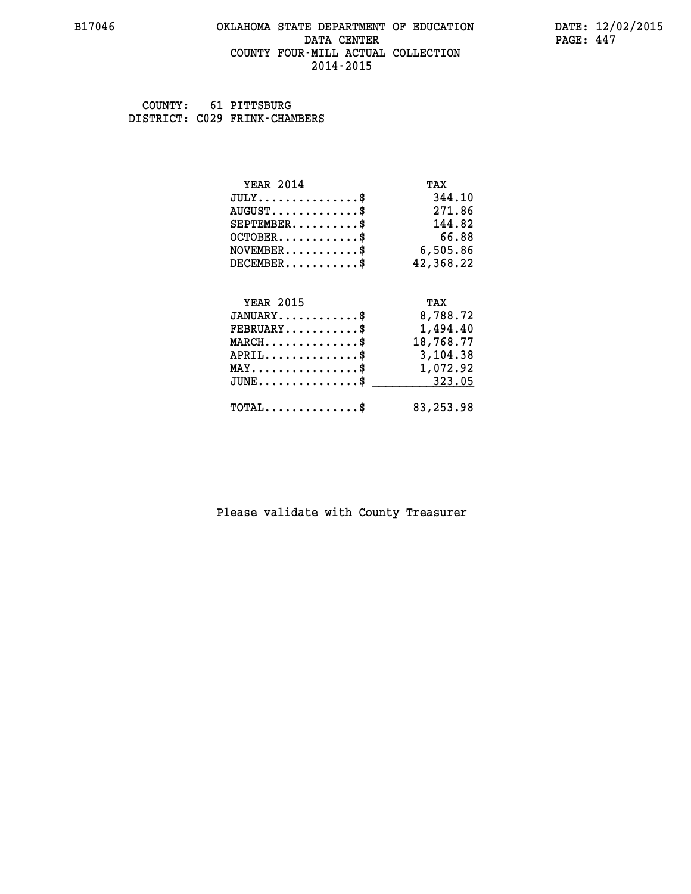B17046 OKLAHOMA STATE DEPARTMENT OF EDUCATION DATA CENTER COUNTY FOUR-MILL ACTUAL COLLECTION 2014-2015

DATE: 12/02/2015

COUNTY: 61 PITTSBURG
DISTRICT: C029 FRINK-CHAMBERS

| YEAR 2014 | TAX |
|---|---|
| JULY...............$ | 344.10 |
| AUGUST.............$ | 271.86 |
| SEPTEMBER..........$ | 144.82 |
| OCTOBER............$ | 66.88 |
| NOVEMBER...........$ | 6,505.86 |
| DECEMBER...........$ | 42,368.22 |

| YEAR 2015 | TAX |
|---|---|
| JANUARY............$ | 8,788.72 |
| FEBRUARY...........$ | 1,494.40 |
| MARCH..............$ | 18,768.77 |
| APRIL..............$ | 3,104.38 |
| MAY................$ | 1,072.92 |
| JUNE...............$ | 323.05 |
| TOTAL..............$ | 83,253.98 |

Please validate with County Treasurer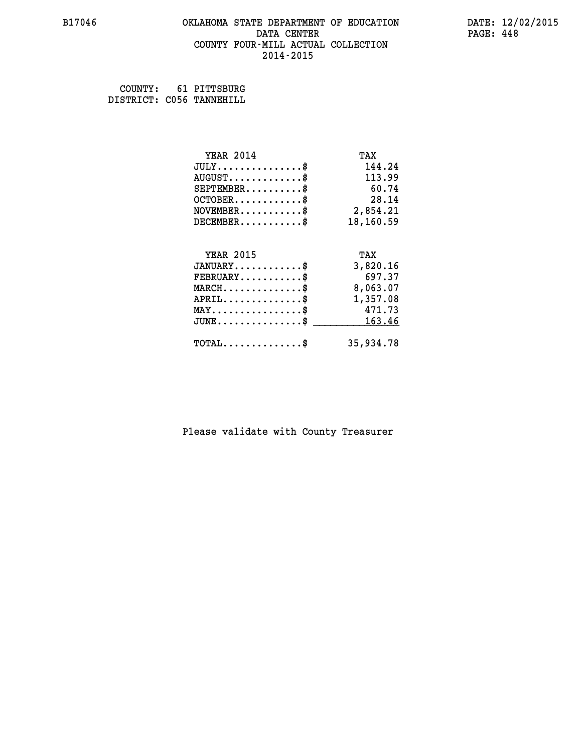B17046 OKLAHOMA STATE DEPARTMENT OF EDUCATION DATE: 12/02/2015

DATA CENTER

COUNTY FOUR-MILL ACTUAL COLLECTION

2014-2015

COUNTY: 61 PITTSBURG
DISTRICT: C056 TANNEHILL

| YEAR 2014 | TAX |
|---|---|
| JULY..............$ | 144.24 |
| AUGUST............$ | 113.99 |
| SEPTEMBER.........$ | 60.74 |
| OCTOBER...........$ | 28.14 |
| NOVEMBER..........$ | 2,854.21 |
| DECEMBER..........$ | 18,160.59 |

| YEAR 2015 | TAX |
|---|---|
| JANUARY...........$ | 3,820.16 |
| FEBRUARY..........$ | 697.37 |
| MARCH.............$ | 8,063.07 |
| APRIL.............$ | 1,357.08 |
| MAY...............$ | 471.73 |
| JUNE..............$ | 163.46 |
| TOTAL.............$ | 35,934.78 |

Please validate with County Treasurer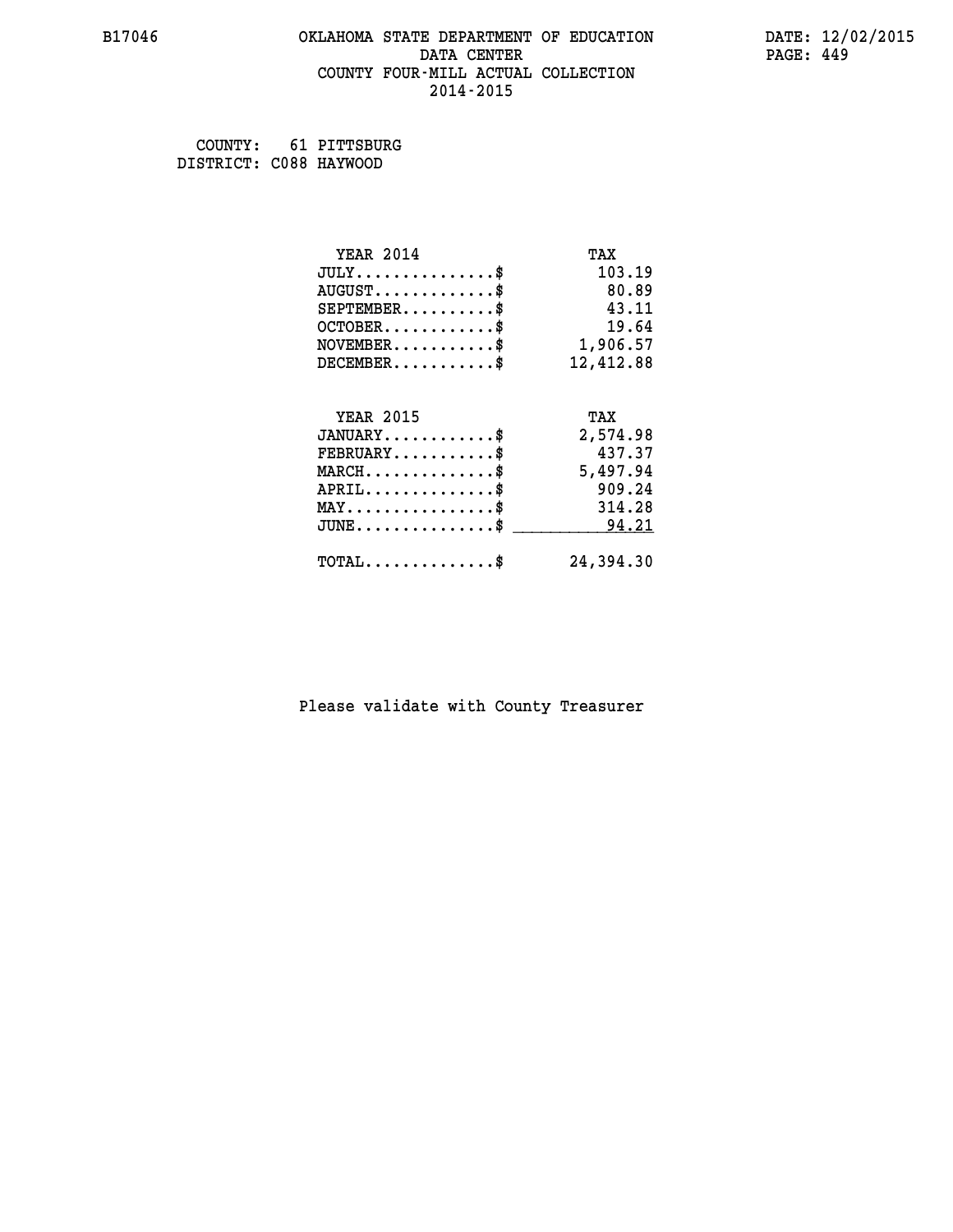# OKLAHOMA STATE DEPARTMENT OF EDUCATION
## DATA CENTER
## COUNTY FOUR-MILL ACTUAL COLLECTION
## 2014-2015

B17046 DATE: 12/02/2015

COUNTY: 61 PITTSBURG
DISTRICT: C088 HAYWOOD

| YEAR 2014 | TAX |
|---|---|
| JULY...............$ | 103.19 |
| AUGUST.............$ | 80.89 |
| SEPTEMBER..........$ | 43.11 |
| OCTOBER............$ | 19.64 |
| NOVEMBER...........$ | 1,906.57 |
| DECEMBER...........$ | 12,412.88 |

| YEAR 2015 | TAX |
|---|---|
| JANUARY............$ | 2,574.98 |
| FEBRUARY...........$ | 437.37 |
| MARCH..............$ | 5,497.94 |
| APRIL..............$ | 909.24 |
| MAY................$ | 314.28 |
| JUNE...............$ | 94.21 |
| TOTAL..............$ | 24,394.30 |

Please validate with County Treasurer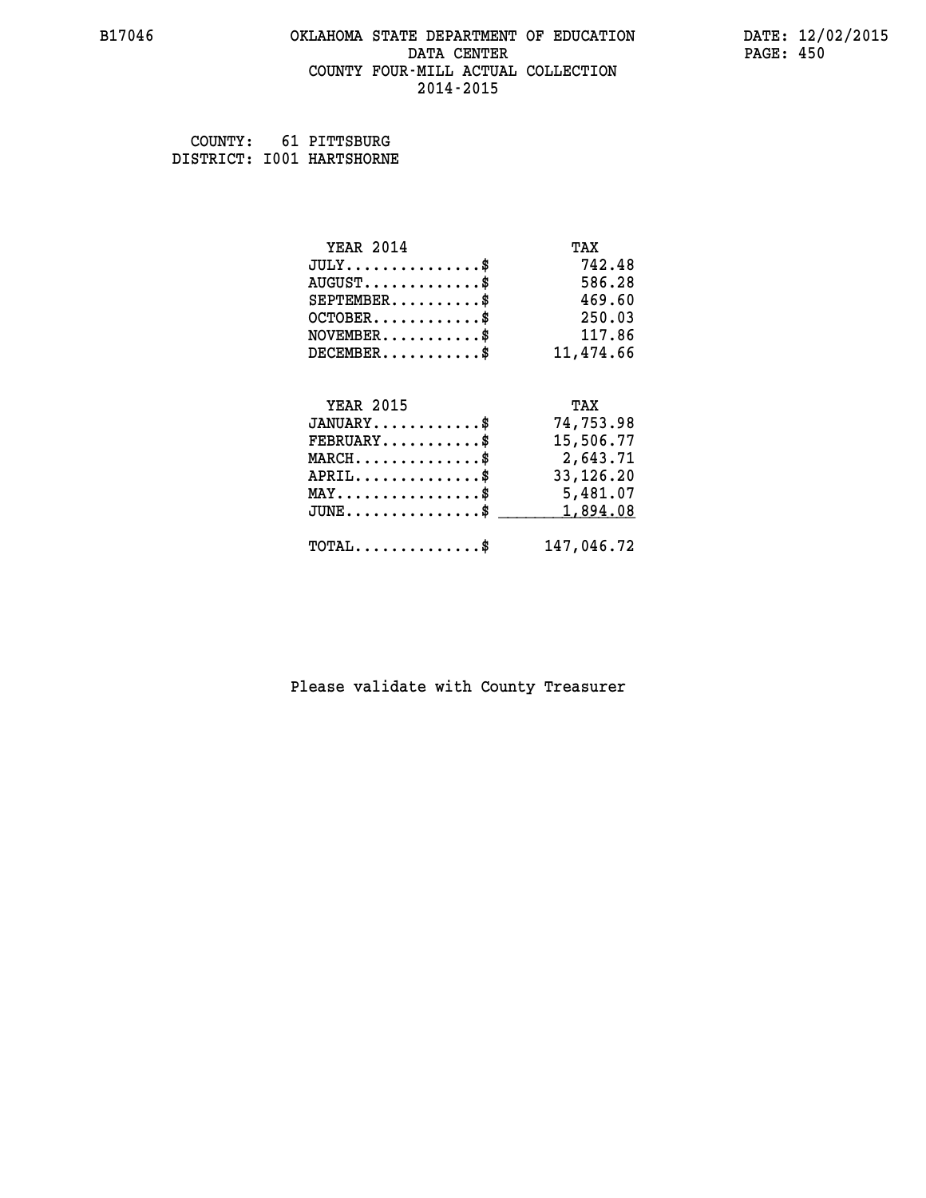# OKLAHOMA STATE DEPARTMENT OF EDUCATION
## DATA CENTER
## COUNTY FOUR-MILL ACTUAL COLLECTION
## 2014-2015

COUNTY: 61 PITTSBURG
DISTRICT: I001 HARTSHORNE

| YEAR 2014 | TAX |
|---|---|
| JULY..............$ | 742.48 |
| AUGUST............$ | 586.28 |
| SEPTEMBER.........$ | 469.60 |
| OCTOBER...........$ | 250.03 |
| NOVEMBER..........$ | 117.86 |
| DECEMBER..........$ | 11,474.66 |

| YEAR 2015 | TAX |
|---|---|
| JANUARY...........$ | 74,753.98 |
| FEBRUARY..........$ | 15,506.77 |
| MARCH.............$ | 2,643.71 |
| APRIL.............$ | 33,126.20 |
| MAY...............$ | 5,481.07 |
| JUNE..............$ | 1,894.08 |
| TOTAL.............$ | 147,046.72 |

Please validate with County Treasurer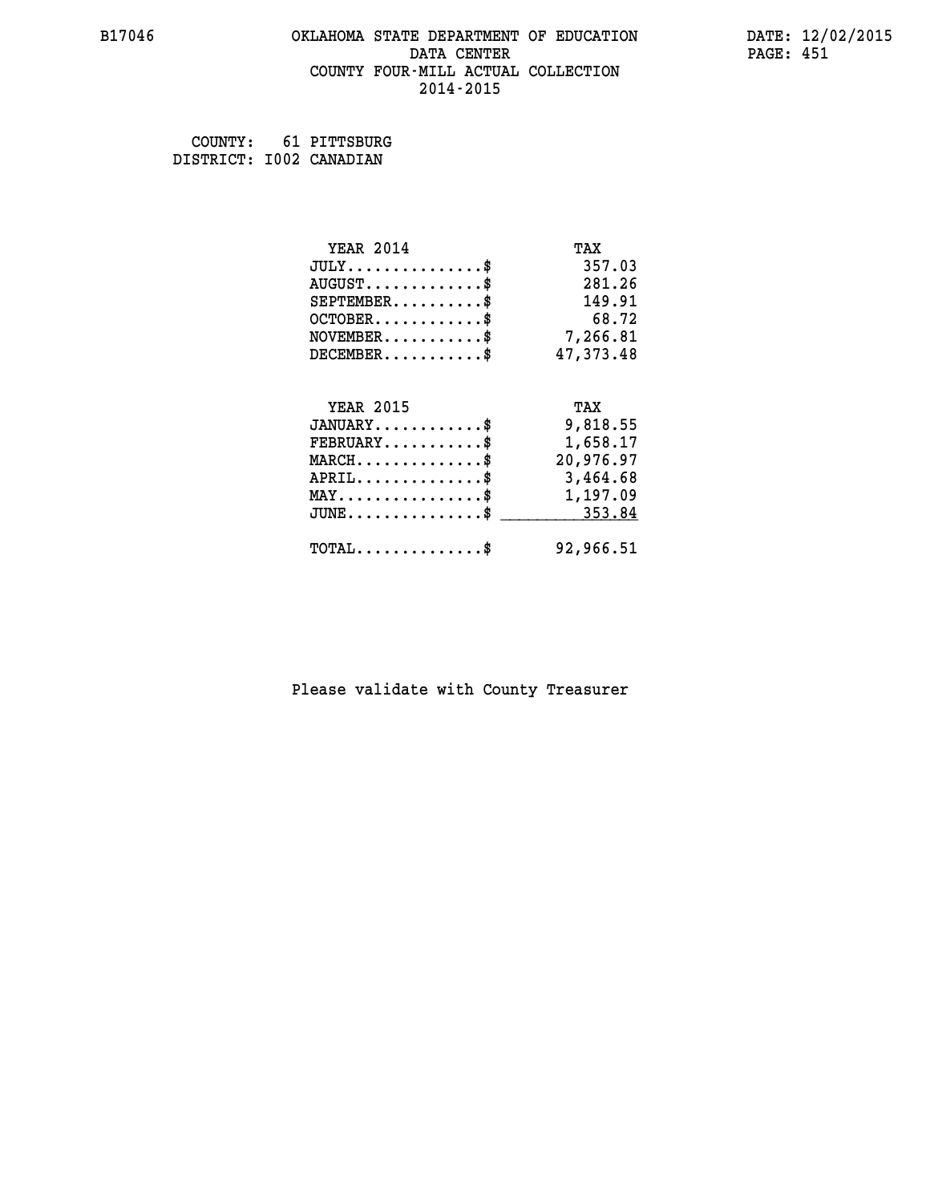B17046 OKLAHOMA STATE DEPARTMENT OF EDUCATION DATE: 12/02/2015
DATA CENTER PAGE: 451
COUNTY FOUR-MILL ACTUAL COLLECTION
2014-2015

COUNTY: 61 PITTSBURG
DISTRICT: I002 CANADIAN

| YEAR 2014 | TAX |
|---|---|
| JULY...............$ | 357.03 |
| AUGUST.............$ | 281.26 |
| SEPTEMBER..........$ | 149.91 |
| OCTOBER............$ | 68.72 |
| NOVEMBER...........$ | 7,266.81 |
| DECEMBER...........$ | 47,373.48 |

| YEAR 2015 | TAX |
|---|---|
| JANUARY............$ | 9,818.55 |
| FEBRUARY...........$ | 1,658.17 |
| MARCH..............$ | 20,976.97 |
| APRIL..............$ | 3,464.68 |
| MAY................$ | 1,197.09 |
| JUNE...............$ | 353.84 |
| TOTAL..............$ | 92,966.51 |

Please validate with County Treasurer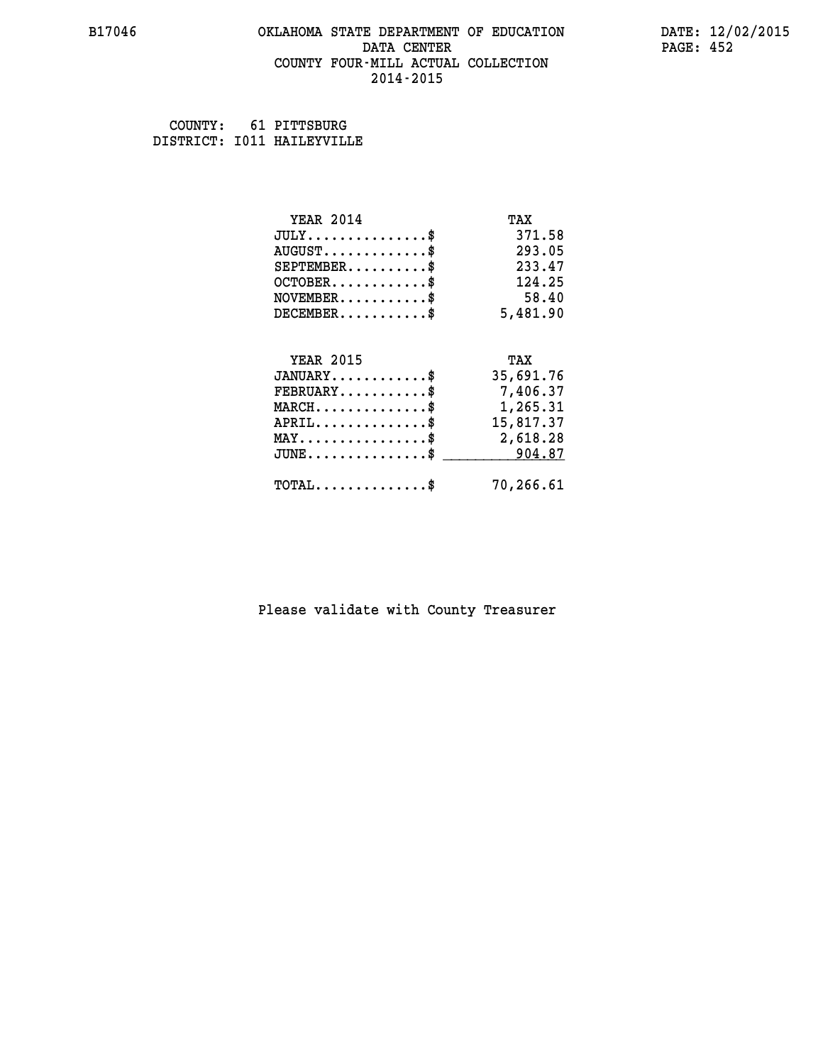B17046 OKLAHOMA STATE DEPARTMENT OF EDUCATION DATE: 12/02/2015

DATA CENTER

COUNTY FOUR-MILL ACTUAL COLLECTION

2014-2015

COUNTY: 61 PITTSBURG
DISTRICT: I011 HAILEYVILLE

| YEAR 2014 | TAX |
|---|---|
| JULY...............$ | 371.58 |
| AUGUST.............$ | 293.05 |
| SEPTEMBER..........$ | 233.47 |
| OCTOBER............$ | 124.25 |
| NOVEMBER...........$ | 58.40 |
| DECEMBER...........$ | 5,481.90 |

| YEAR 2015 | TAX |
|---|---|
| JANUARY............$ | 35,691.76 |
| FEBRUARY...........$ | 7,406.37 |
| MARCH..............$ | 1,265.31 |
| APRIL..............$ | 15,817.37 |
| MAY................$ | 2,618.28 |
| JUNE...............$ | 904.87 |
| TOTAL..............$ | 70,266.61 |

Please validate with County Treasurer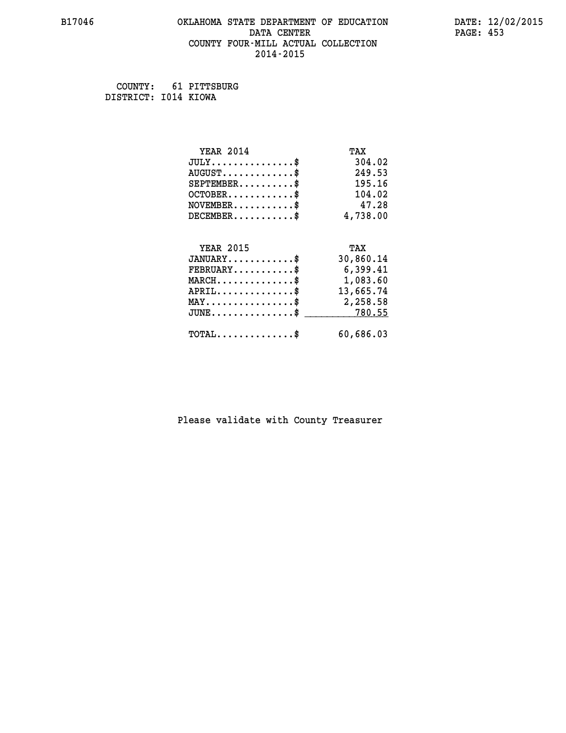OKLAHOMA STATE DEPARTMENT OF EDUCATION
DATA CENTER
COUNTY FOUR-MILL ACTUAL COLLECTION
2014-2015

B17046 DATE: 12/02/2015

COUNTY: 61 PITTSBURG
DISTRICT: I014 KIOWA

| YEAR 2014 | TAX |
|---|---|
| JULY..............$ | 304.02 |
| AUGUST.............$ | 249.53 |
| SEPTEMBER..........$ | 195.16 |
| OCTOBER............$ | 104.02 |
| NOVEMBER...........$ | 47.28 |
| DECEMBER...........$ | 4,738.00 |

| YEAR 2015 | TAX |
|---|---|
| JANUARY............$ | 30,860.14 |
| FEBRUARY...........$ | 6,399.41 |
| MARCH..............$ | 1,083.60 |
| APRIL..............$ | 13,665.74 |
| MAY................$ | 2,258.58 |
| JUNE...............$ | 780.55 |
| TOTAL..............$ | 60,686.03 |

Please validate with County Treasurer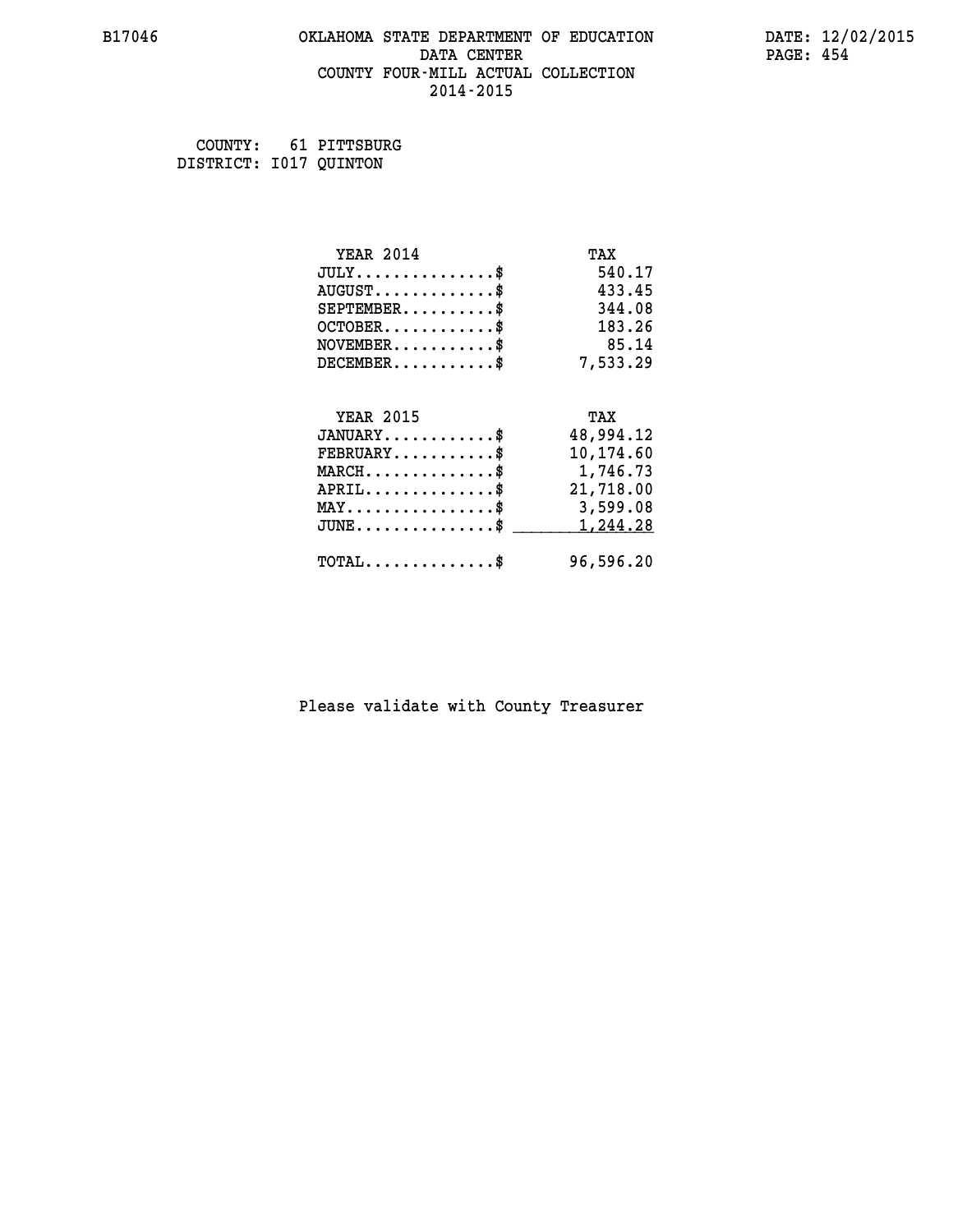OKLAHOMA STATE DEPARTMENT OF EDUCATION
DATA CENTER
COUNTY FOUR-MILL ACTUAL COLLECTION
2014-2015

COUNTY: 61 PITTSBURG
DISTRICT: I017 QUINTON

| YEAR 2014 | TAX |
|---|---|
| JULY..............$ | 540.17 |
| AUGUST............$ | 433.45 |
| SEPTEMBER.........$ | 344.08 |
| OCTOBER...........$ | 183.26 |
| NOVEMBER..........$ | 85.14 |
| DECEMBER..........$ | 7,533.29 |

| YEAR 2015 | TAX |
|---|---|
| JANUARY...........$ | 48,994.12 |
| FEBRUARY..........$ | 10,174.60 |
| MARCH.............$ | 1,746.73 |
| APRIL.............$ | 21,718.00 |
| MAY...............$ | 3,599.08 |
| JUNE..............$ | 1,244.28 |
| TOTAL.............$ | 96,596.20 |

Please validate with County Treasurer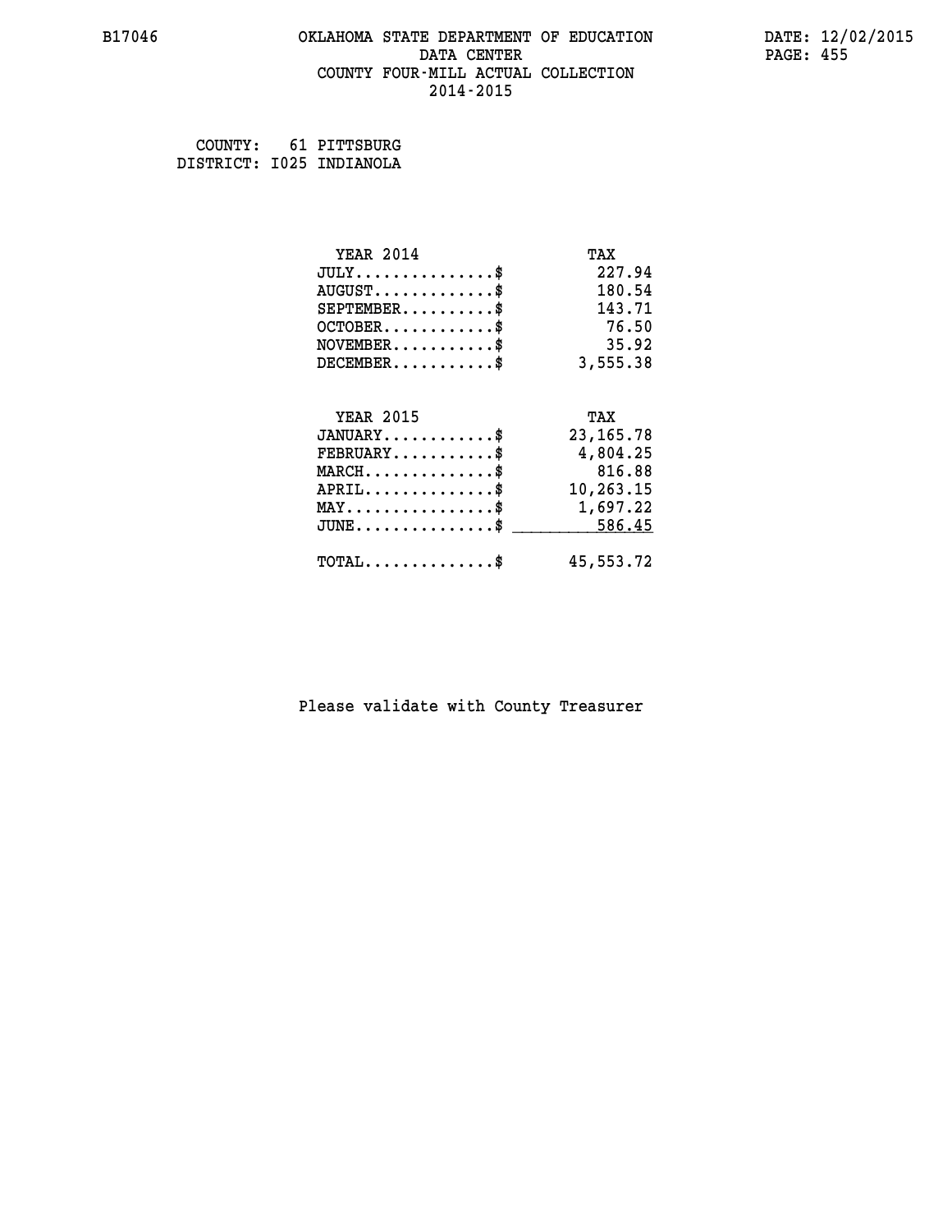# OKLAHOMA STATE DEPARTMENT OF EDUCATION
## DATA CENTER
## COUNTY FOUR-MILL ACTUAL COLLECTION
## 2014-2015

COUNTY: 61 PITTSBURG
DISTRICT: I025 INDIANOLA

| YEAR 2014 | TAX |
|---|---|
| JULY...............$ | 227.94 |
| AUGUST.............$ | 180.54 |
| SEPTEMBER..........$ | 143.71 |
| OCTOBER............$ | 76.50 |
| NOVEMBER...........$ | 35.92 |
| DECEMBER...........$ | 3,555.38 |

| YEAR 2015 | TAX |
|---|---|
| JANUARY............$ | 23,165.78 |
| FEBRUARY...........$ | 4,804.25 |
| MARCH..............$ | 816.88 |
| APRIL..............$ | 10,263.15 |
| MAY................$ | 1,697.22 |
| JUNE...............$ | 586.45 |
| TOTAL..............$ | 45,553.72 |

Please validate with County Treasurer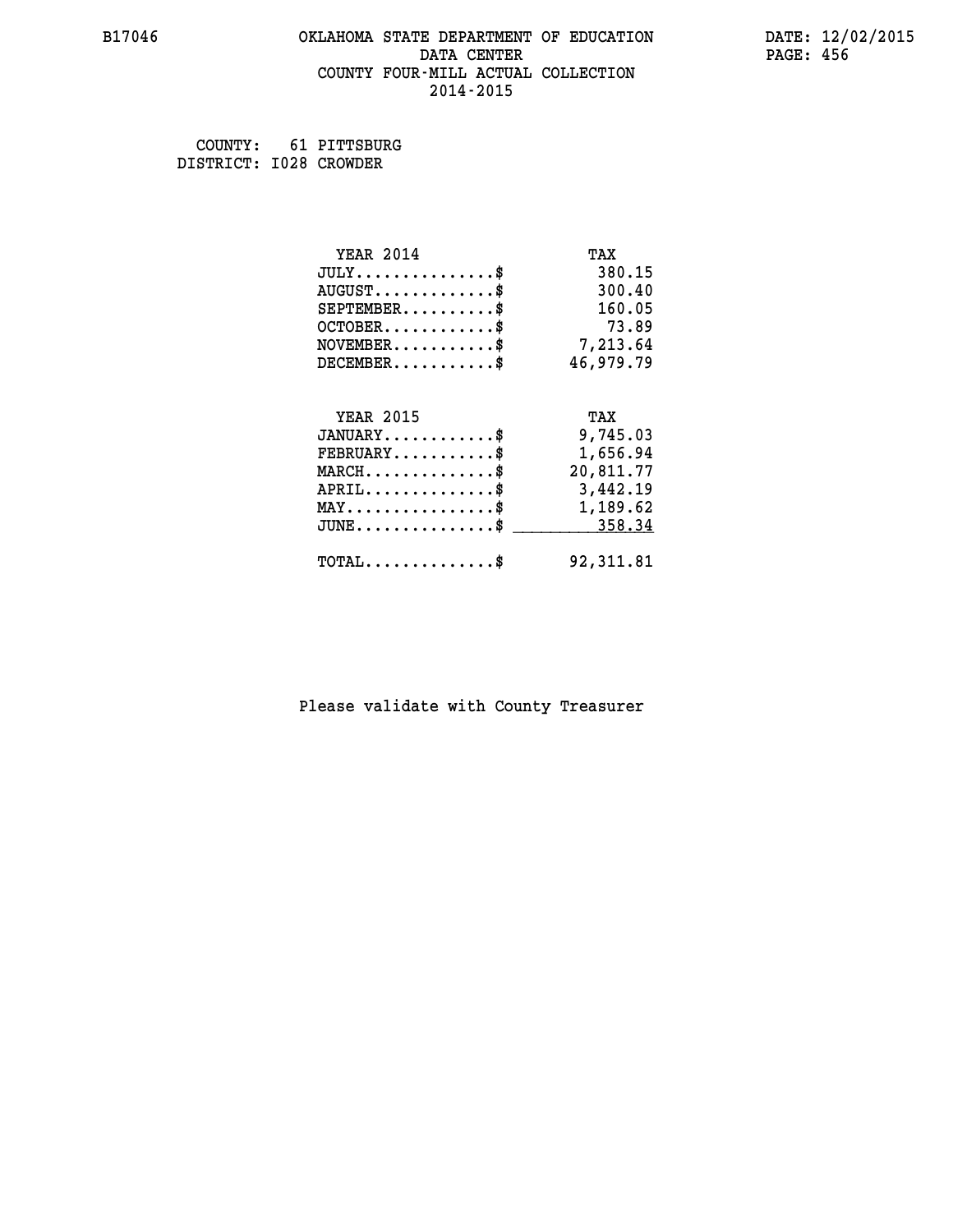OKLAHOMA STATE DEPARTMENT OF EDUCATION
DATA CENTER
COUNTY FOUR-MILL ACTUAL COLLECTION
2014-2015

COUNTY: 61 PITTSBURG
DISTRICT: I028 CROWDER

| YEAR 2014 | TAX |
|---|---|
| JULY...............$ | 380.15 |
| AUGUST.............$ | 300.40 |
| SEPTEMBER..........$ | 160.05 |
| OCTOBER............$ | 73.89 |
| NOVEMBER...........$ | 7,213.64 |
| DECEMBER...........$ | 46,979.79 |

| YEAR 2015 | TAX |
|---|---|
| JANUARY............$ | 9,745.03 |
| FEBRUARY...........$ | 1,656.94 |
| MARCH..............$ | 20,811.77 |
| APRIL..............$ | 3,442.19 |
| MAY................$ | 1,189.62 |
| JUNE...............$ | 358.34 |
| TOTAL..............$ | 92,311.81 |

Please validate with County Treasurer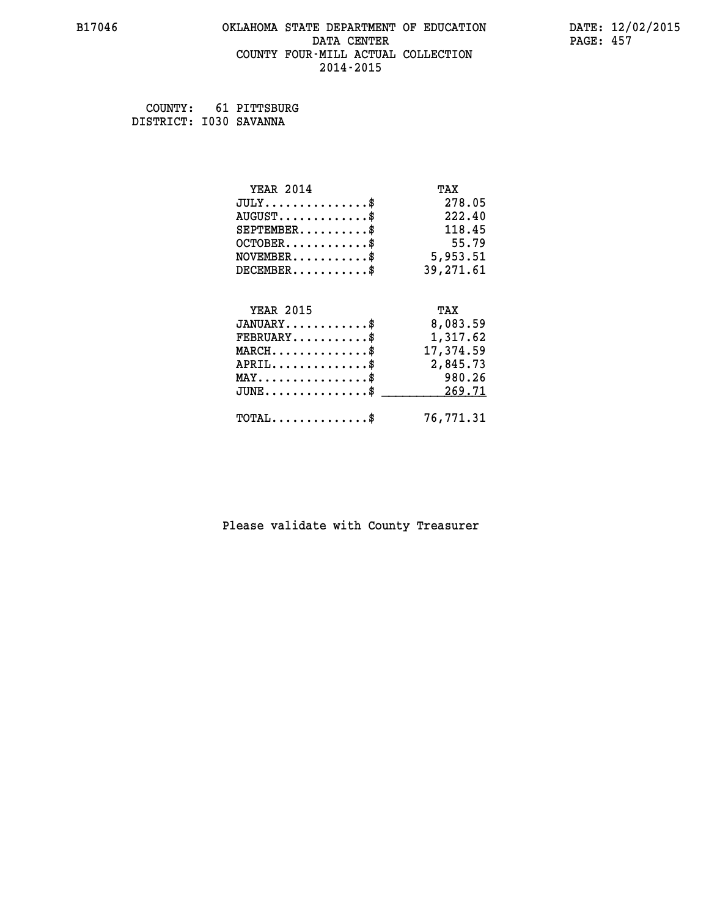# OKLAHOMA STATE DEPARTMENT OF EDUCATION
## DATA CENTER
## COUNTY FOUR-MILL ACTUAL COLLECTION
## 2014-2015

B17046 DATE: 12/02/2015

COUNTY: 61 PITTSBURG
DISTRICT: I030 SAVANNA

| YEAR 2014 | TAX |
|---|---|
| JULY..............$ | 278.05 |
| AUGUST............$ | 222.40 |
| SEPTEMBER.........$ | 118.45 |
| OCTOBER...........$ | 55.79 |
| NOVEMBER..........$ | 5,953.51 |
| DECEMBER..........$ | 39,271.61 |

| YEAR 2015 | TAX |
|---|---|
| JANUARY...........$ | 8,083.59 |
| FEBRUARY..........$ | 1,317.62 |
| MARCH.............$ | 17,374.59 |
| APRIL.............$ | 2,845.73 |
| MAY...............$ | 980.26 |
| JUNE..............$ | 269.71 |
| TOTAL.............$ | 76,771.31 |

Please validate with County Treasurer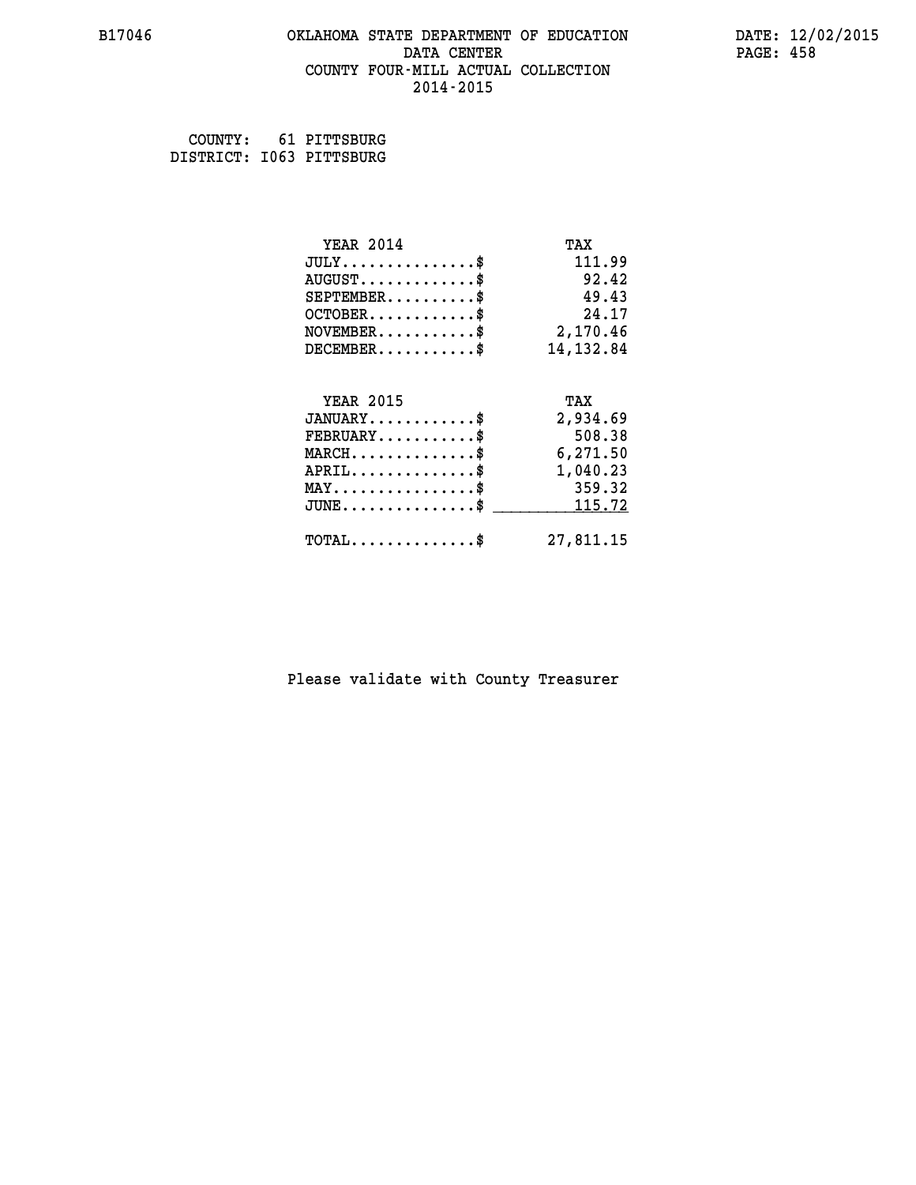B17046 OKLAHOMA STATE DEPARTMENT OF EDUCATION DATA CENTER COUNTY FOUR-MILL ACTUAL COLLECTION 2014-2015

DATE: 12/02/2015

COUNTY: 61 PITTSBURG
DISTRICT: I063 PITTSBURG

| YEAR 2014 | TAX |
|---|---|
| JULY...............$ | 111.99 |
| AUGUST.............$ | 92.42 |
| SEPTEMBER..........$ | 49.43 |
| OCTOBER............$ | 24.17 |
| NOVEMBER...........$ | 2,170.46 |
| DECEMBER...........$ | 14,132.84 |

| YEAR 2015 | TAX |
|---|---|
| JANUARY............$ | 2,934.69 |
| FEBRUARY...........$ | 508.38 |
| MARCH..............$ | 6,271.50 |
| APRIL..............$ | 1,040.23 |
| MAY................$ | 359.32 |
| JUNE...............$ | 115.72 |
| TOTAL..............$ | 27,811.15 |

Please validate with County Treasurer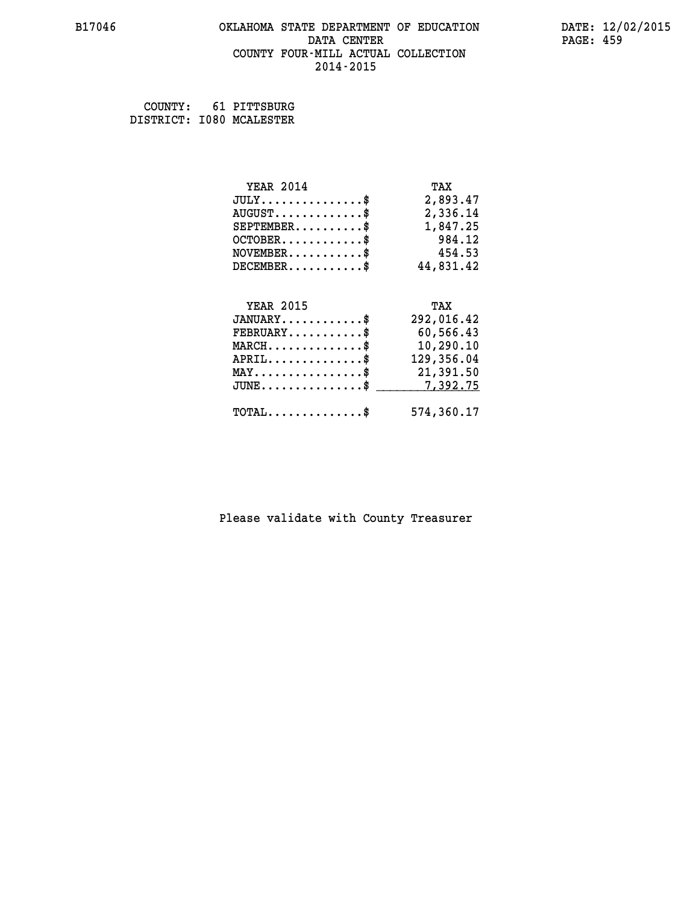# OKLAHOMA STATE DEPARTMENT OF EDUCATION
## DATA CENTER
## COUNTY FOUR-MILL ACTUAL COLLECTION
## 2014-2015

COUNTY: 61 PITTSBURG
DISTRICT: I080 MCALESTER

| YEAR 2014 | TAX |
|---|---|
| JULY..............$ | 2,893.47 |
| AUGUST............$ | 2,336.14 |
| SEPTEMBER.........$ | 1,847.25 |
| OCTOBER...........$ | 984.12 |
| NOVEMBER..........$ | 454.53 |
| DECEMBER..........$ | 44,831.42 |

| YEAR 2015 | TAX |
|---|---|
| JANUARY...........$ | 292,016.42 |
| FEBRUARY..........$ | 60,566.43 |
| MARCH.............$ | 10,290.10 |
| APRIL.............$ | 129,356.04 |
| MAY...............$ | 21,391.50 |
| JUNE..............$ | 7,392.75 |
| TOTAL.............$ | 574,360.17 |

Please validate with County Treasurer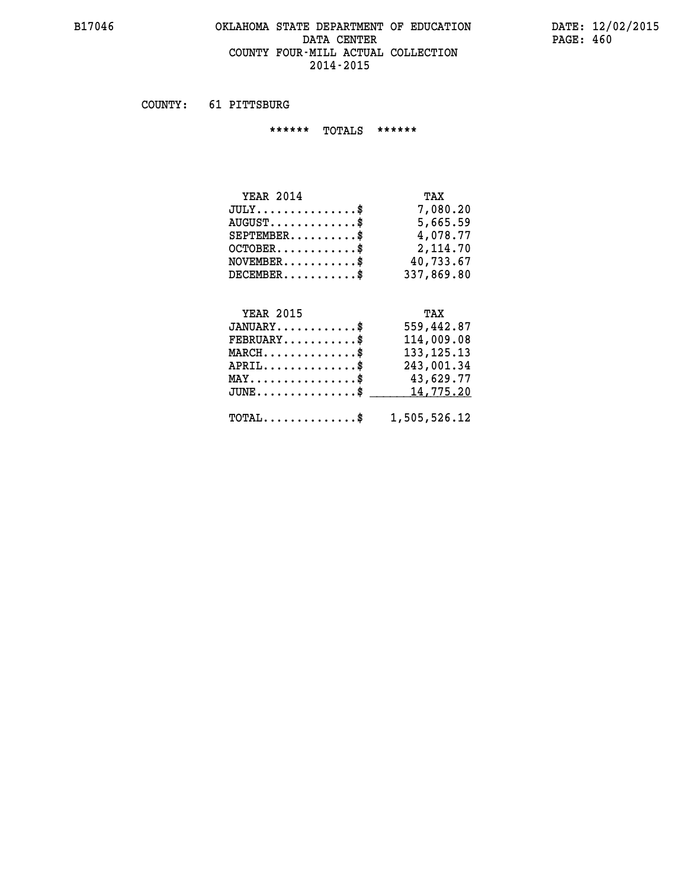# OKLAHOMA STATE DEPARTMENT OF EDUCATION
## DATA CENTER
## COUNTY FOUR-MILL ACTUAL COLLECTION
## 2014-2015

COUNTY: 61 PITTSBURG

****** TOTALS ******

| YEAR 2014 | TAX |
|---|---|
| JULY..............$ | 7,080.20 |
| AUGUST.............$ | 5,665.59 |
| SEPTEMBER..........$ | 4,078.77 |
| OCTOBER............$ | 2,114.70 |
| NOVEMBER...........$ | 40,733.67 |
| DECEMBER...........$ | 337,869.80 |

| YEAR 2015 | TAX |
|---|---|
| JANUARY............$ | 559,442.87 |
| FEBRUARY...........$ | 114,009.08 |
| MARCH..............$ | 133,125.13 |
| APRIL..............$ | 243,001.34 |
| MAY................$ | 43,629.77 |
| JUNE...............$ | 14,775.20 |
| TOTAL..............$ | 1,505,526.12 |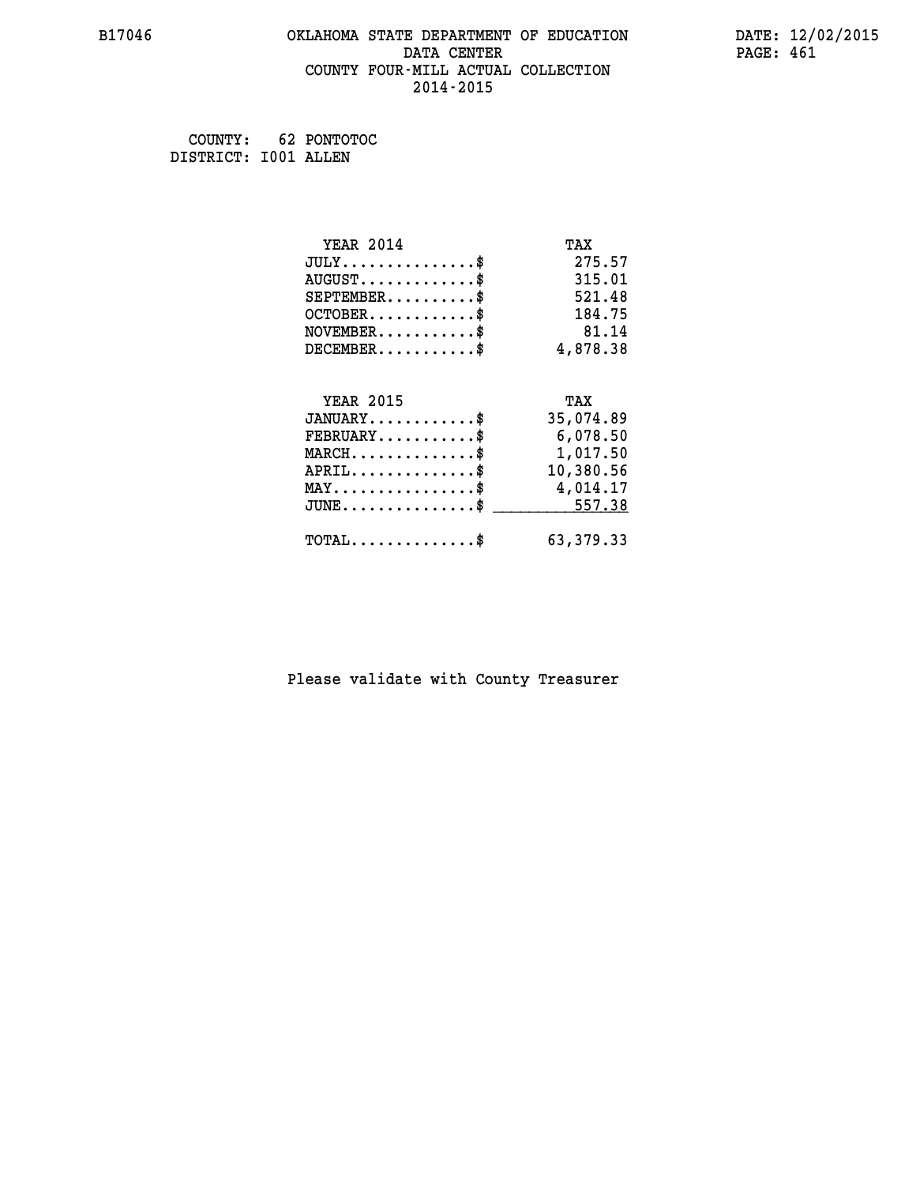B17046 OKLAHOMA STATE DEPARTMENT OF EDUCATION DATA CENTER COUNTY FOUR-MILL ACTUAL COLLECTION 2014-2015

DATE: 12/02/2015

COUNTY: 62 PONTOTOC
DISTRICT: I001 ALLEN

| YEAR 2014 | TAX |
|---|---|
| JULY..............$ | 275.57 |
| AUGUST............$ | 315.01 |
| SEPTEMBER.........$ | 521.48 |
| OCTOBER...........$ | 184.75 |
| NOVEMBER..........$ | 81.14 |
| DECEMBER..........$ | 4,878.38 |

| YEAR 2015 | TAX |
|---|---|
| JANUARY...........$ | 35,074.89 |
| FEBRUARY..........$ | 6,078.50 |
| MARCH.............$ | 1,017.50 |
| APRIL.............$ | 10,380.56 |
| MAY...............$ | 4,014.17 |
| JUNE..............$ | 557.38 |
| TOTAL.............$ | 63,379.33 |

Please validate with County Treasurer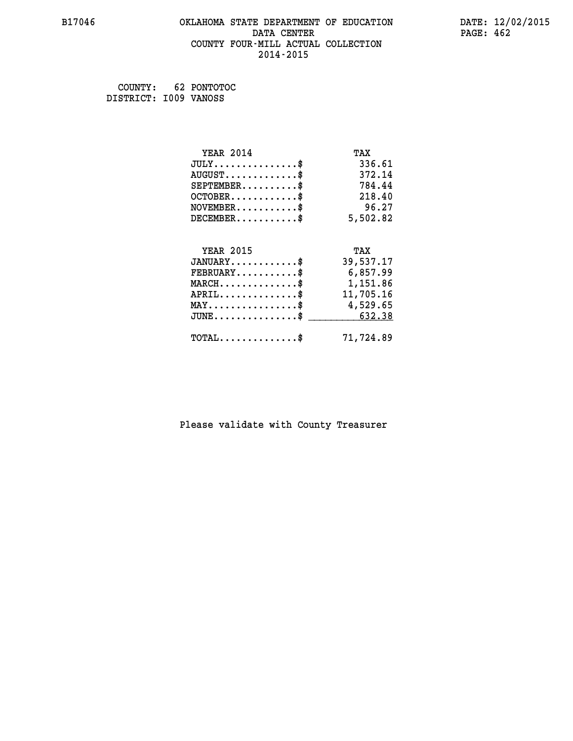# OKLAHOMA STATE DEPARTMENT OF EDUCATION
## DATA CENTER
## COUNTY FOUR-MILL ACTUAL COLLECTION
## 2014-2015

B17046

DATE: 12/02/2015

COUNTY: 62 PONTOTOC
DISTRICT: I009 VANOSS

| YEAR 2014 | TAX |
|---|---|
| JULY..............$ | 336.61 |
| AUGUST............$ | 372.14 |
| SEPTEMBER.........$ | 784.44 |
| OCTOBER...........$ | 218.40 |
| NOVEMBER..........$ | 96.27 |
| DECEMBER..........$ | 5,502.82 |

| YEAR 2015 | TAX |
|---|---|
| JANUARY...........$ | 39,537.17 |
| FEBRUARY..........$ | 6,857.99 |
| MARCH.............$ | 1,151.86 |
| APRIL.............$ | 11,705.16 |
| MAY...............$ | 4,529.65 |
| JUNE..............$ | 632.38 |
| TOTAL.............$ | 71,724.89 |

Please validate with County Treasurer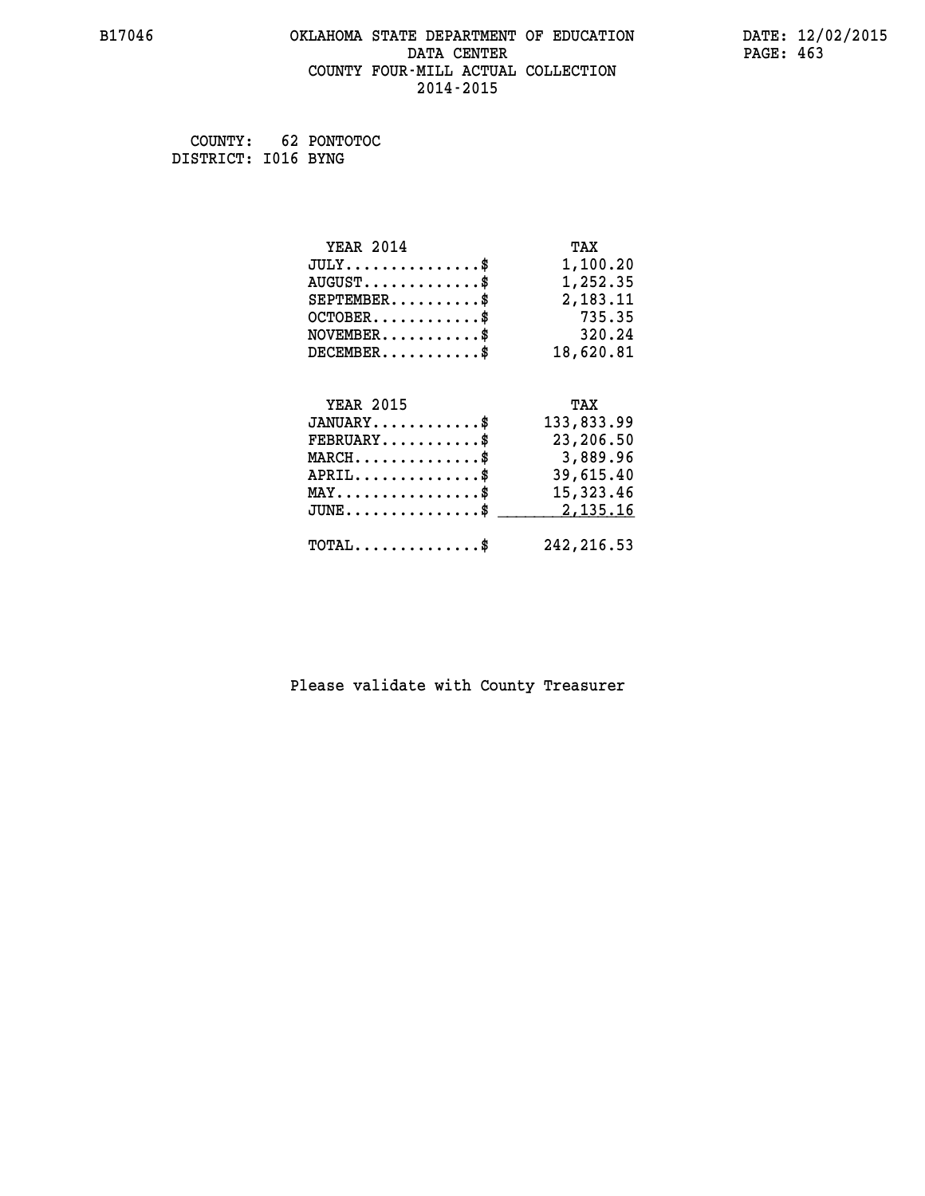B17046 OKLAHOMA STATE DEPARTMENT OF EDUCATION DATE: 12/02/2015

DATA CENTER

COUNTY FOUR-MILL ACTUAL COLLECTION

2014-2015

COUNTY: 62 PONTOTOC
DISTRICT: I016 BYNG

| YEAR 2014 | TAX |
|---|---|
| JULY...............$ | 1,100.20 |
| AUGUST.............$ | 1,252.35 |
| SEPTEMBER..........$ | 2,183.11 |
| OCTOBER............$ | 735.35 |
| NOVEMBER...........$ | 320.24 |
| DECEMBER...........$ | 18,620.81 |

| YEAR 2015 | TAX |
|---|---|
| JANUARY............$ | 133,833.99 |
| FEBRUARY...........$ | 23,206.50 |
| MARCH..............$ | 3,889.96 |
| APRIL..............$ | 39,615.40 |
| MAY................$ | 15,323.46 |
| JUNE...............$ | 2,135.16 |
| TOTAL..............$ | 242,216.53 |

Please validate with County Treasurer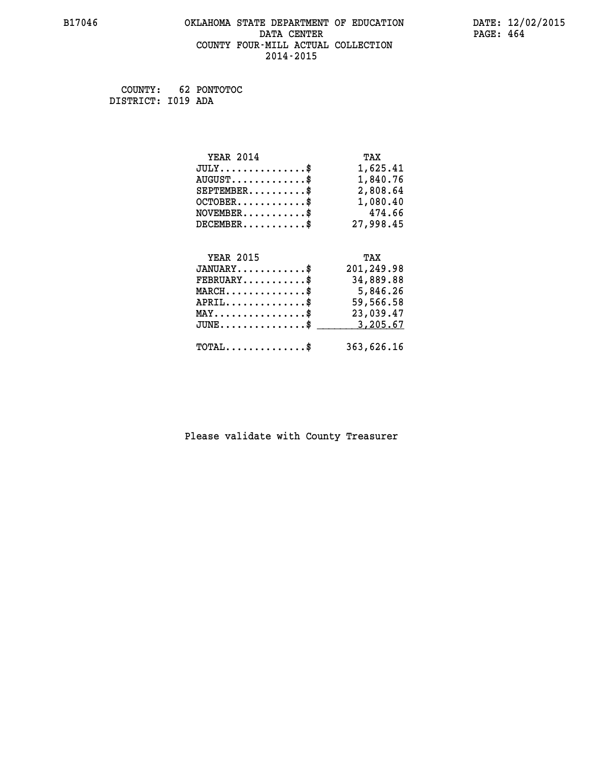COUNTY: 62 PONTOTOC
DISTRICT: I019 ADA

| YEAR 2014 | TAX |
|---|---|
| JULY...............$ | 1,625.41 |
| AUGUST.............$ | 1,840.76 |
| SEPTEMBER..........$ | 2,808.64 |
| OCTOBER............$ | 1,080.40 |
| NOVEMBER...........$ | 474.66 |
| DECEMBER...........$ | 27,998.45 |

| YEAR 2015 | TAX |
|---|---|
| JANUARY............$ | 201,249.98 |
| FEBRUARY...........$ | 34,889.88 |
| MARCH..............$ | 5,846.26 |
| APRIL..............$ | 59,566.58 |
| MAY................$ | 23,039.47 |
| JUNE...............$ | 3,205.67 |
| TOTAL..............$ | 363,626.16 |

Please validate with County Treasurer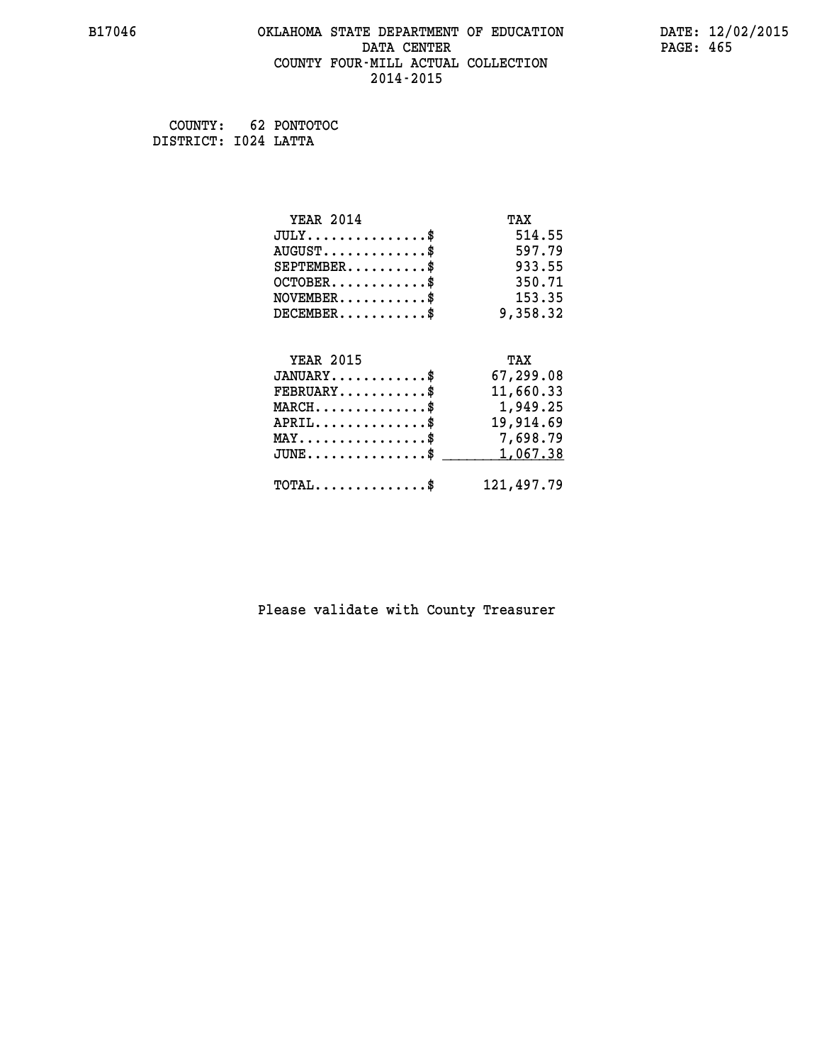# OKLAHOMA STATE DEPARTMENT OF EDUCATION
## DATA CENTER
## COUNTY FOUR-MILL ACTUAL COLLECTION
## 2014-2015

B17046

DATE: 12/02/2015

COUNTY: 62 PONTOTOC
DISTRICT: I024 LATTA

| YEAR 2014 | TAX |
|---|---|
| JULY..............$ | 514.55 |
| AUGUST............$ | 597.79 |
| SEPTEMBER.........$ | 933.55 |
| OCTOBER...........$ | 350.71 |
| NOVEMBER..........$ | 153.35 |
| DECEMBER..........$ | 9,358.32 |

| YEAR 2015 | TAX |
|---|---|
| JANUARY...........$ | 67,299.08 |
| FEBRUARY..........$ | 11,660.33 |
| MARCH.............$ | 1,949.25 |
| APRIL.............$ | 19,914.69 |
| MAY...............$ | 7,698.79 |
| JUNE..............$ | 1,067.38 |
| TOTAL.............$ | 121,497.79 |

Please validate with County Treasurer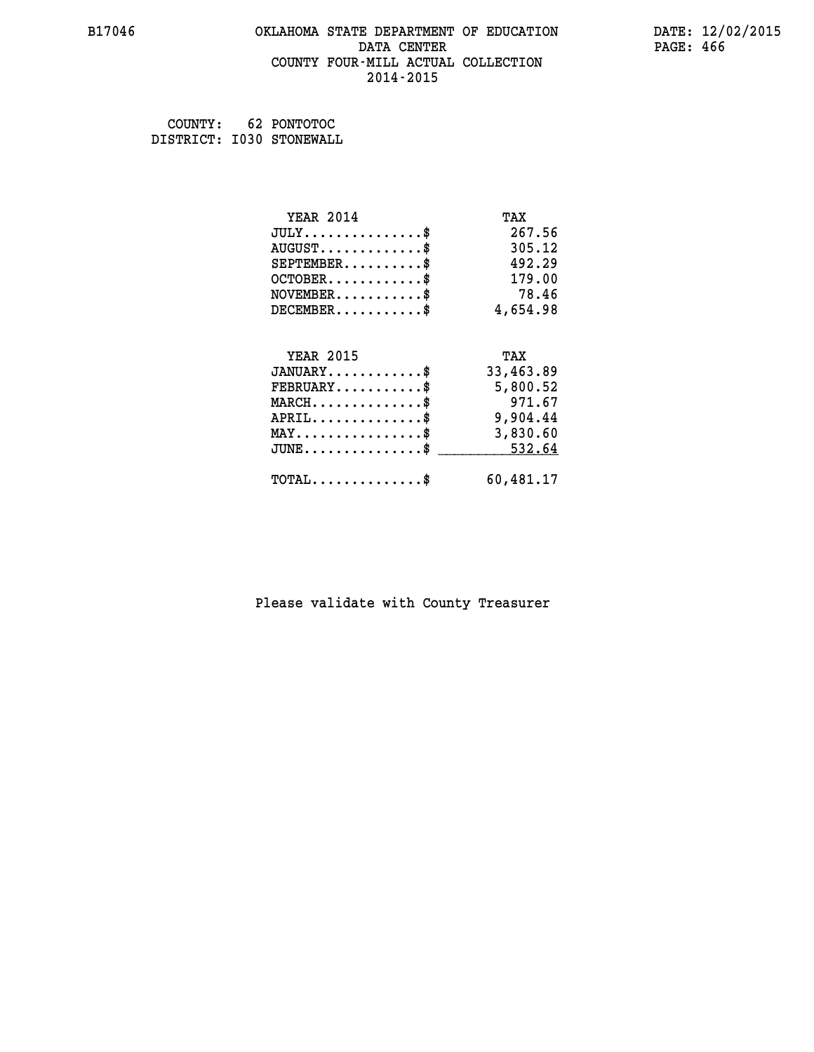OKLAHOMA STATE DEPARTMENT OF EDUCATION
DATA CENTER
COUNTY FOUR-MILL ACTUAL COLLECTION
2014-2015

COUNTY: 62 PONTOTOC
DISTRICT: I030 STONEWALL

| YEAR 2014 | TAX |
|---|---|
| JULY...............$ | 267.56 |
| AUGUST.............$ | 305.12 |
| SEPTEMBER..........$ | 492.29 |
| OCTOBER............$ | 179.00 |
| NOVEMBER...........$ | 78.46 |
| DECEMBER...........$ | 4,654.98 |

| YEAR 2015 | TAX |
|---|---|
| JANUARY............$ | 33,463.89 |
| FEBRUARY...........$ | 5,800.52 |
| MARCH..............$ | 971.67 |
| APRIL..............$ | 9,904.44 |
| MAY................$ | 3,830.60 |
| JUNE...............$ | 532.64 |
| TOTAL..............$ | 60,481.17 |

Please validate with County Treasurer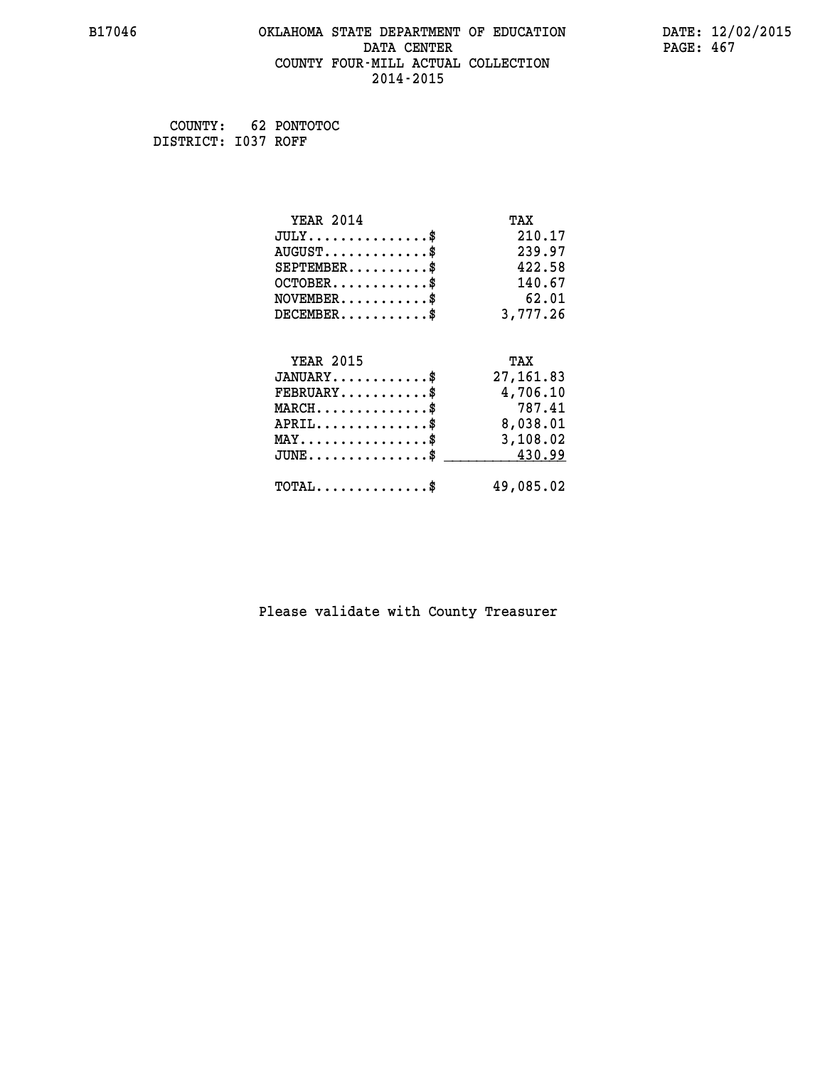B17046 OKLAHOMA STATE DEPARTMENT OF EDUCATION DATA CENTER COUNTY FOUR-MILL ACTUAL COLLECTION 2014-2015

DATE: 12/02/2015

COUNTY: 62 PONTOTOC
DISTRICT: I037 ROFF

| YEAR 2014 | TAX |
|---|---|
| JULY...............$ | 210.17 |
| AUGUST.............$ | 239.97 |
| SEPTEMBER..........$ | 422.58 |
| OCTOBER............$ | 140.67 |
| NOVEMBER...........$ | 62.01 |
| DECEMBER...........$ | 3,777.26 |

| YEAR 2015 | TAX |
|---|---|
| JANUARY............$ | 27,161.83 |
| FEBRUARY...........$ | 4,706.10 |
| MARCH..............$ | 787.41 |
| APRIL..............$ | 8,038.01 |
| MAY................$ | 3,108.02 |
| JUNE...............$ | 430.99 |
| TOTAL..............$ | 49,085.02 |

Please validate with County Treasurer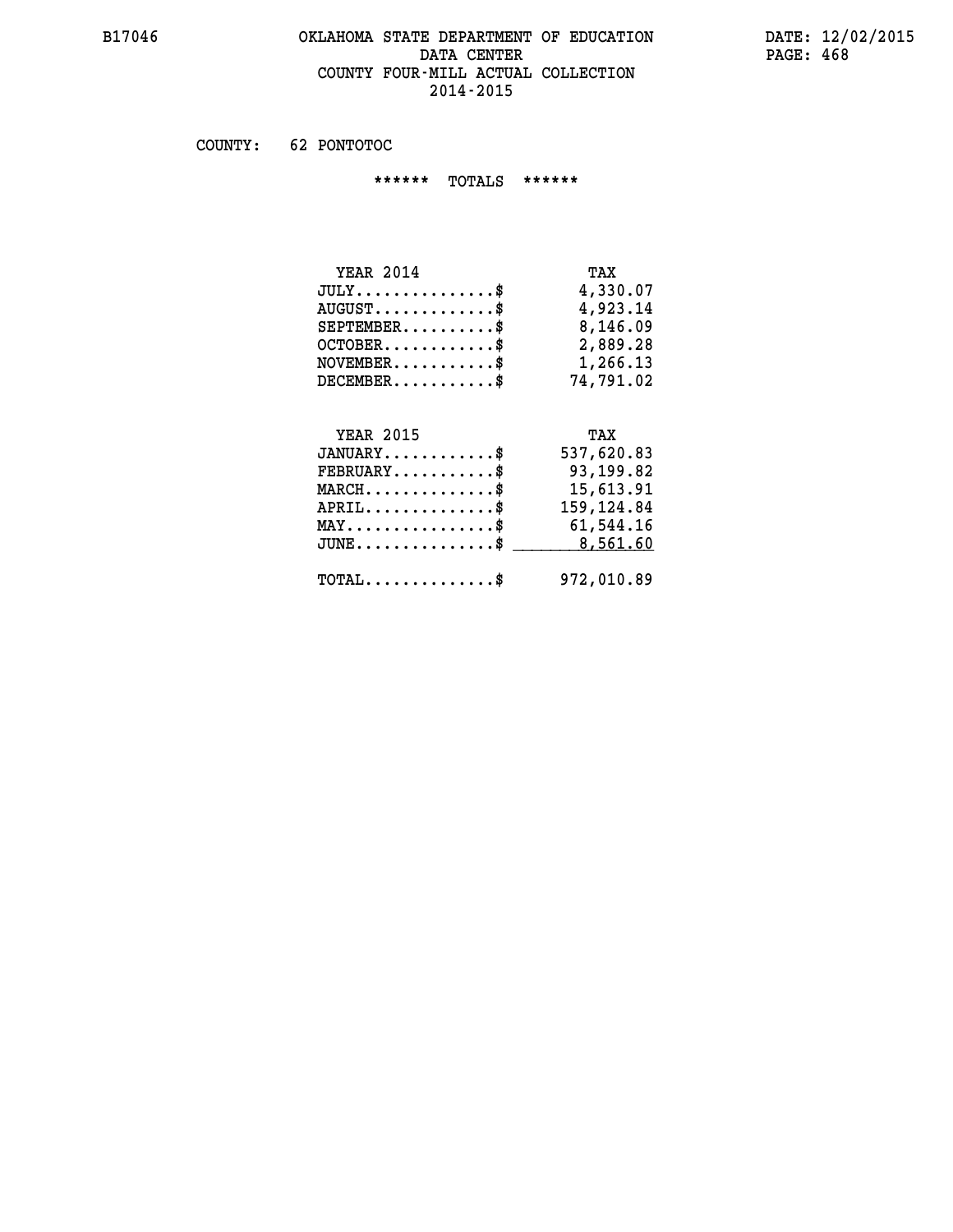# OKLAHOMA STATE DEPARTMENT OF EDUCATION
## DATA CENTER
## COUNTY FOUR-MILL ACTUAL COLLECTION
## 2014-2015

COUNTY: 62 PONTOTOC

****** TOTALS ******

| YEAR 2014 | TAX |
|---|---|
| JULY...............$ | 4,330.07 |
| AUGUST.............$ | 4,923.14 |
| SEPTEMBER..........$ | 8,146.09 |
| OCTOBER............$ | 2,889.28 |
| NOVEMBER...........$ | 1,266.13 |
| DECEMBER...........$ | 74,791.02 |

| YEAR 2015 | TAX |
|---|---|
| JANUARY............$ | 537,620.83 |
| FEBRUARY...........$ | 93,199.82 |
| MARCH..............$ | 15,613.91 |
| APRIL..............$ | 159,124.84 |
| MAY................$ | 61,544.16 |
| JUNE...............$ | 8,561.60 |
| TOTAL..............$ | 972,010.89 |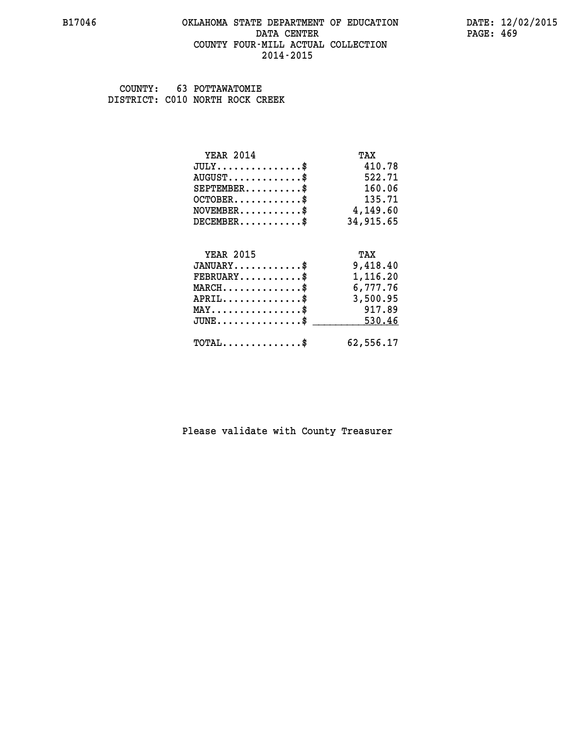B17046 OKLAHOMA STATE DEPARTMENT OF EDUCATION DATA CENTER COUNTY FOUR-MILL ACTUAL COLLECTION 2014-2015

DATE: 12/02/2015

COUNTY: 63 POTTAWATOMIE
DISTRICT: C010 NORTH ROCK CREEK

| YEAR 2014 | TAX |
|---|---|
| JULY...............$ | 410.78 |
| AUGUST.............$ | 522.71 |
| SEPTEMBER..........$ | 160.06 |
| OCTOBER............$ | 135.71 |
| NOVEMBER...........$ | 4,149.60 |
| DECEMBER...........$ | 34,915.65 |

| YEAR 2015 | TAX |
|---|---|
| JANUARY............$ | 9,418.40 |
| FEBRUARY...........$ | 1,116.20 |
| MARCH..............$ | 6,777.76 |
| APRIL..............$ | 3,500.95 |
| MAY................$ | 917.89 |
| JUNE...............$ | 530.46 |
| TOTAL..............$ | 62,556.17 |

Please validate with County Treasurer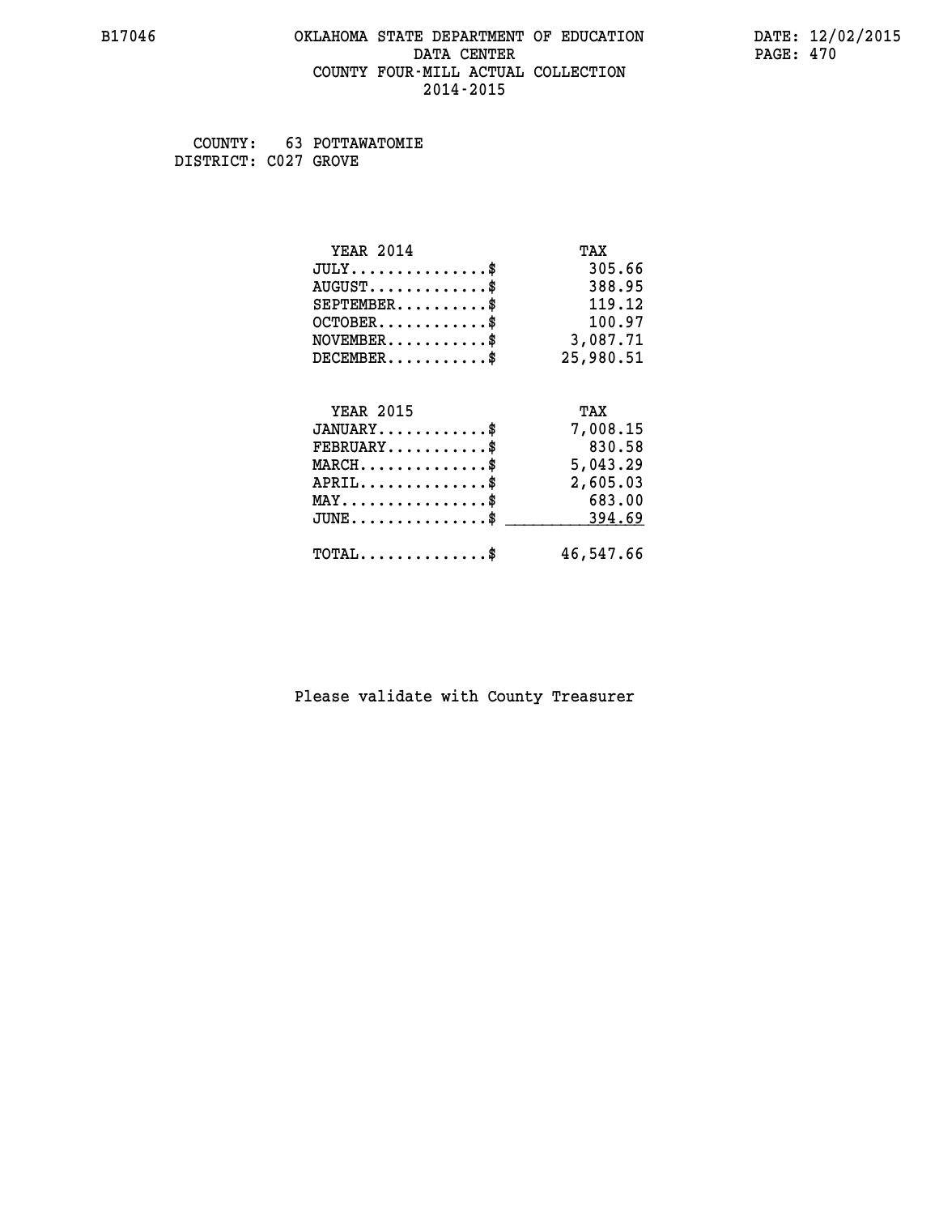B17046 OKLAHOMA STATE DEPARTMENT OF EDUCATION DATE: 12/02/2015
DATA CENTER PAGE: 470
COUNTY FOUR-MILL ACTUAL COLLECTION
2014-2015

COUNTY: 63 POTTAWATOMIE
DISTRICT: C027 GROVE

| YEAR 2014 | TAX |
|---|---|
| JULY...............$ | 305.66 |
| AUGUST.............$ | 388.95 |
| SEPTEMBER..........$ | 119.12 |
| OCTOBER............$ | 100.97 |
| NOVEMBER...........$ | 3,087.71 |
| DECEMBER...........$ | 25,980.51 |

| YEAR 2015 | TAX |
|---|---|
| JANUARY............$ | 7,008.15 |
| FEBRUARY...........$ | 830.58 |
| MARCH..............$ | 5,043.29 |
| APRIL..............$ | 2,605.03 |
| MAY................$ | 683.00 |
| JUNE...............$ | 394.69 |
| TOTAL..............$ | 46,547.66 |

Please validate with County Treasurer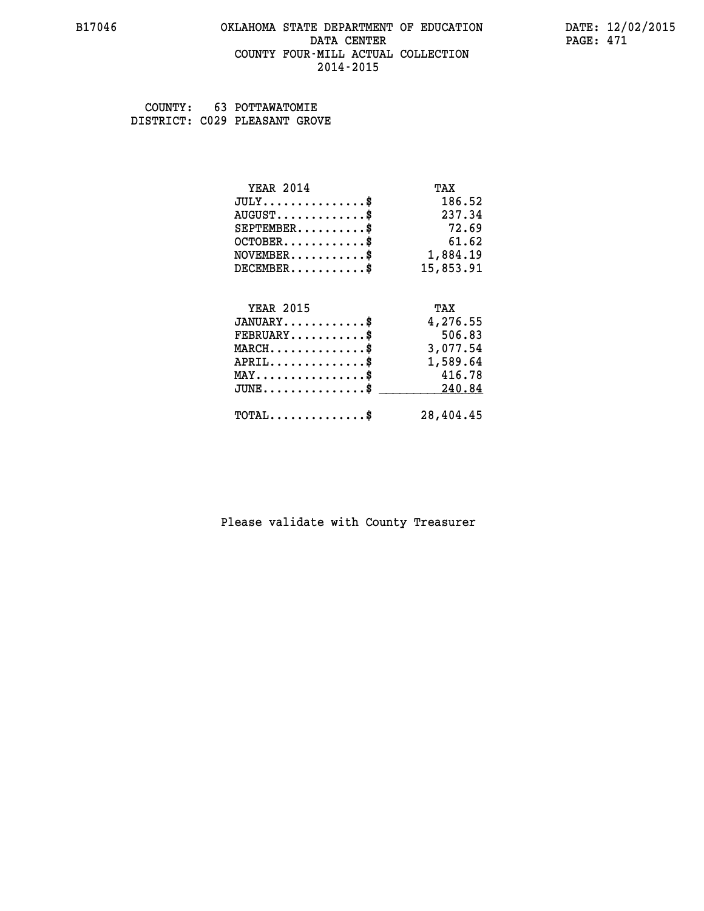B17046 OKLAHOMA STATE DEPARTMENT OF EDUCATION DATE: 12/02/2015
DATA CENTER
COUNTY FOUR-MILL ACTUAL COLLECTION
2014-2015

COUNTY: 63 POTTAWATOMIE
DISTRICT: C029 PLEASANT GROVE

| YEAR 2014 | TAX |
|---|---|
| JULY..............$ | 186.52 |
| AUGUST............$ | 237.34 |
| SEPTEMBER.........$ | 72.69 |
| OCTOBER...........$ | 61.62 |
| NOVEMBER..........$ | 1,884.19 |
| DECEMBER..........$ | 15,853.91 |

| YEAR 2015 | TAX |
|---|---|
| JANUARY...........$ | 4,276.55 |
| FEBRUARY..........$ | 506.83 |
| MARCH.............$ | 3,077.54 |
| APRIL.............$ | 1,589.64 |
| MAY...............$ | 416.78 |
| JUNE..............$ | 240.84 |
| TOTAL.............$ | 28,404.45 |

Please validate with County Treasurer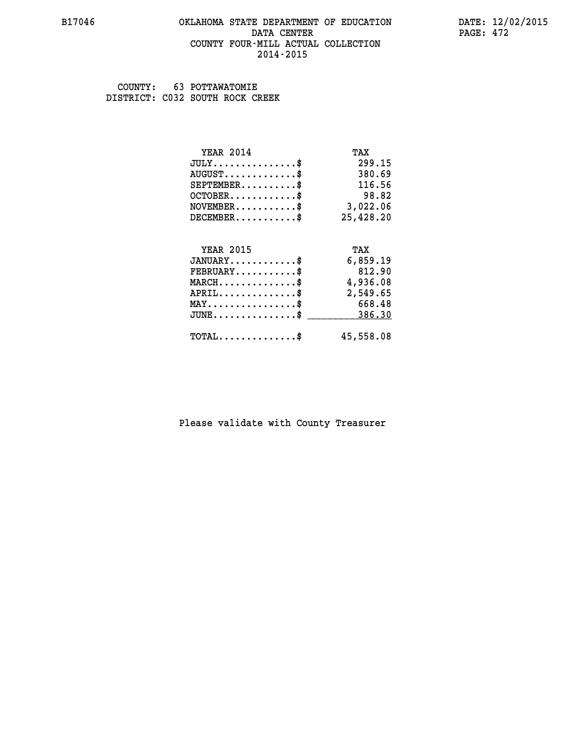# OKLAHOMA STATE DEPARTMENT OF EDUCATION
## DATA CENTER
## COUNTY FOUR-MILL ACTUAL COLLECTION
## 2014-2015

COUNTY: 63 POTTAWATOMIE
DISTRICT: C032 SOUTH ROCK CREEK

| YEAR 2014 | TAX |
|---|---|
| JULY...............$ | 299.15 |
| AUGUST.............$ | 380.69 |
| SEPTEMBER..........$ | 116.56 |
| OCTOBER............$ | 98.82 |
| NOVEMBER...........$ | 3,022.06 |
| DECEMBER...........$ | 25,428.20 |

| YEAR 2015 | TAX |
|---|---|
| JANUARY............$ | 6,859.19 |
| FEBRUARY...........$ | 812.90 |
| MARCH..............$ | 4,936.08 |
| APRIL..............$ | 2,549.65 |
| MAY................$ | 668.48 |
| JUNE...............$ | 386.30 |
| TOTAL..............$ | 45,558.08 |

Please validate with County Treasurer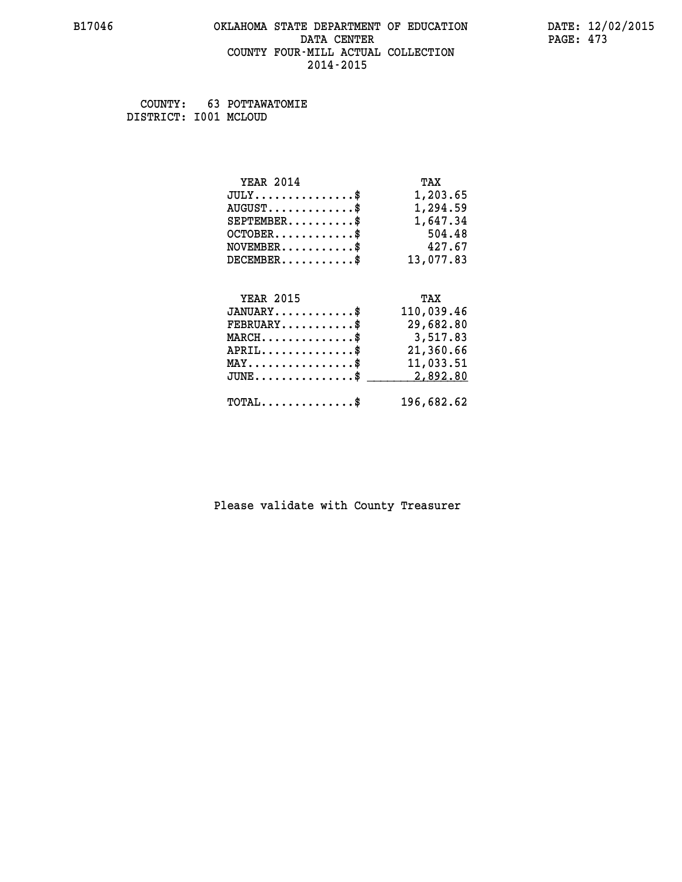# OKLAHOMA STATE DEPARTMENT OF EDUCATION
## DATA CENTER
## COUNTY FOUR-MILL ACTUAL COLLECTION
## 2014-2015

COUNTY: 63 POTTAWATOMIE
DISTRICT: I001 MCLOUD

| YEAR 2014 | TAX |
|---|---|
| JULY...............$ | 1,203.65 |
| AUGUST.............$ | 1,294.59 |
| SEPTEMBER..........$ | 1,647.34 |
| OCTOBER............$ | 504.48 |
| NOVEMBER...........$ | 427.67 |
| DECEMBER...........$ | 13,077.83 |

| YEAR 2015 | TAX |
|---|---|
| JANUARY............$ | 110,039.46 |
| FEBRUARY...........$ | 29,682.80 |
| MARCH..............$ | 3,517.83 |
| APRIL..............$ | 21,360.66 |
| MAY................$ | 11,033.51 |
| JUNE...............$ | 2,892.80 |
| TOTAL..............$ | 196,682.62 |

Please validate with County Treasurer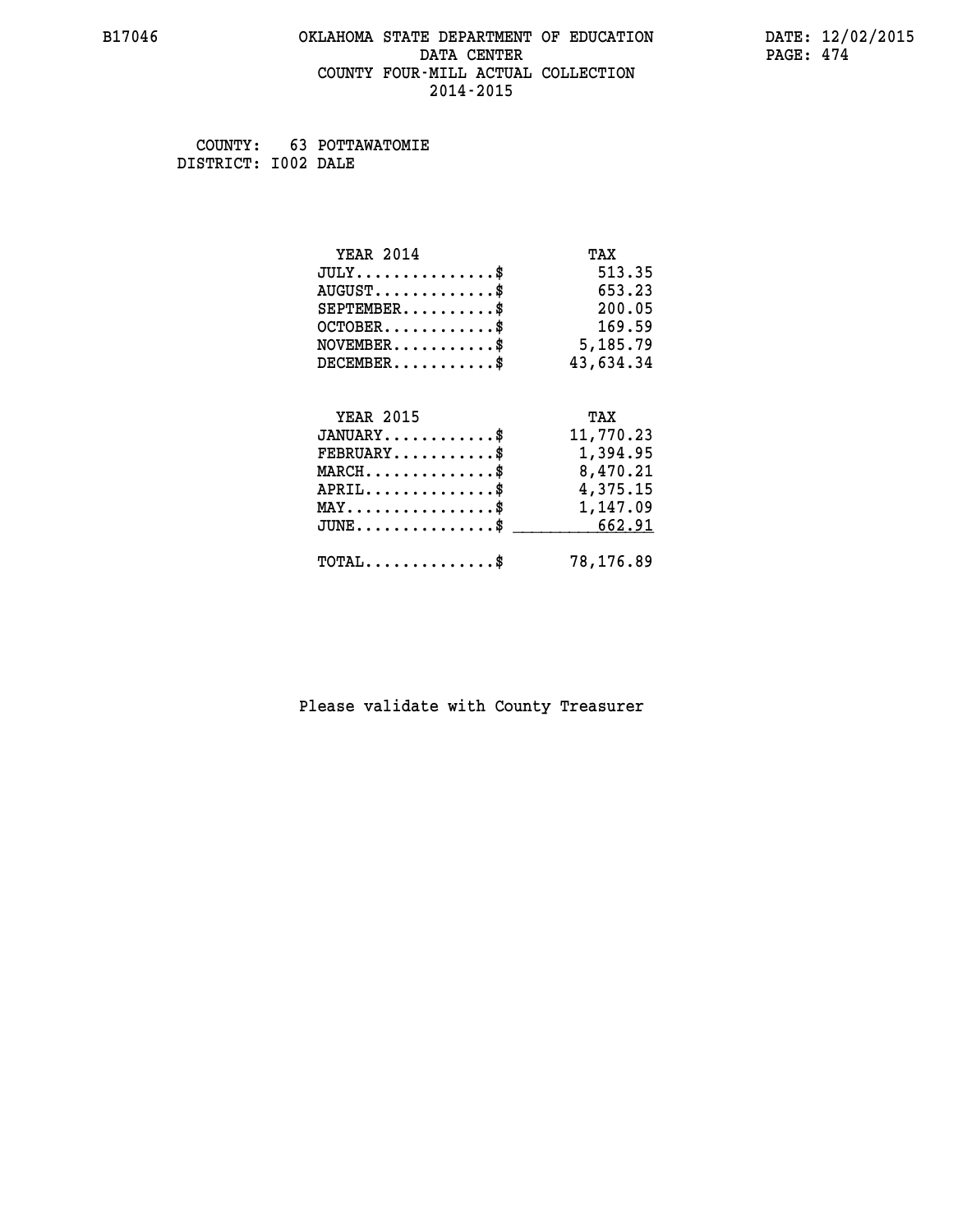B17046 OKLAHOMA STATE DEPARTMENT OF EDUCATION DATA CENTER COUNTY FOUR-MILL ACTUAL COLLECTION 2014-2015

DATE: 12/02/2015

COUNTY: 63 POTTAWATOMIE
DISTRICT: I002 DALE

| YEAR 2014 | TAX |
|---|---|
| JULY...............$ | 513.35 |
| AUGUST.............$ | 653.23 |
| SEPTEMBER..........$ | 200.05 |
| OCTOBER............$ | 169.59 |
| NOVEMBER...........$ | 5,185.79 |
| DECEMBER...........$ | 43,634.34 |

| YEAR 2015 | TAX |
|---|---|
| JANUARY............$ | 11,770.23 |
| FEBRUARY...........$ | 1,394.95 |
| MARCH..............$ | 8,470.21 |
| APRIL..............$ | 4,375.15 |
| MAY................$ | 1,147.09 |
| JUNE...............$ | 662.91 |
| TOTAL..............$ | 78,176.89 |

Please validate with County Treasurer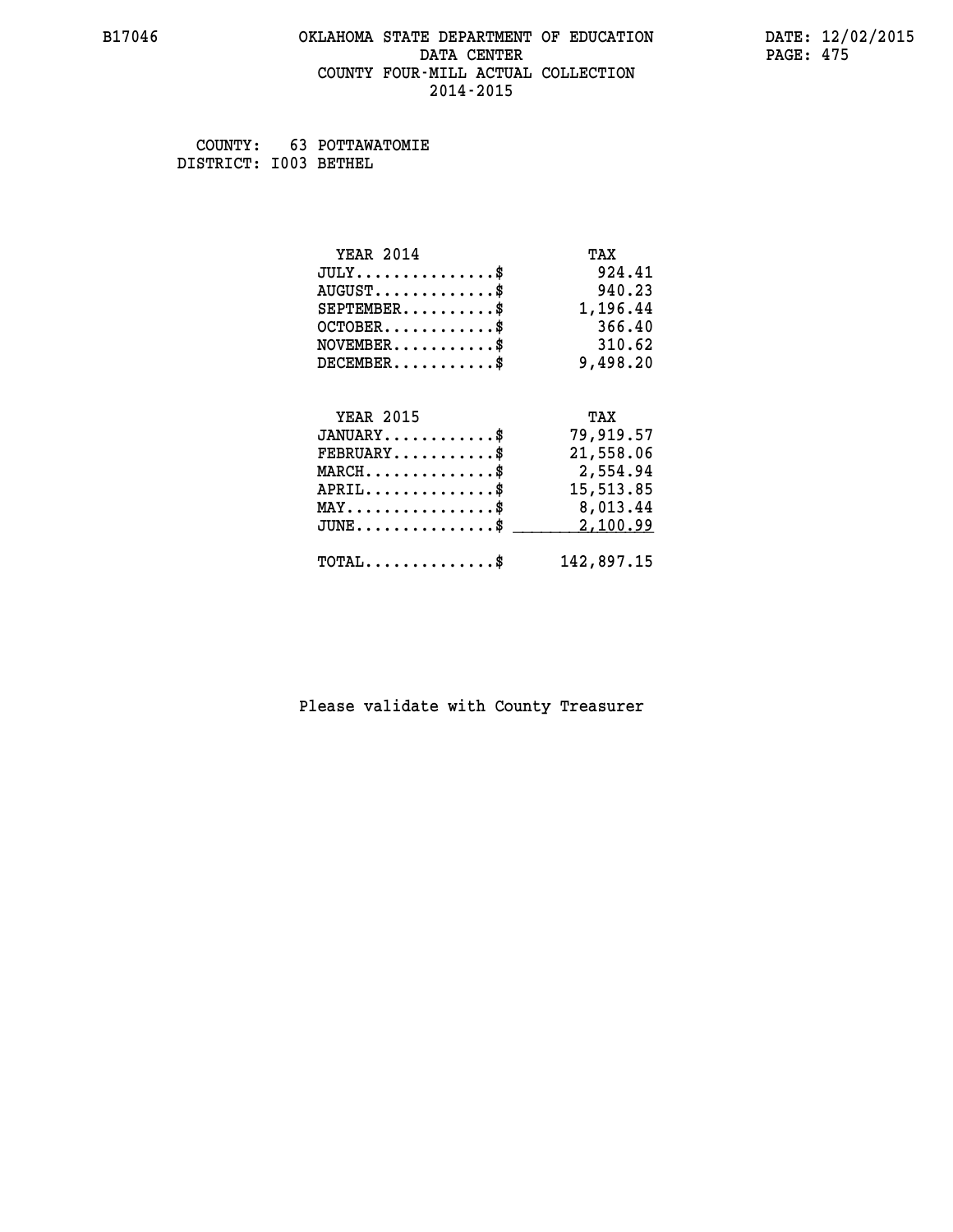B17046 OKLAHOMA STATE DEPARTMENT OF EDUCATION DATE: 12/02/2015
DATA CENTER
COUNTY FOUR-MILL ACTUAL COLLECTION
2014-2015

COUNTY: 63 POTTAWATOMIE
DISTRICT: I003 BETHEL

| YEAR 2014 | TAX |
|---|---|
| JULY..............$ | 924.41 |
| AUGUST............$ | 940.23 |
| SEPTEMBER.........$ | 1,196.44 |
| OCTOBER...........$ | 366.40 |
| NOVEMBER..........$ | 310.62 |
| DECEMBER..........$ | 9,498.20 |

| YEAR 2015 | TAX |
|---|---|
| JANUARY...........$ | 79,919.57 |
| FEBRUARY..........$ | 21,558.06 |
| MARCH.............$ | 2,554.94 |
| APRIL.............$ | 15,513.85 |
| MAY...............$ | 8,013.44 |
| JUNE..............$ | 2,100.99 |
| TOTAL.............$ | 142,897.15 |

Please validate with County Treasurer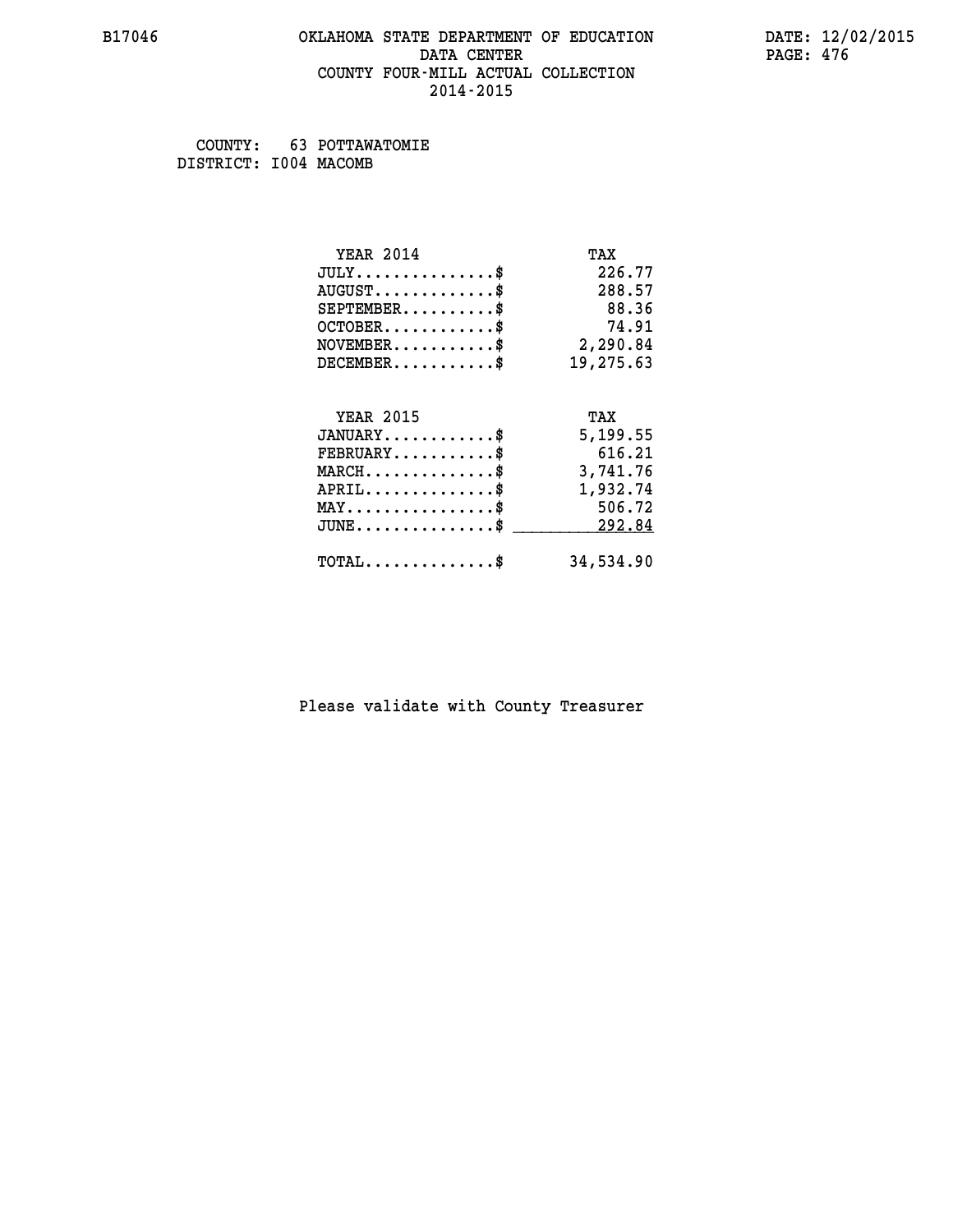B17046 OKLAHOMA STATE DEPARTMENT OF EDUCATION DATA CENTER COUNTY FOUR-MILL ACTUAL COLLECTION 2014-2015

DATE: 12/02/2015

COUNTY: 63 POTTAWATOMIE
DISTRICT: I004 MACOMB

| YEAR 2014 | TAX |
|---|---|
| JULY..............$ | 226.77 |
| AUGUST............$ | 288.57 |
| SEPTEMBER.........$ | 88.36 |
| OCTOBER...........$ | 74.91 |
| NOVEMBER..........$ | 2,290.84 |
| DECEMBER..........$ | 19,275.63 |

| YEAR 2015 | TAX |
|---|---|
| JANUARY...........$ | 5,199.55 |
| FEBRUARY..........$ | 616.21 |
| MARCH.............$ | 3,741.76 |
| APRIL.............$ | 1,932.74 |
| MAY...............$ | 506.72 |
| JUNE..............$ | 292.84 |
| TOTAL.............$ | 34,534.90 |

Please validate with County Treasurer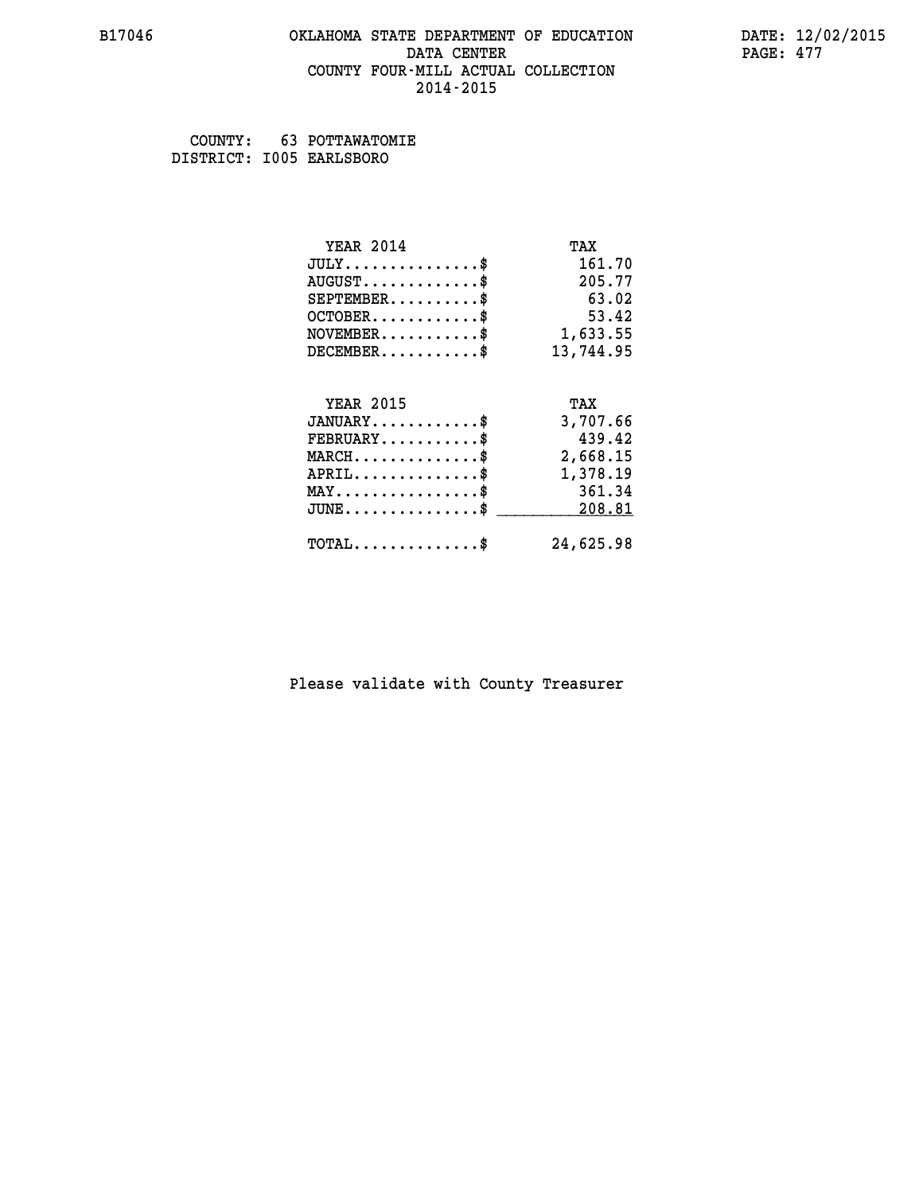# OKLAHOMA STATE DEPARTMENT OF EDUCATION
## DATA CENTER
## COUNTY FOUR-MILL ACTUAL COLLECTION
## 2014-2015

COUNTY: 63 POTTAWATOMIE
DISTRICT: I005 EARLSBORO

| YEAR 2014 | TAX |
|---|---|
| JULY...............$ | 161.70 |
| AUGUST.............$ | 205.77 |
| SEPTEMBER..........$ | 63.02 |
| OCTOBER............$ | 53.42 |
| NOVEMBER...........$ | 1,633.55 |
| DECEMBER...........$ | 13,744.95 |

| YEAR 2015 | TAX |
|---|---|
| JANUARY............$ | 3,707.66 |
| FEBRUARY...........$ | 439.42 |
| MARCH..............$ | 2,668.15 |
| APRIL..............$ | 1,378.19 |
| MAY................$ | 361.34 |
| JUNE...............$ | 208.81 |
| TOTAL..............$ | 24,625.98 |

Please validate with County Treasurer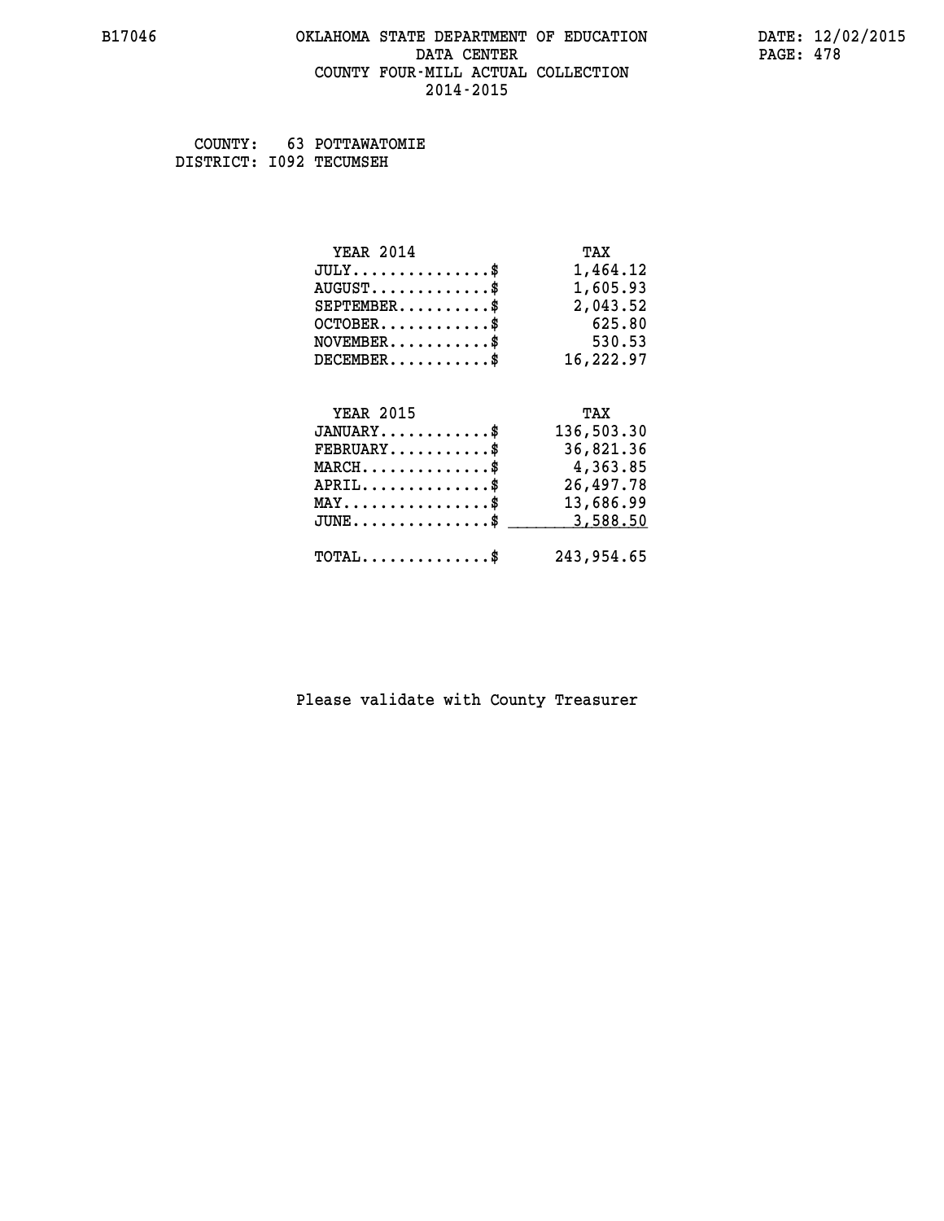# OKLAHOMA STATE DEPARTMENT OF EDUCATION
## DATA CENTER
## COUNTY FOUR-MILL ACTUAL COLLECTION
## 2014-2015

COUNTY: 63 POTTAWATOMIE
DISTRICT: I092 TECUMSEH

| YEAR 2014 | TAX |
|---|---|
| JULY..............$ | 1,464.12 |
| AUGUST............$ | 1,605.93 |
| SEPTEMBER.........$ | 2,043.52 |
| OCTOBER...........$ | 625.80 |
| NOVEMBER..........$ | 530.53 |
| DECEMBER..........$ | 16,222.97 |

| YEAR 2015 | TAX |
|---|---|
| JANUARY...........$ | 136,503.30 |
| FEBRUARY..........$ | 36,821.36 |
| MARCH.............$ | 4,363.85 |
| APRIL.............$ | 26,497.78 |
| MAY...............$ | 13,686.99 |
| JUNE..............$ | 3,588.50 |
| TOTAL.............$ | 243,954.65 |

Please validate with County Treasurer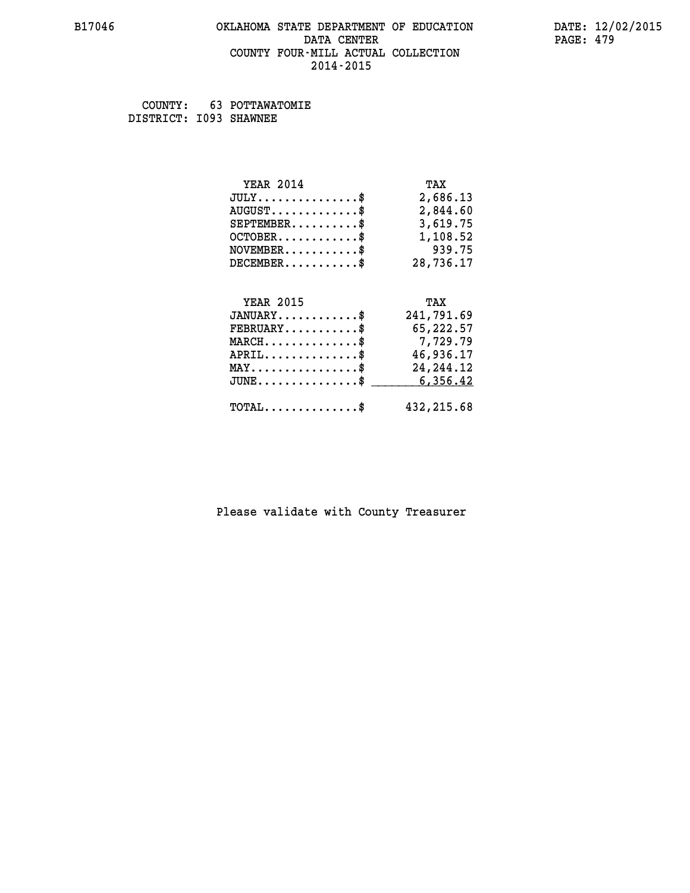# OKLAHOMA STATE DEPARTMENT OF EDUCATION
## DATA CENTER
## COUNTY FOUR-MILL ACTUAL COLLECTION
## 2014-2015

COUNTY: 63 POTTAWATOMIE
DISTRICT: I093 SHAWNEE

| YEAR 2014 | TAX |
|---|---|
| JULY...............$ | 2,686.13 |
| AUGUST.............$ | 2,844.60 |
| SEPTEMBER..........$ | 3,619.75 |
| OCTOBER............$ | 1,108.52 |
| NOVEMBER...........$ | 939.75 |
| DECEMBER...........$ | 28,736.17 |

| YEAR 2015 | TAX |
|---|---|
| JANUARY............$ | 241,791.69 |
| FEBRUARY...........$ | 65,222.57 |
| MARCH..............$ | 7,729.79 |
| APRIL..............$ | 46,936.17 |
| MAY................$ | 24,244.12 |
| JUNE...............$ | 6,356.42 |
| TOTAL..............$ | 432,215.68 |

Please validate with County Treasurer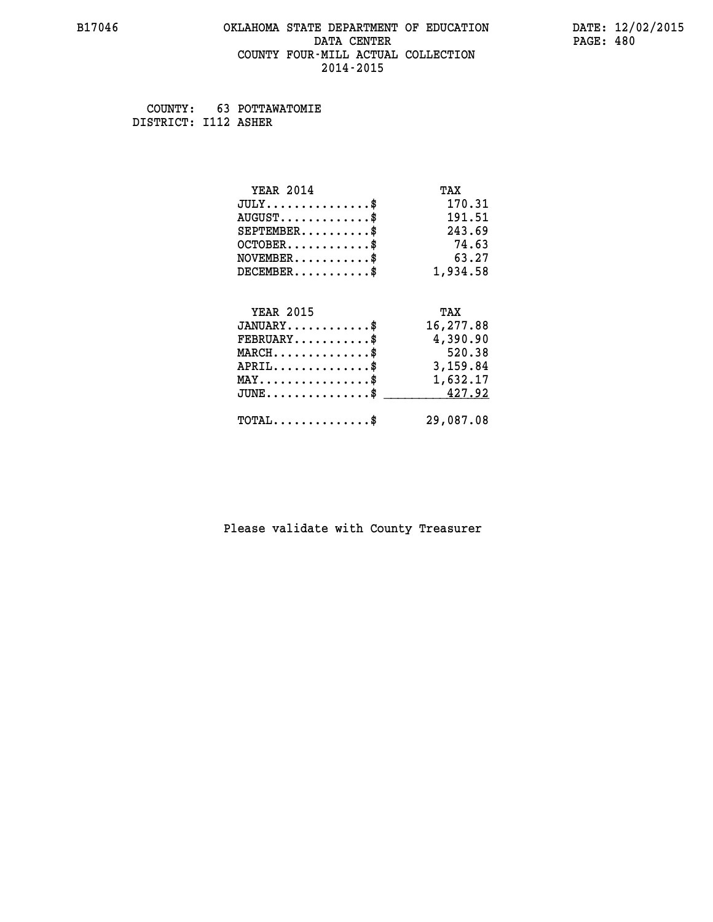OKLAHOMA STATE DEPARTMENT OF EDUCATION
DATA CENTER
COUNTY FOUR-MILL ACTUAL COLLECTION
2014-2015

COUNTY: 63 POTTAWATOMIE
DISTRICT: I112 ASHER

| YEAR 2014 | TAX |
|---|---|
| JULY..............$ | 170.31 |
| AUGUST............$ | 191.51 |
| SEPTEMBER.........$ | 243.69 |
| OCTOBER...........$ | 74.63 |
| NOVEMBER..........$ | 63.27 |
| DECEMBER..........$ | 1,934.58 |

| YEAR 2015 | TAX |
|---|---|
| JANUARY...........$ | 16,277.88 |
| FEBRUARY..........$ | 4,390.90 |
| MARCH.............$ | 520.38 |
| APRIL.............$ | 3,159.84 |
| MAY...............$ | 1,632.17 |
| JUNE..............$ | 427.92 |
| TOTAL.............$ | 29,087.08 |

Please validate with County Treasurer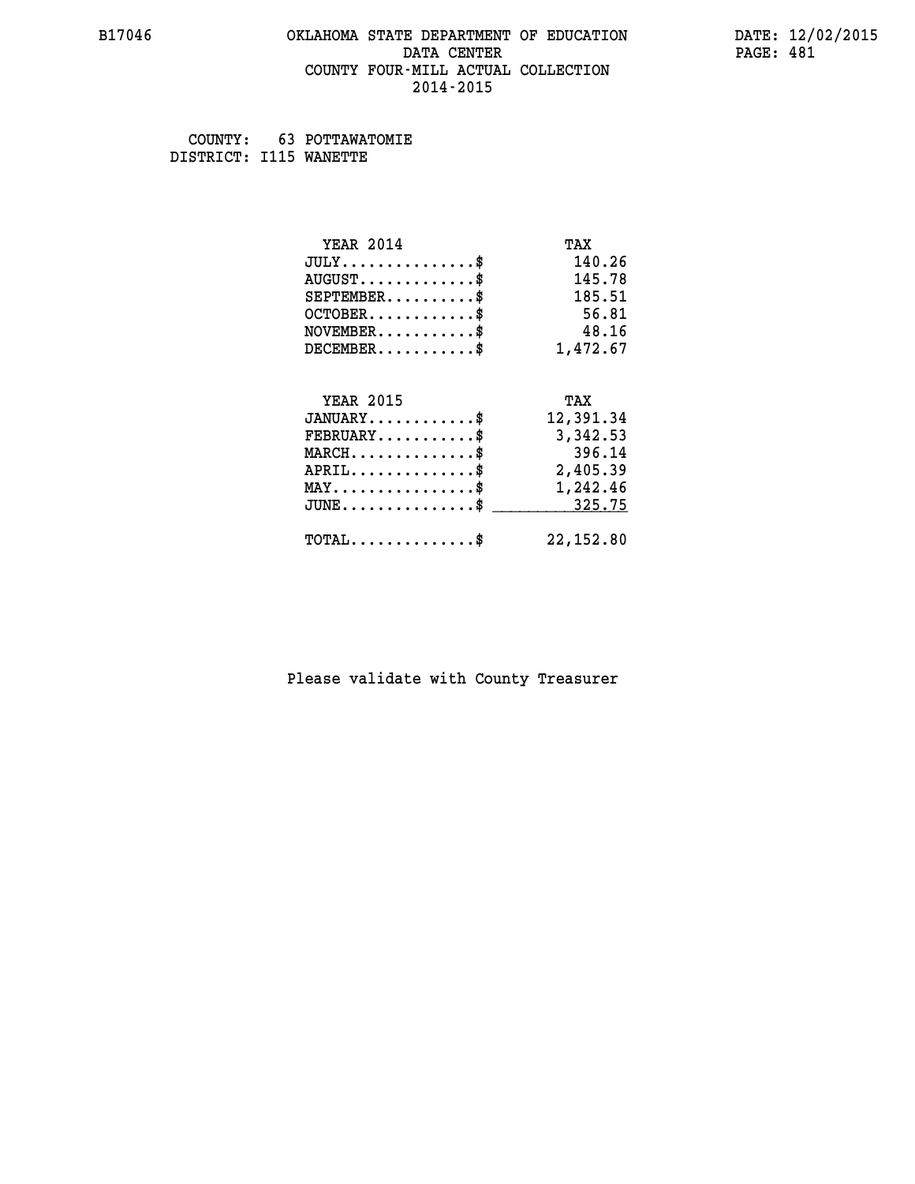B17046 OKLAHOMA STATE DEPARTMENT OF EDUCATION DATA CENTER COUNTY FOUR-MILL ACTUAL COLLECTION 2014-2015

DATE: 12/02/2015

COUNTY: 63 POTTAWATOMIE
DISTRICT: I115 WANETTE

| YEAR 2014 | TAX |
|---|---|
| JULY..............$ | 140.26 |
| AUGUST.............$ | 145.78 |
| SEPTEMBER..........$ | 185.51 |
| OCTOBER............$ | 56.81 |
| NOVEMBER...........$ | 48.16 |
| DECEMBER...........$ | 1,472.67 |

| YEAR 2015 | TAX |
|---|---|
| JANUARY............$ | 12,391.34 |
| FEBRUARY...........$ | 3,342.53 |
| MARCH..............$ | 396.14 |
| APRIL..............$ | 2,405.39 |
| MAY................$ | 1,242.46 |
| JUNE...............$ | 325.75 |
| TOTAL..............$ | 22,152.80 |

Please validate with County Treasurer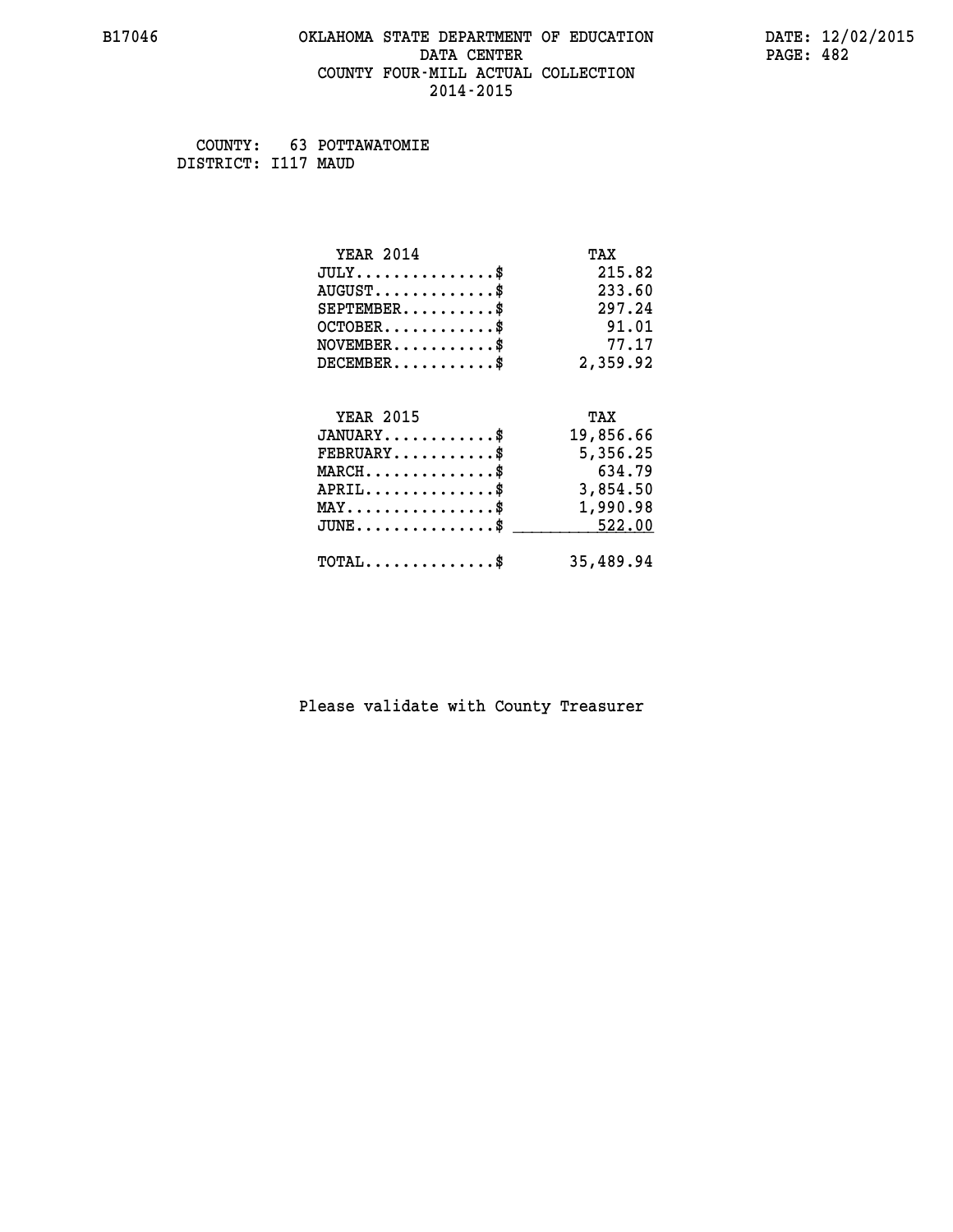B17046 OKLAHOMA STATE DEPARTMENT OF EDUCATION DATA CENTER COUNTY FOUR-MILL ACTUAL COLLECTION 2014-2015

DATE: 12/02/2015

COUNTY: 63 POTTAWATOMIE
DISTRICT: I117 MAUD

| YEAR 2014 | TAX |
|---|---|
| JULY...............$ | 215.82 |
| AUGUST.............$ | 233.60 |
| SEPTEMBER..........$ | 297.24 |
| OCTOBER............$ | 91.01 |
| NOVEMBER...........$ | 77.17 |
| DECEMBER...........$ | 2,359.92 |

| YEAR 2015 | TAX |
|---|---|
| JANUARY............$ | 19,856.66 |
| FEBRUARY...........$ | 5,356.25 |
| MARCH..............$ | 634.79 |
| APRIL..............$ | 3,854.50 |
| MAY................$ | 1,990.98 |
| JUNE...............$ | 522.00 |
| TOTAL..............$ | 35,489.94 |

Please validate with County Treasurer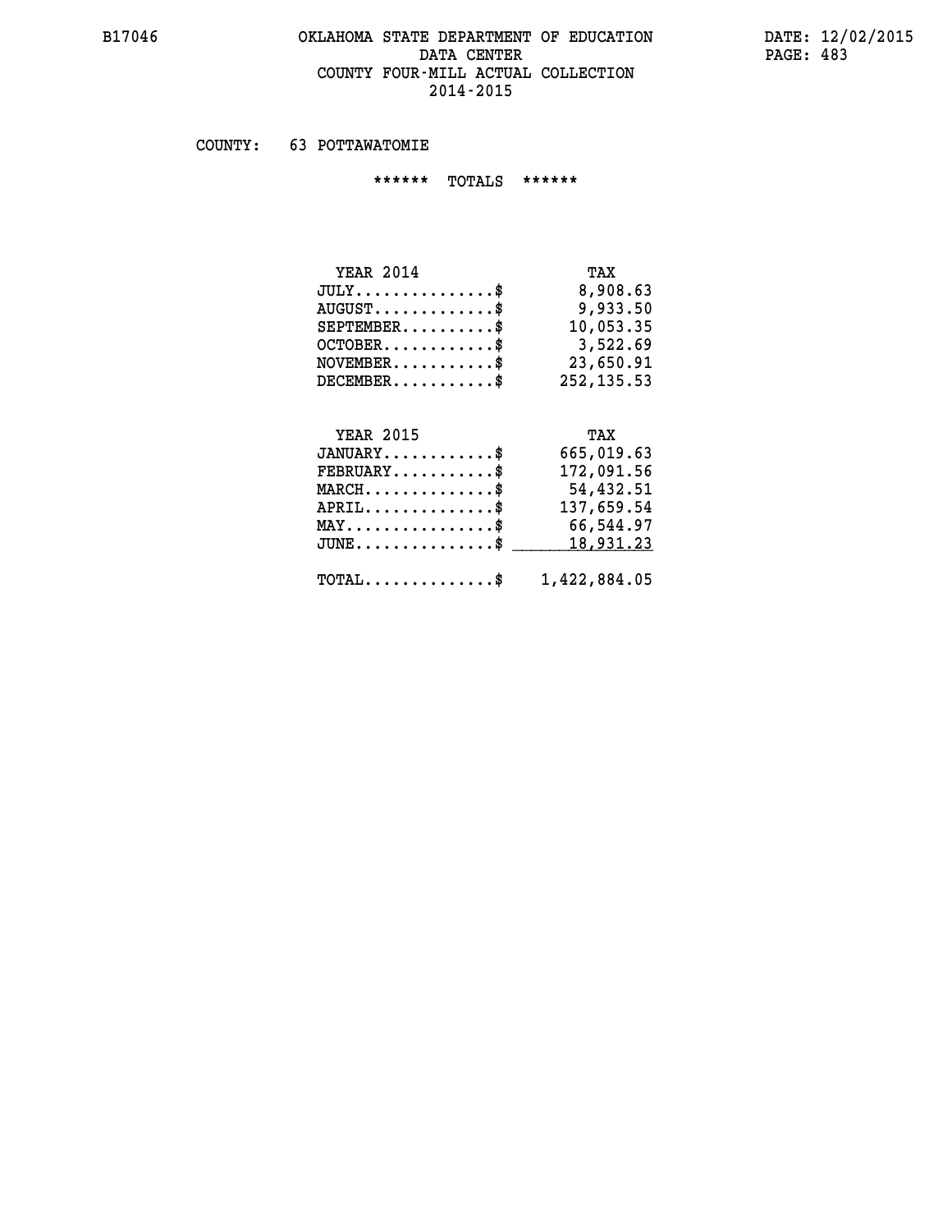# OKLAHOMA STATE DEPARTMENT OF EDUCATION
## DATA CENTER
## COUNTY FOUR-MILL ACTUAL COLLECTION
## 2014-2015

COUNTY: 63 POTTAWATOMIE

****** TOTALS ******

| YEAR 2014 | TAX |
|---|---|
| JULY...............$ | 8,908.63 |
| AUGUST.............$ | 9,933.50 |
| SEPTEMBER..........$ | 10,053.35 |
| OCTOBER............$ | 3,522.69 |
| NOVEMBER...........$ | 23,650.91 |
| DECEMBER...........$ | 252,135.53 |

| YEAR 2015 | TAX |
|---|---|
| JANUARY............$ | 665,019.63 |
| FEBRUARY...........$ | 172,091.56 |
| MARCH..............$ | 54,432.51 |
| APRIL..............$ | 137,659.54 |
| MAY................$ | 66,544.97 |
| JUNE...............$ | 18,931.23 |
| TOTAL..............$ | 1,422,884.05 |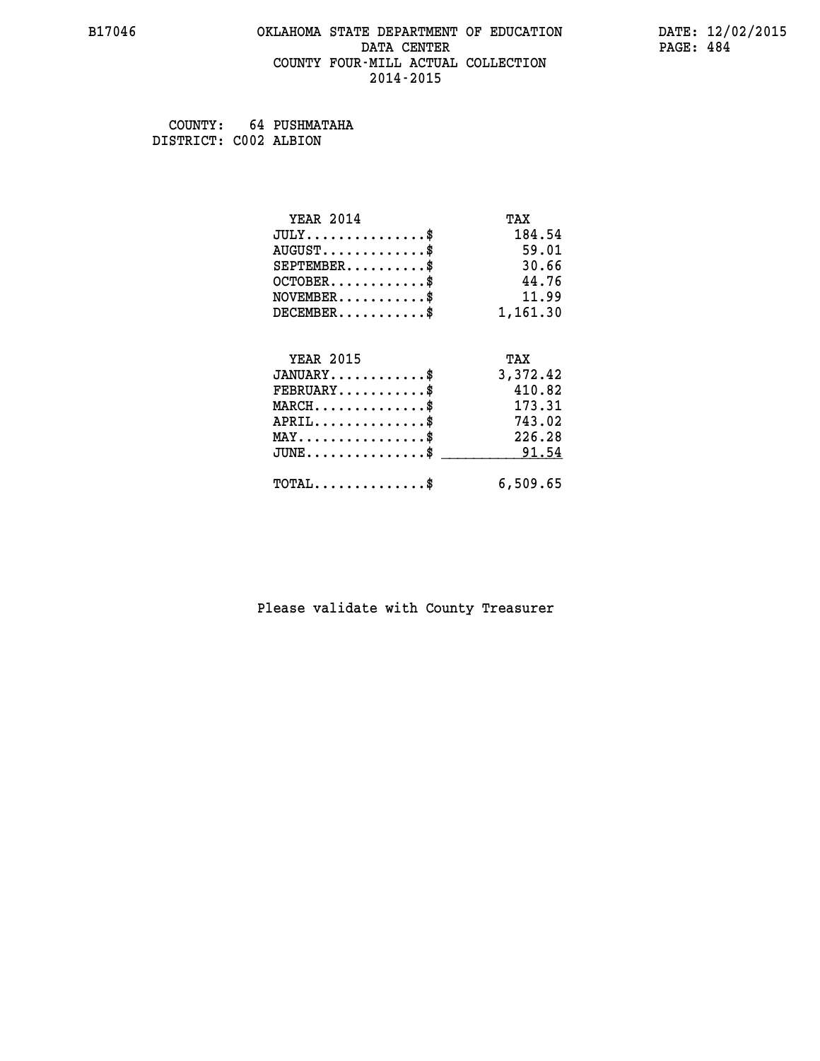# OKLAHOMA STATE DEPARTMENT OF EDUCATION
## DATA CENTER
## COUNTY FOUR-MILL ACTUAL COLLECTION
## 2014-2015

B17046 DATE: 12/02/2015

COUNTY: 64 PUSHMATAHA
DISTRICT: C002 ALBION

| YEAR 2014 | TAX |
|---|---|
| JULY...............$ | 184.54 |
| AUGUST.............$ | 59.01 |
| SEPTEMBER..........$ | 30.66 |
| OCTOBER............$ | 44.76 |
| NOVEMBER...........$ | 11.99 |
| DECEMBER...........$ | 1,161.30 |

| YEAR 2015 | TAX |
|---|---|
| JANUARY............$ | 3,372.42 |
| FEBRUARY...........$ | 410.82 |
| MARCH..............$ | 173.31 |
| APRIL..............$ | 743.02 |
| MAY................$ | 226.28 |
| JUNE...............$ | 91.54 |
| TOTAL..............$ | 6,509.65 |

Please validate with County Treasurer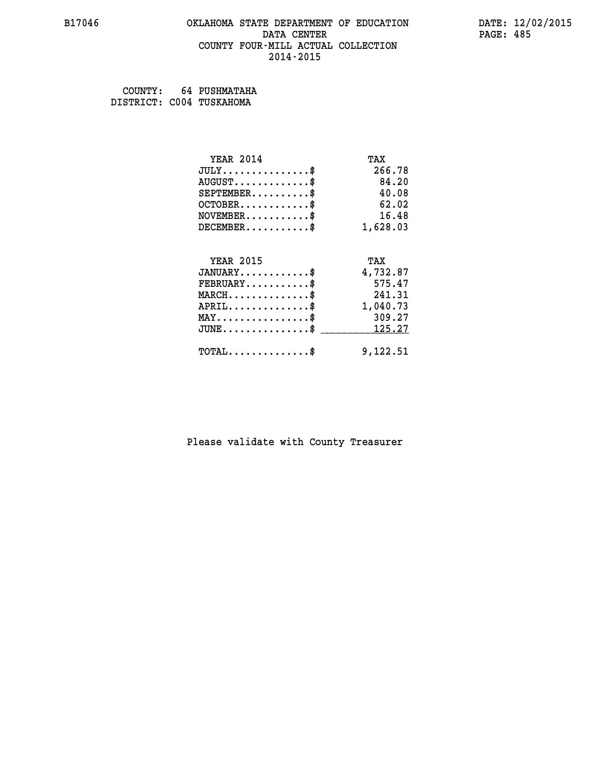B17046 OKLAHOMA STATE DEPARTMENT OF EDUCATION DATE: 12/02/2015
DATA CENTER
COUNTY FOUR-MILL ACTUAL COLLECTION
2014-2015

COUNTY: 64 PUSHMATAHA
DISTRICT: C004 TUSKAHOMA

| YEAR 2014 | TAX |
|---|---|
| JULY..............$ | 266.78 |
| AUGUST............$ | 84.20 |
| SEPTEMBER.........$ | 40.08 |
| OCTOBER...........$ | 62.02 |
| NOVEMBER..........$ | 16.48 |
| DECEMBER..........$ | 1,628.03 |

| YEAR 2015 | TAX |
|---|---|
| JANUARY...........$ | 4,732.87 |
| FEBRUARY..........$ | 575.47 |
| MARCH.............$ | 241.31 |
| APRIL.............$ | 1,040.73 |
| MAY...............$ | 309.27 |
| JUNE..............$ | 125.27 |
| TOTAL.............$ | 9,122.51 |

Please validate with County Treasurer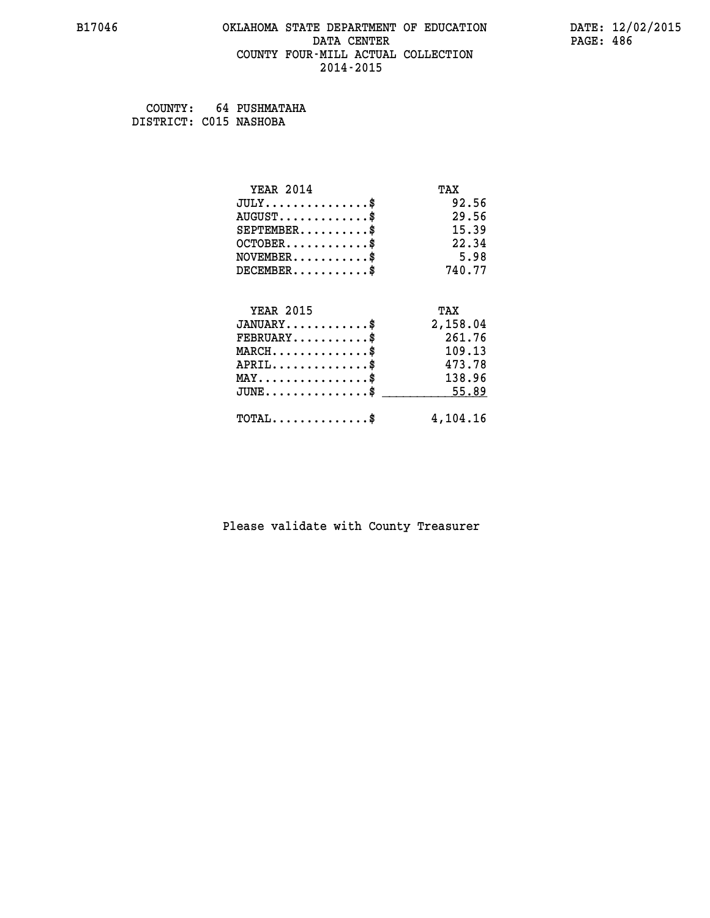# OKLAHOMA STATE DEPARTMENT OF EDUCATION
## DATA CENTER
## COUNTY FOUR-MILL ACTUAL COLLECTION
## 2014-2015

B17046

DATE: 12/02/2015

COUNTY: 64 PUSHMATAHA
DISTRICT: C015 NASHOBA

| YEAR 2014 | TAX |
|---|---|
| JULY...............$ | 92.56 |
| AUGUST.............$ | 29.56 |
| SEPTEMBER..........$ | 15.39 |
| OCTOBER............$ | 22.34 |
| NOVEMBER...........$ | 5.98 |
| DECEMBER...........$ | 740.77 |

| YEAR 2015 | TAX |
|---|---|
| JANUARY............$ | 2,158.04 |
| FEBRUARY...........$ | 261.76 |
| MARCH..............$ | 109.13 |
| APRIL..............$ | 473.78 |
| MAY................$ | 138.96 |
| JUNE...............$ | 55.89 |
| TOTAL..............$ | 4,104.16 |

Please validate with County Treasurer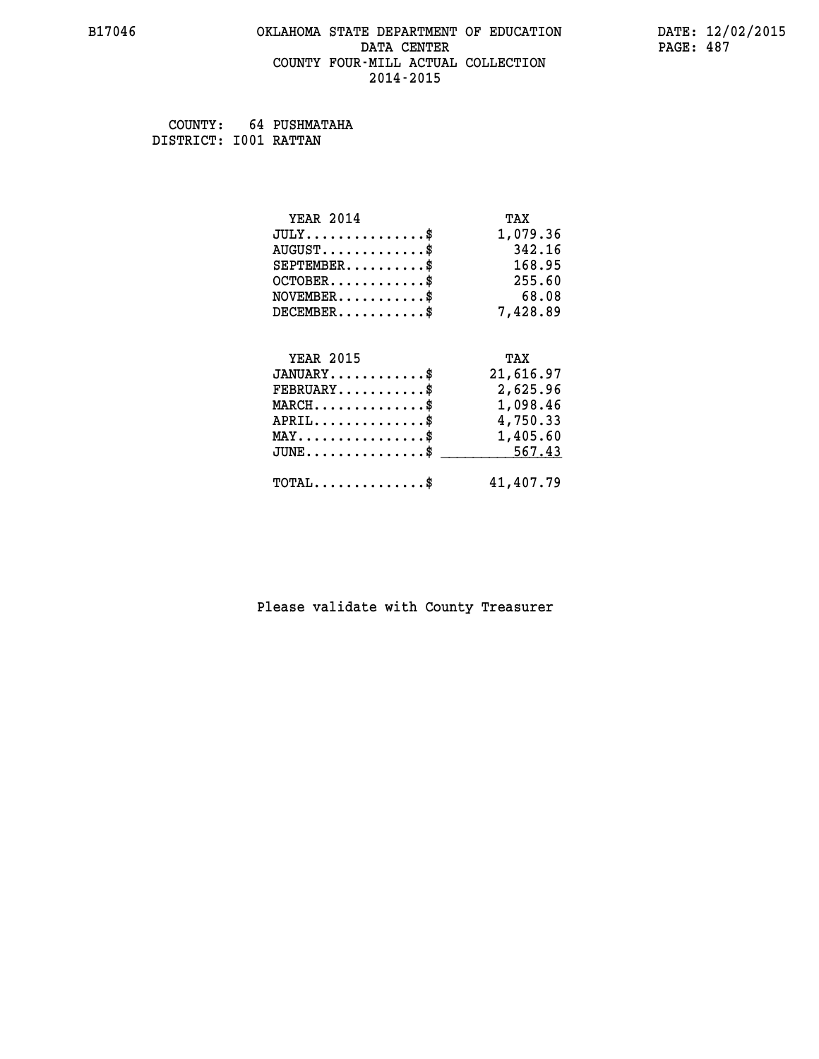# OKLAHOMA STATE DEPARTMENT OF EDUCATION
## DATA CENTER
## COUNTY FOUR-MILL ACTUAL COLLECTION
## 2014-2015

COUNTY: 64 PUSHMATAHA
DISTRICT: I001 RATTAN

| YEAR 2014 | TAX |
|---|---|
| JULY...............$ | 1,079.36 |
| AUGUST.............$ | 342.16 |
| SEPTEMBER..........$ | 168.95 |
| OCTOBER............$ | 255.60 |
| NOVEMBER...........$ | 68.08 |
| DECEMBER...........$ | 7,428.89 |

| YEAR 2015 | TAX |
|---|---|
| JANUARY............$ | 21,616.97 |
| FEBRUARY...........$ | 2,625.96 |
| MARCH..............$ | 1,098.46 |
| APRIL..............$ | 4,750.33 |
| MAY................$ | 1,405.60 |
| JUNE...............$ | 567.43 |
| TOTAL..............$ | 41,407.79 |

Please validate with County Treasurer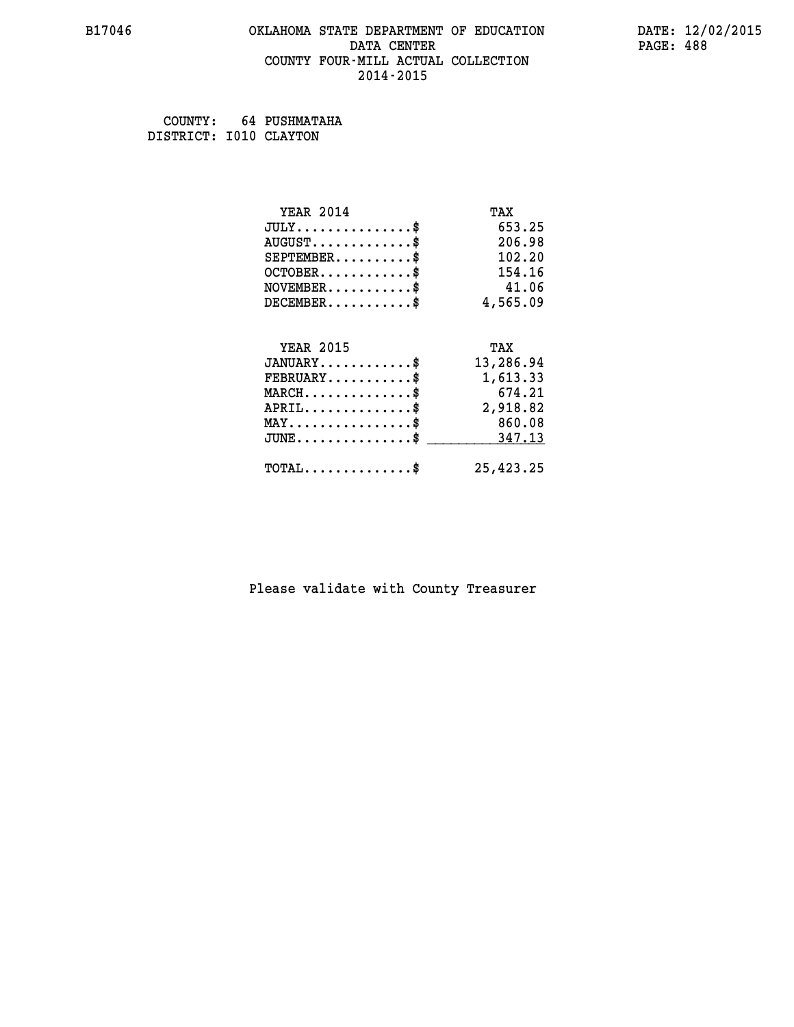B17046 OKLAHOMA STATE DEPARTMENT OF EDUCATION DATE: 12/02/2015
DATA CENTER PAGE: 488
COUNTY FOUR-MILL ACTUAL COLLECTION
2014-2015

COUNTY: 64 PUSHMATAHA
DISTRICT: I010 CLAYTON

| YEAR 2014 | TAX |
|---|---|
| JULY...............$ | 653.25 |
| AUGUST.............$ | 206.98 |
| SEPTEMBER..........$ | 102.20 |
| OCTOBER............$ | 154.16 |
| NOVEMBER...........$ | 41.06 |
| DECEMBER...........$ | 4,565.09 |

| YEAR 2015 | TAX |
|---|---|
| JANUARY............$ | 13,286.94 |
| FEBRUARY...........$ | 1,613.33 |
| MARCH..............$ | 674.21 |
| APRIL..............$ | 2,918.82 |
| MAY................$ | 860.08 |
| JUNE...............$ | 347.13 |
| TOTAL..............$ | 25,423.25 |

Please validate with County Treasurer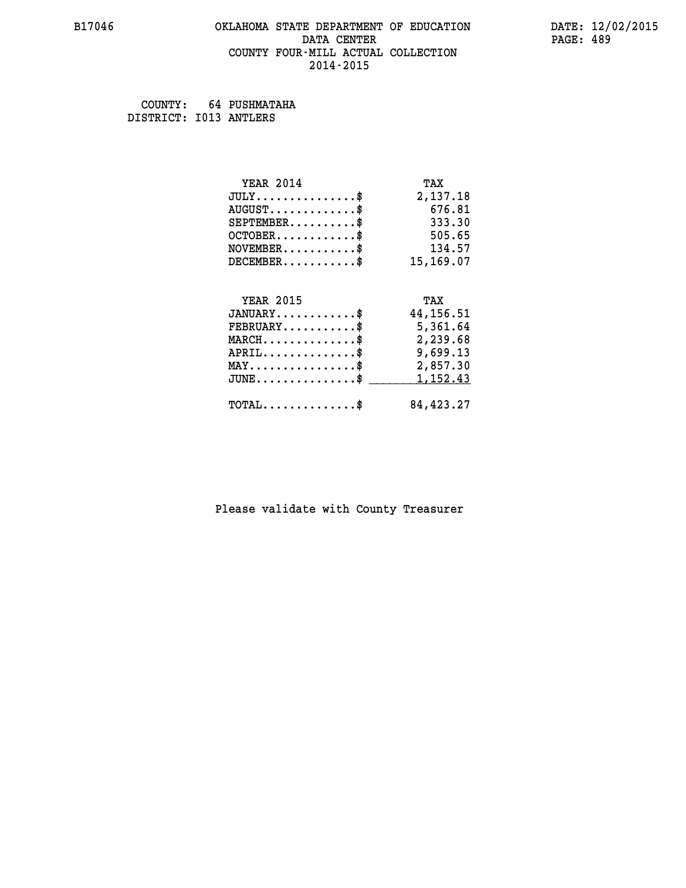# OKLAHOMA STATE DEPARTMENT OF EDUCATION
## DATA CENTER
## COUNTY FOUR-MILL ACTUAL COLLECTION
## 2014-2015

COUNTY: 64 PUSHMATAHA
DISTRICT: I013 ANTLERS

| YEAR 2014 | TAX |
|---|---|
| JULY..............$ | 2,137.18 |
| AUGUST............$ | 676.81 |
| SEPTEMBER..........$ | 333.30 |
| OCTOBER............$ | 505.65 |
| NOVEMBER...........$ | 134.57 |
| DECEMBER...........$ | 15,169.07 |

| YEAR 2015 | TAX |
|---|---|
| JANUARY............$ | 44,156.51 |
| FEBRUARY...........$ | 5,361.64 |
| MARCH..............$ | 2,239.68 |
| APRIL..............$ | 9,699.13 |
| MAY................$ | 2,857.30 |
| JUNE...............$ | 1,152.43 |
| TOTAL..............$ | 84,423.27 |

Please validate with County Treasurer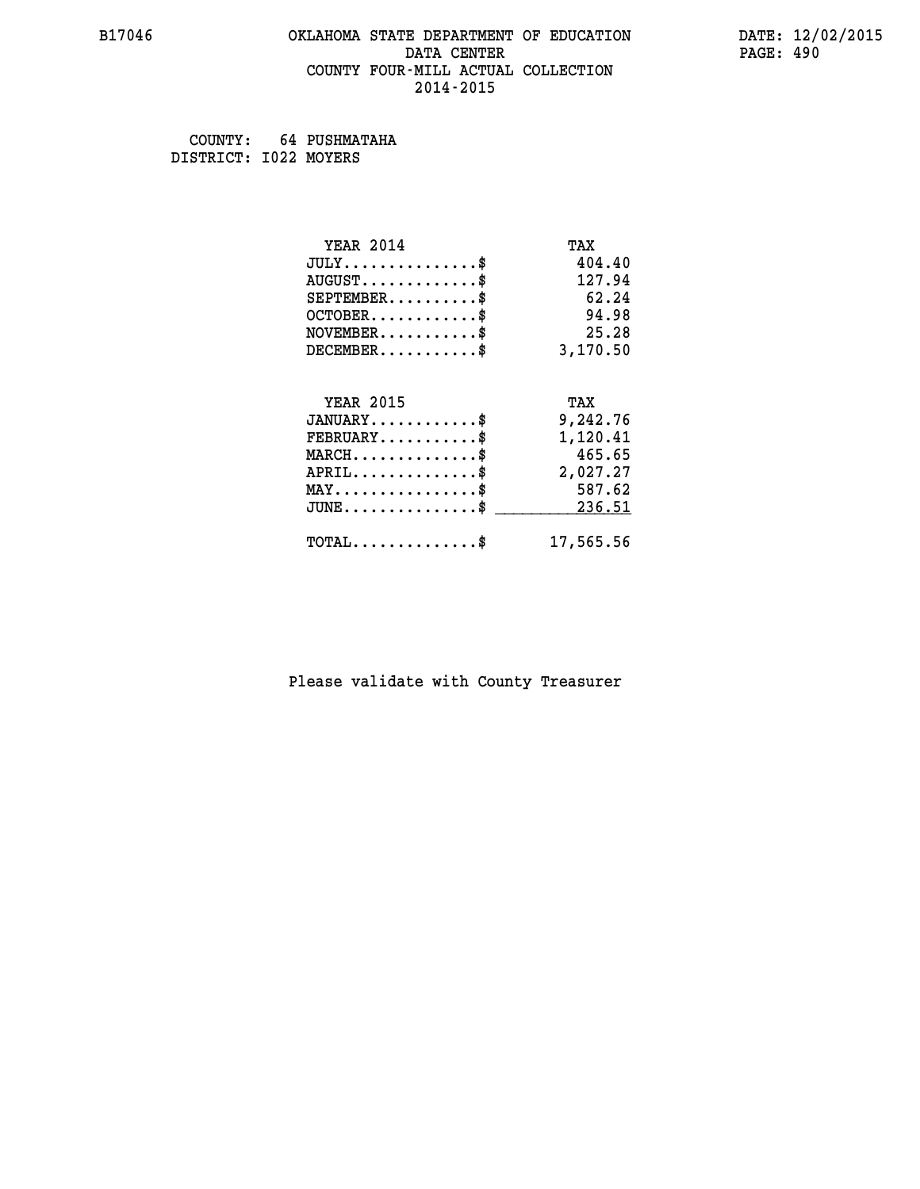# OKLAHOMA STATE DEPARTMENT OF EDUCATION
## DATA CENTER
## COUNTY FOUR-MILL ACTUAL COLLECTION
## 2014-2015

B17046

DATE: 12/02/2015

COUNTY: 64 PUSHMATAHA
DISTRICT: I022 MOYERS

| YEAR 2014 | TAX |
|---|---|
| JULY...............$ | 404.40 |
| AUGUST.............$ | 127.94 |
| SEPTEMBER..........$ | 62.24 |
| OCTOBER............$ | 94.98 |
| NOVEMBER...........$ | 25.28 |
| DECEMBER...........$ | 3,170.50 |

| YEAR 2015 | TAX |
|---|---|
| JANUARY............$ | 9,242.76 |
| FEBRUARY...........$ | 1,120.41 |
| MARCH..............$ | 465.65 |
| APRIL..............$ | 2,027.27 |
| MAY................$ | 587.62 |
| JUNE...............$ | 236.51 |
| TOTAL..............$ | 17,565.56 |

Please validate with County Treasurer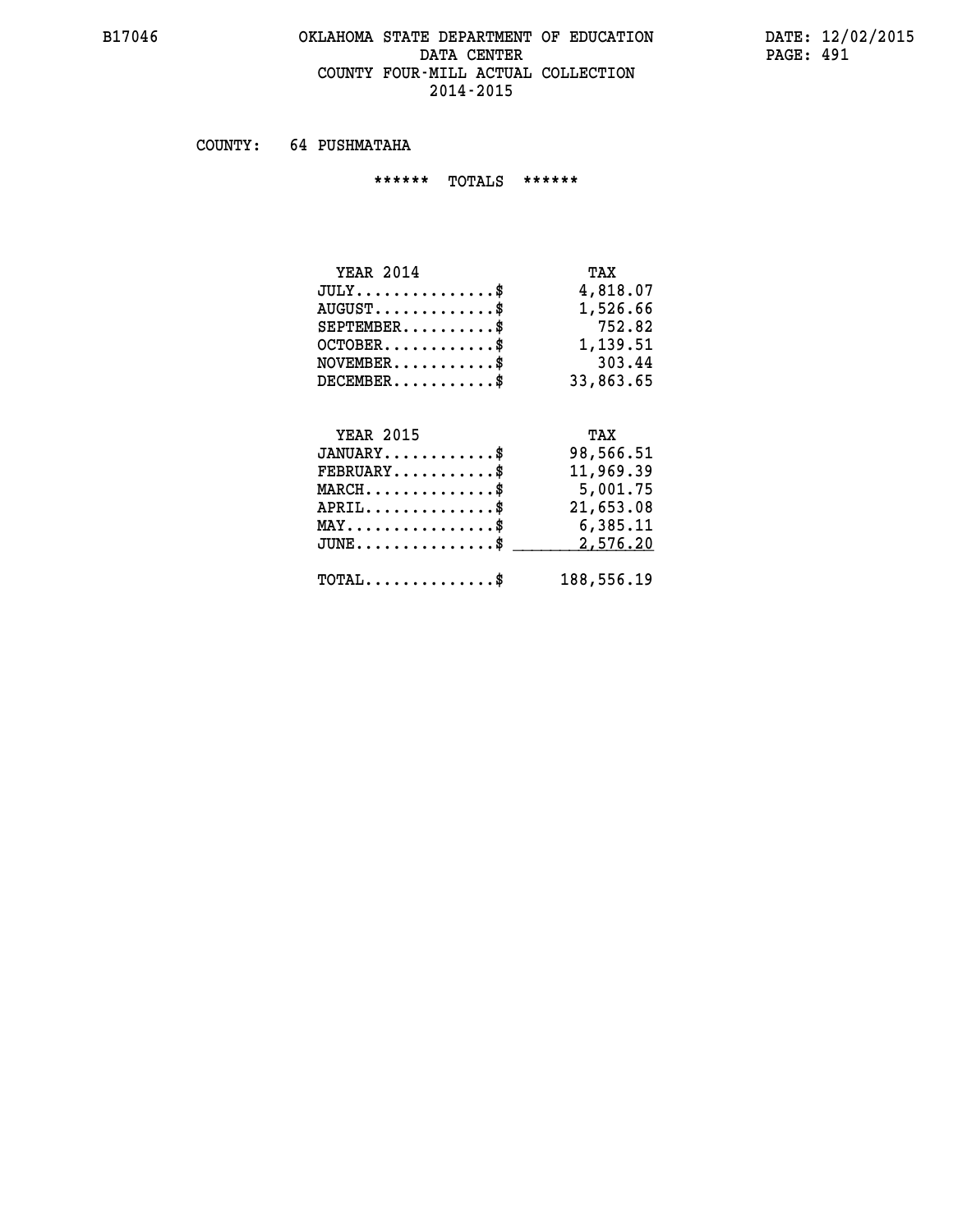# OKLAHOMA STATE DEPARTMENT OF EDUCATION
## DATA CENTER
## COUNTY FOUR-MILL ACTUAL COLLECTION
## 2014-2015

COUNTY: 64 PUSHMATAHA

****** TOTALS ******

| YEAR 2014 | TAX |
|---|---|
| JULY...............$ | 4,818.07 |
| AUGUST.............$ | 1,526.66 |
| SEPTEMBER..........$ | 752.82 |
| OCTOBER............$ | 1,139.51 |
| NOVEMBER...........$ | 303.44 |
| DECEMBER...........$ | 33,863.65 |

| YEAR 2015 | TAX |
|---|---|
| JANUARY............$ | 98,566.51 |
| FEBRUARY...........$ | 11,969.39 |
| MARCH..............$ | 5,001.75 |
| APRIL..............$ | 21,653.08 |
| MAY................$ | 6,385.11 |
| JUNE...............$ | 2,576.20 |
| TOTAL..............$ | 188,556.19 |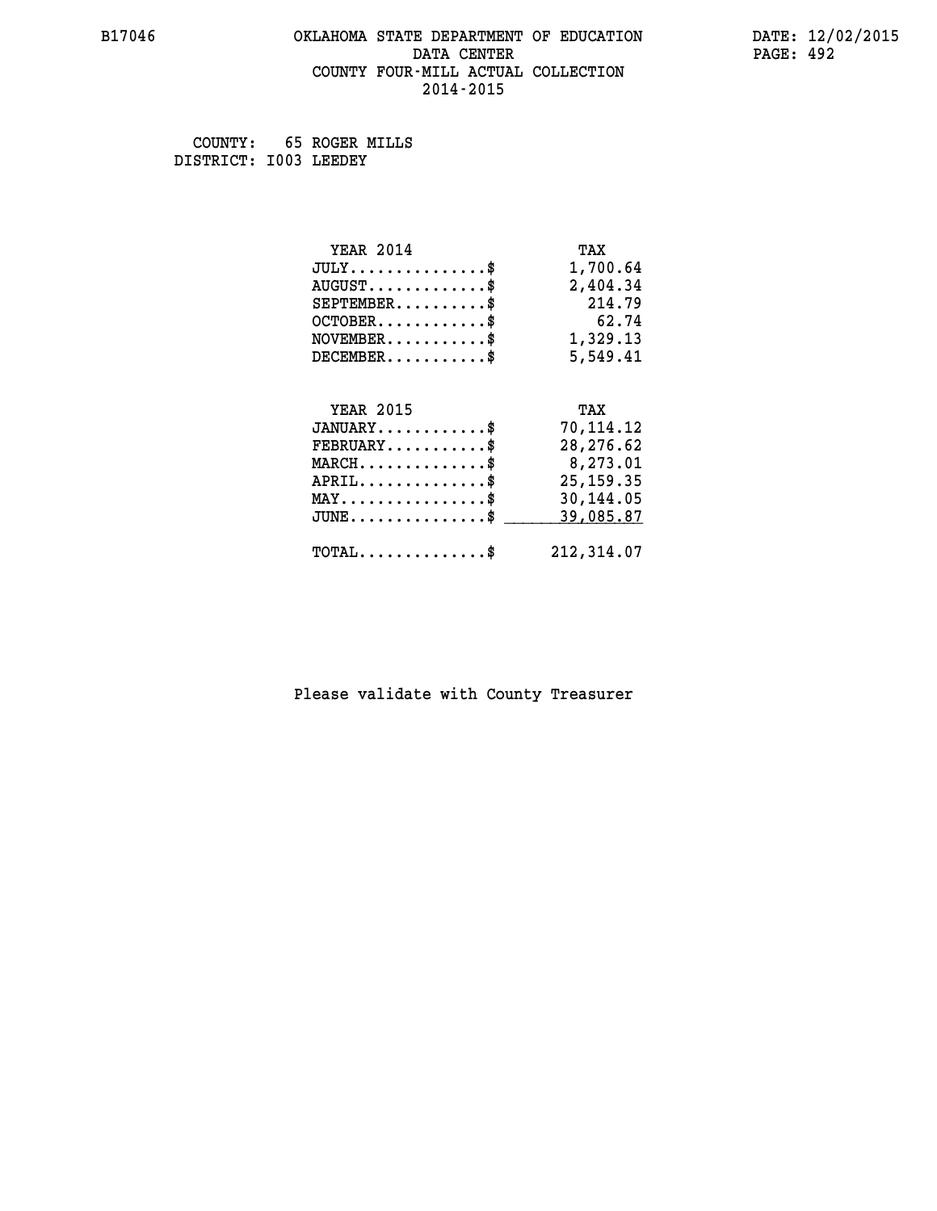COUNTY: 65 ROGER MILLS
DISTRICT: I003 LEEDEY

| YEAR 2014 | TAX |
| --- | --- |
| JULY..............$ | 1,700.64 |
| AUGUST............$ | 2,404.34 |
| SEPTEMBER.........$ | 214.79 |
| OCTOBER...........$ | 62.74 |
| NOVEMBER..........$ | 1,329.13 |
| DECEMBER..........$ | 5,549.41 |

| YEAR 2015 | TAX |
| --- | --- |
| JANUARY...........$ | 70,114.12 |
| FEBRUARY..........$ | 28,276.62 |
| MARCH.............$ | 8,273.01 |
| APRIL.............$ | 25,159.35 |
| MAY...............$ | 30,144.05 |
| JUNE..............$ | 39,085.87 |
| TOTAL.............$ | 212,314.07 |

Please validate with County Treasurer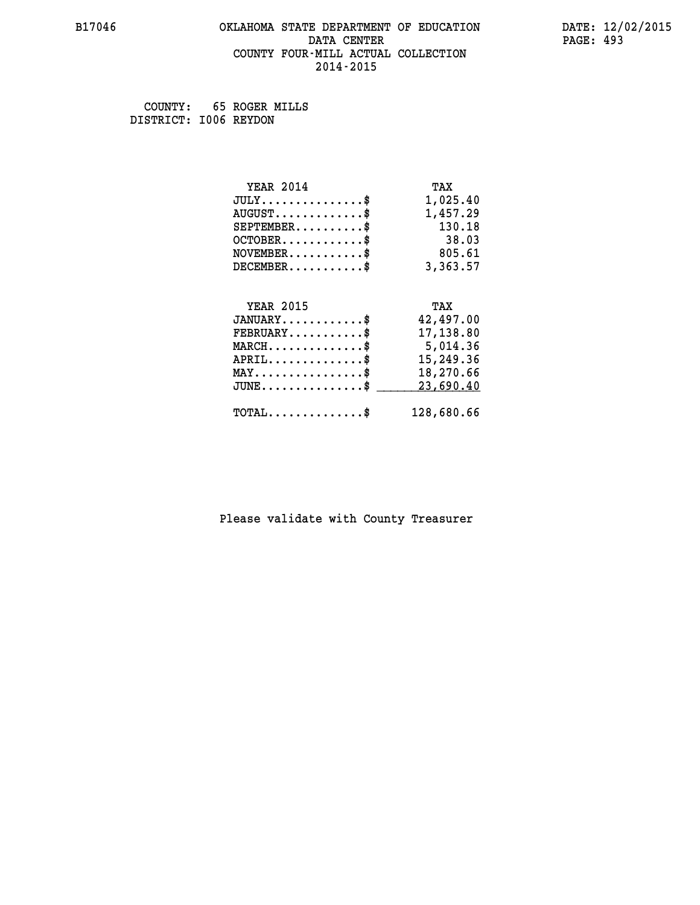# OKLAHOMA STATE DEPARTMENT OF EDUCATION
## DATA CENTER
## COUNTY FOUR-MILL ACTUAL COLLECTION
## 2014-2015

B17046 DATE: 12/02/2015

COUNTY: 65 ROGER MILLS
DISTRICT: I006 REYDON

| YEAR 2014 | TAX |
|---|---|
| JULY...............$ | 1,025.40 |
| AUGUST.............$ | 1,457.29 |
| SEPTEMBER..........$ | 130.18 |
| OCTOBER............$ | 38.03 |
| NOVEMBER...........$ | 805.61 |
| DECEMBER...........$ | 3,363.57 |

| YEAR 2015 | TAX |
|---|---|
| JANUARY............$ | 42,497.00 |
| FEBRUARY...........$ | 17,138.80 |
| MARCH..............$ | 5,014.36 |
| APRIL..............$ | 15,249.36 |
| MAY................$ | 18,270.66 |
| JUNE...............$ | 23,690.40 |
| TOTAL..............$ | 128,680.66 |

Please validate with County Treasurer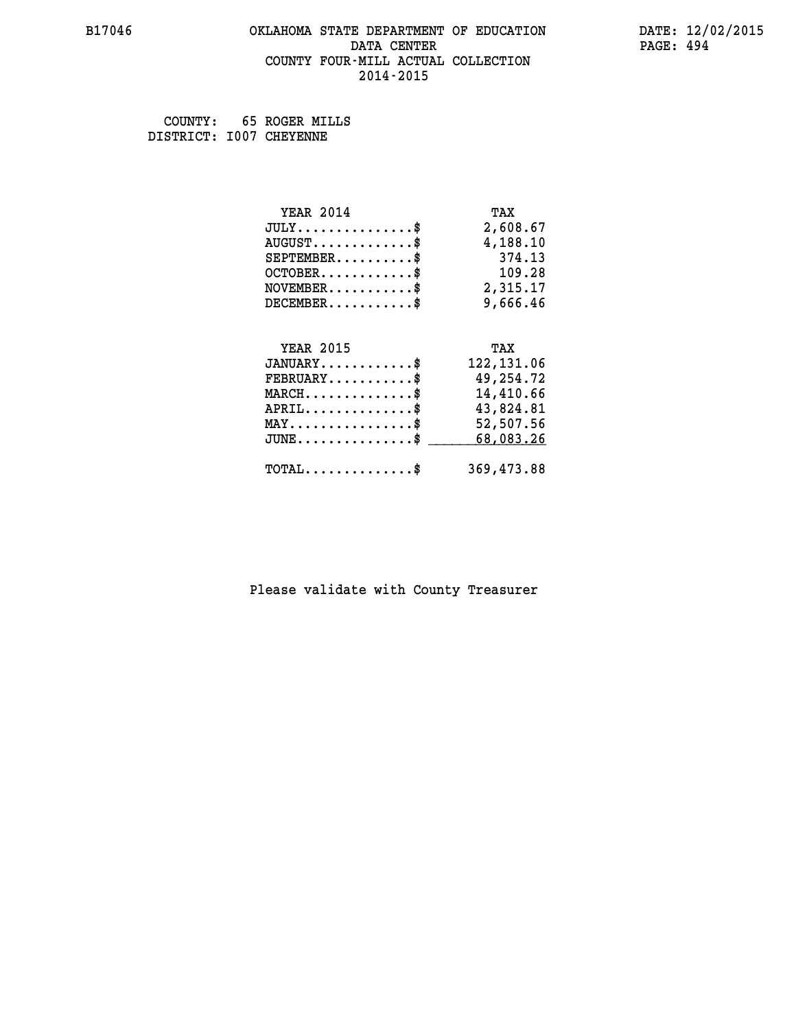B17046 OKLAHOMA STATE DEPARTMENT OF EDUCATION DATE: 12/02/2015

DATA CENTER PAGE: 494

COUNTY FOUR-MILL ACTUAL COLLECTION

2014-2015

COUNTY: 65 ROGER MILLS

DISTRICT: I007 CHEYENNE

| YEAR 2014 | TAX |
|---|---|
| JULY..............$ | 2,608.67 |
| AUGUST.............$ | 4,188.10 |
| SEPTEMBER..........$ | 374.13 |
| OCTOBER............$ | 109.28 |
| NOVEMBER...........$ | 2,315.17 |
| DECEMBER...........$ | 9,666.46 |

| YEAR 2015 | TAX |
|---|---|
| JANUARY............$ | 122,131.06 |
| FEBRUARY...........$ | 49,254.72 |
| MARCH..............$ | 14,410.66 |
| APRIL..............$ | 43,824.81 |
| MAY................$ | 52,507.56 |
| JUNE...............$ | 68,083.26 |
| TOTAL..............$ | 369,473.88 |

Please validate with County Treasurer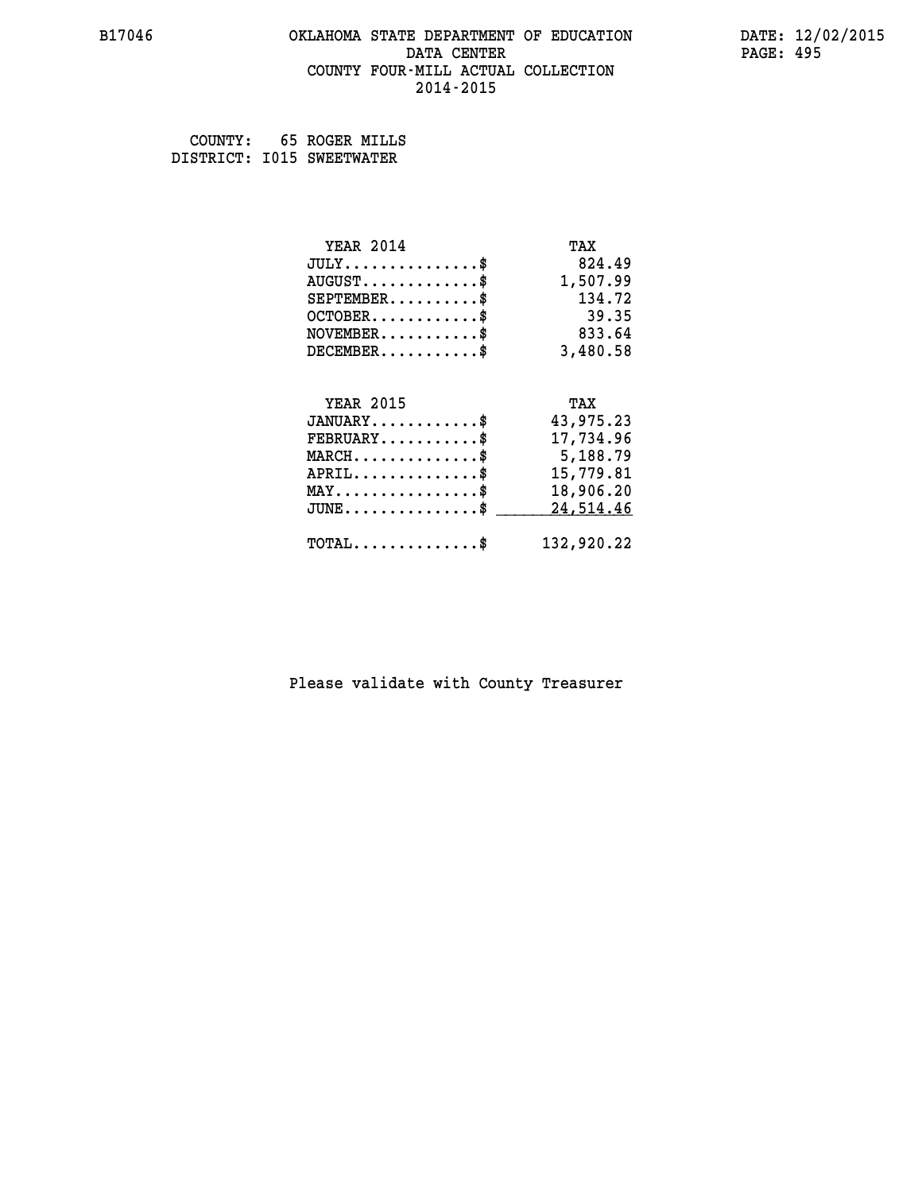# OKLAHOMA STATE DEPARTMENT OF EDUCATION
## DATA CENTER
## COUNTY FOUR-MILL ACTUAL COLLECTION
## 2014-2015

COUNTY: 65 ROGER MILLS
DISTRICT: I015 SWEETWATER

| YEAR 2014 | TAX |
|---|---|
| JULY..............$ | 824.49 |
| AUGUST............$ | 1,507.99 |
| SEPTEMBER.........$ | 134.72 |
| OCTOBER...........$ | 39.35 |
| NOVEMBER..........$ | 833.64 |
| DECEMBER..........$ | 3,480.58 |

| YEAR 2015 | TAX |
|---|---|
| JANUARY...........$ | 43,975.23 |
| FEBRUARY..........$ | 17,734.96 |
| MARCH.............$ | 5,188.79 |
| APRIL.............$ | 15,779.81 |
| MAY...............$ | 18,906.20 |
| JUNE..............$ | 24,514.46 |
| TOTAL.............$ | 132,920.22 |

Please validate with County Treasurer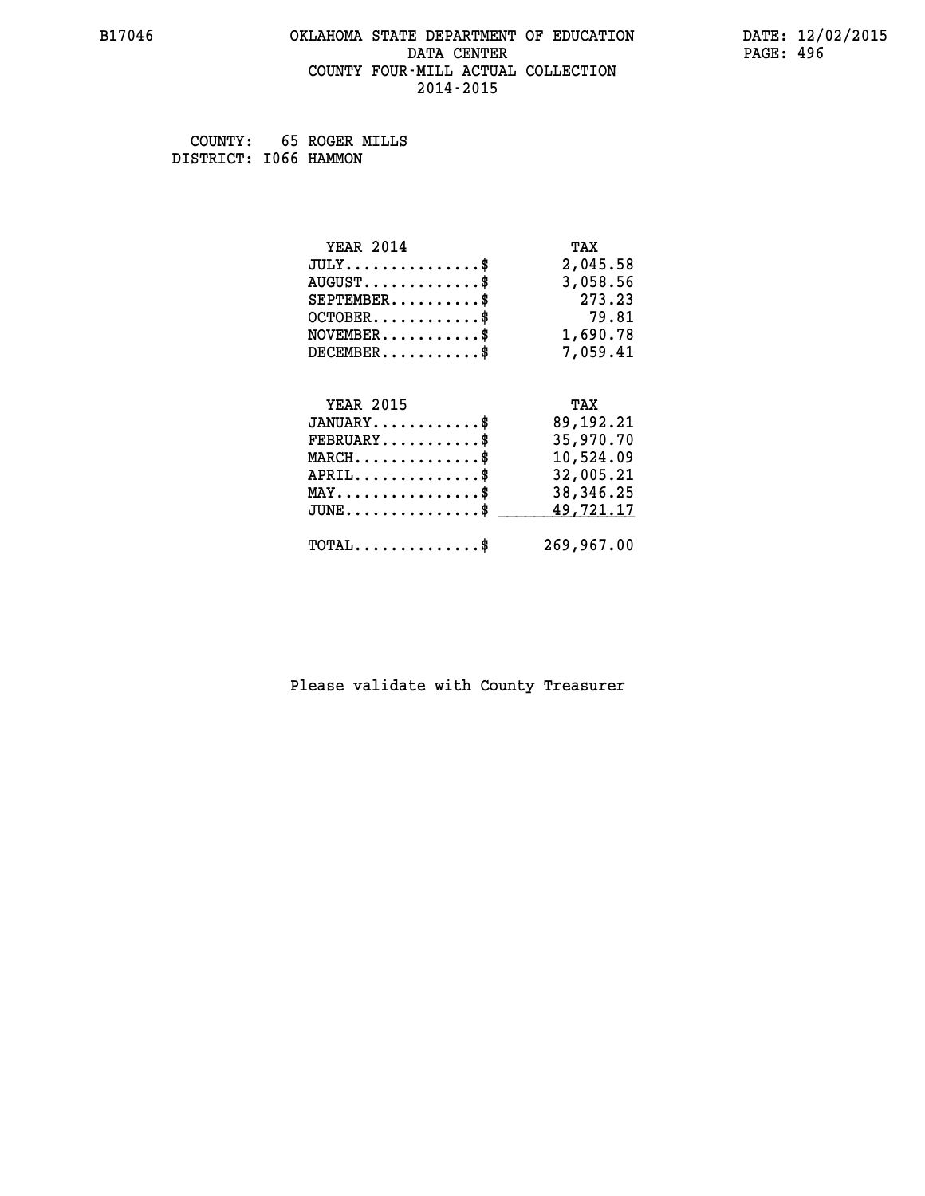# OKLAHOMA STATE DEPARTMENT OF EDUCATION
## DATA CENTER
## COUNTY FOUR-MILL ACTUAL COLLECTION
## 2014-2015

COUNTY: 65 ROGER MILLS
DISTRICT: I066 HAMMON

| YEAR 2014 | TAX |
|---|---|
| JULY...............$ | 2,045.58 |
| AUGUST.............$ | 3,058.56 |
| SEPTEMBER..........$ | 273.23 |
| OCTOBER............$ | 79.81 |
| NOVEMBER...........$ | 1,690.78 |
| DECEMBER...........$ | 7,059.41 |

| YEAR 2015 | TAX |
|---|---|
| JANUARY............$ | 89,192.21 |
| FEBRUARY...........$ | 35,970.70 |
| MARCH..............$ | 10,524.09 |
| APRIL..............$ | 32,005.21 |
| MAY................$ | 38,346.25 |
| JUNE...............$ | 49,721.17 |
| TOTAL..............$ | 269,967.00 |

Please validate with County Treasurer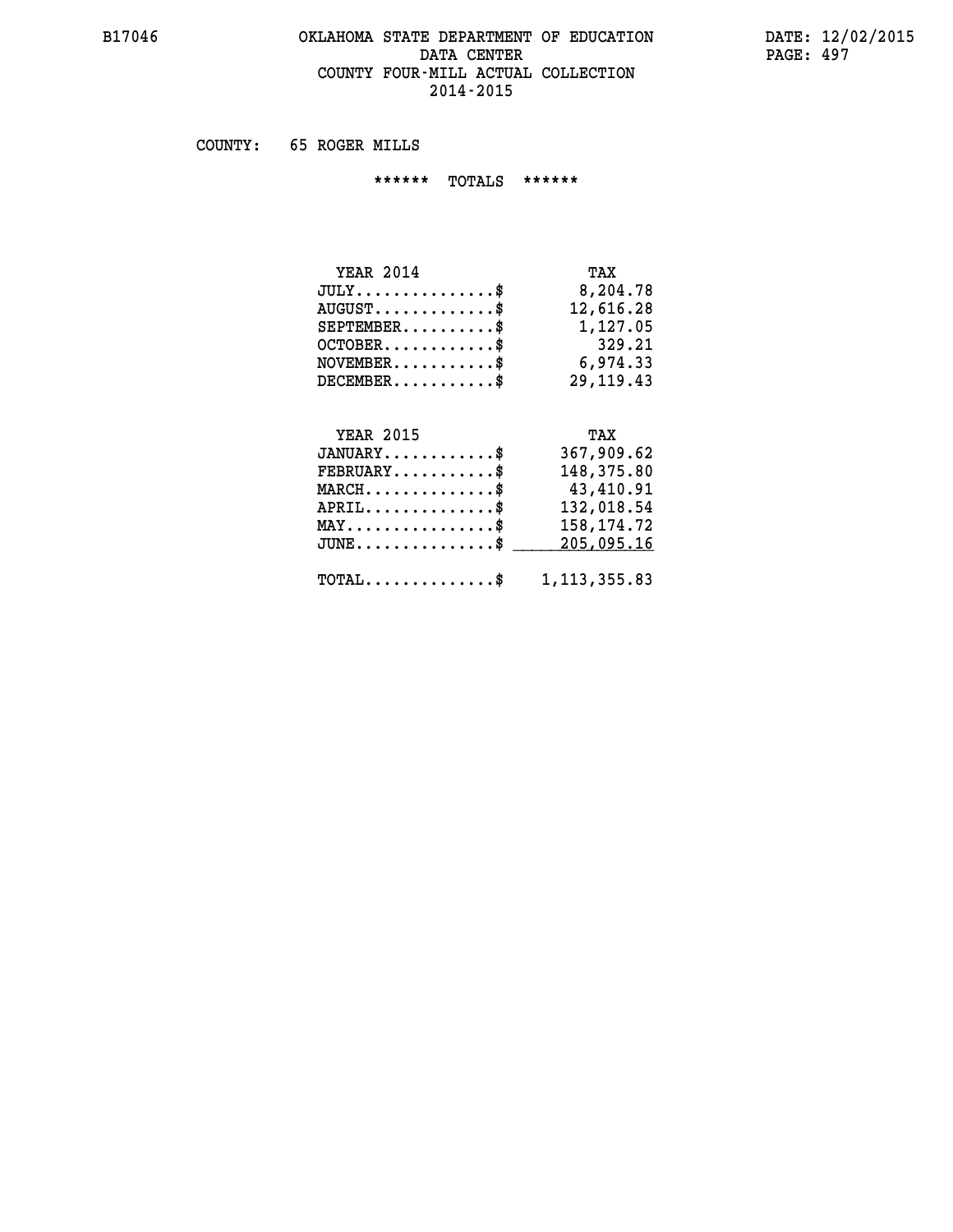# OKLAHOMA STATE DEPARTMENT OF EDUCATION
## DATA CENTER
## COUNTY FOUR-MILL ACTUAL COLLECTION
## 2014-2015

B17046

DATE: 12/02/2015

COUNTY: 65 ROGER MILLS

****** TOTALS ******

| YEAR 2014 | TAX |
|---|---|
| JULY...............$ | 8,204.78 |
| AUGUST.............$ | 12,616.28 |
| SEPTEMBER..........$ | 1,127.05 |
| OCTOBER............$ | 329.21 |
| NOVEMBER...........$ | 6,974.33 |
| DECEMBER...........$ | 29,119.43 |

| YEAR 2015 | TAX |
|---|---|
| JANUARY............$ | 367,909.62 |
| FEBRUARY...........$ | 148,375.80 |
| MARCH..............$ | 43,410.91 |
| APRIL..............$ | 132,018.54 |
| MAY................$ | 158,174.72 |
| JUNE...............$ | 205,095.16 |
| TOTAL..............$ | 1,113,355.83 |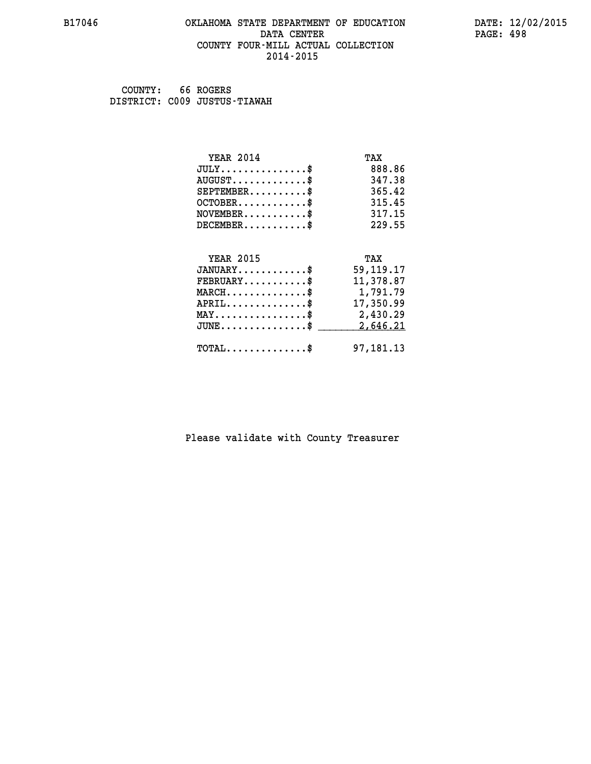# OKLAHOMA STATE DEPARTMENT OF EDUCATION
## DATA CENTER
## COUNTY FOUR-MILL ACTUAL COLLECTION
## 2014-2015

B17046 — DATE: 12/02/2015

COUNTY: 66 ROGERS
DISTRICT: C009 JUSTUS-TIAWAH

| YEAR 2014 | TAX |
|---|---|
| JULY...............$ | 888.86 |
| AUGUST.............$ | 347.38 |
| SEPTEMBER..........$ | 365.42 |
| OCTOBER............$ | 315.45 |
| NOVEMBER...........$ | 317.15 |
| DECEMBER...........$ | 229.55 |

| YEAR 2015 | TAX |
|---|---|
| JANUARY............$ | 59,119.17 |
| FEBRUARY...........$ | 11,378.87 |
| MARCH..............$ | 1,791.79 |
| APRIL..............$ | 17,350.99 |
| MAY................$ | 2,430.29 |
| JUNE...............$ | 2,646.21 |
| TOTAL..............$ | 97,181.13 |

Please validate with County Treasurer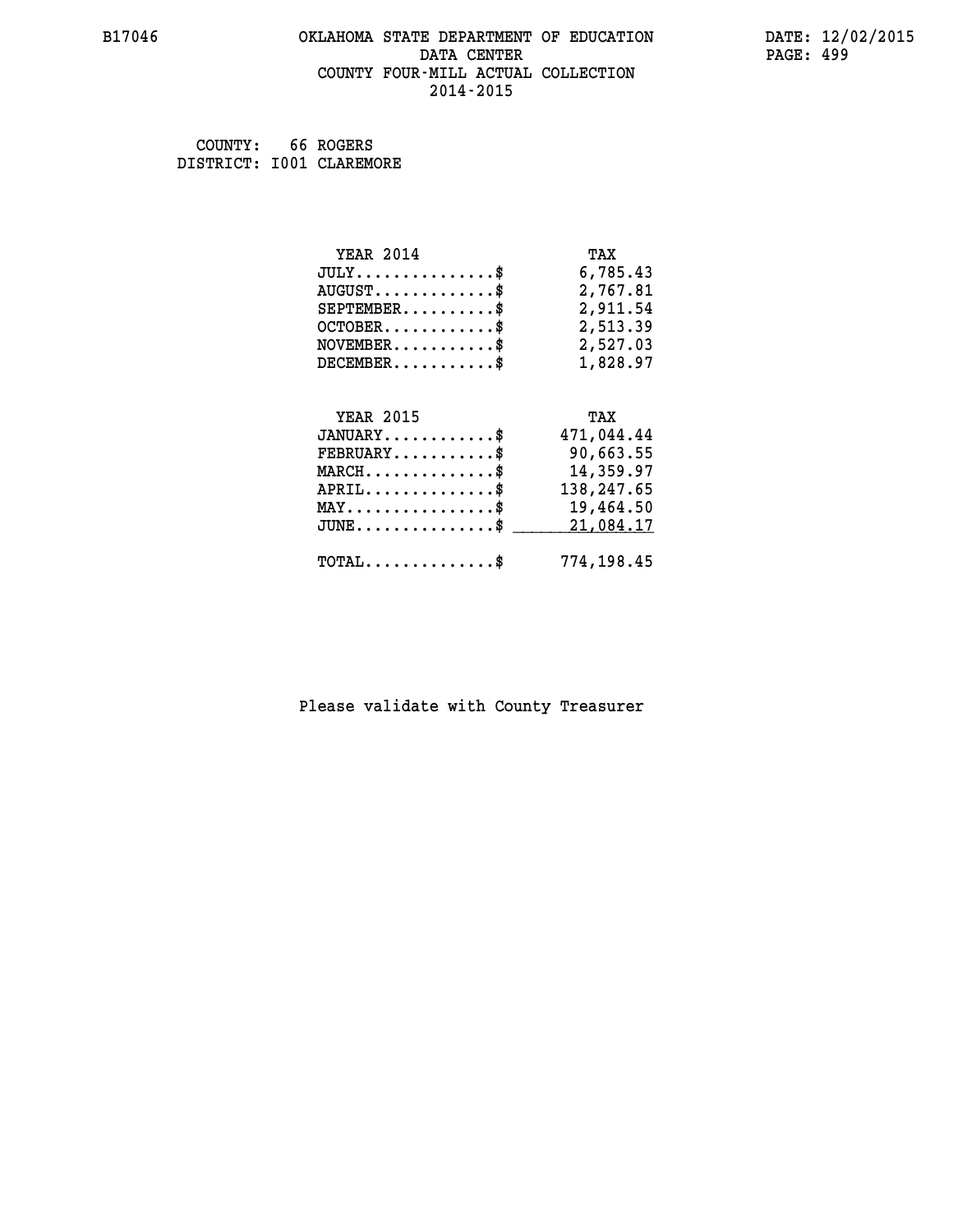B17046 OKLAHOMA STATE DEPARTMENT OF EDUCATION DATA CENTER COUNTY FOUR-MILL ACTUAL COLLECTION 2014-2015

DATE: 12/02/2015

COUNTY: 66 ROGERS
DISTRICT: I001 CLAREMORE

| YEAR 2014 | TAX |
|---|---|
| JULY..............$ | 6,785.43 |
| AUGUST............$ | 2,767.81 |
| SEPTEMBER.........$ | 2,911.54 |
| OCTOBER...........$ | 2,513.39 |
| NOVEMBER..........$ | 2,527.03 |
| DECEMBER..........$ | 1,828.97 |

| YEAR 2015 | TAX |
|---|---|
| JANUARY...........$ | 471,044.44 |
| FEBRUARY..........$ | 90,663.55 |
| MARCH.............$ | 14,359.97 |
| APRIL.............$ | 138,247.65 |
| MAY...............$ | 19,464.50 |
| JUNE..............$ | 21,084.17 |
| TOTAL.............$ | 774,198.45 |

Please validate with County Treasurer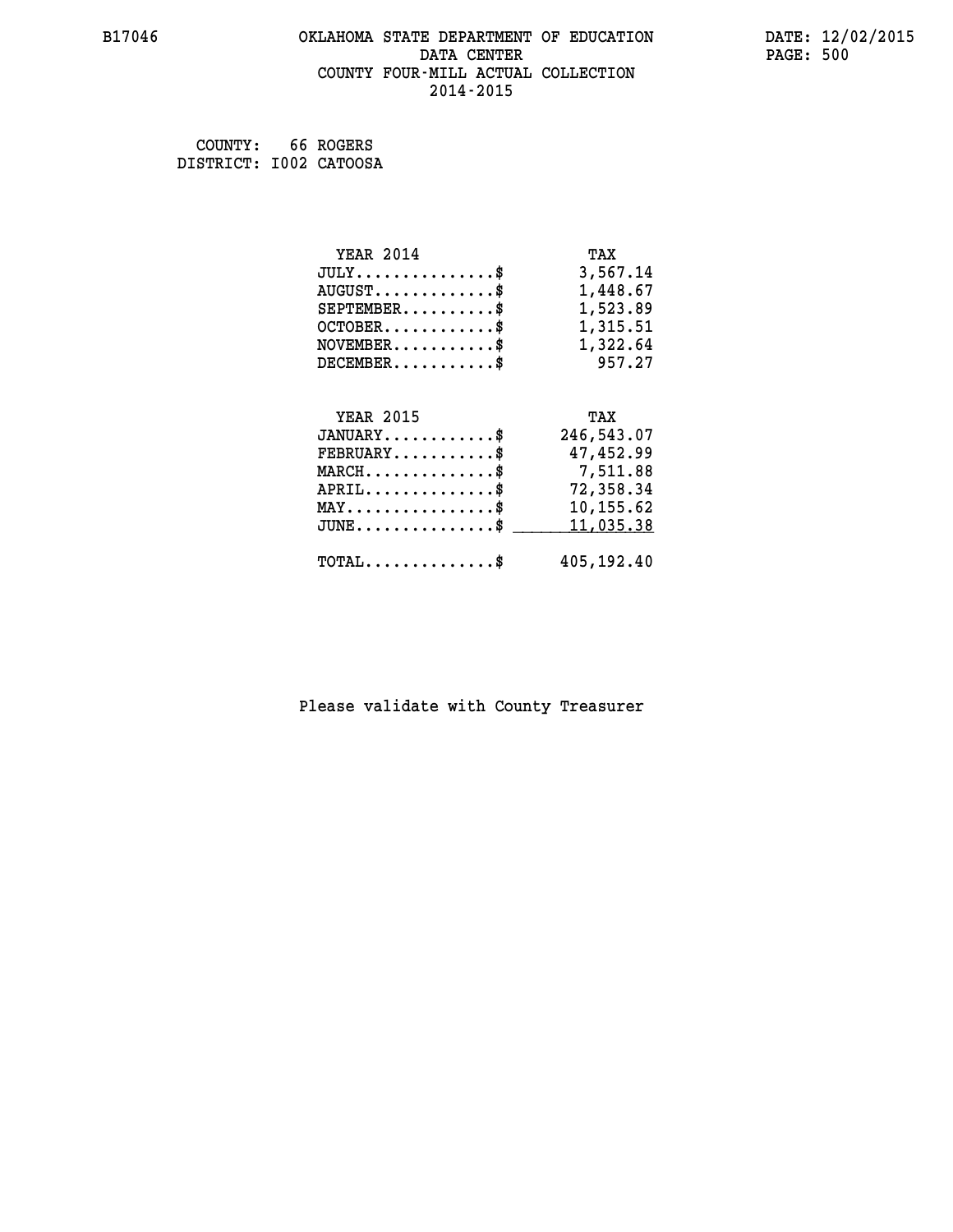B17046 OKLAHOMA STATE DEPARTMENT OF EDUCATION DATA CENTER COUNTY FOUR-MILL ACTUAL COLLECTION 2014-2015

DATE: 12/02/2015

COUNTY: 66 ROGERS
DISTRICT: I002 CATOOSA

| YEAR 2014 | TAX |
|---|---|
| JULY...............$ | 3,567.14 |
| AUGUST.............$ | 1,448.67 |
| SEPTEMBER..........$ | 1,523.89 |
| OCTOBER............$ | 1,315.51 |
| NOVEMBER...........$ | 1,322.64 |
| DECEMBER...........$ | 957.27 |

| YEAR 2015 | TAX |
|---|---|
| JANUARY............$ | 246,543.07 |
| FEBRUARY...........$ | 47,452.99 |
| MARCH..............$ | 7,511.88 |
| APRIL..............$ | 72,358.34 |
| MAY................$ | 10,155.62 |
| JUNE...............$ | 11,035.38 |
| TOTAL..............$ | 405,192.40 |

Please validate with County Treasurer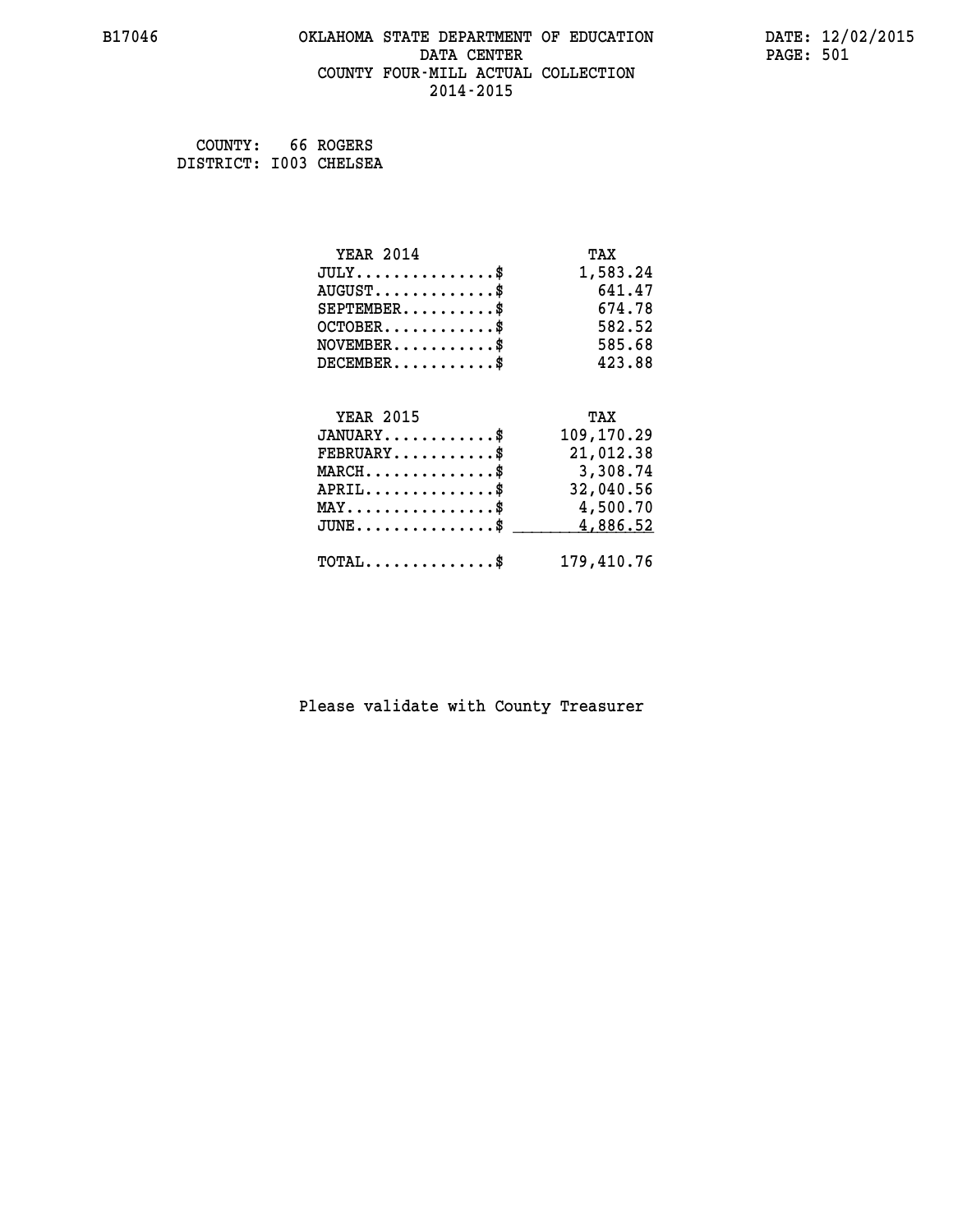COUNTY: 66 ROGERS
DISTRICT: I003 CHELSEA

| YEAR 2014 | TAX |
|---|---|
| JULY...............$ | 1,583.24 |
| AUGUST.............$ | 641.47 |
| SEPTEMBER..........$ | 674.78 |
| OCTOBER............$ | 582.52 |
| NOVEMBER...........$ | 585.68 |
| DECEMBER...........$ | 423.88 |

| YEAR 2015 | TAX |
|---|---|
| JANUARY............$ | 109,170.29 |
| FEBRUARY...........$ | 21,012.38 |
| MARCH..............$ | 3,308.74 |
| APRIL..............$ | 32,040.56 |
| MAY................$ | 4,500.70 |
| JUNE...............$ | 4,886.52 |
| TOTAL..............$ | 179,410.76 |

Please validate with County Treasurer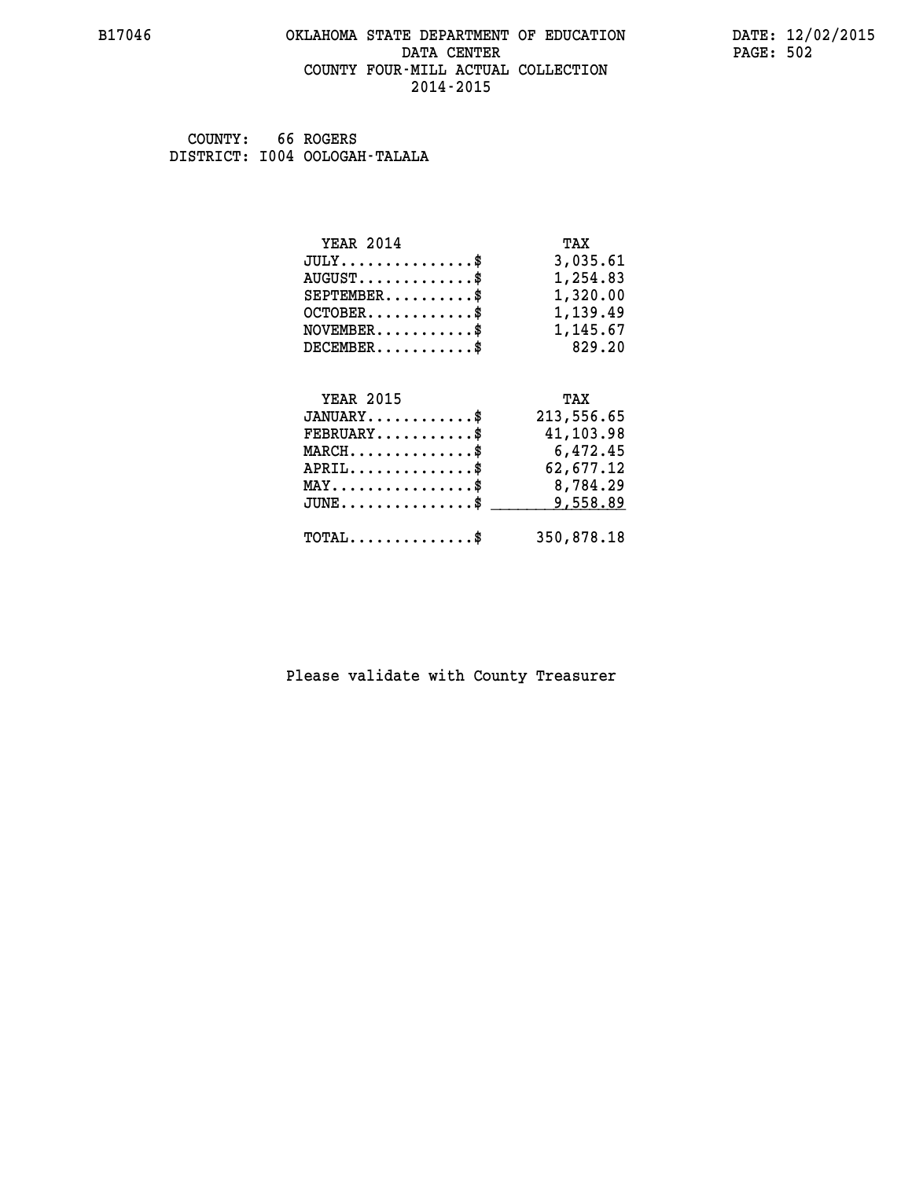B17046 OKLAHOMA STATE DEPARTMENT OF EDUCATION DATA CENTER COUNTY FOUR-MILL ACTUAL COLLECTION 2014-2015

DATE: 12/02/2015

COUNTY: 66 ROGERS
DISTRICT: I004 OOLOGAH-TALALA

| YEAR 2014 | TAX |
|---|---|
| JULY..............$ | 3,035.61 |
| AUGUST............$ | 1,254.83 |
| SEPTEMBER.........$ | 1,320.00 |
| OCTOBER...........$ | 1,139.49 |
| NOVEMBER..........$ | 1,145.67 |
| DECEMBER..........$ | 829.20 |

| YEAR 2015 | TAX |
|---|---|
| JANUARY...........$ | 213,556.65 |
| FEBRUARY..........$ | 41,103.98 |
| MARCH.............$ | 6,472.45 |
| APRIL.............$ | 62,677.12 |
| MAY...............$ | 8,784.29 |
| JUNE..............$ | 9,558.89 |
| TOTAL.............$ | 350,878.18 |

Please validate with County Treasurer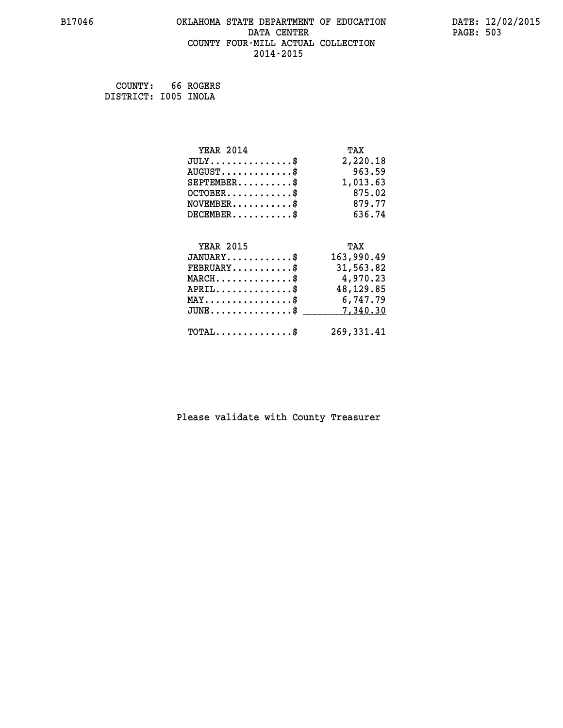B17046 OKLAHOMA STATE DEPARTMENT OF EDUCATION DATA CENTER COUNTY FOUR-MILL ACTUAL COLLECTION 2014-2015

DATE: 12/02/2015

COUNTY: 66 ROGERS
DISTRICT: I005 INOLA

| YEAR 2014 | TAX |
|---|---|
| JULY...............$ | 2,220.18 |
| AUGUST.............$ | 963.59 |
| SEPTEMBER..........$ | 1,013.63 |
| OCTOBER............$ | 875.02 |
| NOVEMBER...........$ | 879.77 |
| DECEMBER...........$ | 636.74 |

| YEAR 2015 | TAX |
|---|---|
| JANUARY............$ | 163,990.49 |
| FEBRUARY...........$ | 31,563.82 |
| MARCH..............$ | 4,970.23 |
| APRIL..............$ | 48,129.85 |
| MAY................$ | 6,747.79 |
| JUNE...............$ | 7,340.30 |
| TOTAL..............$ | 269,331.41 |

Please validate with County Treasurer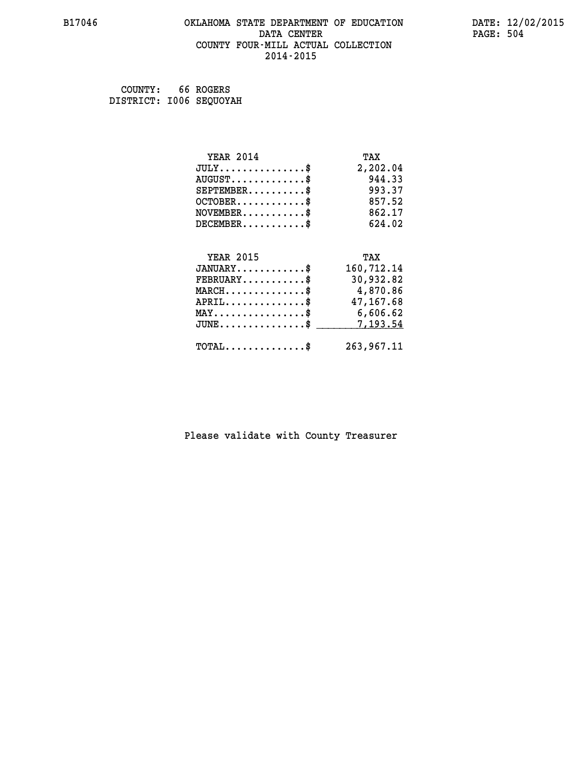COUNTY: 66 ROGERS
DISTRICT: I006 SEQUOYAH

| YEAR 2014 | TAX |
|---|---|
| JULY...............$ | 2,202.04 |
| AUGUST.............$ | 944.33 |
| SEPTEMBER..........$ | 993.37 |
| OCTOBER............$ | 857.52 |
| NOVEMBER...........$ | 862.17 |
| DECEMBER...........$ | 624.02 |

| YEAR 2015 | TAX |
|---|---|
| JANUARY............$ | 160,712.14 |
| FEBRUARY...........$ | 30,932.82 |
| MARCH..............$ | 4,870.86 |
| APRIL..............$ | 47,167.68 |
| MAY................$ | 6,606.62 |
| JUNE...............$ | 7,193.54 |
| TOTAL..............$ | 263,967.11 |

Please validate with County Treasurer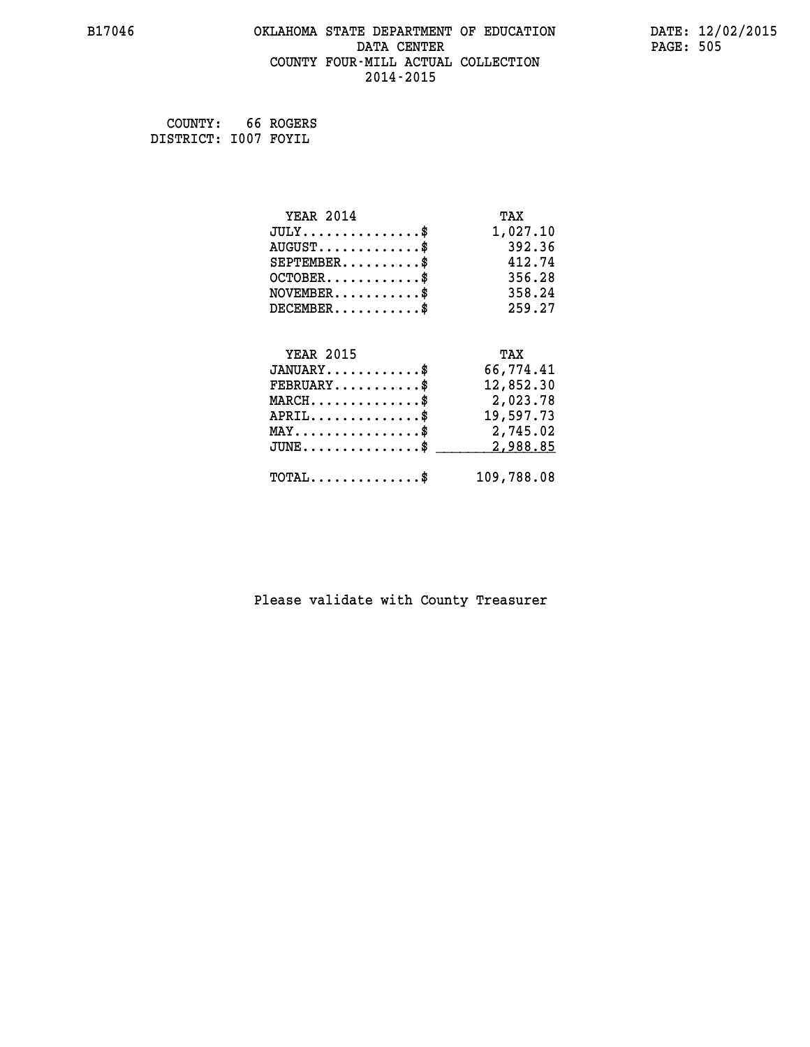B17046 OKLAHOMA STATE DEPARTMENT OF EDUCATION DATA CENTER COUNTY FOUR-MILL ACTUAL COLLECTION 2014-2015

DATE: 12/02/2015

COUNTY: 66 ROGERS
DISTRICT: I007 FOYIL

| YEAR 2014 | TAX |
|---|---|
| JULY..............$ | 1,027.10 |
| AUGUST............$ | 392.36 |
| SEPTEMBER.........$ | 412.74 |
| OCTOBER...........$ | 356.28 |
| NOVEMBER..........$ | 358.24 |
| DECEMBER..........$ | 259.27 |

| YEAR 2015 | TAX |
|---|---|
| JANUARY...........$ | 66,774.41 |
| FEBRUARY..........$ | 12,852.30 |
| MARCH.............$ | 2,023.78 |
| APRIL.............$ | 19,597.73 |
| MAY...............$ | 2,745.02 |
| JUNE..............$ | 2,988.85 |
| TOTAL.............$ | 109,788.08 |

Please validate with County Treasurer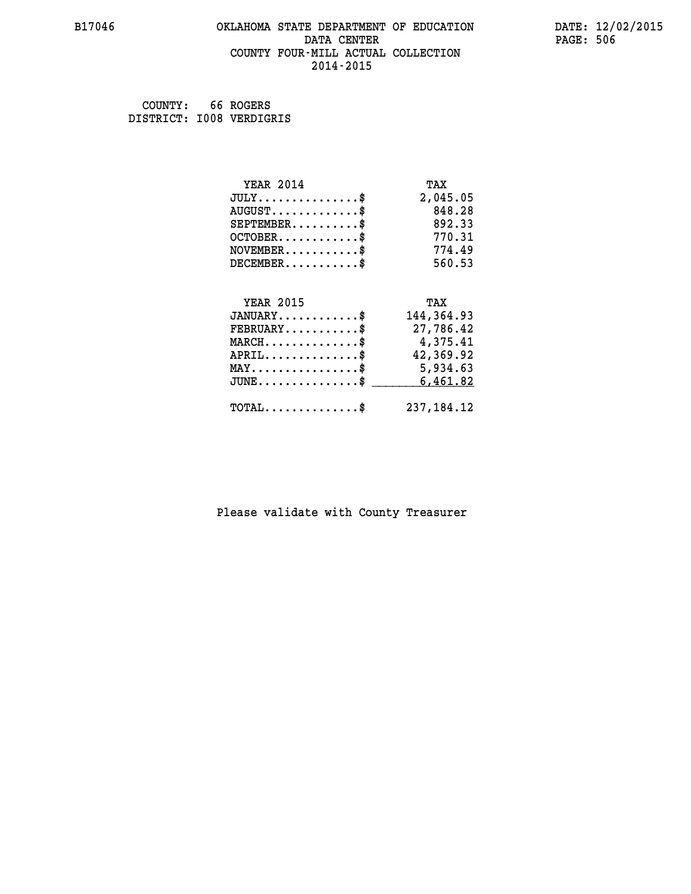B17046 OKLAHOMA STATE DEPARTMENT OF EDUCATION DATA CENTER COUNTY FOUR-MILL ACTUAL COLLECTION 2014-2015

DATE: 12/02/2015

COUNTY: 66 ROGERS
DISTRICT: I008 VERDIGRIS

| YEAR 2014 | TAX |
|---|---|
| JULY...............$ | 2,045.05 |
| AUGUST.............$ | 848.28 |
| SEPTEMBER..........$ | 892.33 |
| OCTOBER............$ | 770.31 |
| NOVEMBER...........$ | 774.49 |
| DECEMBER...........$ | 560.53 |

| YEAR 2015 | TAX |
|---|---|
| JANUARY............$ | 144,364.93 |
| FEBRUARY...........$ | 27,786.42 |
| MARCH..............$ | 4,375.41 |
| APRIL..............$ | 42,369.92 |
| MAY................$ | 5,934.63 |
| JUNE...............$ | 6,461.82 |
| TOTAL..............$ | 237,184.12 |

Please validate with County Treasurer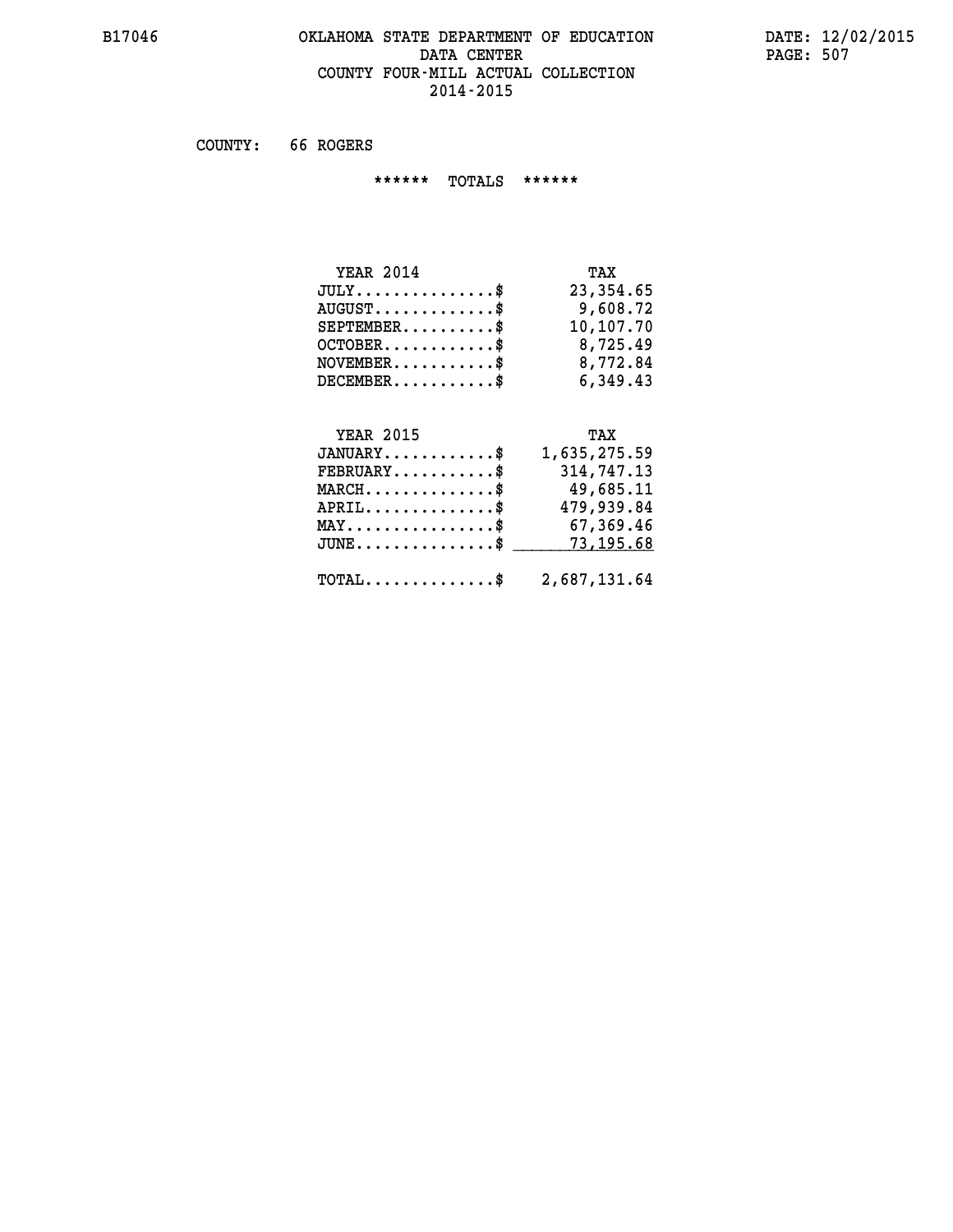# OKLAHOMA STATE DEPARTMENT OF EDUCATION
## DATA CENTER
## COUNTY FOUR-MILL ACTUAL COLLECTION
## 2014-2015

B17046 — DATE: 12/02/2015

COUNTY: 66 ROGERS

****** TOTALS ******

| YEAR 2014 | TAX |
|---|---|
| JULY..............$ | 23,354.65 |
| AUGUST............$ | 9,608.72 |
| SEPTEMBER.........$ | 10,107.70 |
| OCTOBER...........$ | 8,725.49 |
| NOVEMBER..........$ | 8,772.84 |
| DECEMBER..........$ | 6,349.43 |

| YEAR 2015 | TAX |
|---|---|
| JANUARY...........$ | 1,635,275.59 |
| FEBRUARY..........$ | 314,747.13 |
| MARCH.............$ | 49,685.11 |
| APRIL.............$ | 479,939.84 |
| MAY...............$ | 67,369.46 |
| JUNE..............$ | 73,195.68 |
| TOTAL.............$ | 2,687,131.64 |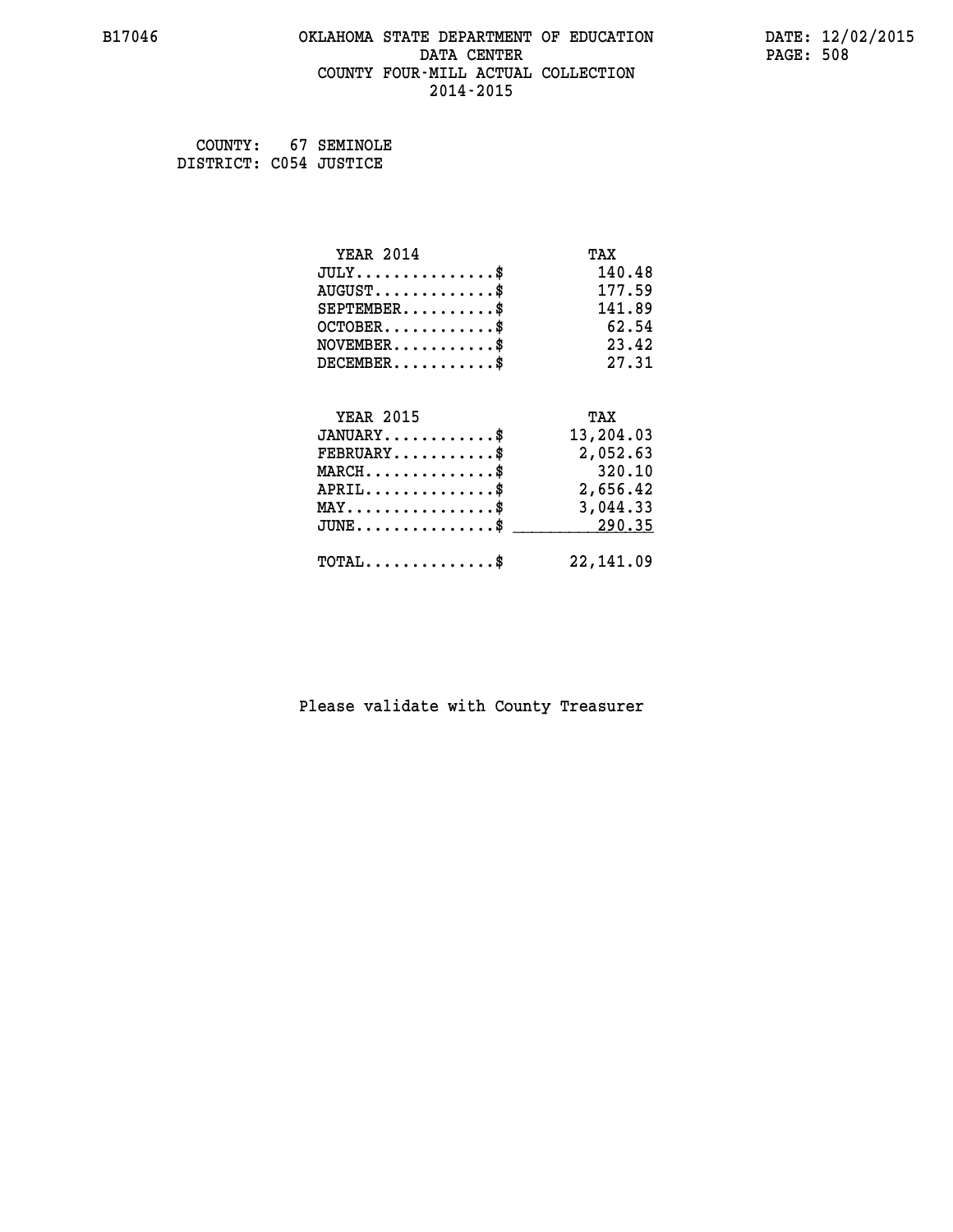# OKLAHOMA STATE DEPARTMENT OF EDUCATION
## DATA CENTER
## COUNTY FOUR-MILL ACTUAL COLLECTION
## 2014-2015

B17046 DATE: 12/02/2015

COUNTY: 67 SEMINOLE
DISTRICT: C054 JUSTICE

| YEAR 2014 | TAX |
|---|---|
| JULY...............$ | 140.48 |
| AUGUST.............$ | 177.59 |
| SEPTEMBER..........$ | 141.89 |
| OCTOBER............$ | 62.54 |
| NOVEMBER...........$ | 23.42 |
| DECEMBER...........$ | 27.31 |

| YEAR 2015 | TAX |
|---|---|
| JANUARY............$ | 13,204.03 |
| FEBRUARY...........$ | 2,052.63 |
| MARCH..............$ | 320.10 |
| APRIL..............$ | 2,656.42 |
| MAY................$ | 3,044.33 |
| JUNE...............$ | 290.35 |
| TOTAL..............$ | 22,141.09 |

Please validate with County Treasurer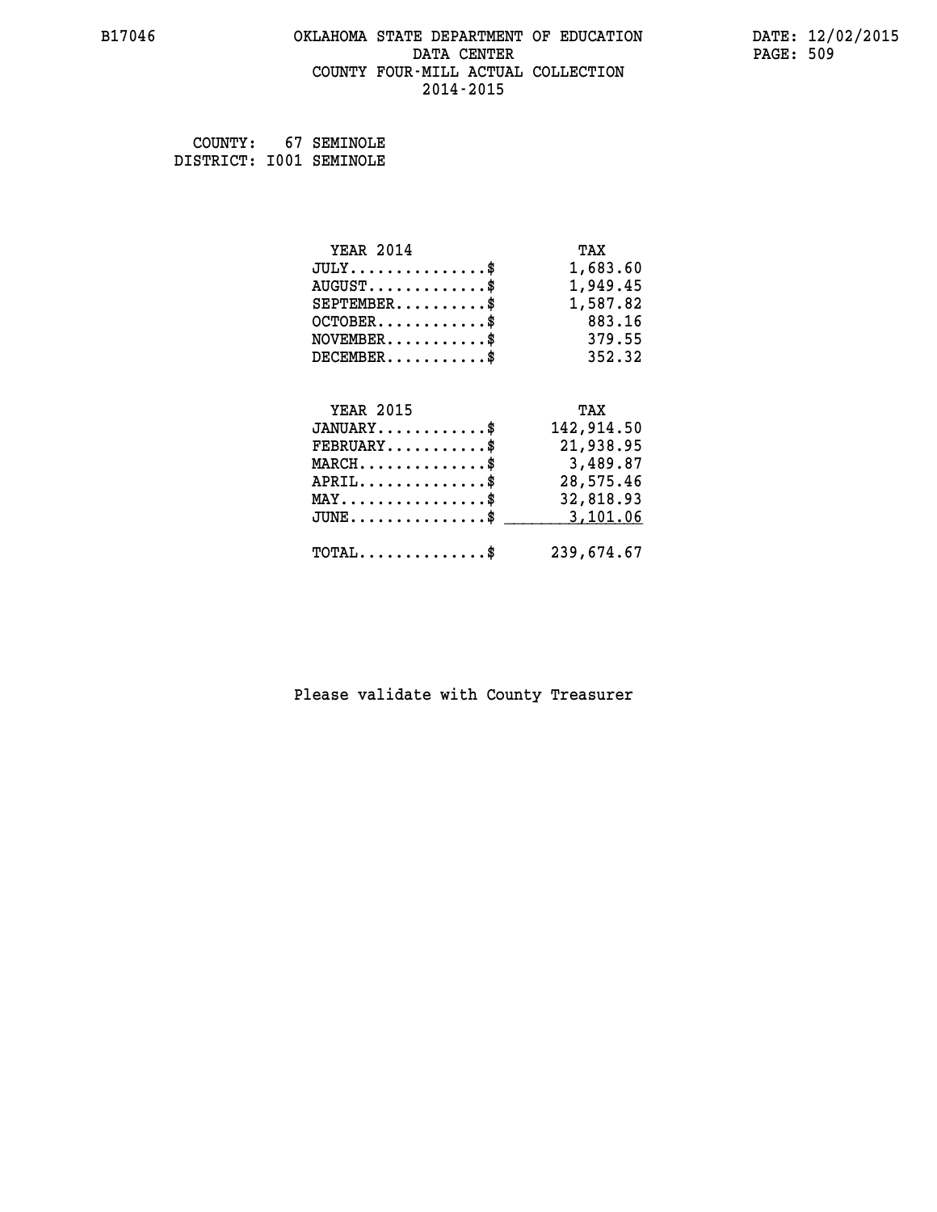B17046 OKLAHOMA STATE DEPARTMENT OF EDUCATION DATA CENTER COUNTY FOUR-MILL ACTUAL COLLECTION 2014-2015

DATE: 12/02/2015

COUNTY: 67 SEMINOLE
DISTRICT: I001 SEMINOLE

| YEAR 2014 | TAX |
|---|---|
| JULY..............$ | 1,683.60 |
| AUGUST............$ | 1,949.45 |
| SEPTEMBER.........$ | 1,587.82 |
| OCTOBER...........$ | 883.16 |
| NOVEMBER..........$ | 379.55 |
| DECEMBER..........$ | 352.32 |

| YEAR 2015 | TAX |
|---|---|
| JANUARY...........$ | 142,914.50 |
| FEBRUARY..........$ | 21,938.95 |
| MARCH.............$ | 3,489.87 |
| APRIL.............$ | 28,575.46 |
| MAY...............$ | 32,818.93 |
| JUNE..............$ | 3,101.06 |
| TOTAL.............$ | 239,674.67 |

Please validate with County Treasurer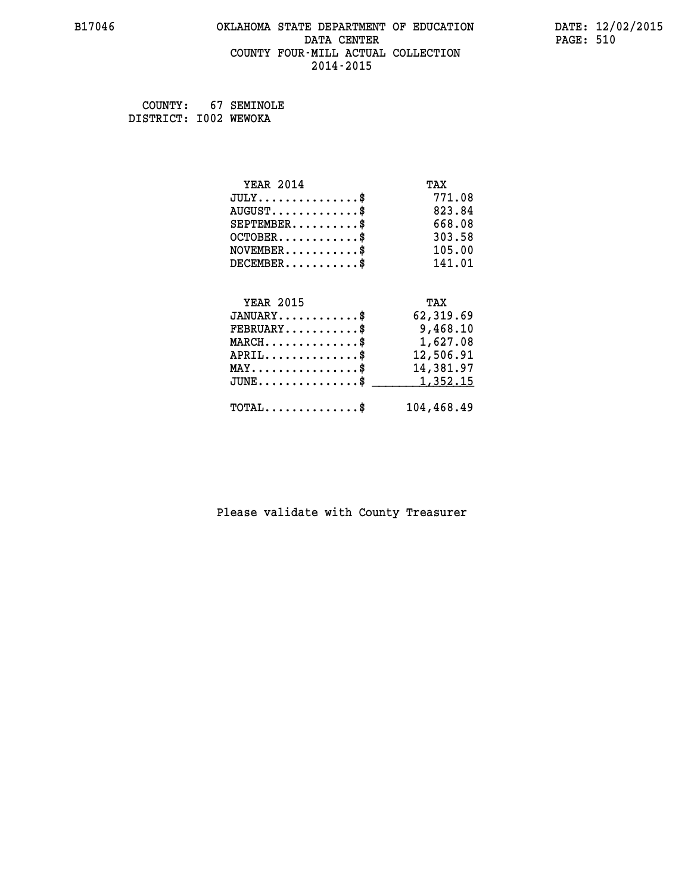COUNTY: 67 SEMINOLE
DISTRICT: I002 WEWOKA

| YEAR 2014 | TAX |
|---|---|
| JULY..............$ | 771.08 |
| AUGUST............$ | 823.84 |
| SEPTEMBER..........$ | 668.08 |
| OCTOBER............$ | 303.58 |
| NOVEMBER...........$ | 105.00 |
| DECEMBER...........$ | 141.01 |

| YEAR 2015 | TAX |
|---|---|
| JANUARY............$ | 62,319.69 |
| FEBRUARY...........$ | 9,468.10 |
| MARCH..............$ | 1,627.08 |
| APRIL..............$ | 12,506.91 |
| MAY................$ | 14,381.97 |
| JUNE...............$ | 1,352.15 |
| TOTAL..............$ | 104,468.49 |

Please validate with County Treasurer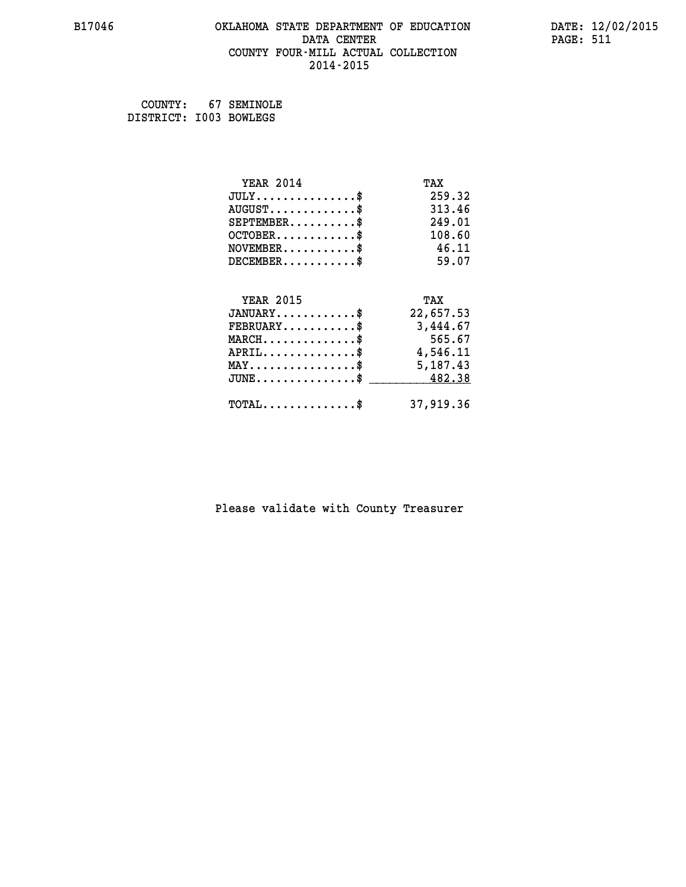B17046 OKLAHOMA STATE DEPARTMENT OF EDUCATION DATE: 12/02/2015
DATA CENTER PAGE: 511
COUNTY FOUR-MILL ACTUAL COLLECTION
2014-2015

COUNTY: 67 SEMINOLE
DISTRICT: I003 BOWLEGS

| YEAR 2014 | TAX |
|---|---|
| JULY...............$ | 259.32 |
| AUGUST.............$ | 313.46 |
| SEPTEMBER..........$ | 249.01 |
| OCTOBER............$ | 108.60 |
| NOVEMBER...........$ | 46.11 |
| DECEMBER...........$ | 59.07 |

| YEAR 2015 | TAX |
|---|---|
| JANUARY............$ | 22,657.53 |
| FEBRUARY...........$ | 3,444.67 |
| MARCH..............$ | 565.67 |
| APRIL..............$ | 4,546.11 |
| MAY................$ | 5,187.43 |
| JUNE...............$ | 482.38 |
| TOTAL..............$ | 37,919.36 |

Please validate with County Treasurer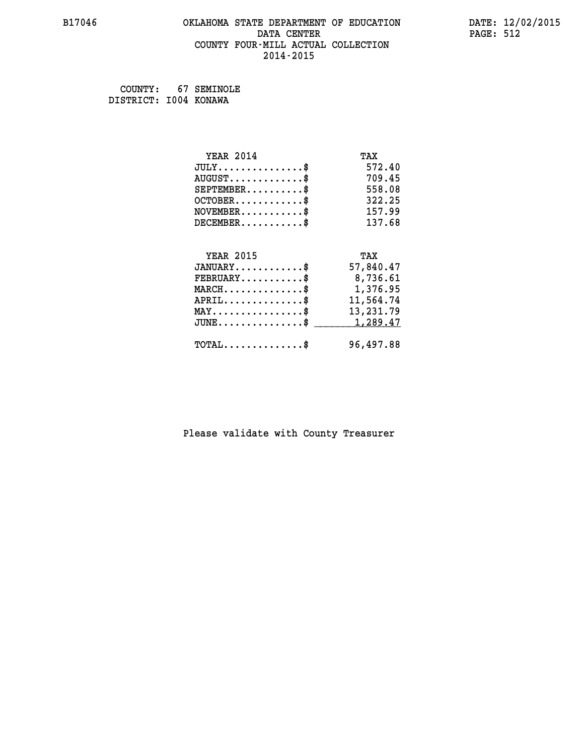# OKLAHOMA STATE DEPARTMENT OF EDUCATION
## DATA CENTER
## COUNTY FOUR-MILL ACTUAL COLLECTION
## 2014-2015

B17046 DATE: 12/02/2015

COUNTY: 67 SEMINOLE
DISTRICT: I004 KONAWA

| YEAR 2014 | TAX |
|---|---|
| JULY...............$ | 572.40 |
| AUGUST.............$ | 709.45 |
| SEPTEMBER..........$ | 558.08 |
| OCTOBER............$ | 322.25 |
| NOVEMBER...........$ | 157.99 |
| DECEMBER...........$ | 137.68 |

| YEAR 2015 | TAX |
|---|---|
| JANUARY............$ | 57,840.47 |
| FEBRUARY...........$ | 8,736.61 |
| MARCH..............$ | 1,376.95 |
| APRIL..............$ | 11,564.74 |
| MAY................$ | 13,231.79 |
| JUNE...............$ | 1,289.47 |
| TOTAL..............$ | 96,497.88 |

Please validate with County Treasurer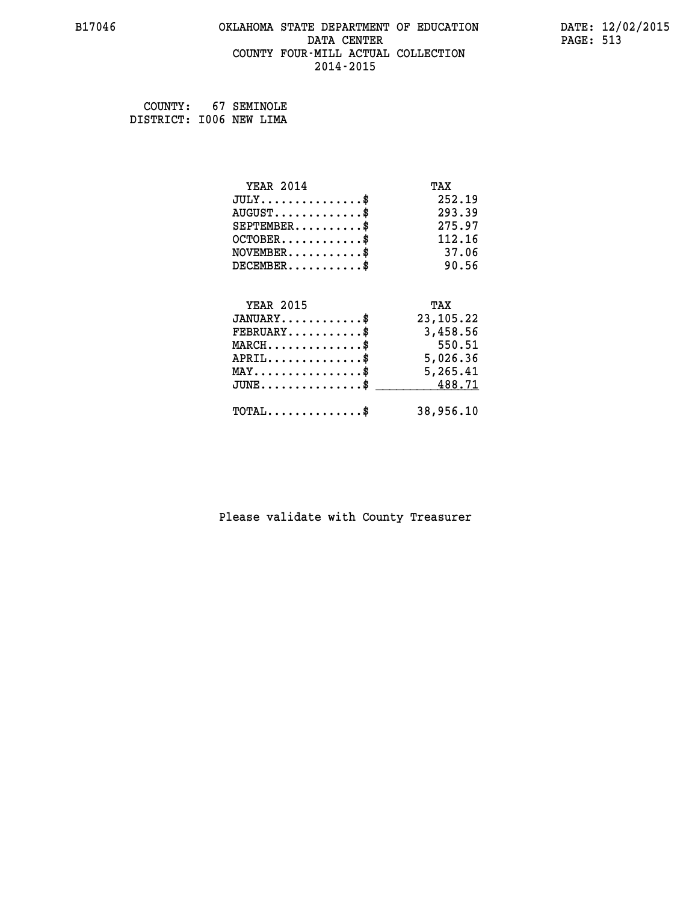COUNTY: 67 SEMINOLE
DISTRICT: I006 NEW LIMA

| YEAR 2014 | TAX |
|---|---|
| JULY...............$ | 252.19 |
| AUGUST.............$ | 293.39 |
| SEPTEMBER..........$ | 275.97 |
| OCTOBER............$ | 112.16 |
| NOVEMBER...........$ | 37.06 |
| DECEMBER...........$ | 90.56 |

| YEAR 2015 | TAX |
|---|---|
| JANUARY............$ | 23,105.22 |
| FEBRUARY...........$ | 3,458.56 |
| MARCH..............$ | 550.51 |
| APRIL..............$ | 5,026.36 |
| MAY................$ | 5,265.41 |
| JUNE...............$ | 488.71 |
| TOTAL..............$ | 38,956.10 |

Please validate with County Treasurer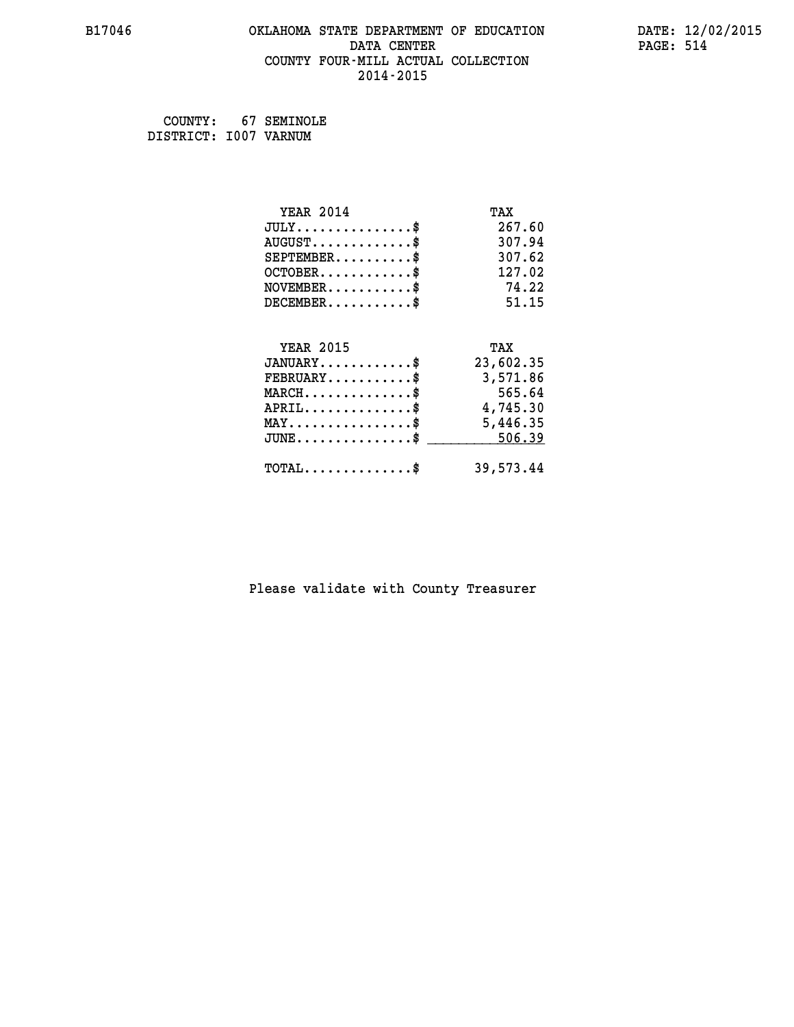B17046 OKLAHOMA STATE DEPARTMENT OF EDUCATION DATE: 12/02/2015

DATA CENTER

COUNTY FOUR-MILL ACTUAL COLLECTION

2014-2015

COUNTY: 67 SEMINOLE
DISTRICT: I007 VARNUM

| YEAR 2014 | TAX |
|---|---|
| JULY...............$ | 267.60 |
| AUGUST.............$ | 307.94 |
| SEPTEMBER..........$ | 307.62 |
| OCTOBER............$ | 127.02 |
| NOVEMBER...........$ | 74.22 |
| DECEMBER...........$ | 51.15 |

| YEAR 2015 | TAX |
|---|---|
| JANUARY............$ | 23,602.35 |
| FEBRUARY...........$ | 3,571.86 |
| MARCH..............$ | 565.64 |
| APRIL..............$ | 4,745.30 |
| MAY................$ | 5,446.35 |
| JUNE...............$ | 506.39 |
| TOTAL..............$ | 39,573.44 |

Please validate with County Treasurer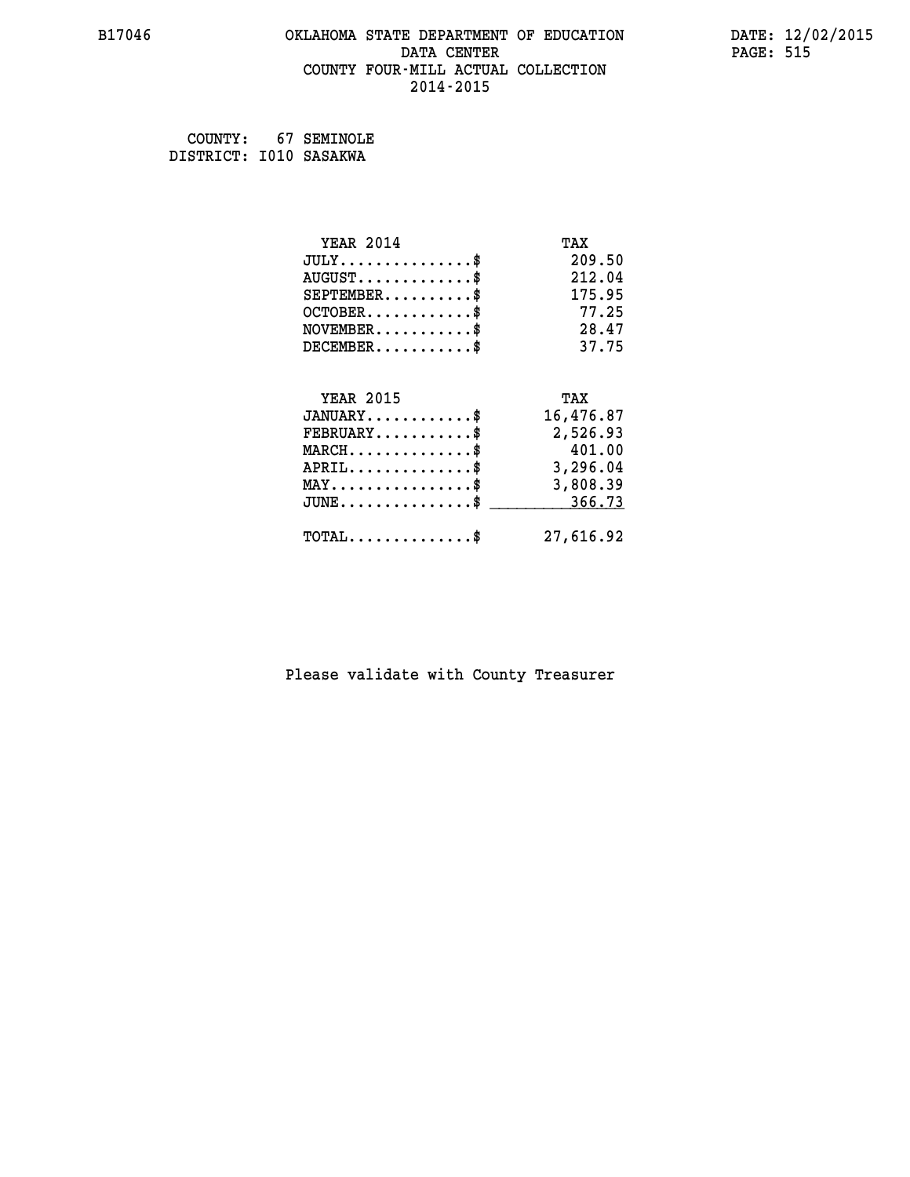B17046 OKLAHOMA STATE DEPARTMENT OF EDUCATION DATE: 12/02/2015

DATA CENTER

COUNTY FOUR-MILL ACTUAL COLLECTION

2014-2015

COUNTY: 67 SEMINOLE

DISTRICT: I010 SASAKWA

| YEAR 2014 | TAX |
|---|---|
| JULY...............$ | 209.50 |
| AUGUST.............$ | 212.04 |
| SEPTEMBER..........$ | 175.95 |
| OCTOBER............$ | 77.25 |
| NOVEMBER...........$ | 28.47 |
| DECEMBER...........$ | 37.75 |

| YEAR 2015 | TAX |
|---|---|
| JANUARY............$ | 16,476.87 |
| FEBRUARY...........$ | 2,526.93 |
| MARCH..............$ | 401.00 |
| APRIL..............$ | 3,296.04 |
| MAY................$ | 3,808.39 |
| JUNE...............$ | 366.73 |
| TOTAL..............$ | 27,616.92 |

Please validate with County Treasurer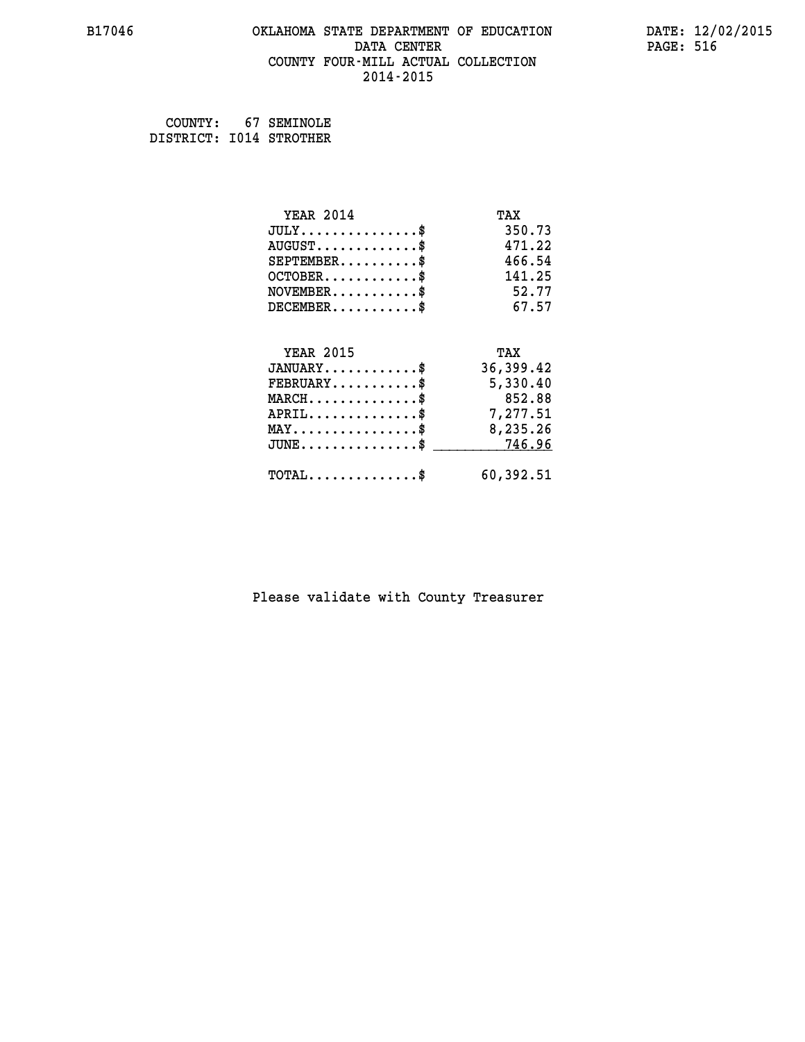COUNTY: 67 SEMINOLE
DISTRICT: I014 STROTHER

| YEAR 2014 | TAX |
|---|---|
| JULY...............$ | 350.73 |
| AUGUST.............$ | 471.22 |
| SEPTEMBER..........$ | 466.54 |
| OCTOBER............$ | 141.25 |
| NOVEMBER...........$ | 52.77 |
| DECEMBER...........$ | 67.57 |

| YEAR 2015 | TAX |
|---|---|
| JANUARY............$ | 36,399.42 |
| FEBRUARY...........$ | 5,330.40 |
| MARCH..............$ | 852.88 |
| APRIL..............$ | 7,277.51 |
| MAY................$ | 8,235.26 |
| JUNE...............$ | 746.96 |
| TOTAL..............$ | 60,392.51 |

Please validate with County Treasurer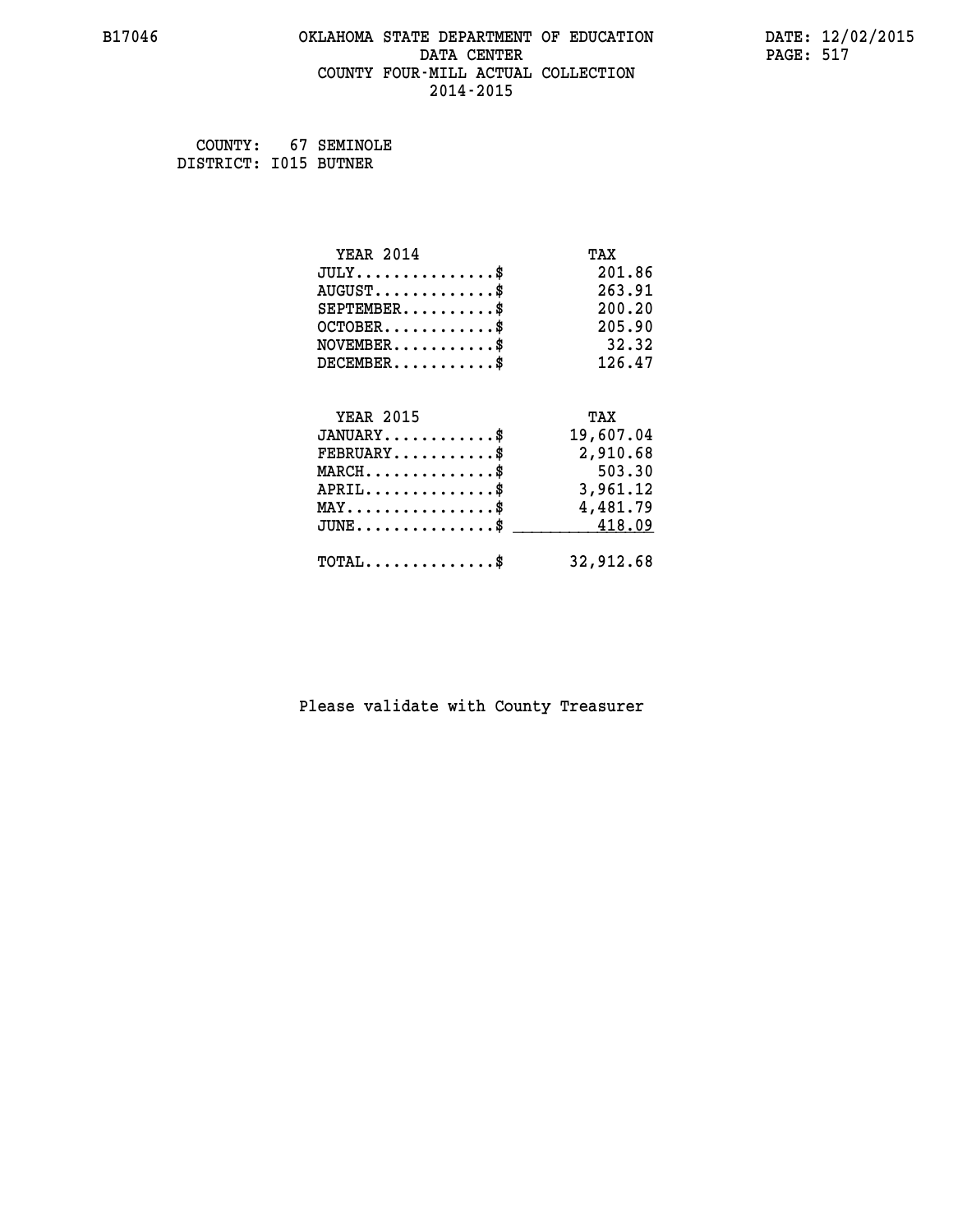B17046 OKLAHOMA STATE DEPARTMENT OF EDUCATION DATA CENTER COUNTY FOUR-MILL ACTUAL COLLECTION 2014-2015

DATE: 12/02/2015

COUNTY: 67 SEMINOLE
DISTRICT: I015 BUTNER

| YEAR 2014 | TAX |
|---|---|
| JULY...............$ | 201.86 |
| AUGUST.............$ | 263.91 |
| SEPTEMBER..........$ | 200.20 |
| OCTOBER............$ | 205.90 |
| NOVEMBER...........$ | 32.32 |
| DECEMBER...........$ | 126.47 |

| YEAR 2015 | TAX |
|---|---|
| JANUARY............$ | 19,607.04 |
| FEBRUARY...........$ | 2,910.68 |
| MARCH..............$ | 503.30 |
| APRIL..............$ | 3,961.12 |
| MAY................$ | 4,481.79 |
| JUNE...............$ | 418.09 |
| TOTAL..............$ | 32,912.68 |

Please validate with County Treasurer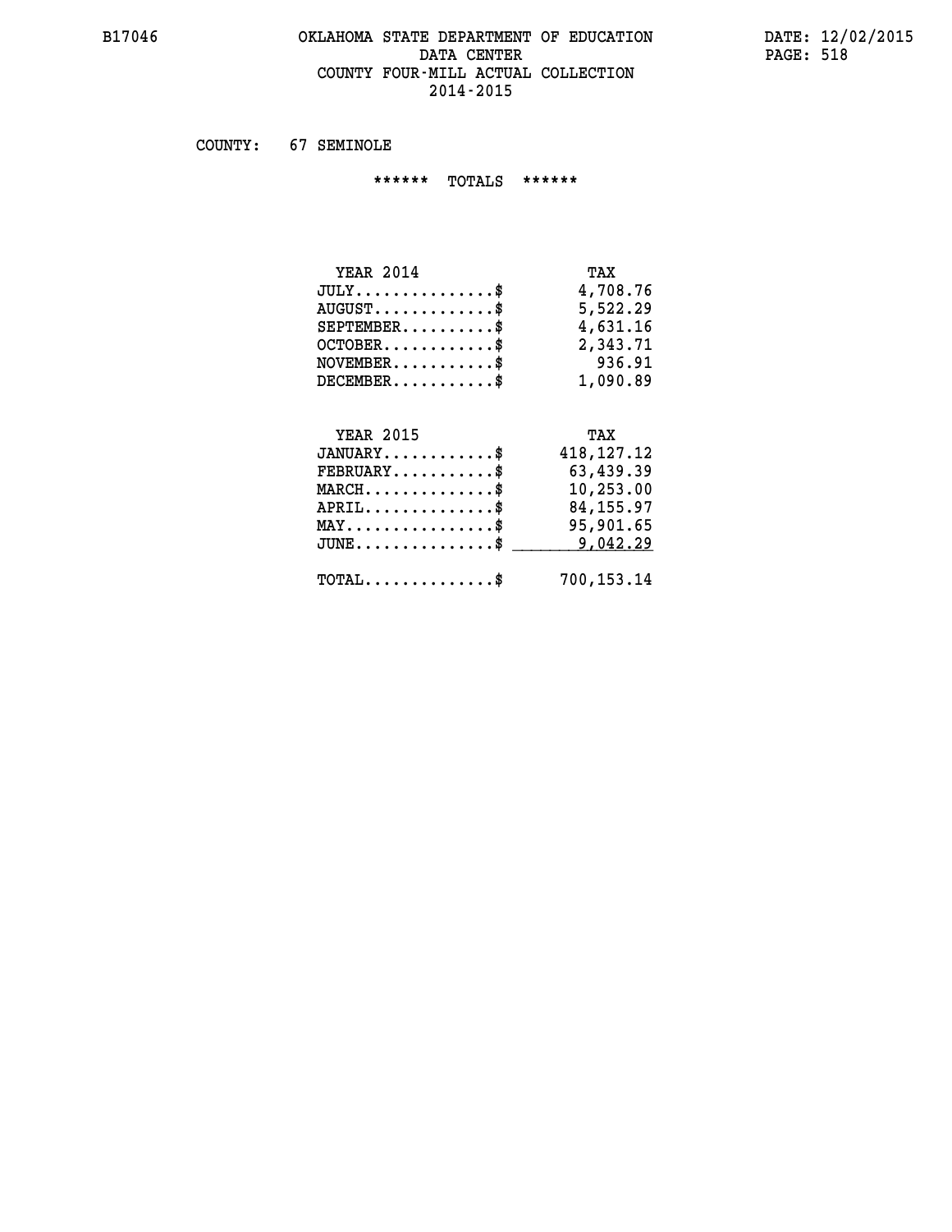# OKLAHOMA STATE DEPARTMENT OF EDUCATION
## DATA CENTER
## COUNTY FOUR-MILL ACTUAL COLLECTION
## 2014-2015

COUNTY: 67 SEMINOLE

****** TOTALS ******

| YEAR 2014 | TAX |
|---|---|
| JULY...............$ | 4,708.76 |
| AUGUST.............$ | 5,522.29 |
| SEPTEMBER..........$ | 4,631.16 |
| OCTOBER............$ | 2,343.71 |
| NOVEMBER...........$ | 936.91 |
| DECEMBER...........$ | 1,090.89 |

| YEAR 2015 | TAX |
|---|---|
| JANUARY............$ | 418,127.12 |
| FEBRUARY...........$ | 63,439.39 |
| MARCH..............$ | 10,253.00 |
| APRIL..............$ | 84,155.97 |
| MAY................$ | 95,901.65 |
| JUNE...............$ | 9,042.29 |
| TOTAL..............$ | 700,153.14 |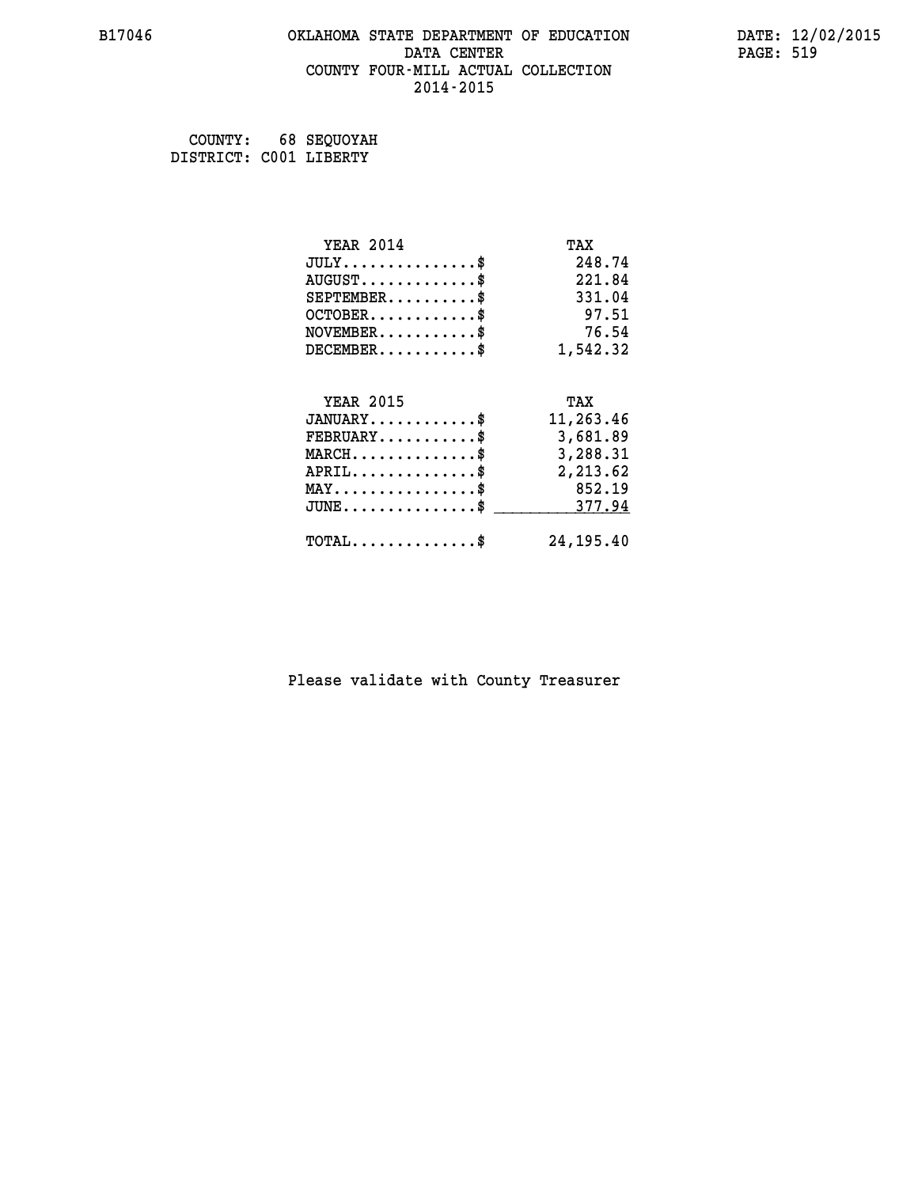B17046 OKLAHOMA STATE DEPARTMENT OF EDUCATION DATE: 12/02/2015

DATA CENTER

COUNTY FOUR-MILL ACTUAL COLLECTION

2014-2015

COUNTY: 68 SEQUOYAH
DISTRICT: C001 LIBERTY

| YEAR 2014 | TAX |
|---|---|
| JULY..............$ | 248.74 |
| AUGUST............$ | 221.84 |
| SEPTEMBER.........$ | 331.04 |
| OCTOBER...........$ | 97.51 |
| NOVEMBER..........$ | 76.54 |
| DECEMBER..........$ | 1,542.32 |

| YEAR 2015 | TAX |
|---|---|
| JANUARY...........$ | 11,263.46 |
| FEBRUARY..........$ | 3,681.89 |
| MARCH.............$ | 3,288.31 |
| APRIL.............$ | 2,213.62 |
| MAY...............$ | 852.19 |
| JUNE..............$ | 377.94 |
| TOTAL.............$ | 24,195.40 |

Please validate with County Treasurer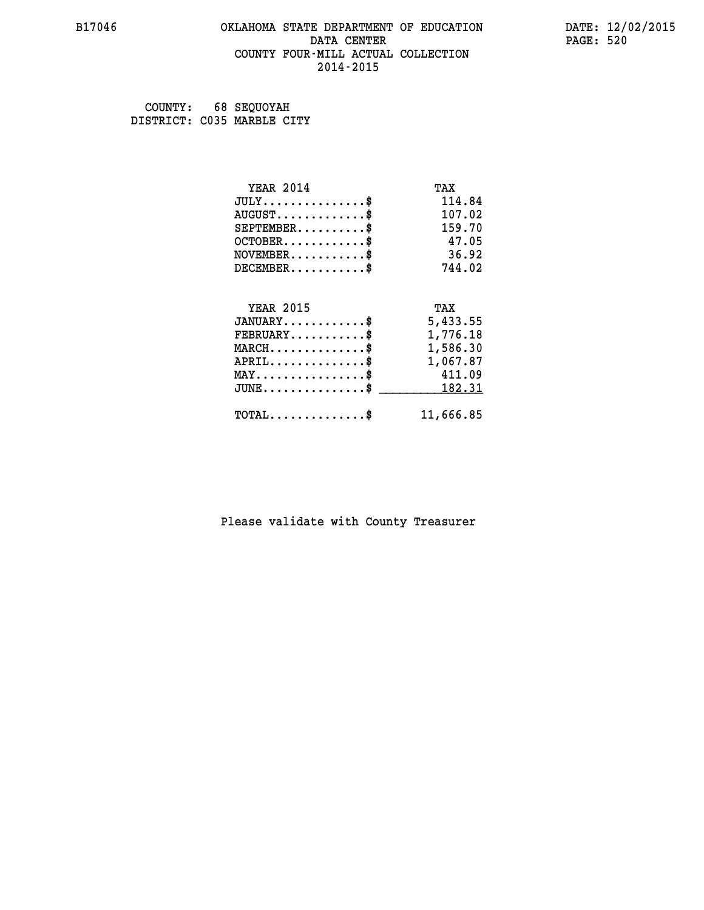B17046 OKLAHOMA STATE DEPARTMENT OF EDUCATION DATA CENTER COUNTY FOUR-MILL ACTUAL COLLECTION 2014-2015

DATE: 12/02/2015

COUNTY: 68 SEQUOYAH
DISTRICT: C035 MARBLE CITY

| YEAR 2014 | TAX |
|---|---|
| JULY..............$ | 114.84 |
| AUGUST............$ | 107.02 |
| SEPTEMBER.........$ | 159.70 |
| OCTOBER...........$ | 47.05 |
| NOVEMBER..........$ | 36.92 |
| DECEMBER..........$ | 744.02 |

| YEAR 2015 | TAX |
|---|---|
| JANUARY...........$ | 5,433.55 |
| FEBRUARY..........$ | 1,776.18 |
| MARCH.............$ | 1,586.30 |
| APRIL.............$ | 1,067.87 |
| MAY...............$ | 411.09 |
| JUNE..............$ | 182.31 |
| TOTAL.............$ | 11,666.85 |

Please validate with County Treasurer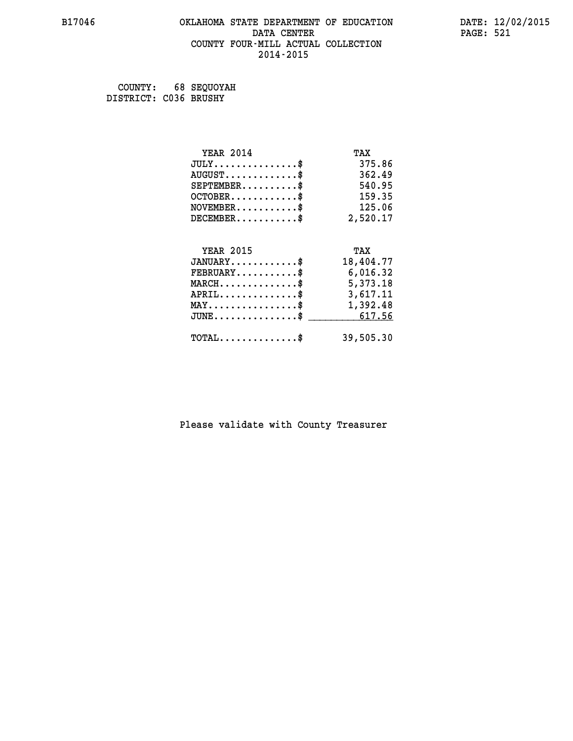B17046 OKLAHOMA STATE DEPARTMENT OF EDUCATION DATA CENTER COUNTY FOUR-MILL ACTUAL COLLECTION 2014-2015

DATE: 12/02/2015

COUNTY: 68 SEQUOYAH
DISTRICT: C036 BRUSHY

| YEAR 2014 | TAX |
|---|---|
| JULY...............$ | 375.86 |
| AUGUST.............$ | 362.49 |
| SEPTEMBER..........$ | 540.95 |
| OCTOBER............$ | 159.35 |
| NOVEMBER...........$ | 125.06 |
| DECEMBER...........$ | 2,520.17 |

| YEAR 2015 | TAX |
|---|---|
| JANUARY............$ | 18,404.77 |
| FEBRUARY...........$ | 6,016.32 |
| MARCH..............$ | 5,373.18 |
| APRIL..............$ | 3,617.11 |
| MAY................$ | 1,392.48 |
| JUNE...............$ | 617.56 |
| TOTAL..............$ | 39,505.30 |

Please validate with County Treasurer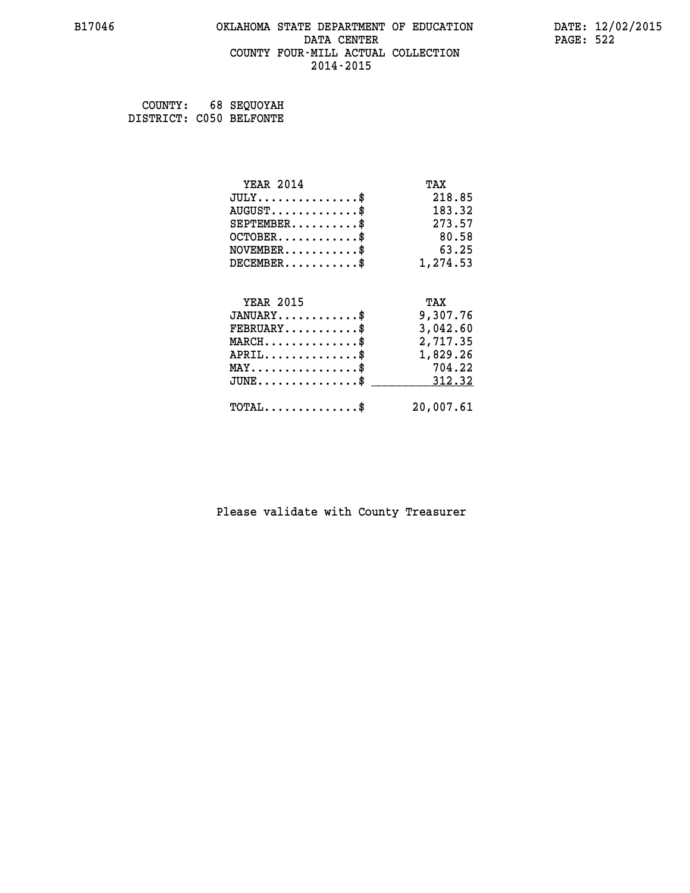# OKLAHOMA STATE DEPARTMENT OF EDUCATION
## DATA CENTER
## COUNTY FOUR-MILL ACTUAL COLLECTION
## 2014-2015

B17046 DATE: 12/02/2015

COUNTY: 68 SEQUOYAH
DISTRICT: C050 BELFONTE

| YEAR 2014 | TAX |
|---|---|
| JULY..............$ | 218.85 |
| AUGUST............$ | 183.32 |
| SEPTEMBER.........$ | 273.57 |
| OCTOBER...........$ | 80.58 |
| NOVEMBER..........$ | 63.25 |
| DECEMBER..........$ | 1,274.53 |

| YEAR 2015 | TAX |
|---|---|
| JANUARY...........$ | 9,307.76 |
| FEBRUARY..........$ | 3,042.60 |
| MARCH.............$ | 2,717.35 |
| APRIL.............$ | 1,829.26 |
| MAY...............$ | 704.22 |
| JUNE..............$ | 312.32 |
| TOTAL.............$ | 20,007.61 |

Please validate with County Treasurer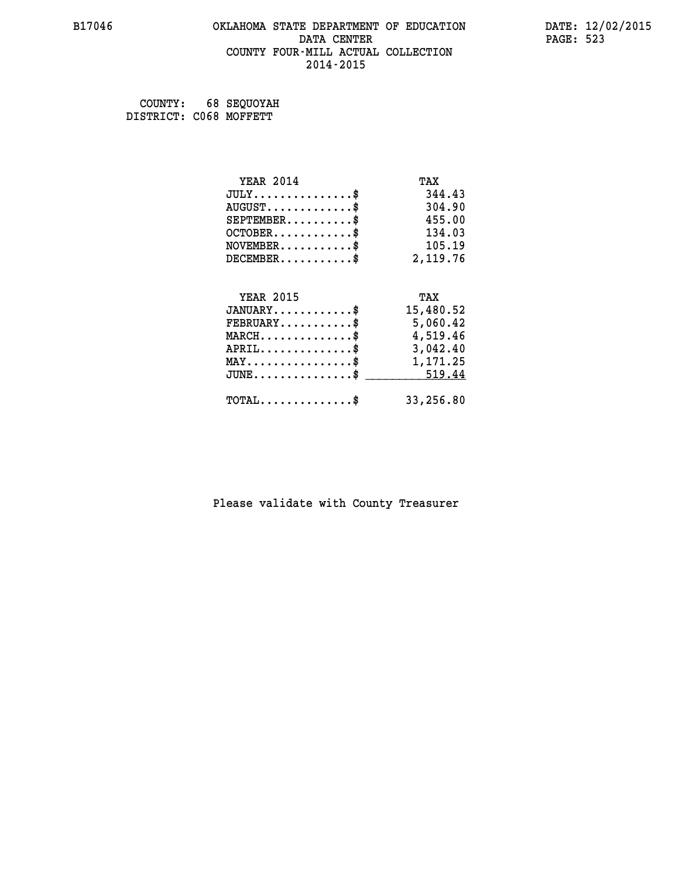# OKLAHOMA STATE DEPARTMENT OF EDUCATION
## DATA CENTER
## COUNTY FOUR-MILL ACTUAL COLLECTION
## 2014-2015

COUNTY: 68 SEQUOYAH
DISTRICT: C068 MOFFETT

| YEAR 2014 | TAX |
|---|---|
| JULY..............$ | 344.43 |
| AUGUST............$ | 304.90 |
| SEPTEMBER.........$ | 455.00 |
| OCTOBER...........$ | 134.03 |
| NOVEMBER..........$ | 105.19 |
| DECEMBER..........$ | 2,119.76 |

| YEAR 2015 | TAX |
|---|---|
| JANUARY...........$ | 15,480.52 |
| FEBRUARY..........$ | 5,060.42 |
| MARCH.............$ | 4,519.46 |
| APRIL.............$ | 3,042.40 |
| MAY...............$ | 1,171.25 |
| JUNE..............$ | 519.44 |
| TOTAL.............$ | 33,256.80 |

Please validate with County Treasurer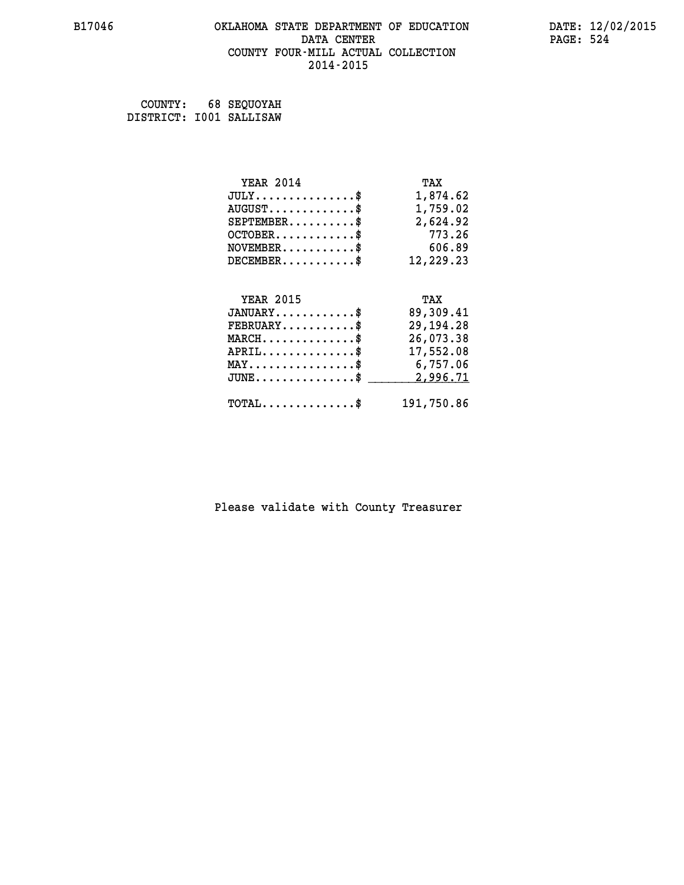# OKLAHOMA STATE DEPARTMENT OF EDUCATION
## DATA CENTER
## COUNTY FOUR-MILL ACTUAL COLLECTION
## 2014-2015

B17046 DATE: 12/02/2015

COUNTY: 68 SEQUOYAH
DISTRICT: I001 SALLISAW

| YEAR 2014 | TAX |
|---|---|
| JULY..............$ | 1,874.62 |
| AUGUST.............$ | 1,759.02 |
| SEPTEMBER..........$ | 2,624.92 |
| OCTOBER............$ | 773.26 |
| NOVEMBER...........$ | 606.89 |
| DECEMBER...........$ | 12,229.23 |

| YEAR 2015 | TAX |
|---|---|
| JANUARY............$ | 89,309.41 |
| FEBRUARY...........$ | 29,194.28 |
| MARCH..............$ | 26,073.38 |
| APRIL..............$ | 17,552.08 |
| MAY................$ | 6,757.06 |
| JUNE...............$ | 2,996.71 |
| TOTAL..............$ | 191,750.86 |

Please validate with County Treasurer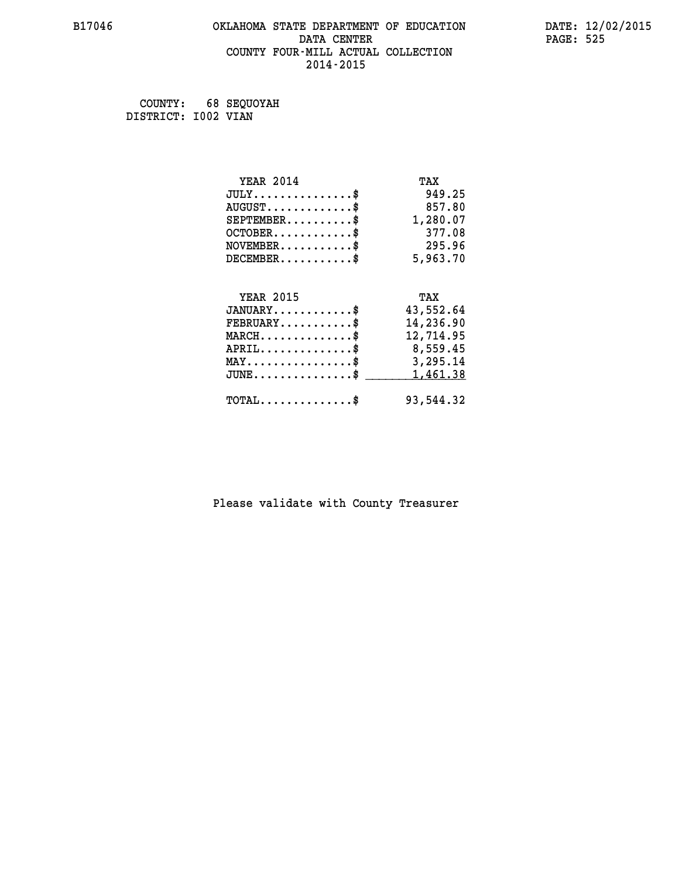# OKLAHOMA STATE DEPARTMENT OF EDUCATION
## DATA CENTER
## COUNTY FOUR-MILL ACTUAL COLLECTION
## 2014-2015

COUNTY: 68 SEQUOYAH
DISTRICT: I002 VIAN

| YEAR 2014 | TAX |
|---|---|
| JULY..............$ | 949.25 |
| AUGUST............$ | 857.80 |
| SEPTEMBER.........$ | 1,280.07 |
| OCTOBER...........$ | 377.08 |
| NOVEMBER..........$ | 295.96 |
| DECEMBER..........$ | 5,963.70 |

| YEAR 2015 | TAX |
|---|---|
| JANUARY...........$ | 43,552.64 |
| FEBRUARY..........$ | 14,236.90 |
| MARCH.............$ | 12,714.95 |
| APRIL.............$ | 8,559.45 |
| MAY...............$ | 3,295.14 |
| JUNE..............$ | 1,461.38 |
| TOTAL.............$ | 93,544.32 |

Please validate with County Treasurer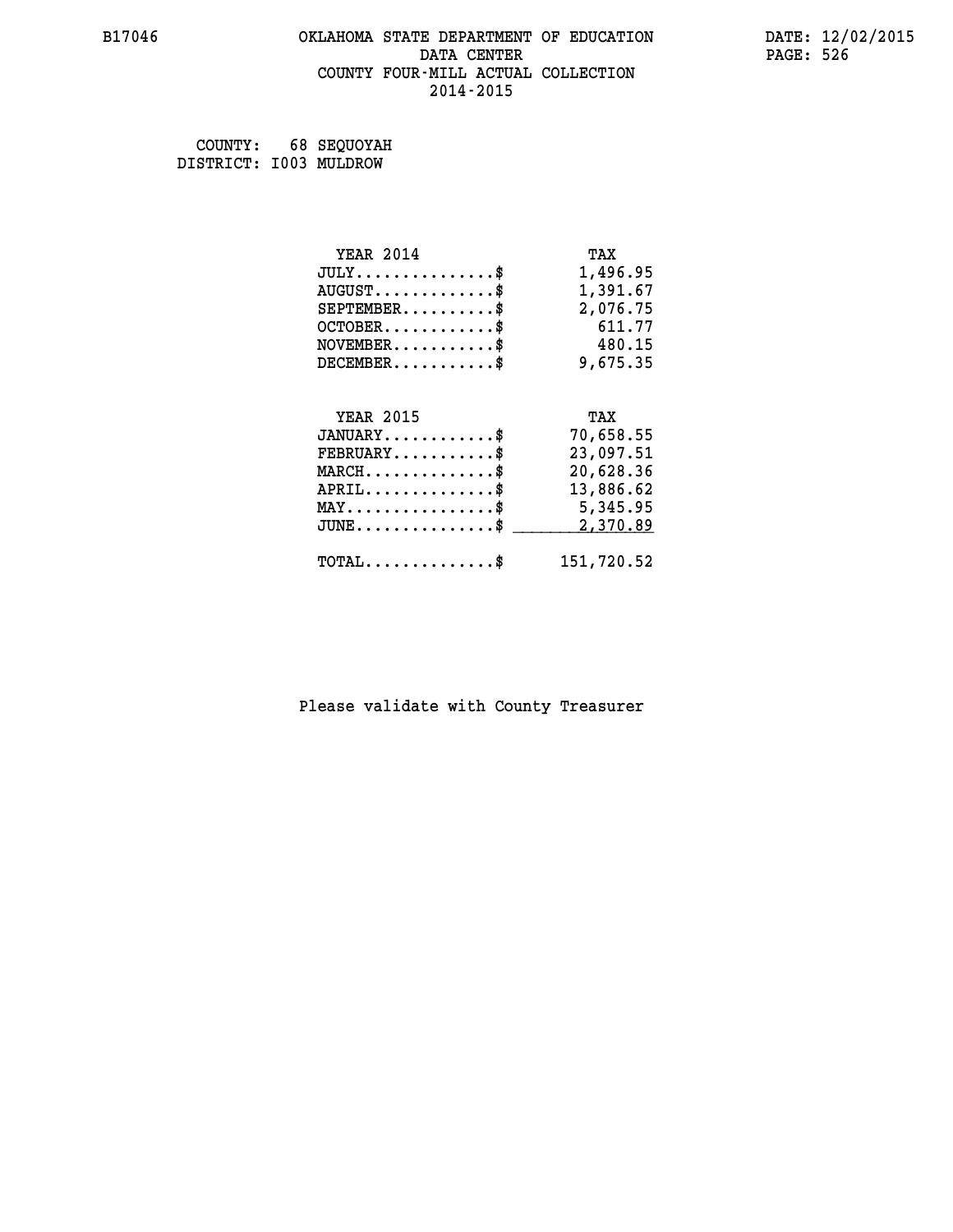# OKLAHOMA STATE DEPARTMENT OF EDUCATION
## DATA CENTER
## COUNTY FOUR-MILL ACTUAL COLLECTION
## 2014-2015

B17046

DATE: 12/02/2015

COUNTY: 68 SEQUOYAH
DISTRICT: I003 MULDROW

| YEAR 2014 | TAX |
|---|---|
| JULY..............$ | 1,496.95 |
| AUGUST............$ | 1,391.67 |
| SEPTEMBER.........$ | 2,076.75 |
| OCTOBER...........$ | 611.77 |
| NOVEMBER..........$ | 480.15 |
| DECEMBER..........$ | 9,675.35 |

| YEAR 2015 | TAX |
|---|---|
| JANUARY...........$ | 70,658.55 |
| FEBRUARY..........$ | 23,097.51 |
| MARCH.............$ | 20,628.36 |
| APRIL.............$ | 13,886.62 |
| MAY...............$ | 5,345.95 |
| JUNE..............$ | 2,370.89 |
| TOTAL.............$ | 151,720.52 |

Please validate with County Treasurer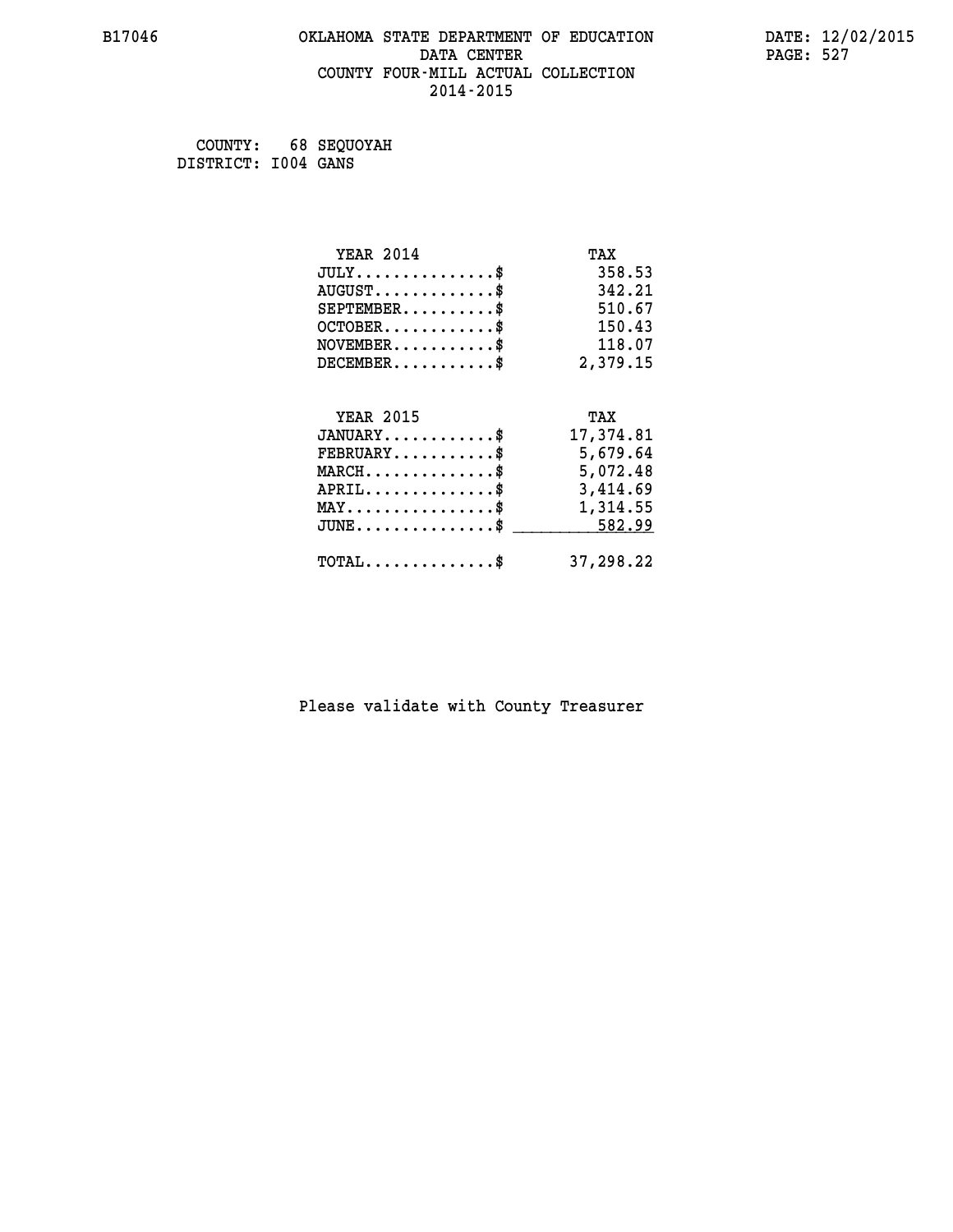B17046 OKLAHOMA STATE DEPARTMENT OF EDUCATION DATA CENTER COUNTY FOUR-MILL ACTUAL COLLECTION 2014-2015

DATE: 12/02/2015

COUNTY: 68 SEQUOYAH
DISTRICT: I004 GANS

| YEAR 2014 | TAX |
|---|---|
| JULY...............$ | 358.53 |
| AUGUST.............$ | 342.21 |
| SEPTEMBER..........$ | 510.67 |
| OCTOBER............$ | 150.43 |
| NOVEMBER...........$ | 118.07 |
| DECEMBER...........$ | 2,379.15 |

| YEAR 2015 | TAX |
|---|---|
| JANUARY............$ | 17,374.81 |
| FEBRUARY...........$ | 5,679.64 |
| MARCH..............$ | 5,072.48 |
| APRIL..............$ | 3,414.69 |
| MAY................$ | 1,314.55 |
| JUNE...............$ | 582.99 |
| TOTAL..............$ | 37,298.22 |

Please validate with County Treasurer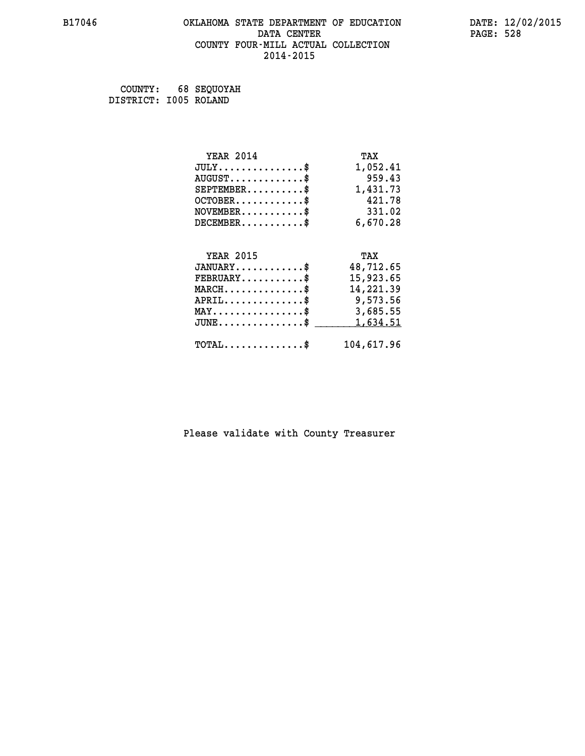# OKLAHOMA STATE DEPARTMENT OF EDUCATION
## DATA CENTER
## COUNTY FOUR-MILL ACTUAL COLLECTION
## 2014-2015

B17046

DATE: 12/02/2015

COUNTY: 68 SEQUOYAH
DISTRICT: I005 ROLAND

| YEAR 2014 | TAX |
|---|---|
| JULY...............$ | 1,052.41 |
| AUGUST.............$ | 959.43 |
| SEPTEMBER..........$ | 1,431.73 |
| OCTOBER............$ | 421.78 |
| NOVEMBER...........$ | 331.02 |
| DECEMBER...........$ | 6,670.28 |

| YEAR 2015 | TAX |
|---|---|
| JANUARY............$ | 48,712.65 |
| FEBRUARY...........$ | 15,923.65 |
| MARCH..............$ | 14,221.39 |
| APRIL..............$ | 9,573.56 |
| MAY................$ | 3,685.55 |
| JUNE...............$ | 1,634.51 |
| TOTAL..............$ | 104,617.96 |

Please validate with County Treasurer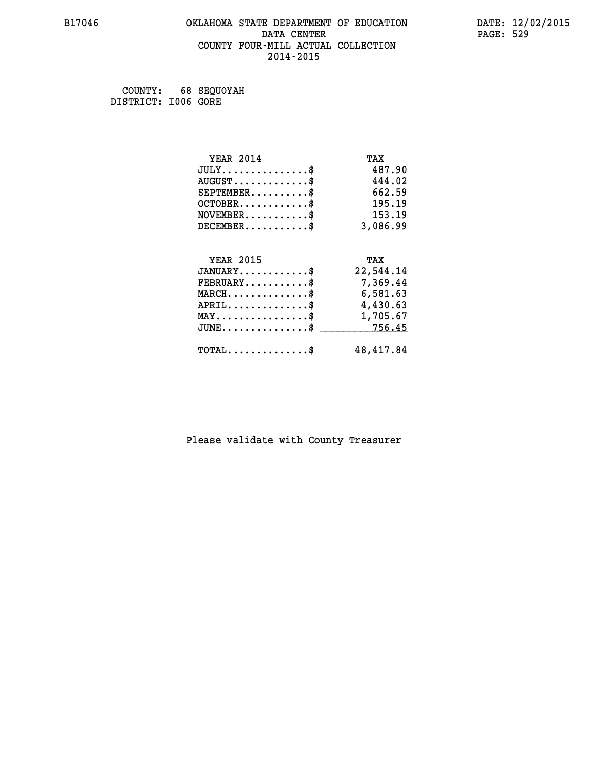# OKLAHOMA STATE DEPARTMENT OF EDUCATION
## DATA CENTER
## COUNTY FOUR-MILL ACTUAL COLLECTION
## 2014-2015

B17046 DATE: 12/02/2015

COUNTY: 68 SEQUOYAH
DISTRICT: I006 GORE

| YEAR 2014 | TAX |
|---|---|
| JULY...............$ | 487.90 |
| AUGUST.............$ | 444.02 |
| SEPTEMBER..........$ | 662.59 |
| OCTOBER............$ | 195.19 |
| NOVEMBER...........$ | 153.19 |
| DECEMBER...........$ | 3,086.99 |

| YEAR 2015 | TAX |
|---|---|
| JANUARY............$ | 22,544.14 |
| FEBRUARY...........$ | 7,369.44 |
| MARCH..............$ | 6,581.63 |
| APRIL..............$ | 4,430.63 |
| MAY................$ | 1,705.67 |
| JUNE...............$ | 756.45 |
| TOTAL..............$ | 48,417.84 |

Please validate with County Treasurer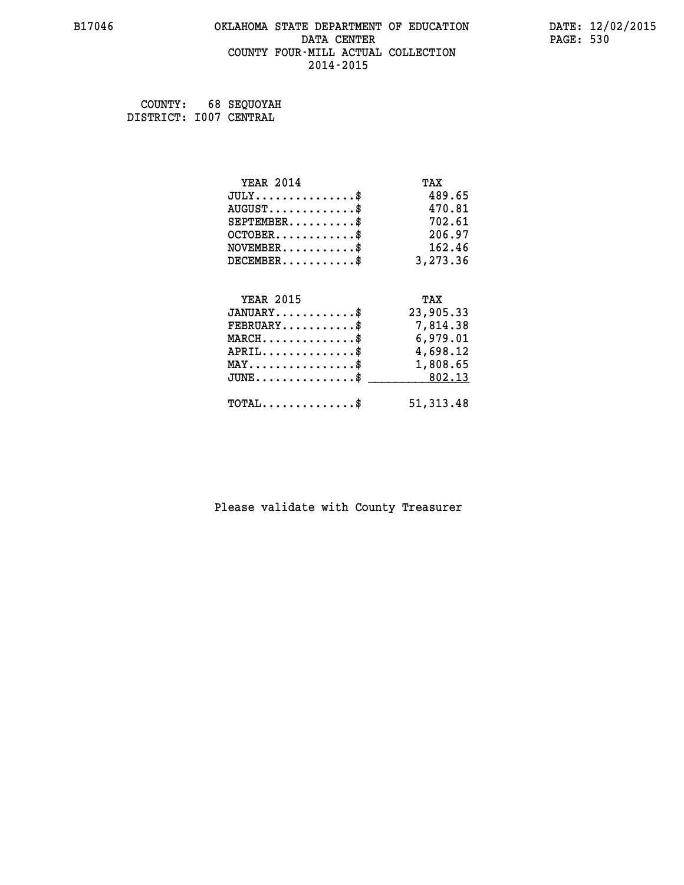# OKLAHOMA STATE DEPARTMENT OF EDUCATION
## DATA CENTER
## COUNTY FOUR-MILL ACTUAL COLLECTION
## 2014-2015

COUNTY: 68 SEQUOYAH
DISTRICT: I007 CENTRAL

| YEAR 2014 | TAX |
|---|---|
| JULY...............$ | 489.65 |
| AUGUST.............$ | 470.81 |
| SEPTEMBER..........$ | 702.61 |
| OCTOBER............$ | 206.97 |
| NOVEMBER...........$ | 162.46 |
| DECEMBER...........$ | 3,273.36 |

| YEAR 2015 | TAX |
|---|---|
| JANUARY............$ | 23,905.33 |
| FEBRUARY...........$ | 7,814.38 |
| MARCH..............$ | 6,979.01 |
| APRIL..............$ | 4,698.12 |
| MAY................$ | 1,808.65 |
| JUNE...............$ | 802.13 |
| TOTAL..............$ | 51,313.48 |

Please validate with County Treasurer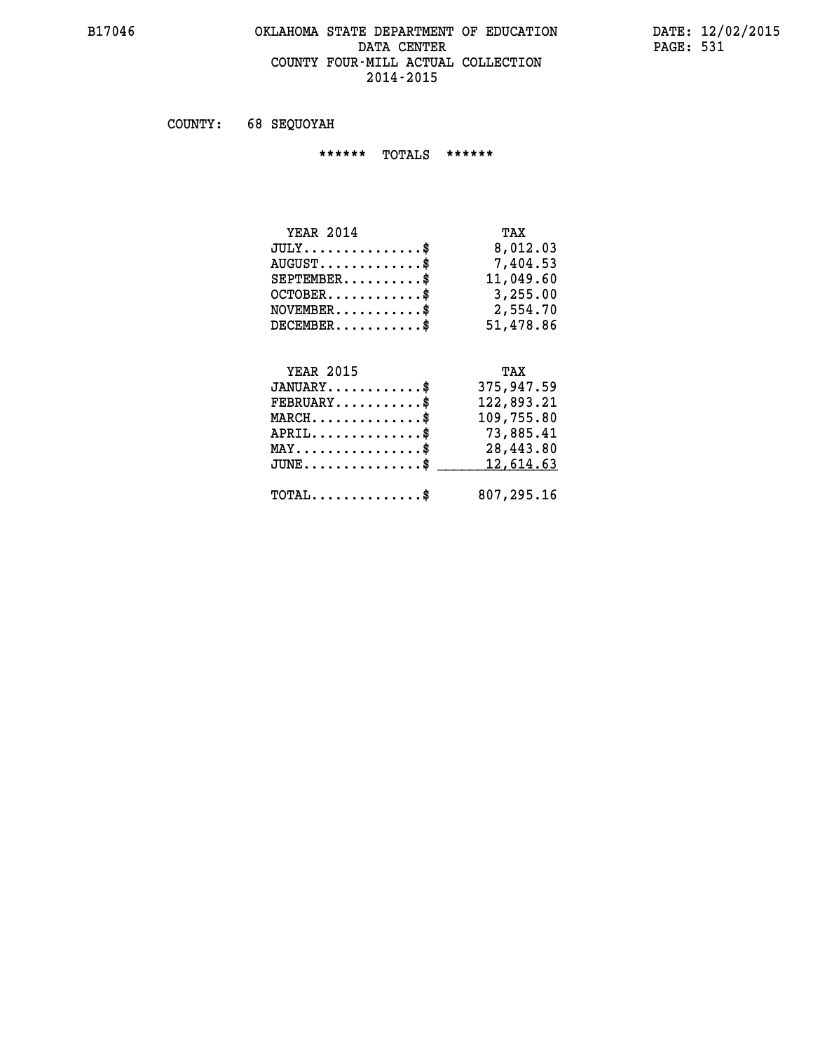# OKLAHOMA STATE DEPARTMENT OF EDUCATION
## DATA CENTER
## COUNTY FOUR-MILL ACTUAL COLLECTION
## 2014-2015

B17046 DATE: 12/02/2015

COUNTY: 68 SEQUOYAH

****** TOTALS ******

| YEAR 2014 | TAX |
|---|---|
| JULY...............$ | 8,012.03 |
| AUGUST.............$ | 7,404.53 |
| SEPTEMBER..........$ | 11,049.60 |
| OCTOBER............$ | 3,255.00 |
| NOVEMBER...........$ | 2,554.70 |
| DECEMBER...........$ | 51,478.86 |

| YEAR 2015 | TAX |
|---|---|
| JANUARY............$ | 375,947.59 |
| FEBRUARY...........$ | 122,893.21 |
| MARCH..............$ | 109,755.80 |
| APRIL..............$ | 73,885.41 |
| MAY................$ | 28,443.80 |
| JUNE...............$ | 12,614.63 |
| TOTAL..............$ | 807,295.16 |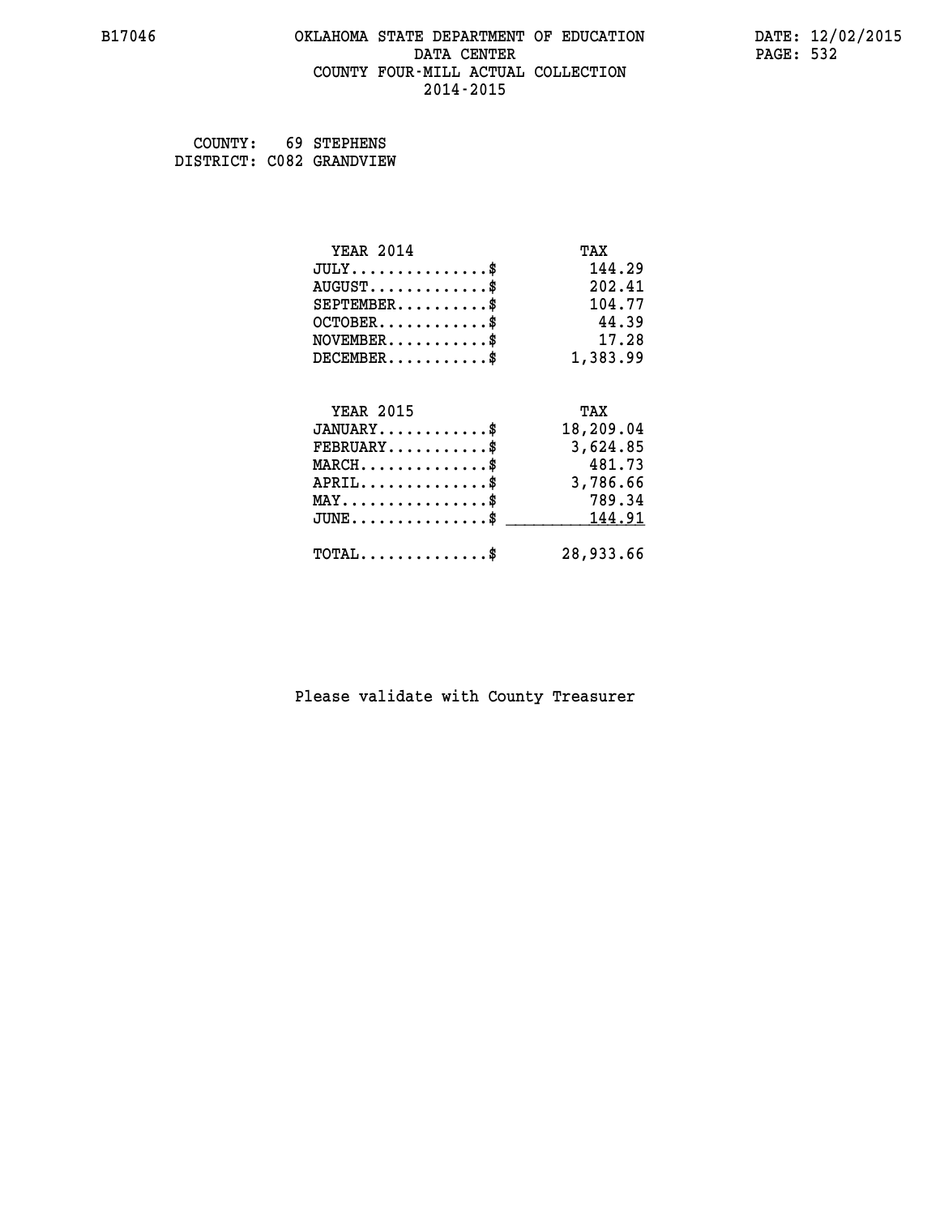# OKLAHOMA STATE DEPARTMENT OF EDUCATION
## DATA CENTER
## COUNTY FOUR-MILL ACTUAL COLLECTION
## 2014-2015

B17046 DATE: 12/02/2015

COUNTY: 69 STEPHENS
DISTRICT: C082 GRANDVIEW

| YEAR 2014 | TAX |
|---|---|
| JULY..............$ | 144.29 |
| AUGUST............$ | 202.41 |
| SEPTEMBER.........$ | 104.77 |
| OCTOBER...........$ | 44.39 |
| NOVEMBER..........$ | 17.28 |
| DECEMBER..........$ | 1,383.99 |

| YEAR 2015 | TAX |
|---|---|
| JANUARY...........$ | 18,209.04 |
| FEBRUARY..........$ | 3,624.85 |
| MARCH.............$ | 481.73 |
| APRIL.............$ | 3,786.66 |
| MAY...............$ | 789.34 |
| JUNE..............$ | 144.91 |
| TOTAL.............$ | 28,933.66 |

Please validate with County Treasurer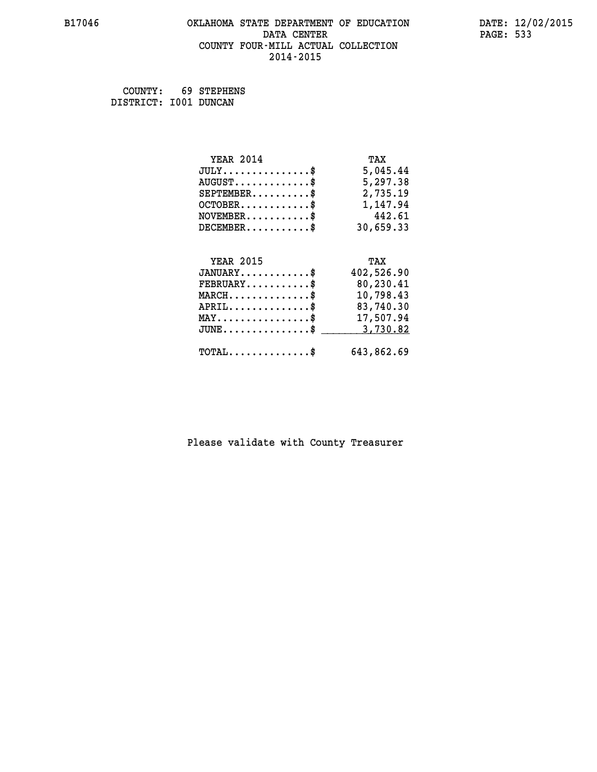B17046 OKLAHOMA STATE DEPARTMENT OF EDUCATION DATE: 12/02/2015
DATA CENTER
COUNTY FOUR-MILL ACTUAL COLLECTION
2014-2015

COUNTY: 69 STEPHENS
DISTRICT: I001 DUNCAN

| YEAR 2014 | TAX |
|---|---|
| JULY...............$ | 5,045.44 |
| AUGUST.............$ | 5,297.38 |
| SEPTEMBER..........$ | 2,735.19 |
| OCTOBER............$ | 1,147.94 |
| NOVEMBER...........$ | 442.61 |
| DECEMBER...........$ | 30,659.33 |

| YEAR 2015 | TAX |
|---|---|
| JANUARY............$ | 402,526.90 |
| FEBRUARY...........$ | 80,230.41 |
| MARCH..............$ | 10,798.43 |
| APRIL..............$ | 83,740.30 |
| MAY................$ | 17,507.94 |
| JUNE...............$ | 3,730.82 |
| TOTAL..............$ | 643,862.69 |

Please validate with County Treasurer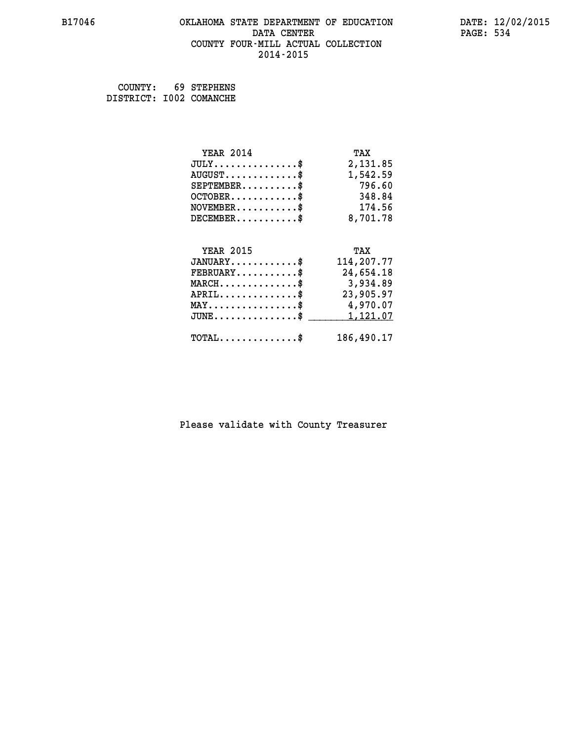# OKLAHOMA STATE DEPARTMENT OF EDUCATION
## DATA CENTER
## COUNTY FOUR-MILL ACTUAL COLLECTION
## 2014-2015

B17046

DATE: 12/02/2015

COUNTY: 69 STEPHENS
DISTRICT: I002 COMANCHE

| YEAR 2014 | TAX |
|---|---|
| JULY..............$ | 2,131.85 |
| AUGUST............$ | 1,542.59 |
| SEPTEMBER.........$ | 796.60 |
| OCTOBER...........$ | 348.84 |
| NOVEMBER..........$ | 174.56 |
| DECEMBER..........$ | 8,701.78 |

| YEAR 2015 | TAX |
|---|---|
| JANUARY...........$ | 114,207.77 |
| FEBRUARY..........$ | 24,654.18 |
| MARCH.............$ | 3,934.89 |
| APRIL.............$ | 23,905.97 |
| MAY...............$ | 4,970.07 |
| JUNE..............$ | 1,121.07 |
| TOTAL.............$ | 186,490.17 |

Please validate with County Treasurer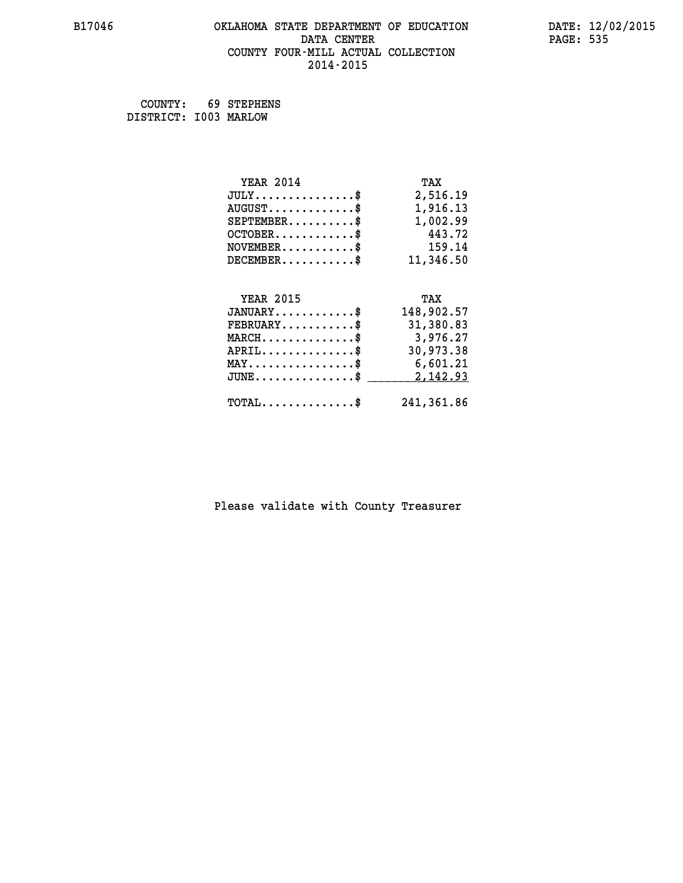COUNTY: 69 STEPHENS
DISTRICT: I003 MARLOW

| YEAR 2014 | TAX |
|---|---|
| JULY...............$ | 2,516.19 |
| AUGUST.............$ | 1,916.13 |
| SEPTEMBER..........$ | 1,002.99 |
| OCTOBER............$ | 443.72 |
| NOVEMBER...........$ | 159.14 |
| DECEMBER...........$ | 11,346.50 |

| YEAR 2015 | TAX |
|---|---|
| JANUARY............$ | 148,902.57 |
| FEBRUARY...........$ | 31,380.83 |
| MARCH..............$ | 3,976.27 |
| APRIL..............$ | 30,973.38 |
| MAY................$ | 6,601.21 |
| JUNE...............$ | 2,142.93 |
| TOTAL..............$ | 241,361.86 |

Please validate with County Treasurer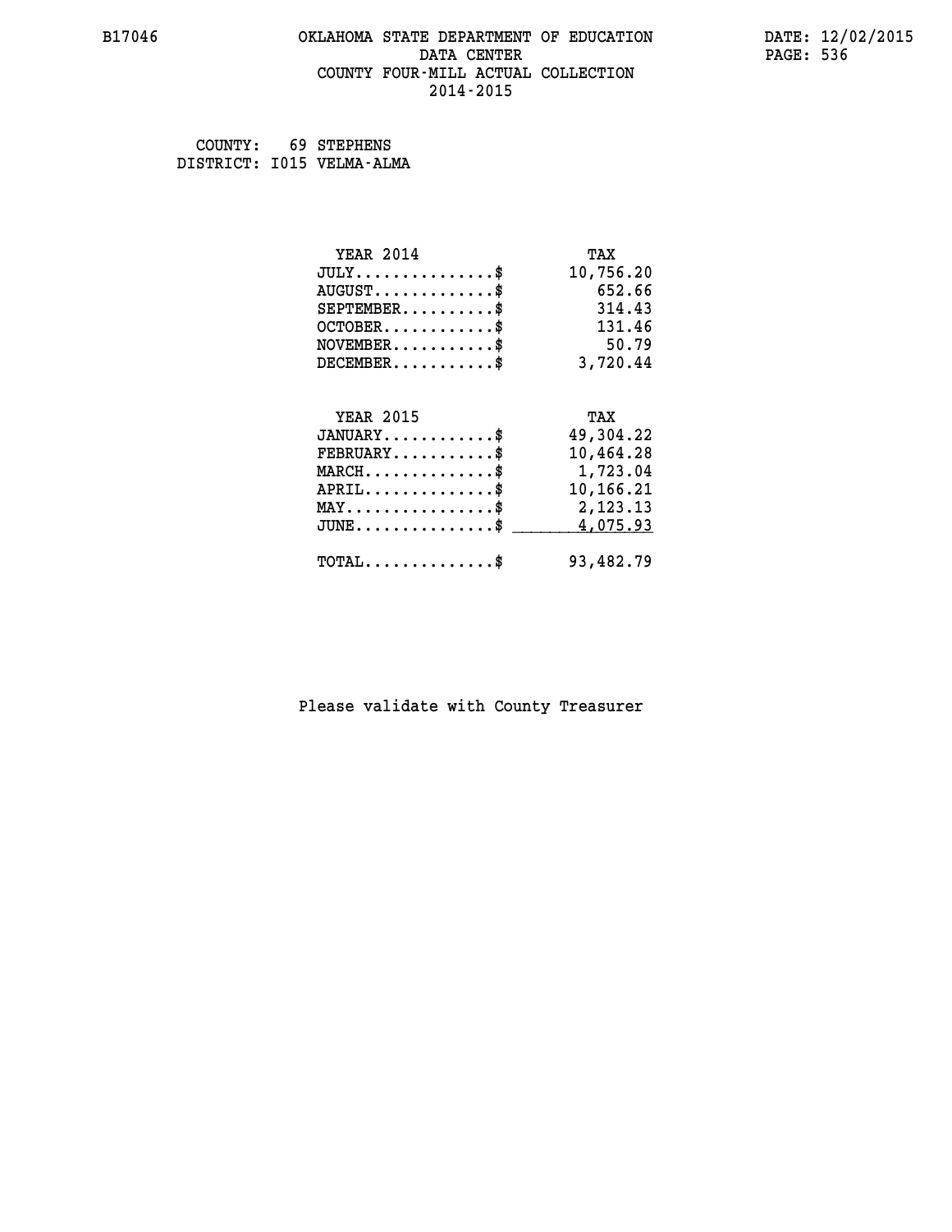B17046 OKLAHOMA STATE DEPARTMENT OF EDUCATION DATA CENTER COUNTY FOUR-MILL ACTUAL COLLECTION 2014-2015

DATE: 12/02/2015

COUNTY: 69 STEPHENS
DISTRICT: I015 VELMA-ALMA

| YEAR 2014 | TAX |
|---|---|
| JULY...............$ | 10,756.20 |
| AUGUST.............$ | 652.66 |
| SEPTEMBER..........$ | 314.43 |
| OCTOBER............$ | 131.46 |
| NOVEMBER...........$ | 50.79 |
| DECEMBER...........$ | 3,720.44 |

| YEAR 2015 | TAX |
|---|---|
| JANUARY............$ | 49,304.22 |
| FEBRUARY...........$ | 10,464.28 |
| MARCH..............$ | 1,723.04 |
| APRIL..............$ | 10,166.21 |
| MAY................$ | 2,123.13 |
| JUNE...............$ | 4,075.93 |
| TOTAL..............$ | 93,482.79 |

Please validate with County Treasurer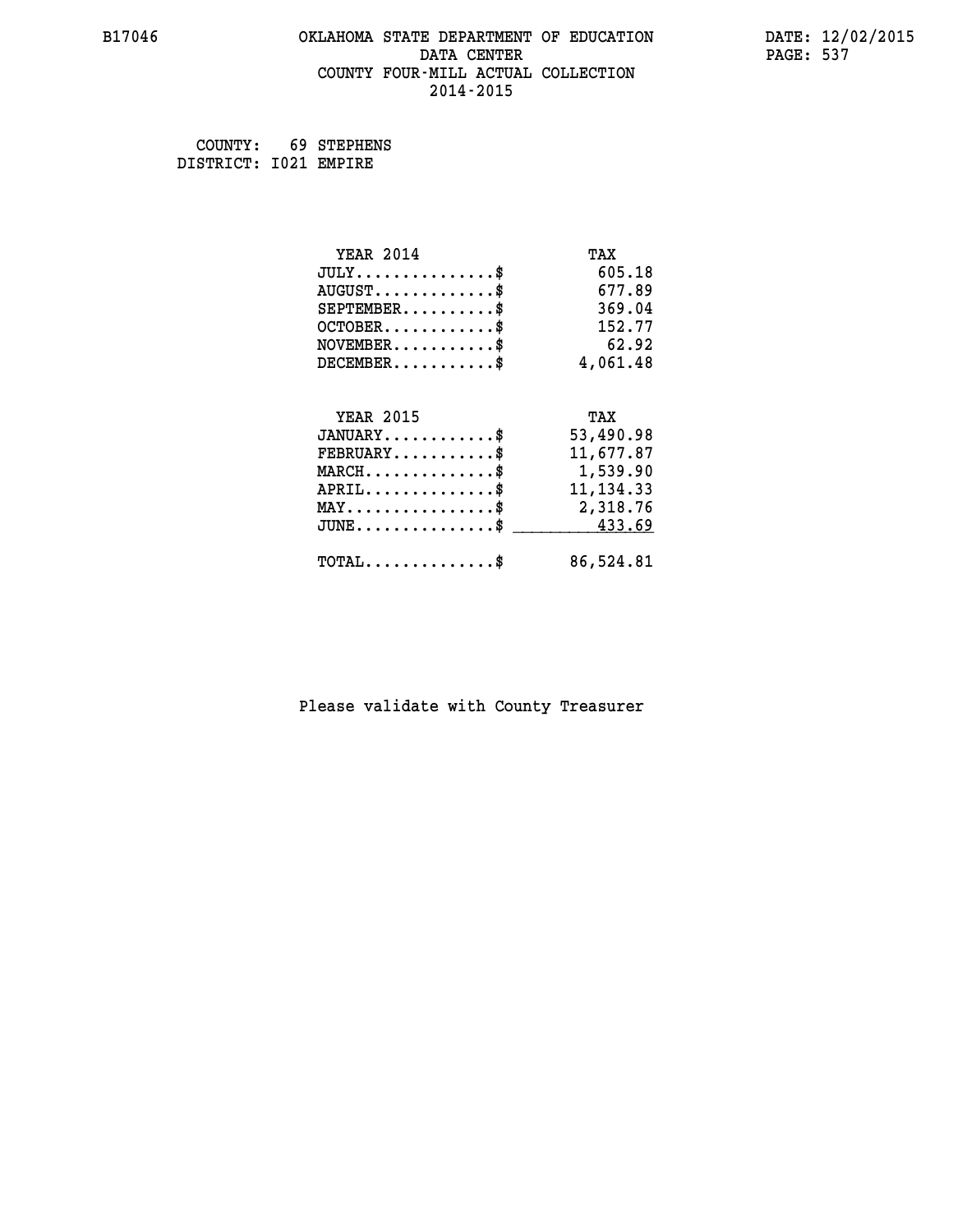COUNTY: 69 STEPHENS
DISTRICT: I021 EMPIRE

| YEAR 2014 | TAX |
|---|---|
| JULY...............$ | 605.18 |
| AUGUST.............$ | 677.89 |
| SEPTEMBER..........$ | 369.04 |
| OCTOBER............$ | 152.77 |
| NOVEMBER...........$ | 62.92 |
| DECEMBER...........$ | 4,061.48 |

| YEAR 2015 | TAX |
|---|---|
| JANUARY............$ | 53,490.98 |
| FEBRUARY...........$ | 11,677.87 |
| MARCH..............$ | 1,539.90 |
| APRIL..............$ | 11,134.33 |
| MAY................$ | 2,318.76 |
| JUNE...............$ | 433.69 |
| TOTAL..............$ | 86,524.81 |

Please validate with County Treasurer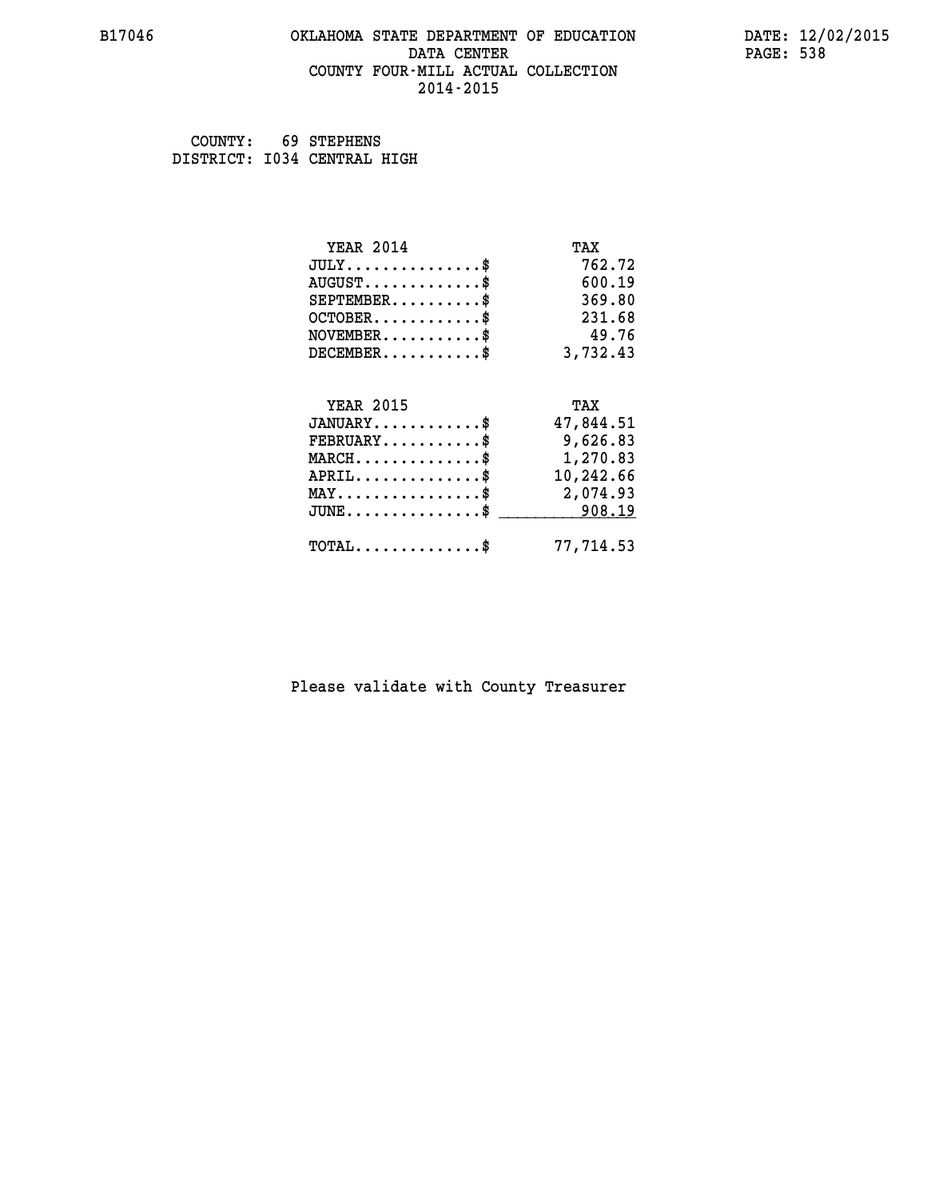# OKLAHOMA STATE DEPARTMENT OF EDUCATION
## DATA CENTER
## COUNTY FOUR-MILL ACTUAL COLLECTION
## 2014-2015

B17046

DATE: 12/02/2015

COUNTY: 69 STEPHENS
DISTRICT: I034 CENTRAL HIGH

| YEAR 2014 | TAX |
|---|---|
| JULY...............$ | 762.72 |
| AUGUST.............$ | 600.19 |
| SEPTEMBER..........$ | 369.80 |
| OCTOBER............$ | 231.68 |
| NOVEMBER...........$ | 49.76 |
| DECEMBER...........$ | 3,732.43 |

| YEAR 2015 | TAX |
|---|---|
| JANUARY............$ | 47,844.51 |
| FEBRUARY...........$ | 9,626.83 |
| MARCH..............$ | 1,270.83 |
| APRIL..............$ | 10,242.66 |
| MAY................$ | 2,074.93 |
| JUNE...............$ | 908.19 |
| TOTAL..............$ | 77,714.53 |

Please validate with County Treasurer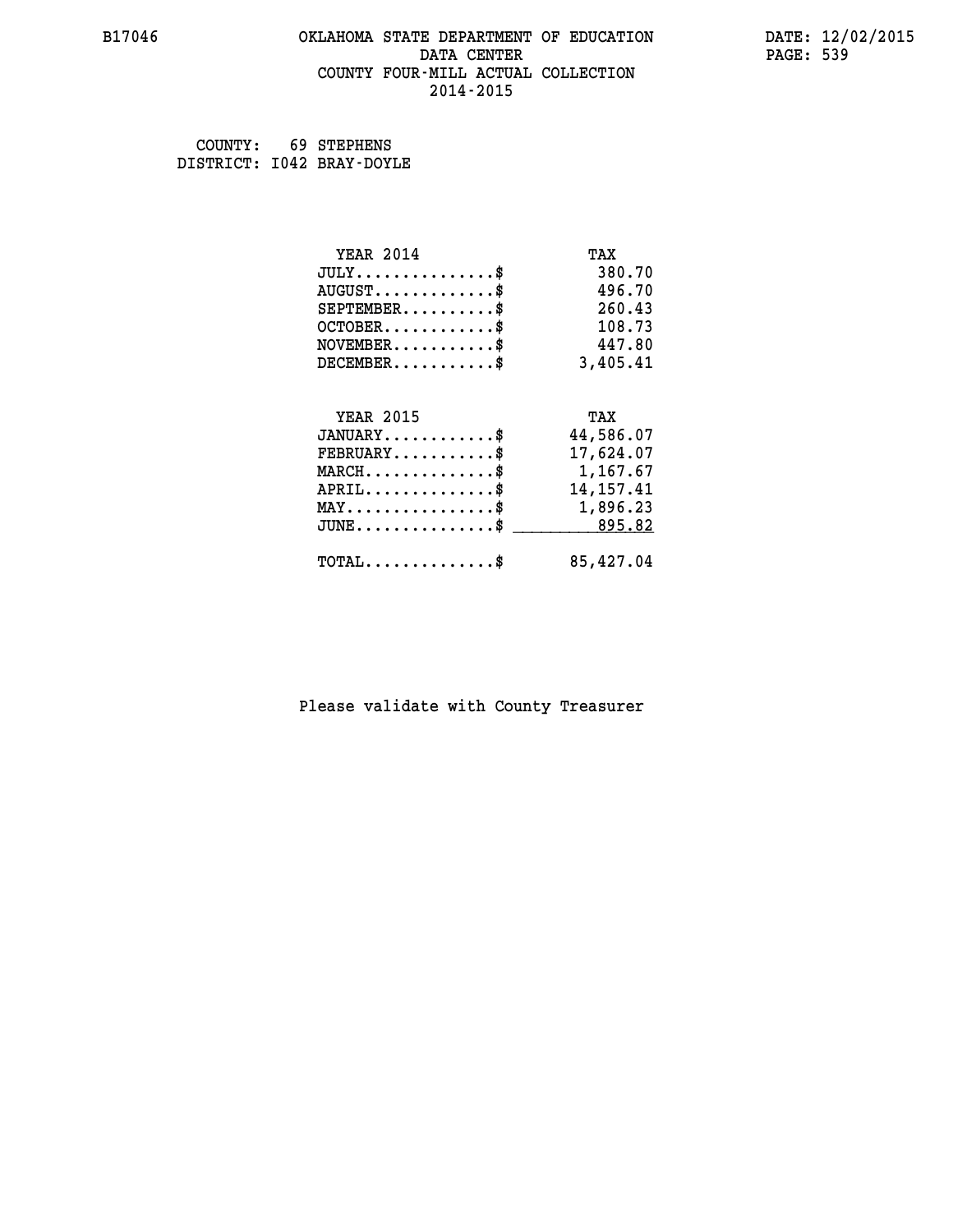# OKLAHOMA STATE DEPARTMENT OF EDUCATION
## DATA CENTER
## COUNTY FOUR-MILL ACTUAL COLLECTION
## 2014-2015

B17046 DATE: 12/02/2015

COUNTY: 69 STEPHENS
DISTRICT: I042 BRAY-DOYLE

| YEAR 2014 | TAX |
|---|---|
| JULY...............$ | 380.70 |
| AUGUST.............$ | 496.70 |
| SEPTEMBER..........$ | 260.43 |
| OCTOBER............$ | 108.73 |
| NOVEMBER...........$ | 447.80 |
| DECEMBER...........$ | 3,405.41 |

| YEAR 2015 | TAX |
|---|---|
| JANUARY............$ | 44,586.07 |
| FEBRUARY...........$ | 17,624.07 |
| MARCH..............$ | 1,167.67 |
| APRIL..............$ | 14,157.41 |
| MAY................$ | 1,896.23 |
| JUNE...............$ | 895.82 |
| TOTAL..............$ | 85,427.04 |

Please validate with County Treasurer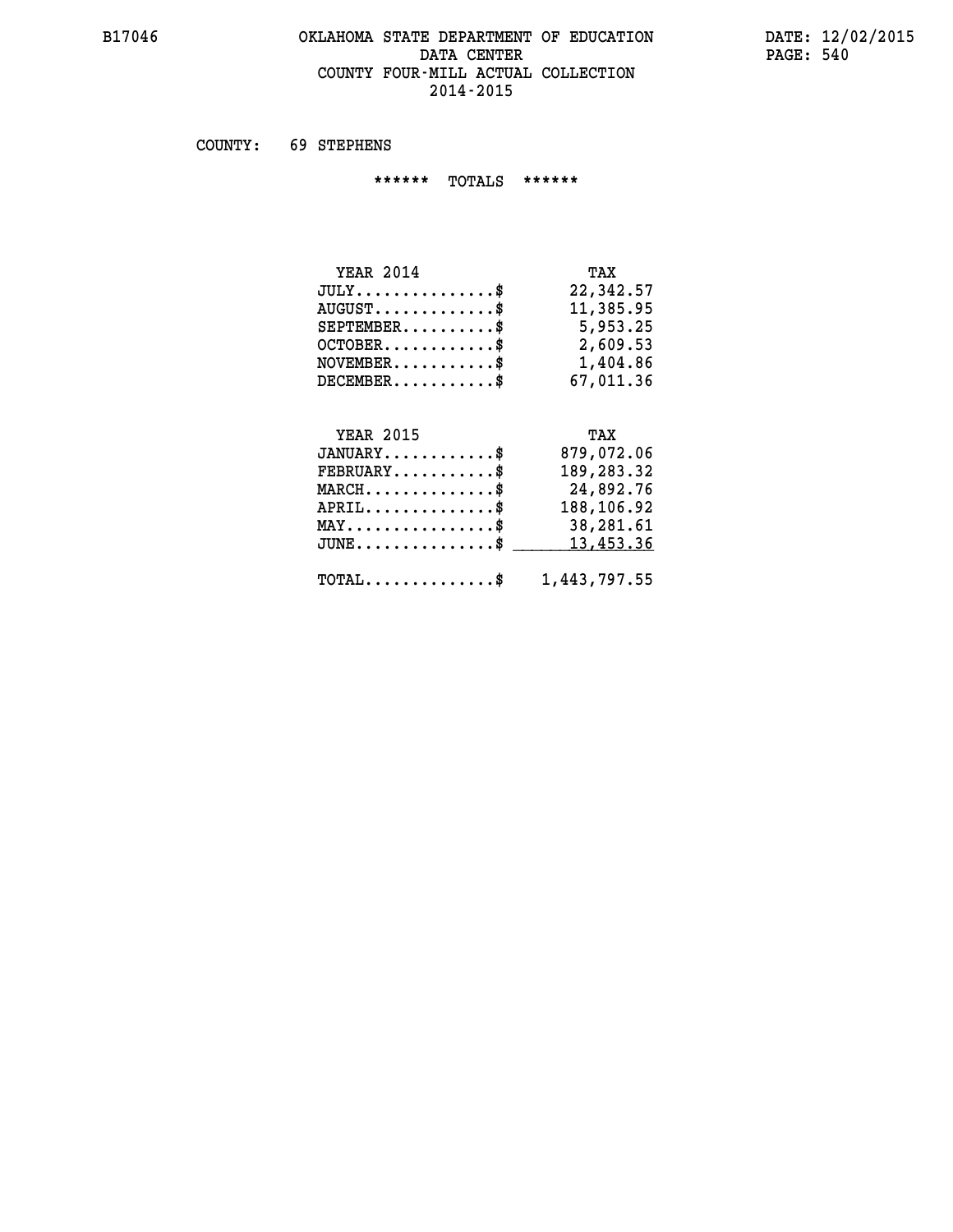# OKLAHOMA STATE DEPARTMENT OF EDUCATION
## DATA CENTER
## COUNTY FOUR-MILL ACTUAL COLLECTION
## 2014-2015

COUNTY: 69 STEPHENS

****** TOTALS ******

| YEAR 2014 | TAX |
|---|---|
| JULY...............$ | 22,342.57 |
| AUGUST.............$ | 11,385.95 |
| SEPTEMBER..........$ | 5,953.25 |
| OCTOBER............$ | 2,609.53 |
| NOVEMBER...........$ | 1,404.86 |
| DECEMBER...........$ | 67,011.36 |

| YEAR 2015 | TAX |
|---|---|
| JANUARY............$ | 879,072.06 |
| FEBRUARY...........$ | 189,283.32 |
| MARCH..............$ | 24,892.76 |
| APRIL..............$ | 188,106.92 |
| MAY................$ | 38,281.61 |
| JUNE...............$ | 13,453.36 |
| TOTAL..............$ | 1,443,797.55 |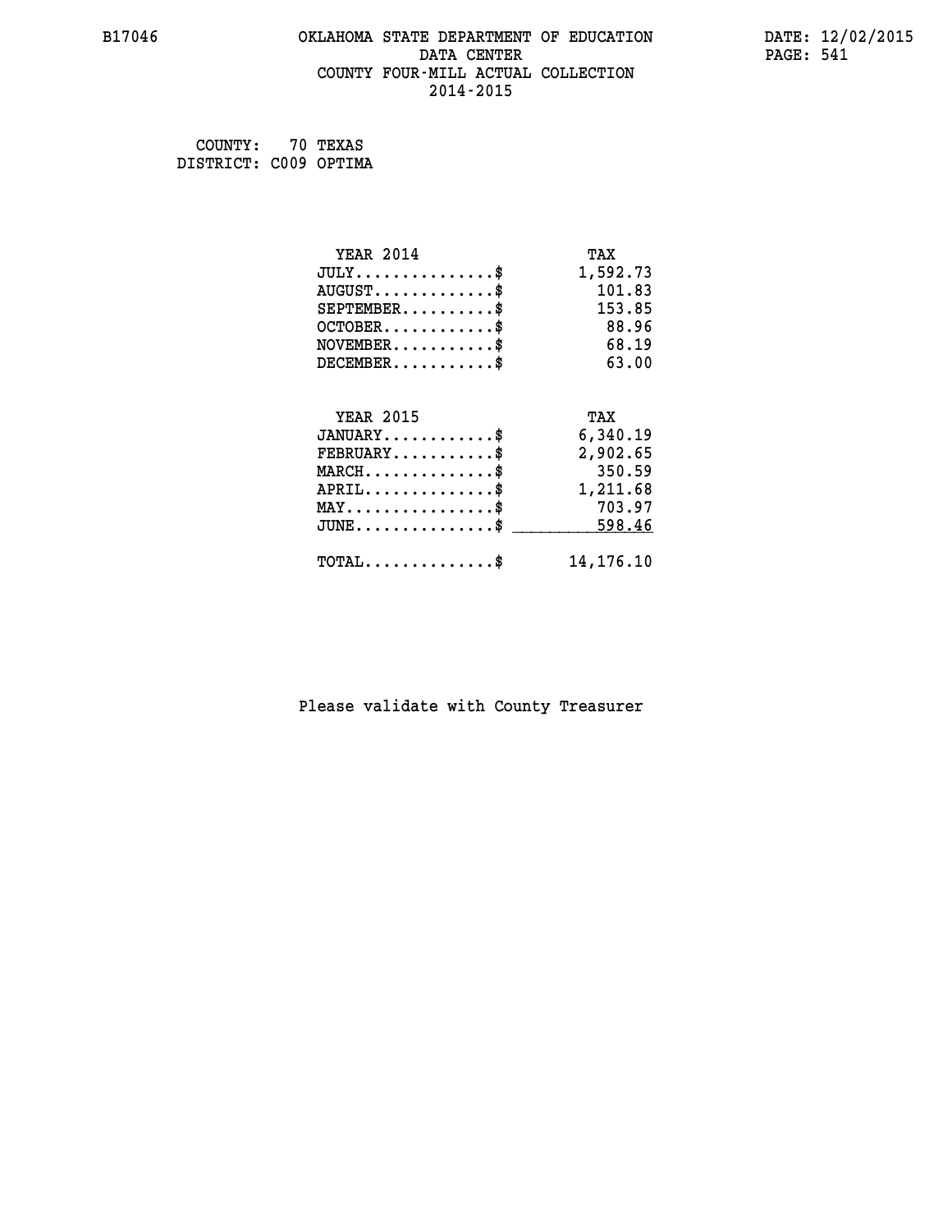B17046 OKLAHOMA STATE DEPARTMENT OF EDUCATION DATE: 12/02/2015

DATA CENTER

COUNTY FOUR-MILL ACTUAL COLLECTION

2014-2015

COUNTY: 70 TEXAS
DISTRICT: C009 OPTIMA

| YEAR 2014 | TAX |
|---|---|
| JULY..............$ | 1,592.73 |
| AUGUST............$ | 101.83 |
| SEPTEMBER.........$ | 153.85 |
| OCTOBER...........$ | 88.96 |
| NOVEMBER..........$ | 68.19 |
| DECEMBER..........$ | 63.00 |

| YEAR 2015 | TAX |
|---|---|
| JANUARY...........$ | 6,340.19 |
| FEBRUARY..........$ | 2,902.65 |
| MARCH.............$ | 350.59 |
| APRIL.............$ | 1,211.68 |
| MAY...............$ | 703.97 |
| JUNE..............$ | 598.46 |
| TOTAL.............$ | 14,176.10 |

Please validate with County Treasurer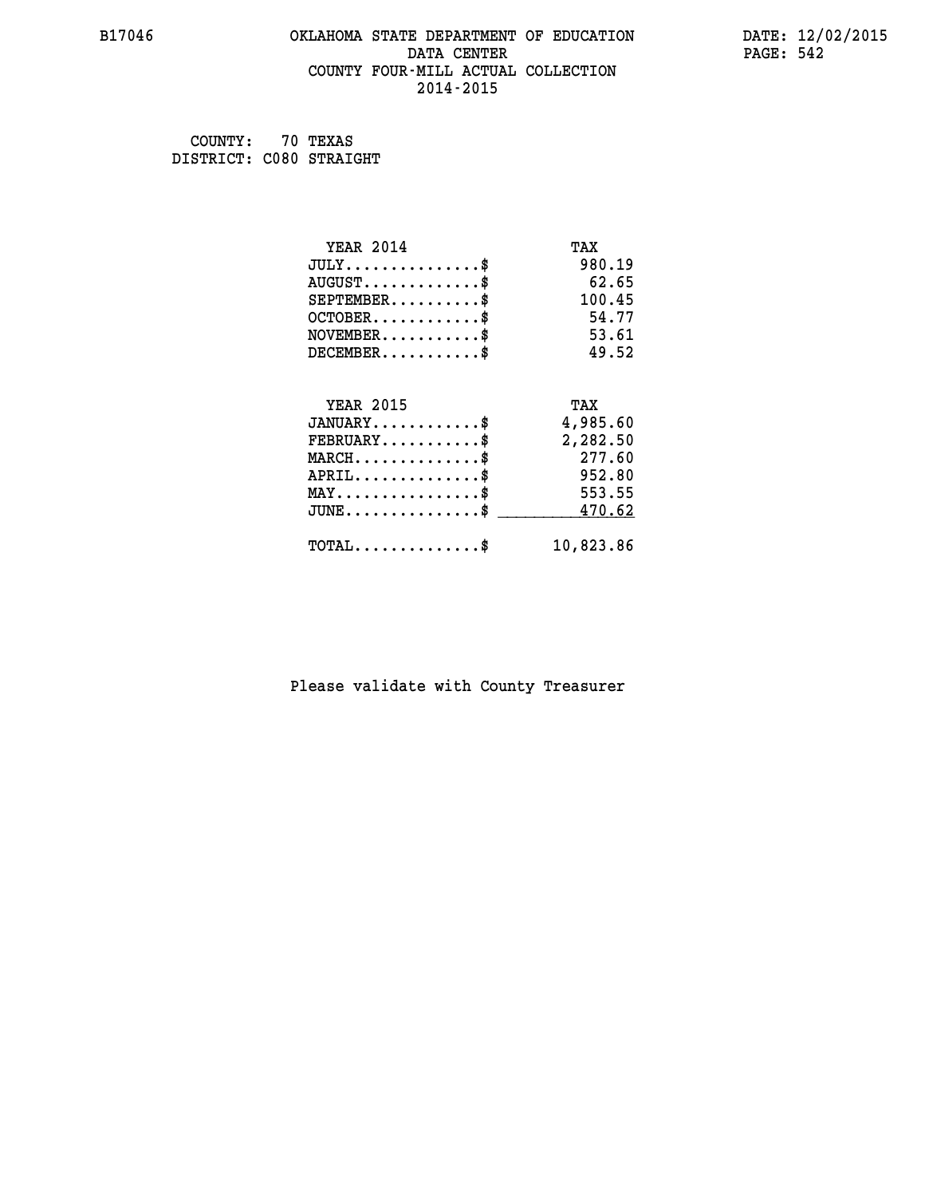B17046 OKLAHOMA STATE DEPARTMENT OF EDUCATION DATE: 12/02/2015

DATA CENTER

COUNTY FOUR-MILL ACTUAL COLLECTION

2014-2015

COUNTY: 70 TEXAS
DISTRICT: C080 STRAIGHT

| YEAR 2014 | TAX |
|---|---|
| JULY..............$ | 980.19 |
| AUGUST............$ | 62.65 |
| SEPTEMBER.........$ | 100.45 |
| OCTOBER...........$ | 54.77 |
| NOVEMBER..........$ | 53.61 |
| DECEMBER..........$ | 49.52 |

| YEAR 2015 | TAX |
|---|---|
| JANUARY...........$ | 4,985.60 |
| FEBRUARY..........$ | 2,282.50 |
| MARCH.............$ | 277.60 |
| APRIL.............$ | 952.80 |
| MAY...............$ | 553.55 |
| JUNE..............$ | 470.62 |
| TOTAL.............$ | 10,823.86 |

Please validate with County Treasurer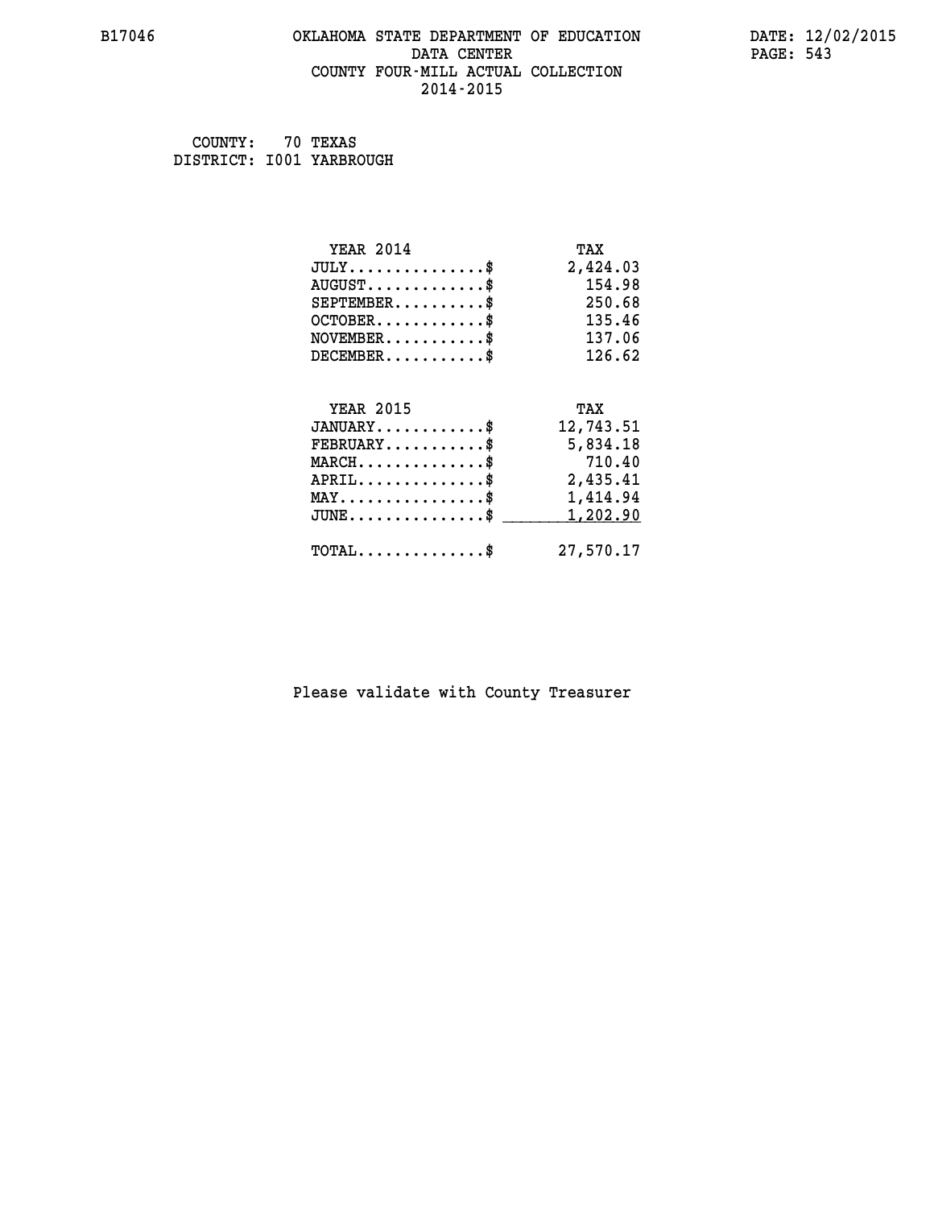B17046 OKLAHOMA STATE DEPARTMENT OF EDUCATION DATA CENTER COUNTY FOUR-MILL ACTUAL COLLECTION 2014-2015

DATE: 12/02/2015

COUNTY: 70 TEXAS
DISTRICT: I001 YARBROUGH

| YEAR 2014 | TAX |
|---|---|
| JULY..............$ | 2,424.03 |
| AUGUST............$ | 154.98 |
| SEPTEMBER..........$ | 250.68 |
| OCTOBER............$ | 135.46 |
| NOVEMBER...........$ | 137.06 |
| DECEMBER...........$ | 126.62 |

| YEAR 2015 | TAX |
|---|---|
| JANUARY............$ | 12,743.51 |
| FEBRUARY...........$ | 5,834.18 |
| MARCH..............$ | 710.40 |
| APRIL..............$ | 2,435.41 |
| MAY................$ | 1,414.94 |
| JUNE...............$ | 1,202.90 |
| TOTAL..............$ | 27,570.17 |

Please validate with County Treasurer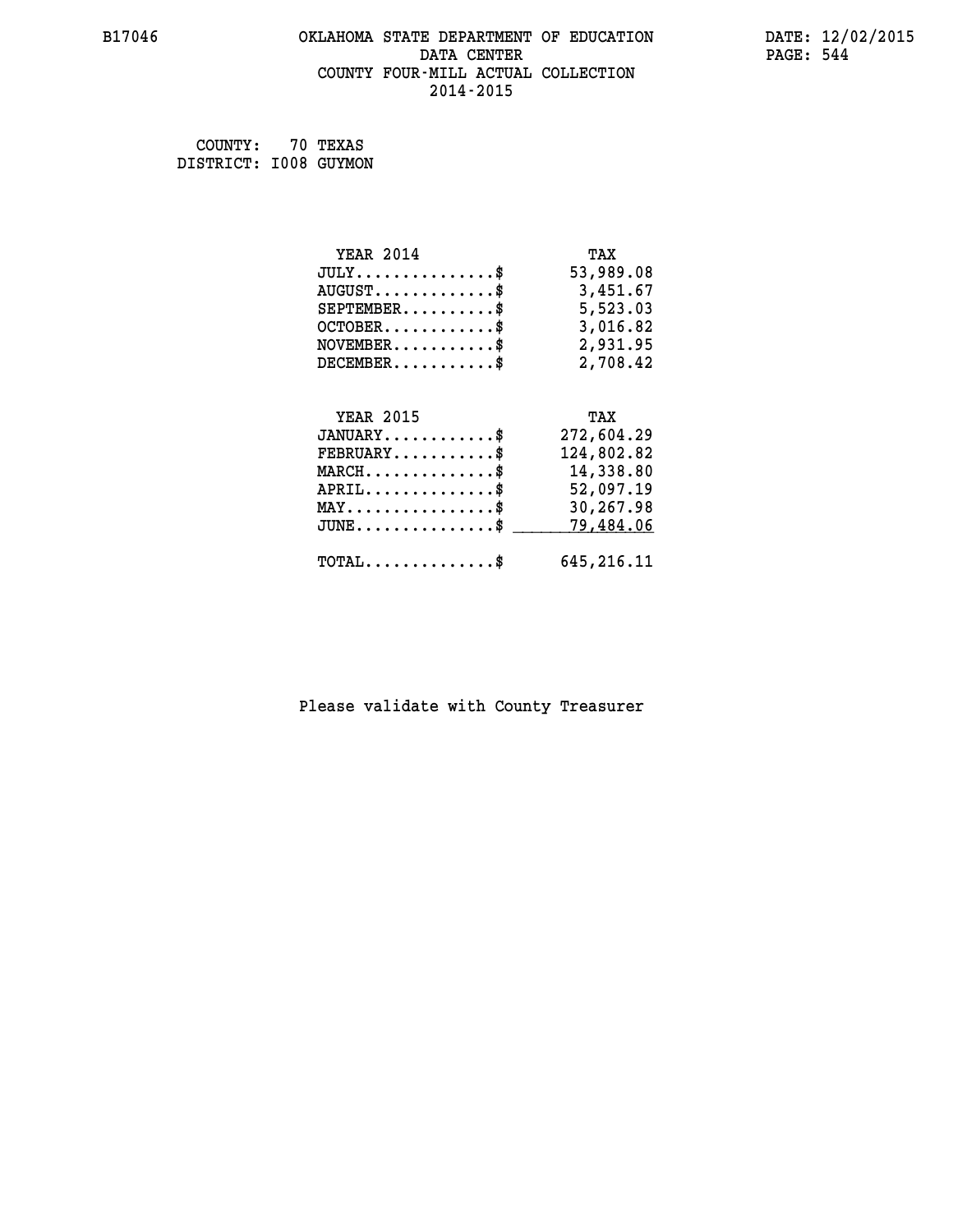B17046 OKLAHOMA STATE DEPARTMENT OF EDUCATION DATE: 12/02/2015

DATA CENTER PAGE: 544

COUNTY FOUR-MILL ACTUAL COLLECTION

2014-2015

COUNTY: 70 TEXAS
DISTRICT: I008 GUYMON

| YEAR 2014 | TAX |
|---|---|
| JULY...............$ | 53,989.08 |
| AUGUST.............$ | 3,451.67 |
| SEPTEMBER..........$ | 5,523.03 |
| OCTOBER............$ | 3,016.82 |
| NOVEMBER...........$ | 2,931.95 |
| DECEMBER...........$ | 2,708.42 |

| YEAR 2015 | TAX |
|---|---|
| JANUARY............$ | 272,604.29 |
| FEBRUARY...........$ | 124,802.82 |
| MARCH..............$ | 14,338.80 |
| APRIL..............$ | 52,097.19 |
| MAY................$ | 30,267.98 |
| JUNE...............$ | 79,484.06 |
| TOTAL..............$ | 645,216.11 |

Please validate with County Treasurer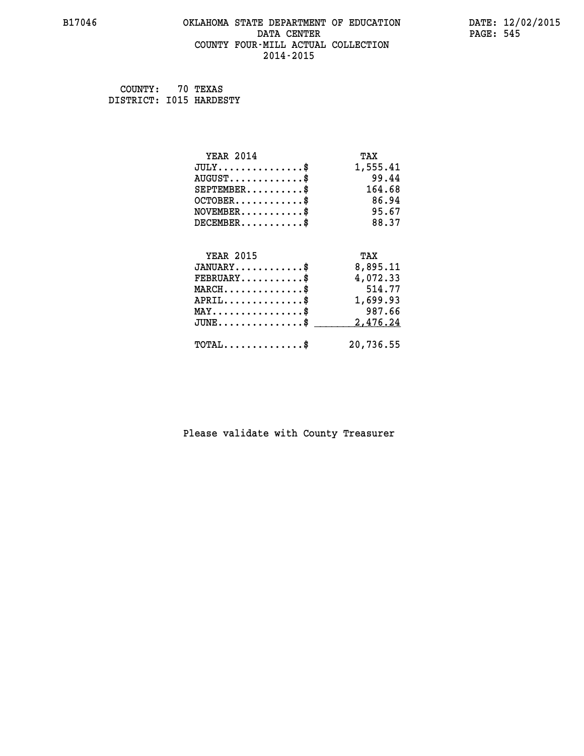B17046 OKLAHOMA STATE DEPARTMENT OF EDUCATION DATE: 12/02/2015

DATA CENTER

COUNTY FOUR-MILL ACTUAL COLLECTION

2014-2015

COUNTY: 70 TEXAS
DISTRICT: I015 HARDESTY

| YEAR 2014 | TAX |
|---|---|
| JULY...............$ | 1,555.41 |
| AUGUST.............$ | 99.44 |
| SEPTEMBER..........$ | 164.68 |
| OCTOBER............$ | 86.94 |
| NOVEMBER...........$ | 95.67 |
| DECEMBER...........$ | 88.37 |

| YEAR 2015 | TAX |
|---|---|
| JANUARY............$ | 8,895.11 |
| FEBRUARY...........$ | 4,072.33 |
| MARCH..............$ | 514.77 |
| APRIL..............$ | 1,699.93 |
| MAY................$ | 987.66 |
| JUNE...............$ | 2,476.24 |
| TOTAL..............$ | 20,736.55 |

Please validate with County Treasurer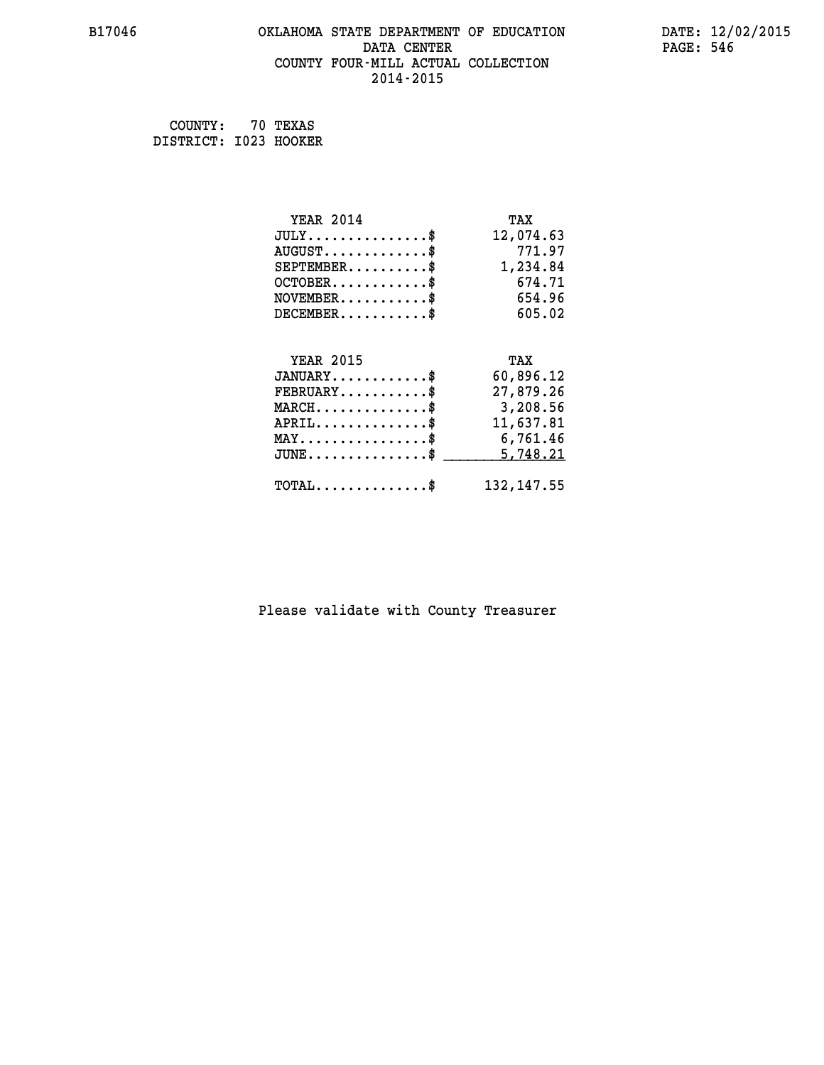# OKLAHOMA STATE DEPARTMENT OF EDUCATION
## DATA CENTER
## COUNTY FOUR-MILL ACTUAL COLLECTION
## 2014-2015

COUNTY: 70 TEXAS
DISTRICT: I023 HOOKER

| YEAR 2014 | TAX |
|---|---|
| JULY..............$ | 12,074.63 |
| AUGUST............$ | 771.97 |
| SEPTEMBER..........$ | 1,234.84 |
| OCTOBER...........$ | 674.71 |
| NOVEMBER..........$ | 654.96 |
| DECEMBER..........$ | 605.02 |

| YEAR 2015 | TAX |
|---|---|
| JANUARY...........$ | 60,896.12 |
| FEBRUARY..........$ | 27,879.26 |
| MARCH.............$ | 3,208.56 |
| APRIL.............$ | 11,637.81 |
| MAY...............$ | 6,761.46 |
| JUNE..............$ | 5,748.21 |
| TOTAL.............$ | 132,147.55 |

Please validate with County Treasurer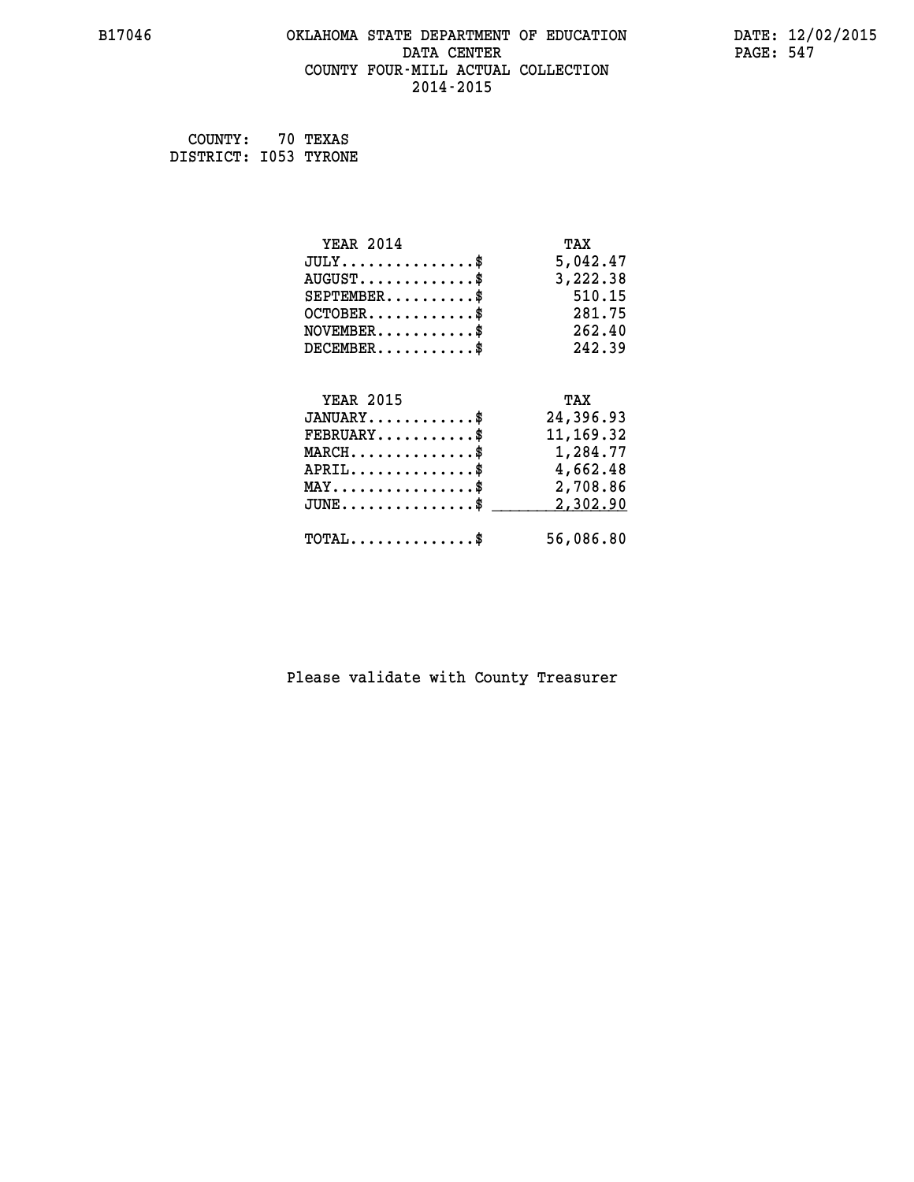B17046 OKLAHOMA STATE DEPARTMENT OF EDUCATION DATA CENTER COUNTY FOUR-MILL ACTUAL COLLECTION 2014-2015

DATE: 12/02/2015

COUNTY: 70 TEXAS
DISTRICT: I053 TYRONE

| YEAR 2014 | TAX |
|---|---|
| JULY..............$ | 5,042.47 |
| AUGUST.............$ | 3,222.38 |
| SEPTEMBER..........$ | 510.15 |
| OCTOBER............$ | 281.75 |
| NOVEMBER...........$ | 262.40 |
| DECEMBER...........$ | 242.39 |

| YEAR 2015 | TAX |
|---|---|
| JANUARY............$ | 24,396.93 |
| FEBRUARY...........$ | 11,169.32 |
| MARCH..............$ | 1,284.77 |
| APRIL..............$ | 4,662.48 |
| MAY................$ | 2,708.86 |
| JUNE...............$ | 2,302.90 |
| TOTAL..............$ | 56,086.80 |

Please validate with County Treasurer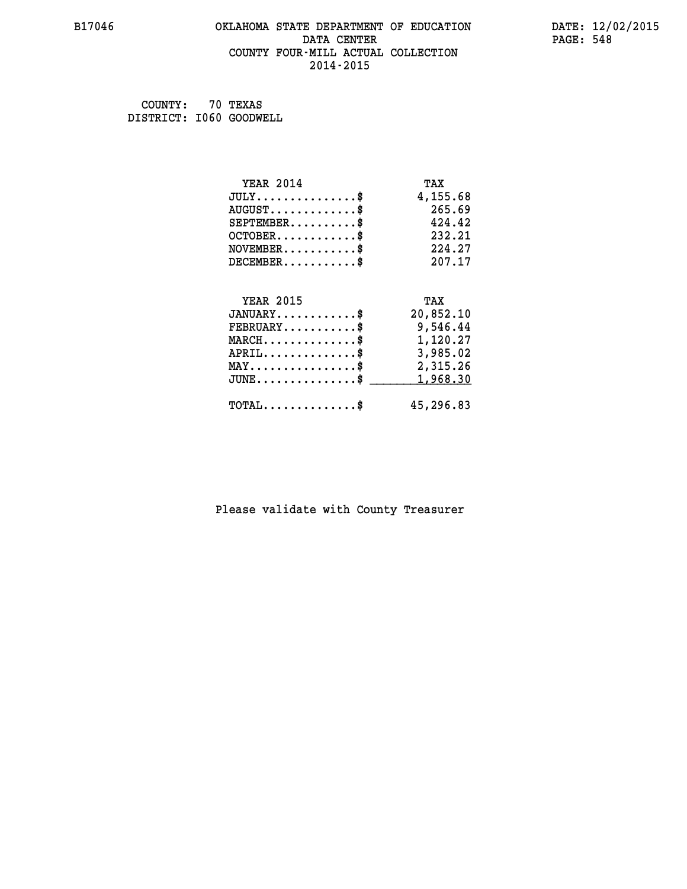B17046 OKLAHOMA STATE DEPARTMENT OF EDUCATION DATA CENTER COUNTY FOUR-MILL ACTUAL COLLECTION 2014-2015

DATE: 12/02/2015

COUNTY: 70 TEXAS
DISTRICT: I060 GOODWELL

| YEAR 2014 | TAX |
|---|---|
| JULY..............$ | 4,155.68 |
| AUGUST.............$ | 265.69 |
| SEPTEMBER..........$ | 424.42 |
| OCTOBER............$ | 232.21 |
| NOVEMBER...........$ | 224.27 |
| DECEMBER...........$ | 207.17 |

| YEAR 2015 | TAX |
|---|---|
| JANUARY............$ | 20,852.10 |
| FEBRUARY...........$ | 9,546.44 |
| MARCH..............$ | 1,120.27 |
| APRIL..............$ | 3,985.02 |
| MAY................$ | 2,315.26 |
| JUNE...............$ | 1,968.30 |
| TOTAL..............$ | 45,296.83 |

Please validate with County Treasurer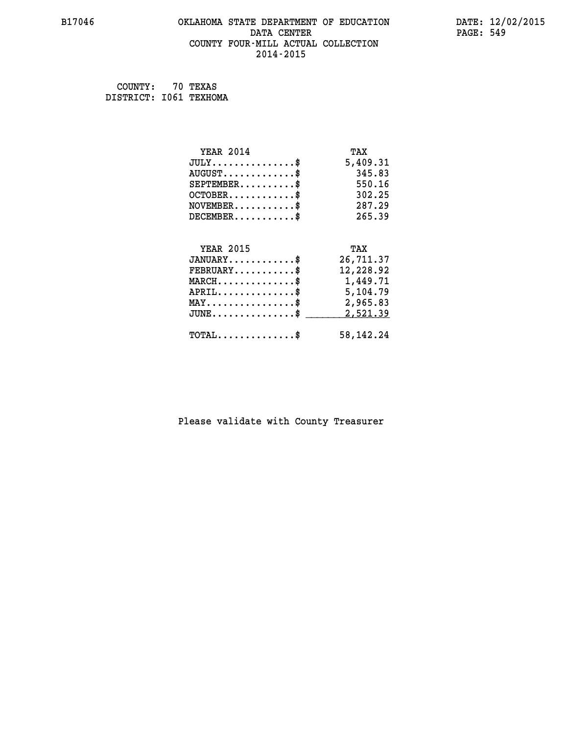B17046 OKLAHOMA STATE DEPARTMENT OF EDUCATION DATA CENTER COUNTY FOUR-MILL ACTUAL COLLECTION 2014-2015

DATE: 12/02/2015

COUNTY: 70 TEXAS
DISTRICT: I061 TEXHOMA

| YEAR 2014 | TAX |
|---|---|
| JULY..............$ | 5,409.31 |
| AUGUST............$ | 345.83 |
| SEPTEMBER..........$ | 550.16 |
| OCTOBER...........$ | 302.25 |
| NOVEMBER..........$ | 287.29 |
| DECEMBER..........$ | 265.39 |

| YEAR 2015 | TAX |
|---|---|
| JANUARY...........$ | 26,711.37 |
| FEBRUARY..........$ | 12,228.92 |
| MARCH.............$ | 1,449.71 |
| APRIL.............$ | 5,104.79 |
| MAY...............$ | 2,965.83 |
| JUNE..............$ | 2,521.39 |
| TOTAL.............$ | 58,142.24 |

Please validate with County Treasurer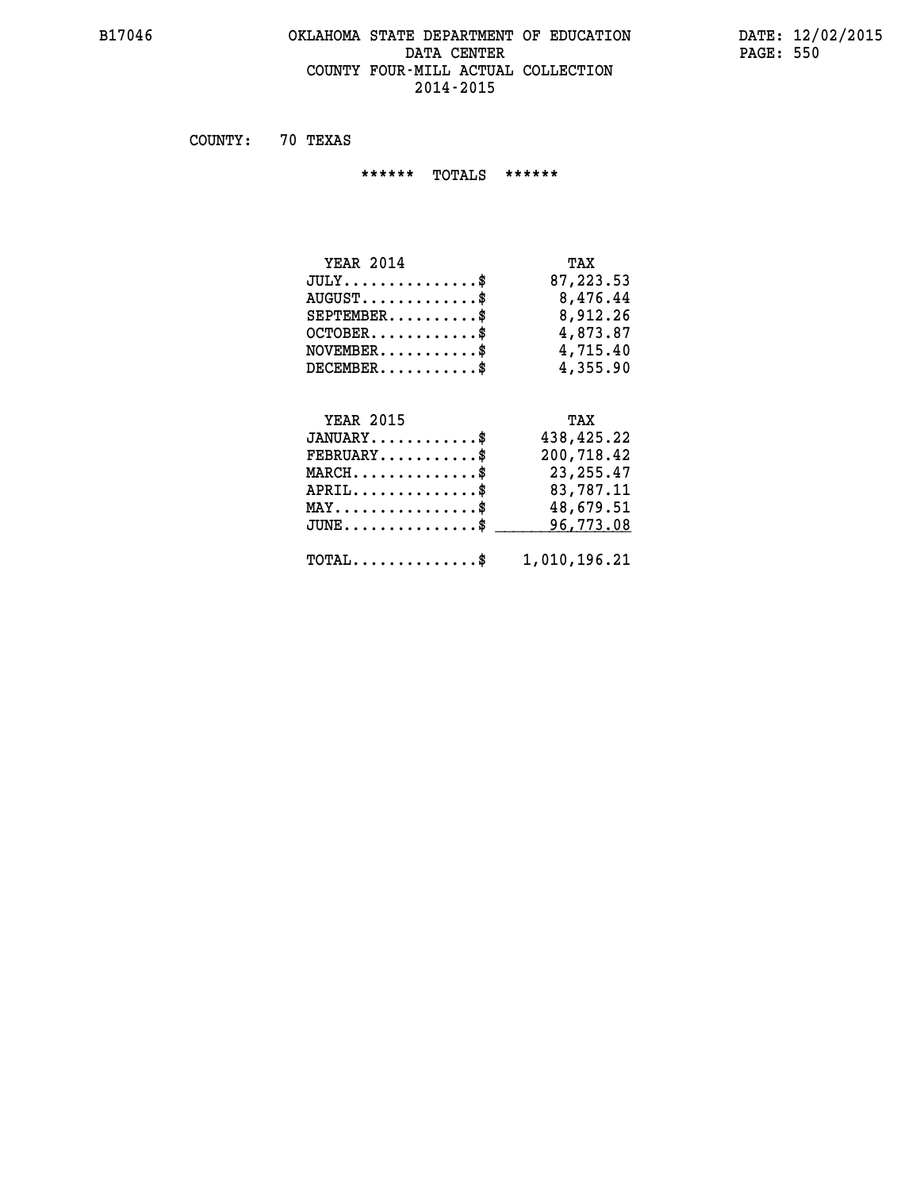B17046

# OKLAHOMA STATE DEPARTMENT OF EDUCATION
## DATA CENTER
## COUNTY FOUR-MILL ACTUAL COLLECTION
## 2014-2015

DATE: 12/02/2015

COUNTY: 70 TEXAS

****** TOTALS ******

| YEAR 2014 | TAX |
|---|---|
| JULY...............$ | 87,223.53 |
| AUGUST.............$ | 8,476.44 |
| SEPTEMBER..........$ | 8,912.26 |
| OCTOBER............$ | 4,873.87 |
| NOVEMBER...........$ | 4,715.40 |
| DECEMBER...........$ | 4,355.90 |

| YEAR 2015 | TAX |
|---|---|
| JANUARY............$ | 438,425.22 |
| FEBRUARY...........$ | 200,718.42 |
| MARCH..............$ | 23,255.47 |
| APRIL..............$ | 83,787.11 |
| MAY................$ | 48,679.51 |
| JUNE...............$ | 96,773.08 |
| TOTAL..............$ | 1,010,196.21 |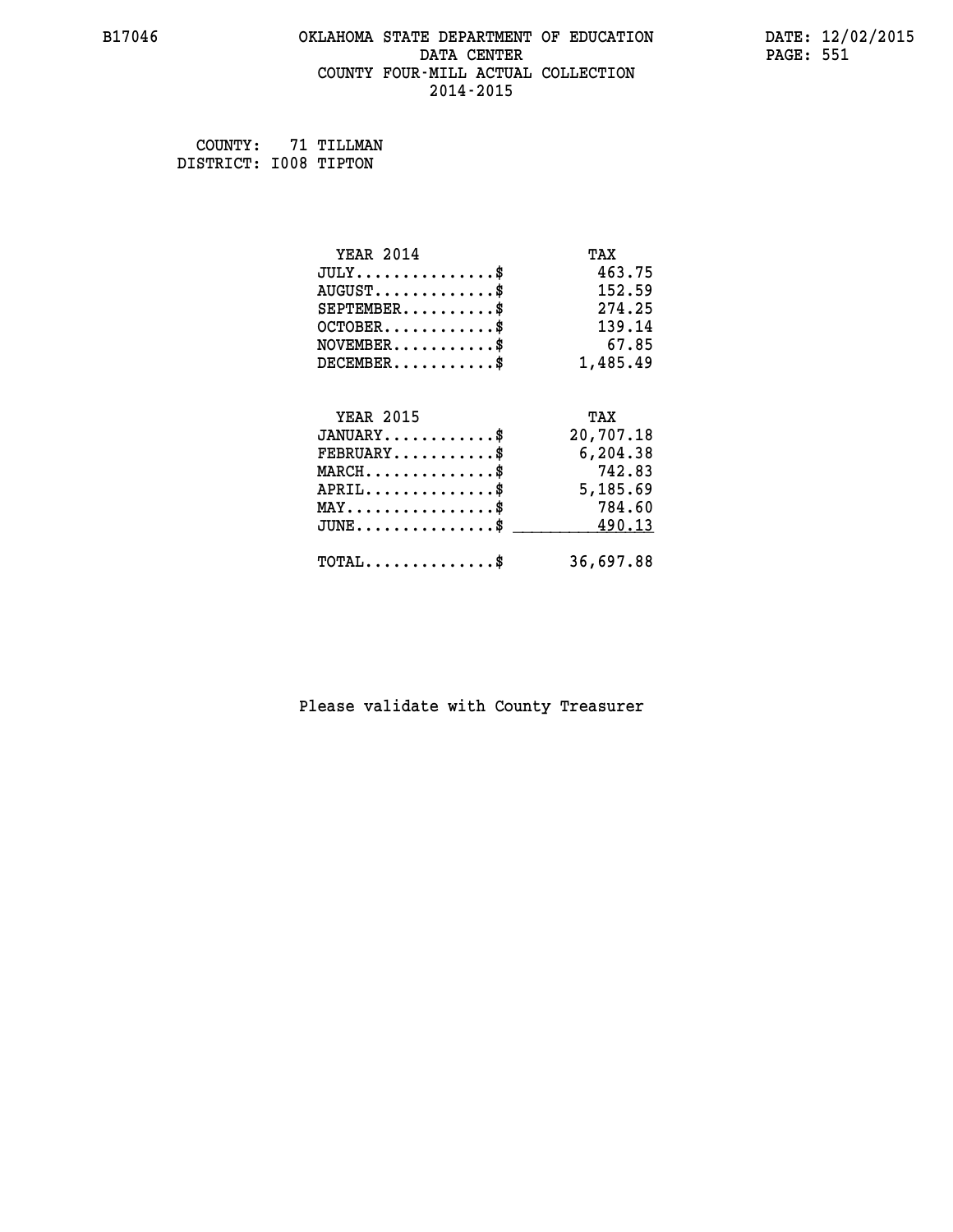B17046 OKLAHOMA STATE DEPARTMENT OF EDUCATION DATE: 12/02/2015

DATA CENTER

COUNTY FOUR-MILL ACTUAL COLLECTION

2014-2015

COUNTY: 71 TILLMAN
DISTRICT: I008 TIPTON

| YEAR 2014 | TAX |
|---|---|
| JULY...............$ | 463.75 |
| AUGUST.............$ | 152.59 |
| SEPTEMBER..........$ | 274.25 |
| OCTOBER............$ | 139.14 |
| NOVEMBER...........$ | 67.85 |
| DECEMBER...........$ | 1,485.49 |

| YEAR 2015 | TAX |
|---|---|
| JANUARY............$ | 20,707.18 |
| FEBRUARY...........$ | 6,204.38 |
| MARCH..............$ | 742.83 |
| APRIL..............$ | 5,185.69 |
| MAY................$ | 784.60 |
| JUNE...............$ | 490.13 |
| TOTAL..............$ | 36,697.88 |

Please validate with County Treasurer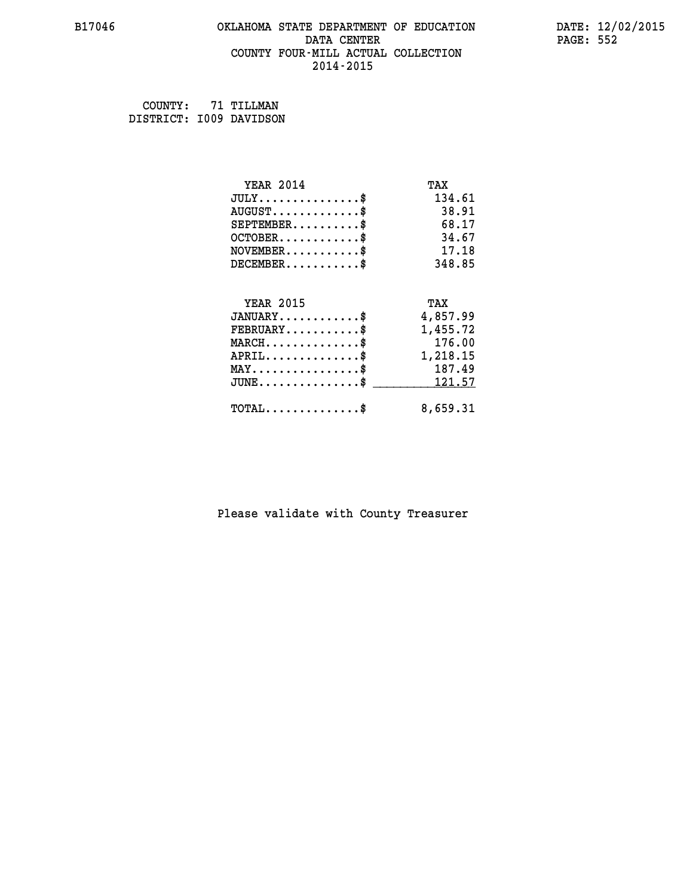COUNTY: 71 TILLMAN
DISTRICT: I009 DAVIDSON

| YEAR 2014 | TAX |
|---|---|
| JULY..............$ | 134.61 |
| AUGUST............$ | 38.91 |
| SEPTEMBER.........$ | 68.17 |
| OCTOBER...........$ | 34.67 |
| NOVEMBER..........$ | 17.18 |
| DECEMBER..........$ | 348.85 |

| YEAR 2015 | TAX |
|---|---|
| JANUARY...........$ | 4,857.99 |
| FEBRUARY..........$ | 1,455.72 |
| MARCH.............$ | 176.00 |
| APRIL.............$ | 1,218.15 |
| MAY...............$ | 187.49 |
| JUNE..............$ | 121.57 |
| TOTAL.............$ | 8,659.31 |

Please validate with County Treasurer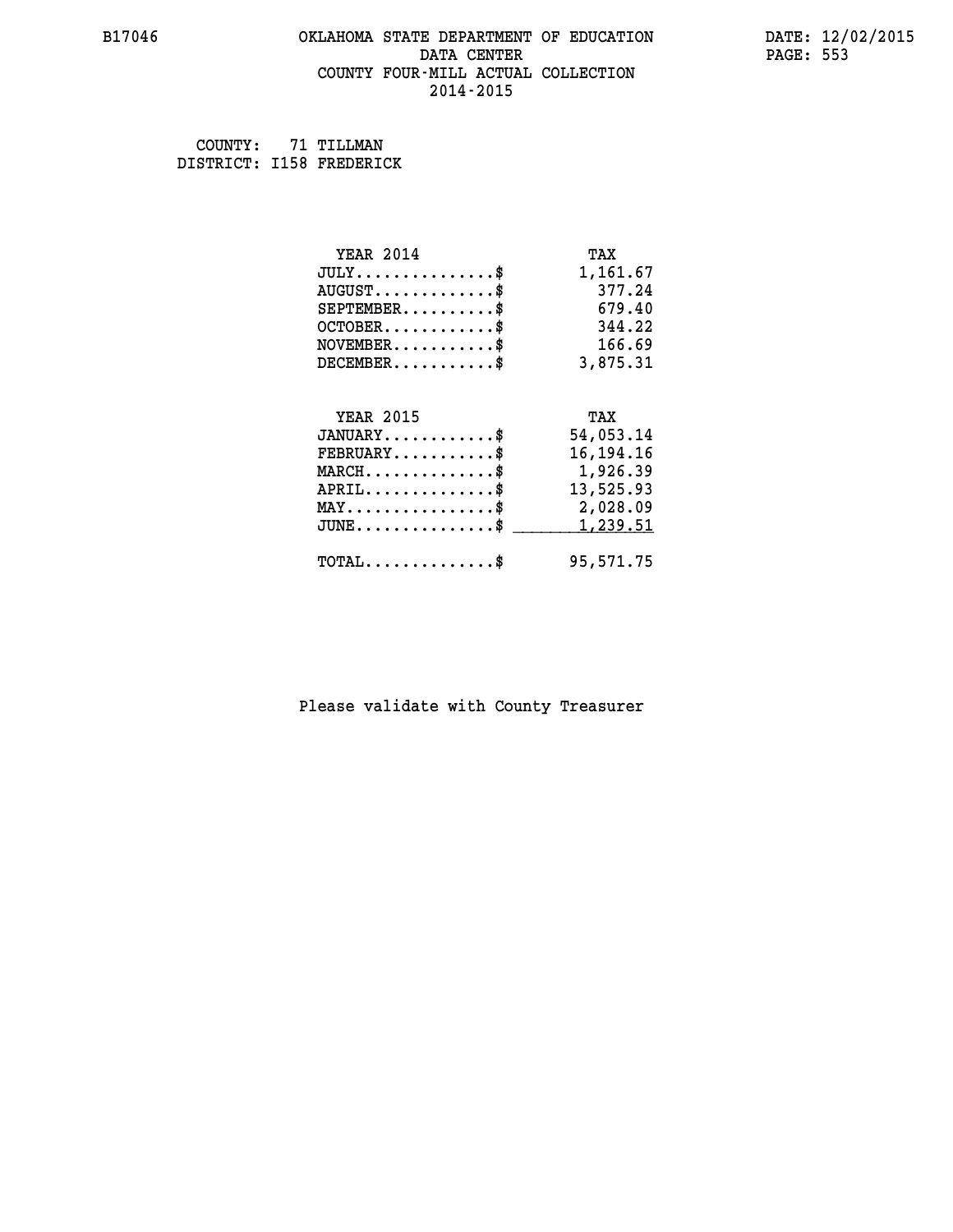COUNTY: 71 TILLMAN
DISTRICT: I158 FREDERICK

| YEAR 2014 | TAX |
| --- | --- |
| JULY..............$ | 1,161.67 |
| AUGUST............$ | 377.24 |
| SEPTEMBER.........$ | 679.40 |
| OCTOBER...........$ | 344.22 |
| NOVEMBER..........$ | 166.69 |
| DECEMBER..........$ | 3,875.31 |

| YEAR 2015 | TAX |
| --- | --- |
| JANUARY...........$ | 54,053.14 |
| FEBRUARY..........$ | 16,194.16 |
| MARCH.............$ | 1,926.39 |
| APRIL.............$ | 13,525.93 |
| MAY...............$ | 2,028.09 |
| JUNE..............$ | 1,239.51 |
| TOTAL.............$ | 95,571.75 |

Please validate with County Treasurer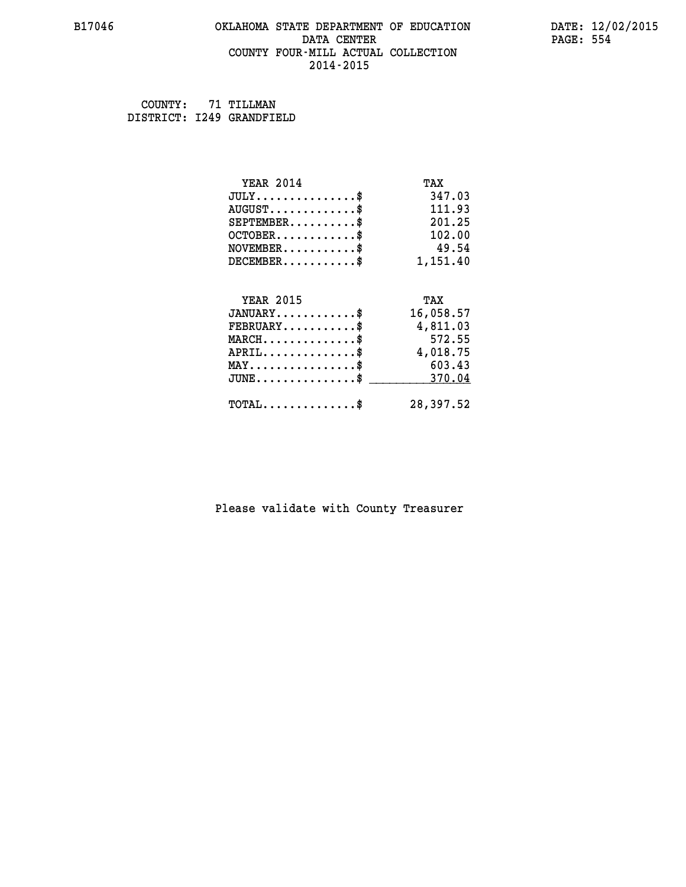B17046 OKLAHOMA STATE DEPARTMENT OF EDUCATION DATA CENTER COUNTY FOUR-MILL ACTUAL COLLECTION 2014-2015

DATE: 12/02/2015

COUNTY: 71 TILLMAN
DISTRICT: I249 GRANDFIELD

| YEAR 2014 | TAX |
|---|---|
| JULY..............$ | 347.03 |
| AUGUST............$ | 111.93 |
| SEPTEMBER.........$ | 201.25 |
| OCTOBER...........$ | 102.00 |
| NOVEMBER..........$ | 49.54 |
| DECEMBER..........$ | 1,151.40 |

| YEAR 2015 | TAX |
|---|---|
| JANUARY...........$ | 16,058.57 |
| FEBRUARY..........$ | 4,811.03 |
| MARCH.............$ | 572.55 |
| APRIL.............$ | 4,018.75 |
| MAY...............$ | 603.43 |
| JUNE..............$ | 370.04 |
| TOTAL.............$ | 28,397.52 |

Please validate with County Treasurer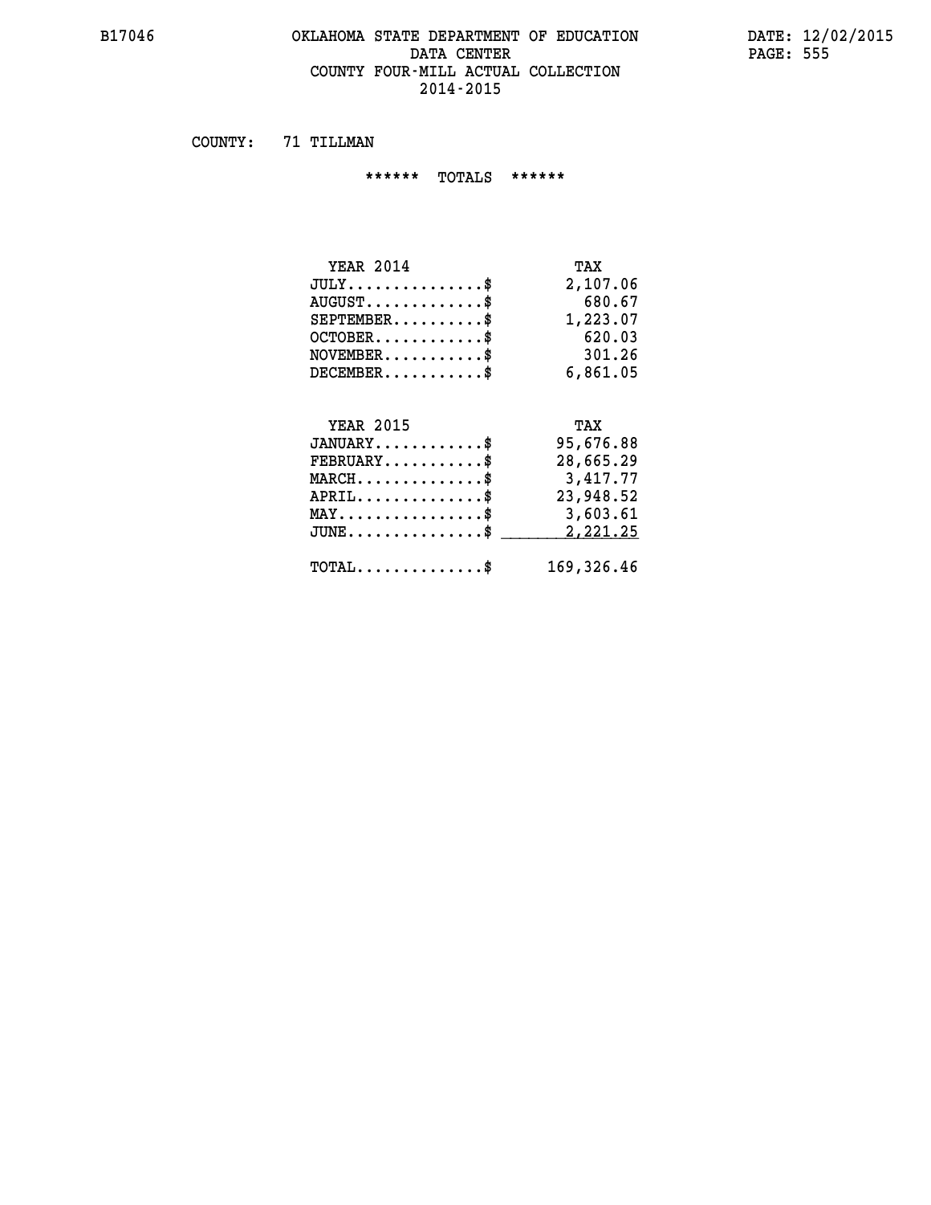# OKLAHOMA STATE DEPARTMENT OF EDUCATION
## DATA CENTER
## COUNTY FOUR-MILL ACTUAL COLLECTION
## 2014-2015

B17046 DATE: 12/02/2015

COUNTY: 71 TILLMAN

****** TOTALS ******

| YEAR 2014 | TAX |
|---|---|
| JULY...............$ | 2,107.06 |
| AUGUST.............$ | 680.67 |
| SEPTEMBER..........$ | 1,223.07 |
| OCTOBER............$ | 620.03 |
| NOVEMBER...........$ | 301.26 |
| DECEMBER...........$ | 6,861.05 |

| YEAR 2015 | TAX |
|---|---|
| JANUARY............$ | 95,676.88 |
| FEBRUARY...........$ | 28,665.29 |
| MARCH..............$ | 3,417.77 |
| APRIL..............$ | 23,948.52 |
| MAY................$ | 3,603.61 |
| JUNE...............$ | 2,221.25 |
| TOTAL..............$ | 169,326.46 |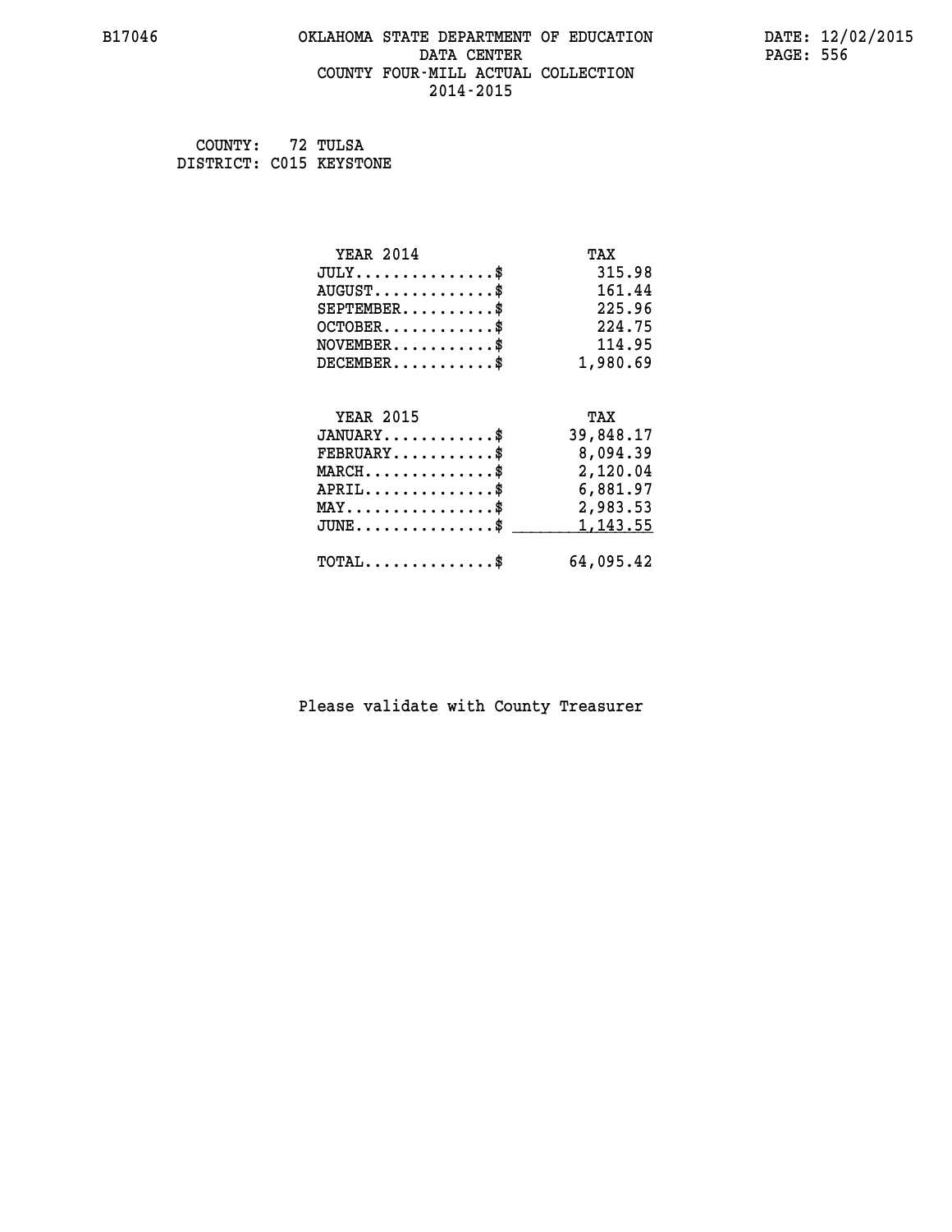B17046 OKLAHOMA STATE DEPARTMENT OF EDUCATION DATA CENTER COUNTY FOUR-MILL ACTUAL COLLECTION 2014-2015

DATE: 12/02/2015

COUNTY: 72 TULSA
DISTRICT: C015 KEYSTONE

| YEAR 2014 | TAX |
|---|---|
| JULY..............$ | 315.98 |
| AUGUST............$ | 161.44 |
| SEPTEMBER.........$ | 225.96 |
| OCTOBER...........$ | 224.75 |
| NOVEMBER..........$ | 114.95 |
| DECEMBER..........$ | 1,980.69 |

| YEAR 2015 | TAX |
|---|---|
| JANUARY...........$ | 39,848.17 |
| FEBRUARY..........$ | 8,094.39 |
| MARCH.............$ | 2,120.04 |
| APRIL.............$ | 6,881.97 |
| MAY...............$ | 2,983.53 |
| JUNE..............$ | 1,143.55 |
| TOTAL.............$ | 64,095.42 |

Please validate with County Treasurer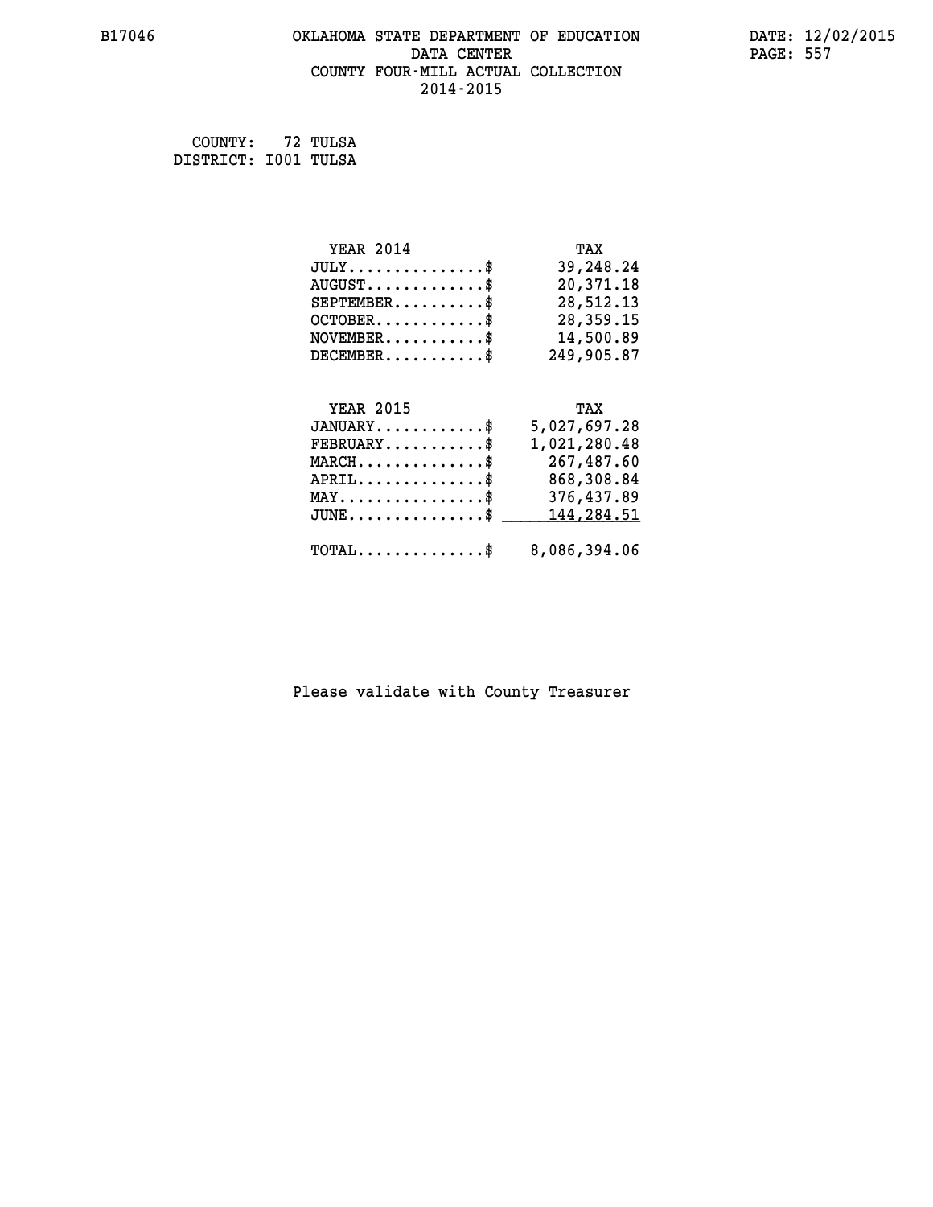B17046

# OKLAHOMA STATE DEPARTMENT OF EDUCATION
## DATA CENTER
## COUNTY FOUR-MILL ACTUAL COLLECTION
## 2014-2015

DATE: 12/02/2015

COUNTY: 72 TULSA
DISTRICT: I001 TULSA

| YEAR 2014 | TAX |
|---|---|
| JULY...............$ | 39,248.24 |
| AUGUST.............$ | 20,371.18 |
| SEPTEMBER..........$ | 28,512.13 |
| OCTOBER............$ | 28,359.15 |
| NOVEMBER...........$ | 14,500.89 |
| DECEMBER...........$ | 249,905.87 |

| YEAR 2015 | TAX |
|---|---|
| JANUARY............$ | 5,027,697.28 |
| FEBRUARY...........$ | 1,021,280.48 |
| MARCH..............$ | 267,487.60 |
| APRIL..............$ | 868,308.84 |
| MAY................$ | 376,437.89 |
| JUNE...............$ | 144,284.51 |
| TOTAL..............$ | 8,086,394.06 |

Please validate with County Treasurer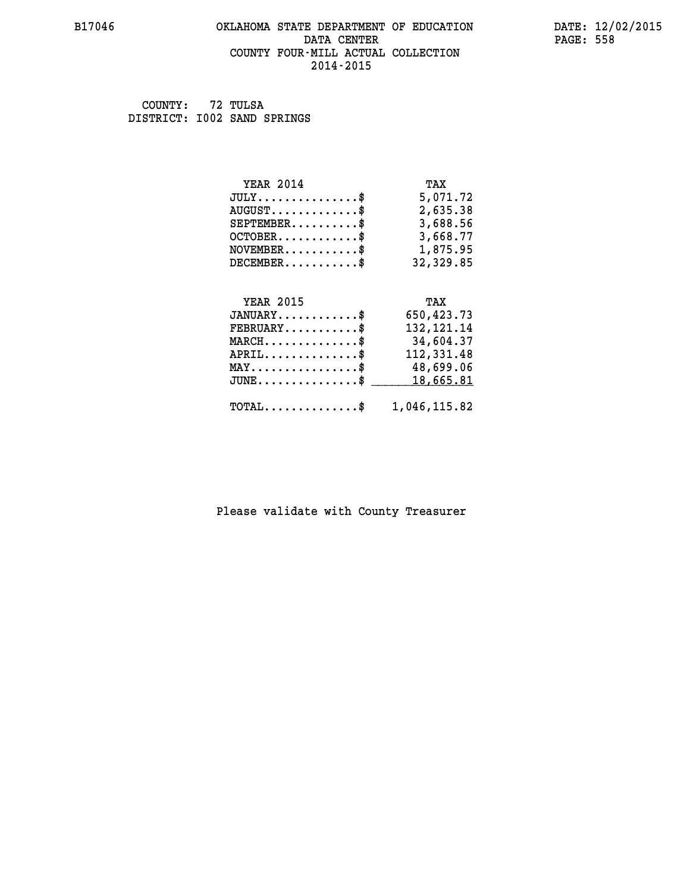B17046 OKLAHOMA STATE DEPARTMENT OF EDUCATION DATA CENTER COUNTY FOUR-MILL ACTUAL COLLECTION 2014-2015

DATE: 12/02/2015

COUNTY: 72 TULSA
DISTRICT: I002 SAND SPRINGS

| YEAR 2014 | TAX |
|---|---|
| JULY...............$ | 5,071.72 |
| AUGUST.............$ | 2,635.38 |
| SEPTEMBER..........$ | 3,688.56 |
| OCTOBER............$ | 3,668.77 |
| NOVEMBER...........$ | 1,875.95 |
| DECEMBER...........$ | 32,329.85 |

| YEAR 2015 | TAX |
|---|---|
| JANUARY............$ | 650,423.73 |
| FEBRUARY...........$ | 132,121.14 |
| MARCH..............$ | 34,604.37 |
| APRIL..............$ | 112,331.48 |
| MAY................$ | 48,699.06 |
| JUNE...............$ | 18,665.81 |
| TOTAL..............$ | 1,046,115.82 |

Please validate with County Treasurer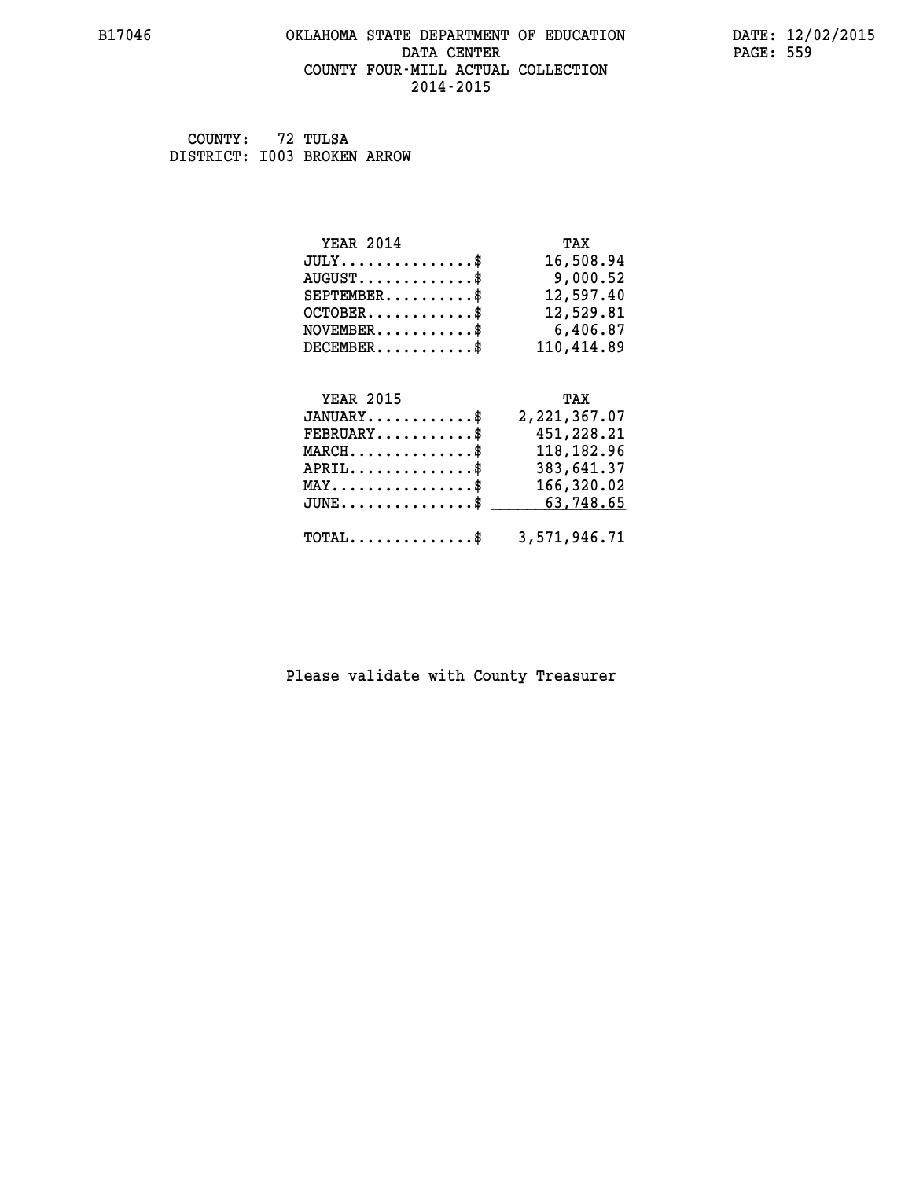# OKLAHOMA STATE DEPARTMENT OF EDUCATION
## DATA CENTER
## COUNTY FOUR-MILL ACTUAL COLLECTION
## 2014-2015

COUNTY: 72 TULSA
DISTRICT: I003 BROKEN ARROW

| YEAR 2014 | TAX |
|---|---|
| JULY...............$ | 16,508.94 |
| AUGUST.............$ | 9,000.52 |
| SEPTEMBER..........$ | 12,597.40 |
| OCTOBER............$ | 12,529.81 |
| NOVEMBER...........$ | 6,406.87 |
| DECEMBER...........$ | 110,414.89 |

| YEAR 2015 | TAX |
|---|---|
| JANUARY............$ | 2,221,367.07 |
| FEBRUARY...........$ | 451,228.21 |
| MARCH..............$ | 118,182.96 |
| APRIL..............$ | 383,641.37 |
| MAY................$ | 166,320.02 |
| JUNE...............$ | 63,748.65 |
| TOTAL..............$ | 3,571,946.71 |

Please validate with County Treasurer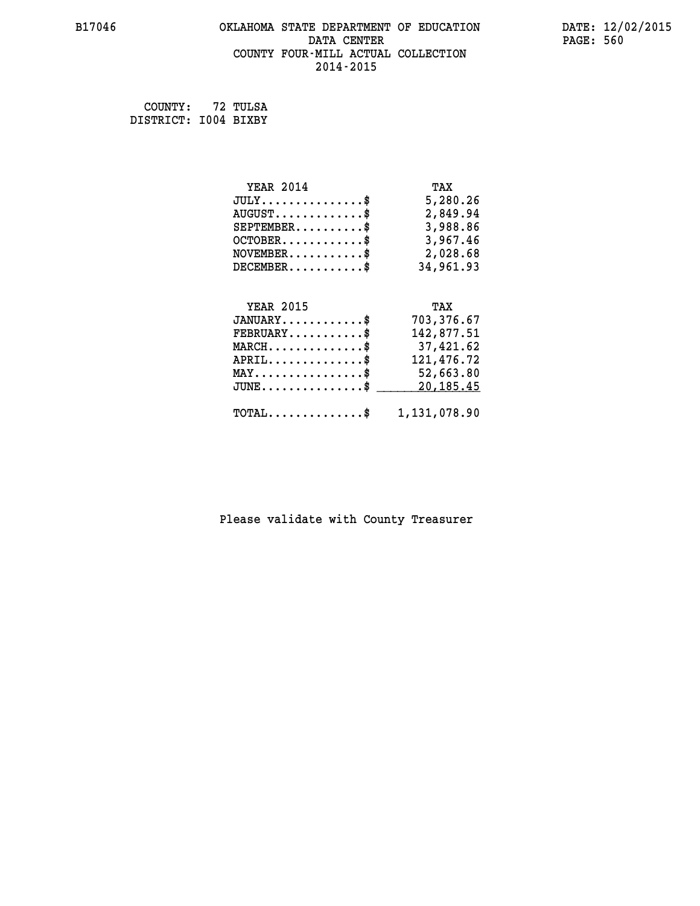# OKLAHOMA STATE DEPARTMENT OF EDUCATION
## DATA CENTER
## COUNTY FOUR-MILL ACTUAL COLLECTION
## 2014-2015

COUNTY: 72 TULSA
DISTRICT: I004 BIXBY

| YEAR 2014 | TAX |
|---|---|
| JULY...............$ | 5,280.26 |
| AUGUST.............$ | 2,849.94 |
| SEPTEMBER..........$ | 3,988.86 |
| OCTOBER............$ | 3,967.46 |
| NOVEMBER...........$ | 2,028.68 |
| DECEMBER...........$ | 34,961.93 |

| YEAR 2015 | TAX |
|---|---|
| JANUARY............$ | 703,376.67 |
| FEBRUARY...........$ | 142,877.51 |
| MARCH..............$ | 37,421.62 |
| APRIL..............$ | 121,476.72 |
| MAY................$ | 52,663.80 |
| JUNE...............$ | 20,185.45 |
| TOTAL..............$ | 1,131,078.90 |

Please validate with County Treasurer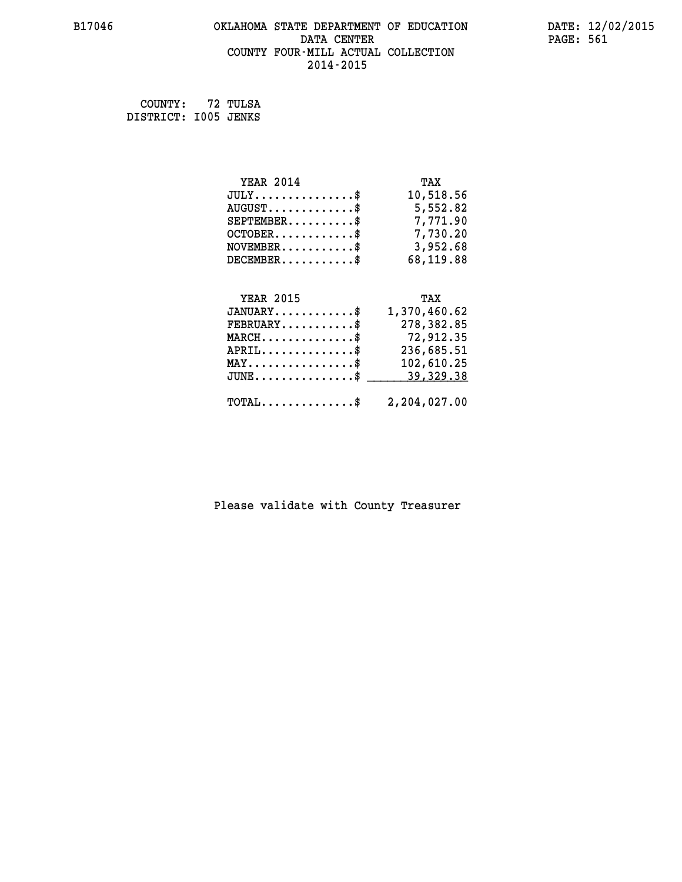# OKLAHOMA STATE DEPARTMENT OF EDUCATION
## DATA CENTER
## COUNTY FOUR-MILL ACTUAL COLLECTION
## 2014-2015

B17046 — DATE: 12/02/2015

COUNTY: 72 TULSA
DISTRICT: I005 JENKS

| YEAR 2014 | TAX |
|---|---|
| JULY..............$ | 10,518.56 |
| AUGUST............$ | 5,552.82 |
| SEPTEMBER.........$ | 7,771.90 |
| OCTOBER...........$ | 7,730.20 |
| NOVEMBER..........$ | 3,952.68 |
| DECEMBER..........$ | 68,119.88 |

| YEAR 2015 | TAX |
|---|---|
| JANUARY...........$ | 1,370,460.62 |
| FEBRUARY..........$ | 278,382.85 |
| MARCH.............$ | 72,912.35 |
| APRIL.............$ | 236,685.51 |
| MAY...............$ | 102,610.25 |
| JUNE..............$ | 39,329.38 |
| TOTAL.............$ | 2,204,027.00 |

Please validate with County Treasurer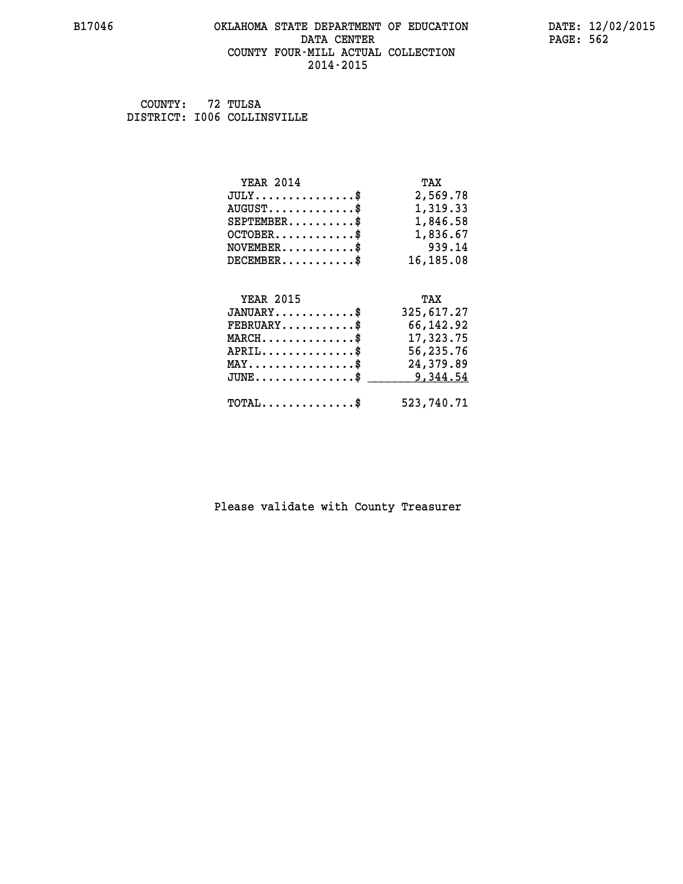# OKLAHOMA STATE DEPARTMENT OF EDUCATION
## DATA CENTER
## COUNTY FOUR-MILL ACTUAL COLLECTION
## 2014-2015

B17046

DATE: 12/02/2015

COUNTY: 72 TULSA
DISTRICT: I006 COLLINSVILLE

| YEAR 2014 | TAX |
|---|---|
| JULY..............$ | 2,569.78 |
| AUGUST............$ | 1,319.33 |
| SEPTEMBER.........$ | 1,846.58 |
| OCTOBER...........$ | 1,836.67 |
| NOVEMBER..........$ | 939.14 |
| DECEMBER..........$ | 16,185.08 |

| YEAR 2015 | TAX |
|---|---|
| JANUARY...........$ | 325,617.27 |
| FEBRUARY..........$ | 66,142.92 |
| MARCH.............$ | 17,323.75 |
| APRIL.............$ | 56,235.76 |
| MAY...............$ | 24,379.89 |
| JUNE..............$ | 9,344.54 |
| TOTAL.............$ | 523,740.71 |

Please validate with County Treasurer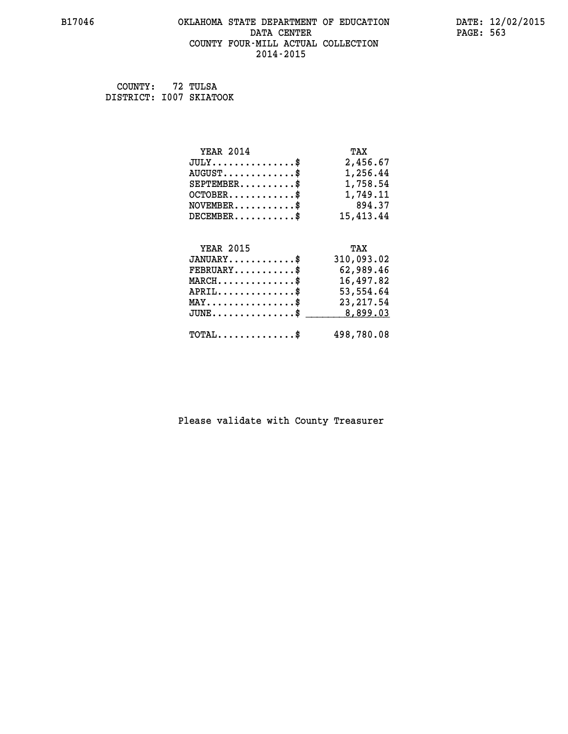# OKLAHOMA STATE DEPARTMENT OF EDUCATION
## DATA CENTER
## COUNTY FOUR-MILL ACTUAL COLLECTION
## 2014-2015

B17046 DATE: 12/02/2015

COUNTY: 72 TULSA
DISTRICT: I007 SKIATOOK

| YEAR 2014 | TAX |
|---|---|
| JULY...............$ | 2,456.67 |
| AUGUST.............$ | 1,256.44 |
| SEPTEMBER..........$ | 1,758.54 |
| OCTOBER............$ | 1,749.11 |
| NOVEMBER...........$ | 894.37 |
| DECEMBER...........$ | 15,413.44 |

| YEAR 2015 | TAX |
|---|---|
| JANUARY............$ | 310,093.02 |
| FEBRUARY...........$ | 62,989.46 |
| MARCH..............$ | 16,497.82 |
| APRIL..............$ | 53,554.64 |
| MAY................$ | 23,217.54 |
| JUNE...............$ | 8,899.03 |
| TOTAL..............$ | 498,780.08 |

Please validate with County Treasurer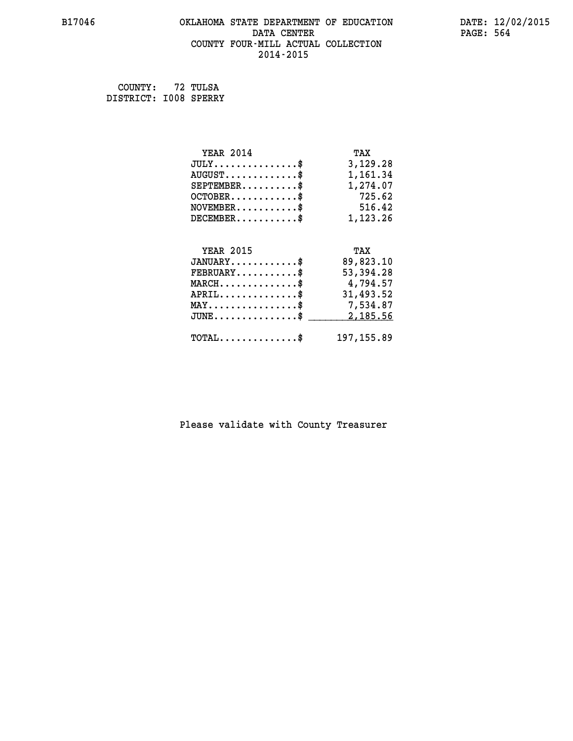B17046

# OKLAHOMA STATE DEPARTMENT OF EDUCATION
## DATA CENTER
## COUNTY FOUR-MILL ACTUAL COLLECTION
## 2014-2015

DATE: 12/02/2015

COUNTY: 72 TULSA
DISTRICT: I008 SPERRY

| YEAR 2014 | TAX |
|---|---|
| JULY...............$ | 3,129.28 |
| AUGUST.............$ | 1,161.34 |
| SEPTEMBER..........$ | 1,274.07 |
| OCTOBER............$ | 725.62 |
| NOVEMBER...........$ | 516.42 |
| DECEMBER...........$ | 1,123.26 |

| YEAR 2015 | TAX |
|---|---|
| JANUARY............$ | 89,823.10 |
| FEBRUARY...........$ | 53,394.28 |
| MARCH..............$ | 4,794.57 |
| APRIL..............$ | 31,493.52 |
| MAY................$ | 7,534.87 |
| JUNE...............$ | 2,185.56 |
| TOTAL..............$ | 197,155.89 |

Please validate with County Treasurer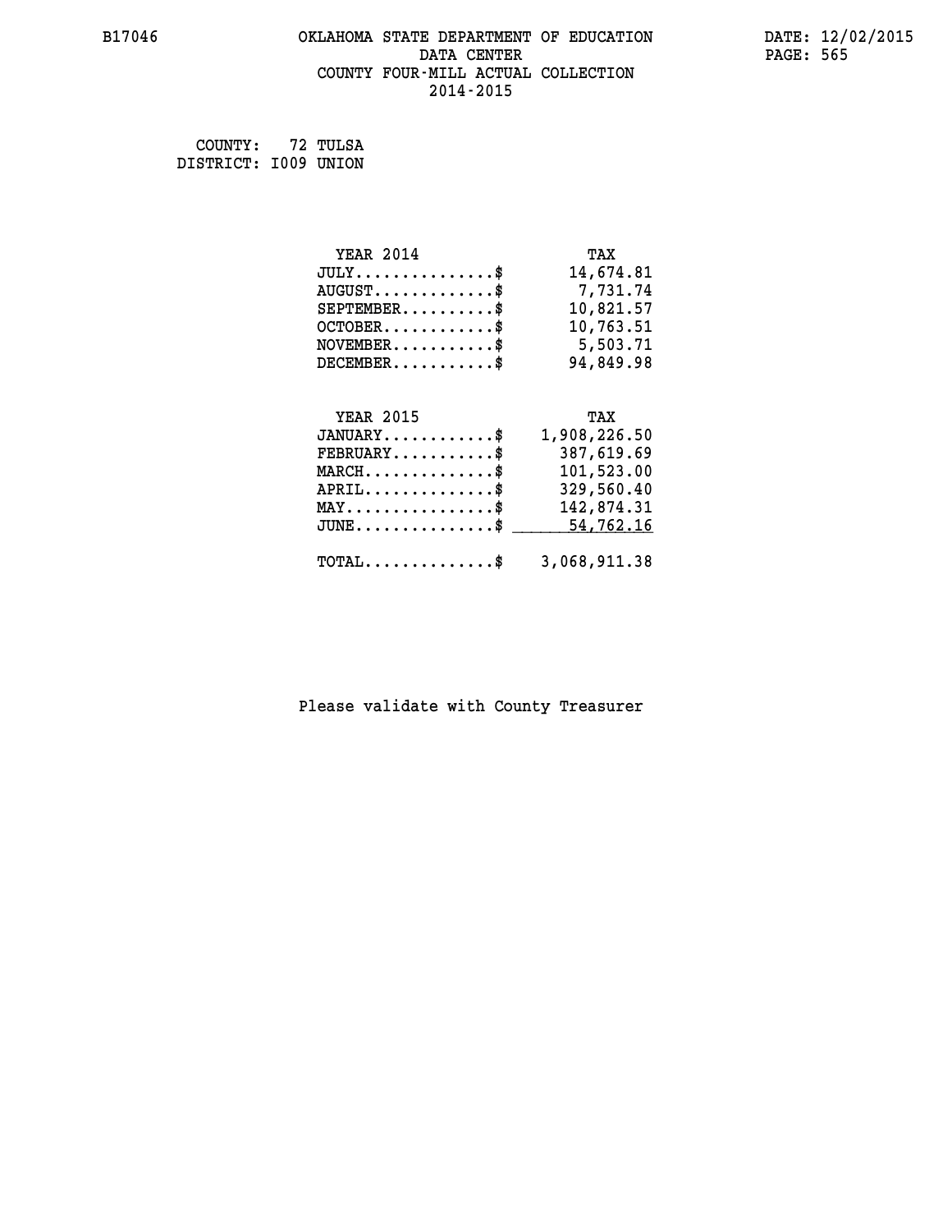# OKLAHOMA STATE DEPARTMENT OF EDUCATION
## DATA CENTER
## COUNTY FOUR-MILL ACTUAL COLLECTION
## 2014-2015

B17046

DATE: 12/02/2015

COUNTY: 72 TULSA
DISTRICT: I009 UNION

| YEAR 2014 | TAX |
|---|---|
| JULY...............$ | 14,674.81 |
| AUGUST.............$ | 7,731.74 |
| SEPTEMBER..........$ | 10,821.57 |
| OCTOBER............$ | 10,763.51 |
| NOVEMBER...........$ | 5,503.71 |
| DECEMBER...........$ | 94,849.98 |

| YEAR 2015 | TAX |
|---|---|
| JANUARY............$ | 1,908,226.50 |
| FEBRUARY...........$ | 387,619.69 |
| MARCH..............$ | 101,523.00 |
| APRIL..............$ | 329,560.40 |
| MAY................$ | 142,874.31 |
| JUNE...............$ | 54,762.16 |
| TOTAL..............$ | 3,068,911.38 |

Please validate with County Treasurer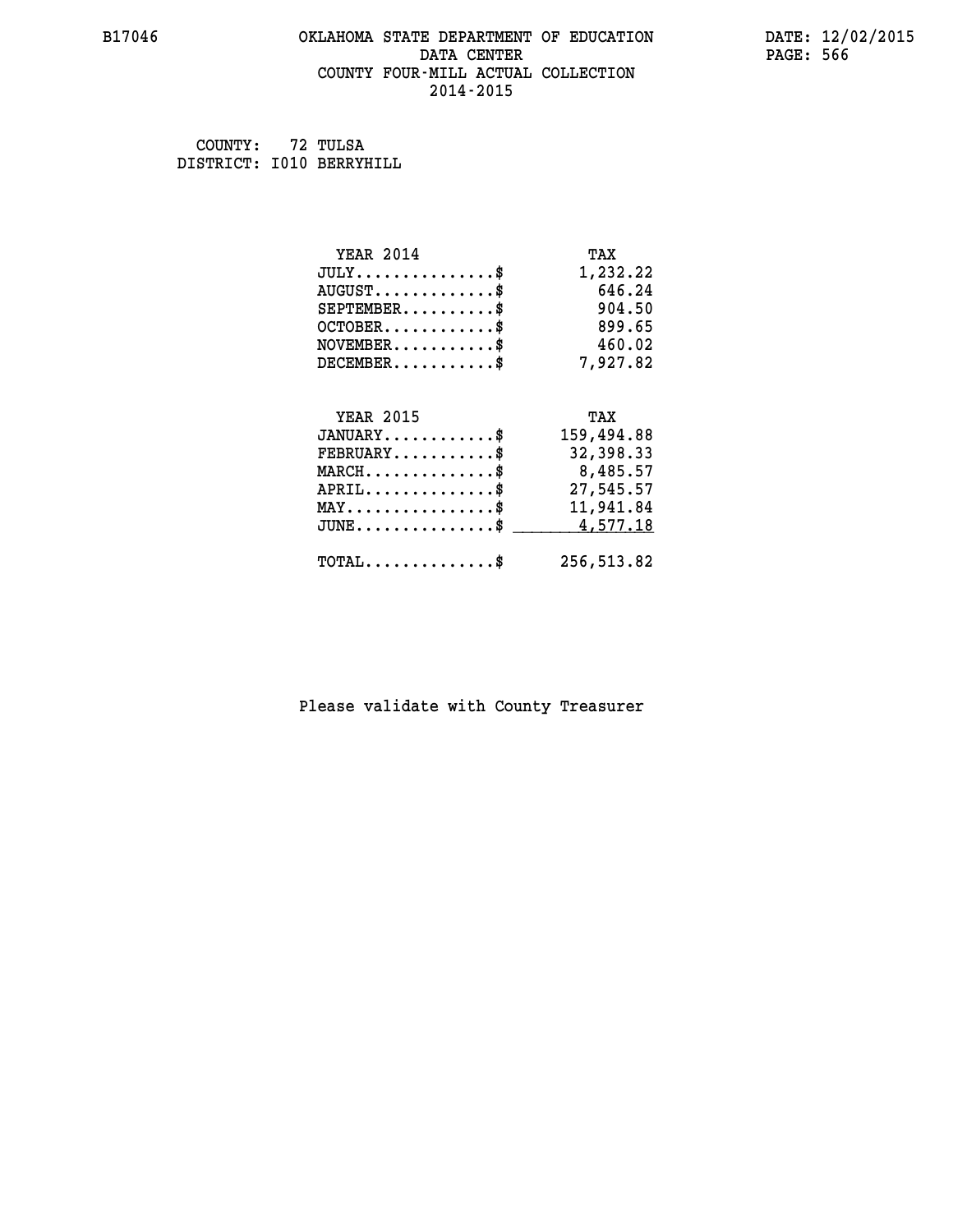B17046 OKLAHOMA STATE DEPARTMENT OF EDUCATION DATA CENTER COUNTY FOUR-MILL ACTUAL COLLECTION 2014-2015

DATE: 12/02/2015

COUNTY: 72 TULSA
DISTRICT: I010 BERRYHILL

| YEAR 2014 | TAX |
|---|---|
| JULY...............$ | 1,232.22 |
| AUGUST.............$ | 646.24 |
| SEPTEMBER..........$ | 904.50 |
| OCTOBER............$ | 899.65 |
| NOVEMBER...........$ | 460.02 |
| DECEMBER...........$ | 7,927.82 |

| YEAR 2015 | TAX |
|---|---|
| JANUARY............$ | 159,494.88 |
| FEBRUARY...........$ | 32,398.33 |
| MARCH..............$ | 8,485.57 |
| APRIL..............$ | 27,545.57 |
| MAY................$ | 11,941.84 |
| JUNE...............$ | 4,577.18 |
| TOTAL..............$ | 256,513.82 |

Please validate with County Treasurer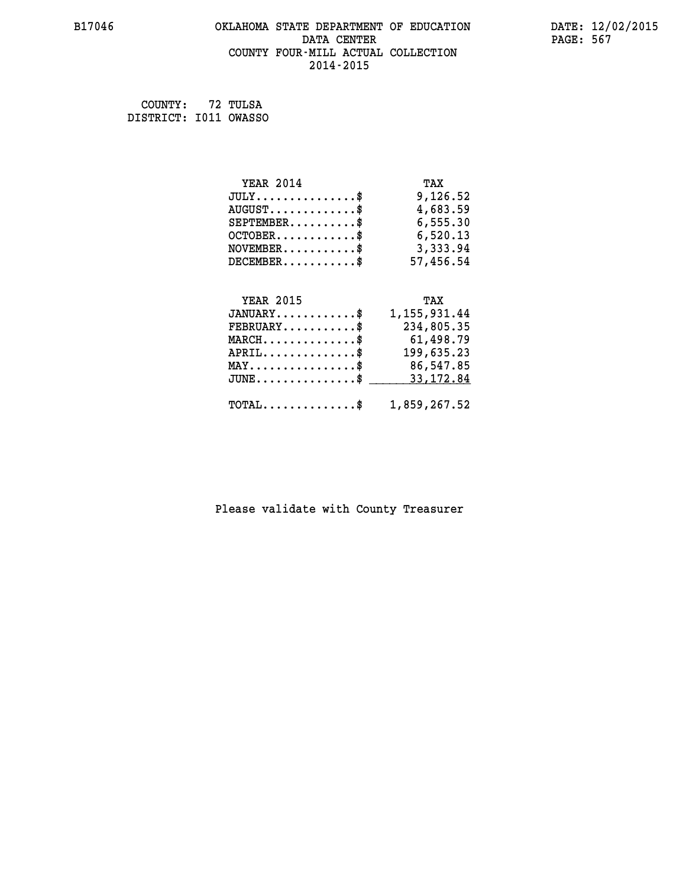B17046

# OKLAHOMA STATE DEPARTMENT OF EDUCATION
## DATA CENTER
## COUNTY FOUR-MILL ACTUAL COLLECTION
## 2014-2015

DATE: 12/02/2015

COUNTY: 72 TULSA
DISTRICT: I011 OWASSO

| YEAR 2014 | TAX |
|---|---|
| JULY...............$ | 9,126.52 |
| AUGUST.............$ | 4,683.59 |
| SEPTEMBER..........$ | 6,555.30 |
| OCTOBER............$ | 6,520.13 |
| NOVEMBER...........$ | 3,333.94 |
| DECEMBER...........$ | 57,456.54 |

| YEAR 2015 | TAX |
|---|---|
| JANUARY............$ | 1,155,931.44 |
| FEBRUARY...........$ | 234,805.35 |
| MARCH..............$ | 61,498.79 |
| APRIL..............$ | 199,635.23 |
| MAY................$ | 86,547.85 |
| JUNE...............$ | 33,172.84 |
| TOTAL..............$ | 1,859,267.52 |

Please validate with County Treasurer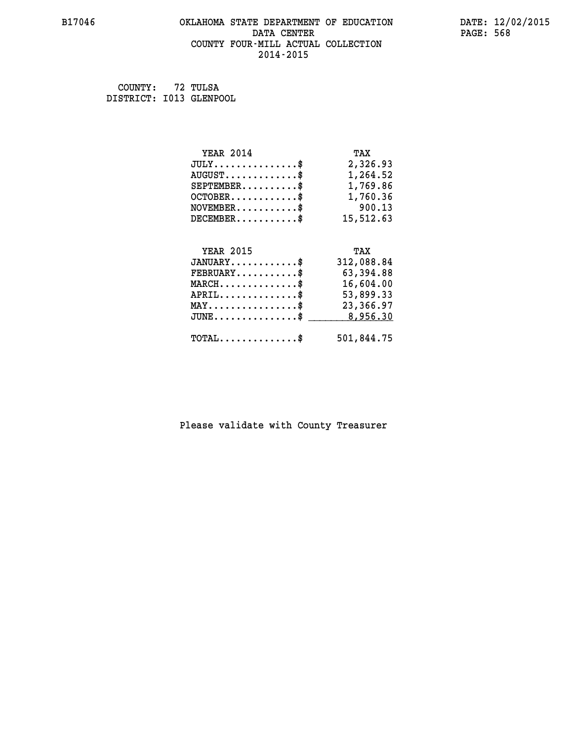# OKLAHOMA STATE DEPARTMENT OF EDUCATION
## DATA CENTER
## COUNTY FOUR-MILL ACTUAL COLLECTION
## 2014-2015

COUNTY: 72 TULSA
DISTRICT: I013 GLENPOOL

| YEAR 2014 | TAX |
|---|---|
| JULY...............$ | 2,326.93 |
| AUGUST.............$ | 1,264.52 |
| SEPTEMBER..........$ | 1,769.86 |
| OCTOBER............$ | 1,760.36 |
| NOVEMBER...........$ | 900.13 |
| DECEMBER...........$ | 15,512.63 |

| YEAR 2015 | TAX |
|---|---|
| JANUARY............$ | 312,088.84 |
| FEBRUARY...........$ | 63,394.88 |
| MARCH..............$ | 16,604.00 |
| APRIL..............$ | 53,899.33 |
| MAY................$ | 23,366.97 |
| JUNE...............$ | 8,956.30 |
| TOTAL..............$ | 501,844.75 |

Please validate with County Treasurer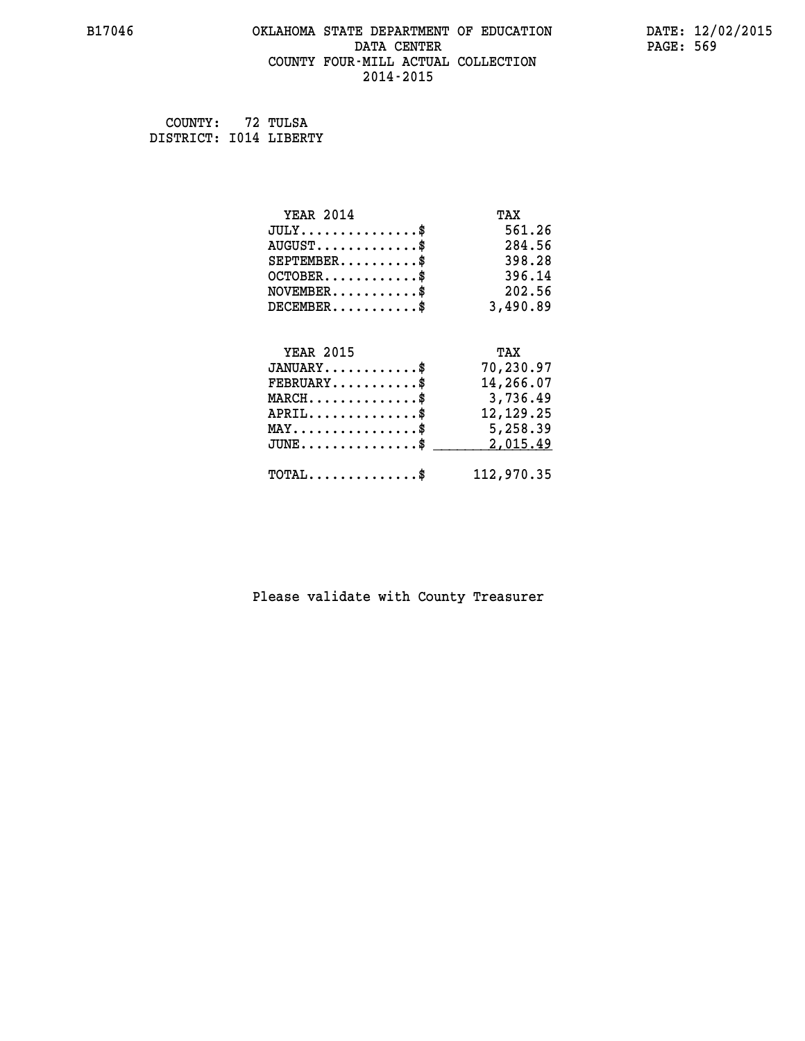# OKLAHOMA STATE DEPARTMENT OF EDUCATION
## DATA CENTER
## COUNTY FOUR-MILL ACTUAL COLLECTION
## 2014-2015

B17046

DATE: 12/02/2015

COUNTY: 72 TULSA
DISTRICT: I014 LIBERTY

| YEAR 2014 | TAX |
|---|---|
| JULY...............$ | 561.26 |
| AUGUST.............$ | 284.56 |
| SEPTEMBER..........$ | 398.28 |
| OCTOBER............$ | 396.14 |
| NOVEMBER...........$ | 202.56 |
| DECEMBER...........$ | 3,490.89 |

| YEAR 2015 | TAX |
|---|---|
| JANUARY............$ | 70,230.97 |
| FEBRUARY...........$ | 14,266.07 |
| MARCH..............$ | 3,736.49 |
| APRIL..............$ | 12,129.25 |
| MAY................$ | 5,258.39 |
| JUNE...............$ | 2,015.49 |
| TOTAL..............$ | 112,970.35 |

Please validate with County Treasurer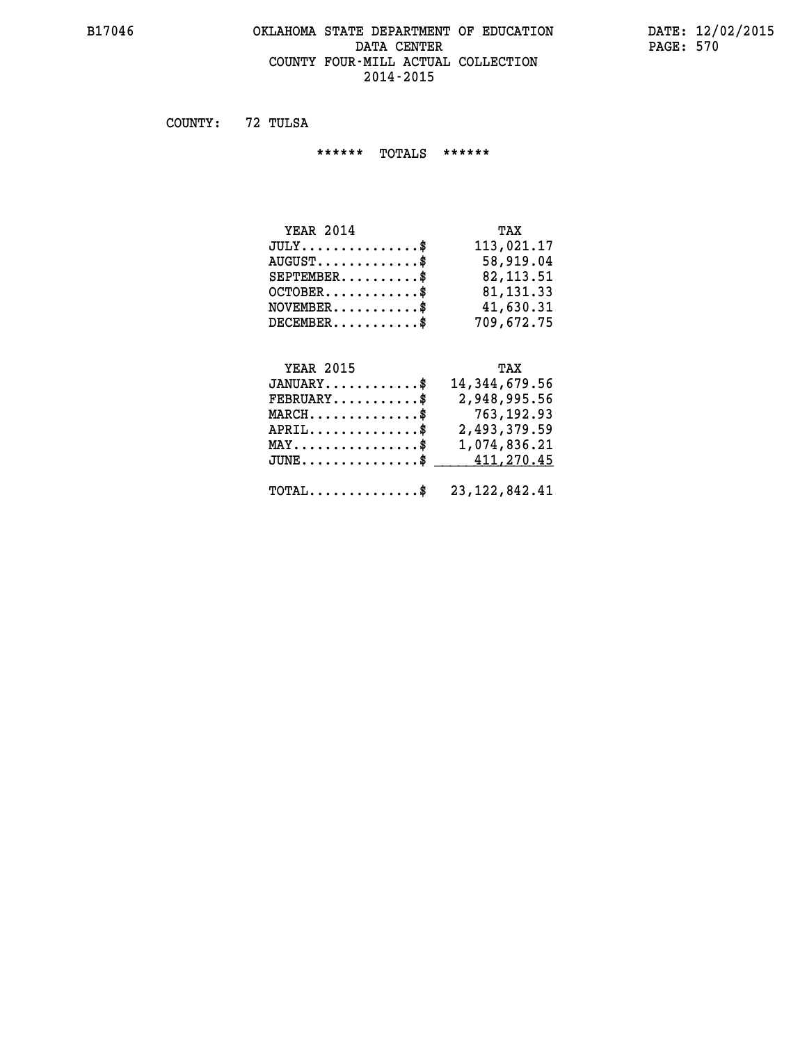# OKLAHOMA STATE DEPARTMENT OF EDUCATION
## DATA CENTER
## COUNTY FOUR-MILL ACTUAL COLLECTION
## 2014-2015

B17046 DATE: 12/02/2015

COUNTY: 72 TULSA

****** TOTALS ******

| YEAR 2014 | TAX |
|---|---|
| JULY...............$ | 113,021.17 |
| AUGUST.............$ | 58,919.04 |
| SEPTEMBER..........$ | 82,113.51 |
| OCTOBER............$ | 81,131.33 |
| NOVEMBER...........$ | 41,630.31 |
| DECEMBER...........$ | 709,672.75 |

| YEAR 2015 | TAX |
|---|---|
| JANUARY............$ | 14,344,679.56 |
| FEBRUARY...........$ | 2,948,995.56 |
| MARCH..............$ | 763,192.93 |
| APRIL..............$ | 2,493,379.59 |
| MAY................$ | 1,074,836.21 |
| JUNE...............$ | 411,270.45 |
| TOTAL..............$ | 23,122,842.41 |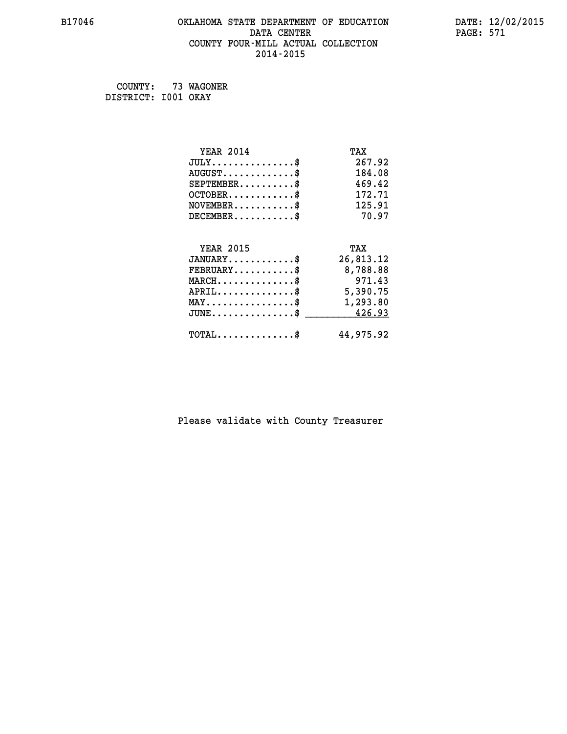B17046 OKLAHOMA STATE DEPARTMENT OF EDUCATION DATA CENTER COUNTY FOUR-MILL ACTUAL COLLECTION 2014-2015

DATE: 12/02/2015

COUNTY: 73 WAGONER
DISTRICT: I001 OKAY

| YEAR 2014 | TAX |
|---|---|
| JULY..............$ | 267.92 |
| AUGUST............$ | 184.08 |
| SEPTEMBER.........$ | 469.42 |
| OCTOBER...........$ | 172.71 |
| NOVEMBER..........$ | 125.91 |
| DECEMBER..........$ | 70.97 |

| YEAR 2015 | TAX |
|---|---|
| JANUARY...........$ | 26,813.12 |
| FEBRUARY..........$ | 8,788.88 |
| MARCH.............$ | 971.43 |
| APRIL.............$ | 5,390.75 |
| MAY...............$ | 1,293.80 |
| JUNE..............$ | 426.93 |
| TOTAL.............$ | 44,975.92 |

Please validate with County Treasurer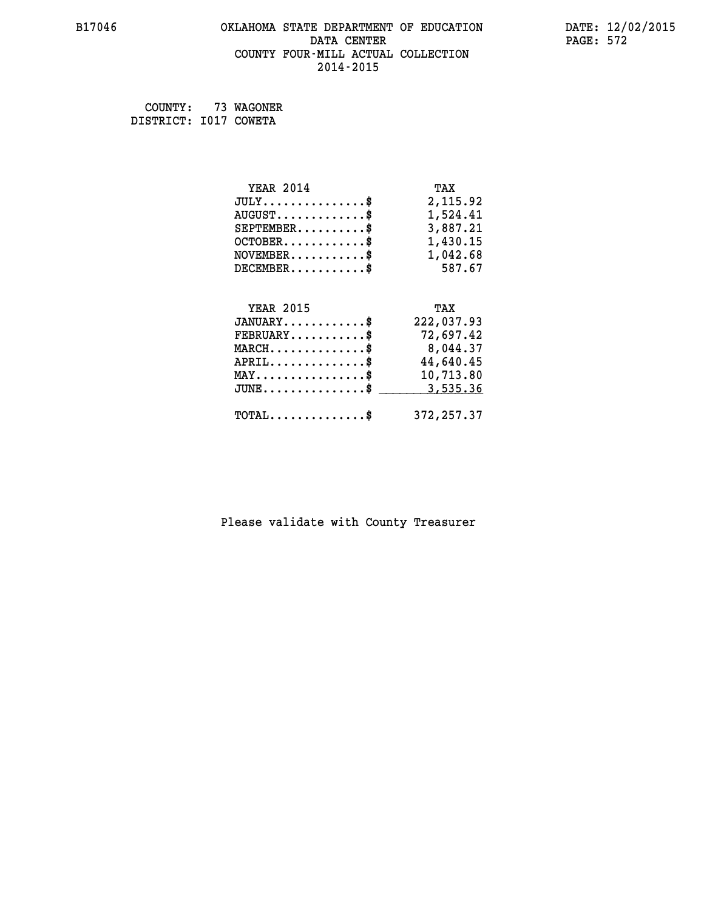B17046 OKLAHOMA STATE DEPARTMENT OF EDUCATION DATA CENTER COUNTY FOUR-MILL ACTUAL COLLECTION 2014-2015

DATE: 12/02/2015

COUNTY: 73 WAGONER
DISTRICT: I017 COWETA

| YEAR 2014 | TAX |
|---|---|
| JULY..............$ | 2,115.92 |
| AUGUST............$ | 1,524.41 |
| SEPTEMBER.........$ | 3,887.21 |
| OCTOBER...........$ | 1,430.15 |
| NOVEMBER..........$ | 1,042.68 |
| DECEMBER..........$ | 587.67 |

| YEAR 2015 | TAX |
|---|---|
| JANUARY...........$ | 222,037.93 |
| FEBRUARY..........$ | 72,697.42 |
| MARCH.............$ | 8,044.37 |
| APRIL.............$ | 44,640.45 |
| MAY...............$ | 10,713.80 |
| JUNE..............$ | 3,535.36 |
| TOTAL.............$ | 372,257.37 |

Please validate with County Treasurer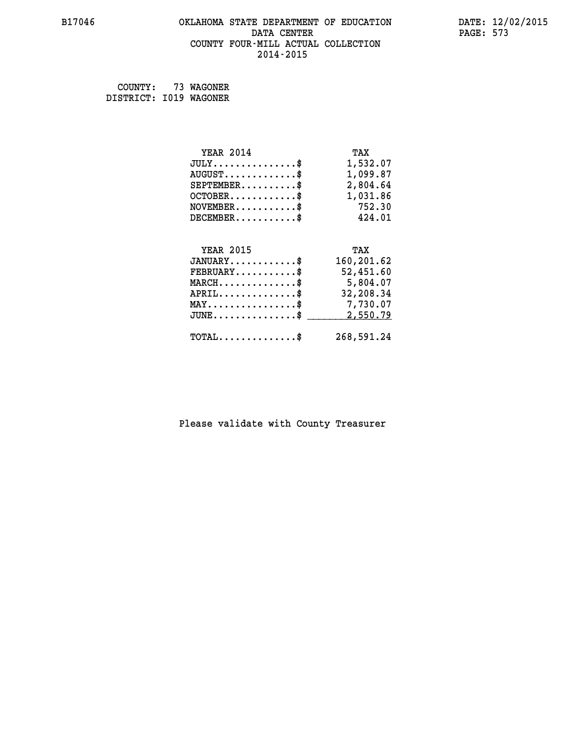# OKLAHOMA STATE DEPARTMENT OF EDUCATION
## DATA CENTER
## COUNTY FOUR-MILL ACTUAL COLLECTION
## 2014-2015

B17046

DATE: 12/02/2015

COUNTY: 73 WAGONER
DISTRICT: I019 WAGONER

| YEAR 2014 | TAX |
|---|---|
| JULY...............$ | 1,532.07 |
| AUGUST.............$ | 1,099.87 |
| SEPTEMBER..........$ | 2,804.64 |
| OCTOBER............$ | 1,031.86 |
| NOVEMBER...........$ | 752.30 |
| DECEMBER...........$ | 424.01 |

| YEAR 2015 | TAX |
|---|---|
| JANUARY............$ | 160,201.62 |
| FEBRUARY...........$ | 52,451.60 |
| MARCH..............$ | 5,804.07 |
| APRIL..............$ | 32,208.34 |
| MAY................$ | 7,730.07 |
| JUNE...............$ | 2,550.79 |
| TOTAL..............$ | 268,591.24 |

Please validate with County Treasurer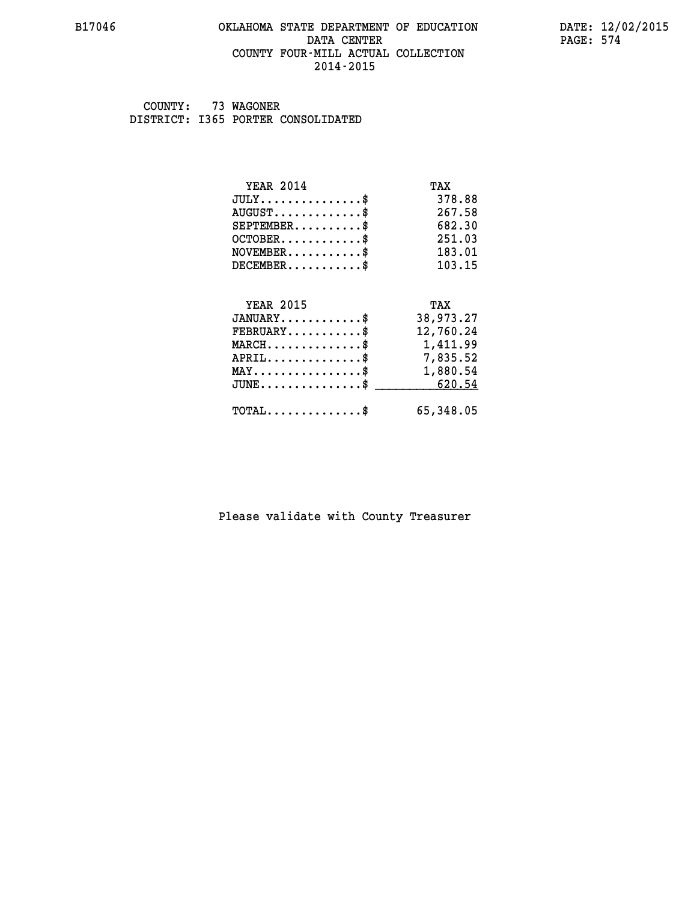B17046 OKLAHOMA STATE DEPARTMENT OF EDUCATION DATA CENTER COUNTY FOUR-MILL ACTUAL COLLECTION 2014-2015

DATE: 12/02/2015

COUNTY: 73 WAGONER
DISTRICT: I365 PORTER CONSOLIDATED

| YEAR 2014 | TAX |
|---|---|
| JULY...............$ | 378.88 |
| AUGUST.............$ | 267.58 |
| SEPTEMBER..........$ | 682.30 |
| OCTOBER............$ | 251.03 |
| NOVEMBER...........$ | 183.01 |
| DECEMBER...........$ | 103.15 |

| YEAR 2015 | TAX |
|---|---|
| JANUARY............$ | 38,973.27 |
| FEBRUARY...........$ | 12,760.24 |
| MARCH..............$ | 1,411.99 |
| APRIL..............$ | 7,835.52 |
| MAY................$ | 1,880.54 |
| JUNE...............$ | 620.54 |
| TOTAL..............$ | 65,348.05 |

Please validate with County Treasurer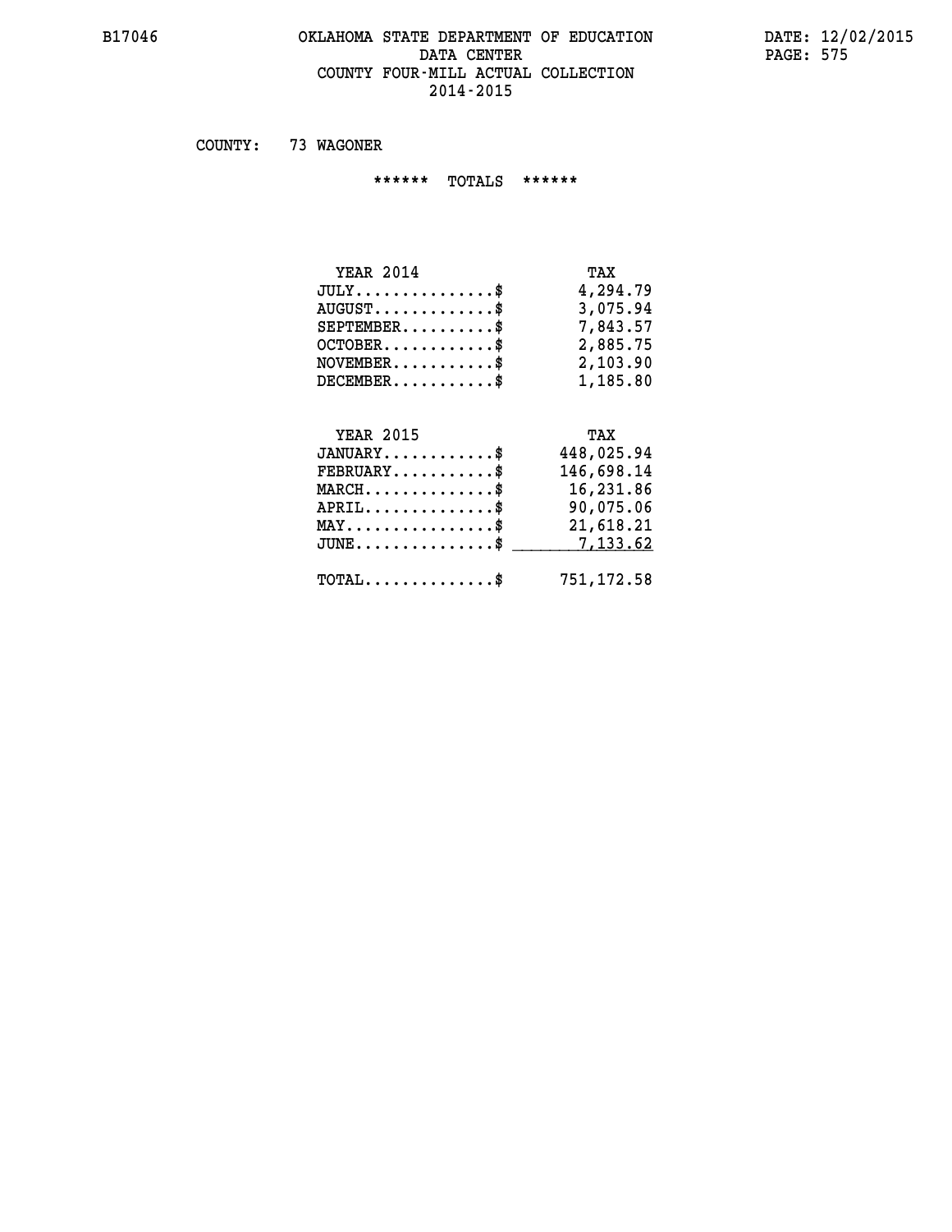# OKLAHOMA STATE DEPARTMENT OF EDUCATION
## DATA CENTER
## COUNTY FOUR-MILL ACTUAL COLLECTION
## 2014-2015

COUNTY: 73 WAGONER

****** TOTALS ******

| YEAR 2014 | TAX |
|---|---|
| JULY...............$ | 4,294.79 |
| AUGUST.............$ | 3,075.94 |
| SEPTEMBER..........$ | 7,843.57 |
| OCTOBER............$ | 2,885.75 |
| NOVEMBER...........$ | 2,103.90 |
| DECEMBER...........$ | 1,185.80 |

| YEAR 2015 | TAX |
|---|---|
| JANUARY............$ | 448,025.94 |
| FEBRUARY...........$ | 146,698.14 |
| MARCH..............$ | 16,231.86 |
| APRIL..............$ | 90,075.06 |
| MAY................$ | 21,618.21 |
| JUNE...............$ | 7,133.62 |
| TOTAL..............$ | 751,172.58 |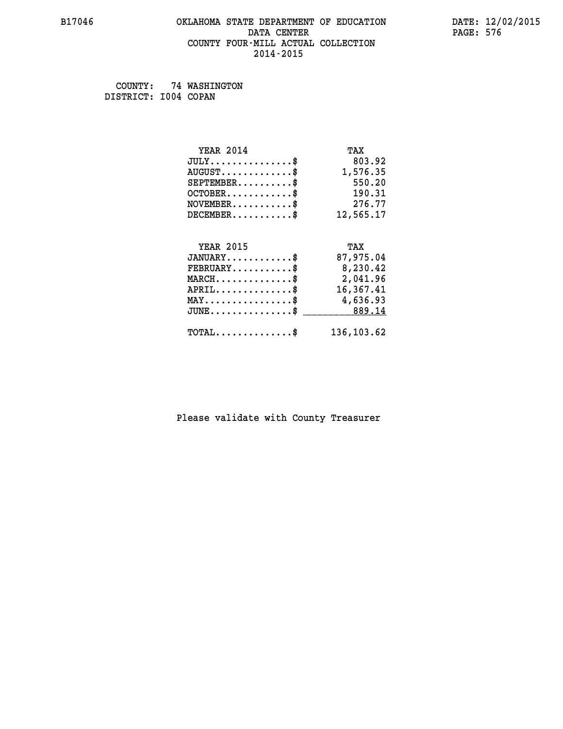# OKLAHOMA STATE DEPARTMENT OF EDUCATION
## DATA CENTER
## COUNTY FOUR-MILL ACTUAL COLLECTION
## 2014-2015

COUNTY: 74 WASHINGTON
DISTRICT: I004 COPAN

| YEAR 2014 | TAX |
|---|---|
| JULY...............$ | 803.92 |
| AUGUST.............$ | 1,576.35 |
| SEPTEMBER..........$ | 550.20 |
| OCTOBER............$ | 190.31 |
| NOVEMBER...........$ | 276.77 |
| DECEMBER...........$ | 12,565.17 |

| YEAR 2015 | TAX |
|---|---|
| JANUARY............$ | 87,975.04 |
| FEBRUARY...........$ | 8,230.42 |
| MARCH..............$ | 2,041.96 |
| APRIL..............$ | 16,367.41 |
| MAY................$ | 4,636.93 |
| JUNE...............$ | 889.14 |
| TOTAL..............$ | 136,103.62 |

Please validate with County Treasurer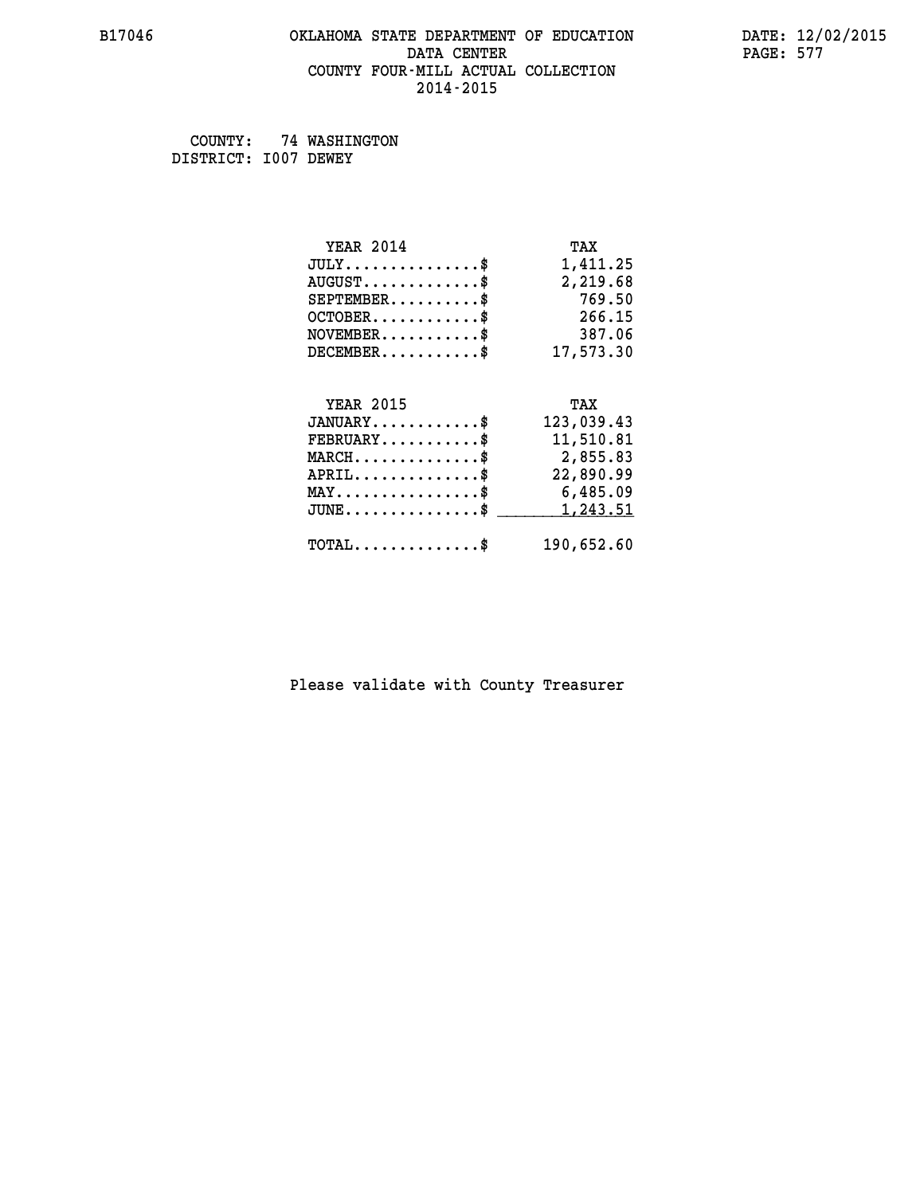# OKLAHOMA STATE DEPARTMENT OF EDUCATION
## DATA CENTER
## COUNTY FOUR-MILL ACTUAL COLLECTION
## 2014-2015

COUNTY: 74 WASHINGTON
DISTRICT: I007 DEWEY

| YEAR 2014 | TAX |
|---|---|
| JULY...............$ | 1,411.25 |
| AUGUST.............$ | 2,219.68 |
| SEPTEMBER..........$ | 769.50 |
| OCTOBER............$ | 266.15 |
| NOVEMBER...........$ | 387.06 |
| DECEMBER...........$ | 17,573.30 |

| YEAR 2015 | TAX |
|---|---|
| JANUARY............$ | 123,039.43 |
| FEBRUARY...........$ | 11,510.81 |
| MARCH..............$ | 2,855.83 |
| APRIL..............$ | 22,890.99 |
| MAY................$ | 6,485.09 |
| JUNE...............$ | 1,243.51 |
| TOTAL..............$ | 190,652.60 |

Please validate with County Treasurer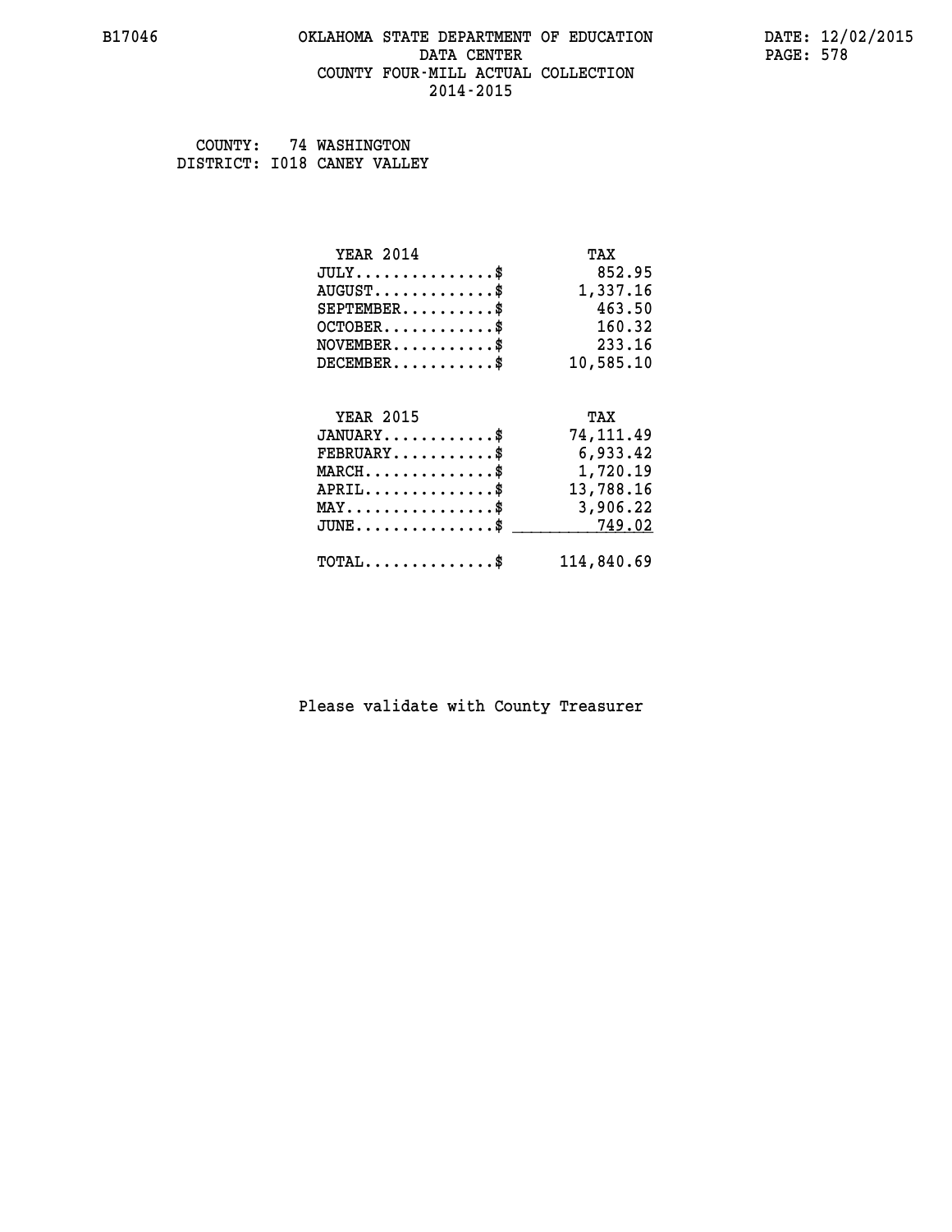B17046 OKLAHOMA STATE DEPARTMENT OF EDUCATION DATE: 12/02/2015

DATA CENTER PAGE: 578

COUNTY FOUR-MILL ACTUAL COLLECTION

2014-2015

COUNTY: 74 WASHINGTON
DISTRICT: I018 CANEY VALLEY

| YEAR 2014 | TAX |
|---|---|
| JULY..............$ | 852.95 |
| AUGUST............$ | 1,337.16 |
| SEPTEMBER.........$ | 463.50 |
| OCTOBER...........$ | 160.32 |
| NOVEMBER..........$ | 233.16 |
| DECEMBER..........$ | 10,585.10 |

| YEAR 2015 | TAX |
|---|---|
| JANUARY...........$ | 74,111.49 |
| FEBRUARY..........$ | 6,933.42 |
| MARCH.............$ | 1,720.19 |
| APRIL.............$ | 13,788.16 |
| MAY...............$ | 3,906.22 |
| JUNE..............$ | 749.02 |
| TOTAL.............$ | 114,840.69 |

Please validate with County Treasurer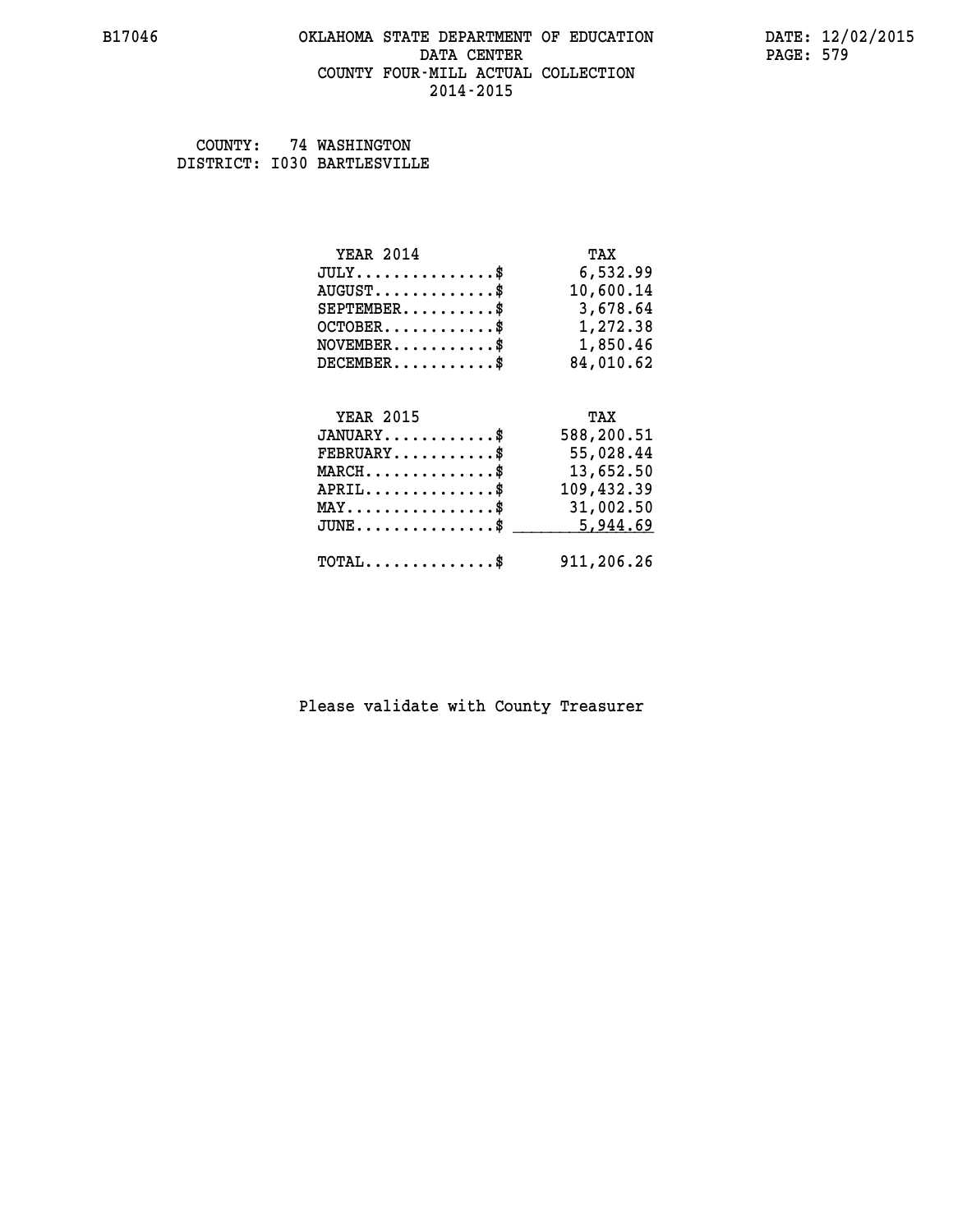B17046 OKLAHOMA STATE DEPARTMENT OF EDUCATION DATA CENTER COUNTY FOUR-MILL ACTUAL COLLECTION 2014-2015

DATE: 12/02/2015

COUNTY: 74 WASHINGTON
DISTRICT: I030 BARTLESVILLE

| YEAR 2014 | TAX |
|---|---|
| JULY...............$ | 6,532.99 |
| AUGUST.............$ | 10,600.14 |
| SEPTEMBER..........$ | 3,678.64 |
| OCTOBER............$ | 1,272.38 |
| NOVEMBER...........$ | 1,850.46 |
| DECEMBER...........$ | 84,010.62 |

| YEAR 2015 | TAX |
|---|---|
| JANUARY............$ | 588,200.51 |
| FEBRUARY...........$ | 55,028.44 |
| MARCH..............$ | 13,652.50 |
| APRIL..............$ | 109,432.39 |
| MAY................$ | 31,002.50 |
| JUNE...............$ | 5,944.69 |
| TOTAL..............$ | 911,206.26 |

Please validate with County Treasurer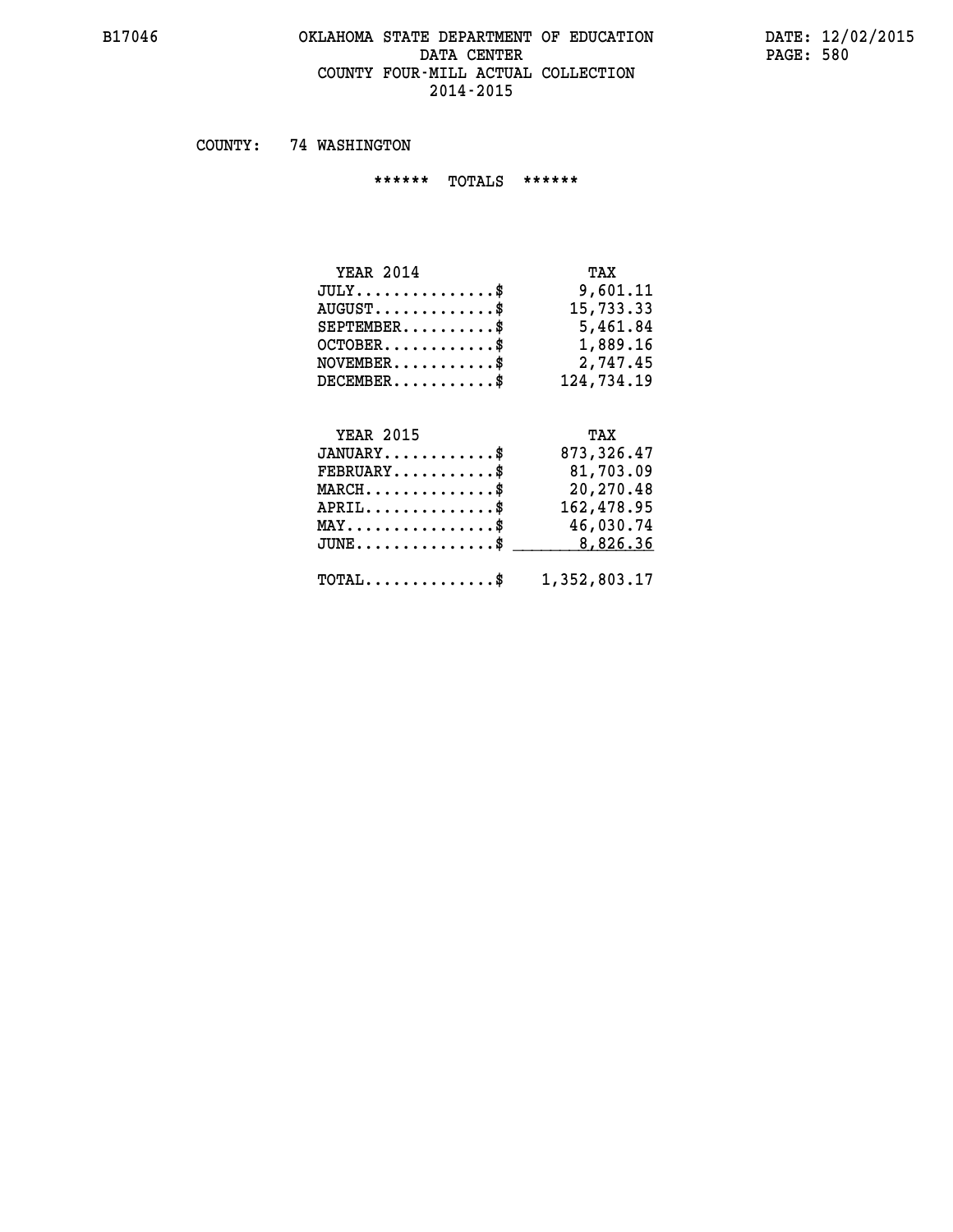OKLAHOMA STATE DEPARTMENT OF EDUCATION
DATA CENTER
COUNTY FOUR-MILL ACTUAL COLLECTION
2014-2015

COUNTY: 74 WASHINGTON

****** TOTALS ******

| YEAR 2014 | TAX |
|---|---|
| JULY...............$ | 9,601.11 |
| AUGUST.............$ | 15,733.33 |
| SEPTEMBER..........$ | 5,461.84 |
| OCTOBER............$ | 1,889.16 |
| NOVEMBER...........$ | 2,747.45 |
| DECEMBER...........$ | 124,734.19 |

| YEAR 2015 | TAX |
|---|---|
| JANUARY............$ | 873,326.47 |
| FEBRUARY...........$ | 81,703.09 |
| MARCH..............$ | 20,270.48 |
| APRIL..............$ | 162,478.95 |
| MAY................$ | 46,030.74 |
| JUNE...............$ | 8,826.36 |
| TOTAL..............$ | 1,352,803.17 |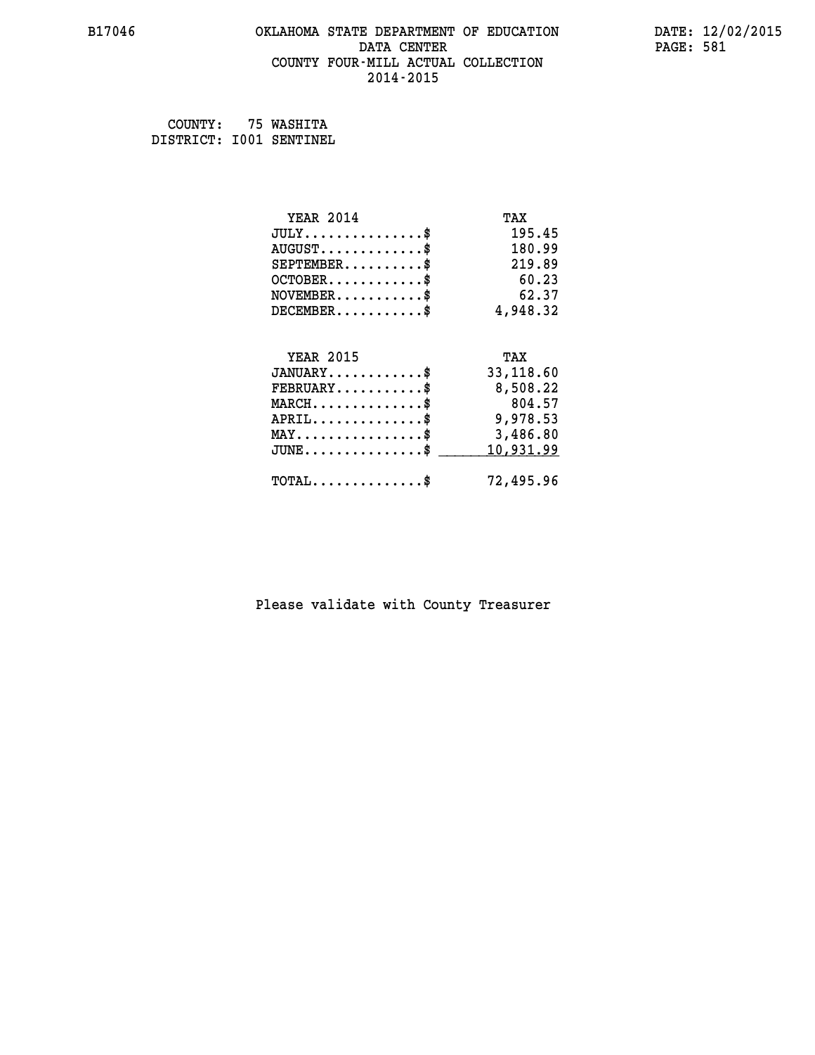# OKLAHOMA STATE DEPARTMENT OF EDUCATION
## DATA CENTER
## COUNTY FOUR-MILL ACTUAL COLLECTION
## 2014-2015

B17046

DATE: 12/02/2015

COUNTY: 75 WASHITA
DISTRICT: I001 SENTINEL

| YEAR 2014 | TAX |
|---|---|
| JULY...............$ | 195.45 |
| AUGUST.............$ | 180.99 |
| SEPTEMBER..........$ | 219.89 |
| OCTOBER............$ | 60.23 |
| NOVEMBER...........$ | 62.37 |
| DECEMBER...........$ | 4,948.32 |

| YEAR 2015 | TAX |
|---|---|
| JANUARY............$ | 33,118.60 |
| FEBRUARY...........$ | 8,508.22 |
| MARCH..............$ | 804.57 |
| APRIL..............$ | 9,978.53 |
| MAY................$ | 3,486.80 |
| JUNE...............$ | 10,931.99 |
| TOTAL..............$ | 72,495.96 |

Please validate with County Treasurer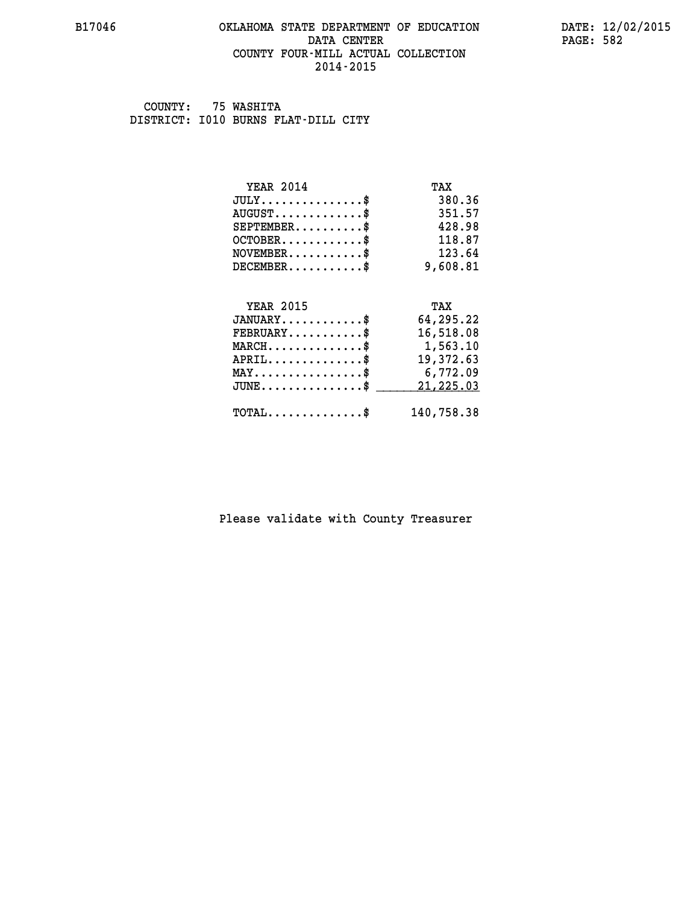# OKLAHOMA STATE DEPARTMENT OF EDUCATION
## DATA CENTER
## COUNTY FOUR-MILL ACTUAL COLLECTION
## 2014-2015

COUNTY: 75 WASHITA
DISTRICT: I010 BURNS FLAT-DILL CITY

| YEAR 2014 | TAX |
|---|---|
| JULY..............$ | 380.36 |
| AUGUST............$ | 351.57 |
| SEPTEMBER.........$ | 428.98 |
| OCTOBER...........$ | 118.87 |
| NOVEMBER..........$ | 123.64 |
| DECEMBER..........$ | 9,608.81 |

| YEAR 2015 | TAX |
|---|---|
| JANUARY...........$ | 64,295.22 |
| FEBRUARY..........$ | 16,518.08 |
| MARCH.............$ | 1,563.10 |
| APRIL.............$ | 19,372.63 |
| MAY...............$ | 6,772.09 |
| JUNE..............$ | 21,225.03 |
| TOTAL.............$ | 140,758.38 |

Please validate with County Treasurer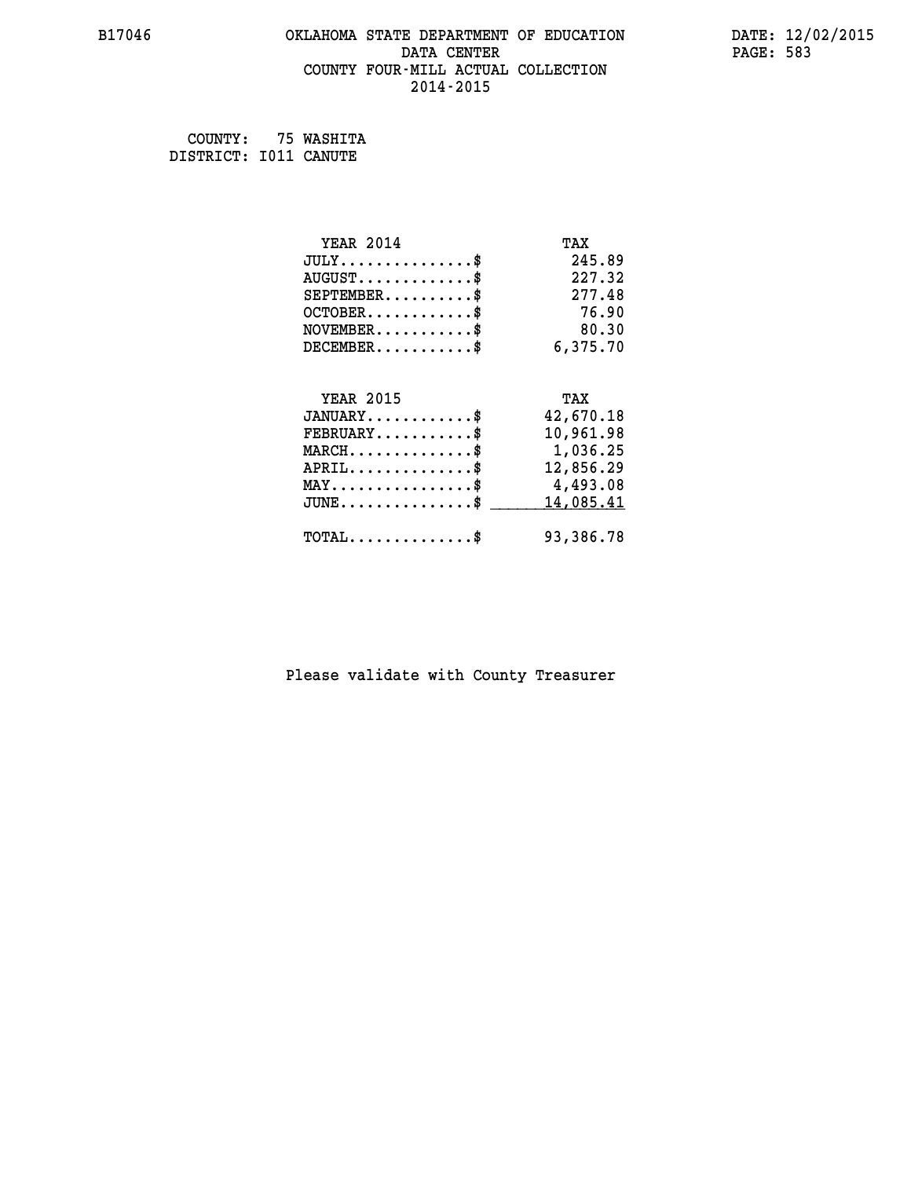B17046 OKLAHOMA STATE DEPARTMENT OF EDUCATION DATA CENTER COUNTY FOUR-MILL ACTUAL COLLECTION 2014-2015

DATE: 12/02/2015

COUNTY: 75 WASHITA
DISTRICT: I011 CANUTE

| YEAR 2014 | TAX |
|---|---|
| JULY...............$ | 245.89 |
| AUGUST.............$ | 227.32 |
| SEPTEMBER..........$ | 277.48 |
| OCTOBER............$ | 76.90 |
| NOVEMBER...........$ | 80.30 |
| DECEMBER...........$ | 6,375.70 |

| YEAR 2015 | TAX |
|---|---|
| JANUARY............$ | 42,670.18 |
| FEBRUARY...........$ | 10,961.98 |
| MARCH..............$ | 1,036.25 |
| APRIL..............$ | 12,856.29 |
| MAY................$ | 4,493.08 |
| JUNE...............$ | 14,085.41 |
| TOTAL..............$ | 93,386.78 |

Please validate with County Treasurer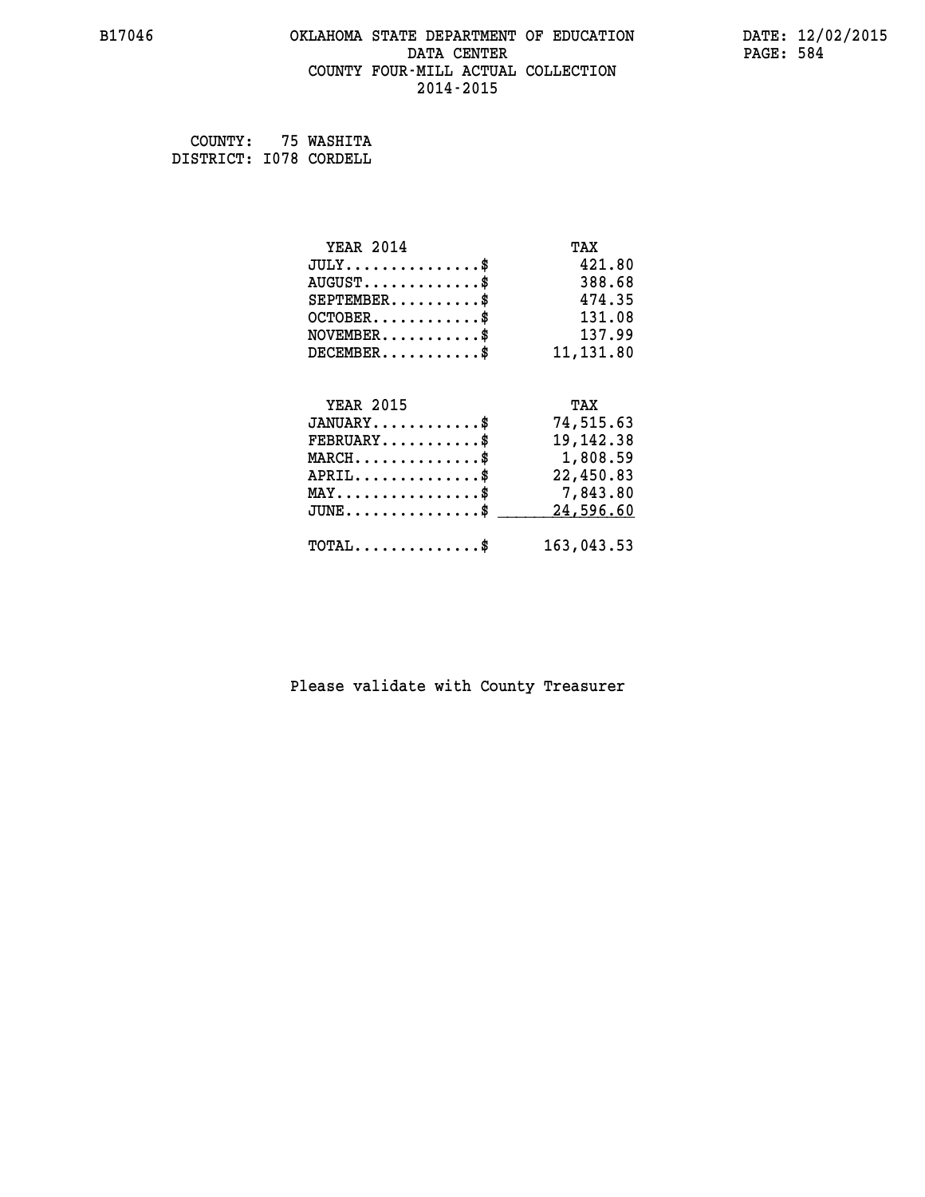# OKLAHOMA STATE DEPARTMENT OF EDUCATION
## DATA CENTER
## COUNTY FOUR-MILL ACTUAL COLLECTION
## 2014-2015

B17046 DATE: 12/02/2015

COUNTY: 75 WASHITA
DISTRICT: I078 CORDELL

| YEAR 2014 | TAX |
|---|---|
| JULY...............$ | 421.80 |
| AUGUST.............$ | 388.68 |
| SEPTEMBER..........$ | 474.35 |
| OCTOBER............$ | 131.08 |
| NOVEMBER...........$ | 137.99 |
| DECEMBER...........$ | 11,131.80 |

| YEAR 2015 | TAX |
|---|---|
| JANUARY............$ | 74,515.63 |
| FEBRUARY...........$ | 19,142.38 |
| MARCH..............$ | 1,808.59 |
| APRIL..............$ | 22,450.83 |
| MAY................$ | 7,843.80 |
| JUNE...............$ | 24,596.60 |
| TOTAL..............$ | 163,043.53 |

Please validate with County Treasurer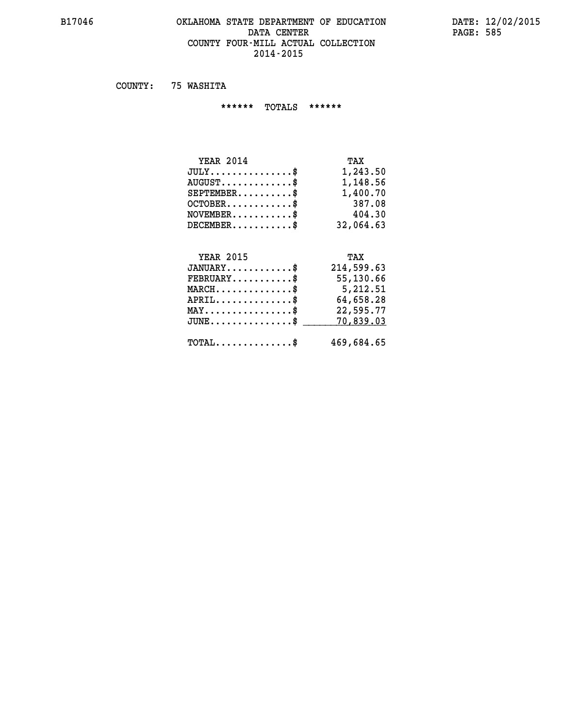# OKLAHOMA STATE DEPARTMENT OF EDUCATION
## DATA CENTER
## COUNTY FOUR-MILL ACTUAL COLLECTION
## 2014-2015

B17046

DATE: 12/02/2015

COUNTY: 75 WASHITA

****** TOTALS ******

| YEAR 2014 | TAX |
|---|---|
| JULY...............$ | 1,243.50 |
| AUGUST.............$ | 1,148.56 |
| SEPTEMBER..........$ | 1,400.70 |
| OCTOBER............$ | 387.08 |
| NOVEMBER...........$ | 404.30 |
| DECEMBER...........$ | 32,064.63 |

| YEAR 2015 | TAX |
|---|---|
| JANUARY............$ | 214,599.63 |
| FEBRUARY...........$ | 55,130.66 |
| MARCH..............$ | 5,212.51 |
| APRIL..............$ | 64,658.28 |
| MAY................$ | 22,595.77 |
| JUNE...............$ | 70,839.03 |
| TOTAL..............$ | 469,684.65 |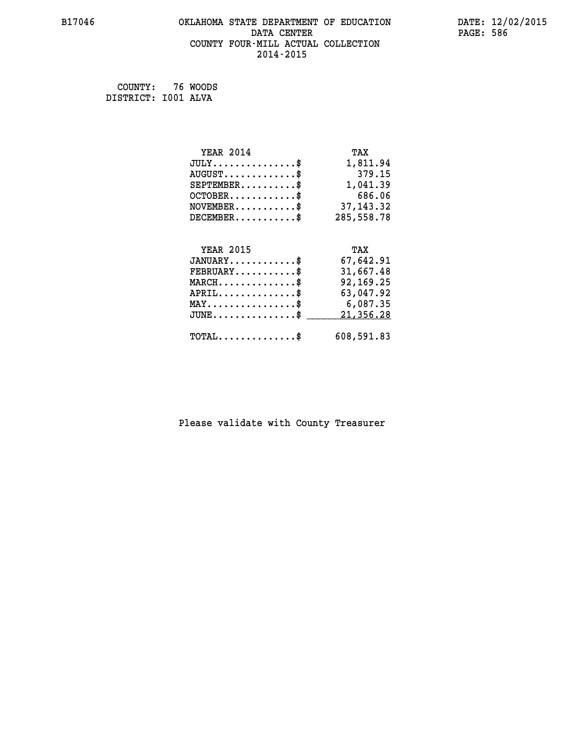# OKLAHOMA STATE DEPARTMENT OF EDUCATION
## DATA CENTER
## COUNTY FOUR-MILL ACTUAL COLLECTION
## 2014-2015

B17046 DATE: 12/02/2015

COUNTY: 76 WOODS
DISTRICT: I001 ALVA

| YEAR 2014 | TAX |
|---|---|
| JULY..............$ | 1,811.94 |
| AUGUST.............$ | 379.15 |
| SEPTEMBER..........$ | 1,041.39 |
| OCTOBER............$ | 686.06 |
| NOVEMBER...........$ | 37,143.32 |
| DECEMBER...........$ | 285,558.78 |

| YEAR 2015 | TAX |
|---|---|
| JANUARY............$ | 67,642.91 |
| FEBRUARY...........$ | 31,667.48 |
| MARCH..............$ | 92,169.25 |
| APRIL..............$ | 63,047.92 |
| MAY................$ | 6,087.35 |
| JUNE...............$ | 21,356.28 |
| TOTAL..............$ | 608,591.83 |

Please validate with County Treasurer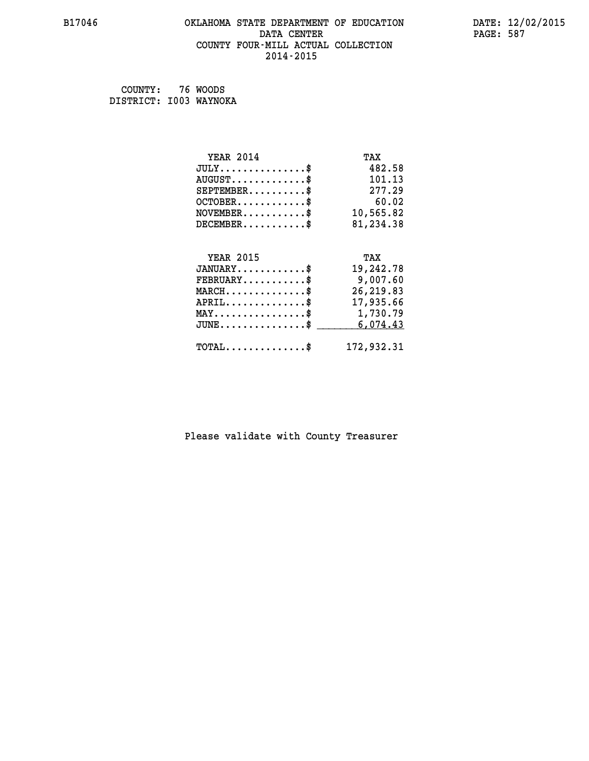B17046 OKLAHOMA STATE DEPARTMENT OF EDUCATION DATA CENTER COUNTY FOUR-MILL ACTUAL COLLECTION 2014-2015

DATE: 12/02/2015

COUNTY: 76 WOODS
DISTRICT: I003 WAYNOKA

| YEAR 2014 | TAX |
|---|---|
| JULY...............$ | 482.58 |
| AUGUST.............$ | 101.13 |
| SEPTEMBER..........$ | 277.29 |
| OCTOBER............$ | 60.02 |
| NOVEMBER...........$ | 10,565.82 |
| DECEMBER...........$ | 81,234.38 |

| YEAR 2015 | TAX |
|---|---|
| JANUARY............$ | 19,242.78 |
| FEBRUARY...........$ | 9,007.60 |
| MARCH..............$ | 26,219.83 |
| APRIL..............$ | 17,935.66 |
| MAY................$ | 1,730.79 |
| JUNE...............$ | 6,074.43 |
| TOTAL..............$ | 172,932.31 |

Please validate with County Treasurer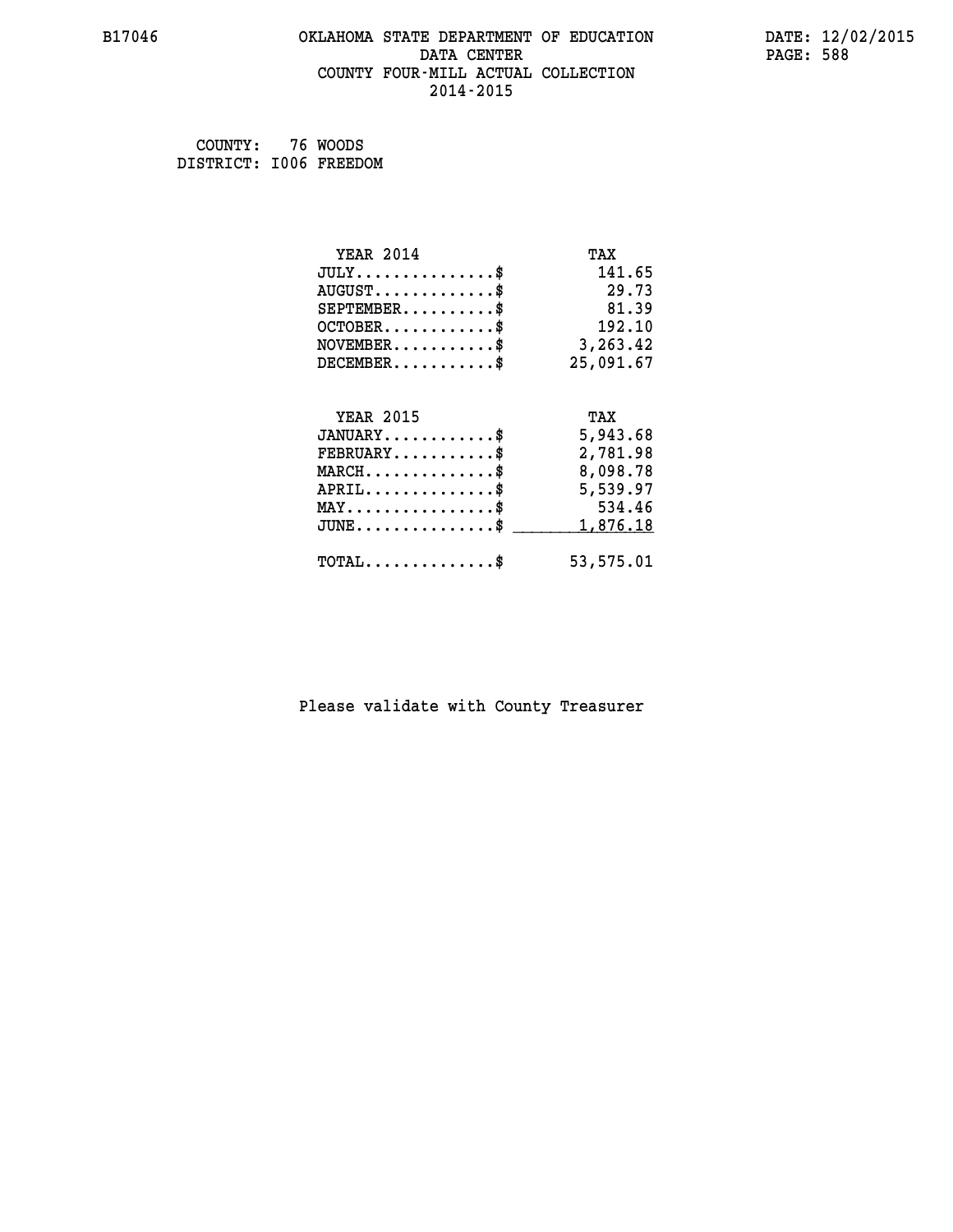B17046 OKLAHOMA STATE DEPARTMENT OF EDUCATION DATE: 12/02/2015

DATA CENTER PAGE: 588

COUNTY FOUR-MILL ACTUAL COLLECTION

2014-2015

COUNTY: 76 WOODS
DISTRICT: I006 FREEDOM

| YEAR 2014 | TAX |
|---|---|
| JULY...............$ | 141.65 |
| AUGUST.............$ | 29.73 |
| SEPTEMBER..........$ | 81.39 |
| OCTOBER............$ | 192.10 |
| NOVEMBER...........$ | 3,263.42 |
| DECEMBER...........$ | 25,091.67 |

| YEAR 2015 | TAX |
|---|---|
| JANUARY............$ | 5,943.68 |
| FEBRUARY...........$ | 2,781.98 |
| MARCH..............$ | 8,098.78 |
| APRIL..............$ | 5,539.97 |
| MAY................$ | 534.46 |
| JUNE...............$ | 1,876.18 |
| TOTAL..............$ | 53,575.01 |

Please validate with County Treasurer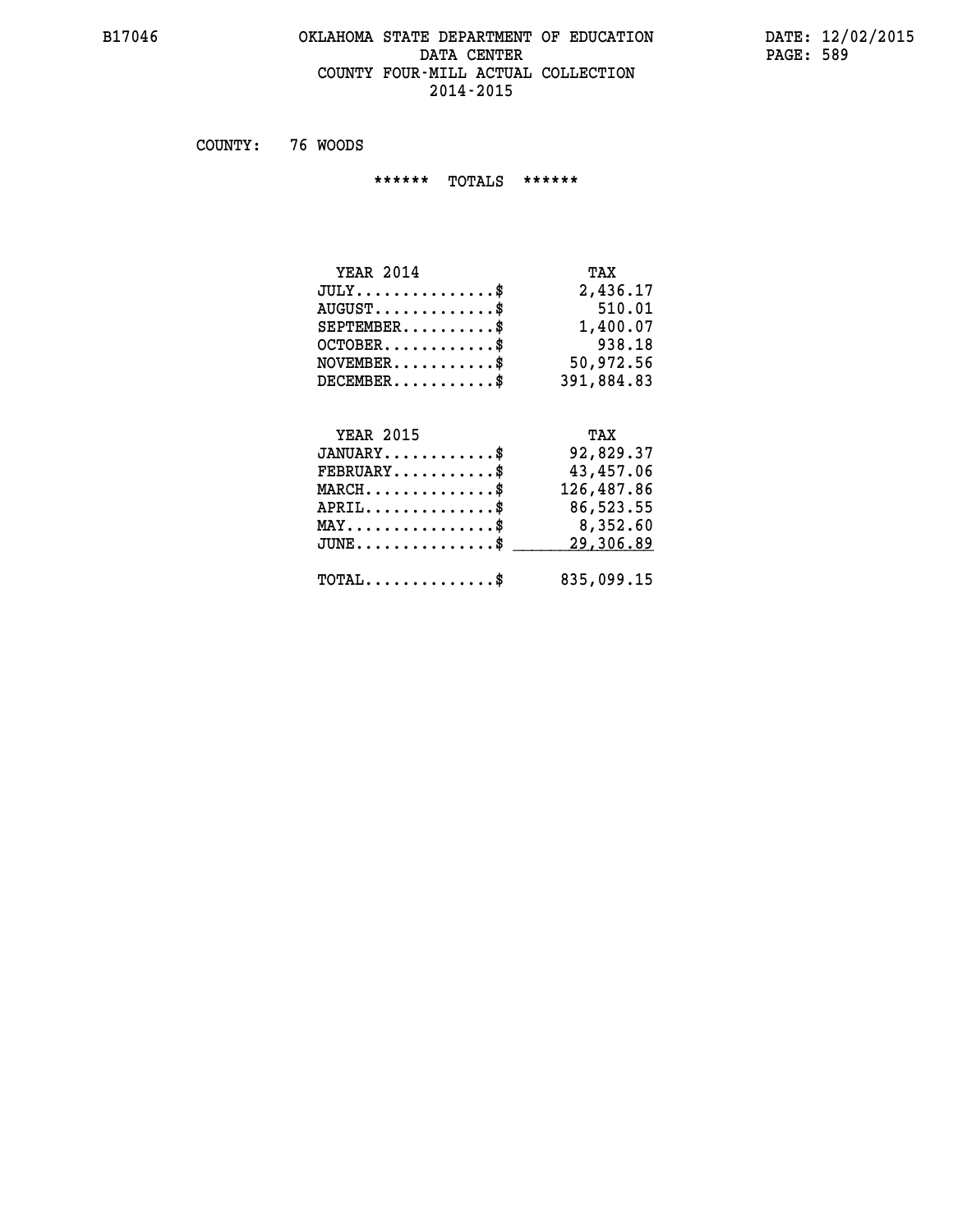B17046 OKLAHOMA STATE DEPARTMENT OF EDUCATION DATA CENTER COUNTY FOUR-MILL ACTUAL COLLECTION 2014-2015

DATE: 12/02/2015

COUNTY: 76 WOODS

****** TOTALS ******

| YEAR 2014 | TAX |
|---|---|
| JULY...............$ | 2,436.17 |
| AUGUST.............$ | 510.01 |
| SEPTEMBER..........$ | 1,400.07 |
| OCTOBER............$ | 938.18 |
| NOVEMBER...........$ | 50,972.56 |
| DECEMBER...........$ | 391,884.83 |

| YEAR 2015 | TAX |
|---|---|
| JANUARY............$ | 92,829.37 |
| FEBRUARY...........$ | 43,457.06 |
| MARCH..............$ | 126,487.86 |
| APRIL..............$ | 86,523.55 |
| MAY................$ | 8,352.60 |
| JUNE...............$ | 29,306.89 |
| TOTAL..............$ | 835,099.15 |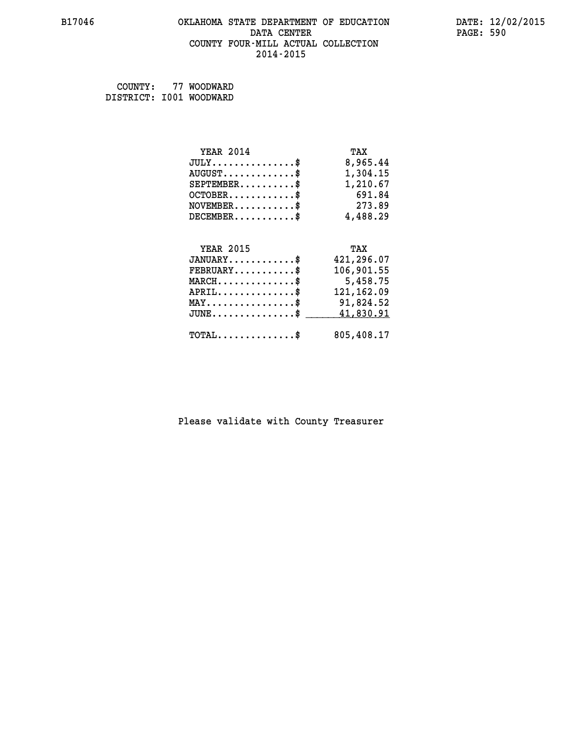OKLAHOMA STATE DEPARTMENT OF EDUCATION
DATA CENTER
COUNTY FOUR-MILL ACTUAL COLLECTION
2014-2015

COUNTY: 77 WOODWARD
DISTRICT: I001 WOODWARD

| YEAR 2014 | TAX |
|---|---|
| JULY..............$ | 8,965.44 |
| AUGUST............$ | 1,304.15 |
| SEPTEMBER.........$ | 1,210.67 |
| OCTOBER...........$ | 691.84 |
| NOVEMBER..........$ | 273.89 |
| DECEMBER..........$ | 4,488.29 |

| YEAR 2015 | TAX |
|---|---|
| JANUARY...........$ | 421,296.07 |
| FEBRUARY..........$ | 106,901.55 |
| MARCH.............$ | 5,458.75 |
| APRIL.............$ | 121,162.09 |
| MAY...............$ | 91,824.52 |
| JUNE..............$ | 41,830.91 |
| TOTAL.............$ | 805,408.17 |

Please validate with County Treasurer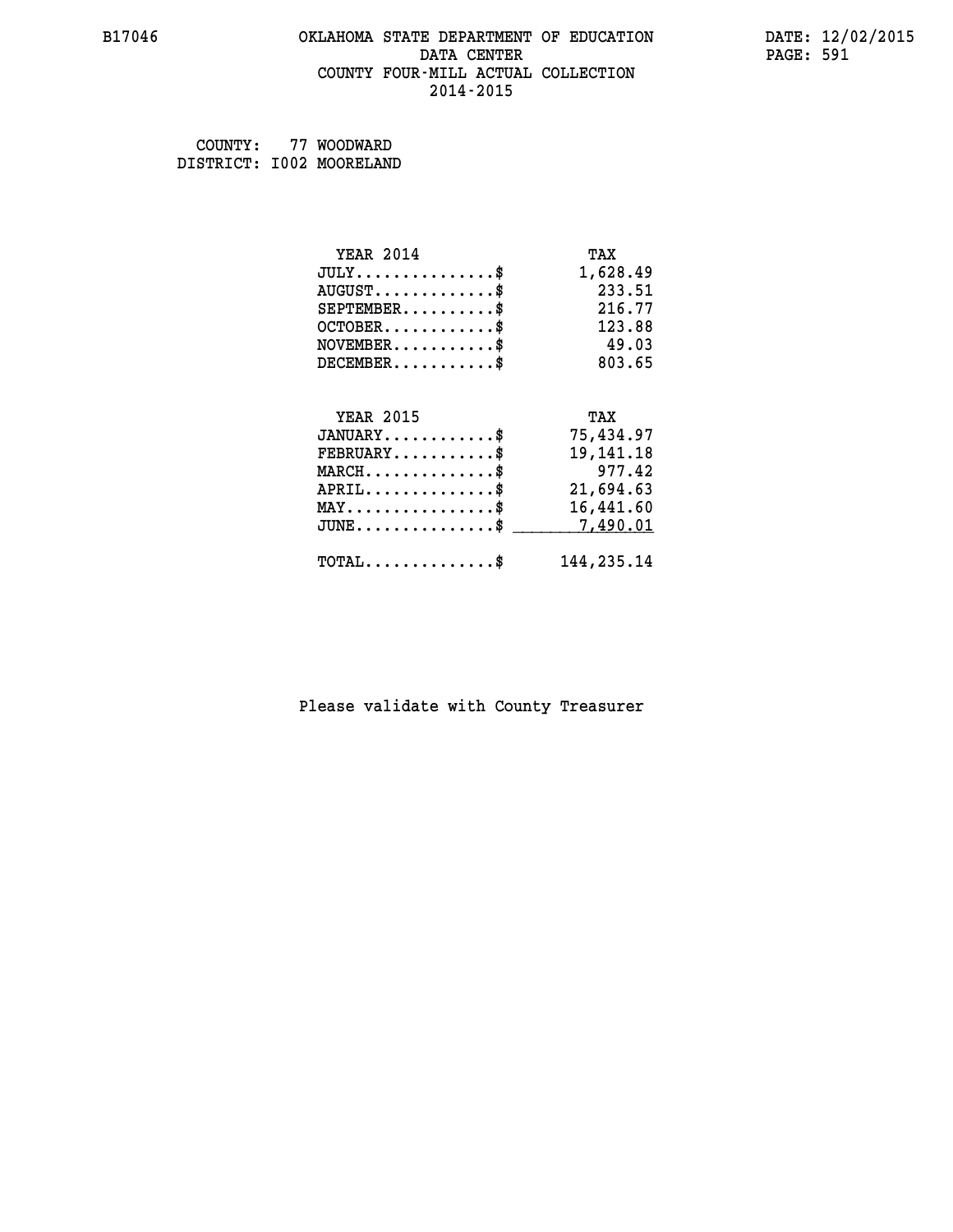B17046 OKLAHOMA STATE DEPARTMENT OF EDUCATION DATA CENTER COUNTY FOUR-MILL ACTUAL COLLECTION 2014-2015

DATE: 12/02/2015

COUNTY: 77 WOODWARD
DISTRICT: I002 MOORELAND

| YEAR 2014 | TAX |
|---|---|
| JULY...............$ | 1,628.49 |
| AUGUST.............$ | 233.51 |
| SEPTEMBER..........$ | 216.77 |
| OCTOBER............$ | 123.88 |
| NOVEMBER...........$ | 49.03 |
| DECEMBER...........$ | 803.65 |

| YEAR 2015 | TAX |
|---|---|
| JANUARY............$ | 75,434.97 |
| FEBRUARY...........$ | 19,141.18 |
| MARCH..............$ | 977.42 |
| APRIL..............$ | 21,694.63 |
| MAY................$ | 16,441.60 |
| JUNE...............$ | 7,490.01 |
| TOTAL..............$ | 144,235.14 |

Please validate with County Treasurer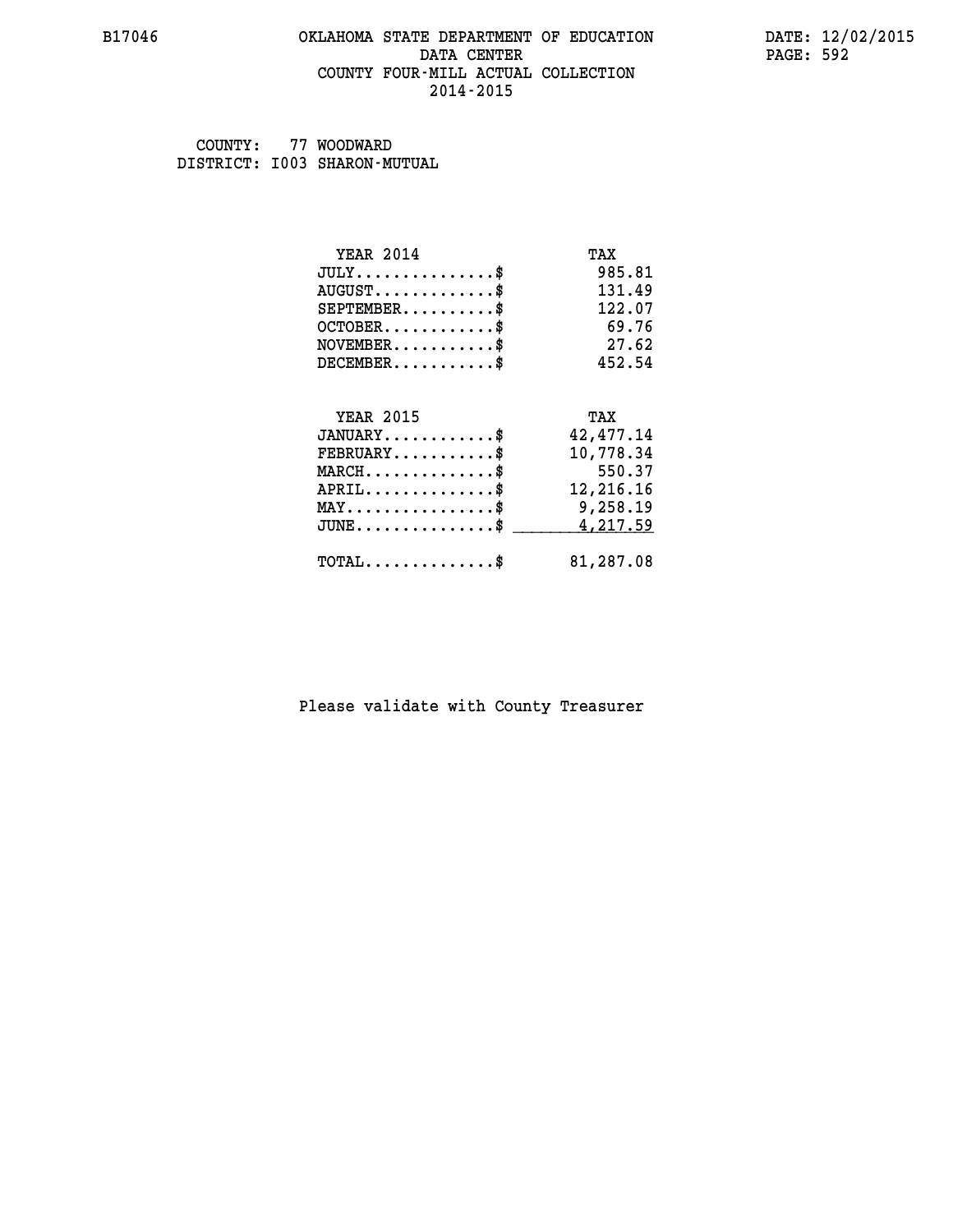# OKLAHOMA STATE DEPARTMENT OF EDUCATION
## DATA CENTER
## COUNTY FOUR-MILL ACTUAL COLLECTION
## 2014-2015

B17046

DATE: 12/02/2015

COUNTY: 77 WOODWARD
DISTRICT: I003 SHARON-MUTUAL

| YEAR 2014 | TAX |
|---|---|
| JULY...............$ | 985.81 |
| AUGUST.............$ | 131.49 |
| SEPTEMBER..........$ | 122.07 |
| OCTOBER............$ | 69.76 |
| NOVEMBER...........$ | 27.62 |
| DECEMBER...........$ | 452.54 |

| YEAR 2015 | TAX |
|---|---|
| JANUARY............$ | 42,477.14 |
| FEBRUARY...........$ | 10,778.34 |
| MARCH..............$ | 550.37 |
| APRIL..............$ | 12,216.16 |
| MAY................$ | 9,258.19 |
| JUNE...............$ | 4,217.59 |
| TOTAL..............$ | 81,287.08 |

Please validate with County Treasurer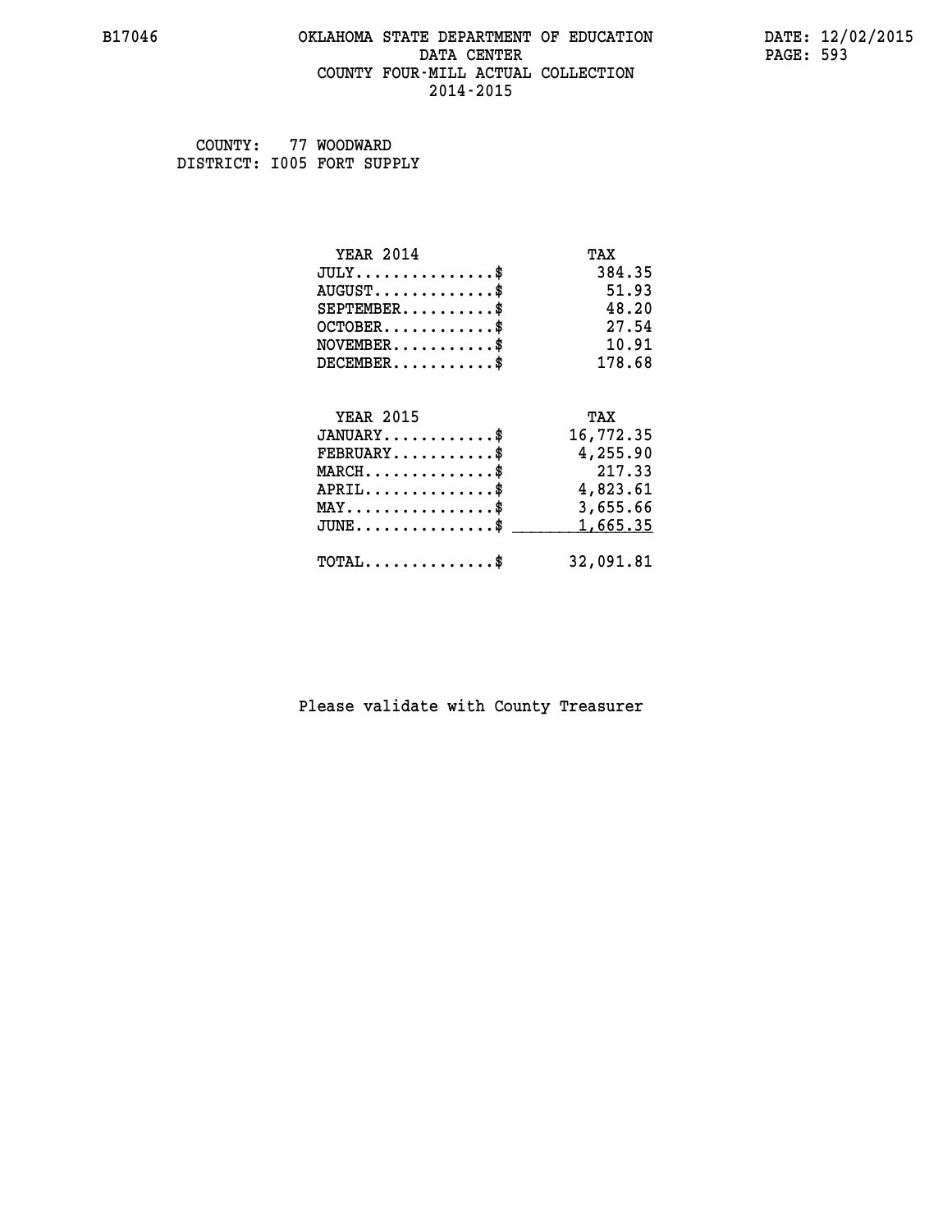B17046 OKLAHOMA STATE DEPARTMENT OF EDUCATION DATA CENTER COUNTY FOUR-MILL ACTUAL COLLECTION 2014-2015

DATE: 12/02/2015

COUNTY: 77 WOODWARD
DISTRICT: I005 FORT SUPPLY

| YEAR 2014 | TAX |
|---|---|
| JULY...............$ | 384.35 |
| AUGUST.............$ | 51.93 |
| SEPTEMBER..........$ | 48.20 |
| OCTOBER............$ | 27.54 |
| NOVEMBER...........$ | 10.91 |
| DECEMBER...........$ | 178.68 |

| YEAR 2015 | TAX |
|---|---|
| JANUARY............$ | 16,772.35 |
| FEBRUARY...........$ | 4,255.90 |
| MARCH..............$ | 217.33 |
| APRIL..............$ | 4,823.61 |
| MAY................$ | 3,655.66 |
| JUNE...............$ | 1,665.35 |
| TOTAL..............$ | 32,091.81 |

Please validate with County Treasurer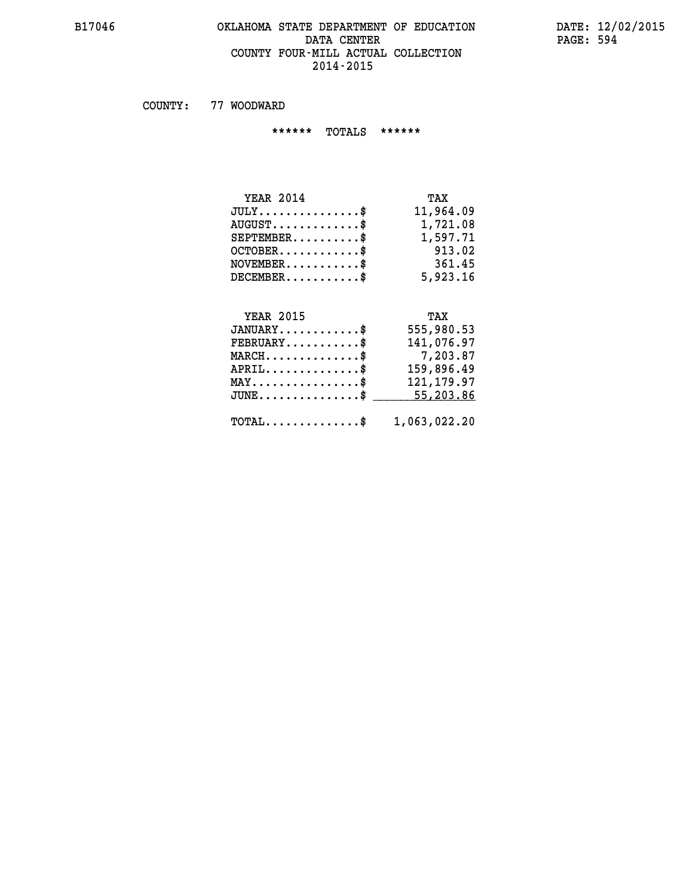# OKLAHOMA STATE DEPARTMENT OF EDUCATION
## DATA CENTER
## COUNTY FOUR-MILL ACTUAL COLLECTION
## 2014-2015

B17046 DATE: 12/02/2015

COUNTY: 77 WOODWARD

****** TOTALS ******

| YEAR 2014 | TAX |
|---|---|
| JULY...............$ | 11,964.09 |
| AUGUST.............$ | 1,721.08 |
| SEPTEMBER..........$ | 1,597.71 |
| OCTOBER............$ | 913.02 |
| NOVEMBER...........$ | 361.45 |
| DECEMBER...........$ | 5,923.16 |

| YEAR 2015 | TAX |
|---|---|
| JANUARY............$ | 555,980.53 |
| FEBRUARY...........$ | 141,076.97 |
| MARCH..............$ | 7,203.87 |
| APRIL..............$ | 159,896.49 |
| MAY................$ | 121,179.97 |
| JUNE...............$ | 55,203.86 |
| TOTAL..............$ | 1,063,022.20 |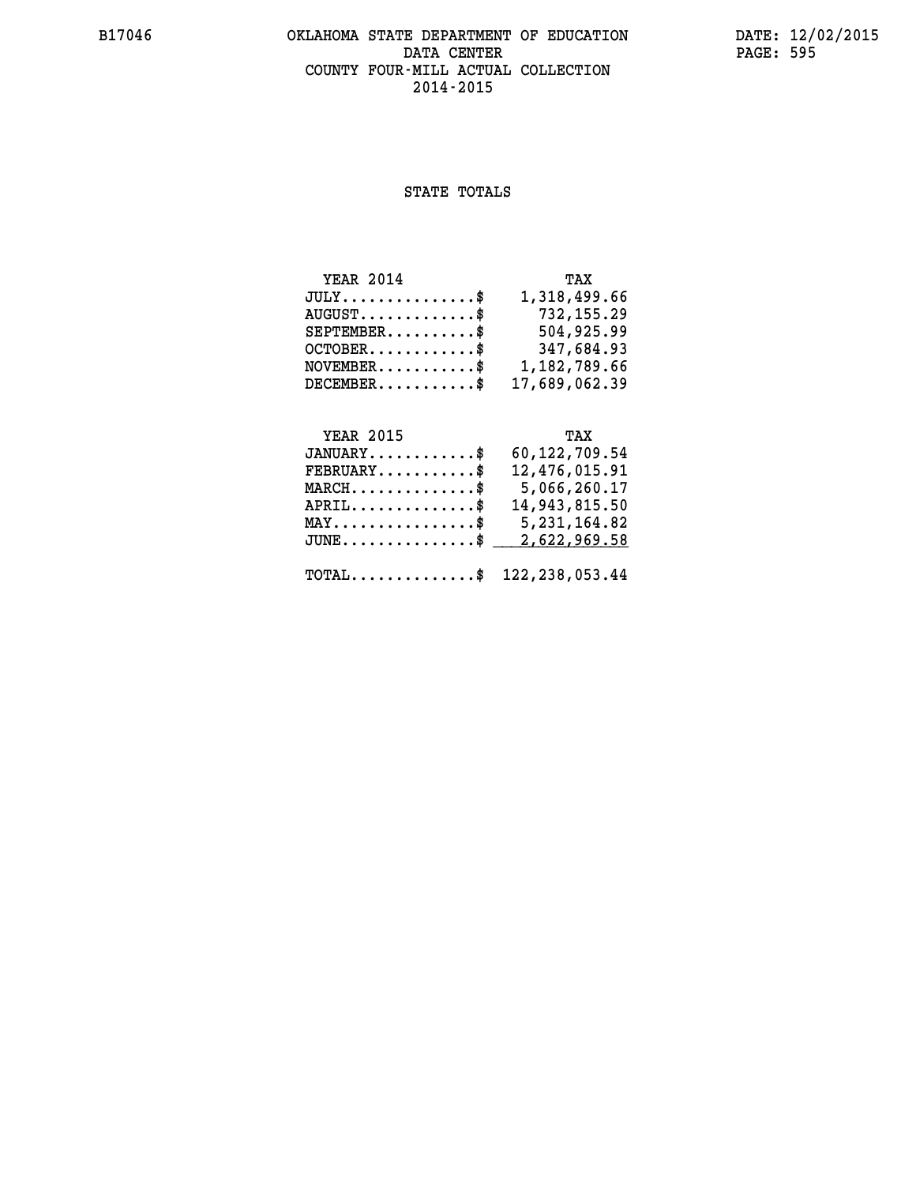# OKLAHOMA STATE DEPARTMENT OF EDUCATION
## DATA CENTER
## COUNTY FOUR-MILL ACTUAL COLLECTION
## 2014-2015

### STATE TOTALS

| YEAR 2014 | TAX |
|---|---|
| JULY...............$ | 1,318,499.66 |
| AUGUST.............$ | 732,155.29 |
| SEPTEMBER..........$ | 504,925.99 |
| OCTOBER............$ | 347,684.93 |
| NOVEMBER...........$ | 1,182,789.66 |
| DECEMBER...........$ | 17,689,062.39 |

| YEAR 2015 | TAX |
|---|---|
| JANUARY............$ | 60,122,709.54 |
| FEBRUARY...........$ | 12,476,015.91 |
| MARCH..............$ | 5,066,260.17 |
| APRIL..............$ | 14,943,815.50 |
| MAY................$ | 5,231,164.82 |
| JUNE...............$ | 2,622,969.58 |
| TOTAL..............$ | 122,238,053.44 |